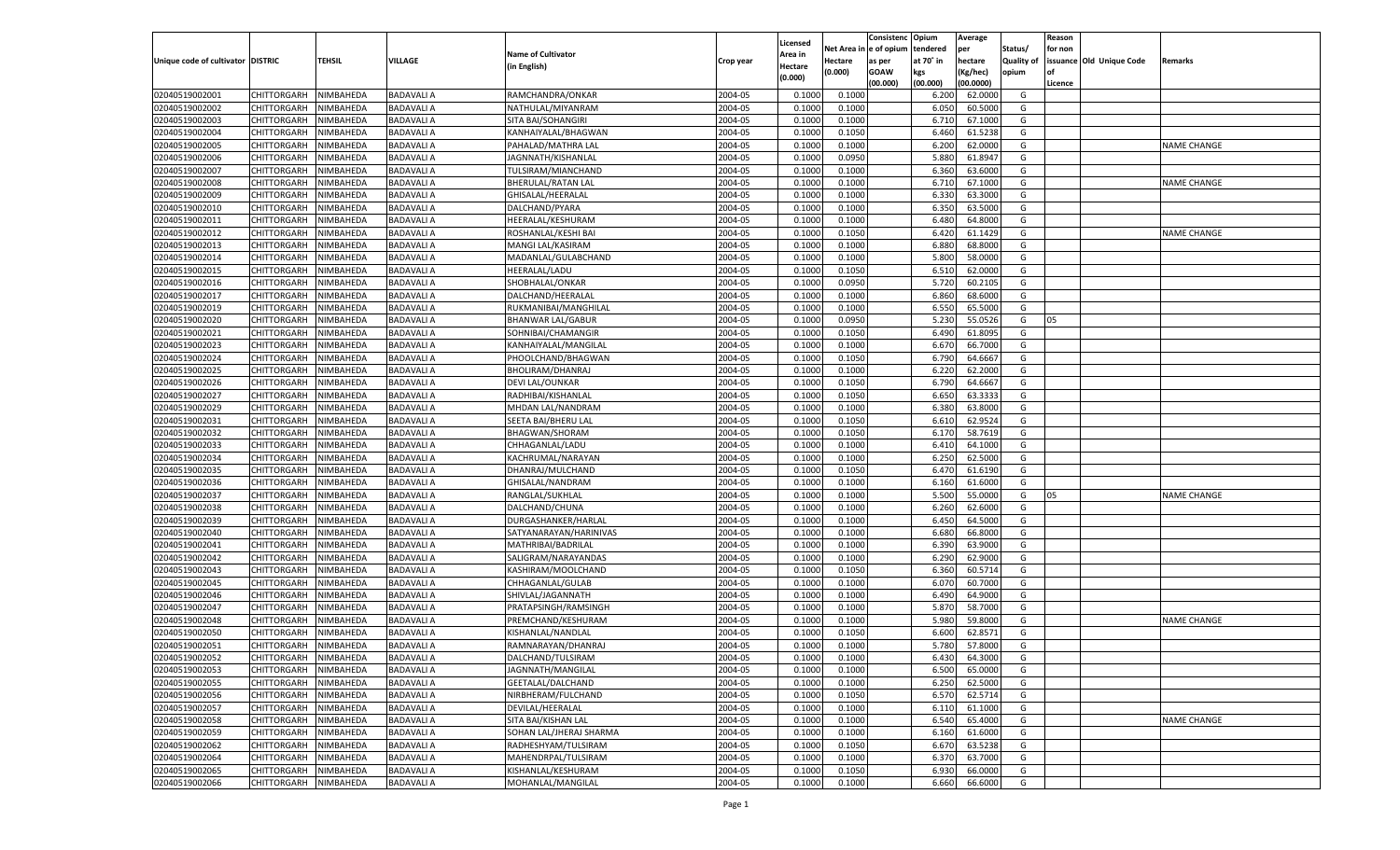| Unique code of cultivator | DISTRIC | TEHSIL | VILLAGE | Name of Cultivator (in English) | Crop year | Licensed Area in Hectare (0.000) | Net Area in Hectare (0.000) | Consistenc e of opium as per GOAW (00.000) | Opium tendered at 70˚ in kgs (00.000) | Average per hectare (Kg/hec) (00.0000) | Status/ Quality of opium | Reason for non issuance of Licence | Old Unique Code | Remarks |
|---|---|---|---|---|---|---|---|---|---|---|---|---|---|---|
| 02040519002001 | CHITTORGARH | NIMBAHEDA | BADAVALI A | RAMCHANDRA/ONKAR | 2004-05 | 0.1000 | 0.1000 | | 6.200 | 62.0000 | G | | | |
| 02040519002002 | CHITTORGARH | NIMBAHEDA | BADAVALI A | NATHULAL/MIYANRAM | 2004-05 | 0.1000 | 0.1000 | | 6.050 | 60.5000 | G | | | |
| 02040519002003 | CHITTORGARH | NIMBAHEDA | BADAVALI A | SITA BAI/SOHANGIRI | 2004-05 | 0.1000 | 0.1000 | | 6.710 | 67.1000 | G | | | |
| 02040519002004 | CHITTORGARH | NIMBAHEDA | BADAVALI A | KANHAIYALAL/BHAGWAN | 2004-05 | 0.1000 | 0.1050 | | 6.460 | 61.5238 | G | | | |
| 02040519002005 | CHITTORGARH | NIMBAHEDA | BADAVALI A | PAHALAD/MATHRA LAL | 2004-05 | 0.1000 | 0.1000 | | 6.200 | 62.0000 | G | | | NAME CHANGE |
| 02040519002006 | CHITTORGARH | NIMBAHEDA | BADAVALI A | JAGNNATH/KISHANLAL | 2004-05 | 0.1000 | 0.0950 | | 5.880 | 61.8947 | G | | | |
| 02040519002007 | CHITTORGARH | NIMBAHEDA | BADAVALI A | TULSIRAM/MIANCHAND | 2004-05 | 0.1000 | 0.1000 | | 6.360 | 63.6000 | G | | | |
| 02040519002008 | CHITTORGARH | NIMBAHEDA | BADAVALI A | BHERULAL/RATAN LAL | 2004-05 | 0.1000 | 0.1000 | | 6.710 | 67.1000 | G | | | NAME CHANGE |
| 02040519002009 | CHITTORGARH | NIMBAHEDA | BADAVALI A | GHISALAL/HEERALAL | 2004-05 | 0.1000 | 0.1000 | | 6.330 | 63.3000 | G | | | |
| 02040519002010 | CHITTORGARH | NIMBAHEDA | BADAVALI A | DALCHAND/PYARA | 2004-05 | 0.1000 | 0.1000 | | 6.350 | 63.5000 | G | | | |
| 02040519002011 | CHITTORGARH | NIMBAHEDA | BADAVALI A | HEERALAL/KESHURAM | 2004-05 | 0.1000 | 0.1000 | | 6.480 | 64.8000 | G | | | |
| 02040519002012 | CHITTORGARH | NIMBAHEDA | BADAVALI A | ROSHANLAL/KESHI BAI | 2004-05 | 0.1000 | 0.1050 | | 6.420 | 61.1429 | G | | | NAME CHANGE |
| 02040519002013 | CHITTORGARH | NIMBAHEDA | BADAVALI A | MANGI LAL/KASIRAM | 2004-05 | 0.1000 | 0.1000 | | 6.880 | 68.8000 | G | | | |
| 02040519002014 | CHITTORGARH | NIMBAHEDA | BADAVALI A | MADANLAL/GULABCHAND | 2004-05 | 0.1000 | 0.1000 | | 5.800 | 58.0000 | G | | | |
| 02040519002015 | CHITTORGARH | NIMBAHEDA | BADAVALI A | HEERALAL/LADU | 2004-05 | 0.1000 | 0.1050 | | 6.510 | 62.0000 | G | | | |
| 02040519002016 | CHITTORGARH | NIMBAHEDA | BADAVALI A | SHOBHALAL/ONKAR | 2004-05 | 0.1000 | 0.0950 | | 5.720 | 60.2105 | G | | | |
| 02040519002017 | CHITTORGARH | NIMBAHEDA | BADAVALI A | DALCHAND/HEERALAL | 2004-05 | 0.1000 | 0.1000 | | 6.860 | 68.6000 | G | | | |
| 02040519002019 | CHITTORGARH | NIMBAHEDA | BADAVALI A | RUKMANIBAI/MANGHILAL | 2004-05 | 0.1000 | 0.1000 | | 6.550 | 65.5000 | G | | | |
| 02040519002020 | CHITTORGARH | NIMBAHEDA | BADAVALI A | BHANWAR LAL/GABUR | 2004-05 | 0.1000 | 0.0950 | | 5.230 | 55.0526 | G | 05 | | |
| 02040519002021 | CHITTORGARH | NIMBAHEDA | BADAVALI A | SOHNIBAI/CHAMANGIR | 2004-05 | 0.1000 | 0.1050 | | 6.490 | 61.8095 | G | | | |
| 02040519002023 | CHITTORGARH | NIMBAHEDA | BADAVALI A | KANHAIYALAL/MANGILAL | 2004-05 | 0.1000 | 0.1000 | | 6.670 | 66.7000 | G | | | |
| 02040519002024 | CHITTORGARH | NIMBAHEDA | BADAVALI A | PHOOLCHAND/BHAGWAN | 2004-05 | 0.1000 | 0.1050 | | 6.790 | 64.6667 | G | | | |
| 02040519002025 | CHITTORGARH | NIMBAHEDA | BADAVALI A | BHOLIRAM/DHANRAJ | 2004-05 | 0.1000 | 0.1000 | | 6.220 | 62.2000 | G | | | |
| 02040519002026 | CHITTORGARH | NIMBAHEDA | BADAVALI A | DEVI LAL/OUNKAR | 2004-05 | 0.1000 | 0.1050 | | 6.790 | 64.6667 | G | | | |
| 02040519002027 | CHITTORGARH | NIMBAHEDA | BADAVALI A | RADHIBAI/KISHANLAL | 2004-05 | 0.1000 | 0.1050 | | 6.650 | 63.3333 | G | | | |
| 02040519002029 | CHITTORGARH | NIMBAHEDA | BADAVALI A | MHDAN LAL/NANDRAM | 2004-05 | 0.1000 | 0.1000 | | 6.380 | 63.8000 | G | | | |
| 02040519002031 | CHITTORGARH | NIMBAHEDA | BADAVALI A | SEETA BAI/BHERU LAL | 2004-05 | 0.1000 | 0.1050 | | 6.610 | 62.9524 | G | | | |
| 02040519002032 | CHITTORGARH | NIMBAHEDA | BADAVALI A | BHAGWAN/SHORAM | 2004-05 | 0.1000 | 0.1050 | | 6.170 | 58.7619 | G | | | |
| 02040519002033 | CHITTORGARH | NIMBAHEDA | BADAVALI A | CHHAGANLAL/LADU | 2004-05 | 0.1000 | 0.1000 | | 6.410 | 64.1000 | G | | | |
| 02040519002034 | CHITTORGARH | NIMBAHEDA | BADAVALI A | KACHRUMAL/NARAYAN | 2004-05 | 0.1000 | 0.1000 | | 6.250 | 62.5000 | G | | | |
| 02040519002035 | CHITTORGARH | NIMBAHEDA | BADAVALI A | DHANRAJ/MULCHAND | 2004-05 | 0.1000 | 0.1050 | | 6.470 | 61.6190 | G | | | |
| 02040519002036 | CHITTORGARH | NIMBAHEDA | BADAVALI A | GHISALAL/NANDRAM | 2004-05 | 0.1000 | 0.1000 | | 6.160 | 61.6000 | G | | | |
| 02040519002037 | CHITTORGARH | NIMBAHEDA | BADAVALI A | RANGLAL/SUKHLAL | 2004-05 | 0.1000 | 0.1000 | | 5.500 | 55.0000 | G | 05 | | NAME CHANGE |
| 02040519002038 | CHITTORGARH | NIMBAHEDA | BADAVALI A | DALCHAND/CHUNA | 2004-05 | 0.1000 | 0.1000 | | 6.260 | 62.6000 | G | | | |
| 02040519002039 | CHITTORGARH | NIMBAHEDA | BADAVALI A | DURGASHANKER/HARLAL | 2004-05 | 0.1000 | 0.1000 | | 6.450 | 64.5000 | G | | | |
| 02040519002040 | CHITTORGARH | NIMBAHEDA | BADAVALI A | SATYANARAYAN/HARINIVAS | 2004-05 | 0.1000 | 0.1000 | | 6.680 | 66.8000 | G | | | |
| 02040519002041 | CHITTORGARH | NIMBAHEDA | BADAVALI A | MATHRIBAI/BADRILAL | 2004-05 | 0.1000 | 0.1000 | | 6.390 | 63.9000 | G | | | |
| 02040519002042 | CHITTORGARH | NIMBAHEDA | BADAVALI A | SALIGRAM/NARAYANDAS | 2004-05 | 0.1000 | 0.1000 | | 6.290 | 62.9000 | G | | | |
| 02040519002043 | CHITTORGARH | NIMBAHEDA | BADAVALI A | KASHIRAM/MOOLCHAND | 2004-05 | 0.1000 | 0.1050 | | 6.360 | 60.5714 | G | | | |
| 02040519002045 | CHITTORGARH | NIMBAHEDA | BADAVALI A | CHHAGANLAL/GULAB | 2004-05 | 0.1000 | 0.1000 | | 6.070 | 60.7000 | G | | | |
| 02040519002046 | CHITTORGARH | NIMBAHEDA | BADAVALI A | SHIVLAL/JAGANNATH | 2004-05 | 0.1000 | 0.1000 | | 6.490 | 64.9000 | G | | | |
| 02040519002047 | CHITTORGARH | NIMBAHEDA | BADAVALI A | PRATAPSINGH/RAMSINGH | 2004-05 | 0.1000 | 0.1000 | | 5.870 | 58.7000 | G | | | |
| 02040519002048 | CHITTORGARH | NIMBAHEDA | BADAVALI A | PREMCHAND/KESHURAM | 2004-05 | 0.1000 | 0.1000 | | 5.980 | 59.8000 | G | | | NAME CHANGE |
| 02040519002050 | CHITTORGARH | NIMBAHEDA | BADAVALI A | KISHANLAL/NANDLAL | 2004-05 | 0.1000 | 0.1050 | | 6.600 | 62.8571 | G | | | |
| 02040519002051 | CHITTORGARH | NIMBAHEDA | BADAVALI A | RAMNARAYAN/DHANRAJ | 2004-05 | 0.1000 | 0.1000 | | 5.780 | 57.8000 | G | | | |
| 02040519002052 | CHITTORGARH | NIMBAHEDA | BADAVALI A | DALCHAND/TULSIRAM | 2004-05 | 0.1000 | 0.1000 | | 6.430 | 64.3000 | G | | | |
| 02040519002053 | CHITTORGARH | NIMBAHEDA | BADAVALI A | JAGNNATH/MANGILAL | 2004-05 | 0.1000 | 0.1000 | | 6.500 | 65.0000 | G | | | |
| 02040519002055 | CHITTORGARH | NIMBAHEDA | BADAVALI A | GEETALAL/DALCHAND | 2004-05 | 0.1000 | 0.1000 | | 6.250 | 62.5000 | G | | | |
| 02040519002056 | CHITTORGARH | NIMBAHEDA | BADAVALI A | NIRBHERAM/FULCHAND | 2004-05 | 0.1000 | 0.1050 | | 6.570 | 62.5714 | G | | | |
| 02040519002057 | CHITTORGARH | NIMBAHEDA | BADAVALI A | DEVILAL/HEERALAL | 2004-05 | 0.1000 | 0.1000 | | 6.110 | 61.1000 | G | | | |
| 02040519002058 | CHITTORGARH | NIMBAHEDA | BADAVALI A | SITA BAI/KISHAN LAL | 2004-05 | 0.1000 | 0.1000 | | 6.540 | 65.4000 | G | | | NAME CHANGE |
| 02040519002059 | CHITTORGARH | NIMBAHEDA | BADAVALI A | SOHAN LAL/JHERAJ SHARMA | 2004-05 | 0.1000 | 0.1000 | | 6.160 | 61.6000 | G | | | |
| 02040519002062 | CHITTORGARH | NIMBAHEDA | BADAVALI A | RADHESHYAM/TULSIRAM | 2004-05 | 0.1000 | 0.1050 | | 6.670 | 63.5238 | G | | | |
| 02040519002064 | CHITTORGARH | NIMBAHEDA | BADAVALI A | MAHENDRPAL/TULSIRAM | 2004-05 | 0.1000 | 0.1000 | | 6.370 | 63.7000 | G | | | |
| 02040519002065 | CHITTORGARH | NIMBAHEDA | BADAVALI A | KISHANLAL/KESHURAM | 2004-05 | 0.1000 | 0.1050 | | 6.930 | 66.0000 | G | | | |
| 02040519002066 | CHITTORGARH | NIMBAHEDA | BADAVALI A | MOHANLAL/MANGILAL | 2004-05 | 0.1000 | 0.1000 | | 6.660 | 66.6000 | G | | | |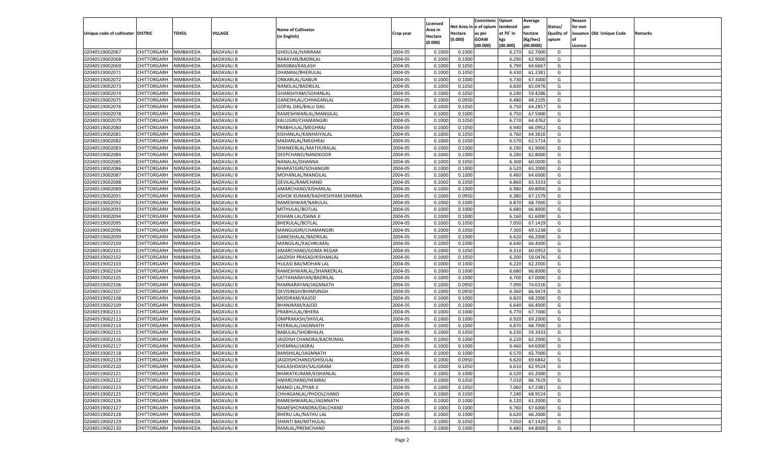| Unique code of cultivator | DISTRIC | TEHSIL | VILLAGE | Name of Cultivator (in English) | Crop year | Licensed Area in Hectare (0.000) | Net Area in Hectare (0.000) | Consistenc e of opium as per GOAW (00.000) | Opium tendered at 70° in kgs (00.000) | Average per hectare (Kg/hec) (00.0000) | Status/ Quality of opium | Reason for non issuance of Licence | Old Unique Code | Remarks |
|---|---|---|---|---|---|---|---|---|---|---|---|---|---|---|
| 02040519002067 | CHITTORGARH | NIMBAHEDA | BADAVALI B | GHISULAL/HARIRAM | 2004-05 | 0.1000 | 0.1000 | | 6.270 | 62.7000 | G | | | |
| 02040519002068 | CHITTORGARH | NIMBAHEDA | BADAVALI B | NARAYAN/BADRILAL | 2004-05 | 0.1000 | 0.1000 | | 6.290 | 62.9000 | G | | | |
| 02040519002069 | CHITTORGARH | NIMBAHEDA | BADAVALI B | BARJIBAI/KAILASH | 2004-05 | 0.1000 | 0.1050 | | 6.790 | 64.6667 | G | | | |
| 02040519002071 | CHITTORGARH | NIMBAHEDA | BADAVALI B | DHANRAJ/BHERULAL | 2004-05 | 0.1000 | 0.1050 | | 6.430 | 61.2381 | G | | | |
| 02040519002072 | CHITTORGARH | NIMBAHEDA | BADAVALI B | ONKARLAL/GABUR | 2004-05 | 0.1000 | 0.1000 | | 6.730 | 67.3000 | G | | | |
| 02040519002073 | CHITTORGARH | NIMBAHEDA | BADAVALI B | NANDLAL/BADRILAL | 2004-05 | 0.1000 | 0.1050 | | 6.830 | 65.0476 | G | | | |
| 02040519002074 | CHITTORGARH | NIMBAHEDA | BADAVALI B | GHANSHYAM/SOHANLAL | 2004-05 | 0.1000 | 0.1050 | | 6.240 | 59.4286 | G | | | |
| 02040519002075 | CHITTORGARH | NIMBAHEDA | BADAVALI B | GANESHLAL/CHHAGANLAL | 2004-05 | 0.1000 | 0.0950 | | 6.480 | 68.2105 | G | | | |
| 02040519002076 | CHITTORGARH | NIMBAHEDA | BADAVALI B | GOPAL DAS/BALU DAS | 2004-05 | 0.1000 | 0.1050 | | 6.750 | 64.2857 | G | | | |
| 02040519002078 | CHITTORGARH | NIMBAHEDA | BADAVALI B | RAMESHWARLAL/MANGILAL | 2004-05 | 0.1000 | 0.1000 | | 6.750 | 67.5000 | G | | | |
| 02040519002079 | CHITTORGARH | NIMBAHEDA | BADAVALI B | KALUGIRI/CHAMANGIRI | 2004-05 | 0.1000 | 0.1050 | | 6.770 | 64.4762 | G | | | |
| 02040519002080 | CHITTORGARH | NIMBAHEDA | BADAVALI B | PRABHULAL/MEGHRAJ | 2004-05 | 0.1000 | 0.1050 | | 6.940 | 66.0952 | G | | | |
| 02040519002081 | CHITTORGARH | NIMBAHEDA | BADAVALI B | KISHANLAL/KANHAIYALAL | 2004-05 | 0.1000 | 0.1050 | | 6.760 | 64.3810 | G | | | |
| 02040519002082 | CHITTORGARH | NIMBAHEDA | BADAVALI B | MADANLAL/MEGHRAJ | 2004-05 | 0.1000 | 0.1050 | | 6.570 | 62.5714 | G | | | |
| 02040519002083 | CHITTORGARH | NIMBAHEDA | BADAVALI B | SHANKERLAL/MATHURALAL | 2004-05 | 0.1000 | 0.1000 | | 6.190 | 61.9000 | G | | | |
| 02040519002084 | CHITTORGARH | NIMBAHEDA | BADAVALI B | DEEPCHAND/NANDKOOR | 2004-05 | 0.1000 | 0.1000 | | 6.280 | 62.8000 | G | | | |
| 02040519002085 | CHITTORGARH | NIMBAHEDA | BADAVALI B | NANALAL/DHANNA | 2004-05 | 0.1000 | 0.1050 | | 6.300 | 60.0000 | G | | | |
| 02040519002086 | CHITTORGARH | NIMBAHEDA | BADAVALI B | BHARATGIRI/SOHANGIRI | 2004-05 | 0.1000 | 0.1000 | | 6.520 | 65.2000 | G | | | |
| 02040519002087 | CHITTORGARH | NIMBAHEDA | BADAVALI B | MOHANLAL/MANGILAL | 2004-05 | 0.1000 | 0.1000 | | 6.460 | 64.6000 | G | | | |
| 02040519002088 | CHITTORGARH | NIMBAHEDA | BADAVALI B | DEVILAL/RAMCHAND | 2004-05 | 0.1000 | 0.1050 | | 6.860 | 65.3333 | G | | | |
| 02040519002089 | CHITTORGARH | NIMBAHEDA | BADAVALI B | AMARCHAND/KISHANLAL | 2004-05 | 0.1000 | 0.1000 | | 6.980 | 69.8000 | G | | | |
| 02040519002091 | CHITTORGARH | NIMBAHEDA | BADAVALI B | ASHOK KUMAR/RADHESHYAM SHARMA | 2004-05 | 0.1000 | 0.0950 | | 6.380 | 67.1579 | G | | | |
| 02040519002092 | CHITTORGARH | NIMBAHEDA | BADAVALI B | RAMESHWAR/NARULAL | 2004-05 | 0.1000 | 0.1000 | | 6.870 | 68.7000 | G | | | |
| 02040519002093 | CHITTORGARH | NIMBAHEDA | BADAVALI B | MITHULAL/BOTLAL | 2004-05 | 0.1000 | 0.1000 | | 6.680 | 66.8000 | G | | | |
| 02040519002094 | CHITTORGARH | NIMBAHEDA | BADAVALI B | KISHAN LAL/DANA JI | 2004-05 | 0.1000 | 0.1000 | | 6.160 | 61.6000 | G | | | |
| 02040519002095 | CHITTORGARH | NIMBAHEDA | BADAVALI B | BHERULAL/BOTLAL | 2004-05 | 0.1000 | 0.1050 | | 7.050 | 67.1429 | G | | | |
| 02040519002096 | CHITTORGARH | NIMBAHEDA | BADAVALI B | MANGUGIRI/CHAMANGIRI | 2004-05 | 0.1000 | 0.1050 | | 7.300 | 69.5238 | G | | | |
| 02040519002099 | CHITTORGARH | NIMBAHEDA | BADAVALI B | GANESHALAL/BADRILAL | 2004-05 | 0.1000 | 0.1000 | | 6.620 | 66.2000 | G | | | |
| 02040519002100 | CHITTORGARH | NIMBAHEDA | BADAVALI B | MANGILAL/KACHRUMAL | 2004-05 | 0.1000 | 0.1000 | | 6.640 | 66.4000 | G | | | |
| 02040519002101 | CHITTORGARH | NIMBAHEDA | BADAVALI B | AMARCHAND/GOMA REGAR | 2004-05 | 0.1000 | 0.1050 | | 6.310 | 60.0952 | G | | | |
| 02040519002102 | CHITTORGARH | NIMBAHEDA | BADAVALI B | JAGDISH PRASAD/KISHANLAL | 2004-05 | 0.1000 | 0.1050 | | 6.200 | 59.0476 | G | | | |
| 02040519002103 | CHITTORGARH | NIMBAHEDA | BADAVALI B | HULASI BAI/MOHAN LAL | 2004-05 | 0.1000 | 0.1000 | | 6.220 | 62.2000 | G | | | |
| 02040519002104 | CHITTORGARH | NIMBAHEDA | BADAVALI B | RAMESHWARLAL/SHANKERLAL | 2004-05 | 0.1000 | 0.1000 | | 6.680 | 66.8000 | G | | | |
| 02040519002105 | CHITTORGARH | NIMBAHEDA | BADAVALI B | SATYANARAYAN/BADRILAL | 2004-05 | 0.1000 | 0.1000 | | 6.700 | 67.0000 | G | | | |
| 02040519002106 | CHITTORGARH | NIMBAHEDA | BADAVALI B | RAMNARAYAN/JAGNNATH | 2004-05 | 0.1000 | 0.0950 | | 7.090 | 74.6316 | G | | | |
| 02040519002107 | CHITTORGARH | NIMBAHEDA | BADAVALI B | DEVISINGH/BHIMSINGH | 2004-05 | 0.1000 | 0.0950 | | 6.360 | 66.9474 | G | | | |
| 02040519002108 | CHITTORGARH | NIMBAHEDA | BADAVALI B | MODIRAM/KAJOD | 2004-05 | 0.1000 | 0.1000 | | 6.820 | 68.2000 | G | | | |
| 02040519002109 | CHITTORGARH | NIMBAHEDA | BADAVALI B | BHANIRAM/KAJOD | 2004-05 | 0.1000 | 0.1000 | | 6.640 | 66.4000 | G | | | |
| 02040519002111 | CHITTORGARH | NIMBAHEDA | BADAVALI B | PRABHULAL/BHERA | 2004-05 | 0.1000 | 0.1000 | | 6.770 | 67.7000 | G | | | |
| 02040519002113 | CHITTORGARH | NIMBAHEDA | BADAVALI B | OMPRAKASH/SHIVLAL | 2004-05 | 0.1000 | 0.1000 | | 6.920 | 69.2000 | G | | | |
| 02040519002114 | CHITTORGARH | NIMBAHEDA | BADAVALI B | HEERALAL/JAGNNATH | 2004-05 | 0.1000 | 0.1000 | | 6.870 | 68.7000 | G | | | |
| 02040519002115 | CHITTORGARH | NIMBAHEDA | BADAVALI B | BABULAL/SHOBHALAL | 2004-05 | 0.1000 | 0.1050 | | 6.230 | 59.3333 | G | | | |
| 02040519002116 | CHITTORGARH | NIMBAHEDA | BADAVALI B | JAGDISH CHANDRA/KACRUMAL | 2004-05 | 0.1000 | 0.1000 | | 6.220 | 62.2000 | G | | | |
| 02040519002117 | CHITTORGARH | NIMBAHEDA | BADAVALI B | KHEMRAJ/JASRAJ | 2004-05 | 0.1000 | 0.1000 | | 6.460 | 64.6000 | G | | | |
| 02040519002118 | CHITTORGARH | NIMBAHEDA | BADAVALI B | BANSHILAL/JAGNNATH | 2004-05 | 0.1000 | 0.1000 | | 6.570 | 65.7000 | G | | | |
| 02040519002119 | CHITTORGARH | NIMBAHEDA | BADAVALI B | JAGDISHCHAND/GHISULAL | 2004-05 | 0.1000 | 0.0950 | | 6.620 | 69.6842 | G | | | |
| 02040519002120 | CHITTORGARH | NIMBAHEDA | BADAVALI B | KAILASHDASH/SALIGRAM | 2004-05 | 0.1000 | 0.1050 | | 6.610 | 62.9524 | G | | | |
| 02040519002121 | CHITTORGARH | NIMBAHEDA | BADAVALI B | BHARATKUMAR/KISHANLAL | 2004-05 | 0.1000 | 0.1000 | | 6.520 | 65.2000 | G | | | |
| 02040519002122 | CHITTORGARH | NIMBAHEDA | BADAVALI B | AMARCHAND/HEMRAJ | 2004-05 | 0.1000 | 0.1050 | | 7.010 | 66.7619 | G | | | |
| 02040519002123 | CHITTORGARH | NIMBAHEDA | BADAVALI B | MANGI LAL/PYAR JI | 2004-05 | 0.1000 | 0.1050 | | 7.060 | 67.2381 | G | | | |
| 02040519002125 | CHITTORGARH | NIMBAHEDA | BADAVALI B | CHHAGANLAL/PHOOLCHAND | 2004-05 | 0.1000 | 0.1050 | | 7.240 | 68.9524 | G | | | |
| 02040519002126 | CHITTORGARH | NIMBAHEDA | BADAVALI B | RAMESHWARLAL/JAGNNATH | 2004-05 | 0.1000 | 0.1000 | | 6.120 | 61.2000 | G | | | |
| 02040519002127 | CHITTORGARH | NIMBAHEDA | BADAVALI B | RAMESHCHANDRA/DALCHAND | 2004-05 | 0.1000 | 0.1000 | | 6.760 | 67.6000 | G | | | |
| 02040519002128 | CHITTORGARH | NIMBAHEDA | BADAVALI B | BHERU LAL/NATHU LAL | 2004-05 | 0.1000 | 0.1000 | | 6.620 | 66.2000 | G | | | |
| 02040519002129 | CHITTORGARH | NIMBAHEDA | BADAVALI B | SHANTI BAI/MITHULAL | 2004-05 | 0.1000 | 0.1050 | | 7.050 | 67.1429 | G | | | |
| 02040519002130 | CHITTORGARH | NIMBAHEDA | BADAVALI B | RAMLAL/PREMCHAND | 2004-05 | 0.1000 | 0.1000 | | 6.480 | 64.8000 | G | | | |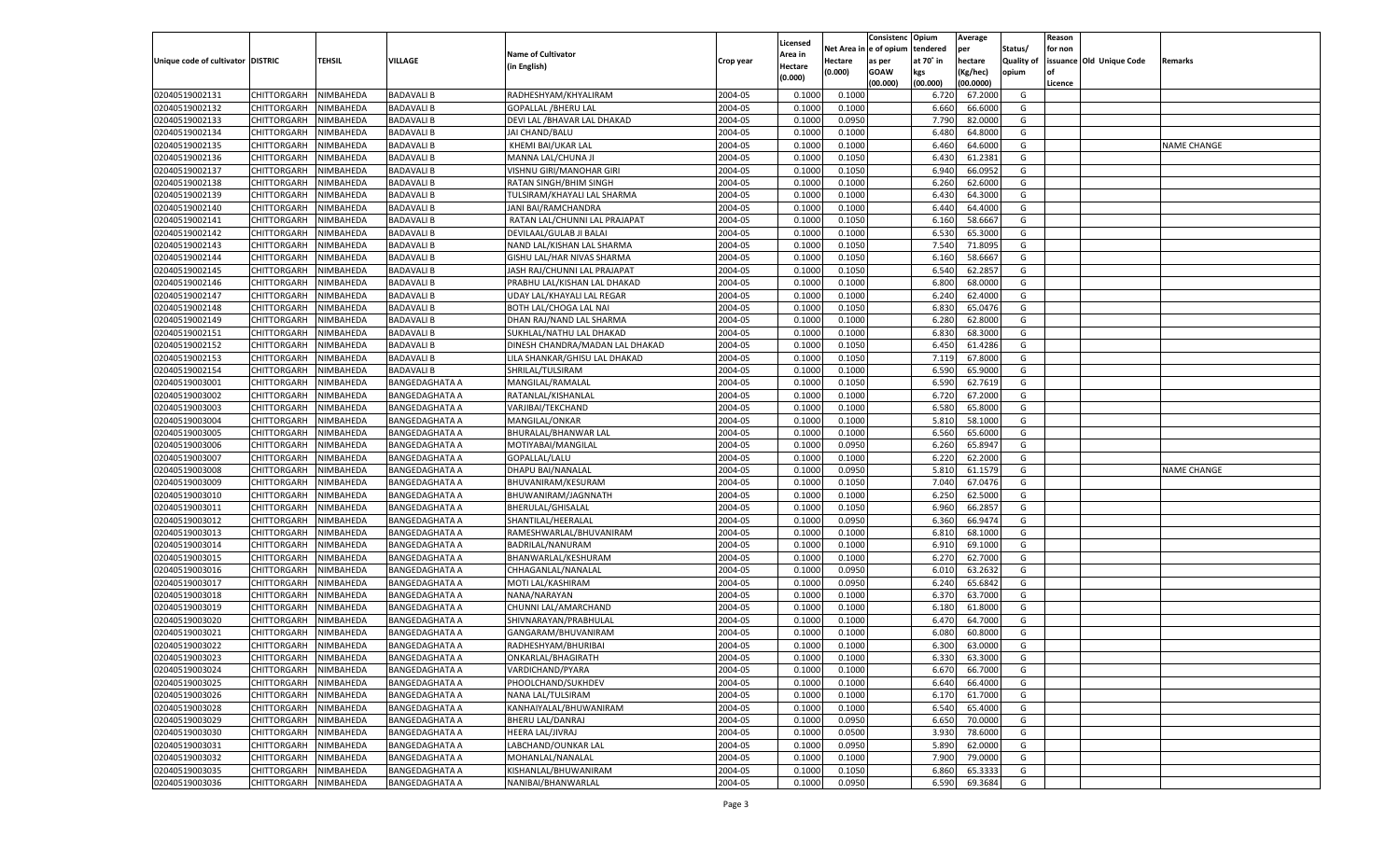| Unique code of cultivator | DISTRIC | TEHSIL | VILLAGE | Name of Cultivator (in English) | Crop year | Licensed Area in Hectare (0.000) | Net Area in Hectare (0.000) | Consistenc e of opium as per GOAW (00.000) | Opium tendered at 70˚ in kgs (00.000) | Average per hectare (Kg/hec) (00.0000) | Status/ Quality of opium | Reason for non issuance of Licence | Old Unique Code | Remarks |
|---|---|---|---|---|---|---|---|---|---|---|---|---|---|---|
| 02040519002131 | CHITTORGARH | NIMBAHEDA | BADAVALI B | RADHESHYAM/KHYALIRAM | 2004-05 | 0.1000 | 0.1000 | | 6.720 | 67.2000 | G | | | |
| 02040519002132 | CHITTORGARH | NIMBAHEDA | BADAVALI B | GOPALLAL /BHERU LAL | 2004-05 | 0.1000 | 0.1000 | | 6.660 | 66.6000 | G | | | |
| 02040519002133 | CHITTORGARH | NIMBAHEDA | BADAVALI B | DEVI LAL /BHAVAR LAL DHAKAD | 2004-05 | 0.1000 | 0.0950 | | 7.790 | 82.0000 | G | | | |
| 02040519002134 | CHITTORGARH | NIMBAHEDA | BADAVALI B | JAI CHAND/BALU | 2004-05 | 0.1000 | 0.1000 | | 6.480 | 64.8000 | G | | | |
| 02040519002135 | CHITTORGARH | NIMBAHEDA | BADAVALI B | KHEMI BAI/UKAR LAL | 2004-05 | 0.1000 | 0.1000 | | 6.460 | 64.6000 | G | | | NAME CHANGE |
| 02040519002136 | CHITTORGARH | NIMBAHEDA | BADAVALI B | MANNA LAL/CHUNA JI | 2004-05 | 0.1000 | 0.1050 | | 6.430 | 61.2381 | G | | | |
| 02040519002137 | CHITTORGARH | NIMBAHEDA | BADAVALI B | VISHNU GIRI/MANOHAR GIRI | 2004-05 | 0.1000 | 0.1050 | | 6.940 | 66.0952 | G | | | |
| 02040519002138 | CHITTORGARH | NIMBAHEDA | BADAVALI B | RATAN SINGH/BHIM SINGH | 2004-05 | 0.1000 | 0.1000 | | 6.260 | 62.6000 | G | | | |
| 02040519002139 | CHITTORGARH | NIMBAHEDA | BADAVALI B | TULSIRAM/KHAYALI LAL SHARMA | 2004-05 | 0.1000 | 0.1000 | | 6.430 | 64.3000 | G | | | |
| 02040519002140 | CHITTORGARH | NIMBAHEDA | BADAVALI B | JANI BAI/RAMCHANDRA | 2004-05 | 0.1000 | 0.1000 | | 6.440 | 64.4000 | G | | | |
| 02040519002141 | CHITTORGARH | NIMBAHEDA | BADAVALI B | RATAN LAL/CHUNNI LAL PRAJAPAT | 2004-05 | 0.1000 | 0.1050 | | 6.160 | 58.6667 | G | | | |
| 02040519002142 | CHITTORGARH | NIMBAHEDA | BADAVALI B | DEVILAAL/GULAB JI BALAI | 2004-05 | 0.1000 | 0.1000 | | 6.530 | 65.3000 | G | | | |
| 02040519002143 | CHITTORGARH | NIMBAHEDA | BADAVALI B | NAND LAL/KISHAN LAL SHARMA | 2004-05 | 0.1000 | 0.1050 | | 7.540 | 71.8095 | G | | | |
| 02040519002144 | CHITTORGARH | NIMBAHEDA | BADAVALI B | GISHU LAL/HAR NIVAS SHARMA | 2004-05 | 0.1000 | 0.1050 | | 6.160 | 58.6667 | G | | | |
| 02040519002145 | CHITTORGARH | NIMBAHEDA | BADAVALI B | JASH RAJ/CHUNNI LAL PRAJAPAT | 2004-05 | 0.1000 | 0.1050 | | 6.540 | 62.2857 | G | | | |
| 02040519002146 | CHITTORGARH | NIMBAHEDA | BADAVALI B | PRABHU LAL/KISHAN LAL DHAKAD | 2004-05 | 0.1000 | 0.1000 | | 6.800 | 68.0000 | G | | | |
| 02040519002147 | CHITTORGARH | NIMBAHEDA | BADAVALI B | UDAY LAL/KHAYALI LAL REGAR | 2004-05 | 0.1000 | 0.1000 | | 6.240 | 62.4000 | G | | | |
| 02040519002148 | CHITTORGARH | NIMBAHEDA | BADAVALI B | BOTH LAL/CHOGA LAL NAI | 2004-05 | 0.1000 | 0.1050 | | 6.830 | 65.0476 | G | | | |
| 02040519002149 | CHITTORGARH | NIMBAHEDA | BADAVALI B | DHAN RAJ/NAND LAL SHARMA | 2004-05 | 0.1000 | 0.1000 | | 6.280 | 62.8000 | G | | | |
| 02040519002151 | CHITTORGARH | NIMBAHEDA | BADAVALI B | SUKHLAL/NATHU LAL DHAKAD | 2004-05 | 0.1000 | 0.1000 | | 6.830 | 68.3000 | G | | | |
| 02040519002152 | CHITTORGARH | NIMBAHEDA | BADAVALI B | DINESH CHANDRA/MADAN LAL DHAKAD | 2004-05 | 0.1000 | 0.1050 | | 6.450 | 61.4286 | G | | | |
| 02040519002153 | CHITTORGARH | NIMBAHEDA | BADAVALI B | LILA SHANKAR/GHISU LAL DHAKAD | 2004-05 | 0.1000 | 0.1050 | | 7.119 | 67.8000 | G | | | |
| 02040519002154 | CHITTORGARH | NIMBAHEDA | BADAVALI B | SHRILAL/TULSIRAM | 2004-05 | 0.1000 | 0.1000 | | 6.590 | 65.9000 | G | | | |
| 02040519003001 | CHITTORGARH | NIMBAHEDA | BANGEDAGHATA A | MANGILAL/RAMALAL | 2004-05 | 0.1000 | 0.1050 | | 6.590 | 62.7619 | G | | | |
| 02040519003002 | CHITTORGARH | NIMBAHEDA | BANGEDAGHATA A | RATANLAL/KISHANLAL | 2004-05 | 0.1000 | 0.1000 | | 6.720 | 67.2000 | G | | | |
| 02040519003003 | CHITTORGARH | NIMBAHEDA | BANGEDAGHATA A | VARJIBAI/TEKCHAND | 2004-05 | 0.1000 | 0.1000 | | 6.580 | 65.8000 | G | | | |
| 02040519003004 | CHITTORGARH | NIMBAHEDA | BANGEDAGHATA A | MANGILAL/ONKAR | 2004-05 | 0.1000 | 0.1000 | | 5.810 | 58.1000 | G | | | |
| 02040519003005 | CHITTORGARH | NIMBAHEDA | BANGEDAGHATA A | BHURALAL/BHANWAR LAL | 2004-05 | 0.1000 | 0.1000 | | 6.560 | 65.6000 | G | | | |
| 02040519003006 | CHITTORGARH | NIMBAHEDA | BANGEDAGHATA A | MOTIYABAI/MANGILAL | 2004-05 | 0.1000 | 0.0950 | | 6.260 | 65.8947 | G | | | |
| 02040519003007 | CHITTORGARH | NIMBAHEDA | BANGEDAGHATA A | GOPALLAL/LALU | 2004-05 | 0.1000 | 0.1000 | | 6.220 | 62.2000 | G | | | |
| 02040519003008 | CHITTORGARH | NIMBAHEDA | BANGEDAGHATA A | DHAPU BAI/NANALAL | 2004-05 | 0.1000 | 0.0950 | | 5.810 | 61.1579 | G | | | NAME CHANGE |
| 02040519003009 | CHITTORGARH | NIMBAHEDA | BANGEDAGHATA A | BHUVANIRAM/KESURAM | 2004-05 | 0.1000 | 0.1050 | | 7.040 | 67.0476 | G | | | |
| 02040519003010 | CHITTORGARH | NIMBAHEDA | BANGEDAGHATA A | BHUWANIRAM/JAGNNATH | 2004-05 | 0.1000 | 0.1000 | | 6.250 | 62.5000 | G | | | |
| 02040519003011 | CHITTORGARH | NIMBAHEDA | BANGEDAGHATA A | BHERULAL/GHISALAL | 2004-05 | 0.1000 | 0.1050 | | 6.960 | 66.2857 | G | | | |
| 02040519003012 | CHITTORGARH | NIMBAHEDA | BANGEDAGHATA A | SHANTILAL/HEERALAL | 2004-05 | 0.1000 | 0.0950 | | 6.360 | 66.9474 | G | | | |
| 02040519003013 | CHITTORGARH | NIMBAHEDA | BANGEDAGHATA A | RAMESHWARLAL/BHUVANIRAM | 2004-05 | 0.1000 | 0.1000 | | 6.810 | 68.1000 | G | | | |
| 02040519003014 | CHITTORGARH | NIMBAHEDA | BANGEDAGHATA A | BADRILAL/NANURAM | 2004-05 | 0.1000 | 0.1000 | | 6.910 | 69.1000 | G | | | |
| 02040519003015 | CHITTORGARH | NIMBAHEDA | BANGEDAGHATA A | BHANWARLAL/KESHURAM | 2004-05 | 0.1000 | 0.1000 | | 6.270 | 62.7000 | G | | | |
| 02040519003016 | CHITTORGARH | NIMBAHEDA | BANGEDAGHATA A | CHHAGANLAL/NANALAL | 2004-05 | 0.1000 | 0.0950 | | 6.010 | 63.2632 | G | | | |
| 02040519003017 | CHITTORGARH | NIMBAHEDA | BANGEDAGHATA A | MOTI LAL/KASHIRAM | 2004-05 | 0.1000 | 0.0950 | | 6.240 | 65.6842 | G | | | |
| 02040519003018 | CHITTORGARH | NIMBAHEDA | BANGEDAGHATA A | NANA/NARAYAN | 2004-05 | 0.1000 | 0.1000 | | 6.370 | 63.7000 | G | | | |
| 02040519003019 | CHITTORGARH | NIMBAHEDA | BANGEDAGHATA A | CHUNNI LAL/AMARCHAND | 2004-05 | 0.1000 | 0.1000 | | 6.180 | 61.8000 | G | | | |
| 02040519003020 | CHITTORGARH | NIMBAHEDA | BANGEDAGHATA A | SHIVNARAYAN/PRABHULAL | 2004-05 | 0.1000 | 0.1000 | | 6.470 | 64.7000 | G | | | |
| 02040519003021 | CHITTORGARH | NIMBAHEDA | BANGEDAGHATA A | GANGARAM/BHUVANIRAM | 2004-05 | 0.1000 | 0.1000 | | 6.080 | 60.8000 | G | | | |
| 02040519003022 | CHITTORGARH | NIMBAHEDA | BANGEDAGHATA A | RADHESHYAM/BHURIBAI | 2004-05 | 0.1000 | 0.1000 | | 6.300 | 63.0000 | G | | | |
| 02040519003023 | CHITTORGARH | NIMBAHEDA | BANGEDAGHATA A | ONKARLAL/BHAGIRATH | 2004-05 | 0.1000 | 0.1000 | | 6.330 | 63.3000 | G | | | |
| 02040519003024 | CHITTORGARH | NIMBAHEDA | BANGEDAGHATA A | VARDICHAND/PYARA | 2004-05 | 0.1000 | 0.1000 | | 6.670 | 66.7000 | G | | | |
| 02040519003025 | CHITTORGARH | NIMBAHEDA | BANGEDAGHATA A | PHOOLCHAND/SUKHDEV | 2004-05 | 0.1000 | 0.1000 | | 6.640 | 66.4000 | G | | | |
| 02040519003026 | CHITTORGARH | NIMBAHEDA | BANGEDAGHATA A | NANA LAL/TULSIRAM | 2004-05 | 0.1000 | 0.1000 | | 6.170 | 61.7000 | G | | | |
| 02040519003028 | CHITTORGARH | NIMBAHEDA | BANGEDAGHATA A | KANHAIYALAL/BHUWANIRAM | 2004-05 | 0.1000 | 0.1000 | | 6.540 | 65.4000 | G | | | |
| 02040519003029 | CHITTORGARH | NIMBAHEDA | BANGEDAGHATA A | BHERU LAL/DANRAJ | 2004-05 | 0.1000 | 0.0950 | | 6.650 | 70.0000 | G | | | |
| 02040519003030 | CHITTORGARH | NIMBAHEDA | BANGEDAGHATA A | HEERA LAL/JIVRAJ | 2004-05 | 0.1000 | 0.0500 | | 3.930 | 78.6000 | G | | | |
| 02040519003031 | CHITTORGARH | NIMBAHEDA | BANGEDAGHATA A | LABCHAND/OUNKAR LAL | 2004-05 | 0.1000 | 0.0950 | | 5.890 | 62.0000 | G | | | |
| 02040519003032 | CHITTORGARH | NIMBAHEDA | BANGEDAGHATA A | MOHANLAL/NANALAL | 2004-05 | 0.1000 | 0.1000 | | 7.900 | 79.0000 | G | | | |
| 02040519003035 | CHITTORGARH | NIMBAHEDA | BANGEDAGHATA A | KISHANLAL/BHUWANIRAM | 2004-05 | 0.1000 | 0.1050 | | 6.860 | 65.3333 | G | | | |
| 02040519003036 | CHITTORGARH | NIMBAHEDA | BANGEDAGHATA A | NANIBAI/BHANWARLAL | 2004-05 | 0.1000 | 0.0950 | | 6.590 | 69.3684 | G | | | |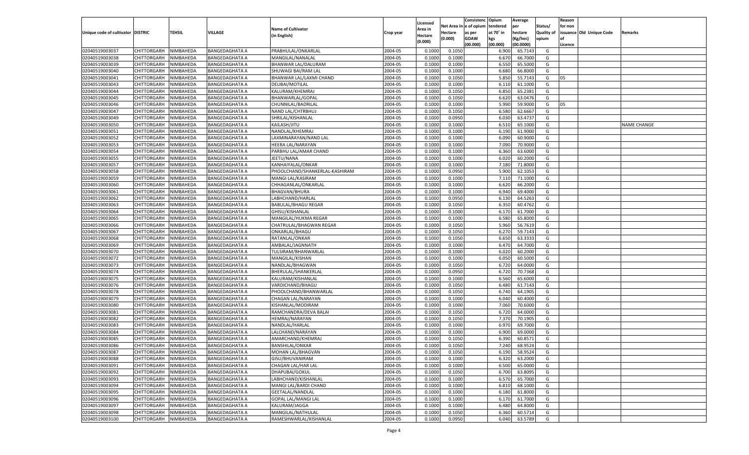| Unique code of cultivator | DISTRIC | TEHSIL | VILLAGE | Name of Cultivator (in English) | Crop year | Licensed Area in Hectare (0.000) | Net Area in Hectare (0.000) | Consistence of opium as per GOAW (00.000) | Opium tendered at 70° in kgs (00.000) | Average per hectare (Kg/hec) (00.0000) | Status/ Quality of opium | Reason for non issuance of Licence | Old Unique Code | Remarks |
|---|---|---|---|---|---|---|---|---|---|---|---|---|---|---|
| 02040519003037 | CHITTORGARH | NIMBAHEDA | BANGEDAGHATA A | PRABHULAL/ONKARLAL | 2004-05 | 0.1000 | 0.1050 | | 6.900 | 65.7143 | G | | | |
| 02040519003038 | CHITTORGARH | NIMBAHEDA | BANGEDAGHATA A | MANGILAL/NANALAL | 2004-05 | 0.1000 | 0.1000 | | 6.670 | 66.7000 | G | | | |
| 02040519003039 | CHITTORGARH | NIMBAHEDA | BANGEDAGHATA A | BHANWAR LAL/DALURAM | 2004-05 | 0.1000 | 0.1000 | | 6.550 | 65.5000 | G | | | |
| 02040519003040 | CHITTORGARH | NIMBAHEDA | BANGEDAGHATA A | SHUWAGI BAI/RAM LAL | 2004-05 | 0.1000 | 0.1000 | | 6.680 | 66.8000 | G | | | |
| 02040519003041 | CHITTORGARH | NIMBAHEDA | BANGEDAGHATA A | BHANWAR LAL/LAXMI CHAND | 2004-05 | 0.1000 | 0.1050 | | 5.850 | 55.7143 | G | 05 | | |
| 02040519003043 | CHITTORGARH | NIMBAHEDA | BANGEDAGHATA A | DEUBAI/MOTILAL | 2004-05 | 0.1000 | 0.1000 | | 6.110 | 61.1000 | G | | | |
| 02040519003044 | CHITTORGARH | NIMBAHEDA | BANGEDAGHATA A | KALURAM/KHEMRAJ | 2004-05 | 0.1000 | 0.1050 | | 6.850 | 65.2381 | G | | | |
| 02040519003045 | CHITTORGARH | NIMBAHEDA | BANGEDAGHATA A | BHANWARLAL/GOPAL | 2004-05 | 0.1000 | 0.1050 | | 6.620 | 63.0476 | G | | | |
| 02040519003046 | CHITTORGARH | NIMBAHEDA | BANGEDAGHATA A | CHUNNILAL/BADRILAL | 2004-05 | 0.1000 | 0.1000 | | 5.990 | 59.9000 | G | 05 | | |
| 02040519003047 | CHITTORGARH | NIMBAHEDA | BANGEDAGHATA A | NAND LAL/CHTRBHUJ | 2004-05 | 0.1000 | 0.1050 | | 6.580 | 62.6667 | G | | | |
| 02040519003049 | CHITTORGARH | NIMBAHEDA | BANGEDAGHATA A | SHRILAL/KISHANLAL | 2004-05 | 0.1000 | 0.0950 | | 6.030 | 63.4737 | G | | | |
| 02040519003050 | CHITTORGARH | NIMBAHEDA | BANGEDAGHATA A | KAILASH/JITU | 2004-05 | 0.1000 | 0.1000 | | 6.510 | 65.1000 | G | | | NAME CHANGE |
| 02040519003051 | CHITTORGARH | NIMBAHEDA | BANGEDAGHATA A | NANDLAL/KHEMRAJ | 2004-05 | 0.1000 | 0.1000 | | 6.190 | 61.9000 | G | | | |
| 02040519003052 | CHITTORGARH | NIMBAHEDA | BANGEDAGHATA A | LAXMINARAYAN/NAND LAL | 2004-05 | 0.1000 | 0.1000 | | 6.090 | 60.9000 | G | | | |
| 02040519003053 | CHITTORGARH | NIMBAHEDA | BANGEDAGHATA A | HEERA LAL/NARAYAN | 2004-05 | 0.1000 | 0.1000 | | 7.090 | 70.9000 | G | | | |
| 02040519003054 | CHITTORGARH | NIMBAHEDA | BANGEDAGHATA A | PARBHU LAL/AMAR CHAND | 2004-05 | 0.1000 | 0.1000 | | 6.360 | 63.6000 | G | | | |
| 02040519003055 | CHITTORGARH | NIMBAHEDA | BANGEDAGHATA A | JEETU/NANA | 2004-05 | 0.1000 | 0.1000 | | 6.020 | 60.2000 | G | | | |
| 02040519003057 | CHITTORGARH | NIMBAHEDA | BANGEDAGHATA A | KANHAIYALAL/ONKAR | 2004-05 | 0.1000 | 0.1000 | | 7.180 | 71.8000 | G | | | |
| 02040519003058 | CHITTORGARH | NIMBAHEDA | BANGEDAGHATA A | PHOOLCHAND/SHANKERLAL-KASHIRAM | 2004-05 | 0.1000 | 0.0950 | | 5.900 | 62.1053 | G | | | |
| 02040519003059 | CHITTORGARH | NIMBAHEDA | BANGEDAGHATA A | MANGI LAL/KASIRAM | 2004-05 | 0.1000 | 0.1000 | | 7.110 | 71.1000 | G | | | |
| 02040519003060 | CHITTORGARH | NIMBAHEDA | BANGEDAGHATA A | CHHAGANLAL/ONKARLAL | 2004-05 | 0.1000 | 0.1000 | | 6.620 | 66.2000 | G | | | |
| 02040519003061 | CHITTORGARH | NIMBAHEDA | BANGEDAGHATA A | BHAGVAN/BHURA | 2004-05 | 0.1000 | 0.1000 | | 6.940 | 69.4000 | G | | | |
| 02040519003062 | CHITTORGARH | NIMBAHEDA | BANGEDAGHATA A | LABHCHAND/HARLAL | 2004-05 | 0.1000 | 0.0950 | | 6.130 | 64.5263 | G | | | |
| 02040519003063 | CHITTORGARH | NIMBAHEDA | BANGEDAGHATA A | BABULAL/BHAGU REGAR | 2004-05 | 0.1000 | 0.1050 | | 6.350 | 60.4762 | G | | | |
| 02040519003064 | CHITTORGARH | NIMBAHEDA | BANGEDAGHATA A | GHISU/KISHANLAL | 2004-05 | 0.1000 | 0.1000 | | 6.170 | 61.7000 | G | | | |
| 02040519003065 | CHITTORGARH | NIMBAHEDA | BANGEDAGHATA A | MANGILAL/HUKMA REGAR | 2004-05 | 0.1000 | 0.1000 | | 6.580 | 65.8000 | G | | | |
| 02040519003066 | CHITTORGARH | NIMBAHEDA | BANGEDAGHATA A | CHATRULAL/BHAGWAN REGAR | 2004-05 | 0.1000 | 0.1050 | | 5.960 | 56.7619 | G | | | |
| 02040519003067 | CHITTORGARH | NIMBAHEDA | BANGEDAGHATA A | ONKARLAL/BHAGU | 2004-05 | 0.1000 | 0.1050 | | 6.270 | 59.7143 | G | | | |
| 02040519003068 | CHITTORGARH | NIMBAHEDA | BANGEDAGHATA A | RATANLAL/ONKAR | 2004-05 | 0.1000 | 0.1050 | | 6.650 | 63.3333 | G | | | |
| 02040519003069 | CHITTORGARH | NIMBAHEDA | BANGEDAGHATA A | AMBALAL/JAGNNATH | 2004-05 | 0.1000 | 0.1000 | | 6.470 | 64.7000 | G | | | |
| 02040519003070 | CHITTORGARH | NIMBAHEDA | BANGEDAGHATA A | TULSIRAM/BHANWARLAL | 2004-05 | 0.1000 | 0.1000 | | 6.020 | 60.2000 | G | | | |
| 02040519003072 | CHITTORGARH | NIMBAHEDA | BANGEDAGHATA A | MANGILAL/KISHAN | 2004-05 | 0.1000 | 0.1000 | | 6.050 | 60.5000 | G | | | |
| 02040519003073 | CHITTORGARH | NIMBAHEDA | BANGEDAGHATA A | NANDLAL/BHAGWAN | 2004-05 | 0.1000 | 0.1050 | | 6.720 | 64.0000 | G | | | |
| 02040519003074 | CHITTORGARH | NIMBAHEDA | BANGEDAGHATA A | BHERULAL/SHANKERLAL | 2004-05 | 0.1000 | 0.0950 | | 6.720 | 70.7368 | G | | | |
| 02040519003075 | CHITTORGARH | NIMBAHEDA | BANGEDAGHATA A | KALURAM/KISHANLAL | 2004-05 | 0.1000 | 0.1000 | | 6.560 | 65.6000 | G | | | |
| 02040519003076 | CHITTORGARH | NIMBAHEDA | BANGEDAGHATA A | VARDICHAND/BHAGU | 2004-05 | 0.1000 | 0.1050 | | 6.480 | 61.7143 | G | | | |
| 02040519003078 | CHITTORGARH | NIMBAHEDA | BANGEDAGHATA A | PHOOLCHAND/BHANWARLAL | 2004-05 | 0.1000 | 0.1050 | | 6.740 | 64.1905 | G | | | |
| 02040519003079 | CHITTORGARH | NIMBAHEDA | BANGEDAGHATA A | CHAGAN LAL/NARAYAN | 2004-05 | 0.1000 | 0.1000 | | 6.040 | 60.4000 | G | | | |
| 02040519003080 | CHITTORGARH | NIMBAHEDA | BANGEDAGHATA A | KISHANLAL/MODIRAM | 2004-05 | 0.1000 | 0.1000 | | 7.060 | 70.6000 | G | | | |
| 02040519003081 | CHITTORGARH | NIMBAHEDA | BANGEDAGHATA A | RAMCHANDRA/DEVA BALAI | 2004-05 | 0.1000 | 0.1050 | | 6.720 | 64.0000 | G | | | |
| 02040519003082 | CHITTORGARH | NIMBAHEDA | BANGEDAGHATA A | HEMRAJ/NARAYAN | 2004-05 | 0.1000 | 0.1050 | | 7.370 | 70.1905 | G | | | |
| 02040519003083 | CHITTORGARH | NIMBAHEDA | BANGEDAGHATA A | NANDLAL/HARLAL | 2004-05 | 0.1000 | 0.1000 | | 6.970 | 69.7000 | G | | | |
| 02040519003084 | CHITTORGARH | NIMBAHEDA | BANGEDAGHATA A | LALCHAND/NARAYAN | 2004-05 | 0.1000 | 0.1000 | | 6.900 | 69.0000 | G | | | |
| 02040519003085 | CHITTORGARH | NIMBAHEDA | BANGEDAGHATA A | AMARCHAND/KHEMRAJ | 2004-05 | 0.1000 | 0.1050 | | 6.390 | 60.8571 | G | | | |
| 02040519003086 | CHITTORGARH | NIMBAHEDA | BANGEDAGHATA A | BANSHILAL/ONKAR | 2004-05 | 0.1000 | 0.1050 | | 7.240 | 68.9524 | G | | | |
| 02040519003087 | CHITTORGARH | NIMBAHEDA | BANGEDAGHATA A | MOHAN LAL/BHAGVAN | 2004-05 | 0.1000 | 0.1050 | | 6.190 | 58.9524 | G | | | |
| 02040519003088 | CHITTORGARH | NIMBAHEDA | BANGEDAGHATA A | GISU/BHUVANIRAM | 2004-05 | 0.1000 | 0.1000 | | 6.320 | 63.2000 | G | | | |
| 02040519003091 | CHITTORGARH | NIMBAHEDA | BANGEDAGHATA A | CHAGAN LAL/HAR LAL | 2004-05 | 0.1000 | 0.1000 | | 6.500 | 65.0000 | G | | | |
| 02040519003092 | CHITTORGARH | NIMBAHEDA | BANGEDAGHATA A | DHAPUBAI/GOKUL | 2004-05 | 0.1000 | 0.1050 | | 6.700 | 63.8095 | G | | | |
| 02040519003093 | CHITTORGARH | NIMBAHEDA | BANGEDAGHATA A | LABHCHAND/KISHANLAL | 2004-05 | 0.1000 | 0.1000 | | 6.570 | 65.7000 | G | | | |
| 02040519003094 | CHITTORGARH | NIMBAHEDA | BANGEDAGHATA A | MANGI LAL/BARDI CHAND | 2004-05 | 0.1000 | 0.1000 | | 6.810 | 68.1000 | G | | | |
| 02040519003095 | CHITTORGARH | NIMBAHEDA | BANGEDAGHATA A | GEETALAL/NANDLAL | 2004-05 | 0.1000 | 0.1000 | | 6.180 | 61.8000 | G | | | |
| 02040519003096 | CHITTORGARH | NIMBAHEDA | BANGEDAGHATA A | GOPAL LAL/MANGI LAL | 2004-05 | 0.1000 | 0.1000 | | 6.170 | 61.7000 | G | | | |
| 02040519003097 | CHITTORGARH | NIMBAHEDA | BANGEDAGHATA A | KALURAM/JAGGA | 2004-05 | 0.1000 | 0.1000 | | 6.480 | 64.8000 | G | | | |
| 02040519003098 | CHITTORGARH | NIMBAHEDA | BANGEDAGHATA A | MANGILAL/NATHULAL | 2004-05 | 0.1000 | 0.1050 | | 6.360 | 60.5714 | G | | | |
| 02040519003100 | CHITTORGARH | NIMBAHEDA | BANGEDAGHATA A | RAMESHWARLAL/KISHANLAL | 2004-05 | 0.1000 | 0.0950 | | 6.040 | 63.5789 | G | | | |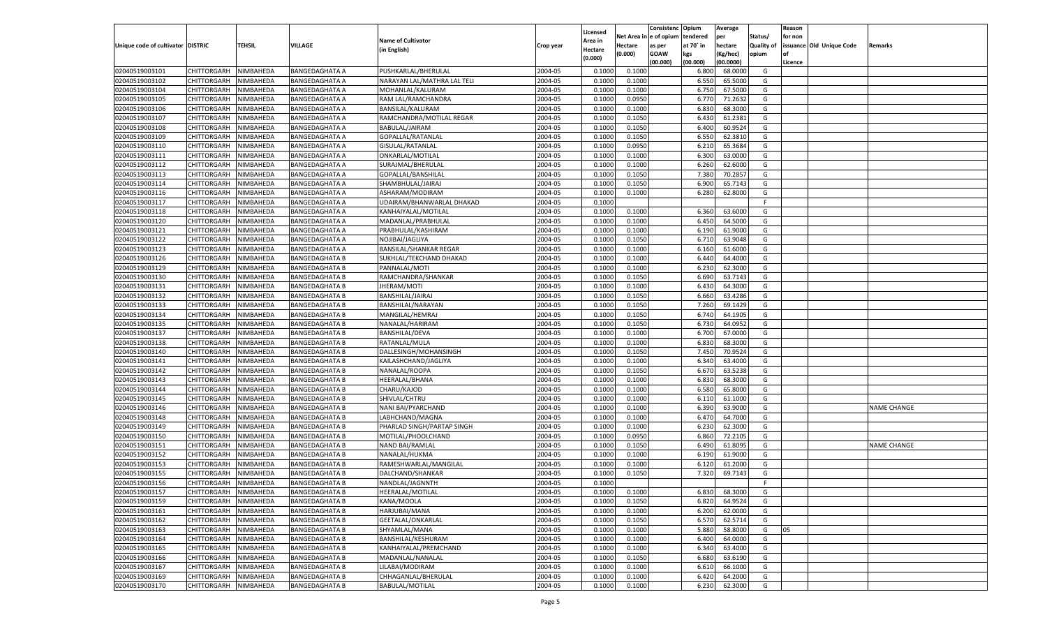| Unique code of cultivator | DISTRIC | TEHSIL | VILLAGE | Name of Cultivator (in English) | Crop year | Licensed Area in Hectare (0.000) | Net Area in Hectare (0.000) | Consistence of opium as per GOAW (00.000) | Opium tendered at 70° in kgs (00.000) | Average per hectare (Kg/hec) (00.0000) | Status/ Quality of opium | Reason for non issuance of Licence | Old Unique Code | Remarks |
|---|---|---|---|---|---|---|---|---|---|---|---|---|---|---|
| 02040519003101 | CHITTORGARH | NIMBAHEDA | BANGEDAGHATA A | PUSHKARLAL/BHERULAL | 2004-05 | 0.1000 | 0.1000 | | 6.800 | 68.0000 | G | | | |
| 02040519003102 | CHITTORGARH | NIMBAHEDA | BANGEDAGHATA A | NARAYAN LAL/MATHRA LAL TELI | 2004-05 | 0.1000 | 0.1000 | | 6.550 | 65.5000 | G | | | |
| 02040519003104 | CHITTORGARH | NIMBAHEDA | BANGEDAGHATA A | MOHANLAL/KALURAM | 2004-05 | 0.1000 | 0.1000 | | 6.750 | 67.5000 | G | | | |
| 02040519003105 | CHITTORGARH | NIMBAHEDA | BANGEDAGHATA A | RAM LAL/RAMCHANDRA | 2004-05 | 0.1000 | 0.0950 | | 6.770 | 71.2632 | G | | | |
| 02040519003106 | CHITTORGARH | NIMBAHEDA | BANGEDAGHATA A | BANSILAL/KALURAM | 2004-05 | 0.1000 | 0.1000 | | 6.830 | 68.3000 | G | | | |
| 02040519003107 | CHITTORGARH | NIMBAHEDA | BANGEDAGHATA A | RAMCHANDRA/MOTILAL REGAR | 2004-05 | 0.1000 | 0.1050 | | 6.430 | 61.2381 | G | | | |
| 02040519003108 | CHITTORGARH | NIMBAHEDA | BANGEDAGHATA A | BABULAL/JAIRAM | 2004-05 | 0.1000 | 0.1050 | | 6.400 | 60.9524 | G | | | |
| 02040519003109 | CHITTORGARH | NIMBAHEDA | BANGEDAGHATA A | GOPALLAL/RATANLAL | 2004-05 | 0.1000 | 0.1050 | | 6.550 | 62.3810 | G | | | |
| 02040519003110 | CHITTORGARH | NIMBAHEDA | BANGEDAGHATA A | GISULAL/RATANLAL | 2004-05 | 0.1000 | 0.0950 | | 6.210 | 65.3684 | G | | | |
| 02040519003111 | CHITTORGARH | NIMBAHEDA | BANGEDAGHATA A | ONKARLAL/MOTILAL | 2004-05 | 0.1000 | 0.1000 | | 6.300 | 63.0000 | G | | | |
| 02040519003112 | CHITTORGARH | NIMBAHEDA | BANGEDAGHATA A | SURAJMAL/BHERULAL | 2004-05 | 0.1000 | 0.1000 | | 6.260 | 62.6000 | G | | | |
| 02040519003113 | CHITTORGARH | NIMBAHEDA | BANGEDAGHATA A | GOPALLAL/BANSHILAL | 2004-05 | 0.1000 | 0.1050 | | 7.380 | 70.2857 | G | | | |
| 02040519003114 | CHITTORGARH | NIMBAHEDA | BANGEDAGHATA A | SHAMBHULAL/JAIRAJ | 2004-05 | 0.1000 | 0.1050 | | 6.900 | 65.7143 | G | | | |
| 02040519003116 | CHITTORGARH | NIMBAHEDA | BANGEDAGHATA A | ASHARAM/MODIRAM | 2004-05 | 0.1000 | 0.1000 | | 6.280 | 62.8000 | G | | | |
| 02040519003117 | CHITTORGARH | NIMBAHEDA | BANGEDAGHATA A | UDAIRAM/BHANWARLAL DHAKAD | 2004-05 | 0.1000 | | | | | F | | | |
| 02040519003118 | CHITTORGARH | NIMBAHEDA | BANGEDAGHATA A | KANHAIYALAL/MOTILAL | 2004-05 | 0.1000 | 0.1000 | | 6.360 | 63.6000 | G | | | |
| 02040519003120 | CHITTORGARH | NIMBAHEDA | BANGEDAGHATA A | MADANLAL/PRABHULAL | 2004-05 | 0.1000 | 0.1000 | | 6.450 | 64.5000 | G | | | |
| 02040519003121 | CHITTORGARH | NIMBAHEDA | BANGEDAGHATA A | PRABHULAL/KASHIRAM | 2004-05 | 0.1000 | 0.1000 | | 6.190 | 61.9000 | G | | | |
| 02040519003122 | CHITTORGARH | NIMBAHEDA | BANGEDAGHATA A | NOJIBAI/JAGLIYA | 2004-05 | 0.1000 | 0.1050 | | 6.710 | 63.9048 | G | | | |
| 02040519003123 | CHITTORGARH | NIMBAHEDA | BANGEDAGHATA A | BANSILAL/SHANKAR REGAR | 2004-05 | 0.1000 | 0.1000 | | 6.160 | 61.6000 | G | | | |
| 02040519003126 | CHITTORGARH | NIMBAHEDA | BANGEDAGHATA B | SUKHLAL/TEKCHAND DHAKAD | 2004-05 | 0.1000 | 0.1000 | | 6.440 | 64.4000 | G | | | |
| 02040519003129 | CHITTORGARH | NIMBAHEDA | BANGEDAGHATA B | PANNALAL/MOTI | 2004-05 | 0.1000 | 0.1000 | | 6.230 | 62.3000 | G | | | |
| 02040519003130 | CHITTORGARH | NIMBAHEDA | BANGEDAGHATA B | RAMCHANDRA/SHANKAR | 2004-05 | 0.1000 | 0.1050 | | 6.690 | 63.7143 | G | | | |
| 02040519003131 | CHITTORGARH | NIMBAHEDA | BANGEDAGHATA B | JHERAM/MOTI | 2004-05 | 0.1000 | 0.1000 | | 6.430 | 64.3000 | G | | | |
| 02040519003132 | CHITTORGARH | NIMBAHEDA | BANGEDAGHATA B | BANSHILAL/JAIRAJ | 2004-05 | 0.1000 | 0.1050 | | 6.660 | 63.4286 | G | | | |
| 02040519003133 | CHITTORGARH | NIMBAHEDA | BANGEDAGHATA B | BANSHILAL/NARAYAN | 2004-05 | 0.1000 | 0.1050 | | 7.260 | 69.1429 | G | | | |
| 02040519003134 | CHITTORGARH | NIMBAHEDA | BANGEDAGHATA B | MANGILAL/HEMRAJ | 2004-05 | 0.1000 | 0.1050 | | 6.740 | 64.1905 | G | | | |
| 02040519003135 | CHITTORGARH | NIMBAHEDA | BANGEDAGHATA B | NANALAL/HARIRAM | 2004-05 | 0.1000 | 0.1050 | | 6.730 | 64.0952 | G | | | |
| 02040519003137 | CHITTORGARH | NIMBAHEDA | BANGEDAGHATA B | BANSHILAL/DEVA | 2004-05 | 0.1000 | 0.1000 | | 6.700 | 67.0000 | G | | | |
| 02040519003138 | CHITTORGARH | NIMBAHEDA | BANGEDAGHATA B | RATANLAL/MULA | 2004-05 | 0.1000 | 0.1000 | | 6.830 | 68.3000 | G | | | |
| 02040519003140 | CHITTORGARH | NIMBAHEDA | BANGEDAGHATA B | DALLESINGH/MOHANSINGH | 2004-05 | 0.1000 | 0.1050 | | 7.450 | 70.9524 | G | | | |
| 02040519003141 | CHITTORGARH | NIMBAHEDA | BANGEDAGHATA B | KAILASHCHAND/JAGLIYA | 2004-05 | 0.1000 | 0.1000 | | 6.340 | 63.4000 | G | | | |
| 02040519003142 | CHITTORGARH | NIMBAHEDA | BANGEDAGHATA B | NANALAL/ROOPA | 2004-05 | 0.1000 | 0.1050 | | 6.670 | 63.5238 | G | | | |
| 02040519003143 | CHITTORGARH | NIMBAHEDA | BANGEDAGHATA B | HEERALAL/BHANA | 2004-05 | 0.1000 | 0.1000 | | 6.830 | 68.3000 | G | | | |
| 02040519003144 | CHITTORGARH | NIMBAHEDA | BANGEDAGHATA B | CHARU/KAJOD | 2004-05 | 0.1000 | 0.1000 | | 6.580 | 65.8000 | G | | | |
| 02040519003145 | CHITTORGARH | NIMBAHEDA | BANGEDAGHATA B | SHIVLAL/CHTRU | 2004-05 | 0.1000 | 0.1000 | | 6.110 | 61.1000 | G | | | |
| 02040519003146 | CHITTORGARH | NIMBAHEDA | BANGEDAGHATA B | NANI BAI/PYARCHAND | 2004-05 | 0.1000 | 0.1000 | | 6.390 | 63.9000 | G | | | NAME CHANGE |
| 02040519003148 | CHITTORGARH | NIMBAHEDA | BANGEDAGHATA B | LABHCHAND/MAGNA | 2004-05 | 0.1000 | 0.1000 | | 6.470 | 64.7000 | G | | | |
| 02040519003149 | CHITTORGARH | NIMBAHEDA | BANGEDAGHATA B | PHARLAD SINGH/PARTAP SINGH | 2004-05 | 0.1000 | 0.1000 | | 6.230 | 62.3000 | G | | | |
| 02040519003150 | CHITTORGARH | NIMBAHEDA | BANGEDAGHATA B | MOTILAL/PHOOLCHAND | 2004-05 | 0.1000 | 0.0950 | | 6.860 | 72.2105 | G | | | |
| 02040519003151 | CHITTORGARH | NIMBAHEDA | BANGEDAGHATA B | NAND BAI/RAMLAL | 2004-05 | 0.1000 | 0.1050 | | 6.490 | 61.8095 | G | | | NAME CHANGE |
| 02040519003152 | CHITTORGARH | NIMBAHEDA | BANGEDAGHATA B | NANALAL/HUKMA | 2004-05 | 0.1000 | 0.1000 | | 6.190 | 61.9000 | G | | | |
| 02040519003153 | CHITTORGARH | NIMBAHEDA | BANGEDAGHATA B | RAMESHWARLAL/MANGILAL | 2004-05 | 0.1000 | 0.1000 | | 6.120 | 61.2000 | G | | | |
| 02040519003155 | CHITTORGARH | NIMBAHEDA | BANGEDAGHATA B | DALCHAND/SHANKAR | 2004-05 | 0.1000 | 0.1050 | | 7.320 | 69.7143 | G | | | |
| 02040519003156 | CHITTORGARH | NIMBAHEDA | BANGEDAGHATA B | NANDLAL/JAGNNTH | 2004-05 | 0.1000 | | | | | F | | | |
| 02040519003157 | CHITTORGARH | NIMBAHEDA | BANGEDAGHATA B | HEERALAL/MOTILAL | 2004-05 | 0.1000 | 0.1000 | | 6.830 | 68.3000 | G | | | |
| 02040519003159 | CHITTORGARH | NIMBAHEDA | BANGEDAGHATA B | KANA/MOOLA | 2004-05 | 0.1000 | 0.1050 | | 6.820 | 64.9524 | G | | | |
| 02040519003161 | CHITTORGARH | NIMBAHEDA | BANGEDAGHATA B | HARJUBAI/MANA | 2004-05 | 0.1000 | 0.1000 | | 6.200 | 62.0000 | G | | | |
| 02040519003162 | CHITTORGARH | NIMBAHEDA | BANGEDAGHATA B | GEETALAL/ONKARLAL | 2004-05 | 0.1000 | 0.1050 | | 6.570 | 62.5714 | G | | | |
| 02040519003163 | CHITTORGARH | NIMBAHEDA | BANGEDAGHATA B | SHYAMLAL/MANA | 2004-05 | 0.1000 | 0.1000 | | 5.880 | 58.8000 | G | 05 | | |
| 02040519003164 | CHITTORGARH | NIMBAHEDA | BANGEDAGHATA B | BANSHILAL/KESHURAM | 2004-05 | 0.1000 | 0.1000 | | 6.400 | 64.0000 | G | | | |
| 02040519003165 | CHITTORGARH | NIMBAHEDA | BANGEDAGHATA B | KANHAIYALAL/PREMCHAND | 2004-05 | 0.1000 | 0.1000 | | 6.340 | 63.4000 | G | | | |
| 02040519003166 | CHITTORGARH | NIMBAHEDA | BANGEDAGHATA B | MADANLAL/NANALAL | 2004-05 | 0.1000 | 0.1050 | | 6.680 | 63.6190 | G | | | |
| 02040519003167 | CHITTORGARH | NIMBAHEDA | BANGEDAGHATA B | LILABAI/MODIRAM | 2004-05 | 0.1000 | 0.1000 | | 6.610 | 66.1000 | G | | | |
| 02040519003169 | CHITTORGARH | NIMBAHEDA | BANGEDAGHATA B | CHHAGANLAL/BHERULAL | 2004-05 | 0.1000 | 0.1000 | | 6.420 | 64.2000 | G | | | |
| 02040519003170 | CHITTORGARH | NIMBAHEDA | BANGEDAGHATA B | BABULAL/MOTILAL | 2004-05 | 0.1000 | 0.1000 | | 6.230 | 62.3000 | G | | | |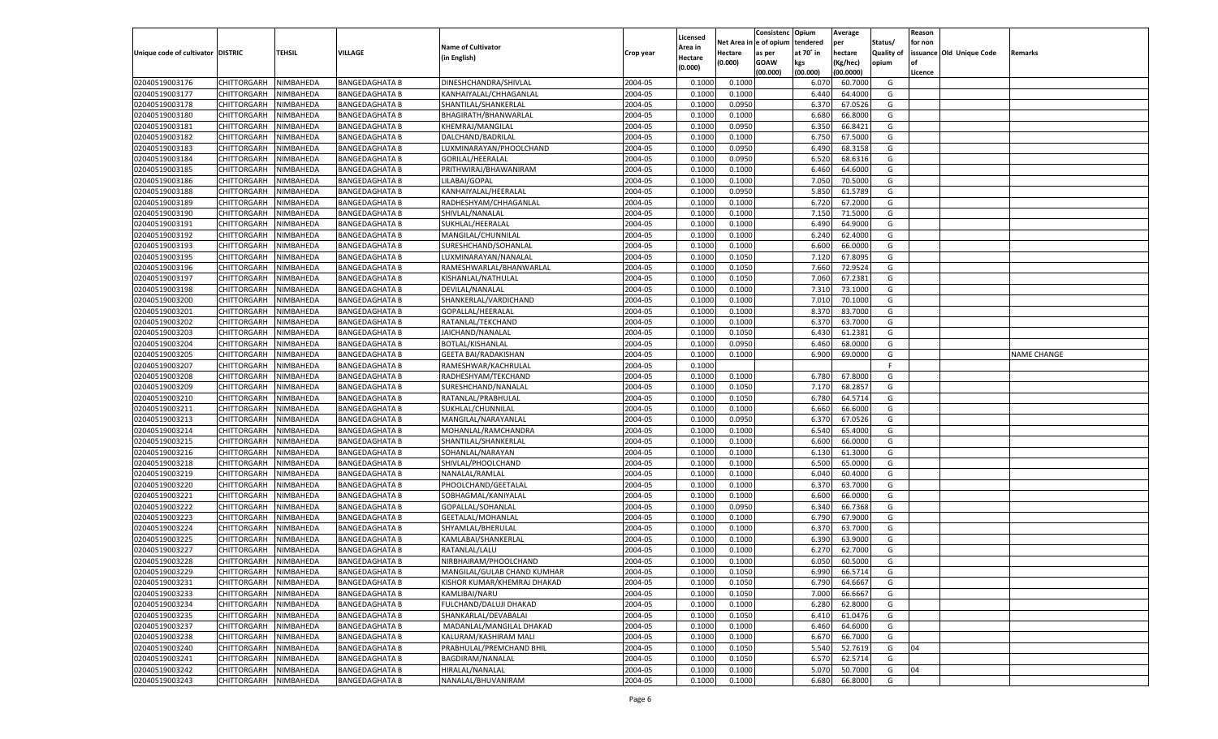| Unique code of cultivator | DISTRIC | TEHSIL | VILLAGE | Name of Cultivator (in English) | Crop year | Licensed Area in Hectare (0.000) | Net Area in Hectare (0.000) | Consistenc e of opium as per GOAW (00.000) | Opium tendered at 70° in kgs (00.000) | Average per hectare (Kg/hec) (00.0000) | Status/ Quality of opium | Reason for non issuance of Licence | Old Unique Code | Remarks |
|---|---|---|---|---|---|---|---|---|---|---|---|---|---|---|
| 02040519003176 | CHITTORGARH | NIMBAHEDA | BANGEDAGHATA B | DINESHCHANDRA/SHIVLAL | 2004-05 | 0.1000 | 0.1000 | | 6.070 | 60.7000 | G | | | |
| 02040519003177 | CHITTORGARH | NIMBAHEDA | BANGEDAGHATA B | KANHAIYALAL/CHHAGANLAL | 2004-05 | 0.1000 | 0.1000 | | 6.440 | 64.4000 | G | | | |
| 02040519003178 | CHITTORGARH | NIMBAHEDA | BANGEDAGHATA B | SHANTILAL/SHANKERLAL | 2004-05 | 0.1000 | 0.0950 | | 6.370 | 67.0526 | G | | | |
| 02040519003180 | CHITTORGARH | NIMBAHEDA | BANGEDAGHATA B | BHAGIRATH/BHANWARLAL | 2004-05 | 0.1000 | 0.1000 | | 6.680 | 66.8000 | G | | | |
| 02040519003181 | CHITTORGARH | NIMBAHEDA | BANGEDAGHATA B | KHEMRAJ/MANGILAL | 2004-05 | 0.1000 | 0.0950 | | 6.350 | 66.8421 | G | | | |
| 02040519003182 | CHITTORGARH | NIMBAHEDA | BANGEDAGHATA B | DALCHAND/BADRILAL | 2004-05 | 0.1000 | 0.1000 | | 6.750 | 67.5000 | G | | | |
| 02040519003183 | CHITTORGARH | NIMBAHEDA | BANGEDAGHATA B | LUXMINARAYAN/PHOOLCHAND | 2004-05 | 0.1000 | 0.0950 | | 6.490 | 68.3158 | G | | | |
| 02040519003184 | CHITTORGARH | NIMBAHEDA | BANGEDAGHATA B | GORILAL/HEERALAL | 2004-05 | 0.1000 | 0.0950 | | 6.520 | 68.6316 | G | | | |
| 02040519003185 | CHITTORGARH | NIMBAHEDA | BANGEDAGHATA B | PRITHWIRAJ/BHAWANIRAM | 2004-05 | 0.1000 | 0.1000 | | 6.460 | 64.6000 | G | | | |
| 02040519003186 | CHITTORGARH | NIMBAHEDA | BANGEDAGHATA B | LILABAI/GOPAL | 2004-05 | 0.1000 | 0.1000 | | 7.050 | 70.5000 | G | | | |
| 02040519003188 | CHITTORGARH | NIMBAHEDA | BANGEDAGHATA B | KANHAIYALAL/HEERALAL | 2004-05 | 0.1000 | 0.0950 | | 5.850 | 61.5789 | G | | | |
| 02040519003189 | CHITTORGARH | NIMBAHEDA | BANGEDAGHATA B | RADHESHYAM/CHHAGANLAL | 2004-05 | 0.1000 | 0.1000 | | 6.720 | 67.2000 | G | | | |
| 02040519003190 | CHITTORGARH | NIMBAHEDA | BANGEDAGHATA B | SHIVLAL/NANALAL | 2004-05 | 0.1000 | 0.1000 | | 7.150 | 71.5000 | G | | | |
| 02040519003191 | CHITTORGARH | NIMBAHEDA | BANGEDAGHATA B | SUKHLAL/HEERALAL | 2004-05 | 0.1000 | 0.1000 | | 6.490 | 64.9000 | G | | | |
| 02040519003192 | CHITTORGARH | NIMBAHEDA | BANGEDAGHATA B | MANGILAL/CHUNNILAL | 2004-05 | 0.1000 | 0.1000 | | 6.240 | 62.4000 | G | | | |
| 02040519003193 | CHITTORGARH | NIMBAHEDA | BANGEDAGHATA B | SURESHCHAND/SOHANLAL | 2004-05 | 0.1000 | 0.1000 | | 6.600 | 66.0000 | G | | | |
| 02040519003195 | CHITTORGARH | NIMBAHEDA | BANGEDAGHATA B | LUXMINARAYAN/NANALAL | 2004-05 | 0.1000 | 0.1050 | | 7.120 | 67.8095 | G | | | |
| 02040519003196 | CHITTORGARH | NIMBAHEDA | BANGEDAGHATA B | RAMESHWARLAL/BHANWARLAL | 2004-05 | 0.1000 | 0.1050 | | 7.660 | 72.9524 | G | | | |
| 02040519003197 | CHITTORGARH | NIMBAHEDA | BANGEDAGHATA B | KISHANLAL/NATHULAL | 2004-05 | 0.1000 | 0.1050 | | 7.060 | 67.2381 | G | | | |
| 02040519003198 | CHITTORGARH | NIMBAHEDA | BANGEDAGHATA B | DEVILAL/NANALAL | 2004-05 | 0.1000 | 0.1000 | | 7.310 | 73.1000 | G | | | |
| 02040519003200 | CHITTORGARH | NIMBAHEDA | BANGEDAGHATA B | SHANKERLAL/VARDICHAND | 2004-05 | 0.1000 | 0.1000 | | 7.010 | 70.1000 | G | | | |
| 02040519003201 | CHITTORGARH | NIMBAHEDA | BANGEDAGHATA B | GOPALLAL/HEERALAL | 2004-05 | 0.1000 | 0.1000 | | 8.370 | 83.7000 | G | | | |
| 02040519003202 | CHITTORGARH | NIMBAHEDA | BANGEDAGHATA B | RATANLAL/TEKCHAND | 2004-05 | 0.1000 | 0.1000 | | 6.370 | 63.7000 | G | | | |
| 02040519003203 | CHITTORGARH | NIMBAHEDA | BANGEDAGHATA B | JAICHAND/NANALAL | 2004-05 | 0.1000 | 0.1050 | | 6.430 | 61.2381 | G | | | |
| 02040519003204 | CHITTORGARH | NIMBAHEDA | BANGEDAGHATA B | BOTLAL/KISHANLAL | 2004-05 | 0.1000 | 0.0950 | | 6.460 | 68.0000 | G | | | |
| 02040519003205 | CHITTORGARH | NIMBAHEDA | BANGEDAGHATA B | GEETA BAI/RADAKISHAN | 2004-05 | 0.1000 | 0.1000 | | 6.900 | 69.0000 | G | | | NAME CHANGE |
| 02040519003207 | CHITTORGARH | NIMBAHEDA | BANGEDAGHATA B | RAMESHWAR/KACHRULAL | 2004-05 | 0.1000 | | | | | F | | | |
| 02040519003208 | CHITTORGARH | NIMBAHEDA | BANGEDAGHATA B | RADHESHYAM/TEKCHAND | 2004-05 | 0.1000 | 0.1000 | | 6.780 | 67.8000 | G | | | |
| 02040519003209 | CHITTORGARH | NIMBAHEDA | BANGEDAGHATA B | SURESHCHAND/NANALAL | 2004-05 | 0.1000 | 0.1050 | | 7.170 | 68.2857 | G | | | |
| 02040519003210 | CHITTORGARH | NIMBAHEDA | BANGEDAGHATA B | RATANLAL/PRABHULAL | 2004-05 | 0.1000 | 0.1050 | | 6.780 | 64.5714 | G | | | |
| 02040519003211 | CHITTORGARH | NIMBAHEDA | BANGEDAGHATA B | SUKHLAL/CHUNNILAL | 2004-05 | 0.1000 | 0.1000 | | 6.660 | 66.6000 | G | | | |
| 02040519003213 | CHITTORGARH | NIMBAHEDA | BANGEDAGHATA B | MANGILAL/NARAYANLAL | 2004-05 | 0.1000 | 0.0950 | | 6.370 | 67.0526 | G | | | |
| 02040519003214 | CHITTORGARH | NIMBAHEDA | BANGEDAGHATA B | MOHANLAL/RAMCHANDRA | 2004-05 | 0.1000 | 0.1000 | | 6.540 | 65.4000 | G | | | |
| 02040519003215 | CHITTORGARH | NIMBAHEDA | BANGEDAGHATA B | SHANTILAL/SHANKERLAL | 2004-05 | 0.1000 | 0.1000 | | 6.600 | 66.0000 | G | | | |
| 02040519003216 | CHITTORGARH | NIMBAHEDA | BANGEDAGHATA B | SOHANLAL/NARAYAN | 2004-05 | 0.1000 | 0.1000 | | 6.130 | 61.3000 | G | | | |
| 02040519003218 | CHITTORGARH | NIMBAHEDA | BANGEDAGHATA B | SHIVLAL/PHOOLCHAND | 2004-05 | 0.1000 | 0.1000 | | 6.500 | 65.0000 | G | | | |
| 02040519003219 | CHITTORGARH | NIMBAHEDA | BANGEDAGHATA B | NANALAL/RAMLAL | 2004-05 | 0.1000 | 0.1000 | | 6.040 | 60.4000 | G | | | |
| 02040519003220 | CHITTORGARH | NIMBAHEDA | BANGEDAGHATA B | PHOOLCHAND/GEETALAL | 2004-05 | 0.1000 | 0.1000 | | 6.370 | 63.7000 | G | | | |
| 02040519003221 | CHITTORGARH | NIMBAHEDA | BANGEDAGHATA B | SOBHAGMAL/KANIYALAL | 2004-05 | 0.1000 | 0.1000 | | 6.600 | 66.0000 | G | | | |
| 02040519003222 | CHITTORGARH | NIMBAHEDA | BANGEDAGHATA B | GOPALLAL/SOHANLAL | 2004-05 | 0.1000 | 0.0950 | | 6.340 | 66.7368 | G | | | |
| 02040519003223 | CHITTORGARH | NIMBAHEDA | BANGEDAGHATA B | GEETALAL/MOHANLAL | 2004-05 | 0.1000 | 0.1000 | | 6.790 | 67.9000 | G | | | |
| 02040519003224 | CHITTORGARH | NIMBAHEDA | BANGEDAGHATA B | SHYAMLAL/BHERULAL | 2004-05 | 0.1000 | 0.1000 | | 6.370 | 63.7000 | G | | | |
| 02040519003225 | CHITTORGARH | NIMBAHEDA | BANGEDAGHATA B | KAMLABAI/SHANKERLAL | 2004-05 | 0.1000 | 0.1000 | | 6.390 | 63.9000 | G | | | |
| 02040519003227 | CHITTORGARH | NIMBAHEDA | BANGEDAGHATA B | RATANLAL/LALU | 2004-05 | 0.1000 | 0.1000 | | 6.270 | 62.7000 | G | | | |
| 02040519003228 | CHITTORGARH | NIMBAHEDA | BANGEDAGHATA B | NIRBHAIRAM/PHOOLCHAND | 2004-05 | 0.1000 | 0.1000 | | 6.050 | 60.5000 | G | | | |
| 02040519003229 | CHITTORGARH | NIMBAHEDA | BANGEDAGHATA B | MANGILAL/GULAB CHAND KUMHAR | 2004-05 | 0.1000 | 0.1050 | | 6.990 | 66.5714 | G | | | |
| 02040519003231 | CHITTORGARH | NIMBAHEDA | BANGEDAGHATA B | KISHOR KUMAR/KHEMRAJ DHAKAD | 2004-05 | 0.1000 | 0.1050 | | 6.790 | 64.6667 | G | | | |
| 02040519003233 | CHITTORGARH | NIMBAHEDA | BANGEDAGHATA B | KAMLIBAI/NARU | 2004-05 | 0.1000 | 0.1050 | | 7.000 | 66.6667 | G | | | |
| 02040519003234 | CHITTORGARH | NIMBAHEDA | BANGEDAGHATA B | FULCHAND/DALUJI DHAKAD | 2004-05 | 0.1000 | 0.1000 | | 6.280 | 62.8000 | G | | | |
| 02040519003235 | CHITTORGARH | NIMBAHEDA | BANGEDAGHATA B | SHANKARLAL/DEVABALAI | 2004-05 | 0.1000 | 0.1050 | | 6.410 | 61.0476 | G | | | |
| 02040519003237 | CHITTORGARH | NIMBAHEDA | BANGEDAGHATA B | MADANLAL/MANGILAL DHAKAD | 2004-05 | 0.1000 | 0.1000 | | 6.460 | 64.6000 | G | | | |
| 02040519003238 | CHITTORGARH | NIMBAHEDA | BANGEDAGHATA B | KALURAM/KASHIRAM MALI | 2004-05 | 0.1000 | 0.1000 | | 6.670 | 66.7000 | G | | | |
| 02040519003240 | CHITTORGARH | NIMBAHEDA | BANGEDAGHATA B | PRABHULAL/PREMCHAND BHIL | 2004-05 | 0.1000 | 0.1050 | | 5.540 | 52.7619 | G | 04 | | |
| 02040519003241 | CHITTORGARH | NIMBAHEDA | BANGEDAGHATA B | BAGDIRAM/NANALAL | 2004-05 | 0.1000 | 0.1050 | | 6.570 | 62.5714 | G | | | |
| 02040519003242 | CHITTORGARH | NIMBAHEDA | BANGEDAGHATA B | HIRALAL/NANALAL | 2004-05 | 0.1000 | 0.1000 | | 5.070 | 50.7000 | G | 04 | | |
| 02040519003243 | CHITTORGARH | NIMBAHEDA | BANGEDAGHATA B | NANALAL/BHUVANIRAM | 2004-05 | 0.1000 | 0.1000 | | 6.680 | 66.8000 | G | | | |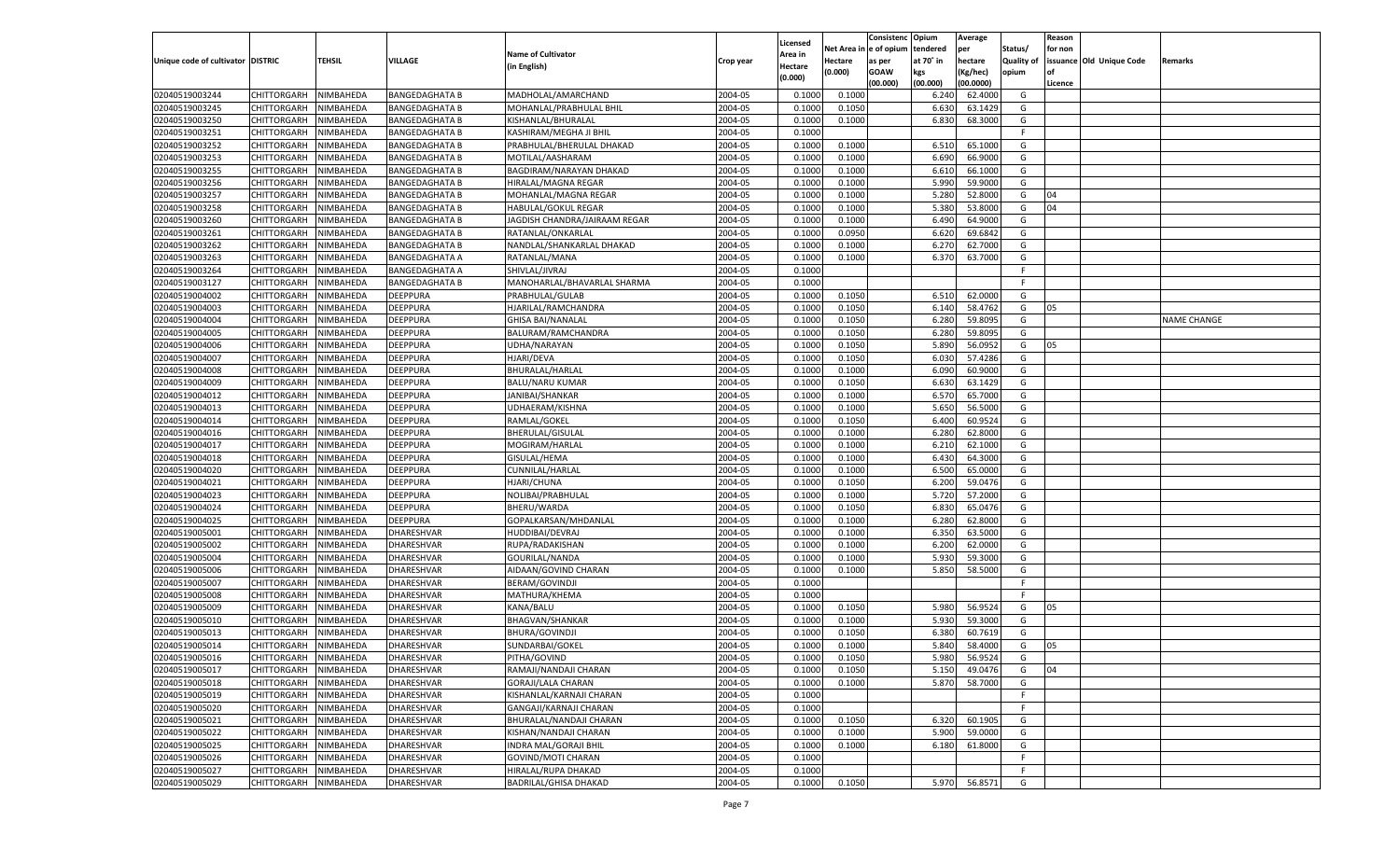| Unique code of cultivator | DISTRIC | TEHSIL | VILLAGE | Name of Cultivator (in English) | Crop year | Licensed Area in Hectare (0.000) | Net Area in Hectare (0.000) | Consistenc e of opium as per GOAW (00.000) | Opium tendered at 70° in kgs (00.000) | Average per hectare (Kg/hec) (00.0000) | Status/ Quality of opium | Reason for non issuance of Licence | Old Unique Code | Remarks |
|---|---|---|---|---|---|---|---|---|---|---|---|---|---|---|
| 02040519003244 | CHITTORGARH | NIMBAHEDA | BANGEDAGHATA B | MADHOLAL/AMARCHAND | 2004-05 | 0.1000 | 0.1000 | | 6.240 | 62.4000 | G | | | |
| 02040519003245 | CHITTORGARH | NIMBAHEDA | BANGEDAGHATA B | MOHANLAL/PRABHULAL BHIL | 2004-05 | 0.1000 | 0.1050 | | 6.630 | 63.1429 | G | | | |
| 02040519003250 | CHITTORGARH | NIMBAHEDA | BANGEDAGHATA B | KISHANLAL/BHURALAL | 2004-05 | 0.1000 | 0.1000 | | 6.830 | 68.3000 | G | | | |
| 02040519003251 | CHITTORGARH | NIMBAHEDA | BANGEDAGHATA B | KASHIRAM/MEGHA JI BHIL | 2004-05 | 0.1000 | | | | | F | | | |
| 02040519003252 | CHITTORGARH | NIMBAHEDA | BANGEDAGHATA B | PRABHULAL/BHERULAL DHAKAD | 2004-05 | 0.1000 | 0.1000 | | 6.510 | 65.1000 | G | | | |
| 02040519003253 | CHITTORGARH | NIMBAHEDA | BANGEDAGHATA B | MOTILAL/AASHARAM | 2004-05 | 0.1000 | 0.1000 | | 6.690 | 66.9000 | G | | | |
| 02040519003255 | CHITTORGARH | NIMBAHEDA | BANGEDAGHATA B | BAGDIRAM/NARAYAN DHAKAD | 2004-05 | 0.1000 | 0.1000 | | 6.610 | 66.1000 | G | | | |
| 02040519003256 | CHITTORGARH | NIMBAHEDA | BANGEDAGHATA B | HIRALAL/MAGNA REGAR | 2004-05 | 0.1000 | 0.1000 | | 5.990 | 59.9000 | G | | | |
| 02040519003257 | CHITTORGARH | NIMBAHEDA | BANGEDAGHATA B | MOHANLAL/MAGNA REGAR | 2004-05 | 0.1000 | 0.1000 | | 5.280 | 52.8000 | G | 04 | | |
| 02040519003258 | CHITTORGARH | NIMBAHEDA | BANGEDAGHATA B | HABULAL/GOKUL REGAR | 2004-05 | 0.1000 | 0.1000 | | 5.380 | 53.8000 | G | 04 | | |
| 02040519003260 | CHITTORGARH | NIMBAHEDA | BANGEDAGHATA B | JAGDISH CHANDRA/JAIRAAM REGAR | 2004-05 | 0.1000 | 0.1000 | | 6.490 | 64.9000 | G | | | |
| 02040519003261 | CHITTORGARH | NIMBAHEDA | BANGEDAGHATA B | RATANLAL/ONKARLAL | 2004-05 | 0.1000 | 0.0950 | | 6.620 | 69.6842 | G | | | |
| 02040519003262 | CHITTORGARH | NIMBAHEDA | BANGEDAGHATA B | NANDLAL/SHANKARLAL DHAKAD | 2004-05 | 0.1000 | 0.1000 | | 6.270 | 62.7000 | G | | | |
| 02040519003263 | CHITTORGARH | NIMBAHEDA | BANGEDAGHATA A | RATANLAL/MANA | 2004-05 | 0.1000 | 0.1000 | | 6.370 | 63.7000 | G | | | |
| 02040519003264 | CHITTORGARH | NIMBAHEDA | BANGEDAGHATA A | SHIVLAL/JIVRAJ | 2004-05 | 0.1000 | | | | | F | | | |
| 02040519003127 | CHITTORGARH | NIMBAHEDA | BANGEDAGHATA B | MANOHARLAL/BHAVARLAL SHARMA | 2004-05 | 0.1000 | | | | | F | | | |
| 02040519004002 | CHITTORGARH | NIMBAHEDA | DEEPPURA | PRABHULAL/GULAB | 2004-05 | 0.1000 | 0.1050 | | 6.510 | 62.0000 | G | | | |
| 02040519004003 | CHITTORGARH | NIMBAHEDA | DEEPPURA | HJARILAL/RAMCHANDRA | 2004-05 | 0.1000 | 0.1050 | | 6.140 | 58.4762 | G | 05 | | |
| 02040519004004 | CHITTORGARH | NIMBAHEDA | DEEPPURA | GHISA BAI/NANALAL | 2004-05 | 0.1000 | 0.1050 | | 6.280 | 59.8095 | G | | | NAME CHANGE |
| 02040519004005 | CHITTORGARH | NIMBAHEDA | DEEPPURA | BALURAM/RAMCHANDRA | 2004-05 | 0.1000 | 0.1050 | | 6.280 | 59.8095 | G | | | |
| 02040519004006 | CHITTORGARH | NIMBAHEDA | DEEPPURA | UDHA/NARAYAN | 2004-05 | 0.1000 | 0.1050 | | 5.890 | 56.0952 | G | 05 | | |
| 02040519004007 | CHITTORGARH | NIMBAHEDA | DEEPPURA | HJARI/DEVA | 2004-05 | 0.1000 | 0.1050 | | 6.030 | 57.4286 | G | | | |
| 02040519004008 | CHITTORGARH | NIMBAHEDA | DEEPPURA | BHURALAL/HARLAL | 2004-05 | 0.1000 | 0.1000 | | 6.090 | 60.9000 | G | | | |
| 02040519004009 | CHITTORGARH | NIMBAHEDA | DEEPPURA | BALU/NARU KUMAR | 2004-05 | 0.1000 | 0.1050 | | 6.630 | 63.1429 | G | | | |
| 02040519004012 | CHITTORGARH | NIMBAHEDA | DEEPPURA | JANIBAI/SHANKAR | 2004-05 | 0.1000 | 0.1000 | | 6.570 | 65.7000 | G | | | |
| 02040519004013 | CHITTORGARH | NIMBAHEDA | DEEPPURA | UDHAERAM/KISHNA | 2004-05 | 0.1000 | 0.1000 | | 5.650 | 56.5000 | G | | | |
| 02040519004014 | CHITTORGARH | NIMBAHEDA | DEEPPURA | RAMLAL/GOKEL | 2004-05 | 0.1000 | 0.1050 | | 6.400 | 60.9524 | G | | | |
| 02040519004016 | CHITTORGARH | NIMBAHEDA | DEEPPURA | BHERULAL/GISULAL | 2004-05 | 0.1000 | 0.1000 | | 6.280 | 62.8000 | G | | | |
| 02040519004017 | CHITTORGARH | NIMBAHEDA | DEEPPURA | MOGIRAM/HARLAL | 2004-05 | 0.1000 | 0.1000 | | 6.210 | 62.1000 | G | | | |
| 02040519004018 | CHITTORGARH | NIMBAHEDA | DEEPPURA | GISULAL/HEMA | 2004-05 | 0.1000 | 0.1000 | | 6.430 | 64.3000 | G | | | |
| 02040519004020 | CHITTORGARH | NIMBAHEDA | DEEPPURA | CUNNILAL/HARLAL | 2004-05 | 0.1000 | 0.1000 | | 6.500 | 65.0000 | G | | | |
| 02040519004021 | CHITTORGARH | NIMBAHEDA | DEEPPURA | HJARI/CHUNA | 2004-05 | 0.1000 | 0.1050 | | 6.200 | 59.0476 | G | | | |
| 02040519004023 | CHITTORGARH | NIMBAHEDA | DEEPPURA | NOLIBAI/PRABHULAL | 2004-05 | 0.1000 | 0.1000 | | 5.720 | 57.2000 | G | | | |
| 02040519004024 | CHITTORGARH | NIMBAHEDA | DEEPPURA | BHERU/WARDA | 2004-05 | 0.1000 | 0.1050 | | 6.830 | 65.0476 | G | | | |
| 02040519004025 | CHITTORGARH | NIMBAHEDA | DEEPPURA | GOPALKARSAN/MHDANLAL | 2004-05 | 0.1000 | 0.1000 | | 6.280 | 62.8000 | G | | | |
| 02040519005001 | CHITTORGARH | NIMBAHEDA | DHARESHVAR | HUDDIBAI/DEVRAJ | 2004-05 | 0.1000 | 0.1000 | | 6.350 | 63.5000 | G | | | |
| 02040519005002 | CHITTORGARH | NIMBAHEDA | DHARESHVAR | RUPA/RADAKISHAN | 2004-05 | 0.1000 | 0.1000 | | 6.200 | 62.0000 | G | | | |
| 02040519005004 | CHITTORGARH | NIMBAHEDA | DHARESHVAR | GOURILAL/NANDA | 2004-05 | 0.1000 | 0.1000 | | 5.930 | 59.3000 | G | | | |
| 02040519005006 | CHITTORGARH | NIMBAHEDA | DHARESHVAR | AIDAAN/GOVIND CHARAN | 2004-05 | 0.1000 | 0.1000 | | 5.850 | 58.5000 | G | | | |
| 02040519005007 | CHITTORGARH | NIMBAHEDA | DHARESHVAR | BERAM/GOVINDJI | 2004-05 | 0.1000 | | | | | F | | | |
| 02040519005008 | CHITTORGARH | NIMBAHEDA | DHARESHVAR | MATHURA/KHEMA | 2004-05 | 0.1000 | | | | | F | | | |
| 02040519005009 | CHITTORGARH | NIMBAHEDA | DHARESHVAR | KANA/BALU | 2004-05 | 0.1000 | 0.1050 | | 5.980 | 56.9524 | G | 05 | | |
| 02040519005010 | CHITTORGARH | NIMBAHEDA | DHARESHVAR | BHAGVAN/SHANKAR | 2004-05 | 0.1000 | 0.1000 | | 5.930 | 59.3000 | G | | | |
| 02040519005013 | CHITTORGARH | NIMBAHEDA | DHARESHVAR | BHURA/GOVINDJI | 2004-05 | 0.1000 | 0.1050 | | 6.380 | 60.7619 | G | | | |
| 02040519005014 | CHITTORGARH | NIMBAHEDA | DHARESHVAR | SUNDARBAI/GOKEL | 2004-05 | 0.1000 | 0.1000 | | 5.840 | 58.4000 | G | 05 | | |
| 02040519005016 | CHITTORGARH | NIMBAHEDA | DHARESHVAR | PITHA/GOVIND | 2004-05 | 0.1000 | 0.1050 | | 5.980 | 56.9524 | G | | | |
| 02040519005017 | CHITTORGARH | NIMBAHEDA | DHARESHVAR | RAMAJI/NANDAJI CHARAN | 2004-05 | 0.1000 | 0.1050 | | 5.150 | 49.0476 | G | 04 | | |
| 02040519005018 | CHITTORGARH | NIMBAHEDA | DHARESHVAR | GORAJI/LALA CHARAN | 2004-05 | 0.1000 | 0.1000 | | 5.870 | 58.7000 | G | | | |
| 02040519005019 | CHITTORGARH | NIMBAHEDA | DHARESHVAR | KISHANLAL/KARNAJI CHARAN | 2004-05 | 0.1000 | | | | | F | | | |
| 02040519005020 | CHITTORGARH | NIMBAHEDA | DHARESHVAR | GANGAJI/KARNAJI CHARAN | 2004-05 | 0.1000 | | | | | F | | | |
| 02040519005021 | CHITTORGARH | NIMBAHEDA | DHARESHVAR | BHURALAL/NANDAJI CHARAN | 2004-05 | 0.1000 | 0.1050 | | 6.320 | 60.1905 | G | | | |
| 02040519005022 | CHITTORGARH | NIMBAHEDA | DHARESHVAR | KISHAN/NANDAJI CHARAN | 2004-05 | 0.1000 | 0.1000 | | 5.900 | 59.0000 | G | | | |
| 02040519005025 | CHITTORGARH | NIMBAHEDA | DHARESHVAR | INDRA MAL/GORAJI BHIL | 2004-05 | 0.1000 | 0.1000 | | 6.180 | 61.8000 | G | | | |
| 02040519005026 | CHITTORGARH | NIMBAHEDA | DHARESHVAR | GOVIND/MOTI CHARAN | 2004-05 | 0.1000 | | | | | F | | | |
| 02040519005027 | CHITTORGARH | NIMBAHEDA | DHARESHVAR | HIRALAL/RUPA DHAKAD | 2004-05 | 0.1000 | | | | | F | | | |
| 02040519005029 | CHITTORGARH | NIMBAHEDA | DHARESHVAR | BADRILAL/GHISA DHAKAD | 2004-05 | 0.1000 | 0.1050 | | 5.970 | 56.8571 | G | | | |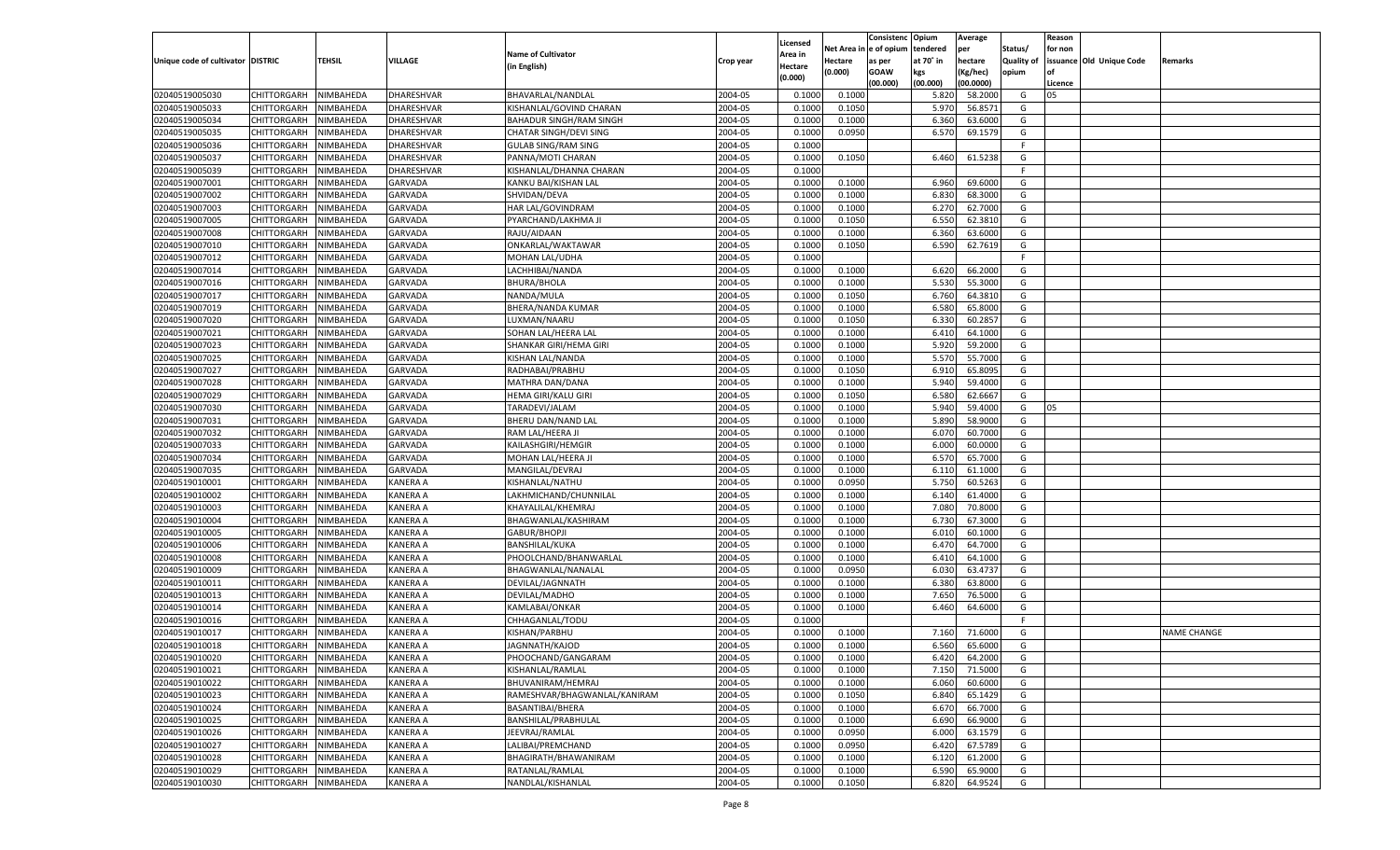| Unique code of cultivator | DISTRIC | TEHSIL | VILLAGE | Name of Cultivator (in English) | Crop year | Licensed Area in Hectare (0.000) | Net Area in Hectare (0.000) | Consistenc e of opium as per GOAW (00.000) | Opium tendered at 70˚ in kgs (00.000) | Average per hectare (Kg/hec) (00.0000) | Status/ Quality of opium | Reason for non issuance of Licence | Old Unique Code | Remarks |
|---|---|---|---|---|---|---|---|---|---|---|---|---|---|---|
| 02040519005030 | CHITTORGARH | NIMBAHEDA | DHARESHVAR | BHAVARLAL/NANDLAL | 2004-05 | 0.1000 | 0.1000 | | 5.820 | 58.2000 | G | 05 | | |
| 02040519005033 | CHITTORGARH | NIMBAHEDA | DHARESHVAR | KISHANLAL/GOVIND CHARAN | 2004-05 | 0.1000 | 0.1050 | | 5.970 | 56.8571 | G | | | |
| 02040519005034 | CHITTORGARH | NIMBAHEDA | DHARESHVAR | BAHADUR SINGH/RAM SINGH | 2004-05 | 0.1000 | 0.1000 | | 6.360 | 63.6000 | G | | | |
| 02040519005035 | CHITTORGARH | NIMBAHEDA | DHARESHVAR | CHATAR SINGH/DEVI SING | 2004-05 | 0.1000 | 0.0950 | | 6.570 | 69.1579 | G | | | |
| 02040519005036 | CHITTORGARH | NIMBAHEDA | DHARESHVAR | GULAB SING/RAM SING | 2004-05 | 0.1000 | | | | | F | | | |
| 02040519005037 | CHITTORGARH | NIMBAHEDA | DHARESHVAR | PANNA/MOTI CHARAN | 2004-05 | 0.1000 | 0.1050 | | 6.460 | 61.5238 | G | | | |
| 02040519005039 | CHITTORGARH | NIMBAHEDA | DHARESHVAR | KISHANLAL/DHANNA CHARAN | 2004-05 | 0.1000 | | | | | F | | | |
| 02040519007001 | CHITTORGARH | NIMBAHEDA | GARVADA | KANKU BAI/KISHAN LAL | 2004-05 | 0.1000 | 0.1000 | | 6.960 | 69.6000 | G | | | |
| 02040519007002 | CHITTORGARH | NIMBAHEDA | GARVADA | SHVIDAN/DEVA | 2004-05 | 0.1000 | 0.1000 | | 6.830 | 68.3000 | G | | | |
| 02040519007003 | CHITTORGARH | NIMBAHEDA | GARVADA | HAR LAL/GOVINDRAM | 2004-05 | 0.1000 | 0.1000 | | 6.270 | 62.7000 | G | | | |
| 02040519007005 | CHITTORGARH | NIMBAHEDA | GARVADA | PYARCHAND/LAKHMA JI | 2004-05 | 0.1000 | 0.1050 | | 6.550 | 62.3810 | G | | | |
| 02040519007008 | CHITTORGARH | NIMBAHEDA | GARVADA | RAJU/AIDAAN | 2004-05 | 0.1000 | 0.1000 | | 6.360 | 63.6000 | G | | | |
| 02040519007010 | CHITTORGARH | NIMBAHEDA | GARVADA | ONKARLAL/WAKTAWAR | 2004-05 | 0.1000 | 0.1050 | | 6.590 | 62.7619 | G | | | |
| 02040519007012 | CHITTORGARH | NIMBAHEDA | GARVADA | MOHAN LAL/UDHA | 2004-05 | 0.1000 | | | | | F | | | |
| 02040519007014 | CHITTORGARH | NIMBAHEDA | GARVADA | LACHHIBAI/NANDA | 2004-05 | 0.1000 | 0.1000 | | 6.620 | 66.2000 | G | | | |
| 02040519007016 | CHITTORGARH | NIMBAHEDA | GARVADA | BHURA/BHOLA | 2004-05 | 0.1000 | 0.1000 | | 5.530 | 55.3000 | G | | | |
| 02040519007017 | CHITTORGARH | NIMBAHEDA | GARVADA | NANDA/MULA | 2004-05 | 0.1000 | 0.1050 | | 6.760 | 64.3810 | G | | | |
| 02040519007019 | CHITTORGARH | NIMBAHEDA | GARVADA | BHERA/NANDA KUMAR | 2004-05 | 0.1000 | 0.1000 | | 6.580 | 65.8000 | G | | | |
| 02040519007020 | CHITTORGARH | NIMBAHEDA | GARVADA | LUXMAN/NAARU | 2004-05 | 0.1000 | 0.1050 | | 6.330 | 60.2857 | G | | | |
| 02040519007021 | CHITTORGARH | NIMBAHEDA | GARVADA | SOHAN LAL/HEERA LAL | 2004-05 | 0.1000 | 0.1000 | | 6.410 | 64.1000 | G | | | |
| 02040519007023 | CHITTORGARH | NIMBAHEDA | GARVADA | SHANKAR GIRI/HEMA GIRI | 2004-05 | 0.1000 | 0.1000 | | 5.920 | 59.2000 | G | | | |
| 02040519007025 | CHITTORGARH | NIMBAHEDA | GARVADA | KISHAN LAL/NANDA | 2004-05 | 0.1000 | 0.1000 | | 5.570 | 55.7000 | G | | | |
| 02040519007027 | CHITTORGARH | NIMBAHEDA | GARVADA | RADHABAI/PRABHU | 2004-05 | 0.1000 | 0.1050 | | 6.910 | 65.8095 | G | | | |
| 02040519007028 | CHITTORGARH | NIMBAHEDA | GARVADA | MATHRA DAN/DANA | 2004-05 | 0.1000 | 0.1000 | | 5.940 | 59.4000 | G | | | |
| 02040519007029 | CHITTORGARH | NIMBAHEDA | GARVADA | HEMA GIRI/KALU GIRI | 2004-05 | 0.1000 | 0.1050 | | 6.580 | 62.6667 | G | | | |
| 02040519007030 | CHITTORGARH | NIMBAHEDA | GARVADA | TARADEVI/JALAM | 2004-05 | 0.1000 | 0.1000 | | 5.940 | 59.4000 | G | 05 | | |
| 02040519007031 | CHITTORGARH | NIMBAHEDA | GARVADA | BHERU DAN/NAND LAL | 2004-05 | 0.1000 | 0.1000 | | 5.890 | 58.9000 | G | | | |
| 02040519007032 | CHITTORGARH | NIMBAHEDA | GARVADA | RAM LAL/HEERA JI | 2004-05 | 0.1000 | 0.1000 | | 6.070 | 60.7000 | G | | | |
| 02040519007033 | CHITTORGARH | NIMBAHEDA | GARVADA | KAILASHGIRI/HEMGIR | 2004-05 | 0.1000 | 0.1000 | | 6.000 | 60.0000 | G | | | |
| 02040519007034 | CHITTORGARH | NIMBAHEDA | GARVADA | MOHAN LAL/HEERA JI | 2004-05 | 0.1000 | 0.1000 | | 6.570 | 65.7000 | G | | | |
| 02040519007035 | CHITTORGARH | NIMBAHEDA | GARVADA | MANGILAL/DEVRAJ | 2004-05 | 0.1000 | 0.1000 | | 6.110 | 61.1000 | G | | | |
| 02040519010001 | CHITTORGARH | NIMBAHEDA | KANERA A | KISHANLAL/NATHU | 2004-05 | 0.1000 | 0.0950 | | 5.750 | 60.5263 | G | | | |
| 02040519010002 | CHITTORGARH | NIMBAHEDA | KANERA A | LAKHMICHAND/CHUNNILAL | 2004-05 | 0.1000 | 0.1000 | | 6.140 | 61.4000 | G | | | |
| 02040519010003 | CHITTORGARH | NIMBAHEDA | KANERA A | KHAYALILAL/KHEMRAJ | 2004-05 | 0.1000 | 0.1000 | | 7.080 | 70.8000 | G | | | |
| 02040519010004 | CHITTORGARH | NIMBAHEDA | KANERA A | BHAGWANLAL/KASHIRAM | 2004-05 | 0.1000 | 0.1000 | | 6.730 | 67.3000 | G | | | |
| 02040519010005 | CHITTORGARH | NIMBAHEDA | KANERA A | GABUR/BHOPJI | 2004-05 | 0.1000 | 0.1000 | | 6.010 | 60.1000 | G | | | |
| 02040519010006 | CHITTORGARH | NIMBAHEDA | KANERA A | BANSHILAL/KUKA | 2004-05 | 0.1000 | 0.1000 | | 6.470 | 64.7000 | G | | | |
| 02040519010008 | CHITTORGARH | NIMBAHEDA | KANERA A | PHOOLCHAND/BHANWARLAL | 2004-05 | 0.1000 | 0.1000 | | 6.410 | 64.1000 | G | | | |
| 02040519010009 | CHITTORGARH | NIMBAHEDA | KANERA A | BHAGWANLAL/NANALAL | 2004-05 | 0.1000 | 0.0950 | | 6.030 | 63.4737 | G | | | |
| 02040519010011 | CHITTORGARH | NIMBAHEDA | KANERA A | DEVILAL/JAGNNATH | 2004-05 | 0.1000 | 0.1000 | | 6.380 | 63.8000 | G | | | |
| 02040519010013 | CHITTORGARH | NIMBAHEDA | KANERA A | DEVILAL/MADHO | 2004-05 | 0.1000 | 0.1000 | | 7.650 | 76.5000 | G | | | |
| 02040519010014 | CHITTORGARH | NIMBAHEDA | KANERA A | KAMLABAI/ONKAR | 2004-05 | 0.1000 | 0.1000 | | 6.460 | 64.6000 | G | | | |
| 02040519010016 | CHITTORGARH | NIMBAHEDA | KANERA A | CHHAGANLAL/TODU | 2004-05 | 0.1000 | | | | | F | | | |
| 02040519010017 | CHITTORGARH | NIMBAHEDA | KANERA A | KISHAN/PARBHU | 2004-05 | 0.1000 | 0.1000 | | 7.160 | 71.6000 | G | | | NAME CHANGE |
| 02040519010018 | CHITTORGARH | NIMBAHEDA | KANERA A | JAGNNATH/KAJOD | 2004-05 | 0.1000 | 0.1000 | | 6.560 | 65.6000 | G | | | |
| 02040519010020 | CHITTORGARH | NIMBAHEDA | KANERA A | PHOOCHAND/GANGARAM | 2004-05 | 0.1000 | 0.1000 | | 6.420 | 64.2000 | G | | | |
| 02040519010021 | CHITTORGARH | NIMBAHEDA | KANERA A | KISHANLAL/RAMLAL | 2004-05 | 0.1000 | 0.1000 | | 7.150 | 71.5000 | G | | | |
| 02040519010022 | CHITTORGARH | NIMBAHEDA | KANERA A | BHUVANIRAM/HEMRAJ | 2004-05 | 0.1000 | 0.1000 | | 6.060 | 60.6000 | G | | | |
| 02040519010023 | CHITTORGARH | NIMBAHEDA | KANERA A | RAMESHVAR/BHAGWANLAL/KANIRAM | 2004-05 | 0.1000 | 0.1050 | | 6.840 | 65.1429 | G | | | |
| 02040519010024 | CHITTORGARH | NIMBAHEDA | KANERA A | BASANTIBAI/BHERA | 2004-05 | 0.1000 | 0.1000 | | 6.670 | 66.7000 | G | | | |
| 02040519010025 | CHITTORGARH | NIMBAHEDA | KANERA A | BANSHILAL/PRABHULAL | 2004-05 | 0.1000 | 0.1000 | | 6.690 | 66.9000 | G | | | |
| 02040519010026 | CHITTORGARH | NIMBAHEDA | KANERA A | JEEVRAJ/RAMLAL | 2004-05 | 0.1000 | 0.0950 | | 6.000 | 63.1579 | G | | | |
| 02040519010027 | CHITTORGARH | NIMBAHEDA | KANERA A | LALIBAI/PREMCHAND | 2004-05 | 0.1000 | 0.0950 | | 6.420 | 67.5789 | G | | | |
| 02040519010028 | CHITTORGARH | NIMBAHEDA | KANERA A | BHAGIRATH/BHAWANIRAM | 2004-05 | 0.1000 | 0.1000 | | 6.120 | 61.2000 | G | | | |
| 02040519010029 | CHITTORGARH | NIMBAHEDA | KANERA A | RATANLAL/RAMLAL | 2004-05 | 0.1000 | 0.1000 | | 6.590 | 65.9000 | G | | | |
| 02040519010030 | CHITTORGARH | NIMBAHEDA | KANERA A | NANDLAL/KISHANLAL | 2004-05 | 0.1000 | 0.1050 | | 6.820 | 64.9524 | G | | | |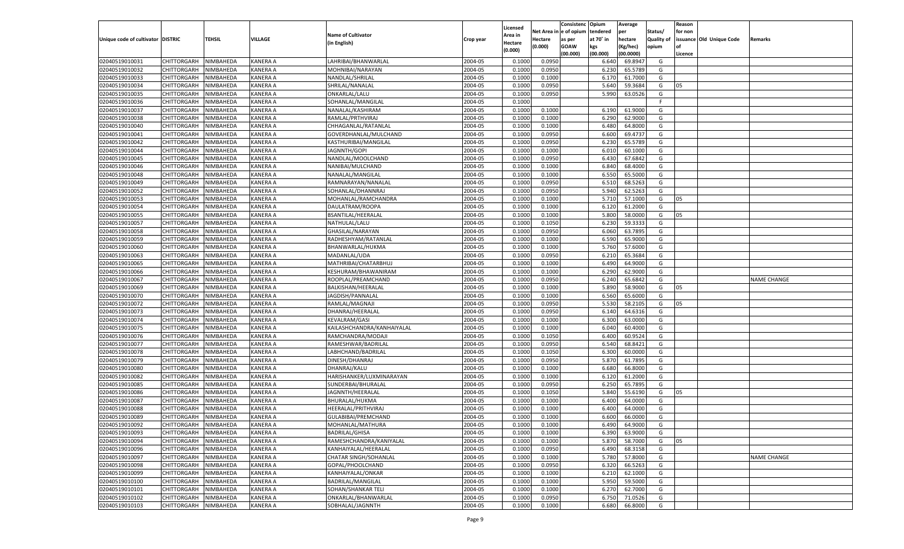| Unique code of cultivator | DISTRIC | TEHSIL | VILLAGE | Name of Cultivator (in English) | Crop year | Licensed Area in Hectare (0.000) | Net Area in Hectare (0.000) | Consistenc e of opium as per GOAW (00.000) | Opium tendered at 70° in kgs (00.000) | Average per hectare (Kg/hec) (00.0000) | Status/ Quality of opium | Reason for non issuance of Licence | Old Unique Code | Remarks |
|---|---|---|---|---|---|---|---|---|---|---|---|---|---|---|
| 02040519010031 | CHITTORGARH | NIMBAHEDA | KANERA A | LAHRIBAI/BHANWARLAL | 2004-05 | 0.1000 | 0.0950 | | 6.640 | 69.8947 | G | | | |
| 02040519010032 | CHITTORGARH | NIMBAHEDA | KANERA A | MOHNIBAI/NARAYAN | 2004-05 | 0.1000 | 0.0950 | | 6.230 | 65.5789 | G | | | |
| 02040519010033 | CHITTORGARH | NIMBAHEDA | KANERA A | NANDLAL/SHRILAL | 2004-05 | 0.1000 | 0.1000 | | 6.170 | 61.7000 | G | | | |
| 02040519010034 | CHITTORGARH | NIMBAHEDA | KANERA A | SHRILAL/NANALAL | 2004-05 | 0.1000 | 0.0950 | | 5.640 | 59.3684 | G | 05 | | |
| 02040519010035 | CHITTORGARH | NIMBAHEDA | KANERA A | ONKARLAL/LALU | 2004-05 | 0.1000 | 0.0950 | | 5.990 | 63.0526 | G | | | |
| 02040519010036 | CHITTORGARH | NIMBAHEDA | KANERA A | SOHANLAL/MANGILAL | 2004-05 | 0.1000 | | | | | F | | | |
| 02040519010037 | CHITTORGARH | NIMBAHEDA | KANERA A | NANALAL/KASHIRAM | 2004-05 | 0.1000 | 0.1000 | | 6.190 | 61.9000 | G | | | |
| 02040519010038 | CHITTORGARH | NIMBAHEDA | KANERA A | RAMLAL/PRTHVIRAJ | 2004-05 | 0.1000 | 0.1000 | | 6.290 | 62.9000 | G | | | |
| 02040519010040 | CHITTORGARH | NIMBAHEDA | KANERA A | CHHAGANLAL/RATANLAL | 2004-05 | 0.1000 | 0.1000 | | 6.480 | 64.8000 | G | | | |
| 02040519010041 | CHITTORGARH | NIMBAHEDA | KANERA A | GOVERDHANLAL/MULCHAND | 2004-05 | 0.1000 | 0.0950 | | 6.600 | 69.4737 | G | | | |
| 02040519010042 | CHITTORGARH | NIMBAHEDA | KANERA A | KASTHURIBAI/MANGILAL | 2004-05 | 0.1000 | 0.0950 | | 6.230 | 65.5789 | G | | | |
| 02040519010044 | CHITTORGARH | NIMBAHEDA | KANERA A | JAGNNTH/GOPI | 2004-05 | 0.1000 | 0.1000 | | 6.010 | 60.1000 | G | | | |
| 02040519010045 | CHITTORGARH | NIMBAHEDA | KANERA A | NANDLAL/MOOLCHAND | 2004-05 | 0.1000 | 0.0950 | | 6.430 | 67.6842 | G | | | |
| 02040519010046 | CHITTORGARH | NIMBAHEDA | KANERA A | NANIBAI/MULCHAND | 2004-05 | 0.1000 | 0.1000 | | 6.840 | 68.4000 | G | | | |
| 02040519010048 | CHITTORGARH | NIMBAHEDA | KANERA A | NANALAL/MANGILAL | 2004-05 | 0.1000 | 0.1000 | | 6.550 | 65.5000 | G | | | |
| 02040519010049 | CHITTORGARH | NIMBAHEDA | KANERA A | RAMNARAYAN/NANALAL | 2004-05 | 0.1000 | 0.0950 | | 6.510 | 68.5263 | G | | | |
| 02040519010052 | CHITTORGARH | NIMBAHEDA | KANERA A | SOHANLAL/DHANNRAJ | 2004-05 | 0.1000 | 0.0950 | | 5.940 | 62.5263 | G | | | |
| 02040519010053 | CHITTORGARH | NIMBAHEDA | KANERA A | MOHANLAL/RAMCHANDRA | 2004-05 | 0.1000 | 0.1000 | | 5.710 | 57.1000 | G | 05 | | |
| 02040519010054 | CHITTORGARH | NIMBAHEDA | KANERA A | DAULATRAM/ROOPA | 2004-05 | 0.1000 | 0.1000 | | 6.120 | 61.2000 | G | | | |
| 02040519010055 | CHITTORGARH | NIMBAHEDA | KANERA A | BSANTILAL/HEERALAL | 2004-05 | 0.1000 | 0.1000 | | 5.800 | 58.0000 | G | 05 | | |
| 02040519010057 | CHITTORGARH | NIMBAHEDA | KANERA A | NATHULAL/LALU | 2004-05 | 0.1000 | 0.1050 | | 6.230 | 59.3333 | G | | | |
| 02040519010058 | CHITTORGARH | NIMBAHEDA | KANERA A | GHASILAL/NARAYAN | 2004-05 | 0.1000 | 0.0950 | | 6.060 | 63.7895 | G | | | |
| 02040519010059 | CHITTORGARH | NIMBAHEDA | KANERA A | RADHESHYAM/RATANLAL | 2004-05 | 0.1000 | 0.1000 | | 6.590 | 65.9000 | G | | | |
| 02040519010060 | CHITTORGARH | NIMBAHEDA | KANERA A | BHANWARLAL/HUKMA | 2004-05 | 0.1000 | 0.1000 | | 5.760 | 57.6000 | G | | | |
| 02040519010063 | CHITTORGARH | NIMBAHEDA | KANERA A | MADANLAL/UDA | 2004-05 | 0.1000 | 0.0950 | | 6.210 | 65.3684 | G | | | |
| 02040519010065 | CHITTORGARH | NIMBAHEDA | KANERA A | MATHRIBAI/CHATARBHUJ | 2004-05 | 0.1000 | 0.1000 | | 6.490 | 64.9000 | G | | | |
| 02040519010066 | CHITTORGARH | NIMBAHEDA | KANERA A | KESHURAM/BHAWANIRAM | 2004-05 | 0.1000 | 0.1000 | | 6.290 | 62.9000 | G | | | |
| 02040519010067 | CHITTORGARH | NIMBAHEDA | KANERA A | ROOPLAL/PREAMCHAND | 2004-05 | 0.1000 | 0.0950 | | 6.240 | 65.6842 | G | | | NAME CHANGE |
| 02040519010069 | CHITTORGARH | NIMBAHEDA | KANERA A | BALKISHAN/HEERALAL | 2004-05 | 0.1000 | 0.1000 | | 5.890 | 58.9000 | G | 05 | | |
| 02040519010070 | CHITTORGARH | NIMBAHEDA | KANERA A | JAGDISH/PANNALAL | 2004-05 | 0.1000 | 0.1000 | | 6.560 | 65.6000 | G | | | |
| 02040519010072 | CHITTORGARH | NIMBAHEDA | KANERA A | RAMLAL/MAGNAJI | 2004-05 | 0.1000 | 0.0950 | | 5.530 | 58.2105 | G | 05 | | |
| 02040519010073 | CHITTORGARH | NIMBAHEDA | KANERA A | DHANRAJ/HEERALAL | 2004-05 | 0.1000 | 0.0950 | | 6.140 | 64.6316 | G | | | |
| 02040519010074 | CHITTORGARH | NIMBAHEDA | KANERA A | KEVALRAM/GASI | 2004-05 | 0.1000 | 0.1000 | | 6.300 | 63.0000 | G | | | |
| 02040519010075 | CHITTORGARH | NIMBAHEDA | KANERA A | KAILASHCHANDRA/KANHAIYALAL | 2004-05 | 0.1000 | 0.1000 | | 6.040 | 60.4000 | G | | | |
| 02040519010076 | CHITTORGARH | NIMBAHEDA | KANERA A | RAMCHANDRA/MODAJI | 2004-05 | 0.1000 | 0.1050 | | 6.400 | 60.9524 | G | | | |
| 02040519010077 | CHITTORGARH | NIMBAHEDA | KANERA A | RAMESHWAR/BADRILAL | 2004-05 | 0.1000 | 0.0950 | | 6.540 | 68.8421 | G | | | |
| 02040519010078 | CHITTORGARH | NIMBAHEDA | KANERA A | LABHCHAND/BADRILAL | 2004-05 | 0.1000 | 0.1050 | | 6.300 | 60.0000 | G | | | |
| 02040519010079 | CHITTORGARH | NIMBAHEDA | KANERA A | DINESH/DHANRAJ | 2004-05 | 0.1000 | 0.0950 | | 5.870 | 61.7895 | G | | | |
| 02040519010080 | CHITTORGARH | NIMBAHEDA | KANERA A | DHANRAJ/KALU | 2004-05 | 0.1000 | 0.1000 | | 6.680 | 66.8000 | G | | | |
| 02040519010082 | CHITTORGARH | NIMBAHEDA | KANERA A | HARISHANKER/LUXMINARAYAN | 2004-05 | 0.1000 | 0.1000 | | 6.120 | 61.2000 | G | | | |
| 02040519010085 | CHITTORGARH | NIMBAHEDA | KANERA A | SUNDERBAI/BHURALAL | 2004-05 | 0.1000 | 0.0950 | | 6.250 | 65.7895 | G | | | |
| 02040519010086 | CHITTORGARH | NIMBAHEDA | KANERA A | JAGNNTH/HEERALAL | 2004-05 | 0.1000 | 0.1050 | | 5.840 | 55.6190 | G | 05 | | |
| 02040519010087 | CHITTORGARH | NIMBAHEDA | KANERA A | BHURALAL/HUKMA | 2004-05 | 0.1000 | 0.1000 | | 6.400 | 64.0000 | G | | | |
| 02040519010088 | CHITTORGARH | NIMBAHEDA | KANERA A | HEERALAL/PRITHVIRAJ | 2004-05 | 0.1000 | 0.1000 | | 6.400 | 64.0000 | G | | | |
| 02040519010089 | CHITTORGARH | NIMBAHEDA | KANERA A | GULABIBAI/PREMCHAND | 2004-05 | 0.1000 | 0.1000 | | 6.600 | 66.0000 | G | | | |
| 02040519010092 | CHITTORGARH | NIMBAHEDA | KANERA A | MOHANLAL/MATHURA | 2004-05 | 0.1000 | 0.1000 | | 6.490 | 64.9000 | G | | | |
| 02040519010093 | CHITTORGARH | NIMBAHEDA | KANERA A | BADRILAL/GHISA | 2004-05 | 0.1000 | 0.1000 | | 6.390 | 63.9000 | G | | | |
| 02040519010094 | CHITTORGARH | NIMBAHEDA | KANERA A | RAMESHCHANDRA/KANIYALAL | 2004-05 | 0.1000 | 0.1000 | | 5.870 | 58.7000 | G | 05 | | |
| 02040519010096 | CHITTORGARH | NIMBAHEDA | KANERA A | KANHAIYALAL/HEERALAL | 2004-05 | 0.1000 | 0.0950 | | 6.490 | 68.3158 | G | | | |
| 02040519010097 | CHITTORGARH | NIMBAHEDA | KANERA A | CHATAR SINGH/SOHANLAL | 2004-05 | 0.1000 | 0.1000 | | 5.780 | 57.8000 | G | | | NAME CHANGE |
| 02040519010098 | CHITTORGARH | NIMBAHEDA | KANERA A | GOPAL/PHOOLCHAND | 2004-05 | 0.1000 | 0.0950 | | 6.320 | 66.5263 | G | | | |
| 02040519010099 | CHITTORGARH | NIMBAHEDA | KANERA A | KANHAIYALAL/ONKAR | 2004-05 | 0.1000 | 0.1000 | | 6.210 | 62.1000 | G | | | |
| 02040519010100 | CHITTORGARH | NIMBAHEDA | KANERA A | BADRILAL/MANGILAL | 2004-05 | 0.1000 | 0.1000 | | 5.950 | 59.5000 | G | | | |
| 02040519010101 | CHITTORGARH | NIMBAHEDA | KANERA A | SOHAN/SHANKAR TELI | 2004-05 | 0.1000 | 0.1000 | | 6.270 | 62.7000 | G | | | |
| 02040519010102 | CHITTORGARH | NIMBAHEDA | KANERA A | ONKARLAL/BHANWARLAL | 2004-05 | 0.1000 | 0.0950 | | 6.750 | 71.0526 | G | | | |
| 02040519010103 | CHITTORGARH | NIMBAHEDA | KANERA A | SOBHALAL/JAGNNTH | 2004-05 | 0.1000 | 0.1000 | | 6.680 | 66.8000 | G | | | |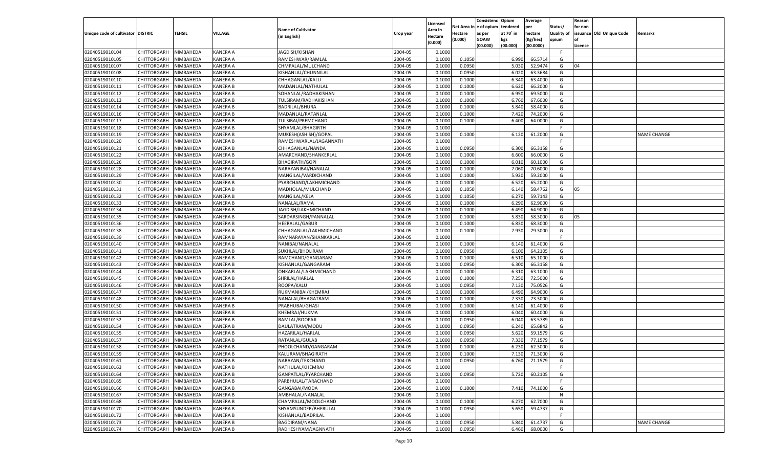| Unique code of cultivator | DISTRIC | TEHSIL | VILLAGE | Name of Cultivator (in English) | Crop year | Licensed Area in Hectare (0.000) | Net Area in Hectare (0.000) | Consistenc e of opium as per GOAW (00.000) | Opium tendered at 70° in kgs (00.000) | Average per hectare (Kg/hec) (00.0000) | Status/ Quality of opium | Reason for non issuance of Licence | Old Unique Code | Remarks |
|---|---|---|---|---|---|---|---|---|---|---|---|---|---|---|
| 02040519010104 | CHITTORGARH | NIMBAHEDA | KANERA A | JAGDISH/KISHAN | 2004-05 | 0.1000 | | | | | F | | | |
| 02040519010105 | CHITTORGARH | NIMBAHEDA | KANERA A | RAMESHWAR/RAMLAL | 2004-05 | 0.1000 | 0.1050 | | 6.990 | 66.5714 | G | | | |
| 02040519010107 | CHITTORGARH | NIMBAHEDA | KANERA A | CHMPALAL/MULCHAND | 2004-05 | 0.1000 | 0.0950 | | 5.030 | 52.9474 | G | 04 | | |
| 02040519010108 | CHITTORGARH | NIMBAHEDA | KANERA A | KISHANLAL/CHUNNILAL | 2004-05 | 0.1000 | 0.0950 | | 6.020 | 63.3684 | G | | | |
| 02040519010110 | CHITTORGARH | NIMBAHEDA | KANERA B | CHHAGANLAL/KALU | 2004-05 | 0.1000 | 0.1000 | | 6.340 | 63.4000 | G | | | |
| 02040519010111 | CHITTORGARH | NIMBAHEDA | KANERA B | MADANLAL/NATHULAL | 2004-05 | 0.1000 | 0.1000 | | 6.620 | 66.2000 | G | | | |
| 02040519010112 | CHITTORGARH | NIMBAHEDA | KANERA B | SOHANLAL/RADHAKISHAN | 2004-05 | 0.1000 | 0.1000 | | 6.950 | 69.5000 | G | | | |
| 02040519010113 | CHITTORGARH | NIMBAHEDA | KANERA B | TULSIRAM/RADHAKISHAN | 2004-05 | 0.1000 | 0.1000 | | 6.760 | 67.6000 | G | | | |
| 02040519010114 | CHITTORGARH | NIMBAHEDA | KANERA B | BADRILAL/BHURA | 2004-05 | 0.1000 | 0.1000 | | 5.840 | 58.4000 | G | | | |
| 02040519010116 | CHITTORGARH | NIMBAHEDA | KANERA B | MADANLAL/RATANLAL | 2004-05 | 0.1000 | 0.1000 | | 7.420 | 74.2000 | G | | | |
| 02040519010117 | CHITTORGARH | NIMBAHEDA | KANERA B | TULSIBAI/PREMCHAND | 2004-05 | 0.1000 | 0.1000 | | 6.400 | 64.0000 | G | | | |
| 02040519010118 | CHITTORGARH | NIMBAHEDA | KANERA B | SHYAMLAL/BHAGIRTH | 2004-05 | 0.1000 | | | | | F | | | |
| 02040519010119 | CHITTORGARH | NIMBAHEDA | KANERA B | MUKESH(ASHISH)/GOPAL | 2004-05 | 0.1000 | 0.1000 | | 6.120 | 61.2000 | G | | | NAME CHANGE |
| 02040519010120 | CHITTORGARH | NIMBAHEDA | KANERA B | RAMESHWARLAL/JAGANNATH | 2004-05 | 0.1000 | | | | | F | | | |
| 02040519010121 | CHITTORGARH | NIMBAHEDA | KANERA B | CHHAGANLAL/NANDA | 2004-05 | 0.1000 | 0.0950 | | 6.300 | 66.3158 | G | | | |
| 02040519010122 | CHITTORGARH | NIMBAHEDA | KANERA B | AMARCHAND/SHANKERLAL | 2004-05 | 0.1000 | 0.1000 | | 6.600 | 66.0000 | G | | | |
| 02040519010126 | CHITTORGARH | NIMBAHEDA | KANERA B | BHAGIRATH/GOPI | 2004-05 | 0.1000 | 0.1000 | | 6.010 | 60.1000 | G | | | |
| 02040519010128 | CHITTORGARH | NIMBAHEDA | KANERA B | NARAYANIBAI/NANALAL | 2004-05 | 0.1000 | 0.1000 | | 7.060 | 70.6000 | G | | | |
| 02040519010129 | CHITTORGARH | NIMBAHEDA | KANERA B | MANGILAL/VARDICHAND | 2004-05 | 0.1000 | 0.1000 | | 5.920 | 59.2000 | G | | | |
| 02040519010130 | CHITTORGARH | NIMBAHEDA | KANERA B | PYARCHAND/LAKHMICHAND | 2004-05 | 0.1000 | 0.1000 | | 6.520 | 65.2000 | G | | | |
| 02040519010131 | CHITTORGARH | NIMBAHEDA | KANERA B | MADHOLAL/MULCHAND | 2004-05 | 0.1000 | 0.1050 | | 6.140 | 58.4762 | G | 05 | | |
| 02040519010132 | CHITTORGARH | NIMBAHEDA | KANERA B | MANGILAL/KELA | 2004-05 | 0.1000 | 0.1050 | | 6.270 | 59.7143 | G | | | |
| 02040519010133 | CHITTORGARH | NIMBAHEDA | KANERA B | NANALAL/RAMA | 2004-05 | 0.1000 | 0.1000 | | 6.290 | 62.9000 | G | | | |
| 02040519010134 | CHITTORGARH | NIMBAHEDA | KANERA B | JAGDISH/LAKHMICHAND | 2004-05 | 0.1000 | 0.1000 | | 6.490 | 64.9000 | G | | | |
| 02040519010135 | CHITTORGARH | NIMBAHEDA | KANERA B | SARDARSINGH/PANNALAL | 2004-05 | 0.1000 | 0.1000 | | 5.830 | 58.3000 | G | 05 | | |
| 02040519010136 | CHITTORGARH | NIMBAHEDA | KANERA B | HEERALAL/GABUR | 2004-05 | 0.1000 | 0.1000 | | 6.830 | 68.3000 | G | | | |
| 02040519010138 | CHITTORGARH | NIMBAHEDA | KANERA B | CHHAGANLAL/LAKHMICHAND | 2004-05 | 0.1000 | 0.1000 | | 7.930 | 79.3000 | G | | | |
| 02040519010139 | CHITTORGARH | NIMBAHEDA | KANERA B | RAMNARAYAN/SHANKARLAL | 2004-05 | 0.1000 | | | | | F | | | |
| 02040519010140 | CHITTORGARH | NIMBAHEDA | KANERA B | NANIBAI/NANALAL | 2004-05 | 0.1000 | 0.1000 | | 6.140 | 61.4000 | G | | | |
| 02040519010141 | CHITTORGARH | NIMBAHEDA | KANERA B | SUKHLAL/BHOLIRAM | 2004-05 | 0.1000 | 0.0950 | | 6.100 | 64.2105 | G | | | |
| 02040519010142 | CHITTORGARH | NIMBAHEDA | KANERA B | RAMCHAND/GANGARAM | 2004-05 | 0.1000 | 0.1000 | | 6.510 | 65.1000 | G | | | |
| 02040519010143 | CHITTORGARH | NIMBAHEDA | KANERA B | KISHANLAL/GANGARAM | 2004-05 | 0.1000 | 0.0950 | | 6.300 | 66.3158 | G | | | |
| 02040519010144 | CHITTORGARH | NIMBAHEDA | KANERA B | ONKARLAL/LAKHMICHAND | 2004-05 | 0.1000 | 0.1000 | | 6.310 | 63.1000 | G | | | |
| 02040519010145 | CHITTORGARH | NIMBAHEDA | KANERA B | SHRILAL/HARLAL | 2004-05 | 0.1000 | 0.1000 | | 7.250 | 72.5000 | G | | | |
| 02040519010146 | CHITTORGARH | NIMBAHEDA | KANERA B | ROOPA/KALU | 2004-05 | 0.1000 | 0.0950 | | 7.130 | 75.0526 | G | | | |
| 02040519010147 | CHITTORGARH | NIMBAHEDA | KANERA B | RUKMANIBAI/KHEMRAJ | 2004-05 | 0.1000 | 0.1000 | | 6.490 | 64.9000 | G | | | |
| 02040519010148 | CHITTORGARH | NIMBAHEDA | KANERA B | NANALAL/BHAGATRAM | 2004-05 | 0.1000 | 0.1000 | | 7.330 | 73.3000 | G | | | |
| 02040519010150 | CHITTORGARH | NIMBAHEDA | KANERA B | PRABHUBAI/GHASI | 2004-05 | 0.1000 | 0.1000 | | 6.140 | 61.4000 | G | | | |
| 02040519010151 | CHITTORGARH | NIMBAHEDA | KANERA B | KHEMRAJ/HUKMA | 2004-05 | 0.1000 | 0.1000 | | 6.040 | 60.4000 | G | | | |
| 02040519010152 | CHITTORGARH | NIMBAHEDA | KANERA B | RAMLAL/ROOPAJI | 2004-05 | 0.1000 | 0.0950 | | 6.040 | 63.5789 | G | | | |
| 02040519010154 | CHITTORGARH | NIMBAHEDA | KANERA B | DAULATRAM/MODU | 2004-05 | 0.1000 | 0.0950 | | 6.240 | 65.6842 | G | | | |
| 02040519010155 | CHITTORGARH | NIMBAHEDA | KANERA B | HAZARILAL/HARLAL | 2004-05 | 0.1000 | 0.0950 | | 5.620 | 59.1579 | G | | | |
| 02040519010157 | CHITTORGARH | NIMBAHEDA | KANERA B | RATANLAL/GULAB | 2004-05 | 0.1000 | 0.0950 | | 7.330 | 77.1579 | G | | | |
| 02040519010158 | CHITTORGARH | NIMBAHEDA | KANERA B | PHOOLCHAND/GANGARAM | 2004-05 | 0.1000 | 0.1000 | | 6.230 | 62.3000 | G | | | |
| 02040519010159 | CHITTORGARH | NIMBAHEDA | KANERA B | KALURAM/BHAGIRATH | 2004-05 | 0.1000 | 0.1000 | | 7.130 | 71.3000 | G | | | |
| 02040519010161 | CHITTORGARH | NIMBAHEDA | KANERA B | NARAYAN/TEKCHAND | 2004-05 | 0.1000 | 0.0950 | | 6.760 | 71.1579 | G | | | |
| 02040519010163 | CHITTORGARH | NIMBAHEDA | KANERA B | NATHULAL/KHEMRAJ | 2004-05 | 0.1000 | | | | | F | | | |
| 02040519010164 | CHITTORGARH | NIMBAHEDA | KANERA B | GANPATLAL/PYARCHAND | 2004-05 | 0.1000 | 0.0950 | | 5.720 | 60.2105 | G | | | |
| 02040519010165 | CHITTORGARH | NIMBAHEDA | KANERA B | PARBHULAL/TARACHAND | 2004-05 | 0.1000 | | | | | F | | | |
| 02040519010166 | CHITTORGARH | NIMBAHEDA | KANERA B | GANGABAI/MODA | 2004-05 | 0.1000 | 0.1000 | | 7.410 | 74.1000 | G | | | |
| 02040519010167 | CHITTORGARH | NIMBAHEDA | KANERA B | AMBHALAL/NANALAL | 2004-05 | 0.1000 | | | | | N | | | |
| 02040519010168 | CHITTORGARH | NIMBAHEDA | KANERA B | CHAMPALAL/MOOLCHAND | 2004-05 | 0.1000 | 0.1000 | | 6.270 | 62.7000 | G | | | |
| 02040519010170 | CHITTORGARH | NIMBAHEDA | KANERA B | SHYAMSUNDER/BHERULAL | 2004-05 | 0.1000 | 0.0950 | | 5.650 | 59.4737 | G | | | |
| 02040519010172 | CHITTORGARH | NIMBAHEDA | KANERA B | KISHANLAL/BADRILAL | 2004-05 | 0.1000 | | | | | F | | | |
| 02040519010173 | CHITTORGARH | NIMBAHEDA | KANERA B | BAGDIRAM/NANA | 2004-05 | 0.1000 | 0.0950 | | 5.840 | 61.4737 | G | | | NAME CHANGE |
| 02040519010174 | CHITTORGARH | NIMBAHEDA | KANERA B | RADHESHYAM/JAGNNATH | 2004-05 | 0.1000 | 0.0950 | | 6.460 | 68.0000 | G | | | |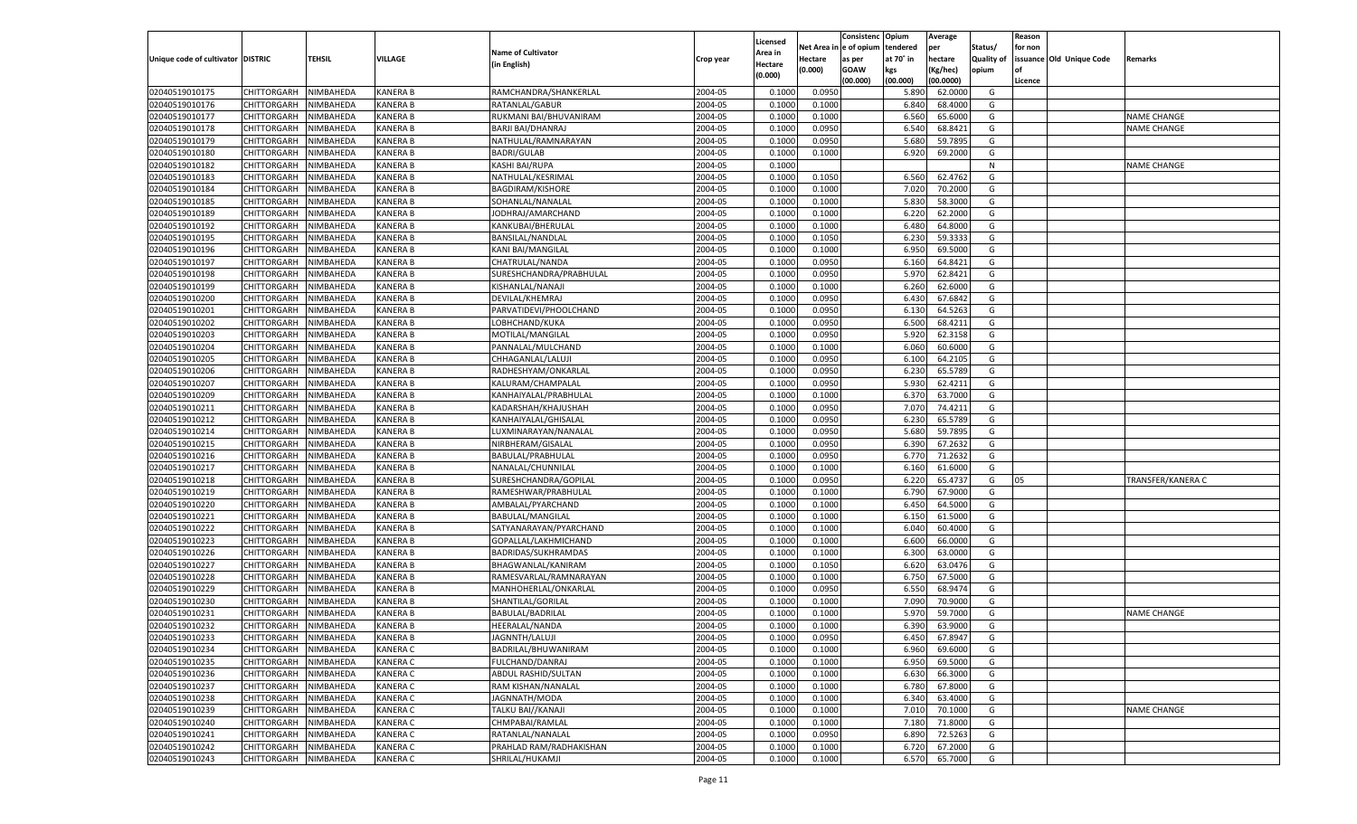| Unique code of cultivator | DISTRIC | TEHSIL | VILLAGE | Name of Cultivator (in English) | Crop year | Licensed Area in Hectare (0.000) | Net Area in Hectare (0.000) | Consistenc e of opium as per GOAW (00.000) | Opium tendered at 70° in kgs (00.000) | Average per hectare (Kg/hec) (00.0000) | Status/ Quality of opium | Reason for non issuance of Licence | Old Unique Code | Remarks |
|---|---|---|---|---|---|---|---|---|---|---|---|---|---|---|
| 02040519010175 | CHITTORGARH | NIMBAHEDA | KANERA B | RAMCHANDRA/SHANKERLAL | 2004-05 | 0.1000 | 0.0950 | | 5.890 | 62.0000 | G | | | |
| 02040519010176 | CHITTORGARH | NIMBAHEDA | KANERA B | RATANLAL/GABUR | 2004-05 | 0.1000 | 0.1000 | | 6.840 | 68.4000 | G | | | |
| 02040519010177 | CHITTORGARH | NIMBAHEDA | KANERA B | RUKMANI BAI/BHUVANIRAM | 2004-05 | 0.1000 | 0.1000 | | 6.560 | 65.6000 | G | | | NAME CHANGE |
| 02040519010178 | CHITTORGARH | NIMBAHEDA | KANERA B | BARJI BAI/DHANRAJ | 2004-05 | 0.1000 | 0.0950 | | 6.540 | 68.8421 | G | | | NAME CHANGE |
| 02040519010179 | CHITTORGARH | NIMBAHEDA | KANERA B | NATHULAL/RAMNARAYAN | 2004-05 | 0.1000 | 0.0950 | | 5.680 | 59.7895 | G | | | |
| 02040519010180 | CHITTORGARH | NIMBAHEDA | KANERA B | BADRI/GULAB | 2004-05 | 0.1000 | 0.1000 | | 6.920 | 69.2000 | G | | | |
| 02040519010182 | CHITTORGARH | NIMBAHEDA | KANERA B | KASHI BAI/RUPA | 2004-05 | 0.1000 | | | | | N | | | NAME CHANGE |
| 02040519010183 | CHITTORGARH | NIMBAHEDA | KANERA B | NATHULAL/KESRIMAL | 2004-05 | 0.1000 | 0.1050 | | 6.560 | 62.4762 | G | | | |
| 02040519010184 | CHITTORGARH | NIMBAHEDA | KANERA B | BAGDIRAM/KISHORE | 2004-05 | 0.1000 | 0.1000 | | 7.020 | 70.2000 | G | | | |
| 02040519010185 | CHITTORGARH | NIMBAHEDA | KANERA B | SOHANLAL/NANALAL | 2004-05 | 0.1000 | 0.1000 | | 5.830 | 58.3000 | G | | | |
| 02040519010189 | CHITTORGARH | NIMBAHEDA | KANERA B | JODHRAJ/AMARCHAND | 2004-05 | 0.1000 | 0.1000 | | 6.220 | 62.2000 | G | | | |
| 02040519010192 | CHITTORGARH | NIMBAHEDA | KANERA B | KANKUBAI/BHERULAL | 2004-05 | 0.1000 | 0.1000 | | 6.480 | 64.8000 | G | | | |
| 02040519010195 | CHITTORGARH | NIMBAHEDA | KANERA B | BANSILAL/NANDLAL | 2004-05 | 0.1000 | 0.1050 | | 6.230 | 59.3333 | G | | | |
| 02040519010196 | CHITTORGARH | NIMBAHEDA | KANERA B | KANI BAI/MANGILAL | 2004-05 | 0.1000 | 0.1000 | | 6.950 | 69.5000 | G | | | |
| 02040519010197 | CHITTORGARH | NIMBAHEDA | KANERA B | CHATRULAL/NANDA | 2004-05 | 0.1000 | 0.0950 | | 6.160 | 64.8421 | G | | | |
| 02040519010198 | CHITTORGARH | NIMBAHEDA | KANERA B | SURESHCHANDRA/PRABHULAL | 2004-05 | 0.1000 | 0.0950 | | 5.970 | 62.8421 | G | | | |
| 02040519010199 | CHITTORGARH | NIMBAHEDA | KANERA B | KISHANLAL/NANAJI | 2004-05 | 0.1000 | 0.1000 | | 6.260 | 62.6000 | G | | | |
| 02040519010200 | CHITTORGARH | NIMBAHEDA | KANERA B | DEVILAL/KHEMRAJ | 2004-05 | 0.1000 | 0.0950 | | 6.430 | 67.6842 | G | | | |
| 02040519010201 | CHITTORGARH | NIMBAHEDA | KANERA B | PARVATIDEVI/PHOOLCHAND | 2004-05 | 0.1000 | 0.0950 | | 6.130 | 64.5263 | G | | | |
| 02040519010202 | CHITTORGARH | NIMBAHEDA | KANERA B | LOBHCHAND/KUKA | 2004-05 | 0.1000 | 0.0950 | | 6.500 | 68.4211 | G | | | |
| 02040519010203 | CHITTORGARH | NIMBAHEDA | KANERA B | MOTILAL/MANGILAL | 2004-05 | 0.1000 | 0.0950 | | 5.920 | 62.3158 | G | | | |
| 02040519010204 | CHITTORGARH | NIMBAHEDA | KANERA B | PANNALAL/MULCHAND | 2004-05 | 0.1000 | 0.1000 | | 6.060 | 60.6000 | G | | | |
| 02040519010205 | CHITTORGARH | NIMBAHEDA | KANERA B | CHHAGANLAL/LALUJI | 2004-05 | 0.1000 | 0.0950 | | 6.100 | 64.2105 | G | | | |
| 02040519010206 | CHITTORGARH | NIMBAHEDA | KANERA B | RADHESHYAM/ONKARLAL | 2004-05 | 0.1000 | 0.0950 | | 6.230 | 65.5789 | G | | | |
| 02040519010207 | CHITTORGARH | NIMBAHEDA | KANERA B | KALURAM/CHAMPALAL | 2004-05 | 0.1000 | 0.0950 | | 5.930 | 62.4211 | G | | | |
| 02040519010209 | CHITTORGARH | NIMBAHEDA | KANERA B | KANHAIYALAL/PRABHULAL | 2004-05 | 0.1000 | 0.1000 | | 6.370 | 63.7000 | G | | | |
| 02040519010211 | CHITTORGARH | NIMBAHEDA | KANERA B | KADARSHAH/KHAJUSHAH | 2004-05 | 0.1000 | 0.0950 | | 7.070 | 74.4211 | G | | | |
| 02040519010212 | CHITTORGARH | NIMBAHEDA | KANERA B | KANHAIYALAL/GHISALAL | 2004-05 | 0.1000 | 0.0950 | | 6.230 | 65.5789 | G | | | |
| 02040519010214 | CHITTORGARH | NIMBAHEDA | KANERA B | LUXMINARAYAN/NANALAL | 2004-05 | 0.1000 | 0.0950 | | 5.680 | 59.7895 | G | | | |
| 02040519010215 | CHITTORGARH | NIMBAHEDA | KANERA B | NIRBHERAM/GISALAL | 2004-05 | 0.1000 | 0.0950 | | 6.390 | 67.2632 | G | | | |
| 02040519010216 | CHITTORGARH | NIMBAHEDA | KANERA B | BABULAL/PRABHULAL | 2004-05 | 0.1000 | 0.0950 | | 6.770 | 71.2632 | G | | | |
| 02040519010217 | CHITTORGARH | NIMBAHEDA | KANERA B | NANALAL/CHUNNILAL | 2004-05 | 0.1000 | 0.1000 | | 6.160 | 61.6000 | G | | | |
| 02040519010218 | CHITTORGARH | NIMBAHEDA | KANERA B | SURESHCHANDRA/GOPILAL | 2004-05 | 0.1000 | 0.0950 | | 6.220 | 65.4737 | G | 05 | | TRANSFER/KANERA C |
| 02040519010219 | CHITTORGARH | NIMBAHEDA | KANERA B | RAMESHWAR/PRABHULAL | 2004-05 | 0.1000 | 0.1000 | | 6.790 | 67.9000 | G | | | |
| 02040519010220 | CHITTORGARH | NIMBAHEDA | KANERA B | AMBALAL/PYARCHAND | 2004-05 | 0.1000 | 0.1000 | | 6.450 | 64.5000 | G | | | |
| 02040519010221 | CHITTORGARH | NIMBAHEDA | KANERA B | BABULAL/MANGILAL | 2004-05 | 0.1000 | 0.1000 | | 6.150 | 61.5000 | G | | | |
| 02040519010222 | CHITTORGARH | NIMBAHEDA | KANERA B | SATYANARAYAN/PYARCHAND | 2004-05 | 0.1000 | 0.1000 | | 6.040 | 60.4000 | G | | | |
| 02040519010223 | CHITTORGARH | NIMBAHEDA | KANERA B | GOPALLAL/LAKHMICHAND | 2004-05 | 0.1000 | 0.1000 | | 6.600 | 66.0000 | G | | | |
| 02040519010226 | CHITTORGARH | NIMBAHEDA | KANERA B | BADRIDAS/SUKHRAMDAS | 2004-05 | 0.1000 | 0.1000 | | 6.300 | 63.0000 | G | | | |
| 02040519010227 | CHITTORGARH | NIMBAHEDA | KANERA B | BHAGWANLAL/KANIRAM | 2004-05 | 0.1000 | 0.1050 | | 6.620 | 63.0476 | G | | | |
| 02040519010228 | CHITTORGARH | NIMBAHEDA | KANERA B | RAMESVARLAL/RAMNARAYAN | 2004-05 | 0.1000 | 0.1000 | | 6.750 | 67.5000 | G | | | |
| 02040519010229 | CHITTORGARH | NIMBAHEDA | KANERA B | MANHOHERLAL/ONKARLAL | 2004-05 | 0.1000 | 0.0950 | | 6.550 | 68.9474 | G | | | |
| 02040519010230 | CHITTORGARH | NIMBAHEDA | KANERA B | SHANTILAL/GORILAL | 2004-05 | 0.1000 | 0.1000 | | 7.090 | 70.9000 | G | | | |
| 02040519010231 | CHITTORGARH | NIMBAHEDA | KANERA B | BABULAL/BADRILAL | 2004-05 | 0.1000 | 0.1000 | | 5.970 | 59.7000 | G | | | NAME CHANGE |
| 02040519010232 | CHITTORGARH | NIMBAHEDA | KANERA B | HEERALAL/NANDA | 2004-05 | 0.1000 | 0.1000 | | 6.390 | 63.9000 | G | | | |
| 02040519010233 | CHITTORGARH | NIMBAHEDA | KANERA B | JAGNNTH/LALUJI | 2004-05 | 0.1000 | 0.0950 | | 6.450 | 67.8947 | G | | | |
| 02040519010234 | CHITTORGARH | NIMBAHEDA | KANERA C | BADRILAL/BHUWANIRAM | 2004-05 | 0.1000 | 0.1000 | | 6.960 | 69.6000 | G | | | |
| 02040519010235 | CHITTORGARH | NIMBAHEDA | KANERA C | FULCHAND/DANRAJ | 2004-05 | 0.1000 | 0.1000 | | 6.950 | 69.5000 | G | | | |
| 02040519010236 | CHITTORGARH | NIMBAHEDA | KANERA C | ABDUL RASHID/SULTAN | 2004-05 | 0.1000 | 0.1000 | | 6.630 | 66.3000 | G | | | |
| 02040519010237 | CHITTORGARH | NIMBAHEDA | KANERA C | RAM KISHAN/NANALAL | 2004-05 | 0.1000 | 0.1000 | | 6.780 | 67.8000 | G | | | |
| 02040519010238 | CHITTORGARH | NIMBAHEDA | KANERA C | JAGNNATH/MODA | 2004-05 | 0.1000 | 0.1000 | | 6.340 | 63.4000 | G | | | |
| 02040519010239 | CHITTORGARH | NIMBAHEDA | KANERA C | TALKU BAI//KANAJI | 2004-05 | 0.1000 | 0.1000 | | 7.010 | 70.1000 | G | | | NAME CHANGE |
| 02040519010240 | CHITTORGARH | NIMBAHEDA | KANERA C | CHMPABAI/RAMLAL | 2004-05 | 0.1000 | 0.1000 | | 7.180 | 71.8000 | G | | | |
| 02040519010241 | CHITTORGARH | NIMBAHEDA | KANERA C | RATANLAL/NANALAL | 2004-05 | 0.1000 | 0.0950 | | 6.890 | 72.5263 | G | | | |
| 02040519010242 | CHITTORGARH | NIMBAHEDA | KANERA C | PRAHLAD RAM/RADHAKISHAN | 2004-05 | 0.1000 | 0.1000 | | 6.720 | 67.2000 | G | | | |
| 02040519010243 | CHITTORGARH | NIMBAHEDA | KANERA C | SHRILAL/HUKAMJI | 2004-05 | 0.1000 | 0.1000 | | 6.570 | 65.7000 | G | | | |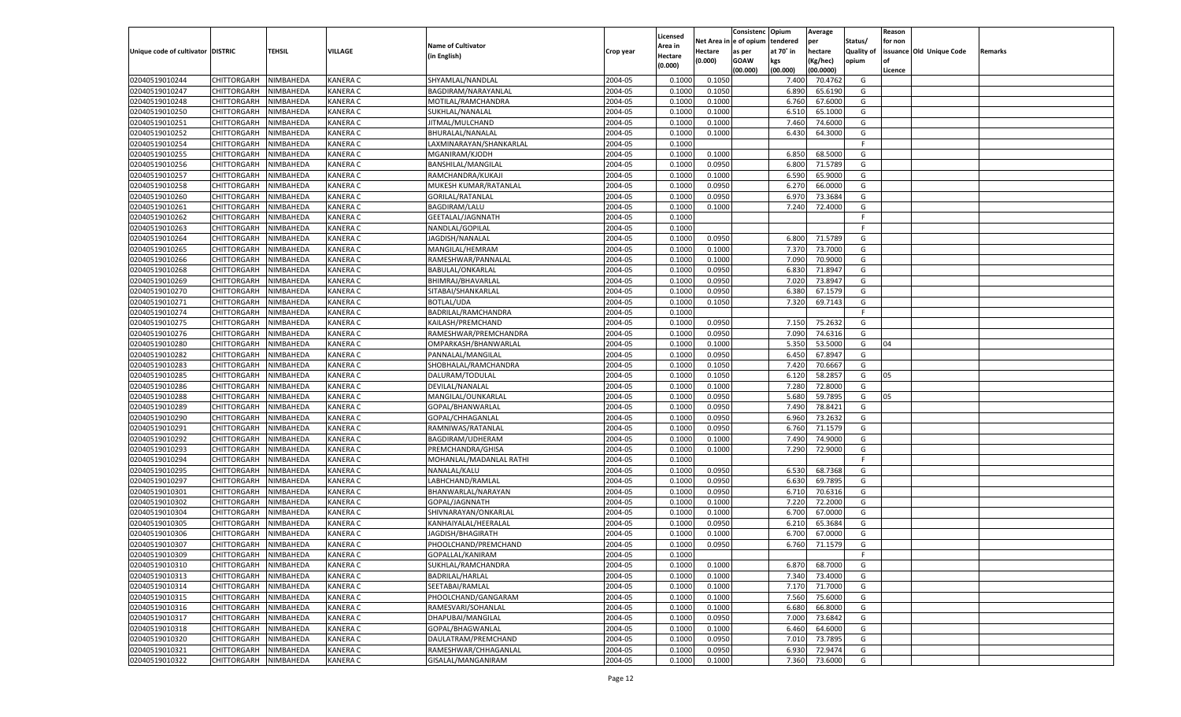| Unique code of cultivator | DISTRIC | TEHSIL | VILLAGE | Name of Cultivator (in English) | Crop year | Licensed Area in Hectare (0.000) | Net Area in Hectare (0.000) | Consistenc e of opium as per GOAW (00.000) | Opium tendered at 70˚ in kgs (00.000) | Average per hectare (Kg/hec) (00.0000) | Status/ Quality of opium | Reason for non issuance of Licence | Old Unique Code | Remarks |
|---|---|---|---|---|---|---|---|---|---|---|---|---|---|---|
| 02040519010244 | CHITTORGARH | NIMBAHEDA | KANERA C | SHYAMLAL/NANDLAL | 2004-05 | 0.1000 | 0.1050 | | 7.400 | 70.4762 | G | | | |
| 02040519010247 | CHITTORGARH | NIMBAHEDA | KANERA C | BAGDIRAM/NARAYANLAL | 2004-05 | 0.1000 | 0.1050 | | 6.890 | 65.6190 | G | | | |
| 02040519010248 | CHITTORGARH | NIMBAHEDA | KANERA C | MOTILAL/RAMCHANDRA | 2004-05 | 0.1000 | 0.1000 | | 6.760 | 67.6000 | G | | | |
| 02040519010250 | CHITTORGARH | NIMBAHEDA | KANERA C | SUKHLAL/NANALAL | 2004-05 | 0.1000 | 0.1000 | | 6.510 | 65.1000 | G | | | |
| 02040519010251 | CHITTORGARH | NIMBAHEDA | KANERA C | JITMAL/MULCHAND | 2004-05 | 0.1000 | 0.1000 | | 7.460 | 74.6000 | G | | | |
| 02040519010252 | CHITTORGARH | NIMBAHEDA | KANERA C | BHURALAL/NANALAL | 2004-05 | 0.1000 | 0.1000 | | 6.430 | 64.3000 | G | | | |
| 02040519010254 | CHITTORGARH | NIMBAHEDA | KANERA C | LAXMINARAYAN/SHANKARLAL | 2004-05 | 0.1000 | | | | | F | | | |
| 02040519010255 | CHITTORGARH | NIMBAHEDA | KANERA C | MGANIRAM/KJODH | 2004-05 | 0.1000 | 0.1000 | | 6.850 | 68.5000 | G | | | |
| 02040519010256 | CHITTORGARH | NIMBAHEDA | KANERA C | BANSHILAL/MANGILAL | 2004-05 | 0.1000 | 0.0950 | | 6.800 | 71.5789 | G | | | |
| 02040519010257 | CHITTORGARH | NIMBAHEDA | KANERA C | RAMCHANDRA/KUKAJI | 2004-05 | 0.1000 | 0.1000 | | 6.590 | 65.9000 | G | | | |
| 02040519010258 | CHITTORGARH | NIMBAHEDA | KANERA C | MUKESH KUMAR/RATANLAL | 2004-05 | 0.1000 | 0.0950 | | 6.270 | 66.0000 | G | | | |
| 02040519010260 | CHITTORGARH | NIMBAHEDA | KANERA C | GORILAL/RATANLAL | 2004-05 | 0.1000 | 0.0950 | | 6.970 | 73.3684 | G | | | |
| 02040519010261 | CHITTORGARH | NIMBAHEDA | KANERA C | BAGDIRAM/LALU | 2004-05 | 0.1000 | 0.1000 | | 7.240 | 72.4000 | G | | | |
| 02040519010262 | CHITTORGARH | NIMBAHEDA | KANERA C | GEETALAL/JAGNNATH | 2004-05 | 0.1000 | | | | | F | | | |
| 02040519010263 | CHITTORGARH | NIMBAHEDA | KANERA C | NANDLAL/GOPILAL | 2004-05 | 0.1000 | | | | | F | | | |
| 02040519010264 | CHITTORGARH | NIMBAHEDA | KANERA C | JAGDISH/NANALAL | 2004-05 | 0.1000 | 0.0950 | | 6.800 | 71.5789 | G | | | |
| 02040519010265 | CHITTORGARH | NIMBAHEDA | KANERA C | MANGILAL/HEMRAM | 2004-05 | 0.1000 | 0.1000 | | 7.370 | 73.7000 | G | | | |
| 02040519010266 | CHITTORGARH | NIMBAHEDA | KANERA C | RAMESHWAR/PANNALAL | 2004-05 | 0.1000 | 0.1000 | | 7.090 | 70.9000 | G | | | |
| 02040519010268 | CHITTORGARH | NIMBAHEDA | KANERA C | BABULAL/ONKARLAL | 2004-05 | 0.1000 | 0.0950 | | 6.830 | 71.8947 | G | | | |
| 02040519010269 | CHITTORGARH | NIMBAHEDA | KANERA C | BHIMRAJ/BHAVARLAL | 2004-05 | 0.1000 | 0.0950 | | 7.020 | 73.8947 | G | | | |
| 02040519010270 | CHITTORGARH | NIMBAHEDA | KANERA C | SITABAI/SHANKARLAL | 2004-05 | 0.1000 | 0.0950 | | 6.380 | 67.1579 | G | | | |
| 02040519010271 | CHITTORGARH | NIMBAHEDA | KANERA C | BOTLAL/UDA | 2004-05 | 0.1000 | 0.1050 | | 7.320 | 69.7143 | G | | | |
| 02040519010274 | CHITTORGARH | NIMBAHEDA | KANERA C | BADRILAL/RAMCHANDRA | 2004-05 | 0.1000 | | | | | F | | | |
| 02040519010275 | CHITTORGARH | NIMBAHEDA | KANERA C | KAILASH/PREMCHAND | 2004-05 | 0.1000 | 0.0950 | | 7.150 | 75.2632 | G | | | |
| 02040519010276 | CHITTORGARH | NIMBAHEDA | KANERA C | RAMESHWAR/PREMCHANDRA | 2004-05 | 0.1000 | 0.0950 | | 7.090 | 74.6316 | G | | | |
| 02040519010280 | CHITTORGARH | NIMBAHEDA | KANERA C | OMPARKASH/BHANWARLAL | 2004-05 | 0.1000 | 0.1000 | | 5.350 | 53.5000 | G | 04 | | |
| 02040519010282 | CHITTORGARH | NIMBAHEDA | KANERA C | PANNALAL/MANGILAL | 2004-05 | 0.1000 | 0.0950 | | 6.450 | 67.8947 | G | | | |
| 02040519010283 | CHITTORGARH | NIMBAHEDA | KANERA C | SHOBHALAL/RAMCHANDRA | 2004-05 | 0.1000 | 0.1050 | | 7.420 | 70.6667 | G | | | |
| 02040519010285 | CHITTORGARH | NIMBAHEDA | KANERA C | DALURAM/TODULAL | 2004-05 | 0.1000 | 0.1050 | | 6.120 | 58.2857 | G | 05 | | |
| 02040519010286 | CHITTORGARH | NIMBAHEDA | KANERA C | DEVILAL/NANALAL | 2004-05 | 0.1000 | 0.1000 | | 7.280 | 72.8000 | G | | | |
| 02040519010288 | CHITTORGARH | NIMBAHEDA | KANERA C | MANGILAL/OUNKARLAL | 2004-05 | 0.1000 | 0.0950 | | 5.680 | 59.7895 | G | 05 | | |
| 02040519010289 | CHITTORGARH | NIMBAHEDA | KANERA C | GOPAL/BHANWARLAL | 2004-05 | 0.1000 | 0.0950 | | 7.490 | 78.8421 | G | | | |
| 02040519010290 | CHITTORGARH | NIMBAHEDA | KANERA C | GOPAL/CHHAGANLAL | 2004-05 | 0.1000 | 0.0950 | | 6.960 | 73.2632 | G | | | |
| 02040519010291 | CHITTORGARH | NIMBAHEDA | KANERA C | RAMNIWAS/RATANLAL | 2004-05 | 0.1000 | 0.0950 | | 6.760 | 71.1579 | G | | | |
| 02040519010292 | CHITTORGARH | NIMBAHEDA | KANERA C | BAGDIRAM/UDHERAM | 2004-05 | 0.1000 | 0.1000 | | 7.490 | 74.9000 | G | | | |
| 02040519010293 | CHITTORGARH | NIMBAHEDA | KANERA C | PREMCHANDRA/GHISA | 2004-05 | 0.1000 | 0.1000 | | 7.290 | 72.9000 | G | | | |
| 02040519010294 | CHITTORGARH | NIMBAHEDA | KANERA C | MOHANLAL/MADANLAL RATHI | 2004-05 | 0.1000 | | | | | F | | | |
| 02040519010295 | CHITTORGARH | NIMBAHEDA | KANERA C | NANALAL/KALU | 2004-05 | 0.1000 | 0.0950 | | 6.530 | 68.7368 | G | | | |
| 02040519010297 | CHITTORGARH | NIMBAHEDA | KANERA C | LABHCHAND/RAMLAL | 2004-05 | 0.1000 | 0.0950 | | 6.630 | 69.7895 | G | | | |
| 02040519010301 | CHITTORGARH | NIMBAHEDA | KANERA C | BHANWARLAL/NARAYAN | 2004-05 | 0.1000 | 0.0950 | | 6.710 | 70.6316 | G | | | |
| 02040519010302 | CHITTORGARH | NIMBAHEDA | KANERA C | GOPAL/JAGNNATH | 2004-05 | 0.1000 | 0.1000 | | 7.220 | 72.2000 | G | | | |
| 02040519010304 | CHITTORGARH | NIMBAHEDA | KANERA C | SHIVNARAYAN/ONKARLAL | 2004-05 | 0.1000 | 0.1000 | | 6.700 | 67.0000 | G | | | |
| 02040519010305 | CHITTORGARH | NIMBAHEDA | KANERA C | KANHAIYALAL/HEERALAL | 2004-05 | 0.1000 | 0.0950 | | 6.210 | 65.3684 | G | | | |
| 02040519010306 | CHITTORGARH | NIMBAHEDA | KANERA C | JAGDISH/BHAGIRATH | 2004-05 | 0.1000 | 0.1000 | | 6.700 | 67.0000 | G | | | |
| 02040519010307 | CHITTORGARH | NIMBAHEDA | KANERA C | PHOOLCHAND/PREMCHAND | 2004-05 | 0.1000 | 0.0950 | | 6.760 | 71.1579 | G | | | |
| 02040519010309 | CHITTORGARH | NIMBAHEDA | KANERA C | GOPALLAL/KANIRAM | 2004-05 | 0.1000 | | | | | F | | | |
| 02040519010310 | CHITTORGARH | NIMBAHEDA | KANERA C | SUKHLAL/RAMCHANDRA | 2004-05 | 0.1000 | 0.1000 | | 6.870 | 68.7000 | G | | | |
| 02040519010313 | CHITTORGARH | NIMBAHEDA | KANERA C | BADRILAL/HARLAL | 2004-05 | 0.1000 | 0.1000 | | 7.340 | 73.4000 | G | | | |
| 02040519010314 | CHITTORGARH | NIMBAHEDA | KANERA C | SEETABAI/RAMLAL | 2004-05 | 0.1000 | 0.1000 | | 7.170 | 71.7000 | G | | | |
| 02040519010315 | CHITTORGARH | NIMBAHEDA | KANERA C | PHOOLCHAND/GANGARAM | 2004-05 | 0.1000 | 0.1000 | | 7.560 | 75.6000 | G | | | |
| 02040519010316 | CHITTORGARH | NIMBAHEDA | KANERA C | RAMESVARI/SOHANLAL | 2004-05 | 0.1000 | 0.1000 | | 6.680 | 66.8000 | G | | | |
| 02040519010317 | CHITTORGARH | NIMBAHEDA | KANERA C | DHAPUBAI/MANGILAL | 2004-05 | 0.1000 | 0.0950 | | 7.000 | 73.6842 | G | | | |
| 02040519010318 | CHITTORGARH | NIMBAHEDA | KANERA C | GOPAL/BHAGWANLAL | 2004-05 | 0.1000 | 0.1000 | | 6.460 | 64.6000 | G | | | |
| 02040519010320 | CHITTORGARH | NIMBAHEDA | KANERA C | DAULATRAM/PREMCHAND | 2004-05 | 0.1000 | 0.0950 | | 7.010 | 73.7895 | G | | | |
| 02040519010321 | CHITTORGARH | NIMBAHEDA | KANERA C | RAMESHWAR/CHHAGANLAL | 2004-05 | 0.1000 | 0.0950 | | 6.930 | 72.9474 | G | | | |
| 02040519010322 | CHITTORGARH | NIMBAHEDA | KANERA C | GISALAL/MANGANIRAM | 2004-05 | 0.1000 | 0.1000 | | 7.360 | 73.6000 | G | | | |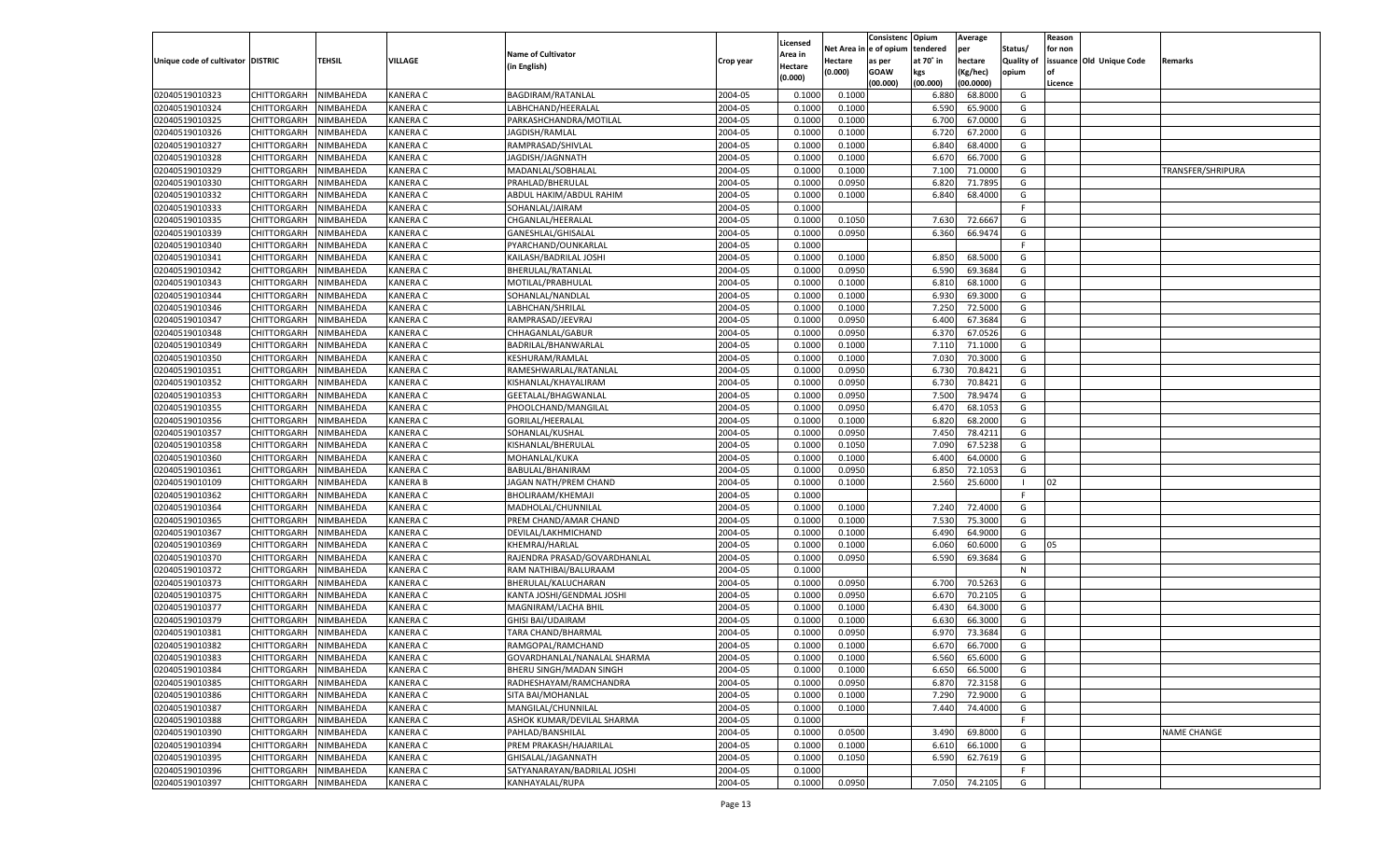| Unique code of cultivator | DISTRIC | TEHSIL | VILLAGE | Name of Cultivator (in English) | Crop year | Licensed Area in Hectare (0.000) | Net Area in Hectare (0.000) | Consistenc e of opium as per GOAW (00.000) | Opium tendered at 70˚ in kgs (00.000) | Average per hectare (Kg/hec) (00.0000) | Status/ Quality of opium | Reason for non issuance of Licence | Old Unique Code | Remarks |
|---|---|---|---|---|---|---|---|---|---|---|---|---|---|---|
| 02040519010323 | CHITTORGARH | NIMBAHEDA | KANERA C | BAGDIRAM/RATANLAL | 2004-05 | 0.1000 | 0.1000 | | 6.880 | 68.8000 | G | | | |
| 02040519010324 | CHITTORGARH | NIMBAHEDA | KANERA C | LABHCHAND/HEERALAL | 2004-05 | 0.1000 | 0.1000 | | 6.590 | 65.9000 | G | | | |
| 02040519010325 | CHITTORGARH | NIMBAHEDA | KANERA C | PARKASHCHANDRA/MOTILAL | 2004-05 | 0.1000 | 0.1000 | | 6.700 | 67.0000 | G | | | |
| 02040519010326 | CHITTORGARH | NIMBAHEDA | KANERA C | JAGDISH/RAMLAL | 2004-05 | 0.1000 | 0.1000 | | 6.720 | 67.2000 | G | | | |
| 02040519010327 | CHITTORGARH | NIMBAHEDA | KANERA C | RAMPRASAD/SHIVLAL | 2004-05 | 0.1000 | 0.1000 | | 6.840 | 68.4000 | G | | | |
| 02040519010328 | CHITTORGARH | NIMBAHEDA | KANERA C | JAGDISH/JAGNNATH | 2004-05 | 0.1000 | 0.1000 | | 6.670 | 66.7000 | G | | | |
| 02040519010329 | CHITTORGARH | NIMBAHEDA | KANERA C | MADANLAL/SOBHALAL | 2004-05 | 0.1000 | 0.1000 | | 7.100 | 71.0000 | G | | | TRANSFER/SHRIPURA |
| 02040519010330 | CHITTORGARH | NIMBAHEDA | KANERA C | PRAHLAD/BHERULAL | 2004-05 | 0.1000 | 0.0950 | | 6.820 | 71.7895 | G | | | |
| 02040519010332 | CHITTORGARH | NIMBAHEDA | KANERA C | ABDUL HAKIM/ABDUL RAHIM | 2004-05 | 0.1000 | 0.1000 | | 6.840 | 68.4000 | G | | | |
| 02040519010333 | CHITTORGARH | NIMBAHEDA | KANERA C | SOHANLAL/JAIRAM | 2004-05 | 0.1000 | | | | | F | | | |
| 02040519010335 | CHITTORGARH | NIMBAHEDA | KANERA C | CHGANLAL/HEERALAL | 2004-05 | 0.1000 | 0.1050 | | 7.630 | 72.6667 | G | | | |
| 02040519010339 | CHITTORGARH | NIMBAHEDA | KANERA C | GANESHLAL/GHISALAL | 2004-05 | 0.1000 | 0.0950 | | 6.360 | 66.9474 | G | | | |
| 02040519010340 | CHITTORGARH | NIMBAHEDA | KANERA C | PYARCHAND/OUNKARLAL | 2004-05 | 0.1000 | | | | | F | | | |
| 02040519010341 | CHITTORGARH | NIMBAHEDA | KANERA C | KAILASH/BADRILAL JOSHI | 2004-05 | 0.1000 | 0.1000 | | 6.850 | 68.5000 | G | | | |
| 02040519010342 | CHITTORGARH | NIMBAHEDA | KANERA C | BHERULAL/RATANLAL | 2004-05 | 0.1000 | 0.0950 | | 6.590 | 69.3684 | G | | | |
| 02040519010343 | CHITTORGARH | NIMBAHEDA | KANERA C | MOTILAL/PRABHULAL | 2004-05 | 0.1000 | 0.1000 | | 6.810 | 68.1000 | G | | | |
| 02040519010344 | CHITTORGARH | NIMBAHEDA | KANERA C | SOHANLAL/NANDLAL | 2004-05 | 0.1000 | 0.1000 | | 6.930 | 69.3000 | G | | | |
| 02040519010346 | CHITTORGARH | NIMBAHEDA | KANERA C | LABHCHAN/SHRILAL | 2004-05 | 0.1000 | 0.1000 | | 7.250 | 72.5000 | G | | | |
| 02040519010347 | CHITTORGARH | NIMBAHEDA | KANERA C | RAMPRASAD/JEEVRAJ | 2004-05 | 0.1000 | 0.0950 | | 6.400 | 67.3684 | G | | | |
| 02040519010348 | CHITTORGARH | NIMBAHEDA | KANERA C | CHHAGANLAL/GABUR | 2004-05 | 0.1000 | 0.0950 | | 6.370 | 67.0526 | G | | | |
| 02040519010349 | CHITTORGARH | NIMBAHEDA | KANERA C | BADRILAL/BHANWARLAL | 2004-05 | 0.1000 | 0.1000 | | 7.110 | 71.1000 | G | | | |
| 02040519010350 | CHITTORGARH | NIMBAHEDA | KANERA C | KESHURAM/RAMLAL | 2004-05 | 0.1000 | 0.1000 | | 7.030 | 70.3000 | G | | | |
| 02040519010351 | CHITTORGARH | NIMBAHEDA | KANERA C | RAMESHWARLAL/RATANLAL | 2004-05 | 0.1000 | 0.0950 | | 6.730 | 70.8421 | G | | | |
| 02040519010352 | CHITTORGARH | NIMBAHEDA | KANERA C | KISHANLAL/KHAYALIRAM | 2004-05 | 0.1000 | 0.0950 | | 6.730 | 70.8421 | G | | | |
| 02040519010353 | CHITTORGARH | NIMBAHEDA | KANERA C | GEETALAL/BHAGWANLAL | 2004-05 | 0.1000 | 0.0950 | | 7.500 | 78.9474 | G | | | |
| 02040519010355 | CHITTORGARH | NIMBAHEDA | KANERA C | PHOOLCHAND/MANGILAL | 2004-05 | 0.1000 | 0.0950 | | 6.470 | 68.1053 | G | | | |
| 02040519010356 | CHITTORGARH | NIMBAHEDA | KANERA C | GORILAL/HEERALAL | 2004-05 | 0.1000 | 0.1000 | | 6.820 | 68.2000 | G | | | |
| 02040519010357 | CHITTORGARH | NIMBAHEDA | KANERA C | SOHANLAL/KUSHAL | 2004-05 | 0.1000 | 0.0950 | | 7.450 | 78.4211 | G | | | |
| 02040519010358 | CHITTORGARH | NIMBAHEDA | KANERA C | KISHANLAL/BHERULAL | 2004-05 | 0.1000 | 0.1050 | | 7.090 | 67.5238 | G | | | |
| 02040519010360 | CHITTORGARH | NIMBAHEDA | KANERA C | MOHANLAL/KUKA | 2004-05 | 0.1000 | 0.1000 | | 6.400 | 64.0000 | G | | | |
| 02040519010361 | CHITTORGARH | NIMBAHEDA | KANERA C | BABULAL/BHANIRAM | 2004-05 | 0.1000 | 0.0950 | | 6.850 | 72.1053 | G | | | |
| 02040519010109 | CHITTORGARH | NIMBAHEDA | KANERA B | JAGAN NATH/PREM CHAND | 2004-05 | 0.1000 | 0.1000 | | 2.560 | 25.6000 | I | 02 | | |
| 02040519010362 | CHITTORGARH | NIMBAHEDA | KANERA C | BHOLIRAAM/KHEMAJI | 2004-05 | 0.1000 | | | | | F | | | |
| 02040519010364 | CHITTORGARH | NIMBAHEDA | KANERA C | MADHOLAL/CHUNNILAL | 2004-05 | 0.1000 | 0.1000 | | 7.240 | 72.4000 | G | | | |
| 02040519010365 | CHITTORGARH | NIMBAHEDA | KANERA C | PREM CHAND/AMAR CHAND | 2004-05 | 0.1000 | 0.1000 | | 7.530 | 75.3000 | G | | | |
| 02040519010367 | CHITTORGARH | NIMBAHEDA | KANERA C | DEVILAL/LAKHMICHAND | 2004-05 | 0.1000 | 0.1000 | | 6.490 | 64.9000 | G | | | |
| 02040519010369 | CHITTORGARH | NIMBAHEDA | KANERA C | KHEMRAJ/HARLAL | 2004-05 | 0.1000 | 0.1000 | | 6.060 | 60.6000 | G | 05 | | |
| 02040519010370 | CHITTORGARH | NIMBAHEDA | KANERA C | RAJENDRA PRASAD/GOVARDHANLAL | 2004-05 | 0.1000 | 0.0950 | | 6.590 | 69.3684 | G | | | |
| 02040519010372 | CHITTORGARH | NIMBAHEDA | KANERA C | RAM NATHIBAI/BALURAAM | 2004-05 | 0.1000 | | | | | N | | | |
| 02040519010373 | CHITTORGARH | NIMBAHEDA | KANERA C | BHERULAL/KALUCHARAN | 2004-05 | 0.1000 | 0.0950 | | 6.700 | 70.5263 | G | | | |
| 02040519010375 | CHITTORGARH | NIMBAHEDA | KANERA C | KANTA JOSHI/GENDMAL JOSHI | 2004-05 | 0.1000 | 0.0950 | | 6.670 | 70.2105 | G | | | |
| 02040519010377 | CHITTORGARH | NIMBAHEDA | KANERA C | MAGNIRAM/LACHA BHIL | 2004-05 | 0.1000 | 0.1000 | | 6.430 | 64.3000 | G | | | |
| 02040519010379 | CHITTORGARH | NIMBAHEDA | KANERA C | GHISI BAI/UDAIRAM | 2004-05 | 0.1000 | 0.1000 | | 6.630 | 66.3000 | G | | | |
| 02040519010381 | CHITTORGARH | NIMBAHEDA | KANERA C | TARA CHAND/BHARMAL | 2004-05 | 0.1000 | 0.0950 | | 6.970 | 73.3684 | G | | | |
| 02040519010382 | CHITTORGARH | NIMBAHEDA | KANERA C | RAMGOPAL/RAMCHAND | 2004-05 | 0.1000 | 0.1000 | | 6.670 | 66.7000 | G | | | |
| 02040519010383 | CHITTORGARH | NIMBAHEDA | KANERA C | GOVARDHANLAL/NANALAL SHARMA | 2004-05 | 0.1000 | 0.1000 | | 6.560 | 65.6000 | G | | | |
| 02040519010384 | CHITTORGARH | NIMBAHEDA | KANERA C | BHERU SINGH/MADAN SINGH | 2004-05 | 0.1000 | 0.1000 | | 6.650 | 66.5000 | G | | | |
| 02040519010385 | CHITTORGARH | NIMBAHEDA | KANERA C | RADHESHAYAM/RAMCHANDRA | 2004-05 | 0.1000 | 0.0950 | | 6.870 | 72.3158 | G | | | |
| 02040519010386 | CHITTORGARH | NIMBAHEDA | KANERA C | SITA BAI/MOHANLAL | 2004-05 | 0.1000 | 0.1000 | | 7.290 | 72.9000 | G | | | |
| 02040519010387 | CHITTORGARH | NIMBAHEDA | KANERA C | MANGILAL/CHUNNILAL | 2004-05 | 0.1000 | 0.1000 | | 7.440 | 74.4000 | G | | | |
| 02040519010388 | CHITTORGARH | NIMBAHEDA | KANERA C | ASHOK KUMAR/DEVILAL SHARMA | 2004-05 | 0.1000 | | | | | F | | | |
| 02040519010390 | CHITTORGARH | NIMBAHEDA | KANERA C | PAHLAD/BANSHILAL | 2004-05 | 0.1000 | 0.0500 | | 3.490 | 69.8000 | G | | | NAME CHANGE |
| 02040519010394 | CHITTORGARH | NIMBAHEDA | KANERA C | PREM PRAKASH/HAJARILAL | 2004-05 | 0.1000 | 0.1000 | | 6.610 | 66.1000 | G | | | |
| 02040519010395 | CHITTORGARH | NIMBAHEDA | KANERA C | GHISALAL/JAGANNATH | 2004-05 | 0.1000 | 0.1050 | | 6.590 | 62.7619 | G | | | |
| 02040519010396 | CHITTORGARH | NIMBAHEDA | KANERA C | SATYANARAYAN/BADRILAL JOSHI | 2004-05 | 0.1000 | | | | | F | | | |
| 02040519010397 | CHITTORGARH | NIMBAHEDA | KANERA C | KANHAYALAL/RUPA | 2004-05 | 0.1000 | 0.0950 | | 7.050 | 74.2105 | G | | | |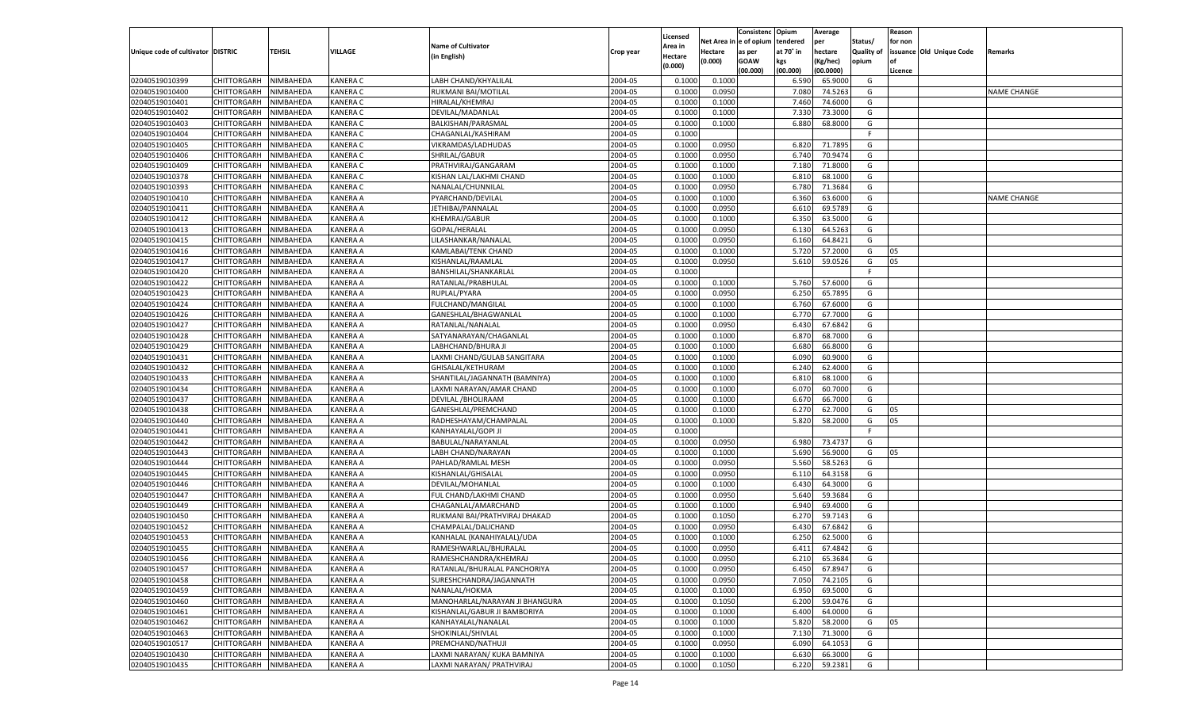| Unique code of cultivator | DISTRIC | TEHSIL | VILLAGE | Name of Cultivator (in English) | Crop year | Licensed Area in Hectare (0.000) | Net Area in Hectare (0.000) | Consistenc e of opium as per GOAW (00.000) | Opium tendered at 70˚ in kgs (00.000) | Average per hectare (Kg/hec) (00.0000) | Status/ Quality of opium | Reason for non issuance of Licence | Old Unique Code | Remarks |
|---|---|---|---|---|---|---|---|---|---|---|---|---|---|---|
| 02040519010399 | CHITTORGARH | NIMBAHEDA | KANERA C | LABH CHAND/KHYALILAL | 2004-05 | 0.1000 | 0.1000 | | 6.590 | 65.9000 | G | | | |
| 02040519010400 | CHITTORGARH | NIMBAHEDA | KANERA C | RUKMANI BAI/MOTILAL | 2004-05 | 0.1000 | 0.0950 | | 7.080 | 74.5263 | G | | | NAME CHANGE |
| 02040519010401 | CHITTORGARH | NIMBAHEDA | KANERA C | HIRALAL/KHEMRAJ | 2004-05 | 0.1000 | 0.1000 | | 7.460 | 74.6000 | G | | | |
| 02040519010402 | CHITTORGARH | NIMBAHEDA | KANERA C | DEVILAL/MADANLAL | 2004-05 | 0.1000 | 0.1000 | | 7.330 | 73.3000 | G | | | |
| 02040519010403 | CHITTORGARH | NIMBAHEDA | KANERA C | BALKISHAN/PARASMAL | 2004-05 | 0.1000 | 0.1000 | | 6.880 | 68.8000 | G | | | |
| 02040519010404 | CHITTORGARH | NIMBAHEDA | KANERA C | CHAGANLAL/KASHIRAM | 2004-05 | 0.1000 | | | | | F | | | |
| 02040519010405 | CHITTORGARH | NIMBAHEDA | KANERA C | VIKRAMDAS/LADHUDAS | 2004-05 | 0.1000 | 0.0950 | | 6.820 | 71.7895 | G | | | |
| 02040519010406 | CHITTORGARH | NIMBAHEDA | KANERA C | SHRILAL/GABUR | 2004-05 | 0.1000 | 0.0950 | | 6.740 | 70.9474 | G | | | |
| 02040519010409 | CHITTORGARH | NIMBAHEDA | KANERA C | PRATHVIRAJ/GANGARAM | 2004-05 | 0.1000 | 0.1000 | | 7.180 | 71.8000 | G | | | |
| 02040519010378 | CHITTORGARH | NIMBAHEDA | KANERA C | KISHAN LAL/LAKHMI CHAND | 2004-05 | 0.1000 | 0.1000 | | 6.810 | 68.1000 | G | | | |
| 02040519010393 | CHITTORGARH | NIMBAHEDA | KANERA C | NANALAL/CHUNNILAL | 2004-05 | 0.1000 | 0.0950 | | 6.780 | 71.3684 | G | | | |
| 02040519010410 | CHITTORGARH | NIMBAHEDA | KANERA A | PYARCHAND/DEVILAL | 2004-05 | 0.1000 | 0.1000 | | 6.360 | 63.6000 | G | | | NAME CHANGE |
| 02040519010411 | CHITTORGARH | NIMBAHEDA | KANERA A | JETHIBAI/PANNALAL | 2004-05 | 0.1000 | 0.0950 | | 6.610 | 69.5789 | G | | | |
| 02040519010412 | CHITTORGARH | NIMBAHEDA | KANERA A | KHEMRAJ/GABUR | 2004-05 | 0.1000 | 0.1000 | | 6.350 | 63.5000 | G | | | |
| 02040519010413 | CHITTORGARH | NIMBAHEDA | KANERA A | GOPAL/HERALAL | 2004-05 | 0.1000 | 0.0950 | | 6.130 | 64.5263 | G | | | |
| 02040519010415 | CHITTORGARH | NIMBAHEDA | KANERA A | LILASHANKAR/NANALAL | 2004-05 | 0.1000 | 0.0950 | | 6.160 | 64.8421 | G | | | |
| 02040519010416 | CHITTORGARH | NIMBAHEDA | KANERA A | KAMLABAI/TENK CHAND | 2004-05 | 0.1000 | 0.1000 | | 5.720 | 57.2000 | G | 05 | | |
| 02040519010417 | CHITTORGARH | NIMBAHEDA | KANERA A | KISHANLAL/RAAMLAL | 2004-05 | 0.1000 | 0.0950 | | 5.610 | 59.0526 | G | 05 | | |
| 02040519010420 | CHITTORGARH | NIMBAHEDA | KANERA A | BANSHILAL/SHANKARLAL | 2004-05 | 0.1000 | | | | | F | | | |
| 02040519010422 | CHITTORGARH | NIMBAHEDA | KANERA A | RATANLAL/PRABHULAL | 2004-05 | 0.1000 | 0.1000 | | 5.760 | 57.6000 | G | | | |
| 02040519010423 | CHITTORGARH | NIMBAHEDA | KANERA A | RUPLAL/PYARA | 2004-05 | 0.1000 | 0.0950 | | 6.250 | 65.7895 | G | | | |
| 02040519010424 | CHITTORGARH | NIMBAHEDA | KANERA A | FULCHAND/MANGILAL | 2004-05 | 0.1000 | 0.1000 | | 6.760 | 67.6000 | G | | | |
| 02040519010426 | CHITTORGARH | NIMBAHEDA | KANERA A | GANESHLAL/BHAGWANLAL | 2004-05 | 0.1000 | 0.1000 | | 6.770 | 67.7000 | G | | | |
| 02040519010427 | CHITTORGARH | NIMBAHEDA | KANERA A | RATANLAL/NANALAL | 2004-05 | 0.1000 | 0.0950 | | 6.430 | 67.6842 | G | | | |
| 02040519010428 | CHITTORGARH | NIMBAHEDA | KANERA A | SATYANARAYAN/CHAGANLAL | 2004-05 | 0.1000 | 0.1000 | | 6.870 | 68.7000 | G | | | |
| 02040519010429 | CHITTORGARH | NIMBAHEDA | KANERA A | LABHCHAND/BHURA JI | 2004-05 | 0.1000 | 0.1000 | | 6.680 | 66.8000 | G | | | |
| 02040519010431 | CHITTORGARH | NIMBAHEDA | KANERA A | LAXMI CHAND/GULAB SANGITARA | 2004-05 | 0.1000 | 0.1000 | | 6.090 | 60.9000 | G | | | |
| 02040519010432 | CHITTORGARH | NIMBAHEDA | KANERA A | GHISALAL/KETHURAM | 2004-05 | 0.1000 | 0.1000 | | 6.240 | 62.4000 | G | | | |
| 02040519010433 | CHITTORGARH | NIMBAHEDA | KANERA A | SHANTILAL/JAGANNATH (BAMNIYA) | 2004-05 | 0.1000 | 0.1000 | | 6.810 | 68.1000 | G | | | |
| 02040519010434 | CHITTORGARH | NIMBAHEDA | KANERA A | LAXMI NARAYAN/AMAR CHAND | 2004-05 | 0.1000 | 0.1000 | | 6.070 | 60.7000 | G | | | |
| 02040519010437 | CHITTORGARH | NIMBAHEDA | KANERA A | DEVILAL /BHOLIRAAM | 2004-05 | 0.1000 | 0.1000 | | 6.670 | 66.7000 | G | | | |
| 02040519010438 | CHITTORGARH | NIMBAHEDA | KANERA A | GANESHLAL/PREMCHAND | 2004-05 | 0.1000 | 0.1000 | | 6.270 | 62.7000 | G | 05 | | |
| 02040519010440 | CHITTORGARH | NIMBAHEDA | KANERA A | RADHESHAYAM/CHAMPALAL | 2004-05 | 0.1000 | 0.1000 | | 5.820 | 58.2000 | G | 05 | | |
| 02040519010441 | CHITTORGARH | NIMBAHEDA | KANERA A | KANHAYALAL/GOPI JI | 2004-05 | 0.1000 | | | | | F | | | |
| 02040519010442 | CHITTORGARH | NIMBAHEDA | KANERA A | BABULAL/NARAYANLAL | 2004-05 | 0.1000 | 0.0950 | | 6.980 | 73.4737 | G | | | |
| 02040519010443 | CHITTORGARH | NIMBAHEDA | KANERA A | LABH CHAND/NARAYAN | 2004-05 | 0.1000 | 0.1000 | | 5.690 | 56.9000 | G | 05 | | |
| 02040519010444 | CHITTORGARH | NIMBAHEDA | KANERA A | PAHLAD/RAMLAL MESH | 2004-05 | 0.1000 | 0.0950 | | 5.560 | 58.5263 | G | | | |
| 02040519010445 | CHITTORGARH | NIMBAHEDA | KANERA A | KISHANLAL/GHISALAL | 2004-05 | 0.1000 | 0.0950 | | 6.110 | 64.3158 | G | | | |
| 02040519010446 | CHITTORGARH | NIMBAHEDA | KANERA A | DEVILAL/MOHANLAL | 2004-05 | 0.1000 | 0.1000 | | 6.430 | 64.3000 | G | | | |
| 02040519010447 | CHITTORGARH | NIMBAHEDA | KANERA A | FUL CHAND/LAKHMI CHAND | 2004-05 | 0.1000 | 0.0950 | | 5.640 | 59.3684 | G | | | |
| 02040519010449 | CHITTORGARH | NIMBAHEDA | KANERA A | CHAGANLAL/AMARCHAND | 2004-05 | 0.1000 | 0.1000 | | 6.940 | 69.4000 | G | | | |
| 02040519010450 | CHITTORGARH | NIMBAHEDA | KANERA A | RUKMANI BAI/PRATHVIRAJ DHAKAD | 2004-05 | 0.1000 | 0.1050 | | 6.270 | 59.7143 | G | | | |
| 02040519010452 | CHITTORGARH | NIMBAHEDA | KANERA A | CHAMPALAL/DALICHAND | 2004-05 | 0.1000 | 0.0950 | | 6.430 | 67.6842 | G | | | |
| 02040519010453 | CHITTORGARH | NIMBAHEDA | KANERA A | KANHALAL (KANAHIYALAL)/UDA | 2004-05 | 0.1000 | 0.1000 | | 6.250 | 62.5000 | G | | | |
| 02040519010455 | CHITTORGARH | NIMBAHEDA | KANERA A | RAMESHWARLAL/BHURALAL | 2004-05 | 0.1000 | 0.0950 | | 6.411 | 67.4842 | G | | | |
| 02040519010456 | CHITTORGARH | NIMBAHEDA | KANERA A | RAMESHCHANDRA/KHEMRAJ | 2004-05 | 0.1000 | 0.0950 | | 6.210 | 65.3684 | G | | | |
| 02040519010457 | CHITTORGARH | NIMBAHEDA | KANERA A | RATANLAL/BHURALAL PANCHORIYA | 2004-05 | 0.1000 | 0.0950 | | 6.450 | 67.8947 | G | | | |
| 02040519010458 | CHITTORGARH | NIMBAHEDA | KANERA A | SURESHCHANDRA/JAGANNATH | 2004-05 | 0.1000 | 0.0950 | | 7.050 | 74.2105 | G | | | |
| 02040519010459 | CHITTORGARH | NIMBAHEDA | KANERA A | NANALAL/HOKMA | 2004-05 | 0.1000 | 0.1000 | | 6.950 | 69.5000 | G | | | |
| 02040519010460 | CHITTORGARH | NIMBAHEDA | KANERA A | MANOHARLAL/NARAYAN JI BHANGURA | 2004-05 | 0.1000 | 0.1050 | | 6.200 | 59.0476 | G | | | |
| 02040519010461 | CHITTORGARH | NIMBAHEDA | KANERA A | KISHANLAL/GABUR JI BAMBORIYA | 2004-05 | 0.1000 | 0.1000 | | 6.400 | 64.0000 | G | | | |
| 02040519010462 | CHITTORGARH | NIMBAHEDA | KANERA A | KANHAYALAL/NANALAL | 2004-05 | 0.1000 | 0.1000 | | 5.820 | 58.2000 | G | 05 | | |
| 02040519010463 | CHITTORGARH | NIMBAHEDA | KANERA A | SHOKINLAL/SHIVLAL | 2004-05 | 0.1000 | 0.1000 | | 7.130 | 71.3000 | G | | | |
| 02040519010517 | CHITTORGARH | NIMBAHEDA | KANERA A | PREMCHAND/NATHUJI | 2004-05 | 0.1000 | 0.0950 | | 6.090 | 64.1053 | G | | | |
| 02040519010430 | CHITTORGARH | NIMBAHEDA | KANERA A | LAXMI NARAYAN/ KUKA BAMNIYA | 2004-05 | 0.1000 | 0.1000 | | 6.630 | 66.3000 | G | | | |
| 02040519010435 | CHITTORGARH | NIMBAHEDA | KANERA A | LAXMI NARAYAN/ PRATHVIRAJ | 2004-05 | 0.1000 | 0.1050 | | 6.220 | 59.2381 | G | | | |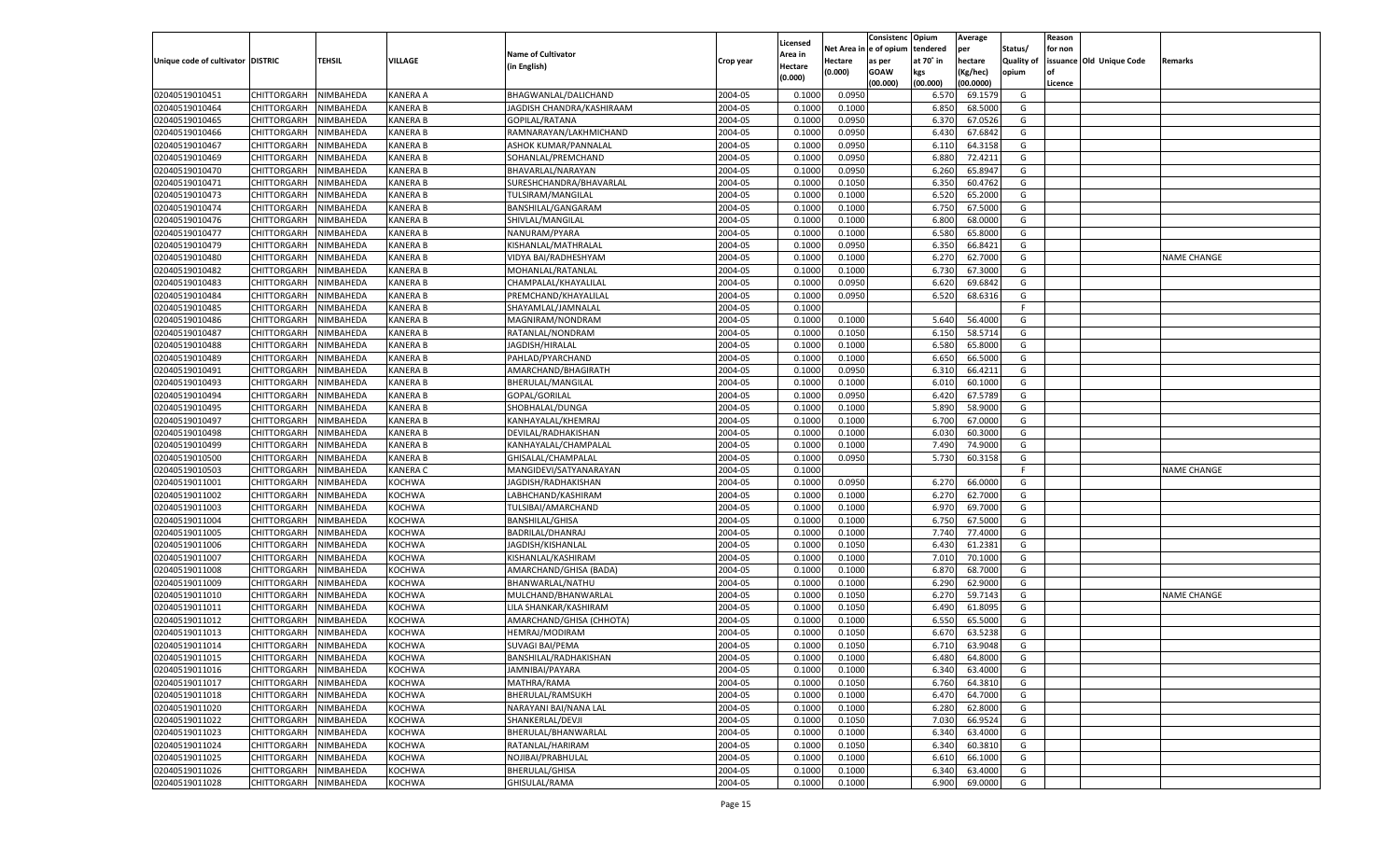| Unique code of cultivator | DISTRIC | TEHSIL | VILLAGE | Name of Cultivator (in English) | Crop year | Licensed Area in Hectare (0.000) | Net Area in Hectare (0.000) | Consistenc e of opium as per GOAW (00.000) | Opium tendered at 70˚ in kgs (00.000) | Average per hectare (Kg/hec) (00.0000) | Status/ Quality of opium | Reason for non issuance of Licence | Old Unique Code | Remarks |
|---|---|---|---|---|---|---|---|---|---|---|---|---|---|---|
| 02040519010451 | CHITTORGARH | NIMBAHEDA | KANERA A | BHAGWANLAL/DALICHAND | 2004-05 | 0.1000 | 0.0950 | | 6.570 | 69.1579 | G | | | |
| 02040519010464 | CHITTORGARH | NIMBAHEDA | KANERA B | JAGDISH CHANDRA/KASHIRAAM | 2004-05 | 0.1000 | 0.1000 | | 6.850 | 68.5000 | G | | | |
| 02040519010465 | CHITTORGARH | NIMBAHEDA | KANERA B | GOPILAL/RATANA | 2004-05 | 0.1000 | 0.0950 | | 6.370 | 67.0526 | G | | | |
| 02040519010466 | CHITTORGARH | NIMBAHEDA | KANERA B | RAMNARAYAN/LAKHMICHAND | 2004-05 | 0.1000 | 0.0950 | | 6.430 | 67.6842 | G | | | |
| 02040519010467 | CHITTORGARH | NIMBAHEDA | KANERA B | ASHOK KUMAR/PANNALAL | 2004-05 | 0.1000 | 0.0950 | | 6.110 | 64.3158 | G | | | |
| 02040519010469 | CHITTORGARH | NIMBAHEDA | KANERA B | SOHANLAL/PREMCHAND | 2004-05 | 0.1000 | 0.0950 | | 6.880 | 72.4211 | G | | | |
| 02040519010470 | CHITTORGARH | NIMBAHEDA | KANERA B | BHAVARLAL/NARAYAN | 2004-05 | 0.1000 | 0.0950 | | 6.260 | 65.8947 | G | | | |
| 02040519010471 | CHITTORGARH | NIMBAHEDA | KANERA B | SURESHCHANDRA/BHAVARLAL | 2004-05 | 0.1000 | 0.1050 | | 6.350 | 60.4762 | G | | | |
| 02040519010473 | CHITTORGARH | NIMBAHEDA | KANERA B | TULSIRAM/MANGILAL | 2004-05 | 0.1000 | 0.1000 | | 6.520 | 65.2000 | G | | | |
| 02040519010474 | CHITTORGARH | NIMBAHEDA | KANERA B | BANSHILAL/GANGARAM | 2004-05 | 0.1000 | 0.1000 | | 6.750 | 67.5000 | G | | | |
| 02040519010476 | CHITTORGARH | NIMBAHEDA | KANERA B | SHIVLAL/MANGILAL | 2004-05 | 0.1000 | 0.1000 | | 6.800 | 68.0000 | G | | | |
| 02040519010477 | CHITTORGARH | NIMBAHEDA | KANERA B | NANURAM/PYARA | 2004-05 | 0.1000 | 0.1000 | | 6.580 | 65.8000 | G | | | |
| 02040519010479 | CHITTORGARH | NIMBAHEDA | KANERA B | KISHANLAL/MATHRALAL | 2004-05 | 0.1000 | 0.0950 | | 6.350 | 66.8421 | G | | | |
| 02040519010480 | CHITTORGARH | NIMBAHEDA | KANERA B | VIDYA BAI/RADHESHYAM | 2004-05 | 0.1000 | 0.1000 | | 6.270 | 62.7000 | G | | | NAME CHANGE |
| 02040519010482 | CHITTORGARH | NIMBAHEDA | KANERA B | MOHANLAL/RATANLAL | 2004-05 | 0.1000 | 0.1000 | | 6.730 | 67.3000 | G | | | |
| 02040519010483 | CHITTORGARH | NIMBAHEDA | KANERA B | CHAMPALAL/KHAYALILAL | 2004-05 | 0.1000 | 0.0950 | | 6.620 | 69.6842 | G | | | |
| 02040519010484 | CHITTORGARH | NIMBAHEDA | KANERA B | PREMCHAND/KHAYALILAL | 2004-05 | 0.1000 | 0.0950 | | 6.520 | 68.6316 | G | | | |
| 02040519010485 | CHITTORGARH | NIMBAHEDA | KANERA B | SHAYAMLAL/JAMNALAL | 2004-05 | 0.1000 | | | | | F | | | |
| 02040519010486 | CHITTORGARH | NIMBAHEDA | KANERA B | MAGNIRAM/NONDRAM | 2004-05 | 0.1000 | 0.1000 | | 5.640 | 56.4000 | G | | | |
| 02040519010487 | CHITTORGARH | NIMBAHEDA | KANERA B | RATANLAL/NONDRAM | 2004-05 | 0.1000 | 0.1050 | | 6.150 | 58.5714 | G | | | |
| 02040519010488 | CHITTORGARH | NIMBAHEDA | KANERA B | JAGDISH/HIRALAL | 2004-05 | 0.1000 | 0.1000 | | 6.580 | 65.8000 | G | | | |
| 02040519010489 | CHITTORGARH | NIMBAHEDA | KANERA B | PAHLAD/PYARCHAND | 2004-05 | 0.1000 | 0.1000 | | 6.650 | 66.5000 | G | | | |
| 02040519010491 | CHITTORGARH | NIMBAHEDA | KANERA B | AMARCHAND/BHAGIRATH | 2004-05 | 0.1000 | 0.0950 | | 6.310 | 66.4211 | G | | | |
| 02040519010493 | CHITTORGARH | NIMBAHEDA | KANERA B | BHERULAL/MANGILAL | 2004-05 | 0.1000 | 0.1000 | | 6.010 | 60.1000 | G | | | |
| 02040519010494 | CHITTORGARH | NIMBAHEDA | KANERA B | GOPAL/GORILAL | 2004-05 | 0.1000 | 0.0950 | | 6.420 | 67.5789 | G | | | |
| 02040519010495 | CHITTORGARH | NIMBAHEDA | KANERA B | SHOBHALAL/DUNGA | 2004-05 | 0.1000 | 0.1000 | | 5.890 | 58.9000 | G | | | |
| 02040519010497 | CHITTORGARH | NIMBAHEDA | KANERA B | KANHAYALAL/KHEMRAJ | 2004-05 | 0.1000 | 0.1000 | | 6.700 | 67.0000 | G | | | |
| 02040519010498 | CHITTORGARH | NIMBAHEDA | KANERA B | DEVILAL/RADHAKISHAN | 2004-05 | 0.1000 | 0.1000 | | 6.030 | 60.3000 | G | | | |
| 02040519010499 | CHITTORGARH | NIMBAHEDA | KANERA B | KANHAYALAL/CHAMPALAL | 2004-05 | 0.1000 | 0.1000 | | 7.490 | 74.9000 | G | | | |
| 02040519010500 | CHITTORGARH | NIMBAHEDA | KANERA B | GHISALAL/CHAMPALAL | 2004-05 | 0.1000 | 0.0950 | | 5.730 | 60.3158 | G | | | |
| 02040519010503 | CHITTORGARH | NIMBAHEDA | KANERA C | MANGIDEVI/SATYANARAYAN | 2004-05 | 0.1000 | | | | | F | | | NAME CHANGE |
| 02040519011001 | CHITTORGARH | NIMBAHEDA | KOCHWA | JAGDISH/RADHAKISHAN | 2004-05 | 0.1000 | 0.0950 | | 6.270 | 66.0000 | G | | | |
| 02040519011002 | CHITTORGARH | NIMBAHEDA | KOCHWA | LABHCHAND/KASHIRAM | 2004-05 | 0.1000 | 0.1000 | | 6.270 | 62.7000 | G | | | |
| 02040519011003 | CHITTORGARH | NIMBAHEDA | KOCHWA | TULSIBAI/AMARCHAND | 2004-05 | 0.1000 | 0.1000 | | 6.970 | 69.7000 | G | | | |
| 02040519011004 | CHITTORGARH | NIMBAHEDA | KOCHWA | BANSHILAL/GHISA | 2004-05 | 0.1000 | 0.1000 | | 6.750 | 67.5000 | G | | | |
| 02040519011005 | CHITTORGARH | NIMBAHEDA | KOCHWA | BADRILAL/DHANRAJ | 2004-05 | 0.1000 | 0.1000 | | 7.740 | 77.4000 | G | | | |
| 02040519011006 | CHITTORGARH | NIMBAHEDA | KOCHWA | JAGDISH/KISHANLAL | 2004-05 | 0.1000 | 0.1050 | | 6.430 | 61.2381 | G | | | |
| 02040519011007 | CHITTORGARH | NIMBAHEDA | KOCHWA | KISHANLAL/KASHIRAM | 2004-05 | 0.1000 | 0.1000 | | 7.010 | 70.1000 | G | | | |
| 02040519011008 | CHITTORGARH | NIMBAHEDA | KOCHWA | AMARCHAND/GHISA (BADA) | 2004-05 | 0.1000 | 0.1000 | | 6.870 | 68.7000 | G | | | |
| 02040519011009 | CHITTORGARH | NIMBAHEDA | KOCHWA | BHANWARLAL/NATHU | 2004-05 | 0.1000 | 0.1000 | | 6.290 | 62.9000 | G | | | |
| 02040519011010 | CHITTORGARH | NIMBAHEDA | KOCHWA | MULCHAND/BHANWARLAL | 2004-05 | 0.1000 | 0.1050 | | 6.270 | 59.7143 | G | | | NAME CHANGE |
| 02040519011011 | CHITTORGARH | NIMBAHEDA | KOCHWA | LILA SHANKAR/KASHIRAM | 2004-05 | 0.1000 | 0.1050 | | 6.490 | 61.8095 | G | | | |
| 02040519011012 | CHITTORGARH | NIMBAHEDA | KOCHWA | AMARCHAND/GHISA (CHHOTA) | 2004-05 | 0.1000 | 0.1000 | | 6.550 | 65.5000 | G | | | |
| 02040519011013 | CHITTORGARH | NIMBAHEDA | KOCHWA | HEMRAJ/MODIRAM | 2004-05 | 0.1000 | 0.1050 | | 6.670 | 63.5238 | G | | | |
| 02040519011014 | CHITTORGARH | NIMBAHEDA | KOCHWA | SUVAGI BAI/PEMA | 2004-05 | 0.1000 | 0.1050 | | 6.710 | 63.9048 | G | | | |
| 02040519011015 | CHITTORGARH | NIMBAHEDA | KOCHWA | BANSHILAL/RADHAKISHAN | 2004-05 | 0.1000 | 0.1000 | | 6.480 | 64.8000 | G | | | |
| 02040519011016 | CHITTORGARH | NIMBAHEDA | KOCHWA | JAMNIBAI/PAYARA | 2004-05 | 0.1000 | 0.1000 | | 6.340 | 63.4000 | G | | | |
| 02040519011017 | CHITTORGARH | NIMBAHEDA | KOCHWA | MATHRA/RAMA | 2004-05 | 0.1000 | 0.1050 | | 6.760 | 64.3810 | G | | | |
| 02040519011018 | CHITTORGARH | NIMBAHEDA | KOCHWA | BHERULAL/RAMSUKH | 2004-05 | 0.1000 | 0.1000 | | 6.470 | 64.7000 | G | | | |
| 02040519011020 | CHITTORGARH | NIMBAHEDA | KOCHWA | NARAYANI BAI/NANA LAL | 2004-05 | 0.1000 | 0.1000 | | 6.280 | 62.8000 | G | | | |
| 02040519011022 | CHITTORGARH | NIMBAHEDA | KOCHWA | SHANKERLAL/DEVJI | 2004-05 | 0.1000 | 0.1050 | | 7.030 | 66.9524 | G | | | |
| 02040519011023 | CHITTORGARH | NIMBAHEDA | KOCHWA | BHERULAL/BHANWARLAL | 2004-05 | 0.1000 | 0.1000 | | 6.340 | 63.4000 | G | | | |
| 02040519011024 | CHITTORGARH | NIMBAHEDA | KOCHWA | RATANLAL/HARIRAM | 2004-05 | 0.1000 | 0.1050 | | 6.340 | 60.3810 | G | | | |
| 02040519011025 | CHITTORGARH | NIMBAHEDA | KOCHWA | NOJIBAI/PRABHULAL | 2004-05 | 0.1000 | 0.1000 | | 6.610 | 66.1000 | G | | | |
| 02040519011026 | CHITTORGARH | NIMBAHEDA | KOCHWA | BHERULAL/GHISA | 2004-05 | 0.1000 | 0.1000 | | 6.340 | 63.4000 | G | | | |
| 02040519011028 | CHITTORGARH | NIMBAHEDA | KOCHWA | GHISULAL/RAMA | 2004-05 | 0.1000 | 0.1000 | | 6.900 | 69.0000 | G | | | |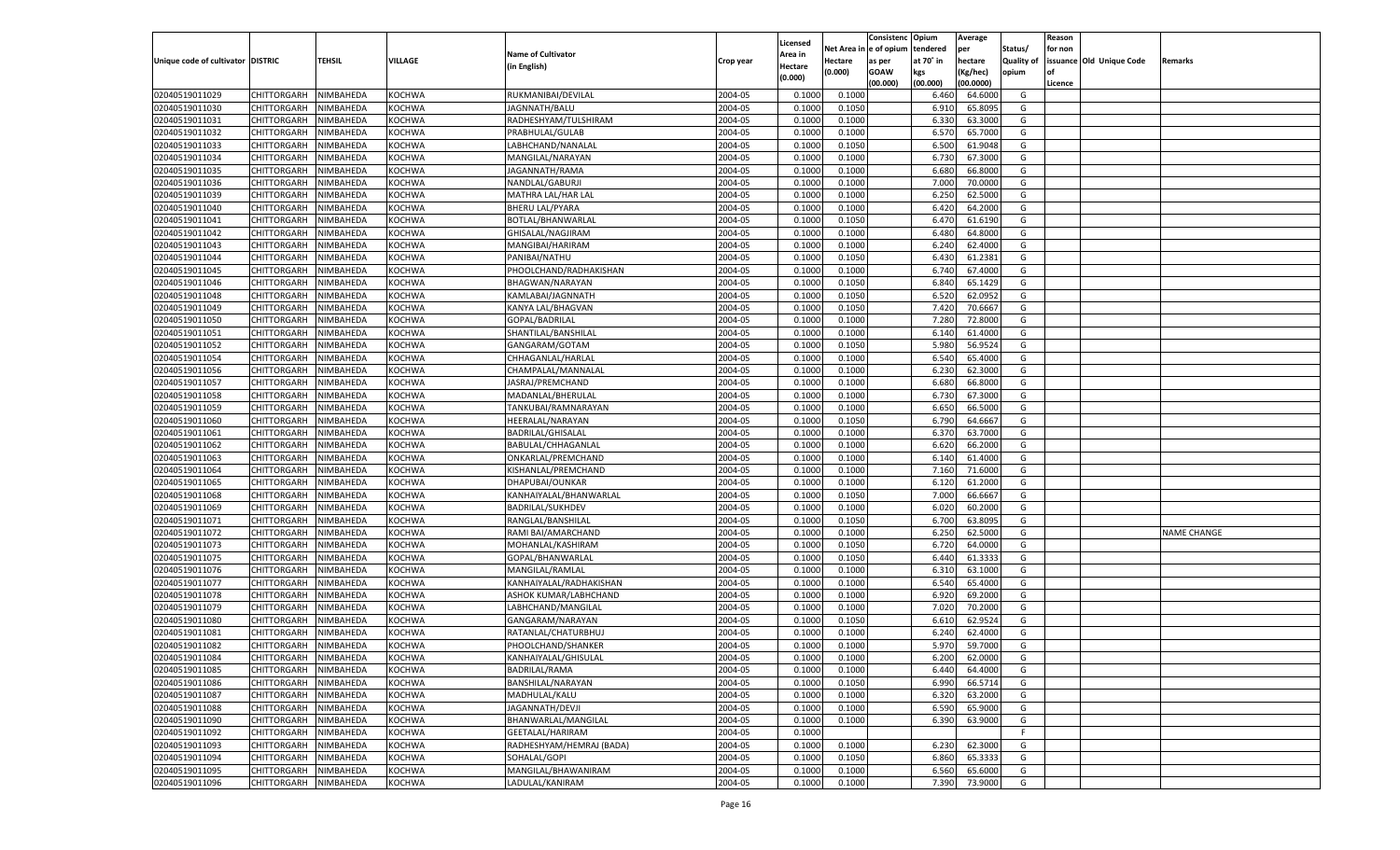| Unique code of cultivator | DISTRIC | TEHSIL | VILLAGE | Name of Cultivator (in English) | Crop year | Licensed Area in Hectare (0.000) | Net Area in Hectare (0.000) | Consistenc e of opium as per GOAW (00.000) | Opium tendered at 70° in kgs (00.000) | Average per hectare (Kg/hec) (00.0000) | Status/ Quality of opium | Reason for non issuance of Licence | Old Unique Code | Remarks |
|---|---|---|---|---|---|---|---|---|---|---|---|---|---|---|
| 02040519011029 | CHITTORGARH | NIMBAHEDA | KOCHWA | RUKMANIBAI/DEVILAL | 2004-05 | 0.1000 | 0.1000 | | 6.460 | 64.6000 | G | | | |
| 02040519011030 | CHITTORGARH | NIMBAHEDA | KOCHWA | JAGNNATH/BALU | 2004-05 | 0.1000 | 0.1050 | | 6.910 | 65.8095 | G | | | |
| 02040519011031 | CHITTORGARH | NIMBAHEDA | KOCHWA | RADHESHYAM/TULSHIRAM | 2004-05 | 0.1000 | 0.1000 | | 6.330 | 63.3000 | G | | | |
| 02040519011032 | CHITTORGARH | NIMBAHEDA | KOCHWA | PRABHULAL/GULAB | 2004-05 | 0.1000 | 0.1000 | | 6.570 | 65.7000 | G | | | |
| 02040519011033 | CHITTORGARH | NIMBAHEDA | KOCHWA | LABHCHAND/NANALAL | 2004-05 | 0.1000 | 0.1050 | | 6.500 | 61.9048 | G | | | |
| 02040519011034 | CHITTORGARH | NIMBAHEDA | KOCHWA | MANGILAL/NARAYAN | 2004-05 | 0.1000 | 0.1000 | | 6.730 | 67.3000 | G | | | |
| 02040519011035 | CHITTORGARH | NIMBAHEDA | KOCHWA | JAGANNATH/RAMA | 2004-05 | 0.1000 | 0.1000 | | 6.680 | 66.8000 | G | | | |
| 02040519011036 | CHITTORGARH | NIMBAHEDA | KOCHWA | NANDLAL/GABURJI | 2004-05 | 0.1000 | 0.1000 | | 7.000 | 70.0000 | G | | | |
| 02040519011039 | CHITTORGARH | NIMBAHEDA | KOCHWA | MATHRA LAL/HAR LAL | 2004-05 | 0.1000 | 0.1000 | | 6.250 | 62.5000 | G | | | |
| 02040519011040 | CHITTORGARH | NIMBAHEDA | KOCHWA | BHERU LAL/PYARA | 2004-05 | 0.1000 | 0.1000 | | 6.420 | 64.2000 | G | | | |
| 02040519011041 | CHITTORGARH | NIMBAHEDA | KOCHWA | BOTLAL/BHANWARLAL | 2004-05 | 0.1000 | 0.1050 | | 6.470 | 61.6190 | G | | | |
| 02040519011042 | CHITTORGARH | NIMBAHEDA | KOCHWA | GHISALAL/NAGJIRAM | 2004-05 | 0.1000 | 0.1000 | | 6.480 | 64.8000 | G | | | |
| 02040519011043 | CHITTORGARH | NIMBAHEDA | KOCHWA | MANGIBAI/HARIRAM | 2004-05 | 0.1000 | 0.1000 | | 6.240 | 62.4000 | G | | | |
| 02040519011044 | CHITTORGARH | NIMBAHEDA | KOCHWA | PANIBAI/NATHU | 2004-05 | 0.1000 | 0.1050 | | 6.430 | 61.2381 | G | | | |
| 02040519011045 | CHITTORGARH | NIMBAHEDA | KOCHWA | PHOOLCHAND/RADHAKISHAN | 2004-05 | 0.1000 | 0.1000 | | 6.740 | 67.4000 | G | | | |
| 02040519011046 | CHITTORGARH | NIMBAHEDA | KOCHWA | BHAGWAN/NARAYAN | 2004-05 | 0.1000 | 0.1050 | | 6.840 | 65.1429 | G | | | |
| 02040519011048 | CHITTORGARH | NIMBAHEDA | KOCHWA | KAMLABAI/JAGNNATH | 2004-05 | 0.1000 | 0.1050 | | 6.520 | 62.0952 | G | | | |
| 02040519011049 | CHITTORGARH | NIMBAHEDA | KOCHWA | KANYA LAL/BHAGVAN | 2004-05 | 0.1000 | 0.1050 | | 7.420 | 70.6667 | G | | | |
| 02040519011050 | CHITTORGARH | NIMBAHEDA | KOCHWA | GOPAL/BADRILAL | 2004-05 | 0.1000 | 0.1000 | | 7.280 | 72.8000 | G | | | |
| 02040519011051 | CHITTORGARH | NIMBAHEDA | KOCHWA | SHANTILAL/BANSHILAL | 2004-05 | 0.1000 | 0.1000 | | 6.140 | 61.4000 | G | | | |
| 02040519011052 | CHITTORGARH | NIMBAHEDA | KOCHWA | GANGARAM/GOTAM | 2004-05 | 0.1000 | 0.1050 | | 5.980 | 56.9524 | G | | | |
| 02040519011054 | CHITTORGARH | NIMBAHEDA | KOCHWA | CHHAGANLAL/HARLAL | 2004-05 | 0.1000 | 0.1000 | | 6.540 | 65.4000 | G | | | |
| 02040519011056 | CHITTORGARH | NIMBAHEDA | KOCHWA | CHAMPALAL/MANNALAL | 2004-05 | 0.1000 | 0.1000 | | 6.230 | 62.3000 | G | | | |
| 02040519011057 | CHITTORGARH | NIMBAHEDA | KOCHWA | JASRAJ/PREMCHAND | 2004-05 | 0.1000 | 0.1000 | | 6.680 | 66.8000 | G | | | |
| 02040519011058 | CHITTORGARH | NIMBAHEDA | KOCHWA | MADANLAL/BHERULAL | 2004-05 | 0.1000 | 0.1000 | | 6.730 | 67.3000 | G | | | |
| 02040519011059 | CHITTORGARH | NIMBAHEDA | KOCHWA | TANKUBAI/RAMNARAYAN | 2004-05 | 0.1000 | 0.1000 | | 6.650 | 66.5000 | G | | | |
| 02040519011060 | CHITTORGARH | NIMBAHEDA | KOCHWA | HEERALAL/NARAYAN | 2004-05 | 0.1000 | 0.1050 | | 6.790 | 64.6667 | G | | | |
| 02040519011061 | CHITTORGARH | NIMBAHEDA | KOCHWA | BADRILAL/GHISALAL | 2004-05 | 0.1000 | 0.1000 | | 6.370 | 63.7000 | G | | | |
| 02040519011062 | CHITTORGARH | NIMBAHEDA | KOCHWA | BABULAL/CHHAGANLAL | 2004-05 | 0.1000 | 0.1000 | | 6.620 | 66.2000 | G | | | |
| 02040519011063 | CHITTORGARH | NIMBAHEDA | KOCHWA | ONKARLAL/PREMCHAND | 2004-05 | 0.1000 | 0.1000 | | 6.140 | 61.4000 | G | | | |
| 02040519011064 | CHITTORGARH | NIMBAHEDA | KOCHWA | KISHANLAL/PREMCHAND | 2004-05 | 0.1000 | 0.1000 | | 7.160 | 71.6000 | G | | | |
| 02040519011065 | CHITTORGARH | NIMBAHEDA | KOCHWA | DHAPUBAI/OUNKAR | 2004-05 | 0.1000 | 0.1000 | | 6.120 | 61.2000 | G | | | |
| 02040519011068 | CHITTORGARH | NIMBAHEDA | KOCHWA | KANHAIYALAL/BHANWARLAL | 2004-05 | 0.1000 | 0.1050 | | 7.000 | 66.6667 | G | | | |
| 02040519011069 | CHITTORGARH | NIMBAHEDA | KOCHWA | BADRILAL/SUKHDEV | 2004-05 | 0.1000 | 0.1000 | | 6.020 | 60.2000 | G | | | |
| 02040519011071 | CHITTORGARH | NIMBAHEDA | KOCHWA | RANGLAL/BANSHILAL | 2004-05 | 0.1000 | 0.1050 | | 6.700 | 63.8095 | G | | | |
| 02040519011072 | CHITTORGARH | NIMBAHEDA | KOCHWA | RAMI BAI/AMARCHAND | 2004-05 | 0.1000 | 0.1000 | | 6.250 | 62.5000 | G | | | NAME CHANGE |
| 02040519011073 | CHITTORGARH | NIMBAHEDA | KOCHWA | MOHANLAL/KASHIRAM | 2004-05 | 0.1000 | 0.1050 | | 6.720 | 64.0000 | G | | | |
| 02040519011075 | CHITTORGARH | NIMBAHEDA | KOCHWA | GOPAL/BHANWARLAL | 2004-05 | 0.1000 | 0.1050 | | 6.440 | 61.3333 | G | | | |
| 02040519011076 | CHITTORGARH | NIMBAHEDA | KOCHWA | MANGILAL/RAMLAL | 2004-05 | 0.1000 | 0.1000 | | 6.310 | 63.1000 | G | | | |
| 02040519011077 | CHITTORGARH | NIMBAHEDA | KOCHWA | KANHAIYALAL/RADHAKISHAN | 2004-05 | 0.1000 | 0.1000 | | 6.540 | 65.4000 | G | | | |
| 02040519011078 | CHITTORGARH | NIMBAHEDA | KOCHWA | ASHOK KUMAR/LABHCHAND | 2004-05 | 0.1000 | 0.1000 | | 6.920 | 69.2000 | G | | | |
| 02040519011079 | CHITTORGARH | NIMBAHEDA | KOCHWA | LABHCHAND/MANGILAL | 2004-05 | 0.1000 | 0.1000 | | 7.020 | 70.2000 | G | | | |
| 02040519011080 | CHITTORGARH | NIMBAHEDA | KOCHWA | GANGARAM/NARAYAN | 2004-05 | 0.1000 | 0.1050 | | 6.610 | 62.9524 | G | | | |
| 02040519011081 | CHITTORGARH | NIMBAHEDA | KOCHWA | RATANLAL/CHATURBHUJ | 2004-05 | 0.1000 | 0.1000 | | 6.240 | 62.4000 | G | | | |
| 02040519011082 | CHITTORGARH | NIMBAHEDA | KOCHWA | PHOOLCHAND/SHANKER | 2004-05 | 0.1000 | 0.1000 | | 5.970 | 59.7000 | G | | | |
| 02040519011084 | CHITTORGARH | NIMBAHEDA | KOCHWA | KANHAIYALAL/GHISULAL | 2004-05 | 0.1000 | 0.1000 | | 6.200 | 62.0000 | G | | | |
| 02040519011085 | CHITTORGARH | NIMBAHEDA | KOCHWA | BADRILAL/RAMA | 2004-05 | 0.1000 | 0.1000 | | 6.440 | 64.4000 | G | | | |
| 02040519011086 | CHITTORGARH | NIMBAHEDA | KOCHWA | BANSHILAL/NARAYAN | 2004-05 | 0.1000 | 0.1050 | | 6.990 | 66.5714 | G | | | |
| 02040519011087 | CHITTORGARH | NIMBAHEDA | KOCHWA | MADHULAL/KALU | 2004-05 | 0.1000 | 0.1000 | | 6.320 | 63.2000 | G | | | |
| 02040519011088 | CHITTORGARH | NIMBAHEDA | KOCHWA | JAGANNATH/DEVJI | 2004-05 | 0.1000 | 0.1000 | | 6.590 | 65.9000 | G | | | |
| 02040519011090 | CHITTORGARH | NIMBAHEDA | KOCHWA | BHANWARLAL/MANGILAL | 2004-05 | 0.1000 | 0.1000 | | 6.390 | 63.9000 | G | | | |
| 02040519011092 | CHITTORGARH | NIMBAHEDA | KOCHWA | GEETALAL/HARIRAM | 2004-05 | 0.1000 | | | | | F | | | |
| 02040519011093 | CHITTORGARH | NIMBAHEDA | KOCHWA | RADHESHYAM/HEMRAJ (BADA) | 2004-05 | 0.1000 | 0.1000 | | 6.230 | 62.3000 | G | | | |
| 02040519011094 | CHITTORGARH | NIMBAHEDA | KOCHWA | SOHALAL/GOPI | 2004-05 | 0.1000 | 0.1050 | | 6.860 | 65.3333 | G | | | |
| 02040519011095 | CHITTORGARH | NIMBAHEDA | KOCHWA | MANGILAL/BHAWANIRAM | 2004-05 | 0.1000 | 0.1000 | | 6.560 | 65.6000 | G | | | |
| 02040519011096 | CHITTORGARH | NIMBAHEDA | KOCHWA | LADULAL/KANIRAM | 2004-05 | 0.1000 | 0.1000 | | 7.390 | 73.9000 | G | | | |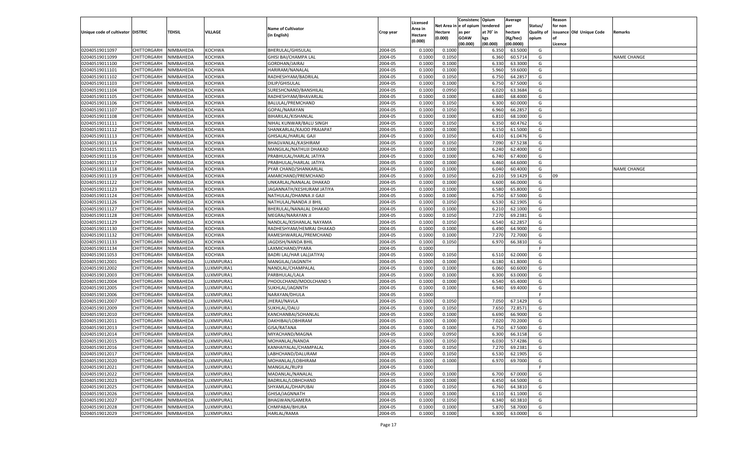| Unique code of cultivator | DISTRIC | TEHSIL | VILLAGE | Name of Cultivator (in English) | Crop year | Licensed Area in Hectare (0.000) | Net Area in Hectare (0.000) | Consistence of opium as per GOAW (00.000) | Opium tendered at 70° in kgs (00.000) | Average per hectare (Kg/hec) (00.0000) | Status/ Quality of opium | Reason for non issuance of Licence | Old Unique Code | Remarks |
|---|---|---|---|---|---|---|---|---|---|---|---|---|---|---|
| 02040519011097 | CHITTORGARH | NIMBAHEDA | KOCHWA | BHERULAL/GHISULAL | 2004-05 | 0.1000 | 0.1000 |  | 6.350 | 63.5000 | G |  |  |  |
| 02040519011099 | CHITTORGARH | NIMBAHEDA | KOCHWA | GHISI BAI/CHAMPA LAL | 2004-05 | 0.1000 | 0.1050 |  | 6.360 | 60.5714 | G |  |  | NAME CHANGE |
| 02040519011100 | CHITTORGARH | NIMBAHEDA | KOCHWA | GORDHAN/JAIRAJ | 2004-05 | 0.1000 | 0.1000 |  | 6.330 | 63.3000 | G |  |  |  |
| 02040519011101 | CHITTORGARH | NIMBAHEDA | KOCHWA | HARIRAM/NANALAL | 2004-05 | 0.1000 | 0.1000 |  | 5.960 | 59.6000 | G |  |  |  |
| 02040519011102 | CHITTORGARH | NIMBAHEDA | KOCHWA | RADHESHYAM/BADRILAL | 2004-05 | 0.1000 | 0.1050 |  | 6.750 | 64.2857 | G |  |  |  |
| 02040519011103 | CHITTORGARH | NIMBAHEDA | KOCHWA | DILIP/GHISULAL | 2004-05 | 0.1000 | 0.1000 |  | 6.750 | 67.5000 | G |  |  |  |
| 02040519011104 | CHITTORGARH | NIMBAHEDA | KOCHWA | SURESHCNAND/BANSHILAL | 2004-05 | 0.1000 | 0.0950 |  | 6.020 | 63.3684 | G |  |  |  |
| 02040519011105 | CHITTORGARH | NIMBAHEDA | KOCHWA | RADHESHYAM/BHAVARLAL | 2004-05 | 0.1000 | 0.1000 |  | 6.840 | 68.4000 | G |  |  |  |
| 02040519011106 | CHITTORGARH | NIMBAHEDA | KOCHWA | BALULAL/PREMCHAND | 2004-05 | 0.1000 | 0.1050 |  | 6.300 | 60.0000 | G |  |  |  |
| 02040519011107 | CHITTORGARH | NIMBAHEDA | KOCHWA | GOPAL/NARAYAN | 2004-05 | 0.1000 | 0.1050 |  | 6.960 | 66.2857 | G |  |  |  |
| 02040519011108 | CHITTORGARH | NIMBAHEDA | KOCHWA | BIHARILAL/KISHANLAL | 2004-05 | 0.1000 | 0.1000 |  | 6.810 | 68.1000 | G |  |  |  |
| 02040519011111 | CHITTORGARH | NIMBAHEDA | KOCHWA | NIHAL KUNWAR/BALU SINGH | 2004-05 | 0.1000 | 0.1050 |  | 6.350 | 60.4762 | G |  |  |  |
| 02040519011112 | CHITTORGARH | NIMBAHEDA | KOCHWA | SHANKARLAL/KAJOD PRAJAPAT | 2004-05 | 0.1000 | 0.1000 |  | 6.150 | 61.5000 | G |  |  |  |
| 02040519011113 | CHITTORGARH | NIMBAHEDA | KOCHWA | GHISALAL/HARLAL GAJI | 2004-05 | 0.1000 | 0.1050 |  | 6.410 | 61.0476 | G |  |  |  |
| 02040519011114 | CHITTORGARH | NIMBAHEDA | KOCHWA | BHAGVANLAL/KASHIRAM | 2004-05 | 0.1000 | 0.1050 |  | 7.090 | 67.5238 | G |  |  |  |
| 02040519011115 | CHITTORGARH | NIMBAHEDA | KOCHWA | MANGILAL/NATHUJI DHAKAD | 2004-05 | 0.1000 | 0.1000 |  | 6.240 | 62.4000 | G |  |  |  |
| 02040519011116 | CHITTORGARH | NIMBAHEDA | KOCHWA | PRABHULAL/HARLAL JATIYA | 2004-05 | 0.1000 | 0.1000 |  | 6.740 | 67.4000 | G |  |  |  |
| 02040519011117 | CHITTORGARH | NIMBAHEDA | KOCHWA | PRABHULAL/HARLAL JATIYA | 2004-05 | 0.1000 | 0.1000 |  | 6.460 | 64.6000 | G |  |  |  |
| 02040519011118 | CHITTORGARH | NIMBAHEDA | KOCHWA | PYAR CHAND/SHANKARLAL | 2004-05 | 0.1000 | 0.1000 |  | 6.040 | 60.4000 | G |  |  | NAME CHANGE |
| 02040519011119 | CHITTORGARH | NIMBAHEDA | KOCHWA | AMARCHAND/PREMCHAND | 2004-05 | 0.1000 | 0.1050 |  | 6.210 | 59.1429 | G | 09 |  |  |
| 02040519011122 | CHITTORGARH | NIMBAHEDA | KOCHWA | UNKARLAL/NANALAL DHAKAD | 2004-05 | 0.1000 | 0.1000 |  | 6.600 | 66.0000 | G |  |  |  |
| 02040519011123 | CHITTORGARH | NIMBAHEDA | KOCHWA | JAGANNATH/KESHURAM JATIYA | 2004-05 | 0.1000 | 0.1000 |  | 6.580 | 65.8000 | G |  |  |  |
| 02040519011124 | CHITTORGARH | NIMBAHEDA | KOCHWA | NATHULAL/DHANNA JI GAJI | 2004-05 | 0.1000 | 0.1000 |  | 6.750 | 67.5000 | G |  |  |  |
| 02040519011126 | CHITTORGARH | NIMBAHEDA | KOCHWA | NATHULAL/NANDA JI BHIL | 2004-05 | 0.1000 | 0.1050 |  | 6.530 | 62.1905 | G |  |  |  |
| 02040519011127 | CHITTORGARH | NIMBAHEDA | KOCHWA | BHERULAL/NANALAL DHAKAD | 2004-05 | 0.1000 | 0.1000 |  | 6.210 | 62.1000 | G |  |  |  |
| 02040519011128 | CHITTORGARH | NIMBAHEDA | KOCHWA | MEGRAJ/NARAYAN JI | 2004-05 | 0.1000 | 0.1050 |  | 7.270 | 69.2381 | G |  |  |  |
| 02040519011129 | CHITTORGARH | NIMBAHEDA | KOCHWA | NANDLAL/KISHANLAL NAYAMA | 2004-05 | 0.1000 | 0.1050 |  | 6.540 | 62.2857 | G |  |  |  |
| 02040519011130 | CHITTORGARH | NIMBAHEDA | KOCHWA | RADHESHYAM/HEMRAJ DHAKAD | 2004-05 | 0.1000 | 0.1000 |  | 6.490 | 64.9000 | G |  |  |  |
| 02040519011132 | CHITTORGARH | NIMBAHEDA | KOCHWA | RAMESHWARLAL/PREMCHAND | 2004-05 | 0.1000 | 0.1000 |  | 7.270 | 72.7000 | G |  |  |  |
| 02040519011133 | CHITTORGARH | NIMBAHEDA | KOCHWA | JAGDISH/NANDA BHIL | 2004-05 | 0.1000 | 0.1050 |  | 6.970 | 66.3810 | G |  |  |  |
| 02040519011134 | CHITTORGARH | NIMBAHEDA | KOCHWA | LAXMICHAND/PYARA | 2004-05 | 0.1000 |  |  |  |  | F |  |  |  |
| 02040519011053 | CHITTORGARH | NIMBAHEDA | KOCHWA | BADRI LAL/HAR LAL(JATIYA) | 2004-05 | 0.1000 | 0.1050 |  | 6.510 | 62.0000 | G |  |  |  |
| 02040519012001 | CHITTORGARH | NIMBAHEDA | LUXMIPURA1 | MANGILAL/JAGNNTH | 2004-05 | 0.1000 | 0.1000 |  | 6.180 | 61.8000 | G |  |  |  |
| 02040519012002 | CHITTORGARH | NIMBAHEDA | LUXMIPURA1 | NANDLAL/CHAMPALAL | 2004-05 | 0.1000 | 0.1000 |  | 6.060 | 60.6000 | G |  |  |  |
| 02040519012003 | CHITTORGARH | NIMBAHEDA | LUXMIPURA1 | PARBHULAL/LALA | 2004-05 | 0.1000 | 0.1000 |  | 6.300 | 63.0000 | G |  |  |  |
| 02040519012004 | CHITTORGARH | NIMBAHEDA | LUXMIPURA1 | PHOOLCHAND/MOOLCHAND 5 | 2004-05 | 0.1000 | 0.1000 |  | 6.540 | 65.4000 | G |  |  |  |
| 02040519012005 | CHITTORGARH | NIMBAHEDA | LUXMIPURA1 | SUKHLAL/JAGNNTH | 2004-05 | 0.1000 | 0.1000 |  | 6.940 | 69.4000 | G |  |  |  |
| 02040519012006 | CHITTORGARH | NIMBAHEDA | LUXMIPURA1 | NARAYAN/DHULA | 2004-05 | 0.1000 |  |  |  |  | F |  |  |  |
| 02040519012007 | CHITTORGARH | NIMBAHEDA | LUXMIPURA1 | JHERAJ/NAVLA | 2004-05 | 0.1000 | 0.1050 |  | 7.050 | 67.1429 | G |  |  |  |
| 02040519012009 | CHITTORGARH | NIMBAHEDA | LUXMIPURA1 | SUKHLAL/DALU | 2004-05 | 0.1000 | 0.1050 |  | 7.650 | 72.8571 | G |  |  |  |
| 02040519012010 | CHITTORGARH | NIMBAHEDA | LUXMIPURA1 | KANCHANBAI/SOHANLAL | 2004-05 | 0.1000 | 0.1000 |  | 6.690 | 66.9000 | G |  |  |  |
| 02040519012011 | CHITTORGARH | NIMBAHEDA | LUXMIPURA1 | DAKHIBAI/LOBHIRAM | 2004-05 | 0.1000 | 0.1000 |  | 7.020 | 70.2000 | G |  |  |  |
| 02040519012013 | CHITTORGARH | NIMBAHEDA | LUXMIPURA1 | GISA/RATANA | 2004-05 | 0.1000 | 0.1000 |  | 6.750 | 67.5000 | G |  |  |  |
| 02040519012014 | CHITTORGARH | NIMBAHEDA | LUXMIPURA1 | MIYACHAND/MAGNA | 2004-05 | 0.1000 | 0.0950 |  | 6.300 | 66.3158 | G |  |  |  |
| 02040519012015 | CHITTORGARH | NIMBAHEDA | LUXMIPURA1 | MOHANLAL/NANDA | 2004-05 | 0.1000 | 0.1050 |  | 6.030 | 57.4286 | G |  |  |  |
| 02040519012016 | CHITTORGARH | NIMBAHEDA | LUXMIPURA1 | KANHAIYALAL/CHAMPALAL | 2004-05 | 0.1000 | 0.1050 |  | 7.270 | 69.2381 | G |  |  |  |
| 02040519012017 | CHITTORGARH | NIMBAHEDA | LUXMIPURA1 | LABHCHAND/DALURAM | 2004-05 | 0.1000 | 0.1050 |  | 6.530 | 62.1905 | G |  |  |  |
| 02040519012020 | CHITTORGARH | NIMBAHEDA | LUXMIPURA1 | MOHANLAL/LOBHIRAM | 2004-05 | 0.1000 | 0.1000 |  | 6.970 | 69.7000 | G |  |  |  |
| 02040519012021 | CHITTORGARH | NIMBAHEDA | LUXMIPURA1 | MANGILAL/RUPJI | 2004-05 | 0.1000 |  |  |  |  | F |  |  |  |
| 02040519012022 | CHITTORGARH | NIMBAHEDA | LUXMIPURA1 | MADANLAL/NANALAL | 2004-05 | 0.1000 | 0.1000 |  | 6.700 | 67.0000 | G |  |  |  |
| 02040519012023 | CHITTORGARH | NIMBAHEDA | LUXMIPURA1 | BADRILAL/LOBHCHAND | 2004-05 | 0.1000 | 0.1000 |  | 6.450 | 64.5000 | G |  |  |  |
| 02040519012025 | CHITTORGARH | NIMBAHEDA | LUXMIPURA1 | SHYAMLAL/DHAPUBAI | 2004-05 | 0.1000 | 0.1050 |  | 6.760 | 64.3810 | G |  |  |  |
| 02040519012026 | CHITTORGARH | NIMBAHEDA | LUXMIPURA1 | GHISA/JAGNNATH | 2004-05 | 0.1000 | 0.1000 |  | 6.110 | 61.1000 | G |  |  |  |
| 02040519012027 | CHITTORGARH | NIMBAHEDA | LUXMIPURA1 | BHAGWAN/GAMERA | 2004-05 | 0.1000 | 0.1050 |  | 6.340 | 60.3810 | G |  |  |  |
| 02040519012028 | CHITTORGARH | NIMBAHEDA | LUXMIPURA1 | CHMPABAI/BHURA | 2004-05 | 0.1000 | 0.1000 |  | 5.870 | 58.7000 | G |  |  |  |
| 02040519012029 | CHITTORGARH | NIMBAHEDA | LUXMIPURA1 | HARLAL/RAMA | 2004-05 | 0.1000 | 0.1000 |  | 6.300 | 63.0000 | G |  |  |  |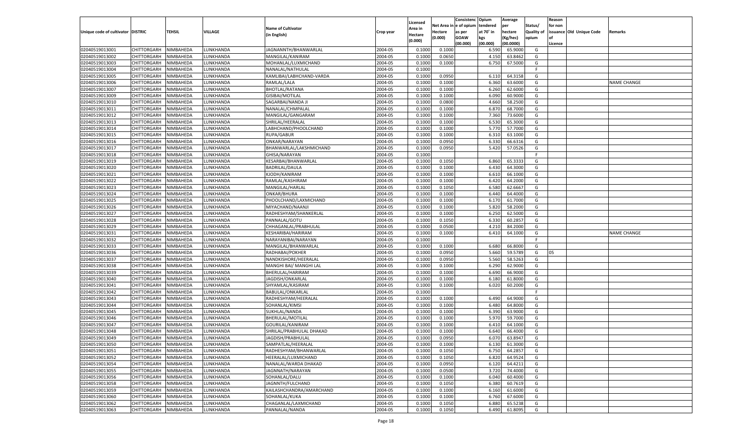| Unique code of cultivator | DISTRIC | TEHSIL | VILLAGE | Name of Cultivator (in English) | Crop year | Licensed Area in Hectare (0.000) | Net Area in Hectare (0.000) | Consistenc e of opium as per GOAW (00.000) | Opium tendered at 70˚ in kgs (00.000) | Average per hectare (Kg/hec) (00.0000) | Status/ Quality of opium | Reason for non issuance of Licence | Old Unique Code | Remarks |
|---|---|---|---|---|---|---|---|---|---|---|---|---|---|---|
| 02040519013001 | CHITTORGARH | NIMBAHEDA | LUNKHANDA | JAGNANNTH/BHANWARLAL | 2004-05 | 0.1000 | 0.1000 | | 6.590 | 65.9000 | G | | | |
| 02040519013002 | CHITTORGARH | NIMBAHEDA | LUNKHANDA | MANGILAL/KANIRAM | 2004-05 | 0.1000 | 0.0650 | | 4.150 | 63.8462 | G | | | |
| 02040519013003 | CHITTORGARH | NIMBAHEDA | LUNKHANDA | MOHANLAL/LUXMICHAND | 2004-05 | 0.1000 | 0.1000 | | 6.750 | 67.5000 | G | | | |
| 02040519013004 | CHITTORGARH | NIMBAHEDA | LUNKHANDA | NANALAL/NATHULAL | 2004-05 | 0.1000 | | | | | F | | | |
| 02040519013005 | CHITTORGARH | NIMBAHEDA | LUNKHANDA | KAMLIBAI/LABHCHAND-VARDA | 2004-05 | 0.1000 | 0.0950 | | 6.110 | 64.3158 | G | | | |
| 02040519013006 | CHITTORGARH | NIMBAHEDA | LUNKHANDA | RAMLAL/LALA | 2004-05 | 0.1000 | 0.1000 | | 6.360 | 63.6000 | G | | | NAME CHANGE |
| 02040519013007 | CHITTORGARH | NIMBAHEDA | LUNKHANDA | BHOTLAL/RATANA | 2004-05 | 0.1000 | 0.1000 | | 6.260 | 62.6000 | G | | | |
| 02040519013009 | CHITTORGARH | NIMBAHEDA | LUNKHANDA | GISIBAI/MOTILAL | 2004-05 | 0.1000 | 0.1000 | | 6.090 | 60.9000 | G | | | |
| 02040519013010 | CHITTORGARH | NIMBAHEDA | LUNKHANDA | SAGARBAI/NANDA JI | 2004-05 | 0.1000 | 0.0800 | | 4.660 | 58.2500 | G | | | |
| 02040519013011 | CHITTORGARH | NIMBAHEDA | LUNKHANDA | NANALAL/CHMPALAL | 2004-05 | 0.1000 | 0.1000 | | 6.870 | 68.7000 | G | | | |
| 02040519013012 | CHITTORGARH | NIMBAHEDA | LUNKHANDA | MANGILAL/GANGARAM | 2004-05 | 0.1000 | 0.1000 | | 7.360 | 73.6000 | G | | | |
| 02040519013013 | CHITTORGARH | NIMBAHEDA | LUNKHANDA | SHRILAL/HEERALAL | 2004-05 | 0.1000 | 0.1000 | | 6.530 | 65.3000 | G | | | |
| 02040519013014 | CHITTORGARH | NIMBAHEDA | LUNKHANDA | LABHCHAND/PHOOLCHAND | 2004-05 | 0.1000 | 0.1000 | | 5.770 | 57.7000 | G | | | |
| 02040519013015 | CHITTORGARH | NIMBAHEDA | LUNKHANDA | RUPA/GABUR | 2004-05 | 0.1000 | 0.1000 | | 6.310 | 63.1000 | G | | | |
| 02040519013016 | CHITTORGARH | NIMBAHEDA | LUNKHANDA | ONKAR/NARAYAN | 2004-05 | 0.1000 | 0.0950 | | 6.330 | 66.6316 | G | | | |
| 02040519013017 | CHITTORGARH | NIMBAHEDA | LUNKHANDA | BHANWARLAL/LAKSHMICHAND | 2004-05 | 0.1000 | 0.0950 | | 5.420 | 57.0526 | G | | | |
| 02040519013018 | CHITTORGARH | NIMBAHEDA | LUNKHANDA | GHISA/NARAYAN | 2004-05 | 0.1000 | | | | | F | | | |
| 02040519013019 | CHITTORGARH | NIMBAHEDA | LUNKHANDA | KESARBAI/BHANWARLAL | 2004-05 | 0.1000 | 0.1050 | | 6.860 | 65.3333 | G | | | |
| 02040519013020 | CHITTORGARH | NIMBAHEDA | LUNKHANDA | BADRILAL/DAULA | 2004-05 | 0.1000 | 0.1000 | | 6.430 | 64.3000 | G | | | |
| 02040519013021 | CHITTORGARH | NIMBAHEDA | LUNKHANDA | KJODH/KANIRAM | 2004-05 | 0.1000 | 0.1000 | | 6.610 | 66.1000 | G | | | |
| 02040519013022 | CHITTORGARH | NIMBAHEDA | LUNKHANDA | RAMLAL/KASHIRAM | 2004-05 | 0.1000 | 0.1000 | | 6.420 | 64.2000 | G | | | |
| 02040519013023 | CHITTORGARH | NIMBAHEDA | LUNKHANDA | MANGILAL/HARLAL | 2004-05 | 0.1000 | 0.1050 | | 6.580 | 62.6667 | G | | | |
| 02040519013024 | CHITTORGARH | NIMBAHEDA | LUNKHANDA | ONKAR/BHURA | 2004-05 | 0.1000 | 0.1000 | | 6.440 | 64.4000 | G | | | |
| 02040519013025 | CHITTORGARH | NIMBAHEDA | LUNKHANDA | PHOOLCHAND/LAXMICHAND | 2004-05 | 0.1000 | 0.1000 | | 6.170 | 61.7000 | G | | | |
| 02040519013026 | CHITTORGARH | NIMBAHEDA | LUNKHANDA | MIYACHAND/NAANJI | 2004-05 | 0.1000 | 0.1000 | | 5.820 | 58.2000 | G | | | |
| 02040519013027 | CHITTORGARH | NIMBAHEDA | LUNKHANDA | RADHESHYAM/SHANKERLAL | 2004-05 | 0.1000 | 0.1000 | | 6.250 | 62.5000 | G | | | |
| 02040519013028 | CHITTORGARH | NIMBAHEDA | LUNKHANDA | PANNALAL/GOTU | 2004-05 | 0.1000 | 0.1050 | | 6.330 | 60.2857 | G | | | |
| 02040519013029 | CHITTORGARH | NIMBAHEDA | LUNKHANDA | CHHAGANLAL/PRABHULAL | 2004-05 | 0.1000 | 0.0500 | | 4.210 | 84.2000 | G | | | |
| 02040519013031 | CHITTORGARH | NIMBAHEDA | LUNKHANDA | KESHARIBAI/HARIRAM | 2004-05 | 0.1000 | 0.1000 | | 6.410 | 64.1000 | G | | | NAME CHANGE |
| 02040519013032 | CHITTORGARH | NIMBAHEDA | LUNKHANDA | NARAYANIBAI/NARAYAN | 2004-05 | 0.1000 | | | | | F | | | |
| 02040519013033 | CHITTORGARH | NIMBAHEDA | LUNKHANDA | MANGILAL/BHANWARLAL | 2004-05 | 0.1000 | 0.1000 | | 6.680 | 66.8000 | G | | | |
| 02040519013036 | CHITTORGARH | NIMBAHEDA | LUNKHANDA | RADHABAI/POKHER | 2004-05 | 0.1000 | 0.0950 | | 5.660 | 59.5789 | G | 05 | | |
| 02040519013037 | CHITTORGARH | NIMBAHEDA | LUNKHANDA | NANDKISHORE/HEERALAL | 2004-05 | 0.1000 | 0.0950 | | 5.560 | 58.5263 | G | | | |
| 02040519013038 | CHITTORGARH | NIMBAHEDA | LUNKHANDA | MANGHI BAI/ MANGHI LAL | 2004-05 | 0.1000 | 0.1000 | | 6.290 | 62.9000 | G | | | |
| 02040519013039 | CHITTORGARH | NIMBAHEDA | LUNKHANDA | BHERULAL/HARIRAM | 2004-05 | 0.1000 | 0.1000 | | 6.690 | 66.9000 | G | | | |
| 02040519013040 | CHITTORGARH | NIMBAHEDA | LUNKHANDA | JAGDISH/ONKARLAL | 2004-05 | 0.1000 | 0.1000 | | 6.180 | 61.8000 | G | | | |
| 02040519013041 | CHITTORGARH | NIMBAHEDA | LUNKHANDA | SHYAMLAL/KASIRAM | 2004-05 | 0.1000 | 0.1000 | | 6.020 | 60.2000 | G | | | |
| 02040519013042 | CHITTORGARH | NIMBAHEDA | LUNKHANDA | BABULAL/ONKARLAL | 2004-05 | 0.1000 | | | | | F | | | |
| 02040519013043 | CHITTORGARH | NIMBAHEDA | LUNKHANDA | RADHESHYAM/HEERALAL | 2004-05 | 0.1000 | 0.1000 | | 6.490 | 64.9000 | G | | | |
| 02040519013044 | CHITTORGARH | NIMBAHEDA | LUNKHANDA | SOHANLAL/KIMSI | 2004-05 | 0.1000 | 0.1000 | | 6.480 | 64.8000 | G | | | |
| 02040519013045 | CHITTORGARH | NIMBAHEDA | LUNKHANDA | SUKHLAL/NANDA | 2004-05 | 0.1000 | 0.1000 | | 6.390 | 63.9000 | G | | | |
| 02040519013046 | CHITTORGARH | NIMBAHEDA | LUNKHANDA | BHERULAL/MOTILAL | 2004-05 | 0.1000 | 0.1000 | | 5.970 | 59.7000 | G | | | |
| 02040519013047 | CHITTORGARH | NIMBAHEDA | LUNKHANDA | GOURILAL/KANIRAM | 2004-05 | 0.1000 | 0.1000 | | 6.410 | 64.1000 | G | | | |
| 02040519013048 | CHITTORGARH | NIMBAHEDA | LUNKHANDA | SHRILAL/PRABHULAL DHAKAD | 2004-05 | 0.1000 | 0.1000 | | 6.640 | 66.4000 | G | | | |
| 02040519013049 | CHITTORGARH | NIMBAHEDA | LUNKHANDA | JAGDISH/PRABHULAL | 2004-05 | 0.1000 | 0.0950 | | 6.070 | 63.8947 | G | | | |
| 02040519013050 | CHITTORGARH | NIMBAHEDA | LUNKHANDA | SAMPATLAL/HEERALAL | 2004-05 | 0.1000 | 0.1000 | | 6.130 | 61.3000 | G | | | |
| 02040519013051 | CHITTORGARH | NIMBAHEDA | LUNKHANDA | RADHESHYAM/BHANWARLAL | 2004-05 | 0.1000 | 0.1050 | | 6.750 | 64.2857 | G | | | |
| 02040519013052 | CHITTORGARH | NIMBAHEDA | LUNKHANDA | HEERALAL/LUXMICHAND | 2004-05 | 0.1000 | 0.1050 | | 6.820 | 64.9524 | G | | | |
| 02040519013054 | CHITTORGARH | NIMBAHEDA | LUNKHANDA | NANALAL/WARDA DHAKAD | 2004-05 | 0.1000 | 0.0950 | | 6.120 | 64.4211 | G | | | |
| 02040519013055 | CHITTORGARH | NIMBAHEDA | LUNKHANDA | JAGNNATH/NARAYAN | 2004-05 | 0.1000 | 0.0500 | | 3.720 | 74.4000 | G | | | |
| 02040519013056 | CHITTORGARH | NIMBAHEDA | LUNKHANDA | SOHANLAL/DALU | 2004-05 | 0.1000 | 0.1000 | | 6.040 | 60.4000 | G | | | |
| 02040519013058 | CHITTORGARH | NIMBAHEDA | LUNKHANDA | JAGNNTH/FULCHAND | 2004-05 | 0.1000 | 0.1050 | | 6.380 | 60.7619 | G | | | |
| 02040519013059 | CHITTORGARH | NIMBAHEDA | LUNKHANDA | KAILASHCHANDRA/AMARCHAND | 2004-05 | 0.1000 | 0.1000 | | 6.160 | 61.6000 | G | | | |
| 02040519013060 | CHITTORGARH | NIMBAHEDA | LUNKHANDA | SOHANLAL/KUKA | 2004-05 | 0.1000 | 0.1000 | | 6.760 | 67.6000 | G | | | |
| 02040519013062 | CHITTORGARH | NIMBAHEDA | LUNKHANDA | CHAGANLAL/LAXMICHAND | 2004-05 | 0.1000 | 0.1050 | | 6.880 | 65.5238 | G | | | |
| 02040519013063 | CHITTORGARH | NIMBAHEDA | LUNKHANDA | PANNALAL/NANDA | 2004-05 | 0.1000 | 0.1050 | | 6.490 | 61.8095 | G | | | |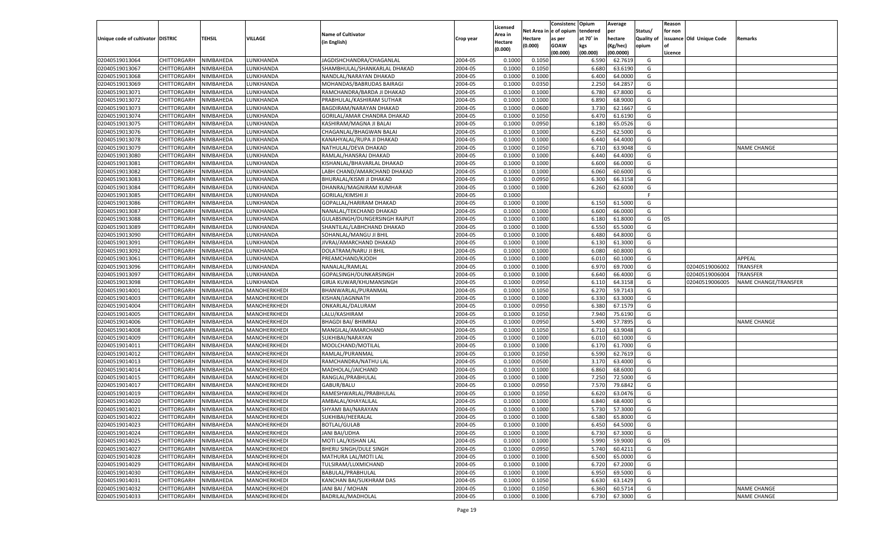| Unique code of cultivator | DISTRIC | TEHSIL | VILLAGE | Name of Cultivator (in English) | Crop year | Licensed Area in Hectare (0.000) | Net Area in Hectare (0.000) | Consistenc e of opium as per GOAW (00.000) | Opium tendered at 70° in kgs (00.000) | Average per hectare (Kg/hec) (00.0000) | Status/ Quality of opium | Reason for non issuance of Licence | Old Unique Code | Remarks |
|---|---|---|---|---|---|---|---|---|---|---|---|---|---|---|
| 02040519013064 | CHITTORGARH | NIMBAHEDA | LUNKHANDA | JAGDISHCHANDRA/CHAGANLAL | 2004-05 | 0.1000 | 0.1050 | | 6.590 | 62.7619 | G | | | |
| 02040519013067 | CHITTORGARH | NIMBAHEDA | LUNKHANDA | SHAMBHULAL/SHANKARLAL DHAKAD | 2004-05 | 0.1000 | 0.1050 | | 6.680 | 63.6190 | G | | | |
| 02040519013068 | CHITTORGARH | NIMBAHEDA | LUNKHANDA | NANDLAL/NARAYAN DHAKAD | 2004-05 | 0.1000 | 0.1000 | | 6.400 | 64.0000 | G | | | |
| 02040519013069 | CHITTORGARH | NIMBAHEDA | LUNKHANDA | MOHANDAS/BABRUDAS BAIRAGI | 2004-05 | 0.1000 | 0.0350 | | 2.250 | 64.2857 | G | | | |
| 02040519013071 | CHITTORGARH | NIMBAHEDA | LUNKHANDA | RAMCHANDRA/BARDA JI DHAKAD | 2004-05 | 0.1000 | 0.1000 | | 6.780 | 67.8000 | G | | | |
| 02040519013072 | CHITTORGARH | NIMBAHEDA | LUNKHANDA | PRABHULAL/KASHIRAM SUTHAR | 2004-05 | 0.1000 | 0.1000 | | 6.890 | 68.9000 | G | | | |
| 02040519013073 | CHITTORGARH | NIMBAHEDA | LUNKHANDA | BAGDIRAM/NARAYAN DHAKAD | 2004-05 | 0.1000 | 0.0600 | | 3.730 | 62.1667 | G | | | |
| 02040519013074 | CHITTORGARH | NIMBAHEDA | LUNKHANDA | GORILAL/AMAR CHANDRA DHAKAD | 2004-05 | 0.1000 | 0.1050 | | 6.470 | 61.6190 | G | | | |
| 02040519013075 | CHITTORGARH | NIMBAHEDA | LUNKHANDA | KASHIRAM/MAGNA JI BALAI | 2004-05 | 0.1000 | 0.0950 | | 6.180 | 65.0526 | G | | | |
| 02040519013076 | CHITTORGARH | NIMBAHEDA | LUNKHANDA | CHAGANLAL/BHAGWAN BALAI | 2004-05 | 0.1000 | 0.1000 | | 6.250 | 62.5000 | G | | | |
| 02040519013078 | CHITTORGARH | NIMBAHEDA | LUNKHANDA | KANAHYALAL/RUPA JI DHAKAD | 2004-05 | 0.1000 | 0.1000 | | 6.440 | 64.4000 | G | | | |
| 02040519013079 | CHITTORGARH | NIMBAHEDA | LUNKHANDA | NATHULAL/DEVA DHAKAD | 2004-05 | 0.1000 | 0.1050 | | 6.710 | 63.9048 | G | | | NAME CHANGE |
| 02040519013080 | CHITTORGARH | NIMBAHEDA | LUNKHANDA | RAMLAL/HANSRAJ DHAKAD | 2004-05 | 0.1000 | 0.1000 | | 6.440 | 64.4000 | G | | | |
| 02040519013081 | CHITTORGARH | NIMBAHEDA | LUNKHANDA | KISHANLAL/BHAVARLAL DHAKAD | 2004-05 | 0.1000 | 0.1000 | | 6.600 | 66.0000 | G | | | |
| 02040519013082 | CHITTORGARH | NIMBAHEDA | LUNKHANDA | LABH CHAND/AMARCHAND DHAKAD | 2004-05 | 0.1000 | 0.1000 | | 6.060 | 60.6000 | G | | | |
| 02040519013083 | CHITTORGARH | NIMBAHEDA | LUNKHANDA | BHURALAL/KISMI JI DHAKAD | 2004-05 | 0.1000 | 0.0950 | | 6.300 | 66.3158 | G | | | |
| 02040519013084 | CHITTORGARH | NIMBAHEDA | LUNKHANDA | DHANRAJ/MAGNIRAM KUMHAR | 2004-05 | 0.1000 | 0.1000 | | 6.260 | 62.6000 | G | | | |
| 02040519013085 | CHITTORGARH | NIMBAHEDA | LUNKHANDA | GORILAL/KIMSHI JI | 2004-05 | 0.1000 | | | | | F | | | |
| 02040519013086 | CHITTORGARH | NIMBAHEDA | LUNKHANDA | GOPALLAL/HARIRAM DHAKAD | 2004-05 | 0.1000 | 0.1000 | | 6.150 | 61.5000 | G | | | |
| 02040519013087 | CHITTORGARH | NIMBAHEDA | LUNKHANDA | NANALAL/TEKCHAND DHAKAD | 2004-05 | 0.1000 | 0.1000 | | 6.600 | 66.0000 | G | | | |
| 02040519013088 | CHITTORGARH | NIMBAHEDA | LUNKHANDA | GULABSINGH/DUNGERSINGH RAJPUT | 2004-05 | 0.1000 | 0.1000 | | 6.180 | 61.8000 | G | 05 | | |
| 02040519013089 | CHITTORGARH | NIMBAHEDA | LUNKHANDA | SHANTILAL/LABHCHAND DHAKAD | 2004-05 | 0.1000 | 0.1000 | | 6.550 | 65.5000 | G | | | |
| 02040519013090 | CHITTORGARH | NIMBAHEDA | LUNKHANDA | SOHANLAL/MANGU JI BHIL | 2004-05 | 0.1000 | 0.1000 | | 6.480 | 64.8000 | G | | | |
| 02040519013091 | CHITTORGARH | NIMBAHEDA | LUNKHANDA | JIVRAJ/AMARCHAND DHAKAD | 2004-05 | 0.1000 | 0.1000 | | 6.130 | 61.3000 | G | | | |
| 02040519013092 | CHITTORGARH | NIMBAHEDA | LUNKHANDA | DOLATRAM/NARU JI BHIL | 2004-05 | 0.1000 | 0.1000 | | 6.080 | 60.8000 | G | | | |
| 02040519013061 | CHITTORGARH | NIMBAHEDA | LUNKHANDA | PREAMCHAND/KJODH | 2004-05 | 0.1000 | 0.1000 | | 6.010 | 60.1000 | G | | | APPEAL |
| 02040519013096 | CHITTORGARH | NIMBAHEDA | LUNKHANDA | NANALAL/RAMLAL | 2004-05 | 0.1000 | 0.1000 | | 6.970 | 69.7000 | G | | 02040519006002 | TRANSFER |
| 02040519013097 | CHITTORGARH | NIMBAHEDA | LUNKHANDA | GOPALSINGH/OUNKARSINGH | 2004-05 | 0.1000 | 0.1000 | | 6.640 | 66.4000 | G | | 02040519006004 | TRANSFER |
| 02040519013098 | CHITTORGARH | NIMBAHEDA | LUNKHANDA | GIRJA KUWAR/KHUMANSINGH | 2004-05 | 0.1000 | 0.0950 | | 6.110 | 64.3158 | G | | 02040519006005 | NAME CHANGE/TRANSFER |
| 02040519014001 | CHITTORGARH | NIMBAHEDA | MANOHERKHEDI | BHANWARLAL/PURANMAL | 2004-05 | 0.1000 | 0.1050 | | 6.270 | 59.7143 | G | | | |
| 02040519014003 | CHITTORGARH | NIMBAHEDA | MANOHERKHEDI | KISHAN/JAGNNATH | 2004-05 | 0.1000 | 0.1000 | | 6.330 | 63.3000 | G | | | |
| 02040519014004 | CHITTORGARH | NIMBAHEDA | MANOHERKHEDI | ONKARLAL/DALURAM | 2004-05 | 0.1000 | 0.0950 | | 6.380 | 67.1579 | G | | | |
| 02040519014005 | CHITTORGARH | NIMBAHEDA | MANOHERKHEDI | LALU/KASHIRAM | 2004-05 | 0.1000 | 0.1050 | | 7.940 | 75.6190 | G | | | |
| 02040519014006 | CHITTORGARH | NIMBAHEDA | MANOHERKHEDI | BHAGDI BAI/ BHIMRAJ | 2004-05 | 0.1000 | 0.0950 | | 5.490 | 57.7895 | G | | | NAME CHANGE |
| 02040519014008 | CHITTORGARH | NIMBAHEDA | MANOHERKHEDI | MANGILAL/AMARCHAND | 2004-05 | 0.1000 | 0.1050 | | 6.710 | 63.9048 | G | | | |
| 02040519014009 | CHITTORGARH | NIMBAHEDA | MANOHERKHEDI | SUKHIBAI/NARAYAN | 2004-05 | 0.1000 | 0.1000 | | 6.010 | 60.1000 | G | | | |
| 02040519014011 | CHITTORGARH | NIMBAHEDA | MANOHERKHEDI | MOOLCHAND/MOTILAL | 2004-05 | 0.1000 | 0.1000 | | 6.170 | 61.7000 | G | | | |
| 02040519014012 | CHITTORGARH | NIMBAHEDA | MANOHERKHEDI | RAMLAL/PURANMAL | 2004-05 | 0.1000 | 0.1050 | | 6.590 | 62.7619 | G | | | |
| 02040519014013 | CHITTORGARH | NIMBAHEDA | MANOHERKHEDI | RAMCHANDRA/NATHU LAL | 2004-05 | 0.1000 | 0.0500 | | 3.170 | 63.4000 | G | | | |
| 02040519014014 | CHITTORGARH | NIMBAHEDA | MANOHERKHEDI | MADHOLAL/JAICHAND | 2004-05 | 0.1000 | 0.1000 | | 6.860 | 68.6000 | G | | | |
| 02040519014015 | CHITTORGARH | NIMBAHEDA | MANOHERKHEDI | RANGLAL/PRABHULAL | 2004-05 | 0.1000 | 0.1000 | | 7.250 | 72.5000 | G | | | |
| 02040519014017 | CHITTORGARH | NIMBAHEDA | MANOHERKHEDI | GABUR/BALU | 2004-05 | 0.1000 | 0.0950 | | 7.570 | 79.6842 | G | | | |
| 02040519014019 | CHITTORGARH | NIMBAHEDA | MANOHERKHEDI | RAMESHWARLAL/PRABHULAL | 2004-05 | 0.1000 | 0.1050 | | 6.620 | 63.0476 | G | | | |
| 02040519014020 | CHITTORGARH | NIMBAHEDA | MANOHERKHEDI | AMBALAL/KHAYALILAL | 2004-05 | 0.1000 | 0.1000 | | 6.840 | 68.4000 | G | | | |
| 02040519014021 | CHITTORGARH | NIMBAHEDA | MANOHERKHEDI | SHYAMI BAI/NARAYAN | 2004-05 | 0.1000 | 0.1000 | | 5.730 | 57.3000 | G | | | |
| 02040519014022 | CHITTORGARH | NIMBAHEDA | MANOHERKHEDI | SUKHIBAI/HEERALAL | 2004-05 | 0.1000 | 0.1000 | | 6.580 | 65.8000 | G | | | |
| 02040519014023 | CHITTORGARH | NIMBAHEDA | MANOHERKHEDI | BOTLAL/GULAB | 2004-05 | 0.1000 | 0.1000 | | 6.450 | 64.5000 | G | | | |
| 02040519014024 | CHITTORGARH | NIMBAHEDA | MANOHERKHEDI | JANI BAI/UDHA | 2004-05 | 0.1000 | 0.1000 | | 6.730 | 67.3000 | G | | | |
| 02040519014025 | CHITTORGARH | NIMBAHEDA | MANOHERKHEDI | MOTI LAL/KISHAN LAL | 2004-05 | 0.1000 | 0.1000 | | 5.990 | 59.9000 | G | 05 | | |
| 02040519014027 | CHITTORGARH | NIMBAHEDA | MANOHERKHEDI | BHERU SINGH/DULE SINGH | 2004-05 | 0.1000 | 0.0950 | | 5.740 | 60.4211 | G | | | |
| 02040519014028 | CHITTORGARH | NIMBAHEDA | MANOHERKHEDI | MATHURA LAL/MOTI LAL | 2004-05 | 0.1000 | 0.1000 | | 6.500 | 65.0000 | G | | | |
| 02040519014029 | CHITTORGARH | NIMBAHEDA | MANOHERKHEDI | TULSIRAM/LUXMICHAND | 2004-05 | 0.1000 | 0.1000 | | 6.720 | 67.2000 | G | | | |
| 02040519014030 | CHITTORGARH | NIMBAHEDA | MANOHERKHEDI | BABULAL/PRABHULAL | 2004-05 | 0.1000 | 0.1000 | | 6.950 | 69.5000 | G | | | |
| 02040519014031 | CHITTORGARH | NIMBAHEDA | MANOHERKHEDI | KANCHAN BAI/SUKHRAM DAS | 2004-05 | 0.1000 | 0.1050 | | 6.630 | 63.1429 | G | | | |
| 02040519014032 | CHITTORGARH | NIMBAHEDA | MANOHERKHEDI | JANI BAI / MOHAN | 2004-05 | 0.1000 | 0.1050 | | 6.360 | 60.5714 | G | | | NAME CHANGE |
| 02040519014033 | CHITTORGARH | NIMBAHEDA | MANOHERKHEDI | BADRILAL/MADHOLAL | 2004-05 | 0.1000 | 0.1000 | | 6.730 | 67.3000 | G | | | NAME CHANGE |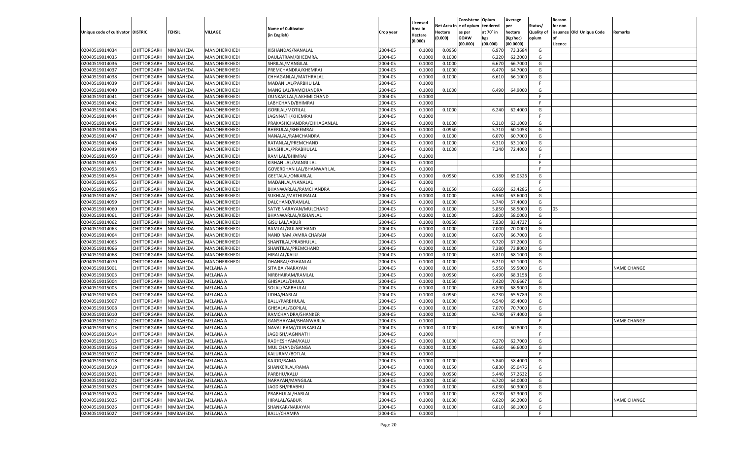| Unique code of cultivator | DISTRIC | TEHSIL | VILLAGE | Name of Cultivator (in English) | Crop year | Licensed Area in Hectare (0.000) | Net Area in Hectare (0.000) | Consistenc e of opium as per GOAW (00.000) | Opium tendered at 70˚ in kgs (00.000) | Average per hectare (Kg/hec) (00.0000) | Status/ Quality of opium | Reason for non issuance of Licence | Old Unique Code | Remarks |
|---|---|---|---|---|---|---|---|---|---|---|---|---|---|---|
| 02040519014034 | CHITTORGARH | NIMBAHEDA | MANOHERKHEDI | KISHANDAS/NANALAL | 2004-05 | 0.1000 | 0.0950 | | 6.970 | 73.3684 | G | | | |
| 02040519014035 | CHITTORGARH | NIMBAHEDA | MANOHERKHEDI | DAULATRAM/BHEEMRAJ | 2004-05 | 0.1000 | 0.1000 | | 6.220 | 62.2000 | G | | | |
| 02040519014036 | CHITTORGARH | NIMBAHEDA | MANOHERKHEDI | SHRILAL/MANGILAL | 2004-05 | 0.1000 | 0.1000 | | 6.670 | 66.7000 | G | | | |
| 02040519014037 | CHITTORGARH | NIMBAHEDA | MANOHERKHEDI | PREMCHANDRA/KHEMRAJ | 2004-05 | 0.1000 | 0.1000 | | 6.470 | 64.7000 | G | | | |
| 02040519014038 | CHITTORGARH | NIMBAHEDA | MANOHERKHEDI | CHHAGANLAL/MATHRALAL | 2004-05 | 0.1000 | 0.1000 | | 6.610 | 66.1000 | G | | | |
| 02040519014039 | CHITTORGARH | NIMBAHEDA | MANOHERKHEDI | MADAN LAL/PARBHU LAL | 2004-05 | 0.1000 | | | | | F | | | |
| 02040519014040 | CHITTORGARH | NIMBAHEDA | MANOHERKHEDI | MANGILAL/RAMCHANDRA | 2004-05 | 0.1000 | 0.1000 | | 6.490 | 64.9000 | G | | | |
| 02040519014041 | CHITTORGARH | NIMBAHEDA | MANOHERKHEDI | OUNKAR LAL/LAKHMI CHAND | 2004-05 | 0.1000 | | | | | F | | | |
| 02040519014042 | CHITTORGARH | NIMBAHEDA | MANOHERKHEDI | LABHCHAND/BHIMRAJ | 2004-05 | 0.1000 | | | | | F | | | |
| 02040519014043 | CHITTORGARH | NIMBAHEDA | MANOHERKHEDI | GORILAL/MOTILAL | 2004-05 | 0.1000 | 0.1000 | | 6.240 | 62.4000 | G | | | |
| 02040519014044 | CHITTORGARH | NIMBAHEDA | MANOHERKHEDI | JAGNNATH/KHEMRAJ | 2004-05 | 0.1000 | | | | | F | | | |
| 02040519014045 | CHITTORGARH | NIMBAHEDA | MANOHERKHEDI | PRAKASHCHANDRA/CHHAGANLAL | 2004-05 | 0.1000 | 0.1000 | | 6.310 | 63.1000 | G | | | |
| 02040519014046 | CHITTORGARH | NIMBAHEDA | MANOHERKHEDI | BHERULAL/BHEEMRAJ | 2004-05 | 0.1000 | 0.0950 | | 5.710 | 60.1053 | G | | | |
| 02040519014047 | CHITTORGARH | NIMBAHEDA | MANOHERKHEDI | NANALAL/RAMCHANDRA | 2004-05 | 0.1000 | 0.1000 | | 6.070 | 60.7000 | G | | | |
| 02040519014048 | CHITTORGARH | NIMBAHEDA | MANOHERKHEDI | RATANLAL/PREMCHAND | 2004-05 | 0.1000 | 0.1000 | | 6.310 | 63.1000 | G | | | |
| 02040519014049 | CHITTORGARH | NIMBAHEDA | MANOHERKHEDI | BANSHILAL/PRABHULAL | 2004-05 | 0.1000 | 0.1000 | | 7.240 | 72.4000 | G | | | |
| 02040519014050 | CHITTORGARH | NIMBAHEDA | MANOHERKHEDI | RAM LAL/BHIMRAJ | 2004-05 | 0.1000 | | | | | F | | | |
| 02040519014051 | CHITTORGARH | NIMBAHEDA | MANOHERKHEDI | KISHAN LAL/MANGI LAL | 2004-05 | 0.1000 | | | | | F | | | |
| 02040519014053 | CHITTORGARH | NIMBAHEDA | MANOHERKHEDI | GOVERDHAN LAL/BHANWAR LAL | 2004-05 | 0.1000 | | | | | F | | | |
| 02040519014054 | CHITTORGARH | NIMBAHEDA | MANOHERKHEDI | GEETALAL/ONKARLAL | 2004-05 | 0.1000 | 0.0950 | | 6.180 | 65.0526 | G | | | |
| 02040519014055 | CHITTORGARH | NIMBAHEDA | MANOHERKHEDI | MADANLAL/NANALAL | 2004-05 | 0.1000 | | | | | F | | | |
| 02040519014056 | CHITTORGARH | NIMBAHEDA | MANOHERKHEDI | BHANWARLAL/RAMCHANDRA | 2004-05 | 0.1000 | 0.1050 | | 6.660 | 63.4286 | G | | | |
| 02040519014057 | CHITTORGARH | NIMBAHEDA | MANOHERKHEDI | SUKHLAL/MATHURALAL | 2004-05 | 0.1000 | 0.1000 | | 6.360 | 63.6000 | G | | | |
| 02040519014059 | CHITTORGARH | NIMBAHEDA | MANOHERKHEDI | DALCHAND/RAMLAL | 2004-05 | 0.1000 | 0.1000 | | 5.740 | 57.4000 | G | | | |
| 02040519014060 | CHITTORGARH | NIMBAHEDA | MANOHERKHEDI | SATYE NARAYAN/MULCHAND | 2004-05 | 0.1000 | 0.1000 | | 5.850 | 58.5000 | G | 05 | | |
| 02040519014061 | CHITTORGARH | NIMBAHEDA | MANOHERKHEDI | BHANWARLAL/KISHANLAL | 2004-05 | 0.1000 | 0.1000 | | 5.800 | 58.0000 | G | | | |
| 02040519014062 | CHITTORGARH | NIMBAHEDA | MANOHERKHEDI | GISU LAL/JABUR | 2004-05 | 0.1000 | 0.0950 | | 7.930 | 83.4737 | G | | | |
| 02040519014063 | CHITTORGARH | NIMBAHEDA | MANOHERKHEDI | RAMLAL/GULABCHAND | 2004-05 | 0.1000 | 0.1000 | | 7.000 | 70.0000 | G | | | |
| 02040519014064 | CHITTORGARH | NIMBAHEDA | MANOHERKHEDI | NAND RAM /AMRA CHARAN | 2004-05 | 0.1000 | 0.1000 | | 6.670 | 66.7000 | G | | | |
| 02040519014065 | CHITTORGARH | NIMBAHEDA | MANOHERKHEDI | SHANTILAL/PRABHULAL | 2004-05 | 0.1000 | 0.1000 | | 6.720 | 67.2000 | G | | | |
| 02040519014066 | CHITTORGARH | NIMBAHEDA | MANOHERKHEDI | SHANTILAL/PREMCHAND | 2004-05 | 0.1000 | 0.1000 | | 7.380 | 73.8000 | G | | | |
| 02040519014068 | CHITTORGARH | NIMBAHEDA | MANOHERKHEDI | HIRALAL/KALU | 2004-05 | 0.1000 | 0.1000 | | 6.810 | 68.1000 | G | | | |
| 02040519014070 | CHITTORGARH | NIMBAHEDA | MANOHERKHEDI | DHANRAJ/KISHANLAL | 2004-05 | 0.1000 | 0.1000 | | 6.210 | 62.1000 | G | | | |
| 02040519015001 | CHITTORGARH | NIMBAHEDA | MELANA A | SITA BAI/NARAYAN | 2004-05 | 0.1000 | 0.1000 | | 5.950 | 59.5000 | G | | | NAME CHANGE |
| 02040519015003 | CHITTORGARH | NIMBAHEDA | MELANA A | NIRBHAIRAM/RAMLAL | 2004-05 | 0.1000 | 0.0950 | | 6.490 | 68.3158 | G | | | |
| 02040519015004 | CHITTORGARH | NIMBAHEDA | MELANA A | GHISALAL/DHULA | 2004-05 | 0.1000 | 0.1050 | | 7.420 | 70.6667 | G | | | |
| 02040519015005 | CHITTORGARH | NIMBAHEDA | MELANA A | SOLAL/PARBHULAL | 2004-05 | 0.1000 | 0.1000 | | 6.890 | 68.9000 | G | | | |
| 02040519015006 | CHITTORGARH | NIMBAHEDA | MELANA A | UDHA/HARLAL | 2004-05 | 0.1000 | 0.0950 | | 6.230 | 65.5789 | G | | | |
| 02040519015007 | CHITTORGARH | NIMBAHEDA | MELANA A | BALU/PARBHULAL | 2004-05 | 0.1000 | 0.1000 | | 6.540 | 65.4000 | G | | | |
| 02040519015008 | CHITTORGARH | NIMBAHEDA | MELANA A | GHISALAL/GOPILAL | 2004-05 | 0.1000 | 0.1000 | | 7.070 | 70.7000 | G | | | |
| 02040519015010 | CHITTORGARH | NIMBAHEDA | MELANA A | RAMCHANDRA/SHANKER | 2004-05 | 0.1000 | 0.1000 | | 6.740 | 67.4000 | G | | | |
| 02040519015012 | CHITTORGARH | NIMBAHEDA | MELANA A | GANSHAYAM/BHANWARLAL | 2004-05 | 0.1000 | | | | | F | | | NAME CHANGE |
| 02040519015013 | CHITTORGARH | NIMBAHEDA | MELANA A | NAVAL RAM//OUNKARLAL | 2004-05 | 0.1000 | 0.1000 | | 6.080 | 60.8000 | G | | | |
| 02040519015014 | CHITTORGARH | NIMBAHEDA | MELANA A | JAGDISH/JAGNNATH | 2004-05 | 0.1000 | | | | | F | | | |
| 02040519015015 | CHITTORGARH | NIMBAHEDA | MELANA A | RADHESHYAM/KALU | 2004-05 | 0.1000 | 0.1000 | | 6.270 | 62.7000 | G | | | |
| 02040519015016 | CHITTORGARH | NIMBAHEDA | MELANA A | MUL CHAND/GANGA | 2004-05 | 0.1000 | 0.1000 | | 6.660 | 66.6000 | G | | | |
| 02040519015017 | CHITTORGARH | NIMBAHEDA | MELANA A | KALURAM/BOTLAL | 2004-05 | 0.1000 | | | | | F | | | |
| 02040519015018 | CHITTORGARH | NIMBAHEDA | MELANA A | KAJOD/RAMA | 2004-05 | 0.1000 | 0.1000 | | 5.840 | 58.4000 | G | | | |
| 02040519015019 | CHITTORGARH | NIMBAHEDA | MELANA A | SHANKERLAL/RAMA | 2004-05 | 0.1000 | 0.1050 | | 6.830 | 65.0476 | G | | | |
| 02040519015021 | CHITTORGARH | NIMBAHEDA | MELANA A | PARBHU/KALU | 2004-05 | 0.1000 | 0.0950 | | 5.440 | 57.2632 | G | | | |
| 02040519015022 | CHITTORGARH | NIMBAHEDA | MELANA A | NARAYAN/MANGILAL | 2004-05 | 0.1000 | 0.1050 | | 6.720 | 64.0000 | G | | | |
| 02040519015023 | CHITTORGARH | NIMBAHEDA | MELANA A | JAGDISH/PRABHU | 2004-05 | 0.1000 | 0.1000 | | 6.030 | 60.3000 | G | | | |
| 02040519015024 | CHITTORGARH | NIMBAHEDA | MELANA A | PRABHULAL/HARLAL | 2004-05 | 0.1000 | 0.1000 | | 6.230 | 62.3000 | G | | | |
| 02040519015025 | CHITTORGARH | NIMBAHEDA | MELANA A | HIRALAL/GABUR | 2004-05 | 0.1000 | 0.1000 | | 6.620 | 66.2000 | G | | | NAME CHANGE |
| 02040519015026 | CHITTORGARH | NIMBAHEDA | MELANA A | SHANKAR/NARAYAN | 2004-05 | 0.1000 | 0.1000 | | 6.810 | 68.1000 | G | | | |
| 02040519015027 | CHITTORGARH | NIMBAHEDA | MELANA A | BALU/CHAMPA | 2004-05 | 0.1000 | | | | | F | | | |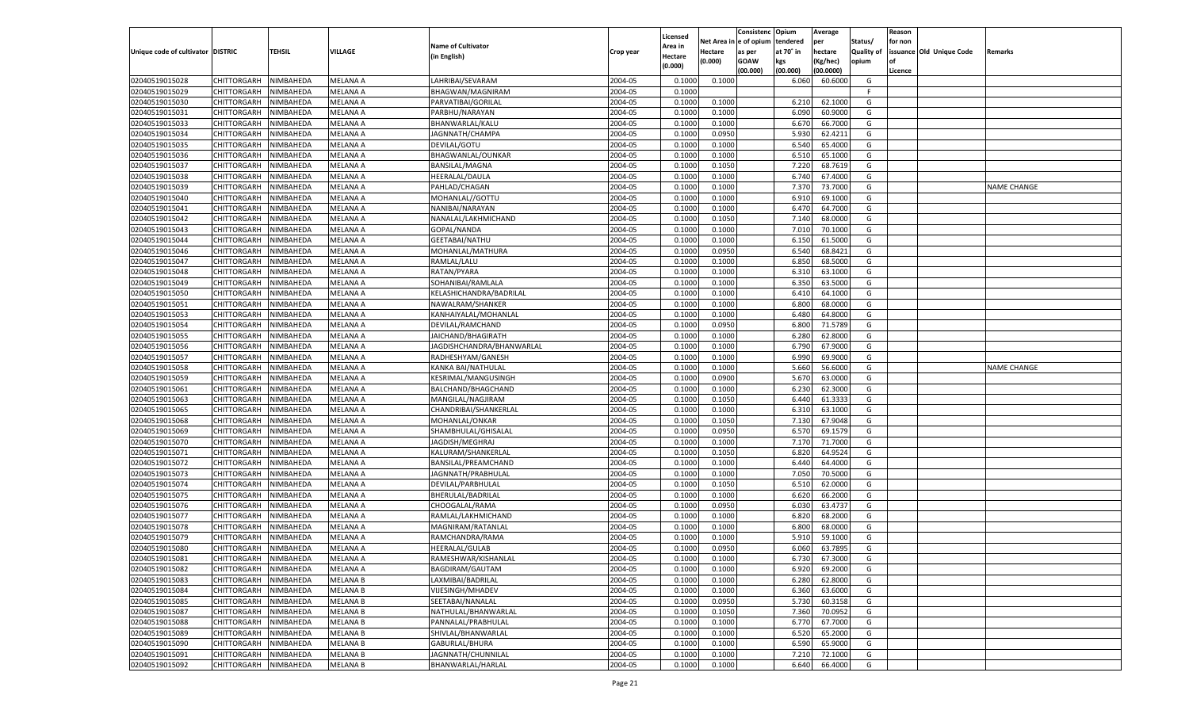| Unique code of cultivator | DISTRIC | TEHSIL | VILLAGE | Name of Cultivator (in English) | Crop year | Licensed Area in Hectare (0.000) | Net Area in Hectare (0.000) | Consistenc e of opium as per GOAW (00.000) | Opium tendered at 70° in kgs (00.000) | Average per hectare (Kg/hec) (00.0000) | Status/ Quality of opium | Reason for non issuance of Licence | Old Unique Code | Remarks |
|---|---|---|---|---|---|---|---|---|---|---|---|---|---|---|
| 02040519015028 | CHITTORGARH | NIMBAHEDA | MELANA A | LAHRIBAI/SEVARAM | 2004-05 | 0.1000 | 0.1000 | | 6.060 | 60.6000 | G | | | |
| 02040519015029 | CHITTORGARH | NIMBAHEDA | MELANA A | BHAGWAN/MAGNIRAM | 2004-05 | 0.1000 | | | | | F | | | |
| 02040519015030 | CHITTORGARH | NIMBAHEDA | MELANA A | PARVATIBAI/GORILAL | 2004-05 | 0.1000 | 0.1000 | | 6.210 | 62.1000 | G | | | |
| 02040519015031 | CHITTORGARH | NIMBAHEDA | MELANA A | PARBHU/NARAYAN | 2004-05 | 0.1000 | 0.1000 | | 6.090 | 60.9000 | G | | | |
| 02040519015033 | CHITTORGARH | NIMBAHEDA | MELANA A | BHANWARLAL/KALU | 2004-05 | 0.1000 | 0.1000 | | 6.670 | 66.7000 | G | | | |
| 02040519015034 | CHITTORGARH | NIMBAHEDA | MELANA A | JAGNNATH/CHAMPA | 2004-05 | 0.1000 | 0.0950 | | 5.930 | 62.4211 | G | | | |
| 02040519015035 | CHITTORGARH | NIMBAHEDA | MELANA A | DEVILAL/GOTU | 2004-05 | 0.1000 | 0.1000 | | 6.540 | 65.4000 | G | | | |
| 02040519015036 | CHITTORGARH | NIMBAHEDA | MELANA A | BHAGWANLAL/OUNKAR | 2004-05 | 0.1000 | 0.1000 | | 6.510 | 65.1000 | G | | | |
| 02040519015037 | CHITTORGARH | NIMBAHEDA | MELANA A | BANSILAL/MAGNA | 2004-05 | 0.1000 | 0.1050 | | 7.220 | 68.7619 | G | | | |
| 02040519015038 | CHITTORGARH | NIMBAHEDA | MELANA A | HEERALAL/DAULA | 2004-05 | 0.1000 | 0.1000 | | 6.740 | 67.4000 | G | | | |
| 02040519015039 | CHITTORGARH | NIMBAHEDA | MELANA A | PAHLAD/CHAGAN | 2004-05 | 0.1000 | 0.1000 | | 7.370 | 73.7000 | G | | | NAME CHANGE |
| 02040519015040 | CHITTORGARH | NIMBAHEDA | MELANA A | MOHANLAL//GOTTU | 2004-05 | 0.1000 | 0.1000 | | 6.910 | 69.1000 | G | | | |
| 02040519015041 | CHITTORGARH | NIMBAHEDA | MELANA A | NANIBAI/NARAYAN | 2004-05 | 0.1000 | 0.1000 | | 6.470 | 64.7000 | G | | | |
| 02040519015042 | CHITTORGARH | NIMBAHEDA | MELANA A | NANALAL/LAKHMICHAND | 2004-05 | 0.1000 | 0.1050 | | 7.140 | 68.0000 | G | | | |
| 02040519015043 | CHITTORGARH | NIMBAHEDA | MELANA A | GOPAL/NANDA | 2004-05 | 0.1000 | 0.1000 | | 7.010 | 70.1000 | G | | | |
| 02040519015044 | CHITTORGARH | NIMBAHEDA | MELANA A | GEETABAI/NATHU | 2004-05 | 0.1000 | 0.1000 | | 6.150 | 61.5000 | G | | | |
| 02040519015046 | CHITTORGARH | NIMBAHEDA | MELANA A | MOHANLAL/MATHURA | 2004-05 | 0.1000 | 0.0950 | | 6.540 | 68.8421 | G | | | |
| 02040519015047 | CHITTORGARH | NIMBAHEDA | MELANA A | RAMLAL/LALU | 2004-05 | 0.1000 | 0.1000 | | 6.850 | 68.5000 | G | | | |
| 02040519015048 | CHITTORGARH | NIMBAHEDA | MELANA A | RATAN/PYARA | 2004-05 | 0.1000 | 0.1000 | | 6.310 | 63.1000 | G | | | |
| 02040519015049 | CHITTORGARH | NIMBAHEDA | MELANA A | SOHANIBAI/RAMLALA | 2004-05 | 0.1000 | 0.1000 | | 6.350 | 63.5000 | G | | | |
| 02040519015050 | CHITTORGARH | NIMBAHEDA | MELANA A | KELASHICHANDRA/BADRILAL | 2004-05 | 0.1000 | 0.1000 | | 6.410 | 64.1000 | G | | | |
| 02040519015051 | CHITTORGARH | NIMBAHEDA | MELANA A | NAWALRAM/SHANKER | 2004-05 | 0.1000 | 0.1000 | | 6.800 | 68.0000 | G | | | |
| 02040519015053 | CHITTORGARH | NIMBAHEDA | MELANA A | KANHAIYALAL/MOHANLAL | 2004-05 | 0.1000 | 0.1000 | | 6.480 | 64.8000 | G | | | |
| 02040519015054 | CHITTORGARH | NIMBAHEDA | MELANA A | DEVILAL/RAMCHAND | 2004-05 | 0.1000 | 0.0950 | | 6.800 | 71.5789 | G | | | |
| 02040519015055 | CHITTORGARH | NIMBAHEDA | MELANA A | JAICHAND/BHAGIRATH | 2004-05 | 0.1000 | 0.1000 | | 6.280 | 62.8000 | G | | | |
| 02040519015056 | CHITTORGARH | NIMBAHEDA | MELANA A | JAGDISHCHANDRA/BHANWARLAL | 2004-05 | 0.1000 | 0.1000 | | 6.790 | 67.9000 | G | | | |
| 02040519015057 | CHITTORGARH | NIMBAHEDA | MELANA A | RADHESHYAM/GANESH | 2004-05 | 0.1000 | 0.1000 | | 6.990 | 69.9000 | G | | | |
| 02040519015058 | CHITTORGARH | NIMBAHEDA | MELANA A | KANKA BAI/NATHULAL | 2004-05 | 0.1000 | 0.1000 | | 5.660 | 56.6000 | G | | | NAME CHANGE |
| 02040519015059 | CHITTORGARH | NIMBAHEDA | MELANA A | KESRIMAL/MANGUSINGH | 2004-05 | 0.1000 | 0.0900 | | 5.670 | 63.0000 | G | | | |
| 02040519015061 | CHITTORGARH | NIMBAHEDA | MELANA A | BALCHAND/BHAGCHAND | 2004-05 | 0.1000 | 0.1000 | | 6.230 | 62.3000 | G | | | |
| 02040519015063 | CHITTORGARH | NIMBAHEDA | MELANA A | MANGILAL/NAGJIRAM | 2004-05 | 0.1000 | 0.1050 | | 6.440 | 61.3333 | G | | | |
| 02040519015065 | CHITTORGARH | NIMBAHEDA | MELANA A | CHANDRIBAI/SHANKERLAL | 2004-05 | 0.1000 | 0.1000 | | 6.310 | 63.1000 | G | | | |
| 02040519015068 | CHITTORGARH | NIMBAHEDA | MELANA A | MOHANLAL/ONKAR | 2004-05 | 0.1000 | 0.1050 | | 7.130 | 67.9048 | G | | | |
| 02040519015069 | CHITTORGARH | NIMBAHEDA | MELANA A | SHAMBHULAL/GHISALAL | 2004-05 | 0.1000 | 0.0950 | | 6.570 | 69.1579 | G | | | |
| 02040519015070 | CHITTORGARH | NIMBAHEDA | MELANA A | JAGDISH/MEGHRAJ | 2004-05 | 0.1000 | 0.1000 | | 7.170 | 71.7000 | G | | | |
| 02040519015071 | CHITTORGARH | NIMBAHEDA | MELANA A | KALURAM/SHANKERLAL | 2004-05 | 0.1000 | 0.1050 | | 6.820 | 64.9524 | G | | | |
| 02040519015072 | CHITTORGARH | NIMBAHEDA | MELANA A | BANSILAL/PREAMCHAND | 2004-05 | 0.1000 | 0.1000 | | 6.440 | 64.4000 | G | | | |
| 02040519015073 | CHITTORGARH | NIMBAHEDA | MELANA A | JAGNNATH/PRABHULAL | 2004-05 | 0.1000 | 0.1000 | | 7.050 | 70.5000 | G | | | |
| 02040519015074 | CHITTORGARH | NIMBAHEDA | MELANA A | DEVILAL/PARBHULAL | 2004-05 | 0.1000 | 0.1050 | | 6.510 | 62.0000 | G | | | |
| 02040519015075 | CHITTORGARH | NIMBAHEDA | MELANA A | BHERULAL/BADRILAL | 2004-05 | 0.1000 | 0.1000 | | 6.620 | 66.2000 | G | | | |
| 02040519015076 | CHITTORGARH | NIMBAHEDA | MELANA A | CHOOGALAL/RAMA | 2004-05 | 0.1000 | 0.0950 | | 6.030 | 63.4737 | G | | | |
| 02040519015077 | CHITTORGARH | NIMBAHEDA | MELANA A | RAMLAL/LAKHMICHAND | 2004-05 | 0.1000 | 0.1000 | | 6.820 | 68.2000 | G | | | |
| 02040519015078 | CHITTORGARH | NIMBAHEDA | MELANA A | MAGNIRAM/RATANLAL | 2004-05 | 0.1000 | 0.1000 | | 6.800 | 68.0000 | G | | | |
| 02040519015079 | CHITTORGARH | NIMBAHEDA | MELANA A | RAMCHANDRA/RAMA | 2004-05 | 0.1000 | 0.1000 | | 5.910 | 59.1000 | G | | | |
| 02040519015080 | CHITTORGARH | NIMBAHEDA | MELANA A | HEERALAL/GULAB | 2004-05 | 0.1000 | 0.0950 | | 6.060 | 63.7895 | G | | | |
| 02040519015081 | CHITTORGARH | NIMBAHEDA | MELANA A | RAMESHWAR/KISHANLAL | 2004-05 | 0.1000 | 0.1000 | | 6.730 | 67.3000 | G | | | |
| 02040519015082 | CHITTORGARH | NIMBAHEDA | MELANA A | BAGDIRAM/GAUTAM | 2004-05 | 0.1000 | 0.1000 | | 6.920 | 69.2000 | G | | | |
| 02040519015083 | CHITTORGARH | NIMBAHEDA | MELANA B | LAXMIBAI/BADRILAL | 2004-05 | 0.1000 | 0.1000 | | 6.280 | 62.8000 | G | | | |
| 02040519015084 | CHITTORGARH | NIMBAHEDA | MELANA B | VIJESINGH/MHADEV | 2004-05 | 0.1000 | 0.1000 | | 6.360 | 63.6000 | G | | | |
| 02040519015085 | CHITTORGARH | NIMBAHEDA | MELANA B | SEETABAI/NANALAL | 2004-05 | 0.1000 | 0.0950 | | 5.730 | 60.3158 | G | | | |
| 02040519015087 | CHITTORGARH | NIMBAHEDA | MELANA B | NATHULAL/BHANWARLAL | 2004-05 | 0.1000 | 0.1050 | | 7.360 | 70.0952 | G | | | |
| 02040519015088 | CHITTORGARH | NIMBAHEDA | MELANA B | PANNALAL/PRABHULAL | 2004-05 | 0.1000 | 0.1000 | | 6.770 | 67.7000 | G | | | |
| 02040519015089 | CHITTORGARH | NIMBAHEDA | MELANA B | SHIVLAL/BHANWARLAL | 2004-05 | 0.1000 | 0.1000 | | 6.520 | 65.2000 | G | | | |
| 02040519015090 | CHITTORGARH | NIMBAHEDA | MELANA B | GABURLAL/BHURA | 2004-05 | 0.1000 | 0.1000 | | 6.590 | 65.9000 | G | | | |
| 02040519015091 | CHITTORGARH | NIMBAHEDA | MELANA B | JAGNNATH/CHUNNILAL | 2004-05 | 0.1000 | 0.1000 | | 7.210 | 72.1000 | G | | | |
| 02040519015092 | CHITTORGARH | NIMBAHEDA | MELANA B | BHANWARLAL/HARLAL | 2004-05 | 0.1000 | 0.1000 | | 6.640 | 66.4000 | G | | | |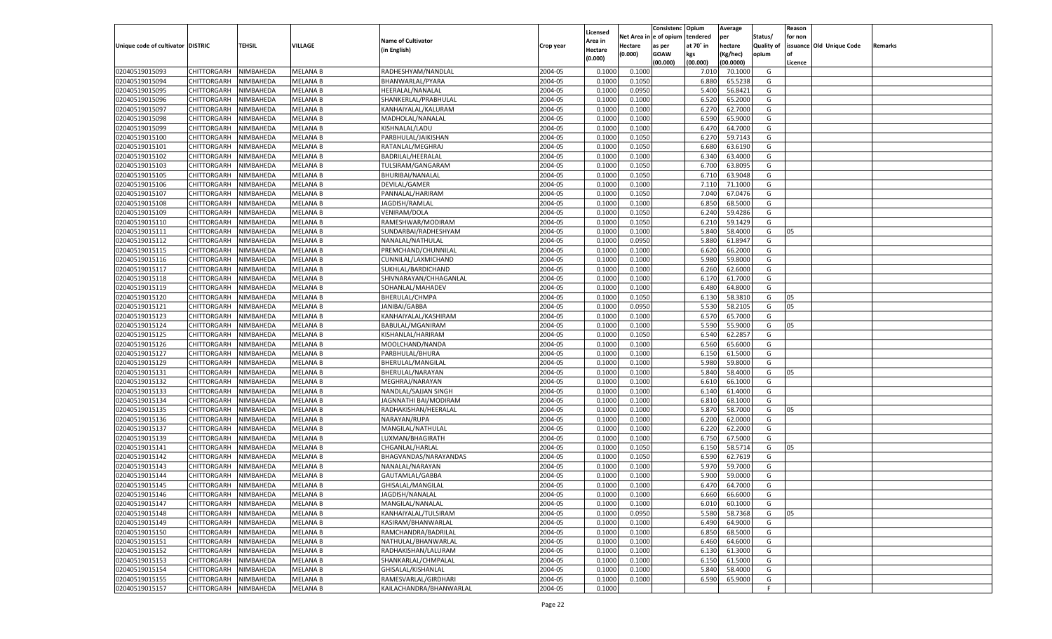| Unique code of cultivator | DISTRIC | TEHSIL | VILLAGE | Name of Cultivator (in English) | Crop year | Licensed Area in Hectare (0.000) | Net Area in Hectare (0.000) | Consistence of opium as per GOAW (00.000) | Opium tendered at 70° in kgs (00.000) | Average per hectare (Kg/hec) (00.0000) | Status/ Quality of opium | Reason for non issuance of Licence | Old Unique Code | Remarks |
|---|---|---|---|---|---|---|---|---|---|---|---|---|---|---|
| 02040519015093 | CHITTORGARH | NIMBAHEDA | MELANA B | RADHESHYAM/NANDLAL | 2004-05 | 0.1000 | 0.1000 | | 7.010 | 70.1000 | G | | | |
| 02040519015094 | CHITTORGARH | NIMBAHEDA | MELANA B | BHANWARLAL/PYARA | 2004-05 | 0.1000 | 0.1050 | | 6.880 | 65.5238 | G | | | |
| 02040519015095 | CHITTORGARH | NIMBAHEDA | MELANA B | HEERALAL/NANALAL | 2004-05 | 0.1000 | 0.0950 | | 5.400 | 56.8421 | G | | | |
| 02040519015096 | CHITTORGARH | NIMBAHEDA | MELANA B | SHANKERLAL/PRABHULAL | 2004-05 | 0.1000 | 0.1000 | | 6.520 | 65.2000 | G | | | |
| 02040519015097 | CHITTORGARH | NIMBAHEDA | MELANA B | KANHAIYALAL/KALURAM | 2004-05 | 0.1000 | 0.1000 | | 6.270 | 62.7000 | G | | | |
| 02040519015098 | CHITTORGARH | NIMBAHEDA | MELANA B | MADHOLAL/NANALAL | 2004-05 | 0.1000 | 0.1000 | | 6.590 | 65.9000 | G | | | |
| 02040519015099 | CHITTORGARH | NIMBAHEDA | MELANA B | KISHNALAL/LADU | 2004-05 | 0.1000 | 0.1000 | | 6.470 | 64.7000 | G | | | |
| 02040519015100 | CHITTORGARH | NIMBAHEDA | MELANA B | PARBHULAL/JAIKISHAN | 2004-05 | 0.1000 | 0.1050 | | 6.270 | 59.7143 | G | | | |
| 02040519015101 | CHITTORGARH | NIMBAHEDA | MELANA B | RATANLAL/MEGHRAJ | 2004-05 | 0.1000 | 0.1050 | | 6.680 | 63.6190 | G | | | |
| 02040519015102 | CHITTORGARH | NIMBAHEDA | MELANA B | BADRILAL/HEERALAL | 2004-05 | 0.1000 | 0.1000 | | 6.340 | 63.4000 | G | | | |
| 02040519015103 | CHITTORGARH | NIMBAHEDA | MELANA B | TULSIRAM/GANGARAM | 2004-05 | 0.1000 | 0.1050 | | 6.700 | 63.8095 | G | | | |
| 02040519015105 | CHITTORGARH | NIMBAHEDA | MELANA B | BHURIBAI/NANALAL | 2004-05 | 0.1000 | 0.1050 | | 6.710 | 63.9048 | G | | | |
| 02040519015106 | CHITTORGARH | NIMBAHEDA | MELANA B | DEVILAL/GAMER | 2004-05 | 0.1000 | 0.1000 | | 7.110 | 71.1000 | G | | | |
| 02040519015107 | CHITTORGARH | NIMBAHEDA | MELANA B | PANNALAL/HARIRAM | 2004-05 | 0.1000 | 0.1050 | | 7.040 | 67.0476 | G | | | |
| 02040519015108 | CHITTORGARH | NIMBAHEDA | MELANA B | JAGDISH/RAMLAL | 2004-05 | 0.1000 | 0.1000 | | 6.850 | 68.5000 | G | | | |
| 02040519015109 | CHITTORGARH | NIMBAHEDA | MELANA B | VENIRAM/DOLA | 2004-05 | 0.1000 | 0.1050 | | 6.240 | 59.4286 | G | | | |
| 02040519015110 | CHITTORGARH | NIMBAHEDA | MELANA B | RAMESHWAR/MODIRAM | 2004-05 | 0.1000 | 0.1050 | | 6.210 | 59.1429 | G | | | |
| 02040519015111 | CHITTORGARH | NIMBAHEDA | MELANA B | SUNDARBAI/RADHESHYAM | 2004-05 | 0.1000 | 0.1000 | | 5.840 | 58.4000 | G | 05 | | |
| 02040519015112 | CHITTORGARH | NIMBAHEDA | MELANA B | NANALAL/NATHULAL | 2004-05 | 0.1000 | 0.0950 | | 5.880 | 61.8947 | G | | | |
| 02040519015115 | CHITTORGARH | NIMBAHEDA | MELANA B | PREMCHAND/CHUNNILAL | 2004-05 | 0.1000 | 0.1000 | | 6.620 | 66.2000 | G | | | |
| 02040519015116 | CHITTORGARH | NIMBAHEDA | MELANA B | CUNNILAL/LAXMICHAND | 2004-05 | 0.1000 | 0.1000 | | 5.980 | 59.8000 | G | | | |
| 02040519015117 | CHITTORGARH | NIMBAHEDA | MELANA B | SUKHLAL/BARDICHAND | 2004-05 | 0.1000 | 0.1000 | | 6.260 | 62.6000 | G | | | |
| 02040519015118 | CHITTORGARH | NIMBAHEDA | MELANA B | SHIVNARAYAN/CHHAGANLAL | 2004-05 | 0.1000 | 0.1000 | | 6.170 | 61.7000 | G | | | |
| 02040519015119 | CHITTORGARH | NIMBAHEDA | MELANA B | SOHANLAL/MAHADEV | 2004-05 | 0.1000 | 0.1000 | | 6.480 | 64.8000 | G | | | |
| 02040519015120 | CHITTORGARH | NIMBAHEDA | MELANA B | BHERULAL/CHMPA | 2004-05 | 0.1000 | 0.1050 | | 6.130 | 58.3810 | G | 05 | | |
| 02040519015121 | CHITTORGARH | NIMBAHEDA | MELANA B | JANIBAI/GABBA | 2004-05 | 0.1000 | 0.0950 | | 5.530 | 58.2105 | G | 05 | | |
| 02040519015123 | CHITTORGARH | NIMBAHEDA | MELANA B | KANHAIYALAL/KASHIRAM | 2004-05 | 0.1000 | 0.1000 | | 6.570 | 65.7000 | G | | | |
| 02040519015124 | CHITTORGARH | NIMBAHEDA | MELANA B | BABULAL/MGANIRAM | 2004-05 | 0.1000 | 0.1000 | | 5.590 | 55.9000 | G | 05 | | |
| 02040519015125 | CHITTORGARH | NIMBAHEDA | MELANA B | KISHANLAL/HARIRAM | 2004-05 | 0.1000 | 0.1050 | | 6.540 | 62.2857 | G | | | |
| 02040519015126 | CHITTORGARH | NIMBAHEDA | MELANA B | MOOLCHAND/NANDA | 2004-05 | 0.1000 | 0.1000 | | 6.560 | 65.6000 | G | | | |
| 02040519015127 | CHITTORGARH | NIMBAHEDA | MELANA B | PARBHULAL/BHURA | 2004-05 | 0.1000 | 0.1000 | | 6.150 | 61.5000 | G | | | |
| 02040519015129 | CHITTORGARH | NIMBAHEDA | MELANA B | BHERULAL/MANGILAL | 2004-05 | 0.1000 | 0.1000 | | 5.980 | 59.8000 | G | | | |
| 02040519015131 | CHITTORGARH | NIMBAHEDA | MELANA B | BHERULAL/NARAYAN | 2004-05 | 0.1000 | 0.1000 | | 5.840 | 58.4000 | G | 05 | | |
| 02040519015132 | CHITTORGARH | NIMBAHEDA | MELANA B | MEGHRAJ/NARAYAN | 2004-05 | 0.1000 | 0.1000 | | 6.610 | 66.1000 | G | | | |
| 02040519015133 | CHITTORGARH | NIMBAHEDA | MELANA B | NANDLAL/SAJJAN SINGH | 2004-05 | 0.1000 | 0.1000 | | 6.140 | 61.4000 | G | | | |
| 02040519015134 | CHITTORGARH | NIMBAHEDA | MELANA B | JAGNNATHI BAI/MODIRAM | 2004-05 | 0.1000 | 0.1000 | | 6.810 | 68.1000 | G | | | |
| 02040519015135 | CHITTORGARH | NIMBAHEDA | MELANA B | RADHAKISHAN/HEERALAL | 2004-05 | 0.1000 | 0.1000 | | 5.870 | 58.7000 | G | 05 | | |
| 02040519015136 | CHITTORGARH | NIMBAHEDA | MELANA B | NARAYAN/RUPA | 2004-05 | 0.1000 | 0.1000 | | 6.200 | 62.0000 | G | | | |
| 02040519015137 | CHITTORGARH | NIMBAHEDA | MELANA B | MANGILAL/NATHULAL | 2004-05 | 0.1000 | 0.1000 | | 6.220 | 62.2000 | G | | | |
| 02040519015139 | CHITTORGARH | NIMBAHEDA | MELANA B | LUXMAN/BHAGIRATH | 2004-05 | 0.1000 | 0.1000 | | 6.750 | 67.5000 | G | | | |
| 02040519015141 | CHITTORGARH | NIMBAHEDA | MELANA B | CHGANLAL/HARLAL | 2004-05 | 0.1000 | 0.1050 | | 6.150 | 58.5714 | G | 05 | | |
| 02040519015142 | CHITTORGARH | NIMBAHEDA | MELANA B | BHAGVANDAS/NARAYANDAS | 2004-05 | 0.1000 | 0.1050 | | 6.590 | 62.7619 | G | | | |
| 02040519015143 | CHITTORGARH | NIMBAHEDA | MELANA B | NANALAL/NARAYAN | 2004-05 | 0.1000 | 0.1000 | | 5.970 | 59.7000 | G | | | |
| 02040519015144 | CHITTORGARH | NIMBAHEDA | MELANA B | GAUTAMLAL/GABBA | 2004-05 | 0.1000 | 0.1000 | | 5.900 | 59.0000 | G | | | |
| 02040519015145 | CHITTORGARH | NIMBAHEDA | MELANA B | GHISALAL/MANGILAL | 2004-05 | 0.1000 | 0.1000 | | 6.470 | 64.7000 | G | | | |
| 02040519015146 | CHITTORGARH | NIMBAHEDA | MELANA B | JAGDISH/NANALAL | 2004-05 | 0.1000 | 0.1000 | | 6.660 | 66.6000 | G | | | |
| 02040519015147 | CHITTORGARH | NIMBAHEDA | MELANA B | MANGILAL/NANALAL | 2004-05 | 0.1000 | 0.1000 | | 6.010 | 60.1000 | G | | | |
| 02040519015148 | CHITTORGARH | NIMBAHEDA | MELANA B | KANHAIYALAL/TULSIRAM | 2004-05 | 0.1000 | 0.0950 | | 5.580 | 58.7368 | G | 05 | | |
| 02040519015149 | CHITTORGARH | NIMBAHEDA | MELANA B | KASIRAM/BHANWARLAL | 2004-05 | 0.1000 | 0.1000 | | 6.490 | 64.9000 | G | | | |
| 02040519015150 | CHITTORGARH | NIMBAHEDA | MELANA B | RAMCHANDRA/BADRILAL | 2004-05 | 0.1000 | 0.1000 | | 6.850 | 68.5000 | G | | | |
| 02040519015151 | CHITTORGARH | NIMBAHEDA | MELANA B | NATHULAL/BHANWARLAL | 2004-05 | 0.1000 | 0.1000 | | 6.460 | 64.6000 | G | | | |
| 02040519015152 | CHITTORGARH | NIMBAHEDA | MELANA B | RADHAKISHAN/LALURAM | 2004-05 | 0.1000 | 0.1000 | | 6.130 | 61.3000 | G | | | |
| 02040519015153 | CHITTORGARH | NIMBAHEDA | MELANA B | SHANKARLAL/CHMPALAL | 2004-05 | 0.1000 | 0.1000 | | 6.150 | 61.5000 | G | | | |
| 02040519015154 | CHITTORGARH | NIMBAHEDA | MELANA B | GHISALAL/KISHANLAL | 2004-05 | 0.1000 | 0.1000 | | 5.840 | 58.4000 | G | | | |
| 02040519015155 | CHITTORGARH | NIMBAHEDA | MELANA B | RAMESVARLAL/GIRDHARI | 2004-05 | 0.1000 | 0.1000 | | 6.590 | 65.9000 | G | | | |
| 02040519015157 | CHITTORGARH | NIMBAHEDA | MELANA B | KAILACHANDRA/BHANWARLAL | 2004-05 | 0.1000 | | | | | F | | | |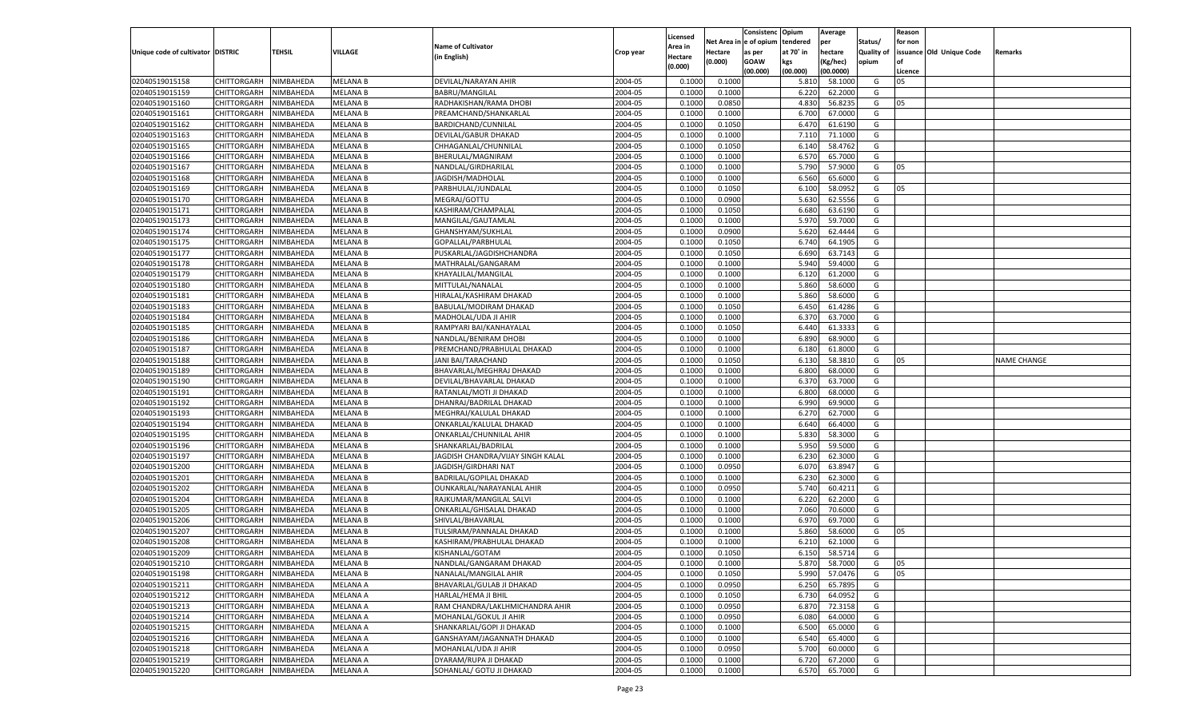| Unique code of cultivator | DISTRIC | TEHSIL | VILLAGE | Name of Cultivator (in English) | Crop year | Licensed Area in Hectare (0.000) | Net Area in Hectare (0.000) | Consistence of opium as per GOAW (00.000) | Opium tendered at 70° in kgs (00.000) | Average per hectare (Kg/hec) (00.0000) | Status/ Quality of opium | Reason for non issuance of Licence | Old Unique Code | Remarks |
|---|---|---|---|---|---|---|---|---|---|---|---|---|---|---|
| 02040519015158 | CHITTORGARH | NIMBAHEDA | MELANA B | DEVILAL/NARAYAN AHIR | 2004-05 | 0.1000 | 0.1000 | | 5.810 | 58.1000 | G | 05 | | |
| 02040519015159 | CHITTORGARH | NIMBAHEDA | MELANA B | BABRU/MANGILAL | 2004-05 | 0.1000 | 0.1000 | | 6.220 | 62.2000 | G | | | |
| 02040519015160 | CHITTORGARH | NIMBAHEDA | MELANA B | RADHAKISHAN/RAMA DHOBI | 2004-05 | 0.1000 | 0.0850 | | 4.830 | 56.8235 | G | 05 | | |
| 02040519015161 | CHITTORGARH | NIMBAHEDA | MELANA B | PREAMCHAND/SHANKARLAL | 2004-05 | 0.1000 | 0.1000 | | 6.700 | 67.0000 | G | | | |
| 02040519015162 | CHITTORGARH | NIMBAHEDA | MELANA B | BARDICHAND/CUNNILAL | 2004-05 | 0.1000 | 0.1050 | | 6.470 | 61.6190 | G | | | |
| 02040519015163 | CHITTORGARH | NIMBAHEDA | MELANA B | DEVILAL/GABUR DHAKAD | 2004-05 | 0.1000 | 0.1000 | | 7.110 | 71.1000 | G | | | |
| 02040519015165 | CHITTORGARH | NIMBAHEDA | MELANA B | CHHAGANLAL/CHUNNILAL | 2004-05 | 0.1000 | 0.1050 | | 6.140 | 58.4762 | G | | | |
| 02040519015166 | CHITTORGARH | NIMBAHEDA | MELANA B | BHERULAL/MAGNIRAM | 2004-05 | 0.1000 | 0.1000 | | 6.570 | 65.7000 | G | | | |
| 02040519015167 | CHITTORGARH | NIMBAHEDA | MELANA B | NANDLAL/GIRDHARILAL | 2004-05 | 0.1000 | 0.1000 | | 5.790 | 57.9000 | G | 05 | | |
| 02040519015168 | CHITTORGARH | NIMBAHEDA | MELANA B | JAGDISH/MADHOLAL | 2004-05 | 0.1000 | 0.1000 | | 6.560 | 65.6000 | G | | | |
| 02040519015169 | CHITTORGARH | NIMBAHEDA | MELANA B | PARBHULAL/JUNDALAL | 2004-05 | 0.1000 | 0.1050 | | 6.100 | 58.0952 | G | 05 | | |
| 02040519015170 | CHITTORGARH | NIMBAHEDA | MELANA B | MEGRAJ/GOTTU | 2004-05 | 0.1000 | 0.0900 | | 5.630 | 62.5556 | G | | | |
| 02040519015171 | CHITTORGARH | NIMBAHEDA | MELANA B | KASHIRAM/CHAMPALAL | 2004-05 | 0.1000 | 0.1050 | | 6.680 | 63.6190 | G | | | |
| 02040519015173 | CHITTORGARH | NIMBAHEDA | MELANA B | MANGILAL/GAUTAMLAL | 2004-05 | 0.1000 | 0.1000 | | 5.970 | 59.7000 | G | | | |
| 02040519015174 | CHITTORGARH | NIMBAHEDA | MELANA B | GHANSHYAM/SUKHLAL | 2004-05 | 0.1000 | 0.0900 | | 5.620 | 62.4444 | G | | | |
| 02040519015175 | CHITTORGARH | NIMBAHEDA | MELANA B | GOPALLAL/PARBHULAL | 2004-05 | 0.1000 | 0.1050 | | 6.740 | 64.1905 | G | | | |
| 02040519015177 | CHITTORGARH | NIMBAHEDA | MELANA B | PUSKARLAL/JAGDISHCHANDRA | 2004-05 | 0.1000 | 0.1050 | | 6.690 | 63.7143 | G | | | |
| 02040519015178 | CHITTORGARH | NIMBAHEDA | MELANA B | MATHRALAL/GANGARAM | 2004-05 | 0.1000 | 0.1000 | | 5.940 | 59.4000 | G | | | |
| 02040519015179 | CHITTORGARH | NIMBAHEDA | MELANA B | KHAYALILAL/MANGILAL | 2004-05 | 0.1000 | 0.1000 | | 6.120 | 61.2000 | G | | | |
| 02040519015180 | CHITTORGARH | NIMBAHEDA | MELANA B | MITTULAL/NANALAL | 2004-05 | 0.1000 | 0.1000 | | 5.860 | 58.6000 | G | | | |
| 02040519015181 | CHITTORGARH | NIMBAHEDA | MELANA B | HIRALAL/KASHIRAM DHAKAD | 2004-05 | 0.1000 | 0.1000 | | 5.860 | 58.6000 | G | | | |
| 02040519015183 | CHITTORGARH | NIMBAHEDA | MELANA B | BABULAL/MODIRAM DHAKAD | 2004-05 | 0.1000 | 0.1050 | | 6.450 | 61.4286 | G | | | |
| 02040519015184 | CHITTORGARH | NIMBAHEDA | MELANA B | MADHOLAL/UDA JI AHIR | 2004-05 | 0.1000 | 0.1000 | | 6.370 | 63.7000 | G | | | |
| 02040519015185 | CHITTORGARH | NIMBAHEDA | MELANA B | RAMPYARI BAI/KANHAYALAL | 2004-05 | 0.1000 | 0.1050 | | 6.440 | 61.3333 | G | | | |
| 02040519015186 | CHITTORGARH | NIMBAHEDA | MELANA B | NANDLAL/BENIRAM DHOBI | 2004-05 | 0.1000 | 0.1000 | | 6.890 | 68.9000 | G | | | |
| 02040519015187 | CHITTORGARH | NIMBAHEDA | MELANA B | PREMCHAND/PRABHULAL DHAKAD | 2004-05 | 0.1000 | 0.1000 | | 6.180 | 61.8000 | G | | | |
| 02040519015188 | CHITTORGARH | NIMBAHEDA | MELANA B | JANI BAI/TARACHAND | 2004-05 | 0.1000 | 0.1050 | | 6.130 | 58.3810 | G | 05 | | NAME CHANGE |
| 02040519015189 | CHITTORGARH | NIMBAHEDA | MELANA B | BHAVARLAL/MEGHRAJ DHAKAD | 2004-05 | 0.1000 | 0.1000 | | 6.800 | 68.0000 | G | | | |
| 02040519015190 | CHITTORGARH | NIMBAHEDA | MELANA B | DEVILAL/BHAVARLAL DHAKAD | 2004-05 | 0.1000 | 0.1000 | | 6.370 | 63.7000 | G | | | |
| 02040519015191 | CHITTORGARH | NIMBAHEDA | MELANA B | RATANLAL/MOTI JI DHAKAD | 2004-05 | 0.1000 | 0.1000 | | 6.800 | 68.0000 | G | | | |
| 02040519015192 | CHITTORGARH | NIMBAHEDA | MELANA B | DHANRAJ/BADRILAL DHAKAD | 2004-05 | 0.1000 | 0.1000 | | 6.990 | 69.9000 | G | | | |
| 02040519015193 | CHITTORGARH | NIMBAHEDA | MELANA B | MEGHRAJ/KALULAL DHAKAD | 2004-05 | 0.1000 | 0.1000 | | 6.270 | 62.7000 | G | | | |
| 02040519015194 | CHITTORGARH | NIMBAHEDA | MELANA B | ONKARLAL/KALULAL DHAKAD | 2004-05 | 0.1000 | 0.1000 | | 6.640 | 66.4000 | G | | | |
| 02040519015195 | CHITTORGARH | NIMBAHEDA | MELANA B | ONKARLAL/CHUNNILAL AHIR | 2004-05 | 0.1000 | 0.1000 | | 5.830 | 58.3000 | G | | | |
| 02040519015196 | CHITTORGARH | NIMBAHEDA | MELANA B | SHANKARLAL/BADRILAL | 2004-05 | 0.1000 | 0.1000 | | 5.950 | 59.5000 | G | | | |
| 02040519015197 | CHITTORGARH | NIMBAHEDA | MELANA B | JAGDISH CHANDRA/VIJAY SINGH KALAL | 2004-05 | 0.1000 | 0.1000 | | 6.230 | 62.3000 | G | | | |
| 02040519015200 | CHITTORGARH | NIMBAHEDA | MELANA B | JAGDISH/GIRDHARI NAT | 2004-05 | 0.1000 | 0.0950 | | 6.070 | 63.8947 | G | | | |
| 02040519015201 | CHITTORGARH | NIMBAHEDA | MELANA B | BADRILAL/GOPILAL DHAKAD | 2004-05 | 0.1000 | 0.1000 | | 6.230 | 62.3000 | G | | | |
| 02040519015202 | CHITTORGARH | NIMBAHEDA | MELANA B | OUNKARLAL/NARAYANLAL AHIR | 2004-05 | 0.1000 | 0.0950 | | 5.740 | 60.4211 | G | | | |
| 02040519015204 | CHITTORGARH | NIMBAHEDA | MELANA B | RAJKUMAR/MANGILAL SALVI | 2004-05 | 0.1000 | 0.1000 | | 6.220 | 62.2000 | G | | | |
| 02040519015205 | CHITTORGARH | NIMBAHEDA | MELANA B | ONKARLAL/GHISALAL DHAKAD | 2004-05 | 0.1000 | 0.1000 | | 7.060 | 70.6000 | G | | | |
| 02040519015206 | CHITTORGARH | NIMBAHEDA | MELANA B | SHIVLAL/BHAVARLAL | 2004-05 | 0.1000 | 0.1000 | | 6.970 | 69.7000 | G | | | |
| 02040519015207 | CHITTORGARH | NIMBAHEDA | MELANA B | TULSIRAM/PANNALAL DHAKAD | 2004-05 | 0.1000 | 0.1000 | | 5.860 | 58.6000 | G | 05 | | |
| 02040519015208 | CHITTORGARH | NIMBAHEDA | MELANA B | KASHIRAM/PRABHULAL DHAKAD | 2004-05 | 0.1000 | 0.1000 | | 6.210 | 62.1000 | G | | | |
| 02040519015209 | CHITTORGARH | NIMBAHEDA | MELANA B | KISHANLAL/GOTAM | 2004-05 | 0.1000 | 0.1050 | | 6.150 | 58.5714 | G | | | |
| 02040519015210 | CHITTORGARH | NIMBAHEDA | MELANA B | NANDLAL/GANGARAM DHAKAD | 2004-05 | 0.1000 | 0.1000 | | 5.870 | 58.7000 | G | 05 | | |
| 02040519015198 | CHITTORGARH | NIMBAHEDA | MELANA B | NANALAL/MANGILAL AHIR | 2004-05 | 0.1000 | 0.1050 | | 5.990 | 57.0476 | G | 05 | | |
| 02040519015211 | CHITTORGARH | NIMBAHEDA | MELANA A | BHAVARLAL/GULAB JI DHAKAD | 2004-05 | 0.1000 | 0.0950 | | 6.250 | 65.7895 | G | | | |
| 02040519015212 | CHITTORGARH | NIMBAHEDA | MELANA A | HARLAL/HEMA JI BHIL | 2004-05 | 0.1000 | 0.1050 | | 6.730 | 64.0952 | G | | | |
| 02040519015213 | CHITTORGARH | NIMBAHEDA | MELANA A | RAM CHANDRA/LAKLHMICHANDRA AHIR | 2004-05 | 0.1000 | 0.0950 | | 6.870 | 72.3158 | G | | | |
| 02040519015214 | CHITTORGARH | NIMBAHEDA | MELANA A | MOHANLAL/GOKUL JI AHIR | 2004-05 | 0.1000 | 0.0950 | | 6.080 | 64.0000 | G | | | |
| 02040519015215 | CHITTORGARH | NIMBAHEDA | MELANA A | SHANKARLAL/GOPI JI DHAKAD | 2004-05 | 0.1000 | 0.1000 | | 6.500 | 65.0000 | G | | | |
| 02040519015216 | CHITTORGARH | NIMBAHEDA | MELANA A | GANSHAYAM/JAGANNATH DHAKAD | 2004-05 | 0.1000 | 0.1000 | | 6.540 | 65.4000 | G | | | |
| 02040519015218 | CHITTORGARH | NIMBAHEDA | MELANA A | MOHANLAL/UDA JI AHIR | 2004-05 | 0.1000 | 0.0950 | | 5.700 | 60.0000 | G | | | |
| 02040519015219 | CHITTORGARH | NIMBAHEDA | MELANA A | DYARAM/RUPA JI DHAKAD | 2004-05 | 0.1000 | 0.1000 | | 6.720 | 67.2000 | G | | | |
| 02040519015220 | CHITTORGARH | NIMBAHEDA | MELANA A | SOHANLAL/ GOTU JI DHAKAD | 2004-05 | 0.1000 | 0.1000 | | 6.570 | 65.7000 | G | | | |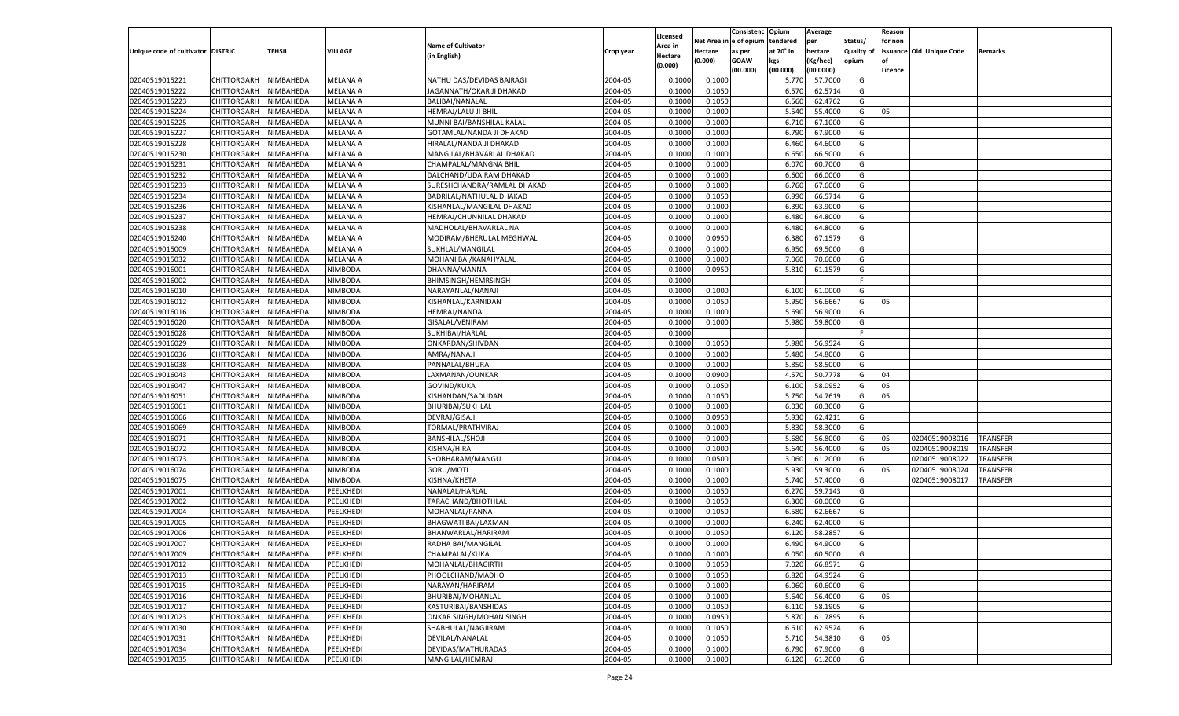| Unique code of cultivator | DISTRIC | TEHSIL | VILLAGE | Name of Cultivator (in English) | Crop year | Licensed Area in Hectare (0.000) | Net Area in Hectare (0.000) | Consistence of opium as per GOAW (00.000) | Opium tendered at 70° in kgs (00.000) | Average per hectare (Kg/hec) (00.0000) | Status/ Quality of opium | Reason for non issuance of Licence | Old Unique Code | Remarks |
|---|---|---|---|---|---|---|---|---|---|---|---|---|---|---|
| 02040519015221 | CHITTORGARH | NIMBAHEDA | MELANA A | NATHU DAS/DEVIDAS BAIRAGI | 2004-05 | 0.1000 | 0.1000 | | 5.770 | 57.7000 | G | | | |
| 02040519015222 | CHITTORGARH | NIMBAHEDA | MELANA A | JAGANNATH/OKAR JI DHAKAD | 2004-05 | 0.1000 | 0.1050 | | 6.570 | 62.5714 | G | | | |
| 02040519015223 | CHITTORGARH | NIMBAHEDA | MELANA A | BALIBAI/NANALAL | 2004-05 | 0.1000 | 0.1050 | | 6.560 | 62.4762 | G | | | |
| 02040519015224 | CHITTORGARH | NIMBAHEDA | MELANA A | HEMRAJ/LALU JI BHIL | 2004-05 | 0.1000 | 0.1000 | | 5.540 | 55.4000 | G | 05 | | |
| 02040519015225 | CHITTORGARH | NIMBAHEDA | MELANA A | MUNNI BAI/BANSHILAL KALAL | 2004-05 | 0.1000 | 0.1000 | | 6.710 | 67.1000 | G | | | |
| 02040519015227 | CHITTORGARH | NIMBAHEDA | MELANA A | GOTAMLAL/NANDA JI DHAKAD | 2004-05 | 0.1000 | 0.1000 | | 6.790 | 67.9000 | G | | | |
| 02040519015228 | CHITTORGARH | NIMBAHEDA | MELANA A | HIRALAL/NANDA JI DHAKAD | 2004-05 | 0.1000 | 0.1000 | | 6.460 | 64.6000 | G | | | |
| 02040519015230 | CHITTORGARH | NIMBAHEDA | MELANA A | MANGILAL/BHAVARLAL DHAKAD | 2004-05 | 0.1000 | 0.1000 | | 6.650 | 66.5000 | G | | | |
| 02040519015231 | CHITTORGARH | NIMBAHEDA | MELANA A | CHAMPALAL/MANGNA BHIL | 2004-05 | 0.1000 | 0.1000 | | 6.070 | 60.7000 | G | | | |
| 02040519015232 | CHITTORGARH | NIMBAHEDA | MELANA A | DALCHAND/UDAIRAM DHAKAD | 2004-05 | 0.1000 | 0.1000 | | 6.600 | 66.0000 | G | | | |
| 02040519015233 | CHITTORGARH | NIMBAHEDA | MELANA A | SURESHCHANDRA/RAMLAL DHAKAD | 2004-05 | 0.1000 | 0.1000 | | 6.760 | 67.6000 | G | | | |
| 02040519015234 | CHITTORGARH | NIMBAHEDA | MELANA A | BADRILAL/NATHULAL DHAKAD | 2004-05 | 0.1000 | 0.1050 | | 6.990 | 66.5714 | G | | | |
| 02040519015236 | CHITTORGARH | NIMBAHEDA | MELANA A | KISHANLAL/MANGILAL DHAKAD | 2004-05 | 0.1000 | 0.1000 | | 6.390 | 63.9000 | G | | | |
| 02040519015237 | CHITTORGARH | NIMBAHEDA | MELANA A | HEMRAJ/CHUNNILAL DHAKAD | 2004-05 | 0.1000 | 0.1000 | | 6.480 | 64.8000 | G | | | |
| 02040519015238 | CHITTORGARH | NIMBAHEDA | MELANA A | MADHOLAL/BHAVARLAL NAI | 2004-05 | 0.1000 | 0.1000 | | 6.480 | 64.8000 | G | | | |
| 02040519015240 | CHITTORGARH | NIMBAHEDA | MELANA A | MODIRAM/BHERULAL MEGHWAL | 2004-05 | 0.1000 | 0.0950 | | 6.380 | 67.1579 | G | | | |
| 02040519015009 | CHITTORGARH | NIMBAHEDA | MELANA A | SUKHLAL/MANGILAL | 2004-05 | 0.1000 | 0.1000 | | 6.950 | 69.5000 | G | | | |
| 02040519015032 | CHITTORGARH | NIMBAHEDA | MELANA A | MOHANI BAI/KANAHYALAL | 2004-05 | 0.1000 | 0.1000 | | 7.060 | 70.6000 | G | | | |
| 02040519016001 | CHITTORGARH | NIMBAHEDA | NIMBODA | DHANNA/MANNA | 2004-05 | 0.1000 | 0.0950 | | 5.810 | 61.1579 | G | | | |
| 02040519016002 | CHITTORGARH | NIMBAHEDA | NIMBODA | BHIMSINGH/HEMRSINGH | 2004-05 | 0.1000 | | | | | F | | | |
| 02040519016010 | CHITTORGARH | NIMBAHEDA | NIMBODA | NARAYANLAL/NANAJI | 2004-05 | 0.1000 | 0.1000 | | 6.100 | 61.0000 | G | | | |
| 02040519016012 | CHITTORGARH | NIMBAHEDA | NIMBODA | KISHANLAL/KARNIDAN | 2004-05 | 0.1000 | 0.1050 | | 5.950 | 56.6667 | G | 05 | | |
| 02040519016016 | CHITTORGARH | NIMBAHEDA | NIMBODA | HEMRAJ/NANDA | 2004-05 | 0.1000 | 0.1000 | | 5.690 | 56.9000 | G | | | |
| 02040519016020 | CHITTORGARH | NIMBAHEDA | NIMBODA | GISALAL/VENIRAM | 2004-05 | 0.1000 | 0.1000 | | 5.980 | 59.8000 | G | | | |
| 02040519016028 | CHITTORGARH | NIMBAHEDA | NIMBODA | SUKHIBAI/HARLAL | 2004-05 | 0.1000 | | | | | F | | | |
| 02040519016029 | CHITTORGARH | NIMBAHEDA | NIMBODA | ONKARDAN/SHIVDAN | 2004-05 | 0.1000 | 0.1050 | | 5.980 | 56.9524 | G | | | |
| 02040519016036 | CHITTORGARH | NIMBAHEDA | NIMBODA | AMRA/NANAJI | 2004-05 | 0.1000 | 0.1000 | | 5.480 | 54.8000 | G | | | |
| 02040519016038 | CHITTORGARH | NIMBAHEDA | NIMBODA | PANNALAL/BHURA | 2004-05 | 0.1000 | 0.1000 | | 5.850 | 58.5000 | G | | | |
| 02040519016043 | CHITTORGARH | NIMBAHEDA | NIMBODA | LAXMANAN/OUNKAR | 2004-05 | 0.1000 | 0.0900 | | 4.570 | 50.7778 | G | 04 | | |
| 02040519016047 | CHITTORGARH | NIMBAHEDA | NIMBODA | GOVIND/KUKA | 2004-05 | 0.1000 | 0.1050 | | 6.100 | 58.0952 | G | 05 | | |
| 02040519016051 | CHITTORGARH | NIMBAHEDA | NIMBODA | KISHANDAN/SADUDAN | 2004-05 | 0.1000 | 0.1050 | | 5.750 | 54.7619 | G | 05 | | |
| 02040519016061 | CHITTORGARH | NIMBAHEDA | NIMBODA | BHURIBAI/SUKHLAL | 2004-05 | 0.1000 | 0.1000 | | 6.030 | 60.3000 | G | | | |
| 02040519016066 | CHITTORGARH | NIMBAHEDA | NIMBODA | DEVRAJ/GISAJI | 2004-05 | 0.1000 | 0.0950 | | 5.930 | 62.4211 | G | | | |
| 02040519016069 | CHITTORGARH | NIMBAHEDA | NIMBODA | TORMAL/PRATHVIRAJ | 2004-05 | 0.1000 | 0.1000 | | 5.830 | 58.3000 | G | | | |
| 02040519016071 | CHITTORGARH | NIMBAHEDA | NIMBODA | BANSHILAL/SHOJI | 2004-05 | 0.1000 | 0.1000 | | 5.680 | 56.8000 | G | 05 | 02040519008016 | TRANSFER |
| 02040519016072 | CHITTORGARH | NIMBAHEDA | NIMBODA | KISHNA/HIRA | 2004-05 | 0.1000 | 0.1000 | | 5.640 | 56.4000 | G | 05 | 02040519008019 | TRANSFER |
| 02040519016073 | CHITTORGARH | NIMBAHEDA | NIMBODA | SHOBHARAM/MANGU | 2004-05 | 0.1000 | 0.0500 | | 3.060 | 61.2000 | G | | 02040519008022 | TRANSFER |
| 02040519016074 | CHITTORGARH | NIMBAHEDA | NIMBODA | GORU/MOTI | 2004-05 | 0.1000 | 0.1000 | | 5.930 | 59.3000 | G | 05 | 02040519008024 | TRANSFER |
| 02040519016075 | CHITTORGARH | NIMBAHEDA | NIMBODA | KISHNA/KHETA | 2004-05 | 0.1000 | 0.1000 | | 5.740 | 57.4000 | G | | 02040519008017 | TRANSFER |
| 02040519017001 | CHITTORGARH | NIMBAHEDA | PEELKHEDI | NANALAL/HARLAL | 2004-05 | 0.1000 | 0.1050 | | 6.270 | 59.7143 | G | | | |
| 02040519017002 | CHITTORGARH | NIMBAHEDA | PEELKHEDI | TARACHAND/BHOTHLAL | 2004-05 | 0.1000 | 0.1050 | | 6.300 | 60.0000 | G | | | |
| 02040519017004 | CHITTORGARH | NIMBAHEDA | PEELKHEDI | MOHANLAL/PANNA | 2004-05 | 0.1000 | 0.1050 | | 6.580 | 62.6667 | G | | | |
| 02040519017005 | CHITTORGARH | NIMBAHEDA | PEELKHEDI | BHAGWATI BAI/LAXMAN | 2004-05 | 0.1000 | 0.1000 | | 6.240 | 62.4000 | G | | | |
| 02040519017006 | CHITTORGARH | NIMBAHEDA | PEELKHEDI | BHANWARLAL/HARIRAM | 2004-05 | 0.1000 | 0.1050 | | 6.120 | 58.2857 | G | | | |
| 02040519017007 | CHITTORGARH | NIMBAHEDA | PEELKHEDI | RADHA BAI/MANGILAL | 2004-05 | 0.1000 | 0.1000 | | 6.490 | 64.9000 | G | | | |
| 02040519017009 | CHITTORGARH | NIMBAHEDA | PEELKHEDI | CHAMPALAL/KUKA | 2004-05 | 0.1000 | 0.1000 | | 6.050 | 60.5000 | G | | | |
| 02040519017012 | CHITTORGARH | NIMBAHEDA | PEELKHEDI | MOHANLAL/BHAGIRTH | 2004-05 | 0.1000 | 0.1050 | | 7.020 | 66.8571 | G | | | |
| 02040519017013 | CHITTORGARH | NIMBAHEDA | PEELKHEDI | PHOOLCHAND/MADHO | 2004-05 | 0.1000 | 0.1050 | | 6.820 | 64.9524 | G | | | |
| 02040519017015 | CHITTORGARH | NIMBAHEDA | PEELKHEDI | NARAYAN/HARIRAM | 2004-05 | 0.1000 | 0.1000 | | 6.060 | 60.6000 | G | | | |
| 02040519017016 | CHITTORGARH | NIMBAHEDA | PEELKHEDI | BHURIBAI/MOHANLAL | 2004-05 | 0.1000 | 0.1000 | | 5.640 | 56.4000 | G | 05 | | |
| 02040519017017 | CHITTORGARH | NIMBAHEDA | PEELKHEDI | KASTURIBAI/BANSHIDAS | 2004-05 | 0.1000 | 0.1050 | | 6.110 | 58.1905 | G | | | |
| 02040519017023 | CHITTORGARH | NIMBAHEDA | PEELKHEDI | ONKAR SINGH/MOHAN SINGH | 2004-05 | 0.1000 | 0.0950 | | 5.870 | 61.7895 | G | | | |
| 02040519017030 | CHITTORGARH | NIMBAHEDA | PEELKHEDI | SHABHULAL/NAGJIRAM | 2004-05 | 0.1000 | 0.1050 | | 6.610 | 62.9524 | G | | | |
| 02040519017031 | CHITTORGARH | NIMBAHEDA | PEELKHEDI | DEVILAL/NANALAL | 2004-05 | 0.1000 | 0.1050 | | 5.710 | 54.3810 | G | 05 | | |
| 02040519017034 | CHITTORGARH | NIMBAHEDA | PEELKHEDI | DEVIDAS/MATHURADAS | 2004-05 | 0.1000 | 0.1000 | | 6.790 | 67.9000 | G | | | |
| 02040519017035 | CHITTORGARH | NIMBAHEDA | PEELKHEDI | MANGILAL/HEMRAJ | 2004-05 | 0.1000 | 0.1000 | | 6.120 | 61.2000 | G | | | |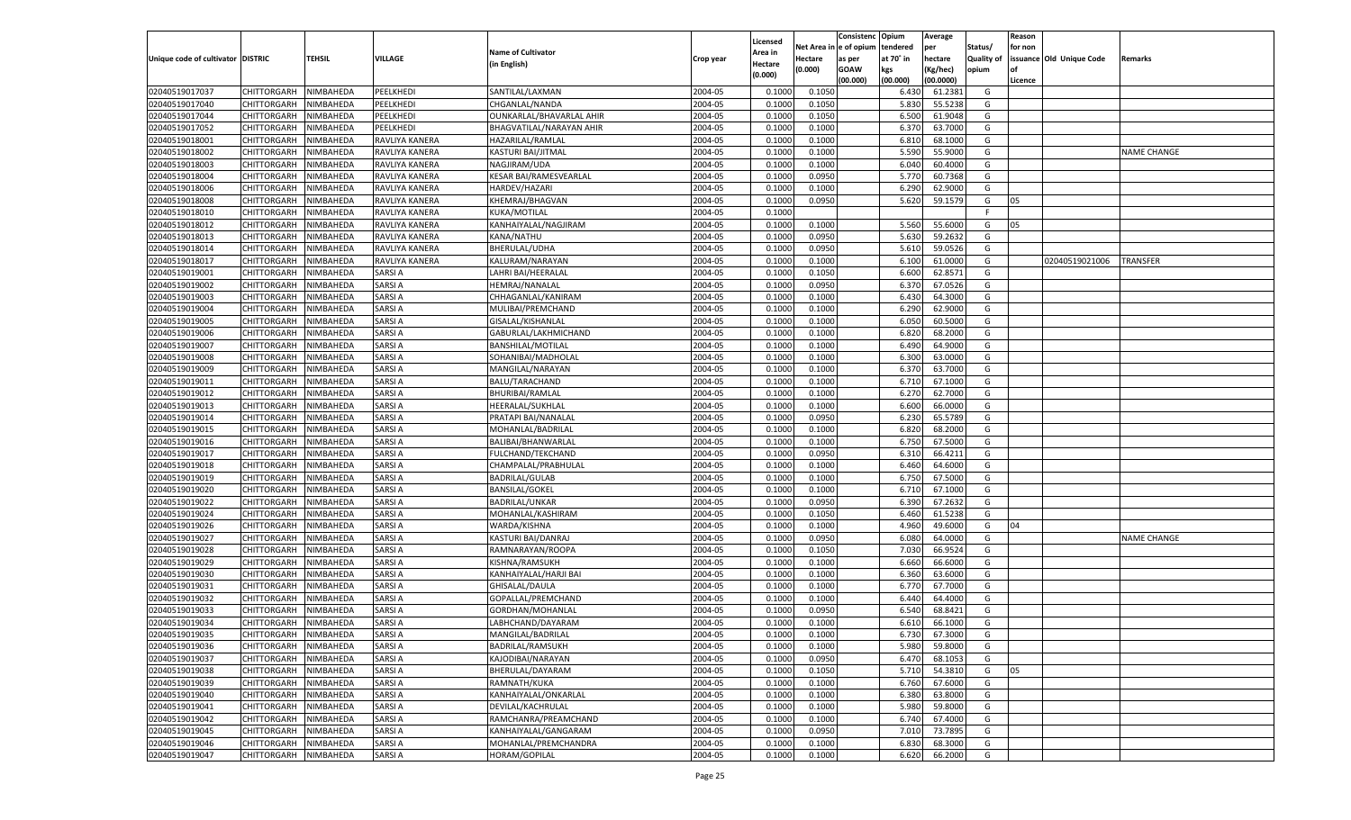| Unique code of cultivator | DISTRIC | TEHSIL | VILLAGE | Name of Cultivator (in English) | Crop year | Licensed Area in Hectare (0.000) | Net Area in Hectare (0.000) | Consistence of opium as per GOAW (00.000) | Opium tendered at 70° in kgs (00.000) | Average per hectare (Kg/hec) (00.0000) | Status/ Quality of opium | Reason for non issuance of Licence | Old Unique Code | Remarks |
|---|---|---|---|---|---|---|---|---|---|---|---|---|---|---|
| 02040519017037 | CHITTORGARH | NIMBAHEDA | PEELKHEDI | SANTILAL/LAXMAN | 2004-05 | 0.1000 | 0.1050 | | 6.430 | 61.2381 | G | | | |
| 02040519017040 | CHITTORGARH | NIMBAHEDA | PEELKHEDI | CHGANLAL/NANDA | 2004-05 | 0.1000 | 0.1050 | | 5.830 | 55.5238 | G | | | |
| 02040519017044 | CHITTORGARH | NIMBAHEDA | PEELKHEDI | OUNKARLAL/BHAVARLAL AHIR | 2004-05 | 0.1000 | 0.1050 | | 6.500 | 61.9048 | G | | | |
| 02040519017052 | CHITTORGARH | NIMBAHEDA | PEELKHEDI | BHAGVATILAL/NARAYAN AHIR | 2004-05 | 0.1000 | 0.1000 | | 6.370 | 63.7000 | G | | | |
| 02040519018001 | CHITTORGARH | NIMBAHEDA | RAVLIYA KANERA | HAZARILAL/RAMLAL | 2004-05 | 0.1000 | 0.1000 | | 6.810 | 68.1000 | G | | | |
| 02040519018002 | CHITTORGARH | NIMBAHEDA | RAVLIYA KANERA | KASTURI BAI/JITMAL | 2004-05 | 0.1000 | 0.1000 | | 5.590 | 55.9000 | G | | | NAME CHANGE |
| 02040519018003 | CHITTORGARH | NIMBAHEDA | RAVLIYA KANERA | NAGJIRAM/UDA | 2004-05 | 0.1000 | 0.1000 | | 6.040 | 60.4000 | G | | | |
| 02040519018004 | CHITTORGARH | NIMBAHEDA | RAVLIYA KANERA | KESAR BAI/RAMESVEARLAL | 2004-05 | 0.1000 | 0.0950 | | 5.770 | 60.7368 | G | | | |
| 02040519018006 | CHITTORGARH | NIMBAHEDA | RAVLIYA KANERA | HARDEV/HAZARI | 2004-05 | 0.1000 | 0.1000 | | 6.290 | 62.9000 | G | | | |
| 02040519018008 | CHITTORGARH | NIMBAHEDA | RAVLIYA KANERA | KHEMRAJ/BHAGVAN | 2004-05 | 0.1000 | 0.0950 | | 5.620 | 59.1579 | G | 05 | | |
| 02040519018010 | CHITTORGARH | NIMBAHEDA | RAVLIYA KANERA | KUKA/MOTILAL | 2004-05 | 0.1000 | | | | | F | | | |
| 02040519018012 | CHITTORGARH | NIMBAHEDA | RAVLIYA KANERA | KANHAIYALAL/NAGJIRAM | 2004-05 | 0.1000 | 0.1000 | | 5.560 | 55.6000 | G | 05 | | |
| 02040519018013 | CHITTORGARH | NIMBAHEDA | RAVLIYA KANERA | KANA/NATHU | 2004-05 | 0.1000 | 0.0950 | | 5.630 | 59.2632 | G | | | |
| 02040519018014 | CHITTORGARH | NIMBAHEDA | RAVLIYA KANERA | BHERULAL/UDHA | 2004-05 | 0.1000 | 0.0950 | | 5.610 | 59.0526 | G | | | |
| 02040519018017 | CHITTORGARH | NIMBAHEDA | RAVLIYA KANERA | KALURAM/NARAYAN | 2004-05 | 0.1000 | 0.1000 | | 6.100 | 61.0000 | G | | 02040519021006 | TRANSFER |
| 02040519019001 | CHITTORGARH | NIMBAHEDA | SARSI A | LAHRI BAI/HEERALAL | 2004-05 | 0.1000 | 0.1050 | | 6.600 | 62.8571 | G | | | |
| 02040519019002 | CHITTORGARH | NIMBAHEDA | SARSI A | HEMRAJ/NANALAL | 2004-05 | 0.1000 | 0.0950 | | 6.370 | 67.0526 | G | | | |
| 02040519019003 | CHITTORGARH | NIMBAHEDA | SARSI A | CHHAGANLAL/KANIRAM | 2004-05 | 0.1000 | 0.1000 | | 6.430 | 64.3000 | G | | | |
| 02040519019004 | CHITTORGARH | NIMBAHEDA | SARSI A | MULIBAI/PREMCHAND | 2004-05 | 0.1000 | 0.1000 | | 6.290 | 62.9000 | G | | | |
| 02040519019005 | CHITTORGARH | NIMBAHEDA | SARSI A | GISALAL/KISHANLAL | 2004-05 | 0.1000 | 0.1000 | | 6.050 | 60.5000 | G | | | |
| 02040519019006 | CHITTORGARH | NIMBAHEDA | SARSI A | GABURLAL/LAKHMICHAND | 2004-05 | 0.1000 | 0.1000 | | 6.820 | 68.2000 | G | | | |
| 02040519019007 | CHITTORGARH | NIMBAHEDA | SARSI A | BANSHILAL/MOTILAL | 2004-05 | 0.1000 | 0.1000 | | 6.490 | 64.9000 | G | | | |
| 02040519019008 | CHITTORGARH | NIMBAHEDA | SARSI A | SOHANIBAI/MADHOLAL | 2004-05 | 0.1000 | 0.1000 | | 6.300 | 63.0000 | G | | | |
| 02040519019009 | CHITTORGARH | NIMBAHEDA | SARSI A | MANGILAL/NARAYAN | 2004-05 | 0.1000 | 0.1000 | | 6.370 | 63.7000 | G | | | |
| 02040519019011 | CHITTORGARH | NIMBAHEDA | SARSI A | BALU/TARACHAND | 2004-05 | 0.1000 | 0.1000 | | 6.710 | 67.1000 | G | | | |
| 02040519019012 | CHITTORGARH | NIMBAHEDA | SARSI A | BHURIBAI/RAMLAL | 2004-05 | 0.1000 | 0.1000 | | 6.270 | 62.7000 | G | | | |
| 02040519019013 | CHITTORGARH | NIMBAHEDA | SARSI A | HEERALAL/SUKHLAL | 2004-05 | 0.1000 | 0.1000 | | 6.600 | 66.0000 | G | | | |
| 02040519019014 | CHITTORGARH | NIMBAHEDA | SARSI A | PRATAPI BAI/NANALAL | 2004-05 | 0.1000 | 0.0950 | | 6.230 | 65.5789 | G | | | |
| 02040519019015 | CHITTORGARH | NIMBAHEDA | SARSI A | MOHANLAL/BADRILAL | 2004-05 | 0.1000 | 0.1000 | | 6.820 | 68.2000 | G | | | |
| 02040519019016 | CHITTORGARH | NIMBAHEDA | SARSI A | BALIBAI/BHANWARLAL | 2004-05 | 0.1000 | 0.1000 | | 6.750 | 67.5000 | G | | | |
| 02040519019017 | CHITTORGARH | NIMBAHEDA | SARSI A | FULCHAND/TEKCHAND | 2004-05 | 0.1000 | 0.0950 | | 6.310 | 66.4211 | G | | | |
| 02040519019018 | CHITTORGARH | NIMBAHEDA | SARSI A | CHAMPALAL/PRABHULAL | 2004-05 | 0.1000 | 0.1000 | | 6.460 | 64.6000 | G | | | |
| 02040519019019 | CHITTORGARH | NIMBAHEDA | SARSI A | BADRILAL/GULAB | 2004-05 | 0.1000 | 0.1000 | | 6.750 | 67.5000 | G | | | |
| 02040519019020 | CHITTORGARH | NIMBAHEDA | SARSI A | BANSILAL/GOKEL | 2004-05 | 0.1000 | 0.1000 | | 6.710 | 67.1000 | G | | | |
| 02040519019022 | CHITTORGARH | NIMBAHEDA | SARSI A | BADRILAL/UNKAR | 2004-05 | 0.1000 | 0.0950 | | 6.390 | 67.2632 | G | | | |
| 02040519019024 | CHITTORGARH | NIMBAHEDA | SARSI A | MOHANLAL/KASHIRAM | 2004-05 | 0.1000 | 0.1050 | | 6.460 | 61.5238 | G | | | |
| 02040519019026 | CHITTORGARH | NIMBAHEDA | SARSI A | WARDA/KISHNA | 2004-05 | 0.1000 | 0.1000 | | 4.960 | 49.6000 | G | 04 | | |
| 02040519019027 | CHITTORGARH | NIMBAHEDA | SARSI A | KASTURI BAI/DANRAJ | 2004-05 | 0.1000 | 0.0950 | | 6.080 | 64.0000 | G | | | NAME CHANGE |
| 02040519019028 | CHITTORGARH | NIMBAHEDA | SARSI A | RAMNARAYAN/ROOPA | 2004-05 | 0.1000 | 0.1050 | | 7.030 | 66.9524 | G | | | |
| 02040519019029 | CHITTORGARH | NIMBAHEDA | SARSI A | KISHNA/RAMSUKH | 2004-05 | 0.1000 | 0.1000 | | 6.660 | 66.6000 | G | | | |
| 02040519019030 | CHITTORGARH | NIMBAHEDA | SARSI A | KANHAIYALAL/HARJI BAI | 2004-05 | 0.1000 | 0.1000 | | 6.360 | 63.6000 | G | | | |
| 02040519019031 | CHITTORGARH | NIMBAHEDA | SARSI A | GHISALAL/DAULA | 2004-05 | 0.1000 | 0.1000 | | 6.770 | 67.7000 | G | | | |
| 02040519019032 | CHITTORGARH | NIMBAHEDA | SARSI A | GOPALLAL/PREMCHAND | 2004-05 | 0.1000 | 0.1000 | | 6.440 | 64.4000 | G | | | |
| 02040519019033 | CHITTORGARH | NIMBAHEDA | SARSI A | GORDHAN/MOHANLAL | 2004-05 | 0.1000 | 0.0950 | | 6.540 | 68.8421 | G | | | |
| 02040519019034 | CHITTORGARH | NIMBAHEDA | SARSI A | LABHCHAND/DAYARAM | 2004-05 | 0.1000 | 0.1000 | | 6.610 | 66.1000 | G | | | |
| 02040519019035 | CHITTORGARH | NIMBAHEDA | SARSI A | MANGILAL/BADRILAL | 2004-05 | 0.1000 | 0.1000 | | 6.730 | 67.3000 | G | | | |
| 02040519019036 | CHITTORGARH | NIMBAHEDA | SARSI A | BADRILAL/RAMSUKH | 2004-05 | 0.1000 | 0.1000 | | 5.980 | 59.8000 | G | | | |
| 02040519019037 | CHITTORGARH | NIMBAHEDA | SARSI A | KAJODIBAI/NARAYAN | 2004-05 | 0.1000 | 0.0950 | | 6.470 | 68.1053 | G | | | |
| 02040519019038 | CHITTORGARH | NIMBAHEDA | SARSI A | BHERULAL/DAYARAM | 2004-05 | 0.1000 | 0.1050 | | 5.710 | 54.3810 | G | 05 | | |
| 02040519019039 | CHITTORGARH | NIMBAHEDA | SARSI A | RAMNATH/KUKA | 2004-05 | 0.1000 | 0.1000 | | 6.760 | 67.6000 | G | | | |
| 02040519019040 | CHITTORGARH | NIMBAHEDA | SARSI A | KANHAIYALAL/ONKARLAL | 2004-05 | 0.1000 | 0.1000 | | 6.380 | 63.8000 | G | | | |
| 02040519019041 | CHITTORGARH | NIMBAHEDA | SARSI A | DEVILAL/KACHRULAL | 2004-05 | 0.1000 | 0.1000 | | 5.980 | 59.8000 | G | | | |
| 02040519019042 | CHITTORGARH | NIMBAHEDA | SARSI A | RAMCHANRA/PREAMCHAND | 2004-05 | 0.1000 | 0.1000 | | 6.740 | 67.4000 | G | | | |
| 02040519019045 | CHITTORGARH | NIMBAHEDA | SARSI A | KANHAIYALAL/GANGARAM | 2004-05 | 0.1000 | 0.0950 | | 7.010 | 73.7895 | G | | | |
| 02040519019046 | CHITTORGARH | NIMBAHEDA | SARSI A | MOHANLAL/PREMCHANDRA | 2004-05 | 0.1000 | 0.1000 | | 6.830 | 68.3000 | G | | | |
| 02040519019047 | CHITTORGARH | NIMBAHEDA | SARSI A | HORAM/GOPILAL | 2004-05 | 0.1000 | 0.1000 | | 6.620 | 66.2000 | G | | | |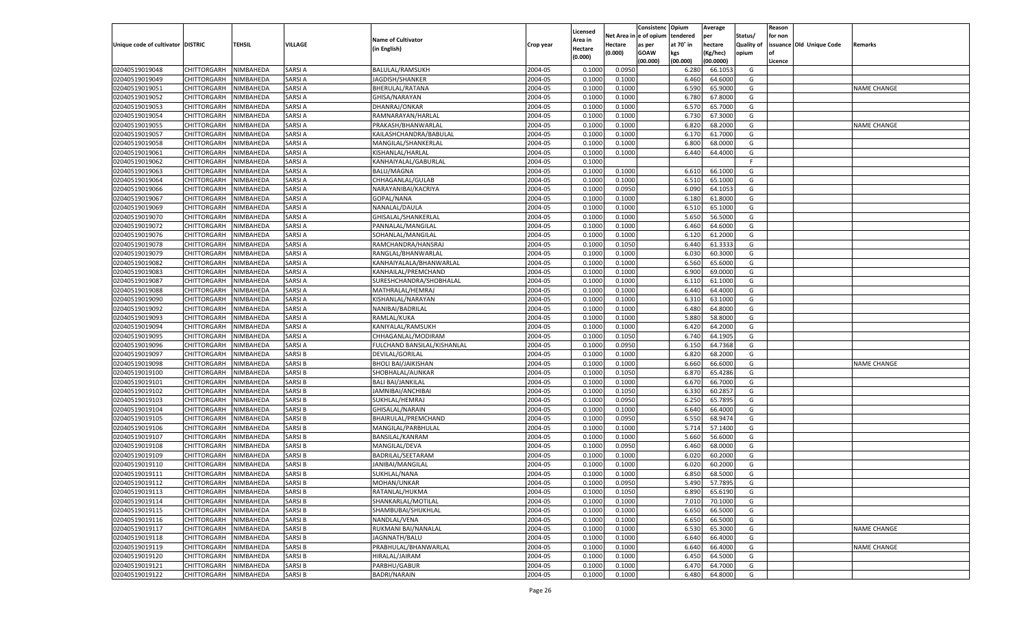| Unique code of cultivator | DISTRIC | TEHSIL | VILLAGE | Name of Cultivator (in English) | Crop year | Licensed Area in Hectare (0.000) | Net Area in Hectare (0.000) | Consistenc e of opium as per GOAW (00.000) | Opium tendered at 70° in kgs (00.000) | Average per hectare (Kg/hec) (00.0000) | Status/ Quality of opium | Reason for non issuance of Licence | Old Unique Code | Remarks |
|---|---|---|---|---|---|---|---|---|---|---|---|---|---|---|
| 02040519019048 | CHITTORGARH | NIMBAHEDA | SARSI A | BALULAL/RAMSUKH | 2004-05 | 0.1000 | 0.0950 | | 6.280 | 66.1053 | G | | | |
| 02040519019049 | CHITTORGARH | NIMBAHEDA | SARSI A | JAGDISH/SHANKER | 2004-05 | 0.1000 | 0.1000 | | 6.460 | 64.6000 | G | | | |
| 02040519019051 | CHITTORGARH | NIMBAHEDA | SARSI A | BHERULAL/RATANA | 2004-05 | 0.1000 | 0.1000 | | 6.590 | 65.9000 | G | | | NAME CHANGE |
| 02040519019052 | CHITTORGARH | NIMBAHEDA | SARSI A | GHISA/NARAYAN | 2004-05 | 0.1000 | 0.1000 | | 6.780 | 67.8000 | G | | | |
| 02040519019053 | CHITTORGARH | NIMBAHEDA | SARSI A | DHANRAJ/ONKAR | 2004-05 | 0.1000 | 0.1000 | | 6.570 | 65.7000 | G | | | |
| 02040519019054 | CHITTORGARH | NIMBAHEDA | SARSI A | RAMNARAYAN/HARLAL | 2004-05 | 0.1000 | 0.1000 | | 6.730 | 67.3000 | G | | | |
| 02040519019055 | CHITTORGARH | NIMBAHEDA | SARSI A | PRAKASH/BHANWARLAL | 2004-05 | 0.1000 | 0.1000 | | 6.820 | 68.2000 | G | | | NAME CHANGE |
| 02040519019057 | CHITTORGARH | NIMBAHEDA | SARSI A | KAILASHCHANDRA/BABULAL | 2004-05 | 0.1000 | 0.1000 | | 6.170 | 61.7000 | G | | | |
| 02040519019058 | CHITTORGARH | NIMBAHEDA | SARSI A | MANGILAL/SHANKERLAL | 2004-05 | 0.1000 | 0.1000 | | 6.800 | 68.0000 | G | | | |
| 02040519019061 | CHITTORGARH | NIMBAHEDA | SARSI A | KISHANLAL/HARLAL | 2004-05 | 0.1000 | 0.1000 | | 6.440 | 64.4000 | G | | | |
| 02040519019062 | CHITTORGARH | NIMBAHEDA | SARSI A | KANHAIYALAL/GABURLAL | 2004-05 | 0.1000 | | | | | F | | | |
| 02040519019063 | CHITTORGARH | NIMBAHEDA | SARSI A | BALU/MAGNA | 2004-05 | 0.1000 | 0.1000 | | 6.610 | 66.1000 | G | | | |
| 02040519019064 | CHITTORGARH | NIMBAHEDA | SARSI A | CHHAGANLAL/GULAB | 2004-05 | 0.1000 | 0.1000 | | 6.510 | 65.1000 | G | | | |
| 02040519019066 | CHITTORGARH | NIMBAHEDA | SARSI A | NARAYANIBAI/KACRIYA | 2004-05 | 0.1000 | 0.0950 | | 6.090 | 64.1053 | G | | | |
| 02040519019067 | CHITTORGARH | NIMBAHEDA | SARSI A | GOPAL/NANA | 2004-05 | 0.1000 | 0.1000 | | 6.180 | 61.8000 | G | | | |
| 02040519019069 | CHITTORGARH | NIMBAHEDA | SARSI A | NANALAL/DAULA | 2004-05 | 0.1000 | 0.1000 | | 6.510 | 65.1000 | G | | | |
| 02040519019070 | CHITTORGARH | NIMBAHEDA | SARSI A | GHISALAL/SHANKERLAL | 2004-05 | 0.1000 | 0.1000 | | 5.650 | 56.5000 | G | | | |
| 02040519019072 | CHITTORGARH | NIMBAHEDA | SARSI A | PANNALAL/MANGILAL | 2004-05 | 0.1000 | 0.1000 | | 6.460 | 64.6000 | G | | | |
| 02040519019076 | CHITTORGARH | NIMBAHEDA | SARSI A | SOHANLAL/MANGILAL | 2004-05 | 0.1000 | 0.1000 | | 6.120 | 61.2000 | G | | | |
| 02040519019078 | CHITTORGARH | NIMBAHEDA | SARSI A | RAMCHANDRA/HANSRAJ | 2004-05 | 0.1000 | 0.1050 | | 6.440 | 61.3333 | G | | | |
| 02040519019079 | CHITTORGARH | NIMBAHEDA | SARSI A | RANGLAL/BHANWARLAL | 2004-05 | 0.1000 | 0.1000 | | 6.030 | 60.3000 | G | | | |
| 02040519019082 | CHITTORGARH | NIMBAHEDA | SARSI A | KANHAIYALALA/BHANWARLAL | 2004-05 | 0.1000 | 0.1000 | | 6.560 | 65.6000 | G | | | |
| 02040519019083 | CHITTORGARH | NIMBAHEDA | SARSI A | KANHAILAL/PREMCHAND | 2004-05 | 0.1000 | 0.1000 | | 6.900 | 69.0000 | G | | | |
| 02040519019087 | CHITTORGARH | NIMBAHEDA | SARSI A | SURESHCHANDRA/SHOBHALAL | 2004-05 | 0.1000 | 0.1000 | | 6.110 | 61.1000 | G | | | |
| 02040519019088 | CHITTORGARH | NIMBAHEDA | SARSI A | MATHRALAL/HEMRAJ | 2004-05 | 0.1000 | 0.1000 | | 6.440 | 64.4000 | G | | | |
| 02040519019090 | CHITTORGARH | NIMBAHEDA | SARSI A | KISHANLAL/NARAYAN | 2004-05 | 0.1000 | 0.1000 | | 6.310 | 63.1000 | G | | | |
| 02040519019092 | CHITTORGARH | NIMBAHEDA | SARSI A | NANIBAI/BADRILAL | 2004-05 | 0.1000 | 0.1000 | | 6.480 | 64.8000 | G | | | |
| 02040519019093 | CHITTORGARH | NIMBAHEDA | SARSI A | RAMLAL/KUKA | 2004-05 | 0.1000 | 0.1000 | | 5.880 | 58.8000 | G | | | |
| 02040519019094 | CHITTORGARH | NIMBAHEDA | SARSI A | KANIYALAL/RAMSUKH | 2004-05 | 0.1000 | 0.1000 | | 6.420 | 64.2000 | G | | | |
| 02040519019095 | CHITTORGARH | NIMBAHEDA | SARSI A | CHHAGANLAL/MODIRAM | 2004-05 | 0.1000 | 0.1050 | | 6.740 | 64.1905 | G | | | |
| 02040519019096 | CHITTORGARH | NIMBAHEDA | SARSI A | FULCHAND BANSILAL/KISHANLAL | 2004-05 | 0.1000 | 0.0950 | | 6.150 | 64.7368 | G | | | |
| 02040519019097 | CHITTORGARH | NIMBAHEDA | SARSI B | DEVILAL/GORILAL | 2004-05 | 0.1000 | 0.1000 | | 6.820 | 68.2000 | G | | | |
| 02040519019098 | CHITTORGARH | NIMBAHEDA | SARSI B | BHOLI BAI/JAIKISHAN | 2004-05 | 0.1000 | 0.1000 | | 6.660 | 66.6000 | G | | | NAME CHANGE |
| 02040519019100 | CHITTORGARH | NIMBAHEDA | SARSI B | SHOBHALAL/AUNKAR | 2004-05 | 0.1000 | 0.1050 | | 6.870 | 65.4286 | G | | | |
| 02040519019101 | CHITTORGARH | NIMBAHEDA | SARSI B | BALI BAI/JANKILAL | 2004-05 | 0.1000 | 0.1000 | | 6.670 | 66.7000 | G | | | |
| 02040519019102 | CHITTORGARH | NIMBAHEDA | SARSI B | JAMNIBAI/ANCHIBAI | 2004-05 | 0.1000 | 0.1050 | | 6.330 | 60.2857 | G | | | |
| 02040519019103 | CHITTORGARH | NIMBAHEDA | SARSI B | SUKHLAL/HEMRAJ | 2004-05 | 0.1000 | 0.0950 | | 6.250 | 65.7895 | G | | | |
| 02040519019104 | CHITTORGARH | NIMBAHEDA | SARSI B | GHISALAL/NARAIN | 2004-05 | 0.1000 | 0.1000 | | 6.640 | 66.4000 | G | | | |
| 02040519019105 | CHITTORGARH | NIMBAHEDA | SARSI B | BHAIRULAL/PREMCHAND | 2004-05 | 0.1000 | 0.0950 | | 6.550 | 68.9474 | G | | | |
| 02040519019106 | CHITTORGARH | NIMBAHEDA | SARSI B | MANGILAL/PARBHULAL | 2004-05 | 0.1000 | 0.1000 | | 5.714 | 57.1400 | G | | | |
| 02040519019107 | CHITTORGARH | NIMBAHEDA | SARSI B | BANSILAL/KANRAM | 2004-05 | 0.1000 | 0.1000 | | 5.660 | 56.6000 | G | | | |
| 02040519019108 | CHITTORGARH | NIMBAHEDA | SARSI B | MANGILAL/DEVA | 2004-05 | 0.1000 | 0.0950 | | 6.460 | 68.0000 | G | | | |
| 02040519019109 | CHITTORGARH | NIMBAHEDA | SARSI B | BADRILAL/SEETARAM | 2004-05 | 0.1000 | 0.1000 | | 6.020 | 60.2000 | G | | | |
| 02040519019110 | CHITTORGARH | NIMBAHEDA | SARSI B | JANIBAI/MANGILAL | 2004-05 | 0.1000 | 0.1000 | | 6.020 | 60.2000 | G | | | |
| 02040519019111 | CHITTORGARH | NIMBAHEDA | SARSI B | SUKHLAL/NANA | 2004-05 | 0.1000 | 0.1000 | | 6.850 | 68.5000 | G | | | |
| 02040519019112 | CHITTORGARH | NIMBAHEDA | SARSI B | MOHAN/UNKAR | 2004-05 | 0.1000 | 0.0950 | | 5.490 | 57.7895 | G | | | |
| 02040519019113 | CHITTORGARH | NIMBAHEDA | SARSI B | RATANLAL/HUKMA | 2004-05 | 0.1000 | 0.1050 | | 6.890 | 65.6190 | G | | | |
| 02040519019114 | CHITTORGARH | NIMBAHEDA | SARSI B | SHANKARLAL/MOTILAL | 2004-05 | 0.1000 | 0.1000 | | 7.010 | 70.1000 | G | | | |
| 02040519019115 | CHITTORGARH | NIMBAHEDA | SARSI B | SHAMBUBAI/SHUKHLAL | 2004-05 | 0.1000 | 0.1000 | | 6.650 | 66.5000 | G | | | |
| 02040519019116 | CHITTORGARH | NIMBAHEDA | SARSI B | NANDLAL/VENA | 2004-05 | 0.1000 | 0.1000 | | 6.650 | 66.5000 | G | | | |
| 02040519019117 | CHITTORGARH | NIMBAHEDA | SARSI B | RUKMANI BAI/NANALAL | 2004-05 | 0.1000 | 0.1000 | | 6.530 | 65.3000 | G | | | NAME CHANGE |
| 02040519019118 | CHITTORGARH | NIMBAHEDA | SARSI B | JAGNNATH/BALU | 2004-05 | 0.1000 | 0.1000 | | 6.640 | 66.4000 | G | | | |
| 02040519019119 | CHITTORGARH | NIMBAHEDA | SARSI B | PRABHULAL/BHANWARLAL | 2004-05 | 0.1000 | 0.1000 | | 6.640 | 66.4000 | G | | | NAME CHANGE |
| 02040519019120 | CHITTORGARH | NIMBAHEDA | SARSI B | HIRALAL/JAIRAM | 2004-05 | 0.1000 | 0.1000 | | 6.450 | 64.5000 | G | | | |
| 02040519019121 | CHITTORGARH | NIMBAHEDA | SARSI B | PARBHU/GABUR | 2004-05 | 0.1000 | 0.1000 | | 6.470 | 64.7000 | G | | | |
| 02040519019122 | CHITTORGARH | NIMBAHEDA | SARSI B | BADRI/NARAIN | 2004-05 | 0.1000 | 0.1000 | | 6.480 | 64.8000 | G | | | |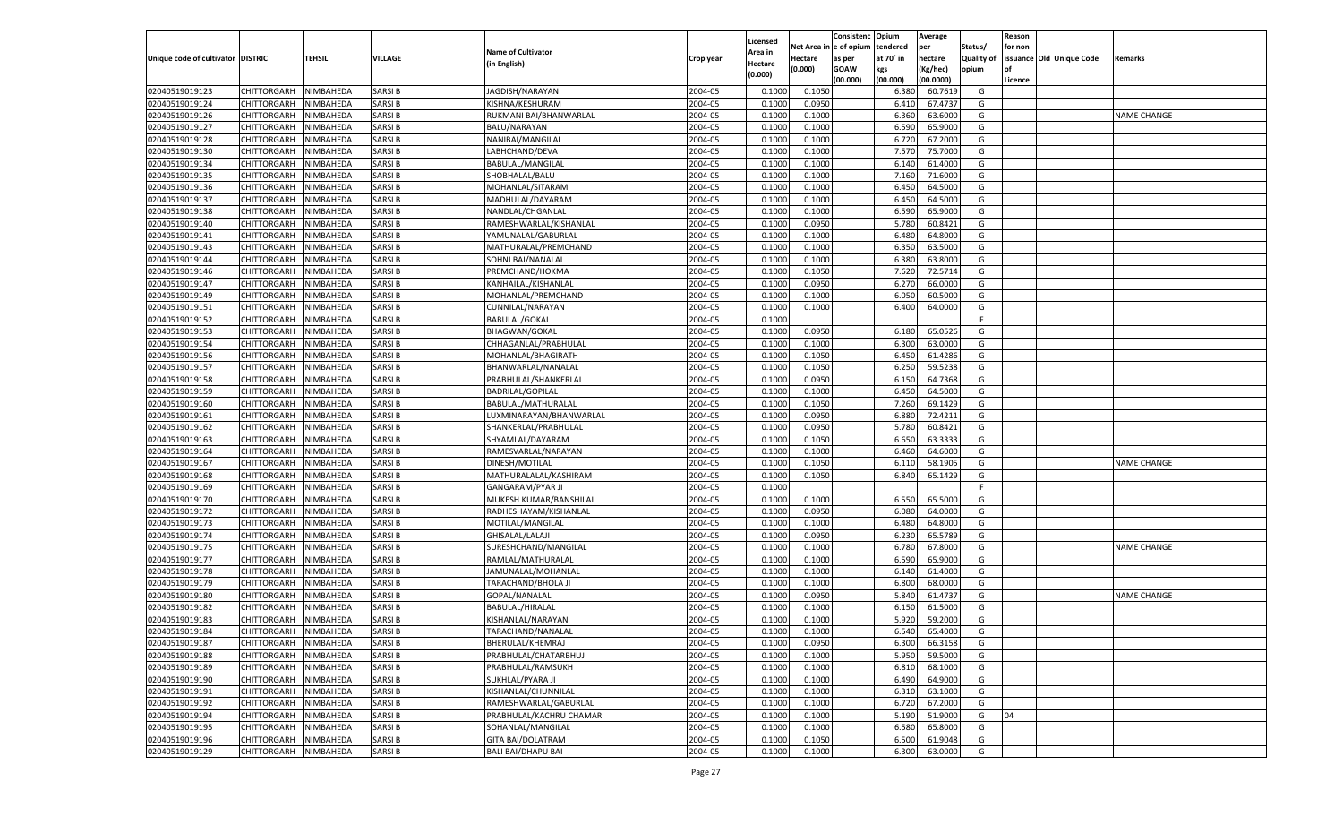| Unique code of cultivator | DISTRIC | TEHSIL | VILLAGE | Name of Cultivator (in English) | Crop year | Licensed Area in Hectare (0.000) | Net Area in Hectare (0.000) | Consistenc e of opium as per GOAW (00.000) | Opium tendered at 70° in kgs (00.000) | Average per hectare (Kg/hec) (00.0000) | Status/ Quality of opium | Reason for non issuance of Licence | Old Unique Code | Remarks |
|---|---|---|---|---|---|---|---|---|---|---|---|---|---|---|
| 02040519019123 | CHITTORGARH | NIMBAHEDA | SARSI B | JAGDISH/NARAYAN | 2004-05 | 0.1000 | 0.1050 | | 6.380 | 60.7619 | G | | | |
| 02040519019124 | CHITTORGARH | NIMBAHEDA | SARSI B | KISHNA/KESHURAM | 2004-05 | 0.1000 | 0.0950 | | 6.410 | 67.4737 | G | | | |
| 02040519019126 | CHITTORGARH | NIMBAHEDA | SARSI B | RUKMANI BAI/BHANWARLAL | 2004-05 | 0.1000 | 0.1000 | | 6.360 | 63.6000 | G | | | NAME CHANGE |
| 02040519019127 | CHITTORGARH | NIMBAHEDA | SARSI B | BALU/NARAYAN | 2004-05 | 0.1000 | 0.1000 | | 6.590 | 65.9000 | G | | | |
| 02040519019128 | CHITTORGARH | NIMBAHEDA | SARSI B | NANIBAI/MANGILAL | 2004-05 | 0.1000 | 0.1000 | | 6.720 | 67.2000 | G | | | |
| 02040519019130 | CHITTORGARH | NIMBAHEDA | SARSI B | LABHCHAND/DEVA | 2004-05 | 0.1000 | 0.1000 | | 7.570 | 75.7000 | G | | | |
| 02040519019134 | CHITTORGARH | NIMBAHEDA | SARSI B | BABULAL/MANGILAL | 2004-05 | 0.1000 | 0.1000 | | 6.140 | 61.4000 | G | | | |
| 02040519019135 | CHITTORGARH | NIMBAHEDA | SARSI B | SHOBHALAL/BALU | 2004-05 | 0.1000 | 0.1000 | | 7.160 | 71.6000 | G | | | |
| 02040519019136 | CHITTORGARH | NIMBAHEDA | SARSI B | MOHANLAL/SITARAM | 2004-05 | 0.1000 | 0.1000 | | 6.450 | 64.5000 | G | | | |
| 02040519019137 | CHITTORGARH | NIMBAHEDA | SARSI B | MADHULAL/DAYARAM | 2004-05 | 0.1000 | 0.1000 | | 6.450 | 64.5000 | G | | | |
| 02040519019138 | CHITTORGARH | NIMBAHEDA | SARSI B | NANDLAL/CHGANLAL | 2004-05 | 0.1000 | 0.1000 | | 6.590 | 65.9000 | G | | | |
| 02040519019140 | CHITTORGARH | NIMBAHEDA | SARSI B | RAMESHWARLAL/KISHANLAL | 2004-05 | 0.1000 | 0.0950 | | 5.780 | 60.8421 | G | | | |
| 02040519019141 | CHITTORGARH | NIMBAHEDA | SARSI B | YAMUNALAL/GABURLAL | 2004-05 | 0.1000 | 0.1000 | | 6.480 | 64.8000 | G | | | |
| 02040519019143 | CHITTORGARH | NIMBAHEDA | SARSI B | MATHURALAL/PREMCHAND | 2004-05 | 0.1000 | 0.1000 | | 6.350 | 63.5000 | G | | | |
| 02040519019144 | CHITTORGARH | NIMBAHEDA | SARSI B | SOHNI BAI/NANALAL | 2004-05 | 0.1000 | 0.1000 | | 6.380 | 63.8000 | G | | | |
| 02040519019146 | CHITTORGARH | NIMBAHEDA | SARSI B | PREMCHAND/HOKMA | 2004-05 | 0.1000 | 0.1050 | | 7.620 | 72.5714 | G | | | |
| 02040519019147 | CHITTORGARH | NIMBAHEDA | SARSI B | KANHAILAL/KISHANLAL | 2004-05 | 0.1000 | 0.0950 | | 6.270 | 66.0000 | G | | | |
| 02040519019149 | CHITTORGARH | NIMBAHEDA | SARSI B | MOHANLAL/PREMCHAND | 2004-05 | 0.1000 | 0.1000 | | 6.050 | 60.5000 | G | | | |
| 02040519019151 | CHITTORGARH | NIMBAHEDA | SARSI B | CUNNILAL/NARAYAN | 2004-05 | 0.1000 | 0.1000 | | 6.400 | 64.0000 | G | | | |
| 02040519019152 | CHITTORGARH | NIMBAHEDA | SARSI B | BABULAL/GOKAL | 2004-05 | 0.1000 | | | | | F | | | |
| 02040519019153 | CHITTORGARH | NIMBAHEDA | SARSI B | BHAGWAN/GOKAL | 2004-05 | 0.1000 | 0.0950 | | 6.180 | 65.0526 | G | | | |
| 02040519019154 | CHITTORGARH | NIMBAHEDA | SARSI B | CHHAGANLAL/PRABHULAL | 2004-05 | 0.1000 | 0.1000 | | 6.300 | 63.0000 | G | | | |
| 02040519019156 | CHITTORGARH | NIMBAHEDA | SARSI B | MOHANLAL/BHAGIRATH | 2004-05 | 0.1000 | 0.1050 | | 6.450 | 61.4286 | G | | | |
| 02040519019157 | CHITTORGARH | NIMBAHEDA | SARSI B | BHANWARLAL/NANALAL | 2004-05 | 0.1000 | 0.1050 | | 6.250 | 59.5238 | G | | | |
| 02040519019158 | CHITTORGARH | NIMBAHEDA | SARSI B | PRABHULAL/SHANKERLAL | 2004-05 | 0.1000 | 0.0950 | | 6.150 | 64.7368 | G | | | |
| 02040519019159 | CHITTORGARH | NIMBAHEDA | SARSI B | BADRILAL/GOPILAL | 2004-05 | 0.1000 | 0.1000 | | 6.450 | 64.5000 | G | | | |
| 02040519019160 | CHITTORGARH | NIMBAHEDA | SARSI B | BABULAL/MATHURALAL | 2004-05 | 0.1000 | 0.1050 | | 7.260 | 69.1429 | G | | | |
| 02040519019161 | CHITTORGARH | NIMBAHEDA | SARSI B | LUXMINARAYAN/BHANWARLAL | 2004-05 | 0.1000 | 0.0950 | | 6.880 | 72.4211 | G | | | |
| 02040519019162 | CHITTORGARH | NIMBAHEDA | SARSI B | SHANKERLAL/PRABHULAL | 2004-05 | 0.1000 | 0.0950 | | 5.780 | 60.8421 | G | | | |
| 02040519019163 | CHITTORGARH | NIMBAHEDA | SARSI B | SHYAMLAL/DAYARAM | 2004-05 | 0.1000 | 0.1050 | | 6.650 | 63.3333 | G | | | |
| 02040519019164 | CHITTORGARH | NIMBAHEDA | SARSI B | RAMESVARLAL/NARAYAN | 2004-05 | 0.1000 | 0.1000 | | 6.460 | 64.6000 | G | | | |
| 02040519019167 | CHITTORGARH | NIMBAHEDA | SARSI B | DINESH/MOTILAL | 2004-05 | 0.1000 | 0.1050 | | 6.110 | 58.1905 | G | | | NAME CHANGE |
| 02040519019168 | CHITTORGARH | NIMBAHEDA | SARSI B | MATHURALALAL/KASHIRAM | 2004-05 | 0.1000 | 0.1050 | | 6.840 | 65.1429 | G | | | |
| 02040519019169 | CHITTORGARH | NIMBAHEDA | SARSI B | GANGARAM/PYAR JI | 2004-05 | 0.1000 | | | | | F | | | |
| 02040519019170 | CHITTORGARH | NIMBAHEDA | SARSI B | MUKESH KUMAR/BANSHILAL | 2004-05 | 0.1000 | 0.1000 | | 6.550 | 65.5000 | G | | | |
| 02040519019172 | CHITTORGARH | NIMBAHEDA | SARSI B | RADHESHAYAM/KISHANLAL | 2004-05 | 0.1000 | 0.0950 | | 6.080 | 64.0000 | G | | | |
| 02040519019173 | CHITTORGARH | NIMBAHEDA | SARSI B | MOTILAL/MANGILAL | 2004-05 | 0.1000 | 0.1000 | | 6.480 | 64.8000 | G | | | |
| 02040519019174 | CHITTORGARH | NIMBAHEDA | SARSI B | GHISALAL/LALAJI | 2004-05 | 0.1000 | 0.0950 | | 6.230 | 65.5789 | G | | | |
| 02040519019175 | CHITTORGARH | NIMBAHEDA | SARSI B | SURESHCHAND/MANGILAL | 2004-05 | 0.1000 | 0.1000 | | 6.780 | 67.8000 | G | | | NAME CHANGE |
| 02040519019177 | CHITTORGARH | NIMBAHEDA | SARSI B | RAMLAL/MATHURALAL | 2004-05 | 0.1000 | 0.1000 | | 6.590 | 65.9000 | G | | | |
| 02040519019178 | CHITTORGARH | NIMBAHEDA | SARSI B | JAMUNALAL/MOHANLAL | 2004-05 | 0.1000 | 0.1000 | | 6.140 | 61.4000 | G | | | |
| 02040519019179 | CHITTORGARH | NIMBAHEDA | SARSI B | TARACHAND/BHOLA JI | 2004-05 | 0.1000 | 0.1000 | | 6.800 | 68.0000 | G | | | |
| 02040519019180 | CHITTORGARH | NIMBAHEDA | SARSI B | GOPAL/NANALAL | 2004-05 | 0.1000 | 0.0950 | | 5.840 | 61.4737 | G | | | NAME CHANGE |
| 02040519019182 | CHITTORGARH | NIMBAHEDA | SARSI B | BABULAL/HIRALAL | 2004-05 | 0.1000 | 0.1000 | | 6.150 | 61.5000 | G | | | |
| 02040519019183 | CHITTORGARH | NIMBAHEDA | SARSI B | KISHANLAL/NARAYAN | 2004-05 | 0.1000 | 0.1000 | | 5.920 | 59.2000 | G | | | |
| 02040519019184 | CHITTORGARH | NIMBAHEDA | SARSI B | TARACHAND/NANALAL | 2004-05 | 0.1000 | 0.1000 | | 6.540 | 65.4000 | G | | | |
| 02040519019187 | CHITTORGARH | NIMBAHEDA | SARSI B | BHERULAL/KHEMRAJ | 2004-05 | 0.1000 | 0.0950 | | 6.300 | 66.3158 | G | | | |
| 02040519019188 | CHITTORGARH | NIMBAHEDA | SARSI B | PRABHULAL/CHATARBHUJ | 2004-05 | 0.1000 | 0.1000 | | 5.950 | 59.5000 | G | | | |
| 02040519019189 | CHITTORGARH | NIMBAHEDA | SARSI B | PRABHULAL/RAMSUKH | 2004-05 | 0.1000 | 0.1000 | | 6.810 | 68.1000 | G | | | |
| 02040519019190 | CHITTORGARH | NIMBAHEDA | SARSI B | SUKHLAL/PYARA JI | 2004-05 | 0.1000 | 0.1000 | | 6.490 | 64.9000 | G | | | |
| 02040519019191 | CHITTORGARH | NIMBAHEDA | SARSI B | KISHANLAL/CHUNNILAL | 2004-05 | 0.1000 | 0.1000 | | 6.310 | 63.1000 | G | | | |
| 02040519019192 | CHITTORGARH | NIMBAHEDA | SARSI B | RAMESHWARLAL/GABURLAL | 2004-05 | 0.1000 | 0.1000 | | 6.720 | 67.2000 | G | | | |
| 02040519019194 | CHITTORGARH | NIMBAHEDA | SARSI B | PRABHULAL/KACHRU CHAMAR | 2004-05 | 0.1000 | 0.1000 | | 5.190 | 51.9000 | G | 04 | | |
| 02040519019195 | CHITTORGARH | NIMBAHEDA | SARSI B | SOHANLAL/MANGILAL | 2004-05 | 0.1000 | 0.1000 | | 6.580 | 65.8000 | G | | | |
| 02040519019196 | CHITTORGARH | NIMBAHEDA | SARSI B | GITA BAI/DOLATRAM | 2004-05 | 0.1000 | 0.1050 | | 6.500 | 61.9048 | G | | | |
| 02040519019129 | CHITTORGARH | NIMBAHEDA | SARSI B | BALI BAI/DHAPU BAI | 2004-05 | 0.1000 | 0.1000 | | 6.300 | 63.0000 | G | | | |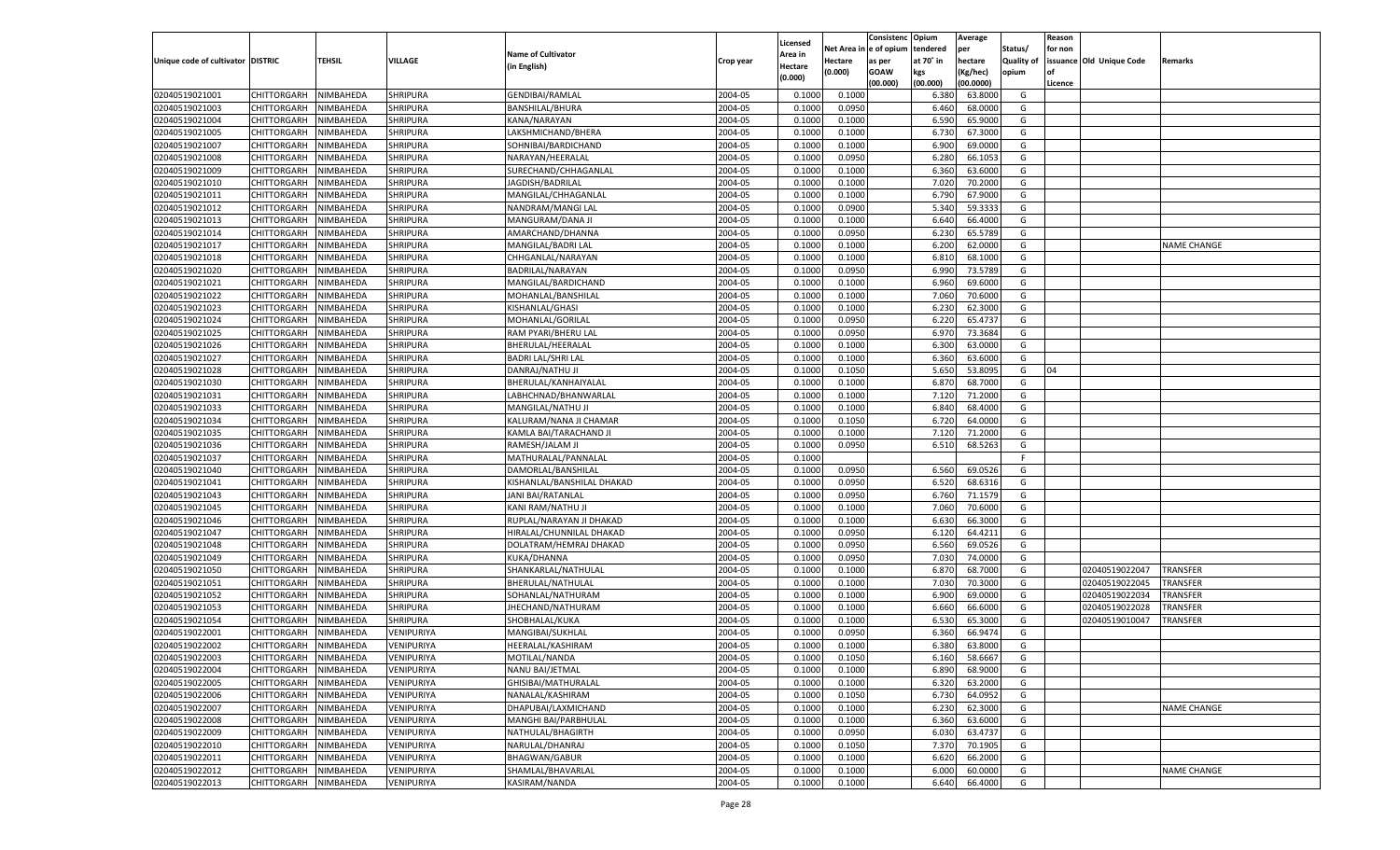| Unique code of cultivator | DISTRIC | TEHSIL | VILLAGE | Name of Cultivator (in English) | Crop year | Licensed Area in Hectare (0.000) | Net Area in Hectare (0.000) | Consistenc e of opium as per GOAW (00.000) | Opium tendered at 70° in kgs (00.000) | Average per hectare (Kg/hec) (00.0000) | Status/ Quality of opium | Reason for non issuance of Licence | Old Unique Code | Remarks |
|---|---|---|---|---|---|---|---|---|---|---|---|---|---|---|
| 02040519021001 | CHITTORGARH | NIMBAHEDA | SHRIPURA | GENDIBAI/RAMLAL | 2004-05 | 0.1000 | 0.1000 | | 6.380 | 63.8000 | G | | | |
| 02040519021003 | CHITTORGARH | NIMBAHEDA | SHRIPURA | BANSHILAL/BHURA | 2004-05 | 0.1000 | 0.0950 | | 6.460 | 68.0000 | G | | | |
| 02040519021004 | CHITTORGARH | NIMBAHEDA | SHRIPURA | KANA/NARAYAN | 2004-05 | 0.1000 | 0.1000 | | 6.590 | 65.9000 | G | | | |
| 02040519021005 | CHITTORGARH | NIMBAHEDA | SHRIPURA | LAKSHMICHAND/BHERA | 2004-05 | 0.1000 | 0.1000 | | 6.730 | 67.3000 | G | | | |
| 02040519021007 | CHITTORGARH | NIMBAHEDA | SHRIPURA | SOHNIBAI/BARDICHAND | 2004-05 | 0.1000 | 0.1000 | | 6.900 | 69.0000 | G | | | |
| 02040519021008 | CHITTORGARH | NIMBAHEDA | SHRIPURA | NARAYAN/HEERALAL | 2004-05 | 0.1000 | 0.0950 | | 6.280 | 66.1053 | G | | | |
| 02040519021009 | CHITTORGARH | NIMBAHEDA | SHRIPURA | SURECHAND/CHHAGANLAL | 2004-05 | 0.1000 | 0.1000 | | 6.360 | 63.6000 | G | | | |
| 02040519021010 | CHITTORGARH | NIMBAHEDA | SHRIPURA | JAGDISH/BADRILAL | 2004-05 | 0.1000 | 0.1000 | | 7.020 | 70.2000 | G | | | |
| 02040519021011 | CHITTORGARH | NIMBAHEDA | SHRIPURA | MANGILAL/CHHAGANLAL | 2004-05 | 0.1000 | 0.1000 | | 6.790 | 67.9000 | G | | | |
| 02040519021012 | CHITTORGARH | NIMBAHEDA | SHRIPURA | NANDRAM/MANGI LAL | 2004-05 | 0.1000 | 0.0900 | | 5.340 | 59.3333 | G | | | |
| 02040519021013 | CHITTORGARH | NIMBAHEDA | SHRIPURA | MANGURAM/DANA JI | 2004-05 | 0.1000 | 0.1000 | | 6.640 | 66.4000 | G | | | |
| 02040519021014 | CHITTORGARH | NIMBAHEDA | SHRIPURA | AMARCHAND/DHANNA | 2004-05 | 0.1000 | 0.0950 | | 6.230 | 65.5789 | G | | | |
| 02040519021017 | CHITTORGARH | NIMBAHEDA | SHRIPURA | MANGILAL/BADRI LAL | 2004-05 | 0.1000 | 0.1000 | | 6.200 | 62.0000 | G | | | NAME CHANGE |
| 02040519021018 | CHITTORGARH | NIMBAHEDA | SHRIPURA | CHHGANLAL/NARAYAN | 2004-05 | 0.1000 | 0.1000 | | 6.810 | 68.1000 | G | | | |
| 02040519021020 | CHITTORGARH | NIMBAHEDA | SHRIPURA | BADRILAL/NARAYAN | 2004-05 | 0.1000 | 0.0950 | | 6.990 | 73.5789 | G | | | |
| 02040519021021 | CHITTORGARH | NIMBAHEDA | SHRIPURA | MANGILAL/BARDICHAND | 2004-05 | 0.1000 | 0.1000 | | 6.960 | 69.6000 | G | | | |
| 02040519021022 | CHITTORGARH | NIMBAHEDA | SHRIPURA | MOHANLAL/BANSHILAL | 2004-05 | 0.1000 | 0.1000 | | 7.060 | 70.6000 | G | | | |
| 02040519021023 | CHITTORGARH | NIMBAHEDA | SHRIPURA | KISHANLAL/GHASI | 2004-05 | 0.1000 | 0.1000 | | 6.230 | 62.3000 | G | | | |
| 02040519021024 | CHITTORGARH | NIMBAHEDA | SHRIPURA | MOHANLAL/GORILAL | 2004-05 | 0.1000 | 0.0950 | | 6.220 | 65.4737 | G | | | |
| 02040519021025 | CHITTORGARH | NIMBAHEDA | SHRIPURA | RAM PYARI/BHERU LAL | 2004-05 | 0.1000 | 0.0950 | | 6.970 | 73.3684 | G | | | |
| 02040519021026 | CHITTORGARH | NIMBAHEDA | SHRIPURA | BHERULAL/HEERALAL | 2004-05 | 0.1000 | 0.1000 | | 6.300 | 63.0000 | G | | | |
| 02040519021027 | CHITTORGARH | NIMBAHEDA | SHRIPURA | BADRI LAL/SHRI LAL | 2004-05 | 0.1000 | 0.1000 | | 6.360 | 63.6000 | G | | | |
| 02040519021028 | CHITTORGARH | NIMBAHEDA | SHRIPURA | DANRAJ/NATHU JI | 2004-05 | 0.1000 | 0.1050 | | 5.650 | 53.8095 | G | 04 | | |
| 02040519021030 | CHITTORGARH | NIMBAHEDA | SHRIPURA | BHERULAL/KANHAIYALAL | 2004-05 | 0.1000 | 0.1000 | | 6.870 | 68.7000 | G | | | |
| 02040519021031 | CHITTORGARH | NIMBAHEDA | SHRIPURA | LABHCHNAD/BHANWARLAL | 2004-05 | 0.1000 | 0.1000 | | 7.120 | 71.2000 | G | | | |
| 02040519021033 | CHITTORGARH | NIMBAHEDA | SHRIPURA | MANGILAL/NATHU JI | 2004-05 | 0.1000 | 0.1000 | | 6.840 | 68.4000 | G | | | |
| 02040519021034 | CHITTORGARH | NIMBAHEDA | SHRIPURA | KALURAM/NANA JI CHAMAR | 2004-05 | 0.1000 | 0.1050 | | 6.720 | 64.0000 | G | | | |
| 02040519021035 | CHITTORGARH | NIMBAHEDA | SHRIPURA | KAMLA BAI/TARACHAND JI | 2004-05 | 0.1000 | 0.1000 | | 7.120 | 71.2000 | G | | | |
| 02040519021036 | CHITTORGARH | NIMBAHEDA | SHRIPURA | RAMESH/JALAM JI | 2004-05 | 0.1000 | 0.0950 | | 6.510 | 68.5263 | G | | | |
| 02040519021037 | CHITTORGARH | NIMBAHEDA | SHRIPURA | MATHURALAL/PANNALAL | 2004-05 | 0.1000 | | | | | F | | | |
| 02040519021040 | CHITTORGARH | NIMBAHEDA | SHRIPURA | DAMORLAL/BANSHILAL | 2004-05 | 0.1000 | 0.0950 | | 6.560 | 69.0526 | G | | | |
| 02040519021041 | CHITTORGARH | NIMBAHEDA | SHRIPURA | KISHANLAL/BANSHILAL DHAKAD | 2004-05 | 0.1000 | 0.0950 | | 6.520 | 68.6316 | G | | | |
| 02040519021043 | CHITTORGARH | NIMBAHEDA | SHRIPURA | JANI BAI/RATANLAL | 2004-05 | 0.1000 | 0.0950 | | 6.760 | 71.1579 | G | | | |
| 02040519021045 | CHITTORGARH | NIMBAHEDA | SHRIPURA | KANI RAM/NATHU JI | 2004-05 | 0.1000 | 0.1000 | | 7.060 | 70.6000 | G | | | |
| 02040519021046 | CHITTORGARH | NIMBAHEDA | SHRIPURA | RUPLAL/NARAYAN JI DHAKAD | 2004-05 | 0.1000 | 0.1000 | | 6.630 | 66.3000 | G | | | |
| 02040519021047 | CHITTORGARH | NIMBAHEDA | SHRIPURA | HIRALAL/CHUNNILAL DHAKAD | 2004-05 | 0.1000 | 0.0950 | | 6.120 | 64.4211 | G | | | |
| 02040519021048 | CHITTORGARH | NIMBAHEDA | SHRIPURA | DOLATRAM/HEMRAJ DHAKAD | 2004-05 | 0.1000 | 0.0950 | | 6.560 | 69.0526 | G | | | |
| 02040519021049 | CHITTORGARH | NIMBAHEDA | SHRIPURA | KUKA/DHANNA | 2004-05 | 0.1000 | 0.0950 | | 7.030 | 74.0000 | G | | | |
| 02040519021050 | CHITTORGARH | NIMBAHEDA | SHRIPURA | SHANKARLAL/NATHULAL | 2004-05 | 0.1000 | 0.1000 | | 6.870 | 68.7000 | G | | 02040519022047 | TRANSFER |
| 02040519021051 | CHITTORGARH | NIMBAHEDA | SHRIPURA | BHERULAL/NATHULAL | 2004-05 | 0.1000 | 0.1000 | | 7.030 | 70.3000 | G | | 02040519022045 | TRANSFER |
| 02040519021052 | CHITTORGARH | NIMBAHEDA | SHRIPURA | SOHANLAL/NATHURAM | 2004-05 | 0.1000 | 0.1000 | | 6.900 | 69.0000 | G | | 02040519022034 | TRANSFER |
| 02040519021053 | CHITTORGARH | NIMBAHEDA | SHRIPURA | JHECHAND/NATHURAM | 2004-05 | 0.1000 | 0.1000 | | 6.660 | 66.6000 | G | | 02040519022028 | TRANSFER |
| 02040519021054 | CHITTORGARH | NIMBAHEDA | SHRIPURA | SHOBHALAL/KUKA | 2004-05 | 0.1000 | 0.1000 | | 6.530 | 65.3000 | G | | 02040519010047 | TRANSFER |
| 02040519022001 | CHITTORGARH | NIMBAHEDA | VENIPURIYA | MANGIBAI/SUKHLAL | 2004-05 | 0.1000 | 0.0950 | | 6.360 | 66.9474 | G | | | |
| 02040519022002 | CHITTORGARH | NIMBAHEDA | VENIPURIYA | HEERALAL/KASHIRAM | 2004-05 | 0.1000 | 0.1000 | | 6.380 | 63.8000 | G | | | |
| 02040519022003 | CHITTORGARH | NIMBAHEDA | VENIPURIYA | MOTILAL/NANDA | 2004-05 | 0.1000 | 0.1050 | | 6.160 | 58.6667 | G | | | |
| 02040519022004 | CHITTORGARH | NIMBAHEDA | VENIPURIYA | NANU BAI/JETMAL | 2004-05 | 0.1000 | 0.1000 | | 6.890 | 68.9000 | G | | | |
| 02040519022005 | CHITTORGARH | NIMBAHEDA | VENIPURIYA | GHISIBAI/MATHURALAL | 2004-05 | 0.1000 | 0.1000 | | 6.320 | 63.2000 | G | | | |
| 02040519022006 | CHITTORGARH | NIMBAHEDA | VENIPURIYA | NANALAL/KASHIRAM | 2004-05 | 0.1000 | 0.1050 | | 6.730 | 64.0952 | G | | | |
| 02040519022007 | CHITTORGARH | NIMBAHEDA | VENIPURIYA | DHAPUBAI/LAXMICHAND | 2004-05 | 0.1000 | 0.1000 | | 6.230 | 62.3000 | G | | | NAME CHANGE |
| 02040519022008 | CHITTORGARH | NIMBAHEDA | VENIPURIYA | MANGHI BAI/PARBHULAL | 2004-05 | 0.1000 | 0.1000 | | 6.360 | 63.6000 | G | | | |
| 02040519022009 | CHITTORGARH | NIMBAHEDA | VENIPURIYA | NATHULAL/BHAGIRTH | 2004-05 | 0.1000 | 0.0950 | | 6.030 | 63.4737 | G | | | |
| 02040519022010 | CHITTORGARH | NIMBAHEDA | VENIPURIYA | NARULAL/DHANRAJ | 2004-05 | 0.1000 | 0.1050 | | 7.370 | 70.1905 | G | | | |
| 02040519022011 | CHITTORGARH | NIMBAHEDA | VENIPURIYA | BHAGWAN/GABUR | 2004-05 | 0.1000 | 0.1000 | | 6.620 | 66.2000 | G | | | |
| 02040519022012 | CHITTORGARH | NIMBAHEDA | VENIPURIYA | SHAMLAL/BHAVARLAL | 2004-05 | 0.1000 | 0.1000 | | 6.000 | 60.0000 | G | | | NAME CHANGE |
| 02040519022013 | CHITTORGARH | NIMBAHEDA | VENIPURIYA | KASIRAM/NANDA | 2004-05 | 0.1000 | 0.1000 | | 6.640 | 66.4000 | G | | | |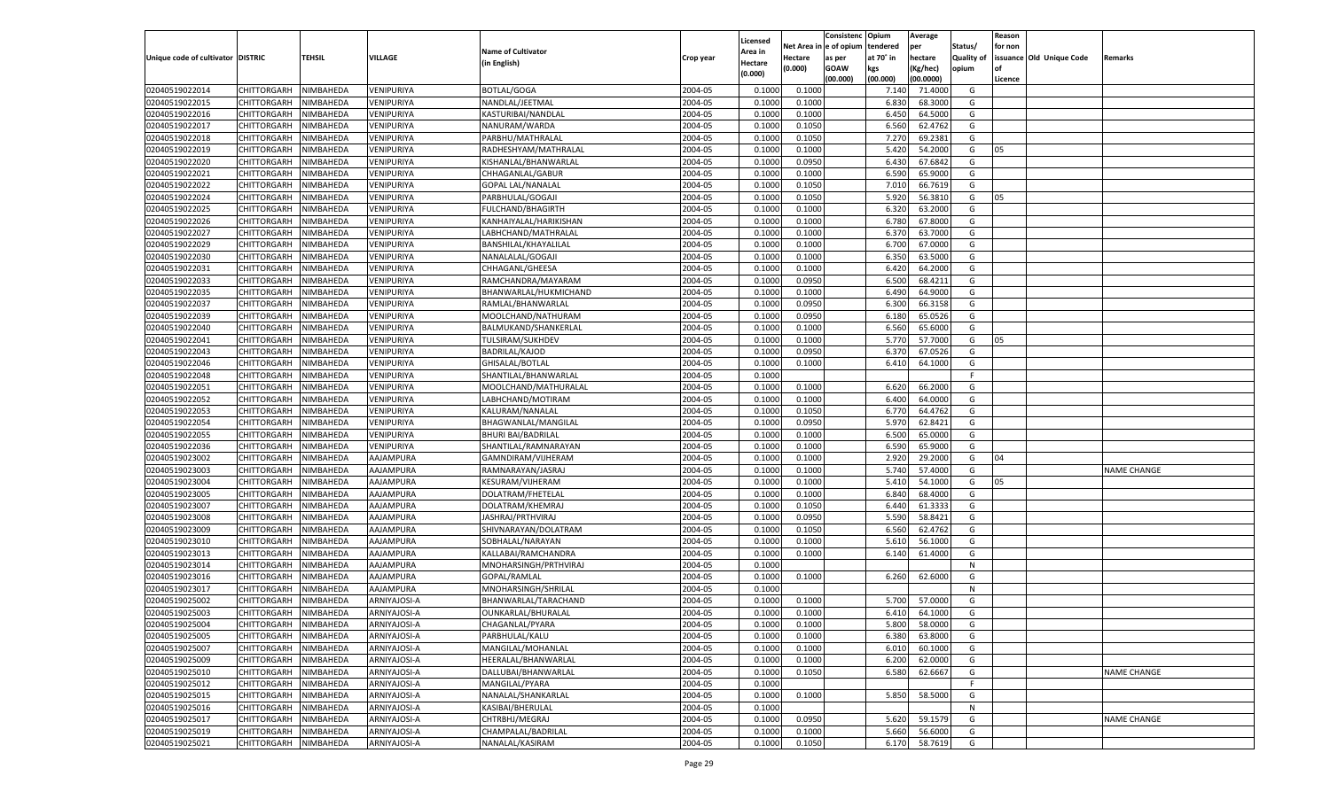| Unique code of cultivator | DISTRIC | TEHSIL | VILLAGE | Name of Cultivator (in English) | Crop year | Licensed Area in Hectare (0.000) | Net Area in Hectare (0.000) | Consistenc e of opium as per GOAW (00.000) | Opium tendered at 70° in kgs (00.000) | Average per hectare (Kg/hec) (00.0000) | Status/ Quality of opium | Reason for non issuance of Licence | Old Unique Code | Remarks |
|---|---|---|---|---|---|---|---|---|---|---|---|---|---|---|
| 02040519022014 | CHITTORGARH | NIMBAHEDA | VENIPURIYA | BOTLAL/GOGA | 2004-05 | 0.1000 | 0.1000 | | 7.140 | 71.4000 | G | | | |
| 02040519022015 | CHITTORGARH | NIMBAHEDA | VENIPURIYA | NANDLAL/JEETMAL | 2004-05 | 0.1000 | 0.1000 | | 6.830 | 68.3000 | G | | | |
| 02040519022016 | CHITTORGARH | NIMBAHEDA | VENIPURIYA | KASTURIBAI/NANDLAL | 2004-05 | 0.1000 | 0.1000 | | 6.450 | 64.5000 | G | | | |
| 02040519022017 | CHITTORGARH | NIMBAHEDA | VENIPURIYA | NANURAM/WARDA | 2004-05 | 0.1000 | 0.1050 | | 6.560 | 62.4762 | G | | | |
| 02040519022018 | CHITTORGARH | NIMBAHEDA | VENIPURIYA | PARBHU/MATHRALAL | 2004-05 | 0.1000 | 0.1050 | | 7.270 | 69.2381 | G | | | |
| 02040519022019 | CHITTORGARH | NIMBAHEDA | VENIPURIYA | RADHESHYAM/MATHRALAL | 2004-05 | 0.1000 | 0.1000 | | 5.420 | 54.2000 | G | 05 | | |
| 02040519022020 | CHITTORGARH | NIMBAHEDA | VENIPURIYA | KISHANLAL/BHANWARLAL | 2004-05 | 0.1000 | 0.0950 | | 6.430 | 67.6842 | G | | | |
| 02040519022021 | CHITTORGARH | NIMBAHEDA | VENIPURIYA | CHHAGANLAL/GABUR | 2004-05 | 0.1000 | 0.1000 | | 6.590 | 65.9000 | G | | | |
| 02040519022022 | CHITTORGARH | NIMBAHEDA | VENIPURIYA | GOPAL LAL/NANALAL | 2004-05 | 0.1000 | 0.1050 | | 7.010 | 66.7619 | G | | | |
| 02040519022024 | CHITTORGARH | NIMBAHEDA | VENIPURIYA | PARBHULAL/GOGAJI | 2004-05 | 0.1000 | 0.1050 | | 5.920 | 56.3810 | G | 05 | | |
| 02040519022025 | CHITTORGARH | NIMBAHEDA | VENIPURIYA | FULCHAND/BHAGIRTH | 2004-05 | 0.1000 | 0.1000 | | 6.320 | 63.2000 | G | | | |
| 02040519022026 | CHITTORGARH | NIMBAHEDA | VENIPURIYA | KANHAIYALAL/HARIKISHAN | 2004-05 | 0.1000 | 0.1000 | | 6.780 | 67.8000 | G | | | |
| 02040519022027 | CHITTORGARH | NIMBAHEDA | VENIPURIYA | LABHCHAND/MATHRALAL | 2004-05 | 0.1000 | 0.1000 | | 6.370 | 63.7000 | G | | | |
| 02040519022029 | CHITTORGARH | NIMBAHEDA | VENIPURIYA | BANSHILAL/KHAYALILAL | 2004-05 | 0.1000 | 0.1000 | | 6.700 | 67.0000 | G | | | |
| 02040519022030 | CHITTORGARH | NIMBAHEDA | VENIPURIYA | NANALALAL/GOGAJI | 2004-05 | 0.1000 | 0.1000 | | 6.350 | 63.5000 | G | | | |
| 02040519022031 | CHITTORGARH | NIMBAHEDA | VENIPURIYA | CHHAGANL/GHEESA | 2004-05 | 0.1000 | 0.1000 | | 6.420 | 64.2000 | G | | | |
| 02040519022033 | CHITTORGARH | NIMBAHEDA | VENIPURIYA | RAMCHANDRA/MAYARAM | 2004-05 | 0.1000 | 0.0950 | | 6.500 | 68.4211 | G | | | |
| 02040519022035 | CHITTORGARH | NIMBAHEDA | VENIPURIYA | BHANWARLAL/HUKMICHAND | 2004-05 | 0.1000 | 0.1000 | | 6.490 | 64.9000 | G | | | |
| 02040519022037 | CHITTORGARH | NIMBAHEDA | VENIPURIYA | RAMLAL/BHANWARLAL | 2004-05 | 0.1000 | 0.0950 | | 6.300 | 66.3158 | G | | | |
| 02040519022039 | CHITTORGARH | NIMBAHEDA | VENIPURIYA | MOOLCHAND/NATHURAM | 2004-05 | 0.1000 | 0.0950 | | 6.180 | 65.0526 | G | | | |
| 02040519022040 | CHITTORGARH | NIMBAHEDA | VENIPURIYA | BALMUKAND/SHANKERLAL | 2004-05 | 0.1000 | 0.1000 | | 6.560 | 65.6000 | G | | | |
| 02040519022041 | CHITTORGARH | NIMBAHEDA | VENIPURIYA | TULSIRAM/SUKHDEV | 2004-05 | 0.1000 | 0.1000 | | 5.770 | 57.7000 | G | 05 | | |
| 02040519022043 | CHITTORGARH | NIMBAHEDA | VENIPURIYA | BADRILAL/KAJOD | 2004-05 | 0.1000 | 0.0950 | | 6.370 | 67.0526 | G | | | |
| 02040519022046 | CHITTORGARH | NIMBAHEDA | VENIPURIYA | GHISALAL/BOTLAL | 2004-05 | 0.1000 | 0.1000 | | 6.410 | 64.1000 | G | | | |
| 02040519022048 | CHITTORGARH | NIMBAHEDA | VENIPURIYA | SHANTILAL/BHANWARLAL | 2004-05 | 0.1000 | | | | | F | | | |
| 02040519022051 | CHITTORGARH | NIMBAHEDA | VENIPURIYA | MOOLCHAND/MATHURALAL | 2004-05 | 0.1000 | 0.1000 | | 6.620 | 66.2000 | G | | | |
| 02040519022052 | CHITTORGARH | NIMBAHEDA | VENIPURIYA | LABHCHAND/MOTIRAM | 2004-05 | 0.1000 | 0.1000 | | 6.400 | 64.0000 | G | | | |
| 02040519022053 | CHITTORGARH | NIMBAHEDA | VENIPURIYA | KALURAM/NANALAL | 2004-05 | 0.1000 | 0.1050 | | 6.770 | 64.4762 | G | | | |
| 02040519022054 | CHITTORGARH | NIMBAHEDA | VENIPURIYA | BHAGWANLAL/MANGILAL | 2004-05 | 0.1000 | 0.0950 | | 5.970 | 62.8421 | G | | | |
| 02040519022055 | CHITTORGARH | NIMBAHEDA | VENIPURIYA | BHURI BAI/BADRILAL | 2004-05 | 0.1000 | 0.1000 | | 6.500 | 65.0000 | G | | | |
| 02040519022036 | CHITTORGARH | NIMBAHEDA | VENIPURIYA | SHANTILAL/RAMNARAYAN | 2004-05 | 0.1000 | 0.1000 | | 6.590 | 65.9000 | G | | | |
| 02040519023002 | CHITTORGARH | NIMBAHEDA | AAJAMPURA | GAMNDIRAM/VIJHERAM | 2004-05 | 0.1000 | 0.1000 | | 2.920 | 29.2000 | G | 04 | | |
| 02040519023003 | CHITTORGARH | NIMBAHEDA | AAJAMPURA | RAMNARAYAN/JASRAJ | 2004-05 | 0.1000 | 0.1000 | | 5.740 | 57.4000 | G | | | NAME CHANGE |
| 02040519023004 | CHITTORGARH | NIMBAHEDA | AAJAMPURA | KESURAM/VIJHERAM | 2004-05 | 0.1000 | 0.1000 | | 5.410 | 54.1000 | G | 05 | | |
| 02040519023005 | CHITTORGARH | NIMBAHEDA | AAJAMPURA | DOLATRAM/FHETELAL | 2004-05 | 0.1000 | 0.1000 | | 6.840 | 68.4000 | G | | | |
| 02040519023007 | CHITTORGARH | NIMBAHEDA | AAJAMPURA | DOLATRAM/KHEMRAJ | 2004-05 | 0.1000 | 0.1050 | | 6.440 | 61.3333 | G | | | |
| 02040519023008 | CHITTORGARH | NIMBAHEDA | AAJAMPURA | JASHRAJ/PRTHVIRAJ | 2004-05 | 0.1000 | 0.0950 | | 5.590 | 58.8421 | G | | | |
| 02040519023009 | CHITTORGARH | NIMBAHEDA | AAJAMPURA | SHIVNARAYAN/DOLATRAM | 2004-05 | 0.1000 | 0.1050 | | 6.560 | 62.4762 | G | | | |
| 02040519023010 | CHITTORGARH | NIMBAHEDA | AAJAMPURA | SOBHALAL/NARAYAN | 2004-05 | 0.1000 | 0.1000 | | 5.610 | 56.1000 | G | | | |
| 02040519023013 | CHITTORGARH | NIMBAHEDA | AAJAMPURA | KALLABAI/RAMCHANDRA | 2004-05 | 0.1000 | 0.1000 | | 6.140 | 61.4000 | G | | | |
| 02040519023014 | CHITTORGARH | NIMBAHEDA | AAJAMPURA | MNOHARSINGH/PRTHVIRAJ | 2004-05 | 0.1000 | | | | | N | | | |
| 02040519023016 | CHITTORGARH | NIMBAHEDA | AAJAMPURA | GOPAL/RAMLAL | 2004-05 | 0.1000 | 0.1000 | | 6.260 | 62.6000 | G | | | |
| 02040519023017 | CHITTORGARH | NIMBAHEDA | AAJAMPURA | MNOHARSINGH/SHRILAL | 2004-05 | 0.1000 | | | | | N | | | |
| 02040519025002 | CHITTORGARH | NIMBAHEDA | ARNIYAJOSI-A | BHANWARLAL/TARACHAND | 2004-05 | 0.1000 | 0.1000 | | 5.700 | 57.0000 | G | | | |
| 02040519025003 | CHITTORGARH | NIMBAHEDA | ARNIYAJOSI-A | OUNKARLAL/BHURALAL | 2004-05 | 0.1000 | 0.1000 | | 6.410 | 64.1000 | G | | | |
| 02040519025004 | CHITTORGARH | NIMBAHEDA | ARNIYAJOSI-A | CHAGANLAL/PYARA | 2004-05 | 0.1000 | 0.1000 | | 5.800 | 58.0000 | G | | | |
| 02040519025005 | CHITTORGARH | NIMBAHEDA | ARNIYAJOSI-A | PARBHULAL/KALU | 2004-05 | 0.1000 | 0.1000 | | 6.380 | 63.8000 | G | | | |
| 02040519025007 | CHITTORGARH | NIMBAHEDA | ARNIYAJOSI-A | MANGILAL/MOHANLAL | 2004-05 | 0.1000 | 0.1000 | | 6.010 | 60.1000 | G | | | |
| 02040519025009 | CHITTORGARH | NIMBAHEDA | ARNIYAJOSI-A | HEERALAL/BHANWARLAL | 2004-05 | 0.1000 | 0.1000 | | 6.200 | 62.0000 | G | | | |
| 02040519025010 | CHITTORGARH | NIMBAHEDA | ARNIYAJOSI-A | DALLUBAI/BHANWARLAL | 2004-05 | 0.1000 | 0.1050 | | 6.580 | 62.6667 | G | | | NAME CHANGE |
| 02040519025012 | CHITTORGARH | NIMBAHEDA | ARNIYAJOSI-A | MANGILAL/PYARA | 2004-05 | 0.1000 | | | | | F | | | |
| 02040519025015 | CHITTORGARH | NIMBAHEDA | ARNIYAJOSI-A | NANALAL/SHANKARLAL | 2004-05 | 0.1000 | 0.1000 | | 5.850 | 58.5000 | G | | | |
| 02040519025016 | CHITTORGARH | NIMBAHEDA | ARNIYAJOSI-A | KASIBAI/BHERULAL | 2004-05 | 0.1000 | | | | | N | | | |
| 02040519025017 | CHITTORGARH | NIMBAHEDA | ARNIYAJOSI-A | CHTRBHJ/MEGRAJ | 2004-05 | 0.1000 | 0.0950 | | 5.620 | 59.1579 | G | | | NAME CHANGE |
| 02040519025019 | CHITTORGARH | NIMBAHEDA | ARNIYAJOSI-A | CHAMPALAL/BADRILAL | 2004-05 | 0.1000 | 0.1000 | | 5.660 | 56.6000 | G | | | |
| 02040519025021 | CHITTORGARH | NIMBAHEDA | ARNIYAJOSI-A | NANALAL/KASIRAM | 2004-05 | 0.1000 | 0.1050 | | 6.170 | 58.7619 | G | | | |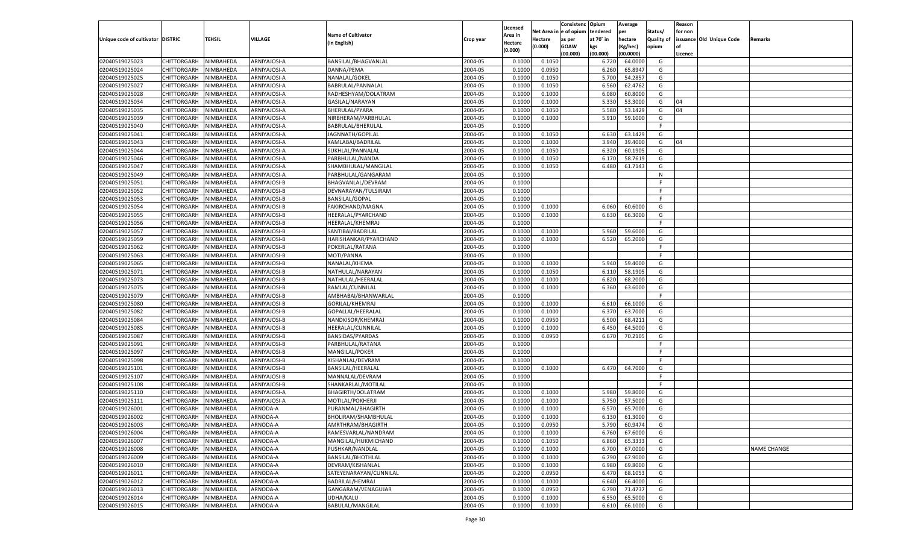| Unique code of cultivator | DISTRIC | TEHSIL | VILLAGE | Name of Cultivator (in English) | Crop year | Licensed Area in Hectare (0.000) | Net Area in Hectare (0.000) | Consistence of opium as per GOAW (00.000) | Opium tendered at 70° in kgs (00.000) | Average per hectare (Kg/hec) (00.0000) | Status/ Quality of opium | Reason for non issuance of Licence | Old Unique Code | Remarks |
|---|---|---|---|---|---|---|---|---|---|---|---|---|---|---|
| 02040519025023 | CHITTORGARH | NIMBAHEDA | ARNIYAJOSI-A | BANSILAL/BHAGVANLAL | 2004-05 | 0.1000 | 0.1050 | | 6.720 | 64.0000 | G | | | |
| 02040519025024 | CHITTORGARH | NIMBAHEDA | ARNIYAJOSI-A | DANNA/PEMA | 2004-05 | 0.1000 | 0.0950 | | 6.260 | 65.8947 | G | | | |
| 02040519025025 | CHITTORGARH | NIMBAHEDA | ARNIYAJOSI-A | NANALAL/GOKEL | 2004-05 | 0.1000 | 0.1050 | | 5.700 | 54.2857 | G | | | |
| 02040519025027 | CHITTORGARH | NIMBAHEDA | ARNIYAJOSI-A | BABRULAL/PANNALAL | 2004-05 | 0.1000 | 0.1050 | | 6.560 | 62.4762 | G | | | |
| 02040519025028 | CHITTORGARH | NIMBAHEDA | ARNIYAJOSI-A | RADHESHYAM/DOLATRAM | 2004-05 | 0.1000 | 0.1000 | | 6.080 | 60.8000 | G | | | |
| 02040519025034 | CHITTORGARH | NIMBAHEDA | ARNIYAJOSI-A | GASILAL/NARAYAN | 2004-05 | 0.1000 | 0.1000 | | 5.330 | 53.3000 | G | 04 | | |
| 02040519025035 | CHITTORGARH | NIMBAHEDA | ARNIYAJOSI-A | BHERULAL/PYARA | 2004-05 | 0.1000 | 0.1050 | | 5.580 | 53.1429 | G | 04 | | |
| 02040519025039 | CHITTORGARH | NIMBAHEDA | ARNIYAJOSI-A | NIRBHERAM/PARBHULAL | 2004-05 | 0.1000 | 0.1000 | | 5.910 | 59.1000 | G | | | |
| 02040519025040 | CHITTORGARH | NIMBAHEDA | ARNIYAJOSI-A | BABRULAL/BHERULAL | 2004-05 | 0.1000 | | | | | F | | | |
| 02040519025041 | CHITTORGARH | NIMBAHEDA | ARNIYAJOSI-A | JAGNNATH/GOPILAL | 2004-05 | 0.1000 | 0.1050 | | 6.630 | 63.1429 | G | | | |
| 02040519025043 | CHITTORGARH | NIMBAHEDA | ARNIYAJOSI-A | KAMLABAI/BADRILAL | 2004-05 | 0.1000 | 0.1000 | | 3.940 | 39.4000 | G | 04 | | |
| 02040519025044 | CHITTORGARH | NIMBAHEDA | ARNIYAJOSI-A | SUKHLAL/PANNALAL | 2004-05 | 0.1000 | 0.1050 | | 6.320 | 60.1905 | G | | | |
| 02040519025046 | CHITTORGARH | NIMBAHEDA | ARNIYAJOSI-A | PARBHULAL/NANDA | 2004-05 | 0.1000 | 0.1050 | | 6.170 | 58.7619 | G | | | |
| 02040519025047 | CHITTORGARH | NIMBAHEDA | ARNIYAJOSI-A | SHAMBHULAL/MANGILAL | 2004-05 | 0.1000 | 0.1050 | | 6.480 | 61.7143 | G | | | |
| 02040519025049 | CHITTORGARH | NIMBAHEDA | ARNIYAJOSI-A | PARBHULAL/GANGARAM | 2004-05 | 0.1000 | | | | | N | | | |
| 02040519025051 | CHITTORGARH | NIMBAHEDA | ARNIYAJOSI-B | BHAGVANLAL/DEVRAM | 2004-05 | 0.1000 | | | | | F | | | |
| 02040519025052 | CHITTORGARH | NIMBAHEDA | ARNIYAJOSI-B | DEVNARAYAN/TULSIRAM | 2004-05 | 0.1000 | | | | | F | | | |
| 02040519025053 | CHITTORGARH | NIMBAHEDA | ARNIYAJOSI-B | BANSILAL/GOPAL | 2004-05 | 0.1000 | | | | | F | | | |
| 02040519025054 | CHITTORGARH | NIMBAHEDA | ARNIYAJOSI-B | FAKIRCHAND/MAGNA | 2004-05 | 0.1000 | 0.1000 | | 6.060 | 60.6000 | G | | | |
| 02040519025055 | CHITTORGARH | NIMBAHEDA | ARNIYAJOSI-B | HEERALAL/PYARCHAND | 2004-05 | 0.1000 | 0.1000 | | 6.630 | 66.3000 | G | | | |
| 02040519025056 | CHITTORGARH | NIMBAHEDA | ARNIYAJOSI-B | HEERALAL/KHEMRAJ | 2004-05 | 0.1000 | | | | | F | | | |
| 02040519025057 | CHITTORGARH | NIMBAHEDA | ARNIYAJOSI-B | SANTIBAI/BADRILAL | 2004-05 | 0.1000 | 0.1000 | | 5.960 | 59.6000 | G | | | |
| 02040519025059 | CHITTORGARH | NIMBAHEDA | ARNIYAJOSI-B | HARISHANKAR/PYARCHAND | 2004-05 | 0.1000 | 0.1000 | | 6.520 | 65.2000 | G | | | |
| 02040519025062 | CHITTORGARH | NIMBAHEDA | ARNIYAJOSI-B | POKERLAL/RATANA | 2004-05 | 0.1000 | | | | | F | | | |
| 02040519025063 | CHITTORGARH | NIMBAHEDA | ARNIYAJOSI-B | MOTI/PANNA | 2004-05 | 0.1000 | | | | | F | | | |
| 02040519025065 | CHITTORGARH | NIMBAHEDA | ARNIYAJOSI-B | NANALAL/KHEMA | 2004-05 | 0.1000 | 0.1000 | | 5.940 | 59.4000 | G | | | |
| 02040519025071 | CHITTORGARH | NIMBAHEDA | ARNIYAJOSI-B | NATHULAL/NARAYAN | 2004-05 | 0.1000 | 0.1050 | | 6.110 | 58.1905 | G | | | |
| 02040519025073 | CHITTORGARH | NIMBAHEDA | ARNIYAJOSI-B | NATHULAL/HEERALAL | 2004-05 | 0.1000 | 0.1000 | | 6.820 | 68.2000 | G | | | |
| 02040519025075 | CHITTORGARH | NIMBAHEDA | ARNIYAJOSI-B | RAMLAL/CUNNILAL | 2004-05 | 0.1000 | 0.1000 | | 6.360 | 63.6000 | G | | | |
| 02040519025079 | CHITTORGARH | NIMBAHEDA | ARNIYAJOSI-B | AMBHABAI/BHANWARLAL | 2004-05 | 0.1000 | | | | | F | | | |
| 02040519025080 | CHITTORGARH | NIMBAHEDA | ARNIYAJOSI-B | GORILAL/KHEMRAJ | 2004-05 | 0.1000 | 0.1000 | | 6.610 | 66.1000 | G | | | |
| 02040519025082 | CHITTORGARH | NIMBAHEDA | ARNIYAJOSI-B | GOPALLAL/HEERALAL | 2004-05 | 0.1000 | 0.1000 | | 6.370 | 63.7000 | G | | | |
| 02040519025084 | CHITTORGARH | NIMBAHEDA | ARNIYAJOSI-B | NANDKISOR/KHEMRAJ | 2004-05 | 0.1000 | 0.0950 | | 6.500 | 68.4211 | G | | | |
| 02040519025085 | CHITTORGARH | NIMBAHEDA | ARNIYAJOSI-B | HEERALAL/CUNNILAL | 2004-05 | 0.1000 | 0.1000 | | 6.450 | 64.5000 | G | | | |
| 02040519025087 | CHITTORGARH | NIMBAHEDA | ARNIYAJOSI-B | BANSIDAS/PYARDAS | 2004-05 | 0.1000 | 0.0950 | | 6.670 | 70.2105 | G | | | |
| 02040519025091 | CHITTORGARH | NIMBAHEDA | ARNIYAJOSI-B | PARBHULAL/RATANA | 2004-05 | 0.1000 | | | | | F | | | |
| 02040519025097 | CHITTORGARH | NIMBAHEDA | ARNIYAJOSI-B | MANGILAL/POKER | 2004-05 | 0.1000 | | | | | F | | | |
| 02040519025098 | CHITTORGARH | NIMBAHEDA | ARNIYAJOSI-B | KISHANLAL/DEVRAM | 2004-05 | 0.1000 | | | | | F | | | |
| 02040519025101 | CHITTORGARH | NIMBAHEDA | ARNIYAJOSI-B | BANSILAL/HEERALAL | 2004-05 | 0.1000 | 0.1000 | | 6.470 | 64.7000 | G | | | |
| 02040519025107 | CHITTORGARH | NIMBAHEDA | ARNIYAJOSI-B | MANNALAL/DEVRAM | 2004-05 | 0.1000 | | | | | F | | | |
| 02040519025108 | CHITTORGARH | NIMBAHEDA | ARNIYAJOSI-B | SHANKARLAL/MOTILAL | 2004-05 | 0.1000 | | | | | F | | | |
| 02040519025110 | CHITTORGARH | NIMBAHEDA | ARNIYAJOSI-A | BHAGIRTH/DOLATRAM | 2004-05 | 0.1000 | 0.1000 | | 5.980 | 59.8000 | G | | | |
| 02040519025111 | CHITTORGARH | NIMBAHEDA | ARNIYAJOSI-A | MOTILAL/POKHERJI | 2004-05 | 0.1000 | 0.1000 | | 5.750 | 57.5000 | G | | | |
| 02040519026001 | CHITTORGARH | NIMBAHEDA | ARNODA-A | PURANMAL/BHAGIRTH | 2004-05 | 0.1000 | 0.1000 | | 6.570 | 65.7000 | G | | | |
| 02040519026002 | CHITTORGARH | NIMBAHEDA | ARNODA-A | BHOLIRAM/SHAMBHULAL | 2004-05 | 0.1000 | 0.1000 | | 6.130 | 61.3000 | G | | | |
| 02040519026003 | CHITTORGARH | NIMBAHEDA | ARNODA-A | AMRTHRAM/BHAGIRTH | 2004-05 | 0.1000 | 0.0950 | | 5.790 | 60.9474 | G | | | |
| 02040519026004 | CHITTORGARH | NIMBAHEDA | ARNODA-A | RAMESVARLAL/NANDRAM | 2004-05 | 0.1000 | 0.1000 | | 6.760 | 67.6000 | G | | | |
| 02040519026007 | CHITTORGARH | NIMBAHEDA | ARNODA-A | MANGILAL/HUKMICHAND | 2004-05 | 0.1000 | 0.1050 | | 6.860 | 65.3333 | G | | | |
| 02040519026008 | CHITTORGARH | NIMBAHEDA | ARNODA-A | PUSHKAR/NANDLAL | 2004-05 | 0.1000 | 0.1000 | | 6.700 | 67.0000 | G | | | NAME CHANGE |
| 02040519026009 | CHITTORGARH | NIMBAHEDA | ARNODA-A | BANSILAL/BHOTHLAL | 2004-05 | 0.1000 | 0.1000 | | 6.790 | 67.9000 | G | | | |
| 02040519026010 | CHITTORGARH | NIMBAHEDA | ARNODA-A | DEVRAM/KISHANLAL | 2004-05 | 0.1000 | 0.1000 | | 6.980 | 69.8000 | G | | | |
| 02040519026011 | CHITTORGARH | NIMBAHEDA | ARNODA-A | SATEYENARAYAN/CUNNILAL | 2004-05 | 0.2000 | 0.0950 | | 6.470 | 68.1053 | G | | | |
| 02040519026012 | CHITTORGARH | NIMBAHEDA | ARNODA-A | BADRILAL/HEMRAJ | 2004-05 | 0.1000 | 0.1000 | | 6.640 | 66.4000 | G | | | |
| 02040519026013 | CHITTORGARH | NIMBAHEDA | ARNODA-A | GANGARAM/VENAGUJAR | 2004-05 | 0.1000 | 0.0950 | | 6.790 | 71.4737 | G | | | |
| 02040519026014 | CHITTORGARH | NIMBAHEDA | ARNODA-A | UDHA/KALU | 2004-05 | 0.1000 | 0.1000 | | 6.550 | 65.5000 | G | | | |
| 02040519026015 | CHITTORGARH | NIMBAHEDA | ARNODA-A | BABULAL/MANGILAL | 2004-05 | 0.1000 | 0.1000 | | 6.610 | 66.1000 | G | | | |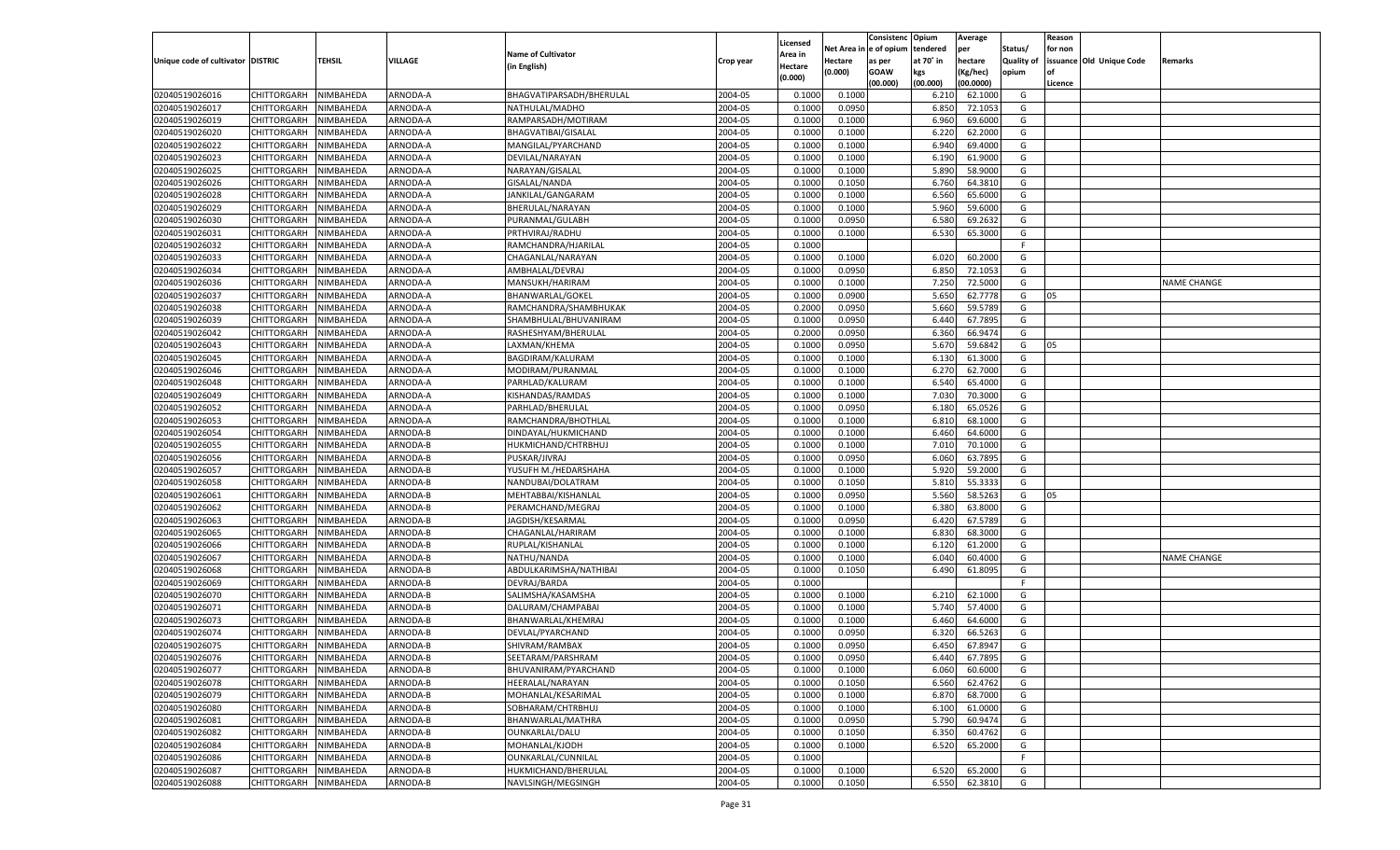| Unique code of cultivator | DISTRIC | TEHSIL | VILLAGE | Name of Cultivator (in English) | Crop year | Licensed Area in Hectare (0.000) | Net Area in Hectare (0.000) | Consistenc e of opium as per GOAW (00.000) | Opium tendered at 70° in kgs (00.000) | Average per hectare (Kg/hec) (00.0000) | Status/ Quality of opium | Reason for non issuance of Licence | Old Unique Code | Remarks |
|---|---|---|---|---|---|---|---|---|---|---|---|---|---|---|
| 02040519026016 | CHITTORGARH | NIMBAHEDA | ARNODA-A | BHAGVATIPARSADH/BHERULAL | 2004-05 | 0.1000 | 0.1000 | | 6.210 | 62.1000 | G | | | |
| 02040519026017 | CHITTORGARH | NIMBAHEDA | ARNODA-A | NATHULAL/MADHO | 2004-05 | 0.1000 | 0.0950 | | 6.850 | 72.1053 | G | | | |
| 02040519026019 | CHITTORGARH | NIMBAHEDA | ARNODA-A | RAMPARSADH/MOTIRAM | 2004-05 | 0.1000 | 0.1000 | | 6.960 | 69.6000 | G | | | |
| 02040519026020 | CHITTORGARH | NIMBAHEDA | ARNODA-A | BHAGVATIBAI/GISALAL | 2004-05 | 0.1000 | 0.1000 | | 6.220 | 62.2000 | G | | | |
| 02040519026022 | CHITTORGARH | NIMBAHEDA | ARNODA-A | MANGILAL/PYARCHAND | 2004-05 | 0.1000 | 0.1000 | | 6.940 | 69.4000 | G | | | |
| 02040519026023 | CHITTORGARH | NIMBAHEDA | ARNODA-A | DEVILAL/NARAYAN | 2004-05 | 0.1000 | 0.1000 | | 6.190 | 61.9000 | G | | | |
| 02040519026025 | CHITTORGARH | NIMBAHEDA | ARNODA-A | NARAYAN/GISALAL | 2004-05 | 0.1000 | 0.1000 | | 5.890 | 58.9000 | G | | | |
| 02040519026026 | CHITTORGARH | NIMBAHEDA | ARNODA-A | GISALAL/NANDA | 2004-05 | 0.1000 | 0.1050 | | 6.760 | 64.3810 | G | | | |
| 02040519026028 | CHITTORGARH | NIMBAHEDA | ARNODA-A | JANKILAL/GANGARAM | 2004-05 | 0.1000 | 0.1000 | | 6.560 | 65.6000 | G | | | |
| 02040519026029 | CHITTORGARH | NIMBAHEDA | ARNODA-A | BHERULAL/NARAYAN | 2004-05 | 0.1000 | 0.1000 | | 5.960 | 59.6000 | G | | | |
| 02040519026030 | CHITTORGARH | NIMBAHEDA | ARNODA-A | PURANMAL/GULABH | 2004-05 | 0.1000 | 0.0950 | | 6.580 | 69.2632 | G | | | |
| 02040519026031 | CHITTORGARH | NIMBAHEDA | ARNODA-A | PRTHVIRAJ/RADHU | 2004-05 | 0.1000 | 0.1000 | | 6.530 | 65.3000 | G | | | |
| 02040519026032 | CHITTORGARH | NIMBAHEDA | ARNODA-A | RAMCHANDRA/HJARILAL | 2004-05 | 0.1000 | | | | | F | | | |
| 02040519026033 | CHITTORGARH | NIMBAHEDA | ARNODA-A | CHAGANLAL/NARAYAN | 2004-05 | 0.1000 | 0.1000 | | 6.020 | 60.2000 | G | | | |
| 02040519026034 | CHITTORGARH | NIMBAHEDA | ARNODA-A | AMBHALAL/DEVRAJ | 2004-05 | 0.1000 | 0.0950 | | 6.850 | 72.1053 | G | | | |
| 02040519026036 | CHITTORGARH | NIMBAHEDA | ARNODA-A | MANSUKH/HARIRAM | 2004-05 | 0.1000 | 0.1000 | | 7.250 | 72.5000 | G | | | NAME CHANGE |
| 02040519026037 | CHITTORGARH | NIMBAHEDA | ARNODA-A | BHANWARLAL/GOKEL | 2004-05 | 0.1000 | 0.0900 | | 5.650 | 62.7778 | G | 05 | | |
| 02040519026038 | CHITTORGARH | NIMBAHEDA | ARNODA-A | RAMCHANDRA/SHAMBHUKAK | 2004-05 | 0.2000 | 0.0950 | | 5.660 | 59.5789 | G | | | |
| 02040519026039 | CHITTORGARH | NIMBAHEDA | ARNODA-A | SHAMBHULAL/BHUVANIRAM | 2004-05 | 0.1000 | 0.0950 | | 6.440 | 67.7895 | G | | | |
| 02040519026042 | CHITTORGARH | NIMBAHEDA | ARNODA-A | RASHESHYAM/BHERULAL | 2004-05 | 0.2000 | 0.0950 | | 6.360 | 66.9474 | G | | | |
| 02040519026043 | CHITTORGARH | NIMBAHEDA | ARNODA-A | LAXMAN/KHEMA | 2004-05 | 0.1000 | 0.0950 | | 5.670 | 59.6842 | G | 05 | | |
| 02040519026045 | CHITTORGARH | NIMBAHEDA | ARNODA-A | BAGDIRAM/KALURAM | 2004-05 | 0.1000 | 0.1000 | | 6.130 | 61.3000 | G | | | |
| 02040519026046 | CHITTORGARH | NIMBAHEDA | ARNODA-A | MODIRAM/PURANMAL | 2004-05 | 0.1000 | 0.1000 | | 6.270 | 62.7000 | G | | | |
| 02040519026048 | CHITTORGARH | NIMBAHEDA | ARNODA-A | PARHLAD/KALURAM | 2004-05 | 0.1000 | 0.1000 | | 6.540 | 65.4000 | G | | | |
| 02040519026049 | CHITTORGARH | NIMBAHEDA | ARNODA-A | KISHANDAS/RAMDAS | 2004-05 | 0.1000 | 0.1000 | | 7.030 | 70.3000 | G | | | |
| 02040519026052 | CHITTORGARH | NIMBAHEDA | ARNODA-A | PARHLAD/BHERULAL | 2004-05 | 0.1000 | 0.0950 | | 6.180 | 65.0526 | G | | | |
| 02040519026053 | CHITTORGARH | NIMBAHEDA | ARNODA-A | RAMCHANDRA/BHOTHLAL | 2004-05 | 0.1000 | 0.1000 | | 6.810 | 68.1000 | G | | | |
| 02040519026054 | CHITTORGARH | NIMBAHEDA | ARNODA-B | DINDAYAL/HUKMICHAND | 2004-05 | 0.1000 | 0.1000 | | 6.460 | 64.6000 | G | | | |
| 02040519026055 | CHITTORGARH | NIMBAHEDA | ARNODA-B | HUKMICHAND/CHTRBHUJ | 2004-05 | 0.1000 | 0.1000 | | 7.010 | 70.1000 | G | | | |
| 02040519026056 | CHITTORGARH | NIMBAHEDA | ARNODA-B | PUSKAR/JIVRAJ | 2004-05 | 0.1000 | 0.0950 | | 6.060 | 63.7895 | G | | | |
| 02040519026057 | CHITTORGARH | NIMBAHEDA | ARNODA-B | YUSUFH M./HEDARSHAHA | 2004-05 | 0.1000 | 0.1000 | | 5.920 | 59.2000 | G | | | |
| 02040519026058 | CHITTORGARH | NIMBAHEDA | ARNODA-B | NANDUBAI/DOLATRAM | 2004-05 | 0.1000 | 0.1050 | | 5.810 | 55.3333 | G | | | |
| 02040519026061 | CHITTORGARH | NIMBAHEDA | ARNODA-B | MEHTABBAI/KISHANLAL | 2004-05 | 0.1000 | 0.0950 | | 5.560 | 58.5263 | G | 05 | | |
| 02040519026062 | CHITTORGARH | NIMBAHEDA | ARNODA-B | PERAMCHAND/MEGRAJ | 2004-05 | 0.1000 | 0.1000 | | 6.380 | 63.8000 | G | | | |
| 02040519026063 | CHITTORGARH | NIMBAHEDA | ARNODA-B | JAGDISH/KESARMAL | 2004-05 | 0.1000 | 0.0950 | | 6.420 | 67.5789 | G | | | |
| 02040519026065 | CHITTORGARH | NIMBAHEDA | ARNODA-B | CHAGANLAL/HARIRAM | 2004-05 | 0.1000 | 0.1000 | | 6.830 | 68.3000 | G | | | |
| 02040519026066 | CHITTORGARH | NIMBAHEDA | ARNODA-B | RUPLAL/KISHANLAL | 2004-05 | 0.1000 | 0.1000 | | 6.120 | 61.2000 | G | | | |
| 02040519026067 | CHITTORGARH | NIMBAHEDA | ARNODA-B | NATHU/NANDA | 2004-05 | 0.1000 | 0.1000 | | 6.040 | 60.4000 | G | | | NAME CHANGE |
| 02040519026068 | CHITTORGARH | NIMBAHEDA | ARNODA-B | ABDULKARIMSHA/NATHIBAI | 2004-05 | 0.1000 | 0.1050 | | 6.490 | 61.8095 | G | | | |
| 02040519026069 | CHITTORGARH | NIMBAHEDA | ARNODA-B | DEVRAJ/BARDA | 2004-05 | 0.1000 | | | | | F | | | |
| 02040519026070 | CHITTORGARH | NIMBAHEDA | ARNODA-B | SALIMSHA/KASAMSHA | 2004-05 | 0.1000 | 0.1000 | | 6.210 | 62.1000 | G | | | |
| 02040519026071 | CHITTORGARH | NIMBAHEDA | ARNODA-B | DALURAM/CHAMPABAI | 2004-05 | 0.1000 | 0.1000 | | 5.740 | 57.4000 | G | | | |
| 02040519026073 | CHITTORGARH | NIMBAHEDA | ARNODA-B | BHANWARLAL/KHEMRAJ | 2004-05 | 0.1000 | 0.1000 | | 6.460 | 64.6000 | G | | | |
| 02040519026074 | CHITTORGARH | NIMBAHEDA | ARNODA-B | DEVLAL/PYARCHAND | 2004-05 | 0.1000 | 0.0950 | | 6.320 | 66.5263 | G | | | |
| 02040519026075 | CHITTORGARH | NIMBAHEDA | ARNODA-B | SHIVRAM/RAMBAX | 2004-05 | 0.1000 | 0.0950 | | 6.450 | 67.8947 | G | | | |
| 02040519026076 | CHITTORGARH | NIMBAHEDA | ARNODA-B | SEETARAM/PARSHRAM | 2004-05 | 0.1000 | 0.0950 | | 6.440 | 67.7895 | G | | | |
| 02040519026077 | CHITTORGARH | NIMBAHEDA | ARNODA-B | BHUVANIRAM/PYARCHAND | 2004-05 | 0.1000 | 0.1000 | | 6.060 | 60.6000 | G | | | |
| 02040519026078 | CHITTORGARH | NIMBAHEDA | ARNODA-B | HEERALAL/NARAYAN | 2004-05 | 0.1000 | 0.1050 | | 6.560 | 62.4762 | G | | | |
| 02040519026079 | CHITTORGARH | NIMBAHEDA | ARNODA-B | MOHANLAL/KESARIMAL | 2004-05 | 0.1000 | 0.1000 | | 6.870 | 68.7000 | G | | | |
| 02040519026080 | CHITTORGARH | NIMBAHEDA | ARNODA-B | SOBHARAM/CHTRBHUJ | 2004-05 | 0.1000 | 0.1000 | | 6.100 | 61.0000 | G | | | |
| 02040519026081 | CHITTORGARH | NIMBAHEDA | ARNODA-B | BHANWARLAL/MATHRA | 2004-05 | 0.1000 | 0.0950 | | 5.790 | 60.9474 | G | | | |
| 02040519026082 | CHITTORGARH | NIMBAHEDA | ARNODA-B | OUNKARLAL/DALU | 2004-05 | 0.1000 | 0.1050 | | 6.350 | 60.4762 | G | | | |
| 02040519026084 | CHITTORGARH | NIMBAHEDA | ARNODA-B | MOHANLAL/KJODH | 2004-05 | 0.1000 | 0.1000 | | 6.520 | 65.2000 | G | | | |
| 02040519026086 | CHITTORGARH | NIMBAHEDA | ARNODA-B | OUNKARLAL/CUNNILAL | 2004-05 | 0.1000 | | | | | F | | | |
| 02040519026087 | CHITTORGARH | NIMBAHEDA | ARNODA-B | HUKMICHAND/BHERULAL | 2004-05 | 0.1000 | 0.1000 | | 6.520 | 65.2000 | G | | | |
| 02040519026088 | CHITTORGARH | NIMBAHEDA | ARNODA-B | NAVLSINGH/MEGSINGH | 2004-05 | 0.1000 | 0.1050 | | 6.550 | 62.3810 | G | | | |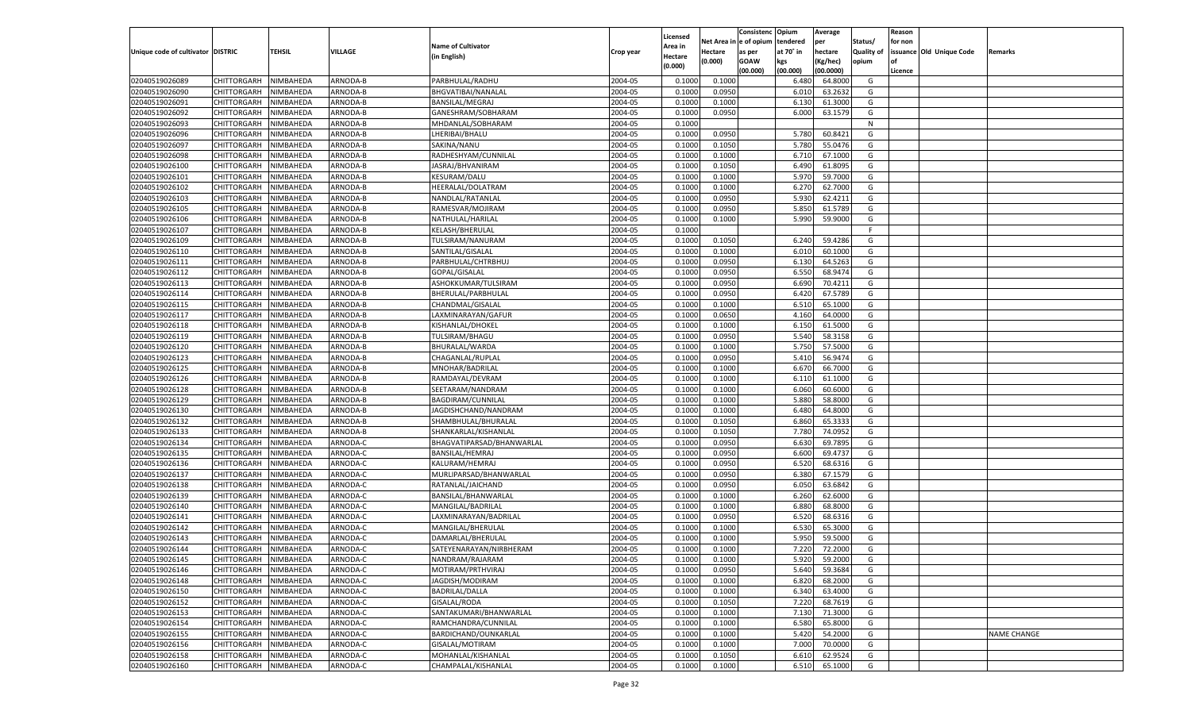| Unique code of cultivator | DISTRIC | TEHSIL | VILLAGE | Name of Cultivator (in English) | Crop year | Licensed Area in Hectare (0.000) | Net Area in Hectare (0.000) | Consistenc e of opium as per GOAW (00.000) | Opium tendered at 70˚ in kgs (00.000) | Average per hectare (Kg/hec) (00.0000) | Status/ Quality of opium | Reason for non issuance of Licence | Old Unique Code | Remarks |
|---|---|---|---|---|---|---|---|---|---|---|---|---|---|---|
| 02040519026089 | CHITTORGARH | NIMBAHEDA | ARNODA-B | PARBHULAL/RADHU | 2004-05 | 0.1000 | 0.1000 | | 6.480 | 64.8000 | G | | | |
| 02040519026090 | CHITTORGARH | NIMBAHEDA | ARNODA-B | BHGVATIBAI/NANALAL | 2004-05 | 0.1000 | 0.0950 | | 6.010 | 63.2632 | G | | | |
| 02040519026091 | CHITTORGARH | NIMBAHEDA | ARNODA-B | BANSILAL/MEGRAJ | 2004-05 | 0.1000 | 0.1000 | | 6.130 | 61.3000 | G | | | |
| 02040519026092 | CHITTORGARH | NIMBAHEDA | ARNODA-B | GANESHRAM/SOBHARAM | 2004-05 | 0.1000 | 0.0950 | | 6.000 | 63.1579 | G | | | |
| 02040519026093 | CHITTORGARH | NIMBAHEDA | ARNODA-B | MHDANLAL/SOBHARAM | 2004-05 | 0.1000 | | | | | N | | | |
| 02040519026096 | CHITTORGARH | NIMBAHEDA | ARNODA-B | LHERIBAI/BHALU | 2004-05 | 0.1000 | 0.0950 | | 5.780 | 60.8421 | G | | | |
| 02040519026097 | CHITTORGARH | NIMBAHEDA | ARNODA-B | SAKINA/NANU | 2004-05 | 0.1000 | 0.1050 | | 5.780 | 55.0476 | G | | | |
| 02040519026098 | CHITTORGARH | NIMBAHEDA | ARNODA-B | RADHESHYAM/CUNNILAL | 2004-05 | 0.1000 | 0.1000 | | 6.710 | 67.1000 | G | | | |
| 02040519026100 | CHITTORGARH | NIMBAHEDA | ARNODA-B | JASRAJ/BHVANIRAM | 2004-05 | 0.1000 | 0.1050 | | 6.490 | 61.8095 | G | | | |
| 02040519026101 | CHITTORGARH | NIMBAHEDA | ARNODA-B | KESURAM/DALU | 2004-05 | 0.1000 | 0.1000 | | 5.970 | 59.7000 | G | | | |
| 02040519026102 | CHITTORGARH | NIMBAHEDA | ARNODA-B | HEERALAL/DOLATRAM | 2004-05 | 0.1000 | 0.1000 | | 6.270 | 62.7000 | G | | | |
| 02040519026103 | CHITTORGARH | NIMBAHEDA | ARNODA-B | NANDLAL/RATANLAL | 2004-05 | 0.1000 | 0.0950 | | 5.930 | 62.4211 | G | | | |
| 02040519026105 | CHITTORGARH | NIMBAHEDA | ARNODA-B | RAMESVAR/MOJIRAM | 2004-05 | 0.1000 | 0.0950 | | 5.850 | 61.5789 | G | | | |
| 02040519026106 | CHITTORGARH | NIMBAHEDA | ARNODA-B | NATHULAL/HARILAL | 2004-05 | 0.1000 | 0.1000 | | 5.990 | 59.9000 | G | | | |
| 02040519026107 | CHITTORGARH | NIMBAHEDA | ARNODA-B | KELASH/BHERULAL | 2004-05 | 0.1000 | | | | | F | | | |
| 02040519026109 | CHITTORGARH | NIMBAHEDA | ARNODA-B | TULSIRAM/NANURAM | 2004-05 | 0.1000 | 0.1050 | | 6.240 | 59.4286 | G | | | |
| 02040519026110 | CHITTORGARH | NIMBAHEDA | ARNODA-B | SANTILAL/GISALAL | 2004-05 | 0.1000 | 0.1000 | | 6.010 | 60.1000 | G | | | |
| 02040519026111 | CHITTORGARH | NIMBAHEDA | ARNODA-B | PARBHULAL/CHTRBHUJ | 2004-05 | 0.1000 | 0.0950 | | 6.130 | 64.5263 | G | | | |
| 02040519026112 | CHITTORGARH | NIMBAHEDA | ARNODA-B | GOPAL/GISALAL | 2004-05 | 0.1000 | 0.0950 | | 6.550 | 68.9474 | G | | | |
| 02040519026113 | CHITTORGARH | NIMBAHEDA | ARNODA-B | ASHOKKUMAR/TULSIRAM | 2004-05 | 0.1000 | 0.0950 | | 6.690 | 70.4211 | G | | | |
| 02040519026114 | CHITTORGARH | NIMBAHEDA | ARNODA-B | BHERULAL/PARBHULAL | 2004-05 | 0.1000 | 0.0950 | | 6.420 | 67.5789 | G | | | |
| 02040519026115 | CHITTORGARH | NIMBAHEDA | ARNODA-B | CHANDMAL/GISALAL | 2004-05 | 0.1000 | 0.1000 | | 6.510 | 65.1000 | G | | | |
| 02040519026117 | CHITTORGARH | NIMBAHEDA | ARNODA-B | LAXMINARAYAN/GAFUR | 2004-05 | 0.1000 | 0.0650 | | 4.160 | 64.0000 | G | | | |
| 02040519026118 | CHITTORGARH | NIMBAHEDA | ARNODA-B | KISHANLAL/DHOKEL | 2004-05 | 0.1000 | 0.1000 | | 6.150 | 61.5000 | G | | | |
| 02040519026119 | CHITTORGARH | NIMBAHEDA | ARNODA-B | TULSIRAM/BHAGU | 2004-05 | 0.1000 | 0.0950 | | 5.540 | 58.3158 | G | | | |
| 02040519026120 | CHITTORGARH | NIMBAHEDA | ARNODA-B | BHURALAL/WARDA | 2004-05 | 0.1000 | 0.1000 | | 5.750 | 57.5000 | G | | | |
| 02040519026123 | CHITTORGARH | NIMBAHEDA | ARNODA-B | CHAGANLAL/RUPLAL | 2004-05 | 0.1000 | 0.0950 | | 5.410 | 56.9474 | G | | | |
| 02040519026125 | CHITTORGARH | NIMBAHEDA | ARNODA-B | MNOHAR/BADRILAL | 2004-05 | 0.1000 | 0.1000 | | 6.670 | 66.7000 | G | | | |
| 02040519026126 | CHITTORGARH | NIMBAHEDA | ARNODA-B | RAMDAYAL/DEVRAM | 2004-05 | 0.1000 | 0.1000 | | 6.110 | 61.1000 | G | | | |
| 02040519026128 | CHITTORGARH | NIMBAHEDA | ARNODA-B | SEETARAM/NANDRAM | 2004-05 | 0.1000 | 0.1000 | | 6.060 | 60.6000 | G | | | |
| 02040519026129 | CHITTORGARH | NIMBAHEDA | ARNODA-B | BAGDIRAM/CUNNILAL | 2004-05 | 0.1000 | 0.1000 | | 5.880 | 58.8000 | G | | | |
| 02040519026130 | CHITTORGARH | NIMBAHEDA | ARNODA-B | JAGDISHCHAND/NANDRAM | 2004-05 | 0.1000 | 0.1000 | | 6.480 | 64.8000 | G | | | |
| 02040519026132 | CHITTORGARH | NIMBAHEDA | ARNODA-B | SHAMBHULAL/BHURALAL | 2004-05 | 0.1000 | 0.1050 | | 6.860 | 65.3333 | G | | | |
| 02040519026133 | CHITTORGARH | NIMBAHEDA | ARNODA-B | SHANKARLAL/KISHANLAL | 2004-05 | 0.1000 | 0.1050 | | 7.780 | 74.0952 | G | | | |
| 02040519026134 | CHITTORGARH | NIMBAHEDA | ARNODA-C | BHAGVATIPARSAD/BHANWARLAL | 2004-05 | 0.1000 | 0.0950 | | 6.630 | 69.7895 | G | | | |
| 02040519026135 | CHITTORGARH | NIMBAHEDA | ARNODA-C | BANSILAL/HEMRAJ | 2004-05 | 0.1000 | 0.0950 | | 6.600 | 69.4737 | G | | | |
| 02040519026136 | CHITTORGARH | NIMBAHEDA | ARNODA-C | KALURAM/HEMRAJ | 2004-05 | 0.1000 | 0.0950 | | 6.520 | 68.6316 | G | | | |
| 02040519026137 | CHITTORGARH | NIMBAHEDA | ARNODA-C | MURLIPARSAD/BHANWARLAL | 2004-05 | 0.1000 | 0.0950 | | 6.380 | 67.1579 | G | | | |
| 02040519026138 | CHITTORGARH | NIMBAHEDA | ARNODA-C | RATANLAL/JAICHAND | 2004-05 | 0.1000 | 0.0950 | | 6.050 | 63.6842 | G | | | |
| 02040519026139 | CHITTORGARH | NIMBAHEDA | ARNODA-C | BANSILAL/BHANWARLAL | 2004-05 | 0.1000 | 0.1000 | | 6.260 | 62.6000 | G | | | |
| 02040519026140 | CHITTORGARH | NIMBAHEDA | ARNODA-C | MANGILAL/BADRILAL | 2004-05 | 0.1000 | 0.1000 | | 6.880 | 68.8000 | G | | | |
| 02040519026141 | CHITTORGARH | NIMBAHEDA | ARNODA-C | LAXMINARAYAN/BADRILAL | 2004-05 | 0.1000 | 0.0950 | | 6.520 | 68.6316 | G | | | |
| 02040519026142 | CHITTORGARH | NIMBAHEDA | ARNODA-C | MANGILAL/BHERULAL | 2004-05 | 0.1000 | 0.1000 | | 6.530 | 65.3000 | G | | | |
| 02040519026143 | CHITTORGARH | NIMBAHEDA | ARNODA-C | DAMARLAL/BHERULAL | 2004-05 | 0.1000 | 0.1000 | | 5.950 | 59.5000 | G | | | |
| 02040519026144 | CHITTORGARH | NIMBAHEDA | ARNODA-C | SATEYENARAYAN/NIRBHERAM | 2004-05 | 0.1000 | 0.1000 | | 7.220 | 72.2000 | G | | | |
| 02040519026145 | CHITTORGARH | NIMBAHEDA | ARNODA-C | NANDRAM/RAJARAM | 2004-05 | 0.1000 | 0.1000 | | 5.920 | 59.2000 | G | | | |
| 02040519026146 | CHITTORGARH | NIMBAHEDA | ARNODA-C | MOTIRAM/PRTHVIRAJ | 2004-05 | 0.1000 | 0.0950 | | 5.640 | 59.3684 | G | | | |
| 02040519026148 | CHITTORGARH | NIMBAHEDA | ARNODA-C | JAGDISH/MODIRAM | 2004-05 | 0.1000 | 0.1000 | | 6.820 | 68.2000 | G | | | |
| 02040519026150 | CHITTORGARH | NIMBAHEDA | ARNODA-C | BADRILAL/DALLA | 2004-05 | 0.1000 | 0.1000 | | 6.340 | 63.4000 | G | | | |
| 02040519026152 | CHITTORGARH | NIMBAHEDA | ARNODA-C | GISALAL/RODA | 2004-05 | 0.1000 | 0.1050 | | 7.220 | 68.7619 | G | | | |
| 02040519026153 | CHITTORGARH | NIMBAHEDA | ARNODA-C | SANTAKUMARI/BHANWARLAL | 2004-05 | 0.1000 | 0.1000 | | 7.130 | 71.3000 | G | | | |
| 02040519026154 | CHITTORGARH | NIMBAHEDA | ARNODA-C | RAMCHANDRA/CUNNILAL | 2004-05 | 0.1000 | 0.1000 | | 6.580 | 65.8000 | G | | | |
| 02040519026155 | CHITTORGARH | NIMBAHEDA | ARNODA-C | BARDICHAND/OUNKARLAL | 2004-05 | 0.1000 | 0.1000 | | 5.420 | 54.2000 | G | | | NAME CHANGE |
| 02040519026156 | CHITTORGARH | NIMBAHEDA | ARNODA-C | GISALAL/MOTIRAM | 2004-05 | 0.1000 | 0.1000 | | 7.000 | 70.0000 | G | | | |
| 02040519026158 | CHITTORGARH | NIMBAHEDA | ARNODA-C | MOHANLAL/KISHANLAL | 2004-05 | 0.1000 | 0.1050 | | 6.610 | 62.9524 | G | | | |
| 02040519026160 | CHITTORGARH | NIMBAHEDA | ARNODA-C | CHAMPALAL/KISHANLAL | 2004-05 | 0.1000 | 0.1000 | | 6.510 | 65.1000 | G | | | |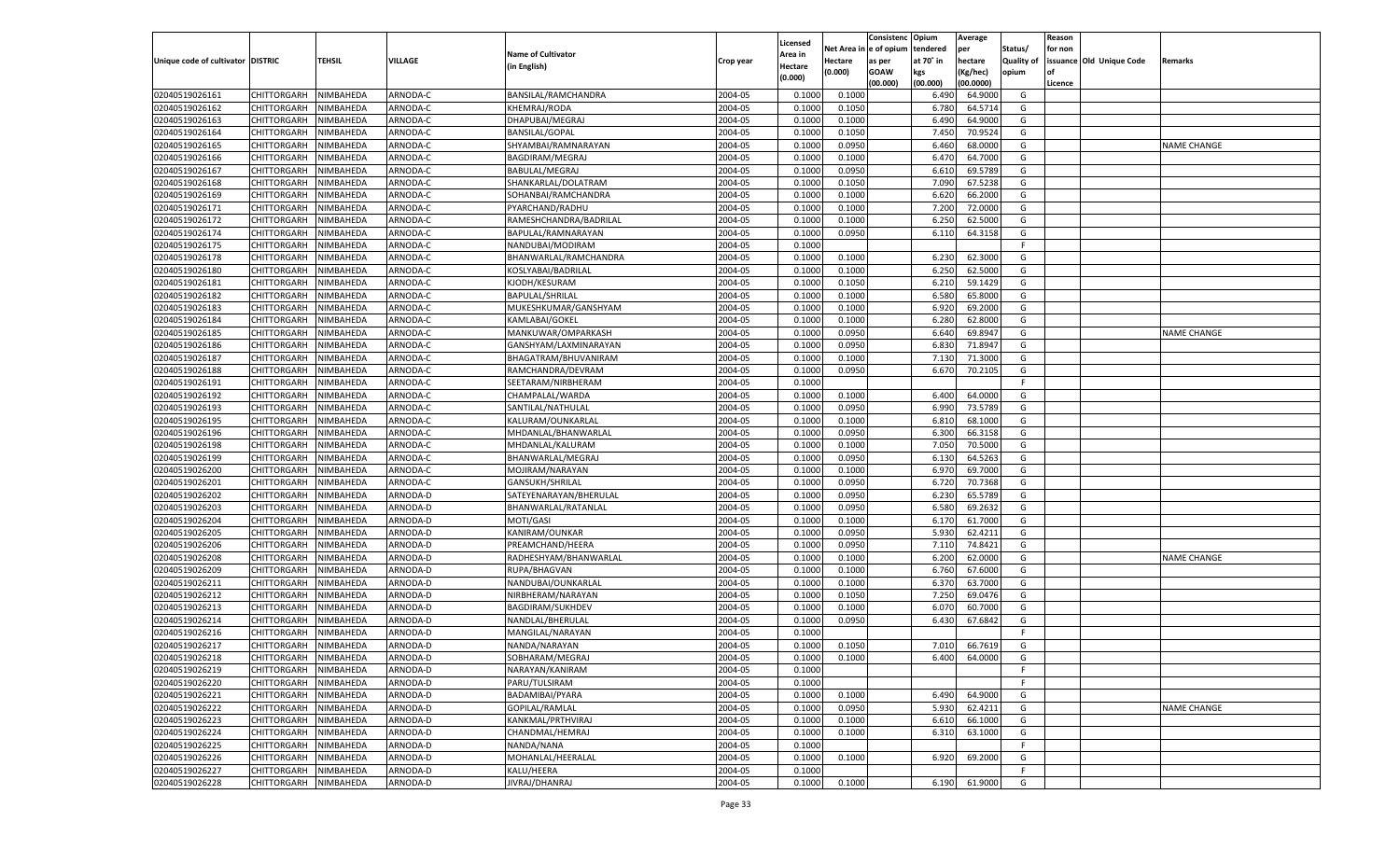| Unique code of cultivator | DISTRIC | TEHSIL | VILLAGE | Name of Cultivator (in English) | Crop year | Licensed Area in Hectare (0.000) | Net Area in Hectare (0.000) | Consistenc e of opium as per GOAW (00.000) | Opium tendered at 70° in kgs (00.000) | Average per hectare (Kg/hec) (00.0000) | Status/ Quality of opium | Reason for non issuance of Licence | Old Unique Code | Remarks |
|---|---|---|---|---|---|---|---|---|---|---|---|---|---|---|
| 02040519026161 | CHITTORGARH | NIMBAHEDA | ARNODA-C | BANSILAL/RAMCHANDRA | 2004-05 | 0.1000 | 0.1000 | | 6.490 | 64.9000 | G | | | |
| 02040519026162 | CHITTORGARH | NIMBAHEDA | ARNODA-C | KHEMRAJ/RODA | 2004-05 | 0.1000 | 0.1050 | | 6.780 | 64.5714 | G | | | |
| 02040519026163 | CHITTORGARH | NIMBAHEDA | ARNODA-C | DHAPUBAI/MEGRAJ | 2004-05 | 0.1000 | 0.1000 | | 6.490 | 64.9000 | G | | | |
| 02040519026164 | CHITTORGARH | NIMBAHEDA | ARNODA-C | BANSILAL/GOPAL | 2004-05 | 0.1000 | 0.1050 | | 7.450 | 70.9524 | G | | | |
| 02040519026165 | CHITTORGARH | NIMBAHEDA | ARNODA-C | SHYAMBAI/RAMNARAYAN | 2004-05 | 0.1000 | 0.0950 | | 6.460 | 68.0000 | G | | | NAME CHANGE |
| 02040519026166 | CHITTORGARH | NIMBAHEDA | ARNODA-C | BAGDIRAM/MEGRAJ | 2004-05 | 0.1000 | 0.1000 | | 6.470 | 64.7000 | G | | | |
| 02040519026167 | CHITTORGARH | NIMBAHEDA | ARNODA-C | BABULAL/MEGRAJ | 2004-05 | 0.1000 | 0.0950 | | 6.610 | 69.5789 | G | | | |
| 02040519026168 | CHITTORGARH | NIMBAHEDA | ARNODA-C | SHANKARLAL/DOLATRAM | 2004-05 | 0.1000 | 0.1050 | | 7.090 | 67.5238 | G | | | |
| 02040519026169 | CHITTORGARH | NIMBAHEDA | ARNODA-C | SOHANBAI/RAMCHANDRA | 2004-05 | 0.1000 | 0.1000 | | 6.620 | 66.2000 | G | | | |
| 02040519026171 | CHITTORGARH | NIMBAHEDA | ARNODA-C | PYARCHAND/RADHU | 2004-05 | 0.1000 | 0.1000 | | 7.200 | 72.0000 | G | | | |
| 02040519026172 | CHITTORGARH | NIMBAHEDA | ARNODA-C | RAMESHCHANDRA/BADRILAL | 2004-05 | 0.1000 | 0.1000 | | 6.250 | 62.5000 | G | | | |
| 02040519026174 | CHITTORGARH | NIMBAHEDA | ARNODA-C | BAPULAL/RAMNARAYAN | 2004-05 | 0.1000 | 0.0950 | | 6.110 | 64.3158 | G | | | |
| 02040519026175 | CHITTORGARH | NIMBAHEDA | ARNODA-C | NANDUBAI/MODIRAM | 2004-05 | 0.1000 | | | | | F | | | |
| 02040519026178 | CHITTORGARH | NIMBAHEDA | ARNODA-C | BHANWARLAL/RAMCHANDRA | 2004-05 | 0.1000 | 0.1000 | | 6.230 | 62.3000 | G | | | |
| 02040519026180 | CHITTORGARH | NIMBAHEDA | ARNODA-C | KOSLYABAI/BADRILAL | 2004-05 | 0.1000 | 0.1000 | | 6.250 | 62.5000 | G | | | |
| 02040519026181 | CHITTORGARH | NIMBAHEDA | ARNODA-C | KJODH/KESURAM | 2004-05 | 0.1000 | 0.1050 | | 6.210 | 59.1429 | G | | | |
| 02040519026182 | CHITTORGARH | NIMBAHEDA | ARNODA-C | BAPULAL/SHRILAL | 2004-05 | 0.1000 | 0.1000 | | 6.580 | 65.8000 | G | | | |
| 02040519026183 | CHITTORGARH | NIMBAHEDA | ARNODA-C | MUKESHKUMAR/GANSHYAM | 2004-05 | 0.1000 | 0.1000 | | 6.920 | 69.2000 | G | | | |
| 02040519026184 | CHITTORGARH | NIMBAHEDA | ARNODA-C | KAMLABAI/GOKEL | 2004-05 | 0.1000 | 0.1000 | | 6.280 | 62.8000 | G | | | |
| 02040519026185 | CHITTORGARH | NIMBAHEDA | ARNODA-C | MANKUWAR/OMPARKASH | 2004-05 | 0.1000 | 0.0950 | | 6.640 | 69.8947 | G | | | NAME CHANGE |
| 02040519026186 | CHITTORGARH | NIMBAHEDA | ARNODA-C | GANSHYAM/LAXMINARAYAN | 2004-05 | 0.1000 | 0.0950 | | 6.830 | 71.8947 | G | | | |
| 02040519026187 | CHITTORGARH | NIMBAHEDA | ARNODA-C | BHAGATRAM/BHUVANIRAM | 2004-05 | 0.1000 | 0.1000 | | 7.130 | 71.3000 | G | | | |
| 02040519026188 | CHITTORGARH | NIMBAHEDA | ARNODA-C | RAMCHANDRA/DEVRAM | 2004-05 | 0.1000 | 0.0950 | | 6.670 | 70.2105 | G | | | |
| 02040519026191 | CHITTORGARH | NIMBAHEDA | ARNODA-C | SEETARAM/NIRBHERAM | 2004-05 | 0.1000 | | | | | F | | | |
| 02040519026192 | CHITTORGARH | NIMBAHEDA | ARNODA-C | CHAMPALAL/WARDA | 2004-05 | 0.1000 | 0.1000 | | 6.400 | 64.0000 | G | | | |
| 02040519026193 | CHITTORGARH | NIMBAHEDA | ARNODA-C | SANTILAL/NATHULAL | 2004-05 | 0.1000 | 0.0950 | | 6.990 | 73.5789 | G | | | |
| 02040519026195 | CHITTORGARH | NIMBAHEDA | ARNODA-C | KALURAM/OUNKARLAL | 2004-05 | 0.1000 | 0.1000 | | 6.810 | 68.1000 | G | | | |
| 02040519026196 | CHITTORGARH | NIMBAHEDA | ARNODA-C | MHDANLAL/BHANWARLAL | 2004-05 | 0.1000 | 0.0950 | | 6.300 | 66.3158 | G | | | |
| 02040519026198 | CHITTORGARH | NIMBAHEDA | ARNODA-C | MHDANLAL/KALURAM | 2004-05 | 0.1000 | 0.1000 | | 7.050 | 70.5000 | G | | | |
| 02040519026199 | CHITTORGARH | NIMBAHEDA | ARNODA-C | BHANWARLAL/MEGRAJ | 2004-05 | 0.1000 | 0.0950 | | 6.130 | 64.5263 | G | | | |
| 02040519026200 | CHITTORGARH | NIMBAHEDA | ARNODA-C | MOJIRAM/NARAYAN | 2004-05 | 0.1000 | 0.1000 | | 6.970 | 69.7000 | G | | | |
| 02040519026201 | CHITTORGARH | NIMBAHEDA | ARNODA-C | GANSUKH/SHRILAL | 2004-05 | 0.1000 | 0.0950 | | 6.720 | 70.7368 | G | | | |
| 02040519026202 | CHITTORGARH | NIMBAHEDA | ARNODA-D | SATEYENARAYAN/BHERULAL | 2004-05 | 0.1000 | 0.0950 | | 6.230 | 65.5789 | G | | | |
| 02040519026203 | CHITTORGARH | NIMBAHEDA | ARNODA-D | BHANWARLAL/RATANLAL | 2004-05 | 0.1000 | 0.0950 | | 6.580 | 69.2632 | G | | | |
| 02040519026204 | CHITTORGARH | NIMBAHEDA | ARNODA-D | MOTI/GASI | 2004-05 | 0.1000 | 0.1000 | | 6.170 | 61.7000 | G | | | |
| 02040519026205 | CHITTORGARH | NIMBAHEDA | ARNODA-D | KANIRAM/OUNKAR | 2004-05 | 0.1000 | 0.0950 | | 5.930 | 62.4211 | G | | | |
| 02040519026206 | CHITTORGARH | NIMBAHEDA | ARNODA-D | PREAMCHAND/HEERA | 2004-05 | 0.1000 | 0.0950 | | 7.110 | 74.8421 | G | | | |
| 02040519026208 | CHITTORGARH | NIMBAHEDA | ARNODA-D | RADHESHYAM/BHANWARLAL | 2004-05 | 0.1000 | 0.1000 | | 6.200 | 62.0000 | G | | | NAME CHANGE |
| 02040519026209 | CHITTORGARH | NIMBAHEDA | ARNODA-D | RUPA/BHAGVAN | 2004-05 | 0.1000 | 0.1000 | | 6.760 | 67.6000 | G | | | |
| 02040519026211 | CHITTORGARH | NIMBAHEDA | ARNODA-D | NANDUBAI/OUNKARLAL | 2004-05 | 0.1000 | 0.1000 | | 6.370 | 63.7000 | G | | | |
| 02040519026212 | CHITTORGARH | NIMBAHEDA | ARNODA-D | NIRBHERAM/NARAYAN | 2004-05 | 0.1000 | 0.1050 | | 7.250 | 69.0476 | G | | | |
| 02040519026213 | CHITTORGARH | NIMBAHEDA | ARNODA-D | BAGDIRAM/SUKHDEV | 2004-05 | 0.1000 | 0.1000 | | 6.070 | 60.7000 | G | | | |
| 02040519026214 | CHITTORGARH | NIMBAHEDA | ARNODA-D | NANDLAL/BHERULAL | 2004-05 | 0.1000 | 0.0950 | | 6.430 | 67.6842 | G | | | |
| 02040519026216 | CHITTORGARH | NIMBAHEDA | ARNODA-D | MANGILAL/NARAYAN | 2004-05 | 0.1000 | | | | | F | | | |
| 02040519026217 | CHITTORGARH | NIMBAHEDA | ARNODA-D | NANDA/NARAYAN | 2004-05 | 0.1000 | 0.1050 | | 7.010 | 66.7619 | G | | | |
| 02040519026218 | CHITTORGARH | NIMBAHEDA | ARNODA-D | SOBHARAM/MEGRAJ | 2004-05 | 0.1000 | 0.1000 | | 6.400 | 64.0000 | G | | | |
| 02040519026219 | CHITTORGARH | NIMBAHEDA | ARNODA-D | NARAYAN/KANIRAM | 2004-05 | 0.1000 | | | | | F | | | |
| 02040519026220 | CHITTORGARH | NIMBAHEDA | ARNODA-D | PARU/TULSIRAM | 2004-05 | 0.1000 | | | | | F | | | |
| 02040519026221 | CHITTORGARH | NIMBAHEDA | ARNODA-D | BADAMIBAI/PYARA | 2004-05 | 0.1000 | 0.1000 | | 6.490 | 64.9000 | G | | | |
| 02040519026222 | CHITTORGARH | NIMBAHEDA | ARNODA-D | GOPILAL/RAMLAL | 2004-05 | 0.1000 | 0.0950 | | 5.930 | 62.4211 | G | | | NAME CHANGE |
| 02040519026223 | CHITTORGARH | NIMBAHEDA | ARNODA-D | KANKMAL/PRTHVIRAJ | 2004-05 | 0.1000 | 0.1000 | | 6.610 | 66.1000 | G | | | |
| 02040519026224 | CHITTORGARH | NIMBAHEDA | ARNODA-D | CHANDMAL/HEMRAJ | 2004-05 | 0.1000 | 0.1000 | | 6.310 | 63.1000 | G | | | |
| 02040519026225 | CHITTORGARH | NIMBAHEDA | ARNODA-D | NANDA/NANA | 2004-05 | 0.1000 | | | | | F | | | |
| 02040519026226 | CHITTORGARH | NIMBAHEDA | ARNODA-D | MOHANLAL/HEERALAL | 2004-05 | 0.1000 | 0.1000 | | 6.920 | 69.2000 | G | | | |
| 02040519026227 | CHITTORGARH | NIMBAHEDA | ARNODA-D | KALU/HEERA | 2004-05 | 0.1000 | | | | | F | | | |
| 02040519026228 | CHITTORGARH | NIMBAHEDA | ARNODA-D | JIVRAJ/DHANRAJ | 2004-05 | 0.1000 | 0.1000 | | 6.190 | 61.9000 | G | | | |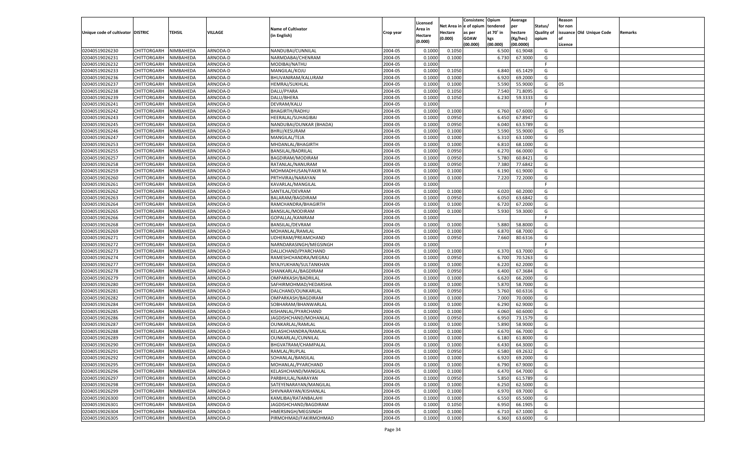| Unique code of cultivator | DISTRIC | TEHSIL | VILLAGE | Name of Cultivator (in English) | Crop year | Licensed Area in Hectare (0.000) | Net Area in Hectare (0.000) | Consistenc e of opium as per GOAW (00.000) | Opium tendered at 70˚ in kgs (00.000) | Average per hectare (Kg/hec) (00.0000) | Status/ Quality of opium | Reason for non issuance of Licence | Old Unique Code | Remarks |
|---|---|---|---|---|---|---|---|---|---|---|---|---|---|---|
| 02040519026230 | CHITTORGARH | NIMBAHEDA | ARNODA-D | NANDUBAI/CUNNILAL | 2004-05 | 0.1000 | 0.1050 | | 6.500 | 61.9048 | G | | | |
| 02040519026231 | CHITTORGARH | NIMBAHEDA | ARNODA-D | NARMDABAI/CHENRAM | 2004-05 | 0.1000 | 0.1000 | | 6.730 | 67.3000 | G | | | |
| 02040519026232 | CHITTORGARH | NIMBAHEDA | ARNODA-D | MODIBAI/NATHU | 2004-05 | 0.1000 | | | | | F | | | |
| 02040519026233 | CHITTORGARH | NIMBAHEDA | ARNODA-D | MANGILAL/KOJU | 2004-05 | 0.1000 | 0.1050 | | 6.840 | 65.1429 | G | | | |
| 02040519026236 | CHITTORGARH | NIMBAHEDA | ARNODA-D | BHUVANIRAM/KALURAM | 2004-05 | 0.1000 | 0.1000 | | 6.920 | 69.2000 | G | | | |
| 02040519026237 | CHITTORGARH | NIMBAHEDA | ARNODA-D | HEMRAJ/SUKHLAL | 2004-05 | 0.1000 | 0.1000 | | 5.590 | 55.9000 | G | 05 | | |
| 02040519026238 | CHITTORGARH | NIMBAHEDA | ARNODA-D | DALU/PYARA | 2004-05 | 0.1000 | 0.1050 | | 7.540 | 71.8095 | G | | | |
| 02040519026239 | CHITTORGARH | NIMBAHEDA | ARNODA-D | DALU/BHERA | 2004-05 | 0.1000 | 0.1050 | | 6.230 | 59.3333 | G | | | |
| 02040519026241 | CHITTORGARH | NIMBAHEDA | ARNODA-D | DEVRAM/KALU | 2004-05 | 0.1000 | | | | | F | | | |
| 02040519026242 | CHITTORGARH | NIMBAHEDA | ARNODA-D | BHAGIRTH/RADHU | 2004-05 | 0.1000 | 0.1000 | | 6.760 | 67.6000 | G | | | |
| 02040519026243 | CHITTORGARH | NIMBAHEDA | ARNODA-D | HEERALAL/SUHAGIBAI | 2004-05 | 0.1000 | 0.0950 | | 6.450 | 67.8947 | G | | | |
| 02040519026245 | CHITTORGARH | NIMBAHEDA | ARNODA-D | NANDUBAI/OUNKAR (BHADA) | 2004-05 | 0.1000 | 0.0950 | | 6.040 | 63.5789 | G | | | |
| 02040519026246 | CHITTORGARH | NIMBAHEDA | ARNODA-D | BHRU/KESURAM | 2004-05 | 0.1000 | 0.1000 | | 5.590 | 55.9000 | G | 05 | | |
| 02040519026247 | CHITTORGARH | NIMBAHEDA | ARNODA-D | MANGILAL/TEJA | 2004-05 | 0.1000 | 0.1000 | | 6.310 | 63.1000 | G | | | |
| 02040519026253 | CHITTORGARH | NIMBAHEDA | ARNODA-D | MHDANLAL/BHAGIRTH | 2004-05 | 0.1000 | 0.1000 | | 6.810 | 68.1000 | G | | | |
| 02040519026255 | CHITTORGARH | NIMBAHEDA | ARNODA-D | BANSILAL/BADRILAL | 2004-05 | 0.1000 | 0.0950 | | 6.270 | 66.0000 | G | | | |
| 02040519026257 | CHITTORGARH | NIMBAHEDA | ARNODA-D | BAGDIRAM/MODIRAM | 2004-05 | 0.1000 | 0.0950 | | 5.780 | 60.8421 | G | | | |
| 02040519026258 | CHITTORGARH | NIMBAHEDA | ARNODA-D | RATANLAL/NANURAM | 2004-05 | 0.1000 | 0.0950 | | 7.380 | 77.6842 | G | | | |
| 02040519026259 | CHITTORGARH | NIMBAHEDA | ARNODA-D | MOHMADHUSAN/FAKIR M. | 2004-05 | 0.1000 | 0.1000 | | 6.190 | 61.9000 | G | | | |
| 02040519026260 | CHITTORGARH | NIMBAHEDA | ARNODA-D | PRTHVIRAJ/NARAYAN | 2004-05 | 0.1000 | 0.1000 | | 7.220 | 72.2000 | G | | | |
| 02040519026261 | CHITTORGARH | NIMBAHEDA | ARNODA-D | KAVARLAL/MANGILAL | 2004-05 | 0.1000 | | | | | F | | | |
| 02040519026262 | CHITTORGARH | NIMBAHEDA | ARNODA-D | SANTILAL/DEVRAM | 2004-05 | 0.1000 | 0.1000 | | 6.020 | 60.2000 | G | | | |
| 02040519026263 | CHITTORGARH | NIMBAHEDA | ARNODA-D | BALARAM/BAGDIRAM | 2004-05 | 0.1000 | 0.0950 | | 6.050 | 63.6842 | G | | | |
| 02040519026264 | CHITTORGARH | NIMBAHEDA | ARNODA-D | RAMCHANDRA/BHAGIRTH | 2004-05 | 0.1000 | 0.1000 | | 6.720 | 67.2000 | G | | | |
| 02040519026265 | CHITTORGARH | NIMBAHEDA | ARNODA-D | BANSILAL/MODIRAM | 2004-05 | 0.1000 | 0.1000 | | 5.930 | 59.3000 | G | | | |
| 02040519026266 | CHITTORGARH | NIMBAHEDA | ARNODA-D | GOPALLAL/KANIRAM | 2004-05 | 0.1000 | | | | | F | | | |
| 02040519026268 | CHITTORGARH | NIMBAHEDA | ARNODA-D | BANSILAL/DEVRAM | 2004-05 | 0.1000 | 0.1000 | | 5.880 | 58.8000 | G | | | |
| 02040519026269 | CHITTORGARH | NIMBAHEDA | ARNODA-D | MOHANLAL/RAMLAL | 2004-05 | 0.1000 | 0.1000 | | 6.870 | 68.7000 | G | | | |
| 02040519026271 | CHITTORGARH | NIMBAHEDA | ARNODA-D | UDHERAM/PREAMCHAND | 2004-05 | 0.1000 | 0.0950 | | 7.660 | 80.6316 | G | | | |
| 02040519026272 | CHITTORGARH | NIMBAHEDA | ARNODA-D | NARNDARASINGH/MEGSINGH | 2004-05 | 0.1000 | | | | | F | | | |
| 02040519026273 | CHITTORGARH | NIMBAHEDA | ARNODA-D | DALLICHAND/PYARCHAND | 2004-05 | 0.1000 | 0.1000 | | 6.370 | 63.7000 | G | | | |
| 02040519026274 | CHITTORGARH | NIMBAHEDA | ARNODA-D | RAMESHCHANDRA/MEGRAJ | 2004-05 | 0.1000 | 0.0950 | | 6.700 | 70.5263 | G | | | |
| 02040519026277 | CHITTORGARH | NIMBAHEDA | ARNODA-D | NYAJYUKHAN/SULTANKHAN | 2004-05 | 0.1000 | 0.1000 | | 6.220 | 62.2000 | G | | | |
| 02040519026278 | CHITTORGARH | NIMBAHEDA | ARNODA-D | SHANKARLAL/BAGDIRAM | 2004-05 | 0.1000 | 0.0950 | | 6.400 | 67.3684 | G | | | |
| 02040519026279 | CHITTORGARH | NIMBAHEDA | ARNODA-D | OMPARKASH/BADRILAL | 2004-05 | 0.1000 | 0.1000 | | 6.620 | 66.2000 | G | | | |
| 02040519026280 | CHITTORGARH | NIMBAHEDA | ARNODA-D | SAFHIRMOHMAD/HEDARSHA | 2004-05 | 0.1000 | 0.1000 | | 5.870 | 58.7000 | G | | | |
| 02040519026281 | CHITTORGARH | NIMBAHEDA | ARNODA-D | DALCHAND/OUNKARLAL | 2004-05 | 0.1000 | 0.0950 | | 5.760 | 60.6316 | G | | | |
| 02040519026282 | CHITTORGARH | NIMBAHEDA | ARNODA-D | OMPARKASH/BAGDIRAM | 2004-05 | 0.1000 | 0.1000 | | 7.000 | 70.0000 | G | | | |
| 02040519026284 | CHITTORGARH | NIMBAHEDA | ARNODA-D | SOBHARAM/BHANWARLAL | 2004-05 | 0.1000 | 0.1000 | | 6.290 | 62.9000 | G | | | |
| 02040519026285 | CHITTORGARH | NIMBAHEDA | ARNODA-D | KISHANLAL/PYARCHAND | 2004-05 | 0.1000 | 0.1000 | | 6.060 | 60.6000 | G | | | |
| 02040519026286 | CHITTORGARH | NIMBAHEDA | ARNODA-D | JAGDISHCHAND/MOHANLAL | 2004-05 | 0.1000 | 0.0950 | | 6.950 | 73.1579 | G | | | |
| 02040519026287 | CHITTORGARH | NIMBAHEDA | ARNODA-D | OUNKARLAL/RAMLAL | 2004-05 | 0.1000 | 0.1000 | | 5.890 | 58.9000 | G | | | |
| 02040519026288 | CHITTORGARH | NIMBAHEDA | ARNODA-D | KELASHCHANDRA/RAMLAL | 2004-05 | 0.1000 | 0.1000 | | 6.670 | 66.7000 | G | | | |
| 02040519026289 | CHITTORGARH | NIMBAHEDA | ARNODA-D | OUNKARLAL/CUNNILAL | 2004-05 | 0.1000 | 0.1000 | | 6.180 | 61.8000 | G | | | |
| 02040519026290 | CHITTORGARH | NIMBAHEDA | ARNODA-D | BHGVATRAM/CHAMPALAL | 2004-05 | 0.1000 | 0.1000 | | 6.430 | 64.3000 | G | | | |
| 02040519026291 | CHITTORGARH | NIMBAHEDA | ARNODA-D | RAMLAL/RUPLAL | 2004-05 | 0.1000 | 0.0950 | | 6.580 | 69.2632 | G | | | |
| 02040519026292 | CHITTORGARH | NIMBAHEDA | ARNODA-D | SOHANLAL/BANSILAL | 2004-05 | 0.1000 | 0.1000 | | 6.920 | 69.2000 | G | | | |
| 02040519026295 | CHITTORGARH | NIMBAHEDA | ARNODA-D | MOHANLAL/PYARCHAND | 2004-05 | 0.1000 | 0.1000 | | 6.790 | 67.9000 | G | | | |
| 02040519026296 | CHITTORGARH | NIMBAHEDA | ARNODA-D | KELASHCHAND/MANGILAL | 2004-05 | 0.1000 | 0.1000 | | 6.470 | 64.7000 | G | | | |
| 02040519026297 | CHITTORGARH | NIMBAHEDA | ARNODA-D | PARBHULAL/NARAYAN | 2004-05 | 0.1000 | 0.0950 | | 5.850 | 61.5789 | G | | | |
| 02040519026298 | CHITTORGARH | NIMBAHEDA | ARNODA-D | SATEYENARAYAN/MANGILAL | 2004-05 | 0.1000 | 0.1000 | | 6.250 | 62.5000 | G | | | |
| 02040519026299 | CHITTORGARH | NIMBAHEDA | ARNODA-D | SHIVNARAYAN/KISHANLAL | 2004-05 | 0.1000 | 0.1000 | | 6.970 | 69.7000 | G | | | |
| 02040519026300 | CHITTORGARH | NIMBAHEDA | ARNODA-D | KAMLIBAI/RATANBALAHI | 2004-05 | 0.1000 | 0.1000 | | 6.550 | 65.5000 | G | | | |
| 02040519026301 | CHITTORGARH | NIMBAHEDA | ARNODA-D | JAGDISHCHAND/BAGDIRAM | 2004-05 | 0.1000 | 0.1050 | | 6.950 | 66.1905 | G | | | |
| 02040519026304 | CHITTORGARH | NIMBAHEDA | ARNODA-D | HMERSINGH/MEGSINGH | 2004-05 | 0.1000 | 0.1000 | | 6.710 | 67.1000 | G | | | |
| 02040519026305 | CHITTORGARH | NIMBAHEDA | ARNODA-D | PIRMOHMAD/FAKIRMOHMAD | 2004-05 | 0.1000 | 0.1000 | | 6.360 | 63.6000 | G | | | |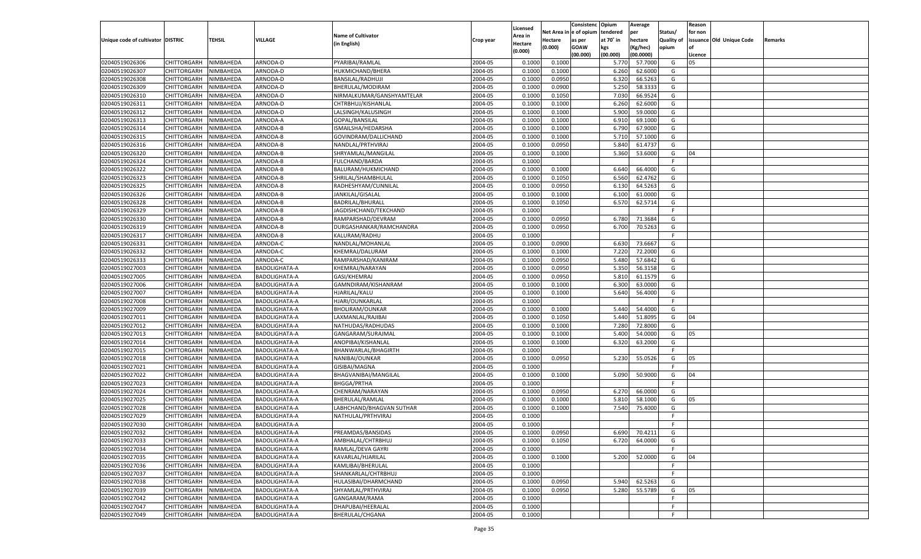| Unique code of cultivator | DISTRIC | TEHSIL | VILLAGE | Name of Cultivator (in English) | Crop year | Licensed Area in Hectare (0.000) | Net Area in Hectare (0.000) | Consistenc e of opium as per GOAW (00.000) | Opium tendered at 70˚ in kgs (00.000) | Average per hectare (Kg/hec) (00.0000) | Status/ Quality of opium | Reason for non issuance of Licence | Old Unique Code | Remarks |
|---|---|---|---|---|---|---|---|---|---|---|---|---|---|---|
| 02040519026306 | CHITTORGARH | NIMBAHEDA | ARNODA-D | PYARIBAI/RAMLAL | 2004-05 | 0.1000 | 0.1000 | | 5.770 | 57.7000 | G | 05 | | |
| 02040519026307 | CHITTORGARH | NIMBAHEDA | ARNODA-D | HUKMICHAND/BHERA | 2004-05 | 0.1000 | 0.1000 | | 6.260 | 62.6000 | G | | | |
| 02040519026308 | CHITTORGARH | NIMBAHEDA | ARNODA-D | BANSILAL/RADHUJI | 2004-05 | 0.1000 | 0.0950 | | 6.320 | 66.5263 | G | | | |
| 02040519026309 | CHITTORGARH | NIMBAHEDA | ARNODA-D | BHERULAL/MODIRAM | 2004-05 | 0.1000 | 0.0900 | | 5.250 | 58.3333 | G | | | |
| 02040519026310 | CHITTORGARH | NIMBAHEDA | ARNODA-D | NIRMALKUMAR/GANSHYAMTELAR | 2004-05 | 0.1000 | 0.1050 | | 7.030 | 66.9524 | G | | | |
| 02040519026311 | CHITTORGARH | NIMBAHEDA | ARNODA-D | CHTRBHUJ/KISHANLAL | 2004-05 | 0.1000 | 0.1000 | | 6.260 | 62.6000 | G | | | |
| 02040519026312 | CHITTORGARH | NIMBAHEDA | ARNODA-D | LALSINGH/KALUSINGH | 2004-05 | 0.1000 | 0.1000 | | 5.900 | 59.0000 | G | | | |
| 02040519026313 | CHITTORGARH | NIMBAHEDA | ARNODA-A | GOPAL/BANSILAL | 2004-05 | 0.1000 | 0.1000 | | 6.910 | 69.1000 | G | | | |
| 02040519026314 | CHITTORGARH | NIMBAHEDA | ARNODA-B | ISMAILSHA/HEDARSHA | 2004-05 | 0.1000 | 0.1000 | | 6.790 | 67.9000 | G | | | |
| 02040519026315 | CHITTORGARH | NIMBAHEDA | ARNODA-B | GOVINDRAM/DALLICHAND | 2004-05 | 0.1000 | 0.1000 | | 5.710 | 57.1000 | G | | | |
| 02040519026316 | CHITTORGARH | NIMBAHEDA | ARNODA-B | NANDLAL/PRTHVIRAJ | 2004-05 | 0.1000 | 0.0950 | | 5.840 | 61.4737 | G | | | |
| 02040519026320 | CHITTORGARH | NIMBAHEDA | ARNODA-B | SHRYAMLAL/MANGILAL | 2004-05 | 0.1000 | 0.1000 | | 5.360 | 53.6000 | G | 04 | | |
| 02040519026324 | CHITTORGARH | NIMBAHEDA | ARNODA-B | FULCHAND/BARDA | 2004-05 | 0.1000 | | | | | F | | | |
| 02040519026322 | CHITTORGARH | NIMBAHEDA | ARNODA-B | BALURAM/HUKMICHAND | 2004-05 | 0.1000 | 0.1000 | | 6.640 | 66.4000 | G | | | |
| 02040519026323 | CHITTORGARH | NIMBAHEDA | ARNODA-B | SHRILAL/SHAMBHULAL | 2004-05 | 0.1000 | 0.1050 | | 6.560 | 62.4762 | G | | | |
| 02040519026325 | CHITTORGARH | NIMBAHEDA | ARNODA-B | RADHESHYAM/CUNNILAL | 2004-05 | 0.1000 | 0.0950 | | 6.130 | 64.5263 | G | | | |
| 02040519026326 | CHITTORGARH | NIMBAHEDA | ARNODA-B | JANKILAL/GISALAL | 2004-05 | 0.1000 | 0.1000 | | 6.100 | 61.0000 | G | | | |
| 02040519026328 | CHITTORGARH | NIMBAHEDA | ARNODA-B | BADRILAL/BHURALL | 2004-05 | 0.1000 | 0.1050 | | 6.570 | 62.5714 | G | | | |
| 02040519026329 | CHITTORGARH | NIMBAHEDA | ARNODA-B | JAGDISHCHAND/TEKCHAND | 2004-05 | 0.1000 | | | | | F | | | |
| 02040519026330 | CHITTORGARH | NIMBAHEDA | ARNODA-B | RAMPARSHAD/DEVRAM | 2004-05 | 0.1000 | 0.0950 | | 6.780 | 71.3684 | G | | | |
| 02040519026319 | CHITTORGARH | NIMBAHEDA | ARNODA-B | DURGASHANKAR/RAMCHANDRA | 2004-05 | 0.1000 | 0.0950 | | 6.700 | 70.5263 | G | | | |
| 02040519026317 | CHITTORGARH | NIMBAHEDA | ARNODA-B | KALURAM/RADHU | 2004-05 | 0.1000 | | | | | F | | | |
| 02040519026331 | CHITTORGARH | NIMBAHEDA | ARNODA-C | NANDLAL/MOHANLAL | 2004-05 | 0.1000 | 0.0900 | | 6.630 | 73.6667 | G | | | |
| 02040519026332 | CHITTORGARH | NIMBAHEDA | ARNODA-C | KHEMRAJ/DALURAM | 2004-05 | 0.1000 | 0.1000 | | 7.220 | 72.2000 | G | | | |
| 02040519026333 | CHITTORGARH | NIMBAHEDA | ARNODA-C | RAMPARSHAD/KANIRAM | 2004-05 | 0.1000 | 0.0950 | | 5.480 | 57.6842 | G | | | |
| 02040519027003 | CHITTORGARH | NIMBAHEDA | BADOLIGHATA-A | KHEMRAJ/NARAYAN | 2004-05 | 0.1000 | 0.0950 | | 5.350 | 56.3158 | G | | | |
| 02040519027005 | CHITTORGARH | NIMBAHEDA | BADOLIGHATA-A | GASI/KHEMRAJ | 2004-05 | 0.1000 | 0.0950 | | 5.810 | 61.1579 | G | | | |
| 02040519027006 | CHITTORGARH | NIMBAHEDA | BADOLIGHATA-A | GAMNDIRAM/KISHANRAM | 2004-05 | 0.1000 | 0.1000 | | 6.300 | 63.0000 | G | | | |
| 02040519027007 | CHITTORGARH | NIMBAHEDA | BADOLIGHATA-A | HJARILAL/KALU | 2004-05 | 0.1000 | 0.1000 | | 5.640 | 56.4000 | G | | | |
| 02040519027008 | CHITTORGARH | NIMBAHEDA | BADOLIGHATA-A | HJARI/OUNKARLAL | 2004-05 | 0.1000 | | | | | F | | | |
| 02040519027009 | CHITTORGARH | NIMBAHEDA | BADOLIGHATA-A | BHOLIRAM/OUNKAR | 2004-05 | 0.1000 | 0.1000 | | 5.440 | 54.4000 | G | | | |
| 02040519027011 | CHITTORGARH | NIMBAHEDA | BADOLIGHATA-A | LAXMANLAL/RAJIBAI | 2004-05 | 0.1000 | 0.1050 | | 5.440 | 51.8095 | G | 04 | | |
| 02040519027012 | CHITTORGARH | NIMBAHEDA | BADOLIGHATA-A | NATHUDAS/RADHUDAS | 2004-05 | 0.1000 | 0.1000 | | 7.280 | 72.8000 | G | | | |
| 02040519027013 | CHITTORGARH | NIMBAHEDA | BADOLIGHATA-A | GANGARAM/SURAJMAL | 2004-05 | 0.1000 | 0.1000 | | 5.400 | 54.0000 | G | 05 | | |
| 02040519027014 | CHITTORGARH | NIMBAHEDA | BADOLIGHATA-A | ANOPIBAI/KISHANLAL | 2004-05 | 0.1000 | 0.1000 | | 6.320 | 63.2000 | G | | | |
| 02040519027015 | CHITTORGARH | NIMBAHEDA | BADOLIGHATA-A | BHANWARLAL/BHAGIRTH | 2004-05 | 0.1000 | | | | | F | | | |
| 02040519027018 | CHITTORGARH | NIMBAHEDA | BADOLIGHATA-A | NANIBAI/OUNKAR | 2004-05 | 0.1000 | 0.0950 | | 5.230 | 55.0526 | G | 05 | | |
| 02040519027021 | CHITTORGARH | NIMBAHEDA | BADOLIGHATA-A | GISIBAI/MAGNA | 2004-05 | 0.1000 | | | | | F | | | |
| 02040519027022 | CHITTORGARH | NIMBAHEDA | BADOLIGHATA-A | BHAGVANIBAI/MANGILAL | 2004-05 | 0.1000 | 0.1000 | | 5.090 | 50.9000 | G | 04 | | |
| 02040519027023 | CHITTORGARH | NIMBAHEDA | BADOLIGHATA-A | BHGGA/PRTHA | 2004-05 | 0.1000 | | | | | F | | | |
| 02040519027024 | CHITTORGARH | NIMBAHEDA | BADOLIGHATA-A | CHENRAM/NARAYAN | 2004-05 | 0.1000 | 0.0950 | | 6.270 | 66.0000 | G | | | |
| 02040519027025 | CHITTORGARH | NIMBAHEDA | BADOLIGHATA-A | BHERULAL/RAMLAL | 2004-05 | 0.1000 | 0.1000 | | 5.810 | 58.1000 | G | 05 | | |
| 02040519027028 | CHITTORGARH | NIMBAHEDA | BADOLIGHATA-A | LABHCHAND/BHAGVAN SUTHAR | 2004-05 | 0.1000 | 0.1000 | | 7.540 | 75.4000 | G | | | |
| 02040519027029 | CHITTORGARH | NIMBAHEDA | BADOLIGHATA-A | NATHULAL/PRTHVIRAJ | 2004-05 | 0.1000 | | | | | F | | | |
| 02040519027030 | CHITTORGARH | NIMBAHEDA | BADOLIGHATA-A | | 2004-05 | 0.1000 | | | | | F | | | |
| 02040519027032 | CHITTORGARH | NIMBAHEDA | BADOLIGHATA-A | PREAMDAS/BANSIDAS | 2004-05 | 0.1000 | 0.0950 | | 6.690 | 70.4211 | G | | | |
| 02040519027033 | CHITTORGARH | NIMBAHEDA | BADOLIGHATA-A | AMBHALAL/CHTRBHUJ | 2004-05 | 0.1000 | 0.1050 | | 6.720 | 64.0000 | G | | | |
| 02040519027034 | CHITTORGARH | NIMBAHEDA | BADOLIGHATA-A | RAMLAL/DEVA GAYRI | 2004-05 | 0.1000 | | | | | F | | | |
| 02040519027035 | CHITTORGARH | NIMBAHEDA | BADOLIGHATA-A | KAVARLAL/HJARILAL | 2004-05 | 0.1000 | 0.1000 | | 5.200 | 52.0000 | G | 04 | | |
| 02040519027036 | CHITTORGARH | NIMBAHEDA | BADOLIGHATA-A | KAMLIBAI/BHERULAL | 2004-05 | 0.1000 | | | | | F | | | |
| 02040519027037 | CHITTORGARH | NIMBAHEDA | BADOLIGHATA-A | SHANKARLAL/CHTRBHUJ | 2004-05 | 0.1000 | | | | | F | | | |
| 02040519027038 | CHITTORGARH | NIMBAHEDA | BADOLIGHATA-A | HULASIBAI/DHARMCHAND | 2004-05 | 0.1000 | 0.0950 | | 5.940 | 62.5263 | G | | | |
| 02040519027039 | CHITTORGARH | NIMBAHEDA | BADOLIGHATA-A | SHYAMLAL/PRTHVIRAJ | 2004-05 | 0.1000 | 0.0950 | | 5.280 | 55.5789 | G | 05 | | |
| 02040519027042 | CHITTORGARH | NIMBAHEDA | BADOLIGHATA-A | GANGARAM/RAMA | 2004-05 | 0.1000 | | | | | F | | | |
| 02040519027047 | CHITTORGARH | NIMBAHEDA | BADOLIGHATA-A | DHAPUBAI/HEERALAL | 2004-05 | 0.1000 | | | | | F | | | |
| 02040519027049 | CHITTORGARH | NIMBAHEDA | BADOLIGHATA-A | BHERULAL/CHGANA | 2004-05 | 0.1000 | | | | | F | | | |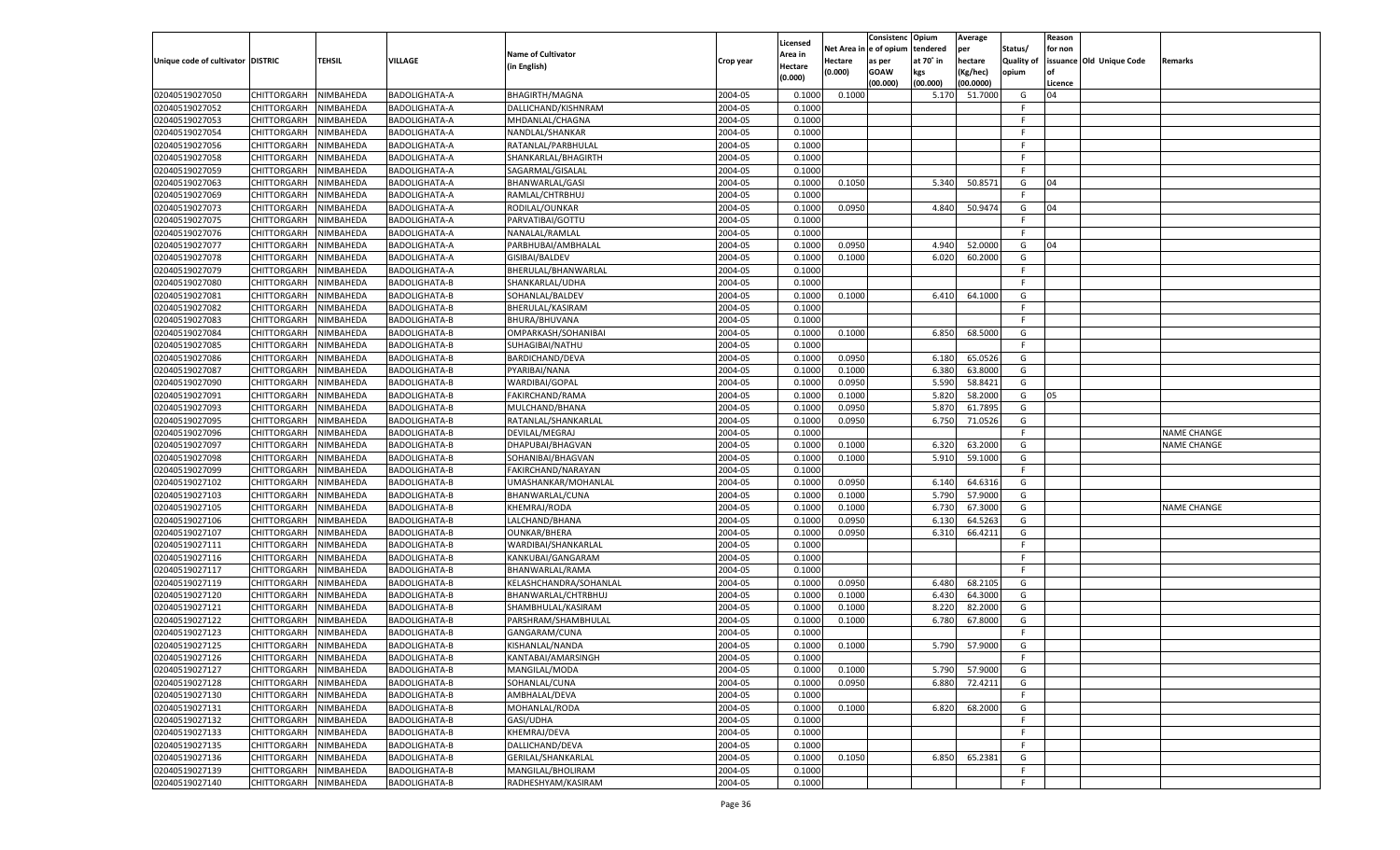| Unique code of cultivator | DISTRIC | TEHSIL | VILLAGE | Name of Cultivator (in English) | Crop year | Licensed Area in Hectare (0.000) | Net Area in Hectare (0.000) | Consistence of opium as per GOAW (00.000) | Opium tendered at 70˚ in kgs (00.000) | Average per hectare (Kg/hec) (00.0000) | Status/ Quality of opium | Reason for non issuance of Licence | Old Unique Code | Remarks |
|---|---|---|---|---|---|---|---|---|---|---|---|---|---|---|
| 02040519027050 | CHITTORGARH | NIMBAHEDA | BADOLIGHATA-A | BHAGIRTH/MAGNA | 2004-05 | 0.1000 | 0.1000 | | 5.170 | 51.7000 | G | 04 | | |
| 02040519027052 | CHITTORGARH | NIMBAHEDA | BADOLIGHATA-A | DALLICHAND/KISHNRAM | 2004-05 | 0.1000 | | | | | F | | | |
| 02040519027053 | CHITTORGARH | NIMBAHEDA | BADOLIGHATA-A | MHDANLAL/CHAGNA | 2004-05 | 0.1000 | | | | | F | | | |
| 02040519027054 | CHITTORGARH | NIMBAHEDA | BADOLIGHATA-A | NANDLAL/SHANKAR | 2004-05 | 0.1000 | | | | | F | | | |
| 02040519027056 | CHITTORGARH | NIMBAHEDA | BADOLIGHATA-A | RATANLAL/PARBHULAL | 2004-05 | 0.1000 | | | | | F | | | |
| 02040519027058 | CHITTORGARH | NIMBAHEDA | BADOLIGHATA-A | SHANKARLAL/BHAGIRTH | 2004-05 | 0.1000 | | | | | F | | | |
| 02040519027059 | CHITTORGARH | NIMBAHEDA | BADOLIGHATA-A | SAGARMAL/GISALAL | 2004-05 | 0.1000 | | | | | F | | | |
| 02040519027063 | CHITTORGARH | NIMBAHEDA | BADOLIGHATA-A | BHANWARLAL/GASI | 2004-05 | 0.1000 | 0.1050 | | 5.340 | 50.8571 | G | 04 | | |
| 02040519027069 | CHITTORGARH | NIMBAHEDA | BADOLIGHATA-A | RAMLAL/CHTRBHUJ | 2004-05 | 0.1000 | | | | | F | | | |
| 02040519027073 | CHITTORGARH | NIMBAHEDA | BADOLIGHATA-A | RODILAL/OUNKAR | 2004-05 | 0.1000 | 0.0950 | | 4.840 | 50.9474 | G | 04 | | |
| 02040519027075 | CHITTORGARH | NIMBAHEDA | BADOLIGHATA-A | PARVATIBAI/GOTTU | 2004-05 | 0.1000 | | | | | F | | | |
| 02040519027076 | CHITTORGARH | NIMBAHEDA | BADOLIGHATA-A | NANALAL/RAMLAL | 2004-05 | 0.1000 | | | | | F | | | |
| 02040519027077 | CHITTORGARH | NIMBAHEDA | BADOLIGHATA-A | PARBHUBAI/AMBHALAL | 2004-05 | 0.1000 | 0.0950 | | 4.940 | 52.0000 | G | 04 | | |
| 02040519027078 | CHITTORGARH | NIMBAHEDA | BADOLIGHATA-A | GISIBAI/BALDEV | 2004-05 | 0.1000 | 0.1000 | | 6.020 | 60.2000 | G | | | |
| 02040519027079 | CHITTORGARH | NIMBAHEDA | BADOLIGHATA-A | BHERULAL/BHANWARLAL | 2004-05 | 0.1000 | | | | | F | | | |
| 02040519027080 | CHITTORGARH | NIMBAHEDA | BADOLIGHATA-B | SHANKARLAL/UDHA | 2004-05 | 0.1000 | | | | | F | | | |
| 02040519027081 | CHITTORGARH | NIMBAHEDA | BADOLIGHATA-B | SOHANLAL/BALDEV | 2004-05 | 0.1000 | 0.1000 | | 6.410 | 64.1000 | G | | | |
| 02040519027082 | CHITTORGARH | NIMBAHEDA | BADOLIGHATA-B | BHERULAL/KASIRAM | 2004-05 | 0.1000 | | | | | F | | | |
| 02040519027083 | CHITTORGARH | NIMBAHEDA | BADOLIGHATA-B | BHURA/BHUVANA | 2004-05 | 0.1000 | | | | | F | | | |
| 02040519027084 | CHITTORGARH | NIMBAHEDA | BADOLIGHATA-B | OMPARKASH/SOHANIBAI | 2004-05 | 0.1000 | 0.1000 | | 6.850 | 68.5000 | G | | | |
| 02040519027085 | CHITTORGARH | NIMBAHEDA | BADOLIGHATA-B | SUHAGIBAI/NATHU | 2004-05 | 0.1000 | | | | | F | | | |
| 02040519027086 | CHITTORGARH | NIMBAHEDA | BADOLIGHATA-B | BARDICHAND/DEVA | 2004-05 | 0.1000 | 0.0950 | | 6.180 | 65.0526 | G | | | |
| 02040519027087 | CHITTORGARH | NIMBAHEDA | BADOLIGHATA-B | PYARIBAI/NANA | 2004-05 | 0.1000 | 0.1000 | | 6.380 | 63.8000 | G | | | |
| 02040519027090 | CHITTORGARH | NIMBAHEDA | BADOLIGHATA-B | WARDIBAI/GOPAL | 2004-05 | 0.1000 | 0.0950 | | 5.590 | 58.8421 | G | | | |
| 02040519027091 | CHITTORGARH | NIMBAHEDA | BADOLIGHATA-B | FAKIRCHAND/RAMA | 2004-05 | 0.1000 | 0.1000 | | 5.820 | 58.2000 | G | 05 | | |
| 02040519027093 | CHITTORGARH | NIMBAHEDA | BADOLIGHATA-B | MULCHAND/BHANA | 2004-05 | 0.1000 | 0.0950 | | 5.870 | 61.7895 | G | | | |
| 02040519027095 | CHITTORGARH | NIMBAHEDA | BADOLIGHATA-B | RATANLAL/SHANKARLAL | 2004-05 | 0.1000 | 0.0950 | | 6.750 | 71.0526 | G | | | |
| 02040519027096 | CHITTORGARH | NIMBAHEDA | BADOLIGHATA-B | DEVILAL/MEGRAJ | 2004-05 | 0.1000 | | | | | F | | | NAME CHANGE |
| 02040519027097 | CHITTORGARH | NIMBAHEDA | BADOLIGHATA-B | DHAPUBAI/BHAGVAN | 2004-05 | 0.1000 | 0.1000 | | 6.320 | 63.2000 | G | | | NAME CHANGE |
| 02040519027098 | CHITTORGARH | NIMBAHEDA | BADOLIGHATA-B | SOHANIBAI/BHAGVAN | 2004-05 | 0.1000 | 0.1000 | | 5.910 | 59.1000 | G | | | |
| 02040519027099 | CHITTORGARH | NIMBAHEDA | BADOLIGHATA-B | FAKIRCHAND/NARAYAN | 2004-05 | 0.1000 | | | | | F | | | |
| 02040519027102 | CHITTORGARH | NIMBAHEDA | BADOLIGHATA-B | UMASHANKAR/MOHANLAL | 2004-05 | 0.1000 | 0.0950 | | 6.140 | 64.6316 | G | | | |
| 02040519027103 | CHITTORGARH | NIMBAHEDA | BADOLIGHATA-B | BHANWARLAL/CUNA | 2004-05 | 0.1000 | 0.1000 | | 5.790 | 57.9000 | G | | | |
| 02040519027105 | CHITTORGARH | NIMBAHEDA | BADOLIGHATA-B | KHEMRAJ/RODA | 2004-05 | 0.1000 | 0.1000 | | 6.730 | 67.3000 | G | | | NAME CHANGE |
| 02040519027106 | CHITTORGARH | NIMBAHEDA | BADOLIGHATA-B | LALCHAND/BHANA | 2004-05 | 0.1000 | 0.0950 | | 6.130 | 64.5263 | G | | | |
| 02040519027107 | CHITTORGARH | NIMBAHEDA | BADOLIGHATA-B | OUNKAR/BHERA | 2004-05 | 0.1000 | 0.0950 | | 6.310 | 66.4211 | G | | | |
| 02040519027111 | CHITTORGARH | NIMBAHEDA | BADOLIGHATA-B | WARDIBAI/SHANKARLAL | 2004-05 | 0.1000 | | | | | F | | | |
| 02040519027116 | CHITTORGARH | NIMBAHEDA | BADOLIGHATA-B | KANKUBAI/GANGARAM | 2004-05 | 0.1000 | | | | | F | | | |
| 02040519027117 | CHITTORGARH | NIMBAHEDA | BADOLIGHATA-B | BHANWARLAL/RAMA | 2004-05 | 0.1000 | | | | | F | | | |
| 02040519027119 | CHITTORGARH | NIMBAHEDA | BADOLIGHATA-B | KELASHCHANDRA/SOHANLAL | 2004-05 | 0.1000 | 0.0950 | | 6.480 | 68.2105 | G | | | |
| 02040519027120 | CHITTORGARH | NIMBAHEDA | BADOLIGHATA-B | BHANWARLAL/CHTRBHUJ | 2004-05 | 0.1000 | 0.1000 | | 6.430 | 64.3000 | G | | | |
| 02040519027121 | CHITTORGARH | NIMBAHEDA | BADOLIGHATA-B | SHAMBHULAL/KASIRAM | 2004-05 | 0.1000 | 0.1000 | | 8.220 | 82.2000 | G | | | |
| 02040519027122 | CHITTORGARH | NIMBAHEDA | BADOLIGHATA-B | PARSHRAM/SHAMBHULAL | 2004-05 | 0.1000 | 0.1000 | | 6.780 | 67.8000 | G | | | |
| 02040519027123 | CHITTORGARH | NIMBAHEDA | BADOLIGHATA-B | GANGARAM/CUNA | 2004-05 | 0.1000 | | | | | F | | | |
| 02040519027125 | CHITTORGARH | NIMBAHEDA | BADOLIGHATA-B | KISHANLAL/NANDA | 2004-05 | 0.1000 | 0.1000 | | 5.790 | 57.9000 | G | | | |
| 02040519027126 | CHITTORGARH | NIMBAHEDA | BADOLIGHATA-B | KANTABAI/AMARSINGH | 2004-05 | 0.1000 | | | | | F | | | |
| 02040519027127 | CHITTORGARH | NIMBAHEDA | BADOLIGHATA-B | MANGILAL/MODA | 2004-05 | 0.1000 | 0.1000 | | 5.790 | 57.9000 | G | | | |
| 02040519027128 | CHITTORGARH | NIMBAHEDA | BADOLIGHATA-B | SOHANLAL/CUNA | 2004-05 | 0.1000 | 0.0950 | | 6.880 | 72.4211 | G | | | |
| 02040519027130 | CHITTORGARH | NIMBAHEDA | BADOLIGHATA-B | AMBHALAL/DEVA | 2004-05 | 0.1000 | | | | | F | | | |
| 02040519027131 | CHITTORGARH | NIMBAHEDA | BADOLIGHATA-B | MOHANLAL/RODA | 2004-05 | 0.1000 | 0.1000 | | 6.820 | 68.2000 | G | | | |
| 02040519027132 | CHITTORGARH | NIMBAHEDA | BADOLIGHATA-B | GASI/UDHA | 2004-05 | 0.1000 | | | | | F | | | |
| 02040519027133 | CHITTORGARH | NIMBAHEDA | BADOLIGHATA-B | KHEMRAJ/DEVA | 2004-05 | 0.1000 | | | | | F | | | |
| 02040519027135 | CHITTORGARH | NIMBAHEDA | BADOLIGHATA-B | DALLICHAND/DEVA | 2004-05 | 0.1000 | | | | | F | | | |
| 02040519027136 | CHITTORGARH | NIMBAHEDA | BADOLIGHATA-B | GERILAL/SHANKARLAL | 2004-05 | 0.1000 | 0.1050 | | 6.850 | 65.2381 | G | | | |
| 02040519027139 | CHITTORGARH | NIMBAHEDA | BADOLIGHATA-B | MANGILAL/BHOLIRAM | 2004-05 | 0.1000 | | | | | F | | | |
| 02040519027140 | CHITTORGARH | NIMBAHEDA | BADOLIGHATA-B | RADHESHYAM/KASIRAM | 2004-05 | 0.1000 | | | | | F | | | |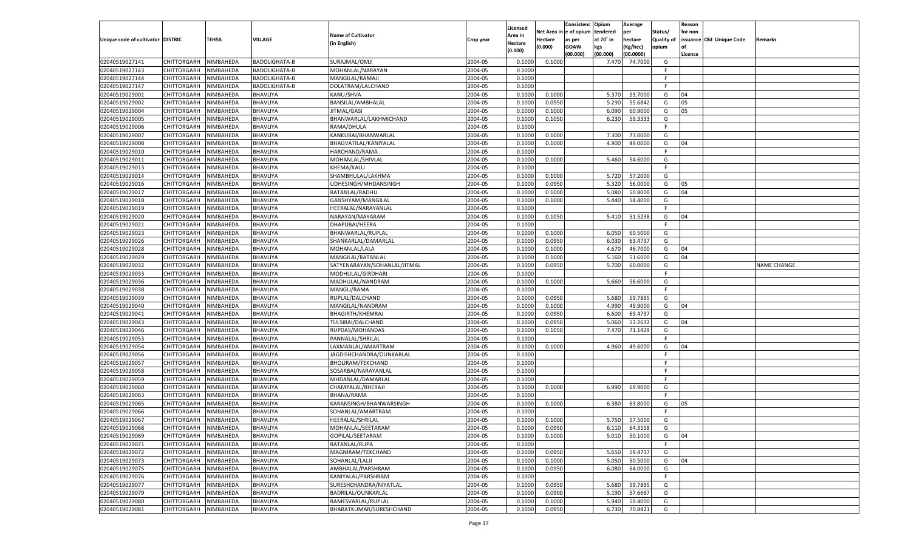| Unique code of cultivator | DISTRIC | TEHSIL | VILLAGE | Name of Cultivator (in English) | Crop year | Licensed Area in Hectare (0.000) | Net Area in Hectare (0.000) | Consistenc e of opium as per GOAW (00.000) | Opium tendered at 70° in kgs (00.000) | Average per hectare (Kg/hec) (00.0000) | Status/ Quality of opium | Reason for non issuance of Licence | Old Unique Code | Remarks |
|---|---|---|---|---|---|---|---|---|---|---|---|---|---|---|
| 02040519027141 | CHITTORGARH | NIMBAHEDA | BADOLIGHATA-B | SURAJMAL/OMJI | 2004-05 | 0.1000 | 0.1000 | | 7.470 | 74.7000 | G | | | |
| 02040519027143 | CHITTORGARH | NIMBAHEDA | BADOLIGHATA-B | MOHANLAL/NARAYAN | 2004-05 | 0.1000 | | | | | F | | | |
| 02040519027144 | CHITTORGARH | NIMBAHEDA | BADOLIGHATA-B | MANGILAL/RAMAJI | 2004-05 | 0.1000 | | | | | F | | | |
| 02040519027147 | CHITTORGARH | NIMBAHEDA | BADOLIGHATA-B | DOLATRAM/LALCHAND | 2004-05 | 0.1000 | | | | | F | | | |
| 02040519029001 | CHITTORGARH | NIMBAHEDA | BHAVLIYA | KANU/SHVA | 2004-05 | 0.1000 | 0.1000 | | 5.370 | 53.7000 | G | 04 | | |
| 02040519029002 | CHITTORGARH | NIMBAHEDA | BHAVLIYA | BANSILAL/AMBHALAL | 2004-05 | 0.1000 | 0.0950 | | 5.290 | 55.6842 | G | 05 | | |
| 02040519029004 | CHITTORGARH | NIMBAHEDA | BHAVLIYA | JITMAL/GASI | 2004-05 | 0.1000 | 0.1000 | | 6.090 | 60.9000 | G | 05 | | |
| 02040519029005 | CHITTORGARH | NIMBAHEDA | BHAVLIYA | BHANWARLAL/LAKHMICHAND | 2004-05 | 0.1000 | 0.1050 | | 6.230 | 59.3333 | G | | | |
| 02040519029006 | CHITTORGARH | NIMBAHEDA | BHAVLIYA | RAMA/DHULA | 2004-05 | 0.1000 | | | | | F | | | |
| 02040519029007 | CHITTORGARH | NIMBAHEDA | BHAVLIYA | KANKUBAI/BHANWARLAL | 2004-05 | 0.1000 | 0.1000 | | 7.300 | 73.0000 | G | | | |
| 02040519029008 | CHITTORGARH | NIMBAHEDA | BHAVLIYA | BHAGVATILAL/KANIYALAL | 2004-05 | 0.1000 | 0.1000 | | 4.900 | 49.0000 | G | 04 | | |
| 02040519029010 | CHITTORGARH | NIMBAHEDA | BHAVLIYA | HARCHAND/RAMA | 2004-05 | 0.1000 | | | | | F | | | |
| 02040519029011 | CHITTORGARH | NIMBAHEDA | BHAVLIYA | MOHANLAL/SHIVLAL | 2004-05 | 0.1000 | 0.1000 | | 5.460 | 54.6000 | G | | | |
| 02040519029013 | CHITTORGARH | NIMBAHEDA | BHAVLIYA | KHEMA/KALU | 2004-05 | 0.1000 | | | | | F | | | |
| 02040519029014 | CHITTORGARH | NIMBAHEDA | BHAVLIYA | SHAMBHULAL/LAKHMA | 2004-05 | 0.1000 | 0.1000 | | 5.720 | 57.2000 | G | | | |
| 02040519029016 | CHITTORGARH | NIMBAHEDA | BHAVLIYA | UDHESINGH/MHDANSINGH | 2004-05 | 0.1000 | 0.0950 | | 5.320 | 56.0000 | G | 05 | | |
| 02040519029017 | CHITTORGARH | NIMBAHEDA | BHAVLIYA | RATANLAL/RADHU | 2004-05 | 0.1000 | 0.1000 | | 5.080 | 50.8000 | G | 04 | | |
| 02040519029018 | CHITTORGARH | NIMBAHEDA | BHAVLIYA | GANSHYAM/MANGILAL | 2004-05 | 0.1000 | 0.1000 | | 5.440 | 54.4000 | G | | | |
| 02040519029019 | CHITTORGARH | NIMBAHEDA | BHAVLIYA | HEERALAL/NARAYANLAL | 2004-05 | 0.1000 | | | | | F | | | |
| 02040519029020 | CHITTORGARH | NIMBAHEDA | BHAVLIYA | NARAYAN/MAYARAM | 2004-05 | 0.1000 | 0.1050 | | 5.410 | 51.5238 | G | 04 | | |
| 02040519029021 | CHITTORGARH | NIMBAHEDA | BHAVLIYA | DHAPUBAI/HEERA | 2004-05 | 0.1000 | | | | | F | | | |
| 02040519029023 | CHITTORGARH | NIMBAHEDA | BHAVLIYA | BHANWARLAL/RUPLAL | 2004-05 | 0.1000 | 0.1000 | | 6.050 | 60.5000 | G | | | |
| 02040519029026 | CHITTORGARH | NIMBAHEDA | BHAVLIYA | SHANKARLAL/DAMARLAL | 2004-05 | 0.1000 | 0.0950 | | 6.030 | 63.4737 | G | | | |
| 02040519029028 | CHITTORGARH | NIMBAHEDA | BHAVLIYA | MOHANLAL/LALA | 2004-05 | 0.1000 | 0.1000 | | 4.670 | 46.7000 | G | 04 | | |
| 02040519029029 | CHITTORGARH | NIMBAHEDA | BHAVLIYA | MANGILAL/RATANLAL | 2004-05 | 0.1000 | 0.1000 | | 5.160 | 51.6000 | G | 04 | | |
| 02040519029032 | CHITTORGARH | NIMBAHEDA | BHAVLIYA | SATYENARAYAN/SOHANLAL/JITMAL | 2004-05 | 0.1000 | 0.0950 | | 5.700 | 60.0000 | G | | | NAME CHANGE |
| 02040519029033 | CHITTORGARH | NIMBAHEDA | BHAVLIYA | MODHULAL/GIRDHARI | 2004-05 | 0.1000 | | | | | F | | | |
| 02040519029036 | CHITTORGARH | NIMBAHEDA | BHAVLIYA | MADHULAL/NANDRAM | 2004-05 | 0.1000 | 0.1000 | | 5.660 | 56.6000 | G | | | |
| 02040519029038 | CHITTORGARH | NIMBAHEDA | BHAVLIYA | MANGU/RAMA | 2004-05 | 0.1000 | | | | | F | | | |
| 02040519029039 | CHITTORGARH | NIMBAHEDA | BHAVLIYA | RUPLAL/DALCHAND | 2004-05 | 0.1000 | 0.0950 | | 5.680 | 59.7895 | G | | | |
| 02040519029040 | CHITTORGARH | NIMBAHEDA | BHAVLIYA | MANGILAL/NANDRAM | 2004-05 | 0.1000 | 0.1000 | | 4.990 | 49.9000 | G | 04 | | |
| 02040519029041 | CHITTORGARH | NIMBAHEDA | BHAVLIYA | BHAGIRTH/KHEMRAJ | 2004-05 | 0.1000 | 0.0950 | | 6.600 | 69.4737 | G | | | |
| 02040519029043 | CHITTORGARH | NIMBAHEDA | BHAVLIYA | TULSIBAI/DALCHAND | 2004-05 | 0.1000 | 0.0950 | | 5.060 | 53.2632 | G | 04 | | |
| 02040519029046 | CHITTORGARH | NIMBAHEDA | BHAVLIYA | RUPDAS/MOHANDAS | 2004-05 | 0.1000 | 0.1050 | | 7.470 | 71.1429 | G | | | |
| 02040519029053 | CHITTORGARH | NIMBAHEDA | BHAVLIYA | PANNALAL/SHRILAL | 2004-05 | 0.1000 | | | | | F | | | |
| 02040519029054 | CHITTORGARH | NIMBAHEDA | BHAVLIYA | LAXMANLAL/AMARTRAM | 2004-05 | 0.1000 | 0.1000 | | 4.960 | 49.6000 | G | 04 | | |
| 02040519029056 | CHITTORGARH | NIMBAHEDA | BHAVLIYA | JAGDISHCHANDRA/OUNKARLAL | 2004-05 | 0.1000 | | | | | F | | | |
| 02040519029057 | CHITTORGARH | NIMBAHEDA | BHAVLIYA | BHOLIRAM/TEKCHAND | 2004-05 | 0.1000 | | | | | F | | | |
| 02040519029058 | CHITTORGARH | NIMBAHEDA | BHAVLIYA | SOSARBAI/NARAYANLAL | 2004-05 | 0.1000 | | | | | F | | | |
| 02040519029059 | CHITTORGARH | NIMBAHEDA | BHAVLIYA | MHDANLAL/DAMARLAL | 2004-05 | 0.1000 | | | | | F | | | |
| 02040519029060 | CHITTORGARH | NIMBAHEDA | BHAVLIYA | CHAMPALAL/BHERAJI | 2004-05 | 0.1000 | 0.1000 | | 6.990 | 69.9000 | G | | | |
| 02040519029063 | CHITTORGARH | NIMBAHEDA | BHAVLIYA | BHANA/RAMA | 2004-05 | 0.1000 | | | | | F | | | |
| 02040519029065 | CHITTORGARH | NIMBAHEDA | BHAVLIYA | KARANSINGH/BHANWARSINGH | 2004-05 | 0.1000 | 0.1000 | | 6.380 | 63.8000 | G | 05 | | |
| 02040519029066 | CHITTORGARH | NIMBAHEDA | BHAVLIYA | SOHANLAL/AMARTRAM | 2004-05 | 0.1000 | | | | | F | | | |
| 02040519029067 | CHITTORGARH | NIMBAHEDA | BHAVLIYA | HEERALAL/SHRILAL | 2004-05 | 0.1000 | 0.1000 | | 5.750 | 57.5000 | G | | | |
| 02040519029068 | CHITTORGARH | NIMBAHEDA | BHAVLIYA | MOHANLAL/SEETARAM | 2004-05 | 0.1000 | 0.0950 | | 6.110 | 64.3158 | G | | | |
| 02040519029069 | CHITTORGARH | NIMBAHEDA | BHAVLIYA | GOPILAL/SEETARAM | 2004-05 | 0.1000 | 0.1000 | | 5.010 | 50.1000 | G | 04 | | |
| 02040519029071 | CHITTORGARH | NIMBAHEDA | BHAVLIYA | RATANLAL/RUPA | 2004-05 | 0.1000 | | | | | F | | | |
| 02040519029072 | CHITTORGARH | NIMBAHEDA | BHAVLIYA | MAGNIRAM/TEKCHAND | 2004-05 | 0.1000 | 0.0950 | | 5.650 | 59.4737 | G | | | |
| 02040519029073 | CHITTORGARH | NIMBAHEDA | BHAVLIYA | SOHANLAL/LALJI | 2004-05 | 0.1000 | 0.1000 | | 5.050 | 50.5000 | G | 04 | | |
| 02040519029075 | CHITTORGARH | NIMBAHEDA | BHAVLIYA | AMBHALAL/PARSHRAM | 2004-05 | 0.1000 | 0.0950 | | 6.080 | 64.0000 | G | | | |
| 02040519029076 | CHITTORGARH | NIMBAHEDA | BHAVLIYA | KANIYALAL/PARSHRAM | 2004-05 | 0.1000 | | | | | F | | | |
| 02040519029077 | CHITTORGARH | NIMBAHEDA | BHAVLIYA | SURESHCHANDRA/NIYATLAL | 2004-05 | 0.1000 | 0.0950 | | 5.680 | 59.7895 | G | | | |
| 02040519029079 | CHITTORGARH | NIMBAHEDA | BHAVLIYA | BADRILAL/OUNKARLAL | 2004-05 | 0.1000 | 0.0900 | | 5.190 | 57.6667 | G | | | |
| 02040519029080 | CHITTORGARH | NIMBAHEDA | BHAVLIYA | RAMESVARLAL/RUPLAL | 2004-05 | 0.1000 | 0.1000 | | 5.940 | 59.4000 | G | | | |
| 02040519029081 | CHITTORGARH | NIMBAHEDA | BHAVLIYA | BHARATKUMAR/SURESHCHAND | 2004-05 | 0.1000 | 0.0950 | | 6.730 | 70.8421 | G | | | |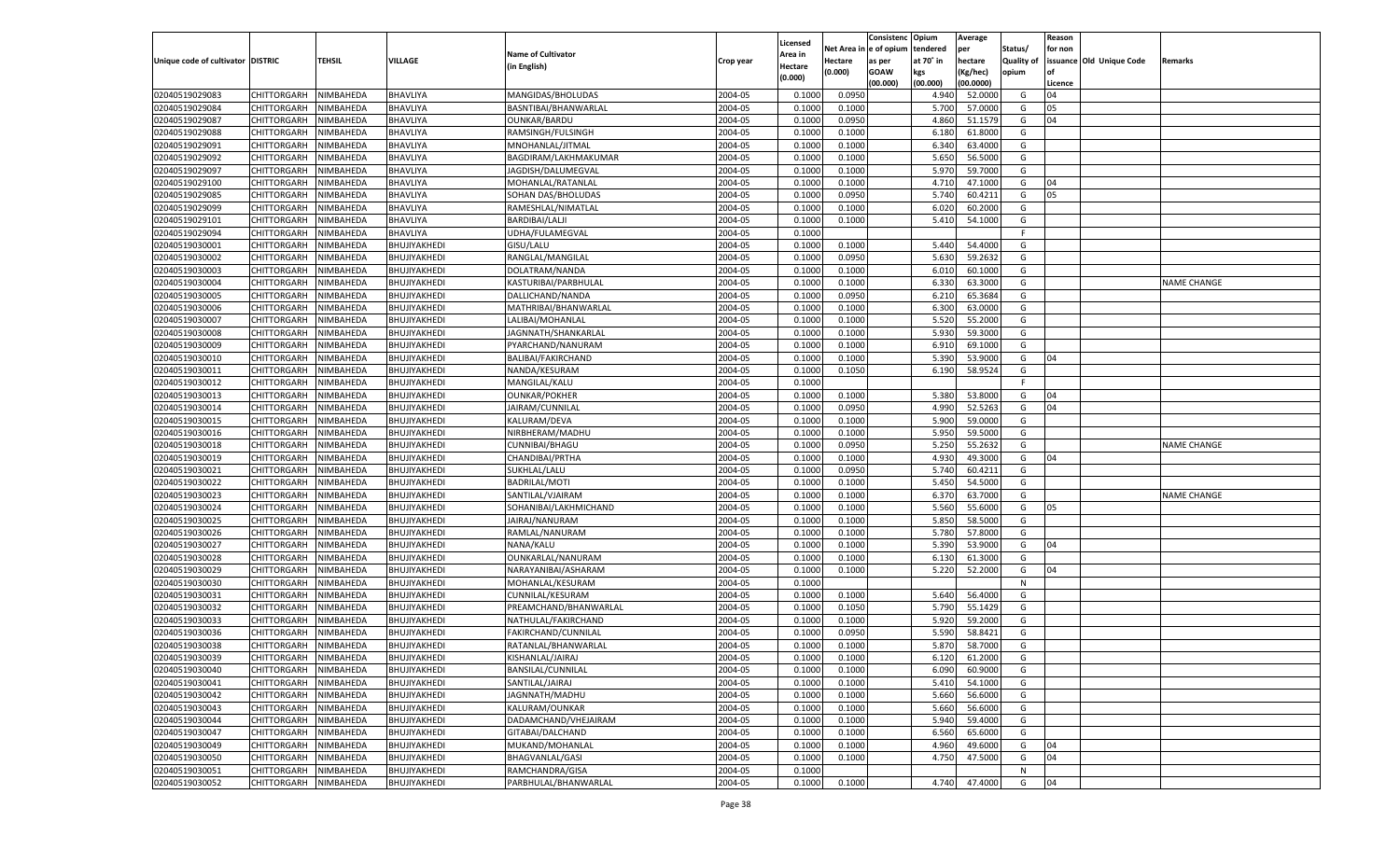| Unique code of cultivator | DISTRIC | TEHSIL | VILLAGE | Name of Cultivator (in English) | Crop year | Licensed Area in Hectare (0.000) | Net Area in Hectare (0.000) | Consistenc e of opium as per GOAW (00.000) | Opium tendered at 70˚ in kgs (00.000) | Average per hectare (Kg/hec) (00.0000) | Status/ Quality of opium | Reason for non issuance of Licence | Old Unique Code | Remarks |
|---|---|---|---|---|---|---|---|---|---|---|---|---|---|---|
| 02040519029083 | CHITTORGARH | NIMBAHEDA | BHAVLIYA | MANGIDAS/BHOLUDAS | 2004-05 | 0.1000 | 0.0950 | | 4.940 | 52.0000 | G | 04 | | |
| 02040519029084 | CHITTORGARH | NIMBAHEDA | BHAVLIYA | BASNTIBAI/BHANWARLAL | 2004-05 | 0.1000 | 0.1000 | | 5.700 | 57.0000 | G | 05 | | |
| 02040519029087 | CHITTORGARH | NIMBAHEDA | BHAVLIYA | OUNKAR/BARDU | 2004-05 | 0.1000 | 0.0950 | | 4.860 | 51.1579 | G | 04 | | |
| 02040519029088 | CHITTORGARH | NIMBAHEDA | BHAVLIYA | RAMSINGH/FULSINGH | 2004-05 | 0.1000 | 0.1000 | | 6.180 | 61.8000 | G | | | |
| 02040519029091 | CHITTORGARH | NIMBAHEDA | BHAVLIYA | MNOHANLAL/JITMAL | 2004-05 | 0.1000 | 0.1000 | | 6.340 | 63.4000 | G | | | |
| 02040519029092 | CHITTORGARH | NIMBAHEDA | BHAVLIYA | BAGDIRAM/LAKHMAKUMAR | 2004-05 | 0.1000 | 0.1000 | | 5.650 | 56.5000 | G | | | |
| 02040519029097 | CHITTORGARH | NIMBAHEDA | BHAVLIYA | JAGDISH/DALUMEGVAL | 2004-05 | 0.1000 | 0.1000 | | 5.970 | 59.7000 | G | | | |
| 02040519029100 | CHITTORGARH | NIMBAHEDA | BHAVLIYA | MOHANLAL/RATANLAL | 2004-05 | 0.1000 | 0.1000 | | 4.710 | 47.1000 | G | 04 | | |
| 02040519029085 | CHITTORGARH | NIMBAHEDA | BHAVLIYA | SOHAN DAS/BHOLUDAS | 2004-05 | 0.1000 | 0.0950 | | 5.740 | 60.4211 | G | 05 | | |
| 02040519029099 | CHITTORGARH | NIMBAHEDA | BHAVLIYA | RAMESHLAL/NIMATLAL | 2004-05 | 0.1000 | 0.1000 | | 6.020 | 60.2000 | G | | | |
| 02040519029101 | CHITTORGARH | NIMBAHEDA | BHAVLIYA | BARDIBAI/LALJI | 2004-05 | 0.1000 | 0.1000 | | 5.410 | 54.1000 | G | | | |
| 02040519029094 | CHITTORGARH | NIMBAHEDA | BHAVLIYA | UDHA/FULAMEGVAL | 2004-05 | 0.1000 | | | | | F | | | |
| 02040519030001 | CHITTORGARH | NIMBAHEDA | BHUJIYAKHEDI | GISU/LALU | 2004-05 | 0.1000 | 0.1000 | | 5.440 | 54.4000 | G | | | |
| 02040519030002 | CHITTORGARH | NIMBAHEDA | BHUJIYAKHEDI | RANGLAL/MANGILAL | 2004-05 | 0.1000 | 0.0950 | | 5.630 | 59.2632 | G | | | |
| 02040519030003 | CHITTORGARH | NIMBAHEDA | BHUJIYAKHEDI | DOLATRAM/NANDA | 2004-05 | 0.1000 | 0.1000 | | 6.010 | 60.1000 | G | | | |
| 02040519030004 | CHITTORGARH | NIMBAHEDA | BHUJIYAKHEDI | KASTURIBAI/PARBHULAL | 2004-05 | 0.1000 | 0.1000 | | 6.330 | 63.3000 | G | | | NAME CHANGE |
| 02040519030005 | CHITTORGARH | NIMBAHEDA | BHUJIYAKHEDI | DALLICHAND/NANDA | 2004-05 | 0.1000 | 0.0950 | | 6.210 | 65.3684 | G | | | |
| 02040519030006 | CHITTORGARH | NIMBAHEDA | BHUJIYAKHEDI | MATHRIBAI/BHANWARLAL | 2004-05 | 0.1000 | 0.1000 | | 6.300 | 63.0000 | G | | | |
| 02040519030007 | CHITTORGARH | NIMBAHEDA | BHUJIYAKHEDI | LALIBAI/MOHANLAL | 2004-05 | 0.1000 | 0.1000 | | 5.520 | 55.2000 | G | | | |
| 02040519030008 | CHITTORGARH | NIMBAHEDA | BHUJIYAKHEDI | JAGNNATH/SHANKARLAL | 2004-05 | 0.1000 | 0.1000 | | 5.930 | 59.3000 | G | | | |
| 02040519030009 | CHITTORGARH | NIMBAHEDA | BHUJIYAKHEDI | PYARCHAND/NANURAM | 2004-05 | 0.1000 | 0.1000 | | 6.910 | 69.1000 | G | | | |
| 02040519030010 | CHITTORGARH | NIMBAHEDA | BHUJIYAKHEDI | BALIBAI/FAKIRCHAND | 2004-05 | 0.1000 | 0.1000 | | 5.390 | 53.9000 | G | 04 | | |
| 02040519030011 | CHITTORGARH | NIMBAHEDA | BHUJIYAKHEDI | NANDA/KESURAM | 2004-05 | 0.1000 | 0.1050 | | 6.190 | 58.9524 | G | | | |
| 02040519030012 | CHITTORGARH | NIMBAHEDA | BHUJIYAKHEDI | MANGILAL/KALU | 2004-05 | 0.1000 | | | | | F | | | |
| 02040519030013 | CHITTORGARH | NIMBAHEDA | BHUJIYAKHEDI | OUNKAR/POKHER | 2004-05 | 0.1000 | 0.1000 | | 5.380 | 53.8000 | G | 04 | | |
| 02040519030014 | CHITTORGARH | NIMBAHEDA | BHUJIYAKHEDI | JAIRAM/CUNNILAL | 2004-05 | 0.1000 | 0.0950 | | 4.990 | 52.5263 | G | 04 | | |
| 02040519030015 | CHITTORGARH | NIMBAHEDA | BHUJIYAKHEDI | KALURAM/DEVA | 2004-05 | 0.1000 | 0.1000 | | 5.900 | 59.0000 | G | | | |
| 02040519030016 | CHITTORGARH | NIMBAHEDA | BHUJIYAKHEDI | NIRBHERAM/MADHU | 2004-05 | 0.1000 | 0.1000 | | 5.950 | 59.5000 | G | | | |
| 02040519030018 | CHITTORGARH | NIMBAHEDA | BHUJIYAKHEDI | CUNNIBAI/BHAGU | 2004-05 | 0.1000 | 0.0950 | | 5.250 | 55.2632 | G | | | NAME CHANGE |
| 02040519030019 | CHITTORGARH | NIMBAHEDA | BHUJIYAKHEDI | CHANDIBAI/PRTHA | 2004-05 | 0.1000 | 0.1000 | | 4.930 | 49.3000 | G | 04 | | |
| 02040519030021 | CHITTORGARH | NIMBAHEDA | BHUJIYAKHEDI | SUKHLAL/LALU | 2004-05 | 0.1000 | 0.0950 | | 5.740 | 60.4211 | G | | | |
| 02040519030022 | CHITTORGARH | NIMBAHEDA | BHUJIYAKHEDI | BADRILAL/MOTI | 2004-05 | 0.1000 | 0.1000 | | 5.450 | 54.5000 | G | | | |
| 02040519030023 | CHITTORGARH | NIMBAHEDA | BHUJIYAKHEDI | SANTILAL/VJAIRAM | 2004-05 | 0.1000 | 0.1000 | | 6.370 | 63.7000 | G | | | NAME CHANGE |
| 02040519030024 | CHITTORGARH | NIMBAHEDA | BHUJIYAKHEDI | SOHANIBAI/LAKHMICHAND | 2004-05 | 0.1000 | 0.1000 | | 5.560 | 55.6000 | G | 05 | | |
| 02040519030025 | CHITTORGARH | NIMBAHEDA | BHUJIYAKHEDI | JAIRAJ/NANURAM | 2004-05 | 0.1000 | 0.1000 | | 5.850 | 58.5000 | G | | | |
| 02040519030026 | CHITTORGARH | NIMBAHEDA | BHUJIYAKHEDI | RAMLAL/NANURAM | 2004-05 | 0.1000 | 0.1000 | | 5.780 | 57.8000 | G | | | |
| 02040519030027 | CHITTORGARH | NIMBAHEDA | BHUJIYAKHEDI | NANA/KALU | 2004-05 | 0.1000 | 0.1000 | | 5.390 | 53.9000 | G | 04 | | |
| 02040519030028 | CHITTORGARH | NIMBAHEDA | BHUJIYAKHEDI | OUNKARLAL/NANURAM | 2004-05 | 0.1000 | 0.1000 | | 6.130 | 61.3000 | G | | | |
| 02040519030029 | CHITTORGARH | NIMBAHEDA | BHUJIYAKHEDI | NARAYANIBAI/ASHARAM | 2004-05 | 0.1000 | 0.1000 | | 5.220 | 52.2000 | G | 04 | | |
| 02040519030030 | CHITTORGARH | NIMBAHEDA | BHUJIYAKHEDI | MOHANLAL/KESURAM | 2004-05 | 0.1000 | | | | | N | | | |
| 02040519030031 | CHITTORGARH | NIMBAHEDA | BHUJIYAKHEDI | CUNNILAL/KESURAM | 2004-05 | 0.1000 | 0.1000 | | 5.640 | 56.4000 | G | | | |
| 02040519030032 | CHITTORGARH | NIMBAHEDA | BHUJIYAKHEDI | PREAMCHAND/BHANWARLAL | 2004-05 | 0.1000 | 0.1050 | | 5.790 | 55.1429 | G | | | |
| 02040519030033 | CHITTORGARH | NIMBAHEDA | BHUJIYAKHEDI | NATHULAL/FAKIRCHAND | 2004-05 | 0.1000 | 0.1000 | | 5.920 | 59.2000 | G | | | |
| 02040519030036 | CHITTORGARH | NIMBAHEDA | BHUJIYAKHEDI | FAKIRCHAND/CUNNILAL | 2004-05 | 0.1000 | 0.0950 | | 5.590 | 58.8421 | G | | | |
| 02040519030038 | CHITTORGARH | NIMBAHEDA | BHUJIYAKHEDI | RATANLAL/BHANWARLAL | 2004-05 | 0.1000 | 0.1000 | | 5.870 | 58.7000 | G | | | |
| 02040519030039 | CHITTORGARH | NIMBAHEDA | BHUJIYAKHEDI | KISHANLAL/JAIRAJ | 2004-05 | 0.1000 | 0.1000 | | 6.120 | 61.2000 | G | | | |
| 02040519030040 | CHITTORGARH | NIMBAHEDA | BHUJIYAKHEDI | BANSILAL/CUNNILAL | 2004-05 | 0.1000 | 0.1000 | | 6.090 | 60.9000 | G | | | |
| 02040519030041 | CHITTORGARH | NIMBAHEDA | BHUJIYAKHEDI | SANTILAL/JAIRAJ | 2004-05 | 0.1000 | 0.1000 | | 5.410 | 54.1000 | G | | | |
| 02040519030042 | CHITTORGARH | NIMBAHEDA | BHUJIYAKHEDI | JAGNNATH/MADHU | 2004-05 | 0.1000 | 0.1000 | | 5.660 | 56.6000 | G | | | |
| 02040519030043 | CHITTORGARH | NIMBAHEDA | BHUJIYAKHEDI | KALURAM/OUNKAR | 2004-05 | 0.1000 | 0.1000 | | 5.660 | 56.6000 | G | | | |
| 02040519030044 | CHITTORGARH | NIMBAHEDA | BHUJIYAKHEDI | DADAMCHAND/VHEJAIRAM | 2004-05 | 0.1000 | 0.1000 | | 5.940 | 59.4000 | G | | | |
| 02040519030047 | CHITTORGARH | NIMBAHEDA | BHUJIYAKHEDI | GITABAI/DALCHAND | 2004-05 | 0.1000 | 0.1000 | | 6.560 | 65.6000 | G | | | |
| 02040519030049 | CHITTORGARH | NIMBAHEDA | BHUJIYAKHEDI | MUKAND/MOHANLAL | 2004-05 | 0.1000 | 0.1000 | | 4.960 | 49.6000 | G | 04 | | |
| 02040519030050 | CHITTORGARH | NIMBAHEDA | BHUJIYAKHEDI | BHAGVANLAL/GASI | 2004-05 | 0.1000 | 0.1000 | | 4.750 | 47.5000 | G | 04 | | |
| 02040519030051 | CHITTORGARH | NIMBAHEDA | BHUJIYAKHEDI | RAMCHANDRA/GISA | 2004-05 | 0.1000 | | | | | N | | | |
| 02040519030052 | CHITTORGARH | NIMBAHEDA | BHUJIYAKHEDI | PARBHULAL/BHANWARLAL | 2004-05 | 0.1000 | 0.1000 | | 4.740 | 47.4000 | G | 04 | | |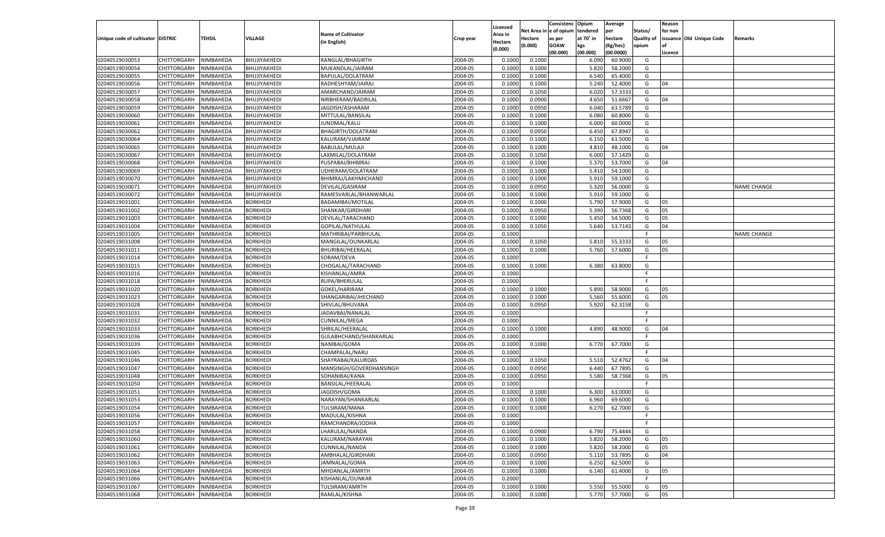| Unique code of cultivator | DISTRIC | TEHSIL | VILLAGE | Name of Cultivator (in English) | Crop year | Licensed Area in Hectare (0.000) | Net Area in Hectare (0.000) | Consistenc e of opium as per GOAW (00.000) | Opium tendered at 70° in kgs (00.000) | Average per hectare (Kg/hec) (00.0000) | Status/ Quality of opium | Reason for non issuance of Licence | Old Unique Code | Remarks |
|---|---|---|---|---|---|---|---|---|---|---|---|---|---|---|
| 02040519030053 | CHITTORGARH | NIMBAHEDA | BHUJIYAKHEDI | RANGLAL/BHAGIRTH | 2004-05 | 0.1000 | 0.1000 | | 6.090 | 60.9000 | G | | | |
| 02040519030054 | CHITTORGARH | NIMBAHEDA | BHUJIYAKHEDI | MUKANDLAL/JAIRAM | 2004-05 | 0.1000 | 0.1000 | | 5.820 | 58.2000 | G | | | |
| 02040519030055 | CHITTORGARH | NIMBAHEDA | BHUJIYAKHEDI | BAPULAL/DOLATRAM | 2004-05 | 0.1000 | 0.1000 | | 6.540 | 65.4000 | G | | | |
| 02040519030056 | CHITTORGARH | NIMBAHEDA | BHUJIYAKHEDI | RADHESHYAM/JAIRAJ | 2004-05 | 0.1000 | 0.1000 | | 5.240 | 52.4000 | G | 04 | | |
| 02040519030057 | CHITTORGARH | NIMBAHEDA | BHUJIYAKHEDI | AMARCHAND/JAIRAM | 2004-05 | 0.1000 | 0.1050 | | 6.020 | 57.3333 | G | | | |
| 02040519030058 | CHITTORGARH | NIMBAHEDA | BHUJIYAKHEDI | NIRBHERAM/BADRILAL | 2004-05 | 0.1000 | 0.0900 | | 4.650 | 51.6667 | G | 04 | | |
| 02040519030059 | CHITTORGARH | NIMBAHEDA | BHUJIYAKHEDI | JAGDISH/ASHARAM | 2004-05 | 0.1000 | 0.0950 | | 6.040 | 63.5789 | G | | | |
| 02040519030060 | CHITTORGARH | NIMBAHEDA | BHUJIYAKHEDI | MITTULAL/BANSILAL | 2004-05 | 0.1000 | 0.1000 | | 6.080 | 60.8000 | G | | | |
| 02040519030061 | CHITTORGARH | NIMBAHEDA | BHUJIYAKHEDI | JUNDMAL/KALU | 2004-05 | 0.1000 | 0.1000 | | 6.000 | 60.0000 | G | | | |
| 02040519030062 | CHITTORGARH | NIMBAHEDA | BHUJIYAKHEDI | BHAGIRTH/DOLATRAM | 2004-05 | 0.1000 | 0.0950 | | 6.450 | 67.8947 | G | | | |
| 02040519030064 | CHITTORGARH | NIMBAHEDA | BHUJIYAKHEDI | KALURAM/VJAIRAM | 2004-05 | 0.1000 | 0.1000 | | 6.150 | 61.5000 | G | | | |
| 02040519030065 | CHITTORGARH | NIMBAHEDA | BHUJIYAKHEDI | BABULAL/MULAJI | 2004-05 | 0.1000 | 0.1000 | | 4.810 | 48.1000 | G | 04 | | |
| 02040519030067 | CHITTORGARH | NIMBAHEDA | BHUJIYAKHEDI | LAXMILAL/DOLATRAM | 2004-05 | 0.1000 | 0.1050 | | 6.000 | 57.1429 | G | | | |
| 02040519030068 | CHITTORGARH | NIMBAHEDA | BHUJIYAKHEDI | PUSPABAI/BHIMRAJ | 2004-05 | 0.1000 | 0.1000 | | 5.370 | 53.7000 | G | 04 | | |
| 02040519030069 | CHITTORGARH | NIMBAHEDA | BHUJIYAKHEDI | UDHERAM/DOLATRAM | 2004-05 | 0.1000 | 0.1000 | | 5.410 | 54.1000 | G | | | |
| 02040519030070 | CHITTORGARH | NIMBAHEDA | BHUJIYAKHEDI | BHIMRAJ/LAKHMICHAND | 2004-05 | 0.1000 | 0.1000 | | 5.910 | 59.1000 | G | | | |
| 02040519030071 | CHITTORGARH | NIMBAHEDA | BHUJIYAKHEDI | DEVILAL/GASIRAM | 2004-05 | 0.1000 | 0.0950 | | 5.320 | 56.0000 | G | | | NAME CHANGE |
| 02040519030072 | CHITTORGARH | NIMBAHEDA | BHUJIYAKHEDI | RAMESVARLAL/BHANWARLAL | 2004-05 | 0.1000 | 0.1000 | | 5.910 | 59.1000 | G | | | |
| 02040519031001 | CHITTORGARH | NIMBAHEDA | BORKHEDI | BADAMIBAI/MOTILAL | 2004-05 | 0.1000 | 0.1000 | | 5.790 | 57.9000 | G | 05 | | |
| 02040519031002 | CHITTORGARH | NIMBAHEDA | BORKHEDI | SHANKAR/GIRDHARI | 2004-05 | 0.1000 | 0.0950 | | 5.390 | 56.7368 | G | 05 | | |
| 02040519031003 | CHITTORGARH | NIMBAHEDA | BORKHEDI | DEVILAL/TARACHAND | 2004-05 | 0.1000 | 0.1000 | | 5.450 | 54.5000 | G | 05 | | |
| 02040519031004 | CHITTORGARH | NIMBAHEDA | BORKHEDI | GOPILAL/NATHULAL | 2004-05 | 0.1000 | 0.1050 | | 5.640 | 53.7143 | G | 04 | | |
| 02040519031005 | CHITTORGARH | NIMBAHEDA | BORKHEDI | MATHRIBAI/PARBHULAL | 2004-05 | 0.1000 | | | | | F | | | NAME CHANGE |
| 02040519031008 | CHITTORGARH | NIMBAHEDA | BORKHEDI | MANGILAL/OUNKARLAL | 2004-05 | 0.1000 | 0.1050 | | 5.810 | 55.3333 | G | 05 | | |
| 02040519031011 | CHITTORGARH | NIMBAHEDA | BORKHEDI | BHURIBAI/HEERALAL | 2004-05 | 0.1000 | 0.1000 | | 5.760 | 57.6000 | G | 05 | | |
| 02040519031014 | CHITTORGARH | NIMBAHEDA | BORKHEDI | SORAM/DEVA | 2004-05 | 0.1000 | | | | | F | | | |
| 02040519031015 | CHITTORGARH | NIMBAHEDA | BORKHEDI | CHOGALAL/TARACHAND | 2004-05 | 0.1000 | 0.1000 | | 6.380 | 63.8000 | G | | | |
| 02040519031016 | CHITTORGARH | NIMBAHEDA | BORKHEDI | KISHANLAL/AMRA | 2004-05 | 0.1000 | | | | | F | | | |
| 02040519031018 | CHITTORGARH | NIMBAHEDA | BORKHEDI | RUPA/BHERULAL | 2004-05 | 0.1000 | | | | | F | | | |
| 02040519031020 | CHITTORGARH | NIMBAHEDA | BORKHEDI | GOKEL/HARIRAM | 2004-05 | 0.1000 | 0.1000 | | 5.890 | 58.9000 | G | 05 | | |
| 02040519031023 | CHITTORGARH | NIMBAHEDA | BORKHEDI | SHANGARIBAI/JHECHAND | 2004-05 | 0.1000 | 0.1000 | | 5.560 | 55.6000 | G | 05 | | |
| 02040519031028 | CHITTORGARH | NIMBAHEDA | BORKHEDI | SHIVLAL/BHUVANA | 2004-05 | 0.1000 | 0.0950 | | 5.920 | 62.3158 | G | | | |
| 02040519031031 | CHITTORGARH | NIMBAHEDA | BORKHEDI | JADAVBAI/NANALAL | 2004-05 | 0.1000 | | | | | F | | | |
| 02040519031032 | CHITTORGARH | NIMBAHEDA | BORKHEDI | CUNNILAL/MEGA | 2004-05 | 0.1000 | | | | | F | | | |
| 02040519031033 | CHITTORGARH | NIMBAHEDA | BORKHEDI | SHRILAL/HEERALAL | 2004-05 | 0.1000 | 0.1000 | | 4.890 | 48.9000 | G | 04 | | |
| 02040519031036 | CHITTORGARH | NIMBAHEDA | BORKHEDI | GULABHCHAND/SHANKARLAL | 2004-05 | 0.1000 | | | | | F | | | |
| 02040519031039 | CHITTORGARH | NIMBAHEDA | BORKHEDI | NANIBAI/GOMA | 2004-05 | 0.1000 | 0.1000 | | 6.770 | 67.7000 | G | | | |
| 02040519031045 | CHITTORGARH | NIMBAHEDA | BORKHEDI | CHAMPALAL/NARU | 2004-05 | 0.1000 | | | | | F | | | |
| 02040519031046 | CHITTORGARH | NIMBAHEDA | BORKHEDI | SHAYRABAI/KALURDAS | 2004-05 | 0.1000 | 0.1050 | | 5.510 | 52.4762 | G | 04 | | |
| 02040519031047 | CHITTORGARH | NIMBAHEDA | BORKHEDI | MANSINGH/GOVERDHANSINGH | 2004-05 | 0.1000 | 0.0950 | | 6.440 | 67.7895 | G | | | |
| 02040519031048 | CHITTORGARH | NIMBAHEDA | BORKHEDI | SOHANIBAI/KANA | 2004-05 | 0.1000 | 0.0950 | | 5.580 | 58.7368 | G | 05 | | |
| 02040519031050 | CHITTORGARH | NIMBAHEDA | BORKHEDI | BANSILAL/HEERALAL | 2004-05 | 0.1000 | | | | | F | | | |
| 02040519031051 | CHITTORGARH | NIMBAHEDA | BORKHEDI | JAGDISH/GOMA | 2004-05 | 0.1000 | 0.1000 | | 6.300 | 63.0000 | G | | | |
| 02040519031053 | CHITTORGARH | NIMBAHEDA | BORKHEDI | NARAYAN/SHANKARLAL | 2004-05 | 0.1000 | 0.1000 | | 6.960 | 69.6000 | G | | | |
| 02040519031054 | CHITTORGARH | NIMBAHEDA | BORKHEDI | TULSIRAM/MANA | 2004-05 | 0.1000 | 0.1000 | | 6.270 | 62.7000 | G | | | |
| 02040519031056 | CHITTORGARH | NIMBAHEDA | BORKHEDI | MADULAL/KISHNA | 2004-05 | 0.1000 | | | | | F | | | |
| 02040519031057 | CHITTORGARH | NIMBAHEDA | BORKHEDI | RAMCHANDRA/JODHA | 2004-05 | 0.1000 | | | | | F | | | |
| 02040519031058 | CHITTORGARH | NIMBAHEDA | BORKHEDI | LHARULAL/NANDA | 2004-05 | 0.1000 | 0.0900 | | 6.790 | 75.4444 | G | | | |
| 02040519031060 | CHITTORGARH | NIMBAHEDA | BORKHEDI | KALURAM/NARAYAN | 2004-05 | 0.1000 | 0.1000 | | 5.820 | 58.2000 | G | 05 | | |
| 02040519031061 | CHITTORGARH | NIMBAHEDA | BORKHEDI | CUNNILAL/NANDA | 2004-05 | 0.1000 | 0.1000 | | 5.820 | 58.2000 | G | 05 | | |
| 02040519031062 | CHITTORGARH | NIMBAHEDA | BORKHEDI | AMBHALAL/GIRDHARI | 2004-05 | 0.1000 | 0.0950 | | 5.110 | 53.7895 | G | 04 | | |
| 02040519031063 | CHITTORGARH | NIMBAHEDA | BORKHEDI | JAMNALAL/GOMA | 2004-05 | 0.1000 | 0.1000 | | 6.250 | 62.5000 | G | | | |
| 02040519031064 | CHITTORGARH | NIMBAHEDA | BORKHEDI | MHDANLAL/AMRTH | 2004-05 | 0.1000 | 0.1000 | | 6.140 | 61.4000 | G | 05 | | |
| 02040519031066 | CHITTORGARH | NIMBAHEDA | BORKHEDI | KISHANLAL/OUNKAR | 2004-05 | 0.2000 | | | | | F | | | |
| 02040519031067 | CHITTORGARH | NIMBAHEDA | BORKHEDI | TULSIRAM/AMRTH | 2004-05 | 0.1000 | 0.1000 | | 5.550 | 55.5000 | G | 05 | | |
| 02040519031068 | CHITTORGARH | NIMBAHEDA | BORKHEDI | RAMLAL/KISHNA | 2004-05 | 0.1000 | 0.1000 | | 5.770 | 57.7000 | G | 05 | | |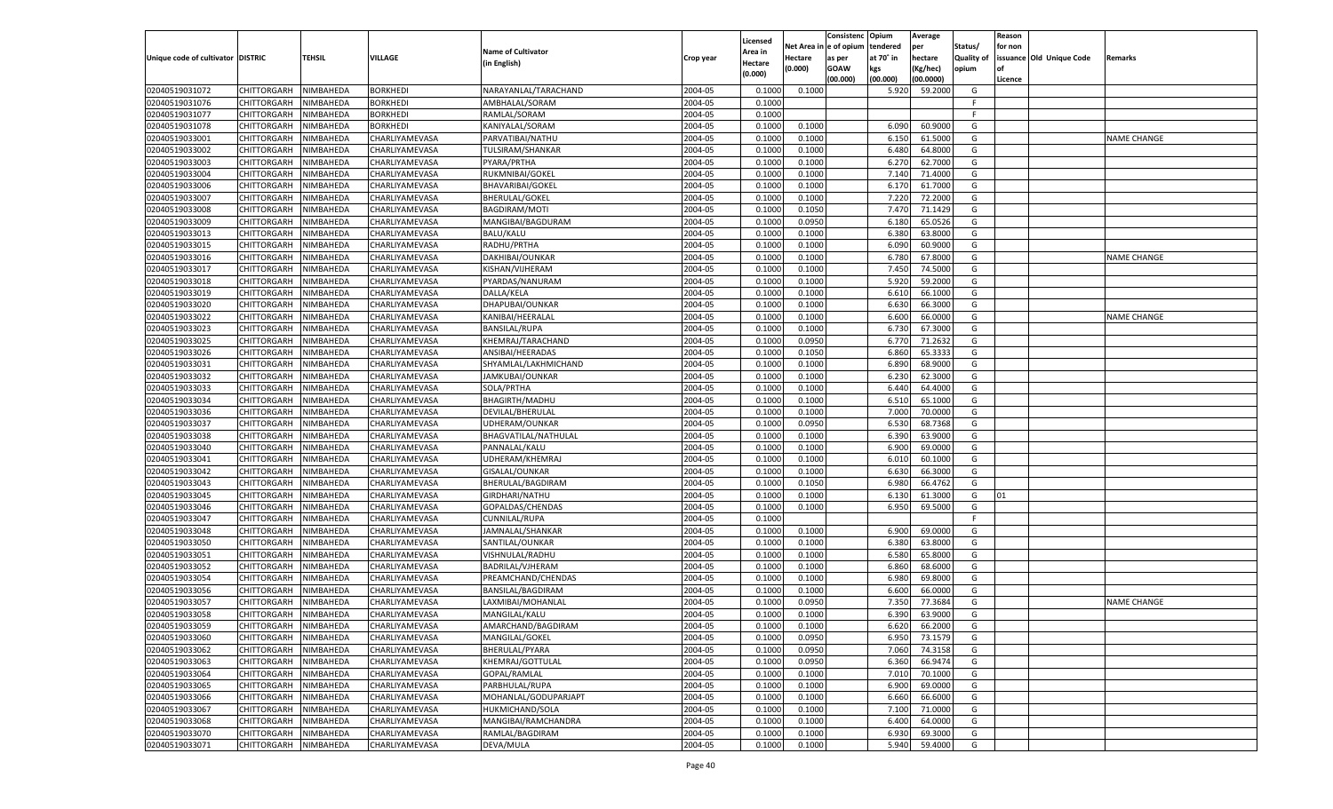| Unique code of cultivator | DISTRIC | TEHSIL | VILLAGE | Name of Cultivator (in English) | Crop year | Licensed Area in Hectare (0.000) | Net Area in Hectare (0.000) | Consistenc e of opium as per GOAW (00.000) | Opium tendered at 70° in kgs (00.000) | Average per hectare (Kg/hec) (00.0000) | Status/ Quality of opium | Reason for non issuance of Licence | Old Unique Code | Remarks |
|---|---|---|---|---|---|---|---|---|---|---|---|---|---|---|
| 02040519031072 | CHITTORGARH | NIMBAHEDA | BORKHEDI | NARAYANLAL/TARACHAND | 2004-05 | 0.1000 | 0.1000 | | 5.920 | 59.2000 | G | | | |
| 02040519031076 | CHITTORGARH | NIMBAHEDA | BORKHEDI | AMBHALAL/SORAM | 2004-05 | 0.1000 | | | | | F | | | |
| 02040519031077 | CHITTORGARH | NIMBAHEDA | BORKHEDI | RAMLAL/SORAM | 2004-05 | 0.1000 | | | | | F | | | |
| 02040519031078 | CHITTORGARH | NIMBAHEDA | BORKHEDI | KANIYALAL/SORAM | 2004-05 | 0.1000 | 0.1000 | | 6.090 | 60.9000 | G | | | |
| 02040519033001 | CHITTORGARH | NIMBAHEDA | CHARLIYAMEVASA | PARVATIBAI/NATHU | 2004-05 | 0.1000 | 0.1000 | | 6.150 | 61.5000 | G | | | NAME CHANGE |
| 02040519033002 | CHITTORGARH | NIMBAHEDA | CHARLIYAMEVASA | TULSIRAM/SHANKAR | 2004-05 | 0.1000 | 0.1000 | | 6.480 | 64.8000 | G | | | |
| 02040519033003 | CHITTORGARH | NIMBAHEDA | CHARLIYAMEVASA | PYARA/PRTHA | 2004-05 | 0.1000 | 0.1000 | | 6.270 | 62.7000 | G | | | |
| 02040519033004 | CHITTORGARH | NIMBAHEDA | CHARLIYAMEVASA | RUKMNIBAI/GOKEL | 2004-05 | 0.1000 | 0.1000 | | 7.140 | 71.4000 | G | | | |
| 02040519033006 | CHITTORGARH | NIMBAHEDA | CHARLIYAMEVASA | BHAVARIBAI/GOKEL | 2004-05 | 0.1000 | 0.1000 | | 6.170 | 61.7000 | G | | | |
| 02040519033007 | CHITTORGARH | NIMBAHEDA | CHARLIYAMEVASA | BHERULAL/GOKEL | 2004-05 | 0.1000 | 0.1000 | | 7.220 | 72.2000 | G | | | |
| 02040519033008 | CHITTORGARH | NIMBAHEDA | CHARLIYAMEVASA | BAGDIRAM/MOTI | 2004-05 | 0.1000 | 0.1050 | | 7.470 | 71.1429 | G | | | |
| 02040519033009 | CHITTORGARH | NIMBAHEDA | CHARLIYAMEVASA | MANGIBAI/BAGDURAM | 2004-05 | 0.1000 | 0.0950 | | 6.180 | 65.0526 | G | | | |
| 02040519033013 | CHITTORGARH | NIMBAHEDA | CHARLIYAMEVASA | BALU/KALU | 2004-05 | 0.1000 | 0.1000 | | 6.380 | 63.8000 | G | | | |
| 02040519033015 | CHITTORGARH | NIMBAHEDA | CHARLIYAMEVASA | RADHU/PRTHA | 2004-05 | 0.1000 | 0.1000 | | 6.090 | 60.9000 | G | | | |
| 02040519033016 | CHITTORGARH | NIMBAHEDA | CHARLIYAMEVASA | DAKHIBAI/OUNKAR | 2004-05 | 0.1000 | 0.1000 | | 6.780 | 67.8000 | G | | | NAME CHANGE |
| 02040519033017 | CHITTORGARH | NIMBAHEDA | CHARLIYAMEVASA | KISHAN/VIJHERAM | 2004-05 | 0.1000 | 0.1000 | | 7.450 | 74.5000 | G | | | |
| 02040519033018 | CHITTORGARH | NIMBAHEDA | CHARLIYAMEVASA | PYARDAS/NANURAM | 2004-05 | 0.1000 | 0.1000 | | 5.920 | 59.2000 | G | | | |
| 02040519033019 | CHITTORGARH | NIMBAHEDA | CHARLIYAMEVASA | DALLA/KELA | 2004-05 | 0.1000 | 0.1000 | | 6.610 | 66.1000 | G | | | |
| 02040519033020 | CHITTORGARH | NIMBAHEDA | CHARLIYAMEVASA | DHAPUBAI/OUNKAR | 2004-05 | 0.1000 | 0.1000 | | 6.630 | 66.3000 | G | | | |
| 02040519033022 | CHITTORGARH | NIMBAHEDA | CHARLIYAMEVASA | KANIBAI/HEERALAL | 2004-05 | 0.1000 | 0.1000 | | 6.600 | 66.0000 | G | | | NAME CHANGE |
| 02040519033023 | CHITTORGARH | NIMBAHEDA | CHARLIYAMEVASA | BANSILAL/RUPA | 2004-05 | 0.1000 | 0.1000 | | 6.730 | 67.3000 | G | | | |
| 02040519033025 | CHITTORGARH | NIMBAHEDA | CHARLIYAMEVASA | KHEMRAJ/TARACHAND | 2004-05 | 0.1000 | 0.0950 | | 6.770 | 71.2632 | G | | | |
| 02040519033026 | CHITTORGARH | NIMBAHEDA | CHARLIYAMEVASA | ANSIBAI/HEERADAS | 2004-05 | 0.1000 | 0.1050 | | 6.860 | 65.3333 | G | | | |
| 02040519033031 | CHITTORGARH | NIMBAHEDA | CHARLIYAMEVASA | SHYAMLAL/LAKHMICHAND | 2004-05 | 0.1000 | 0.1000 | | 6.890 | 68.9000 | G | | | |
| 02040519033032 | CHITTORGARH | NIMBAHEDA | CHARLIYAMEVASA | JAMKUBAI/OUNKAR | 2004-05 | 0.1000 | 0.1000 | | 6.230 | 62.3000 | G | | | |
| 02040519033033 | CHITTORGARH | NIMBAHEDA | CHARLIYAMEVASA | SOLA/PRTHA | 2004-05 | 0.1000 | 0.1000 | | 6.440 | 64.4000 | G | | | |
| 02040519033034 | CHITTORGARH | NIMBAHEDA | CHARLIYAMEVASA | BHAGIRTH/MADHU | 2004-05 | 0.1000 | 0.1000 | | 6.510 | 65.1000 | G | | | |
| 02040519033036 | CHITTORGARH | NIMBAHEDA | CHARLIYAMEVASA | DEVILAL/BHERULAL | 2004-05 | 0.1000 | 0.1000 | | 7.000 | 70.0000 | G | | | |
| 02040519033037 | CHITTORGARH | NIMBAHEDA | CHARLIYAMEVASA | UDHERAM/OUNKAR | 2004-05 | 0.1000 | 0.0950 | | 6.530 | 68.7368 | G | | | |
| 02040519033038 | CHITTORGARH | NIMBAHEDA | CHARLIYAMEVASA | BHAGVATILAL/NATHULAL | 2004-05 | 0.1000 | 0.1000 | | 6.390 | 63.9000 | G | | | |
| 02040519033040 | CHITTORGARH | NIMBAHEDA | CHARLIYAMEVASA | PANNALAL/KALU | 2004-05 | 0.1000 | 0.1000 | | 6.900 | 69.0000 | G | | | |
| 02040519033041 | CHITTORGARH | NIMBAHEDA | CHARLIYAMEVASA | UDHERAM/KHEMRAJ | 2004-05 | 0.1000 | 0.1000 | | 6.010 | 60.1000 | G | | | |
| 02040519033042 | CHITTORGARH | NIMBAHEDA | CHARLIYAMEVASA | GISALAL/OUNKAR | 2004-05 | 0.1000 | 0.1000 | | 6.630 | 66.3000 | G | | | |
| 02040519033043 | CHITTORGARH | NIMBAHEDA | CHARLIYAMEVASA | BHERULAL/BAGDIRAM | 2004-05 | 0.1000 | 0.1050 | | 6.980 | 66.4762 | G | | | |
| 02040519033045 | CHITTORGARH | NIMBAHEDA | CHARLIYAMEVASA | GIRDHARI/NATHU | 2004-05 | 0.1000 | 0.1000 | | 6.130 | 61.3000 | G | 01 | | |
| 02040519033046 | CHITTORGARH | NIMBAHEDA | CHARLIYAMEVASA | GOPALDAS/CHENDAS | 2004-05 | 0.1000 | 0.1000 | | 6.950 | 69.5000 | G | | | |
| 02040519033047 | CHITTORGARH | NIMBAHEDA | CHARLIYAMEVASA | CUNNILAL/RUPA | 2004-05 | 0.1000 | | | | | F | | | |
| 02040519033048 | CHITTORGARH | NIMBAHEDA | CHARLIYAMEVASA | JAMNALAL/SHANKAR | 2004-05 | 0.1000 | 0.1000 | | 6.900 | 69.0000 | G | | | |
| 02040519033050 | CHITTORGARH | NIMBAHEDA | CHARLIYAMEVASA | SANTILAL/OUNKAR | 2004-05 | 0.1000 | 0.1000 | | 6.380 | 63.8000 | G | | | |
| 02040519033051 | CHITTORGARH | NIMBAHEDA | CHARLIYAMEVASA | VISHNULAL/RADHU | 2004-05 | 0.1000 | 0.1000 | | 6.580 | 65.8000 | G | | | |
| 02040519033052 | CHITTORGARH | NIMBAHEDA | CHARLIYAMEVASA | BADRILAL/VJHERAM | 2004-05 | 0.1000 | 0.1000 | | 6.860 | 68.6000 | G | | | |
| 02040519033054 | CHITTORGARH | NIMBAHEDA | CHARLIYAMEVASA | PREAMCHAND/CHENDAS | 2004-05 | 0.1000 | 0.1000 | | 6.980 | 69.8000 | G | | | |
| 02040519033056 | CHITTORGARH | NIMBAHEDA | CHARLIYAMEVASA | BANSILAL/BAGDIRAM | 2004-05 | 0.1000 | 0.1000 | | 6.600 | 66.0000 | G | | | |
| 02040519033057 | CHITTORGARH | NIMBAHEDA | CHARLIYAMEVASA | LAXMIBAI/MOHANLAL | 2004-05 | 0.1000 | 0.0950 | | 7.350 | 77.3684 | G | | | NAME CHANGE |
| 02040519033058 | CHITTORGARH | NIMBAHEDA | CHARLIYAMEVASA | MANGILAL/KALU | 2004-05 | 0.1000 | 0.1000 | | 6.390 | 63.9000 | G | | | |
| 02040519033059 | CHITTORGARH | NIMBAHEDA | CHARLIYAMEVASA | AMARCHAND/BAGDIRAM | 2004-05 | 0.1000 | 0.1000 | | 6.620 | 66.2000 | G | | | |
| 02040519033060 | CHITTORGARH | NIMBAHEDA | CHARLIYAMEVASA | MANGILAL/GOKEL | 2004-05 | 0.1000 | 0.0950 | | 6.950 | 73.1579 | G | | | |
| 02040519033062 | CHITTORGARH | NIMBAHEDA | CHARLIYAMEVASA | BHERULAL/PYARA | 2004-05 | 0.1000 | 0.0950 | | 7.060 | 74.3158 | G | | | |
| 02040519033063 | CHITTORGARH | NIMBAHEDA | CHARLIYAMEVASA | KHEMRAJ/GOTTULAL | 2004-05 | 0.1000 | 0.0950 | | 6.360 | 66.9474 | G | | | |
| 02040519033064 | CHITTORGARH | NIMBAHEDA | CHARLIYAMEVASA | GOPAL/RAMLAL | 2004-05 | 0.1000 | 0.1000 | | 7.010 | 70.1000 | G | | | |
| 02040519033065 | CHITTORGARH | NIMBAHEDA | CHARLIYAMEVASA | PARBHULAL/RUPA | 2004-05 | 0.1000 | 0.1000 | | 6.900 | 69.0000 | G | | | |
| 02040519033066 | CHITTORGARH | NIMBAHEDA | CHARLIYAMEVASA | MOHANLAL/GODUPARJAPT | 2004-05 | 0.1000 | 0.1000 | | 6.660 | 66.6000 | G | | | |
| 02040519033067 | CHITTORGARH | NIMBAHEDA | CHARLIYAMEVASA | HUKMICHAND/SOLA | 2004-05 | 0.1000 | 0.1000 | | 7.100 | 71.0000 | G | | | |
| 02040519033068 | CHITTORGARH | NIMBAHEDA | CHARLIYAMEVASA | MANGIBAI/RAMCHANDRA | 2004-05 | 0.1000 | 0.1000 | | 6.400 | 64.0000 | G | | | |
| 02040519033070 | CHITTORGARH | NIMBAHEDA | CHARLIYAMEVASA | RAMLAL/BAGDIRAM | 2004-05 | 0.1000 | 0.1000 | | 6.930 | 69.3000 | G | | | |
| 02040519033071 | CHITTORGARH | NIMBAHEDA | CHARLIYAMEVASA | DEVA/MULA | 2004-05 | 0.1000 | 0.1000 | | 5.940 | 59.4000 | G | | | |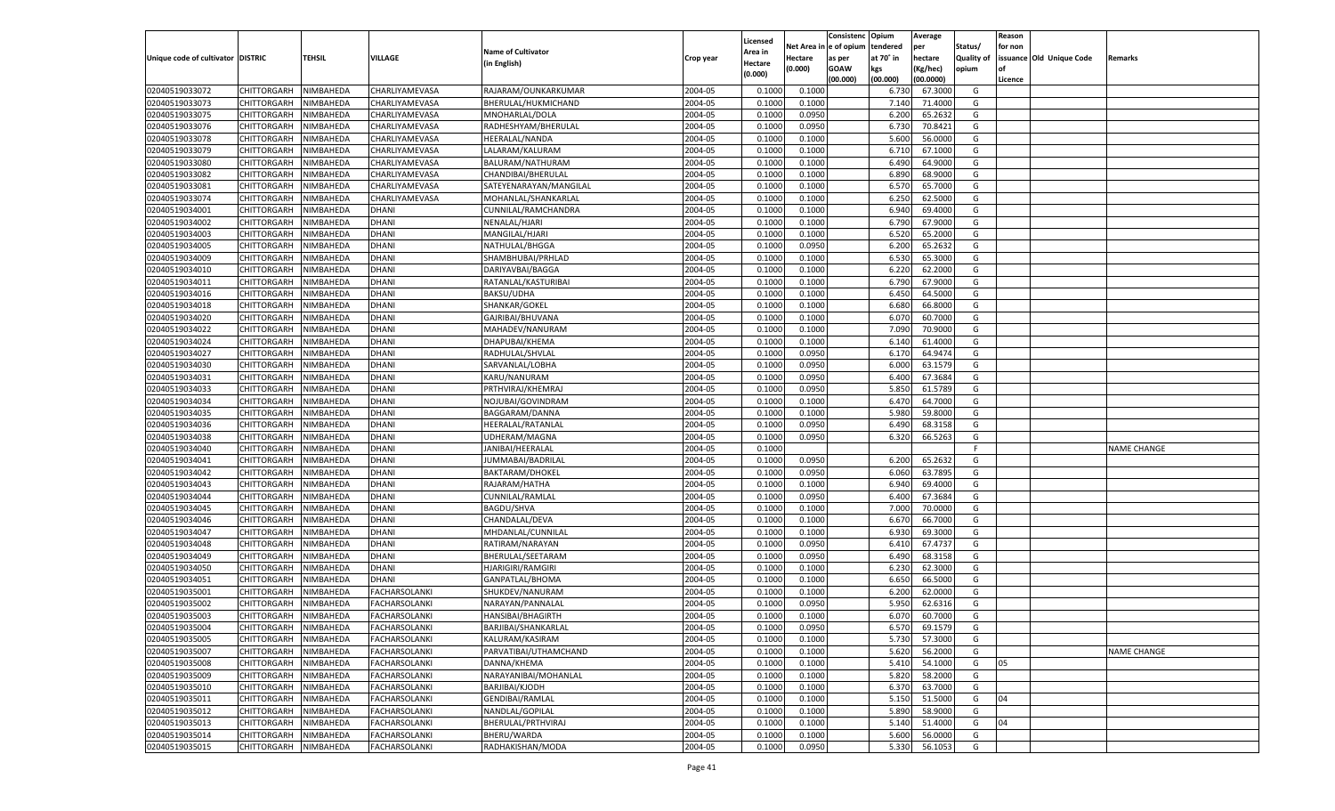| Unique code of cultivator | DISTRIC | TEHSIL | VILLAGE | Name of Cultivator (in English) | Crop year | Licensed Area in Hectare (0.000) | Net Area in Hectare (0.000) | Consistenc e of opium as per GOAW (00.000) | Opium tendered at 70˚ in kgs (00.000) | Average per hectare (Kg/hec) (00.0000) | Status/ Quality of opium | Reason for non issuance of Licence | Old Unique Code | Remarks |
|---|---|---|---|---|---|---|---|---|---|---|---|---|---|---|
| 02040519033072 | CHITTORGARH | NIMBAHEDA | CHARLIYAMEVASA | RAJARAM/OUNKARKUMAR | 2004-05 | 0.1000 | 0.1000 | | 6.730 | 67.3000 | G | | | |
| 02040519033073 | CHITTORGARH | NIMBAHEDA | CHARLIYAMEVASA | BHERULAL/HUKMICHAND | 2004-05 | 0.1000 | 0.1000 | | 7.140 | 71.4000 | G | | | |
| 02040519033075 | CHITTORGARH | NIMBAHEDA | CHARLIYAMEVASA | MNOHARLAL/DOLA | 2004-05 | 0.1000 | 0.0950 | | 6.200 | 65.2632 | G | | | |
| 02040519033076 | CHITTORGARH | NIMBAHEDA | CHARLIYAMEVASA | RADHESHYAM/BHERULAL | 2004-05 | 0.1000 | 0.0950 | | 6.730 | 70.8421 | G | | | |
| 02040519033078 | CHITTORGARH | NIMBAHEDA | CHARLIYAMEVASA | HEERALAL/NANDA | 2004-05 | 0.1000 | 0.1000 | | 5.600 | 56.0000 | G | | | |
| 02040519033079 | CHITTORGARH | NIMBAHEDA | CHARLIYAMEVASA | LALARAM/KALURAM | 2004-05 | 0.1000 | 0.1000 | | 6.710 | 67.1000 | G | | | |
| 02040519033080 | CHITTORGARH | NIMBAHEDA | CHARLIYAMEVASA | BALURAM/NATHURAM | 2004-05 | 0.1000 | 0.1000 | | 6.490 | 64.9000 | G | | | |
| 02040519033082 | CHITTORGARH | NIMBAHEDA | CHARLIYAMEVASA | CHANDIBAI/BHERULAL | 2004-05 | 0.1000 | 0.1000 | | 6.890 | 68.9000 | G | | | |
| 02040519033081 | CHITTORGARH | NIMBAHEDA | CHARLIYAMEVASA | SATEYENARAYAN/MANGILAL | 2004-05 | 0.1000 | 0.1000 | | 6.570 | 65.7000 | G | | | |
| 02040519033074 | CHITTORGARH | NIMBAHEDA | CHARLIYAMEVASA | MOHANLAL/SHANKARLAL | 2004-05 | 0.1000 | 0.1000 | | 6.250 | 62.5000 | G | | | |
| 02040519034001 | CHITTORGARH | NIMBAHEDA | DHANI | CUNNILAL/RAMCHANDRA | 2004-05 | 0.1000 | 0.1000 | | 6.940 | 69.4000 | G | | | |
| 02040519034002 | CHITTORGARH | NIMBAHEDA | DHANI | NENALAL/HJARI | 2004-05 | 0.1000 | 0.1000 | | 6.790 | 67.9000 | G | | | |
| 02040519034003 | CHITTORGARH | NIMBAHEDA | DHANI | MANGILAL/HJARI | 2004-05 | 0.1000 | 0.1000 | | 6.520 | 65.2000 | G | | | |
| 02040519034005 | CHITTORGARH | NIMBAHEDA | DHANI | NATHULAL/BHGGA | 2004-05 | 0.1000 | 0.0950 | | 6.200 | 65.2632 | G | | | |
| 02040519034009 | CHITTORGARH | NIMBAHEDA | DHANI | SHAMBHUBAI/PRHLAD | 2004-05 | 0.1000 | 0.1000 | | 6.530 | 65.3000 | G | | | |
| 02040519034010 | CHITTORGARH | NIMBAHEDA | DHANI | DARIYAVBAI/BAGGA | 2004-05 | 0.1000 | 0.1000 | | 6.220 | 62.2000 | G | | | |
| 02040519034011 | CHITTORGARH | NIMBAHEDA | DHANI | RATANLAL/KASTURIBAI | 2004-05 | 0.1000 | 0.1000 | | 6.790 | 67.9000 | G | | | |
| 02040519034016 | CHITTORGARH | NIMBAHEDA | DHANI | BAKSU/UDHA | 2004-05 | 0.1000 | 0.1000 | | 6.450 | 64.5000 | G | | | |
| 02040519034018 | CHITTORGARH | NIMBAHEDA | DHANI | SHANKAR/GOKEL | 2004-05 | 0.1000 | 0.1000 | | 6.680 | 66.8000 | G | | | |
| 02040519034020 | CHITTORGARH | NIMBAHEDA | DHANI | GAJRIBAI/BHUVANA | 2004-05 | 0.1000 | 0.1000 | | 6.070 | 60.7000 | G | | | |
| 02040519034022 | CHITTORGARH | NIMBAHEDA | DHANI | MAHADEV/NANURAM | 2004-05 | 0.1000 | 0.1000 | | 7.090 | 70.9000 | G | | | |
| 02040519034024 | CHITTORGARH | NIMBAHEDA | DHANI | DHAPUBAI/KHEMA | 2004-05 | 0.1000 | 0.1000 | | 6.140 | 61.4000 | G | | | |
| 02040519034027 | CHITTORGARH | NIMBAHEDA | DHANI | RADHULAL/SHVLAL | 2004-05 | 0.1000 | 0.0950 | | 6.170 | 64.9474 | G | | | |
| 02040519034030 | CHITTORGARH | NIMBAHEDA | DHANI | SARVANLAL/LOBHA | 2004-05 | 0.1000 | 0.0950 | | 6.000 | 63.1579 | G | | | |
| 02040519034031 | CHITTORGARH | NIMBAHEDA | DHANI | KARU/NANURAM | 2004-05 | 0.1000 | 0.0950 | | 6.400 | 67.3684 | G | | | |
| 02040519034033 | CHITTORGARH | NIMBAHEDA | DHANI | PRTHVIRAJ/KHEMRAJ | 2004-05 | 0.1000 | 0.0950 | | 5.850 | 61.5789 | G | | | |
| 02040519034034 | CHITTORGARH | NIMBAHEDA | DHANI | NOJUBAI/GOVINDRAM | 2004-05 | 0.1000 | 0.1000 | | 6.470 | 64.7000 | G | | | |
| 02040519034035 | CHITTORGARH | NIMBAHEDA | DHANI | BAGGARAM/DANNA | 2004-05 | 0.1000 | 0.1000 | | 5.980 | 59.8000 | G | | | |
| 02040519034036 | CHITTORGARH | NIMBAHEDA | DHANI | HEERALAL/RATANLAL | 2004-05 | 0.1000 | 0.0950 | | 6.490 | 68.3158 | G | | | |
| 02040519034038 | CHITTORGARH | NIMBAHEDA | DHANI | UDHERAM/MAGNA | 2004-05 | 0.1000 | 0.0950 | | 6.320 | 66.5263 | G | | | |
| 02040519034040 | CHITTORGARH | NIMBAHEDA | DHANI | JANIBAI/HEERALAL | 2004-05 | 0.1000 | | | | | F | | | NAME CHANGE |
| 02040519034041 | CHITTORGARH | NIMBAHEDA | DHANI | JUMMABAI/BADRILAL | 2004-05 | 0.1000 | 0.0950 | | 6.200 | 65.2632 | G | | | |
| 02040519034042 | CHITTORGARH | NIMBAHEDA | DHANI | BAKTARAM/DHOKEL | 2004-05 | 0.1000 | 0.0950 | | 6.060 | 63.7895 | G | | | |
| 02040519034043 | CHITTORGARH | NIMBAHEDA | DHANI | RAJARAM/HATHA | 2004-05 | 0.1000 | 0.1000 | | 6.940 | 69.4000 | G | | | |
| 02040519034044 | CHITTORGARH | NIMBAHEDA | DHANI | CUNNILAL/RAMLAL | 2004-05 | 0.1000 | 0.0950 | | 6.400 | 67.3684 | G | | | |
| 02040519034045 | CHITTORGARH | NIMBAHEDA | DHANI | BAGDU/SHVA | 2004-05 | 0.1000 | 0.1000 | | 7.000 | 70.0000 | G | | | |
| 02040519034046 | CHITTORGARH | NIMBAHEDA | DHANI | CHANDALAL/DEVA | 2004-05 | 0.1000 | 0.1000 | | 6.670 | 66.7000 | G | | | |
| 02040519034047 | CHITTORGARH | NIMBAHEDA | DHANI | MHDANLAL/CUNNILAL | 2004-05 | 0.1000 | 0.1000 | | 6.930 | 69.3000 | G | | | |
| 02040519034048 | CHITTORGARH | NIMBAHEDA | DHANI | RATIRAM/NARAYAN | 2004-05 | 0.1000 | 0.0950 | | 6.410 | 67.4737 | G | | | |
| 02040519034049 | CHITTORGARH | NIMBAHEDA | DHANI | BHERULAL/SEETARAM | 2004-05 | 0.1000 | 0.0950 | | 6.490 | 68.3158 | G | | | |
| 02040519034050 | CHITTORGARH | NIMBAHEDA | DHANI | HJARIGIRI/RAMGIRI | 2004-05 | 0.1000 | 0.1000 | | 6.230 | 62.3000 | G | | | |
| 02040519034051 | CHITTORGARH | NIMBAHEDA | DHANI | GANPATLAL/BHOMA | 2004-05 | 0.1000 | 0.1000 | | 6.650 | 66.5000 | G | | | |
| 02040519035001 | CHITTORGARH | NIMBAHEDA | FACHARSOLANKI | SHUKDEV/NANURAM | 2004-05 | 0.1000 | 0.1000 | | 6.200 | 62.0000 | G | | | |
| 02040519035002 | CHITTORGARH | NIMBAHEDA | FACHARSOLANKI | NARAYAN/PANNALAL | 2004-05 | 0.1000 | 0.0950 | | 5.950 | 62.6316 | G | | | |
| 02040519035003 | CHITTORGARH | NIMBAHEDA | FACHARSOLANKI | HANSIBAI/BHAGIRTH | 2004-05 | 0.1000 | 0.1000 | | 6.070 | 60.7000 | G | | | |
| 02040519035004 | CHITTORGARH | NIMBAHEDA | FACHARSOLANKI | BARJIBAI/SHANKARLAL | 2004-05 | 0.1000 | 0.0950 | | 6.570 | 69.1579 | G | | | |
| 02040519035005 | CHITTORGARH | NIMBAHEDA | FACHARSOLANKI | KALURAM/KASIRAM | 2004-05 | 0.1000 | 0.1000 | | 5.730 | 57.3000 | G | | | |
| 02040519035007 | CHITTORGARH | NIMBAHEDA | FACHARSOLANKI | PARVATIBAI/UTHAMCHAND | 2004-05 | 0.1000 | 0.1000 | | 5.620 | 56.2000 | G | | | NAME CHANGE |
| 02040519035008 | CHITTORGARH | NIMBAHEDA | FACHARSOLANKI | DANNA/KHEMA | 2004-05 | 0.1000 | 0.1000 | | 5.410 | 54.1000 | G | 05 | | |
| 02040519035009 | CHITTORGARH | NIMBAHEDA | FACHARSOLANKI | NARAYANIBAI/MOHANLAL | 2004-05 | 0.1000 | 0.1000 | | 5.820 | 58.2000 | G | | | |
| 02040519035010 | CHITTORGARH | NIMBAHEDA | FACHARSOLANKI | BARJIBAI/KJODH | 2004-05 | 0.1000 | 0.1000 | | 6.370 | 63.7000 | G | | | |
| 02040519035011 | CHITTORGARH | NIMBAHEDA | FACHARSOLANKI | GENDIBAI/RAMLAL | 2004-05 | 0.1000 | 0.1000 | | 5.150 | 51.5000 | G | 04 | | |
| 02040519035012 | CHITTORGARH | NIMBAHEDA | FACHARSOLANKI | NANDLAL/GOPILAL | 2004-05 | 0.1000 | 0.1000 | | 5.890 | 58.9000 | G | | | |
| 02040519035013 | CHITTORGARH | NIMBAHEDA | FACHARSOLANKI | BHERULAL/PRTHVIRAJ | 2004-05 | 0.1000 | 0.1000 | | 5.140 | 51.4000 | G | 04 | | |
| 02040519035014 | CHITTORGARH | NIMBAHEDA | FACHARSOLANKI | BHERU/WARDA | 2004-05 | 0.1000 | 0.1000 | | 5.600 | 56.0000 | G | | | |
| 02040519035015 | CHITTORGARH | NIMBAHEDA | FACHARSOLANKI | RADHAKISHAN/MODA | 2004-05 | 0.1000 | 0.0950 | | 5.330 | 56.1053 | G | | | |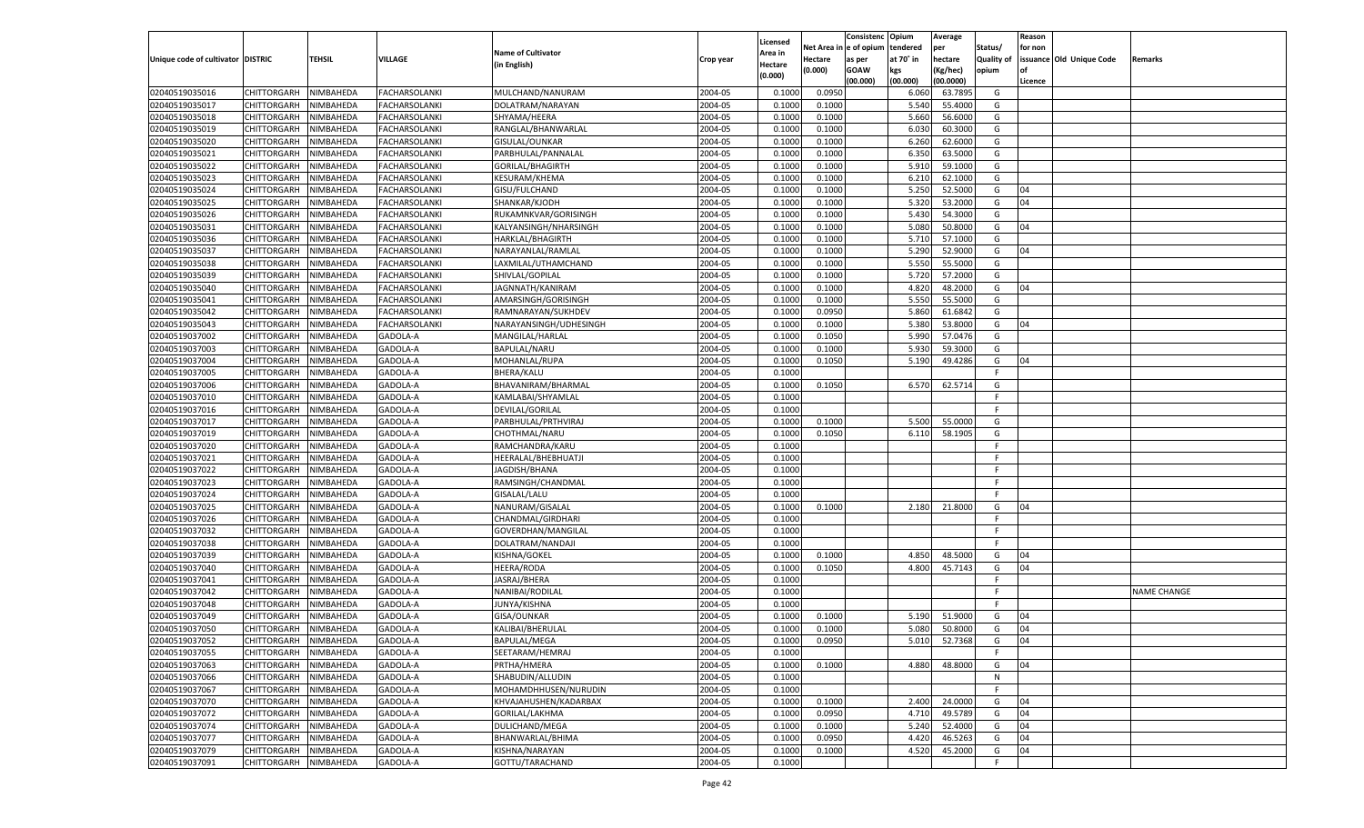| Unique code of cultivator | DISTRIC | TEHSIL | VILLAGE | Name of Cultivator (in English) | Crop year | Licensed Area in Hectare (0.000) | Net Area in Hectare (0.000) | Consistenc e of opium as per GOAW (00.000) | Opium tendered at 70° in kgs (00.000) | Average per hectare (Kg/hec) (00.0000) | Status/ Quality of opium | Reason for non issuance of Licence | Old Unique Code | Remarks |
|---|---|---|---|---|---|---|---|---|---|---|---|---|---|---|
| 02040519035016 | CHITTORGARH | NIMBAHEDA | FACHARSOLANKI | MULCHAND/NANURAM | 2004-05 | 0.1000 | 0.0950 | | 6.060 | 63.7895 | G | | | |
| 02040519035017 | CHITTORGARH | NIMBAHEDA | FACHARSOLANKI | DOLATRAM/NARAYAN | 2004-05 | 0.1000 | 0.1000 | | 5.540 | 55.4000 | G | | | |
| 02040519035018 | CHITTORGARH | NIMBAHEDA | FACHARSOLANKI | SHYAMA/HEERA | 2004-05 | 0.1000 | 0.1000 | | 5.660 | 56.6000 | G | | | |
| 02040519035019 | CHITTORGARH | NIMBAHEDA | FACHARSOLANKI | RANGLAL/BHANWARLAL | 2004-05 | 0.1000 | 0.1000 | | 6.030 | 60.3000 | G | | | |
| 02040519035020 | CHITTORGARH | NIMBAHEDA | FACHARSOLANKI | GISULAL/OUNKAR | 2004-05 | 0.1000 | 0.1000 | | 6.260 | 62.6000 | G | | | |
| 02040519035021 | CHITTORGARH | NIMBAHEDA | FACHARSOLANKI | PARBHULAL/PANNALAL | 2004-05 | 0.1000 | 0.1000 | | 6.350 | 63.5000 | G | | | |
| 02040519035022 | CHITTORGARH | NIMBAHEDA | FACHARSOLANKI | GORILAL/BHAGIRTH | 2004-05 | 0.1000 | 0.1000 | | 5.910 | 59.1000 | G | | | |
| 02040519035023 | CHITTORGARH | NIMBAHEDA | FACHARSOLANKI | KESURAM/KHEMA | 2004-05 | 0.1000 | 0.1000 | | 6.210 | 62.1000 | G | | | |
| 02040519035024 | CHITTORGARH | NIMBAHEDA | FACHARSOLANKI | GISU/FULCHAND | 2004-05 | 0.1000 | 0.1000 | | 5.250 | 52.5000 | G | 04 | | |
| 02040519035025 | CHITTORGARH | NIMBAHEDA | FACHARSOLANKI | SHANKAR/KJODH | 2004-05 | 0.1000 | 0.1000 | | 5.320 | 53.2000 | G | 04 | | |
| 02040519035026 | CHITTORGARH | NIMBAHEDA | FACHARSOLANKI | RUKAMNKVAR/GORISINGH | 2004-05 | 0.1000 | 0.1000 | | 5.430 | 54.3000 | G | | | |
| 02040519035031 | CHITTORGARH | NIMBAHEDA | FACHARSOLANKI | KALYANSINGH/NHARSINGH | 2004-05 | 0.1000 | 0.1000 | | 5.080 | 50.8000 | G | 04 | | |
| 02040519035036 | CHITTORGARH | NIMBAHEDA | FACHARSOLANKI | HARKLAL/BHAGIRTH | 2004-05 | 0.1000 | 0.1000 | | 5.710 | 57.1000 | G | | | |
| 02040519035037 | CHITTORGARH | NIMBAHEDA | FACHARSOLANKI | NARAYANLAL/RAMLAL | 2004-05 | 0.1000 | 0.1000 | | 5.290 | 52.9000 | G | 04 | | |
| 02040519035038 | CHITTORGARH | NIMBAHEDA | FACHARSOLANKI | LAXMILAL/UTHAMCHAND | 2004-05 | 0.1000 | 0.1000 | | 5.550 | 55.5000 | G | | | |
| 02040519035039 | CHITTORGARH | NIMBAHEDA | FACHARSOLANKI | SHIVLAL/GOPILAL | 2004-05 | 0.1000 | 0.1000 | | 5.720 | 57.2000 | G | | | |
| 02040519035040 | CHITTORGARH | NIMBAHEDA | FACHARSOLANKI | JAGNNATH/KANIRAM | 2004-05 | 0.1000 | 0.1000 | | 4.820 | 48.2000 | G | 04 | | |
| 02040519035041 | CHITTORGARH | NIMBAHEDA | FACHARSOLANKI | AMARSINGH/GORISINGH | 2004-05 | 0.1000 | 0.1000 | | 5.550 | 55.5000 | G | | | |
| 02040519035042 | CHITTORGARH | NIMBAHEDA | FACHARSOLANKI | RAMNARAYAN/SUKHDEV | 2004-05 | 0.1000 | 0.0950 | | 5.860 | 61.6842 | G | | | |
| 02040519035043 | CHITTORGARH | NIMBAHEDA | FACHARSOLANKI | NARAYANSINGH/UDHESINGH | 2004-05 | 0.1000 | 0.1000 | | 5.380 | 53.8000 | G | 04 | | |
| 02040519037002 | CHITTORGARH | NIMBAHEDA | GADOLA-A | MANGILAL/HARLAL | 2004-05 | 0.1000 | 0.1050 | | 5.990 | 57.0476 | G | | | |
| 02040519037003 | CHITTORGARH | NIMBAHEDA | GADOLA-A | BAPULAL/NARU | 2004-05 | 0.1000 | 0.1000 | | 5.930 | 59.3000 | G | | | |
| 02040519037004 | CHITTORGARH | NIMBAHEDA | GADOLA-A | MOHANLAL/RUPA | 2004-05 | 0.1000 | 0.1050 | | 5.190 | 49.4286 | G | 04 | | |
| 02040519037005 | CHITTORGARH | NIMBAHEDA | GADOLA-A | BHERA/KALU | 2004-05 | 0.1000 | | | | | F | | | |
| 02040519037006 | CHITTORGARH | NIMBAHEDA | GADOLA-A | BHAVANIRAM/BHARMAL | 2004-05 | 0.1000 | 0.1050 | | 6.570 | 62.5714 | G | | | |
| 02040519037010 | CHITTORGARH | NIMBAHEDA | GADOLA-A | KAMLABAI/SHYAMLAL | 2004-05 | 0.1000 | | | | | F | | | |
| 02040519037016 | CHITTORGARH | NIMBAHEDA | GADOLA-A | DEVILAL/GORILAL | 2004-05 | 0.1000 | | | | | F | | | |
| 02040519037017 | CHITTORGARH | NIMBAHEDA | GADOLA-A | PARBHULAL/PRTHVIRAJ | 2004-05 | 0.1000 | 0.1000 | | 5.500 | 55.0000 | G | | | |
| 02040519037019 | CHITTORGARH | NIMBAHEDA | GADOLA-A | CHOTHMAL/NARU | 2004-05 | 0.1000 | 0.1050 | | 6.110 | 58.1905 | G | | | |
| 02040519037020 | CHITTORGARH | NIMBAHEDA | GADOLA-A | RAMCHANDRA/KARU | 2004-05 | 0.1000 | | | | | F | | | |
| 02040519037021 | CHITTORGARH | NIMBAHEDA | GADOLA-A | HEERALAL/BHEBHUATJI | 2004-05 | 0.1000 | | | | | F | | | |
| 02040519037022 | CHITTORGARH | NIMBAHEDA | GADOLA-A | JAGDISH/BHANA | 2004-05 | 0.1000 | | | | | F | | | |
| 02040519037023 | CHITTORGARH | NIMBAHEDA | GADOLA-A | RAMSINGH/CHANDMAL | 2004-05 | 0.1000 | | | | | F | | | |
| 02040519037024 | CHITTORGARH | NIMBAHEDA | GADOLA-A | GISALAL/LALU | 2004-05 | 0.1000 | | | | | F | | | |
| 02040519037025 | CHITTORGARH | NIMBAHEDA | GADOLA-A | NANURAM/GISALAL | 2004-05 | 0.1000 | 0.1000 | | 2.180 | 21.8000 | G | 04 | | |
| 02040519037026 | CHITTORGARH | NIMBAHEDA | GADOLA-A | CHANDMAL/GIRDHARI | 2004-05 | 0.1000 | | | | | F | | | |
| 02040519037032 | CHITTORGARH | NIMBAHEDA | GADOLA-A | GOVERDHAN/MANGILAL | 2004-05 | 0.1000 | | | | | F | | | |
| 02040519037038 | CHITTORGARH | NIMBAHEDA | GADOLA-A | DOLATRAM/NANDAJI | 2004-05 | 0.1000 | | | | | F | | | |
| 02040519037039 | CHITTORGARH | NIMBAHEDA | GADOLA-A | KISHNA/GOKEL | 2004-05 | 0.1000 | 0.1000 | | 4.850 | 48.5000 | G | 04 | | |
| 02040519037040 | CHITTORGARH | NIMBAHEDA | GADOLA-A | HEERA/RODA | 2004-05 | 0.1000 | 0.1050 | | 4.800 | 45.7143 | G | 04 | | |
| 02040519037041 | CHITTORGARH | NIMBAHEDA | GADOLA-A | JASRAJ/BHERA | 2004-05 | 0.1000 | | | | | F | | | |
| 02040519037042 | CHITTORGARH | NIMBAHEDA | GADOLA-A | NANIBAI/RODILAL | 2004-05 | 0.1000 | | | | | F | | | NAME CHANGE |
| 02040519037048 | CHITTORGARH | NIMBAHEDA | GADOLA-A | JUNYA/KISHNA | 2004-05 | 0.1000 | | | | | F | | | |
| 02040519037049 | CHITTORGARH | NIMBAHEDA | GADOLA-A | GISA/OUNKAR | 2004-05 | 0.1000 | 0.1000 | | 5.190 | 51.9000 | G | 04 | | |
| 02040519037050 | CHITTORGARH | NIMBAHEDA | GADOLA-A | KALIBAI/BHERULAL | 2004-05 | 0.1000 | 0.1000 | | 5.080 | 50.8000 | G | 04 | | |
| 02040519037052 | CHITTORGARH | NIMBAHEDA | GADOLA-A | BAPULAL/MEGA | 2004-05 | 0.1000 | 0.0950 | | 5.010 | 52.7368 | G | 04 | | |
| 02040519037055 | CHITTORGARH | NIMBAHEDA | GADOLA-A | SEETARAM/HEMRAJ | 2004-05 | 0.1000 | | | | | F | | | |
| 02040519037063 | CHITTORGARH | NIMBAHEDA | GADOLA-A | PRTHA/HMERA | 2004-05 | 0.1000 | 0.1000 | | 4.880 | 48.8000 | G | 04 | | |
| 02040519037066 | CHITTORGARH | NIMBAHEDA | GADOLA-A | SHABUDIN/ALLUDIN | 2004-05 | 0.1000 | | | | | N | | | |
| 02040519037067 | CHITTORGARH | NIMBAHEDA | GADOLA-A | MOHAMDHHUSEN/NURUDIN | 2004-05 | 0.1000 | | | | | F | | | |
| 02040519037070 | CHITTORGARH | NIMBAHEDA | GADOLA-A | KHVAJAHUSHEN/KADARBAX | 2004-05 | 0.1000 | 0.1000 | | 2.400 | 24.0000 | G | 04 | | |
| 02040519037072 | CHITTORGARH | NIMBAHEDA | GADOLA-A | GORILAL/LAKHMA | 2004-05 | 0.1000 | 0.0950 | | 4.710 | 49.5789 | G | 04 | | |
| 02040519037074 | CHITTORGARH | NIMBAHEDA | GADOLA-A | DULICHAND/MEGA | 2004-05 | 0.1000 | 0.1000 | | 5.240 | 52.4000 | G | 04 | | |
| 02040519037077 | CHITTORGARH | NIMBAHEDA | GADOLA-A | BHANWARLAL/BHIMA | 2004-05 | 0.1000 | 0.0950 | | 4.420 | 46.5263 | G | 04 | | |
| 02040519037079 | CHITTORGARH | NIMBAHEDA | GADOLA-A | KISHNA/NARAYAN | 2004-05 | 0.1000 | 0.1000 | | 4.520 | 45.2000 | G | 04 | | |
| 02040519037091 | CHITTORGARH | NIMBAHEDA | GADOLA-A | GOTTU/TARACHAND | 2004-05 | 0.1000 | | | | | F | | | |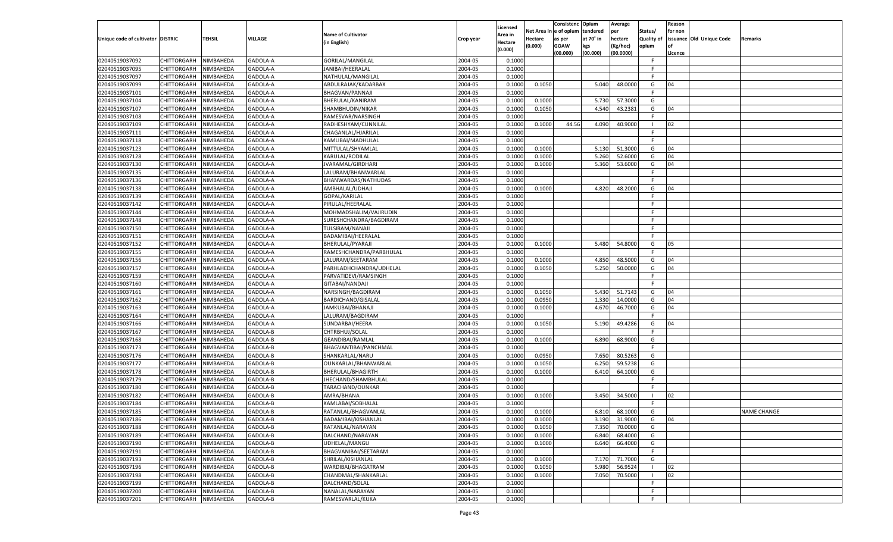| Unique code of cultivator | DISTRIC | TEHSIL | VILLAGE | Name of Cultivator (in English) | Crop year | Licensed Area in Hectare (0.000) | Net Area in Hectare (0.000) | Consistenc e of opium as per GOAW (00.000) | Opium tendered at 70° in kgs (00.000) | Average per hectare (Kg/hec) (00.0000) | Status/ Quality of opium | Reason for non issuance of Licence | Old Unique Code | Remarks |
|---|---|---|---|---|---|---|---|---|---|---|---|---|---|---|
| 02040519037092 | CHITTORGARH | NIMBAHEDA | GADOLA-A | GORILAL/MANGILAL | 2004-05 | 0.1000 | | | | | F | | | |
| 02040519037095 | CHITTORGARH | NIMBAHEDA | GADOLA-A | JANIBAI/HEERALAL | 2004-05 | 0.1000 | | | | | F | | | |
| 02040519037097 | CHITTORGARH | NIMBAHEDA | GADOLA-A | NATHULAL/MANGILAL | 2004-05 | 0.1000 | | | | | F | | | |
| 02040519037099 | CHITTORGARH | NIMBAHEDA | GADOLA-A | ABDULRAJAK/KADARBAX | 2004-05 | 0.1000 | 0.1050 | | 5.040 | 48.0000 | G | 04 | | |
| 02040519037101 | CHITTORGARH | NIMBAHEDA | GADOLA-A | BHAGVAN/PANNAJI | 2004-05 | 0.1000 | | | | | F | | | |
| 02040519037104 | CHITTORGARH | NIMBAHEDA | GADOLA-A | BHERULAL/KANIRAM | 2004-05 | 0.1000 | 0.1000 | | 5.730 | 57.3000 | G | | | |
| 02040519037107 | CHITTORGARH | NIMBAHEDA | GADOLA-A | SHAMBHUDIN/NIKAR | 2004-05 | 0.1000 | 0.1050 | | 4.540 | 43.2381 | G | 04 | | |
| 02040519037108 | CHITTORGARH | NIMBAHEDA | GADOLA-A | RAMESVAR/NARSINGH | 2004-05 | 0.1000 | | | | | F | | | |
| 02040519037109 | CHITTORGARH | NIMBAHEDA | GADOLA-A | RADHESHYAM/CUNNILAL | 2004-05 | 0.1000 | 0.1000 | 44.56 | 4.090 | 40.9000 | I | 02 | | |
| 02040519037111 | CHITTORGARH | NIMBAHEDA | GADOLA-A | CHAGANLAL/HJARILAL | 2004-05 | 0.1000 | | | | | F | | | |
| 02040519037118 | CHITTORGARH | NIMBAHEDA | GADOLA-A | KAMLIBAI/MADHULAL | 2004-05 | 0.1000 | | | | | F | | | |
| 02040519037123 | CHITTORGARH | NIMBAHEDA | GADOLA-A | MITTULAL/SHYAMLAL | 2004-05 | 0.1000 | 0.1000 | | 5.130 | 51.3000 | G | 04 | | |
| 02040519037128 | CHITTORGARH | NIMBAHEDA | GADOLA-A | KARULAL/RODILAL | 2004-05 | 0.1000 | 0.1000 | | 5.260 | 52.6000 | G | 04 | | |
| 02040519037130 | CHITTORGARH | NIMBAHEDA | GADOLA-A | JVARAMAL/GIRDHARI | 2004-05 | 0.1000 | 0.1000 | | 5.360 | 53.6000 | G | 04 | | |
| 02040519037135 | CHITTORGARH | NIMBAHEDA | GADOLA-A | LALURAM/BHANWARLAL | 2004-05 | 0.1000 | | | | | F | | | |
| 02040519037136 | CHITTORGARH | NIMBAHEDA | GADOLA-A | BHANWARDAS/NATHUDAS | 2004-05 | 0.1000 | | | | | F | | | |
| 02040519037138 | CHITTORGARH | NIMBAHEDA | GADOLA-A | AMBHALAL/UDHAJI | 2004-05 | 0.1000 | 0.1000 | | 4.820 | 48.2000 | G | 04 | | |
| 02040519037139 | CHITTORGARH | NIMBAHEDA | GADOLA-A | GOPAL/KARILAL | 2004-05 | 0.1000 | | | | | F | | | |
| 02040519037142 | CHITTORGARH | NIMBAHEDA | GADOLA-A | PIRULAL/HEERALAL | 2004-05 | 0.1000 | | | | | F | | | |
| 02040519037144 | CHITTORGARH | NIMBAHEDA | GADOLA-A | MOHMADSHALIM/VAJIRUDIN | 2004-05 | 0.1000 | | | | | F | | | |
| 02040519037148 | CHITTORGARH | NIMBAHEDA | GADOLA-A | SURESHCHANDRA/BAGDIRAM | 2004-05 | 0.1000 | | | | | F | | | |
| 02040519037150 | CHITTORGARH | NIMBAHEDA | GADOLA-A | TULSIRAM/NANAJI | 2004-05 | 0.1000 | | | | | F | | | |
| 02040519037151 | CHITTORGARH | NIMBAHEDA | GADOLA-A | BADAMIBAI/HEERALAL | 2004-05 | 0.1000 | | | | | F | | | |
| 02040519037152 | CHITTORGARH | NIMBAHEDA | GADOLA-A | BHERULAL/PYARAJI | 2004-05 | 0.1000 | 0.1000 | | 5.480 | 54.8000 | G | 05 | | |
| 02040519037155 | CHITTORGARH | NIMBAHEDA | GADOLA-A | RAMESHCHANDRA/PARBHULAL | 2004-05 | 0.1000 | | | | | F | | | |
| 02040519037156 | CHITTORGARH | NIMBAHEDA | GADOLA-A | LALURAM/SEETARAM | 2004-05 | 0.1000 | 0.1000 | | 4.850 | 48.5000 | G | 04 | | |
| 02040519037157 | CHITTORGARH | NIMBAHEDA | GADOLA-A | PARHLADHCHANDRA/UDHELAL | 2004-05 | 0.1000 | 0.1050 | | 5.250 | 50.0000 | G | 04 | | |
| 02040519037159 | CHITTORGARH | NIMBAHEDA | GADOLA-A | PARVATIDEVI/RAMSINGH | 2004-05 | 0.1000 | | | | | F | | | |
| 02040519037160 | CHITTORGARH | NIMBAHEDA | GADOLA-A | GITABAI/NANDAJI | 2004-05 | 0.1000 | | | | | F | | | |
| 02040519037161 | CHITTORGARH | NIMBAHEDA | GADOLA-A | NARSINGH/BAGDIRAM | 2004-05 | 0.1000 | 0.1050 | | 5.430 | 51.7143 | G | 04 | | |
| 02040519037162 | CHITTORGARH | NIMBAHEDA | GADOLA-A | BARDICHAND/GISALAL | 2004-05 | 0.1000 | 0.0950 | | 1.330 | 14.0000 | G | 04 | | |
| 02040519037163 | CHITTORGARH | NIMBAHEDA | GADOLA-A | JAMKUBAI/BHANAJI | 2004-05 | 0.1000 | 0.1000 | | 4.670 | 46.7000 | G | 04 | | |
| 02040519037164 | CHITTORGARH | NIMBAHEDA | GADOLA-A | LALURAM/BAGDIRAM | 2004-05 | 0.1000 | | | | | F | | | |
| 02040519037166 | CHITTORGARH | NIMBAHEDA | GADOLA-A | SUNDARBAI/HEERA | 2004-05 | 0.1000 | 0.1050 | | 5.190 | 49.4286 | G | 04 | | |
| 02040519037167 | CHITTORGARH | NIMBAHEDA | GADOLA-B | CHTRBHUJ/SOLAL | 2004-05 | 0.1000 | | | | | F | | | |
| 02040519037168 | CHITTORGARH | NIMBAHEDA | GADOLA-B | GEANDIBAI/RAMLAL | 2004-05 | 0.1000 | 0.1000 | | 6.890 | 68.9000 | G | | | |
| 02040519037173 | CHITTORGARH | NIMBAHEDA | GADOLA-B | BHAGVANTIBAI/PANCHMAL | 2004-05 | 0.1000 | | | | | F | | | |
| 02040519037176 | CHITTORGARH | NIMBAHEDA | GADOLA-B | SHANKARLAL/NARU | 2004-05 | 0.1000 | 0.0950 | | 7.650 | 80.5263 | G | | | |
| 02040519037177 | CHITTORGARH | NIMBAHEDA | GADOLA-B | OUNKARLAL/BHANWARLAL | 2004-05 | 0.1000 | 0.1050 | | 6.250 | 59.5238 | G | | | |
| 02040519037178 | CHITTORGARH | NIMBAHEDA | GADOLA-B | BHERULAL/BHAGIRTH | 2004-05 | 0.1000 | 0.1000 | | 6.410 | 64.1000 | G | | | |
| 02040519037179 | CHITTORGARH | NIMBAHEDA | GADOLA-B | JHECHAND/SHAMBHULAL | 2004-05 | 0.1000 | | | | | F | | | |
| 02040519037180 | CHITTORGARH | NIMBAHEDA | GADOLA-B | TARACHAND/OUNKAR | 2004-05 | 0.1000 | | | | | F | | | |
| 02040519037182 | CHITTORGARH | NIMBAHEDA | GADOLA-B | AMRA/BHANA | 2004-05 | 0.1000 | 0.1000 | | 3.450 | 34.5000 | I | 02 | | |
| 02040519037184 | CHITTORGARH | NIMBAHEDA | GADOLA-B | KAMLABAI/SOBHALAL | 2004-05 | 0.1000 | | | | | F | | | |
| 02040519037185 | CHITTORGARH | NIMBAHEDA | GADOLA-B | RATANLAL/BHAGVANLAL | 2004-05 | 0.1000 | 0.1000 | | 6.810 | 68.1000 | G | | | NAME CHANGE |
| 02040519037186 | CHITTORGARH | NIMBAHEDA | GADOLA-B | BADAMIBAI/KISHANLAL | 2004-05 | 0.1000 | 0.1000 | | 3.190 | 31.9000 | G | 04 | | |
| 02040519037188 | CHITTORGARH | NIMBAHEDA | GADOLA-B | RATANLAL/NARAYAN | 2004-05 | 0.1000 | 0.1050 | | 7.350 | 70.0000 | G | | | |
| 02040519037189 | CHITTORGARH | NIMBAHEDA | GADOLA-B | DALCHAND/NARAYAN | 2004-05 | 0.1000 | 0.1000 | | 6.840 | 68.4000 | G | | | |
| 02040519037190 | CHITTORGARH | NIMBAHEDA | GADOLA-B | UDHELAL/MANGU | 2004-05 | 0.1000 | 0.1000 | | 6.640 | 66.4000 | G | | | |
| 02040519037191 | CHITTORGARH | NIMBAHEDA | GADOLA-B | BHAGVANIBAI/SEETARAM | 2004-05 | 0.1000 | | | | | F | | | |
| 02040519037193 | CHITTORGARH | NIMBAHEDA | GADOLA-B | SHRILAL/KISHANLAL | 2004-05 | 0.1000 | 0.1000 | | 7.170 | 71.7000 | G | | | |
| 02040519037196 | CHITTORGARH | NIMBAHEDA | GADOLA-B | WARDIBAI/BHAGATRAM | 2004-05 | 0.1000 | 0.1050 | | 5.980 | 56.9524 | I | 02 | | |
| 02040519037198 | CHITTORGARH | NIMBAHEDA | GADOLA-B | CHANDMAL/SHANKARLAL | 2004-05 | 0.1000 | 0.1000 | | 7.050 | 70.5000 | I | 02 | | |
| 02040519037199 | CHITTORGARH | NIMBAHEDA | GADOLA-B | DALCHAND/SOLAL | 2004-05 | 0.1000 | | | | | F | | | |
| 02040519037200 | CHITTORGARH | NIMBAHEDA | GADOLA-B | NANALAL/NARAYAN | 2004-05 | 0.1000 | | | | | F | | | |
| 02040519037201 | CHITTORGARH | NIMBAHEDA | GADOLA-B | RAMESVARLAL/KUKA | 2004-05 | 0.1000 | | | | | F | | | |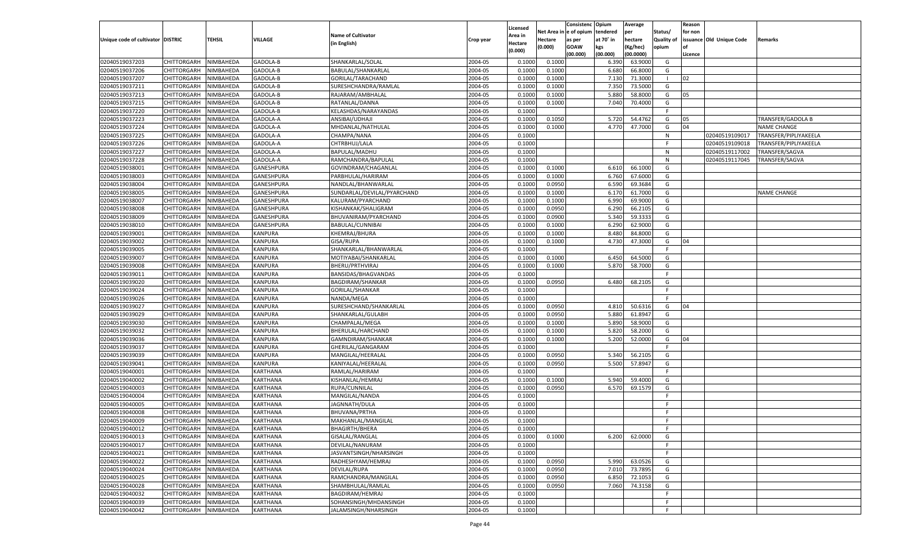| Unique code of cultivator | DISTRIC | TEHSIL | VILLAGE | Name of Cultivator (in English) | Crop year | Licensed Area in Hectare (0.000) | Net Area in Hectare (0.000) | Consistenc e of opium as per GOAW (00.000) | Opium tendered at 70° in kgs (00.000) | Average per hectare (Kg/hec) (00.0000) | Status/ Quality of opium | Reason for non issuance of Licence | Old Unique Code | Remarks |
|---|---|---|---|---|---|---|---|---|---|---|---|---|---|---|
| 02040519037203 | CHITTORGARH | NIMBAHEDA | GADOLA-B | SHANKARLAL/SOLAL | 2004-05 | 0.1000 | 0.1000 | | 6.390 | 63.9000 | G | | | |
| 02040519037206 | CHITTORGARH | NIMBAHEDA | GADOLA-B | BABULAL/SHANKARLAL | 2004-05 | 0.1000 | 0.1000 | | 6.680 | 66.8000 | G | | | |
| 02040519037207 | CHITTORGARH | NIMBAHEDA | GADOLA-B | GORILAL/TARACHAND | 2004-05 | 0.1000 | 0.1000 | | 7.130 | 71.3000 | I | 02 | | |
| 02040519037211 | CHITTORGARH | NIMBAHEDA | GADOLA-B | SURESHCHANDRA/RAMLAL | 2004-05 | 0.1000 | 0.1000 | | 7.350 | 73.5000 | G | | | |
| 02040519037213 | CHITTORGARH | NIMBAHEDA | GADOLA-B | RAJARAM/AMBHALAL | 2004-05 | 0.1000 | 0.1000 | | 5.880 | 58.8000 | G | 05 | | |
| 02040519037215 | CHITTORGARH | NIMBAHEDA | GADOLA-B | RATANLAL/DANNA | 2004-05 | 0.1000 | 0.1000 | | 7.040 | 70.4000 | G | | | |
| 02040519037220 | CHITTORGARH | NIMBAHEDA | GADOLA-B | KELASHDAS/NARAYANDAS | 2004-05 | 0.1000 | | | | | F | | | |
| 02040519037223 | CHITTORGARH | NIMBAHEDA | GADOLA-A | ANSIBAI/UDHAJI | 2004-05 | 0.1000 | 0.1050 | | 5.720 | 54.4762 | G | 05 | | TRANSFER/GADOLA B |
| 02040519037224 | CHITTORGARH | NIMBAHEDA | GADOLA-A | MHDANLAL/NATHULAL | 2004-05 | 0.1000 | 0.1000 | | 4.770 | 47.7000 | G | 04 | | NAME CHANGE |
| 02040519037225 | CHITTORGARH | NIMBAHEDA | GADOLA-A | CHAMPA/NANA | 2004-05 | 0.1000 | | | | | N | | 02040519109017 | TRANSFER/PIPLIYAKEELA |
| 02040519037226 | CHITTORGARH | NIMBAHEDA | GADOLA-A | CHTRBHUJ/LALA | 2004-05 | 0.1000 | | | | | F | | 02040519109018 | TRANSFER/PIPLIYAKEELA |
| 02040519037227 | CHITTORGARH | NIMBAHEDA | GADOLA-A | BAPULAL/MADHU | 2004-05 | 0.1000 | | | | | N | | 02040519117002 | TRANSFER/SAGVA |
| 02040519037228 | CHITTORGARH | NIMBAHEDA | GADOLA-A | RAMCHANDRA/BAPULAL | 2004-05 | 0.1000 | | | | | N | | 02040519117045 | TRANSFER/SAGVA |
| 02040519038001 | CHITTORGARH | NIMBAHEDA | GANESHPURA | GOVINDRAM/CHAGANLAL | 2004-05 | 0.1000 | 0.1000 | | 6.610 | 66.1000 | G | | | |
| 02040519038003 | CHITTORGARH | NIMBAHEDA | GANESHPURA | PARBHULAL/HARIRAM | 2004-05 | 0.1000 | 0.1000 | | 6.760 | 67.6000 | G | | | |
| 02040519038004 | CHITTORGARH | NIMBAHEDA | GANESHPURA | NANDLAL/BHANWARLAL | 2004-05 | 0.1000 | 0.0950 | | 6.590 | 69.3684 | G | | | |
| 02040519038005 | CHITTORGARH | NIMBAHEDA | GANESHPURA | SUNDARLAL/DEVILAL/PYARCHAND | 2004-05 | 0.1000 | 0.1000 | | 6.170 | 61.7000 | G | | | NAME CHANGE |
| 02040519038007 | CHITTORGARH | NIMBAHEDA | GANESHPURA | KALURAM/PYARCHAND | 2004-05 | 0.1000 | 0.1000 | | 6.990 | 69.9000 | G | | | |
| 02040519038008 | CHITTORGARH | NIMBAHEDA | GANESHPURA | KISHANKAK/SHALIGRAM | 2004-05 | 0.1000 | 0.0950 | | 6.290 | 66.2105 | G | | | |
| 02040519038009 | CHITTORGARH | NIMBAHEDA | GANESHPURA | BHUVANIRAM/PYARCHAND | 2004-05 | 0.1000 | 0.0900 | | 5.340 | 59.3333 | G | | | |
| 02040519038010 | CHITTORGARH | NIMBAHEDA | GANESHPURA | BABULAL/CUNNIBAI | 2004-05 | 0.1000 | 0.1000 | | 6.290 | 62.9000 | G | | | |
| 02040519039001 | CHITTORGARH | NIMBAHEDA | KANPURA | KHEMRAJ/BHURA | 2004-05 | 0.1000 | 0.1000 | | 8.480 | 84.8000 | G | | | |
| 02040519039002 | CHITTORGARH | NIMBAHEDA | KANPURA | GISA/RUPA | 2004-05 | 0.1000 | 0.1000 | | 4.730 | 47.3000 | G | 04 | | |
| 02040519039005 | CHITTORGARH | NIMBAHEDA | KANPURA | SHANKARLAL/BHANWARLAL | 2004-05 | 0.1000 | | | | | F | | | |
| 02040519039007 | CHITTORGARH | NIMBAHEDA | KANPURA | MOTIYABAI/SHANKARLAL | 2004-05 | 0.1000 | 0.1000 | | 6.450 | 64.5000 | G | | | |
| 02040519039008 | CHITTORGARH | NIMBAHEDA | KANPURA | BHERU/PRTHVIRAJ | 2004-05 | 0.1000 | 0.1000 | | 5.870 | 58.7000 | G | | | |
| 02040519039011 | CHITTORGARH | NIMBAHEDA | KANPURA | BANSIDAS/BHAGVANDAS | 2004-05 | 0.1000 | | | | | F | | | |
| 02040519039020 | CHITTORGARH | NIMBAHEDA | KANPURA | BAGDIRAM/SHANKAR | 2004-05 | 0.1000 | 0.0950 | | 6.480 | 68.2105 | G | | | |
| 02040519039024 | CHITTORGARH | NIMBAHEDA | KANPURA | GORILAL/SHANKAR | 2004-05 | 0.1000 | | | | | F | | | |
| 02040519039026 | CHITTORGARH | NIMBAHEDA | KANPURA | NANDA/MEGA | 2004-05 | 0.1000 | | | | | F | | | |
| 02040519039027 | CHITTORGARH | NIMBAHEDA | KANPURA | SURESHCHAND/SHANKARLAL | 2004-05 | 0.1000 | 0.0950 | | 4.810 | 50.6316 | G | 04 | | |
| 02040519039029 | CHITTORGARH | NIMBAHEDA | KANPURA | SHANKARLAL/GULABH | 2004-05 | 0.1000 | 0.0950 | | 5.880 | 61.8947 | G | | | |
| 02040519039030 | CHITTORGARH | NIMBAHEDA | KANPURA | CHAMPALAL/MEGA | 2004-05 | 0.1000 | 0.1000 | | 5.890 | 58.9000 | G | | | |
| 02040519039032 | CHITTORGARH | NIMBAHEDA | KANPURA | BHERULAL/HARCHAND | 2004-05 | 0.1000 | 0.1000 | | 5.820 | 58.2000 | G | | | |
| 02040519039036 | CHITTORGARH | NIMBAHEDA | KANPURA | GAMNDIRAM/SHANKAR | 2004-05 | 0.1000 | 0.1000 | | 5.200 | 52.0000 | G | 04 | | |
| 02040519039037 | CHITTORGARH | NIMBAHEDA | KANPURA | GHERILAL/GANGARAM | 2004-05 | 0.1000 | | | | | F | | | |
| 02040519039039 | CHITTORGARH | NIMBAHEDA | KANPURA | MANGILAL/HEERALAL | 2004-05 | 0.1000 | 0.0950 | | 5.340 | 56.2105 | G | | | |
| 02040519039041 | CHITTORGARH | NIMBAHEDA | KANPURA | KANIYALAL/HEERALAL | 2004-05 | 0.1000 | 0.0950 | | 5.500 | 57.8947 | G | | | |
| 02040519040001 | CHITTORGARH | NIMBAHEDA | KARTHANA | RAMLAL/HARIRAM | 2004-05 | 0.1000 | | | | | F | | | |
| 02040519040002 | CHITTORGARH | NIMBAHEDA | KARTHANA | KISHANLAL/HEMRAJ | 2004-05 | 0.1000 | 0.1000 | | 5.940 | 59.4000 | G | | | |
| 02040519040003 | CHITTORGARH | NIMBAHEDA | KARTHANA | RUPA/CUNNILAL | 2004-05 | 0.1000 | 0.0950 | | 6.570 | 69.1579 | G | | | |
| 02040519040004 | CHITTORGARH | NIMBAHEDA | KARTHANA | MANGILAL/NANDA | 2004-05 | 0.1000 | | | | | F | | | |
| 02040519040005 | CHITTORGARH | NIMBAHEDA | KARTHANA | JAGNNATH/DULA | 2004-05 | 0.1000 | | | | | F | | | |
| 02040519040008 | CHITTORGARH | NIMBAHEDA | KARTHANA | BHUVANA/PRTHA | 2004-05 | 0.1000 | | | | | F | | | |
| 02040519040009 | CHITTORGARH | NIMBAHEDA | KARTHANA | MAKHANLAL/MANGILAL | 2004-05 | 0.1000 | | | | | F | | | |
| 02040519040012 | CHITTORGARH | NIMBAHEDA | KARTHANA | BHAGIRTH/BHERA | 2004-05 | 0.1000 | | | | | F | | | |
| 02040519040013 | CHITTORGARH | NIMBAHEDA | KARTHANA | GISALAL/RANGLAL | 2004-05 | 0.1000 | 0.1000 | | 6.200 | 62.0000 | G | | | |
| 02040519040017 | CHITTORGARH | NIMBAHEDA | KARTHANA | DEVILAL/NANURAM | 2004-05 | 0.1000 | | | | | F | | | |
| 02040519040021 | CHITTORGARH | NIMBAHEDA | KARTHANA | JASVANTSINGH/NHARSINGH | 2004-05 | 0.1000 | | | | | F | | | |
| 02040519040022 | CHITTORGARH | NIMBAHEDA | KARTHANA | RADHESHYAM/HEMRAJ | 2004-05 | 0.1000 | 0.0950 | | 5.990 | 63.0526 | G | | | |
| 02040519040024 | CHITTORGARH | NIMBAHEDA | KARTHANA | DEVILAL/RUPA | 2004-05 | 0.1000 | 0.0950 | | 7.010 | 73.7895 | G | | | |
| 02040519040025 | CHITTORGARH | NIMBAHEDA | KARTHANA | RAMCHANDRA/MANGILAL | 2004-05 | 0.1000 | 0.0950 | | 6.850 | 72.1053 | G | | | |
| 02040519040028 | CHITTORGARH | NIMBAHEDA | KARTHANA | SHAMBHULAL/RAMLAL | 2004-05 | 0.1000 | 0.0950 | | 7.060 | 74.3158 | G | | | |
| 02040519040032 | CHITTORGARH | NIMBAHEDA | KARTHANA | BAGDIRAM/HEMRAJ | 2004-05 | 0.1000 | | | | | F | | | |
| 02040519040039 | CHITTORGARH | NIMBAHEDA | KARTHANA | SOHANSINGH/MHDANSINGH | 2004-05 | 0.1000 | | | | | F | | | |
| 02040519040042 | CHITTORGARH | NIMBAHEDA | KARTHANA | JALAMSINGH/NHARSINGH | 2004-05 | 0.1000 | | | | | F | | | |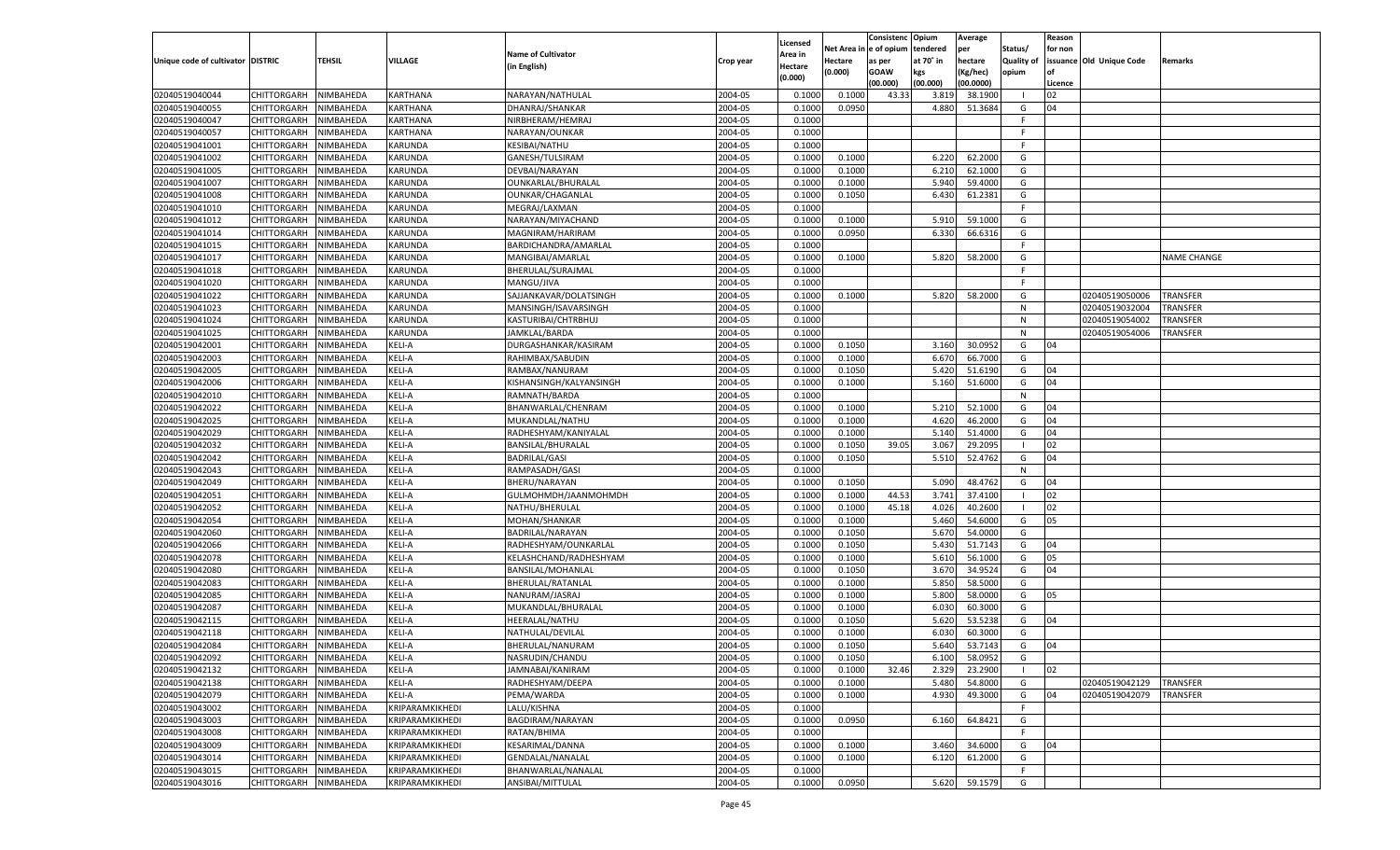| Unique code of cultivator | DISTRIC | TEHSIL | VILLAGE | Name of Cultivator (in English) | Crop year | Licensed Area in Hectare (0.000) | Net Area in Hectare (0.000) | Consistenc e of opium as per GOAW (00.000) | Opium tendered at 70˚ in kgs (00.000) | Average per hectare (Kg/hec) (00.0000) | Status/ Quality of opium | Reason for non issuance of Licence | Old Unique Code | Remarks |
|---|---|---|---|---|---|---|---|---|---|---|---|---|---|---|
| 02040519040044 | CHITTORGARH | NIMBAHEDA | KARTHANA | NARAYAN/NATHULAL | 2004-05 | 0.1000 | 0.1000 | 43.33 | 3.819 | 38.1900 | I | 02 | | |
| 02040519040055 | CHITTORGARH | NIMBAHEDA | KARTHANA | DHANRAJ/SHANKAR | 2004-05 | 0.1000 | 0.0950 | | 4.880 | 51.3684 | G | 04 | | |
| 02040519040047 | CHITTORGARH | NIMBAHEDA | KARTHANA | NIRBHERAM/HEMRAJ | 2004-05 | 0.1000 | | | | | F | | | |
| 02040519040057 | CHITTORGARH | NIMBAHEDA | KARTHANA | NARAYAN/OUNKAR | 2004-05 | 0.1000 | | | | | F | | | |
| 02040519041001 | CHITTORGARH | NIMBAHEDA | KARUNDA | KESIBAI/NATHU | 2004-05 | 0.1000 | | | | | F | | | |
| 02040519041002 | CHITTORGARH | NIMBAHEDA | KARUNDA | GANESH/TULSIRAM | 2004-05 | 0.1000 | 0.1000 | | 6.220 | 62.2000 | G | | | |
| 02040519041005 | CHITTORGARH | NIMBAHEDA | KARUNDA | DEVBAI/NARAYAN | 2004-05 | 0.1000 | 0.1000 | | 6.210 | 62.1000 | G | | | |
| 02040519041007 | CHITTORGARH | NIMBAHEDA | KARUNDA | OUNKARLAL/BHURALAL | 2004-05 | 0.1000 | 0.1000 | | 5.940 | 59.4000 | G | | | |
| 02040519041008 | CHITTORGARH | NIMBAHEDA | KARUNDA | OUNKAR/CHAGANLAL | 2004-05 | 0.1000 | 0.1050 | | 6.430 | 61.2381 | G | | | |
| 02040519041010 | CHITTORGARH | NIMBAHEDA | KARUNDA | MEGRAJ/LAXMAN | 2004-05 | 0.1000 | | | | | F | | | |
| 02040519041012 | CHITTORGARH | NIMBAHEDA | KARUNDA | NARAYAN/MIYACHAND | 2004-05 | 0.1000 | 0.1000 | | 5.910 | 59.1000 | G | | | |
| 02040519041014 | CHITTORGARH | NIMBAHEDA | KARUNDA | MAGNIRAM/HARIRAM | 2004-05 | 0.1000 | 0.0950 | | 6.330 | 66.6316 | G | | | |
| 02040519041015 | CHITTORGARH | NIMBAHEDA | KARUNDA | BARDICHANDRA/AMARLAL | 2004-05 | 0.1000 | | | | | F | | | |
| 02040519041017 | CHITTORGARH | NIMBAHEDA | KARUNDA | MANGIBAI/AMARLAL | 2004-05 | 0.1000 | 0.1000 | | 5.820 | 58.2000 | G | | | NAME CHANGE |
| 02040519041018 | CHITTORGARH | NIMBAHEDA | KARUNDA | BHERULAL/SURAJMAL | 2004-05 | 0.1000 | | | | | F | | | |
| 02040519041020 | CHITTORGARH | NIMBAHEDA | KARUNDA | MANGU/JIVA | 2004-05 | 0.1000 | | | | | F | | | |
| 02040519041022 | CHITTORGARH | NIMBAHEDA | KARUNDA | SAJJANKAVAR/DOLATSINGH | 2004-05 | 0.1000 | 0.1000 | | 5.820 | 58.2000 | G | | 02040519050006 | TRANSFER |
| 02040519041023 | CHITTORGARH | NIMBAHEDA | KARUNDA | MANSINGH/ISAVARSINGH | 2004-05 | 0.1000 | | | | | N | | 02040519032004 | TRANSFER |
| 02040519041024 | CHITTORGARH | NIMBAHEDA | KARUNDA | KASTURIBAI/CHTRBHUJ | 2004-05 | 0.1000 | | | | | N | | 02040519054002 | TRANSFER |
| 02040519041025 | CHITTORGARH | NIMBAHEDA | KARUNDA | JAMKLAL/BARDA | 2004-05 | 0.1000 | | | | | N | | 02040519054006 | TRANSFER |
| 02040519042001 | CHITTORGARH | NIMBAHEDA | KELI-A | DURGASHANKAR/KASIRAM | 2004-05 | 0.1000 | 0.1050 | | 3.160 | 30.0952 | G | 04 | | |
| 02040519042003 | CHITTORGARH | NIMBAHEDA | KELI-A | RAHIMBAX/SABUDIN | 2004-05 | 0.1000 | 0.1000 | | 6.670 | 66.7000 | G | | | |
| 02040519042005 | CHITTORGARH | NIMBAHEDA | KELI-A | RAMBAX/NANURAM | 2004-05 | 0.1000 | 0.1050 | | 5.420 | 51.6190 | G | 04 | | |
| 02040519042006 | CHITTORGARH | NIMBAHEDA | KELI-A | KISHANSINGH/KALYANSINGH | 2004-05 | 0.1000 | 0.1000 | | 5.160 | 51.6000 | G | 04 | | |
| 02040519042010 | CHITTORGARH | NIMBAHEDA | KELI-A | RAMNATH/BARDA | 2004-05 | 0.1000 | | | | | N | | | |
| 02040519042022 | CHITTORGARH | NIMBAHEDA | KELI-A | BHANWARLAL/CHENRAM | 2004-05 | 0.1000 | 0.1000 | | 5.210 | 52.1000 | G | 04 | | |
| 02040519042025 | CHITTORGARH | NIMBAHEDA | KELI-A | MUKANDLAL/NATHU | 2004-05 | 0.1000 | 0.1000 | | 4.620 | 46.2000 | G | 04 | | |
| 02040519042029 | CHITTORGARH | NIMBAHEDA | KELI-A | RADHESHYAM/KANIYALAL | 2004-05 | 0.1000 | 0.1000 | | 5.140 | 51.4000 | G | 04 | | |
| 02040519042032 | CHITTORGARH | NIMBAHEDA | KELI-A | BANSILAL/BHURALAL | 2004-05 | 0.1000 | 0.1050 | 39.05 | 3.067 | 29.2095 | I | 02 | | |
| 02040519042042 | CHITTORGARH | NIMBAHEDA | KELI-A | BADRILAL/GASI | 2004-05 | 0.1000 | 0.1050 | | 5.510 | 52.4762 | G | 04 | | |
| 02040519042043 | CHITTORGARH | NIMBAHEDA | KELI-A | RAMPASADH/GASI | 2004-05 | 0.1000 | | | | | N | | | |
| 02040519042049 | CHITTORGARH | NIMBAHEDA | KELI-A | BHERU/NARAYAN | 2004-05 | 0.1000 | 0.1050 | | 5.090 | 48.4762 | G | 04 | | |
| 02040519042051 | CHITTORGARH | NIMBAHEDA | KELI-A | GULMOHMDH/JAANMOHMDH | 2004-05 | 0.1000 | 0.1000 | 44.53 | 3.741 | 37.4100 | I | 02 | | |
| 02040519042052 | CHITTORGARH | NIMBAHEDA | KELI-A | NATHU/BHERULAL | 2004-05 | 0.1000 | 0.1000 | 45.18 | 4.026 | 40.2600 | I | 02 | | |
| 02040519042054 | CHITTORGARH | NIMBAHEDA | KELI-A | MOHAN/SHANKAR | 2004-05 | 0.1000 | 0.1000 | | 5.460 | 54.6000 | G | 05 | | |
| 02040519042060 | CHITTORGARH | NIMBAHEDA | KELI-A | BADRILAL/NARAYAN | 2004-05 | 0.1000 | 0.1050 | | 5.670 | 54.0000 | G | | | |
| 02040519042066 | CHITTORGARH | NIMBAHEDA | KELI-A | RADHESHYAM/OUNKARLAL | 2004-05 | 0.1000 | 0.1050 | | 5.430 | 51.7143 | G | 04 | | |
| 02040519042078 | CHITTORGARH | NIMBAHEDA | KELI-A | KELASHCHAND/RADHESHYAM | 2004-05 | 0.1000 | 0.1000 | | 5.610 | 56.1000 | G | 05 | | |
| 02040519042080 | CHITTORGARH | NIMBAHEDA | KELI-A | BANSILAL/MOHANLAL | 2004-05 | 0.1000 | 0.1050 | | 3.670 | 34.9524 | G | 04 | | |
| 02040519042083 | CHITTORGARH | NIMBAHEDA | KELI-A | BHERULAL/RATANLAL | 2004-05 | 0.1000 | 0.1000 | | 5.850 | 58.5000 | G | | | |
| 02040519042085 | CHITTORGARH | NIMBAHEDA | KELI-A | NANURAM/JASRAJ | 2004-05 | 0.1000 | 0.1000 | | 5.800 | 58.0000 | G | 05 | | |
| 02040519042087 | CHITTORGARH | NIMBAHEDA | KELI-A | MUKANDLAL/BHURALAL | 2004-05 | 0.1000 | 0.1000 | | 6.030 | 60.3000 | G | | | |
| 02040519042115 | CHITTORGARH | NIMBAHEDA | KELI-A | HEERALAL/NATHU | 2004-05 | 0.1000 | 0.1050 | | 5.620 | 53.5238 | G | 04 | | |
| 02040519042118 | CHITTORGARH | NIMBAHEDA | KELI-A | NATHULAL/DEVILAL | 2004-05 | 0.1000 | 0.1000 | | 6.030 | 60.3000 | G | | | |
| 02040519042084 | CHITTORGARH | NIMBAHEDA | KELI-A | BHERULAL/NANURAM | 2004-05 | 0.1000 | 0.1050 | | 5.640 | 53.7143 | G | 04 | | |
| 02040519042092 | CHITTORGARH | NIMBAHEDA | KELI-A | NASRUDIN/CHANDU | 2004-05 | 0.1000 | 0.1050 | | 6.100 | 58.0952 | G | | | |
| 02040519042132 | CHITTORGARH | NIMBAHEDA | KELI-A | JAMNABAI/KANIRAM | 2004-05 | 0.1000 | 0.1000 | 32.46 | 2.329 | 23.2900 | I | 02 | | |
| 02040519042138 | CHITTORGARH | NIMBAHEDA | KELI-A | RADHESHYAM/DEEPA | 2004-05 | 0.1000 | 0.1000 | | 5.480 | 54.8000 | G | | 02040519042129 | TRANSFER |
| 02040519042079 | CHITTORGARH | NIMBAHEDA | KELI-A | PEMA/WARDA | 2004-05 | 0.1000 | 0.1000 | | 4.930 | 49.3000 | G | 04 | 02040519042079 | TRANSFER |
| 02040519043002 | CHITTORGARH | NIMBAHEDA | KRIPARAMKIKHEDI | LALU/KISHNA | 2004-05 | 0.1000 | | | | | F | | | |
| 02040519043003 | CHITTORGARH | NIMBAHEDA | KRIPARAMKIKHEDI | BAGDIRAM/NARAYAN | 2004-05 | 0.1000 | 0.0950 | | 6.160 | 64.8421 | G | | | |
| 02040519043008 | CHITTORGARH | NIMBAHEDA | KRIPARAMKIKHEDI | RATAN/BHIMA | 2004-05 | 0.1000 | | | | | F | | | |
| 02040519043009 | CHITTORGARH | NIMBAHEDA | KRIPARAMKIKHEDI | KESARIMAL/DANNA | 2004-05 | 0.1000 | 0.1000 | | 3.460 | 34.6000 | G | 04 | | |
| 02040519043014 | CHITTORGARH | NIMBAHEDA | KRIPARAMKIKHEDI | GENDALAL/NANALAL | 2004-05 | 0.1000 | 0.1000 | | 6.120 | 61.2000 | G | | | |
| 02040519043015 | CHITTORGARH | NIMBAHEDA | KRIPARAMKIKHEDI | BHANWARLAL/NANALAL | 2004-05 | 0.1000 | | | | | F | | | |
| 02040519043016 | CHITTORGARH | NIMBAHEDA | KRIPARAMKIKHEDI | ANSIBAI/MITTULAL | 2004-05 | 0.1000 | 0.0950 | | 5.620 | 59.1579 | G | | | |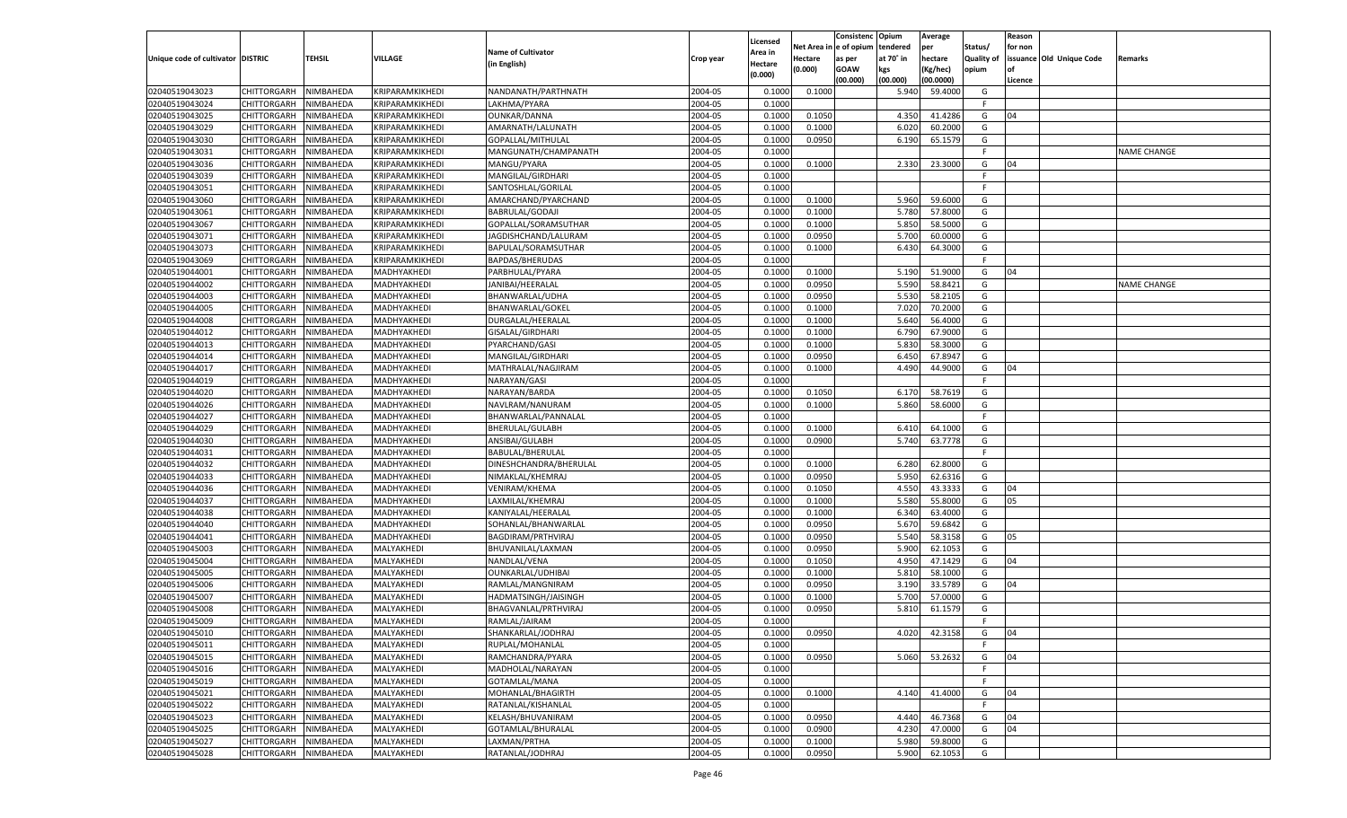| Unique code of cultivator | DISTRIC | TEHSIL | VILLAGE | Name of Cultivator (in English) | Crop year | Licensed Area in Hectare (0.000) | Net Area in Hectare (0.000) | Consistenc e of opium as per GOAW (00.000) | Opium tendered at 70° in kgs (00.000) | Average per hectare (Kg/hec) (00.0000) | Status/ Quality of opium | Reason for non issuance of Licence | Old Unique Code | Remarks |
|---|---|---|---|---|---|---|---|---|---|---|---|---|---|---|
| 02040519043023 | CHITTORGARH | NIMBAHEDA | KRIPARAMKIKHEDI | NANDANATH/PARTHNATH | 2004-05 | 0.1000 | 0.1000 | | 5.940 | 59.4000 | G | | | |
| 02040519043024 | CHITTORGARH | NIMBAHEDA | KRIPARAMKIKHEDI | LAKHMA/PYARA | 2004-05 | 0.1000 | | | | | F | | | |
| 02040519043025 | CHITTORGARH | NIMBAHEDA | KRIPARAMKIKHEDI | OUNKAR/DANNA | 2004-05 | 0.1000 | 0.1050 | | 4.350 | 41.4286 | G | 04 | | |
| 02040519043029 | CHITTORGARH | NIMBAHEDA | KRIPARAMKIKHEDI | AMARNATH/LALUNATH | 2004-05 | 0.1000 | 0.1000 | | 6.020 | 60.2000 | G | | | |
| 02040519043030 | CHITTORGARH | NIMBAHEDA | KRIPARAMKIKHEDI | GOPALLAL/MITHULAL | 2004-05 | 0.1000 | 0.0950 | | 6.190 | 65.1579 | G | | | |
| 02040519043031 | CHITTORGARH | NIMBAHEDA | KRIPARAMKIKHEDI | MANGUNATH/CHAMPANATH | 2004-05 | 0.1000 | | | | | F | | | NAME CHANGE |
| 02040519043036 | CHITTORGARH | NIMBAHEDA | KRIPARAMKIKHEDI | MANGU/PYARA | 2004-05 | 0.1000 | 0.1000 | | 2.330 | 23.3000 | G | 04 | | |
| 02040519043039 | CHITTORGARH | NIMBAHEDA | KRIPARAMKIKHEDI | MANGILAL/GIRDHARI | 2004-05 | 0.1000 | | | | | F | | | |
| 02040519043051 | CHITTORGARH | NIMBAHEDA | KRIPARAMKIKHEDI | SANTOSHLAL/GORILAL | 2004-05 | 0.1000 | | | | | F | | | |
| 02040519043060 | CHITTORGARH | NIMBAHEDA | KRIPARAMKIKHEDI | AMARCHAND/PYARCHAND | 2004-05 | 0.1000 | 0.1000 | | 5.960 | 59.6000 | G | | | |
| 02040519043061 | CHITTORGARH | NIMBAHEDA | KRIPARAMKIKHEDI | BABRULAL/GODAJI | 2004-05 | 0.1000 | 0.1000 | | 5.780 | 57.8000 | G | | | |
| 02040519043067 | CHITTORGARH | NIMBAHEDA | KRIPARAMKIKHEDI | GOPALLAL/SORAMSUTHAR | 2004-05 | 0.1000 | 0.1000 | | 5.850 | 58.5000 | G | | | |
| 02040519043071 | CHITTORGARH | NIMBAHEDA | KRIPARAMKIKHEDI | JAGDISHCHAND/LALURAM | 2004-05 | 0.1000 | 0.0950 | | 5.700 | 60.0000 | G | | | |
| 02040519043073 | CHITTORGARH | NIMBAHEDA | KRIPARAMKIKHEDI | BAPULAL/SORAMSUTHAR | 2004-05 | 0.1000 | 0.1000 | | 6.430 | 64.3000 | G | | | |
| 02040519043069 | CHITTORGARH | NIMBAHEDA | KRIPARAMKIKHEDI | BAPDAS/BHERUDAS | 2004-05 | 0.1000 | | | | | F | | | |
| 02040519044001 | CHITTORGARH | NIMBAHEDA | MADHYAKHEDI | PARBHULAL/PYARA | 2004-05 | 0.1000 | 0.1000 | | 5.190 | 51.9000 | G | 04 | | |
| 02040519044002 | CHITTORGARH | NIMBAHEDA | MADHYAKHEDI | JANIBAI/HEERALAL | 2004-05 | 0.1000 | 0.0950 | | 5.590 | 58.8421 | G | | | NAME CHANGE |
| 02040519044003 | CHITTORGARH | NIMBAHEDA | MADHYAKHEDI | BHANWARLAL/UDHA | 2004-05 | 0.1000 | 0.0950 | | 5.530 | 58.2105 | G | | | |
| 02040519044005 | CHITTORGARH | NIMBAHEDA | MADHYAKHEDI | BHANWARLAL/GOKEL | 2004-05 | 0.1000 | 0.1000 | | 7.020 | 70.2000 | G | | | |
| 02040519044008 | CHITTORGARH | NIMBAHEDA | MADHYAKHEDI | DURGALAL/HEERALAL | 2004-05 | 0.1000 | 0.1000 | | 5.640 | 56.4000 | G | | | |
| 02040519044012 | CHITTORGARH | NIMBAHEDA | MADHYAKHEDI | GISALAL/GIRDHARI | 2004-05 | 0.1000 | 0.1000 | | 6.790 | 67.9000 | G | | | |
| 02040519044013 | CHITTORGARH | NIMBAHEDA | MADHYAKHEDI | PYARCHAND/GASI | 2004-05 | 0.1000 | 0.1000 | | 5.830 | 58.3000 | G | | | |
| 02040519044014 | CHITTORGARH | NIMBAHEDA | MADHYAKHEDI | MANGILAL/GIRDHARI | 2004-05 | 0.1000 | 0.0950 | | 6.450 | 67.8947 | G | | | |
| 02040519044017 | CHITTORGARH | NIMBAHEDA | MADHYAKHEDI | MATHRALAL/NAGJIRAM | 2004-05 | 0.1000 | 0.1000 | | 4.490 | 44.9000 | G | 04 | | |
| 02040519044019 | CHITTORGARH | NIMBAHEDA | MADHYAKHEDI | NARAYAN/GASI | 2004-05 | 0.1000 | | | | | F | | | |
| 02040519044020 | CHITTORGARH | NIMBAHEDA | MADHYAKHEDI | NARAYAN/BARDA | 2004-05 | 0.1000 | 0.1050 | | 6.170 | 58.7619 | G | | | |
| 02040519044026 | CHITTORGARH | NIMBAHEDA | MADHYAKHEDI | NAVLRAM/NANURAM | 2004-05 | 0.1000 | 0.1000 | | 5.860 | 58.6000 | G | | | |
| 02040519044027 | CHITTORGARH | NIMBAHEDA | MADHYAKHEDI | BHANWARLAL/PANNALAL | 2004-05 | 0.1000 | | | | | F | | | |
| 02040519044029 | CHITTORGARH | NIMBAHEDA | MADHYAKHEDI | BHERULAL/GULABH | 2004-05 | 0.1000 | 0.1000 | | 6.410 | 64.1000 | G | | | |
| 02040519044030 | CHITTORGARH | NIMBAHEDA | MADHYAKHEDI | ANSIBAI/GULABH | 2004-05 | 0.1000 | 0.0900 | | 5.740 | 63.7778 | G | | | |
| 02040519044031 | CHITTORGARH | NIMBAHEDA | MADHYAKHEDI | BABULAL/BHERULAL | 2004-05 | 0.1000 | | | | | F | | | |
| 02040519044032 | CHITTORGARH | NIMBAHEDA | MADHYAKHEDI | DINESHCHANDRA/BHERULAL | 2004-05 | 0.1000 | 0.1000 | | 6.280 | 62.8000 | G | | | |
| 02040519044033 | CHITTORGARH | NIMBAHEDA | MADHYAKHEDI | NIMAKLAL/KHEMRAJ | 2004-05 | 0.1000 | 0.0950 | | 5.950 | 62.6316 | G | | | |
| 02040519044036 | CHITTORGARH | NIMBAHEDA | MADHYAKHEDI | VENIRAM/KHEMA | 2004-05 | 0.1000 | 0.1050 | | 4.550 | 43.3333 | G | 04 | | |
| 02040519044037 | CHITTORGARH | NIMBAHEDA | MADHYAKHEDI | LAXMILAL/KHEMRAJ | 2004-05 | 0.1000 | 0.1000 | | 5.580 | 55.8000 | G | 05 | | |
| 02040519044038 | CHITTORGARH | NIMBAHEDA | MADHYAKHEDI | KANIYALAL/HEERALAL | 2004-05 | 0.1000 | 0.1000 | | 6.340 | 63.4000 | G | | | |
| 02040519044040 | CHITTORGARH | NIMBAHEDA | MADHYAKHEDI | SOHANLAL/BHANWARLAL | 2004-05 | 0.1000 | 0.0950 | | 5.670 | 59.6842 | G | | | |
| 02040519044041 | CHITTORGARH | NIMBAHEDA | MADHYAKHEDI | BAGDIRAM/PRTHVIRAJ | 2004-05 | 0.1000 | 0.0950 | | 5.540 | 58.3158 | G | 05 | | |
| 02040519045003 | CHITTORGARH | NIMBAHEDA | MALYAKHEDI | BHUVANILAL/LAXMAN | 2004-05 | 0.1000 | 0.0950 | | 5.900 | 62.1053 | G | | | |
| 02040519045004 | CHITTORGARH | NIMBAHEDA | MALYAKHEDI | NANDLAL/VENA | 2004-05 | 0.1000 | 0.1050 | | 4.950 | 47.1429 | G | 04 | | |
| 02040519045005 | CHITTORGARH | NIMBAHEDA | MALYAKHEDI | OUNKARLAL/UDHIBAI | 2004-05 | 0.1000 | 0.1000 | | 5.810 | 58.1000 | G | | | |
| 02040519045006 | CHITTORGARH | NIMBAHEDA | MALYAKHEDI | RAMLAL/MANGNIRAM | 2004-05 | 0.1000 | 0.0950 | | 3.190 | 33.5789 | G | 04 | | |
| 02040519045007 | CHITTORGARH | NIMBAHEDA | MALYAKHEDI | HADMATSINGH/JAISINGH | 2004-05 | 0.1000 | 0.1000 | | 5.700 | 57.0000 | G | | | |
| 02040519045008 | CHITTORGARH | NIMBAHEDA | MALYAKHEDI | BHAGVANLAL/PRTHVIRAJ | 2004-05 | 0.1000 | 0.0950 | | 5.810 | 61.1579 | G | | | |
| 02040519045009 | CHITTORGARH | NIMBAHEDA | MALYAKHEDI | RAMLAL/JAIRAM | 2004-05 | 0.1000 | | | | | F | | | |
| 02040519045010 | CHITTORGARH | NIMBAHEDA | MALYAKHEDI | SHANKARLAL/JODHRAJ | 2004-05 | 0.1000 | 0.0950 | | 4.020 | 42.3158 | G | 04 | | |
| 02040519045011 | CHITTORGARH | NIMBAHEDA | MALYAKHEDI | RUPLAL/MOHANLAL | 2004-05 | 0.1000 | | | | | F | | | |
| 02040519045015 | CHITTORGARH | NIMBAHEDA | MALYAKHEDI | RAMCHANDRA/PYARA | 2004-05 | 0.1000 | 0.0950 | | 5.060 | 53.2632 | G | 04 | | |
| 02040519045016 | CHITTORGARH | NIMBAHEDA | MALYAKHEDI | MADHOLAL/NARAYAN | 2004-05 | 0.1000 | | | | | F | | | |
| 02040519045019 | CHITTORGARH | NIMBAHEDA | MALYAKHEDI | GOTAMLAL/MANA | 2004-05 | 0.1000 | | | | | F | | | |
| 02040519045021 | CHITTORGARH | NIMBAHEDA | MALYAKHEDI | MOHANLAL/BHAGIRTH | 2004-05 | 0.1000 | 0.1000 | | 4.140 | 41.4000 | G | 04 | | |
| 02040519045022 | CHITTORGARH | NIMBAHEDA | MALYAKHEDI | RATANLAL/KISHANLAL | 2004-05 | 0.1000 | | | | | F | | | |
| 02040519045023 | CHITTORGARH | NIMBAHEDA | MALYAKHEDI | KELASH/BHUVANIRAM | 2004-05 | 0.1000 | 0.0950 | | 4.440 | 46.7368 | G | 04 | | |
| 02040519045025 | CHITTORGARH | NIMBAHEDA | MALYAKHEDI | GOTAMLAL/BHURALAL | 2004-05 | 0.1000 | 0.0900 | | 4.230 | 47.0000 | G | 04 | | |
| 02040519045027 | CHITTORGARH | NIMBAHEDA | MALYAKHEDI | LAXMAN/PRTHA | 2004-05 | 0.1000 | 0.1000 | | 5.980 | 59.8000 | G | | | |
| 02040519045028 | CHITTORGARH | NIMBAHEDA | MALYAKHEDI | RATANLAL/JODHRAJ | 2004-05 | 0.1000 | 0.0950 | | 5.900 | 62.1053 | G | | | |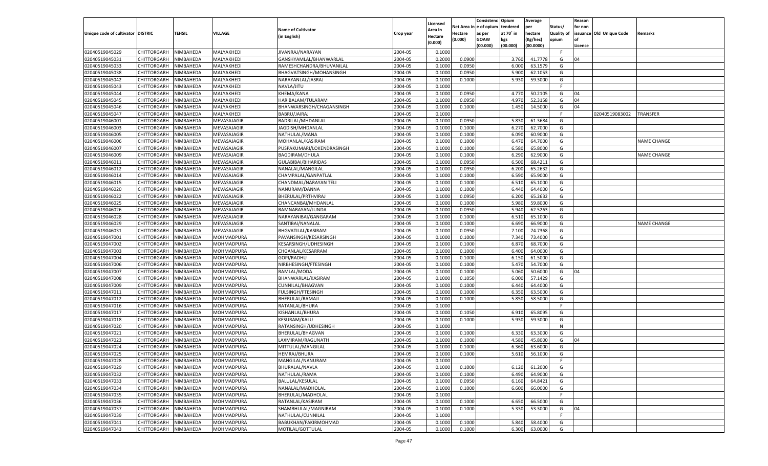| Unique code of cultivator | DISTRIC | TEHSIL | VILLAGE | Name of Cultivator (in English) | Crop year | Licensed Area in Hectare (0.000) | Net Area in Hectare (0.000) | Consistenc e of opium as per GOAW (00.000) | Opium tendered at 70˚ in kgs (00.000) | Average per hectare (Kg/hec) (00.0000) | Status/ Quality of opium | Reason for non issuance of Licence | Old Unique Code | Remarks |
|---|---|---|---|---|---|---|---|---|---|---|---|---|---|---|
| 02040519045029 | CHITTORGARH | NIMBAHEDA | MALYAKHEDI | JIVANRAJ/NARAYAN | 2004-05 | 0.1000 | | | | | F | | | |
| 02040519045031 | CHITTORGARH | NIMBAHEDA | MALYAKHEDI | GANSHYAMLAL/BHANWARLAL | 2004-05 | 0.2000 | 0.0900 | | 3.760 | 41.7778 | G | 04 | | |
| 02040519045033 | CHITTORGARH | NIMBAHEDA | MALYAKHEDI | RAMESHCHANDRA/BHUVANILAL | 2004-05 | 0.1000 | 0.0950 | | 6.000 | 63.1579 | G | | | |
| 02040519045038 | CHITTORGARH | NIMBAHEDA | MALYAKHEDI | BHAGVATSINGH/MOHANSINGH | 2004-05 | 0.1000 | 0.0950 | | 5.900 | 62.1053 | G | | | |
| 02040519045042 | CHITTORGARH | NIMBAHEDA | MALYAKHEDI | NARAYANLAL/JASRAJ | 2004-05 | 0.1000 | 0.1000 | | 5.930 | 59.3000 | G | | | |
| 02040519045043 | CHITTORGARH | NIMBAHEDA | MALYAKHEDI | NAVLA/JITU | 2004-05 | 0.1000 | | | | | F | | | |
| 02040519045044 | CHITTORGARH | NIMBAHEDA | MALYAKHEDI | KHEMA/KANA | 2004-05 | 0.1000 | 0.0950 | | 4.770 | 50.2105 | G | 04 | | |
| 02040519045045 | CHITTORGARH | NIMBAHEDA | MALYAKHEDI | HARIBALAM/TULARAM | 2004-05 | 0.1000 | 0.0950 | | 4.970 | 52.3158 | G | 04 | | |
| 02040519045046 | CHITTORGARH | NIMBAHEDA | MALYAKHEDI | BHANWARSINGH/CHAGANSINGH | 2004-05 | 0.1000 | 0.1000 | | 1.450 | 14.5000 | G | 04 | | |
| 02040519045047 | CHITTORGARH | NIMBAHEDA | MALYAKHEDI | BABRU/JAIRAJ | 2004-05 | 0.1000 | | | | | F | | 02040519083002 | TRANSFER |
| 02040519046001 | CHITTORGARH | NIMBAHEDA | MEVASAJAGIR | BADRILAL/MHDANLAL | 2004-05 | 0.1000 | 0.0950 | | 5.830 | 61.3684 | G | | | |
| 02040519046003 | CHITTORGARH | NIMBAHEDA | MEVASAJAGIR | JAGDISH/MHDANLAL | 2004-05 | 0.1000 | 0.1000 | | 6.270 | 62.7000 | G | | | |
| 02040519046005 | CHITTORGARH | NIMBAHEDA | MEVASAJAGIR | NATHULAL/MANA | 2004-05 | 0.1000 | 0.1000 | | 6.090 | 60.9000 | G | | | |
| 02040519046006 | CHITTORGARH | NIMBAHEDA | MEVASAJAGIR | MOHANLAL/KASIRAM | 2004-05 | 0.1000 | 0.1000 | | 6.470 | 64.7000 | G | | | NAME CHANGE |
| 02040519046007 | CHITTORGARH | NIMBAHEDA | MEVASAJAGIR | PUSPAKUMARI/LOKENDRASINGH | 2004-05 | 0.1000 | 0.1000 | | 6.580 | 65.8000 | G | | | |
| 02040519046009 | CHITTORGARH | NIMBAHEDA | MEVASAJAGIR | BAGDIRAM/DHULA | 2004-05 | 0.1000 | 0.1000 | | 6.290 | 62.9000 | G | | | NAME CHANGE |
| 02040519046011 | CHITTORGARH | NIMBAHEDA | MEVASAJAGIR | GULABIBAI/BIHARIDAS | 2004-05 | 0.1000 | 0.0950 | | 6.500 | 68.4211 | G | | | |
| 02040519046012 | CHITTORGARH | NIMBAHEDA | MEVASAJAGIR | NANALAL/MANGILAL | 2004-05 | 0.1000 | 0.0950 | | 6.200 | 65.2632 | G | | | |
| 02040519046014 | CHITTORGARH | NIMBAHEDA | MEVASAJAGIR | CHAMPALAL/GANPATLAL | 2004-05 | 0.1000 | 0.1000 | | 6.590 | 65.9000 | G | | | |
| 02040519046015 | CHITTORGARH | NIMBAHEDA | MEVASAJAGIR | CHANDMAL/NARAYAN TELI | 2004-05 | 0.1000 | 0.1000 | | 6.510 | 65.1000 | G | | | |
| 02040519046020 | CHITTORGARH | NIMBAHEDA | MEVASAJAGIR | NANURAM/DANNA | 2004-05 | 0.1000 | 0.1000 | | 6.440 | 64.4000 | G | | | |
| 02040519046022 | CHITTORGARH | NIMBAHEDA | MEVASAJAGIR | BHERULAL/PRTHVIRAJ | 2004-05 | 0.1000 | 0.0950 | | 6.200 | 65.2632 | G | | | |
| 02040519046025 | CHITTORGARH | NIMBAHEDA | MEVASAJAGIR | CHANCANBAI/MHDANLAL | 2004-05 | 0.1000 | 0.1000 | | 5.980 | 59.8000 | G | | | |
| 02040519046026 | CHITTORGARH | NIMBAHEDA | MEVASAJAGIR | RAMNARAYAN/JUNDA | 2004-05 | 0.1000 | 0.0950 | | 5.940 | 62.5263 | G | | | |
| 02040519046028 | CHITTORGARH | NIMBAHEDA | MEVASAJAGIR | NARAYANIBAI/GANGARAM | 2004-05 | 0.1000 | 0.1000 | | 6.510 | 65.1000 | G | | | |
| 02040519046029 | CHITTORGARH | NIMBAHEDA | MEVASAJAGIR | SANTIBAI/NANALAL | 2004-05 | 0.1000 | 0.1000 | | 6.690 | 66.9000 | G | | | NAME CHANGE |
| 02040519046031 | CHITTORGARH | NIMBAHEDA | MEVASAJAGIR | BHGVATILAL/KASIRAM | 2004-05 | 0.1000 | 0.0950 | | 7.100 | 74.7368 | G | | | |
| 02040519047001 | CHITTORGARH | NIMBAHEDA | MOHMADPURA | PAVANSINGH/KESARSINGH | 2004-05 | 0.1000 | 0.1000 | | 7.340 | 73.4000 | G | | | |
| 02040519047002 | CHITTORGARH | NIMBAHEDA | MOHMADPURA | KESARSINGH/UDHESINGH | 2004-05 | 0.1000 | 0.1000 | | 6.870 | 68.7000 | G | | | |
| 02040519047003 | CHITTORGARH | NIMBAHEDA | MOHMADPURA | CHGANLAL/KESARRAM | 2004-05 | 0.1000 | 0.1000 | | 6.400 | 64.0000 | G | | | |
| 02040519047004 | CHITTORGARH | NIMBAHEDA | MOHMADPURA | GOPI/RADHU | 2004-05 | 0.1000 | 0.1000 | | 6.150 | 61.5000 | G | | | |
| 02040519047006 | CHITTORGARH | NIMBAHEDA | MOHMADPURA | NIRBHESINGH/FTESINGH | 2004-05 | 0.1000 | 0.1000 | | 5.470 | 54.7000 | G | | | |
| 02040519047007 | CHITTORGARH | NIMBAHEDA | MOHMADPURA | RAMLAL/MODA | 2004-05 | 0.1000 | 0.1000 | | 5.060 | 50.6000 | G | 04 | | |
| 02040519047008 | CHITTORGARH | NIMBAHEDA | MOHMADPURA | BHANWARLAL/KASIRAM | 2004-05 | 0.1000 | 0.1050 | | 6.000 | 57.1429 | G | | | |
| 02040519047009 | CHITTORGARH | NIMBAHEDA | MOHMADPURA | CUNNILAL/BHAGVAN | 2004-05 | 0.1000 | 0.1000 | | 6.440 | 64.4000 | G | | | |
| 02040519047011 | CHITTORGARH | NIMBAHEDA | MOHMADPURA | FULSINGH/FTESINGH | 2004-05 | 0.1000 | 0.1000 | | 6.350 | 63.5000 | G | | | |
| 02040519047012 | CHITTORGARH | NIMBAHEDA | MOHMADPURA | BHERULAL/RAMAJI | 2004-05 | 0.1000 | 0.1000 | | 5.850 | 58.5000 | G | | | |
| 02040519047016 | CHITTORGARH | NIMBAHEDA | MOHMADPURA | RATANLAL/BHURA | 2004-05 | 0.1000 | | | | | F | | | |
| 02040519047017 | CHITTORGARH | NIMBAHEDA | MOHMADPURA | KISHANLAL/BHURA | 2004-05 | 0.1000 | 0.1050 | | 6.910 | 65.8095 | G | | | |
| 02040519047018 | CHITTORGARH | NIMBAHEDA | MOHMADPURA | KESURAM/KALU | 2004-05 | 0.1000 | 0.1000 | | 5.930 | 59.3000 | G | | | |
| 02040519047020 | CHITTORGARH | NIMBAHEDA | MOHMADPURA | RATANSINGH/UDHESINGH | 2004-05 | 0.1000 | | | | | N | | | |
| 02040519047021 | CHITTORGARH | NIMBAHEDA | MOHMADPURA | BHERULAL/BHAGVAN | 2004-05 | 0.1000 | 0.1000 | | 6.330 | 63.3000 | G | | | |
| 02040519047023 | CHITTORGARH | NIMBAHEDA | MOHMADPURA | LAXMIRAM/RAGUNATH | 2004-05 | 0.1000 | 0.1000 | | 4.580 | 45.8000 | G | 04 | | |
| 02040519047024 | CHITTORGARH | NIMBAHEDA | MOHMADPURA | MITTULAL/MANGILAL | 2004-05 | 0.1000 | 0.1000 | | 6.360 | 63.6000 | G | | | |
| 02040519047025 | CHITTORGARH | NIMBAHEDA | MOHMADPURA | HEMRAJ/BHURA | 2004-05 | 0.1000 | 0.1000 | | 5.610 | 56.1000 | G | | | |
| 02040519047028 | CHITTORGARH | NIMBAHEDA | MOHMADPURA | MANGILAL/NANURAM | 2004-05 | 0.1000 | | | | | F | | | |
| 02040519047029 | CHITTORGARH | NIMBAHEDA | MOHMADPURA | BHURALAL/NAVLA | 2004-05 | 0.1000 | 0.1000 | | 6.120 | 61.2000 | G | | | |
| 02040519047032 | CHITTORGARH | NIMBAHEDA | MOHMADPURA | NATHULAL/RAMA | 2004-05 | 0.1000 | 0.1000 | | 6.490 | 64.9000 | G | | | |
| 02040519047033 | CHITTORGARH | NIMBAHEDA | MOHMADPURA | BALULAL/KESULAL | 2004-05 | 0.1000 | 0.0950 | | 6.160 | 64.8421 | G | | | |
| 02040519047034 | CHITTORGARH | NIMBAHEDA | MOHMADPURA | NANALAL/MADHOLAL | 2004-05 | 0.1000 | 0.1000 | | 6.600 | 66.0000 | G | | | |
| 02040519047035 | CHITTORGARH | NIMBAHEDA | MOHMADPURA | BHERULAL/MADHOLAL | 2004-05 | 0.1000 | | | | | F | | | |
| 02040519047036 | CHITTORGARH | NIMBAHEDA | MOHMADPURA | RATANLAL/KASIRAM | 2004-05 | 0.1000 | 0.1000 | | 6.650 | 66.5000 | G | | | |
| 02040519047037 | CHITTORGARH | NIMBAHEDA | MOHMADPURA | SHAMBHULAL/MAGNIRAM | 2004-05 | 0.1000 | 0.1000 | | 5.330 | 53.3000 | G | 04 | | |
| 02040519047039 | CHITTORGARH | NIMBAHEDA | MOHMADPURA | NATHULAL/CUNNILAL | 2004-05 | 0.1000 | | | | | F | | | |
| 02040519047041 | CHITTORGARH | NIMBAHEDA | MOHMADPURA | BABUKHAN/FAKIRMOHMAD | 2004-05 | 0.1000 | 0.1000 | | 5.840 | 58.4000 | G | | | |
| 02040519047043 | CHITTORGARH | NIMBAHEDA | MOHMADPURA | MOTILAL/GOTTULAL | 2004-05 | 0.1000 | 0.1000 | | 6.300 | 63.0000 | G | | | |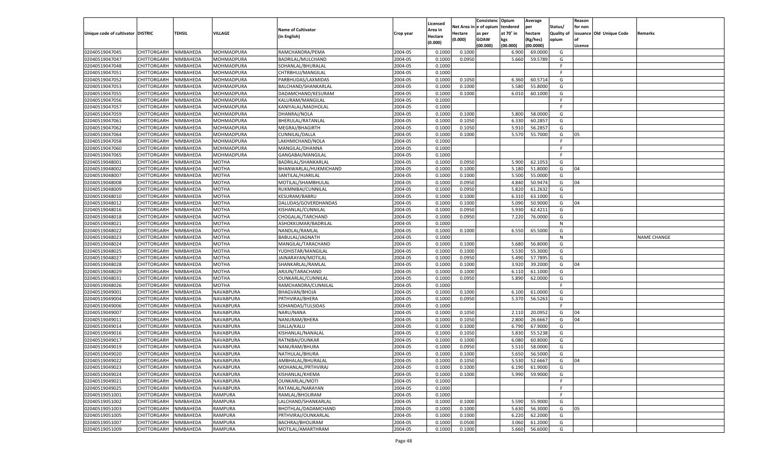| Unique code of cultivator | DISTRIC | TEHSIL | VILLAGE | Name of Cultivator (in English) | Crop year | Licensed Area in Hectare (0.000) | Net Area in Hectare (0.000) | Consistenc e of opium as per GOAW (00.000) | Opium tendered at 70˚ in kgs (00.000) | Average per hectare (Kg/hec) (00.0000) | Status/ Quality of opium | Reason for non issuance of Licence | Old Unique Code | Remarks |
|---|---|---|---|---|---|---|---|---|---|---|---|---|---|---|
| 02040519047045 | CHITTORGARH | NIMBAHEDA | MOHMADPURA | RAMCHANDRA/PEMA | 2004-05 | 0.1000 | 0.1000 | | 6.900 | 69.0000 | G | | | |
| 02040519047047 | CHITTORGARH | NIMBAHEDA | MOHMADPURA | BADRILAL/MULCHAND | 2004-05 | 0.1000 | 0.0950 | | 5.660 | 59.5789 | G | | | |
| 02040519047048 | CHITTORGARH | NIMBAHEDA | MOHMADPURA | SOHANLAL/BHURALAL | 2004-05 | 0.1000 | | | | | F | | | |
| 02040519047051 | CHITTORGARH | NIMBAHEDA | MOHMADPURA | CHTRBHUJ/MANGILAL | 2004-05 | 0.1000 | | | | | F | | | |
| 02040519047052 | CHITTORGARH | NIMBAHEDA | MOHMADPURA | PARBHUDAS/LAXMIDAS | 2004-05 | 0.1000 | 0.1050 | | 6.360 | 60.5714 | G | | | |
| 02040519047053 | CHITTORGARH | NIMBAHEDA | MOHMADPURA | BALCHAND/SHANKARLAL | 2004-05 | 0.1000 | 0.1000 | | 5.580 | 55.8000 | G | | | |
| 02040519047055 | CHITTORGARH | NIMBAHEDA | MOHMADPURA | DADAMCHAND/KESURAM | 2004-05 | 0.1000 | 0.1000 | | 6.010 | 60.1000 | G | | | |
| 02040519047056 | CHITTORGARH | NIMBAHEDA | MOHMADPURA | KALURAM/MANGILAL | 2004-05 | 0.1000 | | | | | F | | | |
| 02040519047057 | CHITTORGARH | NIMBAHEDA | MOHMADPURA | KANIYALAL/MADHOLAL | 2004-05 | 0.1000 | | | | | F | | | |
| 02040519047059 | CHITTORGARH | NIMBAHEDA | MOHMADPURA | DHANRAJ/NOLA | 2004-05 | 0.1000 | 0.1000 | | 5.800 | 58.0000 | G | | | |
| 02040519047061 | CHITTORGARH | NIMBAHEDA | MOHMADPURA | BHERULAL/RATANLAL | 2004-05 | 0.1000 | 0.1050 | | 6.330 | 60.2857 | G | | | |
| 02040519047062 | CHITTORGARH | NIMBAHEDA | MOHMADPURA | MEGRAJ/BHAGIRTH | 2004-05 | 0.1000 | 0.1050 | | 5.910 | 56.2857 | G | | | |
| 02040519047064 | CHITTORGARH | NIMBAHEDA | MOHMADPURA | CUNNILAL/DALLA | 2004-05 | 0.1000 | 0.1000 | | 5.570 | 55.7000 | G | 05 | | |
| 02040519047058 | CHITTORGARH | NIMBAHEDA | MOHMADPURA | LAKHMICHAND/NOLA | 2004-05 | 0.1000 | | | | | F | | | |
| 02040519047060 | CHITTORGARH | NIMBAHEDA | MOHMADPURA | MANGILAL/DHANNA | 2004-05 | 0.1000 | | | | | F | | | |
| 02040519047065 | CHITTORGARH | NIMBAHEDA | MOHMADPURA | GANGABAI/MANGILAL | 2004-05 | 0.1000 | | | | | F | | | |
| 02040519048001 | CHITTORGARH | NIMBAHEDA | MOTHA | BADRILAL/SHANKARLAL | 2004-05 | 0.1000 | 0.0950 | | 5.900 | 62.1053 | G | | | |
| 02040519048002 | CHITTORGARH | NIMBAHEDA | MOTHA | BHANWARLAL/HUKMICHAND | 2004-05 | 0.1000 | 0.1000 | | 5.180 | 51.8000 | G | 04 | | |
| 02040519048007 | CHITTORGARH | NIMBAHEDA | MOTHA | SANTILAL/HJARILAL | 2004-05 | 0.1000 | 0.1000 | | 5.500 | 55.0000 | G | | | |
| 02040519048008 | CHITTORGARH | NIMBAHEDA | MOTHA | MOTILAL/SHAMBHULAL | 2004-05 | 0.1000 | 0.0950 | | 4.840 | 50.9474 | G | 04 | | |
| 02040519048009 | CHITTORGARH | NIMBAHEDA | MOTHA | RUKMNIBAI/CUNNILAL | 2004-05 | 0.1000 | 0.0950 | | 5.820 | 61.2632 | G | | | |
| 02040519048010 | CHITTORGARH | NIMBAHEDA | MOTHA | KESURAM/BABRU | 2004-05 | 0.1000 | 0.1000 | | 6.310 | 63.1000 | G | | | |
| 02040519048012 | CHITTORGARH | NIMBAHEDA | MOTHA | DALUDAS/GOVERDHANDAS | 2004-05 | 0.1000 | 0.1000 | | 5.090 | 50.9000 | G | 04 | | |
| 02040519048016 | CHITTORGARH | NIMBAHEDA | MOTHA | KISHANLAL/CUNNILAL | 2004-05 | 0.1000 | 0.0950 | | 5.930 | 62.4211 | G | | | |
| 02040519048018 | CHITTORGARH | NIMBAHEDA | MOTHA | CHOGALAL/TARCHAND | 2004-05 | 0.1000 | 0.0950 | | 7.220 | 76.0000 | G | | | |
| 02040519048021 | CHITTORGARH | NIMBAHEDA | MOTHA | ASHOKKUMAR/BADRILAL | 2004-05 | 0.1000 | | | | | N | | | |
| 02040519048022 | CHITTORGARH | NIMBAHEDA | MOTHA | NANDLAL/RAMLAL | 2004-05 | 0.1000 | 0.1000 | | 6.550 | 65.5000 | G | | | |
| 02040519048023 | CHITTORGARH | NIMBAHEDA | MOTHA | BABULAL/JAGNATH | 2004-05 | 0.1000 | | | | | N | | | NAME CHANGE |
| 02040519048024 | CHITTORGARH | NIMBAHEDA | MOTHA | MANGILAL/TARACHAND | 2004-05 | 0.1000 | 0.1000 | | 5.680 | 56.8000 | G | | | |
| 02040519048025 | CHITTORGARH | NIMBAHEDA | MOTHA | YUDHISTAR/MANGILAL | 2004-05 | 0.1000 | 0.1000 | | 5.530 | 55.3000 | G | | | |
| 02040519048027 | CHITTORGARH | NIMBAHEDA | MOTHA | JAINARAYAN/MOTILAL | 2004-05 | 0.1000 | 0.0950 | | 5.490 | 57.7895 | G | | | |
| 02040519048028 | CHITTORGARH | NIMBAHEDA | MOTHA | SHANKARLAL/RAMLAL | 2004-05 | 0.1000 | 0.1000 | | 3.920 | 39.2000 | G | 04 | | |
| 02040519048029 | CHITTORGARH | NIMBAHEDA | MOTHA | ARJUN/TARACHAND | 2004-05 | 0.1000 | 0.1000 | | 6.110 | 61.1000 | G | | | |
| 02040519048031 | CHITTORGARH | NIMBAHEDA | MOTHA | OUNKARLAL/CUNNILAL | 2004-05 | 0.1000 | 0.0950 | | 5.890 | 62.0000 | G | | | |
| 02040519048026 | CHITTORGARH | NIMBAHEDA | MOTHA | RAMCHANDRA/CUNNILAL | 2004-05 | 0.1000 | | | | | F | | | |
| 02040519049001 | CHITTORGARH | NIMBAHEDA | NAVABPURA | BHAGVAN/BHOJA | 2004-05 | 0.1000 | 0.1000 | | 6.100 | 61.0000 | G | | | |
| 02040519049004 | CHITTORGARH | NIMBAHEDA | NAVABPURA | PRTHVIRAJ/BHERA | 2004-05 | 0.1000 | 0.0950 | | 5.370 | 56.5263 | G | | | |
| 02040519049006 | CHITTORGARH | NIMBAHEDA | NAVABPURA | SOHANDAS/TULSIDAS | 2004-05 | 0.1000 | | | | | F | | | |
| 02040519049007 | CHITTORGARH | NIMBAHEDA | NAVABPURA | NARU/NANA | 2004-05 | 0.1000 | 0.1050 | | 2.110 | 20.0952 | G | 04 | | |
| 02040519049011 | CHITTORGARH | NIMBAHEDA | NAVABPURA | NANURAM/BHERA | 2004-05 | 0.1000 | 0.1050 | | 2.800 | 26.6667 | G | 04 | | |
| 02040519049014 | CHITTORGARH | NIMBAHEDA | NAVABPURA | DALLA/KALU | 2004-05 | 0.1000 | 0.1000 | | 6.790 | 67.9000 | G | | | |
| 02040519049016 | CHITTORGARH | NIMBAHEDA | NAVABPURA | KISHANLAL/NANALAL | 2004-05 | 0.1000 | 0.1050 | | 5.830 | 55.5238 | G | | | |
| 02040519049017 | CHITTORGARH | NIMBAHEDA | NAVABPURA | RATNIBAI/OUNKAR | 2004-05 | 0.1000 | 0.1000 | | 6.080 | 60.8000 | G | | | |
| 02040519049019 | CHITTORGARH | NIMBAHEDA | NAVABPURA | NANURAM/BHURA | 2004-05 | 0.1000 | 0.0950 | | 5.510 | 58.0000 | G | | | |
| 02040519049020 | CHITTORGARH | NIMBAHEDA | NAVABPURA | NATHULAL/BHURA | 2004-05 | 0.1000 | 0.1000 | | 5.650 | 56.5000 | G | | | |
| 02040519049022 | CHITTORGARH | NIMBAHEDA | NAVABPURA | AMBHALAL/BHURALAL | 2004-05 | 0.1000 | 0.1050 | | 5.530 | 52.6667 | G | 04 | | |
| 02040519049023 | CHITTORGARH | NIMBAHEDA | NAVABPURA | MOHANLAL/PRTHVIRAJ | 2004-05 | 0.1000 | 0.1000 | | 6.190 | 61.9000 | G | | | |
| 02040519049024 | CHITTORGARH | NIMBAHEDA | NAVABPURA | KISHANLAL/KHEMA | 2004-05 | 0.1000 | 0.1000 | | 5.990 | 59.9000 | G | | | |
| 02040519049021 | CHITTORGARH | NIMBAHEDA | NAVABPURA | OUNKARLAL/MOTI | 2004-05 | 0.1000 | | | | | F | | | |
| 02040519049025 | CHITTORGARH | NIMBAHEDA | NAVABPURA | RATANLAL/NARAYAN | 2004-05 | 0.1000 | | | | | F | | | |
| 02040519051001 | CHITTORGARH | NIMBAHEDA | RAMPURA | RAMLAL/BHOLIRAM | 2004-05 | 0.1000 | | | | | F | | | |
| 02040519051002 | CHITTORGARH | NIMBAHEDA | RAMPURA | LALCHAND/SHANKARLAL | 2004-05 | 0.1000 | 0.1000 | | 5.590 | 55.9000 | G | | | |
| 02040519051003 | CHITTORGARH | NIMBAHEDA | RAMPURA | BHOTHLAL/DADAMCHAND | 2004-05 | 0.1000 | 0.1000 | | 5.630 | 56.3000 | G | 05 | | |
| 02040519051005 | CHITTORGARH | NIMBAHEDA | RAMPURA | PRTHVIRAJ/OUNKARLAL | 2004-05 | 0.1000 | 0.1000 | | 6.220 | 62.2000 | G | | | |
| 02040519051007 | CHITTORGARH | NIMBAHEDA | RAMPURA | BACHRAJ/BHOLIRAM | 2004-05 | 0.1000 | 0.0500 | | 3.060 | 61.2000 | G | | | |
| 02040519051009 | CHITTORGARH | NIMBAHEDA | RAMPURA | MOTILAL/AMARTHRAM | 2004-05 | 0.1000 | 0.1000 | | 5.660 | 56.6000 | G | | | |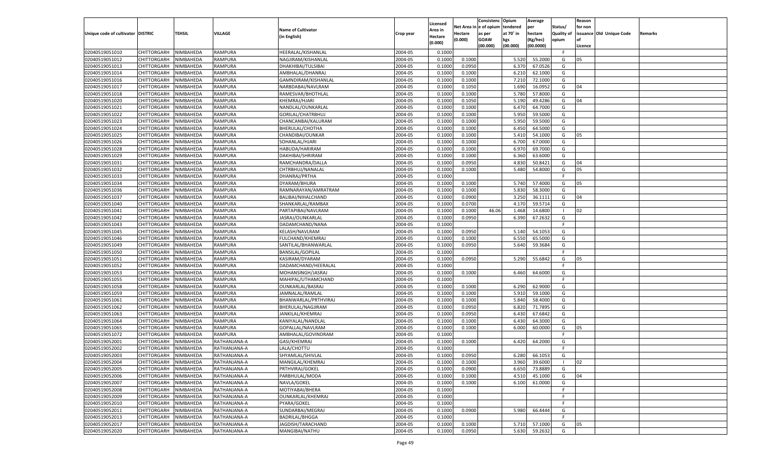| Unique code of cultivator | DISTRIC | TEHSIL | VILLAGE | Name of Cultivator (in English) | Crop year | Licensed Area in Hectare (0.000) | Net Area in Hectare (0.000) | Consistenc e of opium as per GOAW (00.000) | Opium tendered at 70° in kgs (00.000) | Average per hectare (Kg/hec) (00.0000) | Status/ Quality of opium | Reason for non issuance of Licence | Old Unique Code | Remarks |
|---|---|---|---|---|---|---|---|---|---|---|---|---|---|---|
| 02040519051010 | CHITTORGARH | NIMBAHEDA | RAMPURA | HEERALAL/KISHANLAL | 2004-05 | 0.1000 | | | | | F | | | |
| 02040519051012 | CHITTORGARH | NIMBAHEDA | RAMPURA | NAGJIRAM/KISHANLAL | 2004-05 | 0.1000 | 0.1000 | | 5.520 | 55.2000 | G | 05 | | |
| 02040519051013 | CHITTORGARH | NIMBAHEDA | RAMPURA | DHAKHIBAI/TULSIBAI | 2004-05 | 0.1000 | 0.0950 | | 6.370 | 67.0526 | G | | | |
| 02040519051014 | CHITTORGARH | NIMBAHEDA | RAMPURA | AMBHALAL/DHANRAJ | 2004-05 | 0.1000 | 0.1000 | | 6.210 | 62.1000 | G | | | |
| 02040519051016 | CHITTORGARH | NIMBAHEDA | RAMPURA | GAMNDIRAM/KISHANLAL | 2004-05 | 0.1000 | 0.1000 | | 7.210 | 72.1000 | G | | | |
| 02040519051017 | CHITTORGARH | NIMBAHEDA | RAMPURA | NARBDABAI/NAVLRAM | 2004-05 | 0.1000 | 0.1050 | | 1.690 | 16.0952 | G | 04 | | |
| 02040519051018 | CHITTORGARH | NIMBAHEDA | RAMPURA | RAMESVAR/BHOTHLAL | 2004-05 | 0.1000 | 0.1000 | | 5.780 | 57.8000 | G | | | |
| 02040519051020 | CHITTORGARH | NIMBAHEDA | RAMPURA | KHEMRAJ/HJARI | 2004-05 | 0.1000 | 0.1050 | | 5.190 | 49.4286 | G | 04 | | |
| 02040519051021 | CHITTORGARH | NIMBAHEDA | RAMPURA | NANDLAL/OUNKARLAL | 2004-05 | 0.1000 | 0.1000 | | 6.470 | 64.7000 | G | | | |
| 02040519051022 | CHITTORGARH | NIMBAHEDA | RAMPURA | GORILAL/CHATRBHUJ | 2004-05 | 0.1000 | 0.1000 | | 5.950 | 59.5000 | G | | | |
| 02040519051023 | CHITTORGARH | NIMBAHEDA | RAMPURA | CHANCANBAI/KALURAM | 2004-05 | 0.1000 | 0.1000 | | 5.950 | 59.5000 | G | | | |
| 02040519051024 | CHITTORGARH | NIMBAHEDA | RAMPURA | BHERULAL/CHOTHA | 2004-05 | 0.1000 | 0.1000 | | 6.450 | 64.5000 | G | | | |
| 02040519051025 | CHITTORGARH | NIMBAHEDA | RAMPURA | CHANDIBAI/OUNKAR | 2004-05 | 0.1000 | 0.1000 | | 5.410 | 54.1000 | G | 05 | | |
| 02040519051026 | CHITTORGARH | NIMBAHEDA | RAMPURA | SOHANLAL/HJARI | 2004-05 | 0.1000 | 0.1000 | | 6.700 | 67.0000 | G | | | |
| 02040519051028 | CHITTORGARH | NIMBAHEDA | RAMPURA | HABUDA/HARIRAM | 2004-05 | 0.1000 | 0.1000 | | 6.970 | 69.7000 | G | | | |
| 02040519051029 | CHITTORGARH | NIMBAHEDA | RAMPURA | DAKHIBAI/SHRIRAM | 2004-05 | 0.1000 | 0.1000 | | 6.360 | 63.6000 | G | | | |
| 02040519051031 | CHITTORGARH | NIMBAHEDA | RAMPURA | RAMCHANDRA/DALLA | 2004-05 | 0.1000 | 0.0950 | | 4.830 | 50.8421 | G | 04 | | |
| 02040519051032 | CHITTORGARH | NIMBAHEDA | RAMPURA | CHTRBHUJ/NANALAL | 2004-05 | 0.1000 | 0.1000 | | 5.480 | 54.8000 | G | 05 | | |
| 02040519051033 | CHITTORGARH | NIMBAHEDA | RAMPURA | DHANRAJ/PRTHA | 2004-05 | 0.1000 | | | | | F | | | |
| 02040519051034 | CHITTORGARH | NIMBAHEDA | RAMPURA | DYARAM/BHURA | 2004-05 | 0.1000 | 0.1000 | | 5.740 | 57.4000 | G | 05 | | |
| 02040519051036 | CHITTORGARH | NIMBAHEDA | RAMPURA | RAMNARAYAN/AMRATRAM | 2004-05 | 0.1000 | 0.1000 | | 5.830 | 58.3000 | G | | | |
| 02040519051037 | CHITTORGARH | NIMBAHEDA | RAMPURA | BALIBAI/NIHALCHAND | 2004-05 | 0.1000 | 0.0900 | | 3.250 | 36.1111 | G | 04 | | |
| 02040519051040 | CHITTORGARH | NIMBAHEDA | RAMPURA | SHANKARLAL/RAMBAX | 2004-05 | 0.1000 | 0.0700 | | 4.170 | 59.5714 | G | | | |
| 02040519051041 | CHITTORGARH | NIMBAHEDA | RAMPURA | PARTAPIBAI/NAVLRAM | 2004-05 | 0.1000 | 0.1000 | 46.06 | 1.468 | 14.6800 | I | 02 | | |
| 02040519051042 | CHITTORGARH | NIMBAHEDA | RAMPURA | JASRAJ/OUNKARLAL | 2004-05 | 0.1000 | 0.0950 | | 6.390 | 67.2632 | G | | | |
| 02040519051043 | CHITTORGARH | NIMBAHEDA | RAMPURA | DADAMCHAND/NANA | 2004-05 | 0.1000 | | | | | F | | | |
| 02040519051045 | CHITTORGARH | NIMBAHEDA | RAMPURA | KELASH/NAVLRAM | 2004-05 | 0.1000 | 0.0950 | | 5.140 | 54.1053 | G | | | |
| 02040519051046 | CHITTORGARH | NIMBAHEDA | RAMPURA | FULCHAND/KHEMRAJ | 2004-05 | 0.1000 | 0.1000 | | 6.550 | 65.5000 | G | | | |
| 02040519051049 | CHITTORGARH | NIMBAHEDA | RAMPURA | SANTILAL/BHANWARLAL | 2004-05 | 0.1000 | 0.0950 | | 5.640 | 59.3684 | G | | | |
| 02040519051050 | CHITTORGARH | NIMBAHEDA | RAMPURA | BANSILAL/GOPILAL | 2004-05 | 0.1000 | | | | | F | | | |
| 02040519051051 | CHITTORGARH | NIMBAHEDA | RAMPURA | KASIRAM/DYARAM | 2004-05 | 0.1000 | 0.0950 | | 5.290 | 55.6842 | G | 05 | | |
| 02040519051052 | CHITTORGARH | NIMBAHEDA | RAMPURA | DADAMCHAND/HEERALAL | 2004-05 | 0.1000 | | | | | F | | | |
| 02040519051053 | CHITTORGARH | NIMBAHEDA | RAMPURA | MOHANSINGH/JASRAJ | 2004-05 | 0.1000 | 0.1000 | | 6.460 | 64.6000 | G | | | |
| 02040519051055 | CHITTORGARH | NIMBAHEDA | RAMPURA | MAHIPAL/UTHAMCHAND | 2004-05 | 0.1000 | | | | | F | | | |
| 02040519051058 | CHITTORGARH | NIMBAHEDA | RAMPURA | OUNKARLAL/BASRAJ | 2004-05 | 0.1000 | 0.1000 | | 6.290 | 62.9000 | G | | | |
| 02040519051059 | CHITTORGARH | NIMBAHEDA | RAMPURA | JAMNALAL/RAMLAL | 2004-05 | 0.1000 | 0.1000 | | 5.910 | 59.1000 | G | | | |
| 02040519051061 | CHITTORGARH | NIMBAHEDA | RAMPURA | BHANWARLAL/PRTHVIRAJ | 2004-05 | 0.1000 | 0.1000 | | 5.840 | 58.4000 | G | | | |
| 02040519051062 | CHITTORGARH | NIMBAHEDA | RAMPURA | BHERULAL/NAGJIRAM | 2004-05 | 0.1000 | 0.0950 | | 6.820 | 71.7895 | G | | | |
| 02040519051063 | CHITTORGARH | NIMBAHEDA | RAMPURA | JANKILAL/KHEMRAJ | 2004-05 | 0.1000 | 0.0950 | | 6.430 | 67.6842 | G | | | |
| 02040519051064 | CHITTORGARH | NIMBAHEDA | RAMPURA | KANIYALAL/NANDLAL | 2004-05 | 0.1000 | 0.1000 | | 6.430 | 64.3000 | G | | | |
| 02040519051065 | CHITTORGARH | NIMBAHEDA | RAMPURA | GOPALLAL/NAVLRAM | 2004-05 | 0.1000 | 0.1000 | | 6.000 | 60.0000 | G | 05 | | |
| 02040519051072 | CHITTORGARH | NIMBAHEDA | RAMPURA | AMBHALAL/GOVINDRAM | 2004-05 | 0.1000 | | | | | F | | | |
| 02040519052001 | CHITTORGARH | NIMBAHEDA | RATHANJANA-A | GASI/KHEMRAJ | 2004-05 | 0.1000 | 0.1000 | | 6.420 | 64.2000 | G | | | |
| 02040519052002 | CHITTORGARH | NIMBAHEDA | RATHANJANA-A | LALA/CHOTTU | 2004-05 | 0.1000 | | | | | F | | | |
| 02040519052003 | CHITTORGARH | NIMBAHEDA | RATHANJANA-A | SHYAMLAL/SHIVLAL | 2004-05 | 0.1000 | 0.0950 | | 6.280 | 66.1053 | G | | | |
| 02040519052004 | CHITTORGARH | NIMBAHEDA | RATHANJANA-A | MANGILAL/KHEMRAJ | 2004-05 | 0.1000 | 0.1000 | | 3.960 | 39.6000 | I | 02 | | |
| 02040519052005 | CHITTORGARH | NIMBAHEDA | RATHANJANA-A | PRTHVIRAJ/GOKEL | 2004-05 | 0.1000 | 0.0900 | | 6.650 | 73.8889 | G | | | |
| 02040519052006 | CHITTORGARH | NIMBAHEDA | RATHANJANA-A | PARBHULAL/MODA | 2004-05 | 0.1000 | 0.1000 | | 4.510 | 45.1000 | G | 04 | | |
| 02040519052007 | CHITTORGARH | NIMBAHEDA | RATHANJANA-A | NAVLA/GOKEL | 2004-05 | 0.1000 | 0.1000 | | 6.100 | 61.0000 | G | | | |
| 02040519052008 | CHITTORGARH | NIMBAHEDA | RATHANJANA-A | MOTIYABAI/BHERA | 2004-05 | 0.1000 | | | | | F | | | |
| 02040519052009 | CHITTORGARH | NIMBAHEDA | RATHANJANA-A | OUNKARLAL/KHEMRAJ | 2004-05 | 0.1000 | | | | | F | | | |
| 02040519052010 | CHITTORGARH | NIMBAHEDA | RATHANJANA-A | PYARA/GOKEL | 2004-05 | 0.1000 | | | | | F | | | |
| 02040519052011 | CHITTORGARH | NIMBAHEDA | RATHANJANA-A | SUNDARBAI/MEGRAJ | 2004-05 | 0.1000 | 0.0900 | | 5.980 | 66.4444 | G | | | |
| 02040519052013 | CHITTORGARH | NIMBAHEDA | RATHANJANA-A | BADRILAL/BHGGA | 2004-05 | 0.1000 | | | | | F | | | |
| 02040519052017 | CHITTORGARH | NIMBAHEDA | RATHANJANA-A | JAGDISH/TARACHAND | 2004-05 | 0.1000 | 0.1000 | | 5.710 | 57.1000 | G | 05 | | |
| 02040519052020 | CHITTORGARH | NIMBAHEDA | RATHANJANA-A | MANGIBAI/NATHU | 2004-05 | 0.1000 | 0.0950 | | 5.630 | 59.2632 | G | | | |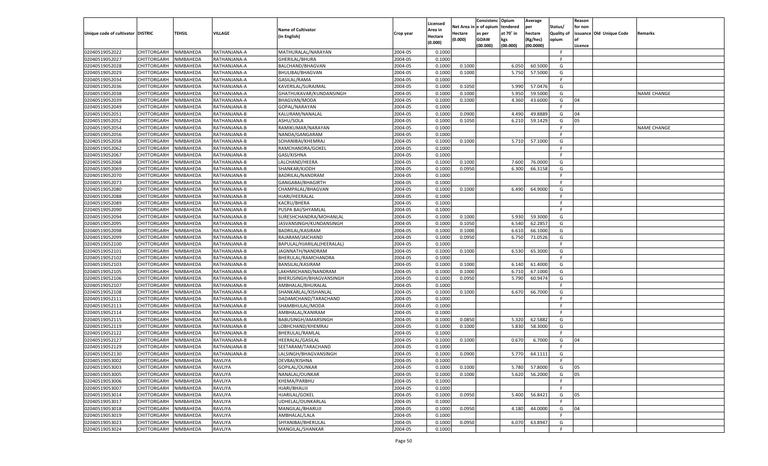| Unique code of cultivator | DISTRIC | TEHSIL | VILLAGE | Name of Cultivator (in English) | Crop year | Licensed Area in Hectare (0.000) | Net Area in Hectare (0.000) | Consistence of opium as per GOAW (00.000) | Opium tendered at 70° in kgs (00.000) | Average per hectare (Kg/hec) (00.0000) | Status/ Quality of opium | Reason for non issuance of Licence | Old Unique Code | Remarks |
|---|---|---|---|---|---|---|---|---|---|---|---|---|---|---|
| 02040519052022 | CHITTORGARH | NIMBAHEDA | RATHANJANA-A | MATHURALAL/NARAYAN | 2004-05 | 0.1000 | | | | | F | | | |
| 02040519052027 | CHITTORGARH | NIMBAHEDA | RATHANJANA-A | GHERILAL/BHURA | 2004-05 | 0.1000 | | | | | F | | | |
| 02040519052028 | CHITTORGARH | NIMBAHEDA | RATHANJANA-A | BALCHAND/BHAGVAN | 2004-05 | 0.1000 | 0.1000 | | 6.050 | 60.5000 | G | | | |
| 02040519052029 | CHITTORGARH | NIMBAHEDA | RATHANJANA-A | BHULIBAI/BHAGVAN | 2004-05 | 0.1000 | 0.1000 | | 5.750 | 57.5000 | G | | | |
| 02040519052034 | CHITTORGARH | NIMBAHEDA | RATHANJANA-A | GASILAL/RAMA | 2004-05 | 0.1000 | | | | | F | | | |
| 02040519052036 | CHITTORGARH | NIMBAHEDA | RATHANJANA-A | KAVERILAL/SURAJMAL | 2004-05 | 0.1000 | 0.1050 | | 5.990 | 57.0476 | G | | | |
| 02040519052038 | CHITTORGARH | NIMBAHEDA | RATHANJANA-A | GHATHUKAVAR/KUNDANSINGH | 2004-05 | 0.1000 | 0.1000 | | 5.950 | 59.5000 | G | | | NAME CHANGE |
| 02040519052039 | CHITTORGARH | NIMBAHEDA | RATHANJANA-A | BHAGVAN/MODA | 2004-05 | 0.1000 | 0.1000 | | 4.360 | 43.6000 | G | 04 | | |
| 02040519052049 | CHITTORGARH | NIMBAHEDA | RATHANJANA-B | GOPAL/NARAYAN | 2004-05 | 0.1000 | | | | | F | | | |
| 02040519052051 | CHITTORGARH | NIMBAHEDA | RATHANJANA-B | KALURAM/NANALAL | 2004-05 | 0.1000 | 0.0900 | | 4.490 | 49.8889 | G | 04 | | |
| 02040519052052 | CHITTORGARH | NIMBAHEDA | RATHANJANA-B | ASHU/SOLA | 2004-05 | 0.1000 | 0.1050 | | 6.210 | 59.1429 | G | 05 | | |
| 02040519052054 | CHITTORGARH | NIMBAHEDA | RATHANJANA-B | RAMIKUMAR/NARAYAN | 2004-05 | 0.1000 | | | | | F | | | NAME CHANGE |
| 02040519052056 | CHITTORGARH | NIMBAHEDA | RATHANJANA-B | NANDA/GANGARAM | 2004-05 | 0.1000 | | | | | F | | | |
| 02040519052058 | CHITTORGARH | NIMBAHEDA | RATHANJANA-B | SOHANIBAI/KHEMRAJ | 2004-05 | 0.1000 | 0.1000 | | 5.710 | 57.1000 | G | | | |
| 02040519052062 | CHITTORGARH | NIMBAHEDA | RATHANJANA-B | RAMCHANDRA/GOKEL | 2004-05 | 0.1000 | | | | | F | | | |
| 02040519052067 | CHITTORGARH | NIMBAHEDA | RATHANJANA-B | GASI/KISHNA | 2004-05 | 0.1000 | | | | | F | | | |
| 02040519052068 | CHITTORGARH | NIMBAHEDA | RATHANJANA-B | LALCHAND/HEERA | 2004-05 | 0.1000 | 0.1000 | | 7.600 | 76.0000 | G | | | |
| 02040519052069 | CHITTORGARH | NIMBAHEDA | RATHANJANA-B | SHANKAR/KJODH | 2004-05 | 0.1000 | 0.0950 | | 6.300 | 66.3158 | G | | | |
| 02040519052070 | CHITTORGARH | NIMBAHEDA | RATHANJANA-B | BADRILAL/NANDRAM | 2004-05 | 0.1000 | | | | | F | | | |
| 02040519052073 | CHITTORGARH | NIMBAHEDA | RATHANJANA-B | GANGABAI/BHAGIRTH | 2004-05 | 0.1000 | | | | | F | | | |
| 02040519052080 | CHITTORGARH | NIMBAHEDA | RATHANJANA-B | CHAMPALAL/BHAGVAN | 2004-05 | 0.1000 | 0.1000 | | 6.490 | 64.9000 | G | | | |
| 02040519052088 | CHITTORGARH | NIMBAHEDA | RATHANJANA-B | HJARI/HEERALAL | 2004-05 | 0.1000 | | | | | F | | | |
| 02040519052089 | CHITTORGARH | NIMBAHEDA | RATHANJANA-B | KACRU/BHERA | 2004-05 | 0.1000 | | | | | F | | | |
| 02040519052090 | CHITTORGARH | NIMBAHEDA | RATHANJANA-B | PUSPA BAI/SHYAMLAL | 2004-05 | 0.1000 | | | | | F | | | |
| 02040519052094 | CHITTORGARH | NIMBAHEDA | RATHANJANA-B | SURESHCHANDRA/MOHANLAL | 2004-05 | 0.1000 | 0.1000 | | 5.930 | 59.3000 | G | | | |
| 02040519052095 | CHITTORGARH | NIMBAHEDA | RATHANJANA-B | JASVANSINGH/KUNDANSINGH | 2004-05 | 0.1000 | 0.1050 | | 6.540 | 62.2857 | G | | | |
| 02040519052098 | CHITTORGARH | NIMBAHEDA | RATHANJANA-B | BADRILAL/KASIRAM | 2004-05 | 0.1000 | 0.1000 | | 6.610 | 66.1000 | G | | | |
| 02040519052099 | CHITTORGARH | NIMBAHEDA | RATHANJANA-B | RAJARAM/JAICHAND | 2004-05 | 0.1000 | 0.0950 | | 6.750 | 71.0526 | G | | | |
| 02040519052100 | CHITTORGARH | NIMBAHEDA | RATHANJANA-B | BAPULAL/HJARILAL(HEERALAL) | 2004-05 | 0.1000 | | | | | F | | | |
| 02040519052101 | CHITTORGARH | NIMBAHEDA | RATHANJANA-B | JAGNNATH/NANDRAM | 2004-05 | 0.1000 | 0.1000 | | 6.530 | 65.3000 | G | | | |
| 02040519052102 | CHITTORGARH | NIMBAHEDA | RATHANJANA-B | BHERULAL/RAMCHANDRA | 2004-05 | 0.1000 | | | | | F | | | |
| 02040519052103 | CHITTORGARH | NIMBAHEDA | RATHANJANA-B | BANSILAL/KASIRAM | 2004-05 | 0.1000 | 0.1000 | | 6.140 | 61.4000 | G | | | |
| 02040519052105 | CHITTORGARH | NIMBAHEDA | RATHANJANA-B | LAKHMICHAND/NANDRAM | 2004-05 | 0.1000 | 0.1000 | | 6.710 | 67.1000 | G | | | |
| 02040519052106 | CHITTORGARH | NIMBAHEDA | RATHANJANA-B | BHERUSINGH/BHAGVANSINGH | 2004-05 | 0.1000 | 0.0950 | | 5.790 | 60.9474 | G | | | |
| 02040519052107 | CHITTORGARH | NIMBAHEDA | RATHANJANA-B | AMBHALAL/BHURALAL | 2004-05 | 0.1000 | | | | | F | | | |
| 02040519052108 | CHITTORGARH | NIMBAHEDA | RATHANJANA-B | SHANKARLAL/KISHANLAL | 2004-05 | 0.1000 | 0.1000 | | 6.670 | 66.7000 | G | | | |
| 02040519052111 | CHITTORGARH | NIMBAHEDA | RATHANJANA-B | DADAMCHAND/TARACHAND | 2004-05 | 0.1000 | | | | | F | | | |
| 02040519052113 | CHITTORGARH | NIMBAHEDA | RATHANJANA-B | SHAMBHULAL/MODA | 2004-05 | 0.1000 | | | | | F | | | |
| 02040519052114 | CHITTORGARH | NIMBAHEDA | RATHANJANA-B | AMBHALAL/KANIRAM | 2004-05 | 0.1000 | | | | | F | | | |
| 02040519052115 | CHITTORGARH | NIMBAHEDA | RATHANJANA-B | BABUSINGH/AMARSINGH | 2004-05 | 0.1000 | 0.0850 | | 5.320 | 62.5882 | G | | | |
| 02040519052119 | CHITTORGARH | NIMBAHEDA | RATHANJANA-B | LOBHCHAND/KHEMRAJ | 2004-05 | 0.1000 | 0.1000 | | 5.830 | 58.3000 | G | | | |
| 02040519052122 | CHITTORGARH | NIMBAHEDA | RATHANJANA-B | BHERULAL/RAMLAL | 2004-05 | 0.1000 | | | | | F | | | |
| 02040519052127 | CHITTORGARH | NIMBAHEDA | RATHANJANA-B | HEERALAL/GASILAL | 2004-05 | 0.1000 | 0.1000 | | 0.670 | 6.7000 | G | 04 | | |
| 02040519052129 | CHITTORGARH | NIMBAHEDA | RATHANJANA-B | SEETARAM/TARACHAND | 2004-05 | 0.1000 | | | | | F | | | |
| 02040519052130 | CHITTORGARH | NIMBAHEDA | RATHANJANA-B | LALSINGH/BHAGVANSINGH | 2004-05 | 0.1000 | 0.0900 | | 5.770 | 64.1111 | G | | | |
| 02040519053002 | CHITTORGARH | NIMBAHEDA | RAVLIYA | DEVBAI/KISHNA | 2004-05 | 0.1000 | | | | | F | | | |
| 02040519053003 | CHITTORGARH | NIMBAHEDA | RAVLIYA | GOPILAL/OUNKAR | 2004-05 | 0.1000 | 0.1000 | | 5.780 | 57.8000 | G | 05 | | |
| 02040519053005 | CHITTORGARH | NIMBAHEDA | RAVLIYA | NANALAL/OUNKAR | 2004-05 | 0.1000 | 0.1000 | | 5.620 | 56.2000 | G | 05 | | |
| 02040519053006 | CHITTORGARH | NIMBAHEDA | RAVLIYA | KHEMA/PARBHU | 2004-05 | 0.1000 | | | | | F | | | |
| 02040519053007 | CHITTORGARH | NIMBAHEDA | RAVLIYA | HJARI/BHAUJI | 2004-05 | 0.1000 | | | | | F | | | |
| 02040519053014 | CHITTORGARH | NIMBAHEDA | RAVLIYA | HJARILAL/GOKEL | 2004-05 | 0.1000 | 0.0950 | | 5.400 | 56.8421 | G | 05 | | |
| 02040519053017 | CHITTORGARH | NIMBAHEDA | RAVLIYA | UDHELAL/OUNKARLAL | 2004-05 | 0.1000 | | | | | F | | | |
| 02040519053018 | CHITTORGARH | NIMBAHEDA | RAVLIYA | MANGILAL/BHARUJI | 2004-05 | 0.1000 | 0.0950 | | 4.180 | 44.0000 | G | 04 | | |
| 02040519053019 | CHITTORGARH | NIMBAHEDA | RAVLIYA | AMBHALAL/LALA | 2004-05 | 0.1000 | | | | | F | | | |
| 02040519053023 | CHITTORGARH | NIMBAHEDA | RAVLIYA | SHYANIBAI/BHERULAL | 2004-05 | 0.1000 | 0.0950 | | 6.070 | 63.8947 | G | | | |
| 02040519053024 | CHITTORGARH | NIMBAHEDA | RAVLIYA | MANGILAL/SHANKAR | 2004-05 | 0.1000 | | | | | F | | | |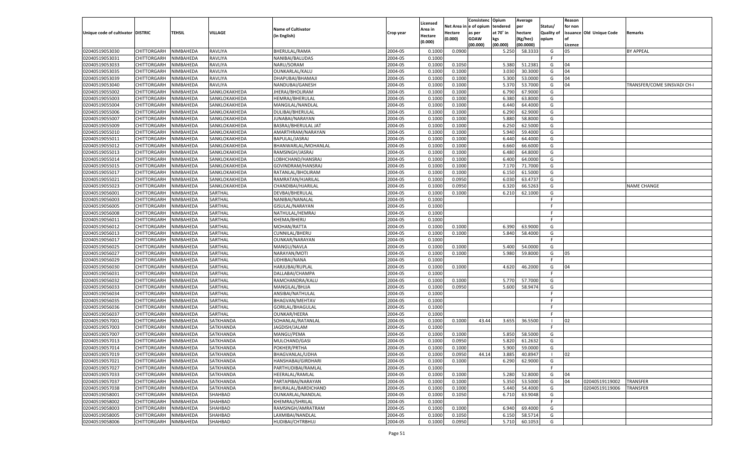| Unique code of cultivator | DISTRIC | TEHSIL | VILLAGE | Name of Cultivator (in English) | Crop year | Licensed Area in Hectare (0.000) | Net Area in Hectare (0.000) | Consistenc e of opium as per GOAW (00.000) | Opium tendered at 70° in kgs (00.000) | Average per hectare (Kg/hec) (00.0000) | Status/ Quality of opium | Reason for non issuance of Licence | Old Unique Code | Remarks |
|---|---|---|---|---|---|---|---|---|---|---|---|---|---|---|
| 02040519053030 | CHITTORGARH | NIMBAHEDA | RAVLIYA | BHERULAL/RAMA | 2004-05 | 0.1000 | 0.0900 | | 5.250 | 58.3333 | G | 05 | | BY APPEAL |
| 02040519053031 | CHITTORGARH | NIMBAHEDA | RAVLIYA | NANIBAI/BALUDAS | 2004-05 | 0.1000 | | | | | F | | | |
| 02040519053033 | CHITTORGARH | NIMBAHEDA | RAVLIYA | NARU/SORAM | 2004-05 | 0.1000 | 0.1050 | | 5.380 | 51.2381 | G | 04 | | |
| 02040519053035 | CHITTORGARH | NIMBAHEDA | RAVLIYA | OUNKARLAL/KALU | 2004-05 | 0.1000 | 0.1000 | | 3.030 | 30.3000 | G | 04 | | |
| 02040519053039 | CHITTORGARH | NIMBAHEDA | RAVLIYA | DHAPUBAI/BHAMAJI | 2004-05 | 0.1000 | 0.1000 | | 5.300 | 53.0000 | G | 04 | | |
| 02040519053040 | CHITTORGARH | NIMBAHEDA | RAVLIYA | NANDUBAI/GANESH | 2004-05 | 0.1000 | 0.1000 | | 5.370 | 53.7000 | G | 04 | | TRANSFER/COME SINSVADI CH-I |
| 02040519055002 | CHITTORGARH | NIMBAHEDA | SANKLOKAKHEDA | JHERAJ/BHOLIRAM | 2004-05 | 0.1000 | 0.1000 | | 6.790 | 67.9000 | G | | | |
| 02040519055003 | CHITTORGARH | NIMBAHEDA | SANKLOKAKHEDA | HEMRAJ/BHERULAL | 2004-05 | 0.1000 | 0.1000 | | 6.380 | 63.8000 | G | | | |
| 02040519055004 | CHITTORGARH | NIMBAHEDA | SANKLOKAKHEDA | MANGILAL/NANDLAL | 2004-05 | 0.1000 | 0.1000 | | 6.440 | 64.4000 | G | | | |
| 02040519055006 | CHITTORGARH | NIMBAHEDA | SANKLOKAKHEDA | DULIBAI/BHERULAL | 2004-05 | 0.1000 | 0.1000 | | 6.290 | 62.9000 | G | | | |
| 02040519055007 | CHITTORGARH | NIMBAHEDA | SANKLOKAKHEDA | JUNABAI/NARAYAN | 2004-05 | 0.1000 | 0.1000 | | 5.880 | 58.8000 | G | | | |
| 02040519055009 | CHITTORGARH | NIMBAHEDA | SANKLOKAKHEDA | BASRAJ/BHERULAL JAT | 2004-05 | 0.1000 | 0.1000 | | 6.250 | 62.5000 | G | | | |
| 02040519055010 | CHITTORGARH | NIMBAHEDA | SANKLOKAKHEDA | AMARTHRAM/NARAYAN | 2004-05 | 0.1000 | 0.1000 | | 5.940 | 59.4000 | G | | | |
| 02040519055011 | CHITTORGARH | NIMBAHEDA | SANKLOKAKHEDA | BAPULAL/JASRAJ | 2004-05 | 0.1000 | 0.1000 | | 6.440 | 64.4000 | G | | | |
| 02040519055012 | CHITTORGARH | NIMBAHEDA | SANKLOKAKHEDA | BHANWARLAL/MOHANLAL | 2004-05 | 0.1000 | 0.1000 | | 6.660 | 66.6000 | G | | | |
| 02040519055013 | CHITTORGARH | NIMBAHEDA | SANKLOKAKHEDA | RAMSINGH/JASRAJ | 2004-05 | 0.1000 | 0.1000 | | 6.480 | 64.8000 | G | | | |
| 02040519055014 | CHITTORGARH | NIMBAHEDA | SANKLOKAKHEDA | LOBHCHAND/HANSRAJ | 2004-05 | 0.1000 | 0.1000 | | 6.400 | 64.0000 | G | | | |
| 02040519055015 | CHITTORGARH | NIMBAHEDA | SANKLOKAKHEDA | GOVINDRAM/HANSRAJ | 2004-05 | 0.1000 | 0.1000 | | 7.170 | 71.7000 | G | | | |
| 02040519055017 | CHITTORGARH | NIMBAHEDA | SANKLOKAKHEDA | RATANLAL/BHOLIRAM | 2004-05 | 0.1000 | 0.1000 | | 6.150 | 61.5000 | G | | | |
| 02040519055021 | CHITTORGARH | NIMBAHEDA | SANKLOKAKHEDA | RAMRATAN/HJARILAL | 2004-05 | 0.1000 | 0.0950 | | 6.030 | 63.4737 | G | | | |
| 02040519055023 | CHITTORGARH | NIMBAHEDA | SANKLOKAKHEDA | CHANDIBAI/HJARILAL | 2004-05 | 0.1000 | 0.0950 | | 6.320 | 66.5263 | G | | | NAME CHANGE |
| 02040519056001 | CHITTORGARH | NIMBAHEDA | SARTHAL | DEVBAI/BHERULAL | 2004-05 | 0.1000 | 0.1000 | | 6.210 | 62.1000 | G | | | |
| 02040519056003 | CHITTORGARH | NIMBAHEDA | SARTHAL | NANIBAI/NANALAL | 2004-05 | 0.1000 | | | | | F | | | |
| 02040519056005 | CHITTORGARH | NIMBAHEDA | SARTHAL | GISULAL/NARAYAN | 2004-05 | 0.1000 | | | | | F | | | |
| 02040519056008 | CHITTORGARH | NIMBAHEDA | SARTHAL | NATHULAL/HEMRAJ | 2004-05 | 0.1000 | | | | | F | | | |
| 02040519056011 | CHITTORGARH | NIMBAHEDA | SARTHAL | KHEMA/BHERU | 2004-05 | 0.1000 | | | | | F | | | |
| 02040519056012 | CHITTORGARH | NIMBAHEDA | SARTHAL | MOHAN/RATTA | 2004-05 | 0.1000 | 0.1000 | | 6.390 | 63.9000 | G | | | |
| 02040519056013 | CHITTORGARH | NIMBAHEDA | SARTHAL | CUNNILAL/BHERU | 2004-05 | 0.1000 | 0.1000 | | 5.840 | 58.4000 | G | | | |
| 02040519056017 | CHITTORGARH | NIMBAHEDA | SARTHAL | OUNKAR/NARAYAN | 2004-05 | 0.1000 | | | | | F | | | |
| 02040519056025 | CHITTORGARH | NIMBAHEDA | SARTHAL | MANGU/NAVLA | 2004-05 | 0.1000 | 0.1000 | | 5.400 | 54.0000 | G | | | |
| 02040519056027 | CHITTORGARH | NIMBAHEDA | SARTHAL | NARAYAN/MOTI | 2004-05 | 0.1000 | 0.1000 | | 5.980 | 59.8000 | G | 05 | | |
| 02040519056029 | CHITTORGARH | NIMBAHEDA | SARTHAL | UDHIBAI/NANA | 2004-05 | 0.1000 | | | | | F | | | |
| 02040519056030 | CHITTORGARH | NIMBAHEDA | SARTHAL | HARJUBAI/RUPLAL | 2004-05 | 0.1000 | 0.1000 | | 4.620 | 46.2000 | G | 04 | | |
| 02040519056031 | CHITTORGARH | NIMBAHEDA | SARTHAL | DALLABAI/CHAMPA | 2004-05 | 0.1000 | | | | | F | | | |
| 02040519056032 | CHITTORGARH | NIMBAHEDA | SARTHAL | RAMCHANDRA/KALU | 2004-05 | 0.1000 | 0.1000 | | 5.770 | 57.7000 | G | | | |
| 02040519056033 | CHITTORGARH | NIMBAHEDA | SARTHAL | MANGILAL/BHJJA | 2004-05 | 0.1000 | 0.0950 | | 5.600 | 58.9474 | G | | | |
| 02040519056034 | CHITTORGARH | NIMBAHEDA | SARTHAL | ANSIBAI/NATHULAL | 2004-05 | 0.1000 | | | | | F | | | |
| 02040519056035 | CHITTORGARH | NIMBAHEDA | SARTHAL | BHAGVAN/MEHTAV | 2004-05 | 0.1000 | | | | | F | | | |
| 02040519056036 | CHITTORGARH | NIMBAHEDA | SARTHAL | GORILAL/BHAGULAL | 2004-05 | 0.1000 | | | | | F | | | |
| 02040519056037 | CHITTORGARH | NIMBAHEDA | SARTHAL | OUNKAR/HEERA | 2004-05 | 0.1000 | | | | | F | | | |
| 02040519057001 | CHITTORGARH | NIMBAHEDA | SATKHANDA | SOHANLAL/RATANLAL | 2004-05 | 0.1000 | 0.1000 | 43.44 | 3.655 | 36.5500 | I | 02 | | |
| 02040519057003 | CHITTORGARH | NIMBAHEDA | SATKHANDA | JAGDISH/JALAM | 2004-05 | 0.1000 | | | | | F | | | |
| 02040519057007 | CHITTORGARH | NIMBAHEDA | SATKHANDA | MANGU/PEMA | 2004-05 | 0.1000 | 0.1000 | | 5.850 | 58.5000 | G | | | |
| 02040519057013 | CHITTORGARH | NIMBAHEDA | SATKHANDA | MULCHAND/GASI | 2004-05 | 0.1000 | 0.0950 | | 5.820 | 61.2632 | G | | | |
| 02040519057014 | CHITTORGARH | NIMBAHEDA | SATKHANDA | POKHER/PRTHA | 2004-05 | 0.1000 | 0.1000 | | 5.900 | 59.0000 | G | | | |
| 02040519057019 | CHITTORGARH | NIMBAHEDA | SATKHANDA | BHAGVANLAL/UDHA | 2004-05 | 0.1000 | 0.0950 | 44.14 | 3.885 | 40.8947 | I | 02 | | |
| 02040519057021 | CHITTORGARH | NIMBAHEDA | SATKHANDA | HANSHABAI/GIRDHARI | 2004-05 | 0.1000 | 0.1000 | | 6.290 | 62.9000 | G | | | |
| 02040519057027 | CHITTORGARH | NIMBAHEDA | SATKHANDA | PARTHUDIBAI/RAMLAL | 2004-05 | 0.1000 | | | | | F | | | |
| 02040519057033 | CHITTORGARH | NIMBAHEDA | SATKHANDA | HEERALAL/RAMLAL | 2004-05 | 0.1000 | 0.1000 | | 5.280 | 52.8000 | G | 04 | | |
| 02040519057037 | CHITTORGARH | NIMBAHEDA | SATKHANDA | PARTAPIBAI/NARAYAN | 2004-05 | 0.1000 | 0.1000 | | 5.350 | 53.5000 | G | 04 | 02040519119002 | TRANSFER |
| 02040519057038 | CHITTORGARH | NIMBAHEDA | SATKHANDA | BHURALAL/BARDICHAND | 2004-05 | 0.1000 | 0.1000 | | 5.440 | 54.4000 | G | | 02040519119006 | TRANSFER |
| 02040519058001 | CHITTORGARH | NIMBAHEDA | SHAHBAD | OUNKARLAL/NANDLAL | 2004-05 | 0.1000 | 0.1050 | | 6.710 | 63.9048 | G | | | |
| 02040519058002 | CHITTORGARH | NIMBAHEDA | SHAHBAD | KHEMRAJ/SHRILAL | 2004-05 | 0.1000 | | | | | F | | | |
| 02040519058003 | CHITTORGARH | NIMBAHEDA | SHAHBAD | RAMSINGH/AMRATRAM | 2004-05 | 0.1000 | 0.1000 | | 6.940 | 69.4000 | G | | | |
| 02040519058005 | CHITTORGARH | NIMBAHEDA | SHAHBAD | LAXMIBAI/NANDLAL | 2004-05 | 0.1000 | 0.1050 | | 6.150 | 58.5714 | G | | | |
| 02040519058006 | CHITTORGARH | NIMBAHEDA | SHAHBAD | HUDIBAI/CHTRBHUJ | 2004-05 | 0.1000 | 0.0950 | | 5.710 | 60.1053 | G | | | |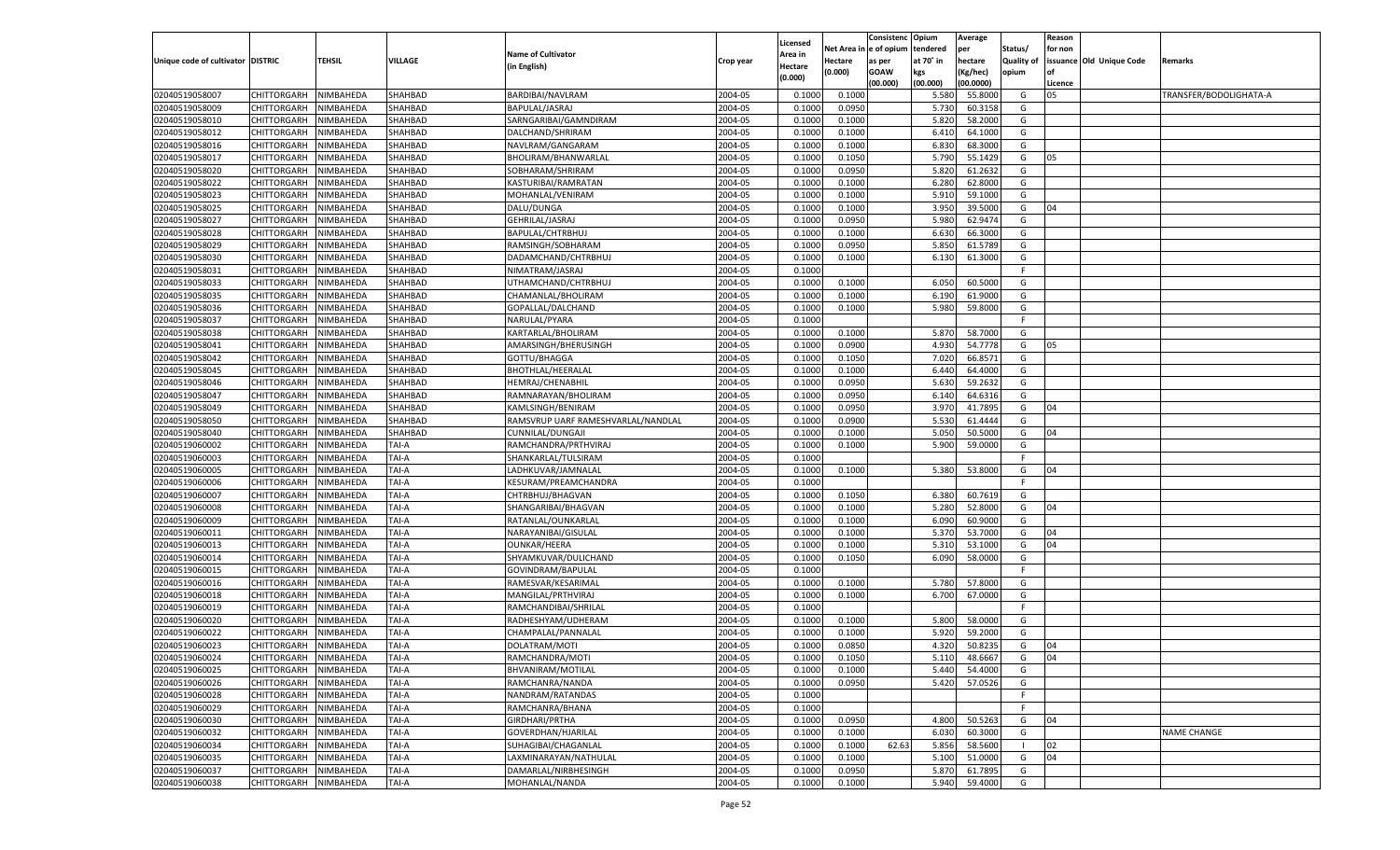| Unique code of cultivator | DISTRIC | TEHSIL | VILLAGE | Name of Cultivator (in English) | Crop year | Licensed Area in Hectare (0.000) | Net Area in Hectare (0.000) | Consistence of opium as per GOAW (00.000) | Opium tendered at 70˚ in kgs (00.000) | Average per hectare (Kg/hec) (00.0000) | Status/ Quality of opium | Reason for non issuance of Licence | Old Unique Code | Remarks |
|---|---|---|---|---|---|---|---|---|---|---|---|---|---|---|
| 02040519058007 | CHITTORGARH | NIMBAHEDA | SHAHBAD | BARDIBAI/NAVLRAM | 2004-05 | 0.1000 | 0.1000 | | 5.580 | 55.8000 | G | 05 | | TRANSFER/BODOLIGHATA-A |
| 02040519058009 | CHITTORGARH | NIMBAHEDA | SHAHBAD | BAPULAL/JASRAJ | 2004-05 | 0.1000 | 0.0950 | | 5.730 | 60.3158 | G | | | |
| 02040519058010 | CHITTORGARH | NIMBAHEDA | SHAHBAD | SARNGARIBAI/GAMNDIRAM | 2004-05 | 0.1000 | 0.1000 | | 5.820 | 58.2000 | G | | | |
| 02040519058012 | CHITTORGARH | NIMBAHEDA | SHAHBAD | DALCHAND/SHRIRAM | 2004-05 | 0.1000 | 0.1000 | | 6.410 | 64.1000 | G | | | |
| 02040519058016 | CHITTORGARH | NIMBAHEDA | SHAHBAD | NAVLRAM/GANGARAM | 2004-05 | 0.1000 | 0.1000 | | 6.830 | 68.3000 | G | | | |
| 02040519058017 | CHITTORGARH | NIMBAHEDA | SHAHBAD | BHOLIRAM/BHANWARLAL | 2004-05 | 0.1000 | 0.1050 | | 5.790 | 55.1429 | G | 05 | | |
| 02040519058020 | CHITTORGARH | NIMBAHEDA | SHAHBAD | SOBHARAM/SHRIRAM | 2004-05 | 0.1000 | 0.0950 | | 5.820 | 61.2632 | G | | | |
| 02040519058022 | CHITTORGARH | NIMBAHEDA | SHAHBAD | KASTURIBAI/RAMRATAN | 2004-05 | 0.1000 | 0.1000 | | 6.280 | 62.8000 | G | | | |
| 02040519058023 | CHITTORGARH | NIMBAHEDA | SHAHBAD | MOHANLAL/VENIRAM | 2004-05 | 0.1000 | 0.1000 | | 5.910 | 59.1000 | G | | | |
| 02040519058025 | CHITTORGARH | NIMBAHEDA | SHAHBAD | DALU/DUNGA | 2004-05 | 0.1000 | 0.1000 | | 3.950 | 39.5000 | G | 04 | | |
| 02040519058027 | CHITTORGARH | NIMBAHEDA | SHAHBAD | GEHRILAL/JASRAJ | 2004-05 | 0.1000 | 0.0950 | | 5.980 | 62.9474 | G | | | |
| 02040519058028 | CHITTORGARH | NIMBAHEDA | SHAHBAD | BAPULAL/CHTRBHUJ | 2004-05 | 0.1000 | 0.1000 | | 6.630 | 66.3000 | G | | | |
| 02040519058029 | CHITTORGARH | NIMBAHEDA | SHAHBAD | RAMSINGH/SOBHARAM | 2004-05 | 0.1000 | 0.0950 | | 5.850 | 61.5789 | G | | | |
| 02040519058030 | CHITTORGARH | NIMBAHEDA | SHAHBAD | DADAMCHAND/CHTRBHUJ | 2004-05 | 0.1000 | 0.1000 | | 6.130 | 61.3000 | G | | | |
| 02040519058031 | CHITTORGARH | NIMBAHEDA | SHAHBAD | NIMATRAM/JASRAJ | 2004-05 | 0.1000 | | | | | F | | | |
| 02040519058033 | CHITTORGARH | NIMBAHEDA | SHAHBAD | UTHAMCHAND/CHTRBHUJ | 2004-05 | 0.1000 | 0.1000 | | 6.050 | 60.5000 | G | | | |
| 02040519058035 | CHITTORGARH | NIMBAHEDA | SHAHBAD | CHAMANLAL/BHOLIRAM | 2004-05 | 0.1000 | 0.1000 | | 6.190 | 61.9000 | G | | | |
| 02040519058036 | CHITTORGARH | NIMBAHEDA | SHAHBAD | GOPALLAL/DALCHAND | 2004-05 | 0.1000 | 0.1000 | | 5.980 | 59.8000 | G | | | |
| 02040519058037 | CHITTORGARH | NIMBAHEDA | SHAHBAD | NARULAL/PYARA | 2004-05 | 0.1000 | | | | | F | | | |
| 02040519058038 | CHITTORGARH | NIMBAHEDA | SHAHBAD | KARTARLAL/BHOLIRAM | 2004-05 | 0.1000 | 0.1000 | | 5.870 | 58.7000 | G | | | |
| 02040519058041 | CHITTORGARH | NIMBAHEDA | SHAHBAD | AMARSINGH/BHERUSINGH | 2004-05 | 0.1000 | 0.0900 | | 4.930 | 54.7778 | G | 05 | | |
| 02040519058042 | CHITTORGARH | NIMBAHEDA | SHAHBAD | GOTTU/BHAGGA | 2004-05 | 0.1000 | 0.1050 | | 7.020 | 66.8571 | G | | | |
| 02040519058045 | CHITTORGARH | NIMBAHEDA | SHAHBAD | BHOTHLAL/HEERALAL | 2004-05 | 0.1000 | 0.1000 | | 6.440 | 64.4000 | G | | | |
| 02040519058046 | CHITTORGARH | NIMBAHEDA | SHAHBAD | HEMRAJ/CHENABHIL | 2004-05 | 0.1000 | 0.0950 | | 5.630 | 59.2632 | G | | | |
| 02040519058047 | CHITTORGARH | NIMBAHEDA | SHAHBAD | RAMNARAYAN/BHOLIRAM | 2004-05 | 0.1000 | 0.0950 | | 6.140 | 64.6316 | G | | | |
| 02040519058049 | CHITTORGARH | NIMBAHEDA | SHAHBAD | KAMLSINGH/BENIRAM | 2004-05 | 0.1000 | 0.0950 | | 3.970 | 41.7895 | G | 04 | | |
| 02040519058050 | CHITTORGARH | NIMBAHEDA | SHAHBAD | RAMSVRUP UARF RAMESHVARLAL/NANDLAL | 2004-05 | 0.1000 | 0.0900 | | 5.530 | 61.4444 | G | | | |
| 02040519058040 | CHITTORGARH | NIMBAHEDA | SHAHBAD | CUNNILAL/DUNGAJI | 2004-05 | 0.1000 | 0.1000 | | 5.050 | 50.5000 | G | 04 | | |
| 02040519060002 | CHITTORGARH | NIMBAHEDA | TAI-A | RAMCHANDRA/PRTHVIRAJ | 2004-05 | 0.1000 | 0.1000 | | 5.900 | 59.0000 | G | | | |
| 02040519060003 | CHITTORGARH | NIMBAHEDA | TAI-A | SHANKARLAL/TULSIRAM | 2004-05 | 0.1000 | | | | | F | | | |
| 02040519060005 | CHITTORGARH | NIMBAHEDA | TAI-A | LADHKUVAR/JAMNALAL | 2004-05 | 0.1000 | 0.1000 | | 5.380 | 53.8000 | G | 04 | | |
| 02040519060006 | CHITTORGARH | NIMBAHEDA | TAI-A | KESURAM/PREAMCHANDRA | 2004-05 | 0.1000 | | | | | F | | | |
| 02040519060007 | CHITTORGARH | NIMBAHEDA | TAI-A | CHTRBHUJ/BHAGVAN | 2004-05 | 0.1000 | 0.1050 | | 6.380 | 60.7619 | G | | | |
| 02040519060008 | CHITTORGARH | NIMBAHEDA | TAI-A | SHANGARIBAI/BHAGVAN | 2004-05 | 0.1000 | 0.1000 | | 5.280 | 52.8000 | G | 04 | | |
| 02040519060009 | CHITTORGARH | NIMBAHEDA | TAI-A | RATANLAL/OUNKARLAL | 2004-05 | 0.1000 | 0.1000 | | 6.090 | 60.9000 | G | | | |
| 02040519060011 | CHITTORGARH | NIMBAHEDA | TAI-A | NARAYANIBAI/GISULAL | 2004-05 | 0.1000 | 0.1000 | | 5.370 | 53.7000 | G | 04 | | |
| 02040519060013 | CHITTORGARH | NIMBAHEDA | TAI-A | OUNKAR/HEERA | 2004-05 | 0.1000 | 0.1000 | | 5.310 | 53.1000 | G | 04 | | |
| 02040519060014 | CHITTORGARH | NIMBAHEDA | TAI-A | SHYAMKUVAR/DULICHAND | 2004-05 | 0.1000 | 0.1050 | | 6.090 | 58.0000 | G | | | |
| 02040519060015 | CHITTORGARH | NIMBAHEDA | TAI-A | GOVINDRAM/BAPULAL | 2004-05 | 0.1000 | | | | | F | | | |
| 02040519060016 | CHITTORGARH | NIMBAHEDA | TAI-A | RAMESVAR/KESARIMAL | 2004-05 | 0.1000 | 0.1000 | | 5.780 | 57.8000 | G | | | |
| 02040519060018 | CHITTORGARH | NIMBAHEDA | TAI-A | MANGILAL/PRTHVIRAJ | 2004-05 | 0.1000 | 0.1000 | | 6.700 | 67.0000 | G | | | |
| 02040519060019 | CHITTORGARH | NIMBAHEDA | TAI-A | RAMCHANDIBAI/SHRILAL | 2004-05 | 0.1000 | | | | | F | | | |
| 02040519060020 | CHITTORGARH | NIMBAHEDA | TAI-A | RADHESHYAM/UDHERAM | 2004-05 | 0.1000 | 0.1000 | | 5.800 | 58.0000 | G | | | |
| 02040519060022 | CHITTORGARH | NIMBAHEDA | TAI-A | CHAMPALAL/PANNALAL | 2004-05 | 0.1000 | 0.1000 | | 5.920 | 59.2000 | G | | | |
| 02040519060023 | CHITTORGARH | NIMBAHEDA | TAI-A | DOLATRAM/MOTI | 2004-05 | 0.1000 | 0.0850 | | 4.320 | 50.8235 | G | 04 | | |
| 02040519060024 | CHITTORGARH | NIMBAHEDA | TAI-A | RAMCHANDRA/MOTI | 2004-05 | 0.1000 | 0.1050 | | 5.110 | 48.6667 | G | 04 | | |
| 02040519060025 | CHITTORGARH | NIMBAHEDA | TAI-A | BHVANIRAM/MOTILAL | 2004-05 | 0.1000 | 0.1000 | | 5.440 | 54.4000 | G | | | |
| 02040519060026 | CHITTORGARH | NIMBAHEDA | TAI-A | RAMCHANRA/NANDA | 2004-05 | 0.1000 | 0.0950 | | 5.420 | 57.0526 | G | | | |
| 02040519060028 | CHITTORGARH | NIMBAHEDA | TAI-A | NANDRAM/RATANDAS | 2004-05 | 0.1000 | | | | | F | | | |
| 02040519060029 | CHITTORGARH | NIMBAHEDA | TAI-A | RAMCHANRA/BHANA | 2004-05 | 0.1000 | | | | | F | | | |
| 02040519060030 | CHITTORGARH | NIMBAHEDA | TAI-A | GIRDHARI/PRTHA | 2004-05 | 0.1000 | 0.0950 | | 4.800 | 50.5263 | G | 04 | | |
| 02040519060032 | CHITTORGARH | NIMBAHEDA | TAI-A | GOVERDHAN/HJARILAL | 2004-05 | 0.1000 | 0.1000 | | 6.030 | 60.3000 | G | | | NAME CHANGE |
| 02040519060034 | CHITTORGARH | NIMBAHEDA | TAI-A | SUHAGIBAI/CHAGANLAL | 2004-05 | 0.1000 | 0.1000 | 62.63 | 5.856 | 58.5600 | I | 02 | | |
| 02040519060035 | CHITTORGARH | NIMBAHEDA | TAI-A | LAXMINARAYAN/NATHULAL | 2004-05 | 0.1000 | 0.1000 | | 5.100 | 51.0000 | G | 04 | | |
| 02040519060037 | CHITTORGARH | NIMBAHEDA | TAI-A | DAMARLAL/NIRBHESINGH | 2004-05 | 0.1000 | 0.0950 | | 5.870 | 61.7895 | G | | | |
| 02040519060038 | CHITTORGARH | NIMBAHEDA | TAI-A | MOHANLAL/NANDA | 2004-05 | 0.1000 | 0.1000 | | 5.940 | 59.4000 | G | | | |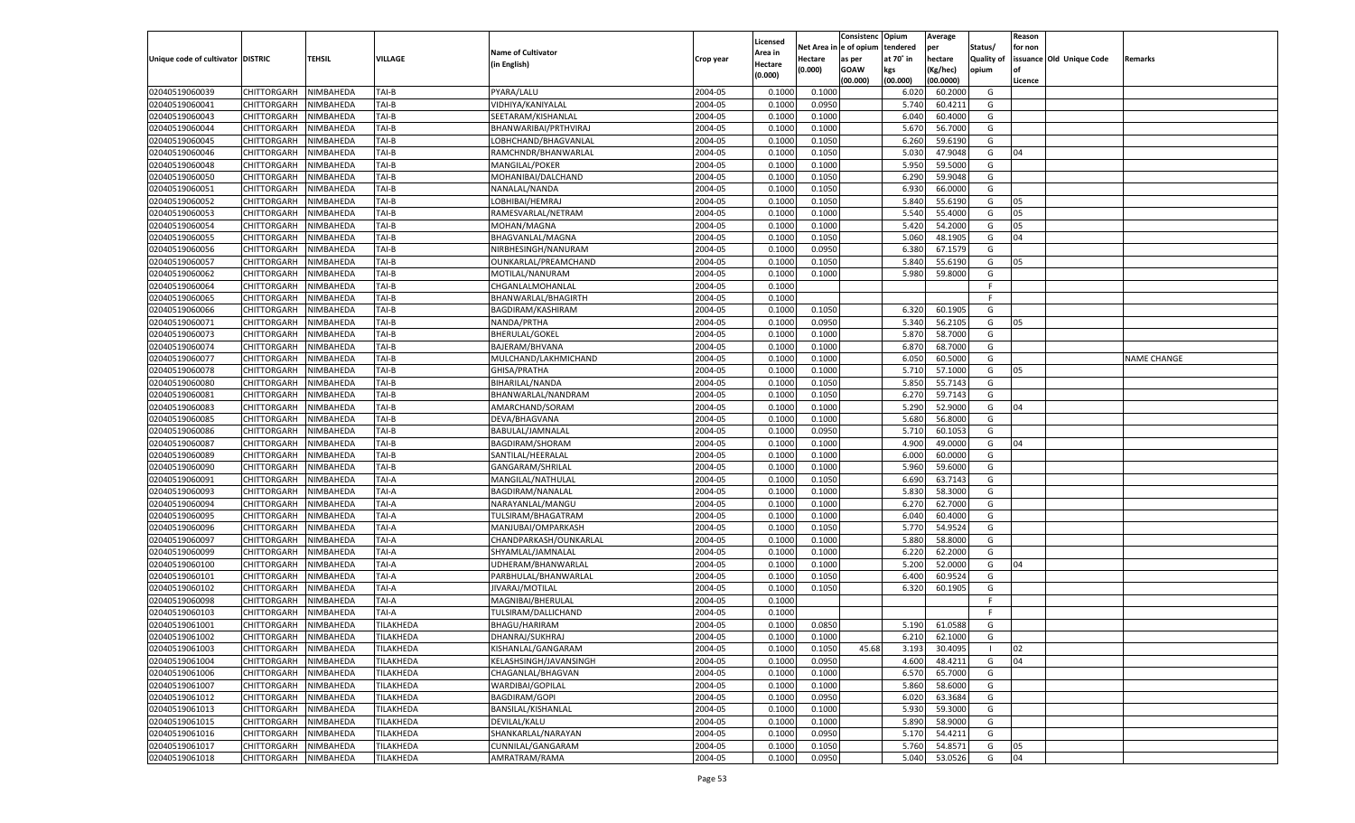| Unique code of cultivator | DISTRIC | TEHSIL | VILLAGE | Name of Cultivator (in English) | Crop year | Licensed Area in Hectare (0.000) | Net Area in Hectare (0.000) | Consistenc e of opium as per GOAW (00.000) | Opium tendered at 70° in kgs (00.000) | Average per hectare (Kg/hec) (00.0000) | Status/ Quality of opium | Reason for non issuance of Licence | Old Unique Code | Remarks |
|---|---|---|---|---|---|---|---|---|---|---|---|---|---|---|
| 02040519060039 | CHITTORGARH | NIMBAHEDA | TAI-B | PYARA/LALU | 2004-05 | 0.1000 | 0.1000 | | 6.020 | 60.2000 | G | | | |
| 02040519060041 | CHITTORGARH | NIMBAHEDA | TAI-B | VIDHIYA/KANIYALAL | 2004-05 | 0.1000 | 0.0950 | | 5.740 | 60.4211 | G | | | |
| 02040519060043 | CHITTORGARH | NIMBAHEDA | TAI-B | SEETARAM/KISHANLAL | 2004-05 | 0.1000 | 0.1000 | | 6.040 | 60.4000 | G | | | |
| 02040519060044 | CHITTORGARH | NIMBAHEDA | TAI-B | BHANWARIBAI/PRTHVIRAJ | 2004-05 | 0.1000 | 0.1000 | | 5.670 | 56.7000 | G | | | |
| 02040519060045 | CHITTORGARH | NIMBAHEDA | TAI-B | LOBHCHAND/BHAGVANLAL | 2004-05 | 0.1000 | 0.1050 | | 6.260 | 59.6190 | G | | | |
| 02040519060046 | CHITTORGARH | NIMBAHEDA | TAI-B | RAMCHNDR/BHANWARLAL | 2004-05 | 0.1000 | 0.1050 | | 5.030 | 47.9048 | G | 04 | | |
| 02040519060048 | CHITTORGARH | NIMBAHEDA | TAI-B | MANGILAL/POKER | 2004-05 | 0.1000 | 0.1000 | | 5.950 | 59.5000 | G | | | |
| 02040519060050 | CHITTORGARH | NIMBAHEDA | TAI-B | MOHANIBAI/DALCHAND | 2004-05 | 0.1000 | 0.1050 | | 6.290 | 59.9048 | G | | | |
| 02040519060051 | CHITTORGARH | NIMBAHEDA | TAI-B | NANALAL/NANDA | 2004-05 | 0.1000 | 0.1050 | | 6.930 | 66.0000 | G | | | |
| 02040519060052 | CHITTORGARH | NIMBAHEDA | TAI-B | LOBHIBAI/HEMRAJ | 2004-05 | 0.1000 | 0.1050 | | 5.840 | 55.6190 | G | 05 | | |
| 02040519060053 | CHITTORGARH | NIMBAHEDA | TAI-B | RAMESVARLAL/NETRAM | 2004-05 | 0.1000 | 0.1000 | | 5.540 | 55.4000 | G | 05 | | |
| 02040519060054 | CHITTORGARH | NIMBAHEDA | TAI-B | MOHAN/MAGNA | 2004-05 | 0.1000 | 0.1000 | | 5.420 | 54.2000 | G | 05 | | |
| 02040519060055 | CHITTORGARH | NIMBAHEDA | TAI-B | BHAGVANLAL/MAGNA | 2004-05 | 0.1000 | 0.1050 | | 5.060 | 48.1905 | G | 04 | | |
| 02040519060056 | CHITTORGARH | NIMBAHEDA | TAI-B | NIRBHESINGH/NANURAM | 2004-05 | 0.1000 | 0.0950 | | 6.380 | 67.1579 | G | | | |
| 02040519060057 | CHITTORGARH | NIMBAHEDA | TAI-B | OUNKARLAL/PREAMCHAND | 2004-05 | 0.1000 | 0.1050 | | 5.840 | 55.6190 | G | 05 | | |
| 02040519060062 | CHITTORGARH | NIMBAHEDA | TAI-B | MOTILAL/NANURAM | 2004-05 | 0.1000 | 0.1000 | | 5.980 | 59.8000 | G | | | |
| 02040519060064 | CHITTORGARH | NIMBAHEDA | TAI-B | CHGANLALMOHANLAL | 2004-05 | 0.1000 | | | | | F | | | |
| 02040519060065 | CHITTORGARH | NIMBAHEDA | TAI-B | BHANWARLAL/BHAGIRTH | 2004-05 | 0.1000 | | | | | F | | | |
| 02040519060066 | CHITTORGARH | NIMBAHEDA | TAI-B | BAGDIRAM/KASHIRAM | 2004-05 | 0.1000 | 0.1050 | | 6.320 | 60.1905 | G | | | |
| 02040519060071 | CHITTORGARH | NIMBAHEDA | TAI-B | NANDA/PRTHA | 2004-05 | 0.1000 | 0.0950 | | 5.340 | 56.2105 | G | 05 | | |
| 02040519060073 | CHITTORGARH | NIMBAHEDA | TAI-B | BHERULAL/GOKEL | 2004-05 | 0.1000 | 0.1000 | | 5.870 | 58.7000 | G | | | |
| 02040519060074 | CHITTORGARH | NIMBAHEDA | TAI-B | BAJERAM/BHVANA | 2004-05 | 0.1000 | 0.1000 | | 6.870 | 68.7000 | G | | | |
| 02040519060077 | CHITTORGARH | NIMBAHEDA | TAI-B | MULCHAND/LAKHMICHAND | 2004-05 | 0.1000 | 0.1000 | | 6.050 | 60.5000 | G | | | NAME CHANGE |
| 02040519060078 | CHITTORGARH | NIMBAHEDA | TAI-B | GHISA/PRATHA | 2004-05 | 0.1000 | 0.1000 | | 5.710 | 57.1000 | G | 05 | | |
| 02040519060080 | CHITTORGARH | NIMBAHEDA | TAI-B | BIHARILAL/NANDA | 2004-05 | 0.1000 | 0.1050 | | 5.850 | 55.7143 | G | | | |
| 02040519060081 | CHITTORGARH | NIMBAHEDA | TAI-B | BHANWARLAL/NANDRAM | 2004-05 | 0.1000 | 0.1050 | | 6.270 | 59.7143 | G | | | |
| 02040519060083 | CHITTORGARH | NIMBAHEDA | TAI-B | AMARCHAND/SORAM | 2004-05 | 0.1000 | 0.1000 | | 5.290 | 52.9000 | G | 04 | | |
| 02040519060085 | CHITTORGARH | NIMBAHEDA | TAI-B | DEVA/BHAGVANA | 2004-05 | 0.1000 | 0.1000 | | 5.680 | 56.8000 | G | | | |
| 02040519060086 | CHITTORGARH | NIMBAHEDA | TAI-B | BABULAL/JAMNALAL | 2004-05 | 0.1000 | 0.0950 | | 5.710 | 60.1053 | G | | | |
| 02040519060087 | CHITTORGARH | NIMBAHEDA | TAI-B | BAGDIRAM/SHORAM | 2004-05 | 0.1000 | 0.1000 | | 4.900 | 49.0000 | G | 04 | | |
| 02040519060089 | CHITTORGARH | NIMBAHEDA | TAI-B | SANTILAL/HEERALAL | 2004-05 | 0.1000 | 0.1000 | | 6.000 | 60.0000 | G | | | |
| 02040519060090 | CHITTORGARH | NIMBAHEDA | TAI-B | GANGARAM/SHRILAL | 2004-05 | 0.1000 | 0.1000 | | 5.960 | 59.6000 | G | | | |
| 02040519060091 | CHITTORGARH | NIMBAHEDA | TAI-A | MANGILAL/NATHULAL | 2004-05 | 0.1000 | 0.1050 | | 6.690 | 63.7143 | G | | | |
| 02040519060093 | CHITTORGARH | NIMBAHEDA | TAI-A | BAGDIRAM/NANALAL | 2004-05 | 0.1000 | 0.1000 | | 5.830 | 58.3000 | G | | | |
| 02040519060094 | CHITTORGARH | NIMBAHEDA | TAI-A | NARAYANLAL/MANGU | 2004-05 | 0.1000 | 0.1000 | | 6.270 | 62.7000 | G | | | |
| 02040519060095 | CHITTORGARH | NIMBAHEDA | TAI-A | TULSIRAM/BHAGATRAM | 2004-05 | 0.1000 | 0.1000 | | 6.040 | 60.4000 | G | | | |
| 02040519060096 | CHITTORGARH | NIMBAHEDA | TAI-A | MANJUBAI/OMPARKASH | 2004-05 | 0.1000 | 0.1050 | | 5.770 | 54.9524 | G | | | |
| 02040519060097 | CHITTORGARH | NIMBAHEDA | TAI-A | CHANDPARKASH/OUNKARLAL | 2004-05 | 0.1000 | 0.1000 | | 5.880 | 58.8000 | G | | | |
| 02040519060099 | CHITTORGARH | NIMBAHEDA | TAI-A | SHYAMLAL/JAMNALAL | 2004-05 | 0.1000 | 0.1000 | | 6.220 | 62.2000 | G | | | |
| 02040519060100 | CHITTORGARH | NIMBAHEDA | TAI-A | UDHERAM/BHANWARLAL | 2004-05 | 0.1000 | 0.1000 | | 5.200 | 52.0000 | G | 04 | | |
| 02040519060101 | CHITTORGARH | NIMBAHEDA | TAI-A | PARBHULAL/BHANWARLAL | 2004-05 | 0.1000 | 0.1050 | | 6.400 | 60.9524 | G | | | |
| 02040519060102 | CHITTORGARH | NIMBAHEDA | TAI-A | JIVARAJ/MOTILAL | 2004-05 | 0.1000 | 0.1050 | | 6.320 | 60.1905 | G | | | |
| 02040519060098 | CHITTORGARH | NIMBAHEDA | TAI-A | MAGNIBAI/BHERULAL | 2004-05 | 0.1000 | | | | | F | | | |
| 02040519060103 | CHITTORGARH | NIMBAHEDA | TAI-A | TULSIRAM/DALLICHAND | 2004-05 | 0.1000 | | | | | F | | | |
| 02040519061001 | CHITTORGARH | NIMBAHEDA | TILAKHEDA | BHAGU/HARIRAM | 2004-05 | 0.1000 | 0.0850 | | 5.190 | 61.0588 | G | | | |
| 02040519061002 | CHITTORGARH | NIMBAHEDA | TILAKHEDA | DHANRAJ/SUKHRAJ | 2004-05 | 0.1000 | 0.1000 | | 6.210 | 62.1000 | G | | | |
| 02040519061003 | CHITTORGARH | NIMBAHEDA | TILAKHEDA | KISHANLAL/GANGARAM | 2004-05 | 0.1000 | 0.1050 | 45.68 | 3.193 | 30.4095 | I | 02 | | |
| 02040519061004 | CHITTORGARH | NIMBAHEDA | TILAKHEDA | KELASHSINGH/JAVANSINGH | 2004-05 | 0.1000 | 0.0950 | | 4.600 | 48.4211 | G | 04 | | |
| 02040519061006 | CHITTORGARH | NIMBAHEDA | TILAKHEDA | CHAGANLAL/BHAGVAN | 2004-05 | 0.1000 | 0.1000 | | 6.570 | 65.7000 | G | | | |
| 02040519061007 | CHITTORGARH | NIMBAHEDA | TILAKHEDA | WARDIBAI/GOPILAL | 2004-05 | 0.1000 | 0.1000 | | 5.860 | 58.6000 | G | | | |
| 02040519061012 | CHITTORGARH | NIMBAHEDA | TILAKHEDA | BAGDIRAM/GOPI | 2004-05 | 0.1000 | 0.0950 | | 6.020 | 63.3684 | G | | | |
| 02040519061013 | CHITTORGARH | NIMBAHEDA | TILAKHEDA | BANSILAL/KISHANLAL | 2004-05 | 0.1000 | 0.1000 | | 5.930 | 59.3000 | G | | | |
| 02040519061015 | CHITTORGARH | NIMBAHEDA | TILAKHEDA | DEVILAL/KALU | 2004-05 | 0.1000 | 0.1000 | | 5.890 | 58.9000 | G | | | |
| 02040519061016 | CHITTORGARH | NIMBAHEDA | TILAKHEDA | SHANKARLAL/NARAYAN | 2004-05 | 0.1000 | 0.0950 | | 5.170 | 54.4211 | G | | | |
| 02040519061017 | CHITTORGARH | NIMBAHEDA | TILAKHEDA | CUNNILAL/GANGARAM | 2004-05 | 0.1000 | 0.1050 | | 5.760 | 54.8571 | G | 05 | | |
| 02040519061018 | CHITTORGARH | NIMBAHEDA | TILAKHEDA | AMRATRAM/RAMA | 2004-05 | 0.1000 | 0.0950 | | 5.040 | 53.0526 | G | 04 | | |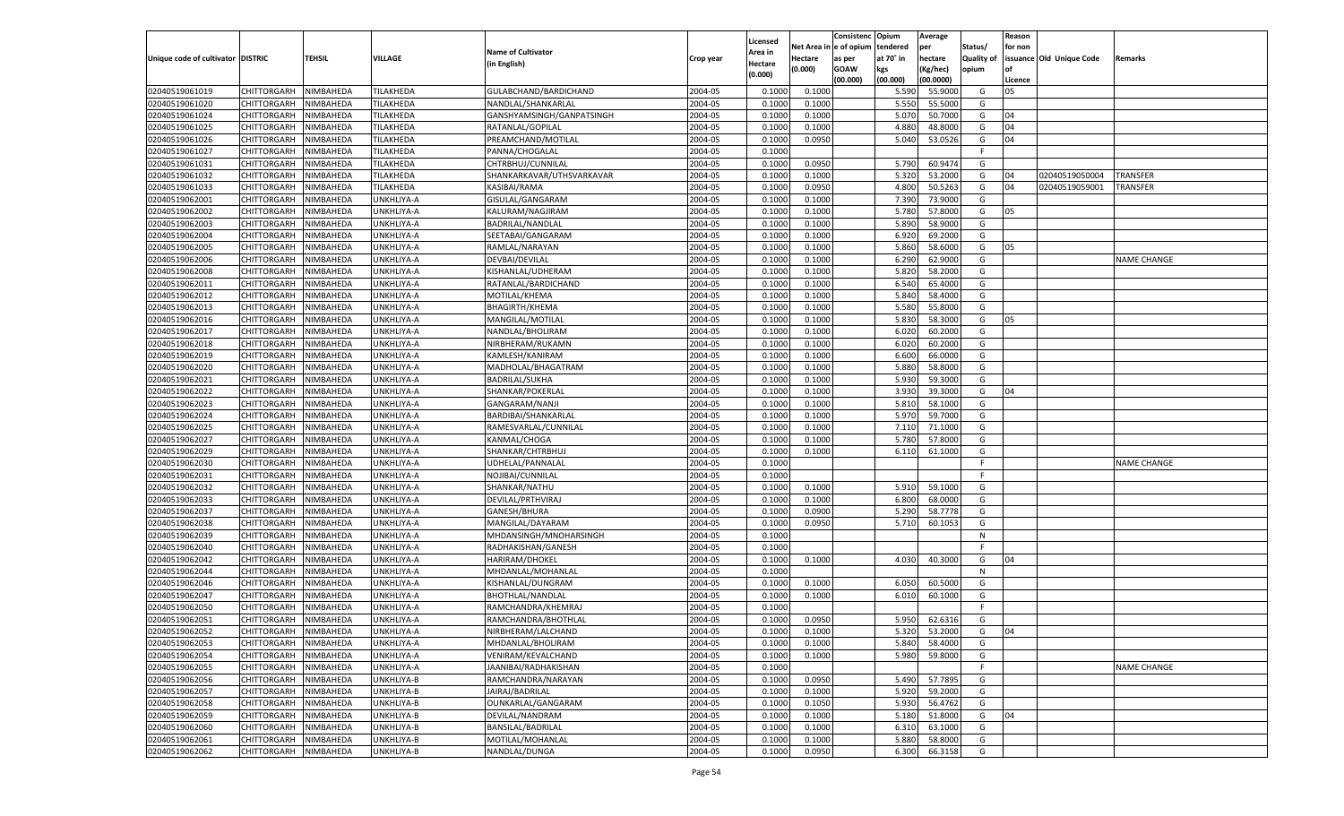| Unique code of cultivator | DISTRIC | TEHSIL | VILLAGE | Name of Cultivator (in English) | Crop year | Licensed Area in Hectare (0.000) | Net Area in Hectare (0.000) | Consistenc e of opium as per GOAW (00.000) | Opium tendered at 70˚ in kgs (00.000) | Average per hectare (Kg/hec) (00.0000) | Status/ Quality of opium | Reason for non issuance of Licence | Old Unique Code | Remarks |
|---|---|---|---|---|---|---|---|---|---|---|---|---|---|---|
| 02040519061019 | CHITTORGARH | NIMBAHEDA | TILAKHEDA | GULABCHAND/BARDICHAND | 2004-05 | 0.1000 | 0.1000 | | 5.590 | 55.9000 | G | 05 | | |
| 02040519061020 | CHITTORGARH | NIMBAHEDA | TILAKHEDA | NANDLAL/SHANKARLAL | 2004-05 | 0.1000 | 0.1000 | | 5.550 | 55.5000 | G | | | |
| 02040519061024 | CHITTORGARH | NIMBAHEDA | TILAKHEDA | GANSHYAMSINGH/GANPATSINGH | 2004-05 | 0.1000 | 0.1000 | | 5.070 | 50.7000 | G | 04 | | |
| 02040519061025 | CHITTORGARH | NIMBAHEDA | TILAKHEDA | RATANLAL/GOPILAL | 2004-05 | 0.1000 | 0.1000 | | 4.880 | 48.8000 | G | 04 | | |
| 02040519061026 | CHITTORGARH | NIMBAHEDA | TILAKHEDA | PREAMCHAND/MOTILAL | 2004-05 | 0.1000 | 0.0950 | | 5.040 | 53.0526 | G | 04 | | |
| 02040519061027 | CHITTORGARH | NIMBAHEDA | TILAKHEDA | PANNA/CHOGALAL | 2004-05 | 0.1000 | | | | | F | | | |
| 02040519061031 | CHITTORGARH | NIMBAHEDA | TILAKHEDA | CHTRBHUJ/CUNNILAL | 2004-05 | 0.1000 | 0.0950 | | 5.790 | 60.9474 | G | | | |
| 02040519061032 | CHITTORGARH | NIMBAHEDA | TILAKHEDA | SHANKARKAVAR/UTHSVARKAVAR | 2004-05 | 0.1000 | 0.1000 | | 5.320 | 53.2000 | G | 04 | 02040519050004 | TRANSFER |
| 02040519061033 | CHITTORGARH | NIMBAHEDA | TILAKHEDA | KASIBAI/RAMA | 2004-05 | 0.1000 | 0.0950 | | 4.800 | 50.5263 | G | 04 | 02040519059001 | TRANSFER |
| 02040519062001 | CHITTORGARH | NIMBAHEDA | UNKHLIYA-A | GISULAL/GANGARAM | 2004-05 | 0.1000 | 0.1000 | | 7.390 | 73.9000 | G | | | |
| 02040519062002 | CHITTORGARH | NIMBAHEDA | UNKHLIYA-A | KALURAM/NAGJIRAM | 2004-05 | 0.1000 | 0.1000 | | 5.780 | 57.8000 | G | 05 | | |
| 02040519062003 | CHITTORGARH | NIMBAHEDA | UNKHLIYA-A | BADRILAL/NANDLAL | 2004-05 | 0.1000 | 0.1000 | | 5.890 | 58.9000 | G | | | |
| 02040519062004 | CHITTORGARH | NIMBAHEDA | UNKHLIYA-A | SEETABAI/GANGARAM | 2004-05 | 0.1000 | 0.1000 | | 6.920 | 69.2000 | G | | | |
| 02040519062005 | CHITTORGARH | NIMBAHEDA | UNKHLIYA-A | RAMLAL/NARAYAN | 2004-05 | 0.1000 | 0.1000 | | 5.860 | 58.6000 | G | 05 | | |
| 02040519062006 | CHITTORGARH | NIMBAHEDA | UNKHLIYA-A | DEVBAI/DEVILAL | 2004-05 | 0.1000 | 0.1000 | | 6.290 | 62.9000 | G | | | NAME CHANGE |
| 02040519062008 | CHITTORGARH | NIMBAHEDA | UNKHLIYA-A | KISHANLAL/UDHERAM | 2004-05 | 0.1000 | 0.1000 | | 5.820 | 58.2000 | G | | | |
| 02040519062011 | CHITTORGARH | NIMBAHEDA | UNKHLIYA-A | RATANLAL/BARDICHAND | 2004-05 | 0.1000 | 0.1000 | | 6.540 | 65.4000 | G | | | |
| 02040519062012 | CHITTORGARH | NIMBAHEDA | UNKHLIYA-A | MOTILAL/KHEMA | 2004-05 | 0.1000 | 0.1000 | | 5.840 | 58.4000 | G | | | |
| 02040519062013 | CHITTORGARH | NIMBAHEDA | UNKHLIYA-A | BHAGIRTH/KHEMA | 2004-05 | 0.1000 | 0.1000 | | 5.580 | 55.8000 | G | | | |
| 02040519062016 | CHITTORGARH | NIMBAHEDA | UNKHLIYA-A | MANGILAL/MOTILAL | 2004-05 | 0.1000 | 0.1000 | | 5.830 | 58.3000 | G | 05 | | |
| 02040519062017 | CHITTORGARH | NIMBAHEDA | UNKHLIYA-A | NANDLAL/BHOLIRAM | 2004-05 | 0.1000 | 0.1000 | | 6.020 | 60.2000 | G | | | |
| 02040519062018 | CHITTORGARH | NIMBAHEDA | UNKHLIYA-A | NIRBHERAM/RUKAMN | 2004-05 | 0.1000 | 0.1000 | | 6.020 | 60.2000 | G | | | |
| 02040519062019 | CHITTORGARH | NIMBAHEDA | UNKHLIYA-A | KAMLESH/KANIRAM | 2004-05 | 0.1000 | 0.1000 | | 6.600 | 66.0000 | G | | | |
| 02040519062020 | CHITTORGARH | NIMBAHEDA | UNKHLIYA-A | MADHOLAL/BHAGATRAM | 2004-05 | 0.1000 | 0.1000 | | 5.880 | 58.8000 | G | | | |
| 02040519062021 | CHITTORGARH | NIMBAHEDA | UNKHLIYA-A | BADRILAL/SUKHA | 2004-05 | 0.1000 | 0.1000 | | 5.930 | 59.3000 | G | | | |
| 02040519062022 | CHITTORGARH | NIMBAHEDA | UNKHLIYA-A | SHANKAR/POKERLAL | 2004-05 | 0.1000 | 0.1000 | | 3.930 | 39.3000 | G | 04 | | |
| 02040519062023 | CHITTORGARH | NIMBAHEDA | UNKHLIYA-A | GANGARAM/NANJI | 2004-05 | 0.1000 | 0.1000 | | 5.810 | 58.1000 | G | | | |
| 02040519062024 | CHITTORGARH | NIMBAHEDA | UNKHLIYA-A | BARDIBAI/SHANKARLAL | 2004-05 | 0.1000 | 0.1000 | | 5.970 | 59.7000 | G | | | |
| 02040519062025 | CHITTORGARH | NIMBAHEDA | UNKHLIYA-A | RAMESVARLAL/CUNNILAL | 2004-05 | 0.1000 | 0.1000 | | 7.110 | 71.1000 | G | | | |
| 02040519062027 | CHITTORGARH | NIMBAHEDA | UNKHLIYA-A | KANMAL/CHOGA | 2004-05 | 0.1000 | 0.1000 | | 5.780 | 57.8000 | G | | | |
| 02040519062029 | CHITTORGARH | NIMBAHEDA | UNKHLIYA-A | SHANKAR/CHTRBHUJ | 2004-05 | 0.1000 | 0.1000 | | 6.110 | 61.1000 | G | | | |
| 02040519062030 | CHITTORGARH | NIMBAHEDA | UNKHLIYA-A | UDHELAL/PANNALAL | 2004-05 | 0.1000 | | | | | F | | | NAME CHANGE |
| 02040519062031 | CHITTORGARH | NIMBAHEDA | UNKHLIYA-A | NOJIBAI/CUNNILAL | 2004-05 | 0.1000 | | | | | F | | | |
| 02040519062032 | CHITTORGARH | NIMBAHEDA | UNKHLIYA-A | SHANKAR/NATHU | 2004-05 | 0.1000 | 0.1000 | | 5.910 | 59.1000 | G | | | |
| 02040519062033 | CHITTORGARH | NIMBAHEDA | UNKHLIYA-A | DEVILAL/PRTHVIRAJ | 2004-05 | 0.1000 | 0.1000 | | 6.800 | 68.0000 | G | | | |
| 02040519062037 | CHITTORGARH | NIMBAHEDA | UNKHLIYA-A | GANESH/BHURA | 2004-05 | 0.1000 | 0.0900 | | 5.290 | 58.7778 | G | | | |
| 02040519062038 | CHITTORGARH | NIMBAHEDA | UNKHLIYA-A | MANGILAL/DAYARAM | 2004-05 | 0.1000 | 0.0950 | | 5.710 | 60.1053 | G | | | |
| 02040519062039 | CHITTORGARH | NIMBAHEDA | UNKHLIYA-A | MHDANSINGH/MNOHARSINGH | 2004-05 | 0.1000 | | | | | N | | | |
| 02040519062040 | CHITTORGARH | NIMBAHEDA | UNKHLIYA-A | RADHAKISHAN/GANESH | 2004-05 | 0.1000 | | | | | F | | | |
| 02040519062042 | CHITTORGARH | NIMBAHEDA | UNKHLIYA-A | HARIRAM/DHOKEL | 2004-05 | 0.1000 | 0.1000 | | 4.030 | 40.3000 | G | 04 | | |
| 02040519062044 | CHITTORGARH | NIMBAHEDA | UNKHLIYA-A | MHDANLAL/MOHANLAL | 2004-05 | 0.1000 | | | | | N | | | |
| 02040519062046 | CHITTORGARH | NIMBAHEDA | UNKHLIYA-A | KISHANLAL/DUNGRAM | 2004-05 | 0.1000 | 0.1000 | | 6.050 | 60.5000 | G | | | |
| 02040519062047 | CHITTORGARH | NIMBAHEDA | UNKHLIYA-A | BHOTHLAL/NANDLAL | 2004-05 | 0.1000 | 0.1000 | | 6.010 | 60.1000 | G | | | |
| 02040519062050 | CHITTORGARH | NIMBAHEDA | UNKHLIYA-A | RAMCHANDRA/KHEMRAJ | 2004-05 | 0.1000 | | | | | F | | | |
| 02040519062051 | CHITTORGARH | NIMBAHEDA | UNKHLIYA-A | RAMCHANDRA/BHOTHLAL | 2004-05 | 0.1000 | 0.0950 | | 5.950 | 62.6316 | G | | | |
| 02040519062052 | CHITTORGARH | NIMBAHEDA | UNKHLIYA-A | NIRBHERAM/LALCHAND | 2004-05 | 0.1000 | 0.1000 | | 5.320 | 53.2000 | G | 04 | | |
| 02040519062053 | CHITTORGARH | NIMBAHEDA | UNKHLIYA-A | MHDANLAL/BHOLIRAM | 2004-05 | 0.1000 | 0.1000 | | 5.840 | 58.4000 | G | | | |
| 02040519062054 | CHITTORGARH | NIMBAHEDA | UNKHLIYA-A | VENIRAM/KEVALCHAND | 2004-05 | 0.1000 | 0.1000 | | 5.980 | 59.8000 | G | | | |
| 02040519062055 | CHITTORGARH | NIMBAHEDA | UNKHLIYA-A | JAANIBAI/RADHAKISHAN | 2004-05 | 0.1000 | | | | | F | | | NAME CHANGE |
| 02040519062056 | CHITTORGARH | NIMBAHEDA | UNKHLIYA-B | RAMCHANDRA/NARAYAN | 2004-05 | 0.1000 | 0.0950 | | 5.490 | 57.7895 | G | | | |
| 02040519062057 | CHITTORGARH | NIMBAHEDA | UNKHLIYA-B | JAIRAJ/BADRILAL | 2004-05 | 0.1000 | 0.1000 | | 5.920 | 59.2000 | G | | | |
| 02040519062058 | CHITTORGARH | NIMBAHEDA | UNKHLIYA-B | OUNKARLAL/GANGARAM | 2004-05 | 0.1000 | 0.1050 | | 5.930 | 56.4762 | G | | | |
| 02040519062059 | CHITTORGARH | NIMBAHEDA | UNKHLIYA-B | DEVILAL/NANDRAM | 2004-05 | 0.1000 | 0.1000 | | 5.180 | 51.8000 | G | 04 | | |
| 02040519062060 | CHITTORGARH | NIMBAHEDA | UNKHLIYA-B | BANSILAL/BADRILAL | 2004-05 | 0.1000 | 0.1000 | | 6.310 | 63.1000 | G | | | |
| 02040519062061 | CHITTORGARH | NIMBAHEDA | UNKHLIYA-B | MOTILAL/MOHANLAL | 2004-05 | 0.1000 | 0.1000 | | 5.880 | 58.8000 | G | | | |
| 02040519062062 | CHITTORGARH | NIMBAHEDA | UNKHLIYA-B | NANDLAL/DUNGA | 2004-05 | 0.1000 | 0.0950 | | 6.300 | 66.3158 | G | | | |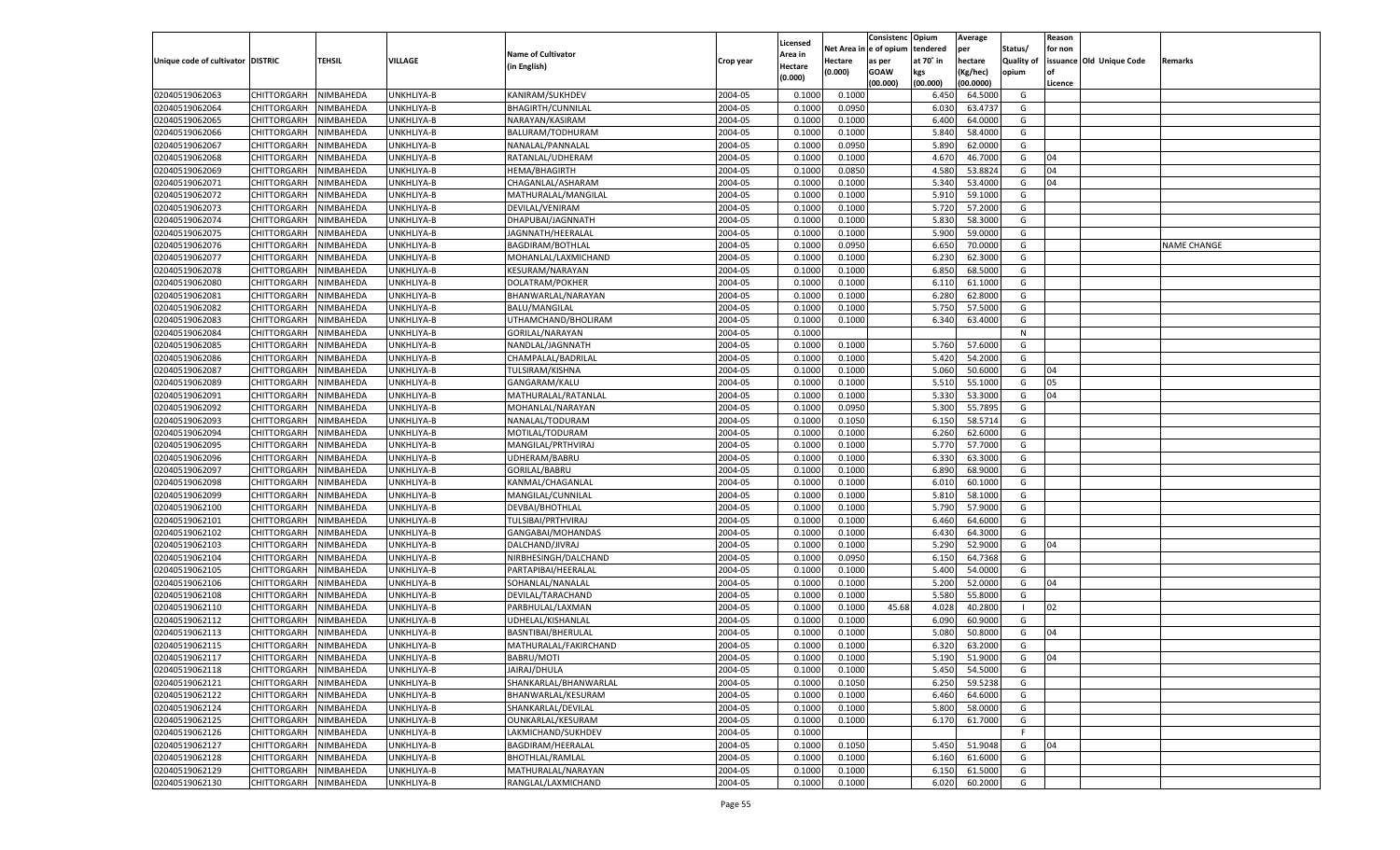| Unique code of cultivator | DISTRIC | TEHSIL | VILLAGE | Name of Cultivator (in English) | Crop year | Licensed Area in Hectare (0.000) | Net Area in Hectare (0.000) | Consistenc e of opium as per GOAW (00.000) | Opium tendered at 70° in kgs (00.000) | Average per hectare (Kg/hec) (00.0000) | Status/ Quality of opium | Reason for non issuance of Licence | Old Unique Code | Remarks |
|---|---|---|---|---|---|---|---|---|---|---|---|---|---|---|
| 02040519062063 | CHITTORGARH | NIMBAHEDA | UNKHLIYA-B | KANIRAM/SUKHDEV | 2004-05 | 0.1000 | 0.1000 | | 6.450 | 64.5000 | G | | | |
| 02040519062064 | CHITTORGARH | NIMBAHEDA | UNKHLIYA-B | BHAGIRTH/CUNNILAL | 2004-05 | 0.1000 | 0.0950 | | 6.030 | 63.4737 | G | | | |
| 02040519062065 | CHITTORGARH | NIMBAHEDA | UNKHLIYA-B | NARAYAN/KASIRAM | 2004-05 | 0.1000 | 0.1000 | | 6.400 | 64.0000 | G | | | |
| 02040519062066 | CHITTORGARH | NIMBAHEDA | UNKHLIYA-B | BALURAM/TODHURAM | 2004-05 | 0.1000 | 0.1000 | | 5.840 | 58.4000 | G | | | |
| 02040519062067 | CHITTORGARH | NIMBAHEDA | UNKHLIYA-B | NANALAL/PANNALAL | 2004-05 | 0.1000 | 0.0950 | | 5.890 | 62.0000 | G | | | |
| 02040519062068 | CHITTORGARH | NIMBAHEDA | UNKHLIYA-B | RATANLAL/UDHERAM | 2004-05 | 0.1000 | 0.1000 | | 4.670 | 46.7000 | G | 04 | | |
| 02040519062069 | CHITTORGARH | NIMBAHEDA | UNKHLIYA-B | HEMA/BHAGIRTH | 2004-05 | 0.1000 | 0.0850 | | 4.580 | 53.8824 | G | 04 | | |
| 02040519062071 | CHITTORGARH | NIMBAHEDA | UNKHLIYA-B | CHAGANLAL/ASHARAM | 2004-05 | 0.1000 | 0.1000 | | 5.340 | 53.4000 | G | 04 | | |
| 02040519062072 | CHITTORGARH | NIMBAHEDA | UNKHLIYA-B | MATHURALAL/MANGILAL | 2004-05 | 0.1000 | 0.1000 | | 5.910 | 59.1000 | G | | | |
| 02040519062073 | CHITTORGARH | NIMBAHEDA | UNKHLIYA-B | DEVILAL/VENIRAM | 2004-05 | 0.1000 | 0.1000 | | 5.720 | 57.2000 | G | | | |
| 02040519062074 | CHITTORGARH | NIMBAHEDA | UNKHLIYA-B | DHAPUBAI/JAGNNATH | 2004-05 | 0.1000 | 0.1000 | | 5.830 | 58.3000 | G | | | |
| 02040519062075 | CHITTORGARH | NIMBAHEDA | UNKHLIYA-B | JAGNNATH/HEERALAL | 2004-05 | 0.1000 | 0.1000 | | 5.900 | 59.0000 | G | | | |
| 02040519062076 | CHITTORGARH | NIMBAHEDA | UNKHLIYA-B | BAGDIRAM/BOTHLAL | 2004-05 | 0.1000 | 0.0950 | | 6.650 | 70.0000 | G | | | NAME CHANGE |
| 02040519062077 | CHITTORGARH | NIMBAHEDA | UNKHLIYA-B | MOHANLAL/LAXMICHAND | 2004-05 | 0.1000 | 0.1000 | | 6.230 | 62.3000 | G | | | |
| 02040519062078 | CHITTORGARH | NIMBAHEDA | UNKHLIYA-B | KESURAM/NARAYAN | 2004-05 | 0.1000 | 0.1000 | | 6.850 | 68.5000 | G | | | |
| 02040519062080 | CHITTORGARH | NIMBAHEDA | UNKHLIYA-B | DOLATRAM/POKHER | 2004-05 | 0.1000 | 0.1000 | | 6.110 | 61.1000 | G | | | |
| 02040519062081 | CHITTORGARH | NIMBAHEDA | UNKHLIYA-B | BHANWARLAL/NARAYAN | 2004-05 | 0.1000 | 0.1000 | | 6.280 | 62.8000 | G | | | |
| 02040519062082 | CHITTORGARH | NIMBAHEDA | UNKHLIYA-B | BALU/MANGILAL | 2004-05 | 0.1000 | 0.1000 | | 5.750 | 57.5000 | G | | | |
| 02040519062083 | CHITTORGARH | NIMBAHEDA | UNKHLIYA-B | UTHAMCHAND/BHOLIRAM | 2004-05 | 0.1000 | 0.1000 | | 6.340 | 63.4000 | G | | | |
| 02040519062084 | CHITTORGARH | NIMBAHEDA | UNKHLIYA-B | GORILAL/NARAYAN | 2004-05 | 0.1000 | | | | | N | | | |
| 02040519062085 | CHITTORGARH | NIMBAHEDA | UNKHLIYA-B | NANDLAL/JAGNNATH | 2004-05 | 0.1000 | 0.1000 | | 5.760 | 57.6000 | G | | | |
| 02040519062086 | CHITTORGARH | NIMBAHEDA | UNKHLIYA-B | CHAMPALAL/BADRILAL | 2004-05 | 0.1000 | 0.1000 | | 5.420 | 54.2000 | G | | | |
| 02040519062087 | CHITTORGARH | NIMBAHEDA | UNKHLIYA-B | TULSIRAM/KISHNA | 2004-05 | 0.1000 | 0.1000 | | 5.060 | 50.6000 | G | 04 | | |
| 02040519062089 | CHITTORGARH | NIMBAHEDA | UNKHLIYA-B | GANGARAM/KALU | 2004-05 | 0.1000 | 0.1000 | | 5.510 | 55.1000 | G | 05 | | |
| 02040519062091 | CHITTORGARH | NIMBAHEDA | UNKHLIYA-B | MATHURALAL/RATANLAL | 2004-05 | 0.1000 | 0.1000 | | 5.330 | 53.3000 | G | 04 | | |
| 02040519062092 | CHITTORGARH | NIMBAHEDA | UNKHLIYA-B | MOHANLAL/NARAYAN | 2004-05 | 0.1000 | 0.0950 | | 5.300 | 55.7895 | G | | | |
| 02040519062093 | CHITTORGARH | NIMBAHEDA | UNKHLIYA-B | NANALAL/TODURAM | 2004-05 | 0.1000 | 0.1050 | | 6.150 | 58.5714 | G | | | |
| 02040519062094 | CHITTORGARH | NIMBAHEDA | UNKHLIYA-B | MOTILAL/TODURAM | 2004-05 | 0.1000 | 0.1000 | | 6.260 | 62.6000 | G | | | |
| 02040519062095 | CHITTORGARH | NIMBAHEDA | UNKHLIYA-B | MANGILAL/PRTHVIRAJ | 2004-05 | 0.1000 | 0.1000 | | 5.770 | 57.7000 | G | | | |
| 02040519062096 | CHITTORGARH | NIMBAHEDA | UNKHLIYA-B | UDHERAM/BABRU | 2004-05 | 0.1000 | 0.1000 | | 6.330 | 63.3000 | G | | | |
| 02040519062097 | CHITTORGARH | NIMBAHEDA | UNKHLIYA-B | GORILAL/BABRU | 2004-05 | 0.1000 | 0.1000 | | 6.890 | 68.9000 | G | | | |
| 02040519062098 | CHITTORGARH | NIMBAHEDA | UNKHLIYA-B | KANMAL/CHAGANLAL | 2004-05 | 0.1000 | 0.1000 | | 6.010 | 60.1000 | G | | | |
| 02040519062099 | CHITTORGARH | NIMBAHEDA | UNKHLIYA-B | MANGILAL/CUNNILAL | 2004-05 | 0.1000 | 0.1000 | | 5.810 | 58.1000 | G | | | |
| 02040519062100 | CHITTORGARH | NIMBAHEDA | UNKHLIYA-B | DEVBAI/BHOTHLAL | 2004-05 | 0.1000 | 0.1000 | | 5.790 | 57.9000 | G | | | |
| 02040519062101 | CHITTORGARH | NIMBAHEDA | UNKHLIYA-B | TULSIBAI/PRTHVIRAJ | 2004-05 | 0.1000 | 0.1000 | | 6.460 | 64.6000 | G | | | |
| 02040519062102 | CHITTORGARH | NIMBAHEDA | UNKHLIYA-B | GANGABAI/MOHANDAS | 2004-05 | 0.1000 | 0.1000 | | 6.430 | 64.3000 | G | | | |
| 02040519062103 | CHITTORGARH | NIMBAHEDA | UNKHLIYA-B | DALCHAND/JIVRAJ | 2004-05 | 0.1000 | 0.1000 | | 5.290 | 52.9000 | G | 04 | | |
| 02040519062104 | CHITTORGARH | NIMBAHEDA | UNKHLIYA-B | NIRBHESINGH/DALCHAND | 2004-05 | 0.1000 | 0.0950 | | 6.150 | 64.7368 | G | | | |
| 02040519062105 | CHITTORGARH | NIMBAHEDA | UNKHLIYA-B | PARTAPIBAI/HEERALAL | 2004-05 | 0.1000 | 0.1000 | | 5.400 | 54.0000 | G | | | |
| 02040519062106 | CHITTORGARH | NIMBAHEDA | UNKHLIYA-B | SOHANLAL/NANALAL | 2004-05 | 0.1000 | 0.1000 | | 5.200 | 52.0000 | G | 04 | | |
| 02040519062108 | CHITTORGARH | NIMBAHEDA | UNKHLIYA-B | DEVILAL/TARACHAND | 2004-05 | 0.1000 | 0.1000 | | 5.580 | 55.8000 | G | | | |
| 02040519062110 | CHITTORGARH | NIMBAHEDA | UNKHLIYA-B | PARBHULAL/LAXMAN | 2004-05 | 0.1000 | 0.1000 | 45.68 | 4.028 | 40.2800 | I | 02 | | |
| 02040519062112 | CHITTORGARH | NIMBAHEDA | UNKHLIYA-B | UDHELAL/KISHANLAL | 2004-05 | 0.1000 | 0.1000 | | 6.090 | 60.9000 | G | | | |
| 02040519062113 | CHITTORGARH | NIMBAHEDA | UNKHLIYA-B | BASNTIBAI/BHERULAL | 2004-05 | 0.1000 | 0.1000 | | 5.080 | 50.8000 | G | 04 | | |
| 02040519062115 | CHITTORGARH | NIMBAHEDA | UNKHLIYA-B | MATHURALAL/FAKIRCHAND | 2004-05 | 0.1000 | 0.1000 | | 6.320 | 63.2000 | G | | | |
| 02040519062117 | CHITTORGARH | NIMBAHEDA | UNKHLIYA-B | BABRU/MOTI | 2004-05 | 0.1000 | 0.1000 | | 5.190 | 51.9000 | G | 04 | | |
| 02040519062118 | CHITTORGARH | NIMBAHEDA | UNKHLIYA-B | JAIRAJ/DHULA | 2004-05 | 0.1000 | 0.1000 | | 5.450 | 54.5000 | G | | | |
| 02040519062121 | CHITTORGARH | NIMBAHEDA | UNKHLIYA-B | SHANKARLAL/BHANWARLAL | 2004-05 | 0.1000 | 0.1050 | | 6.250 | 59.5238 | G | | | |
| 02040519062122 | CHITTORGARH | NIMBAHEDA | UNKHLIYA-B | BHANWARLAL/KESURAM | 2004-05 | 0.1000 | 0.1000 | | 6.460 | 64.6000 | G | | | |
| 02040519062124 | CHITTORGARH | NIMBAHEDA | UNKHLIYA-B | SHANKARLAL/DEVILAL | 2004-05 | 0.1000 | 0.1000 | | 5.800 | 58.0000 | G | | | |
| 02040519062125 | CHITTORGARH | NIMBAHEDA | UNKHLIYA-B | OUNKARLAL/KESURAM | 2004-05 | 0.1000 | 0.1000 | | 6.170 | 61.7000 | G | | | |
| 02040519062126 | CHITTORGARH | NIMBAHEDA | UNKHLIYA-B | LAKMICHAND/SUKHDEV | 2004-05 | 0.1000 | | | | | F | | | |
| 02040519062127 | CHITTORGARH | NIMBAHEDA | UNKHLIYA-B | BAGDIRAM/HEERALAL | 2004-05 | 0.1000 | 0.1050 | | 5.450 | 51.9048 | G | 04 | | |
| 02040519062128 | CHITTORGARH | NIMBAHEDA | UNKHLIYA-B | BHOTHLAL/RAMLAL | 2004-05 | 0.1000 | 0.1000 | | 6.160 | 61.6000 | G | | | |
| 02040519062129 | CHITTORGARH | NIMBAHEDA | UNKHLIYA-B | MATHURALAL/NARAYAN | 2004-05 | 0.1000 | 0.1000 | | 6.150 | 61.5000 | G | | | |
| 02040519062130 | CHITTORGARH | NIMBAHEDA | UNKHLIYA-B | RANGLAL/LAXMICHAND | 2004-05 | 0.1000 | 0.1000 | | 6.020 | 60.2000 | G | | | |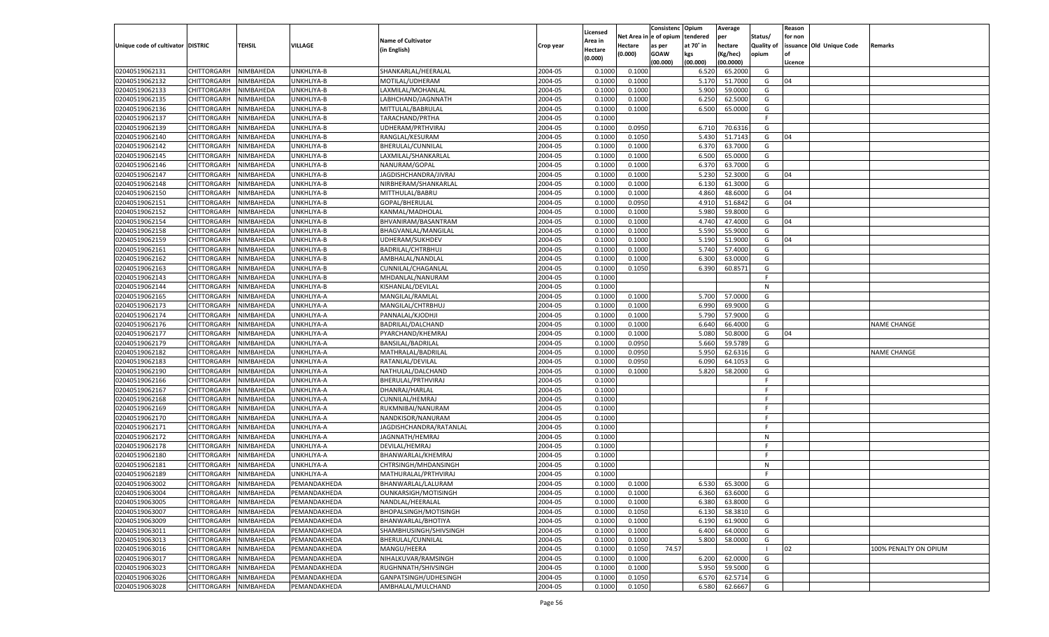| Unique code of cultivator | DISTRIC | TEHSIL | VILLAGE | Name of Cultivator (in English) | Crop year | Licensed Area in Hectare (0.000) | Net Area in Hectare (0.000) | Consistenc e of opium as per GOAW (00.000) | Opium tendered at 70° in kgs (00.000) | Average per hectare (Kg/hec) (00.0000) | Status/ Quality of opium | Reason for non issuance of Licence | Old Unique Code | Remarks |
|---|---|---|---|---|---|---|---|---|---|---|---|---|---|---|
| 02040519062131 | CHITTORGARH | NIMBAHEDA | UNKHLIYA-B | SHANKARLAL/HEERALAL | 2004-05 | 0.1000 | 0.1000 | | 6.520 | 65.2000 | G | | | |
| 02040519062132 | CHITTORGARH | NIMBAHEDA | UNKHLIYA-B | MOTILAL/UDHERAM | 2004-05 | 0.1000 | 0.1000 | | 5.170 | 51.7000 | G | 04 | | |
| 02040519062133 | CHITTORGARH | NIMBAHEDA | UNKHLIYA-B | LAXMILAL/MOHANLAL | 2004-05 | 0.1000 | 0.1000 | | 5.900 | 59.0000 | G | | | |
| 02040519062135 | CHITTORGARH | NIMBAHEDA | UNKHLIYA-B | LABHCHAND/JAGNNATH | 2004-05 | 0.1000 | 0.1000 | | 6.250 | 62.5000 | G | | | |
| 02040519062136 | CHITTORGARH | NIMBAHEDA | UNKHLIYA-B | MITTULAL/BABRULAL | 2004-05 | 0.1000 | 0.1000 | | 6.500 | 65.0000 | G | | | |
| 02040519062137 | CHITTORGARH | NIMBAHEDA | UNKHLIYA-B | TARACHAND/PRTHA | 2004-05 | 0.1000 | | | | | F | | | |
| 02040519062139 | CHITTORGARH | NIMBAHEDA | UNKHLIYA-B | UDHERAM/PRTHVIRAJ | 2004-05 | 0.1000 | 0.0950 | | 6.710 | 70.6316 | G | | | |
| 02040519062140 | CHITTORGARH | NIMBAHEDA | UNKHLIYA-B | RANGLAL/KESURAM | 2004-05 | 0.1000 | 0.1050 | | 5.430 | 51.7143 | G | 04 | | |
| 02040519062142 | CHITTORGARH | NIMBAHEDA | UNKHLIYA-B | BHERULAL/CUNNILAL | 2004-05 | 0.1000 | 0.1000 | | 6.370 | 63.7000 | G | | | |
| 02040519062145 | CHITTORGARH | NIMBAHEDA | UNKHLIYA-B | LAXMILAL/SHANKARLAL | 2004-05 | 0.1000 | 0.1000 | | 6.500 | 65.0000 | G | | | |
| 02040519062146 | CHITTORGARH | NIMBAHEDA | UNKHLIYA-B | NANURAM/GOPAL | 2004-05 | 0.1000 | 0.1000 | | 6.370 | 63.7000 | G | | | |
| 02040519062147 | CHITTORGARH | NIMBAHEDA | UNKHLIYA-B | JAGDISHCHANDRA/JIVRAJ | 2004-05 | 0.1000 | 0.1000 | | 5.230 | 52.3000 | G | 04 | | |
| 02040519062148 | CHITTORGARH | NIMBAHEDA | UNKHLIYA-B | NIRBHERAM/SHANKARLAL | 2004-05 | 0.1000 | 0.1000 | | 6.130 | 61.3000 | G | | | |
| 02040519062150 | CHITTORGARH | NIMBAHEDA | UNKHLIYA-B | MITTHULAL/BABRU | 2004-05 | 0.1000 | 0.1000 | | 4.860 | 48.6000 | G | 04 | | |
| 02040519062151 | CHITTORGARH | NIMBAHEDA | UNKHLIYA-B | GOPAL/BHERULAL | 2004-05 | 0.1000 | 0.0950 | | 4.910 | 51.6842 | G | 04 | | |
| 02040519062152 | CHITTORGARH | NIMBAHEDA | UNKHLIYA-B | KANMAL/MADHOLAL | 2004-05 | 0.1000 | 0.1000 | | 5.980 | 59.8000 | G | | | |
| 02040519062154 | CHITTORGARH | NIMBAHEDA | UNKHLIYA-B | BHVANIRAM/BASANTRAM | 2004-05 | 0.1000 | 0.1000 | | 4.740 | 47.4000 | G | 04 | | |
| 02040519062158 | CHITTORGARH | NIMBAHEDA | UNKHLIYA-B | BHAGVANLAL/MANGILAL | 2004-05 | 0.1000 | 0.1000 | | 5.590 | 55.9000 | G | | | |
| 02040519062159 | CHITTORGARH | NIMBAHEDA | UNKHLIYA-B | UDHERAM/SUKHDEV | 2004-05 | 0.1000 | 0.1000 | | 5.190 | 51.9000 | G | 04 | | |
| 02040519062161 | CHITTORGARH | NIMBAHEDA | UNKHLIYA-B | BADRILAL/CHTRBHUJ | 2004-05 | 0.1000 | 0.1000 | | 5.740 | 57.4000 | G | | | |
| 02040519062162 | CHITTORGARH | NIMBAHEDA | UNKHLIYA-B | AMBHALAL/NANDLAL | 2004-05 | 0.1000 | 0.1000 | | 6.300 | 63.0000 | G | | | |
| 02040519062163 | CHITTORGARH | NIMBAHEDA | UNKHLIYA-B | CUNNILAL/CHAGANLAL | 2004-05 | 0.1000 | 0.1050 | | 6.390 | 60.8571 | G | | | |
| 02040519062143 | CHITTORGARH | NIMBAHEDA | UNKHLIYA-B | MHDANLAL/NANURAM | 2004-05 | 0.1000 | | | | | F | | | |
| 02040519062144 | CHITTORGARH | NIMBAHEDA | UNKHLIYA-B | KISHANLAL/DEVILAL | 2004-05 | 0.1000 | | | | | N | | | |
| 02040519062165 | CHITTORGARH | NIMBAHEDA | UNKHLIYA-A | MANGILAL/RAMLAL | 2004-05 | 0.1000 | 0.1000 | | 5.700 | 57.0000 | G | | | |
| 02040519062173 | CHITTORGARH | NIMBAHEDA | UNKHLIYA-A | MANGILAL/CHTRBHUJ | 2004-05 | 0.1000 | 0.1000 | | 6.990 | 69.9000 | G | | | |
| 02040519062174 | CHITTORGARH | NIMBAHEDA | UNKHLIYA-A | PANNALAL/KJODHJI | 2004-05 | 0.1000 | 0.1000 | | 5.790 | 57.9000 | G | | | |
| 02040519062176 | CHITTORGARH | NIMBAHEDA | UNKHLIYA-A | BADRILAL/DALCHAND | 2004-05 | 0.1000 | 0.1000 | | 6.640 | 66.4000 | G | | | NAME CHANGE |
| 02040519062177 | CHITTORGARH | NIMBAHEDA | UNKHLIYA-A | PYARCHAND/KHEMRAJ | 2004-05 | 0.1000 | 0.1000 | | 5.080 | 50.8000 | G | 04 | | |
| 02040519062179 | CHITTORGARH | NIMBAHEDA | UNKHLIYA-A | BANSILAL/BADRILAL | 2004-05 | 0.1000 | 0.0950 | | 5.660 | 59.5789 | G | | | |
| 02040519062182 | CHITTORGARH | NIMBAHEDA | UNKHLIYA-A | MATHRALAL/BADRILAL | 2004-05 | 0.1000 | 0.0950 | | 5.950 | 62.6316 | G | | | NAME CHANGE |
| 02040519062183 | CHITTORGARH | NIMBAHEDA | UNKHLIYA-A | RATANLAL/DEVILAL | 2004-05 | 0.1000 | 0.0950 | | 6.090 | 64.1053 | G | | | |
| 02040519062190 | CHITTORGARH | NIMBAHEDA | UNKHLIYA-A | NATHULAL/DALCHAND | 2004-05 | 0.1000 | 0.1000 | | 5.820 | 58.2000 | G | | | |
| 02040519062166 | CHITTORGARH | NIMBAHEDA | UNKHLIYA-A | BHERULAL/PRTHVIRAJ | 2004-05 | 0.1000 | | | | | F | | | |
| 02040519062167 | CHITTORGARH | NIMBAHEDA | UNKHLIYA-A | DHANRAJ/HARLAL | 2004-05 | 0.1000 | | | | | F | | | |
| 02040519062168 | CHITTORGARH | NIMBAHEDA | UNKHLIYA-A | CUNNILAL/HEMRAJ | 2004-05 | 0.1000 | | | | | F | | | |
| 02040519062169 | CHITTORGARH | NIMBAHEDA | UNKHLIYA-A | RUKMNIBAI/NANURAM | 2004-05 | 0.1000 | | | | | F | | | |
| 02040519062170 | CHITTORGARH | NIMBAHEDA | UNKHLIYA-A | NANDKISOR/NANURAM | 2004-05 | 0.1000 | | | | | F | | | |
| 02040519062171 | CHITTORGARH | NIMBAHEDA | UNKHLIYA-A | JAGDISHCHANDRA/RATANLAL | 2004-05 | 0.1000 | | | | | F | | | |
| 02040519062172 | CHITTORGARH | NIMBAHEDA | UNKHLIYA-A | JAGNNATH/HEMRAJ | 2004-05 | 0.1000 | | | | | N | | | |
| 02040519062178 | CHITTORGARH | NIMBAHEDA | UNKHLIYA-A | DEVILAL/HEMRAJ | 2004-05 | 0.1000 | | | | | F | | | |
| 02040519062180 | CHITTORGARH | NIMBAHEDA | UNKHLIYA-A | BHANWARLAL/KHEMRAJ | 2004-05 | 0.1000 | | | | | F | | | |
| 02040519062181 | CHITTORGARH | NIMBAHEDA | UNKHLIYA-A | CHTRSINGH/MHDANSINGH | 2004-05 | 0.1000 | | | | | N | | | |
| 02040519062189 | CHITTORGARH | NIMBAHEDA | UNKHLIYA-A | MATHURALAL/PRTHVIRAJ | 2004-05 | 0.1000 | | | | | F | | | |
| 02040519063002 | CHITTORGARH | NIMBAHEDA | PEMANDAKHEDA | BHANWARLAL/LALURAM | 2004-05 | 0.1000 | 0.1000 | | 6.530 | 65.3000 | G | | | |
| 02040519063004 | CHITTORGARH | NIMBAHEDA | PEMANDAKHEDA | OUNKARSIGH/MOTISINGH | 2004-05 | 0.1000 | 0.1000 | | 6.360 | 63.6000 | G | | | |
| 02040519063005 | CHITTORGARH | NIMBAHEDA | PEMANDAKHEDA | NANDLAL/HEERALAL | 2004-05 | 0.1000 | 0.1000 | | 6.380 | 63.8000 | G | | | |
| 02040519063007 | CHITTORGARH | NIMBAHEDA | PEMANDAKHEDA | BHOPALSINGH/MOTISINGH | 2004-05 | 0.1000 | 0.1050 | | 6.130 | 58.3810 | G | | | |
| 02040519063009 | CHITTORGARH | NIMBAHEDA | PEMANDAKHEDA | BHANWARLAL/BHOTIYA | 2004-05 | 0.1000 | 0.1000 | | 6.190 | 61.9000 | G | | | |
| 02040519063011 | CHITTORGARH | NIMBAHEDA | PEMANDAKHEDA | SHAMBHUSINGH/SHIVSINGH | 2004-05 | 0.1000 | 0.1000 | | 6.400 | 64.0000 | G | | | |
| 02040519063013 | CHITTORGARH | NIMBAHEDA | PEMANDAKHEDA | BHERULAL/CUNNILAL | 2004-05 | 0.1000 | 0.1000 | | 5.800 | 58.0000 | G | | | |
| 02040519063016 | CHITTORGARH | NIMBAHEDA | PEMANDAKHEDA | MANGU/HEERA | 2004-05 | 0.1000 | 0.1050 | 74.57 | | | I | 02 | | 100% PENALTY ON OPIUM |
| 02040519063017 | CHITTORGARH | NIMBAHEDA | PEMANDAKHEDA | NIHALKUVAR/RAMSINGH | 2004-05 | 0.1000 | 0.1000 | | 6.200 | 62.0000 | G | | | |
| 02040519063023 | CHITTORGARH | NIMBAHEDA | PEMANDAKHEDA | RUGHNNATH/SHIVSINGH | 2004-05 | 0.1000 | 0.1000 | | 5.950 | 59.5000 | G | | | |
| 02040519063026 | CHITTORGARH | NIMBAHEDA | PEMANDAKHEDA | GANPATSINGH/UDHESINGH | 2004-05 | 0.1000 | 0.1050 | | 6.570 | 62.5714 | G | | | |
| 02040519063028 | CHITTORGARH | NIMBAHEDA | PEMANDAKHEDA | AMBHALAL/MULCHAND | 2004-05 | 0.1000 | 0.1050 | | 6.580 | 62.6667 | G | | | |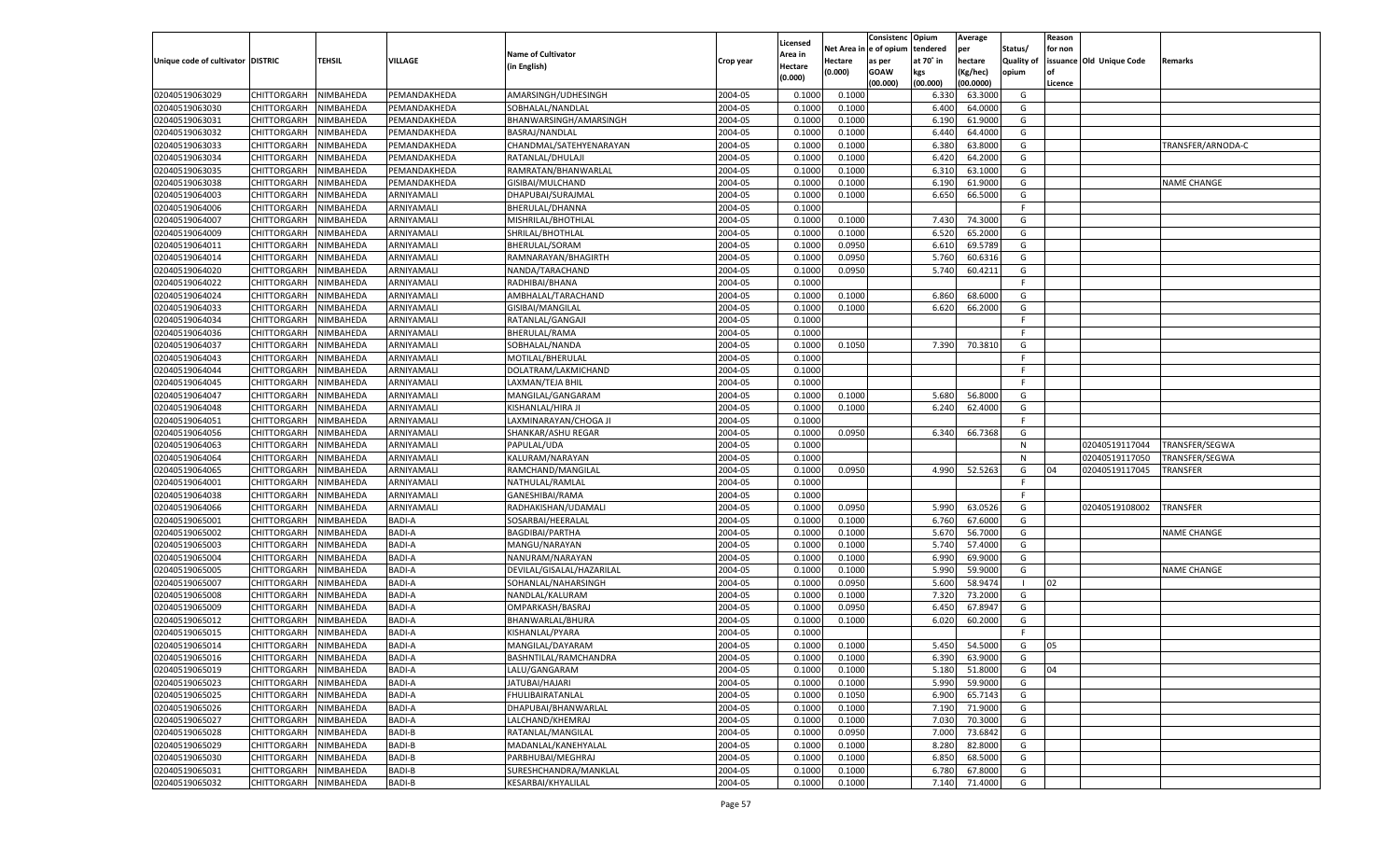| Unique code of cultivator | DISTRIC | TEHSIL | VILLAGE | Name of Cultivator (in English) | Crop year | Licensed Area in Hectare (0.000) | Net Area in Hectare (0.000) | Consistenc e of opium as per GOAW (00.000) | Opium tendered at 70° in kgs (00.000) | Average per hectare (Kg/hec) (00.0000) | Status/ Quality of opium | Reason for non issuance of Licence | Old Unique Code | Remarks |
|---|---|---|---|---|---|---|---|---|---|---|---|---|---|---|
| 02040519063029 | CHITTORGARH | NIMBAHEDA | PEMANDAKHEDA | AMARSINGH/UDHESINGH | 2004-05 | 0.1000 | 0.1000 | | 6.330 | 63.3000 | G | | | |
| 02040519063030 | CHITTORGARH | NIMBAHEDA | PEMANDAKHEDA | SOBHALAL/NANDLAL | 2004-05 | 0.1000 | 0.1000 | | 6.400 | 64.0000 | G | | | |
| 02040519063031 | CHITTORGARH | NIMBAHEDA | PEMANDAKHEDA | BHANWARSINGH/AMARSINGH | 2004-05 | 0.1000 | 0.1000 | | 6.190 | 61.9000 | G | | | |
| 02040519063032 | CHITTORGARH | NIMBAHEDA | PEMANDAKHEDA | BASRAJ/NANDLAL | 2004-05 | 0.1000 | 0.1000 | | 6.440 | 64.4000 | G | | | |
| 02040519063033 | CHITTORGARH | NIMBAHEDA | PEMANDAKHEDA | CHANDMAL/SATEHYENARAYAN | 2004-05 | 0.1000 | 0.1000 | | 6.380 | 63.8000 | G | | | TRANSFER/ARNODA-C |
| 02040519063034 | CHITTORGARH | NIMBAHEDA | PEMANDAKHEDA | RATANLAL/DHULAJI | 2004-05 | 0.1000 | 0.1000 | | 6.420 | 64.2000 | G | | | |
| 02040519063035 | CHITTORGARH | NIMBAHEDA | PEMANDAKHEDA | RAMRATAN/BHANWARLAL | 2004-05 | 0.1000 | 0.1000 | | 6.310 | 63.1000 | G | | | |
| 02040519063038 | CHITTORGARH | NIMBAHEDA | PEMANDAKHEDA | GISIBAI/MULCHAND | 2004-05 | 0.1000 | 0.1000 | | 6.190 | 61.9000 | G | | | NAME CHANGE |
| 02040519064003 | CHITTORGARH | NIMBAHEDA | ARNIYAMALI | DHAPUBAI/SURAJMAL | 2004-05 | 0.1000 | 0.1000 | | 6.650 | 66.5000 | G | | | |
| 02040519064006 | CHITTORGARH | NIMBAHEDA | ARNIYAMALI | BHERULAL/DHANNA | 2004-05 | 0.1000 | | | | | F | | | |
| 02040519064007 | CHITTORGARH | NIMBAHEDA | ARNIYAMALI | MISHRILAL/BHOTHLAL | 2004-05 | 0.1000 | 0.1000 | | 7.430 | 74.3000 | G | | | |
| 02040519064009 | CHITTORGARH | NIMBAHEDA | ARNIYAMALI | SHRILAL/BHOTHLAL | 2004-05 | 0.1000 | 0.1000 | | 6.520 | 65.2000 | G | | | |
| 02040519064011 | CHITTORGARH | NIMBAHEDA | ARNIYAMALI | BHERULAL/SORAM | 2004-05 | 0.1000 | 0.0950 | | 6.610 | 69.5789 | G | | | |
| 02040519064014 | CHITTORGARH | NIMBAHEDA | ARNIYAMALI | RAMNARAYAN/BHAGIRTH | 2004-05 | 0.1000 | 0.0950 | | 5.760 | 60.6316 | G | | | |
| 02040519064020 | CHITTORGARH | NIMBAHEDA | ARNIYAMALI | NANDA/TARACHAND | 2004-05 | 0.1000 | 0.0950 | | 5.740 | 60.4211 | G | | | |
| 02040519064022 | CHITTORGARH | NIMBAHEDA | ARNIYAMALI | RADHIBAI/BHANA | 2004-05 | 0.1000 | | | | | F | | | |
| 02040519064024 | CHITTORGARH | NIMBAHEDA | ARNIYAMALI | AMBHALAL/TARACHAND | 2004-05 | 0.1000 | 0.1000 | | 6.860 | 68.6000 | G | | | |
| 02040519064033 | CHITTORGARH | NIMBAHEDA | ARNIYAMALI | GISIBAI/MANGILAL | 2004-05 | 0.1000 | 0.1000 | | 6.620 | 66.2000 | G | | | |
| 02040519064034 | CHITTORGARH | NIMBAHEDA | ARNIYAMALI | RATANLAL/GANGAJI | 2004-05 | 0.1000 | | | | | F | | | |
| 02040519064036 | CHITTORGARH | NIMBAHEDA | ARNIYAMALI | BHERULAL/RAMA | 2004-05 | 0.1000 | | | | | F | | | |
| 02040519064037 | CHITTORGARH | NIMBAHEDA | ARNIYAMALI | SOBHALAL/NANDA | 2004-05 | 0.1000 | 0.1050 | | 7.390 | 70.3810 | G | | | |
| 02040519064043 | CHITTORGARH | NIMBAHEDA | ARNIYAMALI | MOTILAL/BHERULAL | 2004-05 | 0.1000 | | | | | F | | | |
| 02040519064044 | CHITTORGARH | NIMBAHEDA | ARNIYAMALI | DOLATRAM/LAKMICHAND | 2004-05 | 0.1000 | | | | | F | | | |
| 02040519064045 | CHITTORGARH | NIMBAHEDA | ARNIYAMALI | LAXMAN/TEJA BHIL | 2004-05 | 0.1000 | | | | | F | | | |
| 02040519064047 | CHITTORGARH | NIMBAHEDA | ARNIYAMALI | MANGILAL/GANGARAM | 2004-05 | 0.1000 | 0.1000 | | 5.680 | 56.8000 | G | | | |
| 02040519064048 | CHITTORGARH | NIMBAHEDA | ARNIYAMALI | KISHANLAL/HIRA JI | 2004-05 | 0.1000 | 0.1000 | | 6.240 | 62.4000 | G | | | |
| 02040519064051 | CHITTORGARH | NIMBAHEDA | ARNIYAMALI | LAXMINARAYAN/CHOGA JI | 2004-05 | 0.1000 | | | | | F | | | |
| 02040519064056 | CHITTORGARH | NIMBAHEDA | ARNIYAMALI | SHANKAR/ASHU REGAR | 2004-05 | 0.1000 | 0.0950 | | 6.340 | 66.7368 | G | | | |
| 02040519064063 | CHITTORGARH | NIMBAHEDA | ARNIYAMALI | PAPULAL/UDA | 2004-05 | 0.1000 | | | | | N | | 02040519117044 | TRANSFER/SEGWA |
| 02040519064064 | CHITTORGARH | NIMBAHEDA | ARNIYAMALI | KALURAM/NARAYAN | 2004-05 | 0.1000 | | | | | N | | 02040519117050 | TRANSFER/SEGWA |
| 02040519064065 | CHITTORGARH | NIMBAHEDA | ARNIYAMALI | RAMCHAND/MANGILAL | 2004-05 | 0.1000 | 0.0950 | | 4.990 | 52.5263 | G | 04 | 02040519117045 | TRANSFER |
| 02040519064001 | CHITTORGARH | NIMBAHEDA | ARNIYAMALI | NATHULAL/RAMLAL | 2004-05 | 0.1000 | | | | | F | | | |
| 02040519064038 | CHITTORGARH | NIMBAHEDA | ARNIYAMALI | GANESHIBAI/RAMA | 2004-05 | 0.1000 | | | | | F | | | |
| 02040519064066 | CHITTORGARH | NIMBAHEDA | ARNIYAMALI | RADHAKISHAN/UDAMALI | 2004-05 | 0.1000 | 0.0950 | | 5.990 | 63.0526 | G | | 02040519108002 | TRANSFER |
| 02040519065001 | CHITTORGARH | NIMBAHEDA | BADI-A | SOSARBAI/HEERALAL | 2004-05 | 0.1000 | 0.1000 | | 6.760 | 67.6000 | G | | | |
| 02040519065002 | CHITTORGARH | NIMBAHEDA | BADI-A | BAGDIBAI/PARTHA | 2004-05 | 0.1000 | 0.1000 | | 5.670 | 56.7000 | G | | | NAME CHANGE |
| 02040519065003 | CHITTORGARH | NIMBAHEDA | BADI-A | MANGU/NARAYAN | 2004-05 | 0.1000 | 0.1000 | | 5.740 | 57.4000 | G | | | |
| 02040519065004 | CHITTORGARH | NIMBAHEDA | BADI-A | NANURAM/NARAYAN | 2004-05 | 0.1000 | 0.1000 | | 6.990 | 69.9000 | G | | | |
| 02040519065005 | CHITTORGARH | NIMBAHEDA | BADI-A | DEVILAL/GISALAL/HAZARILAL | 2004-05 | 0.1000 | 0.1000 | | 5.990 | 59.9000 | G | | | NAME CHANGE |
| 02040519065007 | CHITTORGARH | NIMBAHEDA | BADI-A | SOHANLAL/NAHARSINGH | 2004-05 | 0.1000 | 0.0950 | | 5.600 | 58.9474 | I | 02 | | |
| 02040519065008 | CHITTORGARH | NIMBAHEDA | BADI-A | NANDLAL/KALURAM | 2004-05 | 0.1000 | 0.1000 | | 7.320 | 73.2000 | G | | | |
| 02040519065009 | CHITTORGARH | NIMBAHEDA | BADI-A | OMPARKASH/BASRAJ | 2004-05 | 0.1000 | 0.0950 | | 6.450 | 67.8947 | G | | | |
| 02040519065012 | CHITTORGARH | NIMBAHEDA | BADI-A | BHANWARLAL/BHURA | 2004-05 | 0.1000 | 0.1000 | | 6.020 | 60.2000 | G | | | |
| 02040519065015 | CHITTORGARH | NIMBAHEDA | BADI-A | KISHANLAL/PYARA | 2004-05 | 0.1000 | | | | | F | | | |
| 02040519065014 | CHITTORGARH | NIMBAHEDA | BADI-A | MANGILAL/DAYARAM | 2004-05 | 0.1000 | 0.1000 | | 5.450 | 54.5000 | G | 05 | | |
| 02040519065016 | CHITTORGARH | NIMBAHEDA | BADI-A | BASHNTILAL/RAMCHANDRA | 2004-05 | 0.1000 | 0.1000 | | 6.390 | 63.9000 | G | | | |
| 02040519065019 | CHITTORGARH | NIMBAHEDA | BADI-A | LALU/GANGARAM | 2004-05 | 0.1000 | 0.1000 | | 5.180 | 51.8000 | G | 04 | | |
| 02040519065023 | CHITTORGARH | NIMBAHEDA | BADI-A | JATUBAI/HAJARI | 2004-05 | 0.1000 | 0.1000 | | 5.990 | 59.9000 | G | | | |
| 02040519065025 | CHITTORGARH | NIMBAHEDA | BADI-A | FHULIBAIRATANLAL | 2004-05 | 0.1000 | 0.1050 | | 6.900 | 65.7143 | G | | | |
| 02040519065026 | CHITTORGARH | NIMBAHEDA | BADI-A | DHAPUBAI/BHANWARLAL | 2004-05 | 0.1000 | 0.1000 | | 7.190 | 71.9000 | G | | | |
| 02040519065027 | CHITTORGARH | NIMBAHEDA | BADI-A | LALCHAND/KHEMRAJ | 2004-05 | 0.1000 | 0.1000 | | 7.030 | 70.3000 | G | | | |
| 02040519065028 | CHITTORGARH | NIMBAHEDA | BADI-B | RATANLAL/MANGILAL | 2004-05 | 0.1000 | 0.0950 | | 7.000 | 73.6842 | G | | | |
| 02040519065029 | CHITTORGARH | NIMBAHEDA | BADI-B | MADANLAL/KANEHYALAL | 2004-05 | 0.1000 | 0.1000 | | 8.280 | 82.8000 | G | | | |
| 02040519065030 | CHITTORGARH | NIMBAHEDA | BADI-B | PARBHUBAI/MEGHRAJ | 2004-05 | 0.1000 | 0.1000 | | 6.850 | 68.5000 | G | | | |
| 02040519065031 | CHITTORGARH | NIMBAHEDA | BADI-B | SURESHCHANDRA/MANKLAL | 2004-05 | 0.1000 | 0.1000 | | 6.780 | 67.8000 | G | | | |
| 02040519065032 | CHITTORGARH | NIMBAHEDA | BADI-B | KESARBAI/KHYALILAL | 2004-05 | 0.1000 | 0.1000 | | 7.140 | 71.4000 | G | | | |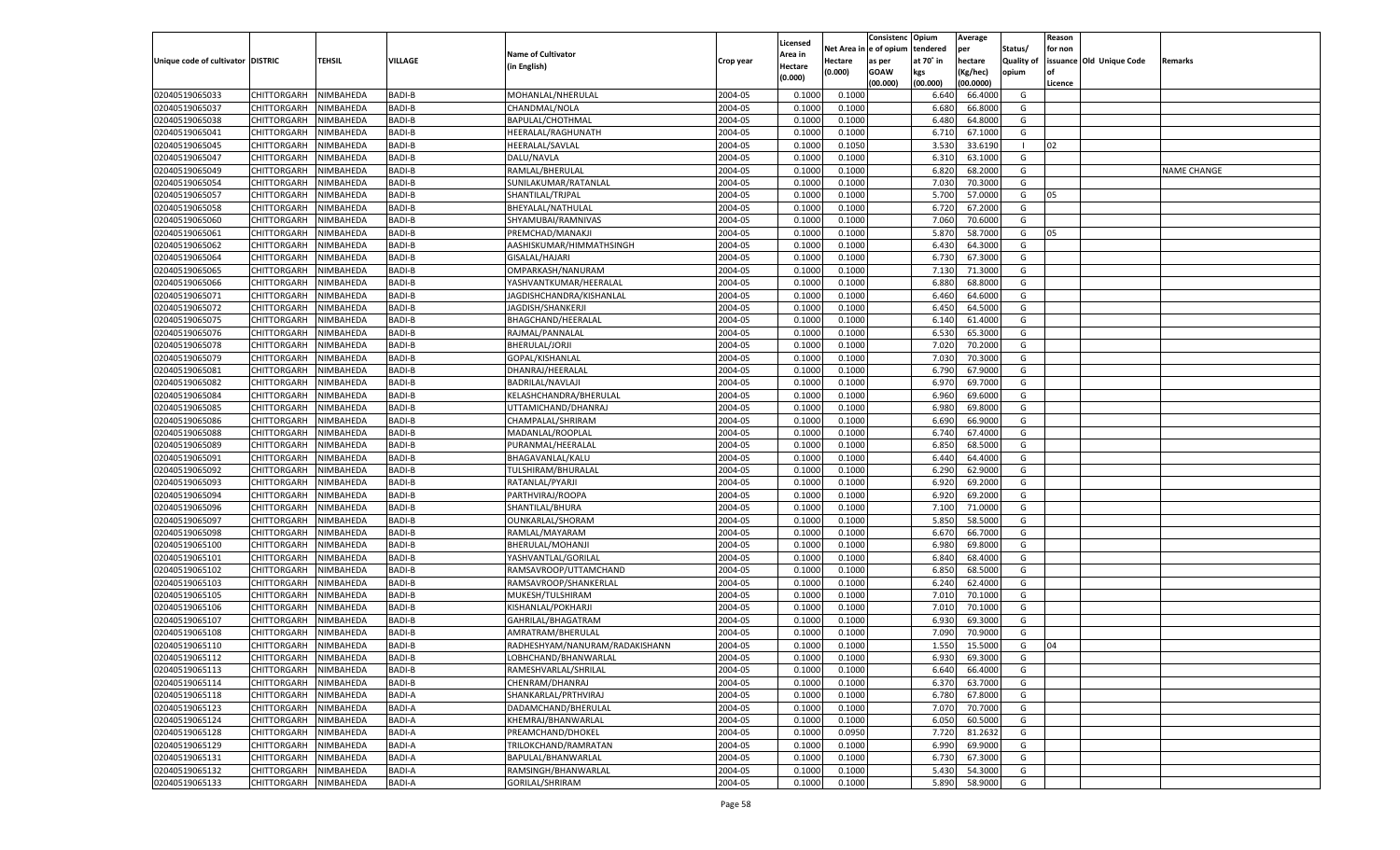| Unique code of cultivator | DISTRIC | TEHSIL | VILLAGE | Name of Cultivator (in English) | Crop year | Licensed Area in Hectare (0.000) | Net Area in Hectare (0.000) | Consistenc e of opium as per GOAW (00.000) | Opium tendered at 70° in kgs (00.000) | Average per hectare (Kg/hec) (00.0000) | Status/ Quality of opium | Reason for non issuance of Licence | Old Unique Code | Remarks |
|---|---|---|---|---|---|---|---|---|---|---|---|---|---|---|
| 02040519065033 | CHITTORGARH | NIMBAHEDA | BADI-B | MOHANLAL/NHERULAL | 2004-05 | 0.1000 | 0.1000 | | 6.640 | 66.4000 | G | | | |
| 02040519065037 | CHITTORGARH | NIMBAHEDA | BADI-B | CHANDMAL/NOLA | 2004-05 | 0.1000 | 0.1000 | | 6.680 | 66.8000 | G | | | |
| 02040519065038 | CHITTORGARH | NIMBAHEDA | BADI-B | BAPULAL/CHOTHMAL | 2004-05 | 0.1000 | 0.1000 | | 6.480 | 64.8000 | G | | | |
| 02040519065041 | CHITTORGARH | NIMBAHEDA | BADI-B | HEERALAL/RAGHUNATH | 2004-05 | 0.1000 | 0.1000 | | 6.710 | 67.1000 | G | | | |
| 02040519065045 | CHITTORGARH | NIMBAHEDA | BADI-B | HEERALAL/SAVLAL | 2004-05 | 0.1000 | 0.1050 | | 3.530 | 33.6190 | I | 02 | | |
| 02040519065047 | CHITTORGARH | NIMBAHEDA | BADI-B | DALU/NAVLA | 2004-05 | 0.1000 | 0.1000 | | 6.310 | 63.1000 | G | | | |
| 02040519065049 | CHITTORGARH | NIMBAHEDA | BADI-B | RAMLAL/BHERULAL | 2004-05 | 0.1000 | 0.1000 | | 6.820 | 68.2000 | G | | | NAME CHANGE |
| 02040519065054 | CHITTORGARH | NIMBAHEDA | BADI-B | SUNILAKUMAR/RATANLAL | 2004-05 | 0.1000 | 0.1000 | | 7.030 | 70.3000 | G | | | |
| 02040519065057 | CHITTORGARH | NIMBAHEDA | BADI-B | SHANTILAL/TRIPAL | 2004-05 | 0.1000 | 0.1000 | | 5.700 | 57.0000 | G | 05 | | |
| 02040519065058 | CHITTORGARH | NIMBAHEDA | BADI-B | BHEYALAL/NATHULAL | 2004-05 | 0.1000 | 0.1000 | | 6.720 | 67.2000 | G | | | |
| 02040519065060 | CHITTORGARH | NIMBAHEDA | BADI-B | SHYAMUBAI/RAMNIVAS | 2004-05 | 0.1000 | 0.1000 | | 7.060 | 70.6000 | G | | | |
| 02040519065061 | CHITTORGARH | NIMBAHEDA | BADI-B | PREMCHAD/MANAKJI | 2004-05 | 0.1000 | 0.1000 | | 5.870 | 58.7000 | G | 05 | | |
| 02040519065062 | CHITTORGARH | NIMBAHEDA | BADI-B | AASHISKUMAR/HIMMATHSINGH | 2004-05 | 0.1000 | 0.1000 | | 6.430 | 64.3000 | G | | | |
| 02040519065064 | CHITTORGARH | NIMBAHEDA | BADI-B | GISALAL/HAJARI | 2004-05 | 0.1000 | 0.1000 | | 6.730 | 67.3000 | G | | | |
| 02040519065065 | CHITTORGARH | NIMBAHEDA | BADI-B | OMPARKASH/NANURAM | 2004-05 | 0.1000 | 0.1000 | | 7.130 | 71.3000 | G | | | |
| 02040519065066 | CHITTORGARH | NIMBAHEDA | BADI-B | YASHVANTKUMAR/HEERALAL | 2004-05 | 0.1000 | 0.1000 | | 6.880 | 68.8000 | G | | | |
| 02040519065071 | CHITTORGARH | NIMBAHEDA | BADI-B | JAGDISHCHANDRA/KISHANLAL | 2004-05 | 0.1000 | 0.1000 | | 6.460 | 64.6000 | G | | | |
| 02040519065072 | CHITTORGARH | NIMBAHEDA | BADI-B | JAGDISH/SHANKERJI | 2004-05 | 0.1000 | 0.1000 | | 6.450 | 64.5000 | G | | | |
| 02040519065075 | CHITTORGARH | NIMBAHEDA | BADI-B | BHAGCHAND/HEERALAL | 2004-05 | 0.1000 | 0.1000 | | 6.140 | 61.4000 | G | | | |
| 02040519065076 | CHITTORGARH | NIMBAHEDA | BADI-B | RAJMAL/PANNALAL | 2004-05 | 0.1000 | 0.1000 | | 6.530 | 65.3000 | G | | | |
| 02040519065078 | CHITTORGARH | NIMBAHEDA | BADI-B | BHERULAL/JORJI | 2004-05 | 0.1000 | 0.1000 | | 7.020 | 70.2000 | G | | | |
| 02040519065079 | CHITTORGARH | NIMBAHEDA | BADI-B | GOPAL/KISHANLAL | 2004-05 | 0.1000 | 0.1000 | | 7.030 | 70.3000 | G | | | |
| 02040519065081 | CHITTORGARH | NIMBAHEDA | BADI-B | DHANRAJ/HEERALAL | 2004-05 | 0.1000 | 0.1000 | | 6.790 | 67.9000 | G | | | |
| 02040519065082 | CHITTORGARH | NIMBAHEDA | BADI-B | BADRILAL/NAVLAJI | 2004-05 | 0.1000 | 0.1000 | | 6.970 | 69.7000 | G | | | |
| 02040519065084 | CHITTORGARH | NIMBAHEDA | BADI-B | KELASHCHANDRA/BHERULAL | 2004-05 | 0.1000 | 0.1000 | | 6.960 | 69.6000 | G | | | |
| 02040519065085 | CHITTORGARH | NIMBAHEDA | BADI-B | UTTAMICHAND/DHANRAJ | 2004-05 | 0.1000 | 0.1000 | | 6.980 | 69.8000 | G | | | |
| 02040519065086 | CHITTORGARH | NIMBAHEDA | BADI-B | CHAMPALAL/SHRIRAM | 2004-05 | 0.1000 | 0.1000 | | 6.690 | 66.9000 | G | | | |
| 02040519065088 | CHITTORGARH | NIMBAHEDA | BADI-B | MADANLAL/ROOPLAL | 2004-05 | 0.1000 | 0.1000 | | 6.740 | 67.4000 | G | | | |
| 02040519065089 | CHITTORGARH | NIMBAHEDA | BADI-B | PURANMAL/HEERALAL | 2004-05 | 0.1000 | 0.1000 | | 6.850 | 68.5000 | G | | | |
| 02040519065091 | CHITTORGARH | NIMBAHEDA | BADI-B | BHAGAVANLAL/KALU | 2004-05 | 0.1000 | 0.1000 | | 6.440 | 64.4000 | G | | | |
| 02040519065092 | CHITTORGARH | NIMBAHEDA | BADI-B | TULSHIRAM/BHURALAL | 2004-05 | 0.1000 | 0.1000 | | 6.290 | 62.9000 | G | | | |
| 02040519065093 | CHITTORGARH | NIMBAHEDA | BADI-B | RATANLAL/PYARJI | 2004-05 | 0.1000 | 0.1000 | | 6.920 | 69.2000 | G | | | |
| 02040519065094 | CHITTORGARH | NIMBAHEDA | BADI-B | PARTHVIRAJ/ROOPA | 2004-05 | 0.1000 | 0.1000 | | 6.920 | 69.2000 | G | | | |
| 02040519065096 | CHITTORGARH | NIMBAHEDA | BADI-B | SHANTILAL/BHURA | 2004-05 | 0.1000 | 0.1000 | | 7.100 | 71.0000 | G | | | |
| 02040519065097 | CHITTORGARH | NIMBAHEDA | BADI-B | OUNKARLAL/SHORAM | 2004-05 | 0.1000 | 0.1000 | | 5.850 | 58.5000 | G | | | |
| 02040519065098 | CHITTORGARH | NIMBAHEDA | BADI-B | RAMLAL/MAYARAM | 2004-05 | 0.1000 | 0.1000 | | 6.670 | 66.7000 | G | | | |
| 02040519065100 | CHITTORGARH | NIMBAHEDA | BADI-B | BHERULAL/MOHANJI | 2004-05 | 0.1000 | 0.1000 | | 6.980 | 69.8000 | G | | | |
| 02040519065101 | CHITTORGARH | NIMBAHEDA | BADI-B | YASHVANTLAL/GORILAL | 2004-05 | 0.1000 | 0.1000 | | 6.840 | 68.4000 | G | | | |
| 02040519065102 | CHITTORGARH | NIMBAHEDA | BADI-B | RAMSAVROOP/UTTAMCHAND | 2004-05 | 0.1000 | 0.1000 | | 6.850 | 68.5000 | G | | | |
| 02040519065103 | CHITTORGARH | NIMBAHEDA | BADI-B | RAMSAVROOP/SHANKERLAL | 2004-05 | 0.1000 | 0.1000 | | 6.240 | 62.4000 | G | | | |
| 02040519065105 | CHITTORGARH | NIMBAHEDA | BADI-B | MUKESH/TULSHIRAM | 2004-05 | 0.1000 | 0.1000 | | 7.010 | 70.1000 | G | | | |
| 02040519065106 | CHITTORGARH | NIMBAHEDA | BADI-B | KISHANLAL/POKHARJI | 2004-05 | 0.1000 | 0.1000 | | 7.010 | 70.1000 | G | | | |
| 02040519065107 | CHITTORGARH | NIMBAHEDA | BADI-B | GAHRILAL/BHAGATRAM | 2004-05 | 0.1000 | 0.1000 | | 6.930 | 69.3000 | G | | | |
| 02040519065108 | CHITTORGARH | NIMBAHEDA | BADI-B | AMRATRAM/BHERULAL | 2004-05 | 0.1000 | 0.1000 | | 7.090 | 70.9000 | G | | | |
| 02040519065110 | CHITTORGARH | NIMBAHEDA | BADI-B | RADHESHYAM/NANURAM/RADAKISHANN | 2004-05 | 0.1000 | 0.1000 | | 1.550 | 15.5000 | G | 04 | | |
| 02040519065112 | CHITTORGARH | NIMBAHEDA | BADI-B | LOBHCHAND/BHANWARLAL | 2004-05 | 0.1000 | 0.1000 | | 6.930 | 69.3000 | G | | | |
| 02040519065113 | CHITTORGARH | NIMBAHEDA | BADI-B | RAMESHVARLAL/SHRILAL | 2004-05 | 0.1000 | 0.1000 | | 6.640 | 66.4000 | G | | | |
| 02040519065114 | CHITTORGARH | NIMBAHEDA | BADI-B | CHENRAM/DHANRAJ | 2004-05 | 0.1000 | 0.1000 | | 6.370 | 63.7000 | G | | | |
| 02040519065118 | CHITTORGARH | NIMBAHEDA | BADI-A | SHANKARLAL/PRTHVIRAJ | 2004-05 | 0.1000 | 0.1000 | | 6.780 | 67.8000 | G | | | |
| 02040519065123 | CHITTORGARH | NIMBAHEDA | BADI-A | DADAMCHAND/BHERULAL | 2004-05 | 0.1000 | 0.1000 | | 7.070 | 70.7000 | G | | | |
| 02040519065124 | CHITTORGARH | NIMBAHEDA | BADI-A | KHEMRAJ/BHANWARLAL | 2004-05 | 0.1000 | 0.1000 | | 6.050 | 60.5000 | G | | | |
| 02040519065128 | CHITTORGARH | NIMBAHEDA | BADI-A | PREAMCHAND/DHOKEL | 2004-05 | 0.1000 | 0.0950 | | 7.720 | 81.2632 | G | | | |
| 02040519065129 | CHITTORGARH | NIMBAHEDA | BADI-A | TRILOKCHAND/RAMRATAN | 2004-05 | 0.1000 | 0.1000 | | 6.990 | 69.9000 | G | | | |
| 02040519065131 | CHITTORGARH | NIMBAHEDA | BADI-A | BAPULAL/BHANWARLAL | 2004-05 | 0.1000 | 0.1000 | | 6.730 | 67.3000 | G | | | |
| 02040519065132 | CHITTORGARH | NIMBAHEDA | BADI-A | RAMSINGH/BHANWARLAL | 2004-05 | 0.1000 | 0.1000 | | 5.430 | 54.3000 | G | | | |
| 02040519065133 | CHITTORGARH | NIMBAHEDA | BADI-A | GORILAL/SHRIRAM | 2004-05 | 0.1000 | 0.1000 | | 5.890 | 58.9000 | G | | | |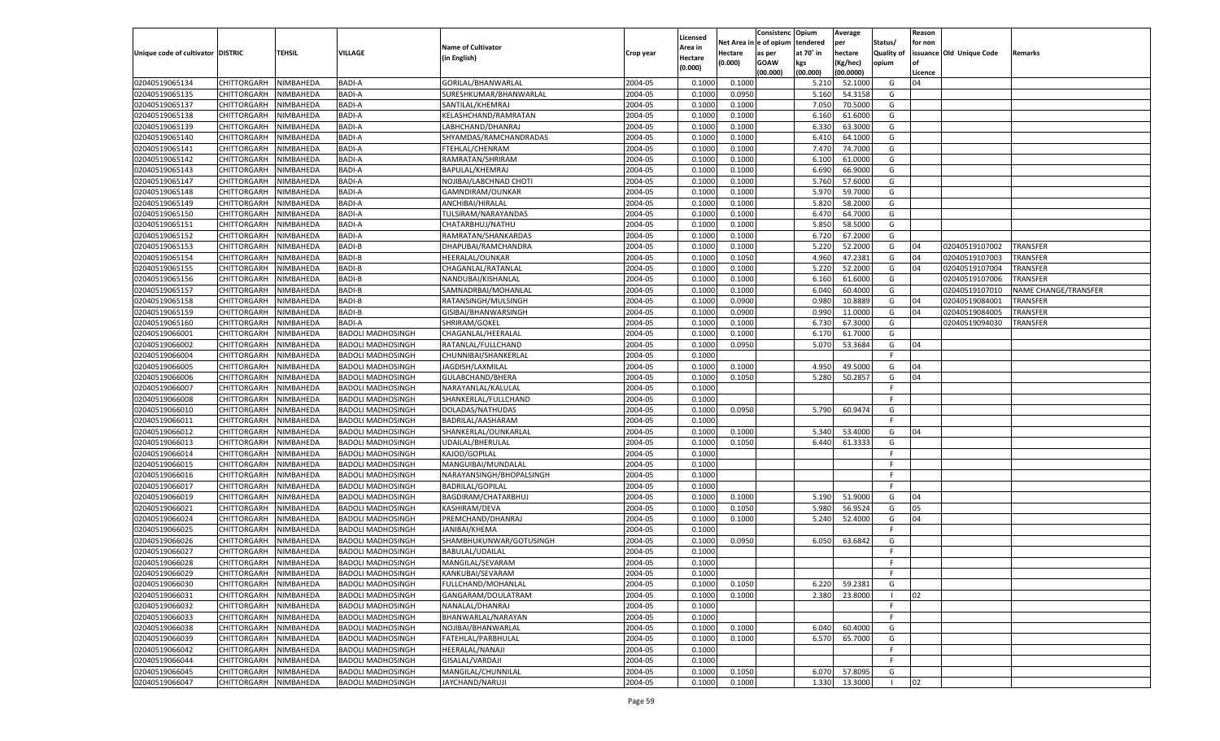| Unique code of cultivator | DISTRIC | TEHSIL | VILLAGE | Name of Cultivator (in English) | Crop year | Licensed Area in Hectare (0.000) | Net Area in Hectare (0.000) | Consistence of opium as per GOAW (00.000) | Opium tendered at 70° in kgs (00.000) | Average per hectare (Kg/hec) (00.0000) | Status/ Quality of opium | Reason for non issuance of Licence | Old Unique Code | Remarks |
|---|---|---|---|---|---|---|---|---|---|---|---|---|---|---|
| 02040519065134 | CHITTORGARH | NIMBAHEDA | BADI-A | GORILAL/BHANWARLAL | 2004-05 | 0.1000 | 0.1000 | | 5.210 | 52.1000 | G | 04 | | |
| 02040519065135 | CHITTORGARH | NIMBAHEDA | BADI-A | SURESHKUMAR/BHANWARLAL | 2004-05 | 0.1000 | 0.0950 | | 5.160 | 54.3158 | G | | | |
| 02040519065137 | CHITTORGARH | NIMBAHEDA | BADI-A | SANTILAL/KHEMRAJ | 2004-05 | 0.1000 | 0.1000 | | 7.050 | 70.5000 | G | | | |
| 02040519065138 | CHITTORGARH | NIMBAHEDA | BADI-A | KELASHCHAND/RAMRATAN | 2004-05 | 0.1000 | 0.1000 | | 6.160 | 61.6000 | G | | | |
| 02040519065139 | CHITTORGARH | NIMBAHEDA | BADI-A | LABHCHAND/DHANRAJ | 2004-05 | 0.1000 | 0.1000 | | 6.330 | 63.3000 | G | | | |
| 02040519065140 | CHITTORGARH | NIMBAHEDA | BADI-A | SHYAMDAS/RAMCHANDRADAS | 2004-05 | 0.1000 | 0.1000 | | 6.410 | 64.1000 | G | | | |
| 02040519065141 | CHITTORGARH | NIMBAHEDA | BADI-A | FTEHLAL/CHENRAM | 2004-05 | 0.1000 | 0.1000 | | 7.470 | 74.7000 | G | | | |
| 02040519065142 | CHITTORGARH | NIMBAHEDA | BADI-A | RAMRATAN/SHRIRAM | 2004-05 | 0.1000 | 0.1000 | | 6.100 | 61.0000 | G | | | |
| 02040519065143 | CHITTORGARH | NIMBAHEDA | BADI-A | BAPULAL/KHEMRAJ | 2004-05 | 0.1000 | 0.1000 | | 6.690 | 66.9000 | G | | | |
| 02040519065147 | CHITTORGARH | NIMBAHEDA | BADI-A | NOJIBAI/LABCHNAD CHOTI | 2004-05 | 0.1000 | 0.1000 | | 5.760 | 57.6000 | G | | | |
| 02040519065148 | CHITTORGARH | NIMBAHEDA | BADI-A | GAMNDIRAM/OUNKAR | 2004-05 | 0.1000 | 0.1000 | | 5.970 | 59.7000 | G | | | |
| 02040519065149 | CHITTORGARH | NIMBAHEDA | BADI-A | ANCHIBAI/HIRALAL | 2004-05 | 0.1000 | 0.1000 | | 5.820 | 58.2000 | G | | | |
| 02040519065150 | CHITTORGARH | NIMBAHEDA | BADI-A | TULSIRAM/NARAYANDAS | 2004-05 | 0.1000 | 0.1000 | | 6.470 | 64.7000 | G | | | |
| 02040519065151 | CHITTORGARH | NIMBAHEDA | BADI-A | CHATARBHUJ/NATHU | 2004-05 | 0.1000 | 0.1000 | | 5.850 | 58.5000 | G | | | |
| 02040519065152 | CHITTORGARH | NIMBAHEDA | BADI-A | RAMRATAN/SHANKARDAS | 2004-05 | 0.1000 | 0.1000 | | 6.720 | 67.2000 | G | | | |
| 02040519065153 | CHITTORGARH | NIMBAHEDA | BADI-B | DHAPUBAI/RAMCHANDRA | 2004-05 | 0.1000 | 0.1000 | | 5.220 | 52.2000 | G | 04 | 02040519107002 | TRANSFER |
| 02040519065154 | CHITTORGARH | NIMBAHEDA | BADI-B | HEERALAL/OUNKAR | 2004-05 | 0.1000 | 0.1050 | | 4.960 | 47.2381 | G | 04 | 02040519107003 | TRANSFER |
| 02040519065155 | CHITTORGARH | NIMBAHEDA | BADI-B | CHAGANLAL/RATANLAL | 2004-05 | 0.1000 | 0.1000 | | 5.220 | 52.2000 | G | 04 | 02040519107004 | TRANSFER |
| 02040519065156 | CHITTORGARH | NIMBAHEDA | BADI-B | NANDUBAI/KISHANLAL | 2004-05 | 0.1000 | 0.1000 | | 6.160 | 61.6000 | G | | 02040519107006 | TRANSFER |
| 02040519065157 | CHITTORGARH | NIMBAHEDA | BADI-B | SAMNADRBAI/MOHANLAL | 2004-05 | 0.1000 | 0.1000 | | 6.040 | 60.4000 | G | | 02040519107010 | NAME CHANGE/TRANSFER |
| 02040519065158 | CHITTORGARH | NIMBAHEDA | BADI-B | RATANSINGH/MULSINGH | 2004-05 | 0.1000 | 0.0900 | | 0.980 | 10.8889 | G | 04 | 02040519084001 | TRANSFER |
| 02040519065159 | CHITTORGARH | NIMBAHEDA | BADI-B | GISIBAI/BHANWARSINGH | 2004-05 | 0.1000 | 0.0900 | | 0.990 | 11.0000 | G | 04 | 02040519084005 | TRANSFER |
| 02040519065160 | CHITTORGARH | NIMBAHEDA | BADI-A | SHRIRAM/GOKEL | 2004-05 | 0.1000 | 0.1000 | | 6.730 | 67.3000 | G | | 02040519094030 | TRANSFER |
| 02040519066001 | CHITTORGARH | NIMBAHEDA | BADOLI MADHOSINGH | CHAGANLAL/HEERALAL | 2004-05 | 0.1000 | 0.1000 | | 6.170 | 61.7000 | G | | | |
| 02040519066002 | CHITTORGARH | NIMBAHEDA | BADOLI MADHOSINGH | RATANLAL/FULLCHAND | 2004-05 | 0.1000 | 0.0950 | | 5.070 | 53.3684 | G | 04 | | |
| 02040519066004 | CHITTORGARH | NIMBAHEDA | BADOLI MADHOSINGH | CHUNNIBAI/SHANKERLAL | 2004-05 | 0.1000 | | | | | F | | | |
| 02040519066005 | CHITTORGARH | NIMBAHEDA | BADOLI MADHOSINGH | JAGDISH/LAXMILAL | 2004-05 | 0.1000 | 0.1000 | | 4.950 | 49.5000 | G | 04 | | |
| 02040519066006 | CHITTORGARH | NIMBAHEDA | BADOLI MADHOSINGH | GULABCHAND/BHERA | 2004-05 | 0.1000 | 0.1050 | | 5.280 | 50.2857 | G | 04 | | |
| 02040519066007 | CHITTORGARH | NIMBAHEDA | BADOLI MADHOSINGH | NARAYANLAL/KALULAL | 2004-05 | 0.1000 | | | | | F | | | |
| 02040519066008 | CHITTORGARH | NIMBAHEDA | BADOLI MADHOSINGH | SHANKERLAL/FULLCHAND | 2004-05 | 0.1000 | | | | | F | | | |
| 02040519066010 | CHITTORGARH | NIMBAHEDA | BADOLI MADHOSINGH | DOLADAS/NATHUDAS | 2004-05 | 0.1000 | 0.0950 | | 5.790 | 60.9474 | G | | | |
| 02040519066011 | CHITTORGARH | NIMBAHEDA | BADOLI MADHOSINGH | BADRILAL/AASHARAM | 2004-05 | 0.1000 | | | | | F | | | |
| 02040519066012 | CHITTORGARH | NIMBAHEDA | BADOLI MADHOSINGH | SHANKERLAL/OUNKARLAL | 2004-05 | 0.1000 | 0.1000 | | 5.340 | 53.4000 | G | 04 | | |
| 02040519066013 | CHITTORGARH | NIMBAHEDA | BADOLI MADHOSINGH | UDAILAL/BHERULAL | 2004-05 | 0.1000 | 0.1050 | | 6.440 | 61.3333 | G | | | |
| 02040519066014 | CHITTORGARH | NIMBAHEDA | BADOLI MADHOSINGH | KAJOD/GOPILAL | 2004-05 | 0.1000 | | | | | F | | | |
| 02040519066015 | CHITTORGARH | NIMBAHEDA | BADOLI MADHOSINGH | MANGUIBAI/MUNDALAL | 2004-05 | 0.1000 | | | | | F | | | |
| 02040519066016 | CHITTORGARH | NIMBAHEDA | BADOLI MADHOSINGH | NARAYANSINGH/BHOPALSINGH | 2004-05 | 0.1000 | | | | | F | | | |
| 02040519066017 | CHITTORGARH | NIMBAHEDA | BADOLI MADHOSINGH | BADRILAL/GOPILAL | 2004-05 | 0.1000 | | | | | F | | | |
| 02040519066019 | CHITTORGARH | NIMBAHEDA | BADOLI MADHOSINGH | BAGDIRAM/CHATARBHUJ | 2004-05 | 0.1000 | 0.1000 | | 5.190 | 51.9000 | G | 04 | | |
| 02040519066021 | CHITTORGARH | NIMBAHEDA | BADOLI MADHOSINGH | KASHIRAM/DEVA | 2004-05 | 0.1000 | 0.1050 | | 5.980 | 56.9524 | G | 05 | | |
| 02040519066024 | CHITTORGARH | NIMBAHEDA | BADOLI MADHOSINGH | PREMCHAND/DHANRAJ | 2004-05 | 0.1000 | 0.1000 | | 5.240 | 52.4000 | G | 04 | | |
| 02040519066025 | CHITTORGARH | NIMBAHEDA | BADOLI MADHOSINGH | JANIBAI/KHEMA | 2004-05 | 0.1000 | | | | | F | | | |
| 02040519066026 | CHITTORGARH | NIMBAHEDA | BADOLI MADHOSINGH | SHAMBHUKUNWAR/GOTUSINGH | 2004-05 | 0.1000 | 0.0950 | | 6.050 | 63.6842 | G | | | |
| 02040519066027 | CHITTORGARH | NIMBAHEDA | BADOLI MADHOSINGH | BABULAL/UDAILAL | 2004-05 | 0.1000 | | | | | F | | | |
| 02040519066028 | CHITTORGARH | NIMBAHEDA | BADOLI MADHOSINGH | MANGILAL/SEVARAM | 2004-05 | 0.1000 | | | | | F | | | |
| 02040519066029 | CHITTORGARH | NIMBAHEDA | BADOLI MADHOSINGH | KANKUBAI/SEVARAM | 2004-05 | 0.1000 | | | | | F | | | |
| 02040519066030 | CHITTORGARH | NIMBAHEDA | BADOLI MADHOSINGH | FULLCHAND/MOHANLAL | 2004-05 | 0.1000 | 0.1050 | | 6.220 | 59.2381 | G | | | |
| 02040519066031 | CHITTORGARH | NIMBAHEDA | BADOLI MADHOSINGH | GANGARAM/DOULATRAM | 2004-05 | 0.1000 | 0.1000 | | 2.380 | 23.8000 | I | 02 | | |
| 02040519066032 | CHITTORGARH | NIMBAHEDA | BADOLI MADHOSINGH | NANALAL/DHANRAJ | 2004-05 | 0.1000 | | | | | F | | | |
| 02040519066033 | CHITTORGARH | NIMBAHEDA | BADOLI MADHOSINGH | BHANWARLAL/NARAYAN | 2004-05 | 0.1000 | | | | | F | | | |
| 02040519066038 | CHITTORGARH | NIMBAHEDA | BADOLI MADHOSINGH | NOJIBAI/BHANWARLAL | 2004-05 | 0.1000 | 0.1000 | | 6.040 | 60.4000 | G | | | |
| 02040519066039 | CHITTORGARH | NIMBAHEDA | BADOLI MADHOSINGH | FATEHLAL/PARBHULAL | 2004-05 | 0.1000 | 0.1000 | | 6.570 | 65.7000 | G | | | |
| 02040519066042 | CHITTORGARH | NIMBAHEDA | BADOLI MADHOSINGH | HEERALAL/NANAJI | 2004-05 | 0.1000 | | | | | F | | | |
| 02040519066044 | CHITTORGARH | NIMBAHEDA | BADOLI MADHOSINGH | GISALAL/VARDAJI | 2004-05 | 0.1000 | | | | | F | | | |
| 02040519066045 | CHITTORGARH | NIMBAHEDA | BADOLI MADHOSINGH | MANGILAL/CHUNNILAL | 2004-05 | 0.1000 | 0.1050 | | 6.070 | 57.8095 | G | | | |
| 02040519066047 | CHITTORGARH | NIMBAHEDA | BADOLI MADHOSINGH | JAYCHAND/NARUJI | 2004-05 | 0.1000 | 0.1000 | | 1.330 | 13.3000 | I | 02 | | |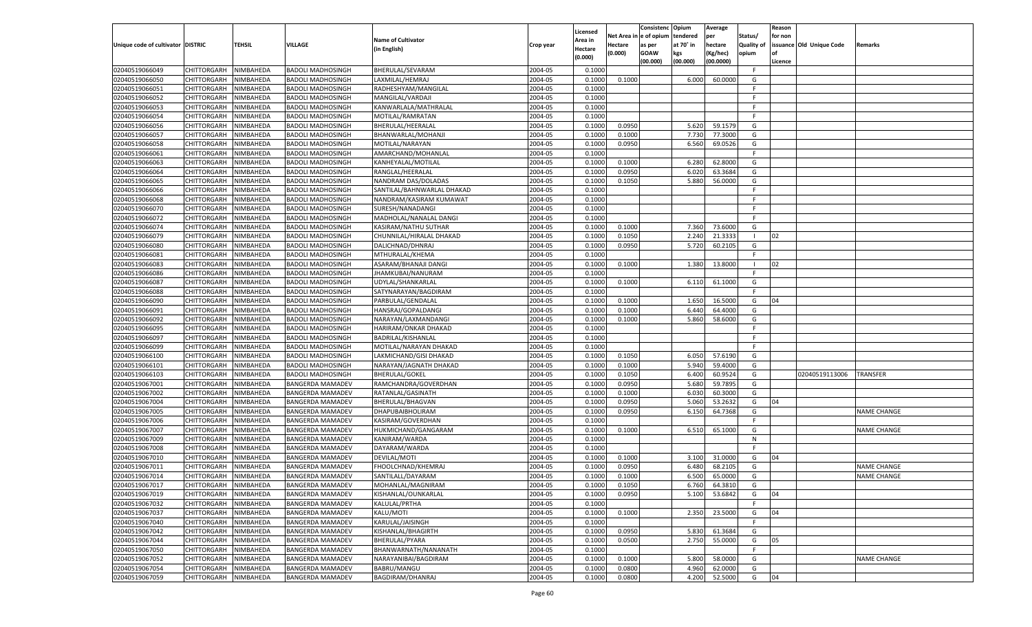| Unique code of cultivator | DISTRIC | TEHSIL | VILLAGE | Name of Cultivator (in English) | Crop year | Licensed Area in Hectare (0.000) | Net Area in Hectare (0.000) | Consistenc e of opium as per GOAW (00.000) | Opium tendered at 70˚ in kgs (00.000) | Average per hectare (Kg/hec) (00.0000) | Status/ Quality of opium | Reason for non issuance of Licence | Old Unique Code | Remarks |
|---|---|---|---|---|---|---|---|---|---|---|---|---|---|---|
| 02040519066049 | CHITTORGARH | NIMBAHEDA | BADOLI MADHOSINGH | BHERULAL/SEVARAM | 2004-05 | 0.1000 | | | | | F | | | |
| 02040519066050 | CHITTORGARH | NIMBAHEDA | BADOLI MADHOSINGH | LAXMILAL/HEMRAJ | 2004-05 | 0.1000 | 0.1000 | | 6.000 | 60.0000 | G | | | |
| 02040519066051 | CHITTORGARH | NIMBAHEDA | BADOLI MADHOSINGH | RADHESHYAM/MANGILAL | 2004-05 | 0.1000 | | | | | F | | | |
| 02040519066052 | CHITTORGARH | NIMBAHEDA | BADOLI MADHOSINGH | MANGILAL/VARDAJI | 2004-05 | 0.1000 | | | | | F | | | |
| 02040519066053 | CHITTORGARH | NIMBAHEDA | BADOLI MADHOSINGH | KANWARLALA/MATHRALAL | 2004-05 | 0.1000 | | | | | F | | | |
| 02040519066054 | CHITTORGARH | NIMBAHEDA | BADOLI MADHOSINGH | MOTILAL/RAMRATAN | 2004-05 | 0.1000 | | | | | F | | | |
| 02040519066056 | CHITTORGARH | NIMBAHEDA | BADOLI MADHOSINGH | BHERULAL/HEERALAL | 2004-05 | 0.1000 | 0.0950 | | 5.620 | 59.1579 | G | | | |
| 02040519066057 | CHITTORGARH | NIMBAHEDA | BADOLI MADHOSINGH | BHANWARLAL/MOHANJI | 2004-05 | 0.1000 | 0.1000 | | 7.730 | 77.3000 | G | | | |
| 02040519066058 | CHITTORGARH | NIMBAHEDA | BADOLI MADHOSINGH | MOTILAL/NARAYAN | 2004-05 | 0.1000 | 0.0950 | | 6.560 | 69.0526 | G | | | |
| 02040519066061 | CHITTORGARH | NIMBAHEDA | BADOLI MADHOSINGH | AMARCHAND/MOHANLAL | 2004-05 | 0.1000 | | | | | F | | | |
| 02040519066063 | CHITTORGARH | NIMBAHEDA | BADOLI MADHOSINGH | KANHEYALAL/MOTILAL | 2004-05 | 0.1000 | 0.1000 | | 6.280 | 62.8000 | G | | | |
| 02040519066064 | CHITTORGARH | NIMBAHEDA | BADOLI MADHOSINGH | RANGLAL/HEERALAL | 2004-05 | 0.1000 | 0.0950 | | 6.020 | 63.3684 | G | | | |
| 02040519066065 | CHITTORGARH | NIMBAHEDA | BADOLI MADHOSINGH | NANDRAM DAS/DOLADAS | 2004-05 | 0.1000 | 0.1050 | | 5.880 | 56.0000 | G | | | |
| 02040519066066 | CHITTORGARH | NIMBAHEDA | BADOLI MADHOSINGH | SANTILAL/BAHNWARLAL DHAKAD | 2004-05 | 0.1000 | | | | | F | | | |
| 02040519066068 | CHITTORGARH | NIMBAHEDA | BADOLI MADHOSINGH | NANDRAM/KASIRAM KUMAWAT | 2004-05 | 0.1000 | | | | | F | | | |
| 02040519066070 | CHITTORGARH | NIMBAHEDA | BADOLI MADHOSINGH | SURESH/NANADANGI | 2004-05 | 0.1000 | | | | | F | | | |
| 02040519066072 | CHITTORGARH | NIMBAHEDA | BADOLI MADHOSINGH | MADHOLAL/NANALAL DANGI | 2004-05 | 0.1000 | | | | | F | | | |
| 02040519066074 | CHITTORGARH | NIMBAHEDA | BADOLI MADHOSINGH | KASIRAM/NATHU SUTHAR | 2004-05 | 0.1000 | 0.1000 | | 7.360 | 73.6000 | G | | | |
| 02040519066079 | CHITTORGARH | NIMBAHEDA | BADOLI MADHOSINGH | CHUNNILAL/HIRALAL DHAKAD | 2004-05 | 0.1000 | 0.1050 | | 2.240 | 21.3333 | I | 02 | | |
| 02040519066080 | CHITTORGARH | NIMBAHEDA | BADOLI MADHOSINGH | DALICHNAD/DHNRAJ | 2004-05 | 0.1000 | 0.0950 | | 5.720 | 60.2105 | G | | | |
| 02040519066081 | CHITTORGARH | NIMBAHEDA | BADOLI MADHOSINGH | MTHURALAL/KHEMA | 2004-05 | 0.1000 | | | | | F | | | |
| 02040519066083 | CHITTORGARH | NIMBAHEDA | BADOLI MADHOSINGH | ASARAM/BHANAJI DANGI | 2004-05 | 0.1000 | 0.1000 | | 1.380 | 13.8000 | I | 02 | | |
| 02040519066086 | CHITTORGARH | NIMBAHEDA | BADOLI MADHOSINGH | JHAMKUBAI/NANURAM | 2004-05 | 0.1000 | | | | | F | | | |
| 02040519066087 | CHITTORGARH | NIMBAHEDA | BADOLI MADHOSINGH | UDYLAL/SHANKARLAL | 2004-05 | 0.1000 | 0.1000 | | 6.110 | 61.1000 | G | | | |
| 02040519066088 | CHITTORGARH | NIMBAHEDA | BADOLI MADHOSINGH | SATYNARAYAN/BAGDIRAM | 2004-05 | 0.1000 | | | | | F | | | |
| 02040519066090 | CHITTORGARH | NIMBAHEDA | BADOLI MADHOSINGH | PARBULAL/GENDALAL | 2004-05 | 0.1000 | 0.1000 | | 1.650 | 16.5000 | G | 04 | | |
| 02040519066091 | CHITTORGARH | NIMBAHEDA | BADOLI MADHOSINGH | HANSRAJ/GOPALDANGI | 2004-05 | 0.1000 | 0.1000 | | 6.440 | 64.4000 | G | | | |
| 02040519066092 | CHITTORGARH | NIMBAHEDA | BADOLI MADHOSINGH | NARAYAN/LAXMANDANGI | 2004-05 | 0.1000 | 0.1000 | | 5.860 | 58.6000 | G | | | |
| 02040519066095 | CHITTORGARH | NIMBAHEDA | BADOLI MADHOSINGH | HARIRAM/ONKAR DHAKAD | 2004-05 | 0.1000 | | | | | F | | | |
| 02040519066097 | CHITTORGARH | NIMBAHEDA | BADOLI MADHOSINGH | BADRILAL/KISHANLAL | 2004-05 | 0.1000 | | | | | F | | | |
| 02040519066099 | CHITTORGARH | NIMBAHEDA | BADOLI MADHOSINGH | MOTILAL/NARAYAN DHAKAD | 2004-05 | 0.1000 | | | | | F | | | |
| 02040519066100 | CHITTORGARH | NIMBAHEDA | BADOLI MADHOSINGH | LAKMICHAND/GISI DHAKAD | 2004-05 | 0.1000 | 0.1050 | | 6.050 | 57.6190 | G | | | |
| 02040519066101 | CHITTORGARH | NIMBAHEDA | BADOLI MADHOSINGH | NARAYAN/JAGNATH DHAKAD | 2004-05 | 0.1000 | 0.1000 | | 5.940 | 59.4000 | G | | | |
| 02040519066103 | CHITTORGARH | NIMBAHEDA | BADOLI MADHOSINGH | BHERULAL/GOKEL | 2004-05 | 0.1000 | 0.1050 | | 6.400 | 60.9524 | G | | 02040519113006 | TRANSFER |
| 02040519067001 | CHITTORGARH | NIMBAHEDA | BANGERDA MAMADEV | RAMCHANDRA/GOVERDHAN | 2004-05 | 0.1000 | 0.0950 | | 5.680 | 59.7895 | G | | | |
| 02040519067002 | CHITTORGARH | NIMBAHEDA | BANGERDA MAMADEV | RATANLAL/GASINATH | 2004-05 | 0.1000 | 0.1000 | | 6.030 | 60.3000 | G | | | |
| 02040519067004 | CHITTORGARH | NIMBAHEDA | BANGERDA MAMADEV | BHERULAL/BHAGVAN | 2004-05 | 0.1000 | 0.0950 | | 5.060 | 53.2632 | G | 04 | | |
| 02040519067005 | CHITTORGARH | NIMBAHEDA | BANGERDA MAMADEV | DHAPUBAIBHOLIRAM | 2004-05 | 0.1000 | 0.0950 | | 6.150 | 64.7368 | G | | | NAME CHANGE |
| 02040519067006 | CHITTORGARH | NIMBAHEDA | BANGERDA MAMADEV | KASIRAM/GOVERDHAN | 2004-05 | 0.1000 | | | | | F | | | |
| 02040519067007 | CHITTORGARH | NIMBAHEDA | BANGERDA MAMADEV | HUKMICHAND/GANGARAM | 2004-05 | 0.1000 | 0.1000 | | 6.510 | 65.1000 | G | | | NAME CHANGE |
| 02040519067009 | CHITTORGARH | NIMBAHEDA | BANGERDA MAMADEV | KANIRAM/WARDA | 2004-05 | 0.1000 | | | | | N | | | |
| 02040519067008 | CHITTORGARH | NIMBAHEDA | BANGERDA MAMADEV | DAYARAM/WARDA | 2004-05 | 0.1000 | | | | | F | | | |
| 02040519067010 | CHITTORGARH | NIMBAHEDA | BANGERDA MAMADEV | DEVILAL/MOTI | 2004-05 | 0.1000 | 0.1000 | | 3.100 | 31.0000 | G | 04 | | |
| 02040519067011 | CHITTORGARH | NIMBAHEDA | BANGERDA MAMADEV | FHOOLCHNAD/KHEMRAJ | 2004-05 | 0.1000 | 0.0950 | | 6.480 | 68.2105 | G | | | NAME CHANGE |
| 02040519067014 | CHITTORGARH | NIMBAHEDA | BANGERDA MAMADEV | SANTILALL/DAYARAM | 2004-05 | 0.1000 | 0.1000 | | 6.500 | 65.0000 | G | | | NAME CHANGE |
| 02040519067017 | CHITTORGARH | NIMBAHEDA | BANGERDA MAMADEV | MOHANLAL/MAGNIRAM | 2004-05 | 0.1000 | 0.1050 | | 6.760 | 64.3810 | G | | | |
| 02040519067019 | CHITTORGARH | NIMBAHEDA | BANGERDA MAMADEV | KISHANLAL/OUNKARLAL | 2004-05 | 0.1000 | 0.0950 | | 5.100 | 53.6842 | G | 04 | | |
| 02040519067032 | CHITTORGARH | NIMBAHEDA | BANGERDA MAMADEV | KALULAL/PRTHA | 2004-05 | 0.1000 | | | | | F | | | |
| 02040519067037 | CHITTORGARH | NIMBAHEDA | BANGERDA MAMADEV | KALU/MOTI | 2004-05 | 0.1000 | 0.1000 | | 2.350 | 23.5000 | G | 04 | | |
| 02040519067040 | CHITTORGARH | NIMBAHEDA | BANGERDA MAMADEV | KARULAL/JAISINGH | 2004-05 | 0.1000 | | | | | F | | | |
| 02040519067042 | CHITTORGARH | NIMBAHEDA | BANGERDA MAMADEV | KISHANLAL/BHAGIRTH | 2004-05 | 0.1000 | 0.0950 | | 5.830 | 61.3684 | G | | | |
| 02040519067044 | CHITTORGARH | NIMBAHEDA | BANGERDA MAMADEV | BHERULAL/PYARA | 2004-05 | 0.1000 | 0.0500 | | 2.750 | 55.0000 | G | 05 | | |
| 02040519067050 | CHITTORGARH | NIMBAHEDA | BANGERDA MAMADEV | BHANWARNATH/NANANATH | 2004-05 | 0.1000 | | | | | F | | | |
| 02040519067052 | CHITTORGARH | NIMBAHEDA | BANGERDA MAMADEV | NARAYANIBAI/BAGDIRAM | 2004-05 | 0.1000 | 0.1000 | | 5.800 | 58.0000 | G | | | NAME CHANGE |
| 02040519067054 | CHITTORGARH | NIMBAHEDA | BANGERDA MAMADEV | BABRU/MANGU | 2004-05 | 0.1000 | 0.0800 | | 4.960 | 62.0000 | G | | | |
| 02040519067059 | CHITTORGARH | NIMBAHEDA | BANGERDA MAMADEV | BAGDIRAM/DHANRAJ | 2004-05 | 0.1000 | 0.0800 | | 4.200 | 52.5000 | G | 04 | | |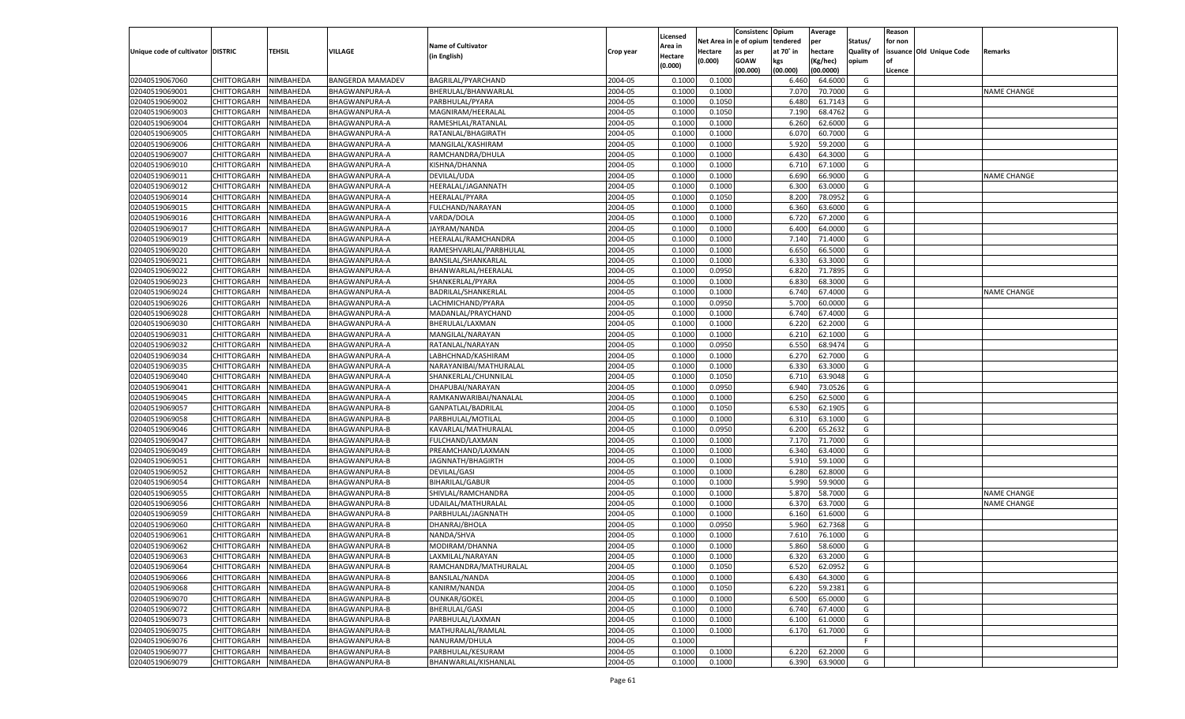| Unique code of cultivator | DISTRIC | TEHSIL | VILLAGE | Name of Cultivator (in English) | Crop year | Licensed Area in Hectare (0.000) | Net Area in Hectare (0.000) | Consistenc e of opium as per GOAW (00.000) | Opium tendered at 70˚ in kgs (00.000) | Average per hectare (Kg/hec) (00.0000) | Status/ Quality of opium | Reason for non issuance of Licence | Old Unique Code | Remarks |
|---|---|---|---|---|---|---|---|---|---|---|---|---|---|---|
| 02040519067060 | CHITTORGARH | NIMBAHEDA | BANGERDA MAMADEV | BAGRILAL/PYARCHAND | 2004-05 | 0.1000 | 0.1000 | | 6.460 | 64.6000 | G | | | |
| 02040519069001 | CHITTORGARH | NIMBAHEDA | BHAGWANPURA-A | BHERULAL/BHANWARLAL | 2004-05 | 0.1000 | 0.1000 | | 7.070 | 70.7000 | G | | | NAME CHANGE |
| 02040519069002 | CHITTORGARH | NIMBAHEDA | BHAGWANPURA-A | PARBHULAL/PYARA | 2004-05 | 0.1000 | 0.1050 | | 6.480 | 61.7143 | G | | | |
| 02040519069003 | CHITTORGARH | NIMBAHEDA | BHAGWANPURA-A | MAGNIRAM/HEERALAL | 2004-05 | 0.1000 | 0.1050 | | 7.190 | 68.4762 | G | | | |
| 02040519069004 | CHITTORGARH | NIMBAHEDA | BHAGWANPURA-A | RAMESHLAL/RATANLAL | 2004-05 | 0.1000 | 0.1000 | | 6.260 | 62.6000 | G | | | |
| 02040519069005 | CHITTORGARH | NIMBAHEDA | BHAGWANPURA-A | RATANLAL/BHAGIRATH | 2004-05 | 0.1000 | 0.1000 | | 6.070 | 60.7000 | G | | | |
| 02040519069006 | CHITTORGARH | NIMBAHEDA | BHAGWANPURA-A | MANGILAL/KASHIRAM | 2004-05 | 0.1000 | 0.1000 | | 5.920 | 59.2000 | G | | | |
| 02040519069007 | CHITTORGARH | NIMBAHEDA | BHAGWANPURA-A | RAMCHANDRA/DHULA | 2004-05 | 0.1000 | 0.1000 | | 6.430 | 64.3000 | G | | | |
| 02040519069010 | CHITTORGARH | NIMBAHEDA | BHAGWANPURA-A | KISHNA/DHANNA | 2004-05 | 0.1000 | 0.1000 | | 6.710 | 67.1000 | G | | | |
| 02040519069011 | CHITTORGARH | NIMBAHEDA | BHAGWANPURA-A | DEVILAL/UDA | 2004-05 | 0.1000 | 0.1000 | | 6.690 | 66.9000 | G | | | NAME CHANGE |
| 02040519069012 | CHITTORGARH | NIMBAHEDA | BHAGWANPURA-A | HEERALAL/JAGANNATH | 2004-05 | 0.1000 | 0.1000 | | 6.300 | 63.0000 | G | | | |
| 02040519069014 | CHITTORGARH | NIMBAHEDA | BHAGWANPURA-A | HEERALAL/PYARA | 2004-05 | 0.1000 | 0.1050 | | 8.200 | 78.0952 | G | | | |
| 02040519069015 | CHITTORGARH | NIMBAHEDA | BHAGWANPURA-A | FULCHAND/NARAYAN | 2004-05 | 0.1000 | 0.1000 | | 6.360 | 63.6000 | G | | | |
| 02040519069016 | CHITTORGARH | NIMBAHEDA | BHAGWANPURA-A | VARDA/DOLA | 2004-05 | 0.1000 | 0.1000 | | 6.720 | 67.2000 | G | | | |
| 02040519069017 | CHITTORGARH | NIMBAHEDA | BHAGWANPURA-A | JAYRAM/NANDA | 2004-05 | 0.1000 | 0.1000 | | 6.400 | 64.0000 | G | | | |
| 02040519069019 | CHITTORGARH | NIMBAHEDA | BHAGWANPURA-A | HEERALAL/RAMCHANDRA | 2004-05 | 0.1000 | 0.1000 | | 7.140 | 71.4000 | G | | | |
| 02040519069020 | CHITTORGARH | NIMBAHEDA | BHAGWANPURA-A | RAMESHVARLAL/PARBHULAL | 2004-05 | 0.1000 | 0.1000 | | 6.650 | 66.5000 | G | | | |
| 02040519069021 | CHITTORGARH | NIMBAHEDA | BHAGWANPURA-A | BANSILAL/SHANKARLAL | 2004-05 | 0.1000 | 0.1000 | | 6.330 | 63.3000 | G | | | |
| 02040519069022 | CHITTORGARH | NIMBAHEDA | BHAGWANPURA-A | BHANWARLAL/HEERALAL | 2004-05 | 0.1000 | 0.0950 | | 6.820 | 71.7895 | G | | | |
| 02040519069023 | CHITTORGARH | NIMBAHEDA | BHAGWANPURA-A | SHANKERLAL/PYARA | 2004-05 | 0.1000 | 0.1000 | | 6.830 | 68.3000 | G | | | |
| 02040519069024 | CHITTORGARH | NIMBAHEDA | BHAGWANPURA-A | BADRILAL/SHANKERLAL | 2004-05 | 0.1000 | 0.1000 | | 6.740 | 67.4000 | G | | | NAME CHANGE |
| 02040519069026 | CHITTORGARH | NIMBAHEDA | BHAGWANPURA-A | LACHMICHAND/PYARA | 2004-05 | 0.1000 | 0.0950 | | 5.700 | 60.0000 | G | | | |
| 02040519069028 | CHITTORGARH | NIMBAHEDA | BHAGWANPURA-A | MADANLAL/PRAYCHAND | 2004-05 | 0.1000 | 0.1000 | | 6.740 | 67.4000 | G | | | |
| 02040519069030 | CHITTORGARH | NIMBAHEDA | BHAGWANPURA-A | BHERULAL/LAXMAN | 2004-05 | 0.1000 | 0.1000 | | 6.220 | 62.2000 | G | | | |
| 02040519069031 | CHITTORGARH | NIMBAHEDA | BHAGWANPURA-A | MANGILAL/NARAYAN | 2004-05 | 0.1000 | 0.1000 | | 6.210 | 62.1000 | G | | | |
| 02040519069032 | CHITTORGARH | NIMBAHEDA | BHAGWANPURA-A | RATANLAL/NARAYAN | 2004-05 | 0.1000 | 0.0950 | | 6.550 | 68.9474 | G | | | |
| 02040519069034 | CHITTORGARH | NIMBAHEDA | BHAGWANPURA-A | LABHCHNAD/KASHIRAM | 2004-05 | 0.1000 | 0.1000 | | 6.270 | 62.7000 | G | | | |
| 02040519069035 | CHITTORGARH | NIMBAHEDA | BHAGWANPURA-A | NARAYANIBAI/MATHURALAL | 2004-05 | 0.1000 | 0.1000 | | 6.330 | 63.3000 | G | | | |
| 02040519069040 | CHITTORGARH | NIMBAHEDA | BHAGWANPURA-A | SHANKERLAL/CHUNNILAL | 2004-05 | 0.1000 | 0.1050 | | 6.710 | 63.9048 | G | | | |
| 02040519069041 | CHITTORGARH | NIMBAHEDA | BHAGWANPURA-A | DHAPUBAI/NARAYAN | 2004-05 | 0.1000 | 0.0950 | | 6.940 | 73.0526 | G | | | |
| 02040519069045 | CHITTORGARH | NIMBAHEDA | BHAGWANPURA-A | RAMKANWARIBAI/NANALAL | 2004-05 | 0.1000 | 0.1000 | | 6.250 | 62.5000 | G | | | |
| 02040519069057 | CHITTORGARH | NIMBAHEDA | BHAGWANPURA-B | GANPATLAL/BADRILAL | 2004-05 | 0.1000 | 0.1050 | | 6.530 | 62.1905 | G | | | |
| 02040519069058 | CHITTORGARH | NIMBAHEDA | BHAGWANPURA-B | PARBHULAL/MOTILAL | 2004-05 | 0.1000 | 0.1000 | | 6.310 | 63.1000 | G | | | |
| 02040519069046 | CHITTORGARH | NIMBAHEDA | BHAGWANPURA-B | KAVARLAL/MATHURALAL | 2004-05 | 0.1000 | 0.0950 | | 6.200 | 65.2632 | G | | | |
| 02040519069047 | CHITTORGARH | NIMBAHEDA | BHAGWANPURA-B | FULCHAND/LAXMAN | 2004-05 | 0.1000 | 0.1000 | | 7.170 | 71.7000 | G | | | |
| 02040519069049 | CHITTORGARH | NIMBAHEDA | BHAGWANPURA-B | PREAMCHAND/LAXMAN | 2004-05 | 0.1000 | 0.1000 | | 6.340 | 63.4000 | G | | | |
| 02040519069051 | CHITTORGARH | NIMBAHEDA | BHAGWANPURA-B | JAGNNATH/BHAGIRTH | 2004-05 | 0.1000 | 0.1000 | | 5.910 | 59.1000 | G | | | |
| 02040519069052 | CHITTORGARH | NIMBAHEDA | BHAGWANPURA-B | DEVILAL/GASI | 2004-05 | 0.1000 | 0.1000 | | 6.280 | 62.8000 | G | | | |
| 02040519069054 | CHITTORGARH | NIMBAHEDA | BHAGWANPURA-B | BIHARILAL/GABUR | 2004-05 | 0.1000 | 0.1000 | | 5.990 | 59.9000 | G | | | |
| 02040519069055 | CHITTORGARH | NIMBAHEDA | BHAGWANPURA-B | SHIVLAL/RAMCHANDRA | 2004-05 | 0.1000 | 0.1000 | | 5.870 | 58.7000 | G | | | NAME CHANGE |
| 02040519069056 | CHITTORGARH | NIMBAHEDA | BHAGWANPURA-B | UDAILAL/MATHURALAL | 2004-05 | 0.1000 | 0.1000 | | 6.370 | 63.7000 | G | | | NAME CHANGE |
| 02040519069059 | CHITTORGARH | NIMBAHEDA | BHAGWANPURA-B | PARBHULAL/JAGNNATH | 2004-05 | 0.1000 | 0.1000 | | 6.160 | 61.6000 | G | | | |
| 02040519069060 | CHITTORGARH | NIMBAHEDA | BHAGWANPURA-B | DHANRAJ/BHOLA | 2004-05 | 0.1000 | 0.0950 | | 5.960 | 62.7368 | G | | | |
| 02040519069061 | CHITTORGARH | NIMBAHEDA | BHAGWANPURA-B | NANDA/SHVA | 2004-05 | 0.1000 | 0.1000 | | 7.610 | 76.1000 | G | | | |
| 02040519069062 | CHITTORGARH | NIMBAHEDA | BHAGWANPURA-B | MODIRAM/DHANNA | 2004-05 | 0.1000 | 0.1000 | | 5.860 | 58.6000 | G | | | |
| 02040519069063 | CHITTORGARH | NIMBAHEDA | BHAGWANPURA-B | LAXMILAL/NARAYAN | 2004-05 | 0.1000 | 0.1000 | | 6.320 | 63.2000 | G | | | |
| 02040519069064 | CHITTORGARH | NIMBAHEDA | BHAGWANPURA-B | RAMCHANDRA/MATHURALAL | 2004-05 | 0.1000 | 0.1050 | | 6.520 | 62.0952 | G | | | |
| 02040519069066 | CHITTORGARH | NIMBAHEDA | BHAGWANPURA-B | BANSILAL/NANDA | 2004-05 | 0.1000 | 0.1000 | | 6.430 | 64.3000 | G | | | |
| 02040519069068 | CHITTORGARH | NIMBAHEDA | BHAGWANPURA-B | KANIRM/NANDA | 2004-05 | 0.1000 | 0.1050 | | 6.220 | 59.2381 | G | | | |
| 02040519069070 | CHITTORGARH | NIMBAHEDA | BHAGWANPURA-B | OUNKAR/GOKEL | 2004-05 | 0.1000 | 0.1000 | | 6.500 | 65.0000 | G | | | |
| 02040519069072 | CHITTORGARH | NIMBAHEDA | BHAGWANPURA-B | BHERULAL/GASI | 2004-05 | 0.1000 | 0.1000 | | 6.740 | 67.4000 | G | | | |
| 02040519069073 | CHITTORGARH | NIMBAHEDA | BHAGWANPURA-B | PARBHULAL/LAXMAN | 2004-05 | 0.1000 | 0.1000 | | 6.100 | 61.0000 | G | | | |
| 02040519069075 | CHITTORGARH | NIMBAHEDA | BHAGWANPURA-B | MATHURALAL/RAMLAL | 2004-05 | 0.1000 | 0.1000 | | 6.170 | 61.7000 | G | | | |
| 02040519069076 | CHITTORGARH | NIMBAHEDA | BHAGWANPURA-B | NANURAM/DHULA | 2004-05 | 0.1000 | | | | | F | | | |
| 02040519069077 | CHITTORGARH | NIMBAHEDA | BHAGWANPURA-B | PARBHULAL/KESURAM | 2004-05 | 0.1000 | 0.1000 | | 6.220 | 62.2000 | G | | | |
| 02040519069079 | CHITTORGARH | NIMBAHEDA | BHAGWANPURA-B | BHANWARLAL/KISHANLAL | 2004-05 | 0.1000 | 0.1000 | | 6.390 | 63.9000 | G | | | |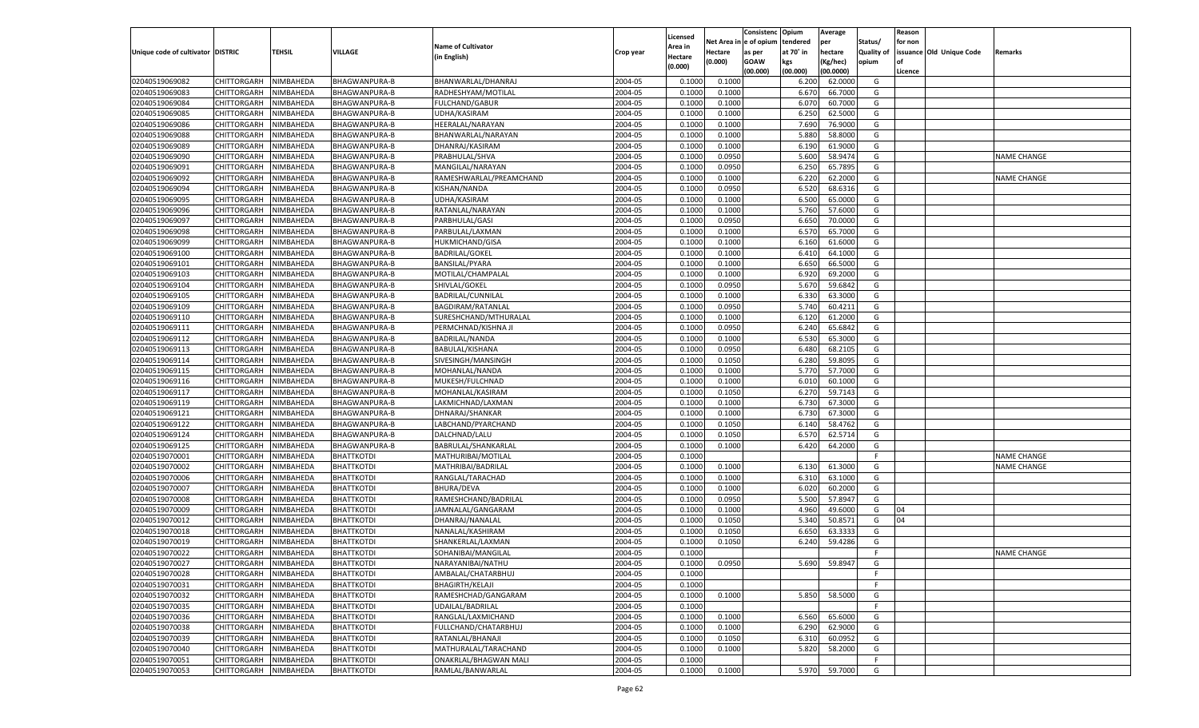| Unique code of cultivator | DISTRIC | TEHSIL | VILLAGE | Name of Cultivator (in English) | Crop year | Licensed Area in Hectare (0.000) | Net Area in Hectare (0.000) | Consistenc e of opium as per GOAW (00.000) | Opium tendered at 70° in kgs (00.000) | Average per hectare (Kg/hec) (00.0000) | Status/ Quality of opium | Reason for non issuance of Licence | Old Unique Code | Remarks |
|---|---|---|---|---|---|---|---|---|---|---|---|---|---|---|
| 02040519069082 | CHITTORGARH | NIMBAHEDA | BHAGWANPURA-B | BHANWARLAL/DHANRAJ | 2004-05 | 0.1000 | 0.1000 | | 6.200 | 62.0000 | G | | | |
| 02040519069083 | CHITTORGARH | NIMBAHEDA | BHAGWANPURA-B | RADHESHYAM/MOTILAL | 2004-05 | 0.1000 | 0.1000 | | 6.670 | 66.7000 | G | | | |
| 02040519069084 | CHITTORGARH | NIMBAHEDA | BHAGWANPURA-B | FULCHAND/GABUR | 2004-05 | 0.1000 | 0.1000 | | 6.070 | 60.7000 | G | | | |
| 02040519069085 | CHITTORGARH | NIMBAHEDA | BHAGWANPURA-B | UDHA/KASIRAM | 2004-05 | 0.1000 | 0.1000 | | 6.250 | 62.5000 | G | | | |
| 02040519069086 | CHITTORGARH | NIMBAHEDA | BHAGWANPURA-B | HEERALAL/NARAYAN | 2004-05 | 0.1000 | 0.1000 | | 7.690 | 76.9000 | G | | | |
| 02040519069088 | CHITTORGARH | NIMBAHEDA | BHAGWANPURA-B | BHANWARLAL/NARAYAN | 2004-05 | 0.1000 | 0.1000 | | 5.880 | 58.8000 | G | | | |
| 02040519069089 | CHITTORGARH | NIMBAHEDA | BHAGWANPURA-B | DHANRAJ/KASIRAM | 2004-05 | 0.1000 | 0.1000 | | 6.190 | 61.9000 | G | | | |
| 02040519069090 | CHITTORGARH | NIMBAHEDA | BHAGWANPURA-B | PRABHULAL/SHVA | 2004-05 | 0.1000 | 0.0950 | | 5.600 | 58.9474 | G | | | NAME CHANGE |
| 02040519069091 | CHITTORGARH | NIMBAHEDA | BHAGWANPURA-B | MANGILAL/NARAYAN | 2004-05 | 0.1000 | 0.0950 | | 6.250 | 65.7895 | G | | | |
| 02040519069092 | CHITTORGARH | NIMBAHEDA | BHAGWANPURA-B | RAMESHWARLAL/PREAMCHAND | 2004-05 | 0.1000 | 0.1000 | | 6.220 | 62.2000 | G | | | NAME CHANGE |
| 02040519069094 | CHITTORGARH | NIMBAHEDA | BHAGWANPURA-B | KISHAN/NANDA | 2004-05 | 0.1000 | 0.0950 | | 6.520 | 68.6316 | G | | | |
| 02040519069095 | CHITTORGARH | NIMBAHEDA | BHAGWANPURA-B | UDHA/KASIRAM | 2004-05 | 0.1000 | 0.1000 | | 6.500 | 65.0000 | G | | | |
| 02040519069096 | CHITTORGARH | NIMBAHEDA | BHAGWANPURA-B | RATANLAL/NARAYAN | 2004-05 | 0.1000 | 0.1000 | | 5.760 | 57.6000 | G | | | |
| 02040519069097 | CHITTORGARH | NIMBAHEDA | BHAGWANPURA-B | PARBHULAL/GASI | 2004-05 | 0.1000 | 0.0950 | | 6.650 | 70.0000 | G | | | |
| 02040519069098 | CHITTORGARH | NIMBAHEDA | BHAGWANPURA-B | PARBULAL/LAXMAN | 2004-05 | 0.1000 | 0.1000 | | 6.570 | 65.7000 | G | | | |
| 02040519069099 | CHITTORGARH | NIMBAHEDA | BHAGWANPURA-B | HUKMICHAND/GISA | 2004-05 | 0.1000 | 0.1000 | | 6.160 | 61.6000 | G | | | |
| 02040519069100 | CHITTORGARH | NIMBAHEDA | BHAGWANPURA-B | BADRILAL/GOKEL | 2004-05 | 0.1000 | 0.1000 | | 6.410 | 64.1000 | G | | | |
| 02040519069101 | CHITTORGARH | NIMBAHEDA | BHAGWANPURA-B | BANSILAL/PYARA | 2004-05 | 0.1000 | 0.1000 | | 6.650 | 66.5000 | G | | | |
| 02040519069103 | CHITTORGARH | NIMBAHEDA | BHAGWANPURA-B | MOTILAL/CHAMPALAL | 2004-05 | 0.1000 | 0.1000 | | 6.920 | 69.2000 | G | | | |
| 02040519069104 | CHITTORGARH | NIMBAHEDA | BHAGWANPURA-B | SHIVLAL/GOKEL | 2004-05 | 0.1000 | 0.0950 | | 5.670 | 59.6842 | G | | | |
| 02040519069105 | CHITTORGARH | NIMBAHEDA | BHAGWANPURA-B | BADRILAL/CUNNILAL | 2004-05 | 0.1000 | 0.1000 | | 6.330 | 63.3000 | G | | | |
| 02040519069109 | CHITTORGARH | NIMBAHEDA | BHAGWANPURA-B | BAGDIRAM/RATANLAL | 2004-05 | 0.1000 | 0.0950 | | 5.740 | 60.4211 | G | | | |
| 02040519069110 | CHITTORGARH | NIMBAHEDA | BHAGWANPURA-B | SURESHCHAND/MTHURALAL | 2004-05 | 0.1000 | 0.1000 | | 6.120 | 61.2000 | G | | | |
| 02040519069111 | CHITTORGARH | NIMBAHEDA | BHAGWANPURA-B | PERMCHNAD/KISHNA JI | 2004-05 | 0.1000 | 0.0950 | | 6.240 | 65.6842 | G | | | |
| 02040519069112 | CHITTORGARH | NIMBAHEDA | BHAGWANPURA-B | BADRILAL/NANDA | 2004-05 | 0.1000 | 0.1000 | | 6.530 | 65.3000 | G | | | |
| 02040519069113 | CHITTORGARH | NIMBAHEDA | BHAGWANPURA-B | BABULAL/KISHANA | 2004-05 | 0.1000 | 0.0950 | | 6.480 | 68.2105 | G | | | |
| 02040519069114 | CHITTORGARH | NIMBAHEDA | BHAGWANPURA-B | SIVESINGH/MANSINGH | 2004-05 | 0.1000 | 0.1050 | | 6.280 | 59.8095 | G | | | |
| 02040519069115 | CHITTORGARH | NIMBAHEDA | BHAGWANPURA-B | MOHANLAL/NANDA | 2004-05 | 0.1000 | 0.1000 | | 5.770 | 57.7000 | G | | | |
| 02040519069116 | CHITTORGARH | NIMBAHEDA | BHAGWANPURA-B | MUKESH/FULCHNAD | 2004-05 | 0.1000 | 0.1000 | | 6.010 | 60.1000 | G | | | |
| 02040519069117 | CHITTORGARH | NIMBAHEDA | BHAGWANPURA-B | MOHANLAL/KASIRAM | 2004-05 | 0.1000 | 0.1050 | | 6.270 | 59.7143 | G | | | |
| 02040519069119 | CHITTORGARH | NIMBAHEDA | BHAGWANPURA-B | LAKMICHNAD/LAXMAN | 2004-05 | 0.1000 | 0.1000 | | 6.730 | 67.3000 | G | | | |
| 02040519069121 | CHITTORGARH | NIMBAHEDA | BHAGWANPURA-B | DHNARAJ/SHANKAR | 2004-05 | 0.1000 | 0.1000 | | 6.730 | 67.3000 | G | | | |
| 02040519069122 | CHITTORGARH | NIMBAHEDA | BHAGWANPURA-B | LABCHAND/PYARCHAND | 2004-05 | 0.1000 | 0.1050 | | 6.140 | 58.4762 | G | | | |
| 02040519069124 | CHITTORGARH | NIMBAHEDA | BHAGWANPURA-B | DALCHNAD/LALU | 2004-05 | 0.1000 | 0.1050 | | 6.570 | 62.5714 | G | | | |
| 02040519069125 | CHITTORGARH | NIMBAHEDA | BHAGWANPURA-B | BABRULAL/SHANKARLAL | 2004-05 | 0.1000 | 0.1000 | | 6.420 | 64.2000 | G | | | |
| 02040519070001 | CHITTORGARH | NIMBAHEDA | BHATTKOTDI | MATHURIBAI/MOTILAL | 2004-05 | 0.1000 | | | | | F | | | NAME CHANGE |
| 02040519070002 | CHITTORGARH | NIMBAHEDA | BHATTKOTDI | MATHRIBAI/BADRILAL | 2004-05 | 0.1000 | 0.1000 | | 6.130 | 61.3000 | G | | | NAME CHANGE |
| 02040519070006 | CHITTORGARH | NIMBAHEDA | BHATTKOTDI | RANGLAL/TARACHAD | 2004-05 | 0.1000 | 0.1000 | | 6.310 | 63.1000 | G | | | |
| 02040519070007 | CHITTORGARH | NIMBAHEDA | BHATTKOTDI | BHURA/DEVA | 2004-05 | 0.1000 | 0.1000 | | 6.020 | 60.2000 | G | | | |
| 02040519070008 | CHITTORGARH | NIMBAHEDA | BHATTKOTDI | RAMESHCHAND/BADRILAL | 2004-05 | 0.1000 | 0.0950 | | 5.500 | 57.8947 | G | | | |
| 02040519070009 | CHITTORGARH | NIMBAHEDA | BHATTKOTDI | JAMNALAL/GANGARAM | 2004-05 | 0.1000 | 0.1000 | | 4.960 | 49.6000 | G | 04 | | |
| 02040519070012 | CHITTORGARH | NIMBAHEDA | BHATTKOTDI | DHANRAJ/NANALAL | 2004-05 | 0.1000 | 0.1050 | | 5.340 | 50.8571 | G | 04 | | |
| 02040519070018 | CHITTORGARH | NIMBAHEDA | BHATTKOTDI | NANALAL/KASHIRAM | 2004-05 | 0.1000 | 0.1050 | | 6.650 | 63.3333 | G | | | |
| 02040519070019 | CHITTORGARH | NIMBAHEDA | BHATTKOTDI | SHANKERLAL/LAXMAN | 2004-05 | 0.1000 | 0.1050 | | 6.240 | 59.4286 | G | | | |
| 02040519070022 | CHITTORGARH | NIMBAHEDA | BHATTKOTDI | SOHANIBAI/MANGILAL | 2004-05 | 0.1000 | | | | | F | | | NAME CHANGE |
| 02040519070027 | CHITTORGARH | NIMBAHEDA | BHATTKOTDI | NARAYANIBAI/NATHU | 2004-05 | 0.1000 | 0.0950 | | 5.690 | 59.8947 | G | | | |
| 02040519070028 | CHITTORGARH | NIMBAHEDA | BHATTKOTDI | AMBALAL/CHATARBHUJ | 2004-05 | 0.1000 | | | | | F | | | |
| 02040519070031 | CHITTORGARH | NIMBAHEDA | BHATTKOTDI | BHAGIRTH/KELAJI | 2004-05 | 0.1000 | | | | | F | | | |
| 02040519070032 | CHITTORGARH | NIMBAHEDA | BHATTKOTDI | RAMESHCHAD/GANGARAM | 2004-05 | 0.1000 | 0.1000 | | 5.850 | 58.5000 | G | | | |
| 02040519070035 | CHITTORGARH | NIMBAHEDA | BHATTKOTDI | UDAILAL/BADRILAL | 2004-05 | 0.1000 | | | | | F | | | |
| 02040519070036 | CHITTORGARH | NIMBAHEDA | BHATTKOTDI | RANGLAL/LAXMICHAND | 2004-05 | 0.1000 | 0.1000 | | 6.560 | 65.6000 | G | | | |
| 02040519070038 | CHITTORGARH | NIMBAHEDA | BHATTKOTDI | FULLCHAND/CHATARBHUJ | 2004-05 | 0.1000 | 0.1000 | | 6.290 | 62.9000 | G | | | |
| 02040519070039 | CHITTORGARH | NIMBAHEDA | BHATTKOTDI | RATANLAL/BHANAJI | 2004-05 | 0.1000 | 0.1050 | | 6.310 | 60.0952 | G | | | |
| 02040519070040 | CHITTORGARH | NIMBAHEDA | BHATTKOTDI | MATHURALAL/TARACHAND | 2004-05 | 0.1000 | 0.1000 | | 5.820 | 58.2000 | G | | | |
| 02040519070051 | CHITTORGARH | NIMBAHEDA | BHATTKOTDI | ONAKRLAL/BHAGWAN MALI | 2004-05 | 0.1000 | | | | | F | | | |
| 02040519070053 | CHITTORGARH | NIMBAHEDA | BHATTKOTDI | RAMLAL/BANWARLAL | 2004-05 | 0.1000 | 0.1000 | | 5.970 | 59.7000 | G | | | |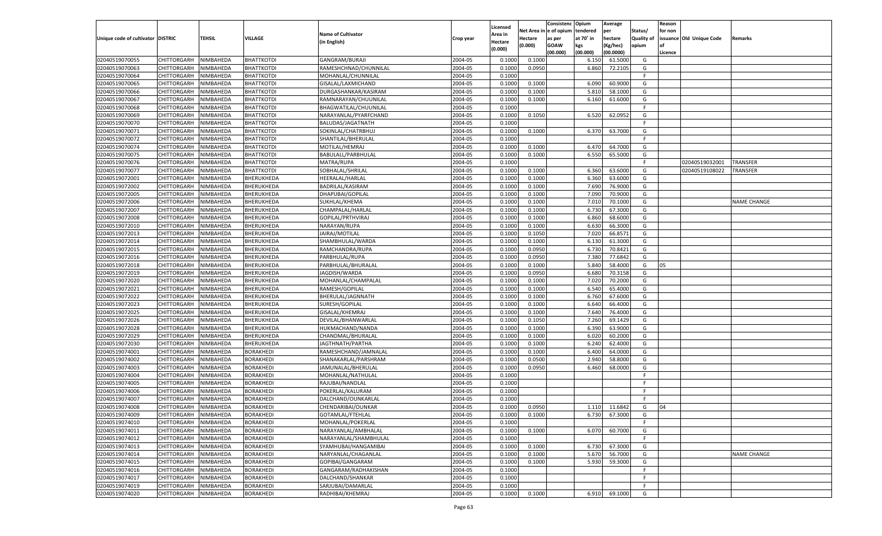| Unique code of cultivator | DISTRIC | TEHSIL | VILLAGE | Name of Cultivator (in English) | Crop year | Licensed Area in Hectare (0.000) | Net Area in Hectare (0.000) | Consistenc e of opium as per GOAW (00.000) | Opium tendered at 70˚ in kgs (00.000) | Average per hectare (Kg/hec) (00.0000) | Status/ Quality of opium | Reason for non issuance of Licence | Old Unique Code | Remarks |
|---|---|---|---|---|---|---|---|---|---|---|---|---|---|---|
| 02040519070055 | CHITTORGARH | NIMBAHEDA | BHATTKOTDI | GANGRAM/BURAJI | 2004-05 | 0.1000 | 0.1000 | | 6.150 | 61.5000 | G | | | |
| 02040519070063 | CHITTORGARH | NIMBAHEDA | BHATTKOTDI | RAMESHCHNAD/CHUNNILAL | 2004-05 | 0.1000 | 0.0950 | | 6.860 | 72.2105 | G | | | |
| 02040519070064 | CHITTORGARH | NIMBAHEDA | BHATTKOTDI | MOHANLAL/CHUNNILAL | 2004-05 | 0.1000 | | | | | F | | | |
| 02040519070065 | CHITTORGARH | NIMBAHEDA | BHATTKOTDI | GISALAL/LAXMICHAND | 2004-05 | 0.1000 | 0.1000 | | 6.090 | 60.9000 | G | | | |
| 02040519070066 | CHITTORGARH | NIMBAHEDA | BHATTKOTDI | DURGASHANKAR/KASIRAM | 2004-05 | 0.1000 | 0.1000 | | 5.810 | 58.1000 | G | | | |
| 02040519070067 | CHITTORGARH | NIMBAHEDA | BHATTKOTDI | RAMNARAYAN/CHUUNILAL | 2004-05 | 0.1000 | 0.1000 | | 6.160 | 61.6000 | G | | | |
| 02040519070068 | CHITTORGARH | NIMBAHEDA | BHATTKOTDI | BHAGWATILAL/CHUUNILAL | 2004-05 | 0.1000 | | | | | F | | | |
| 02040519070069 | CHITTORGARH | NIMBAHEDA | BHATTKOTDI | NARAYANLAL/PYARFCHAND | 2004-05 | 0.1000 | 0.1050 | | 6.520 | 62.0952 | G | | | |
| 02040519070070 | CHITTORGARH | NIMBAHEDA | BHATTKOTDI | BALUDAS/JAGATNATH | 2004-05 | 0.1000 | | | | | F | | | |
| 02040519070071 | CHITTORGARH | NIMBAHEDA | BHATTKOTDI | SOKINLAL/CHATRBHUJ | 2004-05 | 0.1000 | 0.1000 | | 6.370 | 63.7000 | G | | | |
| 02040519070072 | CHITTORGARH | NIMBAHEDA | BHATTKOTDI | SHANTILAL/BHERULAL | 2004-05 | 0.1000 | | | | | F | | | |
| 02040519070074 | CHITTORGARH | NIMBAHEDA | BHATTKOTDI | MOTILAL/HEMRAJ | 2004-05 | 0.1000 | 0.1000 | | 6.470 | 64.7000 | G | | | |
| 02040519070075 | CHITTORGARH | NIMBAHEDA | BHATTKOTDI | BABULALL/PARBHULAL | 2004-05 | 0.1000 | 0.1000 | | 6.550 | 65.5000 | G | | | |
| 02040519070076 | CHITTORGARH | NIMBAHEDA | BHATTKOTDI | MATRA/RUPA | 2004-05 | 0.1000 | | | | | F | | 02040519032001 | TRANSFER |
| 02040519070077 | CHITTORGARH | NIMBAHEDA | BHATTKOTDI | SOBHALAL/SHRILAL | 2004-05 | 0.1000 | 0.1000 | | 6.360 | 63.6000 | G | | 02040519108022 | TRANSFER |
| 02040519072001 | CHITTORGARH | NIMBAHEDA | BHERUKHEDA | HEERALAL/HARLAL | 2004-05 | 0.1000 | 0.1000 | | 6.360 | 63.6000 | G | | | |
| 02040519072002 | CHITTORGARH | NIMBAHEDA | BHERUKHEDA | BADRILAL/KASIRAM | 2004-05 | 0.1000 | 0.1000 | | 7.690 | 76.9000 | G | | | |
| 02040519072005 | CHITTORGARH | NIMBAHEDA | BHERUKHEDA | DHAPUBAI/GOPILAL | 2004-05 | 0.1000 | 0.1000 | | 7.090 | 70.9000 | G | | | |
| 02040519072006 | CHITTORGARH | NIMBAHEDA | BHERUKHEDA | SUKHLAL/KHEMA | 2004-05 | 0.1000 | 0.1000 | | 7.010 | 70.1000 | G | | | NAME CHANGE |
| 02040519072007 | CHITTORGARH | NIMBAHEDA | BHERUKHEDA | CHAMPALAL/HARLAL | 2004-05 | 0.1000 | 0.1000 | | 6.730 | 67.3000 | G | | | |
| 02040519072008 | CHITTORGARH | NIMBAHEDA | BHERUKHEDA | GOPILAL/PRTHVIRAJ | 2004-05 | 0.1000 | 0.1000 | | 6.860 | 68.6000 | G | | | |
| 02040519072010 | CHITTORGARH | NIMBAHEDA | BHERUKHEDA | NARAYAN/RUPA | 2004-05 | 0.1000 | 0.1000 | | 6.630 | 66.3000 | G | | | |
| 02040519072013 | CHITTORGARH | NIMBAHEDA | BHERUKHEDA | JAIRAJ/MOTILAL | 2004-05 | 0.1000 | 0.1050 | | 7.020 | 66.8571 | G | | | |
| 02040519072014 | CHITTORGARH | NIMBAHEDA | BHERUKHEDA | SHAMBHULAL/WARDA | 2004-05 | 0.1000 | 0.1000 | | 6.130 | 61.3000 | G | | | |
| 02040519072015 | CHITTORGARH | NIMBAHEDA | BHERUKHEDA | RAMCHANDRA/RUPA | 2004-05 | 0.1000 | 0.0950 | | 6.730 | 70.8421 | G | | | |
| 02040519072016 | CHITTORGARH | NIMBAHEDA | BHERUKHEDA | PARBHULAL/RUPA | 2004-05 | 0.1000 | 0.0950 | | 7.380 | 77.6842 | G | | | |
| 02040519072018 | CHITTORGARH | NIMBAHEDA | BHERUKHEDA | PARBHULAL/BHURALAL | 2004-05 | 0.1000 | 0.1000 | | 5.840 | 58.4000 | G | 05 | | |
| 02040519072019 | CHITTORGARH | NIMBAHEDA | BHERUKHEDA | JAGDISH/WARDA | 2004-05 | 0.1000 | 0.0950 | | 6.680 | 70.3158 | G | | | |
| 02040519072020 | CHITTORGARH | NIMBAHEDA | BHERUKHEDA | MOHANLAL/CHAMPALAL | 2004-05 | 0.1000 | 0.1000 | | 7.020 | 70.2000 | G | | | |
| 02040519072021 | CHITTORGARH | NIMBAHEDA | BHERUKHEDA | RAMESH/GOPILAL | 2004-05 | 0.1000 | 0.1000 | | 6.540 | 65.4000 | G | | | |
| 02040519072022 | CHITTORGARH | NIMBAHEDA | BHERUKHEDA | BHERULAL/JAGNNATH | 2004-05 | 0.1000 | 0.1000 | | 6.760 | 67.6000 | G | | | |
| 02040519072023 | CHITTORGARH | NIMBAHEDA | BHERUKHEDA | SURESH/GOPILAL | 2004-05 | 0.1000 | 0.1000 | | 6.640 | 66.4000 | G | | | |
| 02040519072025 | CHITTORGARH | NIMBAHEDA | BHERUKHEDA | GISALAL/KHEMRAJ | 2004-05 | 0.1000 | 0.1000 | | 7.640 | 76.4000 | G | | | |
| 02040519072026 | CHITTORGARH | NIMBAHEDA | BHERUKHEDA | DEVILAL/BHANWARLAL | 2004-05 | 0.1000 | 0.1050 | | 7.260 | 69.1429 | G | | | |
| 02040519072028 | CHITTORGARH | NIMBAHEDA | BHERUKHEDA | HUKMACHAND/NANDA | 2004-05 | 0.1000 | 0.1000 | | 6.390 | 63.9000 | G | | | |
| 02040519072029 | CHITTORGARH | NIMBAHEDA | BHERUKHEDA | CHANDMAL/BHURALAL | 2004-05 | 0.1000 | 0.1000 | | 6.020 | 60.2000 | G | | | |
| 02040519072030 | CHITTORGARH | NIMBAHEDA | BHERUKHEDA | JAGTHNATH/PARTHA | 2004-05 | 0.1000 | 0.1000 | | 6.240 | 62.4000 | G | | | |
| 02040519074001 | CHITTORGARH | NIMBAHEDA | BORAKHEDI | RAMESHCHAND/JAMNALAL | 2004-05 | 0.1000 | 0.1000 | | 6.400 | 64.0000 | G | | | |
| 02040519074002 | CHITTORGARH | NIMBAHEDA | BORAKHEDI | SHANAKARLAL/PARSHRAM | 2004-05 | 0.1000 | 0.0500 | | 2.940 | 58.8000 | G | | | |
| 02040519074003 | CHITTORGARH | NIMBAHEDA | BORAKHEDI | JAMUNALAL/BHERULAL | 2004-05 | 0.1000 | 0.0950 | | 6.460 | 68.0000 | G | | | |
| 02040519074004 | CHITTORGARH | NIMBAHEDA | BORAKHEDI | MOHANLAL/NATHULAL | 2004-05 | 0.1000 | | | | | F | | | |
| 02040519074005 | CHITTORGARH | NIMBAHEDA | BORAKHEDI | RAJUBAI/NANDLAL | 2004-05 | 0.1000 | | | | | F | | | |
| 02040519074006 | CHITTORGARH | NIMBAHEDA | BORAKHEDI | POKERLAL/KALURAM | 2004-05 | 0.1000 | | | | | F | | | |
| 02040519074007 | CHITTORGARH | NIMBAHEDA | BORAKHEDI | DALCHAND/OUNKARLAL | 2004-05 | 0.1000 | | | | | F | | | |
| 02040519074008 | CHITTORGARH | NIMBAHEDA | BORAKHEDI | CHENDARIBAI/OUNKAR | 2004-05 | 0.1000 | 0.0950 | | 1.110 | 11.6842 | G | 04 | | |
| 02040519074009 | CHITTORGARH | NIMBAHEDA | BORAKHEDI | GOTAMLAL/FTEHLAL | 2004-05 | 0.1000 | 0.1000 | | 6.730 | 67.3000 | G | | | |
| 02040519074010 | CHITTORGARH | NIMBAHEDA | BORAKHEDI | MOHANLAL/POKERLAL | 2004-05 | 0.1000 | | | | | F | | | |
| 02040519074011 | CHITTORGARH | NIMBAHEDA | BORAKHEDI | NARAYANLAL/AMBHALAL | 2004-05 | 0.1000 | 0.1000 | | 6.070 | 60.7000 | G | | | |
| 02040519074012 | CHITTORGARH | NIMBAHEDA | BORAKHEDI | NARAYANLAL/SHAMBHULAL | 2004-05 | 0.1000 | | | | | F | | | |
| 02040519074013 | CHITTORGARH | NIMBAHEDA | BORAKHEDI | SYAMHUBAI/HANGAMIBAI | 2004-05 | 0.1000 | 0.1000 | | 6.730 | 67.3000 | G | | | |
| 02040519074014 | CHITTORGARH | NIMBAHEDA | BORAKHEDI | NARYANLAL/CHAGANLAL | 2004-05 | 0.1000 | 0.1000 | | 5.670 | 56.7000 | G | | | NAME CHANGE |
| 02040519074015 | CHITTORGARH | NIMBAHEDA | BORAKHEDI | GOPIBAI/GANGARAM | 2004-05 | 0.1000 | 0.1000 | | 5.930 | 59.3000 | G | | | |
| 02040519074016 | CHITTORGARH | NIMBAHEDA | BORAKHEDI | GANGARAM/RADHAKISHAN | 2004-05 | 0.1000 | | | | | F | | | |
| 02040519074017 | CHITTORGARH | NIMBAHEDA | BORAKHEDI | DALCHAND/SHANKAR | 2004-05 | 0.1000 | | | | | F | | | |
| 02040519074019 | CHITTORGARH | NIMBAHEDA | BORAKHEDI | SARJUBAI/DAMARLAL | 2004-05 | 0.1000 | | | | | F | | | |
| 02040519074020 | CHITTORGARH | NIMBAHEDA | BORAKHEDI | RADHIBAI/KHEMRAJ | 2004-05 | 0.1000 | 0.1000 | | 6.910 | 69.1000 | G | | | |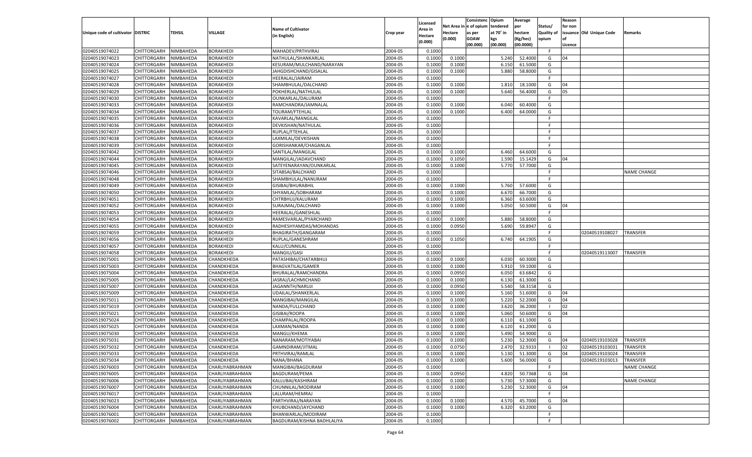| Unique code of cultivator | DISTRIC | TEHSIL | VILLAGE | Name of Cultivator (in English) | Crop year | Licensed Area in Hectare (0.000) | Net Area in Hectare (0.000) | Consistence of opium as per GOAW (00.000) | Opium tendered at 70° in kgs (00.000) | Average per hectare (Kg/hec) (00.0000) | Status/ Quality of opium | Reason for non issuance of Licence | Old Unique Code | Remarks |
|---|---|---|---|---|---|---|---|---|---|---|---|---|---|---|
| 02040519074022 | CHITTORGARH | NIMBAHEDA | BORAKHEDI | MAHADEV/PRTHVIRAJ | 2004-05 | 0.1000 | | | | | F | | | |
| 02040519074023 | CHITTORGARH | NIMBAHEDA | BORAKHEDI | NATHULAL/SHANKARLAL | 2004-05 | 0.1000 | 0.1000 | | 5.240 | 52.4000 | G | 04 | | |
| 02040519074024 | CHITTORGARH | NIMBAHEDA | BORAKHEDI | KESURAM/MULCHAND/NARAYAN | 2004-05 | 0.1000 | 0.1000 | | 6.150 | 61.5000 | G | | | |
| 02040519074025 | CHITTORGARH | NIMBAHEDA | BORAKHEDI | JAHGDISHCHAND/GISALAL | 2004-05 | 0.1000 | 0.1000 | | 5.880 | 58.8000 | G | | | |
| 02040519074027 | CHITTORGARH | NIMBAHEDA | BORAKHEDI | HEERALAL/JAIRAM | 2004-05 | 0.1000 | | | | | F | | | |
| 02040519074028 | CHITTORGARH | NIMBAHEDA | BORAKHEDI | SHAMBHULAL/DALCHAND | 2004-05 | 0.1000 | 0.1000 | | 1.810 | 18.1000 | G | 04 | | |
| 02040519074029 | CHITTORGARH | NIMBAHEDA | BORAKHEDI | POKHERLAL/NATHULAL | 2004-05 | 0.1000 | 0.1000 | | 5.640 | 56.4000 | G | 05 | | |
| 02040519074030 | CHITTORGARH | NIMBAHEDA | BORAKHEDI | OUNKARLAL/DALURAM | 2004-05 | 0.1000 | | | | | F | | | |
| 02040519074033 | CHITTORGARH | NIMBAHEDA | BORAKHEDI | RAMCHANDRA/JAMNALAL | 2004-05 | 0.1000 | 0.1000 | | 6.040 | 60.4000 | G | | | |
| 02040519074034 | CHITTORGARH | NIMBAHEDA | BORAKHEDI | TOLIRAM/FTEHLAL | 2004-05 | 0.1000 | 0.1000 | | 6.400 | 64.0000 | G | | | |
| 02040519074035 | CHITTORGARH | NIMBAHEDA | BORAKHEDI | KAVARLAL/MANGILAL | 2004-05 | 0.1000 | | | | | F | | | |
| 02040519074036 | CHITTORGARH | NIMBAHEDA | BORAKHEDI | DEVKISHAN/NATHULAL | 2004-05 | 0.1000 | | | | | F | | | |
| 02040519074037 | CHITTORGARH | NIMBAHEDA | BORAKHEDI | RUPLAL/FTEHLAL | 2004-05 | 0.1000 | | | | | F | | | |
| 02040519074038 | CHITTORGARH | NIMBAHEDA | BORAKHEDI | LAXMILAL/DEVKISHAN | 2004-05 | 0.1000 | | | | | F | | | |
| 02040519074039 | CHITTORGARH | NIMBAHEDA | BORAKHEDI | GORISHANKAR/CHAGANLAL | 2004-05 | 0.1000 | | | | | F | | | |
| 02040519074042 | CHITTORGARH | NIMBAHEDA | BORAKHEDI | SANTILAL/MANGILAL | 2004-05 | 0.1000 | 0.1000 | | 6.460 | 64.6000 | G | | | |
| 02040519074044 | CHITTORGARH | NIMBAHEDA | BORAKHEDI | MANGILAL/JADAVCHAND | 2004-05 | 0.1000 | 0.1050 | | 1.590 | 15.1429 | G | 04 | | |
| 02040519074045 | CHITTORGARH | NIMBAHEDA | BORAKHEDI | SATEYENARAYAN/OUNKARLAL | 2004-05 | 0.1000 | 0.1000 | | 5.770 | 57.7000 | G | | | |
| 02040519074046 | CHITTORGARH | NIMBAHEDA | BORAKHEDI | SITABSAI/BALCHAND | 2004-05 | 0.1000 | | | | | F | | | NAME CHANGE |
| 02040519074048 | CHITTORGARH | NIMBAHEDA | BORAKHEDI | SHAMBHULAL/NANURAM | 2004-05 | 0.1000 | | | | | F | | | |
| 02040519074049 | CHITTORGARH | NIMBAHEDA | BORAKHEDI | GISIBAI/BHURABHIL | 2004-05 | 0.1000 | 0.1000 | | 5.760 | 57.6000 | G | | | |
| 02040519074050 | CHITTORGARH | NIMBAHEDA | BORAKHEDI | SHYAMLAL/SOBHARAM | 2004-05 | 0.1000 | 0.1000 | | 6.670 | 66.7000 | G | | | |
| 02040519074051 | CHITTORGARH | NIMBAHEDA | BORAKHEDI | CHTRBHUJ/KALURAM | 2004-05 | 0.1000 | 0.1000 | | 6.360 | 63.6000 | G | | | |
| 02040519074052 | CHITTORGARH | NIMBAHEDA | BORAKHEDI | SURAJMAL/DALCHAND | 2004-05 | 0.1000 | 0.1000 | | 5.050 | 50.5000 | G | 04 | | |
| 02040519074053 | CHITTORGARH | NIMBAHEDA | BORAKHEDI | HEERALAL/GANESHLAL | 2004-05 | 0.1000 | | | | | F | | | |
| 02040519074054 | CHITTORGARH | NIMBAHEDA | BORAKHEDI | RAMESVARLAL/PYARCHAND | 2004-05 | 0.1000 | 0.1000 | | 5.880 | 58.8000 | G | | | |
| 02040519074055 | CHITTORGARH | NIMBAHEDA | BORAKHEDI | RADHESHYAMDAS/MOHANDAS | 2004-05 | 0.1000 | 0.0950 | | 5.690 | 59.8947 | G | | | |
| 02040519074059 | CHITTORGARH | NIMBAHEDA | BORAKHEDI | BHAGIRATH/GANGARAM | 2004-05 | 0.1000 | | | | | F | | 02040519108027 | TRANSFER |
| 02040519074056 | CHITTORGARH | NIMBAHEDA | BORAKHEDI | RUPLAL/GANESHRAM | 2004-05 | 0.1000 | 0.1050 | | 6.740 | 64.1905 | G | | | |
| 02040519074057 | CHITTORGARH | NIMBAHEDA | BORAKHEDI | KALU/CUNNILAL | 2004-05 | 0.1000 | | | | | F | | | |
| 02040519074058 | CHITTORGARH | NIMBAHEDA | BORAKHEDI | MANGIU/GASI | 2004-05 | 0.1000 | | | | | F | | 02040519113007 | TRANSFER |
| 02040519075001 | CHITTORGARH | NIMBAHEDA | CHANDKHEDA | PATASHIBAI/CHATARBHUJ | 2004-05 | 0.1000 | 0.1000 | | 6.030 | 60.3000 | G | | | |
| 02040519075003 | CHITTORGARH | NIMBAHEDA | CHANDKHEDA | BHAGVATILAL/GAMER | 2004-05 | 0.1000 | 0.1000 | | 5.910 | 59.1000 | G | | | |
| 02040519075004 | CHITTORGARH | NIMBAHEDA | CHANDKHEDA | BHURALAL/RAMCHANDRA | 2004-05 | 0.1000 | 0.0950 | | 6.050 | 63.6842 | G | | | |
| 02040519075005 | CHITTORGARH | NIMBAHEDA | CHANDKHEDA | JASRAJ/LACHMICHAND | 2004-05 | 0.1000 | 0.1000 | | 6.130 | 61.3000 | G | | | |
| 02040519075007 | CHITTORGARH | NIMBAHEDA | CHANDKHEDA | JAGANNTH/NARUJI | 2004-05 | 0.1000 | 0.0950 | | 5.540 | 58.3158 | G | | | |
| 02040519075009 | CHITTORGARH | NIMBAHEDA | CHANDKHEDA | UDAILAL/SHANKERLAL | 2004-05 | 0.1000 | 0.1000 | | 5.160 | 51.6000 | G | 04 | | |
| 02040519075011 | CHITTORGARH | NIMBAHEDA | CHANDKHEDA | MANGIBAI/MANGILAL | 2004-05 | 0.1000 | 0.1000 | | 5.220 | 52.2000 | G | 04 | | |
| 02040519075019 | CHITTORGARH | NIMBAHEDA | CHANDKHEDA | NANDA/FULLCHAND | 2004-05 | 0.1000 | 0.1000 | | 3.620 | 36.2000 | I | 02 | | |
| 02040519075021 | CHITTORGARH | NIMBAHEDA | CHANDKHEDA | GISIBAI/ROOPA | 2004-05 | 0.1000 | 0.1000 | | 5.060 | 50.6000 | G | 04 | | |
| 02040519075024 | CHITTORGARH | NIMBAHEDA | CHANDKHEDA | CHAMPALAL/ROOPA | 2004-05 | 0.1000 | 0.1000 | | 6.110 | 61.1000 | G | | | |
| 02040519075025 | CHITTORGARH | NIMBAHEDA | CHANDKHEDA | LAXMAN/NANDA | 2004-05 | 0.1000 | 0.1000 | | 6.120 | 61.2000 | G | | | |
| 02040519075030 | CHITTORGARH | NIMBAHEDA | CHANDKHEDA | MANGU/KHEMA | 2004-05 | 0.1000 | 0.1000 | | 5.490 | 54.9000 | G | | | |
| 02040519075031 | CHITTORGARH | NIMBAHEDA | CHANDKHEDA | NANARAM/MOTIYABAI | 2004-05 | 0.1000 | 0.1000 | | 5.230 | 52.3000 | G | 04 | 02040519103028 | TRANSFER |
| 02040519075032 | CHITTORGARH | NIMBAHEDA | CHANDKHEDA | GAMNDIRAM/JITMAL | 2004-05 | 0.1000 | 0.0750 | | 2.470 | 32.9333 | I | 02 | 02040519103031 | TRANSFER |
| 02040519075033 | CHITTORGARH | NIMBAHEDA | CHANDKHEDA | PRTHVIRAJ/RAMLAL | 2004-05 | 0.1000 | 0.1000 | | 5.130 | 51.3000 | G | 04 | 02040519103024 | TRANSFER |
| 02040519075034 | CHITTORGARH | NIMBAHEDA | CHANDKHEDA | NANA/BHANA | 2004-05 | 0.1000 | 0.1000 | | 5.600 | 56.0000 | G | | 02040519103013 | TRANSFER |
| 02040519076003 | CHITTORGARH | NIMBAHEDA | CHARLIYABRAHMAN | MANGIBAI/BAGDURAM | 2004-05 | 0.1000 | | | | | F | | | NAME CHANGE |
| 02040519076005 | CHITTORGARH | NIMBAHEDA | CHARLIYABRAHMAN | BAGDURAM/PEMA | 2004-05 | 0.1000 | 0.0950 | | 4.820 | 50.7368 | G | 04 | | |
| 02040519076006 | CHITTORGARH | NIMBAHEDA | CHARLIYABRAHMAN | KALLUBAI/KASHIRAM | 2004-05 | 0.1000 | 0.1000 | | 5.730 | 57.3000 | G | | | NAME CHANGE |
| 02040519076007 | CHITTORGARH | NIMBAHEDA | CHARLIYABRAHMAN | CHUNNILAL/MODIRAM | 2004-05 | 0.1000 | 0.1000 | | 5.230 | 52.3000 | G | 04 | | |
| 02040519076017 | CHITTORGARH | NIMBAHEDA | CHARLIYABRAHMAN | LALURAM/HEMRAJ | 2004-05 | 0.1000 | | | | | F | | | |
| 02040519076023 | CHITTORGARH | NIMBAHEDA | CHARLIYABRAHMAN | PARTHVIRAJ/NARAYAN | 2004-05 | 0.1000 | 0.1000 | | 4.570 | 45.7000 | G | 04 | | |
| 02040519076004 | CHITTORGARH | NIMBAHEDA | CHARLIYABRAHMAN | KHUBCHAND/JAYCHAND | 2004-05 | 0.1000 | 0.1000 | | 6.320 | 63.2000 | G | | | |
| 02040519076001 | CHITTORGARH | NIMBAHEDA | CHARLIYABRAHMAN | BHANWARLAL/MODIRAM | 2004-05 | 0.1000 | | | | | F | | | |
| 02040519076002 | CHITTORGARH | NIMBAHEDA | CHARLIYABRAHMAN | BAGDURAM/KISHNA BADHLALIYA | 2004-05 | 0.1000 | | | | | F | | | |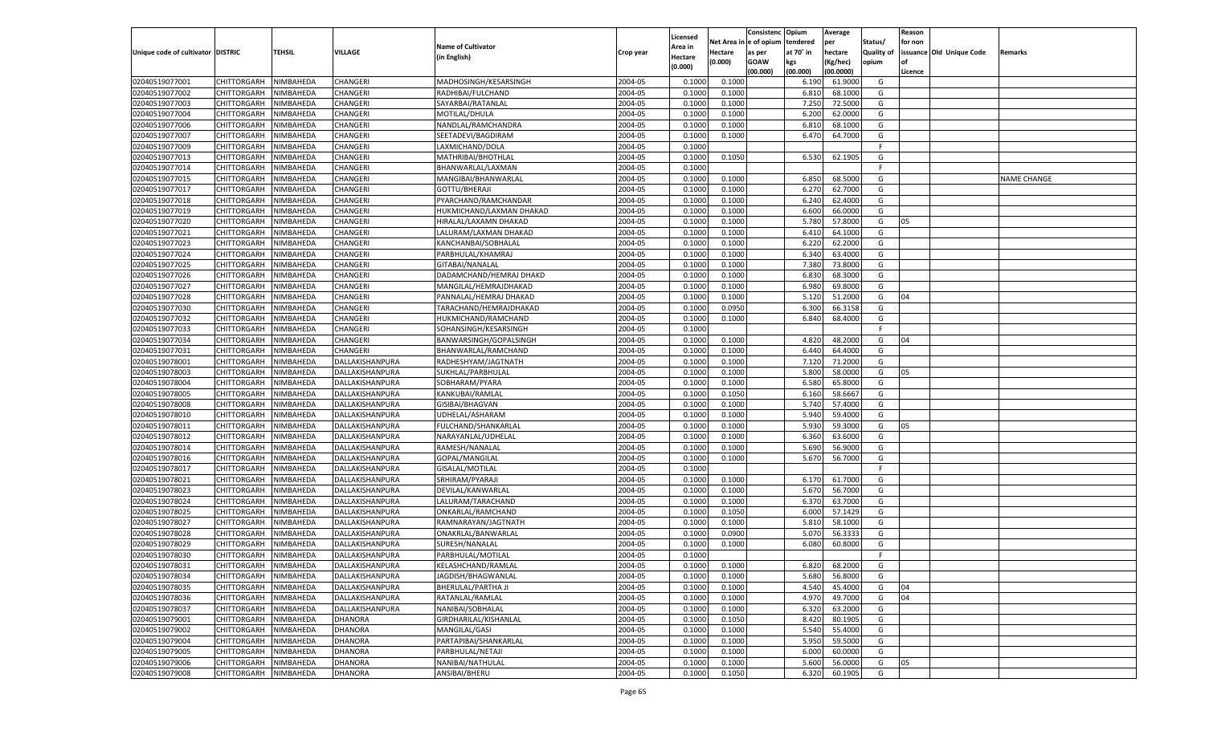| Unique code of cultivator | DISTRIC | TEHSIL | VILLAGE | Name of Cultivator (in English) | Crop year | Licensed Area in Hectare (0.000) | Net Area in Hectare (0.000) | Consistenc e of opium as per GOAW (00.000) | Opium tendered at 70˚ in kgs (00.000) | Average per hectare (Kg/hec) (00.0000) | Status/ Quality of opium | Reason for non issuance of Licence | Old Unique Code | Remarks |
|---|---|---|---|---|---|---|---|---|---|---|---|---|---|---|
| 02040519077001 | CHITTORGARH | NIMBAHEDA | CHANGERI | MADHOSINGH/KESARSINGH | 2004-05 | 0.1000 | 0.1000 | | 6.190 | 61.9000 | G | | | |
| 02040519077002 | CHITTORGARH | NIMBAHEDA | CHANGERI | RADHIBAI/FULCHAND | 2004-05 | 0.1000 | 0.1000 | | 6.810 | 68.1000 | G | | | |
| 02040519077003 | CHITTORGARH | NIMBAHEDA | CHANGERI | SAYARBAI/RATANLAL | 2004-05 | 0.1000 | 0.1000 | | 7.250 | 72.5000 | G | | | |
| 02040519077004 | CHITTORGARH | NIMBAHEDA | CHANGERI | MOTILAL/DHULA | 2004-05 | 0.1000 | 0.1000 | | 6.200 | 62.0000 | G | | | |
| 02040519077006 | CHITTORGARH | NIMBAHEDA | CHANGERI | NANDLAL/RAMCHANDRA | 2004-05 | 0.1000 | 0.1000 | | 6.810 | 68.1000 | G | | | |
| 02040519077007 | CHITTORGARH | NIMBAHEDA | CHANGERI | SEETADEVI/BAGDIRAM | 2004-05 | 0.1000 | 0.1000 | | 6.470 | 64.7000 | G | | | |
| 02040519077009 | CHITTORGARH | NIMBAHEDA | CHANGERI | LAXMICHAND/DOLA | 2004-05 | 0.1000 | | | | | F | | | |
| 02040519077013 | CHITTORGARH | NIMBAHEDA | CHANGERI | MATHRIBAI/BHOTHLAL | 2004-05 | 0.1000 | 0.1050 | | 6.530 | 62.1905 | G | | | |
| 02040519077014 | CHITTORGARH | NIMBAHEDA | CHANGERI | BHANWARLAL/LAXMAN | 2004-05 | 0.1000 | | | | | F | | | |
| 02040519077015 | CHITTORGARH | NIMBAHEDA | CHANGERI | MANGIBAI/BHANWARLAL | 2004-05 | 0.1000 | 0.1000 | | 6.850 | 68.5000 | G | | | NAME CHANGE |
| 02040519077017 | CHITTORGARH | NIMBAHEDA | CHANGERI | GOTTU/BHERAJI | 2004-05 | 0.1000 | 0.1000 | | 6.270 | 62.7000 | G | | | |
| 02040519077018 | CHITTORGARH | NIMBAHEDA | CHANGERI | PYARCHAND/RAMCHANDAR | 2004-05 | 0.1000 | 0.1000 | | 6.240 | 62.4000 | G | | | |
| 02040519077019 | CHITTORGARH | NIMBAHEDA | CHANGERI | HUKMICHAND/LAXMAN DHAKAD | 2004-05 | 0.1000 | 0.1000 | | 6.600 | 66.0000 | G | | | |
| 02040519077020 | CHITTORGARH | NIMBAHEDA | CHANGERI | HIRALAL/LAXAMN DHAKAD | 2004-05 | 0.1000 | 0.1000 | | 5.780 | 57.8000 | G | 05 | | |
| 02040519077021 | CHITTORGARH | NIMBAHEDA | CHANGERI | LALURAM/LAXMAN DHAKAD | 2004-05 | 0.1000 | 0.1000 | | 6.410 | 64.1000 | G | | | |
| 02040519077023 | CHITTORGARH | NIMBAHEDA | CHANGERI | KANCHANBAI/SOBHALAL | 2004-05 | 0.1000 | 0.1000 | | 6.220 | 62.2000 | G | | | |
| 02040519077024 | CHITTORGARH | NIMBAHEDA | CHANGERI | PARBHULAL/KHAMRAJ | 2004-05 | 0.1000 | 0.1000 | | 6.340 | 63.4000 | G | | | |
| 02040519077025 | CHITTORGARH | NIMBAHEDA | CHANGERI | GITABAI/NANALAL | 2004-05 | 0.1000 | 0.1000 | | 7.380 | 73.8000 | G | | | |
| 02040519077026 | CHITTORGARH | NIMBAHEDA | CHANGERI | DADAMCHAND/HEMRAJ DHAKD | 2004-05 | 0.1000 | 0.1000 | | 6.830 | 68.3000 | G | | | |
| 02040519077027 | CHITTORGARH | NIMBAHEDA | CHANGERI | MANGILAL/HEMRAJDHAKAD | 2004-05 | 0.1000 | 0.1000 | | 6.980 | 69.8000 | G | | | |
| 02040519077028 | CHITTORGARH | NIMBAHEDA | CHANGERI | PANNALAL/HEMRAJ DHAKAD | 2004-05 | 0.1000 | 0.1000 | | 5.120 | 51.2000 | G | 04 | | |
| 02040519077030 | CHITTORGARH | NIMBAHEDA | CHANGERI | TARACHAND/HEMRAJDHAKAD | 2004-05 | 0.1000 | 0.0950 | | 6.300 | 66.3158 | G | | | |
| 02040519077032 | CHITTORGARH | NIMBAHEDA | CHANGERI | HUKMICHAND/RAMCHAND | 2004-05 | 0.1000 | 0.1000 | | 6.840 | 68.4000 | G | | | |
| 02040519077033 | CHITTORGARH | NIMBAHEDA | CHANGERI | SOHANSINGH/KESARSINGH | 2004-05 | 0.1000 | | | | | F | | | |
| 02040519077034 | CHITTORGARH | NIMBAHEDA | CHANGERI | BANWARSINGH/GOPALSINGH | 2004-05 | 0.1000 | 0.1000 | | 4.820 | 48.2000 | G | 04 | | |
| 02040519077031 | CHITTORGARH | NIMBAHEDA | CHANGERI | BHANWARLAL/RAMCHAND | 2004-05 | 0.1000 | 0.1000 | | 6.440 | 64.4000 | G | | | |
| 02040519078001 | CHITTORGARH | NIMBAHEDA | DALLAKISHANPURA | RADHESHYAM/JAGTNATH | 2004-05 | 0.1000 | 0.1000 | | 7.120 | 71.2000 | G | | | |
| 02040519078003 | CHITTORGARH | NIMBAHEDA | DALLAKISHANPURA | SUKHLAL/PARBHULAL | 2004-05 | 0.1000 | 0.1000 | | 5.800 | 58.0000 | G | 05 | | |
| 02040519078004 | CHITTORGARH | NIMBAHEDA | DALLAKISHANPURA | SOBHARAM/PYARA | 2004-05 | 0.1000 | 0.1000 | | 6.580 | 65.8000 | G | | | |
| 02040519078005 | CHITTORGARH | NIMBAHEDA | DALLAKISHANPURA | KANKUBAI/RAMLAL | 2004-05 | 0.1000 | 0.1050 | | 6.160 | 58.6667 | G | | | |
| 02040519078008 | CHITTORGARH | NIMBAHEDA | DALLAKISHANPURA | GISIBAI/BHAGVAN | 2004-05 | 0.1000 | 0.1000 | | 5.740 | 57.4000 | G | | | |
| 02040519078010 | CHITTORGARH | NIMBAHEDA | DALLAKISHANPURA | UDHELAL/ASHARAM | 2004-05 | 0.1000 | 0.1000 | | 5.940 | 59.4000 | G | | | |
| 02040519078011 | CHITTORGARH | NIMBAHEDA | DALLAKISHANPURA | FULCHAND/SHANKARLAL | 2004-05 | 0.1000 | 0.1000 | | 5.930 | 59.3000 | G | 05 | | |
| 02040519078012 | CHITTORGARH | NIMBAHEDA | DALLAKISHANPURA | NARAYANLAL/UDHELAL | 2004-05 | 0.1000 | 0.1000 | | 6.360 | 63.6000 | G | | | |
| 02040519078014 | CHITTORGARH | NIMBAHEDA | DALLAKISHANPURA | RAMESH/NANALAL | 2004-05 | 0.1000 | 0.1000 | | 5.690 | 56.9000 | G | | | |
| 02040519078016 | CHITTORGARH | NIMBAHEDA | DALLAKISHANPURA | GOPAL/MANGILAL | 2004-05 | 0.1000 | 0.1000 | | 5.670 | 56.7000 | G | | | |
| 02040519078017 | CHITTORGARH | NIMBAHEDA | DALLAKISHANPURA | GISALAL/MOTILAL | 2004-05 | 0.1000 | | | | | F | | | |
| 02040519078021 | CHITTORGARH | NIMBAHEDA | DALLAKISHANPURA | SRHIRAM/PYARAJI | 2004-05 | 0.1000 | 0.1000 | | 6.170 | 61.7000 | G | | | |
| 02040519078023 | CHITTORGARH | NIMBAHEDA | DALLAKISHANPURA | DEVILAL/KANWARLAL | 2004-05 | 0.1000 | 0.1000 | | 5.670 | 56.7000 | G | | | |
| 02040519078024 | CHITTORGARH | NIMBAHEDA | DALLAKISHANPURA | LALURAM/TARACHAND | 2004-05 | 0.1000 | 0.1000 | | 6.370 | 63.7000 | G | | | |
| 02040519078025 | CHITTORGARH | NIMBAHEDA | DALLAKISHANPURA | ONKARLAL/RAMCHAND | 2004-05 | 0.1000 | 0.1050 | | 6.000 | 57.1429 | G | | | |
| 02040519078027 | CHITTORGARH | NIMBAHEDA | DALLAKISHANPURA | RAMNARAYAN/JAGTNATH | 2004-05 | 0.1000 | 0.1000 | | 5.810 | 58.1000 | G | | | |
| 02040519078028 | CHITTORGARH | NIMBAHEDA | DALLAKISHANPURA | ONAKRLAL/BANWARLAL | 2004-05 | 0.1000 | 0.0900 | | 5.070 | 56.3333 | G | | | |
| 02040519078029 | CHITTORGARH | NIMBAHEDA | DALLAKISHANPURA | SURESH/NANALAL | 2004-05 | 0.1000 | 0.1000 | | 6.080 | 60.8000 | G | | | |
| 02040519078030 | CHITTORGARH | NIMBAHEDA | DALLAKISHANPURA | PARBHULAL/MOTILAL | 2004-05 | 0.1000 | | | | | F | | | |
| 02040519078031 | CHITTORGARH | NIMBAHEDA | DALLAKISHANPURA | KELASHCHAND/RAMLAL | 2004-05 | 0.1000 | 0.1000 | | 6.820 | 68.2000 | G | | | |
| 02040519078034 | CHITTORGARH | NIMBAHEDA | DALLAKISHANPURA | JAGDISH/BHAGWANLAL | 2004-05 | 0.1000 | 0.1000 | | 5.680 | 56.8000 | G | | | |
| 02040519078035 | CHITTORGARH | NIMBAHEDA | DALLAKISHANPURA | BHERULAL/PARTHA JI | 2004-05 | 0.1000 | 0.1000 | | 4.540 | 45.4000 | G | 04 | | |
| 02040519078036 | CHITTORGARH | NIMBAHEDA | DALLAKISHANPURA | RATANLAL/RAMLAL | 2004-05 | 0.1000 | 0.1000 | | 4.970 | 49.7000 | G | 04 | | |
| 02040519078037 | CHITTORGARH | NIMBAHEDA | DALLAKISHANPURA | NANIBAI/SOBHALAL | 2004-05 | 0.1000 | 0.1000 | | 6.320 | 63.2000 | G | | | |
| 02040519079001 | CHITTORGARH | NIMBAHEDA | DHANORA | GIRDHARILAL/KISHANLAL | 2004-05 | 0.1000 | 0.1050 | | 8.420 | 80.1905 | G | | | |
| 02040519079002 | CHITTORGARH | NIMBAHEDA | DHANORA | MANGILAL/GASI | 2004-05 | 0.1000 | 0.1000 | | 5.540 | 55.4000 | G | | | |
| 02040519079004 | CHITTORGARH | NIMBAHEDA | DHANORA | PARTAPIBAI/SHANKARLAL | 2004-05 | 0.1000 | 0.1000 | | 5.950 | 59.5000 | G | | | |
| 02040519079005 | CHITTORGARH | NIMBAHEDA | DHANORA | PARBHULAL/NETAJI | 2004-05 | 0.1000 | 0.1000 | | 6.000 | 60.0000 | G | | | |
| 02040519079006 | CHITTORGARH | NIMBAHEDA | DHANORA | NANIBAI/NATHULAL | 2004-05 | 0.1000 | 0.1000 | | 5.600 | 56.0000 | G | 05 | | |
| 02040519079008 | CHITTORGARH | NIMBAHEDA | DHANORA | ANSIBAI/BHERU | 2004-05 | 0.1000 | 0.1050 | | 6.320 | 60.1905 | G | | | |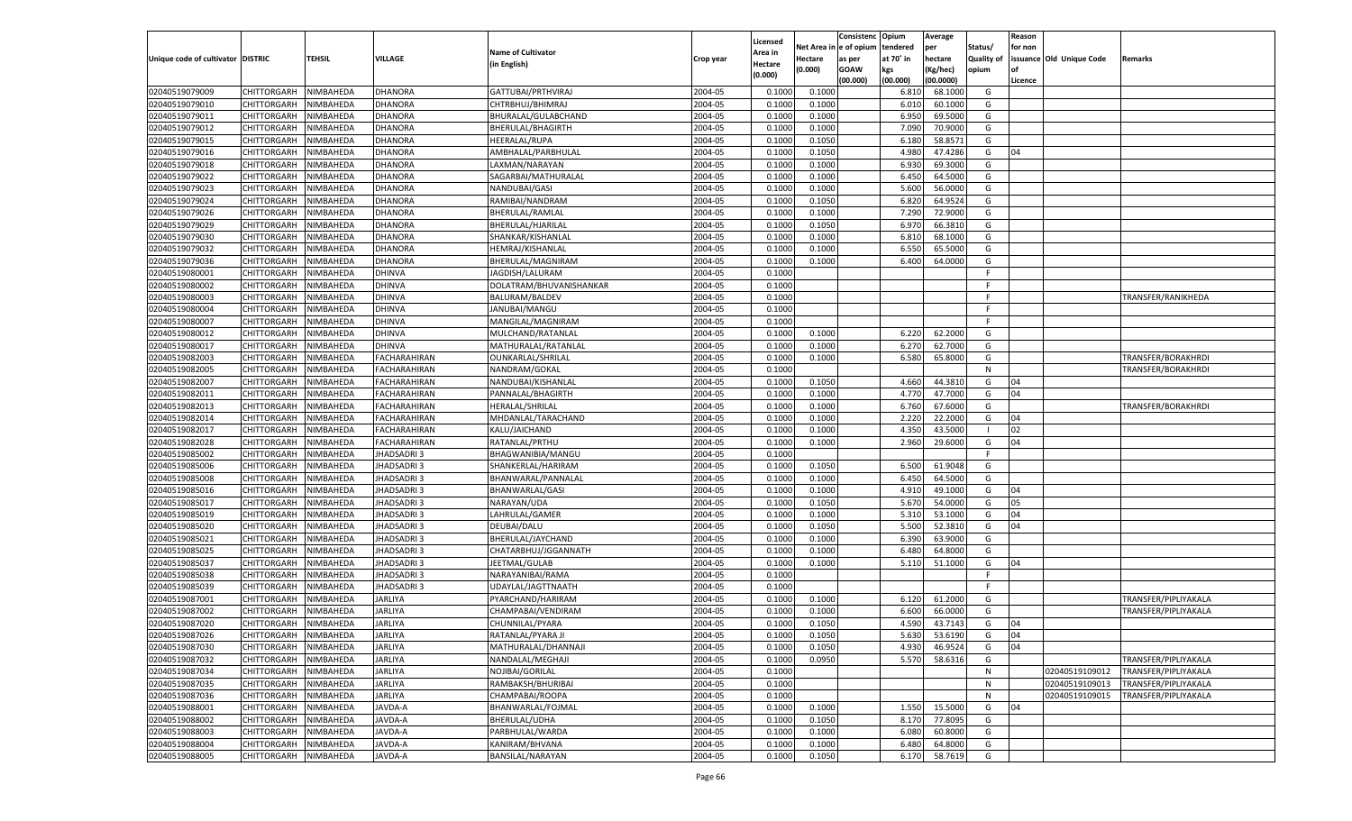| Unique code of cultivator | DISTRIC | TEHSIL | VILLAGE | Name of Cultivator (in English) | Crop year | Licensed Area in Hectare (0.000) | Net Area in Hectare (0.000) | Consistenc e of opium as per GOAW (00.000) | Opium tendered at 70° in kgs (00.000) | Average per hectare (Kg/hec) (00.0000) | Status/ Quality of opium | Reason for non issuance of Licence | Old Unique Code | Remarks |
|---|---|---|---|---|---|---|---|---|---|---|---|---|---|---|
| 02040519079009 | CHITTORGARH | NIMBAHEDA | DHANORA | GATTUBAI/PRTHVIRAJ | 2004-05 | 0.1000 | 0.1000 | | 6.810 | 68.1000 | G | | | |
| 02040519079010 | CHITTORGARH | NIMBAHEDA | DHANORA | CHTRBHUJ/BHIMRAJ | 2004-05 | 0.1000 | 0.1000 | | 6.010 | 60.1000 | G | | | |
| 02040519079011 | CHITTORGARH | NIMBAHEDA | DHANORA | BHURALAL/GULABCHAND | 2004-05 | 0.1000 | 0.1000 | | 6.950 | 69.5000 | G | | | |
| 02040519079012 | CHITTORGARH | NIMBAHEDA | DHANORA | BHERULAL/BHAGIRTH | 2004-05 | 0.1000 | 0.1000 | | 7.090 | 70.9000 | G | | | |
| 02040519079015 | CHITTORGARH | NIMBAHEDA | DHANORA | HEERALAL/RUPA | 2004-05 | 0.1000 | 0.1050 | | 6.180 | 58.8571 | G | | | |
| 02040519079016 | CHITTORGARH | NIMBAHEDA | DHANORA | AMBHALAL/PARBHULAL | 2004-05 | 0.1000 | 0.1050 | | 4.980 | 47.4286 | G | 04 | | |
| 02040519079018 | CHITTORGARH | NIMBAHEDA | DHANORA | LAXMAN/NARAYAN | 2004-05 | 0.1000 | 0.1000 | | 6.930 | 69.3000 | G | | | |
| 02040519079022 | CHITTORGARH | NIMBAHEDA | DHANORA | SAGARBAI/MATHURALAL | 2004-05 | 0.1000 | 0.1000 | | 6.450 | 64.5000 | G | | | |
| 02040519079023 | CHITTORGARH | NIMBAHEDA | DHANORA | NANDUBAI/GASI | 2004-05 | 0.1000 | 0.1000 | | 5.600 | 56.0000 | G | | | |
| 02040519079024 | CHITTORGARH | NIMBAHEDA | DHANORA | RAMIBAI/NANDRAM | 2004-05 | 0.1000 | 0.1050 | | 6.820 | 64.9524 | G | | | |
| 02040519079026 | CHITTORGARH | NIMBAHEDA | DHANORA | BHERULAL/RAMLAL | 2004-05 | 0.1000 | 0.1000 | | 7.290 | 72.9000 | G | | | |
| 02040519079029 | CHITTORGARH | NIMBAHEDA | DHANORA | BHERULAL/HJARILAL | 2004-05 | 0.1000 | 0.1050 | | 6.970 | 66.3810 | G | | | |
| 02040519079030 | CHITTORGARH | NIMBAHEDA | DHANORA | SHANKAR/KISHANLAL | 2004-05 | 0.1000 | 0.1000 | | 6.810 | 68.1000 | G | | | |
| 02040519079032 | CHITTORGARH | NIMBAHEDA | DHANORA | HEMRAJ/KISHANLAL | 2004-05 | 0.1000 | 0.1000 | | 6.550 | 65.5000 | G | | | |
| 02040519079036 | CHITTORGARH | NIMBAHEDA | DHANORA | BHERULAL/MAGNIRAM | 2004-05 | 0.1000 | 0.1000 | | 6.400 | 64.0000 | G | | | |
| 02040519080001 | CHITTORGARH | NIMBAHEDA | DHINVA | JAGDISH/LALURAM | 2004-05 | 0.1000 | | | | | F | | | |
| 02040519080002 | CHITTORGARH | NIMBAHEDA | DHINVA | DOLATRAM/BHUVANISHANKAR | 2004-05 | 0.1000 | | | | | F | | | |
| 02040519080003 | CHITTORGARH | NIMBAHEDA | DHINVA | BALURAM/BALDEV | 2004-05 | 0.1000 | | | | | F | | | TRANSFER/RANIKHEDA |
| 02040519080004 | CHITTORGARH | NIMBAHEDA | DHINVA | JANUBAI/MANGU | 2004-05 | 0.1000 | | | | | F | | | |
| 02040519080007 | CHITTORGARH | NIMBAHEDA | DHINVA | MANGILAL/MAGNIRAM | 2004-05 | 0.1000 | | | | | F | | | |
| 02040519080012 | CHITTORGARH | NIMBAHEDA | DHINVA | MULCHAND/RATANLAL | 2004-05 | 0.1000 | 0.1000 | | 6.220 | 62.2000 | G | | | |
| 02040519080017 | CHITTORGARH | NIMBAHEDA | DHINVA | MATHURALAL/RATANLAL | 2004-05 | 0.1000 | 0.1000 | | 6.270 | 62.7000 | G | | | |
| 02040519082003 | CHITTORGARH | NIMBAHEDA | FACHARAHIRAN | OUNKARLAL/SHRILAL | 2004-05 | 0.1000 | 0.1000 | | 6.580 | 65.8000 | G | | | TRANSFER/BORAKHRDI |
| 02040519082005 | CHITTORGARH | NIMBAHEDA | FACHARAHIRAN | NANDRAM/GOKAL | 2004-05 | 0.1000 | | | | | N | | | TRANSFER/BORAKHRDI |
| 02040519082007 | CHITTORGARH | NIMBAHEDA | FACHARAHIRAN | NANDUBAI/KISHANLAL | 2004-05 | 0.1000 | 0.1050 | | 4.660 | 44.3810 | G | 04 | | |
| 02040519082011 | CHITTORGARH | NIMBAHEDA | FACHARAHIRAN | PANNALAL/BHAGIRTH | 2004-05 | 0.1000 | 0.1000 | | 4.770 | 47.7000 | G | 04 | | |
| 02040519082013 | CHITTORGARH | NIMBAHEDA | FACHARAHIRAN | HERALAL/SHRILAL | 2004-05 | 0.1000 | 0.1000 | | 6.760 | 67.6000 | G | | | TRANSFER/BORAKHRDI |
| 02040519082014 | CHITTORGARH | NIMBAHEDA | FACHARAHIRAN | MHDANLAL/TARACHAND | 2004-05 | 0.1000 | 0.1000 | | 2.220 | 22.2000 | G | 04 | | |
| 02040519082017 | CHITTORGARH | NIMBAHEDA | FACHARAHIRAN | KALU/JAICHAND | 2004-05 | 0.1000 | 0.1000 | | 4.350 | 43.5000 | I | 02 | | |
| 02040519082028 | CHITTORGARH | NIMBAHEDA | FACHARAHIRAN | RATANLAL/PRTHU | 2004-05 | 0.1000 | 0.1000 | | 2.960 | 29.6000 | G | 04 | | |
| 02040519085002 | CHITTORGARH | NIMBAHEDA | JHADSADRI 3 | BHAGWANIBIA/MANGU | 2004-05 | 0.1000 | | | | | F | | | |
| 02040519085006 | CHITTORGARH | NIMBAHEDA | JHADSADRI 3 | SHANKERLAL/HARIRAM | 2004-05 | 0.1000 | 0.1050 | | 6.500 | 61.9048 | G | | | |
| 02040519085008 | CHITTORGARH | NIMBAHEDA | JHADSADRI 3 | BHANWARAL/PANNALAL | 2004-05 | 0.1000 | 0.1000 | | 6.450 | 64.5000 | G | | | |
| 02040519085016 | CHITTORGARH | NIMBAHEDA | JHADSADRI 3 | BHANWARLAL/GASI | 2004-05 | 0.1000 | 0.1000 | | 4.910 | 49.1000 | G | 04 | | |
| 02040519085017 | CHITTORGARH | NIMBAHEDA | JHADSADRI 3 | NARAYAN/UDA | 2004-05 | 0.1000 | 0.1050 | | 5.670 | 54.0000 | G | 05 | | |
| 02040519085019 | CHITTORGARH | NIMBAHEDA | JHADSADRI 3 | LAHRULAL/GAMER | 2004-05 | 0.1000 | 0.1000 | | 5.310 | 53.1000 | G | 04 | | |
| 02040519085020 | CHITTORGARH | NIMBAHEDA | JHADSADRI 3 | DEUBAI/DALU | 2004-05 | 0.1000 | 0.1050 | | 5.500 | 52.3810 | G | 04 | | |
| 02040519085021 | CHITTORGARH | NIMBAHEDA | JHADSADRI 3 | BHERULAL/JAYCHAND | 2004-05 | 0.1000 | 0.1000 | | 6.390 | 63.9000 | G | | | |
| 02040519085025 | CHITTORGARH | NIMBAHEDA | JHADSADRI 3 | CHATARBHUJ/JGGANNATH | 2004-05 | 0.1000 | 0.1000 | | 6.480 | 64.8000 | G | | | |
| 02040519085037 | CHITTORGARH | NIMBAHEDA | JHADSADRI 3 | JEETMAL/GULAB | 2004-05 | 0.1000 | 0.1000 | | 5.110 | 51.1000 | G | 04 | | |
| 02040519085038 | CHITTORGARH | NIMBAHEDA | JHADSADRI 3 | NARAYANIBAI/RAMA | 2004-05 | 0.1000 | | | | | F | | | |
| 02040519085039 | CHITTORGARH | NIMBAHEDA | JHADSADRI 3 | UDAYLAL/JAGTTNAATH | 2004-05 | 0.1000 | | | | | F | | | |
| 02040519087001 | CHITTORGARH | NIMBAHEDA | JARLIYA | PYARCHAND/HARIRAM | 2004-05 | 0.1000 | 0.1000 | | 6.120 | 61.2000 | G | | | TRANSFER/PIPLIYAKALA |
| 02040519087002 | CHITTORGARH | NIMBAHEDA | JARLIYA | CHAMPABAI/VENDIRAM | 2004-05 | 0.1000 | 0.1000 | | 6.600 | 66.0000 | G | | | TRANSFER/PIPLIYAKALA |
| 02040519087020 | CHITTORGARH | NIMBAHEDA | JARLIYA | CHUNNILAL/PYARA | 2004-05 | 0.1000 | 0.1050 | | 4.590 | 43.7143 | G | 04 | | |
| 02040519087026 | CHITTORGARH | NIMBAHEDA | JARLIYA | RATANLAL/PYARA JI | 2004-05 | 0.1000 | 0.1050 | | 5.630 | 53.6190 | G | 04 | | |
| 02040519087030 | CHITTORGARH | NIMBAHEDA | JARLIYA | MATHURALAL/DHANNAJI | 2004-05 | 0.1000 | 0.1050 | | 4.930 | 46.9524 | G | 04 | | |
| 02040519087032 | CHITTORGARH | NIMBAHEDA | JARLIYA | NANDALAL/MEGHAJI | 2004-05 | 0.1000 | 0.0950 | | 5.570 | 58.6316 | G | | | TRANSFER/PIPLIYAKALA |
| 02040519087034 | CHITTORGARH | NIMBAHEDA | JARLIYA | NOJIBAI/GORILAL | 2004-05 | 0.1000 | | | | | N | | 02040519109012 | TRANSFER/PIPLIYAKALA |
| 02040519087035 | CHITTORGARH | NIMBAHEDA | JARLIYA | RAMBAKSH/BHURIBAI | 2004-05 | 0.1000 | | | | | N | | 02040519109013 | TRANSFER/PIPLIYAKALA |
| 02040519087036 | CHITTORGARH | NIMBAHEDA | JARLIYA | CHAMPABAI/ROOPA | 2004-05 | 0.1000 | | | | | N | | 02040519109015 | TRANSFER/PIPLIYAKALA |
| 02040519088001 | CHITTORGARH | NIMBAHEDA | JAVDA-A | BHANWARLAL/FOJMAL | 2004-05 | 0.1000 | 0.1000 | | 1.550 | 15.5000 | G | 04 | | |
| 02040519088002 | CHITTORGARH | NIMBAHEDA | JAVDA-A | BHERULAL/UDHA | 2004-05 | 0.1000 | 0.1050 | | 8.170 | 77.8095 | G | | | |
| 02040519088003 | CHITTORGARH | NIMBAHEDA | JAVDA-A | PARBHULAL/WARDA | 2004-05 | 0.1000 | 0.1000 | | 6.080 | 60.8000 | G | | | |
| 02040519088004 | CHITTORGARH | NIMBAHEDA | JAVDA-A | KANIRAM/BHVANA | 2004-05 | 0.1000 | 0.1000 | | 6.480 | 64.8000 | G | | | |
| 02040519088005 | CHITTORGARH | NIMBAHEDA | JAVDA-A | BANSILAL/NARAYAN | 2004-05 | 0.1000 | 0.1050 | | 6.170 | 58.7619 | G | | | |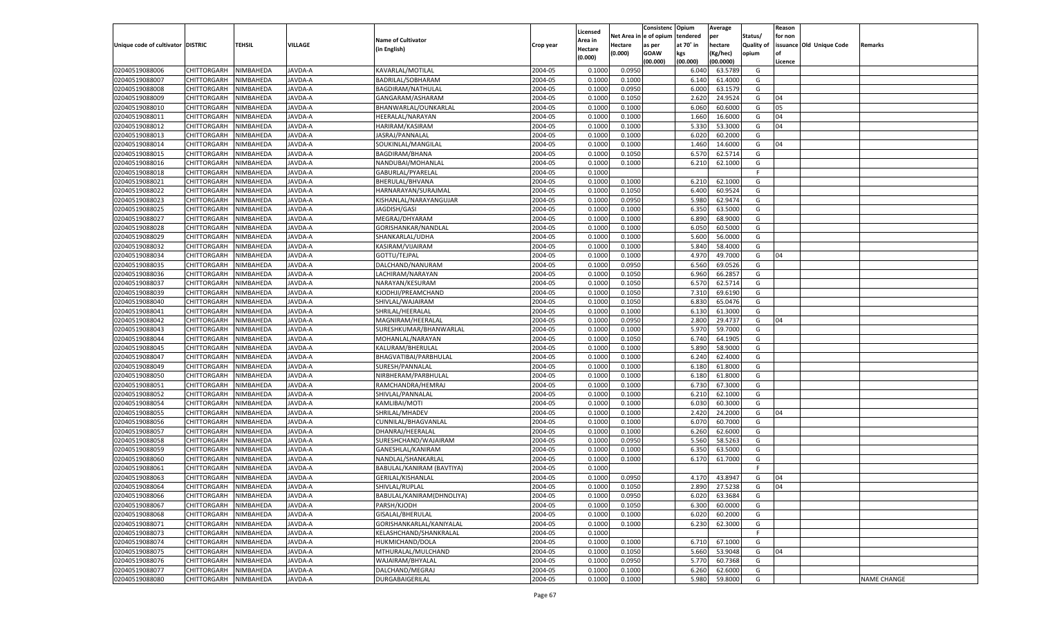| Unique code of cultivator | DISTRIC | TEHSIL | VILLAGE | Name of Cultivator (in English) | Crop year | Licensed Area in Hectare (0.000) | Net Area in Hectare (0.000) | Consistenc e of opium as per GOAW (00.000) | Opium tendered at 70° in kgs (00.000) | Average per hectare (Kg/hec) (00.0000) | Status/ Quality of opium | Reason for non issuance of Licence | Old Unique Code | Remarks |
|---|---|---|---|---|---|---|---|---|---|---|---|---|---|---|
| 02040519088006 | CHITTORGARH | NIMBAHEDA | JAVDA-A | KAVARLAL/MOTILAL | 2004-05 | 0.1000 | 0.0950 | | 6.040 | 63.5789 | G | | | |
| 02040519088007 | CHITTORGARH | NIMBAHEDA | JAVDA-A | BADRILAL/SOBHARAM | 2004-05 | 0.1000 | 0.1000 | | 6.140 | 61.4000 | G | | | |
| 02040519088008 | CHITTORGARH | NIMBAHEDA | JAVDA-A | BAGDIRAM/NATHULAL | 2004-05 | 0.1000 | 0.0950 | | 6.000 | 63.1579 | G | | | |
| 02040519088009 | CHITTORGARH | NIMBAHEDA | JAVDA-A | GANGARAM/ASHARAM | 2004-05 | 0.1000 | 0.1050 | | 2.620 | 24.9524 | G | 04 | | |
| 02040519088010 | CHITTORGARH | NIMBAHEDA | JAVDA-A | BHANWARLAL/OUNKARLAL | 2004-05 | 0.1000 | 0.1000 | | 6.060 | 60.6000 | G | 05 | | |
| 02040519088011 | CHITTORGARH | NIMBAHEDA | JAVDA-A | HEERALAL/NARAYAN | 2004-05 | 0.1000 | 0.1000 | | 1.660 | 16.6000 | G | 04 | | |
| 02040519088012 | CHITTORGARH | NIMBAHEDA | JAVDA-A | HARIRAM/KASIRAM | 2004-05 | 0.1000 | 0.1000 | | 5.330 | 53.3000 | G | 04 | | |
| 02040519088013 | CHITTORGARH | NIMBAHEDA | JAVDA-A | JASRAJ/PANNALAL | 2004-05 | 0.1000 | 0.1000 | | 6.020 | 60.2000 | G | | | |
| 02040519088014 | CHITTORGARH | NIMBAHEDA | JAVDA-A | SOUKINLAL/MANGILAL | 2004-05 | 0.1000 | 0.1000 | | 1.460 | 14.6000 | G | 04 | | |
| 02040519088015 | CHITTORGARH | NIMBAHEDA | JAVDA-A | BAGDIRAM/BHANA | 2004-05 | 0.1000 | 0.1050 | | 6.570 | 62.5714 | G | | | |
| 02040519088016 | CHITTORGARH | NIMBAHEDA | JAVDA-A | NANDUBAI/MOHANLAL | 2004-05 | 0.1000 | 0.1000 | | 6.210 | 62.1000 | G | | | |
| 02040519088018 | CHITTORGARH | NIMBAHEDA | JAVDA-A | GABURLAL/PYARELAL | 2004-05 | 0.1000 | | | | | F | | | |
| 02040519088021 | CHITTORGARH | NIMBAHEDA | JAVDA-A | BHERULAL/BHVANA | 2004-05 | 0.1000 | 0.1000 | | 6.210 | 62.1000 | G | | | |
| 02040519088022 | CHITTORGARH | NIMBAHEDA | JAVDA-A | HARNARAYAN/SURAJMAL | 2004-05 | 0.1000 | 0.1050 | | 6.400 | 60.9524 | G | | | |
| 02040519088023 | CHITTORGARH | NIMBAHEDA | JAVDA-A | KISHANLAL/NARAYANGUJAR | 2004-05 | 0.1000 | 0.0950 | | 5.980 | 62.9474 | G | | | |
| 02040519088025 | CHITTORGARH | NIMBAHEDA | JAVDA-A | JAGDISH/GASI | 2004-05 | 0.1000 | 0.1000 | | 6.350 | 63.5000 | G | | | |
| 02040519088027 | CHITTORGARH | NIMBAHEDA | JAVDA-A | MEGRAJ/DHYARAM | 2004-05 | 0.1000 | 0.1000 | | 6.890 | 68.9000 | G | | | |
| 02040519088028 | CHITTORGARH | NIMBAHEDA | JAVDA-A | GORISHANKAR/NANDLAL | 2004-05 | 0.1000 | 0.1000 | | 6.050 | 60.5000 | G | | | |
| 02040519088029 | CHITTORGARH | NIMBAHEDA | JAVDA-A | SHANKARLAL/UDHA | 2004-05 | 0.1000 | 0.1000 | | 5.600 | 56.0000 | G | | | |
| 02040519088032 | CHITTORGARH | NIMBAHEDA | JAVDA-A | KASIRAM/VIJAIRAM | 2004-05 | 0.1000 | 0.1000 | | 5.840 | 58.4000 | G | | | |
| 02040519088034 | CHITTORGARH | NIMBAHEDA | JAVDA-A | GOTTU/TEJPAL | 2004-05 | 0.1000 | 0.1000 | | 4.970 | 49.7000 | G | 04 | | |
| 02040519088035 | CHITTORGARH | NIMBAHEDA | JAVDA-A | DALCHAND/NANURAM | 2004-05 | 0.1000 | 0.0950 | | 6.560 | 69.0526 | G | | | |
| 02040519088036 | CHITTORGARH | NIMBAHEDA | JAVDA-A | LACHIRAM/NARAYAN | 2004-05 | 0.1000 | 0.1050 | | 6.960 | 66.2857 | G | | | |
| 02040519088037 | CHITTORGARH | NIMBAHEDA | JAVDA-A | NARAYAN/KESURAM | 2004-05 | 0.1000 | 0.1050 | | 6.570 | 62.5714 | G | | | |
| 02040519088039 | CHITTORGARH | NIMBAHEDA | JAVDA-A | KJODHJI/PREAMCHAND | 2004-05 | 0.1000 | 0.1050 | | 7.310 | 69.6190 | G | | | |
| 02040519088040 | CHITTORGARH | NIMBAHEDA | JAVDA-A | SHIVLAL/WAJAIRAM | 2004-05 | 0.1000 | 0.1050 | | 6.830 | 65.0476 | G | | | |
| 02040519088041 | CHITTORGARH | NIMBAHEDA | JAVDA-A | SHRILAL/HEERALAL | 2004-05 | 0.1000 | 0.1000 | | 6.130 | 61.3000 | G | | | |
| 02040519088042 | CHITTORGARH | NIMBAHEDA | JAVDA-A | MAGNIRAM/HEERALAL | 2004-05 | 0.1000 | 0.0950 | | 2.800 | 29.4737 | G | 04 | | |
| 02040519088043 | CHITTORGARH | NIMBAHEDA | JAVDA-A | SURESHKUMAR/BHANWARLAL | 2004-05 | 0.1000 | 0.1000 | | 5.970 | 59.7000 | G | | | |
| 02040519088044 | CHITTORGARH | NIMBAHEDA | JAVDA-A | MOHANLAL/NARAYAN | 2004-05 | 0.1000 | 0.1050 | | 6.740 | 64.1905 | G | | | |
| 02040519088045 | CHITTORGARH | NIMBAHEDA | JAVDA-A | KALURAM/BHERULAL | 2004-05 | 0.1000 | 0.1000 | | 5.890 | 58.9000 | G | | | |
| 02040519088047 | CHITTORGARH | NIMBAHEDA | JAVDA-A | BHAGVATIBAI/PARBHULAL | 2004-05 | 0.1000 | 0.1000 | | 6.240 | 62.4000 | G | | | |
| 02040519088049 | CHITTORGARH | NIMBAHEDA | JAVDA-A | SURESH/PANNALAL | 2004-05 | 0.1000 | 0.1000 | | 6.180 | 61.8000 | G | | | |
| 02040519088050 | CHITTORGARH | NIMBAHEDA | JAVDA-A | NIRBHERAM/PARBHULAL | 2004-05 | 0.1000 | 0.1000 | | 6.180 | 61.8000 | G | | | |
| 02040519088051 | CHITTORGARH | NIMBAHEDA | JAVDA-A | RAMCHANDRA/HEMRAJ | 2004-05 | 0.1000 | 0.1000 | | 6.730 | 67.3000 | G | | | |
| 02040519088052 | CHITTORGARH | NIMBAHEDA | JAVDA-A | SHIVLAL/PANNALAL | 2004-05 | 0.1000 | 0.1000 | | 6.210 | 62.1000 | G | | | |
| 02040519088054 | CHITTORGARH | NIMBAHEDA | JAVDA-A | KAMLIBAI/MOTI | 2004-05 | 0.1000 | 0.1000 | | 6.030 | 60.3000 | G | | | |
| 02040519088055 | CHITTORGARH | NIMBAHEDA | JAVDA-A | SHRILAL/MHADEV | 2004-05 | 0.1000 | 0.1000 | | 2.420 | 24.2000 | G | 04 | | |
| 02040519088056 | CHITTORGARH | NIMBAHEDA | JAVDA-A | CUNNILAL/BHAGVANLAL | 2004-05 | 0.1000 | 0.1000 | | 6.070 | 60.7000 | G | | | |
| 02040519088057 | CHITTORGARH | NIMBAHEDA | JAVDA-A | DHANRAJ/HEERALAL | 2004-05 | 0.1000 | 0.1000 | | 6.260 | 62.6000 | G | | | |
| 02040519088058 | CHITTORGARH | NIMBAHEDA | JAVDA-A | SURESHCHAND/WAJAIRAM | 2004-05 | 0.1000 | 0.0950 | | 5.560 | 58.5263 | G | | | |
| 02040519088059 | CHITTORGARH | NIMBAHEDA | JAVDA-A | GANESHLAL/KANIRAM | 2004-05 | 0.1000 | 0.1000 | | 6.350 | 63.5000 | G | | | |
| 02040519088060 | CHITTORGARH | NIMBAHEDA | JAVDA-A | NANDLAL/SHANKARLAL | 2004-05 | 0.1000 | 0.1000 | | 6.170 | 61.7000 | G | | | |
| 02040519088061 | CHITTORGARH | NIMBAHEDA | JAVDA-A | BABULAL/KANIRAM (BAVTIYA) | 2004-05 | 0.1000 | | | | | F | | | |
| 02040519088063 | CHITTORGARH | NIMBAHEDA | JAVDA-A | GERILAL/KISHANLAL | 2004-05 | 0.1000 | 0.0950 | | 4.170 | 43.8947 | G | 04 | | |
| 02040519088064 | CHITTORGARH | NIMBAHEDA | JAVDA-A | SHIVLAL/RUPLAL | 2004-05 | 0.1000 | 0.1050 | | 2.890 | 27.5238 | G | 04 | | |
| 02040519088066 | CHITTORGARH | NIMBAHEDA | JAVDA-A | BABULAL/KANIRAM(DHNOLIYA) | 2004-05 | 0.1000 | 0.0950 | | 6.020 | 63.3684 | G | | | |
| 02040519088067 | CHITTORGARH | NIMBAHEDA | JAVDA-A | PARSH/KJODH | 2004-05 | 0.1000 | 0.1050 | | 6.300 | 60.0000 | G | | | |
| 02040519088068 | CHITTORGARH | NIMBAHEDA | JAVDA-A | GISALAL/BHERULAL | 2004-05 | 0.1000 | 0.1000 | | 6.020 | 60.2000 | G | | | |
| 02040519088071 | CHITTORGARH | NIMBAHEDA | JAVDA-A | GORISHANKARLAL/KANIYALAL | 2004-05 | 0.1000 | 0.1000 | | 6.230 | 62.3000 | G | | | |
| 02040519088073 | CHITTORGARH | NIMBAHEDA | JAVDA-A | KELASHCHAND/SHANKRALAL | 2004-05 | 0.1000 | | | | | F | | | |
| 02040519088074 | CHITTORGARH | NIMBAHEDA | JAVDA-A | HUKMICHAND/DOLA | 2004-05 | 0.1000 | 0.1000 | | 6.710 | 67.1000 | G | | | |
| 02040519088075 | CHITTORGARH | NIMBAHEDA | JAVDA-A | MTHURALAL/MULCHAND | 2004-05 | 0.1000 | 0.1050 | | 5.660 | 53.9048 | G | 04 | | |
| 02040519088076 | CHITTORGARH | NIMBAHEDA | JAVDA-A | WAJAIRAM/BHYALAL | 2004-05 | 0.1000 | 0.0950 | | 5.770 | 60.7368 | G | | | |
| 02040519088077 | CHITTORGARH | NIMBAHEDA | JAVDA-A | DALCHAND/MEGRAJ | 2004-05 | 0.1000 | 0.1000 | | 6.260 | 62.6000 | G | | | |
| 02040519088080 | CHITTORGARH | NIMBAHEDA | JAVDA-A | DURGABAIGERILAL | 2004-05 | 0.1000 | 0.1000 | | 5.980 | 59.8000 | G | | | NAME CHANGE |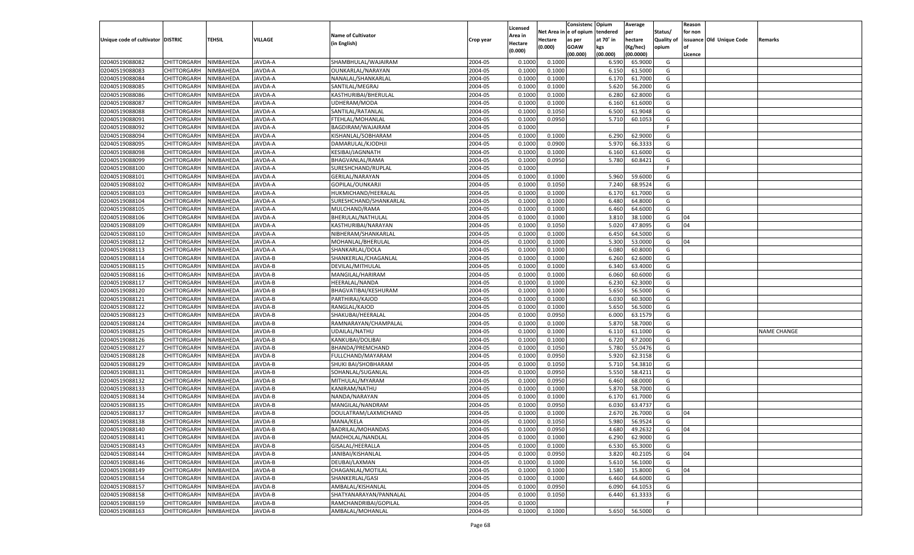| Unique code of cultivator | DISTRIC | TEHSIL | VILLAGE | Name of Cultivator (in English) | Crop year | Licensed Area in Hectare (0.000) | Net Area in Hectare (0.000) | Consistenc e of opium as per GOAW (00.000) | Opium tendered at 70° in kgs (00.000) | Average per hectare (Kg/hec) (00.0000) | Status/ Quality of opium | Reason for non issuance of Licence | Old Unique Code | Remarks |
|---|---|---|---|---|---|---|---|---|---|---|---|---|---|---|
| 02040519088082 | CHITTORGARH | NIMBAHEDA | JAVDA-A | SHAMBHULAL/WAJAIRAM | 2004-05 | 0.1000 | 0.1000 | | 6.590 | 65.9000 | G | | | |
| 02040519088083 | CHITTORGARH | NIMBAHEDA | JAVDA-A | OUNKARLAL/NARAYAN | 2004-05 | 0.1000 | 0.1000 | | 6.150 | 61.5000 | G | | | |
| 02040519088084 | CHITTORGARH | NIMBAHEDA | JAVDA-A | NANALAL/SHANKARLAL | 2004-05 | 0.1000 | 0.1000 | | 6.170 | 61.7000 | G | | | |
| 02040519088085 | CHITTORGARH | NIMBAHEDA | JAVDA-A | SANTILAL/MEGRAJ | 2004-05 | 0.1000 | 0.1000 | | 5.620 | 56.2000 | G | | | |
| 02040519088086 | CHITTORGARH | NIMBAHEDA | JAVDA-A | KASTHURIBAI/BHERULAL | 2004-05 | 0.1000 | 0.1000 | | 6.280 | 62.8000 | G | | | |
| 02040519088087 | CHITTORGARH | NIMBAHEDA | JAVDA-A | UDHERAM/MODA | 2004-05 | 0.1000 | 0.1000 | | 6.160 | 61.6000 | G | | | |
| 02040519088088 | CHITTORGARH | NIMBAHEDA | JAVDA-A | SANTILAL/RATANLAL | 2004-05 | 0.1000 | 0.1050 | | 6.500 | 61.9048 | G | | | |
| 02040519088091 | CHITTORGARH | NIMBAHEDA | JAVDA-A | FTEHLAL/MOHANLAL | 2004-05 | 0.1000 | 0.0950 | | 5.710 | 60.1053 | G | | | |
| 02040519088092 | CHITTORGARH | NIMBAHEDA | JAVDA-A | BAGDIRAM/WAJAIRAM | 2004-05 | 0.1000 | | | | | F | | | |
| 02040519088094 | CHITTORGARH | NIMBAHEDA | JAVDA-A | KISHANLAL/SOBHARAM | 2004-05 | 0.1000 | 0.1000 | | 6.290 | 62.9000 | G | | | |
| 02040519088095 | CHITTORGARH | NIMBAHEDA | JAVDA-A | DAMARULAL/KJODHJI | 2004-05 | 0.1000 | 0.0900 | | 5.970 | 66.3333 | G | | | |
| 02040519088098 | CHITTORGARH | NIMBAHEDA | JAVDA-A | KESIBAI/JAGNNATH | 2004-05 | 0.1000 | 0.1000 | | 6.160 | 61.6000 | G | | | |
| 02040519088099 | CHITTORGARH | NIMBAHEDA | JAVDA-A | BHAGVANLAL/RAMA | 2004-05 | 0.1000 | 0.0950 | | 5.780 | 60.8421 | G | | | |
| 02040519088100 | CHITTORGARH | NIMBAHEDA | JAVDA-A | SURESHCHAND/RUPLAL | 2004-05 | 0.1000 | | | | | F | | | |
| 02040519088101 | CHITTORGARH | NIMBAHEDA | JAVDA-A | GERILAL/NARAYAN | 2004-05 | 0.1000 | 0.1000 | | 5.960 | 59.6000 | G | | | |
| 02040519088102 | CHITTORGARH | NIMBAHEDA | JAVDA-A | GOPILAL/OUNKARJI | 2004-05 | 0.1000 | 0.1050 | | 7.240 | 68.9524 | G | | | |
| 02040519088103 | CHITTORGARH | NIMBAHEDA | JAVDA-A | HUKMICHAND/HEERALAL | 2004-05 | 0.1000 | 0.1000 | | 6.170 | 61.7000 | G | | | |
| 02040519088104 | CHITTORGARH | NIMBAHEDA | JAVDA-A | SURESHCHAND/SHANKARLAL | 2004-05 | 0.1000 | 0.1000 | | 6.480 | 64.8000 | G | | | |
| 02040519088105 | CHITTORGARH | NIMBAHEDA | JAVDA-A | MULCHAND/RAMA | 2004-05 | 0.1000 | 0.1000 | | 6.460 | 64.6000 | G | | | |
| 02040519088106 | CHITTORGARH | NIMBAHEDA | JAVDA-A | BHERULAL/NATHULAL | 2004-05 | 0.1000 | 0.1000 | | 3.810 | 38.1000 | G | 04 | | |
| 02040519088109 | CHITTORGARH | NIMBAHEDA | JAVDA-A | KASTHURIBAI/NARAYAN | 2004-05 | 0.1000 | 0.1050 | | 5.020 | 47.8095 | G | 04 | | |
| 02040519088110 | CHITTORGARH | NIMBAHEDA | JAVDA-A | NIBHERAM/SHANKARLAL | 2004-05 | 0.1000 | 0.1000 | | 6.450 | 64.5000 | G | | | |
| 02040519088112 | CHITTORGARH | NIMBAHEDA | JAVDA-A | MOHANLAL/BHERULAL | 2004-05 | 0.1000 | 0.1000 | | 5.300 | 53.0000 | G | 04 | | |
| 02040519088113 | CHITTORGARH | NIMBAHEDA | JAVDA-A | SHANKARLAL/DOLA | 2004-05 | 0.1000 | 0.1000 | | 6.080 | 60.8000 | G | | | |
| 02040519088114 | CHITTORGARH | NIMBAHEDA | JAVDA-B | SHANKERLAL/CHAGANLAL | 2004-05 | 0.1000 | 0.1000 | | 6.260 | 62.6000 | G | | | |
| 02040519088115 | CHITTORGARH | NIMBAHEDA | JAVDA-B | DEVILAL/MITHULAL | 2004-05 | 0.1000 | 0.1000 | | 6.340 | 63.4000 | G | | | |
| 02040519088116 | CHITTORGARH | NIMBAHEDA | JAVDA-B | MANGILAL/HARIRAM | 2004-05 | 0.1000 | 0.1000 | | 6.060 | 60.6000 | G | | | |
| 02040519088117 | CHITTORGARH | NIMBAHEDA | JAVDA-B | HEERALAL/NANDA | 2004-05 | 0.1000 | 0.1000 | | 6.230 | 62.3000 | G | | | |
| 02040519088120 | CHITTORGARH | NIMBAHEDA | JAVDA-B | BHAGVATIBAI/KESHURAM | 2004-05 | 0.1000 | 0.1000 | | 5.650 | 56.5000 | G | | | |
| 02040519088121 | CHITTORGARH | NIMBAHEDA | JAVDA-B | PARTHIRAJ/KAJOD | 2004-05 | 0.1000 | 0.1000 | | 6.030 | 60.3000 | G | | | |
| 02040519088122 | CHITTORGARH | NIMBAHEDA | JAVDA-B | RANGLAL/KAJOD | 2004-05 | 0.1000 | 0.1000 | | 5.650 | 56.5000 | G | | | |
| 02040519088123 | CHITTORGARH | NIMBAHEDA | JAVDA-B | SHAKUBAI/HEERALAL | 2004-05 | 0.1000 | 0.0950 | | 6.000 | 63.1579 | G | | | |
| 02040519088124 | CHITTORGARH | NIMBAHEDA | JAVDA-B | RAMNARAYAN/CHAMPALAL | 2004-05 | 0.1000 | 0.1000 | | 5.870 | 58.7000 | G | | | |
| 02040519088125 | CHITTORGARH | NIMBAHEDA | JAVDA-B | UDAILAL/NATHU | 2004-05 | 0.1000 | 0.1000 | | 6.110 | 61.1000 | G | | | NAME CHANGE |
| 02040519088126 | CHITTORGARH | NIMBAHEDA | JAVDA-B | KANKUBAI/DOLIBAI | 2004-05 | 0.1000 | 0.1000 | | 6.720 | 67.2000 | G | | | |
| 02040519088127 | CHITTORGARH | NIMBAHEDA | JAVDA-B | BHANDA/PREMCHAND | 2004-05 | 0.1000 | 0.1050 | | 5.780 | 55.0476 | G | | | |
| 02040519088128 | CHITTORGARH | NIMBAHEDA | JAVDA-B | FULLCHAND/MAYARAM | 2004-05 | 0.1000 | 0.0950 | | 5.920 | 62.3158 | G | | | |
| 02040519088129 | CHITTORGARH | NIMBAHEDA | JAVDA-B | SHUKI BAI/SHOBHARAM | 2004-05 | 0.1000 | 0.1050 | | 5.710 | 54.3810 | G | | | |
| 02040519088131 | CHITTORGARH | NIMBAHEDA | JAVDA-B | SOHANLAL/SUGANLAL | 2004-05 | 0.1000 | 0.0950 | | 5.550 | 58.4211 | G | | | |
| 02040519088132 | CHITTORGARH | NIMBAHEDA | JAVDA-B | MITHULAL/MYARAM | 2004-05 | 0.1000 | 0.0950 | | 6.460 | 68.0000 | G | | | |
| 02040519088133 | CHITTORGARH | NIMBAHEDA | JAVDA-B | KANIRAM/NATHU | 2004-05 | 0.1000 | 0.1000 | | 5.870 | 58.7000 | G | | | |
| 02040519088134 | CHITTORGARH | NIMBAHEDA | JAVDA-B | NANDA/NARAYAN | 2004-05 | 0.1000 | 0.1000 | | 6.170 | 61.7000 | G | | | |
| 02040519088135 | CHITTORGARH | NIMBAHEDA | JAVDA-B | MANGILAL/NANDRAM | 2004-05 | 0.1000 | 0.0950 | | 6.030 | 63.4737 | G | | | |
| 02040519088137 | CHITTORGARH | NIMBAHEDA | JAVDA-B | DOULATRAM/LAXMICHAND | 2004-05 | 0.1000 | 0.1000 | | 2.670 | 26.7000 | G | 04 | | |
| 02040519088138 | CHITTORGARH | NIMBAHEDA | JAVDA-B | MANA/KELA | 2004-05 | 0.1000 | 0.1050 | | 5.980 | 56.9524 | G | | | |
| 02040519088140 | CHITTORGARH | NIMBAHEDA | JAVDA-B | BADRILAL/MOHANDAS | 2004-05 | 0.1000 | 0.0950 | | 4.680 | 49.2632 | G | 04 | | |
| 02040519088141 | CHITTORGARH | NIMBAHEDA | JAVDA-B | MADHOLAL/NANDLAL | 2004-05 | 0.1000 | 0.1000 | | 6.290 | 62.9000 | G | | | |
| 02040519088143 | CHITTORGARH | NIMBAHEDA | JAVDA-B | GISALAL/HEERALLA | 2004-05 | 0.1000 | 0.1000 | | 6.530 | 65.3000 | G | | | |
| 02040519088144 | CHITTORGARH | NIMBAHEDA | JAVDA-B | JANIBAI/KISHANLAL | 2004-05 | 0.1000 | 0.0950 | | 3.820 | 40.2105 | G | 04 | | |
| 02040519088146 | CHITTORGARH | NIMBAHEDA | JAVDA-B | DEUBAI/LAXMAN | 2004-05 | 0.1000 | 0.1000 | | 5.610 | 56.1000 | G | | | |
| 02040519088149 | CHITTORGARH | NIMBAHEDA | JAVDA-B | CHAGANLAL/MOTILAL | 2004-05 | 0.1000 | 0.1000 | | 1.580 | 15.8000 | G | 04 | | |
| 02040519088154 | CHITTORGARH | NIMBAHEDA | JAVDA-B | SHANKERLAL/GASI | 2004-05 | 0.1000 | 0.1000 | | 6.460 | 64.6000 | G | | | |
| 02040519088157 | CHITTORGARH | NIMBAHEDA | JAVDA-B | AMBALAL/KISHANLAL | 2004-05 | 0.1000 | 0.0950 | | 6.090 | 64.1053 | G | | | |
| 02040519088158 | CHITTORGARH | NIMBAHEDA | JAVDA-B | SHATYANARAYAN/PANNALAL | 2004-05 | 0.1000 | 0.1050 | | 6.440 | 61.3333 | G | | | |
| 02040519088159 | CHITTORGARH | NIMBAHEDA | JAVDA-B | RAMCHANDRIBAI/GOPILAL | 2004-05 | 0.1000 | | | | | F | | | |
| 02040519088163 | CHITTORGARH | NIMBAHEDA | JAVDA-B | AMBALAL/MOHANLAL | 2004-05 | 0.1000 | 0.1000 | | 5.650 | 56.5000 | G | | | |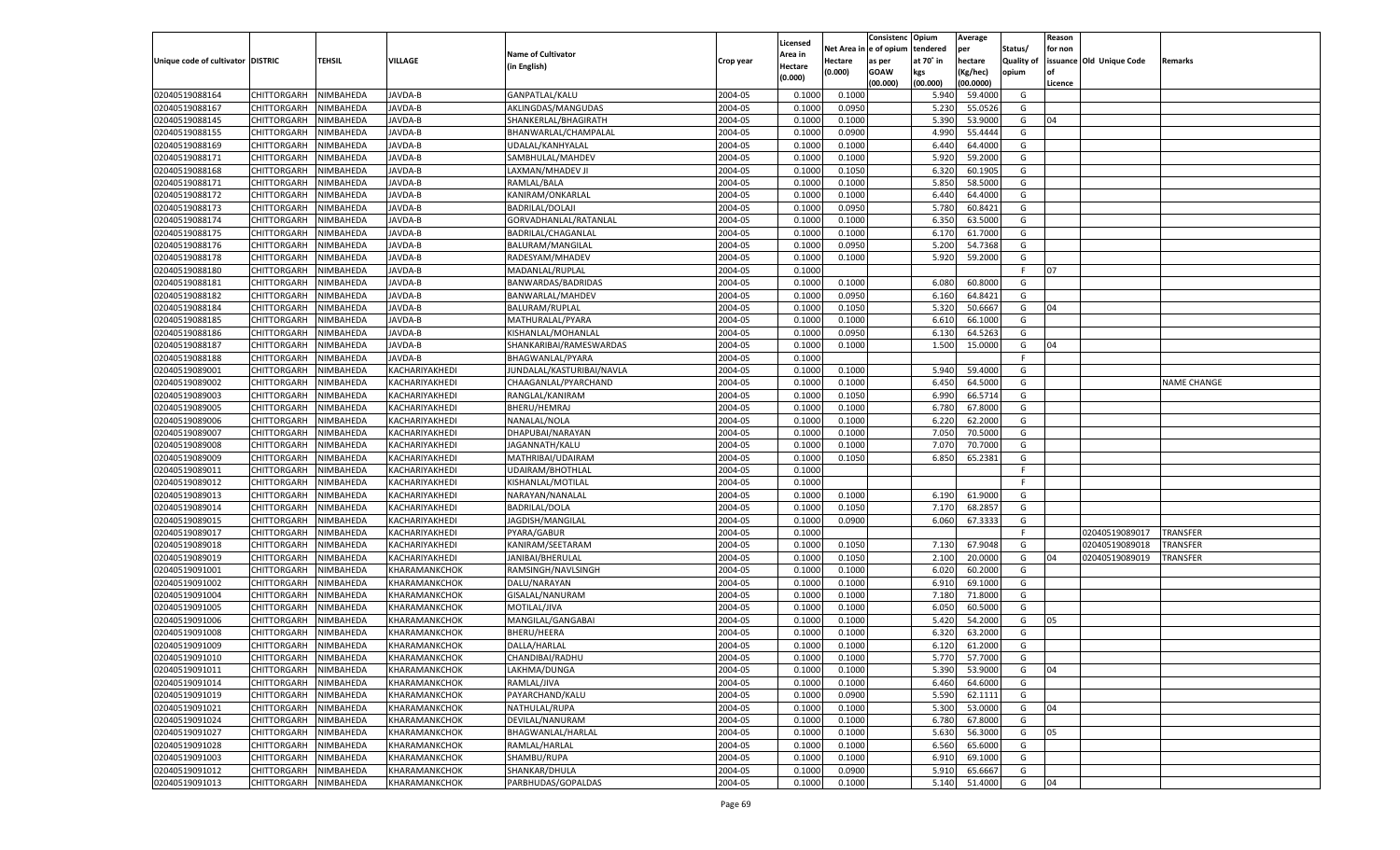| Unique code of cultivator | DISTRIC | TEHSIL | VILLAGE | Name of Cultivator (in English) | Crop year | Licensed Area in Hectare (0.000) | Net Area in Hectare (0.000) | Consistence of opium as per GOAW (00.000) | Opium tendered at 70° in kgs (00.000) | Average per hectare (Kg/hec) (00.0000) | Status/ Quality of opium | Reason for non issuance of Licence | Old Unique Code | Remarks |
|---|---|---|---|---|---|---|---|---|---|---|---|---|---|---|
| 02040519088164 | CHITTORGARH | NIMBAHEDA | JAVDA-B | GANPATLAL/KALU | 2004-05 | 0.1000 | 0.1000 | | 5.940 | 59.4000 | G | | | |
| 02040519088167 | CHITTORGARH | NIMBAHEDA | JAVDA-B | AKLINGDAS/MANGUDAS | 2004-05 | 0.1000 | 0.0950 | | 5.230 | 55.0526 | G | | | |
| 02040519088145 | CHITTORGARH | NIMBAHEDA | JAVDA-B | SHANKERLAL/BHAGIRATH | 2004-05 | 0.1000 | 0.1000 | | 5.390 | 53.9000 | G | 04 | | |
| 02040519088155 | CHITTORGARH | NIMBAHEDA | JAVDA-B | BHANWARLAL/CHAMPALAL | 2004-05 | 0.1000 | 0.0900 | | 4.990 | 55.4444 | G | | | |
| 02040519088169 | CHITTORGARH | NIMBAHEDA | JAVDA-B | UDALAL/KANHYALAL | 2004-05 | 0.1000 | 0.1000 | | 6.440 | 64.4000 | G | | | |
| 02040519088171 | CHITTORGARH | NIMBAHEDA | JAVDA-B | SAMBHULAL/MAHDEV | 2004-05 | 0.1000 | 0.1000 | | 5.920 | 59.2000 | G | | | |
| 02040519088168 | CHITTORGARH | NIMBAHEDA | JAVDA-B | LAXMAN/MHADEV JI | 2004-05 | 0.1000 | 0.1050 | | 6.320 | 60.1905 | G | | | |
| 02040519088171 | CHITTORGARH | NIMBAHEDA | JAVDA-B | RAMLAL/BALA | 2004-05 | 0.1000 | 0.1000 | | 5.850 | 58.5000 | G | | | |
| 02040519088172 | CHITTORGARH | NIMBAHEDA | JAVDA-B | KANIRAM/ONKARLAL | 2004-05 | 0.1000 | 0.1000 | | 6.440 | 64.4000 | G | | | |
| 02040519088173 | CHITTORGARH | NIMBAHEDA | JAVDA-B | BADRILAL/DOLAJI | 2004-05 | 0.1000 | 0.0950 | | 5.780 | 60.8421 | G | | | |
| 02040519088174 | CHITTORGARH | NIMBAHEDA | JAVDA-B | GORVADHANLAL/RATANLAL | 2004-05 | 0.1000 | 0.1000 | | 6.350 | 63.5000 | G | | | |
| 02040519088175 | CHITTORGARH | NIMBAHEDA | JAVDA-B | BADRILAL/CHAGANLAL | 2004-05 | 0.1000 | 0.1000 | | 6.170 | 61.7000 | G | | | |
| 02040519088176 | CHITTORGARH | NIMBAHEDA | JAVDA-B | BALURAM/MANGILAL | 2004-05 | 0.1000 | 0.0950 | | 5.200 | 54.7368 | G | | | |
| 02040519088178 | CHITTORGARH | NIMBAHEDA | JAVDA-B | RADESYAM/MHADEV | 2004-05 | 0.1000 | 0.1000 | | 5.920 | 59.2000 | G | | | |
| 02040519088180 | CHITTORGARH | NIMBAHEDA | JAVDA-B | MADANLAL/RUPLAL | 2004-05 | 0.1000 | | | | | F | 07 | | |
| 02040519088181 | CHITTORGARH | NIMBAHEDA | JAVDA-B | BANWARDAS/BADRIDAS | 2004-05 | 0.1000 | 0.1000 | | 6.080 | 60.8000 | G | | | |
| 02040519088182 | CHITTORGARH | NIMBAHEDA | JAVDA-B | BANWARLAL/MAHDEV | 2004-05 | 0.1000 | 0.0950 | | 6.160 | 64.8421 | G | | | |
| 02040519088184 | CHITTORGARH | NIMBAHEDA | JAVDA-B | BALURAM/RUPLAL | 2004-05 | 0.1000 | 0.1050 | | 5.320 | 50.6667 | G | 04 | | |
| 02040519088185 | CHITTORGARH | NIMBAHEDA | JAVDA-B | MATHURALAL/PYARA | 2004-05 | 0.1000 | 0.1000 | | 6.610 | 66.1000 | G | | | |
| 02040519088186 | CHITTORGARH | NIMBAHEDA | JAVDA-B | KISHANLAL/MOHANLAL | 2004-05 | 0.1000 | 0.0950 | | 6.130 | 64.5263 | G | | | |
| 02040519088187 | CHITTORGARH | NIMBAHEDA | JAVDA-B | SHANKARIBAI/RAMESWARDAS | 2004-05 | 0.1000 | 0.1000 | | 1.500 | 15.0000 | G | 04 | | |
| 02040519088188 | CHITTORGARH | NIMBAHEDA | JAVDA-B | BHAGWANLAL/PYARA | 2004-05 | 0.1000 | | | | | F | | | |
| 02040519089001 | CHITTORGARH | NIMBAHEDA | KACHARIYAKHEDI | JUNDALAL/KASTURIBAI/NAVLA | 2004-05 | 0.1000 | 0.1000 | | 5.940 | 59.4000 | G | | | |
| 02040519089002 | CHITTORGARH | NIMBAHEDA | KACHARIYAKHEDI | CHAAGANLAL/PYARCHAND | 2004-05 | 0.1000 | 0.1000 | | 6.450 | 64.5000 | G | | | NAME CHANGE |
| 02040519089003 | CHITTORGARH | NIMBAHEDA | KACHARIYAKHEDI | RANGLAL/KANIRAM | 2004-05 | 0.1000 | 0.1050 | | 6.990 | 66.5714 | G | | | |
| 02040519089005 | CHITTORGARH | NIMBAHEDA | KACHARIYAKHEDI | BHERU/HEMRAJ | 2004-05 | 0.1000 | 0.1000 | | 6.780 | 67.8000 | G | | | |
| 02040519089006 | CHITTORGARH | NIMBAHEDA | KACHARIYAKHEDI | NANALAL/NOLA | 2004-05 | 0.1000 | 0.1000 | | 6.220 | 62.2000 | G | | | |
| 02040519089007 | CHITTORGARH | NIMBAHEDA | KACHARIYAKHEDI | DHAPUBAI/NARAYAN | 2004-05 | 0.1000 | 0.1000 | | 7.050 | 70.5000 | G | | | |
| 02040519089008 | CHITTORGARH | NIMBAHEDA | KACHARIYAKHEDI | JAGANNATH/KALU | 2004-05 | 0.1000 | 0.1000 | | 7.070 | 70.7000 | G | | | |
| 02040519089009 | CHITTORGARH | NIMBAHEDA | KACHARIYAKHEDI | MATHRIBAI/UDAIRAM | 2004-05 | 0.1000 | 0.1050 | | 6.850 | 65.2381 | G | | | |
| 02040519089011 | CHITTORGARH | NIMBAHEDA | KACHARIYAKHEDI | UDAIRAM/BHOTHLAL | 2004-05 | 0.1000 | | | | | F | | | |
| 02040519089012 | CHITTORGARH | NIMBAHEDA | KACHARIYAKHEDI | KISHANLAL/MOTILAL | 2004-05 | 0.1000 | | | | | F | | | |
| 02040519089013 | CHITTORGARH | NIMBAHEDA | KACHARIYAKHEDI | NARAYAN/NANALAL | 2004-05 | 0.1000 | 0.1000 | | 6.190 | 61.9000 | G | | | |
| 02040519089014 | CHITTORGARH | NIMBAHEDA | KACHARIYAKHEDI | BADRILAL/DOLA | 2004-05 | 0.1000 | 0.1050 | | 7.170 | 68.2857 | G | | | |
| 02040519089015 | CHITTORGARH | NIMBAHEDA | KACHARIYAKHEDI | JAGDISH/MANGILAL | 2004-05 | 0.1000 | 0.0900 | | 6.060 | 67.3333 | G | | | |
| 02040519089017 | CHITTORGARH | NIMBAHEDA | KACHARIYAKHEDI | PYARA/GABUR | 2004-05 | 0.1000 | | | | | F | | 02040519089017 | TRANSFER |
| 02040519089018 | CHITTORGARH | NIMBAHEDA | KACHARIYAKHEDI | KANIRAM/SEETARAM | 2004-05 | 0.1000 | 0.1050 | | 7.130 | 67.9048 | G | | 02040519089018 | TRANSFER |
| 02040519089019 | CHITTORGARH | NIMBAHEDA | KACHARIYAKHEDI | JANIBAI/BHERULAL | 2004-05 | 0.1000 | 0.1050 | | 2.100 | 20.0000 | G | 04 | 02040519089019 | TRANSFER |
| 02040519091001 | CHITTORGARH | NIMBAHEDA | KHARAMANKCHOK | RAMSINGH/NAVLSINGH | 2004-05 | 0.1000 | 0.1000 | | 6.020 | 60.2000 | G | | | |
| 02040519091002 | CHITTORGARH | NIMBAHEDA | KHARAMANKCHOK | DALU/NARAYAN | 2004-05 | 0.1000 | 0.1000 | | 6.910 | 69.1000 | G | | | |
| 02040519091004 | CHITTORGARH | NIMBAHEDA | KHARAMANKCHOK | GISALAL/NANURAM | 2004-05 | 0.1000 | 0.1000 | | 7.180 | 71.8000 | G | | | |
| 02040519091005 | CHITTORGARH | NIMBAHEDA | KHARAMANKCHOK | MOTILAL/JIVA | 2004-05 | 0.1000 | 0.1000 | | 6.050 | 60.5000 | G | | | |
| 02040519091006 | CHITTORGARH | NIMBAHEDA | KHARAMANKCHOK | MANGILAL/GANGABAI | 2004-05 | 0.1000 | 0.1000 | | 5.420 | 54.2000 | G | 05 | | |
| 02040519091008 | CHITTORGARH | NIMBAHEDA | KHARAMANKCHOK | BHERU/HEERA | 2004-05 | 0.1000 | 0.1000 | | 6.320 | 63.2000 | G | | | |
| 02040519091009 | CHITTORGARH | NIMBAHEDA | KHARAMANKCHOK | DALLA/HARLAL | 2004-05 | 0.1000 | 0.1000 | | 6.120 | 61.2000 | G | | | |
| 02040519091010 | CHITTORGARH | NIMBAHEDA | KHARAMANKCHOK | CHANDIBAI/RADHU | 2004-05 | 0.1000 | 0.1000 | | 5.770 | 57.7000 | G | | | |
| 02040519091011 | CHITTORGARH | NIMBAHEDA | KHARAMANKCHOK | LAKHMA/DUNGA | 2004-05 | 0.1000 | 0.1000 | | 5.390 | 53.9000 | G | 04 | | |
| 02040519091014 | CHITTORGARH | NIMBAHEDA | KHARAMANKCHOK | RAMLAL/JIVA | 2004-05 | 0.1000 | 0.1000 | | 6.460 | 64.6000 | G | | | |
| 02040519091019 | CHITTORGARH | NIMBAHEDA | KHARAMANKCHOK | PAYARCHAND/KALU | 2004-05 | 0.1000 | 0.0900 | | 5.590 | 62.1111 | G | | | |
| 02040519091021 | CHITTORGARH | NIMBAHEDA | KHARAMANKCHOK | NATHULAL/RUPA | 2004-05 | 0.1000 | 0.1000 | | 5.300 | 53.0000 | G | 04 | | |
| 02040519091024 | CHITTORGARH | NIMBAHEDA | KHARAMANKCHOK | DEVILAL/NANURAM | 2004-05 | 0.1000 | 0.1000 | | 6.780 | 67.8000 | G | | | |
| 02040519091027 | CHITTORGARH | NIMBAHEDA | KHARAMANKCHOK | BHAGWANLAL/HARLAL | 2004-05 | 0.1000 | 0.1000 | | 5.630 | 56.3000 | G | 05 | | |
| 02040519091028 | CHITTORGARH | NIMBAHEDA | KHARAMANKCHOK | RAMLAL/HARLAL | 2004-05 | 0.1000 | 0.1000 | | 6.560 | 65.6000 | G | | | |
| 02040519091003 | CHITTORGARH | NIMBAHEDA | KHARAMANKCHOK | SHAMBU/RUPA | 2004-05 | 0.1000 | 0.1000 | | 6.910 | 69.1000 | G | | | |
| 02040519091012 | CHITTORGARH | NIMBAHEDA | KHARAMANKCHOK | SHANKAR/DHULA | 2004-05 | 0.1000 | 0.0900 | | 5.910 | 65.6667 | G | | | |
| 02040519091013 | CHITTORGARH | NIMBAHEDA | KHARAMANKCHOK | PARBHUDAS/GOPALDAS | 2004-05 | 0.1000 | 0.1000 | | 5.140 | 51.4000 | G | 04 | | |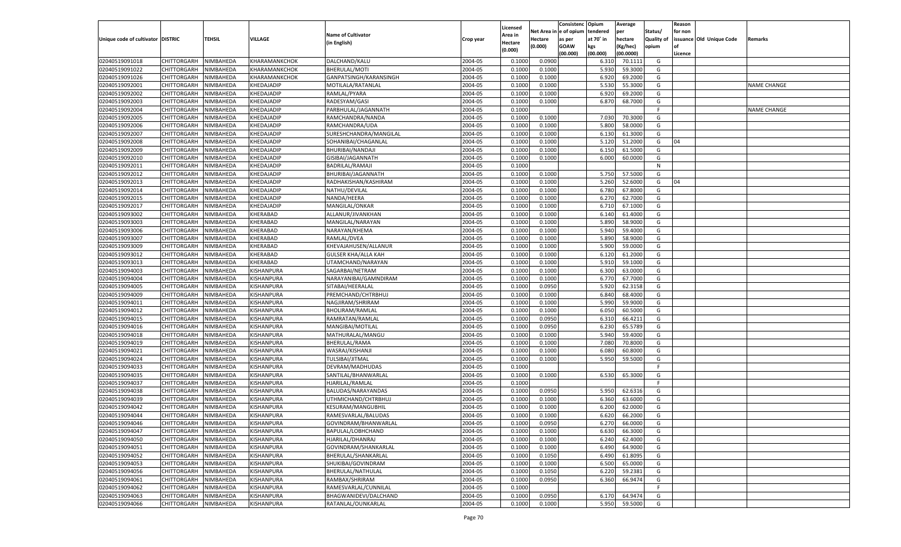| Unique code of cultivator | DISTRIC | TEHSIL | VILLAGE | Name of Cultivator (in English) | Crop year | Licensed Area in Hectare (0.000) | Net Area in Hectare (0.000) | Consistence of opium as per GOAW (00.000) | Opium tendered at 70° in kgs (00.000) | Average per hectare (Kg/hec) (00.0000) | Status/ Quality of opium | Reason for non issuance of Licence | Old Unique Code | Remarks |
|---|---|---|---|---|---|---|---|---|---|---|---|---|---|---|
| 02040519091018 | CHITTORGARH | NIMBAHEDA | KHARAMANKCHOK | DALCHAND/KALU | 2004-05 | 0.1000 | 0.0900 | | 6.310 | 70.1111 | G | | | |
| 02040519091022 | CHITTORGARH | NIMBAHEDA | KHARAMANKCHOK | BHERULAL/MOTI | 2004-05 | 0.1000 | 0.1000 | | 5.930 | 59.3000 | G | | | |
| 02040519091026 | CHITTORGARH | NIMBAHEDA | KHARAMANKCHOK | GANPATSINGH/KARANSINGH | 2004-05 | 0.1000 | 0.1000 | | 6.920 | 69.2000 | G | | | |
| 02040519092001 | CHITTORGARH | NIMBAHEDA | KHEDAJADIP | MOTILALA/RATANLAL | 2004-05 | 0.1000 | 0.1000 | | 5.530 | 55.3000 | G | | | NAME CHANGE |
| 02040519092002 | CHITTORGARH | NIMBAHEDA | KHEDAJADIP | RAMLAL/PYARA | 2004-05 | 0.1000 | 0.1000 | | 6.920 | 69.2000 | G | | | |
| 02040519092003 | CHITTORGARH | NIMBAHEDA | KHEDAJADIP | RADESYAM/GASI | 2004-05 | 0.1000 | 0.1000 | | 6.870 | 68.7000 | G | | | |
| 02040519092004 | CHITTORGARH | NIMBAHEDA | KHEDAJADIP | PARBHULAL/JAGANNATH | 2004-05 | 0.1000 | | | | | F | | | NAME CHANGE |
| 02040519092005 | CHITTORGARH | NIMBAHEDA | KHEDAJADIP | RAMCHANDRA/NANDA | 2004-05 | 0.1000 | 0.1000 | | 7.030 | 70.3000 | G | | | |
| 02040519092006 | CHITTORGARH | NIMBAHEDA | KHEDAJADIP | RAMCHANDRA/UDA | 2004-05 | 0.1000 | 0.1000 | | 5.800 | 58.0000 | G | | | |
| 02040519092007 | CHITTORGARH | NIMBAHEDA | KHEDAJADIP | SURESHCHANDRA/MANGILAL | 2004-05 | 0.1000 | 0.1000 | | 6.130 | 61.3000 | G | | | |
| 02040519092008 | CHITTORGARH | NIMBAHEDA | KHEDAJADIP | SOHANIBAI/CHAGANLAL | 2004-05 | 0.1000 | 0.1000 | | 5.120 | 51.2000 | G | 04 | | |
| 02040519092009 | CHITTORGARH | NIMBAHEDA | KHEDAJADIP | BHURIBAI/NANDAJI | 2004-05 | 0.1000 | 0.1000 | | 6.150 | 61.5000 | G | | | |
| 02040519092010 | CHITTORGARH | NIMBAHEDA | KHEDAJADIP | GISIBAI/JAGANNATH | 2004-05 | 0.1000 | 0.1000 | | 6.000 | 60.0000 | G | | | |
| 02040519092011 | CHITTORGARH | NIMBAHEDA | KHEDAJADIP | BADRILAL/RAMAJI | 2004-05 | 0.1000 | | | | | N | | | |
| 02040519092012 | CHITTORGARH | NIMBAHEDA | KHEDAJADIP | BHURIBAI/JAGANNATH | 2004-05 | 0.1000 | 0.1000 | | 5.750 | 57.5000 | G | | | |
| 02040519092013 | CHITTORGARH | NIMBAHEDA | KHEDAJADIP | RADHAKISHAN/KASHIRAM | 2004-05 | 0.1000 | 0.1000 | | 5.260 | 52.6000 | G | 04 | | |
| 02040519092014 | CHITTORGARH | NIMBAHEDA | KHEDAJADIP | NATHU/DEVILAL | 2004-05 | 0.1000 | 0.1000 | | 6.780 | 67.8000 | G | | | |
| 02040519092015 | CHITTORGARH | NIMBAHEDA | KHEDAJADIP | NANDA/HEERA | 2004-05 | 0.1000 | 0.1000 | | 6.270 | 62.7000 | G | | | |
| 02040519092017 | CHITTORGARH | NIMBAHEDA | KHEDAJADIP | MANGILAL/ONKAR | 2004-05 | 0.1000 | 0.1000 | | 6.710 | 67.1000 | G | | | |
| 02040519093002 | CHITTORGARH | NIMBAHEDA | KHERABAD | ALLANUR/JIVANKHAN | 2004-05 | 0.1000 | 0.1000 | | 6.140 | 61.4000 | G | | | |
| 02040519093003 | CHITTORGARH | NIMBAHEDA | KHERABAD | MANGILAL/NARAYAN | 2004-05 | 0.1000 | 0.1000 | | 5.890 | 58.9000 | G | | | |
| 02040519093006 | CHITTORGARH | NIMBAHEDA | KHERABAD | NARAYAN/KHEMA | 2004-05 | 0.1000 | 0.1000 | | 5.940 | 59.4000 | G | | | |
| 02040519093007 | CHITTORGARH | NIMBAHEDA | KHERABAD | RAMLAL/DVEA | 2004-05 | 0.1000 | 0.1000 | | 5.890 | 58.9000 | G | | | |
| 02040519093009 | CHITTORGARH | NIMBAHEDA | KHERABAD | KHEVAJAHUSEN/ALLANUR | 2004-05 | 0.1000 | 0.1000 | | 5.900 | 59.0000 | G | | | |
| 02040519093012 | CHITTORGARH | NIMBAHEDA | KHERABAD | GULSER KHA/ALLA KAH | 2004-05 | 0.1000 | 0.1000 | | 6.120 | 61.2000 | G | | | |
| 02040519093013 | CHITTORGARH | NIMBAHEDA | KHERABAD | UTAMCHAND/NARAYAN | 2004-05 | 0.1000 | 0.1000 | | 5.910 | 59.1000 | G | | | |
| 02040519094003 | CHITTORGARH | NIMBAHEDA | KISHANPURA | SAGARBAI/NETRAM | 2004-05 | 0.1000 | 0.1000 | | 6.300 | 63.0000 | G | | | |
| 02040519094004 | CHITTORGARH | NIMBAHEDA | KISHANPURA | NARAYANIBAI/GAMNDIRAM | 2004-05 | 0.1000 | 0.1000 | | 6.770 | 67.7000 | G | | | |
| 02040519094005 | CHITTORGARH | NIMBAHEDA | KISHANPURA | SITABAI/HEERALAL | 2004-05 | 0.1000 | 0.0950 | | 5.920 | 62.3158 | G | | | |
| 02040519094009 | CHITTORGARH | NIMBAHEDA | KISHANPURA | PREMCHAND/CHTRBHUJ | 2004-05 | 0.1000 | 0.1000 | | 6.840 | 68.4000 | G | | | |
| 02040519094011 | CHITTORGARH | NIMBAHEDA | KISHANPURA | NAGJIRAM/SHRIRAM | 2004-05 | 0.1000 | 0.1000 | | 5.990 | 59.9000 | G | | | |
| 02040519094012 | CHITTORGARH | NIMBAHEDA | KISHANPURA | BHOLIRAM/RAMLAL | 2004-05 | 0.1000 | 0.1000 | | 6.050 | 60.5000 | G | | | |
| 02040519094015 | CHITTORGARH | NIMBAHEDA | KISHANPURA | RAMRATAN/RAMLAL | 2004-05 | 0.1000 | 0.0950 | | 6.310 | 66.4211 | G | | | |
| 02040519094016 | CHITTORGARH | NIMBAHEDA | KISHANPURA | MANGIBAI/MOTILAL | 2004-05 | 0.1000 | 0.0950 | | 6.230 | 65.5789 | G | | | |
| 02040519094018 | CHITTORGARH | NIMBAHEDA | KISHANPURA | MATHURALAL/MANGU | 2004-05 | 0.1000 | 0.1000 | | 5.940 | 59.4000 | G | | | |
| 02040519094019 | CHITTORGARH | NIMBAHEDA | KISHANPURA | BHERULAL/RAMA | 2004-05 | 0.1000 | 0.1000 | | 7.080 | 70.8000 | G | | | |
| 02040519094021 | CHITTORGARH | NIMBAHEDA | KISHANPURA | WASRAJ/KISHANJI | 2004-05 | 0.1000 | 0.1000 | | 6.080 | 60.8000 | G | | | |
| 02040519094024 | CHITTORGARH | NIMBAHEDA | KISHANPURA | TULSIBAI/JITMAL | 2004-05 | 0.1000 | 0.1000 | | 5.950 | 59.5000 | G | | | |
| 02040519094033 | CHITTORGARH | NIMBAHEDA | KISHANPURA | DEVRAM/MADHUDAS | 2004-05 | 0.1000 | | | | | F | | | |
| 02040519094035 | CHITTORGARH | NIMBAHEDA | KISHANPURA | SANTILAL/BHANWARLAL | 2004-05 | 0.1000 | 0.1000 | | 6.530 | 65.3000 | G | | | |
| 02040519094037 | CHITTORGARH | NIMBAHEDA | KISHANPURA | HJARILAL/RAMLAL | 2004-05 | 0.1000 | | | | | F | | | |
| 02040519094038 | CHITTORGARH | NIMBAHEDA | KISHANPURA | BALUDAS/NARAYANDAS | 2004-05 | 0.1000 | 0.0950 | | 5.950 | 62.6316 | G | | | |
| 02040519094039 | CHITTORGARH | NIMBAHEDA | KISHANPURA | UTHMICHAND/CHTRBHUJ | 2004-05 | 0.1000 | 0.1000 | | 6.360 | 63.6000 | G | | | |
| 02040519094042 | CHITTORGARH | NIMBAHEDA | KISHANPURA | KESURAM/MANGUBHIL | 2004-05 | 0.1000 | 0.1000 | | 6.200 | 62.0000 | G | | | |
| 02040519094044 | CHITTORGARH | NIMBAHEDA | KISHANPURA | RAMESVARLAL/BALUDAS | 2004-05 | 0.1000 | 0.1000 | | 6.620 | 66.2000 | G | | | |
| 02040519094046 | CHITTORGARH | NIMBAHEDA | KISHANPURA | GOVINDRAM/BHANWARLAL | 2004-05 | 0.1000 | 0.0950 | | 6.270 | 66.0000 | G | | | |
| 02040519094047 | CHITTORGARH | NIMBAHEDA | KISHANPURA | BAPULAL/LOBHCHAND | 2004-05 | 0.1000 | 0.1000 | | 6.630 | 66.3000 | G | | | |
| 02040519094050 | CHITTORGARH | NIMBAHEDA | KISHANPURA | HJARILAL/DHANRAJ | 2004-05 | 0.1000 | 0.1000 | | 6.240 | 62.4000 | G | | | |
| 02040519094051 | CHITTORGARH | NIMBAHEDA | KISHANPURA | GOVINDRAM/SHANKARLAL | 2004-05 | 0.1000 | 0.1000 | | 6.490 | 64.9000 | G | | | |
| 02040519094052 | CHITTORGARH | NIMBAHEDA | KISHANPURA | BHERULAL/SHANKARLAL | 2004-05 | 0.1000 | 0.1050 | | 6.490 | 61.8095 | G | | | |
| 02040519094053 | CHITTORGARH | NIMBAHEDA | KISHANPURA | SHUKIBAI/GOVINDRAM | 2004-05 | 0.1000 | 0.1000 | | 6.500 | 65.0000 | G | | | |
| 02040519094056 | CHITTORGARH | NIMBAHEDA | KISHANPURA | BHERULAL/NATHULAL | 2004-05 | 0.1000 | 0.1050 | | 6.220 | 59.2381 | G | | | |
| 02040519094061 | CHITTORGARH | NIMBAHEDA | KISHANPURA | RAMBAX/SHRIRAM | 2004-05 | 0.1000 | 0.0950 | | 6.360 | 66.9474 | G | | | |
| 02040519094062 | CHITTORGARH | NIMBAHEDA | KISHANPURA | RAMESVARLAL/CUNNILAL | 2004-05 | 0.1000 | | | | | F | | | |
| 02040519094063 | CHITTORGARH | NIMBAHEDA | KISHANPURA | BHAGWANIDEVI/DALCHAND | 2004-05 | 0.1000 | 0.0950 | | 6.170 | 64.9474 | G | | | |
| 02040519094066 | CHITTORGARH | NIMBAHEDA | KISHANPURA | RATANLAL/OUNKARLAL | 2004-05 | 0.1000 | 0.1000 | | 5.950 | 59.5000 | G | | | |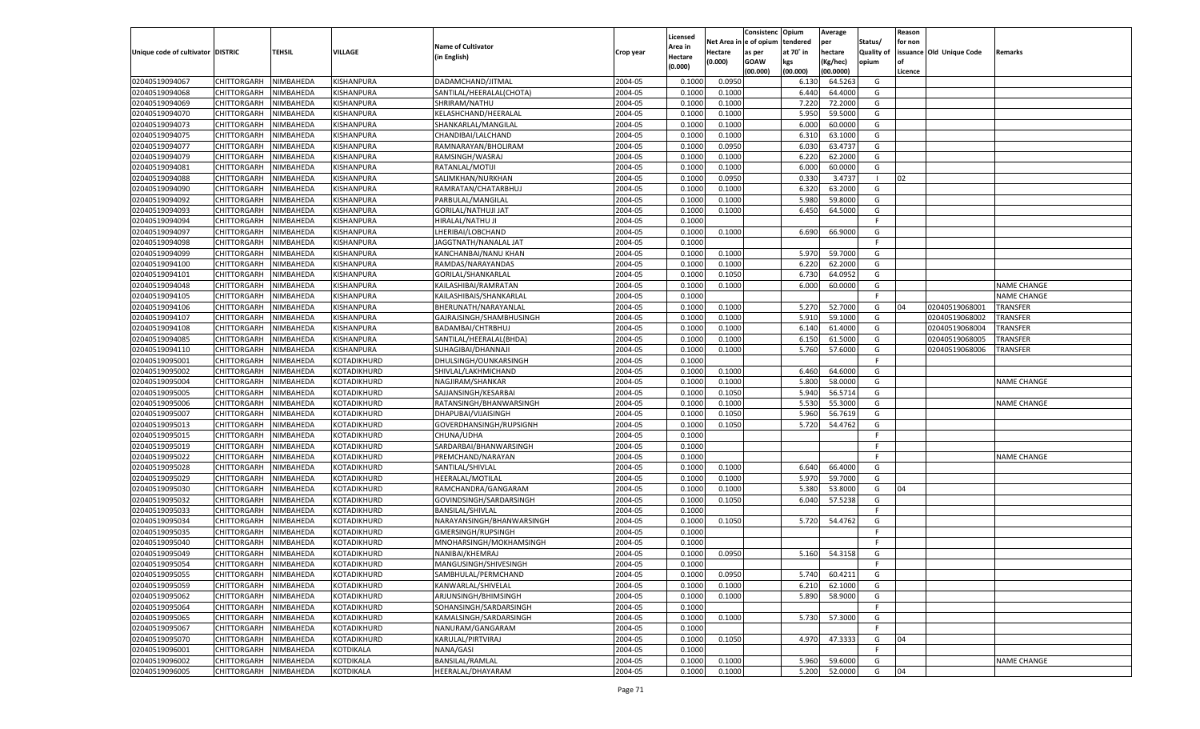| Unique code of cultivator | DISTRIC | TEHSIL | VILLAGE | Name of Cultivator (in English) | Crop year | Licensed Area in Hectare (0.000) | Net Area in Hectare (0.000) | Consistenc e of opium as per GOAW (00.000) | Opium tendered at 70˚ in kgs (00.000) | Average per hectare (Kg/hec) (00.0000) | Status/ Quality of opium | Reason for non issuance of Licence | Old Unique Code | Remarks |
|---|---|---|---|---|---|---|---|---|---|---|---|---|---|---|
| 02040519094067 | CHITTORGARH | NIMBAHEDA | KISHANPURA | DADAMCHAND/JITMAL | 2004-05 | 0.1000 | 0.0950 | | 6.130 | 64.5263 | G | | | |
| 02040519094068 | CHITTORGARH | NIMBAHEDA | KISHANPURA | SANTILAL/HEERALAL(CHOTA) | 2004-05 | 0.1000 | 0.1000 | | 6.440 | 64.4000 | G | | | |
| 02040519094069 | CHITTORGARH | NIMBAHEDA | KISHANPURA | SHRIRAM/NATHU | 2004-05 | 0.1000 | 0.1000 | | 7.220 | 72.2000 | G | | | |
| 02040519094070 | CHITTORGARH | NIMBAHEDA | KISHANPURA | KELASHCHAND/HEERALAL | 2004-05 | 0.1000 | 0.1000 | | 5.950 | 59.5000 | G | | | |
| 02040519094073 | CHITTORGARH | NIMBAHEDA | KISHANPURA | SHANKARLAL/MANGILAL | 2004-05 | 0.1000 | 0.1000 | | 6.000 | 60.0000 | G | | | |
| 02040519094075 | CHITTORGARH | NIMBAHEDA | KISHANPURA | CHANDIBAI/LALCHAND | 2004-05 | 0.1000 | 0.1000 | | 6.310 | 63.1000 | G | | | |
| 02040519094077 | CHITTORGARH | NIMBAHEDA | KISHANPURA | RAMNARAYAN/BHOLIRAM | 2004-05 | 0.1000 | 0.0950 | | 6.030 | 63.4737 | G | | | |
| 02040519094079 | CHITTORGARH | NIMBAHEDA | KISHANPURA | RAMSINGH/WASRAJ | 2004-05 | 0.1000 | 0.1000 | | 6.220 | 62.2000 | G | | | |
| 02040519094081 | CHITTORGARH | NIMBAHEDA | KISHANPURA | RATANLAL/MOTIJI | 2004-05 | 0.1000 | 0.1000 | | 6.000 | 60.0000 | G | | | |
| 02040519094088 | CHITTORGARH | NIMBAHEDA | KISHANPURA | SALIMKHAN/NURKHAN | 2004-05 | 0.1000 | 0.0950 | | 0.330 | 3.4737 | I | 02 | | |
| 02040519094090 | CHITTORGARH | NIMBAHEDA | KISHANPURA | RAMRATAN/CHATARBHUJ | 2004-05 | 0.1000 | 0.1000 | | 6.320 | 63.2000 | G | | | |
| 02040519094092 | CHITTORGARH | NIMBAHEDA | KISHANPURA | PARBULAL/MANGILAL | 2004-05 | 0.1000 | 0.1000 | | 5.980 | 59.8000 | G | | | |
| 02040519094093 | CHITTORGARH | NIMBAHEDA | KISHANPURA | GORILAL/NATHUJI JAT | 2004-05 | 0.1000 | 0.1000 | | 6.450 | 64.5000 | G | | | |
| 02040519094094 | CHITTORGARH | NIMBAHEDA | KISHANPURA | HIRALAL/NATHU JI | 2004-05 | 0.1000 | | | | | F | | | |
| 02040519094097 | CHITTORGARH | NIMBAHEDA | KISHANPURA | LHERIBAI/LOBCHAND | 2004-05 | 0.1000 | 0.1000 | | 6.690 | 66.9000 | G | | | |
| 02040519094098 | CHITTORGARH | NIMBAHEDA | KISHANPURA | JAGGTNATH/NANALAL JAT | 2004-05 | 0.1000 | | | | | F | | | |
| 02040519094099 | CHITTORGARH | NIMBAHEDA | KISHANPURA | KANCHANBAI/NANU KHAN | 2004-05 | 0.1000 | 0.1000 | | 5.970 | 59.7000 | G | | | |
| 02040519094100 | CHITTORGARH | NIMBAHEDA | KISHANPURA | RAMDAS/NARAYANDAS | 2004-05 | 0.1000 | 0.1000 | | 6.220 | 62.2000 | G | | | |
| 02040519094101 | CHITTORGARH | NIMBAHEDA | KISHANPURA | GORILAL/SHANKARLAL | 2004-05 | 0.1000 | 0.1050 | | 6.730 | 64.0952 | G | | | |
| 02040519094048 | CHITTORGARH | NIMBAHEDA | KISHANPURA | KAILASHIBAI/RAMRATAN | 2004-05 | 0.1000 | 0.1000 | | 6.000 | 60.0000 | G | | | NAME CHANGE |
| 02040519094105 | CHITTORGARH | NIMBAHEDA | KISHANPURA | KAILASHIBAIS/SHANKARLAL | 2004-05 | 0.1000 | | | | | F | | | NAME CHANGE |
| 02040519094106 | CHITTORGARH | NIMBAHEDA | KISHANPURA | BHERUNATH/NARAYANLAL | 2004-05 | 0.1000 | 0.1000 | | 5.270 | 52.7000 | G | 04 | 02040519068001 | TRANSFER |
| 02040519094107 | CHITTORGARH | NIMBAHEDA | KISHANPURA | GAJRAJSINGH/SHAMBHUSINGH | 2004-05 | 0.1000 | 0.1000 | | 5.910 | 59.1000 | G | | 02040519068002 | TRANSFER |
| 02040519094108 | CHITTORGARH | NIMBAHEDA | KISHANPURA | BADAMBAI/CHTRBHUJ | 2004-05 | 0.1000 | 0.1000 | | 6.140 | 61.4000 | G | | 02040519068004 | TRANSFER |
| 02040519094085 | CHITTORGARH | NIMBAHEDA | KISHANPURA | SANTILAL/HEERALAL(BHDA) | 2004-05 | 0.1000 | 0.1000 | | 6.150 | 61.5000 | G | | 02040519068005 | TRANSFER |
| 02040519094110 | CHITTORGARH | NIMBAHEDA | KISHANPURA | SUHAGIBAI/DHANNAJI | 2004-05 | 0.1000 | 0.1000 | | 5.760 | 57.6000 | G | | 02040519068006 | TRANSFER |
| 02040519095001 | CHITTORGARH | NIMBAHEDA | KOTADIKHURD | DHULSINGH/OUNKARSINGH | 2004-05 | 0.1000 | | | | | F | | | |
| 02040519095002 | CHITTORGARH | NIMBAHEDA | KOTADIKHURD | SHIVLAL/LAKHMICHAND | 2004-05 | 0.1000 | 0.1000 | | 6.460 | 64.6000 | G | | | |
| 02040519095004 | CHITTORGARH | NIMBAHEDA | KOTADIKHURD | NAGJIRAM/SHANKAR | 2004-05 | 0.1000 | 0.1000 | | 5.800 | 58.0000 | G | | | NAME CHANGE |
| 02040519095005 | CHITTORGARH | NIMBAHEDA | KOTADIKHURD | SAJJANSINGH/KESARBAI | 2004-05 | 0.1000 | 0.1050 | | 5.940 | 56.5714 | G | | | |
| 02040519095006 | CHITTORGARH | NIMBAHEDA | KOTADIKHURD | RATANSINGH/BHANWARSINGH | 2004-05 | 0.1000 | 0.1000 | | 5.530 | 55.3000 | G | | | NAME CHANGE |
| 02040519095007 | CHITTORGARH | NIMBAHEDA | KOTADIKHURD | DHAPUBAI/VIJAISINGH | 2004-05 | 0.1000 | 0.1050 | | 5.960 | 56.7619 | G | | | |
| 02040519095013 | CHITTORGARH | NIMBAHEDA | KOTADIKHURD | GOVERDHANSINGH/RUPSIGNH | 2004-05 | 0.1000 | 0.1050 | | 5.720 | 54.4762 | G | | | |
| 02040519095015 | CHITTORGARH | NIMBAHEDA | KOTADIKHURD | CHUNA/UDHA | 2004-05 | 0.1000 | | | | | F | | | |
| 02040519095019 | CHITTORGARH | NIMBAHEDA | KOTADIKHURD | SARDARBAI/BHANWARSINGH | 2004-05 | 0.1000 | | | | | F | | | |
| 02040519095022 | CHITTORGARH | NIMBAHEDA | KOTADIKHURD | PREMCHAND/NARAYAN | 2004-05 | 0.1000 | | | | | F | | | NAME CHANGE |
| 02040519095028 | CHITTORGARH | NIMBAHEDA | KOTADIKHURD | SANTILAL/SHIVLAL | 2004-05 | 0.1000 | 0.1000 | | 6.640 | 66.4000 | G | | | |
| 02040519095029 | CHITTORGARH | NIMBAHEDA | KOTADIKHURD | HEERALAL/MOTILAL | 2004-05 | 0.1000 | 0.1000 | | 5.970 | 59.7000 | G | | | |
| 02040519095030 | CHITTORGARH | NIMBAHEDA | KOTADIKHURD | RAMCHANDRA/GANGARAM | 2004-05 | 0.1000 | 0.1000 | | 5.380 | 53.8000 | G | 04 | | |
| 02040519095032 | CHITTORGARH | NIMBAHEDA | KOTADIKHURD | GOVINDSINGH/SARDARSINGH | 2004-05 | 0.1000 | 0.1050 | | 6.040 | 57.5238 | G | | | |
| 02040519095033 | CHITTORGARH | NIMBAHEDA | KOTADIKHURD | BANSILAL/SHIVLAL | 2004-05 | 0.1000 | | | | | F | | | |
| 02040519095034 | CHITTORGARH | NIMBAHEDA | KOTADIKHURD | NARAYANSINGH/BHANWARSINGH | 2004-05 | 0.1000 | 0.1050 | | 5.720 | 54.4762 | G | | | |
| 02040519095035 | CHITTORGARH | NIMBAHEDA | KOTADIKHURD | GMERSINGH/RUPSINGH | 2004-05 | 0.1000 | | | | | F | | | |
| 02040519095040 | CHITTORGARH | NIMBAHEDA | KOTADIKHURD | MNOHARSINGH/MOKHAMSINGH | 2004-05 | 0.1000 | | | | | F | | | |
| 02040519095049 | CHITTORGARH | NIMBAHEDA | KOTADIKHURD | NANIBAI/KHEMRAJ | 2004-05 | 0.1000 | 0.0950 | | 5.160 | 54.3158 | G | | | |
| 02040519095054 | CHITTORGARH | NIMBAHEDA | KOTADIKHURD | MANGUSINGH/SHIVESINGH | 2004-05 | 0.1000 | | | | | F | | | |
| 02040519095055 | CHITTORGARH | NIMBAHEDA | KOTADIKHURD | SAMBHULAL/PERMCHAND | 2004-05 | 0.1000 | 0.0950 | | 5.740 | 60.4211 | G | | | |
| 02040519095059 | CHITTORGARH | NIMBAHEDA | KOTADIKHURD | KANWARLAL/SHIVELAL | 2004-05 | 0.1000 | 0.1000 | | 6.210 | 62.1000 | G | | | |
| 02040519095062 | CHITTORGARH | NIMBAHEDA | KOTADIKHURD | ARJUNSINGH/BHIMSINGH | 2004-05 | 0.1000 | 0.1000 | | 5.890 | 58.9000 | G | | | |
| 02040519095064 | CHITTORGARH | NIMBAHEDA | KOTADIKHURD | SOHANSINGH/SARDARSINGH | 2004-05 | 0.1000 | | | | | F | | | |
| 02040519095065 | CHITTORGARH | NIMBAHEDA | KOTADIKHURD | KAMALSINGH/SARDARSINGH | 2004-05 | 0.1000 | 0.1000 | | 5.730 | 57.3000 | G | | | |
| 02040519095067 | CHITTORGARH | NIMBAHEDA | KOTADIKHURD | NANURAM/GANGARAM | 2004-05 | 0.1000 | | | | | F | | | |
| 02040519095070 | CHITTORGARH | NIMBAHEDA | KOTADIKHURD | KARULAL/PIRTVIRAJ | 2004-05 | 0.1000 | 0.1050 | | 4.970 | 47.3333 | G | 04 | | |
| 02040519096001 | CHITTORGARH | NIMBAHEDA | KOTDIKALA | NANA/GASI | 2004-05 | 0.1000 | | | | | F | | | |
| 02040519096002 | CHITTORGARH | NIMBAHEDA | KOTDIKALA | BANSILAL/RAMLAL | 2004-05 | 0.1000 | 0.1000 | | 5.960 | 59.6000 | G | | | NAME CHANGE |
| 02040519096005 | CHITTORGARH | NIMBAHEDA | KOTDIKALA | HEERALAL/DHAYARAM | 2004-05 | 0.1000 | 0.1000 | | 5.200 | 52.0000 | G | 04 | | |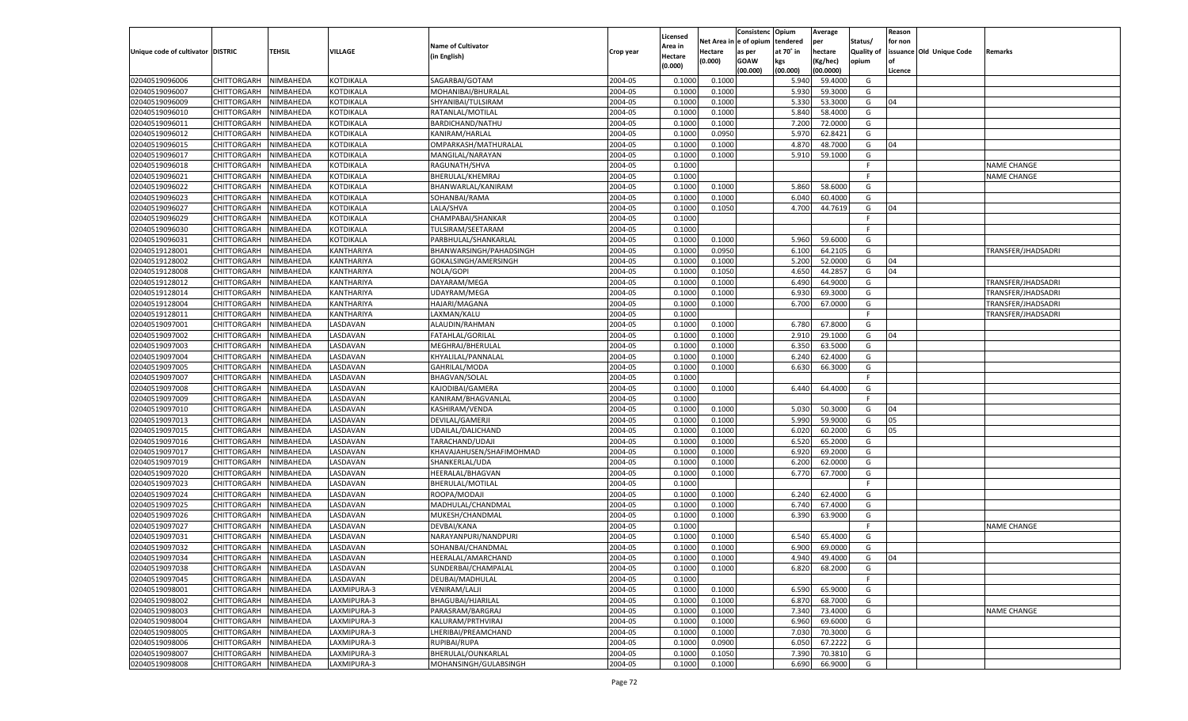| Unique code of cultivator | DISTRIC | TEHSIL | VILLAGE | Name of Cultivator (in English) | Crop year | Licensed Area in Hectare (0.000) | Net Area in Hectare (0.000) | Consistence of opium as per GOAW (00.000) | Opium tendered at 70° in kgs (00.000) | Average per hectare (Kg/hec) (00.0000) | Status/ Quality of opium | Reason for non issuance of Licence | Old Unique Code | Remarks |
|---|---|---|---|---|---|---|---|---|---|---|---|---|---|---|
| 02040519096006 | CHITTORGARH | NIMBAHEDA | KOTDIKALA | SAGARBAI/GOTAM | 2004-05 | 0.1000 | 0.1000 | | 5.940 | 59.4000 | G | | | |
| 02040519096007 | CHITTORGARH | NIMBAHEDA | KOTDIKALA | MOHANIBAI/BHURALAL | 2004-05 | 0.1000 | 0.1000 | | 5.930 | 59.3000 | G | | | |
| 02040519096009 | CHITTORGARH | NIMBAHEDA | KOTDIKALA | SHYANIBAI/TULSIRAM | 2004-05 | 0.1000 | 0.1000 | | 5.330 | 53.3000 | G | 04 | | |
| 02040519096010 | CHITTORGARH | NIMBAHEDA | KOTDIKALA | RATANLAL/MOTILAL | 2004-05 | 0.1000 | 0.1000 | | 5.840 | 58.4000 | G | | | |
| 02040519096011 | CHITTORGARH | NIMBAHEDA | KOTDIKALA | BARDICHAND/NATHU | 2004-05 | 0.1000 | 0.1000 | | 7.200 | 72.0000 | G | | | |
| 02040519096012 | CHITTORGARH | NIMBAHEDA | KOTDIKALA | KANIRAM/HARLAL | 2004-05 | 0.1000 | 0.0950 | | 5.970 | 62.8421 | G | | | |
| 02040519096015 | CHITTORGARH | NIMBAHEDA | KOTDIKALA | OMPARKASH/MATHURALAL | 2004-05 | 0.1000 | 0.1000 | | 4.870 | 48.7000 | G | 04 | | |
| 02040519096017 | CHITTORGARH | NIMBAHEDA | KOTDIKALA | MANGILAL/NARAYAN | 2004-05 | 0.1000 | 0.1000 | | 5.910 | 59.1000 | G | | | |
| 02040519096018 | CHITTORGARH | NIMBAHEDA | KOTDIKALA | RAGUNATH/SHVA | 2004-05 | 0.1000 | | | | | F | | | NAME CHANGE |
| 02040519096021 | CHITTORGARH | NIMBAHEDA | KOTDIKALA | BHERULAL/KHEMRAJ | 2004-05 | 0.1000 | | | | | F | | | NAME CHANGE |
| 02040519096022 | CHITTORGARH | NIMBAHEDA | KOTDIKALA | BHANWARLAL/KANIRAM | 2004-05 | 0.1000 | 0.1000 | | 5.860 | 58.6000 | G | | | |
| 02040519096023 | CHITTORGARH | NIMBAHEDA | KOTDIKALA | SOHANBAI/RAMA | 2004-05 | 0.1000 | 0.1000 | | 6.040 | 60.4000 | G | | | |
| 02040519096027 | CHITTORGARH | NIMBAHEDA | KOTDIKALA | LALA/SHVA | 2004-05 | 0.1000 | 0.1050 | | 4.700 | 44.7619 | G | 04 | | |
| 02040519096029 | CHITTORGARH | NIMBAHEDA | KOTDIKALA | CHAMPABAI/SHANKAR | 2004-05 | 0.1000 | | | | | F | | | |
| 02040519096030 | CHITTORGARH | NIMBAHEDA | KOTDIKALA | TULSIRAM/SEETARAM | 2004-05 | 0.1000 | | | | | F | | | |
| 02040519096031 | CHITTORGARH | NIMBAHEDA | KOTDIKALA | PARBHULAL/SHANKARLAL | 2004-05 | 0.1000 | 0.1000 | | 5.960 | 59.6000 | G | | | |
| 02040519128001 | CHITTORGARH | NIMBAHEDA | KANTHARIYA | BHANWARSINGH/PAHADSINGH | 2004-05 | 0.1000 | 0.0950 | | 6.100 | 64.2105 | G | | | TRANSFER/JHADSADRI |
| 02040519128002 | CHITTORGARH | NIMBAHEDA | KANTHARIYA | GOKALSINGH/AMERSINGH | 2004-05 | 0.1000 | 0.1000 | | 5.200 | 52.0000 | G | 04 | | |
| 02040519128008 | CHITTORGARH | NIMBAHEDA | KANTHARIYA | NOLA/GOPI | 2004-05 | 0.1000 | 0.1050 | | 4.650 | 44.2857 | G | 04 | | |
| 02040519128012 | CHITTORGARH | NIMBAHEDA | KANTHARIYA | DAYARAM/MEGA | 2004-05 | 0.1000 | 0.1000 | | 6.490 | 64.9000 | G | | | TRANSFER/JHADSADRI |
| 02040519128014 | CHITTORGARH | NIMBAHEDA | KANTHARIYA | UDAYRAM/MEGA | 2004-05 | 0.1000 | 0.1000 | | 6.930 | 69.3000 | G | | | TRANSFER/JHADSADRI |
| 02040519128004 | CHITTORGARH | NIMBAHEDA | KANTHARIYA | HAJARI/MAGANA | 2004-05 | 0.1000 | 0.1000 | | 6.700 | 67.0000 | G | | | TRANSFER/JHADSADRI |
| 02040519128011 | CHITTORGARH | NIMBAHEDA | KANTHARIYA | LAXMAN/KALU | 2004-05 | 0.1000 | | | | | F | | | TRANSFER/JHADSADRI |
| 02040519097001 | CHITTORGARH | NIMBAHEDA | LASDAVAN | ALAUDIN/RAHMAN | 2004-05 | 0.1000 | 0.1000 | | 6.780 | 67.8000 | G | | | |
| 02040519097002 | CHITTORGARH | NIMBAHEDA | LASDAVAN | FATAHLAL/GORILAL | 2004-05 | 0.1000 | 0.1000 | | 2.910 | 29.1000 | G | 04 | | |
| 02040519097003 | CHITTORGARH | NIMBAHEDA | LASDAVAN | MEGHRAJ/BHERULAL | 2004-05 | 0.1000 | 0.1000 | | 6.350 | 63.5000 | G | | | |
| 02040519097004 | CHITTORGARH | NIMBAHEDA | LASDAVAN | KHYALILAL/PANNALAL | 2004-05 | 0.1000 | 0.1000 | | 6.240 | 62.4000 | G | | | |
| 02040519097005 | CHITTORGARH | NIMBAHEDA | LASDAVAN | GAHRILAL/MODA | 2004-05 | 0.1000 | 0.1000 | | 6.630 | 66.3000 | G | | | |
| 02040519097007 | CHITTORGARH | NIMBAHEDA | LASDAVAN | BHAGVAN/SOLAL | 2004-05 | 0.1000 | | | | | F | | | |
| 02040519097008 | CHITTORGARH | NIMBAHEDA | LASDAVAN | KAJODIBAI/GAMERA | 2004-05 | 0.1000 | 0.1000 | | 6.440 | 64.4000 | G | | | |
| 02040519097009 | CHITTORGARH | NIMBAHEDA | LASDAVAN | KANIRAM/BHAGVANLAL | 2004-05 | 0.1000 | | | | | F | | | |
| 02040519097010 | CHITTORGARH | NIMBAHEDA | LASDAVAN | KASHIRAM/VENDA | 2004-05 | 0.1000 | 0.1000 | | 5.030 | 50.3000 | G | 04 | | |
| 02040519097013 | CHITTORGARH | NIMBAHEDA | LASDAVAN | DEVILAL/GAMERJI | 2004-05 | 0.1000 | 0.1000 | | 5.990 | 59.9000 | G | 05 | | |
| 02040519097015 | CHITTORGARH | NIMBAHEDA | LASDAVAN | UDAILAL/DALICHAND | 2004-05 | 0.1000 | 0.1000 | | 6.020 | 60.2000 | G | 05 | | |
| 02040519097016 | CHITTORGARH | NIMBAHEDA | LASDAVAN | TARACHAND/UDAJI | 2004-05 | 0.1000 | 0.1000 | | 6.520 | 65.2000 | G | | | |
| 02040519097017 | CHITTORGARH | NIMBAHEDA | LASDAVAN | KHAVAJAHUSEN/SHAFIMOHMAD | 2004-05 | 0.1000 | 0.1000 | | 6.920 | 69.2000 | G | | | |
| 02040519097019 | CHITTORGARH | NIMBAHEDA | LASDAVAN | SHANKERLAL/UDA | 2004-05 | 0.1000 | 0.1000 | | 6.200 | 62.0000 | G | | | |
| 02040519097020 | CHITTORGARH | NIMBAHEDA | LASDAVAN | HEERALAL/BHAGVAN | 2004-05 | 0.1000 | 0.1000 | | 6.770 | 67.7000 | G | | | |
| 02040519097023 | CHITTORGARH | NIMBAHEDA | LASDAVAN | BHERULAL/MOTILAL | 2004-05 | 0.1000 | | | | | F | | | |
| 02040519097024 | CHITTORGARH | NIMBAHEDA | LASDAVAN | ROOPA/MODAJI | 2004-05 | 0.1000 | 0.1000 | | 6.240 | 62.4000 | G | | | |
| 02040519097025 | CHITTORGARH | NIMBAHEDA | LASDAVAN | MADHULAL/CHANDMAL | 2004-05 | 0.1000 | 0.1000 | | 6.740 | 67.4000 | G | | | |
| 02040519097026 | CHITTORGARH | NIMBAHEDA | LASDAVAN | MUKESH/CHANDMAL | 2004-05 | 0.1000 | 0.1000 | | 6.390 | 63.9000 | G | | | |
| 02040519097027 | CHITTORGARH | NIMBAHEDA | LASDAVAN | DEVBAI/KANA | 2004-05 | 0.1000 | | | | | F | | | NAME CHANGE |
| 02040519097031 | CHITTORGARH | NIMBAHEDA | LASDAVAN | NARAYANPURI/NANDPURI | 2004-05 | 0.1000 | 0.1000 | | 6.540 | 65.4000 | G | | | |
| 02040519097032 | CHITTORGARH | NIMBAHEDA | LASDAVAN | SOHANBAI/CHANDMAL | 2004-05 | 0.1000 | 0.1000 | | 6.900 | 69.0000 | G | | | |
| 02040519097034 | CHITTORGARH | NIMBAHEDA | LASDAVAN | HEERALAL/AMARCHAND | 2004-05 | 0.1000 | 0.1000 | | 4.940 | 49.4000 | G | 04 | | |
| 02040519097038 | CHITTORGARH | NIMBAHEDA | LASDAVAN | SUNDERBAI/CHAMPALAL | 2004-05 | 0.1000 | 0.1000 | | 6.820 | 68.2000 | G | | | |
| 02040519097045 | CHITTORGARH | NIMBAHEDA | LASDAVAN | DEUBAI/MADHULAL | 2004-05 | 0.1000 | | | | | F | | | |
| 02040519098001 | CHITTORGARH | NIMBAHEDA | LAXMIPURA-3 | VENIRAM/LALJI | 2004-05 | 0.1000 | 0.1000 | | 6.590 | 65.9000 | G | | | |
| 02040519098002 | CHITTORGARH | NIMBAHEDA | LAXMIPURA-3 | BHAGUBAI/HJARILAL | 2004-05 | 0.1000 | 0.1000 | | 6.870 | 68.7000 | G | | | |
| 02040519098003 | CHITTORGARH | NIMBAHEDA | LAXMIPURA-3 | PARASRAM/BARGRAJ | 2004-05 | 0.1000 | 0.1000 | | 7.340 | 73.4000 | G | | | NAME CHANGE |
| 02040519098004 | CHITTORGARH | NIMBAHEDA | LAXMIPURA-3 | KALURAM/PRTHVIRAJ | 2004-05 | 0.1000 | 0.1000 | | 6.960 | 69.6000 | G | | | |
| 02040519098005 | CHITTORGARH | NIMBAHEDA | LAXMIPURA-3 | LHERIBAI/PREAMCHAND | 2004-05 | 0.1000 | 0.1000 | | 7.030 | 70.3000 | G | | | |
| 02040519098006 | CHITTORGARH | NIMBAHEDA | LAXMIPURA-3 | RUPIBAI/RUPA | 2004-05 | 0.1000 | 0.0900 | | 6.050 | 67.2222 | G | | | |
| 02040519098007 | CHITTORGARH | NIMBAHEDA | LAXMIPURA-3 | BHERULAL/OUNKARLAL | 2004-05 | 0.1000 | 0.1050 | | 7.390 | 70.3810 | G | | | |
| 02040519098008 | CHITTORGARH | NIMBAHEDA | LAXMIPURA-3 | MOHANSINGH/GULABSINGH | 2004-05 | 0.1000 | 0.1000 | | 6.690 | 66.9000 | G | | | |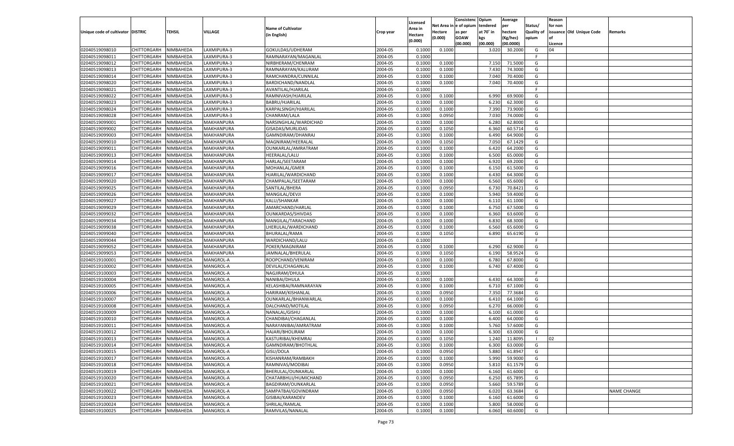| Unique code of cultivator | DISTRIC | TEHSIL | VILLAGE | Name of Cultivator (in English) | Crop year | Licensed Area in Hectare (0.000) | Net Area in Hectare (0.000) | Consistenc e of opium as per GOAW (00.000) | Opium tendered at 70° in kgs (00.000) | Average per hectare (Kg/hec) (00.0000) | Status/ Quality of opium | Reason for non issuance of Licence | Old Unique Code | Remarks |
|---|---|---|---|---|---|---|---|---|---|---|---|---|---|---|
| 02040519098010 | CHITTORGARH | NIMBAHEDA | LAXMIPURA-3 | GOKULDAS/UDHERAM | 2004-05 | 0.1000 | 0.1000 | | 3.020 | 30.2000 | G | 04 | | |
| 02040519098011 | CHITTORGARH | NIMBAHEDA | LAXMIPURA-3 | RAMNARAYAN/MAGANLAL | 2004-05 | 0.1000 | | | | | F | | | |
| 02040519098012 | CHITTORGARH | NIMBAHEDA | LAXMIPURA-3 | NIRBHERAM/CHENRAM | 2004-05 | 0.1000 | 0.1000 | | 7.150 | 71.5000 | G | | | |
| 02040519098013 | CHITTORGARH | NIMBAHEDA | LAXMIPURA-3 | RAMNARAYAN/KALURAM | 2004-05 | 0.1000 | 0.1000 | | 7.430 | 74.3000 | G | | | |
| 02040519098014 | CHITTORGARH | NIMBAHEDA | LAXMIPURA-3 | RAMCHANDRA/CUNNILAL | 2004-05 | 0.1000 | 0.1000 | | 7.040 | 70.4000 | G | | | |
| 02040519098020 | CHITTORGARH | NIMBAHEDA | LAXMIPURA-3 | BARDICHAND/NANDLAL | 2004-05 | 0.1000 | 0.1000 | | 7.040 | 70.4000 | G | | | |
| 02040519098021 | CHITTORGARH | NIMBAHEDA | LAXMIPURA-3 | AVANTILAL/HJARILAL | 2004-05 | 0.1000 | | | | | F | | | |
| 02040519098022 | CHITTORGARH | NIMBAHEDA | LAXMIPURA-3 | RAMNIVASH/HJARILAL | 2004-05 | 0.1000 | 0.1000 | | 6.990 | 69.9000 | G | | | |
| 02040519098023 | CHITTORGARH | NIMBAHEDA | LAXMIPURA-3 | BABRU/HJARILAL | 2004-05 | 0.1000 | 0.1000 | | 6.230 | 62.3000 | G | | | |
| 02040519098024 | CHITTORGARH | NIMBAHEDA | LAXMIPURA-3 | KARPALSINGH/HJARILAL | 2004-05 | 0.1000 | 0.1000 | | 7.390 | 73.9000 | G | | | |
| 02040519098028 | CHITTORGARH | NIMBAHEDA | LAXMIPURA-3 | CHANRAM/LALA | 2004-05 | 0.1000 | 0.0950 | | 7.030 | 74.0000 | G | | | |
| 02040519099001 | CHITTORGARH | NIMBAHEDA | MAKHANPURA | NARSINGHLAL/WARDICHAD | 2004-05 | 0.1000 | 0.1000 | | 6.280 | 62.8000 | G | | | |
| 02040519099002 | CHITTORGARH | NIMBAHEDA | MAKHANPURA | GISADAS/MURLIDAS | 2004-05 | 0.1000 | 0.1050 | | 6.360 | 60.5714 | G | | | |
| 02040519099003 | CHITTORGARH | NIMBAHEDA | MAKHANPURA | GAMNDIRAM/DHANRAJ | 2004-05 | 0.1000 | 0.1000 | | 6.490 | 64.9000 | G | | | |
| 02040519099010 | CHITTORGARH | NIMBAHEDA | MAKHANPURA | MAGNIRAM/HEERALAL | 2004-05 | 0.1000 | 0.1050 | | 7.050 | 67.1429 | G | | | |
| 02040519099011 | CHITTORGARH | NIMBAHEDA | MAKHANPURA | OUNKARLAL/AMRATRAM | 2004-05 | 0.1000 | 0.1000 | | 6.420 | 64.2000 | G | | | |
| 02040519099013 | CHITTORGARH | NIMBAHEDA | MAKHANPURA | HEERALAL/LALU | 2004-05 | 0.1000 | 0.1000 | | 6.500 | 65.0000 | G | | | |
| 02040519099014 | CHITTORGARH | NIMBAHEDA | MAKHANPURA | HARLAL/SEETARAM | 2004-05 | 0.1000 | 0.1000 | | 6.920 | 69.2000 | G | | | |
| 02040519099016 | CHITTORGARH | NIMBAHEDA | MAKHANPURA | MOHANLAL/GMER | 2004-05 | 0.1000 | 0.1000 | | 6.150 | 61.5000 | G | | | |
| 02040519099017 | CHITTORGARH | NIMBAHEDA | MAKHANPURA | HJARILAL/WARDICHAND | 2004-05 | 0.1000 | 0.1000 | | 6.430 | 64.3000 | G | | | |
| 02040519099020 | CHITTORGARH | NIMBAHEDA | MAKHANPURA | CHAMPALAL/SEETARAM | 2004-05 | 0.1000 | 0.1000 | | 6.560 | 65.6000 | G | | | |
| 02040519099025 | CHITTORGARH | NIMBAHEDA | MAKHANPURA | SANTILAL/BHERA | 2004-05 | 0.1000 | 0.0950 | | 6.730 | 70.8421 | G | | | |
| 02040519099026 | CHITTORGARH | NIMBAHEDA | MAKHANPURA | MANGILAL/DEVJI | 2004-05 | 0.1000 | 0.1000 | | 5.940 | 59.4000 | G | | | |
| 02040519099027 | CHITTORGARH | NIMBAHEDA | MAKHANPURA | KALU/SHANKAR | 2004-05 | 0.1000 | 0.1000 | | 6.110 | 61.1000 | G | | | |
| 02040519099029 | CHITTORGARH | NIMBAHEDA | MAKHANPURA | AMARCHAND/HARLAL | 2004-05 | 0.1000 | 0.1000 | | 6.750 | 67.5000 | G | | | |
| 02040519099032 | CHITTORGARH | NIMBAHEDA | MAKHANPURA | OUNKARDAS/SHIVDAS | 2004-05 | 0.1000 | 0.1000 | | 6.360 | 63.6000 | G | | | |
| 02040519099034 | CHITTORGARH | NIMBAHEDA | MAKHANPURA | MANGILAL/TARACHAND | 2004-05 | 0.1000 | 0.1000 | | 6.830 | 68.3000 | G | | | |
| 02040519099038 | CHITTORGARH | NIMBAHEDA | MAKHANPURA | LHERULAL/WARDICHAND | 2004-05 | 0.1000 | 0.1000 | | 6.560 | 65.6000 | G | | | |
| 02040519099040 | CHITTORGARH | NIMBAHEDA | MAKHANPURA | BHURALAL/RAMA | 2004-05 | 0.1000 | 0.1050 | | 6.890 | 65.6190 | G | | | |
| 02040519099044 | CHITTORGARH | NIMBAHEDA | MAKHANPURA | WARDICHAND/LALU | 2004-05 | 0.1000 | | | | | F | | | |
| 02040519099052 | CHITTORGARH | NIMBAHEDA | MAKHANPURA | POKER/MAGNIRAM | 2004-05 | 0.1000 | 0.1000 | | 6.290 | 62.9000 | G | | | |
| 02040519099053 | CHITTORGARH | NIMBAHEDA | MAKHANPURA | JAMNALAL/BHERULAL | 2004-05 | 0.1000 | 0.1050 | | 6.190 | 58.9524 | G | | | |
| 02040519100001 | CHITTORGARH | NIMBAHEDA | MANGROL-A | ROOPCHAND/VENIRAM | 2004-05 | 0.1000 | 0.1000 | | 6.780 | 67.8000 | G | | | |
| 02040519100002 | CHITTORGARH | NIMBAHEDA | MANGROL-A | DEVILAL/CHAGANLAL | 2004-05 | 0.1000 | 0.1000 | | 6.740 | 67.4000 | G | | | |
| 02040519100003 | CHITTORGARH | NIMBAHEDA | MANGROL-A | NAGJIRAM/DHULA | 2004-05 | 0.1000 | | | | | F | | | |
| 02040519100004 | CHITTORGARH | NIMBAHEDA | MANGROL-A | NANIBAI/DHULA | 2004-05 | 0.1000 | 0.1000 | | 6.430 | 64.3000 | G | | | |
| 02040519100005 | CHITTORGARH | NIMBAHEDA | MANGROL-A | KELASHIBAI/RAMNARAYAN | 2004-05 | 0.1000 | 0.1000 | | 6.710 | 67.1000 | G | | | |
| 02040519100006 | CHITTORGARH | NIMBAHEDA | MANGROL-A | HARIRAM/KISHANLAL | 2004-05 | 0.1000 | 0.0950 | | 7.350 | 77.3684 | G | | | |
| 02040519100007 | CHITTORGARH | NIMBAHEDA | MANGROL-A | OUNKARLAL/BHANWARLAL | 2004-05 | 0.1000 | 0.1000 | | 6.410 | 64.1000 | G | | | |
| 02040519100008 | CHITTORGARH | NIMBAHEDA | MANGROL-A | DALCHAND/MOTILAL | 2004-05 | 0.1000 | 0.0950 | | 6.270 | 66.0000 | G | | | |
| 02040519100009 | CHITTORGARH | NIMBAHEDA | MANGROL-A | NANALAL/GISHU | 2004-05 | 0.1000 | 0.1000 | | 6.100 | 61.0000 | G | | | |
| 02040519100010 | CHITTORGARH | NIMBAHEDA | MANGROL-A | CHANDIBAI/CHAGANLAL | 2004-05 | 0.1000 | 0.1000 | | 6.400 | 64.0000 | G | | | |
| 02040519100011 | CHITTORGARH | NIMBAHEDA | MANGROL-A | NARAYANIBAI/AMRATRAM | 2004-05 | 0.1000 | 0.1000 | | 5.760 | 57.6000 | G | | | |
| 02040519100012 | CHITTORGARH | NIMBAHEDA | MANGROL-A | HAJARI/BHOLIRAM | 2004-05 | 0.1000 | 0.1000 | | 6.300 | 63.0000 | G | | | |
| 02040519100013 | CHITTORGARH | NIMBAHEDA | MANGROL-A | KASTURIBAI/KHEMRAJ | 2004-05 | 0.1000 | 0.1050 | | 1.240 | 11.8095 | I | 02 | | |
| 02040519100014 | CHITTORGARH | NIMBAHEDA | MANGROL-A | GAMNDIRAM/BHOTHLAL | 2004-05 | 0.1000 | 0.1000 | | 6.300 | 63.0000 | G | | | |
| 02040519100015 | CHITTORGARH | NIMBAHEDA | MANGROL-A | GISU/DOLA | 2004-05 | 0.1000 | 0.0950 | | 5.880 | 61.8947 | G | | | |
| 02040519100017 | CHITTORGARH | NIMBAHEDA | MANGROL-A | KISHANRAM/RAMBAKH | 2004-05 | 0.1000 | 0.1000 | | 5.990 | 59.9000 | G | | | |
| 02040519100018 | CHITTORGARH | NIMBAHEDA | MANGROL-A | RAMNIVAS/MODIBAI | 2004-05 | 0.1000 | 0.0950 | | 5.810 | 61.1579 | G | | | |
| 02040519100019 | CHITTORGARH | NIMBAHEDA | MANGROL-A | BHERULAL/OUNKARLAL | 2004-05 | 0.1000 | 0.1000 | | 6.160 | 61.6000 | G | | | |
| 02040519100020 | CHITTORGARH | NIMBAHEDA | MANGROL-A | CHATARBHUJ/HUMICHAND | 2004-05 | 0.1000 | 0.0950 | | 6.250 | 65.7895 | G | | | |
| 02040519100021 | CHITTORGARH | NIMBAHEDA | MANGROL-A | BAGDIRAM/OUNKARLAL | 2004-05 | 0.1000 | 0.0950 | | 5.660 | 59.5789 | G | | | |
| 02040519100022 | CHITTORGARH | NIMBAHEDA | MANGROL-A | SAMPATBAI/GOVINDRAM | 2004-05 | 0.1000 | 0.0950 | | 6.020 | 63.3684 | G | | | NAME CHANGE |
| 02040519100023 | CHITTORGARH | NIMBAHEDA | MANGROL-A | GISIBAI/KARANDEV | 2004-05 | 0.1000 | 0.1000 | | 6.160 | 61.6000 | G | | | |
| 02040519100024 | CHITTORGARH | NIMBAHEDA | MANGROL-A | SHRILAL/RAMLAL | 2004-05 | 0.1000 | 0.1000 | | 5.800 | 58.0000 | G | | | |
| 02040519100025 | CHITTORGARH | NIMBAHEDA | MANGROL-A | RAMVILAS/NANALAL | 2004-05 | 0.1000 | 0.1000 | | 6.060 | 60.6000 | G | | | |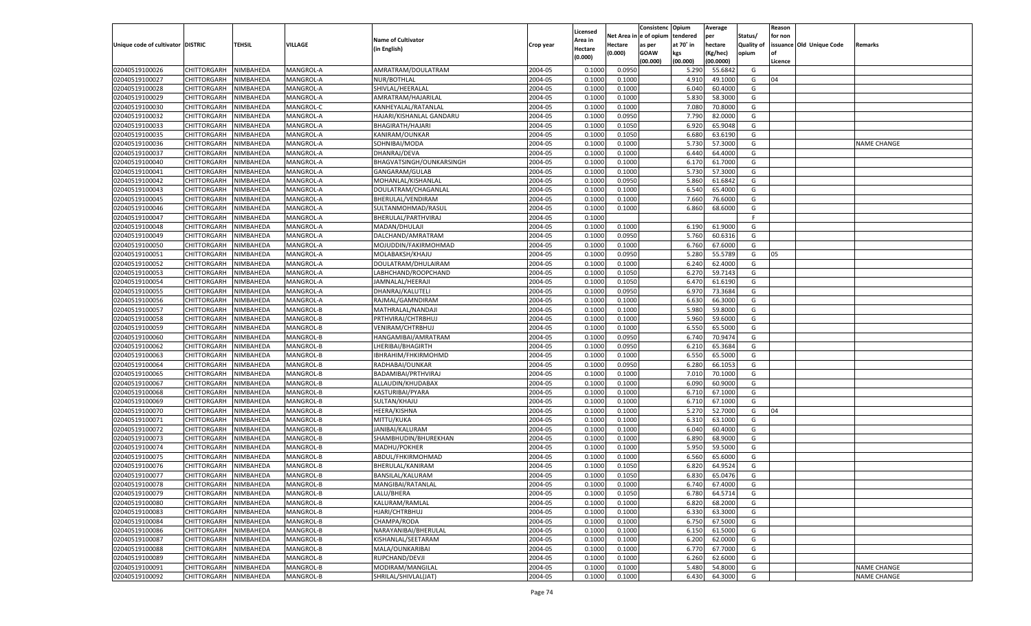| Unique code of cultivator | DISTRIC | TEHSIL | VILLAGE | Name of Cultivator (in English) | Crop year | Licensed Area in Hectare (0.000) | Net Area in Hectare (0.000) | Consistenc e of opium as per GOAW (00.000) | Opium tendered at 70° in kgs (00.000) | Average per hectare (Kg/hec) (00.0000) | Status/ Quality of opium | Reason for non issuance of Licence | Old Unique Code | Remarks |
|---|---|---|---|---|---|---|---|---|---|---|---|---|---|---|
| 02040519100026 | CHITTORGARH | NIMBAHEDA | MANGROL-A | AMRATRAM/DOULATRAM | 2004-05 | 0.1000 | 0.0950 | | 5.290 | 55.6842 | G | | | |
| 02040519100027 | CHITTORGARH | NIMBAHEDA | MANGROL-A | NUR/BOTHLAL | 2004-05 | 0.1000 | 0.1000 | | 4.910 | 49.1000 | G | 04 | | |
| 02040519100028 | CHITTORGARH | NIMBAHEDA | MANGROL-A | SHIVLAL/HEERALAL | 2004-05 | 0.1000 | 0.1000 | | 6.040 | 60.4000 | G | | | |
| 02040519100029 | CHITTORGARH | NIMBAHEDA | MANGROL-A | AMRATRAM/HAJARILAL | 2004-05 | 0.1000 | 0.1000 | | 5.830 | 58.3000 | G | | | |
| 02040519100030 | CHITTORGARH | NIMBAHEDA | MANGROL-C | KANHEYALAL/RATANLAL | 2004-05 | 0.1000 | 0.1000 | | 7.080 | 70.8000 | G | | | |
| 02040519100032 | CHITTORGARH | NIMBAHEDA | MANGROL-A | HAJARI/KISHANLAL GANDARU | 2004-05 | 0.1000 | 0.0950 | | 7.790 | 82.0000 | G | | | |
| 02040519100033 | CHITTORGARH | NIMBAHEDA | MANGROL-A | BHAGIRATH/HAJARI | 2004-05 | 0.1000 | 0.1050 | | 6.920 | 65.9048 | G | | | |
| 02040519100035 | CHITTORGARH | NIMBAHEDA | MANGROL-A | KANIRAM/OUNKAR | 2004-05 | 0.1000 | 0.1050 | | 6.680 | 63.6190 | G | | | |
| 02040519100036 | CHITTORGARH | NIMBAHEDA | MANGROL-A | SOHNIBAI/MODA | 2004-05 | 0.1000 | 0.1000 | | 5.730 | 57.3000 | G | | | NAME CHANGE |
| 02040519100037 | CHITTORGARH | NIMBAHEDA | MANGROL-A | DHANRAJ/DEVA | 2004-05 | 0.1000 | 0.1000 | | 6.440 | 64.4000 | G | | | |
| 02040519100040 | CHITTORGARH | NIMBAHEDA | MANGROL-A | BHAGVATSINGH/OUNKARSINGH | 2004-05 | 0.1000 | 0.1000 | | 6.170 | 61.7000 | G | | | |
| 02040519100041 | CHITTORGARH | NIMBAHEDA | MANGROL-A | GANGARAM/GULAB | 2004-05 | 0.1000 | 0.1000 | | 5.730 | 57.3000 | G | | | |
| 02040519100042 | CHITTORGARH | NIMBAHEDA | MANGROL-A | MOHANLAL/KISHANLAL | 2004-05 | 0.1000 | 0.0950 | | 5.860 | 61.6842 | G | | | |
| 02040519100043 | CHITTORGARH | NIMBAHEDA | MANGROL-A | DOULATRAM/CHAGANLAL | 2004-05 | 0.1000 | 0.1000 | | 6.540 | 65.4000 | G | | | |
| 02040519100045 | CHITTORGARH | NIMBAHEDA | MANGROL-A | BHERULAL/VENDIRAM | 2004-05 | 0.1000 | 0.1000 | | 7.660 | 76.6000 | G | | | |
| 02040519100046 | CHITTORGARH | NIMBAHEDA | MANGROL-A | SULTANMOHMAD/RASUL | 2004-05 | 0.1000 | 0.1000 | | 6.860 | 68.6000 | G | | | |
| 02040519100047 | CHITTORGARH | NIMBAHEDA | MANGROL-A | BHERULAL/PARTHVIRAJ | 2004-05 | 0.1000 | | | | | F | | | |
| 02040519100048 | CHITTORGARH | NIMBAHEDA | MANGROL-A | MADAN/DHULAJI | 2004-05 | 0.1000 | 0.1000 | | 6.190 | 61.9000 | G | | | |
| 02040519100049 | CHITTORGARH | NIMBAHEDA | MANGROL-A | DALCHAND/AMRATRAM | 2004-05 | 0.1000 | 0.0950 | | 5.760 | 60.6316 | G | | | |
| 02040519100050 | CHITTORGARH | NIMBAHEDA | MANGROL-A | MOJUDDIN/FAKIRMOHMAD | 2004-05 | 0.1000 | 0.1000 | | 6.760 | 67.6000 | G | | | |
| 02040519100051 | CHITTORGARH | NIMBAHEDA | MANGROL-A | MOLABAKSH/KHAJU | 2004-05 | 0.1000 | 0.0950 | | 5.280 | 55.5789 | G | 05 | | |
| 02040519100052 | CHITTORGARH | NIMBAHEDA | MANGROL-A | DOULATRAM/DHULAIRAM | 2004-05 | 0.1000 | 0.1000 | | 6.240 | 62.4000 | G | | | |
| 02040519100053 | CHITTORGARH | NIMBAHEDA | MANGROL-A | LABHCHAND/ROOPCHAND | 2004-05 | 0.1000 | 0.1050 | | 6.270 | 59.7143 | G | | | |
| 02040519100054 | CHITTORGARH | NIMBAHEDA | MANGROL-A | JAMNALAL/HEERAJI | 2004-05 | 0.1000 | 0.1050 | | 6.470 | 61.6190 | G | | | |
| 02040519100055 | CHITTORGARH | NIMBAHEDA | MANGROL-A | DHANRAJ/KALUTELI | 2004-05 | 0.1000 | 0.0950 | | 6.970 | 73.3684 | G | | | |
| 02040519100056 | CHITTORGARH | NIMBAHEDA | MANGROL-A | RAJMAL/GAMNDIRAM | 2004-05 | 0.1000 | 0.1000 | | 6.630 | 66.3000 | G | | | |
| 02040519100057 | CHITTORGARH | NIMBAHEDA | MANGROL-B | MATHRALAL/NANDAJI | 2004-05 | 0.1000 | 0.1000 | | 5.980 | 59.8000 | G | | | |
| 02040519100058 | CHITTORGARH | NIMBAHEDA | MANGROL-B | PRTHVIRAJ/CHTRBHUJ | 2004-05 | 0.1000 | 0.1000 | | 5.960 | 59.6000 | G | | | |
| 02040519100059 | CHITTORGARH | NIMBAHEDA | MANGROL-B | VENIRAM/CHTRBHUJ | 2004-05 | 0.1000 | 0.1000 | | 6.550 | 65.5000 | G | | | |
| 02040519100060 | CHITTORGARH | NIMBAHEDA | MANGROL-B | HANGAMIBAI/AMRATRAM | 2004-05 | 0.1000 | 0.0950 | | 6.740 | 70.9474 | G | | | |
| 02040519100062 | CHITTORGARH | NIMBAHEDA | MANGROL-B | LHERIBAI/BHAGIRTH | 2004-05 | 0.1000 | 0.0950 | | 6.210 | 65.3684 | G | | | |
| 02040519100063 | CHITTORGARH | NIMBAHEDA | MANGROL-B | IBHRAHIM/FHKIRMOHMD | 2004-05 | 0.1000 | 0.1000 | | 6.550 | 65.5000 | G | | | |
| 02040519100064 | CHITTORGARH | NIMBAHEDA | MANGROL-B | RADHABAI/OUNKAR | 2004-05 | 0.1000 | 0.0950 | | 6.280 | 66.1053 | G | | | |
| 02040519100065 | CHITTORGARH | NIMBAHEDA | MANGROL-B | BADAMIBAI/PRTHVIRAJ | 2004-05 | 0.1000 | 0.1000 | | 7.010 | 70.1000 | G | | | |
| 02040519100067 | CHITTORGARH | NIMBAHEDA | MANGROL-B | ALLAUDIN/KHUDABAX | 2004-05 | 0.1000 | 0.1000 | | 6.090 | 60.9000 | G | | | |
| 02040519100068 | CHITTORGARH | NIMBAHEDA | MANGROL-B | KASTURIBAI/PYARA | 2004-05 | 0.1000 | 0.1000 | | 6.710 | 67.1000 | G | | | |
| 02040519100069 | CHITTORGARH | NIMBAHEDA | MANGROL-B | SULTAN/KHAJU | 2004-05 | 0.1000 | 0.1000 | | 6.710 | 67.1000 | G | | | |
| 02040519100070 | CHITTORGARH | NIMBAHEDA | MANGROL-B | HEERA/KISHNA | 2004-05 | 0.1000 | 0.1000 | | 5.270 | 52.7000 | G | 04 | | |
| 02040519100071 | CHITTORGARH | NIMBAHEDA | MANGROL-B | MITTU/KUKA | 2004-05 | 0.1000 | 0.1000 | | 6.310 | 63.1000 | G | | | |
| 02040519100072 | CHITTORGARH | NIMBAHEDA | MANGROL-B | JANIBAI/KALURAM | 2004-05 | 0.1000 | 0.1000 | | 6.040 | 60.4000 | G | | | |
| 02040519100073 | CHITTORGARH | NIMBAHEDA | MANGROL-B | SHAMBHUDIN/BHUREKHAN | 2004-05 | 0.1000 | 0.1000 | | 6.890 | 68.9000 | G | | | |
| 02040519100074 | CHITTORGARH | NIMBAHEDA | MANGROL-B | MADHU/POKHER | 2004-05 | 0.1000 | 0.1000 | | 5.950 | 59.5000 | G | | | |
| 02040519100075 | CHITTORGARH | NIMBAHEDA | MANGROL-B | ABDUL/FHKIRMOHMAD | 2004-05 | 0.1000 | 0.1000 | | 6.560 | 65.6000 | G | | | |
| 02040519100076 | CHITTORGARH | NIMBAHEDA | MANGROL-B | BHERULAL/KANIRAM | 2004-05 | 0.1000 | 0.1050 | | 6.820 | 64.9524 | G | | | |
| 02040519100077 | CHITTORGARH | NIMBAHEDA | MANGROL-B | BANSILAL/KALURAM | 2004-05 | 0.1000 | 0.1050 | | 6.830 | 65.0476 | G | | | |
| 02040519100078 | CHITTORGARH | NIMBAHEDA | MANGROL-B | MANGIBAI/RATANLAL | 2004-05 | 0.1000 | 0.1000 | | 6.740 | 67.4000 | G | | | |
| 02040519100079 | CHITTORGARH | NIMBAHEDA | MANGROL-B | LALU/BHERA | 2004-05 | 0.1000 | 0.1050 | | 6.780 | 64.5714 | G | | | |
| 02040519100080 | CHITTORGARH | NIMBAHEDA | MANGROL-B | KALURAM/RAMLAL | 2004-05 | 0.1000 | 0.1000 | | 6.820 | 68.2000 | G | | | |
| 02040519100083 | CHITTORGARH | NIMBAHEDA | MANGROL-B | HJARI/CHTRBHUJ | 2004-05 | 0.1000 | 0.1000 | | 6.330 | 63.3000 | G | | | |
| 02040519100084 | CHITTORGARH | NIMBAHEDA | MANGROL-B | CHAMPA/RODA | 2004-05 | 0.1000 | 0.1000 | | 6.750 | 67.5000 | G | | | |
| 02040519100086 | CHITTORGARH | NIMBAHEDA | MANGROL-B | NARAYANIBAI/BHERULAL | 2004-05 | 0.1000 | 0.1000 | | 6.150 | 61.5000 | G | | | |
| 02040519100087 | CHITTORGARH | NIMBAHEDA | MANGROL-B | KISHANLAL/SEETARAM | 2004-05 | 0.1000 | 0.1000 | | 6.200 | 62.0000 | G | | | |
| 02040519100088 | CHITTORGARH | NIMBAHEDA | MANGROL-B | MALA/OUNKARIBAI | 2004-05 | 0.1000 | 0.1000 | | 6.770 | 67.7000 | G | | | |
| 02040519100089 | CHITTORGARH | NIMBAHEDA | MANGROL-B | RUPCHAND/DEVJI | 2004-05 | 0.1000 | 0.1000 | | 6.260 | 62.6000 | G | | | |
| 02040519100091 | CHITTORGARH | NIMBAHEDA | MANGROL-B | MODIRAM/MANGILAL | 2004-05 | 0.1000 | 0.1000 | | 5.480 | 54.8000 | G | | | NAME CHANGE |
| 02040519100092 | CHITTORGARH | NIMBAHEDA | MANGROL-B | SHRILAL/SHIVLAL(JAT) | 2004-05 | 0.1000 | 0.1000 | | 6.430 | 64.3000 | G | | | NAME CHANGE |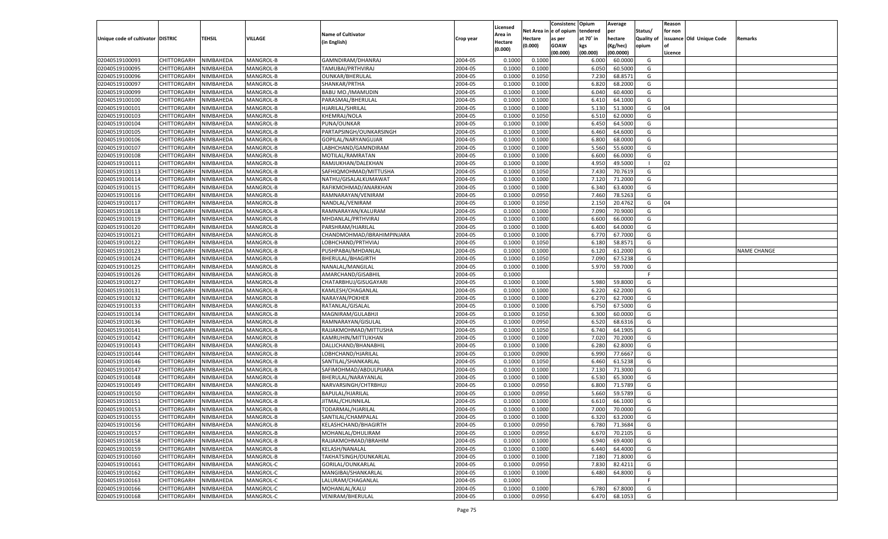| Unique code of cultivator | DISTRIC | TEHSIL | VILLAGE | Name of Cultivator (in English) | Crop year | Licensed Area in Hectare (0.000) | Net Area in Hectare (0.000) | Consistenc e of opium as per GOAW (00.000) | Opium tendered at 70° in kgs (00.000) | Average per hectare (Kg/hec) (00.0000) | Status/ Quality of opium | Reason for non issuance of Licence | Old Unique Code | Remarks |
|---|---|---|---|---|---|---|---|---|---|---|---|---|---|---|
| 02040519100093 | CHITTORGARH | NIMBAHEDA | MANGROL-B | GAMNDIRAM/DHANRAJ | 2004-05 | 0.1000 | 0.1000 | | 6.000 | 60.0000 | G | | | |
| 02040519100095 | CHITTORGARH | NIMBAHEDA | MANGROL-B | TAMUBAI/PRTHVIRAJ | 2004-05 | 0.1000 | 0.1000 | | 6.050 | 60.5000 | G | | | |
| 02040519100096 | CHITTORGARH | NIMBAHEDA | MANGROL-B | OUNKAR/BHERULAL | 2004-05 | 0.1000 | 0.1050 | | 7.230 | 68.8571 | G | | | |
| 02040519100097 | CHITTORGARH | NIMBAHEDA | MANGROL-B | SHANKAR/PRTHA | 2004-05 | 0.1000 | 0.1000 | | 6.820 | 68.2000 | G | | | |
| 02040519100099 | CHITTORGARH | NIMBAHEDA | MANGROL-B | BABU MO./IMAMUDIN | 2004-05 | 0.1000 | 0.1000 | | 6.040 | 60.4000 | G | | | |
| 02040519100100 | CHITTORGARH | NIMBAHEDA | MANGROL-B | PARASMAL/BHERULAL | 2004-05 | 0.1000 | 0.1000 | | 6.410 | 64.1000 | G | | | |
| 02040519100101 | CHITTORGARH | NIMBAHEDA | MANGROL-B | HJARILAL/SHRILAL | 2004-05 | 0.1000 | 0.1000 | | 5.130 | 51.3000 | G | 04 | | |
| 02040519100103 | CHITTORGARH | NIMBAHEDA | MANGROL-B | KHEMRAJ/NOLA | 2004-05 | 0.1000 | 0.1050 | | 6.510 | 62.0000 | G | | | |
| 02040519100104 | CHITTORGARH | NIMBAHEDA | MANGROL-B | PUNA/OUNKAR | 2004-05 | 0.1000 | 0.1000 | | 6.450 | 64.5000 | G | | | |
| 02040519100105 | CHITTORGARH | NIMBAHEDA | MANGROL-B | PARTAPSINGH/OUNKARSINGH | 2004-05 | 0.1000 | 0.1000 | | 6.460 | 64.6000 | G | | | |
| 02040519100106 | CHITTORGARH | NIMBAHEDA | MANGROL-B | GOPILAL/NARYANGUJAR | 2004-05 | 0.1000 | 0.1000 | | 6.800 | 68.0000 | G | | | |
| 02040519100107 | CHITTORGARH | NIMBAHEDA | MANGROL-B | LABHCHAND/GAMNDIRAM | 2004-05 | 0.1000 | 0.1000 | | 5.560 | 55.6000 | G | | | |
| 02040519100108 | CHITTORGARH | NIMBAHEDA | MANGROL-B | MOTILAL/RAMRATAN | 2004-05 | 0.1000 | 0.1000 | | 6.600 | 66.0000 | G | | | |
| 02040519100111 | CHITTORGARH | NIMBAHEDA | MANGROL-B | RAMJUKHAN/DALEKHAN | 2004-05 | 0.1000 | 0.1000 | | 4.950 | 49.5000 | I | 02 | | |
| 02040519100113 | CHITTORGARH | NIMBAHEDA | MANGROL-B | SAFHIQMOHMAD/MITTUSHA | 2004-05 | 0.1000 | 0.1050 | | 7.430 | 70.7619 | G | | | |
| 02040519100114 | CHITTORGARH | NIMBAHEDA | MANGROL-B | NATHU/GISALALKUMAWAT | 2004-05 | 0.1000 | 0.1000 | | 7.120 | 71.2000 | G | | | |
| 02040519100115 | CHITTORGARH | NIMBAHEDA | MANGROL-B | RAFIKMOHMAD/ANARKHAN | 2004-05 | 0.1000 | 0.1000 | | 6.340 | 63.4000 | G | | | |
| 02040519100116 | CHITTORGARH | NIMBAHEDA | MANGROL-B | RAMNARAYAN/VENIRAM | 2004-05 | 0.1000 | 0.0950 | | 7.460 | 78.5263 | G | | | |
| 02040519100117 | CHITTORGARH | NIMBAHEDA | MANGROL-B | NANDLAL/VENIRAM | 2004-05 | 0.1000 | 0.1050 | | 2.150 | 20.4762 | G | 04 | | |
| 02040519100118 | CHITTORGARH | NIMBAHEDA | MANGROL-B | RAMNARAYAN/KALURAM | 2004-05 | 0.1000 | 0.1000 | | 7.090 | 70.9000 | G | | | |
| 02040519100119 | CHITTORGARH | NIMBAHEDA | MANGROL-B | MHDANLAL/PRTHVIRAJ | 2004-05 | 0.1000 | 0.1000 | | 6.600 | 66.0000 | G | | | |
| 02040519100120 | CHITTORGARH | NIMBAHEDA | MANGROL-B | PARSHRAM/HJARILAL | 2004-05 | 0.1000 | 0.1000 | | 6.400 | 64.0000 | G | | | |
| 02040519100121 | CHITTORGARH | NIMBAHEDA | MANGROL-B | CHANDMOHMAD/IBRAHIMPINJARA | 2004-05 | 0.1000 | 0.1000 | | 6.770 | 67.7000 | G | | | |
| 02040519100122 | CHITTORGARH | NIMBAHEDA | MANGROL-B | LOBHCHAND/PRTHVIAJ | 2004-05 | 0.1000 | 0.1050 | | 6.180 | 58.8571 | G | | | |
| 02040519100123 | CHITTORGARH | NIMBAHEDA | MANGROL-B | PUSHPABAI/MHDANLAL | 2004-05 | 0.1000 | 0.1000 | | 6.120 | 61.2000 | G | | | NAME CHANGE |
| 02040519100124 | CHITTORGARH | NIMBAHEDA | MANGROL-B | BHERULAL/BHAGIRTH | 2004-05 | 0.1000 | 0.1050 | | 7.090 | 67.5238 | G | | | |
| 02040519100125 | CHITTORGARH | NIMBAHEDA | MANGROL-B | NANALAL/MANGILAL | 2004-05 | 0.1000 | 0.1000 | | 5.970 | 59.7000 | G | | | |
| 02040519100126 | CHITTORGARH | NIMBAHEDA | MANGROL-B | AMARCHAND/GISABHIL | 2004-05 | 0.1000 | | | | | F | | | |
| 02040519100127 | CHITTORGARH | NIMBAHEDA | MANGROL-B | CHATARBHUJ/GISUGAYARI | 2004-05 | 0.1000 | 0.1000 | | 5.980 | 59.8000 | G | | | |
| 02040519100131 | CHITTORGARH | NIMBAHEDA | MANGROL-B | KAMLESH/CHAGANLAL | 2004-05 | 0.1000 | 0.1000 | | 6.220 | 62.2000 | G | | | |
| 02040519100132 | CHITTORGARH | NIMBAHEDA | MANGROL-B | NARAYAN/POKHER | 2004-05 | 0.1000 | 0.1000 | | 6.270 | 62.7000 | G | | | |
| 02040519100133 | CHITTORGARH | NIMBAHEDA | MANGROL-B | RATANLAL/GISALAL | 2004-05 | 0.1000 | 0.1000 | | 6.750 | 67.5000 | G | | | |
| 02040519100134 | CHITTORGARH | NIMBAHEDA | MANGROL-B | MAGNIRAM/GULABHJI | 2004-05 | 0.1000 | 0.1050 | | 6.300 | 60.0000 | G | | | |
| 02040519100136 | CHITTORGARH | NIMBAHEDA | MANGROL-B | RAMNARAYAN/GISULAL | 2004-05 | 0.1000 | 0.0950 | | 6.520 | 68.6316 | G | | | |
| 02040519100141 | CHITTORGARH | NIMBAHEDA | MANGROL-B | RAJJAKMOHMAD/MITTUSHA | 2004-05 | 0.1000 | 0.1050 | | 6.740 | 64.1905 | G | | | |
| 02040519100142 | CHITTORGARH | NIMBAHEDA | MANGROL-B | KAMRUHIN/MITTUKHAN | 2004-05 | 0.1000 | 0.1000 | | 7.020 | 70.2000 | G | | | |
| 02040519100143 | CHITTORGARH | NIMBAHEDA | MANGROL-B | DALLICHAND/BHANABHIL | 2004-05 | 0.1000 | 0.1000 | | 6.280 | 62.8000 | G | | | |
| 02040519100144 | CHITTORGARH | NIMBAHEDA | MANGROL-B | LOBHCHAND/HJARILAL | 2004-05 | 0.1000 | 0.0900 | | 6.990 | 77.6667 | G | | | |
| 02040519100146 | CHITTORGARH | NIMBAHEDA | MANGROL-B | SANTILAL/SHANKARLAL | 2004-05 | 0.1000 | 0.1050 | | 6.460 | 61.5238 | G | | | |
| 02040519100147 | CHITTORGARH | NIMBAHEDA | MANGROL-B | SAFIMOHMAD/ABDULPIJARA | 2004-05 | 0.1000 | 0.1000 | | 7.130 | 71.3000 | G | | | |
| 02040519100148 | CHITTORGARH | NIMBAHEDA | MANGROL-B | BHERULAL/NARAYANLAL | 2004-05 | 0.1000 | 0.1000 | | 6.530 | 65.3000 | G | | | |
| 02040519100149 | CHITTORGARH | NIMBAHEDA | MANGROL-B | NARVARSINGH/CHTRBHUJ | 2004-05 | 0.1000 | 0.0950 | | 6.800 | 71.5789 | G | | | |
| 02040519100150 | CHITTORGARH | NIMBAHEDA | MANGROL-B | BAPULAL/HJARILAL | 2004-05 | 0.1000 | 0.0950 | | 5.660 | 59.5789 | G | | | |
| 02040519100151 | CHITTORGARH | NIMBAHEDA | MANGROL-B | JITMAL/CHUNNILAL | 2004-05 | 0.1000 | 0.1000 | | 6.610 | 66.1000 | G | | | |
| 02040519100153 | CHITTORGARH | NIMBAHEDA | MANGROL-B | TODARMAL/HJARILAL | 2004-05 | 0.1000 | 0.1000 | | 7.000 | 70.0000 | G | | | |
| 02040519100155 | CHITTORGARH | NIMBAHEDA | MANGROL-B | SANTILAL/CHAMPALAL | 2004-05 | 0.1000 | 0.1000 | | 6.320 | 63.2000 | G | | | |
| 02040519100156 | CHITTORGARH | NIMBAHEDA | MANGROL-B | KELASHCHAND/BHAGIRTH | 2004-05 | 0.1000 | 0.0950 | | 6.780 | 71.3684 | G | | | |
| 02040519100157 | CHITTORGARH | NIMBAHEDA | MANGROL-B | MOHANLAL/DHULIRAM | 2004-05 | 0.1000 | 0.0950 | | 6.670 | 70.2105 | G | | | |
| 02040519100158 | CHITTORGARH | NIMBAHEDA | MANGROL-B | RAJJAKMOHMAD/IBRAHIM | 2004-05 | 0.1000 | 0.1000 | | 6.940 | 69.4000 | G | | | |
| 02040519100159 | CHITTORGARH | NIMBAHEDA | MANGROL-B | KELASH/NANALAL | 2004-05 | 0.1000 | 0.1000 | | 6.440 | 64.4000 | G | | | |
| 02040519100160 | CHITTORGARH | NIMBAHEDA | MANGROL-B | TAKHATSINGH/OUNKARLAL | 2004-05 | 0.1000 | 0.1000 | | 7.180 | 71.8000 | G | | | |
| 02040519100161 | CHITTORGARH | NIMBAHEDA | MANGROL-C | GORILAL/OUNKARLAL | 2004-05 | 0.1000 | 0.0950 | | 7.830 | 82.4211 | G | | | |
| 02040519100162 | CHITTORGARH | NIMBAHEDA | MANGROL-C | MANGIBAI/SHANKARLAL | 2004-05 | 0.1000 | 0.1000 | | 6.480 | 64.8000 | G | | | |
| 02040519100163 | CHITTORGARH | NIMBAHEDA | MANGROL-C | LALURAM/CHAGANLAL | 2004-05 | 0.1000 | | | | | F | | | |
| 02040519100166 | CHITTORGARH | NIMBAHEDA | MANGROL-C | MOHANLAL/KALU | 2004-05 | 0.1000 | 0.1000 | | 6.780 | 67.8000 | G | | | |
| 02040519100168 | CHITTORGARH | NIMBAHEDA | MANGROL-C | VENIRAM/BHERULAL | 2004-05 | 0.1000 | 0.0950 | | 6.470 | 68.1053 | G | | | |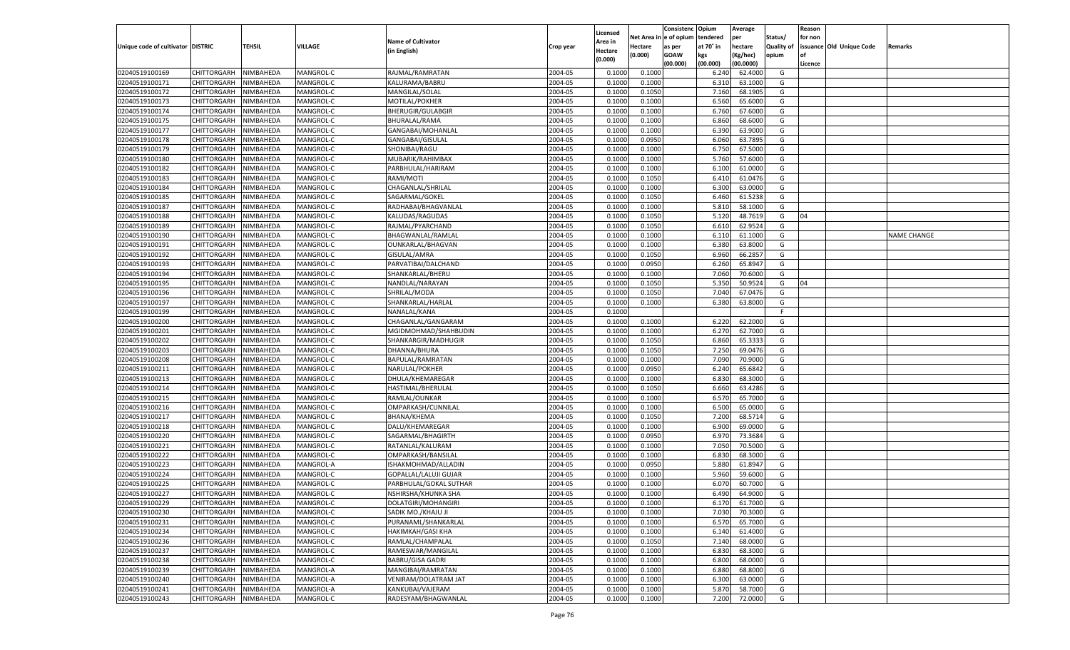| Unique code of cultivator | DISTRIC | TEHSIL | VILLAGE | Name of Cultivator (in English) | Crop year | Licensed Area in Hectare (0.000) | Net Area in Hectare (0.000) | Consistenc e of opium as per GOAW (00.000) | Opium tendered at 70˚ in kgs (00.000) | Average per hectare (Kg/hec) (00.0000) | Status/ Quality of opium | Reason for non issuance of Licence | Old Unique Code | Remarks |
|---|---|---|---|---|---|---|---|---|---|---|---|---|---|---|
| 02040519100169 | CHITTORGARH | NIMBAHEDA | MANGROL-C | RAJMAL/RAMRATAN | 2004-05 | 0.1000 | 0.1000 | | 6.240 | 62.4000 | G | | | |
| 02040519100171 | CHITTORGARH | NIMBAHEDA | MANGROL-C | KALURAMA/BABRU | 2004-05 | 0.1000 | 0.1000 | | 6.310 | 63.1000 | G | | | |
| 02040519100172 | CHITTORGARH | NIMBAHEDA | MANGROL-C | MANGILAL/SOLAL | 2004-05 | 0.1000 | 0.1050 | | 7.160 | 68.1905 | G | | | |
| 02040519100173 | CHITTORGARH | NIMBAHEDA | MANGROL-C | MOTILAL/POKHER | 2004-05 | 0.1000 | 0.1000 | | 6.560 | 65.6000 | G | | | |
| 02040519100174 | CHITTORGARH | NIMBAHEDA | MANGROL-C | BHERUGIR/GULABGIR | 2004-05 | 0.1000 | 0.1000 | | 6.760 | 67.6000 | G | | | |
| 02040519100175 | CHITTORGARH | NIMBAHEDA | MANGROL-C | BHURALAL/RAMA | 2004-05 | 0.1000 | 0.1000 | | 6.860 | 68.6000 | G | | | |
| 02040519100177 | CHITTORGARH | NIMBAHEDA | MANGROL-C | GANGABAI/MOHANLAL | 2004-05 | 0.1000 | 0.1000 | | 6.390 | 63.9000 | G | | | |
| 02040519100178 | CHITTORGARH | NIMBAHEDA | MANGROL-C | GANGABAI/GISULAL | 2004-05 | 0.1000 | 0.0950 | | 6.060 | 63.7895 | G | | | |
| 02040519100179 | CHITTORGARH | NIMBAHEDA | MANGROL-C | SHONIBAI/RAGU | 2004-05 | 0.1000 | 0.1000 | | 6.750 | 67.5000 | G | | | |
| 02040519100180 | CHITTORGARH | NIMBAHEDA | MANGROL-C | MUBARIK/RAHIMBAX | 2004-05 | 0.1000 | 0.1000 | | 5.760 | 57.6000 | G | | | |
| 02040519100182 | CHITTORGARH | NIMBAHEDA | MANGROL-C | PARBHULAL/HARIRAM | 2004-05 | 0.1000 | 0.1000 | | 6.100 | 61.0000 | G | | | |
| 02040519100183 | CHITTORGARH | NIMBAHEDA | MANGROL-C | RAMI/MOTI | 2004-05 | 0.1000 | 0.1050 | | 6.410 | 61.0476 | G | | | |
| 02040519100184 | CHITTORGARH | NIMBAHEDA | MANGROL-C | CHAGANLAL/SHRILAL | 2004-05 | 0.1000 | 0.1000 | | 6.300 | 63.0000 | G | | | |
| 02040519100185 | CHITTORGARH | NIMBAHEDA | MANGROL-C | SAGARMAL/GOKEL | 2004-05 | 0.1000 | 0.1050 | | 6.460 | 61.5238 | G | | | |
| 02040519100187 | CHITTORGARH | NIMBAHEDA | MANGROL-C | RADHABAI/BHAGVANLAL | 2004-05 | 0.1000 | 0.1000 | | 5.810 | 58.1000 | G | | | |
| 02040519100188 | CHITTORGARH | NIMBAHEDA | MANGROL-C | KALUDAS/RAGUDAS | 2004-05 | 0.1000 | 0.1050 | | 5.120 | 48.7619 | G | 04 | | |
| 02040519100189 | CHITTORGARH | NIMBAHEDA | MANGROL-C | RAJMAL/PYARCHAND | 2004-05 | 0.1000 | 0.1050 | | 6.610 | 62.9524 | G | | | |
| 02040519100190 | CHITTORGARH | NIMBAHEDA | MANGROL-C | BHAGWANLAL/RAMLAL | 2004-05 | 0.1000 | 0.1000 | | 6.110 | 61.1000 | G | | | NAME CHANGE |
| 02040519100191 | CHITTORGARH | NIMBAHEDA | MANGROL-C | OUNKARLAL/BHAGVAN | 2004-05 | 0.1000 | 0.1000 | | 6.380 | 63.8000 | G | | | |
| 02040519100192 | CHITTORGARH | NIMBAHEDA | MANGROL-C | GISULAL/AMRA | 2004-05 | 0.1000 | 0.1050 | | 6.960 | 66.2857 | G | | | |
| 02040519100193 | CHITTORGARH | NIMBAHEDA | MANGROL-C | PARVATIBAI/DALCHAND | 2004-05 | 0.1000 | 0.0950 | | 6.260 | 65.8947 | G | | | |
| 02040519100194 | CHITTORGARH | NIMBAHEDA | MANGROL-C | SHANKARLAL/BHERU | 2004-05 | 0.1000 | 0.1000 | | 7.060 | 70.6000 | G | | | |
| 02040519100195 | CHITTORGARH | NIMBAHEDA | MANGROL-C | NANDLAL/NARAYAN | 2004-05 | 0.1000 | 0.1050 | | 5.350 | 50.9524 | G | 04 | | |
| 02040519100196 | CHITTORGARH | NIMBAHEDA | MANGROL-C | SHRILAL/MODA | 2004-05 | 0.1000 | 0.1050 | | 7.040 | 67.0476 | G | | | |
| 02040519100197 | CHITTORGARH | NIMBAHEDA | MANGROL-C | SHANKARLAL/HARLAL | 2004-05 | 0.1000 | 0.1000 | | 6.380 | 63.8000 | G | | | |
| 02040519100199 | CHITTORGARH | NIMBAHEDA | MANGROL-C | NANALAL/KANA | 2004-05 | 0.1000 | | | | | F | | | |
| 02040519100200 | CHITTORGARH | NIMBAHEDA | MANGROL-C | CHAGANLAL/GANGARAM | 2004-05 | 0.1000 | 0.1000 | | 6.220 | 62.2000 | G | | | |
| 02040519100201 | CHITTORGARH | NIMBAHEDA | MANGROL-C | MGIDMOHMAD/SHAHBUDIN | 2004-05 | 0.1000 | 0.1000 | | 6.270 | 62.7000 | G | | | |
| 02040519100202 | CHITTORGARH | NIMBAHEDA | MANGROL-C | SHANKARGIR/MADHUGIR | 2004-05 | 0.1000 | 0.1050 | | 6.860 | 65.3333 | G | | | |
| 02040519100203 | CHITTORGARH | NIMBAHEDA | MANGROL-C | DHANNA/BHURA | 2004-05 | 0.1000 | 0.1050 | | 7.250 | 69.0476 | G | | | |
| 02040519100208 | CHITTORGARH | NIMBAHEDA | MANGROL-C | BAPULAL/RAMRATAN | 2004-05 | 0.1000 | 0.1000 | | 7.090 | 70.9000 | G | | | |
| 02040519100211 | CHITTORGARH | NIMBAHEDA | MANGROL-C | NARULAL/POKHER | 2004-05 | 0.1000 | 0.0950 | | 6.240 | 65.6842 | G | | | |
| 02040519100213 | CHITTORGARH | NIMBAHEDA | MANGROL-C | DHULA/KHEMAREGAR | 2004-05 | 0.1000 | 0.1000 | | 6.830 | 68.3000 | G | | | |
| 02040519100214 | CHITTORGARH | NIMBAHEDA | MANGROL-C | HASTIMAL/BHERULAL | 2004-05 | 0.1000 | 0.1050 | | 6.660 | 63.4286 | G | | | |
| 02040519100215 | CHITTORGARH | NIMBAHEDA | MANGROL-C | RAMLAL/OUNKAR | 2004-05 | 0.1000 | 0.1000 | | 6.570 | 65.7000 | G | | | |
| 02040519100216 | CHITTORGARH | NIMBAHEDA | MANGROL-C | OMPARKASH/CUNNILAL | 2004-05 | 0.1000 | 0.1000 | | 6.500 | 65.0000 | G | | | |
| 02040519100217 | CHITTORGARH | NIMBAHEDA | MANGROL-C | BHANA/KHEMA | 2004-05 | 0.1000 | 0.1050 | | 7.200 | 68.5714 | G | | | |
| 02040519100218 | CHITTORGARH | NIMBAHEDA | MANGROL-C | DALU/KHEMAREGAR | 2004-05 | 0.1000 | 0.1000 | | 6.900 | 69.0000 | G | | | |
| 02040519100220 | CHITTORGARH | NIMBAHEDA | MANGROL-C | SAGARMAL/BHAGIRTH | 2004-05 | 0.1000 | 0.0950 | | 6.970 | 73.3684 | G | | | |
| 02040519100221 | CHITTORGARH | NIMBAHEDA | MANGROL-C | RATANLAL/KALURAM | 2004-05 | 0.1000 | 0.1000 | | 7.050 | 70.5000 | G | | | |
| 02040519100222 | CHITTORGARH | NIMBAHEDA | MANGROL-C | OMPARKASH/BANSILAL | 2004-05 | 0.1000 | 0.1000 | | 6.830 | 68.3000 | G | | | |
| 02040519100223 | CHITTORGARH | NIMBAHEDA | MANGROL-A | ISHAKMOHMAD/ALLADIN | 2004-05 | 0.1000 | 0.0950 | | 5.880 | 61.8947 | G | | | |
| 02040519100224 | CHITTORGARH | NIMBAHEDA | MANGROL-C | GOPALLAL/LALUJI GUJAR | 2004-05 | 0.1000 | 0.1000 | | 5.960 | 59.6000 | G | | | |
| 02040519100225 | CHITTORGARH | NIMBAHEDA | MANGROL-C | PARBHULAL/GOKAL SUTHAR | 2004-05 | 0.1000 | 0.1000 | | 6.070 | 60.7000 | G | | | |
| 02040519100227 | CHITTORGARH | NIMBAHEDA | MANGROL-C | NSHIRSHA/KHUNKA SHA | 2004-05 | 0.1000 | 0.1000 | | 6.490 | 64.9000 | G | | | |
| 02040519100229 | CHITTORGARH | NIMBAHEDA | MANGROL-C | DOLATGIRI/MOHANGIRI | 2004-05 | 0.1000 | 0.1000 | | 6.170 | 61.7000 | G | | | |
| 02040519100230 | CHITTORGARH | NIMBAHEDA | MANGROL-C | SADIK MO./KHAJU JI | 2004-05 | 0.1000 | 0.1000 | | 7.030 | 70.3000 | G | | | |
| 02040519100231 | CHITTORGARH | NIMBAHEDA | MANGROL-C | PURANAML/SHANKARLAL | 2004-05 | 0.1000 | 0.1000 | | 6.570 | 65.7000 | G | | | |
| 02040519100234 | CHITTORGARH | NIMBAHEDA | MANGROL-C | HAKIMKAH/GASI KHA | 2004-05 | 0.1000 | 0.1000 | | 6.140 | 61.4000 | G | | | |
| 02040519100236 | CHITTORGARH | NIMBAHEDA | MANGROL-C | RAMLAL/CHAMPALAL | 2004-05 | 0.1000 | 0.1050 | | 7.140 | 68.0000 | G | | | |
| 02040519100237 | CHITTORGARH | NIMBAHEDA | MANGROL-C | RAMESWAR/MANGILAL | 2004-05 | 0.1000 | 0.1000 | | 6.830 | 68.3000 | G | | | |
| 02040519100238 | CHITTORGARH | NIMBAHEDA | MANGROL-C | BABRU/GISA GADRI | 2004-05 | 0.1000 | 0.1000 | | 6.800 | 68.0000 | G | | | |
| 02040519100239 | CHITTORGARH | NIMBAHEDA | MANGROL-A | MANGIBAI/RAMRATAN | 2004-05 | 0.1000 | 0.1000 | | 6.880 | 68.8000 | G | | | |
| 02040519100240 | CHITTORGARH | NIMBAHEDA | MANGROL-A | VENIRAM/DOLATRAM JAT | 2004-05 | 0.1000 | 0.1000 | | 6.300 | 63.0000 | G | | | |
| 02040519100241 | CHITTORGARH | NIMBAHEDA | MANGROL-A | KANKUBAI/VAJERAM | 2004-05 | 0.1000 | 0.1000 | | 5.870 | 58.7000 | G | | | |
| 02040519100243 | CHITTORGARH | NIMBAHEDA | MANGROL-C | RADESYAM/BHAGWANLAL | 2004-05 | 0.1000 | 0.1000 | | 7.200 | 72.0000 | G | | | |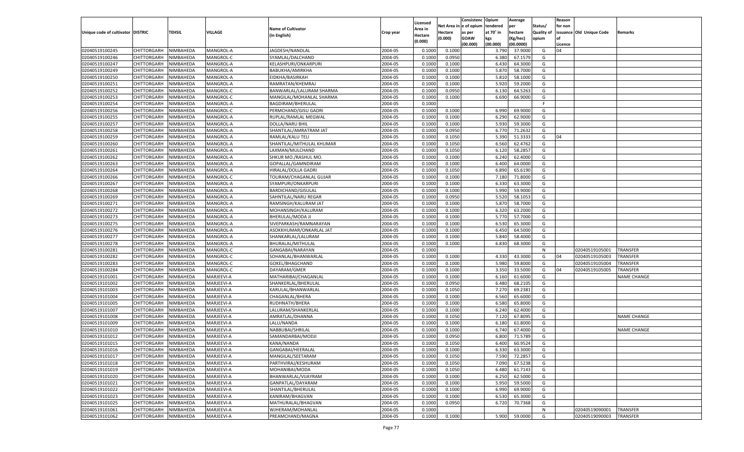| Unique code of cultivator | DISTRIC | TEHSIL | VILLAGE | Name of Cultivator (in English) | Crop year | Licensed Area in Hectare (0.000) | Net Area in Hectare (0.000) | Consistence of opium as per GOAW (00.000) | Opium tendered at 70° in kgs (00.000) | Average per hectare (Kg/hec) (00.0000) | Status/ Quality of opium | Reason for non issuance of Licence | Old Unique Code | Remarks |
|---|---|---|---|---|---|---|---|---|---|---|---|---|---|---|
| 02040519100245 | CHITTORGARH | NIMBAHEDA | MANGROL-A | JAGDESH/NANDLAL | 2004-05 | 0.1000 | 0.1000 | | 3.790 | 37.9000 | G | 04 | | |
| 02040519100246 | CHITTORGARH | NIMBAHEDA | MANGROL-C | SYAMLAL/DALCHAND | 2004-05 | 0.1000 | 0.0950 | | 6.380 | 67.1579 | G | | | |
| 02040519100247 | CHITTORGARH | NIMBAHEDA | MANGROL-A | KELASHPURI/ONKARPURI | 2004-05 | 0.1000 | 0.1000 | | 6.430 | 64.3000 | G | | | |
| 02040519100249 | CHITTORGARH | NIMBAHEDA | MANGROL-A | BABUKHA/AMIRKHA | 2004-05 | 0.1000 | 0.1000 | | 5.870 | 58.7000 | G | | | |
| 02040519100250 | CHITTORGARH | NIMBAHEDA | MANGROL-A | EIDKHA/BASIRKAH | 2004-05 | 0.1000 | 0.1000 | | 5.810 | 58.1000 | G | | | |
| 02040519100251 | CHITTORGARH | NIMBAHEDA | MANGROL-A | RAMRATAN/KHEMRAJ | 2004-05 | 0.1000 | 0.1000 | | 5.920 | 59.2000 | G | | | |
| 02040519100252 | CHITTORGARH | NIMBAHEDA | MANGROL-C | BANWARLAL/LALURAM SHARMA | 2004-05 | 0.1000 | 0.0950 | | 6.130 | 64.5263 | G | | | |
| 02040519100253 | CHITTORGARH | NIMBAHEDA | MANGROL-C | MANGILAL/MOHANLAL SHARMA | 2004-05 | 0.1000 | 0.1000 | | 6.690 | 66.9000 | G | | | |
| 02040519100254 | CHITTORGARH | NIMBAHEDA | MANGROL-A | BAGDIRAM/BHERULAL | 2004-05 | 0.1000 | | | | | F | | | |
| 02040519100256 | CHITTORGARH | NIMBAHEDA | MANGROL-C | PERMCHAND/GISU GADRI | 2004-05 | 0.1000 | 0.1000 | | 6.990 | 69.9000 | G | | | |
| 02040519100255 | CHITTORGARH | NIMBAHEDA | MANGROL-A | RUPLAL/RAMLAL MEGWAL | 2004-05 | 0.1000 | 0.1000 | | 6.290 | 62.9000 | G | | | |
| 02040519100257 | CHITTORGARH | NIMBAHEDA | MANGROL-A | DOLLA/NARU BHIL | 2004-05 | 0.1000 | 0.1000 | | 5.930 | 59.3000 | G | | | |
| 02040519100258 | CHITTORGARH | NIMBAHEDA | MANGROL-A | SHANTILAL/AMRATRAM JAT | 2004-05 | 0.1000 | 0.0950 | | 6.770 | 71.2632 | G | | | |
| 02040519100259 | CHITTORGARH | NIMBAHEDA | MANGROL-A | RAMLAL/KALU TELI | 2004-05 | 0.1000 | 0.1050 | | 5.390 | 51.3333 | G | 04 | | |
| 02040519100260 | CHITTORGARH | NIMBAHEDA | MANGROL-A | SHANTILAL/MITHULAL KHUMAR | 2004-05 | 0.1000 | 0.1050 | | 6.560 | 62.4762 | G | | | |
| 02040519100261 | CHITTORGARH | NIMBAHEDA | MANGROL-A | LAXMAN/MULCHAND | 2004-05 | 0.1000 | 0.1050 | | 6.120 | 58.2857 | G | | | |
| 02040519100262 | CHITTORGARH | NIMBAHEDA | MANGROL-A | SHKUR MO./RASHUL MO. | 2004-05 | 0.1000 | 0.1000 | | 6.240 | 62.4000 | G | | | |
| 02040519100263 | CHITTORGARH | NIMBAHEDA | MANGROL-A | GOPALLAL/GAMNDIRAM | 2004-05 | 0.1000 | 0.1000 | | 6.400 | 64.0000 | G | | | |
| 02040519100264 | CHITTORGARH | NIMBAHEDA | MANGROL-A | HIRALAL/DOLLA GADRI | 2004-05 | 0.1000 | 0.1050 | | 6.890 | 65.6190 | G | | | |
| 02040519100266 | CHITTORGARH | NIMBAHEDA | MANGROL-C | TOLIRAM/CHAGANLAL GUJAR | 2004-05 | 0.1000 | 0.1000 | | 7.180 | 71.8000 | G | | | |
| 02040519100267 | CHITTORGARH | NIMBAHEDA | MANGROL-A | SYAMPURI/ONKARPURI | 2004-05 | 0.1000 | 0.1000 | | 6.330 | 63.3000 | G | | | |
| 02040519100268 | CHITTORGARH | NIMBAHEDA | MANGROL-A | BARDICHAND/GISULAL | 2004-05 | 0.1000 | 0.1000 | | 5.990 | 59.9000 | G | | | |
| 02040519100269 | CHITTORGARH | NIMBAHEDA | MANGROL-A | SAHNTILAL/NARU REGAR | 2004-05 | 0.1000 | 0.0950 | | 5.520 | 58.1053 | G | | | |
| 02040519100271 | CHITTORGARH | NIMBAHEDA | MANGROL-A | RAMSINGH/KALURAM JAT | 2004-05 | 0.1000 | 0.1000 | | 5.870 | 58.7000 | G | | | |
| 02040519100272 | CHITTORGARH | NIMBAHEDA | MANGROL-A | MOHANSINGH/KALURAM | 2004-05 | 0.1000 | 0.1000 | | 6.320 | 63.2000 | G | | | |
| 02040519100273 | CHITTORGARH | NIMBAHEDA | MANGROL-A | BHERULAL/MODA JI | 2004-05 | 0.1000 | 0.1000 | | 5.770 | 57.7000 | G | | | |
| 02040519100275 | CHITTORGARH | NIMBAHEDA | MANGROL-A | SIVEPARKASH/RAMNARAYAN | 2004-05 | 0.1000 | 0.1000 | | 6.530 | 65.3000 | G | | | |
| 02040519100276 | CHITTORGARH | NIMBAHEDA | MANGROL-A | ASOKKHUMAR/ONKARLAL JAT | 2004-05 | 0.1000 | 0.1000 | | 6.450 | 64.5000 | G | | | |
| 02040519100277 | CHITTORGARH | NIMBAHEDA | MANGROL-A | SHANKARLAL/LALURAM | 2004-05 | 0.1000 | 0.1000 | | 5.840 | 58.4000 | G | | | |
| 02040519100278 | CHITTORGARH | NIMBAHEDA | MANGROL-A | BHURALAL/MITHULAL | 2004-05 | 0.1000 | 0.1000 | | 6.830 | 68.3000 | G | | | |
| 02040519100281 | CHITTORGARH | NIMBAHEDA | MANGROL-C | GANGABAI/NARAYAN | 2004-05 | 0.1000 | | | | | N | | 02040519105001 | TRANSFER |
| 02040519100282 | CHITTORGARH | NIMBAHEDA | MANGROL-C | SOHANLAL/BHANWARLAL | 2004-05 | 0.1000 | 0.1000 | | 4.330 | 43.3000 | G | 04 | 02040519105003 | TRANSFER |
| 02040519100283 | CHITTORGARH | NIMBAHEDA | MANGROL-C | GOKEL/BHAGCHAND | 2004-05 | 0.1000 | 0.1000 | | 5.980 | 59.8000 | G | | 02040519105004 | TRANSFER |
| 02040519100284 | CHITTORGARH | NIMBAHEDA | MANGROL-C | DAYARAM/GMER | 2004-05 | 0.1000 | 0.1000 | | 3.350 | 33.5000 | G | 04 | 02040519105005 | TRANSFER |
| 02040519101001 | CHITTORGARH | NIMBAHEDA | MARJEEVI-A | MATHARIBAI/CHAGANLAL | 2004-05 | 0.1000 | 0.1000 | | 6.160 | 61.6000 | G | | | NAME CHANGE |
| 02040519101002 | CHITTORGARH | NIMBAHEDA | MARJEEVI-A | SHANKERLAL/BHERULAL | 2004-05 | 0.1000 | 0.0950 | | 6.480 | 68.2105 | G | | | |
| 02040519101003 | CHITTORGARH | NIMBAHEDA | MARJEEVI-A | KARULAL/BHANWARLAL | 2004-05 | 0.1000 | 0.1050 | | 7.270 | 69.2381 | G | | | |
| 02040519101004 | CHITTORGARH | NIMBAHEDA | MARJEEVI-A | CHAGANLAL/BHERA | 2004-05 | 0.1000 | 0.1000 | | 6.560 | 65.6000 | G | | | |
| 02040519101005 | CHITTORGARH | NIMBAHEDA | MARJEEVI-A | RUDHNATH/BHERA | 2004-05 | 0.1000 | 0.1000 | | 6.580 | 65.8000 | G | | | |
| 02040519101007 | CHITTORGARH | NIMBAHEDA | MARJEEVI-A | LALURAM/SHANKERLAL | 2004-05 | 0.1000 | 0.1000 | | 6.240 | 62.4000 | G | | | |
| 02040519101008 | CHITTORGARH | NIMBAHEDA | MARJEEVI-A | AMRATLAL/DHANNA | 2004-05 | 0.1000 | 0.1050 | | 7.120 | 67.8095 | G | | | NAME CHANGE |
| 02040519101009 | CHITTORGARH | NIMBAHEDA | MARJEEVI-A | LALU/NANDA | 2004-05 | 0.1000 | 0.1000 | | 6.180 | 61.8000 | G | | | |
| 02040519101010 | CHITTORGARH | NIMBAHEDA | MARJEEVI-A | NABBUBAI/SHRILAL | 2004-05 | 0.1000 | 0.1000 | | 6.740 | 67.4000 | G | | | NAME CHANGE |
| 02040519101012 | CHITTORGARH | NIMBAHEDA | MARJEEVI-A | SAMANDARBAI/MODJI | 2004-05 | 0.1000 | 0.0950 | | 6.800 | 71.5789 | G | | | |
| 02040519101015 | CHITTORGARH | NIMBAHEDA | MARJEEVI-A | KANA/NANDA | 2004-05 | 0.1000 | 0.1050 | | 6.400 | 60.9524 | G | | | |
| 02040519101016 | CHITTORGARH | NIMBAHEDA | MARJEEVI-A | GANGABAI/HEERALAL | 2004-05 | 0.1000 | 0.1000 | | 6.330 | 63.3000 | G | | | |
| 02040519101017 | CHITTORGARH | NIMBAHEDA | MARJEEVI-A | MANGILAL/SEETARAM | 2004-05 | 0.1000 | 0.1050 | | 7.590 | 72.2857 | G | | | |
| 02040519101018 | CHITTORGARH | NIMBAHEDA | MARJEEVI-A | PARTHVIRAJ/KESHURAM | 2004-05 | 0.1000 | 0.1050 | | 7.090 | 67.5238 | G | | | |
| 02040519101019 | CHITTORGARH | NIMBAHEDA | MARJEEVI-A | MOHANIBAI/MODA | 2004-05 | 0.1000 | 0.1050 | | 6.480 | 61.7143 | G | | | |
| 02040519101020 | CHITTORGARH | NIMBAHEDA | MARJEEVI-A | BHANWARLAL/VIJAYRAM | 2004-05 | 0.1000 | 0.1000 | | 6.250 | 62.5000 | G | | | |
| 02040519101021 | CHITTORGARH | NIMBAHEDA | MARJEEVI-A | GANPATLAL/DAYARAM | 2004-05 | 0.1000 | 0.1000 | | 5.950 | 59.5000 | G | | | |
| 02040519101022 | CHITTORGARH | NIMBAHEDA | MARJEEVI-A | SHANTILAL/BHERULAL | 2004-05 | 0.1000 | 0.1000 | | 6.990 | 69.9000 | G | | | |
| 02040519101023 | CHITTORGARH | NIMBAHEDA | MARJEEVI-A | KANIRAM/BHAGVAN | 2004-05 | 0.1000 | 0.1000 | | 6.530 | 65.3000 | G | | | |
| 02040519101025 | CHITTORGARH | NIMBAHEDA | MARJEEVI-A | MATHURALAL/BHAGVAN | 2004-05 | 0.1000 | 0.0950 | | 6.720 | 70.7368 | G | | | |
| 02040519101061 | CHITTORGARH | NIMBAHEDA | MARJEEVI-A | WJHERAM/MOHANLAL | 2004-05 | 0.1000 | | | | | N | | 02040519090001 | TRANSFER |
| 02040519101062 | CHITTORGARH | NIMBAHEDA | MARJEEVI-A | PREAMCHAND/MAGNA | 2004-05 | 0.1000 | 0.1000 | | 5.900 | 59.0000 | G | | 02040519090003 | TRANSFER |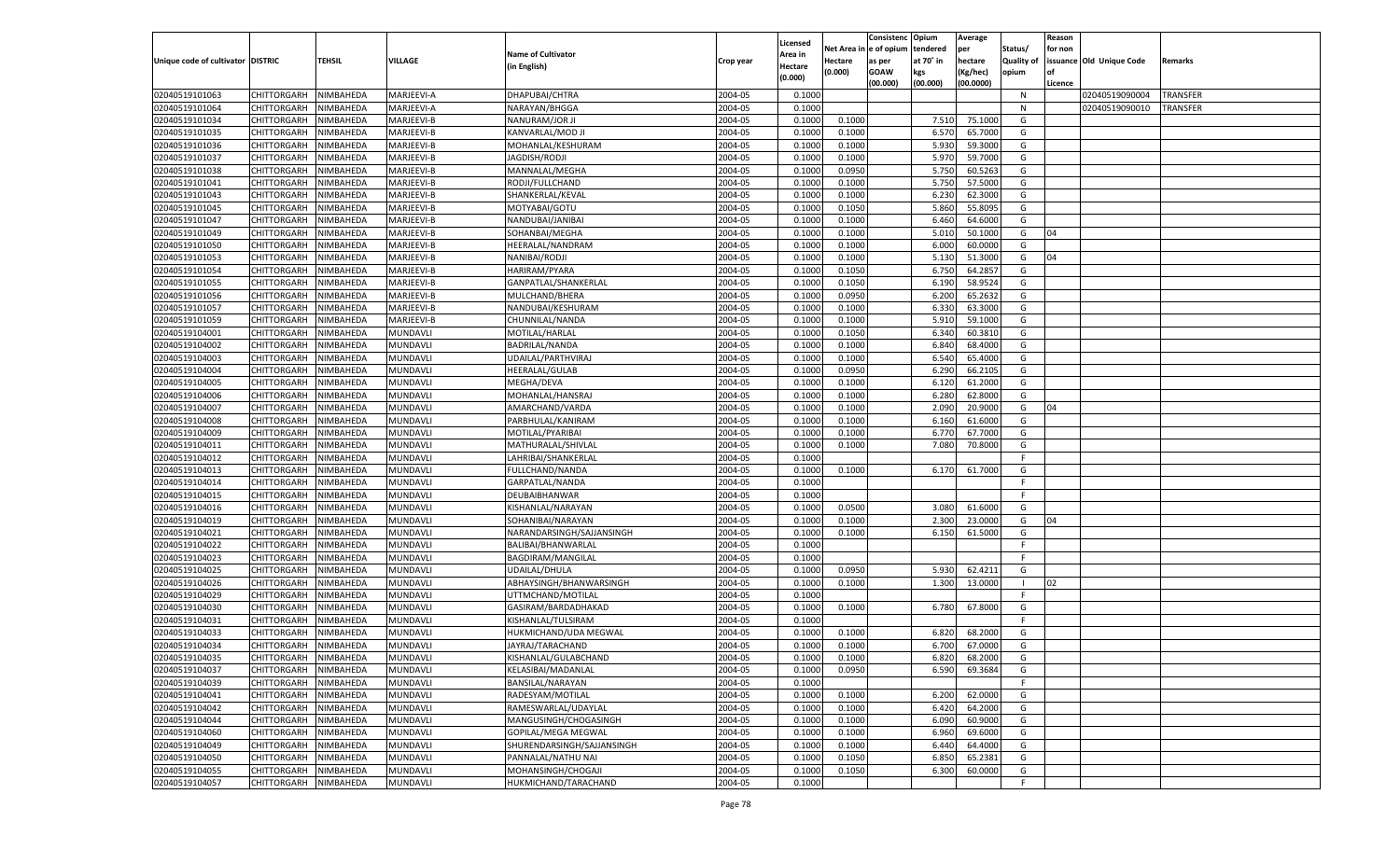| Unique code of cultivator | DISTRIC | TEHSIL | VILLAGE | Name of Cultivator (in English) | Crop year | Licensed Area in Hectare (0.000) | Net Area in Hectare (0.000) | Consistenc e of opium as per GOAW (00.000) | Opium tendered at 70° in kgs (00.000) | Average per hectare (Kg/hec) (00.0000) | Status/ Quality of opium | Reason for non issuance of Licence | Old Unique Code | Remarks |
|---|---|---|---|---|---|---|---|---|---|---|---|---|---|---|
| 02040519101063 | CHITTORGARH | NIMBAHEDA | MARJEEVI-A | DHAPUBAI/CHTRA | 2004-05 | 0.1000 | | | | | N | | 02040519090004 | TRANSFER |
| 02040519101064 | CHITTORGARH | NIMBAHEDA | MARJEEVI-A | NARAYAN/BHGGA | 2004-05 | 0.1000 | | | | | N | | 02040519090010 | TRANSFER |
| 02040519101034 | CHITTORGARH | NIMBAHEDA | MARJEEVI-B | NANURAM/JOR JI | 2004-05 | 0.1000 | 0.1000 | | 7.510 | 75.1000 | G | | | |
| 02040519101035 | CHITTORGARH | NIMBAHEDA | MARJEEVI-B | KANVARLAL/MOD JI | 2004-05 | 0.1000 | 0.1000 | | 6.570 | 65.7000 | G | | | |
| 02040519101036 | CHITTORGARH | NIMBAHEDA | MARJEEVI-B | MOHANLAL/KESHURAM | 2004-05 | 0.1000 | 0.1000 | | 5.930 | 59.3000 | G | | | |
| 02040519101037 | CHITTORGARH | NIMBAHEDA | MARJEEVI-B | JAGDISH/RODJI | 2004-05 | 0.1000 | 0.1000 | | 5.970 | 59.7000 | G | | | |
| 02040519101038 | CHITTORGARH | NIMBAHEDA | MARJEEVI-B | MANNALAL/MEGHA | 2004-05 | 0.1000 | 0.0950 | | 5.750 | 60.5263 | G | | | |
| 02040519101041 | CHITTORGARH | NIMBAHEDA | MARJEEVI-B | RODJI/FULLCHAND | 2004-05 | 0.1000 | 0.1000 | | 5.750 | 57.5000 | G | | | |
| 02040519101043 | CHITTORGARH | NIMBAHEDA | MARJEEVI-B | SHANKERLAL/KEVAL | 2004-05 | 0.1000 | 0.1000 | | 6.230 | 62.3000 | G | | | |
| 02040519101045 | CHITTORGARH | NIMBAHEDA | MARJEEVI-B | MOTYABAI/GOTU | 2004-05 | 0.1000 | 0.1050 | | 5.860 | 55.8095 | G | | | |
| 02040519101047 | CHITTORGARH | NIMBAHEDA | MARJEEVI-B | NANDUBAI/JANIBAI | 2004-05 | 0.1000 | 0.1000 | | 6.460 | 64.6000 | G | | | |
| 02040519101049 | CHITTORGARH | NIMBAHEDA | MARJEEVI-B | SOHANBAI/MEGHA | 2004-05 | 0.1000 | 0.1000 | | 5.010 | 50.1000 | G | 04 | | |
| 02040519101050 | CHITTORGARH | NIMBAHEDA | MARJEEVI-B | HEERALAL/NANDRAM | 2004-05 | 0.1000 | 0.1000 | | 6.000 | 60.0000 | G | | | |
| 02040519101053 | CHITTORGARH | NIMBAHEDA | MARJEEVI-B | NANIBAI/RODJI | 2004-05 | 0.1000 | 0.1000 | | 5.130 | 51.3000 | G | 04 | | |
| 02040519101054 | CHITTORGARH | NIMBAHEDA | MARJEEVI-B | HARIRAM/PYARA | 2004-05 | 0.1000 | 0.1050 | | 6.750 | 64.2857 | G | | | |
| 02040519101055 | CHITTORGARH | NIMBAHEDA | MARJEEVI-B | GANPATLAL/SHANKERLAL | 2004-05 | 0.1000 | 0.1050 | | 6.190 | 58.9524 | G | | | |
| 02040519101056 | CHITTORGARH | NIMBAHEDA | MARJEEVI-B | MULCHAND/BHERA | 2004-05 | 0.1000 | 0.0950 | | 6.200 | 65.2632 | G | | | |
| 02040519101057 | CHITTORGARH | NIMBAHEDA | MARJEEVI-B | NANDUBAI/KESHURAM | 2004-05 | 0.1000 | 0.1000 | | 6.330 | 63.3000 | G | | | |
| 02040519101059 | CHITTORGARH | NIMBAHEDA | MARJEEVI-B | CHUNNILAL/NANDA | 2004-05 | 0.1000 | 0.1000 | | 5.910 | 59.1000 | G | | | |
| 02040519104001 | CHITTORGARH | NIMBAHEDA | MUNDAVLI | MOTILAL/HARLAL | 2004-05 | 0.1000 | 0.1050 | | 6.340 | 60.3810 | G | | | |
| 02040519104002 | CHITTORGARH | NIMBAHEDA | MUNDAVLI | BADRILAL/NANDA | 2004-05 | 0.1000 | 0.1000 | | 6.840 | 68.4000 | G | | | |
| 02040519104003 | CHITTORGARH | NIMBAHEDA | MUNDAVLI | UDAILAL/PARTHVIRAJ | 2004-05 | 0.1000 | 0.1000 | | 6.540 | 65.4000 | G | | | |
| 02040519104004 | CHITTORGARH | NIMBAHEDA | MUNDAVLI | HEERALAL/GULAB | 2004-05 | 0.1000 | 0.0950 | | 6.290 | 66.2105 | G | | | |
| 02040519104005 | CHITTORGARH | NIMBAHEDA | MUNDAVLI | MEGHA/DEVA | 2004-05 | 0.1000 | 0.1000 | | 6.120 | 61.2000 | G | | | |
| 02040519104006 | CHITTORGARH | NIMBAHEDA | MUNDAVLI | MOHANLAL/HANSRAJ | 2004-05 | 0.1000 | 0.1000 | | 6.280 | 62.8000 | G | | | |
| 02040519104007 | CHITTORGARH | NIMBAHEDA | MUNDAVLI | AMARCHAND/VARDA | 2004-05 | 0.1000 | 0.1000 | | 2.090 | 20.9000 | G | 04 | | |
| 02040519104008 | CHITTORGARH | NIMBAHEDA | MUNDAVLI | PARBHULAL/KANIRAM | 2004-05 | 0.1000 | 0.1000 | | 6.160 | 61.6000 | G | | | |
| 02040519104009 | CHITTORGARH | NIMBAHEDA | MUNDAVLI | MOTILAL/PYARIBAI | 2004-05 | 0.1000 | 0.1000 | | 6.770 | 67.7000 | G | | | |
| 02040519104011 | CHITTORGARH | NIMBAHEDA | MUNDAVLI | MATHURALAL/SHIVLAL | 2004-05 | 0.1000 | 0.1000 | | 7.080 | 70.8000 | G | | | |
| 02040519104012 | CHITTORGARH | NIMBAHEDA | MUNDAVLI | LAHRIBAI/SHANKERLAL | 2004-05 | 0.1000 | | | | | F | | | |
| 02040519104013 | CHITTORGARH | NIMBAHEDA | MUNDAVLI | FULLCHAND/NANDA | 2004-05 | 0.1000 | 0.1000 | | 6.170 | 61.7000 | G | | | |
| 02040519104014 | CHITTORGARH | NIMBAHEDA | MUNDAVLI | GARPATLAL/NANDA | 2004-05 | 0.1000 | | | | | F | | | |
| 02040519104015 | CHITTORGARH | NIMBAHEDA | MUNDAVLI | DEUBAIBHANWAR | 2004-05 | 0.1000 | | | | | F | | | |
| 02040519104016 | CHITTORGARH | NIMBAHEDA | MUNDAVLI | KISHANLAL/NARAYAN | 2004-05 | 0.1000 | 0.0500 | | 3.080 | 61.6000 | G | | | |
| 02040519104019 | CHITTORGARH | NIMBAHEDA | MUNDAVLI | SOHANIBAI/NARAYAN | 2004-05 | 0.1000 | 0.1000 | | 2.300 | 23.0000 | G | 04 | | |
| 02040519104021 | CHITTORGARH | NIMBAHEDA | MUNDAVLI | NARANDARSINGH/SAJJANSINGH | 2004-05 | 0.1000 | 0.1000 | | 6.150 | 61.5000 | G | | | |
| 02040519104022 | CHITTORGARH | NIMBAHEDA | MUNDAVLI | BALIBAI/BHANWARLAL | 2004-05 | 0.1000 | | | | | F | | | |
| 02040519104023 | CHITTORGARH | NIMBAHEDA | MUNDAVLI | BAGDIRAM/MANGILAL | 2004-05 | 0.1000 | | | | | F | | | |
| 02040519104025 | CHITTORGARH | NIMBAHEDA | MUNDAVLI | UDAILAL/DHULA | 2004-05 | 0.1000 | 0.0950 | | 5.930 | 62.4211 | G | | | |
| 02040519104026 | CHITTORGARH | NIMBAHEDA | MUNDAVLI | ABHAYSINGH/BHANWARSINGH | 2004-05 | 0.1000 | 0.1000 | | 1.300 | 13.0000 | I | 02 | | |
| 02040519104029 | CHITTORGARH | NIMBAHEDA | MUNDAVLI | UTTMCHAND/MOTILAL | 2004-05 | 0.1000 | | | | | F | | | |
| 02040519104030 | CHITTORGARH | NIMBAHEDA | MUNDAVLI | GASIRAM/BARDADHAKAD | 2004-05 | 0.1000 | 0.1000 | | 6.780 | 67.8000 | G | | | |
| 02040519104031 | CHITTORGARH | NIMBAHEDA | MUNDAVLI | KISHANLAL/TULSIRAM | 2004-05 | 0.1000 | | | | | F | | | |
| 02040519104033 | CHITTORGARH | NIMBAHEDA | MUNDAVLI | HUKMICHAND/UDA MEGWAL | 2004-05 | 0.1000 | 0.1000 | | 6.820 | 68.2000 | G | | | |
| 02040519104034 | CHITTORGARH | NIMBAHEDA | MUNDAVLI | JAYRAJ/TARACHAND | 2004-05 | 0.1000 | 0.1000 | | 6.700 | 67.0000 | G | | | |
| 02040519104035 | CHITTORGARH | NIMBAHEDA | MUNDAVLI | KISHANLAL/GULABCHAND | 2004-05 | 0.1000 | 0.1000 | | 6.820 | 68.2000 | G | | | |
| 02040519104037 | CHITTORGARH | NIMBAHEDA | MUNDAVLI | KELASIBAI/MADANLAL | 2004-05 | 0.1000 | 0.0950 | | 6.590 | 69.3684 | G | | | |
| 02040519104039 | CHITTORGARH | NIMBAHEDA | MUNDAVLI | BANSILAL/NARAYAN | 2004-05 | 0.1000 | | | | | F | | | |
| 02040519104041 | CHITTORGARH | NIMBAHEDA | MUNDAVLI | RADESYAM/MOTILAL | 2004-05 | 0.1000 | 0.1000 | | 6.200 | 62.0000 | G | | | |
| 02040519104042 | CHITTORGARH | NIMBAHEDA | MUNDAVLI | RAMESWARLAL/UDAYLAL | 2004-05 | 0.1000 | 0.1000 | | 6.420 | 64.2000 | G | | | |
| 02040519104044 | CHITTORGARH | NIMBAHEDA | MUNDAVLI | MANGUSINGH/CHOGASINGH | 2004-05 | 0.1000 | 0.1000 | | 6.090 | 60.9000 | G | | | |
| 02040519104060 | CHITTORGARH | NIMBAHEDA | MUNDAVLI | GOPILAL/MEGA MEGWAL | 2004-05 | 0.1000 | 0.1000 | | 6.960 | 69.6000 | G | | | |
| 02040519104049 | CHITTORGARH | NIMBAHEDA | MUNDAVLI | SHURENDARSINGH/SAJJANSINGH | 2004-05 | 0.1000 | 0.1000 | | 6.440 | 64.4000 | G | | | |
| 02040519104050 | CHITTORGARH | NIMBAHEDA | MUNDAVLI | PANNALAL/NATHU NAI | 2004-05 | 0.1000 | 0.1050 | | 6.850 | 65.2381 | G | | | |
| 02040519104055 | CHITTORGARH | NIMBAHEDA | MUNDAVLI | MOHANSINGH/CHOGAJI | 2004-05 | 0.1000 | 0.1050 | | 6.300 | 60.0000 | G | | | |
| 02040519104057 | CHITTORGARH | NIMBAHEDA | MUNDAVLI | HUKMICHAND/TARACHAND | 2004-05 | 0.1000 | | | | | F | | | |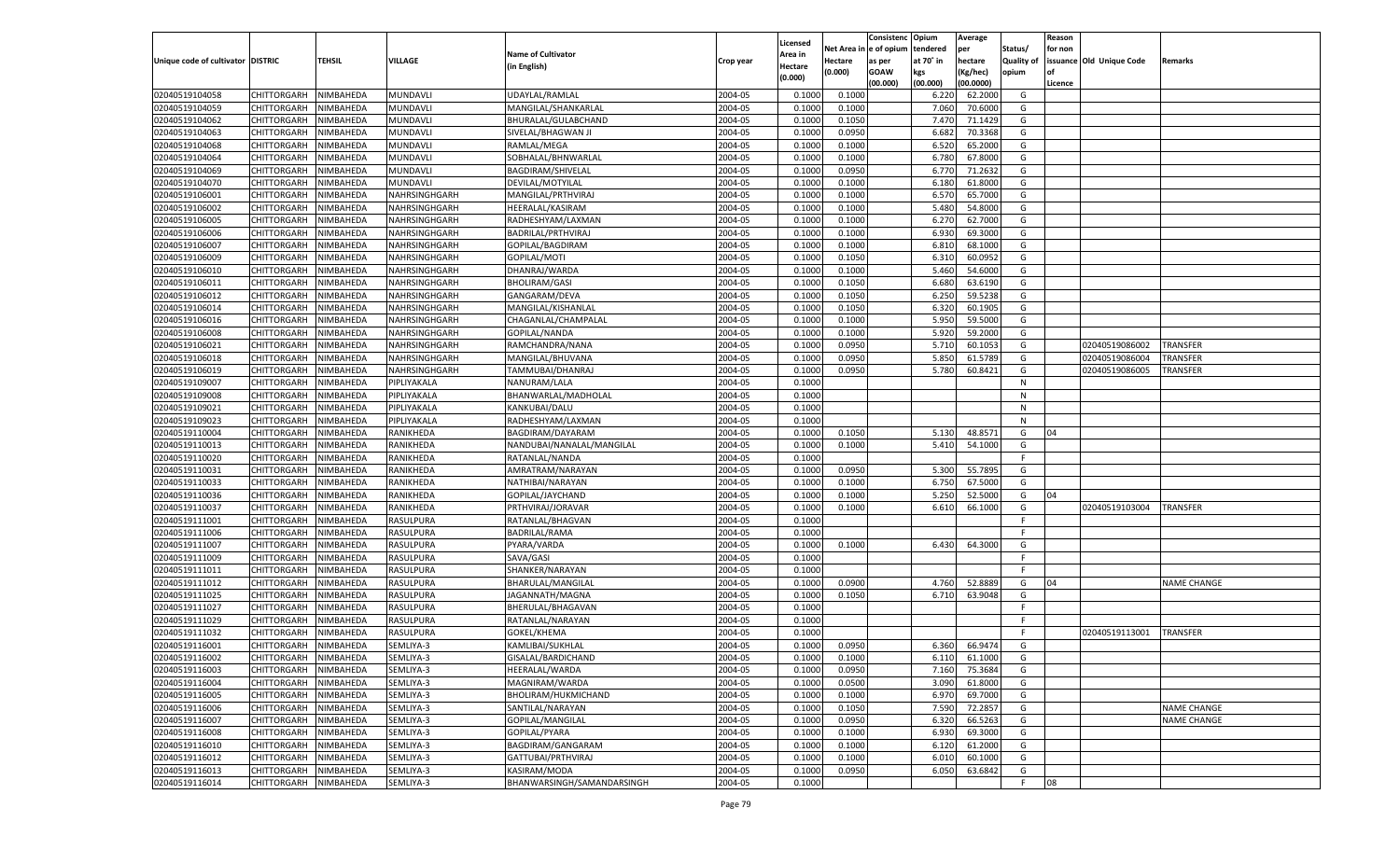| Unique code of cultivator | DISTRIC | TEHSIL | VILLAGE | Name of Cultivator (in English) | Crop year | Licensed Area in Hectare (0.000) | Net Area in Hectare (0.000) | Consistence of opium as per GOAW (00.000) | Opium tendered at 70° in kgs (00.000) | Average per hectare (Kg/hec) (00.0000) | Status/ Quality of opium | Reason for non issuance of Licence | Old Unique Code | Remarks |
|---|---|---|---|---|---|---|---|---|---|---|---|---|---|---|
| 02040519104058 | CHITTORGARH | NIMBAHEDA | MUNDAVLI | UDAYLAL/RAMLAL | 2004-05 | 0.1000 | 0.1000 | | 6.220 | 62.2000 | G | | | |
| 02040519104059 | CHITTORGARH | NIMBAHEDA | MUNDAVLI | MANGILAL/SHANKARLAL | 2004-05 | 0.1000 | 0.1000 | | 7.060 | 70.6000 | G | | | |
| 02040519104062 | CHITTORGARH | NIMBAHEDA | MUNDAVLI | BHURALAL/GULABCHAND | 2004-05 | 0.1000 | 0.1050 | | 7.470 | 71.1429 | G | | | |
| 02040519104063 | CHITTORGARH | NIMBAHEDA | MUNDAVLI | SIVELAL/BHAGWAN JI | 2004-05 | 0.1000 | 0.0950 | | 6.682 | 70.3368 | G | | | |
| 02040519104068 | CHITTORGARH | NIMBAHEDA | MUNDAVLI | RAMLAL/MEGA | 2004-05 | 0.1000 | 0.1000 | | 6.520 | 65.2000 | G | | | |
| 02040519104064 | CHITTORGARH | NIMBAHEDA | MUNDAVLI | SOBHALAL/BHNWARLAL | 2004-05 | 0.1000 | 0.1000 | | 6.780 | 67.8000 | G | | | |
| 02040519104069 | CHITTORGARH | NIMBAHEDA | MUNDAVLI | BAGDIRAM/SHIVELAL | 2004-05 | 0.1000 | 0.0950 | | 6.770 | 71.2632 | G | | | |
| 02040519104070 | CHITTORGARH | NIMBAHEDA | MUNDAVLI | DEVILAL/MOTYILAL | 2004-05 | 0.1000 | 0.1000 | | 6.180 | 61.8000 | G | | | |
| 02040519106001 | CHITTORGARH | NIMBAHEDA | NAHRSINGHGARH | MANGILAL/PRTHVIRAJ | 2004-05 | 0.1000 | 0.1000 | | 6.570 | 65.7000 | G | | | |
| 02040519106002 | CHITTORGARH | NIMBAHEDA | NAHRSINGHGARH | HEERALAL/KASIRAM | 2004-05 | 0.1000 | 0.1000 | | 5.480 | 54.8000 | G | | | |
| 02040519106005 | CHITTORGARH | NIMBAHEDA | NAHRSINGHGARH | RADHESHYAM/LAXMAN | 2004-05 | 0.1000 | 0.1000 | | 6.270 | 62.7000 | G | | | |
| 02040519106006 | CHITTORGARH | NIMBAHEDA | NAHRSINGHGARH | BADRILAL/PRTHVIRAJ | 2004-05 | 0.1000 | 0.1000 | | 6.930 | 69.3000 | G | | | |
| 02040519106007 | CHITTORGARH | NIMBAHEDA | NAHRSINGHGARH | GOPILAL/BAGDIRAM | 2004-05 | 0.1000 | 0.1000 | | 6.810 | 68.1000 | G | | | |
| 02040519106009 | CHITTORGARH | NIMBAHEDA | NAHRSINGHGARH | GOPILAL/MOTI | 2004-05 | 0.1000 | 0.1050 | | 6.310 | 60.0952 | G | | | |
| 02040519106010 | CHITTORGARH | NIMBAHEDA | NAHRSINGHGARH | DHANRAJ/WARDA | 2004-05 | 0.1000 | 0.1000 | | 5.460 | 54.6000 | G | | | |
| 02040519106011 | CHITTORGARH | NIMBAHEDA | NAHRSINGHGARH | BHOLIRAM/GASI | 2004-05 | 0.1000 | 0.1050 | | 6.680 | 63.6190 | G | | | |
| 02040519106012 | CHITTORGARH | NIMBAHEDA | NAHRSINGHGARH | GANGARAM/DEVA | 2004-05 | 0.1000 | 0.1050 | | 6.250 | 59.5238 | G | | | |
| 02040519106014 | CHITTORGARH | NIMBAHEDA | NAHRSINGHGARH | MANGILAL/KISHANLAL | 2004-05 | 0.1000 | 0.1050 | | 6.320 | 60.1905 | G | | | |
| 02040519106016 | CHITTORGARH | NIMBAHEDA | NAHRSINGHGARH | CHAGANLAL/CHAMPALAL | 2004-05 | 0.1000 | 0.1000 | | 5.950 | 59.5000 | G | | | |
| 02040519106008 | CHITTORGARH | NIMBAHEDA | NAHRSINGHGARH | GOPILAL/NANDA | 2004-05 | 0.1000 | 0.1000 | | 5.920 | 59.2000 | G | | | |
| 02040519106021 | CHITTORGARH | NIMBAHEDA | NAHRSINGHGARH | RAMCHANDRA/NANA | 2004-05 | 0.1000 | 0.0950 | | 5.710 | 60.1053 | G | | 02040519086002 | TRANSFER |
| 02040519106018 | CHITTORGARH | NIMBAHEDA | NAHRSINGHGARH | MANGILAL/BHUVANA | 2004-05 | 0.1000 | 0.0950 | | 5.850 | 61.5789 | G | | 02040519086004 | TRANSFER |
| 02040519106019 | CHITTORGARH | NIMBAHEDA | NAHRSINGHGARH | TAMMUBAI/DHANRAJ | 2004-05 | 0.1000 | 0.0950 | | 5.780 | 60.8421 | G | | 02040519086005 | TRANSFER |
| 02040519109007 | CHITTORGARH | NIMBAHEDA | PIPLIYAKALA | NANURAM/LALA | 2004-05 | 0.1000 | | | | | N | | | |
| 02040519109008 | CHITTORGARH | NIMBAHEDA | PIPLIYAKALA | BHANWARLAL/MADHOLAL | 2004-05 | 0.1000 | | | | | N | | | |
| 02040519109021 | CHITTORGARH | NIMBAHEDA | PIPLIYAKALA | KANKUBAI/DALU | 2004-05 | 0.1000 | | | | | N | | | |
| 02040519109023 | CHITTORGARH | NIMBAHEDA | PIPLIYAKALA | RADHESHYAM/LAXMAN | 2004-05 | 0.1000 | | | | | N | | | |
| 02040519110004 | CHITTORGARH | NIMBAHEDA | RANIKHEDA | BAGDIRAM/DAYARAM | 2004-05 | 0.1000 | 0.1050 | | 5.130 | 48.8571 | G | 04 | | |
| 02040519110013 | CHITTORGARH | NIMBAHEDA | RANIKHEDA | NANDUBAI/NANALAL/MANGILAL | 2004-05 | 0.1000 | 0.1000 | | 5.410 | 54.1000 | G | | | |
| 02040519110020 | CHITTORGARH | NIMBAHEDA | RANIKHEDA | RATANLAL/NANDA | 2004-05 | 0.1000 | | | | | F | | | |
| 02040519110031 | CHITTORGARH | NIMBAHEDA | RANIKHEDA | AMRATRAM/NARAYAN | 2004-05 | 0.1000 | 0.0950 | | 5.300 | 55.7895 | G | | | |
| 02040519110033 | CHITTORGARH | NIMBAHEDA | RANIKHEDA | NATHIBAI/NARAYAN | 2004-05 | 0.1000 | 0.1000 | | 6.750 | 67.5000 | G | | | |
| 02040519110036 | CHITTORGARH | NIMBAHEDA | RANIKHEDA | GOPILAL/JAYCHAND | 2004-05 | 0.1000 | 0.1000 | | 5.250 | 52.5000 | G | 04 | | |
| 02040519110037 | CHITTORGARH | NIMBAHEDA | RANIKHEDA | PRTHVIRAJ/JORAVAR | 2004-05 | 0.1000 | 0.1000 | | 6.610 | 66.1000 | G | | 02040519103004 | TRANSFER |
| 02040519111001 | CHITTORGARH | NIMBAHEDA | RASULPURA | RATANLAL/BHAGVAN | 2004-05 | 0.1000 | | | | | F | | | |
| 02040519111006 | CHITTORGARH | NIMBAHEDA | RASULPURA | BADRILAL/RAMA | 2004-05 | 0.1000 | | | | | F | | | |
| 02040519111007 | CHITTORGARH | NIMBAHEDA | RASULPURA | PYARA/VARDA | 2004-05 | 0.1000 | 0.1000 | | 6.430 | 64.3000 | G | | | |
| 02040519111009 | CHITTORGARH | NIMBAHEDA | RASULPURA | SAVA/GASI | 2004-05 | 0.1000 | | | | | F | | | |
| 02040519111011 | CHITTORGARH | NIMBAHEDA | RASULPURA | SHANKER/NARAYAN | 2004-05 | 0.1000 | | | | | F | | | |
| 02040519111012 | CHITTORGARH | NIMBAHEDA | RASULPURA | BHARULAL/MANGILAL | 2004-05 | 0.1000 | 0.0900 | | 4.760 | 52.8889 | G | 04 | | NAME CHANGE |
| 02040519111025 | CHITTORGARH | NIMBAHEDA | RASULPURA | JAGANNATH/MAGNA | 2004-05 | 0.1000 | 0.1050 | | 6.710 | 63.9048 | G | | | |
| 02040519111027 | CHITTORGARH | NIMBAHEDA | RASULPURA | BHERULAL/BHAGAVAN | 2004-05 | 0.1000 | | | | | F | | | |
| 02040519111029 | CHITTORGARH | NIMBAHEDA | RASULPURA | RATANLAL/NARAYAN | 2004-05 | 0.1000 | | | | | F | | | |
| 02040519111032 | CHITTORGARH | NIMBAHEDA | RASULPURA | GOKEL/KHEMA | 2004-05 | 0.1000 | | | | | F | | 02040519113001 | TRANSFER |
| 02040519116001 | CHITTORGARH | NIMBAHEDA | SEMLIYA-3 | KAMLIBAI/SUKHLAL | 2004-05 | 0.1000 | 0.0950 | | 6.360 | 66.9474 | G | | | |
| 02040519116002 | CHITTORGARH | NIMBAHEDA | SEMLIYA-3 | GISALAL/BARDICHAND | 2004-05 | 0.1000 | 0.1000 | | 6.110 | 61.1000 | G | | | |
| 02040519116003 | CHITTORGARH | NIMBAHEDA | SEMLIYA-3 | HEERALAL/WARDA | 2004-05 | 0.1000 | 0.0950 | | 7.160 | 75.3684 | G | | | |
| 02040519116004 | CHITTORGARH | NIMBAHEDA | SEMLIYA-3 | MAGNIRAM/WARDA | 2004-05 | 0.1000 | 0.0500 | | 3.090 | 61.8000 | G | | | |
| 02040519116005 | CHITTORGARH | NIMBAHEDA | SEMLIYA-3 | BHOLIRAM/HUKMICHAND | 2004-05 | 0.1000 | 0.1000 | | 6.970 | 69.7000 | G | | | |
| 02040519116006 | CHITTORGARH | NIMBAHEDA | SEMLIYA-3 | SANTILAL/NARAYAN | 2004-05 | 0.1000 | 0.1050 | | 7.590 | 72.2857 | G | | | NAME CHANGE |
| 02040519116007 | CHITTORGARH | NIMBAHEDA | SEMLIYA-3 | GOPILAL/MANGILAL | 2004-05 | 0.1000 | 0.0950 | | 6.320 | 66.5263 | G | | | NAME CHANGE |
| 02040519116008 | CHITTORGARH | NIMBAHEDA | SEMLIYA-3 | GOPILAL/PYARA | 2004-05 | 0.1000 | 0.1000 | | 6.930 | 69.3000 | G | | | |
| 02040519116010 | CHITTORGARH | NIMBAHEDA | SEMLIYA-3 | BAGDIRAM/GANGARAM | 2004-05 | 0.1000 | 0.1000 | | 6.120 | 61.2000 | G | | | |
| 02040519116012 | CHITTORGARH | NIMBAHEDA | SEMLIYA-3 | GATTUBAI/PRTHVIRAJ | 2004-05 | 0.1000 | 0.1000 | | 6.010 | 60.1000 | G | | | |
| 02040519116013 | CHITTORGARH | NIMBAHEDA | SEMLIYA-3 | KASIRAM/MODA | 2004-05 | 0.1000 | 0.0950 | | 6.050 | 63.6842 | G | | | |
| 02040519116014 | CHITTORGARH | NIMBAHEDA | SEMLIYA-3 | BHANWARSINGH/SAMANDARSINGH | 2004-05 | 0.1000 | | | | | F | 08 | | |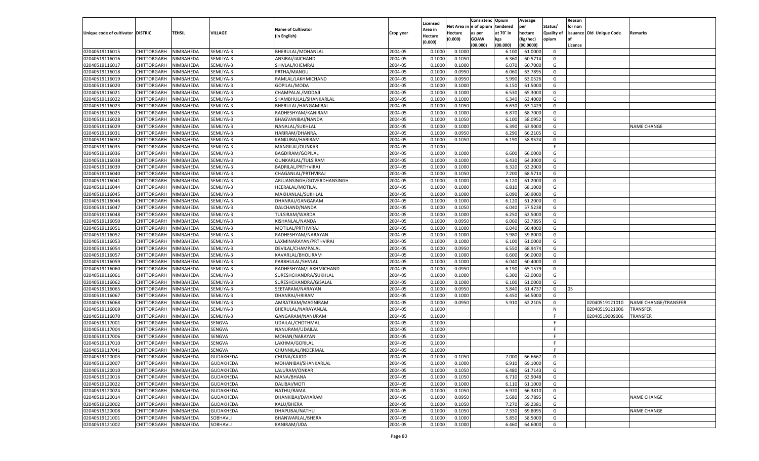| Unique code of cultivator | DISTRIC | TEHSIL | VILLAGE | Name of Cultivator (in English) | Crop year | Licensed Area in Hectare (0.000) | Net Area in Hectare (0.000) | Consistenc e of opium as per GOAW (00.000) | Opium tendered at 70° in kgs (00.000) | Average per hectare (Kg/hec) (00.0000) | Status/ Quality of opium | Reason for non issuance of Licence | Old Unique Code | Remarks |
|---|---|---|---|---|---|---|---|---|---|---|---|---|---|---|
| 02040519116015 | CHITTORGARH | NIMBAHEDA | SEMLIYA-3 | BHERULAL/MOHANLAL | 2004-05 | 0.1000 | 0.1000 | | 6.100 | 61.0000 | G | | | |
| 02040519116016 | CHITTORGARH | NIMBAHEDA | SEMLIYA-3 | ANSIBAI/JAICHAND | 2004-05 | 0.1000 | 0.1050 | | 6.360 | 60.5714 | G | | | |
| 02040519116017 | CHITTORGARH | NIMBAHEDA | SEMLIYA-3 | SHIVLAL/KHEMRAJ | 2004-05 | 0.1000 | 0.1000 | | 6.070 | 60.7000 | G | | | |
| 02040519116018 | CHITTORGARH | NIMBAHEDA | SEMLIYA-3 | PRTHA/MANGU | 2004-05 | 0.1000 | 0.0950 | | 6.060 | 63.7895 | G | | | |
| 02040519116019 | CHITTORGARH | NIMBAHEDA | SEMLIYA-3 | RAMLAL/LAKHMICHAND | 2004-05 | 0.1000 | 0.0950 | | 5.990 | 63.0526 | G | | | |
| 02040519116020 | CHITTORGARH | NIMBAHEDA | SEMLIYA-3 | GOPILAL/MODA | 2004-05 | 0.1000 | 0.1000 | | 6.150 | 61.5000 | G | | | |
| 02040519116021 | CHITTORGARH | NIMBAHEDA | SEMLIYA-3 | CHAMPALAL/MODAJI | 2004-05 | 0.1000 | 0.1000 | | 6.530 | 65.3000 | G | | | |
| 02040519116022 | CHITTORGARH | NIMBAHEDA | SEMLIYA-3 | SHAMBHULAL/SHANKARLAL | 2004-05 | 0.1000 | 0.1000 | | 6.340 | 63.4000 | G | | | |
| 02040519116023 | CHITTORGARH | NIMBAHEDA | SEMLIYA-3 | BHERULAL/HANGAMIBAI | 2004-05 | 0.1000 | 0.1050 | | 6.630 | 63.1429 | G | | | |
| 02040519116025 | CHITTORGARH | NIMBAHEDA | SEMLIYA-3 | RADHESHYAM/KANIRAM | 2004-05 | 0.1000 | 0.1000 | | 6.870 | 68.7000 | G | | | |
| 02040519116028 | CHITTORGARH | NIMBAHEDA | SEMLIYA-3 | BHAGVANIBAI/NANDA | 2004-05 | 0.1000 | 0.1050 | | 6.100 | 58.0952 | G | | | |
| 02040519116029 | CHITTORGARH | NIMBAHEDA | SEMLIYA-3 | NANALAL/SUKHLAL | 2004-05 | 0.1000 | 0.1000 | | 6.390 | 63.9000 | G | | | NAME CHANGE |
| 02040519116031 | CHITTORGARH | NIMBAHEDA | SEMLIYA-3 | HARIRAM/DHANRAJ | 2004-05 | 0.1000 | 0.0950 | | 6.290 | 66.2105 | G | | | |
| 02040519116032 | CHITTORGARH | NIMBAHEDA | SEMLIYA-3 | KANKUBAI/HARIRAM | 2004-05 | 0.1000 | 0.1050 | | 6.190 | 58.9524 | G | | | |
| 02040519116035 | CHITTORGARH | NIMBAHEDA | SEMLIYA-3 | MANGILAL/OUNKAR | 2004-05 | 0.1000 | | | | | F | | | |
| 02040519116036 | CHITTORGARH | NIMBAHEDA | SEMLIYA-3 | BAGDIRAM/GOPILAL | 2004-05 | 0.1000 | 0.1000 | | 6.600 | 66.0000 | G | | | |
| 02040519116038 | CHITTORGARH | NIMBAHEDA | SEMLIYA-3 | OUNKARLAL/TULSIRAM | 2004-05 | 0.1000 | 0.1000 | | 6.430 | 64.3000 | G | | | |
| 02040519116039 | CHITTORGARH | NIMBAHEDA | SEMLIYA-3 | BADRILAL/PRTHVIRAJ | 2004-05 | 0.1000 | 0.1000 | | 6.320 | 63.2000 | G | | | |
| 02040519116040 | CHITTORGARH | NIMBAHEDA | SEMLIYA-3 | CHAGANLAL/PRTHVIRAJ | 2004-05 | 0.1000 | 0.1050 | | 7.200 | 68.5714 | G | | | |
| 02040519116041 | CHITTORGARH | NIMBAHEDA | SEMLIYA-3 | ARJUANSINGH/GOVERDHANSINGH | 2004-05 | 0.1000 | 0.1000 | | 6.120 | 61.2000 | G | | | |
| 02040519116044 | CHITTORGARH | NIMBAHEDA | SEMLIYA-3 | HEERALAL/MOTILAL | 2004-05 | 0.1000 | 0.1000 | | 6.810 | 68.1000 | G | | | |
| 02040519116045 | CHITTORGARH | NIMBAHEDA | SEMLIYA-3 | MAKHANLAL/SUKHLAL | 2004-05 | 0.1000 | 0.1000 | | 6.090 | 60.9000 | G | | | |
| 02040519116046 | CHITTORGARH | NIMBAHEDA | SEMLIYA-3 | DHANRAJ/GANGARAM | 2004-05 | 0.1000 | 0.1000 | | 6.120 | 61.2000 | G | | | |
| 02040519116047 | CHITTORGARH | NIMBAHEDA | SEMLIYA-3 | DALCHAND/NANDA | 2004-05 | 0.1000 | 0.1050 | | 6.040 | 57.5238 | G | | | |
| 02040519116048 | CHITTORGARH | NIMBAHEDA | SEMLIYA-3 | TULSIRAM/WARDA | 2004-05 | 0.1000 | 0.1000 | | 6.250 | 62.5000 | G | | | |
| 02040519116050 | CHITTORGARH | NIMBAHEDA | SEMLIYA-3 | KISHANLAL/NANDA | 2004-05 | 0.1000 | 0.0950 | | 6.060 | 63.7895 | G | | | |
| 02040519116051 | CHITTORGARH | NIMBAHEDA | SEMLIYA-3 | MOTILAL/PRTHVIRAJ | 2004-05 | 0.1000 | 0.1000 | | 6.040 | 60.4000 | G | | | |
| 02040519116052 | CHITTORGARH | NIMBAHEDA | SEMLIYA-3 | RADHESHYAM/NARAYAN | 2004-05 | 0.1000 | 0.1000 | | 5.980 | 59.8000 | G | | | |
| 02040519116053 | CHITTORGARH | NIMBAHEDA | SEMLIYA-3 | LAXMINARAYAN/PRTHVIRAJ | 2004-05 | 0.1000 | 0.1000 | | 6.100 | 61.0000 | G | | | |
| 02040519116054 | CHITTORGARH | NIMBAHEDA | SEMLIYA-3 | DEVILAL/CHAMPALAL | 2004-05 | 0.1000 | 0.0950 | | 6.550 | 68.9474 | G | | | |
| 02040519116057 | CHITTORGARH | NIMBAHEDA | SEMLIYA-3 | KAVARLAL/BHOLIRAM | 2004-05 | 0.1000 | 0.1000 | | 6.600 | 66.0000 | G | | | |
| 02040519116059 | CHITTORGARH | NIMBAHEDA | SEMLIYA-3 | PARBHULAL/SHVLAL | 2004-05 | 0.1000 | 0.1000 | | 6.040 | 60.4000 | G | | | |
| 02040519116060 | CHITTORGARH | NIMBAHEDA | SEMLIYA-3 | RADHESHYAM/LAKHMICHAND | 2004-05 | 0.1000 | 0.0950 | | 6.190 | 65.1579 | G | | | |
| 02040519116061 | CHITTORGARH | NIMBAHEDA | SEMLIYA-3 | SURESHCHANDRA/SUKHLAL | 2004-05 | 0.1000 | 0.1000 | | 6.300 | 63.0000 | G | | | |
| 02040519116062 | CHITTORGARH | NIMBAHEDA | SEMLIYA-3 | SURESHCHANDRA/GISALAL | 2004-05 | 0.1000 | 0.1000 | | 6.100 | 61.0000 | G | | | |
| 02040519116065 | CHITTORGARH | NIMBAHEDA | SEMLIYA-3 | SEETARAM/NARAYAN | 2004-05 | 0.1000 | 0.0950 | | 5.840 | 61.4737 | G | 05 | | |
| 02040519116067 | CHITTORGARH | NIMBAHEDA | SEMLIYA-3 | DHANRAJ/HRIRAM | 2004-05 | 0.1000 | 0.1000 | | 6.450 | 64.5000 | G | | | |
| 02040519116068 | CHITTORGARH | NIMBAHEDA | SEMLIYA-3 | AMRATRAM/MAGNIRAM | 2004-05 | 0.1000 | 0.0950 | | 5.910 | 62.2105 | G | | 02040519121010 | NAME CHANGE/TRANSFER |
| 02040519116069 | CHITTORGARH | NIMBAHEDA | SEMLIYA-3 | BHERULAL/NARAYANLAL | 2004-05 | 0.1000 | | | | | N | | 02040519121006 | TRANSFER |
| 02040519116070 | CHITTORGARH | NIMBAHEDA | SEMLIYA-3 | GANGARAM/NANURAM | 2004-05 | 0.1000 | | | | | F | | 02040519009006 | TRANSFER |
| 02040519117001 | CHITTORGARH | NIMBAHEDA | SENGVA | UDAILAL/CHOTHMAL | 2004-05 | 0.1000 | | | | | F | | | |
| 02040519117004 | CHITTORGARH | NIMBAHEDA | SENGVA | NANURAM/UDAILAL | 2004-05 | 0.1000 | | | | | F | | | |
| 02040519117006 | CHITTORGARH | NIMBAHEDA | SENGVA | MOHAN/NARAYAN | 2004-05 | 0.1000 | | | | | F | | | |
| 02040519117010 | CHITTORGARH | NIMBAHEDA | SENGVA | LAKHMA/GORILAL | 2004-05 | 0.1000 | | | | | F | | | |
| 02040519117041 | CHITTORGARH | NIMBAHEDA | SENGVA | CHUNNILAL/INDERMAL | 2004-05 | 0.1000 | | | | | F | | | |
| 02040519120003 | CHITTORGARH | NIMBAHEDA | GUDAKHEDA | CHUNA/KAJOD | 2004-05 | 0.1000 | 0.1050 | | 7.000 | 66.6667 | G | | | |
| 02040519120007 | CHITTORGARH | NIMBAHEDA | GUDAKHEDA | MOHANIBAI/SHANKARLAL | 2004-05 | 0.1000 | 0.1000 | | 6.910 | 69.1000 | G | | | |
| 02040519120010 | CHITTORGARH | NIMBAHEDA | GUDAKHEDA | LALURAM/ONKAR | 2004-05 | 0.1000 | 0.1050 | | 6.480 | 61.7143 | G | | | |
| 02040519120016 | CHITTORGARH | NIMBAHEDA | GUDAKHEDA | MANA/BHANA | 2004-05 | 0.1000 | 0.1050 | | 6.710 | 63.9048 | G | | | |
| 02040519120022 | CHITTORGARH | NIMBAHEDA | GUDAKHEDA | DALIBAI/MOTI | 2004-05 | 0.1000 | 0.1000 | | 6.110 | 61.1000 | G | | | |
| 02040519120024 | CHITTORGARH | NIMBAHEDA | GUDAKHEDA | NATHU/RAMA | 2004-05 | 0.1000 | 0.1050 | | 6.970 | 66.3810 | G | | | |
| 02040519120014 | CHITTORGARH | NIMBAHEDA | GUDAKHEDA | DHANKIBAI/DAYARAM | 2004-05 | 0.1000 | 0.0950 | | 5.680 | 59.7895 | G | | | NAME CHANGE |
| 02040519120002 | CHITTORGARH | NIMBAHEDA | GUDAKHEDA | KALU/BHERA | 2004-05 | 0.1000 | 0.1050 | | 7.270 | 69.2381 | G | | | |
| 02040519120008 | CHITTORGARH | NIMBAHEDA | GUDAKHEDA | DHAPUBAI/NATHU | 2004-05 | 0.1000 | 0.1050 | | 7.330 | 69.8095 | G | | | NAME CHANGE |
| 02040519121001 | CHITTORGARH | NIMBAHEDA | SOBHAVLI | BHANWARLAL/BHERA | 2004-05 | 0.1000 | 0.1000 | | 5.850 | 58.5000 | G | | | |
| 02040519121002 | CHITTORGARH | NIMBAHEDA | SOBHAVLI | KANIRAM/UDA | 2004-05 | 0.1000 | 0.1000 | | 6.460 | 64.6000 | G | | | |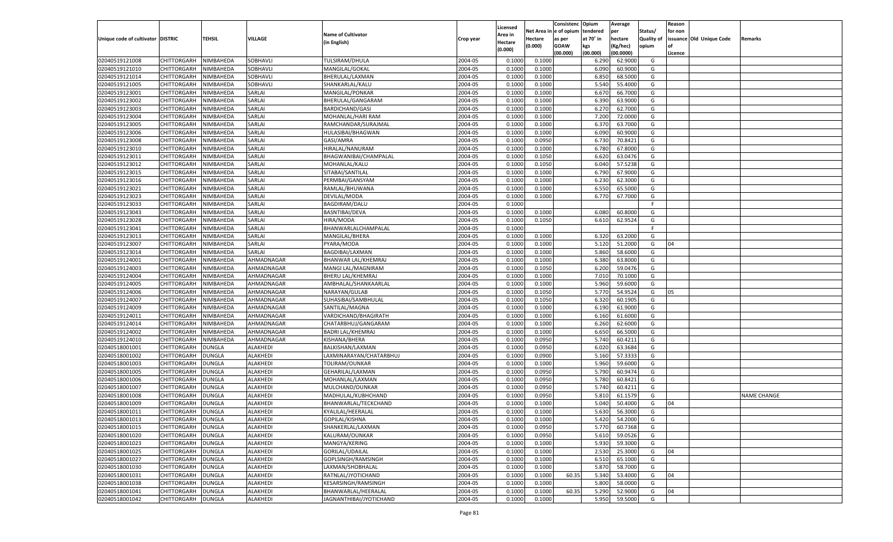| Unique code of cultivator | DISTRIC | TEHSIL | VILLAGE | Name of Cultivator (in English) | Crop year | Licensed Area in Hectare (0.000) | Net Area in Hectare (0.000) | Consistenc e of opium as per GOAW (00.000) | Opium tendered at 70° in kgs (00.000) | Average per hectare (Kg/hec) (00.0000) | Status/ Quality of opium | Reason for non issuance of Licence | Old Unique Code | Remarks |
|---|---|---|---|---|---|---|---|---|---|---|---|---|---|---|
| 02040519121008 | CHITTORGARH | NIMBAHEDA | SOBHAVLI | TULSIRAM/DHULA | 2004-05 | 0.1000 | 0.1000 | | 6.290 | 62.9000 | G | | | |
| 02040519121010 | CHITTORGARH | NIMBAHEDA | SOBHAVLI | MANGILAL/GOKAL | 2004-05 | 0.1000 | 0.1000 | | 6.090 | 60.9000 | G | | | |
| 02040519121014 | CHITTORGARH | NIMBAHEDA | SOBHAVLI | BHERULAL/LAXMAN | 2004-05 | 0.1000 | 0.1000 | | 6.850 | 68.5000 | G | | | |
| 02040519121005 | CHITTORGARH | NIMBAHEDA | SOBHAVLI | SHANKARLAL/KALU | 2004-05 | 0.1000 | 0.1000 | | 5.540 | 55.4000 | G | | | |
| 02040519123001 | CHITTORGARH | NIMBAHEDA | SARLAI | MANGILAL/PONKAR | 2004-05 | 0.1000 | 0.1000 | | 6.670 | 66.7000 | G | | | |
| 02040519123002 | CHITTORGARH | NIMBAHEDA | SARLAI | BHERULAL/GANGARAM | 2004-05 | 0.1000 | 0.1000 | | 6.390 | 63.9000 | G | | | |
| 02040519123003 | CHITTORGARH | NIMBAHEDA | SARLAI | BARDICHAND/GASI | 2004-05 | 0.1000 | 0.1000 | | 6.270 | 62.7000 | G | | | |
| 02040519123004 | CHITTORGARH | NIMBAHEDA | SARLAI | MOHANLAL/HARI RAM | 2004-05 | 0.1000 | 0.1000 | | 7.200 | 72.0000 | G | | | |
| 02040519123005 | CHITTORGARH | NIMBAHEDA | SARLAI | RAMCHANDAR/SURAJMAL | 2004-05 | 0.1000 | 0.1000 | | 6.370 | 63.7000 | G | | | |
| 02040519123006 | CHITTORGARH | NIMBAHEDA | SARLAI | HULASIBAI/BHAGWAN | 2004-05 | 0.1000 | 0.1000 | | 6.090 | 60.9000 | G | | | |
| 02040519123008 | CHITTORGARH | NIMBAHEDA | SARLAI | GASI/AMRA | 2004-05 | 0.1000 | 0.0950 | | 6.730 | 70.8421 | G | | | |
| 02040519123010 | CHITTORGARH | NIMBAHEDA | SARLAI | HIRALAL/NANURAM | 2004-05 | 0.1000 | 0.1000 | | 6.780 | 67.8000 | G | | | |
| 02040519123011 | CHITTORGARH | NIMBAHEDA | SARLAI | BHAGWANIBAI/CHAMPALAL | 2004-05 | 0.1000 | 0.1050 | | 6.620 | 63.0476 | G | | | |
| 02040519123012 | CHITTORGARH | NIMBAHEDA | SARLAI | MOHANLAL/KALU | 2004-05 | 0.1000 | 0.1050 | | 6.040 | 57.5238 | G | | | |
| 02040519123015 | CHITTORGARH | NIMBAHEDA | SARLAI | SITABAI/SANTILAL | 2004-05 | 0.1000 | 0.1000 | | 6.790 | 67.9000 | G | | | |
| 02040519123016 | CHITTORGARH | NIMBAHEDA | SARLAI | PERMBAI/GANSYAM | 2004-05 | 0.1000 | 0.1000 | | 6.230 | 62.3000 | G | | | |
| 02040519123021 | CHITTORGARH | NIMBAHEDA | SARLAI | RAMLAL/BHUWANA | 2004-05 | 0.1000 | 0.1000 | | 6.550 | 65.5000 | G | | | |
| 02040519123023 | CHITTORGARH | NIMBAHEDA | SARLAI | DEVILAL/MODA | 2004-05 | 0.1000 | 0.1000 | | 6.770 | 67.7000 | G | | | |
| 02040519123033 | CHITTORGARH | NIMBAHEDA | SARLAI | BAGDIRAM/DALU | 2004-05 | 0.1000 | | | | | F | | | |
| 02040519123043 | CHITTORGARH | NIMBAHEDA | SARLAI | BASNTIBAI/DEVA | 2004-05 | 0.1000 | 0.1000 | | 6.080 | 60.8000 | G | | | |
| 02040519123028 | CHITTORGARH | NIMBAHEDA | SARLAI | HIRA/MODA | 2004-05 | 0.1000 | 0.1050 | | 6.610 | 62.9524 | G | | | |
| 02040519123041 | CHITTORGARH | NIMBAHEDA | SARLAI | BHANWARLALCHAMPALAL | 2004-05 | 0.1000 | | | | | F | | | |
| 02040519123013 | CHITTORGARH | NIMBAHEDA | SARLAI | MANGILAL/BHERA | 2004-05 | 0.1000 | 0.1000 | | 6.320 | 63.2000 | G | | | |
| 02040519123007 | CHITTORGARH | NIMBAHEDA | SARLAI | PYARA/MODA | 2004-05 | 0.1000 | 0.1000 | | 5.120 | 51.2000 | G | 04 | | |
| 02040519123014 | CHITTORGARH | NIMBAHEDA | SARLAI | BAGDIBAI/LAXMAN | 2004-05 | 0.1000 | 0.1000 | | 5.860 | 58.6000 | G | | | |
| 02040519124001 | CHITTORGARH | NIMBAHEDA | AHMADNAGAR | BHANWAR LAL/KHEMRAJ | 2004-05 | 0.1000 | 0.1000 | | 6.380 | 63.8000 | G | | | |
| 02040519124003 | CHITTORGARH | NIMBAHEDA | AHMADNAGAR | MANGI LAL/MAGNIRAM | 2004-05 | 0.1000 | 0.1050 | | 6.200 | 59.0476 | G | | | |
| 02040519124004 | CHITTORGARH | NIMBAHEDA | AHMADNAGAR | BHERU LAL/KHEMRAJ | 2004-05 | 0.1000 | 0.1000 | | 7.010 | 70.1000 | G | | | |
| 02040519124005 | CHITTORGARH | NIMBAHEDA | AHMADNAGAR | AMBHALAL/SHANKAARLAL | 2004-05 | 0.1000 | 0.1000 | | 5.960 | 59.6000 | G | | | |
| 02040519124006 | CHITTORGARH | NIMBAHEDA | AHMADNAGAR | NARAYAN/GULAB | 2004-05 | 0.1000 | 0.1050 | | 5.770 | 54.9524 | G | 05 | | |
| 02040519124007 | CHITTORGARH | NIMBAHEDA | AHMADNAGAR | SUHASIBAI/SAMBHULAL | 2004-05 | 0.1000 | 0.1050 | | 6.320 | 60.1905 | G | | | |
| 02040519124009 | CHITTORGARH | NIMBAHEDA | AHMADNAGAR | SANTILAL/MAGNA | 2004-05 | 0.1000 | 0.1000 | | 6.190 | 61.9000 | G | | | |
| 02040519124011 | CHITTORGARH | NIMBAHEDA | AHMADNAGAR | VARDICHAND/BHAGIRATH | 2004-05 | 0.1000 | 0.1000 | | 6.160 | 61.6000 | G | | | |
| 02040519124014 | CHITTORGARH | NIMBAHEDA | AHMADNAGAR | CHATARBHUJ/GANGARAM | 2004-05 | 0.1000 | 0.1000 | | 6.260 | 62.6000 | G | | | |
| 02040519124002 | CHITTORGARH | NIMBAHEDA | AHMADNAGAR | BADRI LAL/KHEMRAJ | 2004-05 | 0.1000 | 0.1000 | | 6.650 | 66.5000 | G | | | |
| 02040519124010 | CHITTORGARH | NIMBAHEDA | AHMADNAGAR | KISHANA/BHERA | 2004-05 | 0.1000 | 0.0950 | | 5.740 | 60.4211 | G | | | |
| 02040518001001 | CHITTORGARH | DUNGLA | ALAKHEDI | BALKISHAN/LAXMAN | 2004-05 | 0.1000 | 0.0950 | | 6.020 | 63.3684 | G | | | |
| 02040518001002 | CHITTORGARH | DUNGLA | ALAKHEDI | LAXMINARAYAN/CHATARBHUJ | 2004-05 | 0.1000 | 0.0900 | | 5.160 | 57.3333 | G | | | |
| 02040518001003 | CHITTORGARH | DUNGLA | ALAKHEDI | TOLIRAM/OUNKAR | 2004-05 | 0.1000 | 0.1000 | | 5.960 | 59.6000 | G | | | |
| 02040518001005 | CHITTORGARH | DUNGLA | ALAKHEDI | GEHARILAL/LAXMAN | 2004-05 | 0.1000 | 0.0950 | | 5.790 | 60.9474 | G | | | |
| 02040518001006 | CHITTORGARH | DUNGLA | ALAKHEDI | MOHANLAL/LAXMAN | 2004-05 | 0.1000 | 0.0950 | | 5.780 | 60.8421 | G | | | |
| 02040518001007 | CHITTORGARH | DUNGLA | ALAKHEDI | MULCHAND/OUNKAR | 2004-05 | 0.1000 | 0.0950 | | 5.740 | 60.4211 | G | | | |
| 02040518001008 | CHITTORGARH | DUNGLA | ALAKHEDI | MADHULAL/KUBHCHAND | 2004-05 | 0.1000 | 0.0950 | | 5.810 | 61.1579 | G | | | NAME CHANGE |
| 02040518001009 | CHITTORGARH | DUNGLA | ALAKHEDI | BHANWARLAL/TECKCHAND | 2004-05 | 0.1000 | 0.1000 | | 5.040 | 50.4000 | G | 04 | | |
| 02040518001011 | CHITTORGARH | DUNGLA | ALAKHEDI | KYALILAL/HEERALAL | 2004-05 | 0.1000 | 0.1000 | | 5.630 | 56.3000 | G | | | |
| 02040518001013 | CHITTORGARH | DUNGLA | ALAKHEDI | GOPILAL/KISHNA | 2004-05 | 0.1000 | 0.1000 | | 5.420 | 54.2000 | G | | | |
| 02040518001015 | CHITTORGARH | DUNGLA | ALAKHEDI | SHANKERLAL/LAXMAN | 2004-05 | 0.1000 | 0.0950 | | 5.770 | 60.7368 | G | | | |
| 02040518001020 | CHITTORGARH | DUNGLA | ALAKHEDI | KALURAM/OUNKAR | 2004-05 | 0.1000 | 0.0950 | | 5.610 | 59.0526 | G | | | |
| 02040518001023 | CHITTORGARH | DUNGLA | ALAKHEDI | MANGYA/KERING | 2004-05 | 0.1000 | 0.1000 | | 5.930 | 59.3000 | G | | | |
| 02040518001025 | CHITTORGARH | DUNGLA | ALAKHEDI | GORILAL/UDAILAL | 2004-05 | 0.1000 | 0.1000 | | 2.530 | 25.3000 | G | 04 | | |
| 02040518001027 | CHITTORGARH | DUNGLA | ALAKHEDI | GOPLSINGH/RAMSINGH | 2004-05 | 0.1000 | 0.1000 | | 6.510 | 65.1000 | G | | | |
| 02040518001030 | CHITTORGARH | DUNGLA | ALAKHEDI | LAXMAN/SHOBHALAL | 2004-05 | 0.1000 | 0.1000 | | 5.870 | 58.7000 | G | | | |
| 02040518001031 | CHITTORGARH | DUNGLA | ALAKHEDI | RATNLAL/JYOTICHAND | 2004-05 | 0.1000 | 0.1000 | 60.35 | 5.340 | 53.4000 | G | 04 | | |
| 02040518001038 | CHITTORGARH | DUNGLA | ALAKHEDI | KESARSINGH/RAMSINGH | 2004-05 | 0.1000 | 0.1000 | | 5.800 | 58.0000 | G | | | |
| 02040518001041 | CHITTORGARH | DUNGLA | ALAKHEDI | BHANWARLAL/HEERALAL | 2004-05 | 0.1000 | 0.1000 | 60.35 | 5.290 | 52.9000 | G | 04 | | |
| 02040518001042 | CHITTORGARH | DUNGLA | ALAKHEDI | JAGNANTHIBAI/JYOTICHAND | 2004-05 | 0.1000 | 0.1000 | | 5.950 | 59.5000 | G | | | |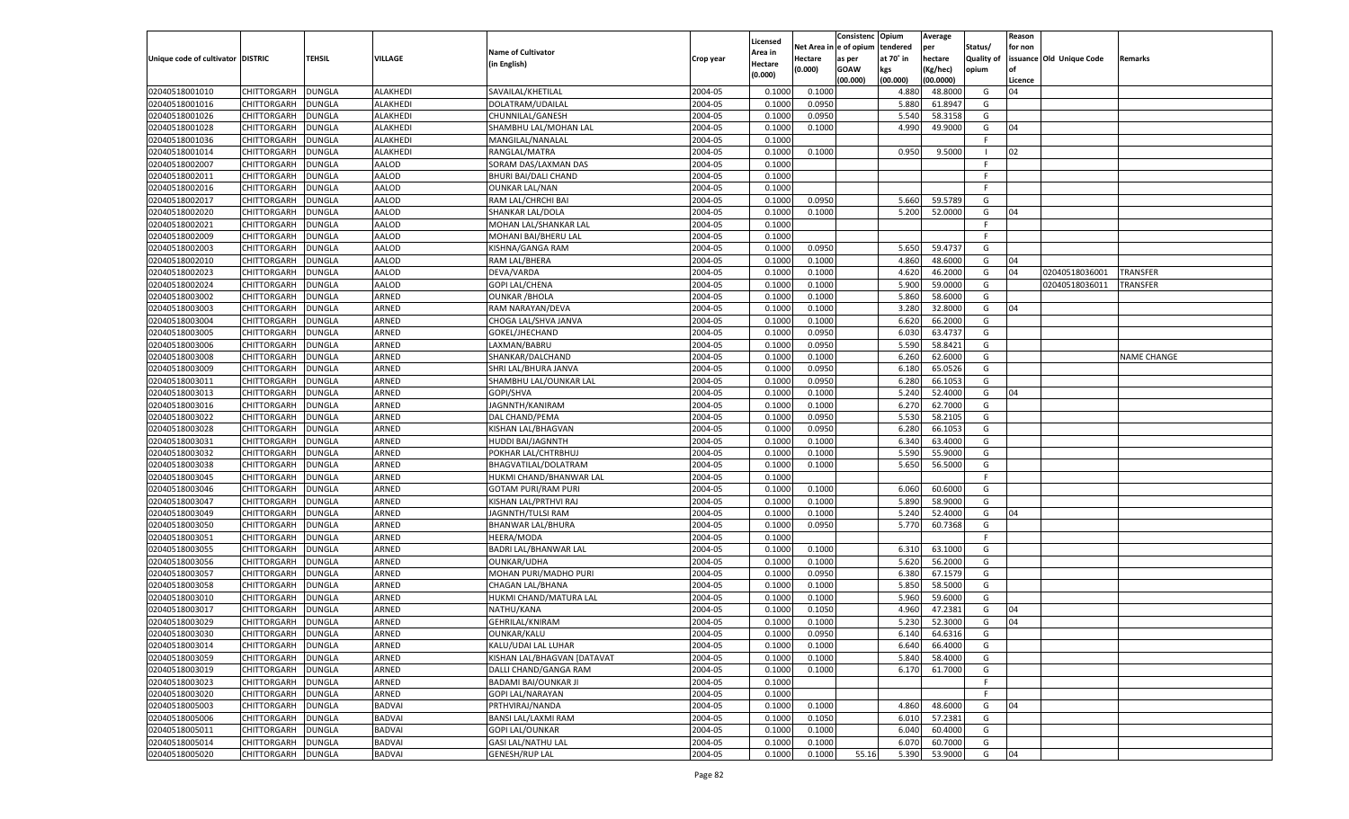| Unique code of cultivator | DISTRIC | TEHSIL | VILLAGE | Name of Cultivator (in English) | Crop year | Licensed Area in Hectare (0.000) | Net Area in Hectare (0.000) | Consistenc e of opium as per GOAW (00.000) | Opium tendered at 70° in kgs (00.000) | Average per hectare (Kg/hec) (00.0000) | Status/ Quality of opium | Reason for non issuance of Licence | Old Unique Code | Remarks |
|---|---|---|---|---|---|---|---|---|---|---|---|---|---|---|
| 02040518001010 | CHITTORGARH | DUNGLA | ALAKHEDI | SAVAILAL/KHETILAL | 2004-05 | 0.1000 | 0.1000 | | 4.880 | 48.8000 | G | 04 | | |
| 02040518001016 | CHITTORGARH | DUNGLA | ALAKHEDI | DOLATRAM/UDAILAL | 2004-05 | 0.1000 | 0.0950 | | 5.880 | 61.8947 | G | | | |
| 02040518001026 | CHITTORGARH | DUNGLA | ALAKHEDI | CHUNNILAL/GANESH | 2004-05 | 0.1000 | 0.0950 | | 5.540 | 58.3158 | G | | | |
| 02040518001028 | CHITTORGARH | DUNGLA | ALAKHEDI | SHAMBHU LAL/MOHAN LAL | 2004-05 | 0.1000 | 0.1000 | | 4.990 | 49.9000 | G | 04 | | |
| 02040518001036 | CHITTORGARH | DUNGLA | ALAKHEDI | MANGILAL/NANALAL | 2004-05 | 0.1000 | | | | | F | | | |
| 02040518001014 | CHITTORGARH | DUNGLA | ALAKHEDI | RANGLAL/MATRA | 2004-05 | 0.1000 | 0.1000 | | 0.950 | 9.5000 | I | 02 | | |
| 02040518002007 | CHITTORGARH | DUNGLA | AALOD | SORAM DAS/LAXMAN DAS | 2004-05 | 0.1000 | | | | | F | | | |
| 02040518002011 | CHITTORGARH | DUNGLA | AALOD | BHURI BAI/DALI CHAND | 2004-05 | 0.1000 | | | | | F | | | |
| 02040518002016 | CHITTORGARH | DUNGLA | AALOD | OUNKAR LAL/NAN | 2004-05 | 0.1000 | | | | | F | | | |
| 02040518002017 | CHITTORGARH | DUNGLA | AALOD | RAM LAL/CHRCHI BAI | 2004-05 | 0.1000 | 0.0950 | | 5.660 | 59.5789 | G | | | |
| 02040518002020 | CHITTORGARH | DUNGLA | AALOD | SHANKAR LAL/DOLA | 2004-05 | 0.1000 | 0.1000 | | 5.200 | 52.0000 | G | 04 | | |
| 02040518002021 | CHITTORGARH | DUNGLA | AALOD | MOHAN LAL/SHANKAR LAL | 2004-05 | 0.1000 | | | | | F | | | |
| 02040518002009 | CHITTORGARH | DUNGLA | AALOD | MOHANI BAI/BHERU LAL | 2004-05 | 0.1000 | | | | | F | | | |
| 02040518002003 | CHITTORGARH | DUNGLA | AALOD | KISHNA/GANGA RAM | 2004-05 | 0.1000 | 0.0950 | | 5.650 | 59.4737 | G | | | |
| 02040518002010 | CHITTORGARH | DUNGLA | AALOD | RAM LAL/BHERA | 2004-05 | 0.1000 | 0.1000 | | 4.860 | 48.6000 | G | 04 | | |
| 02040518002023 | CHITTORGARH | DUNGLA | AALOD | DEVA/VARDA | 2004-05 | 0.1000 | 0.1000 | | 4.620 | 46.2000 | G | 04 | 02040518036001 | TRANSFER |
| 02040518002024 | CHITTORGARH | DUNGLA | AALOD | GOPI LAL/CHENA | 2004-05 | 0.1000 | 0.1000 | | 5.900 | 59.0000 | G | | 02040518036011 | TRANSFER |
| 02040518003002 | CHITTORGARH | DUNGLA | ARNED | OUNKAR /BHOLA | 2004-05 | 0.1000 | 0.1000 | | 5.860 | 58.6000 | G | | | |
| 02040518003003 | CHITTORGARH | DUNGLA | ARNED | RAM NARAYAN/DEVA | 2004-05 | 0.1000 | 0.1000 | | 3.280 | 32.8000 | G | 04 | | |
| 02040518003004 | CHITTORGARH | DUNGLA | ARNED | CHOGA LAL/SHVA JANVA | 2004-05 | 0.1000 | 0.1000 | | 6.620 | 66.2000 | G | | | |
| 02040518003005 | CHITTORGARH | DUNGLA | ARNED | GOKEL/JHECHAND | 2004-05 | 0.1000 | 0.0950 | | 6.030 | 63.4737 | G | | | |
| 02040518003006 | CHITTORGARH | DUNGLA | ARNED | LAXMAN/BABRU | 2004-05 | 0.1000 | 0.0950 | | 5.590 | 58.8421 | G | | | |
| 02040518003008 | CHITTORGARH | DUNGLA | ARNED | SHANKAR/DALCHAND | 2004-05 | 0.1000 | 0.1000 | | 6.260 | 62.6000 | G | | | NAME CHANGE |
| 02040518003009 | CHITTORGARH | DUNGLA | ARNED | SHRI LAL/BHURA JANVA | 2004-05 | 0.1000 | 0.0950 | | 6.180 | 65.0526 | G | | | |
| 02040518003011 | CHITTORGARH | DUNGLA | ARNED | SHAMBHU LAL/OUNKAR LAL | 2004-05 | 0.1000 | 0.0950 | | 6.280 | 66.1053 | G | | | |
| 02040518003013 | CHITTORGARH | DUNGLA | ARNED | GOPI/SHVA | 2004-05 | 0.1000 | 0.1000 | | 5.240 | 52.4000 | G | 04 | | |
| 02040518003016 | CHITTORGARH | DUNGLA | ARNED | JAGNNTH/KANIRAM | 2004-05 | 0.1000 | 0.1000 | | 6.270 | 62.7000 | G | | | |
| 02040518003022 | CHITTORGARH | DUNGLA | ARNED | DAL CHAND/PEMA | 2004-05 | 0.1000 | 0.0950 | | 5.530 | 58.2105 | G | | | |
| 02040518003028 | CHITTORGARH | DUNGLA | ARNED | KISHAN LAL/BHAGVAN | 2004-05 | 0.1000 | 0.0950 | | 6.280 | 66.1053 | G | | | |
| 02040518003031 | CHITTORGARH | DUNGLA | ARNED | HUDDI BAI/JAGNNTH | 2004-05 | 0.1000 | 0.1000 | | 6.340 | 63.4000 | G | | | |
| 02040518003032 | CHITTORGARH | DUNGLA | ARNED | POKHAR LAL/CHTRBHUJ | 2004-05 | 0.1000 | 0.1000 | | 5.590 | 55.9000 | G | | | |
| 02040518003038 | CHITTORGARH | DUNGLA | ARNED | BHAGVATILAL/DOLATRAM | 2004-05 | 0.1000 | 0.1000 | | 5.650 | 56.5000 | G | | | |
| 02040518003045 | CHITTORGARH | DUNGLA | ARNED | HUKMI CHAND/BHANWAR LAL | 2004-05 | 0.1000 | | | | | F | | | |
| 02040518003046 | CHITTORGARH | DUNGLA | ARNED | GOTAM PURI/RAM PURI | 2004-05 | 0.1000 | 0.1000 | | 6.060 | 60.6000 | G | | | |
| 02040518003047 | CHITTORGARH | DUNGLA | ARNED | KISHAN LAL/PRTHVI RAJ | 2004-05 | 0.1000 | 0.1000 | | 5.890 | 58.9000 | G | | | |
| 02040518003049 | CHITTORGARH | DUNGLA | ARNED | JAGNNTH/TULSI RAM | 2004-05 | 0.1000 | 0.1000 | | 5.240 | 52.4000 | G | 04 | | |
| 02040518003050 | CHITTORGARH | DUNGLA | ARNED | BHANWAR LAL/BHURA | 2004-05 | 0.1000 | 0.0950 | | 5.770 | 60.7368 | G | | | |
| 02040518003051 | CHITTORGARH | DUNGLA | ARNED | HEERA/MODA | 2004-05 | 0.1000 | | | | | F | | | |
| 02040518003055 | CHITTORGARH | DUNGLA | ARNED | BADRI LAL/BHANWAR LAL | 2004-05 | 0.1000 | 0.1000 | | 6.310 | 63.1000 | G | | | |
| 02040518003056 | CHITTORGARH | DUNGLA | ARNED | OUNKAR/UDHA | 2004-05 | 0.1000 | 0.1000 | | 5.620 | 56.2000 | G | | | |
| 02040518003057 | CHITTORGARH | DUNGLA | ARNED | MOHAN PURI/MADHO PURI | 2004-05 | 0.1000 | 0.0950 | | 6.380 | 67.1579 | G | | | |
| 02040518003058 | CHITTORGARH | DUNGLA | ARNED | CHAGAN LAL/BHANA | 2004-05 | 0.1000 | 0.1000 | | 5.850 | 58.5000 | G | | | |
| 02040518003010 | CHITTORGARH | DUNGLA | ARNED | HUKMI CHAND/MATURA LAL | 2004-05 | 0.1000 | 0.1000 | | 5.960 | 59.6000 | G | | | |
| 02040518003017 | CHITTORGARH | DUNGLA | ARNED | NATHU/KANA | 2004-05 | 0.1000 | 0.1050 | | 4.960 | 47.2381 | G | 04 | | |
| 02040518003029 | CHITTORGARH | DUNGLA | ARNED | GEHRILAL/KNIRAM | 2004-05 | 0.1000 | 0.1000 | | 5.230 | 52.3000 | G | 04 | | |
| 02040518003030 | CHITTORGARH | DUNGLA | ARNED | OUNKAR/KALU | 2004-05 | 0.1000 | 0.0950 | | 6.140 | 64.6316 | G | | | |
| 02040518003014 | CHITTORGARH | DUNGLA | ARNED | KALU/UDAI LAL LUHAR | 2004-05 | 0.1000 | 0.1000 | | 6.640 | 66.4000 | G | | | |
| 02040518003059 | CHITTORGARH | DUNGLA | ARNED | KISHAN LAL/BHAGVAN [DATAVAT | 2004-05 | 0.1000 | 0.1000 | | 5.840 | 58.4000 | G | | | |
| 02040518003019 | CHITTORGARH | DUNGLA | ARNED | DALLI CHAND/GANGA RAM | 2004-05 | 0.1000 | 0.1000 | | 6.170 | 61.7000 | G | | | |
| 02040518003023 | CHITTORGARH | DUNGLA | ARNED | BADAMI BAI/OUNKAR JI | 2004-05 | 0.1000 | | | | | F | | | |
| 02040518003020 | CHITTORGARH | DUNGLA | ARNED | GOPI LAL/NARAYAN | 2004-05 | 0.1000 | | | | | F | | | |
| 02040518005003 | CHITTORGARH | DUNGLA | BADVAI | PRTHVIRAJ/NANDA | 2004-05 | 0.1000 | 0.1000 | | 4.860 | 48.6000 | G | 04 | | |
| 02040518005006 | CHITTORGARH | DUNGLA | BADVAI | BANSI LAL/LAXMI RAM | 2004-05 | 0.1000 | 0.1050 | | 6.010 | 57.2381 | G | | | |
| 02040518005011 | CHITTORGARH | DUNGLA | BADVAI | GOPI LAL/OUNKAR | 2004-05 | 0.1000 | 0.1000 | | 6.040 | 60.4000 | G | | | |
| 02040518005014 | CHITTORGARH | DUNGLA | BADVAI | GASI LAL/NATHU LAL | 2004-05 | 0.1000 | 0.1000 | | 6.070 | 60.7000 | G | | | |
| 02040518005020 | CHITTORGARH | DUNGLA | BADVAI | GENESH/RUP LAL | 2004-05 | 0.1000 | 0.1000 | 55.16 | 5.390 | 53.9000 | G | 04 | | |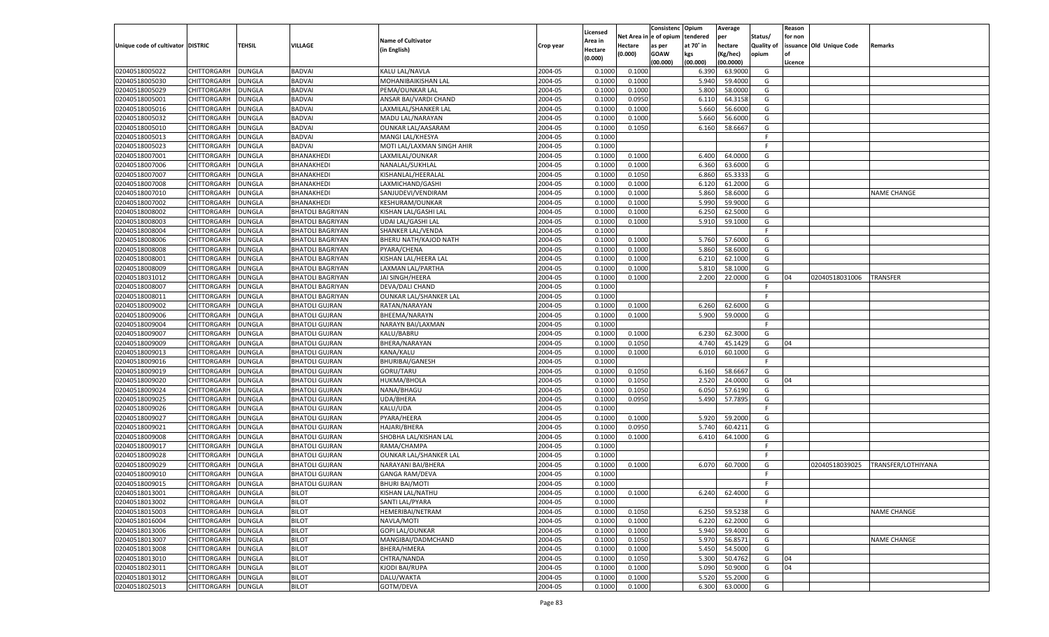| Unique code of cultivator | DISTRIC | TEHSIL | VILLAGE | Name of Cultivator (in English) | Crop year | Licensed Area in Hectare (0.000) | Net Area in Hectare (0.000) | Consistenc e of opium as per GOAW (00.000) | Opium tendered at 70˚ in kgs (00.000) | Average per hectare (Kg/hec) (00.0000) | Status/ Quality of opium | Reason for non issuance of Licence | Old Unique Code | Remarks |
|---|---|---|---|---|---|---|---|---|---|---|---|---|---|---|
| 02040518005022 | CHITTORGARH | DUNGLA | BADVAI | KALU LAL/NAVLA | 2004-05 | 0.1000 | 0.1000 | | 6.390 | 63.9000 | G | | | |
| 02040518005030 | CHITTORGARH | DUNGLA | BADVAI | MOHANIBAIKISHAN LAL | 2004-05 | 0.1000 | 0.1000 | | 5.940 | 59.4000 | G | | | |
| 02040518005029 | CHITTORGARH | DUNGLA | BADVAI | PEMA/OUNKAR LAL | 2004-05 | 0.1000 | 0.1000 | | 5.800 | 58.0000 | G | | | |
| 02040518005001 | CHITTORGARH | DUNGLA | BADVAI | ANSAR BAI/VARDI CHAND | 2004-05 | 0.1000 | 0.0950 | | 6.110 | 64.3158 | G | | | |
| 02040518005016 | CHITTORGARH | DUNGLA | BADVAI | LAXMILAL/SHANKER LAL | 2004-05 | 0.1000 | 0.1000 | | 5.660 | 56.6000 | G | | | |
| 02040518005032 | CHITTORGARH | DUNGLA | BADVAI | MADU LAL/NARAYAN | 2004-05 | 0.1000 | 0.1000 | | 5.660 | 56.6000 | G | | | |
| 02040518005010 | CHITTORGARH | DUNGLA | BADVAI | OUNKAR LAL/AASARAM | 2004-05 | 0.1000 | 0.1050 | | 6.160 | 58.6667 | G | | | |
| 02040518005013 | CHITTORGARH | DUNGLA | BADVAI | MANGI LAL/KHESYA | 2004-05 | 0.1000 | | | | | F | | | |
| 02040518005023 | CHITTORGARH | DUNGLA | BADVAI | MOTI LAL/LAXMAN SINGH AHIR | 2004-05 | 0.1000 | | | | | F | | | |
| 02040518007001 | CHITTORGARH | DUNGLA | BHANAKHEDI | LAXMILAL/OUNKAR | 2004-05 | 0.1000 | 0.1000 | | 6.400 | 64.0000 | G | | | |
| 02040518007006 | CHITTORGARH | DUNGLA | BHANAKHEDI | NANALAL/SUKHLAL | 2004-05 | 0.1000 | 0.1000 | | 6.360 | 63.6000 | G | | | |
| 02040518007007 | CHITTORGARH | DUNGLA | BHANAKHEDI | KISHANLAL/HEERALAL | 2004-05 | 0.1000 | 0.1050 | | 6.860 | 65.3333 | G | | | |
| 02040518007008 | CHITTORGARH | DUNGLA | BHANAKHEDI | LAXMICHAND/GASHI | 2004-05 | 0.1000 | 0.1000 | | 6.120 | 61.2000 | G | | | |
| 02040518007010 | CHITTORGARH | DUNGLA | BHANAKHEDI | SANJUDEVI/VENDIRAM | 2004-05 | 0.1000 | 0.1000 | | 5.860 | 58.6000 | G | | | NAME CHANGE |
| 02040518007002 | CHITTORGARH | DUNGLA | BHANAKHEDI | KESHURAM/OUNKAR | 2004-05 | 0.1000 | 0.1000 | | 5.990 | 59.9000 | G | | | |
| 02040518008002 | CHITTORGARH | DUNGLA | BHATOLI BAGRIYAN | KISHAN LAL/GASHI LAL | 2004-05 | 0.1000 | 0.1000 | | 6.250 | 62.5000 | G | | | |
| 02040518008003 | CHITTORGARH | DUNGLA | BHATOLI BAGRIYAN | UDAI LAL/GASHI LAL | 2004-05 | 0.1000 | 0.1000 | | 5.910 | 59.1000 | G | | | |
| 02040518008004 | CHITTORGARH | DUNGLA | BHATOLI BAGRIYAN | SHANKER LAL/VENDA | 2004-05 | 0.1000 | | | | | F | | | |
| 02040518008006 | CHITTORGARH | DUNGLA | BHATOLI BAGRIYAN | BHERU NATH/KAJOD NATH | 2004-05 | 0.1000 | 0.1000 | | 5.760 | 57.6000 | G | | | |
| 02040518008008 | CHITTORGARH | DUNGLA | BHATOLI BAGRIYAN | PYARA/CHENA | 2004-05 | 0.1000 | 0.1000 | | 5.860 | 58.6000 | G | | | |
| 02040518008001 | CHITTORGARH | DUNGLA | BHATOLI BAGRIYAN | KISHAN LAL/HEERA LAL | 2004-05 | 0.1000 | 0.1000 | | 6.210 | 62.1000 | G | | | |
| 02040518008009 | CHITTORGARH | DUNGLA | BHATOLI BAGRIYAN | LAXMAN LAL/PARTHA | 2004-05 | 0.1000 | 0.1000 | | 5.810 | 58.1000 | G | | | |
| 02040518031012 | CHITTORGARH | DUNGLA | BHATOLI BAGRIYAN | JAI SINGH/HEERA | 2004-05 | 0.1000 | 0.1000 | | 2.200 | 22.0000 | G | 04 | 02040518031006 | TRANSFER |
| 02040518008007 | CHITTORGARH | DUNGLA | BHATOLI BAGRIYAN | DEVA/DALI CHAND | 2004-05 | 0.1000 | | | | | F | | | |
| 02040518008011 | CHITTORGARH | DUNGLA | BHATOLI BAGRIYAN | OUNKAR LAL/SHANKER LAL | 2004-05 | 0.1000 | | | | | F | | | |
| 02040518009002 | CHITTORGARH | DUNGLA | BHATOLI GUJRAN | RATAN/NARAYAN | 2004-05 | 0.1000 | 0.1000 | | 6.260 | 62.6000 | G | | | |
| 02040518009006 | CHITTORGARH | DUNGLA | BHATOLI GUJRAN | BHEEMA/NARAYN | 2004-05 | 0.1000 | 0.1000 | | 5.900 | 59.0000 | G | | | |
| 02040518009004 | CHITTORGARH | DUNGLA | BHATOLI GUJRAN | NARAYN BAI/LAXMAN | 2004-05 | 0.1000 | | | | | F | | | |
| 02040518009007 | CHITTORGARH | DUNGLA | BHATOLI GUJRAN | KALU/BABRU | 2004-05 | 0.1000 | 0.1000 | | 6.230 | 62.3000 | G | | | |
| 02040518009009 | CHITTORGARH | DUNGLA | BHATOLI GUJRAN | BHERA/NARAYAN | 2004-05 | 0.1000 | 0.1050 | | 4.740 | 45.1429 | G | 04 | | |
| 02040518009013 | CHITTORGARH | DUNGLA | BHATOLI GUJRAN | KANA/KALU | 2004-05 | 0.1000 | 0.1000 | | 6.010 | 60.1000 | G | | | |
| 02040518009016 | CHITTORGARH | DUNGLA | BHATOLI GUJRAN | BHURIBAI/GANESH | 2004-05 | 0.1000 | | | | | F | | | |
| 02040518009019 | CHITTORGARH | DUNGLA | BHATOLI GUJRAN | GORU/TARU | 2004-05 | 0.1000 | 0.1050 | | 6.160 | 58.6667 | G | | | |
| 02040518009020 | CHITTORGARH | DUNGLA | BHATOLI GUJRAN | HUKMA/BHOLA | 2004-05 | 0.1000 | 0.1050 | | 2.520 | 24.0000 | G | 04 | | |
| 02040518009024 | CHITTORGARH | DUNGLA | BHATOLI GUJRAN | NANA/BHAGU | 2004-05 | 0.1000 | 0.1050 | | 6.050 | 57.6190 | G | | | |
| 02040518009025 | CHITTORGARH | DUNGLA | BHATOLI GUJRAN | UDA/BHERA | 2004-05 | 0.1000 | 0.0950 | | 5.490 | 57.7895 | G | | | |
| 02040518009026 | CHITTORGARH | DUNGLA | BHATOLI GUJRAN | KALU/UDA | 2004-05 | 0.1000 | | | | | F | | | |
| 02040518009027 | CHITTORGARH | DUNGLA | BHATOLI GUJRAN | PYARA/HEERA | 2004-05 | 0.1000 | 0.1000 | | 5.920 | 59.2000 | G | | | |
| 02040518009021 | CHITTORGARH | DUNGLA | BHATOLI GUJRAN | HAJARI/BHERA | 2004-05 | 0.1000 | 0.0950 | | 5.740 | 60.4211 | G | | | |
| 02040518009008 | CHITTORGARH | DUNGLA | BHATOLI GUJRAN | SHOBHA LAL/KISHAN LAL | 2004-05 | 0.1000 | 0.1000 | | 6.410 | 64.1000 | G | | | |
| 02040518009017 | CHITTORGARH | DUNGLA | BHATOLI GUJRAN | RAMA/CHAMPA | 2004-05 | 0.1000 | | | | | F | | | |
| 02040518009028 | CHITTORGARH | DUNGLA | BHATOLI GUJRAN | OUNKAR LAL/SHANKER LAL | 2004-05 | 0.1000 | | | | | F | | | |
| 02040518009029 | CHITTORGARH | DUNGLA | BHATOLI GUJRAN | NARAYANI BAI/BHERA | 2004-05 | 0.1000 | 0.1000 | | 6.070 | 60.7000 | G | | 02040518039025 | TRANSFER/LOTHIYANA |
| 02040518009010 | CHITTORGARH | DUNGLA | BHATOLI GUJRAN | GANGA RAM/DEVA | 2004-05 | 0.1000 | | | | | F | | | |
| 02040518009015 | CHITTORGARH | DUNGLA | BHATOLI GUJRAN | BHURI BAI/MOTI | 2004-05 | 0.1000 | | | | | F | | | |
| 02040518013001 | CHITTORGARH | DUNGLA | BILOT | KISHAN LAL/NATHU | 2004-05 | 0.1000 | 0.1000 | | 6.240 | 62.4000 | G | | | |
| 02040518013002 | CHITTORGARH | DUNGLA | BILOT | SANTI LAL/PYARA | 2004-05 | 0.1000 | | | | | F | | | |
| 02040518015003 | CHITTORGARH | DUNGLA | BILOT | HEMERIBAI/NETRAM | 2004-05 | 0.1000 | 0.1050 | | 6.250 | 59.5238 | G | | | NAME CHANGE |
| 02040518016004 | CHITTORGARH | DUNGLA | BILOT | NAVLA/MOTI | 2004-05 | 0.1000 | 0.1000 | | 6.220 | 62.2000 | G | | | |
| 02040518013006 | CHITTORGARH | DUNGLA | BILOT | GOPI LAL/OUNKAR | 2004-05 | 0.1000 | 0.1000 | | 5.940 | 59.4000 | G | | | |
| 02040518013007 | CHITTORGARH | DUNGLA | BILOT | MANGIBAI/DADMCHAND | 2004-05 | 0.1000 | 0.1050 | | 5.970 | 56.8571 | G | | | NAME CHANGE |
| 02040518013008 | CHITTORGARH | DUNGLA | BILOT | BHERA/HMERA | 2004-05 | 0.1000 | 0.1000 | | 5.450 | 54.5000 | G | | | |
| 02040518013010 | CHITTORGARH | DUNGLA | BILOT | CHTRA/NANDA | 2004-05 | 0.1000 | 0.1050 | | 5.300 | 50.4762 | G | 04 | | |
| 02040518023011 | CHITTORGARH | DUNGLA | BILOT | KJODI BAI/RUPA | 2004-05 | 0.1000 | 0.1000 | | 5.090 | 50.9000 | G | 04 | | |
| 02040518013012 | CHITTORGARH | DUNGLA | BILOT | DALU/WAKTA | 2004-05 | 0.1000 | 0.1000 | | 5.520 | 55.2000 | G | | | |
| 02040518025013 | CHITTORGARH | DUNGLA | BILOT | GOTM/DEVA | 2004-05 | 0.1000 | 0.1000 | | 6.300 | 63.0000 | G | | | |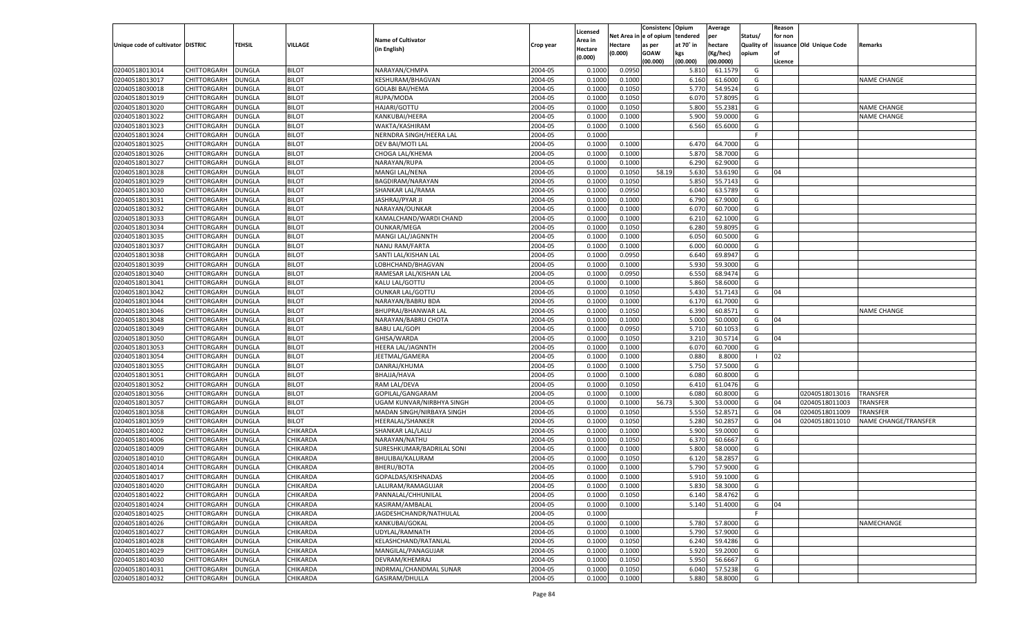| Unique code of cultivator | DISTRIC | TEHSIL | VILLAGE | Name of Cultivator (in English) | Crop year | Licensed Area in Hectare (0.000) | Net Area in Hectare (0.000) | Consistence of opium as per GOAW (00.000) | Opium tendered at 70° in kgs (00.000) | Average per hectare (Kg/hec) (00.0000) | Status/ Quality of opium | Reason for non issuance of Licence | Old Unique Code | Remarks |
|---|---|---|---|---|---|---|---|---|---|---|---|---|---|---|
| 02040518013014 | CHITTORGARH | DUNGLA | BILOT | NARAYAN/CHMPA | 2004-05 | 0.1000 | 0.0950 | | 5.810 | 61.1579 | G | | | |
| 02040518013017 | CHITTORGARH | DUNGLA | BILOT | KESHURAM/BHAGVAN | 2004-05 | 0.1000 | 0.1000 | | 6.160 | 61.6000 | G | | | NAME CHANGE |
| 02040518030018 | CHITTORGARH | DUNGLA | BILOT | GOLABI BAI/HEMA | 2004-05 | 0.1000 | 0.1050 | | 5.770 | 54.9524 | G | | | |
| 02040518013019 | CHITTORGARH | DUNGLA | BILOT | RUPA/MODA | 2004-05 | 0.1000 | 0.1050 | | 6.070 | 57.8095 | G | | | |
| 02040518013020 | CHITTORGARH | DUNGLA | BILOT | HAJARI/GOTTU | 2004-05 | 0.1000 | 0.1050 | | 5.800 | 55.2381 | G | | | NAME CHANGE |
| 02040518013022 | CHITTORGARH | DUNGLA | BILOT | KANKUBAI/HEERA | 2004-05 | 0.1000 | 0.1000 | | 5.900 | 59.0000 | G | | | NAME CHANGE |
| 02040518013023 | CHITTORGARH | DUNGLA | BILOT | WAKTA/KASHIRAM | 2004-05 | 0.1000 | 0.1000 | | 6.560 | 65.6000 | G | | | |
| 02040518013024 | CHITTORGARH | DUNGLA | BILOT | NERNDRA SINGH/HEERA LAL | 2004-05 | 0.1000 | | | | | F | | | |
| 02040518013025 | CHITTORGARH | DUNGLA | BILOT | DEV BAI/MOTI LAL | 2004-05 | 0.1000 | 0.1000 | | 6.470 | 64.7000 | G | | | |
| 02040518013026 | CHITTORGARH | DUNGLA | BILOT | CHOGA LAL/KHEMA | 2004-05 | 0.1000 | 0.1000 | | 5.870 | 58.7000 | G | | | |
| 02040518013027 | CHITTORGARH | DUNGLA | BILOT | NARAYAN/RUPA | 2004-05 | 0.1000 | 0.1000 | | 6.290 | 62.9000 | G | | | |
| 02040518013028 | CHITTORGARH | DUNGLA | BILOT | MANGI LAL/NENA | 2004-05 | 0.1000 | 0.1050 | 58.19 | 5.630 | 53.6190 | G | 04 | | |
| 02040518013029 | CHITTORGARH | DUNGLA | BILOT | BAGDIRAM/NARAYAN | 2004-05 | 0.1000 | 0.1050 | | 5.850 | 55.7143 | G | | | |
| 02040518013030 | CHITTORGARH | DUNGLA | BILOT | SHANKAR LAL/RAMA | 2004-05 | 0.1000 | 0.0950 | | 6.040 | 63.5789 | G | | | |
| 02040518013031 | CHITTORGARH | DUNGLA | BILOT | JASHRAJ/PYAR JI | 2004-05 | 0.1000 | 0.1000 | | 6.790 | 67.9000 | G | | | |
| 02040518013032 | CHITTORGARH | DUNGLA | BILOT | NARAYAN/OUNKAR | 2004-05 | 0.1000 | 0.1000 | | 6.070 | 60.7000 | G | | | |
| 02040518013033 | CHITTORGARH | DUNGLA | BILOT | KAMALCHAND/WARDI CHAND | 2004-05 | 0.1000 | 0.1000 | | 6.210 | 62.1000 | G | | | |
| 02040518013034 | CHITTORGARH | DUNGLA | BILOT | OUNKAR/MEGA | 2004-05 | 0.1000 | 0.1050 | | 6.280 | 59.8095 | G | | | |
| 02040518013035 | CHITTORGARH | DUNGLA | BILOT | MANGI LAL/JAGNNTH | 2004-05 | 0.1000 | 0.1000 | | 6.050 | 60.5000 | G | | | |
| 02040518013037 | CHITTORGARH | DUNGLA | BILOT | NANU RAM/FARTA | 2004-05 | 0.1000 | 0.1000 | | 6.000 | 60.0000 | G | | | |
| 02040518013038 | CHITTORGARH | DUNGLA | BILOT | SANTI LAL/KISHAN LAL | 2004-05 | 0.1000 | 0.0950 | | 6.640 | 69.8947 | G | | | |
| 02040518013039 | CHITTORGARH | DUNGLA | BILOT | LOBHCHAND/BHAGVAN | 2004-05 | 0.1000 | 0.1000 | | 5.930 | 59.3000 | G | | | |
| 02040518013040 | CHITTORGARH | DUNGLA | BILOT | RAMESAR LAL/KISHAN LAL | 2004-05 | 0.1000 | 0.0950 | | 6.550 | 68.9474 | G | | | |
| 02040518013041 | CHITTORGARH | DUNGLA | BILOT | KALU LAL/GOTTU | 2004-05 | 0.1000 | 0.1000 | | 5.860 | 58.6000 | G | | | |
| 02040518013042 | CHITTORGARH | DUNGLA | BILOT | OUNKAR LAL/GOTTU | 2004-05 | 0.1000 | 0.1050 | | 5.430 | 51.7143 | G | 04 | | |
| 02040518013044 | CHITTORGARH | DUNGLA | BILOT | NARAYAN/BABRU BDA | 2004-05 | 0.1000 | 0.1000 | | 6.170 | 61.7000 | G | | | |
| 02040518013046 | CHITTORGARH | DUNGLA | BILOT | BHUPRAJ/BHANWAR LAL | 2004-05 | 0.1000 | 0.1050 | | 6.390 | 60.8571 | G | | | NAME CHANGE |
| 02040518013048 | CHITTORGARH | DUNGLA | BILOT | NARAYAN/BABRU CHOTA | 2004-05 | 0.1000 | 0.1000 | | 5.000 | 50.0000 | G | 04 | | |
| 02040518013049 | CHITTORGARH | DUNGLA | BILOT | BABU LAL/GOPI | 2004-05 | 0.1000 | 0.0950 | | 5.710 | 60.1053 | G | | | |
| 02040518013050 | CHITTORGARH | DUNGLA | BILOT | GHISA/WARDA | 2004-05 | 0.1000 | 0.1050 | | 3.210 | 30.5714 | G | 04 | | |
| 02040518013053 | CHITTORGARH | DUNGLA | BILOT | HEERA LAL/JAGNNTH | 2004-05 | 0.1000 | 0.1000 | | 6.070 | 60.7000 | G | | | |
| 02040518013054 | CHITTORGARH | DUNGLA | BILOT | JEETMAL/GAMERA | 2004-05 | 0.1000 | 0.1000 | | 0.880 | 8.8000 | I | 02 | | |
| 02040518013055 | CHITTORGARH | DUNGLA | BILOT | DANRAJ/KHUMA | 2004-05 | 0.1000 | 0.1000 | | 5.750 | 57.5000 | G | | | |
| 02040518013051 | CHITTORGARH | DUNGLA | BILOT | BHAJJA/HAVA | 2004-05 | 0.1000 | 0.1000 | | 6.080 | 60.8000 | G | | | |
| 02040518013052 | CHITTORGARH | DUNGLA | BILOT | RAM LAL/DEVA | 2004-05 | 0.1000 | 0.1050 | | 6.410 | 61.0476 | G | | | |
| 02040518013056 | CHITTORGARH | DUNGLA | BILOT | GOPILAL/GANGARAM | 2004-05 | 0.1000 | 0.1000 | | 6.080 | 60.8000 | G | | 02040518013016 | TRANSFER |
| 02040518013057 | CHITTORGARH | DUNGLA | BILOT | UGAM KUNVAR/NIRBHYA SINGH | 2004-05 | 0.1000 | 0.1000 | 56.73 | 5.300 | 53.0000 | G | 04 | 02040518011003 | TRANSFER |
| 02040518013058 | CHITTORGARH | DUNGLA | BILOT | MADAN SINGH/NIRBAYA SINGH | 2004-05 | 0.1000 | 0.1050 | | 5.550 | 52.8571 | G | 04 | 02040518011009 | TRANSFER |
| 02040518013059 | CHITTORGARH | DUNGLA | BILOT | HEERALAL/SHANKER | 2004-05 | 0.1000 | 0.1050 | | 5.280 | 50.2857 | G | 04 | 02040518011010 | NAME CHANGE/TRANSFER |
| 02040518014002 | CHITTORGARH | DUNGLA | CHIKARDA | SHANKAR LAL/LALU | 2004-05 | 0.1000 | 0.1000 | | 5.900 | 59.0000 | G | | | |
| 02040518014006 | CHITTORGARH | DUNGLA | CHIKARDA | NARAYAN/NATHU | 2004-05 | 0.1000 | 0.1050 | | 6.370 | 60.6667 | G | | | |
| 02040518014009 | CHITTORGARH | DUNGLA | CHIKARDA | SURESHKUMAR/BADRILAL SONI | 2004-05 | 0.1000 | 0.1000 | | 5.800 | 58.0000 | G | | | |
| 02040518014010 | CHITTORGARH | DUNGLA | CHIKARDA | BHULIBAI/KALURAM | 2004-05 | 0.1000 | 0.1050 | | 6.120 | 58.2857 | G | | | |
| 02040518014014 | CHITTORGARH | DUNGLA | CHIKARDA | BHERU/BOTA | 2004-05 | 0.1000 | 0.1000 | | 5.790 | 57.9000 | G | | | |
| 02040518014017 | CHITTORGARH | DUNGLA | CHIKARDA | GOPALDAS/KISHNADAS | 2004-05 | 0.1000 | 0.1000 | | 5.910 | 59.1000 | G | | | |
| 02040518014020 | CHITTORGARH | DUNGLA | CHIKARDA | LALURAM/RAMAGUJAR | 2004-05 | 0.1000 | 0.1000 | | 5.830 | 58.3000 | G | | | |
| 02040518014022 | CHITTORGARH | DUNGLA | CHIKARDA | PANNALAL/CHHUNILAL | 2004-05 | 0.1000 | 0.1050 | | 6.140 | 58.4762 | G | | | |
| 02040518014024 | CHITTORGARH | DUNGLA | CHIKARDA | KASIRAM/AMBALAL | 2004-05 | 0.1000 | 0.1000 | | 5.140 | 51.4000 | G | 04 | | |
| 02040518014025 | CHITTORGARH | DUNGLA | CHIKARDA | JAGDESHCHANDR/NATHULAL | 2004-05 | 0.1000 | | | | | F | | | |
| 02040518014026 | CHITTORGARH | DUNGLA | CHIKARDA | KANKUBAI/GOKAL | 2004-05 | 0.1000 | 0.1000 | | 5.780 | 57.8000 | G | | | NAMECHANGE |
| 02040518014027 | CHITTORGARH | DUNGLA | CHIKARDA | UDYLAL/RAMNATH | 2004-05 | 0.1000 | 0.1000 | | 5.790 | 57.9000 | G | | | |
| 02040518014028 | CHITTORGARH | DUNGLA | CHIKARDA | KELASHCHAND/RATANLAL | 2004-05 | 0.1000 | 0.1050 | | 6.240 | 59.4286 | G | | | |
| 02040518014029 | CHITTORGARH | DUNGLA | CHIKARDA | MANGILAL/PANAGUJAR | 2004-05 | 0.1000 | 0.1000 | | 5.920 | 59.2000 | G | | | |
| 02040518014030 | CHITTORGARH | DUNGLA | CHIKARDA | DEVRAM/KHEMRAJ | 2004-05 | 0.1000 | 0.1050 | | 5.950 | 56.6667 | G | | | |
| 02040518014031 | CHITTORGARH | DUNGLA | CHIKARDA | INDRMAL/CHANDMAL SUNAR | 2004-05 | 0.1000 | 0.1050 | | 6.040 | 57.5238 | G | | | |
| 02040518014032 | CHITTORGARH | DUNGLA | CHIKARDA | GASIRAM/DHULLA | 2004-05 | 0.1000 | 0.1000 | | 5.880 | 58.8000 | G | | | |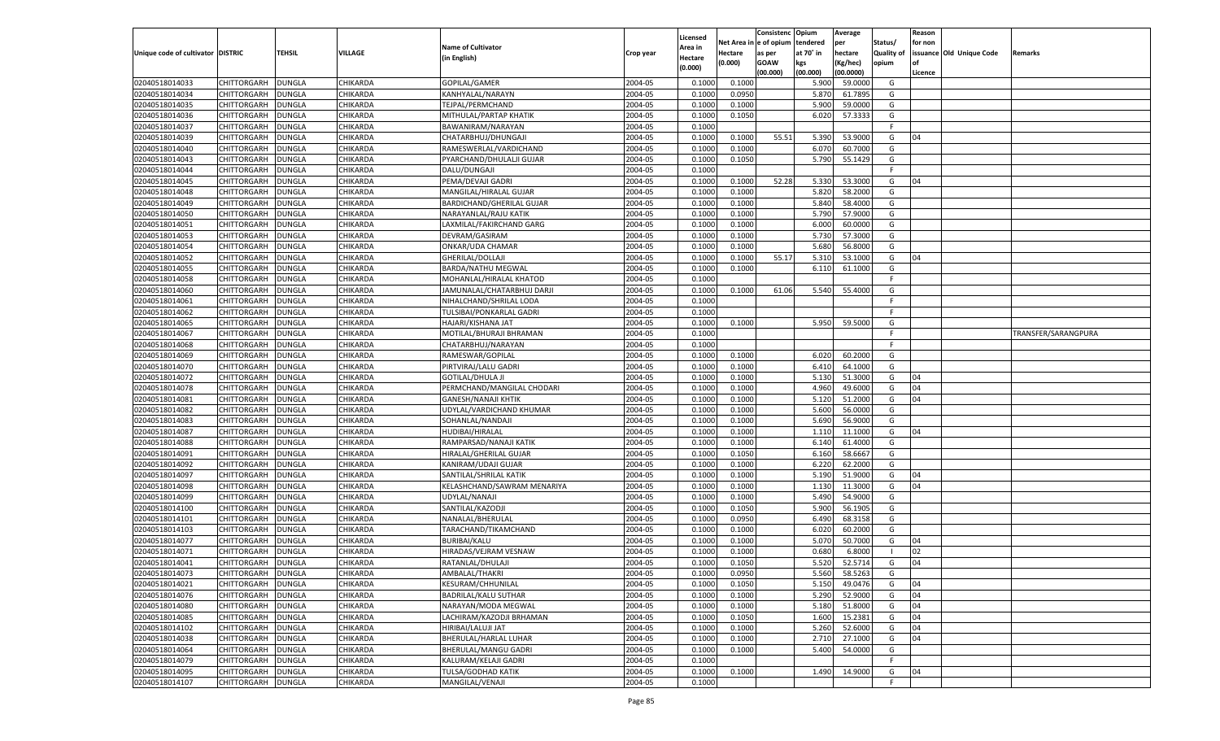| Unique code of cultivator | DISTRIC | TEHSIL | VILLAGE | Name of Cultivator (in English) | Crop year | Licensed Area in Hectare (0.000) | Net Area in Hectare (0.000) | Consistenc e of opium as per GOAW (00.000) | Opium tendered at 70˚ in kgs (00.000) | Average per hectare (Kg/hec) (00.0000) | Status/ Quality of opium | Reason for non issuance of Licence | Old Unique Code | Remarks |
|---|---|---|---|---|---|---|---|---|---|---|---|---|---|---|
| 02040518014033 | CHITTORGARH | DUNGLA | CHIKARDA | GOPILAL/GAMER | 2004-05 | 0.1000 | 0.1000 | | 5.900 | 59.0000 | G | | | |
| 02040518014034 | CHITTORGARH | DUNGLA | CHIKARDA | KANHYALAL/NARAYN | 2004-05 | 0.1000 | 0.0950 | | 5.870 | 61.7895 | G | | | |
| 02040518014035 | CHITTORGARH | DUNGLA | CHIKARDA | TEJPAL/PERMCHAND | 2004-05 | 0.1000 | 0.1000 | | 5.900 | 59.0000 | G | | | |
| 02040518014036 | CHITTORGARH | DUNGLA | CHIKARDA | MITHULAL/PARTAP KHATIK | 2004-05 | 0.1000 | 0.1050 | | 6.020 | 57.3333 | G | | | |
| 02040518014037 | CHITTORGARH | DUNGLA | CHIKARDA | BAWANIRAM/NARAYAN | 2004-05 | 0.1000 | | | | | F | | | |
| 02040518014039 | CHITTORGARH | DUNGLA | CHIKARDA | CHATARBHUJ/DHUNGAJI | 2004-05 | 0.1000 | 0.1000 | 55.51 | 5.390 | 53.9000 | G | 04 | | |
| 02040518014040 | CHITTORGARH | DUNGLA | CHIKARDA | RAMESWERLAL/VARDICHAND | 2004-05 | 0.1000 | 0.1000 | | 6.070 | 60.7000 | G | | | |
| 02040518014043 | CHITTORGARH | DUNGLA | CHIKARDA | PYARCHAND/DHULALJI GUJAR | 2004-05 | 0.1000 | 0.1050 | | 5.790 | 55.1429 | G | | | |
| 02040518014044 | CHITTORGARH | DUNGLA | CHIKARDA | DALU/DUNGAJI | 2004-05 | 0.1000 | | | | | F | | | |
| 02040518014045 | CHITTORGARH | DUNGLA | CHIKARDA | PEMA/DEVAJI GADRI | 2004-05 | 0.1000 | 0.1000 | 52.28 | 5.330 | 53.3000 | G | 04 | | |
| 02040518014048 | CHITTORGARH | DUNGLA | CHIKARDA | MANGILAL/HIRALAL GUJAR | 2004-05 | 0.1000 | 0.1000 | | 5.820 | 58.2000 | G | | | |
| 02040518014049 | CHITTORGARH | DUNGLA | CHIKARDA | BARDICHAND/GHERILAL GUJAR | 2004-05 | 0.1000 | 0.1000 | | 5.840 | 58.4000 | G | | | |
| 02040518014050 | CHITTORGARH | DUNGLA | CHIKARDA | NARAYANLAL/RAJU KATIK | 2004-05 | 0.1000 | 0.1000 | | 5.790 | 57.9000 | G | | | |
| 02040518014051 | CHITTORGARH | DUNGLA | CHIKARDA | LAXMILAL/FAKIRCHAND GARG | 2004-05 | 0.1000 | 0.1000 | | 6.000 | 60.0000 | G | | | |
| 02040518014053 | CHITTORGARH | DUNGLA | CHIKARDA | DEVRAM/GASIRAM | 2004-05 | 0.1000 | 0.1000 | | 5.730 | 57.3000 | G | | | |
| 02040518014054 | CHITTORGARH | DUNGLA | CHIKARDA | ONKAR/UDA CHAMAR | 2004-05 | 0.1000 | 0.1000 | | 5.680 | 56.8000 | G | | | |
| 02040518014052 | CHITTORGARH | DUNGLA | CHIKARDA | GHERILAL/DOLLAJI | 2004-05 | 0.1000 | 0.1000 | 55.17 | 5.310 | 53.1000 | G | 04 | | |
| 02040518014055 | CHITTORGARH | DUNGLA | CHIKARDA | BARDA/NATHU MEGWAL | 2004-05 | 0.1000 | 0.1000 | | 6.110 | 61.1000 | G | | | |
| 02040518014058 | CHITTORGARH | DUNGLA | CHIKARDA | MOHANLAL/HIRALAL KHATOD | 2004-05 | 0.1000 | | | | | F | | | |
| 02040518014060 | CHITTORGARH | DUNGLA | CHIKARDA | JAMUNALAL/CHATARBHUJ DARJI | 2004-05 | 0.1000 | 0.1000 | 61.06 | 5.540 | 55.4000 | G | | | |
| 02040518014061 | CHITTORGARH | DUNGLA | CHIKARDA | NIHALCHAND/SHRILAL LODA | 2004-05 | 0.1000 | | | | | F | | | |
| 02040518014062 | CHITTORGARH | DUNGLA | CHIKARDA | TULSIBAI/PONKARLAL GADRI | 2004-05 | 0.1000 | | | | | F | | | |
| 02040518014065 | CHITTORGARH | DUNGLA | CHIKARDA | HAJARI/KISHANA JAT | 2004-05 | 0.1000 | 0.1000 | | 5.950 | 59.5000 | G | | | |
| 02040518014067 | CHITTORGARH | DUNGLA | CHIKARDA | MOTILAL/BHURAJI BHRAMAN | 2004-05 | 0.1000 | | | | | F | | | TRANSFER/SARANGPURA |
| 02040518014068 | CHITTORGARH | DUNGLA | CHIKARDA | CHATARBHUJ/NARAYAN | 2004-05 | 0.1000 | | | | | F | | | |
| 02040518014069 | CHITTORGARH | DUNGLA | CHIKARDA | RAMESWAR/GOPILAL | 2004-05 | 0.1000 | 0.1000 | | 6.020 | 60.2000 | G | | | |
| 02040518014070 | CHITTORGARH | DUNGLA | CHIKARDA | PIRTVIRAJ/LALU GADRI | 2004-05 | 0.1000 | 0.1000 | | 6.410 | 64.1000 | G | | | |
| 02040518014072 | CHITTORGARH | DUNGLA | CHIKARDA | GOTILAL/DHULA JI | 2004-05 | 0.1000 | 0.1000 | | 5.130 | 51.3000 | G | 04 | | |
| 02040518014078 | CHITTORGARH | DUNGLA | CHIKARDA | PERMCHAND/MANGILAL CHODARI | 2004-05 | 0.1000 | 0.1000 | | 4.960 | 49.6000 | G | 04 | | |
| 02040518014081 | CHITTORGARH | DUNGLA | CHIKARDA | GANESH/NANAJI KHTIK | 2004-05 | 0.1000 | 0.1000 | | 5.120 | 51.2000 | G | 04 | | |
| 02040518014082 | CHITTORGARH | DUNGLA | CHIKARDA | UDYLAL/VARDICHAND KHUMAR | 2004-05 | 0.1000 | 0.1000 | | 5.600 | 56.0000 | G | | | |
| 02040518014083 | CHITTORGARH | DUNGLA | CHIKARDA | SOHANLAL/NANDAJI | 2004-05 | 0.1000 | 0.1000 | | 5.690 | 56.9000 | G | | | |
| 02040518014087 | CHITTORGARH | DUNGLA | CHIKARDA | HUDIBAI/HIRALAL | 2004-05 | 0.1000 | 0.1000 | | 1.110 | 11.1000 | G | 04 | | |
| 02040518014088 | CHITTORGARH | DUNGLA | CHIKARDA | RAMPARSAD/NANAJI KATIK | 2004-05 | 0.1000 | 0.1000 | | 6.140 | 61.4000 | G | | | |
| 02040518014091 | CHITTORGARH | DUNGLA | CHIKARDA | HIRALAL/GHERILAL GUJAR | 2004-05 | 0.1000 | 0.1050 | | 6.160 | 58.6667 | G | | | |
| 02040518014092 | CHITTORGARH | DUNGLA | CHIKARDA | KANIRAM/UDAJI GUJAR | 2004-05 | 0.1000 | 0.1000 | | 6.220 | 62.2000 | G | | | |
| 02040518014097 | CHITTORGARH | DUNGLA | CHIKARDA | SANTILAL/SHRILAL KATIK | 2004-05 | 0.1000 | 0.1000 | | 5.190 | 51.9000 | G | 04 | | |
| 02040518014098 | CHITTORGARH | DUNGLA | CHIKARDA | KELASHCHAND/SAWRAM MENARIYA | 2004-05 | 0.1000 | 0.1000 | | 1.130 | 11.3000 | G | 04 | | |
| 02040518014099 | CHITTORGARH | DUNGLA | CHIKARDA | UDYLAL/NANAJI | 2004-05 | 0.1000 | 0.1000 | | 5.490 | 54.9000 | G | | | |
| 02040518014100 | CHITTORGARH | DUNGLA | CHIKARDA | SANTILAL/KAZODJI | 2004-05 | 0.1000 | 0.1050 | | 5.900 | 56.1905 | G | | | |
| 02040518014101 | CHITTORGARH | DUNGLA | CHIKARDA | NANALAL/BHERULAL | 2004-05 | 0.1000 | 0.0950 | | 6.490 | 68.3158 | G | | | |
| 02040518014103 | CHITTORGARH | DUNGLA | CHIKARDA | TARACHAND/TIKAMCHAND | 2004-05 | 0.1000 | 0.1000 | | 6.020 | 60.2000 | G | | | |
| 02040518014077 | CHITTORGARH | DUNGLA | CHIKARDA | BURIBAI/KALU | 2004-05 | 0.1000 | 0.1000 | | 5.070 | 50.7000 | G | 04 | | |
| 02040518014071 | CHITTORGARH | DUNGLA | CHIKARDA | HIRADAS/VEJRAM VESNAW | 2004-05 | 0.1000 | 0.1000 | | 0.680 | 6.8000 | I | 02 | | |
| 02040518014041 | CHITTORGARH | DUNGLA | CHIKARDA | RATANLAL/DHULAJI | 2004-05 | 0.1000 | 0.1050 | | 5.520 | 52.5714 | G | 04 | | |
| 02040518014073 | CHITTORGARH | DUNGLA | CHIKARDA | AMBALAL/THAKRI | 2004-05 | 0.1000 | 0.0950 | | 5.560 | 58.5263 | G | | | |
| 02040518014021 | CHITTORGARH | DUNGLA | CHIKARDA | KESURAM/CHHUNILAL | 2004-05 | 0.1000 | 0.1050 | | 5.150 | 49.0476 | G | 04 | | |
| 02040518014076 | CHITTORGARH | DUNGLA | CHIKARDA | BADRILAL/KALU SUTHAR | 2004-05 | 0.1000 | 0.1000 | | 5.290 | 52.9000 | G | 04 | | |
| 02040518014080 | CHITTORGARH | DUNGLA | CHIKARDA | NARAYAN/MODA MEGWAL | 2004-05 | 0.1000 | 0.1000 | | 5.180 | 51.8000 | G | 04 | | |
| 02040518014085 | CHITTORGARH | DUNGLA | CHIKARDA | LACHIRAM/KAZODJI BRHAMAN | 2004-05 | 0.1000 | 0.1050 | | 1.600 | 15.2381 | G | 04 | | |
| 02040518014102 | CHITTORGARH | DUNGLA | CHIKARDA | HIRIBAI/LALUJI JAT | 2004-05 | 0.1000 | 0.1000 | | 5.260 | 52.6000 | G | 04 | | |
| 02040518014038 | CHITTORGARH | DUNGLA | CHIKARDA | BHERULAL/HARLAL LUHAR | 2004-05 | 0.1000 | 0.1000 | | 2.710 | 27.1000 | G | 04 | | |
| 02040518014064 | CHITTORGARH | DUNGLA | CHIKARDA | BHERULAL/MANGU GADRI | 2004-05 | 0.1000 | 0.1000 | | 5.400 | 54.0000 | G | | | |
| 02040518014079 | CHITTORGARH | DUNGLA | CHIKARDA | KALURAM/KELAJI GADRI | 2004-05 | 0.1000 | | | | | F | | | |
| 02040518014095 | CHITTORGARH | DUNGLA | CHIKARDA | TULSA/GODHAD KATIK | 2004-05 | 0.1000 | 0.1000 | | 1.490 | 14.9000 | G | 04 | | |
| 02040518014107 | CHITTORGARH | DUNGLA | CHIKARDA | MANGILAL/VENAJI | 2004-05 | 0.1000 | | | | | F | | | |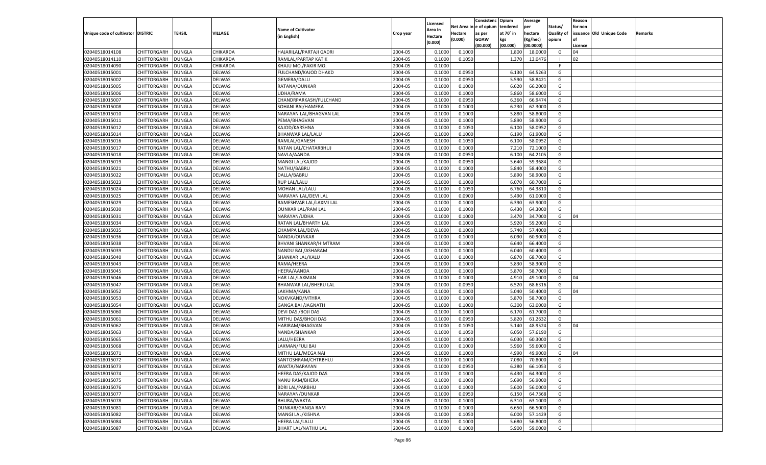| Unique code of cultivator | DISTRIC | TEHSIL | VILLAGE | Name of Cultivator (in English) | Crop year | Licensed Area in Hectare (0.000) | Net Area in Hectare (0.000) | Consistence of opium as per GOAW (00.000) | Opium tendered at 70° in kgs (00.000) | Average per hectare (Kg/hec) (00.0000) | Status/ Quality of opium | Reason for non issuance of Licence | Old Unique Code | Remarks |
|---|---|---|---|---|---|---|---|---|---|---|---|---|---|---|
| 02040518014108 | CHITTORGARH | DUNGLA | CHIKARDA | HAJARILAL/PARTAJI GADRI | 2004-05 | 0.1000 | 0.1000 | | 1.800 | 18.0000 | G | 04 | | |
| 02040518014110 | CHITTORGARH | DUNGLA | CHIKARDA | RAMLAL/PARTAP KATIK | 2004-05 | 0.1000 | 0.1050 | | 1.370 | 13.0476 | I | 02 | | |
| 02040518014090 | CHITTORGARH | DUNGLA | CHIKARDA | KHAJU MO./FAKIR MO. | 2004-05 | 0.1000 | | | | | F | | | |
| 02040518015001 | CHITTORGARH | DUNGLA | DELWAS | FULCHAND/KAJOD DHAKD | 2004-05 | 0.1000 | 0.0950 | | 6.130 | 64.5263 | G | | | |
| 02040518015002 | CHITTORGARH | DUNGLA | DELWAS | GEMERA/DALU | 2004-05 | 0.1000 | 0.0950 | | 5.590 | 58.8421 | G | | | |
| 02040518015005 | CHITTORGARH | DUNGLA | DELWAS | RATANA/OUNKAR | 2004-05 | 0.1000 | 0.1000 | | 6.620 | 66.2000 | G | | | |
| 02040518015006 | CHITTORGARH | DUNGLA | DELWAS | UDHA/RAMA | 2004-05 | 0.1000 | 0.1000 | | 5.860 | 58.6000 | G | | | |
| 02040518015007 | CHITTORGARH | DUNGLA | DELWAS | CHANDRPARKASH/FULCHAND | 2004-05 | 0.1000 | 0.0950 | | 6.360 | 66.9474 | G | | | |
| 02040518015008 | CHITTORGARH | DUNGLA | DELWAS | SOHANI BAI/HAMERA | 2004-05 | 0.1000 | 0.1000 | | 6.230 | 62.3000 | G | | | |
| 02040518015010 | CHITTORGARH | DUNGLA | DELWAS | NARAYAN LAL/BHAGVAN LAL | 2004-05 | 0.1000 | 0.1000 | | 5.880 | 58.8000 | G | | | |
| 02040518015011 | CHITTORGARH | DUNGLA | DELWAS | PEMA/BHAGVAN | 2004-05 | 0.1000 | 0.1000 | | 5.890 | 58.9000 | G | | | |
| 02040518015012 | CHITTORGARH | DUNGLA | DELWAS | KAJOD/KARSHNA | 2004-05 | 0.1000 | 0.1050 | | 6.100 | 58.0952 | G | | | |
| 02040518015014 | CHITTORGARH | DUNGLA | DELWAS | BHANWAR LAL/LALU | 2004-05 | 0.1000 | 0.1000 | | 6.190 | 61.9000 | G | | | |
| 02040518015016 | CHITTORGARH | DUNGLA | DELWAS | RAMLAL/GANESH | 2004-05 | 0.1000 | 0.1050 | | 6.100 | 58.0952 | G | | | |
| 02040518015017 | CHITTORGARH | DUNGLA | DELWAS | RATAN LAL/CHATARBHUJ | 2004-05 | 0.1000 | 0.1000 | | 7.210 | 72.1000 | G | | | |
| 02040518015018 | CHITTORGARH | DUNGLA | DELWAS | NAVLA/AANDA | 2004-05 | 0.1000 | 0.0950 | | 6.100 | 64.2105 | G | | | |
| 02040518015019 | CHITTORGARH | DUNGLA | DELWAS | MANGI LAL/KAJOD | 2004-05 | 0.1000 | 0.0950 | | 5.640 | 59.3684 | G | | | |
| 02040518015021 | CHITTORGARH | DUNGLA | DELWAS | NATHU/BABRU | 2004-05 | 0.1000 | 0.1000 | | 5.840 | 58.4000 | G | | | |
| 02040518015022 | CHITTORGARH | DUNGLA | DELWAS | DALLA/BABRU | 2004-05 | 0.1000 | 0.1000 | | 5.890 | 58.9000 | G | | | |
| 02040518015023 | CHITTORGARH | DUNGLA | DELWAS | RUP LAL/LALU | 2004-05 | 0.1000 | 0.1000 | | 6.070 | 60.7000 | G | | | |
| 02040518015024 | CHITTORGARH | DUNGLA | DELWAS | MOHAN LAL/LALU | 2004-05 | 0.1000 | 0.1050 | | 6.760 | 64.3810 | G | | | |
| 02040518015025 | CHITTORGARH | DUNGLA | DELWAS | NARAYAN LAL/DEVI LAL | 2004-05 | 0.1000 | 0.0900 | | 5.490 | 61.0000 | G | | | |
| 02040518015029 | CHITTORGARH | DUNGLA | DELWAS | RAMESHVAR LAL/LAXMI LAL | 2004-05 | 0.1000 | 0.1000 | | 6.390 | 63.9000 | G | | | |
| 02040518015030 | CHITTORGARH | DUNGLA | DELWAS | OUNKAR LAL/RAM LAL | 2004-05 | 0.1000 | 0.1000 | | 6.430 | 64.3000 | G | | | |
| 02040518015031 | CHITTORGARH | DUNGLA | DELWAS | NARAYAN/UDHA | 2004-05 | 0.1000 | 0.1000 | | 3.470 | 34.7000 | G | 04 | | |
| 02040518015034 | CHITTORGARH | DUNGLA | DELWAS | RATAN LAL/BHARTH LAL | 2004-05 | 0.1000 | 0.1000 | | 5.920 | 59.2000 | G | | | |
| 02040518015035 | CHITTORGARH | DUNGLA | DELWAS | CHAMPA LAL/DEVA | 2004-05 | 0.1000 | 0.1000 | | 5.740 | 57.4000 | G | | | |
| 02040518015036 | CHITTORGARH | DUNGLA | DELWAS | NANDA/OUNKAR | 2004-05 | 0.1000 | 0.1000 | | 6.090 | 60.9000 | G | | | |
| 02040518015038 | CHITTORGARH | DUNGLA | DELWAS | BHVANI SHANKAR/HIMTRAM | 2004-05 | 0.1000 | 0.1000 | | 6.640 | 66.4000 | G | | | |
| 02040518015039 | CHITTORGARH | DUNGLA | DELWAS | NANDU BAI /ASHARAM | 2004-05 | 0.1000 | 0.1000 | | 6.040 | 60.4000 | G | | | |
| 02040518015040 | CHITTORGARH | DUNGLA | DELWAS | SHANKAR LAL/KALU | 2004-05 | 0.1000 | 0.1000 | | 6.870 | 68.7000 | G | | | |
| 02040518015043 | CHITTORGARH | DUNGLA | DELWAS | RAMA/HEERA | 2004-05 | 0.1000 | 0.1000 | | 5.830 | 58.3000 | G | | | |
| 02040518015045 | CHITTORGARH | DUNGLA | DELWAS | HEERA/AANDA | 2004-05 | 0.1000 | 0.1000 | | 5.870 | 58.7000 | G | | | |
| 02040518015046 | CHITTORGARH | DUNGLA | DELWAS | HAR LAL/LAXMAN | 2004-05 | 0.1000 | 0.1000 | | 4.910 | 49.1000 | G | 04 | | |
| 02040518015047 | CHITTORGARH | DUNGLA | DELWAS | BHANWAR LAL/BHERU LAL | 2004-05 | 0.1000 | 0.0950 | | 6.520 | 68.6316 | G | | | |
| 02040518015052 | CHITTORGARH | DUNGLA | DELWAS | LAKHMA/KANA | 2004-05 | 0.1000 | 0.1000 | | 5.040 | 50.4000 | G | 04 | | |
| 02040518015053 | CHITTORGARH | DUNGLA | DELWAS | NOKVKAND/MTHRA | 2004-05 | 0.1000 | 0.1000 | | 5.870 | 58.7000 | G | | | |
| 02040518015054 | CHITTORGARH | DUNGLA | DELWAS | GANGA BAI /JAGNATH | 2004-05 | 0.1000 | 0.1000 | | 6.300 | 63.0000 | G | | | |
| 02040518015060 | CHITTORGARH | DUNGLA | DELWAS | DEVI DAS /BOJI DAS | 2004-05 | 0.1000 | 0.1000 | | 6.170 | 61.7000 | G | | | |
| 02040518015061 | CHITTORGARH | DUNGLA | DELWAS | MITHU DAS/BHOJI DAS | 2004-05 | 0.1000 | 0.0950 | | 5.820 | 61.2632 | G | | | |
| 02040518015062 | CHITTORGARH | DUNGLA | DELWAS | HARIRAM/BHAGVAN | 2004-05 | 0.1000 | 0.1050 | | 5.140 | 48.9524 | G | 04 | | |
| 02040518015063 | CHITTORGARH | DUNGLA | DELWAS | NANDA/SHANKAR | 2004-05 | 0.1000 | 0.1050 | | 6.050 | 57.6190 | G | | | |
| 02040518015065 | CHITTORGARH | DUNGLA | DELWAS | LALU/HEERA | 2004-05 | 0.1000 | 0.1000 | | 6.030 | 60.3000 | G | | | |
| 02040518015068 | CHITTORGARH | DUNGLA | DELWAS | LAXMAN/FULI BAI | 2004-05 | 0.1000 | 0.1000 | | 5.960 | 59.6000 | G | | | |
| 02040518015071 | CHITTORGARH | DUNGLA | DELWAS | MITHU LAL/MEGA NAI | 2004-05 | 0.1000 | 0.1000 | | 4.990 | 49.9000 | G | 04 | | |
| 02040518015072 | CHITTORGARH | DUNGLA | DELWAS | SANTOSHRAM/CHTRBHUJ | 2004-05 | 0.1000 | 0.1000 | | 7.080 | 70.8000 | G | | | |
| 02040518015073 | CHITTORGARH | DUNGLA | DELWAS | WAKTA/NARAYAN | 2004-05 | 0.1000 | 0.0950 | | 6.280 | 66.1053 | G | | | |
| 02040518015074 | CHITTORGARH | DUNGLA | DELWAS | HEERA DAS/KAJOD DAS | 2004-05 | 0.1000 | 0.1000 | | 6.430 | 64.3000 | G | | | |
| 02040518015075 | CHITTORGARH | DUNGLA | DELWAS | NANU RAM/BHERA | 2004-05 | 0.1000 | 0.1000 | | 5.690 | 56.9000 | G | | | |
| 02040518015076 | CHITTORGARH | DUNGLA | DELWAS | BDRI LAL/PARBHU | 2004-05 | 0.1000 | 0.1000 | | 5.600 | 56.0000 | G | | | |
| 02040518015077 | CHITTORGARH | DUNGLA | DELWAS | NARAYAN/OUNKAR | 2004-05 | 0.1000 | 0.0950 | | 6.150 | 64.7368 | G | | | |
| 02040518015078 | CHITTORGARH | DUNGLA | DELWAS | BHURA/WAKTA | 2004-05 | 0.1000 | 0.1000 | | 6.310 | 63.1000 | G | | | |
| 02040518015081 | CHITTORGARH | DUNGLA | DELWAS | OUNKAR/GANGA RAM | 2004-05 | 0.1000 | 0.1000 | | 6.650 | 66.5000 | G | | | |
| 02040518015082 | CHITTORGARH | DUNGLA | DELWAS | MANGI LAL/KISHNA | 2004-05 | 0.1000 | 0.1050 | | 6.000 | 57.1429 | G | | | |
| 02040518015084 | CHITTORGARH | DUNGLA | DELWAS | HEERA LAL/LALU | 2004-05 | 0.1000 | 0.1000 | | 5.680 | 56.8000 | G | | | |
| 02040518015087 | CHITTORGARH | DUNGLA | DELWAS | BHART LAL/NATHU LAL | 2004-05 | 0.1000 | 0.1000 | | 5.900 | 59.0000 | G | | | |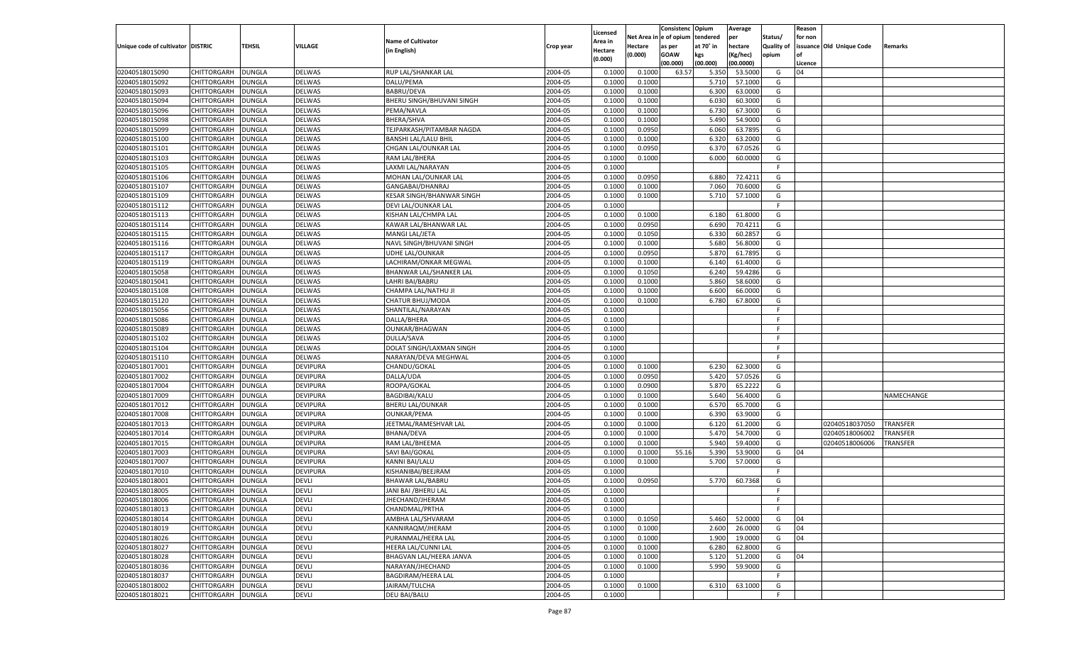| Unique code of cultivator | DISTRIC | TEHSIL | VILLAGE | Name of Cultivator (in English) | Crop year | Licensed Area in Hectare (0.000) | Net Area in Hectare (0.000) | Consistenc e of opium as per GOAW (00.000) | Opium tendered at 70° in kgs (00.000) | Average per hectare (Kg/hec) (00.0000) | Status/ Quality of opium | Reason for non issuance of Licence | Old Unique Code | Remarks |
|---|---|---|---|---|---|---|---|---|---|---|---|---|---|---|
| 02040518015090 | CHITTORGARH | DUNGLA | DELWAS | RUP LAL/SHANKAR LAL | 2004-05 | 0.1000 | 0.1000 | 63.57 | 5.350 | 53.5000 | G | 04 | | |
| 02040518015092 | CHITTORGARH | DUNGLA | DELWAS | DALU/PEMA | 2004-05 | 0.1000 | 0.1000 | | 5.710 | 57.1000 | G | | | |
| 02040518015093 | CHITTORGARH | DUNGLA | DELWAS | BABRU/DEVA | 2004-05 | 0.1000 | 0.1000 | | 6.300 | 63.0000 | G | | | |
| 02040518015094 | CHITTORGARH | DUNGLA | DELWAS | BHERU SINGH/BHUVANI SINGH | 2004-05 | 0.1000 | 0.1000 | | 6.030 | 60.3000 | G | | | |
| 02040518015096 | CHITTORGARH | DUNGLA | DELWAS | PEMA/NAVLA | 2004-05 | 0.1000 | 0.1000 | | 6.730 | 67.3000 | G | | | |
| 02040518015098 | CHITTORGARH | DUNGLA | DELWAS | BHERA/SHVA | 2004-05 | 0.1000 | 0.1000 | | 5.490 | 54.9000 | G | | | |
| 02040518015099 | CHITTORGARH | DUNGLA | DELWAS | TEJPARKASH/PITAMBAR NAGDA | 2004-05 | 0.1000 | 0.0950 | | 6.060 | 63.7895 | G | | | |
| 02040518015100 | CHITTORGARH | DUNGLA | DELWAS | BANSHI LAL/LALU BHIL | 2004-05 | 0.1000 | 0.1000 | | 6.320 | 63.2000 | G | | | |
| 02040518015101 | CHITTORGARH | DUNGLA | DELWAS | CHGAN LAL/OUNKAR LAL | 2004-05 | 0.1000 | 0.0950 | | 6.370 | 67.0526 | G | | | |
| 02040518015103 | CHITTORGARH | DUNGLA | DELWAS | RAM LAL/BHERA | 2004-05 | 0.1000 | 0.1000 | | 6.000 | 60.0000 | G | | | |
| 02040518015105 | CHITTORGARH | DUNGLA | DELWAS | LAXMI LAL/NARAYAN | 2004-05 | 0.1000 | | | | | F | | | |
| 02040518015106 | CHITTORGARH | DUNGLA | DELWAS | MOHAN LAL/OUNKAR LAL | 2004-05 | 0.1000 | 0.0950 | | 6.880 | 72.4211 | G | | | |
| 02040518015107 | CHITTORGARH | DUNGLA | DELWAS | GANGABAI/DHANRAJ | 2004-05 | 0.1000 | 0.1000 | | 7.060 | 70.6000 | G | | | |
| 02040518015109 | CHITTORGARH | DUNGLA | DELWAS | KESAR SINGH/BHANWAR SINGH | 2004-05 | 0.1000 | 0.1000 | | 5.710 | 57.1000 | G | | | |
| 02040518015112 | CHITTORGARH | DUNGLA | DELWAS | DEVI LAL/OUNKAR LAL | 2004-05 | 0.1000 | | | | | F | | | |
| 02040518015113 | CHITTORGARH | DUNGLA | DELWAS | KISHAN LAL/CHMPA LAL | 2004-05 | 0.1000 | 0.1000 | | 6.180 | 61.8000 | G | | | |
| 02040518015114 | CHITTORGARH | DUNGLA | DELWAS | KAWAR LAL/BHANWAR LAL | 2004-05 | 0.1000 | 0.0950 | | 6.690 | 70.4211 | G | | | |
| 02040518015115 | CHITTORGARH | DUNGLA | DELWAS | MANGI LAL/JETA | 2004-05 | 0.1000 | 0.1050 | | 6.330 | 60.2857 | G | | | |
| 02040518015116 | CHITTORGARH | DUNGLA | DELWAS | NAVL SINGH/BHUVANI SINGH | 2004-05 | 0.1000 | 0.1000 | | 5.680 | 56.8000 | G | | | |
| 02040518015117 | CHITTORGARH | DUNGLA | DELWAS | UDHE LAL/OUNKAR | 2004-05 | 0.1000 | 0.0950 | | 5.870 | 61.7895 | G | | | |
| 02040518015119 | CHITTORGARH | DUNGLA | DELWAS | LACHIRAM/ONKAR MEGWAL | 2004-05 | 0.1000 | 0.1000 | | 6.140 | 61.4000 | G | | | |
| 02040518015058 | CHITTORGARH | DUNGLA | DELWAS | BHANWAR LAL/SHANKER LAL | 2004-05 | 0.1000 | 0.1050 | | 6.240 | 59.4286 | G | | | |
| 02040518015041 | CHITTORGARH | DUNGLA | DELWAS | LAHRI BAI/BABRU | 2004-05 | 0.1000 | 0.1000 | | 5.860 | 58.6000 | G | | | |
| 02040518015108 | CHITTORGARH | DUNGLA | DELWAS | CHAMPA LAL/NATHU JI | 2004-05 | 0.1000 | 0.1000 | | 6.600 | 66.0000 | G | | | |
| 02040518015120 | CHITTORGARH | DUNGLA | DELWAS | CHATUR BHUJ/MODA | 2004-05 | 0.1000 | 0.1000 | | 6.780 | 67.8000 | G | | | |
| 02040518015056 | CHITTORGARH | DUNGLA | DELWAS | SHANTILAL/NARAYAN | 2004-05 | 0.1000 | | | | | F | | | |
| 02040518015086 | CHITTORGARH | DUNGLA | DELWAS | DALLA/BHERA | 2004-05 | 0.1000 | | | | | F | | | |
| 02040518015089 | CHITTORGARH | DUNGLA | DELWAS | OUNKAR/BHAGWAN | 2004-05 | 0.1000 | | | | | F | | | |
| 02040518015102 | CHITTORGARH | DUNGLA | DELWAS | DULLA/SAVA | 2004-05 | 0.1000 | | | | | F | | | |
| 02040518015104 | CHITTORGARH | DUNGLA | DELWAS | DOLAT SINGH/LAXMAN SINGH | 2004-05 | 0.1000 | | | | | F | | | |
| 02040518015110 | CHITTORGARH | DUNGLA | DELWAS | NARAYAN/DEVA MEGHWAL | 2004-05 | 0.1000 | | | | | F | | | |
| 02040518017001 | CHITTORGARH | DUNGLA | DEVIPURA | CHANDU/GOKAL | 2004-05 | 0.1000 | 0.1000 | | 6.230 | 62.3000 | G | | | |
| 02040518017002 | CHITTORGARH | DUNGLA | DEVIPURA | DALLA/UDA | 2004-05 | 0.1000 | 0.0950 | | 5.420 | 57.0526 | G | | | |
| 02040518017004 | CHITTORGARH | DUNGLA | DEVIPURA | ROOPA/GOKAL | 2004-05 | 0.1000 | 0.0900 | | 5.870 | 65.2222 | G | | | |
| 02040518017009 | CHITTORGARH | DUNGLA | DEVIPURA | BAGDIBAI/KALU | 2004-05 | 0.1000 | 0.1000 | | 5.640 | 56.4000 | G | | | NAMECHANGE |
| 02040518017012 | CHITTORGARH | DUNGLA | DEVIPURA | BHERU LAL/OUNKAR | 2004-05 | 0.1000 | 0.1000 | | 6.570 | 65.7000 | G | | | |
| 02040518017008 | CHITTORGARH | DUNGLA | DEVIPURA | OUNKAR/PEMA | 2004-05 | 0.1000 | 0.1000 | | 6.390 | 63.9000 | G | | | |
| 02040518017013 | CHITTORGARH | DUNGLA | DEVIPURA | JEETMAL/RAMESHVAR LAL | 2004-05 | 0.1000 | 0.1000 | | 6.120 | 61.2000 | G | | 02040518037050 | TRANSFER |
| 02040518017014 | CHITTORGARH | DUNGLA | DEVIPURA | BHANA/DEVA | 2004-05 | 0.1000 | 0.1000 | | 5.470 | 54.7000 | G | | 02040518006002 | TRANSFER |
| 02040518017015 | CHITTORGARH | DUNGLA | DEVIPURA | RAM LAL/BHEEMA | 2004-05 | 0.1000 | 0.1000 | | 5.940 | 59.4000 | G | | 02040518006006 | TRANSFER |
| 02040518017003 | CHITTORGARH | DUNGLA | DEVIPURA | SAVI BAI/GOKAL | 2004-05 | 0.1000 | 0.1000 | 55.16 | 5.390 | 53.9000 | G | 04 | | |
| 02040518017007 | CHITTORGARH | DUNGLA | DEVIPURA | KANNI BAI/LALU | 2004-05 | 0.1000 | 0.1000 | | 5.700 | 57.0000 | G | | | |
| 02040518017010 | CHITTORGARH | DUNGLA | DEVIPURA | KISHANIBAI/BEEJRAM | 2004-05 | 0.1000 | | | | | F | | | |
| 02040518018001 | CHITTORGARH | DUNGLA | DEVLI | BHAWAR LAL/BABRU | 2004-05 | 0.1000 | 0.0950 | | 5.770 | 60.7368 | G | | | |
| 02040518018005 | CHITTORGARH | DUNGLA | DEVLI | JANI BAI /BHERU LAL | 2004-05 | 0.1000 | | | | | F | | | |
| 02040518018006 | CHITTORGARH | DUNGLA | DEVLI | JHECHAND/JHERAM | 2004-05 | 0.1000 | | | | | F | | | |
| 02040518018013 | CHITTORGARH | DUNGLA | DEVLI | CHANDMAL/PRTHA | 2004-05 | 0.1000 | | | | | F | | | |
| 02040518018014 | CHITTORGARH | DUNGLA | DEVLI | AMBHA LAL/SHVARAM | 2004-05 | 0.1000 | 0.1050 | | 5.460 | 52.0000 | G | 04 | | |
| 02040518018019 | CHITTORGARH | DUNGLA | DEVLI | KANNIRAQM/JHERAM | 2004-05 | 0.1000 | 0.1000 | | 2.600 | 26.0000 | G | 04 | | |
| 02040518018026 | CHITTORGARH | DUNGLA | DEVLI | PURANMAL/HEERA LAL | 2004-05 | 0.1000 | 0.1000 | | 1.900 | 19.0000 | G | 04 | | |
| 02040518018027 | CHITTORGARH | DUNGLA | DEVLI | HEERA LAL/CUNNI LAL | 2004-05 | 0.1000 | 0.1000 | | 6.280 | 62.8000 | G | | | |
| 02040518018028 | CHITTORGARH | DUNGLA | DEVLI | BHAGVAN LAL/HEERA JANVA | 2004-05 | 0.1000 | 0.1000 | | 5.120 | 51.2000 | G | 04 | | |
| 02040518018036 | CHITTORGARH | DUNGLA | DEVLI | NARAYAN/JHECHAND | 2004-05 | 0.1000 | 0.1000 | | 5.990 | 59.9000 | G | | | |
| 02040518018037 | CHITTORGARH | DUNGLA | DEVLI | BAGDIRAM/HEERA LAL | 2004-05 | 0.1000 | | | | | F | | | |
| 02040518018002 | CHITTORGARH | DUNGLA | DEVLI | JAIRAM/TULCHA | 2004-05 | 0.1000 | 0.1000 | | 6.310 | 63.1000 | G | | | |
| 02040518018021 | CHITTORGARH | DUNGLA | DEVLI | DEU BAI/BALU | 2004-05 | 0.1000 | | | | | F | | | |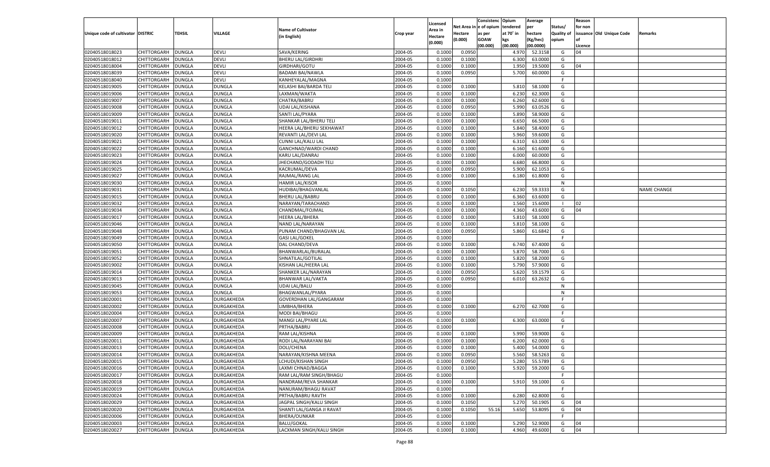| Unique code of cultivator | DISTRIC | TEHSIL | VILLAGE | Name of Cultivator (in English) | Crop year | Licensed Area in Hectare (0.000) | Net Area in Hectare (0.000) | Consistenc e of opium as per GOAW (00.000) | Opium tendered at 70˚ in kgs (00.000) | Average per hectare (Kg/hec) (00.0000) | Status/ Quality of opium | Reason for non issuance of Licence | Old Unique Code | Remarks |
|---|---|---|---|---|---|---|---|---|---|---|---|---|---|---|
| 02040518018023 | CHITTORGARH | DUNGLA | DEVLI | SAVA/KERING | 2004-05 | 0.1000 | 0.0950 | | 4.970 | 52.3158 | G | 04 | | |
| 02040518018012 | CHITTORGARH | DUNGLA | DEVLI | BHERU LAL/GIRDHRI | 2004-05 | 0.1000 | 0.1000 | | 6.300 | 63.0000 | G | | | |
| 02040518018004 | CHITTORGARH | DUNGLA | DEVLI | GIRDHARI/GOTU | 2004-05 | 0.1000 | 0.1000 | | 1.950 | 19.5000 | G | 04 | | |
| 02040518018039 | CHITTORGARH | DUNGLA | DEVLI | BADAMI BAI/NAWLA | 2004-05 | 0.1000 | 0.0950 | | 5.700 | 60.0000 | G | | | |
| 02040518018040 | CHITTORGARH | DUNGLA | DEVLI | KANHEYALAL/MAGNA | 2004-05 | 0.1000 | | | | | F | | | |
| 02040518019005 | CHITTORGARH | DUNGLA | DUNGLA | KELASHI BAI/BARDA TELI | 2004-05 | 0.1000 | 0.1000 | | 5.810 | 58.1000 | G | | | |
| 02040518019006 | CHITTORGARH | DUNGLA | DUNGLA | LAXMAN/WAKTA | 2004-05 | 0.1000 | 0.1000 | | 6.230 | 62.3000 | G | | | |
| 02040518019007 | CHITTORGARH | DUNGLA | DUNGLA | CHATRA/BABRU | 2004-05 | 0.1000 | 0.1000 | | 6.260 | 62.6000 | G | | | |
| 02040518019008 | CHITTORGARH | DUNGLA | DUNGLA | UDAI LAL/KISHANA | 2004-05 | 0.1000 | 0.0950 | | 5.990 | 63.0526 | G | | | |
| 02040518019009 | CHITTORGARH | DUNGLA | DUNGLA | SANTI LAL/PYARA | 2004-05 | 0.1000 | 0.1000 | | 5.890 | 58.9000 | G | | | |
| 02040518019011 | CHITTORGARH | DUNGLA | DUNGLA | SHANKAR LAL/BHERU TELI | 2004-05 | 0.1000 | 0.1000 | | 6.650 | 66.5000 | G | | | |
| 02040518019012 | CHITTORGARH | DUNGLA | DUNGLA | HEERA LAL/BHERU SEKHAWAT | 2004-05 | 0.1000 | 0.1000 | | 5.840 | 58.4000 | G | | | |
| 02040518019020 | CHITTORGARH | DUNGLA | DUNGLA | REVANTI LAL/DEVI LAL | 2004-05 | 0.1000 | 0.1000 | | 5.960 | 59.6000 | G | | | |
| 02040518019021 | CHITTORGARH | DUNGLA | DUNGLA | CUNNI LAL/KALU LAL | 2004-05 | 0.1000 | 0.1000 | | 6.310 | 63.1000 | G | | | |
| 02040518019022 | CHITTORGARH | DUNGLA | DUNGLA | GANCHNAD/WARDI CHAND | 2004-05 | 0.1000 | 0.1000 | | 6.160 | 61.6000 | G | | | |
| 02040518019023 | CHITTORGARH | DUNGLA | DUNGLA | KARU LAL/DANRAJ | 2004-05 | 0.1000 | 0.1000 | | 6.000 | 60.0000 | G | | | |
| 02040518019024 | CHITTORGARH | DUNGLA | DUNGLA | JHECHAND/GODADH TELI | 2004-05 | 0.1000 | 0.1000 | | 6.680 | 66.8000 | G | | | |
| 02040518019025 | CHITTORGARH | DUNGLA | DUNGLA | KACRUMAL/DEVA | 2004-05 | 0.1000 | 0.0950 | | 5.900 | 62.1053 | G | | | |
| 02040518019027 | CHITTORGARH | DUNGLA | DUNGLA | RAJMAL/RANG LAL | 2004-05 | 0.1000 | 0.1000 | | 6.180 | 61.8000 | G | | | |
| 02040518019030 | CHITTORGARH | DUNGLA | DUNGLA | HAMIR LAL/KISOR | 2004-05 | 0.1000 | | | | | N | | | |
| 02040518019031 | CHITTORGARH | DUNGLA | DUNGLA | HUDIBAI/BHAGVANLAL | 2004-05 | 0.1000 | 0.1050 | | 6.230 | 59.3333 | G | | | NAME CHANGE |
| 02040518019015 | CHITTORGARH | DUNGLA | DUNGLA | BHERU LAL/BABRU | 2004-05 | 0.1000 | 0.1000 | | 6.360 | 63.6000 | G | | | |
| 02040518019032 | CHITTORGARH | DUNGLA | DUNGLA | NARAYAN/TARACHAND | 2004-05 | 0.1000 | 0.1000 | | 1.560 | 15.6000 | I | 02 | | |
| 02040518019034 | CHITTORGARH | DUNGLA | DUNGLA | CHANDMAL/FOJMAL | 2004-05 | 0.1000 | 0.1000 | | 4.360 | 43.6000 | G | 04 | | |
| 02040518019017 | CHITTORGARH | DUNGLA | DUNGLA | HEERA LAL/BHERA | 2004-05 | 0.1000 | 0.1000 | | 5.810 | 58.1000 | G | | | |
| 02040518019046 | CHITTORGARH | DUNGLA | DUNGLA | NAND LAL/NARAYAN | 2004-05 | 0.1000 | 0.1000 | | 5.810 | 58.1000 | G | | | |
| 02040518019048 | CHITTORGARH | DUNGLA | DUNGLA | PUNAM CHAND/BHAGVAN LAL | 2004-05 | 0.1000 | 0.0950 | | 5.860 | 61.6842 | G | | | |
| 02040518019049 | CHITTORGARH | DUNGLA | DUNGLA | GASI LAL/GOKEL | 2004-05 | 0.1000 | | | | | F | | | |
| 02040518019050 | CHITTORGARH | DUNGLA | DUNGLA | DAL CHAND/DEVA | 2004-05 | 0.1000 | 0.1000 | | 6.740 | 67.4000 | G | | | |
| 02040518019051 | CHITTORGARH | DUNGLA | DUNGLA | BHANWARLAL/BURALAL | 2004-05 | 0.1000 | 0.1000 | | 5.870 | 58.7000 | G | | | |
| 02040518019052 | CHITTORGARH | DUNGLA | DUNGLA | SHNATILAL/GOTILAL | 2004-05 | 0.1000 | 0.1000 | | 5.820 | 58.2000 | G | | | |
| 02040518019002 | CHITTORGARH | DUNGLA | DUNGLA | KISHAN LAL/HEERA LAL | 2004-05 | 0.1000 | 0.1000 | | 5.790 | 57.9000 | G | | | |
| 02040518019014 | CHITTORGARH | DUNGLA | DUNGLA | SHANKER LAL/NARAYAN | 2004-05 | 0.1000 | 0.0950 | | 5.620 | 59.1579 | G | | | |
| 02040518019013 | CHITTORGARH | DUNGLA | DUNGLA | BHANWAR LAL/VAKTA | 2004-05 | 0.1000 | 0.0950 | | 6.010 | 63.2632 | G | | | |
| 02040518019045 | CHITTORGARH | DUNGLA | DUNGLA | UDAI LAL/BALU | 2004-05 | 0.1000 | | | | | N | | | |
| 02040518019053 | CHITTORGARH | DUNGLA | DUNGLA | BHAGWANLAL/PYARA | 2004-05 | 0.1000 | | | | | N | | | |
| 02040518020001 | CHITTORGARH | DUNGLA | DURGAKHEDA | GOVERDHAN LAL/GANGARAM | 2004-05 | 0.1000 | | | | | F | | | |
| 02040518020002 | CHITTORGARH | DUNGLA | DURGAKHEDA | LIMBHA/BHERA | 2004-05 | 0.1000 | 0.1000 | | 6.270 | 62.7000 | G | | | |
| 02040518020004 | CHITTORGARH | DUNGLA | DURGAKHEDA | MODI BAI/BHAGU | 2004-05 | 0.1000 | | | | | F | | | |
| 02040518020007 | CHITTORGARH | DUNGLA | DURGAKHEDA | MANGI LAL/PYARE LAL | 2004-05 | 0.1000 | 0.1000 | | 6.300 | 63.0000 | G | | | |
| 02040518020008 | CHITTORGARH | DUNGLA | DURGAKHEDA | PRTHA/BABRU | 2004-05 | 0.1000 | | | | | F | | | |
| 02040518020009 | CHITTORGARH | DUNGLA | DURGAKHEDA | RAM LAL/KISHNA | 2004-05 | 0.1000 | 0.1000 | | 5.990 | 59.9000 | G | | | |
| 02040518020011 | CHITTORGARH | DUNGLA | DURGAKHEDA | RODI LAL/NARAYANI BAI | 2004-05 | 0.1000 | 0.1000 | | 6.200 | 62.0000 | G | | | |
| 02040518020013 | CHITTORGARH | DUNGLA | DURGAKHEDA | DOLI/CHENA | 2004-05 | 0.1000 | 0.1000 | | 5.400 | 54.0000 | G | | | |
| 02040518020014 | CHITTORGARH | DUNGLA | DURGAKHEDA | NARAYAN/KISHNA MEENA | 2004-05 | 0.1000 | 0.0950 | | 5.560 | 58.5263 | G | | | |
| 02040518020015 | CHITTORGARH | DUNGLA | DURGAKHEDA | LCHUDI/KISHAN SINGH | 2004-05 | 0.1000 | 0.0950 | | 5.280 | 55.5789 | G | | | |
| 02040518020016 | CHITTORGARH | DUNGLA | DURGAKHEDA | LAXMI CHNAD/BAGGA | 2004-05 | 0.1000 | 0.1000 | | 5.920 | 59.2000 | G | | | |
| 02040518020017 | CHITTORGARH | DUNGLA | DURGAKHEDA | RAM LAL/RAM SINGH/BHAGU | 2004-05 | 0.1000 | | | | | F | | | |
| 02040518020018 | CHITTORGARH | DUNGLA | DURGAKHEDA | NANDRAM/REVA SHANKAR | 2004-05 | 0.1000 | 0.1000 | | 5.910 | 59.1000 | G | | | |
| 02040518020019 | CHITTORGARH | DUNGLA | DURGAKHEDA | NANURAM/BHAGU RAVAT | 2004-05 | 0.1000 | | | | | F | | | |
| 02040518020024 | CHITTORGARH | DUNGLA | DURGAKHEDA | PRTHA/BABRU RAVTH | 2004-05 | 0.1000 | 0.1000 | | 6.280 | 62.8000 | G | | | |
| 02040518020029 | CHITTORGARH | DUNGLA | DURGAKHEDA | JAGPAL SINGH/KALU SINGH | 2004-05 | 0.1000 | 0.1050 | | 5.270 | 50.1905 | G | 04 | | |
| 02040518020020 | CHITTORGARH | DUNGLA | DURGAKHEDA | SHANTI LAL/GANGA JI RAVAT | 2004-05 | 0.1000 | 0.1050 | 55.16 | 5.650 | 53.8095 | G | 04 | | |
| 02040518020006 | CHITTORGARH | DUNGLA | DURGAKHEDA | BHERA/OUNKAR | 2004-05 | 0.1000 | | | | | F | | | |
| 02040518020003 | CHITTORGARH | DUNGLA | DURGAKHEDA | BALU/GOKAL | 2004-05 | 0.1000 | 0.1000 | | 5.290 | 52.9000 | G | 04 | | |
| 02040518020027 | CHITTORGARH | DUNGLA | DURGAKHEDA | LACXMAN SINGH/KALU SINGH | 2004-05 | 0.1000 | 0.1000 | | 4.960 | 49.6000 | G | 04 | | |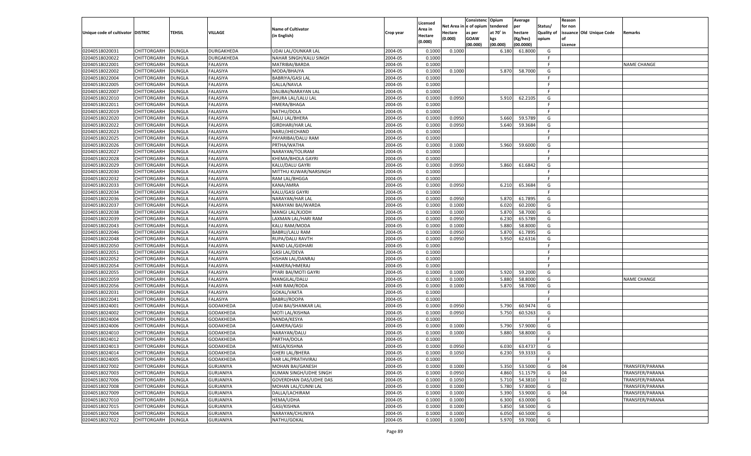| Unique code of cultivator | DISTRIC | TEHSIL | VILLAGE | Name of Cultivator (in English) | Crop year | Licensed Area in Hectare (0.000) | Net Area in Hectare (0.000) | Consistence of opium as per GOAW (00.000) | Opium tendered at 70° in kgs (00.000) | Average per hectare (Kg/hec) (00.0000) | Status/ Quality of opium | Reason for non issuance of Licence | Old Unique Code | Remarks |
|---|---|---|---|---|---|---|---|---|---|---|---|---|---|---|
| 02040518020031 | CHITTORGARH | DUNGLA | DURGAKHEDA | UDAI LAL/OUNKAR LAL | 2004-05 | 0.1000 | 0.1000 | | 6.180 | 61.8000 | G | | | |
| 02040518020022 | CHITTORGARH | DUNGLA | DURGAKHEDA | NAHAR SINGH/KALU SINGH | 2004-05 | 0.1000 | | | | | F | | | |
| 02040518022001 | CHITTORGARH | DUNGLA | FALASIYA | MATRIBAI/BARDA | 2004-05 | 0.1000 | | | | | F | | | NAME CHANGE |
| 02040518022002 | CHITTORGARH | DUNGLA | FALASIYA | MODA/BHAJYA | 2004-05 | 0.1000 | 0.1000 | | 5.870 | 58.7000 | G | | | |
| 02040518022004 | CHITTORGARH | DUNGLA | FALASIYA | BABRIYA/GASI LAL | 2004-05 | 0.1000 | | | | | F | | | |
| 02040518022005 | CHITTORGARH | DUNGLA | FALASIYA | GALLA/NAVLA | 2004-05 | 0.1000 | | | | | F | | | |
| 02040518022007 | CHITTORGARH | DUNGLA | FALASIYA | DALIBAI/NARAYAN LAL | 2004-05 | 0.1000 | | | | | F | | | |
| 02040518022010 | CHITTORGARH | DUNGLA | FALASIYA | BHURA LAL/LALU LAL | 2004-05 | 0.1000 | 0.0950 | | 5.910 | 62.2105 | G | | | |
| 02040518022011 | CHITTORGARH | DUNGLA | FALASIYA | HMERA/BHAGA | 2004-05 | 0.1000 | | | | | F | | | |
| 02040518022019 | CHITTORGARH | DUNGLA | FALASIYA | NATHU/DOLA | 2004-05 | 0.1000 | | | | | F | | | |
| 02040518022020 | CHITTORGARH | DUNGLA | FALASIYA | BALU LAL/BHERA | 2004-05 | 0.1000 | 0.0950 | | 5.660 | 59.5789 | G | | | |
| 02040518022022 | CHITTORGARH | DUNGLA | FALASIYA | GIRDHARI/HAR LAL | 2004-05 | 0.1000 | 0.0950 | | 5.640 | 59.3684 | G | | | |
| 02040518022023 | CHITTORGARH | DUNGLA | FALASIYA | NARU/JHECHAND | 2004-05 | 0.1000 | | | | | F | | | |
| 02040518022025 | CHITTORGARH | DUNGLA | FALASIYA | PAYARIBAI/DALU RAM | 2004-05 | 0.1000 | | | | | F | | | |
| 02040518022026 | CHITTORGARH | DUNGLA | FALASIYA | PRTHA/WATHA | 2004-05 | 0.1000 | 0.1000 | | 5.960 | 59.6000 | G | | | |
| 02040518022027 | CHITTORGARH | DUNGLA | FALASIYA | NARAYAN/TOLIRAM | 2004-05 | 0.1000 | | | | | F | | | |
| 02040518022028 | CHITTORGARH | DUNGLA | FALASIYA | KHEMA/BHOLA GAYRI | 2004-05 | 0.1000 | | | | | F | | | |
| 02040518022029 | CHITTORGARH | DUNGLA | FALASIYA | KALU/DALU GAYRI | 2004-05 | 0.1000 | 0.0950 | | 5.860 | 61.6842 | G | | | |
| 02040518022030 | CHITTORGARH | DUNGLA | FALASIYA | MITTHU KUWAR/NARSINGH | 2004-05 | 0.1000 | | | | | F | | | |
| 02040518022032 | CHITTORGARH | DUNGLA | FALASIYA | RAM LAL/BHGGA | 2004-05 | 0.1000 | | | | | F | | | |
| 02040518022033 | CHITTORGARH | DUNGLA | FALASIYA | KANA/AMRA | 2004-05 | 0.1000 | 0.0950 | | 6.210 | 65.3684 | G | | | |
| 02040518022034 | CHITTORGARH | DUNGLA | FALASIYA | KALU/GASI GAYRI | 2004-05 | 0.1000 | | | | | F | | | |
| 02040518022036 | CHITTORGARH | DUNGLA | FALASIYA | NARAYAN/HAR LAL | 2004-05 | 0.1000 | 0.0950 | | 5.870 | 61.7895 | G | | | |
| 02040518022037 | CHITTORGARH | DUNGLA | FALASIYA | NARAYANI BAI/WARDA | 2004-05 | 0.1000 | 0.1000 | | 6.020 | 60.2000 | G | | | |
| 02040518022038 | CHITTORGARH | DUNGLA | FALASIYA | MANGI LAL/KJODH | 2004-05 | 0.1000 | 0.1000 | | 5.870 | 58.7000 | G | | | |
| 02040518022039 | CHITTORGARH | DUNGLA | FALASIYA | LAXMAN LAL/HARI RAM | 2004-05 | 0.1000 | 0.0950 | | 6.230 | 65.5789 | G | | | |
| 02040518022043 | CHITTORGARH | DUNGLA | FALASIYA | KALU RAM/MODA | 2004-05 | 0.1000 | 0.1000 | | 5.880 | 58.8000 | G | | | |
| 02040518022046 | CHITTORGARH | DUNGLA | FALASIYA | BABRU/LALU RAM | 2004-05 | 0.1000 | 0.0950 | | 5.870 | 61.7895 | G | | | |
| 02040518022048 | CHITTORGARH | DUNGLA | FALASIYA | RUPA/DALU RAVTH | 2004-05 | 0.1000 | 0.0950 | | 5.950 | 62.6316 | G | | | |
| 02040518022050 | CHITTORGARH | DUNGLA | FALASIYA | NAND LAL/GIDHARI | 2004-05 | 0.1000 | | | | | F | | | |
| 02040518022051 | CHITTORGARH | DUNGLA | FALASIYA | GASI LAL/DEVA | 2004-05 | 0.1000 | | | | | F | | | |
| 02040518022052 | CHITTORGARH | DUNGLA | FALASIYA | KISHAN LAL/DANRAJ | 2004-05 | 0.1000 | | | | | F | | | |
| 02040518022054 | CHITTORGARH | DUNGLA | FALASIYA | HAMERA/HMERAJ | 2004-05 | 0.1000 | | | | | F | | | |
| 02040518022055 | CHITTORGARH | DUNGLA | FALASIYA | PYARI BAI/MOTI GAYRI | 2004-05 | 0.1000 | 0.1000 | | 5.920 | 59.2000 | G | | | |
| 02040518022059 | CHITTORGARH | DUNGLA | FALASIYA | MANGILAL/DALU | 2004-05 | 0.1000 | 0.1000 | | 5.880 | 58.8000 | G | | | NAME CHANGE |
| 02040518022056 | CHITTORGARH | DUNGLA | FALASIYA | HARI RAM/RODA | 2004-05 | 0.1000 | 0.1000 | | 5.870 | 58.7000 | G | | | |
| 02040518022031 | CHITTORGARH | DUNGLA | FALASIYA | GOKAL/VAKTA | 2004-05 | 0.1000 | | | | | F | | | |
| 02040518022041 | CHITTORGARH | DUNGLA | FALASIYA | BABRU/ROOPA | 2004-05 | 0.1000 | | | | | F | | | |
| 02040518024001 | CHITTORGARH | DUNGLA | GODAKHEDA | UDAI BAI/SHANKAR LAL | 2004-05 | 0.1000 | 0.0950 | | 5.790 | 60.9474 | G | | | |
| 02040518024002 | CHITTORGARH | DUNGLA | GODAKHEDA | MOTI LAL/KISHNA | 2004-05 | 0.1000 | 0.0950 | | 5.750 | 60.5263 | G | | | |
| 02040518024004 | CHITTORGARH | DUNGLA | GODAKHEDA | NANDA/KESYA | 2004-05 | 0.1000 | | | | | F | | | |
| 02040518024006 | CHITTORGARH | DUNGLA | GODAKHEDA | GAMERA/GASI | 2004-05 | 0.1000 | 0.1000 | | 5.790 | 57.9000 | G | | | |
| 02040518024010 | CHITTORGARH | DUNGLA | GODAKHEDA | NARAYAN/DALU | 2004-05 | 0.1000 | 0.1000 | | 5.880 | 58.8000 | G | | | |
| 02040518024012 | CHITTORGARH | DUNGLA | GODAKHEDA | PARTHA/DOLA | 2004-05 | 0.1000 | | | | | F | | | |
| 02040518024013 | CHITTORGARH | DUNGLA | GODAKHEDA | MEGA/KISHNA | 2004-05 | 0.1000 | 0.0950 | | 6.030 | 63.4737 | G | | | |
| 02040518024014 | CHITTORGARH | DUNGLA | GODAKHEDA | GHERI LAL/BHERA | 2004-05 | 0.1000 | 0.1050 | | 6.230 | 59.3333 | G | | | |
| 02040518024005 | CHITTORGARH | DUNGLA | GODAKHEDA | HAR LAL/PRATHVIRAJ | 2004-05 | 0.1000 | | | | | F | | | |
| 02040518027002 | CHITTORGARH | DUNGLA | GURJANIYA | MOHAN BAI/GANESH | 2004-05 | 0.1000 | 0.1000 | | 5.350 | 53.5000 | G | 04 | | TRANSFER/PARANA |
| 02040518027003 | CHITTORGARH | DUNGLA | GURJANIYA | KUMAN SINGH/UDHE SINGH | 2004-05 | 0.1000 | 0.0950 | | 4.860 | 51.1579 | G | 04 | | TRANSFER/PARANA |
| 02040518027006 | CHITTORGARH | DUNGLA | GURJANIYA | GOVERDHAN DAS/UDHE DAS | 2004-05 | 0.1000 | 0.1050 | | 5.710 | 54.3810 | I | 02 | | TRANSFER/PARANA |
| 02040518027008 | CHITTORGARH | DUNGLA | GURJANIYA | MOHAN LAL/CUNNI LAL | 2004-05 | 0.1000 | 0.1000 | | 5.780 | 57.8000 | G | | | TRANSFER/PARANA |
| 02040518027009 | CHITTORGARH | DUNGLA | GURJANIYA | DALLA/LACHIRAM | 2004-05 | 0.1000 | 0.1000 | | 5.390 | 53.9000 | G | 04 | | TRANSFER/PARANA |
| 02040518027010 | CHITTORGARH | DUNGLA | GURJANIYA | HEMA/UDHA | 2004-05 | 0.1000 | 0.1000 | | 6.300 | 63.0000 | G | | | TRANSFER/PARANA |
| 02040518027015 | CHITTORGARH | DUNGLA | GURJANIYA | GASI/KISHNA | 2004-05 | 0.1000 | 0.1000 | | 5.850 | 58.5000 | G | | | |
| 02040518027004 | CHITTORGARH | DUNGLA | GURJANIYA | NARAYAN/CHUNIYA | 2004-05 | 0.1000 | 0.1000 | | 6.050 | 60.5000 | G | | | |
| 02040518027022 | CHITTORGARH | DUNGLA | GURJANIYA | NATHU/GOKAL | 2004-05 | 0.1000 | 0.1000 | | 5.970 | 59.7000 | G | | | |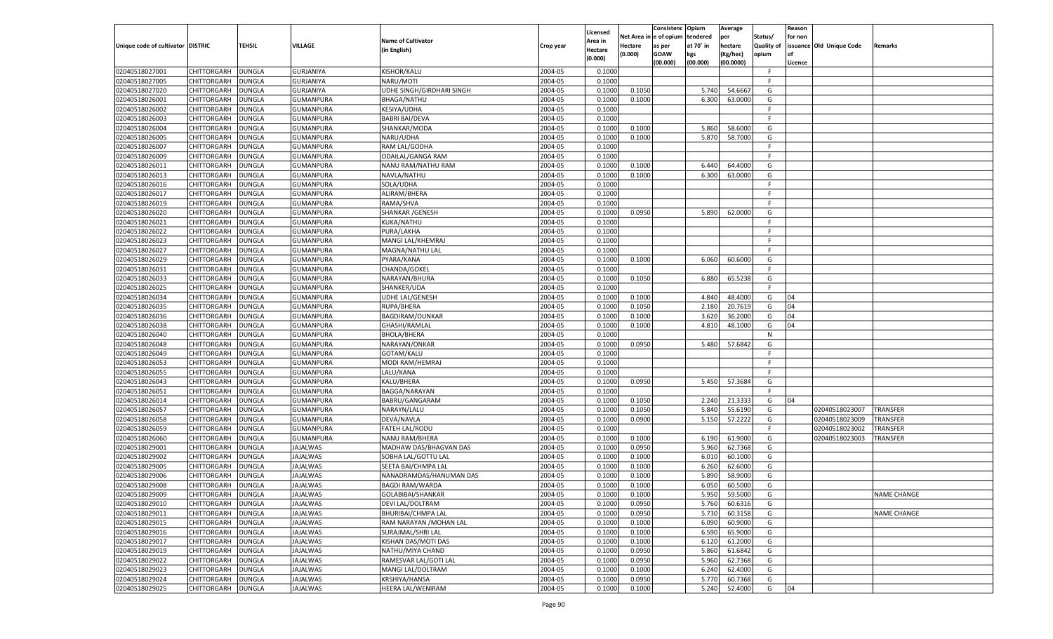| Unique code of cultivator | DISTRIC | TEHSIL | VILLAGE | Name of Cultivator (in English) | Crop year | Licensed Area in Hectare (0.000) | Net Area in Hectare (0.000) | Consistence of opium as per GOAW (00.000) | Opium tendered at 70° in kgs (00.000) | Average per hectare (Kg/hec) (00.0000) | Status/ Quality of opium | Reason for non issuance of Licence | Old Unique Code | Remarks |
|---|---|---|---|---|---|---|---|---|---|---|---|---|---|---|
| 02040518027001 | CHITTORGARH | DUNGLA | GURJANIYA | KISHOR/KALU | 2004-05 | 0.1000 | | | | | F | | | |
| 02040518027005 | CHITTORGARH | DUNGLA | GURJANIYA | NARU/MOTI | 2004-05 | 0.1000 | | | | | F | | | |
| 02040518027020 | CHITTORGARH | DUNGLA | GURJANIYA | UDHE SINGH/GIRDHARI SINGH | 2004-05 | 0.1000 | 0.1050 | | 5.740 | 54.6667 | G | | | |
| 02040518026001 | CHITTORGARH | DUNGLA | GUMANPURA | BHAGA/NATHU | 2004-05 | 0.1000 | 0.1000 | | 6.300 | 63.0000 | G | | | |
| 02040518026002 | CHITTORGARH | DUNGLA | GUMANPURA | KESIYA/UDHA | 2004-05 | 0.1000 | | | | | F | | | |
| 02040518026003 | CHITTORGARH | DUNGLA | GUMANPURA | BABRI BAI/DEVA | 2004-05 | 0.1000 | | | | | F | | | |
| 02040518026004 | CHITTORGARH | DUNGLA | GUMANPURA | SHANKAR/MODA | 2004-05 | 0.1000 | 0.1000 | | 5.860 | 58.6000 | G | | | |
| 02040518026005 | CHITTORGARH | DUNGLA | GUMANPURA | NARU/UDHA | 2004-05 | 0.1000 | 0.1000 | | 5.870 | 58.7000 | G | | | |
| 02040518026007 | CHITTORGARH | DUNGLA | GUMANPURA | RAM LAL/GODHA | 2004-05 | 0.1000 | | | | | F | | | |
| 02040518026009 | CHITTORGARH | DUNGLA | GUMANPURA | ODAILAL/GANGA RAM | 2004-05 | 0.1000 | | | | | F | | | |
| 02040518026011 | CHITTORGARH | DUNGLA | GUMANPURA | NANU RAM/NATHU RAM | 2004-05 | 0.1000 | 0.1000 | | 6.440 | 64.4000 | G | | | |
| 02040518026013 | CHITTORGARH | DUNGLA | GUMANPURA | NAVLA/NATHU | 2004-05 | 0.1000 | 0.1000 | | 6.300 | 63.0000 | G | | | |
| 02040518026016 | CHITTORGARH | DUNGLA | GUMANPURA | SOLA/UDHA | 2004-05 | 0.1000 | | | | | F | | | |
| 02040518026017 | CHITTORGARH | DUNGLA | GUMANPURA | ALIRAM/BHERA | 2004-05 | 0.1000 | | | | | F | | | |
| 02040518026019 | CHITTORGARH | DUNGLA | GUMANPURA | RAMA/SHVA | 2004-05 | 0.1000 | | | | | F | | | |
| 02040518026020 | CHITTORGARH | DUNGLA | GUMANPURA | SHANKAR /GENESH | 2004-05 | 0.1000 | 0.0950 | | 5.890 | 62.0000 | G | | | |
| 02040518026021 | CHITTORGARH | DUNGLA | GUMANPURA | KUKA/NATHU | 2004-05 | 0.1000 | | | | | F | | | |
| 02040518026022 | CHITTORGARH | DUNGLA | GUMANPURA | PURA/LAKHA | 2004-05 | 0.1000 | | | | | F | | | |
| 02040518026023 | CHITTORGARH | DUNGLA | GUMANPURA | MANGI LAL/KHEMRAJ | 2004-05 | 0.1000 | | | | | F | | | |
| 02040518026027 | CHITTORGARH | DUNGLA | GUMANPURA | MAGNA/NATHU LAL | 2004-05 | 0.1000 | | | | | F | | | |
| 02040518026029 | CHITTORGARH | DUNGLA | GUMANPURA | PYARA/KANA | 2004-05 | 0.1000 | 0.1000 | | 6.060 | 60.6000 | G | | | |
| 02040518026031 | CHITTORGARH | DUNGLA | GUMANPURA | CHANDA/GOKEL | 2004-05 | 0.1000 | | | | | F | | | |
| 02040518026033 | CHITTORGARH | DUNGLA | GUMANPURA | NARAYAN/BHURA | 2004-05 | 0.1000 | 0.1050 | | 6.880 | 65.5238 | G | | | |
| 02040518026025 | CHITTORGARH | DUNGLA | GUMANPURA | SHANKER/UDA | 2004-05 | 0.1000 | | | | | F | | | |
| 02040518026034 | CHITTORGARH | DUNGLA | GUMANPURA | UDHE LAL/GENESH | 2004-05 | 0.1000 | 0.1000 | | 4.840 | 48.4000 | G | 04 | | |
| 02040518026035 | CHITTORGARH | DUNGLA | GUMANPURA | RUPA/BHERA | 2004-05 | 0.1000 | 0.1050 | | 2.180 | 20.7619 | G | 04 | | |
| 02040518026036 | CHITTORGARH | DUNGLA | GUMANPURA | BAGDIRAM/OUNKAR | 2004-05 | 0.1000 | 0.1000 | | 3.620 | 36.2000 | G | 04 | | |
| 02040518026038 | CHITTORGARH | DUNGLA | GUMANPURA | GHASHI/RAMLAL | 2004-05 | 0.1000 | 0.1000 | | 4.810 | 48.1000 | G | 04 | | |
| 02040518026040 | CHITTORGARH | DUNGLA | GUMANPURA | BHOLA/BHERA | 2004-05 | 0.1000 | | | | | N | | | |
| 02040518026048 | CHITTORGARH | DUNGLA | GUMANPURA | NARAYAN/ONKAR | 2004-05 | 0.1000 | 0.0950 | | 5.480 | 57.6842 | G | | | |
| 02040518026049 | CHITTORGARH | DUNGLA | GUMANPURA | GOTAM/KALU | 2004-05 | 0.1000 | | | | | F | | | |
| 02040518026053 | CHITTORGARH | DUNGLA | GUMANPURA | MODI RAM/HEMRAJ | 2004-05 | 0.1000 | | | | | F | | | |
| 02040518026055 | CHITTORGARH | DUNGLA | GUMANPURA | LALU/KANA | 2004-05 | 0.1000 | | | | | F | | | |
| 02040518026043 | CHITTORGARH | DUNGLA | GUMANPURA | KALU/BHERA | 2004-05 | 0.1000 | 0.0950 | | 5.450 | 57.3684 | G | | | |
| 02040518026051 | CHITTORGARH | DUNGLA | GUMANPURA | BAGGA/NARAYAN | 2004-05 | 0.1000 | | | | | F | | | |
| 02040518026014 | CHITTORGARH | DUNGLA | GUMANPURA | BABRU/GANGARAM | 2004-05 | 0.1000 | 0.1050 | | 2.240 | 21.3333 | G | 04 | | |
| 02040518026057 | CHITTORGARH | DUNGLA | GUMANPURA | NARAYN/LALU | 2004-05 | 0.1000 | 0.1050 | | 5.840 | 55.6190 | G | | 02040518023007 | TRANSFER |
| 02040518026058 | CHITTORGARH | DUNGLA | GUMANPURA | DEVA/NAVLA | 2004-05 | 0.1000 | 0.0900 | | 5.150 | 57.2222 | G | | 02040518023009 | TRANSFER |
| 02040518026059 | CHITTORGARH | DUNGLA | GUMANPURA | FATEH LAL/RODU | 2004-05 | 0.1000 | | | | | F | | 02040518023002 | TRANSFER |
| 02040518026060 | CHITTORGARH | DUNGLA | GUMANPURA | NANU RAM/BHERA | 2004-05 | 0.1000 | 0.1000 | | 6.190 | 61.9000 | G | | 02040518023003 | TRANSFER |
| 02040518029001 | CHITTORGARH | DUNGLA | JAJALWAS | MADHAW DAS/BHAGVAN DAS | 2004-05 | 0.1000 | 0.0950 | | 5.960 | 62.7368 | G | | | |
| 02040518029002 | CHITTORGARH | DUNGLA | JAJALWAS | SOBHA LAL/GOTTU LAL | 2004-05 | 0.1000 | 0.1000 | | 6.010 | 60.1000 | G | | | |
| 02040518029005 | CHITTORGARH | DUNGLA | JAJALWAS | SEETA BAI/CHMPA LAL | 2004-05 | 0.1000 | 0.1000 | | 6.260 | 62.6000 | G | | | |
| 02040518029006 | CHITTORGARH | DUNGLA | JAJALWAS | NANADRAMDAS/HANUMAN DAS | 2004-05 | 0.1000 | 0.1000 | | 5.890 | 58.9000 | G | | | |
| 02040518029008 | CHITTORGARH | DUNGLA | JAJALWAS | BAGDI RAM/WARDA | 2004-05 | 0.1000 | 0.1000 | | 6.050 | 60.5000 | G | | | |
| 02040518029009 | CHITTORGARH | DUNGLA | JAJALWAS | GOLABIBAI/SHANKAR | 2004-05 | 0.1000 | 0.1000 | | 5.950 | 59.5000 | G | | | NAME CHANGE |
| 02040518029010 | CHITTORGARH | DUNGLA | JAJALWAS | DEVI LAL/DOLTRAM | 2004-05 | 0.1000 | 0.0950 | | 5.760 | 60.6316 | G | | | |
| 02040518029011 | CHITTORGARH | DUNGLA | JAJALWAS | BHURIBAI/CHMPA LAL | 2004-05 | 0.1000 | 0.0950 | | 5.730 | 60.3158 | G | | | NAME CHANGE |
| 02040518029015 | CHITTORGARH | DUNGLA | JAJALWAS | RAM NARAYAN /MOHAN LAL | 2004-05 | 0.1000 | 0.1000 | | 6.090 | 60.9000 | G | | | |
| 02040518029016 | CHITTORGARH | DUNGLA | JAJALWAS | SURAJMAL/SHRI LAL | 2004-05 | 0.1000 | 0.1000 | | 6.590 | 65.9000 | G | | | |
| 02040518029017 | CHITTORGARH | DUNGLA | JAJALWAS | KISHAN DAS/MOTI DAS | 2004-05 | 0.1000 | 0.1000 | | 6.120 | 61.2000 | G | | | |
| 02040518029019 | CHITTORGARH | DUNGLA | JAJALWAS | NATHU/MIYA CHAND | 2004-05 | 0.1000 | 0.0950 | | 5.860 | 61.6842 | G | | | |
| 02040518029022 | CHITTORGARH | DUNGLA | JAJALWAS | RAMESVAR LAL/GOTI LAL | 2004-05 | 0.1000 | 0.0950 | | 5.960 | 62.7368 | G | | | |
| 02040518029023 | CHITTORGARH | DUNGLA | JAJALWAS | MANGI LAL/DOLTRAM | 2004-05 | 0.1000 | 0.1000 | | 6.240 | 62.4000 | G | | | |
| 02040518029024 | CHITTORGARH | DUNGLA | JAJALWAS | KRSHIYA/HANSA | 2004-05 | 0.1000 | 0.0950 | | 5.770 | 60.7368 | G | | | |
| 02040518029025 | CHITTORGARH | DUNGLA | JAJALWAS | HEERA LAL/WENIRAM | 2004-05 | 0.1000 | 0.1000 | | 5.240 | 52.4000 | G | 04 | | |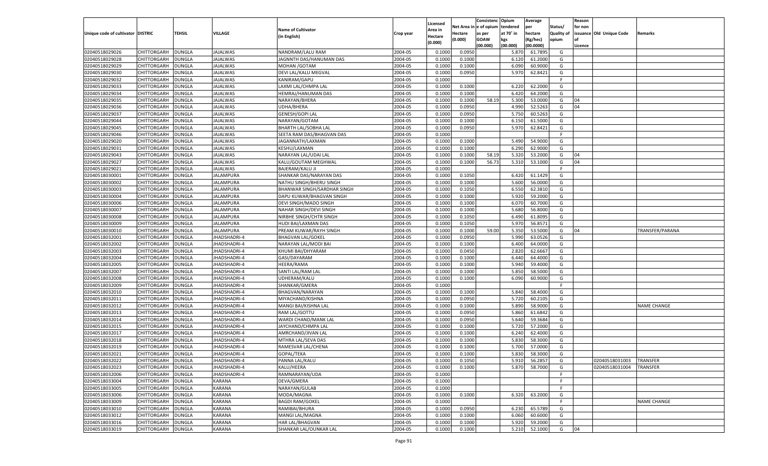| Unique code of cultivator | DISTRIC | TEHSIL | VILLAGE | Name of Cultivator (in English) | Crop year | Licensed Area in Hectare (0.000) | Net Area in Hectare (0.000) | Consistenc e of opium as per GOAW (00.000) | Opium tendered at 70° in kgs (00.000) | Average per hectare (Kg/hec) (00.0000) | Status/ Quality of opium | Reason for non issuance of Licence | Old Unique Code | Remarks |
|---|---|---|---|---|---|---|---|---|---|---|---|---|---|---|
| 02040518029026 | CHITTORGARH | DUNGLA | JAJALWAS | NANDRAM/LALU RAM | 2004-05 | 0.1000 | 0.0950 | | 5.870 | 61.7895 | G | | | |
| 02040518029028 | CHITTORGARH | DUNGLA | JAJALWAS | JAGNNTH DAS/HANUMAN DAS | 2004-05 | 0.1000 | 0.1000 | | 6.120 | 61.2000 | G | | | |
| 02040518029029 | CHITTORGARH | DUNGLA | JAJALWAS | MOHAN /GOTAM | 2004-05 | 0.1000 | 0.1000 | | 6.090 | 60.9000 | G | | | |
| 02040518029030 | CHITTORGARH | DUNGLA | JAJALWAS | DEVI LAL/KALU MEGVAL | 2004-05 | 0.1000 | 0.0950 | | 5.970 | 62.8421 | G | | | |
| 02040518029032 | CHITTORGARH | DUNGLA | JAJALWAS | KANIRAM/GAPU | 2004-05 | 0.1000 | | | | | F | | | |
| 02040518029033 | CHITTORGARH | DUNGLA | JAJALWAS | LAXMI LAL/CHMPA LAL | 2004-05 | 0.1000 | 0.1000 | | 6.220 | 62.2000 | G | | | |
| 02040518029034 | CHITTORGARH | DUNGLA | JAJALWAS | HEMRAJ/HANUMAN DAS | 2004-05 | 0.1000 | 0.1000 | | 6.420 | 64.2000 | G | | | |
| 02040518029035 | CHITTORGARH | DUNGLA | JAJALWAS | NARAYAN/BHERA | 2004-05 | 0.1000 | 0.1000 | 58.19 | 5.300 | 53.0000 | G | 04 | | |
| 02040518029036 | CHITTORGARH | DUNGLA | JAJALWAS | UDHA/BHERA | 2004-05 | 0.1000 | 0.0950 | | 4.990 | 52.5263 | G | 04 | | |
| 02040518029037 | CHITTORGARH | DUNGLA | JAJALWAS | GENESH/GOPI LAL | 2004-05 | 0.1000 | 0.0950 | | 5.750 | 60.5263 | G | | | |
| 02040518029044 | CHITTORGARH | DUNGLA | JAJALWAS | NARAYAN/GOTAM | 2004-05 | 0.1000 | 0.1000 | | 6.150 | 61.5000 | G | | | |
| 02040518029045 | CHITTORGARH | DUNGLA | JAJALWAS | BHARTH LAL/SOBHA LAL | 2004-05 | 0.1000 | 0.0950 | | 5.970 | 62.8421 | G | | | |
| 02040518029046 | CHITTORGARH | DUNGLA | JAJALWAS | SEETA RAM DAS/BHAGVAN DAS | 2004-05 | 0.1000 | | | | | F | | | |
| 02040518029020 | CHITTORGARH | DUNGLA | JAJALWAS | JAGANNATH/LAXMAN | 2004-05 | 0.1000 | 0.1000 | | 5.490 | 54.9000 | G | | | |
| 02040518029031 | CHITTORGARH | DUNGLA | JAJALWAS | KESHU/LAXMAN | 2004-05 | 0.1000 | 0.1000 | | 6.290 | 62.9000 | G | | | |
| 02040518029043 | CHITTORGARH | DUNGLA | JAJALWAS | NARAYAN LAL/UDAI LAL | 2004-05 | 0.1000 | 0.1000 | 58.19 | 5.320 | 53.2000 | G | 04 | | |
| 02040518029027 | CHITTORGARH | DUNGLA | JAJALWAS | KALU/GOUTAM MEGHWAL | 2004-05 | 0.1000 | 0.1000 | 56.73 | 5.310 | 53.1000 | G | 04 | | |
| 02040518029021 | CHITTORGARH | DUNGLA | JAJALWAS | BAJERAM/KALU JI | 2004-05 | 0.1000 | | | | | F | | | |
| 02040518030001 | CHITTORGARH | DUNGLA | JALAMPURA | SHANKAR DAS/NARAYAN DAS | 2004-05 | 0.1000 | 0.1050 | | 6.420 | 61.1429 | G | | | |
| 02040518030002 | CHITTORGARH | DUNGLA | JALAMPURA | NATHU SINGH/BHERU SINGH | 2004-05 | 0.1000 | 0.1000 | | 5.600 | 56.0000 | G | | | |
| 02040518030003 | CHITTORGARH | DUNGLA | JALAMPURA | BHANWAR SINGH/SARDHAR SINGH | 2004-05 | 0.1000 | 0.1050 | | 6.550 | 62.3810 | G | | | |
| 02040518030004 | CHITTORGARH | DUNGLA | JALAMPURA | DAPU KUWAR/BHAGVAN SINGH | 2004-05 | 0.1000 | 0.1000 | | 5.920 | 59.2000 | G | | | |
| 02040518030006 | CHITTORGARH | DUNGLA | JALAMPURA | DEVI SINGH/MADO SINGH | 2004-05 | 0.1000 | 0.1000 | | 6.070 | 60.7000 | G | | | |
| 02040518030007 | CHITTORGARH | DUNGLA | JALAMPURA | NAHAR SINGH/DEVI SINGH | 2004-05 | 0.1000 | 0.1000 | | 5.680 | 56.8000 | G | | | |
| 02040518030008 | CHITTORGARH | DUNGLA | JALAMPURA | NIRBHE SINGH/CHTR SINGH | 2004-05 | 0.1000 | 0.1050 | | 6.490 | 61.8095 | G | | | |
| 02040518030009 | CHITTORGARH | DUNGLA | JALAMPURA | HUDI BAI/LAXMAN DAS | 2004-05 | 0.1000 | 0.1050 | | 5.970 | 56.8571 | G | | | |
| 02040518030010 | CHITTORGARH | DUNGLA | JALAMPURA | PREAM KUWAR/RAYH SINGH | 2004-05 | 0.1000 | 0.1000 | 59.00 | 5.350 | 53.5000 | G | 04 | | TRANSFER/PARANA |
| 02040518032001 | CHITTORGARH | DUNGLA | JHADSHADRI-4 | BHAGVAN LAL/GOKEL | 2004-05 | 0.1000 | 0.0950 | | 5.990 | 63.0526 | G | | | |
| 02040518032002 | CHITTORGARH | DUNGLA | JHADSHADRI-4 | NARAYAN LAL/MODI BAI | 2004-05 | 0.1000 | 0.1000 | | 6.400 | 64.0000 | G | | | |
| 02040518032003 | CHITTORGARH | DUNGLA | JHADSHADRI-4 | KHUMI BAI/DHYARAM | 2004-05 | 0.1000 | 0.0450 | | 2.820 | 62.6667 | G | | | |
| 02040518032004 | CHITTORGARH | DUNGLA | JHADSHADRI-4 | GASI/DAYARAM | 2004-05 | 0.1000 | 0.1000 | | 6.440 | 64.4000 | G | | | |
| 02040518032005 | CHITTORGARH | DUNGLA | JHADSHADRI-4 | HEERA/RAMA | 2004-05 | 0.1000 | 0.1000 | | 5.940 | 59.4000 | G | | | |
| 02040518032007 | CHITTORGARH | DUNGLA | JHADSHADRI-4 | SANTI LAL/RAM LAL | 2004-05 | 0.1000 | 0.1000 | | 5.850 | 58.5000 | G | | | |
| 02040518032008 | CHITTORGARH | DUNGLA | JHADSHADRI-4 | UDHERAM/KALU | 2004-05 | 0.1000 | 0.1000 | | 6.090 | 60.9000 | G | | | |
| 02040518032009 | CHITTORGARH | DUNGLA | JHADSHADRI-4 | SHANKAR/GMERA | 2004-05 | 0.1000 | | | | | F | | | |
| 02040518032010 | CHITTORGARH | DUNGLA | JHADSHADRI-4 | BHAGVAN/NARAYAN | 2004-05 | 0.1000 | 0.1000 | | 5.840 | 58.4000 | G | | | |
| 02040518032011 | CHITTORGARH | DUNGLA | JHADSHADRI-4 | MIYACHAND/KISHNA | 2004-05 | 0.1000 | 0.0950 | | 5.720 | 60.2105 | G | | | |
| 02040518032012 | CHITTORGARH | DUNGLA | JHADSHADRI-4 | MANGI BAI/KISHNA LAL | 2004-05 | 0.1000 | 0.1000 | | 5.890 | 58.9000 | G | | | NAME CHANGE |
| 02040518032013 | CHITTORGARH | DUNGLA | JHADSHADRI-4 | RAM LAL/GOTTU | 2004-05 | 0.1000 | 0.0950 | | 5.860 | 61.6842 | G | | | |
| 02040518032014 | CHITTORGARH | DUNGLA | JHADSHADRI-4 | WARDI CHAND/MANK LAL | 2004-05 | 0.1000 | 0.0950 | | 5.640 | 59.3684 | G | | | |
| 02040518032015 | CHITTORGARH | DUNGLA | JHADSHADRI-4 | JAYCHAND/CHMPA LAL | 2004-05 | 0.1000 | 0.1000 | | 5.720 | 57.2000 | G | | | |
| 02040518032017 | CHITTORGARH | DUNGLA | JHADSHADRI-4 | AMRCHAND/JIVAN LAL | 2004-05 | 0.1000 | 0.1000 | | 6.240 | 62.4000 | G | | | |
| 02040518032018 | CHITTORGARH | DUNGLA | JHADSHADRI-4 | MTHRA LAL/SEVA DAS | 2004-05 | 0.1000 | 0.1000 | | 5.830 | 58.3000 | G | | | |
| 02040518032019 | CHITTORGARH | DUNGLA | JHADSHADRI-4 | RAMESVAR LAL/CHENA | 2004-05 | 0.1000 | 0.1000 | | 5.700 | 57.0000 | G | | | |
| 02040518032021 | CHITTORGARH | DUNGLA | JHADSHADRI-4 | GOPAL/TEKA | 2004-05 | 0.1000 | 0.1000 | | 5.830 | 58.3000 | G | | | |
| 02040518032022 | CHITTORGARH | DUNGLA | JHADSHADRI-4 | PANNA LAL/KALU | 2004-05 | 0.1000 | 0.1050 | | 5.910 | 56.2857 | G | | 02040518031003 | TRANSFER |
| 02040518032023 | CHITTORGARH | DUNGLA | JHADSHADRI-4 | KALU/HEERA | 2004-05 | 0.1000 | 0.1000 | | 5.870 | 58.7000 | G | | 02040518031004 | TRANSFER |
| 02040518032006 | CHITTORGARH | DUNGLA | JHADSHADRI-4 | RAMNARAYAN/UDA | 2004-05 | 0.1000 | | | | | F | | | |
| 02040518033004 | CHITTORGARH | DUNGLA | KARANA | DEVA/GMERA | 2004-05 | 0.1000 | | | | | F | | | |
| 02040518033005 | CHITTORGARH | DUNGLA | KARANA | NARAYAN/GULAB | 2004-05 | 0.1000 | | | | | F | | | |
| 02040518033006 | CHITTORGARH | DUNGLA | KARANA | MODA/MAGNA | 2004-05 | 0.1000 | 0.1000 | | 6.320 | 63.2000 | G | | | |
| 02040518033009 | CHITTORGARH | DUNGLA | KARANA | BAGDI RAM/GOKEL | 2004-05 | 0.1000 | | | | | F | | | NAME CHANGE |
| 02040518033010 | CHITTORGARH | DUNGLA | KARANA | RAMIBAI/BHURA | 2004-05 | 0.1000 | 0.0950 | | 6.230 | 65.5789 | G | | | |
| 02040518033012 | CHITTORGARH | DUNGLA | KARANA | MANGI LAL/MAGNA | 2004-05 | 0.1000 | 0.1000 | | 6.060 | 60.6000 | G | | | |
| 02040518033016 | CHITTORGARH | DUNGLA | KARANA | HAR LAL/BHAGVAN | 2004-05 | 0.1000 | 0.1000 | | 5.920 | 59.2000 | G | | | |
| 02040518033019 | CHITTORGARH | DUNGLA | KARANA | SHANKAR LAL/OUNKAR LAL | 2004-05 | 0.1000 | 0.1000 | | 5.210 | 52.1000 | G | 04 | | |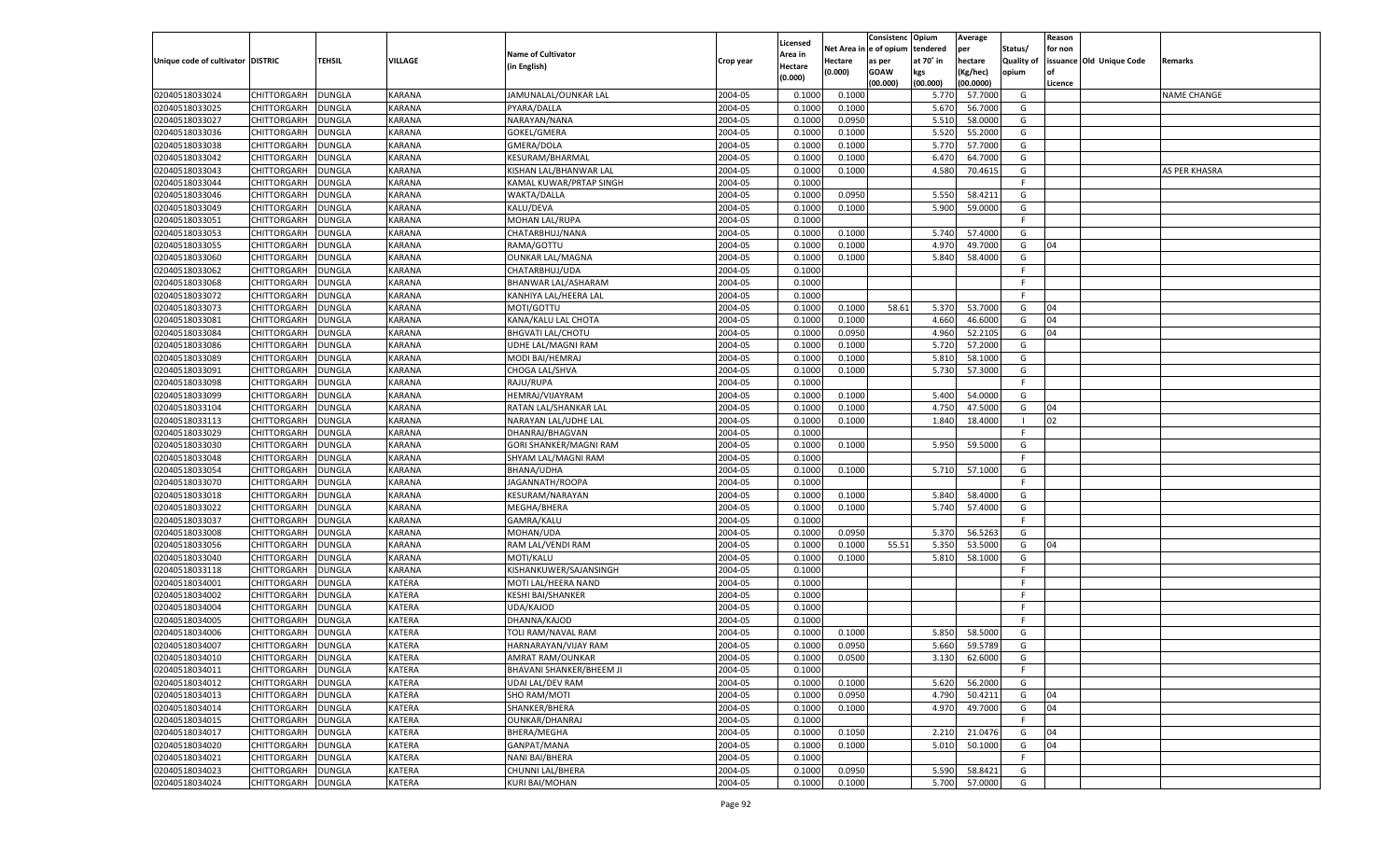| Unique code of cultivator | DISTRIC | TEHSIL | VILLAGE | Name of Cultivator (in English) | Crop year | Licensed Area in Hectare (0.000) | Net Area in Hectare (0.000) | Consistenc e of opium as per GOAW (00.000) | Opium tendered at 70˚ in kgs (00.000) | Average per hectare (Kg/hec) (00.0000) | Status/ Quality of opium | Reason for non issuance of Licence | Old Unique Code | Remarks |
|---|---|---|---|---|---|---|---|---|---|---|---|---|---|---|
| 02040518033024 | CHITTORGARH | DUNGLA | KARANA | JAMUNALAL/OUNKAR LAL | 2004-05 | 0.1000 | 0.1000 | | 5.770 | 57.7000 | G | | | NAME CHANGE |
| 02040518033025 | CHITTORGARH | DUNGLA | KARANA | PYARA/DALLA | 2004-05 | 0.1000 | 0.1000 | | 5.670 | 56.7000 | G | | | |
| 02040518033027 | CHITTORGARH | DUNGLA | KARANA | NARAYAN/NANA | 2004-05 | 0.1000 | 0.0950 | | 5.510 | 58.0000 | G | | | |
| 02040518033036 | CHITTORGARH | DUNGLA | KARANA | GOKEL/GMERA | 2004-05 | 0.1000 | 0.1000 | | 5.520 | 55.2000 | G | | | |
| 02040518033038 | CHITTORGARH | DUNGLA | KARANA | GMERA/DOLA | 2004-05 | 0.1000 | 0.1000 | | 5.770 | 57.7000 | G | | | |
| 02040518033042 | CHITTORGARH | DUNGLA | KARANA | KESURAM/BHARMAL | 2004-05 | 0.1000 | 0.1000 | | 6.470 | 64.7000 | G | | | |
| 02040518033043 | CHITTORGARH | DUNGLA | KARANA | KISHAN LAL/BHANWAR LAL | 2004-05 | 0.1000 | 0.1000 | | 4.580 | 70.4615 | G | | | AS PER KHASRA |
| 02040518033044 | CHITTORGARH | DUNGLA | KARANA | KAMAL KUWAR/PRTAP SINGH | 2004-05 | 0.1000 | | | | | F | | | |
| 02040518033046 | CHITTORGARH | DUNGLA | KARANA | WAKTA/DALLA | 2004-05 | 0.1000 | 0.0950 | | 5.550 | 58.4211 | G | | | |
| 02040518033049 | CHITTORGARH | DUNGLA | KARANA | KALU/DEVA | 2004-05 | 0.1000 | 0.1000 | | 5.900 | 59.0000 | G | | | |
| 02040518033051 | CHITTORGARH | DUNGLA | KARANA | MOHAN LAL/RUPA | 2004-05 | 0.1000 | | | | | F | | | |
| 02040518033053 | CHITTORGARH | DUNGLA | KARANA | CHATARBHUJ/NANA | 2004-05 | 0.1000 | 0.1000 | | 5.740 | 57.4000 | G | | | |
| 02040518033055 | CHITTORGARH | DUNGLA | KARANA | RAMA/GOTTU | 2004-05 | 0.1000 | 0.1000 | | 4.970 | 49.7000 | G | 04 | | |
| 02040518033060 | CHITTORGARH | DUNGLA | KARANA | OUNKAR LAL/MAGNA | 2004-05 | 0.1000 | 0.1000 | | 5.840 | 58.4000 | G | | | |
| 02040518033062 | CHITTORGARH | DUNGLA | KARANA | CHATARBHUJ/UDA | 2004-05 | 0.1000 | | | | | F | | | |
| 02040518033068 | CHITTORGARH | DUNGLA | KARANA | BHANWAR LAL/ASHARAM | 2004-05 | 0.1000 | | | | | F | | | |
| 02040518033072 | CHITTORGARH | DUNGLA | KARANA | KANHIYA LAL/HEERA LAL | 2004-05 | 0.1000 | | | | | F | | | |
| 02040518033073 | CHITTORGARH | DUNGLA | KARANA | MOTI/GOTTU | 2004-05 | 0.1000 | 0.1000 | 58.61 | 5.370 | 53.7000 | G | 04 | | |
| 02040518033081 | CHITTORGARH | DUNGLA | KARANA | KANA/KALU LAL CHOTA | 2004-05 | 0.1000 | 0.1000 | | 4.660 | 46.6000 | G | 04 | | |
| 02040518033084 | CHITTORGARH | DUNGLA | KARANA | BHGVATI LAL/CHOTU | 2004-05 | 0.1000 | 0.0950 | | 4.960 | 52.2105 | G | 04 | | |
| 02040518033086 | CHITTORGARH | DUNGLA | KARANA | UDHE LAL/MAGNI RAM | 2004-05 | 0.1000 | 0.1000 | | 5.720 | 57.2000 | G | | | |
| 02040518033089 | CHITTORGARH | DUNGLA | KARANA | MODI BAI/HEMRAJ | 2004-05 | 0.1000 | 0.1000 | | 5.810 | 58.1000 | G | | | |
| 02040518033091 | CHITTORGARH | DUNGLA | KARANA | CHOGA LAL/SHVA | 2004-05 | 0.1000 | 0.1000 | | 5.730 | 57.3000 | G | | | |
| 02040518033098 | CHITTORGARH | DUNGLA | KARANA | RAJU/RUPA | 2004-05 | 0.1000 | | | | | F | | | |
| 02040518033099 | CHITTORGARH | DUNGLA | KARANA | HEMRAJ/VIJAYRAM | 2004-05 | 0.1000 | 0.1000 | | 5.400 | 54.0000 | G | | | |
| 02040518033104 | CHITTORGARH | DUNGLA | KARANA | RATAN LAL/SHANKAR LAL | 2004-05 | 0.1000 | 0.1000 | | 4.750 | 47.5000 | G | 04 | | |
| 02040518033113 | CHITTORGARH | DUNGLA | KARANA | NARAYAN LAL/UDHE LAL | 2004-05 | 0.1000 | 0.1000 | | 1.840 | 18.4000 | I | 02 | | |
| 02040518033029 | CHITTORGARH | DUNGLA | KARANA | DHANRAJ/BHAGVAN | 2004-05 | 0.1000 | | | | | F | | | |
| 02040518033030 | CHITTORGARH | DUNGLA | KARANA | GORI SHANKER/MAGNI RAM | 2004-05 | 0.1000 | 0.1000 | | 5.950 | 59.5000 | G | | | |
| 02040518033048 | CHITTORGARH | DUNGLA | KARANA | SHYAM LAL/MAGNI RAM | 2004-05 | 0.1000 | | | | | F | | | |
| 02040518033054 | CHITTORGARH | DUNGLA | KARANA | BHANA/UDHA | 2004-05 | 0.1000 | 0.1000 | | 5.710 | 57.1000 | G | | | |
| 02040518033070 | CHITTORGARH | DUNGLA | KARANA | JAGANNATH/ROOPA | 2004-05 | 0.1000 | | | | | F | | | |
| 02040518033018 | CHITTORGARH | DUNGLA | KARANA | KESURAM/NARAYAN | 2004-05 | 0.1000 | 0.1000 | | 5.840 | 58.4000 | G | | | |
| 02040518033022 | CHITTORGARH | DUNGLA | KARANA | MEGHA/BHERA | 2004-05 | 0.1000 | 0.1000 | | 5.740 | 57.4000 | G | | | |
| 02040518033037 | CHITTORGARH | DUNGLA | KARANA | GAMRA/KALU | 2004-05 | 0.1000 | | | | | F | | | |
| 02040518033008 | CHITTORGARH | DUNGLA | KARANA | MOHAN/UDA | 2004-05 | 0.1000 | 0.0950 | | 5.370 | 56.5263 | G | | | |
| 02040518033056 | CHITTORGARH | DUNGLA | KARANA | RAM LAL/VENDI RAM | 2004-05 | 0.1000 | 0.1000 | 55.51 | 5.350 | 53.5000 | G | 04 | | |
| 02040518033040 | CHITTORGARH | DUNGLA | KARANA | MOTI/KALU | 2004-05 | 0.1000 | 0.1000 | | 5.810 | 58.1000 | G | | | |
| 02040518033118 | CHITTORGARH | DUNGLA | KARANA | KISHANKUWER/SAJANSINGH | 2004-05 | 0.1000 | | | | | F | | | |
| 02040518034001 | CHITTORGARH | DUNGLA | KATERA | MOTI LAL/HEERA NAND | 2004-05 | 0.1000 | | | | | F | | | |
| 02040518034002 | CHITTORGARH | DUNGLA | KATERA | KESHI BAI/SHANKER | 2004-05 | 0.1000 | | | | | F | | | |
| 02040518034004 | CHITTORGARH | DUNGLA | KATERA | UDA/KAJOD | 2004-05 | 0.1000 | | | | | F | | | |
| 02040518034005 | CHITTORGARH | DUNGLA | KATERA | DHANNA/KAJOD | 2004-05 | 0.1000 | | | | | F | | | |
| 02040518034006 | CHITTORGARH | DUNGLA | KATERA | TOLI RAM/NAVAL RAM | 2004-05 | 0.1000 | 0.1000 | | 5.850 | 58.5000 | G | | | |
| 02040518034007 | CHITTORGARH | DUNGLA | KATERA | HARNARAYAN/VIJAY RAM | 2004-05 | 0.1000 | 0.0950 | | 5.660 | 59.5789 | G | | | |
| 02040518034010 | CHITTORGARH | DUNGLA | KATERA | AMRAT RAM/OUNKAR | 2004-05 | 0.1000 | 0.0500 | | 3.130 | 62.6000 | G | | | |
| 02040518034011 | CHITTORGARH | DUNGLA | KATERA | BHAVANI SHANKER/BHEEM JI | 2004-05 | 0.1000 | | | | | F | | | |
| 02040518034012 | CHITTORGARH | DUNGLA | KATERA | UDAI LAL/DEV RAM | 2004-05 | 0.1000 | 0.1000 | | 5.620 | 56.2000 | G | | | |
| 02040518034013 | CHITTORGARH | DUNGLA | KATERA | SHO RAM/MOTI | 2004-05 | 0.1000 | 0.0950 | | 4.790 | 50.4211 | G | 04 | | |
| 02040518034014 | CHITTORGARH | DUNGLA | KATERA | SHANKER/BHERA | 2004-05 | 0.1000 | 0.1000 | | 4.970 | 49.7000 | G | 04 | | |
| 02040518034015 | CHITTORGARH | DUNGLA | KATERA | OUNKAR/DHANRAJ | 2004-05 | 0.1000 | | | | | F | | | |
| 02040518034017 | CHITTORGARH | DUNGLA | KATERA | BHERA/MEGHA | 2004-05 | 0.1000 | 0.1050 | | 2.210 | 21.0476 | G | 04 | | |
| 02040518034020 | CHITTORGARH | DUNGLA | KATERA | GANPAT/MANA | 2004-05 | 0.1000 | 0.1000 | | 5.010 | 50.1000 | G | 04 | | |
| 02040518034021 | CHITTORGARH | DUNGLA | KATERA | NANI BAI/BHERA | 2004-05 | 0.1000 | | | | | F | | | |
| 02040518034023 | CHITTORGARH | DUNGLA | KATERA | CHUNNI LAL/BHERA | 2004-05 | 0.1000 | 0.0950 | | 5.590 | 58.8421 | G | | | |
| 02040518034024 | CHITTORGARH | DUNGLA | KATERA | KURI BAI/MOHAN | 2004-05 | 0.1000 | 0.1000 | | 5.700 | 57.0000 | G | | | |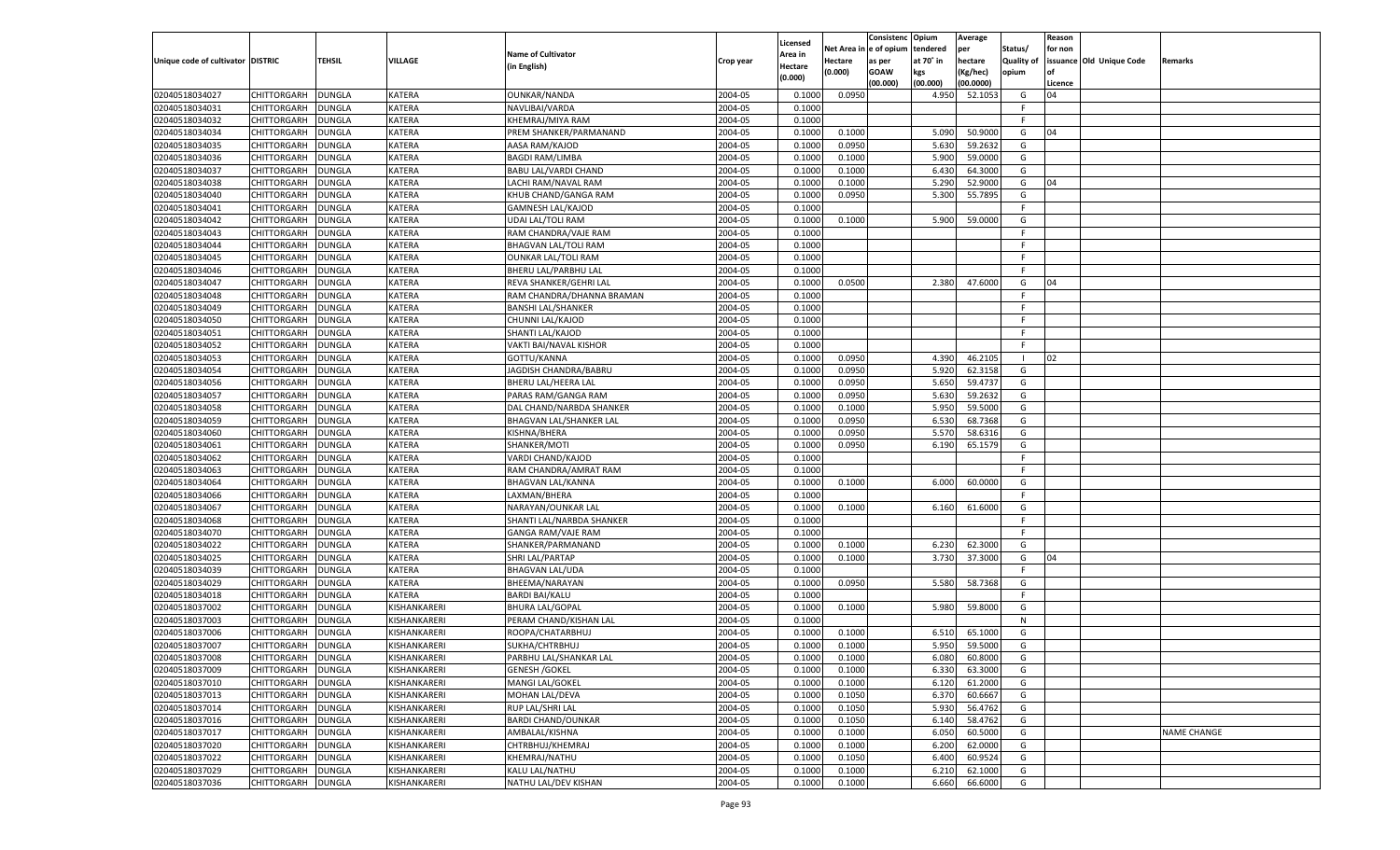| Unique code of cultivator | DISTRIC | TEHSIL | VILLAGE | Name of Cultivator (in English) | Crop year | Licensed Area in Hectare (0.000) | Net Area in Hectare (0.000) | Consistenc e of opium as per GOAW (00.000) | Opium tendered at 70° in kgs (00.000) | Average per hectare (Kg/hec) (00.0000) | Status/ Quality of opium | Reason for non issuance of Licence | Old Unique Code | Remarks |
|---|---|---|---|---|---|---|---|---|---|---|---|---|---|---|
| 02040518034027 | CHITTORGARH | DUNGLA | KATERA | OUNKAR/NANDA | 2004-05 | 0.1000 | 0.0950 | | 4.950 | 52.1053 | G | 04 | | |
| 02040518034031 | CHITTORGARH | DUNGLA | KATERA | NAVLIBAI/VARDA | 2004-05 | 0.1000 | | | | | F | | | |
| 02040518034032 | CHITTORGARH | DUNGLA | KATERA | KHEMRAJ/MIYA RAM | 2004-05 | 0.1000 | | | | | F | | | |
| 02040518034034 | CHITTORGARH | DUNGLA | KATERA | PREM SHANKER/PARMANAND | 2004-05 | 0.1000 | 0.1000 | | 5.090 | 50.9000 | G | 04 | | |
| 02040518034035 | CHITTORGARH | DUNGLA | KATERA | AASA RAM/KAJOD | 2004-05 | 0.1000 | 0.0950 | | 5.630 | 59.2632 | G | | | |
| 02040518034036 | CHITTORGARH | DUNGLA | KATERA | BAGDI RAM/LIMBA | 2004-05 | 0.1000 | 0.1000 | | 5.900 | 59.0000 | G | | | |
| 02040518034037 | CHITTORGARH | DUNGLA | KATERA | BABU LAL/VARDI CHAND | 2004-05 | 0.1000 | 0.1000 | | 6.430 | 64.3000 | G | | | |
| 02040518034038 | CHITTORGARH | DUNGLA | KATERA | LACHI RAM/NAVAL RAM | 2004-05 | 0.1000 | 0.1000 | | 5.290 | 52.9000 | G | 04 | | |
| 02040518034040 | CHITTORGARH | DUNGLA | KATERA | KHUB CHAND/GANGA RAM | 2004-05 | 0.1000 | 0.0950 | | 5.300 | 55.7895 | G | | | |
| 02040518034041 | CHITTORGARH | DUNGLA | KATERA | GAMNESH LAL/KAJOD | 2004-05 | 0.1000 | | | | | F | | | |
| 02040518034042 | CHITTORGARH | DUNGLA | KATERA | UDAI LAL/TOLI RAM | 2004-05 | 0.1000 | 0.1000 | | 5.900 | 59.0000 | G | | | |
| 02040518034043 | CHITTORGARH | DUNGLA | KATERA | RAM CHANDRA/VAJE RAM | 2004-05 | 0.1000 | | | | | F | | | |
| 02040518034044 | CHITTORGARH | DUNGLA | KATERA | BHAGVAN LAL/TOLI RAM | 2004-05 | 0.1000 | | | | | F | | | |
| 02040518034045 | CHITTORGARH | DUNGLA | KATERA | OUNKAR LAL/TOLI RAM | 2004-05 | 0.1000 | | | | | F | | | |
| 02040518034046 | CHITTORGARH | DUNGLA | KATERA | BHERU LAL/PARBHU LAL | 2004-05 | 0.1000 | | | | | F | | | |
| 02040518034047 | CHITTORGARH | DUNGLA | KATERA | REVA SHANKER/GEHRI LAL | 2004-05 | 0.1000 | 0.0500 | | 2.380 | 47.6000 | G | 04 | | |
| 02040518034048 | CHITTORGARH | DUNGLA | KATERA | RAM CHANDRA/DHANNA BRAMAN | 2004-05 | 0.1000 | | | | | F | | | |
| 02040518034049 | CHITTORGARH | DUNGLA | KATERA | BANSHI LAL/SHANKER | 2004-05 | 0.1000 | | | | | F | | | |
| 02040518034050 | CHITTORGARH | DUNGLA | KATERA | CHUNNI LAL/KAJOD | 2004-05 | 0.1000 | | | | | F | | | |
| 02040518034051 | CHITTORGARH | DUNGLA | KATERA | SHANTI LAL/KAJOD | 2004-05 | 0.1000 | | | | | F | | | |
| 02040518034052 | CHITTORGARH | DUNGLA | KATERA | VAKTI BAI/NAVAL KISHOR | 2004-05 | 0.1000 | | | | | F | | | |
| 02040518034053 | CHITTORGARH | DUNGLA | KATERA | GOTTU/KANNA | 2004-05 | 0.1000 | 0.0950 | | 4.390 | 46.2105 | I | 02 | | |
| 02040518034054 | CHITTORGARH | DUNGLA | KATERA | JAGDISH CHANDRA/BABRU | 2004-05 | 0.1000 | 0.0950 | | 5.920 | 62.3158 | G | | | |
| 02040518034056 | CHITTORGARH | DUNGLA | KATERA | BHERU LAL/HEERA LAL | 2004-05 | 0.1000 | 0.0950 | | 5.650 | 59.4737 | G | | | |
| 02040518034057 | CHITTORGARH | DUNGLA | KATERA | PARAS RAM/GANGA RAM | 2004-05 | 0.1000 | 0.0950 | | 5.630 | 59.2632 | G | | | |
| 02040518034058 | CHITTORGARH | DUNGLA | KATERA | DAL CHAND/NARBDA SHANKER | 2004-05 | 0.1000 | 0.1000 | | 5.950 | 59.5000 | G | | | |
| 02040518034059 | CHITTORGARH | DUNGLA | KATERA | BHAGVAN LAL/SHANKER LAL | 2004-05 | 0.1000 | 0.0950 | | 6.530 | 68.7368 | G | | | |
| 02040518034060 | CHITTORGARH | DUNGLA | KATERA | KISHNA/BHERA | 2004-05 | 0.1000 | 0.0950 | | 5.570 | 58.6316 | G | | | |
| 02040518034061 | CHITTORGARH | DUNGLA | KATERA | SHANKER/MOTI | 2004-05 | 0.1000 | 0.0950 | | 6.190 | 65.1579 | G | | | |
| 02040518034062 | CHITTORGARH | DUNGLA | KATERA | VARDI CHAND/KAJOD | 2004-05 | 0.1000 | | | | | F | | | |
| 02040518034063 | CHITTORGARH | DUNGLA | KATERA | RAM CHANDRA/AMRAT RAM | 2004-05 | 0.1000 | | | | | F | | | |
| 02040518034064 | CHITTORGARH | DUNGLA | KATERA | BHAGVAN LAL/KANNA | 2004-05 | 0.1000 | 0.1000 | | 6.000 | 60.0000 | G | | | |
| 02040518034066 | CHITTORGARH | DUNGLA | KATERA | LAXMAN/BHERA | 2004-05 | 0.1000 | | | | | F | | | |
| 02040518034067 | CHITTORGARH | DUNGLA | KATERA | NARAYAN/OUNKAR LAL | 2004-05 | 0.1000 | 0.1000 | | 6.160 | 61.6000 | G | | | |
| 02040518034068 | CHITTORGARH | DUNGLA | KATERA | SHANTI LAL/NARBDA SHANKER | 2004-05 | 0.1000 | | | | | F | | | |
| 02040518034070 | CHITTORGARH | DUNGLA | KATERA | GANGA RAM/VAJE RAM | 2004-05 | 0.1000 | | | | | F | | | |
| 02040518034022 | CHITTORGARH | DUNGLA | KATERA | SHANKER/PARMANAND | 2004-05 | 0.1000 | 0.1000 | | 6.230 | 62.3000 | G | | | |
| 02040518034025 | CHITTORGARH | DUNGLA | KATERA | SHRI LAL/PARTAP | 2004-05 | 0.1000 | 0.1000 | | 3.730 | 37.3000 | G | 04 | | |
| 02040518034039 | CHITTORGARH | DUNGLA | KATERA | BHAGVAN LAL/UDA | 2004-05 | 0.1000 | | | | | F | | | |
| 02040518034029 | CHITTORGARH | DUNGLA | KATERA | BHEEMA/NARAYAN | 2004-05 | 0.1000 | 0.0950 | | 5.580 | 58.7368 | G | | | |
| 02040518034018 | CHITTORGARH | DUNGLA | KATERA | BARDI BAI/KALU | 2004-05 | 0.1000 | | | | | F | | | |
| 02040518037002 | CHITTORGARH | DUNGLA | KISHANKARERI | BHURA LAL/GOPAL | 2004-05 | 0.1000 | 0.1000 | | 5.980 | 59.8000 | G | | | |
| 02040518037003 | CHITTORGARH | DUNGLA | KISHANKARERI | PERAM CHAND/KISHAN LAL | 2004-05 | 0.1000 | | | | | N | | | |
| 02040518037006 | CHITTORGARH | DUNGLA | KISHANKARERI | ROOPA/CHATARBHUJ | 2004-05 | 0.1000 | 0.1000 | | 6.510 | 65.1000 | G | | | |
| 02040518037007 | CHITTORGARH | DUNGLA | KISHANKARERI | SUKHA/CHTRBHUJ | 2004-05 | 0.1000 | 0.1000 | | 5.950 | 59.5000 | G | | | |
| 02040518037008 | CHITTORGARH | DUNGLA | KISHANKARERI | PARBHU LAL/SHANKAR LAL | 2004-05 | 0.1000 | 0.1000 | | 6.080 | 60.8000 | G | | | |
| 02040518037009 | CHITTORGARH | DUNGLA | KISHANKARERI | GENESH /GOKEL | 2004-05 | 0.1000 | 0.1000 | | 6.330 | 63.3000 | G | | | |
| 02040518037010 | CHITTORGARH | DUNGLA | KISHANKARERI | MANGI LAL/GOKEL | 2004-05 | 0.1000 | 0.1000 | | 6.120 | 61.2000 | G | | | |
| 02040518037013 | CHITTORGARH | DUNGLA | KISHANKARERI | MOHAN LAL/DEVA | 2004-05 | 0.1000 | 0.1050 | | 6.370 | 60.6667 | G | | | |
| 02040518037014 | CHITTORGARH | DUNGLA | KISHANKARERI | RUP LAL/SHRI LAL | 2004-05 | 0.1000 | 0.1050 | | 5.930 | 56.4762 | G | | | |
| 02040518037016 | CHITTORGARH | DUNGLA | KISHANKARERI | BARDI CHAND/OUNKAR | 2004-05 | 0.1000 | 0.1050 | | 6.140 | 58.4762 | G | | | |
| 02040518037017 | CHITTORGARH | DUNGLA | KISHANKARERI | AMBALAL/KISHNA | 2004-05 | 0.1000 | 0.1000 | | 6.050 | 60.5000 | G | | | NAME CHANGE |
| 02040518037020 | CHITTORGARH | DUNGLA | KISHANKARERI | CHTRBHUJ/KHEMRAJ | 2004-05 | 0.1000 | 0.1000 | | 6.200 | 62.0000 | G | | | |
| 02040518037022 | CHITTORGARH | DUNGLA | KISHANKARERI | KHEMRAJ/NATHU | 2004-05 | 0.1000 | 0.1050 | | 6.400 | 60.9524 | G | | | |
| 02040518037029 | CHITTORGARH | DUNGLA | KISHANKARERI | KALU LAL/NATHU | 2004-05 | 0.1000 | 0.1000 | | 6.210 | 62.1000 | G | | | |
| 02040518037036 | CHITTORGARH | DUNGLA | KISHANKARERI | NATHU LAL/DEV KISHAN | 2004-05 | 0.1000 | 0.1000 | | 6.660 | 66.6000 | G | | | |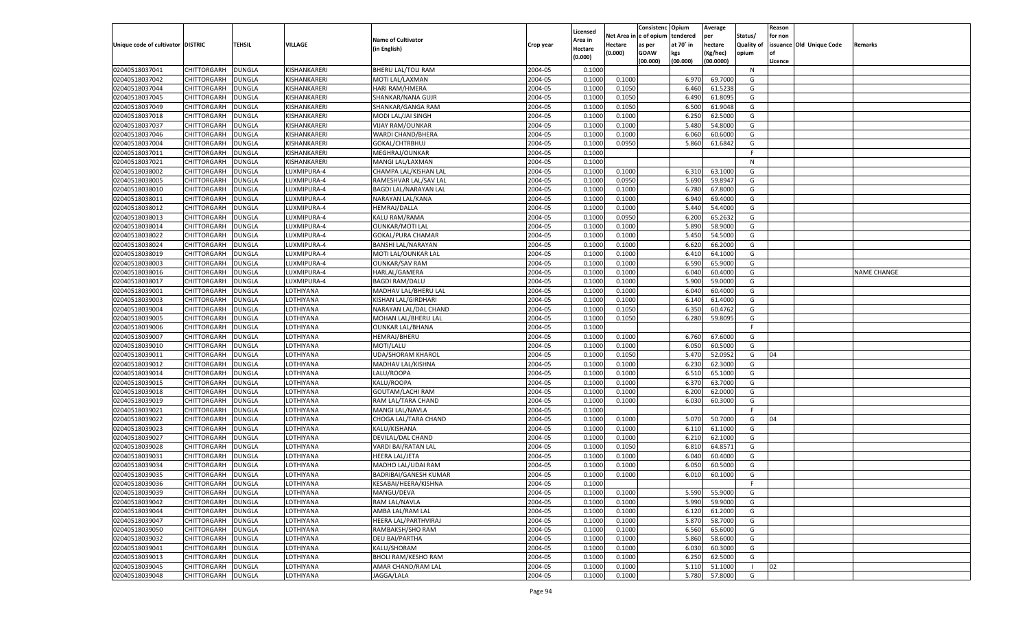| Unique code of cultivator | DISTRIC | TEHSIL | VILLAGE | Name of Cultivator (in English) | Crop year | Licensed Area in Hectare (0.000) | Net Area in Hectare (0.000) | Consistence of opium as per GOAW (00.000) | Opium tendered at 70° in kgs (00.000) | Average per hectare (Kg/hec) (00.0000) | Status/ Quality of opium | Reason for non issuance of Licence | Old Unique Code | Remarks |
|---|---|---|---|---|---|---|---|---|---|---|---|---|---|---|
| 02040518037041 | CHITTORGARH | DUNGLA | KISHANKARERI | BHERU LAL/TOLI RAM | 2004-05 | 0.1000 | | | | | N | | | |
| 02040518037042 | CHITTORGARH | DUNGLA | KISHANKARERI | MOTI LAL/LAXMAN | 2004-05 | 0.1000 | 0.1000 | | 6.970 | 69.7000 | G | | | |
| 02040518037044 | CHITTORGARH | DUNGLA | KISHANKARERI | HARI RAM/HMERA | 2004-05 | 0.1000 | 0.1050 | | 6.460 | 61.5238 | G | | | |
| 02040518037045 | CHITTORGARH | DUNGLA | KISHANKARERI | SHANKAR/NANA GUJR | 2004-05 | 0.1000 | 0.1050 | | 6.490 | 61.8095 | G | | | |
| 02040518037049 | CHITTORGARH | DUNGLA | KISHANKARERI | SHANKAR/GANGA RAM | 2004-05 | 0.1000 | 0.1050 | | 6.500 | 61.9048 | G | | | |
| 02040518037018 | CHITTORGARH | DUNGLA | KISHANKARERI | MODI LAL/JAI SINGH | 2004-05 | 0.1000 | 0.1000 | | 6.250 | 62.5000 | G | | | |
| 02040518037037 | CHITTORGARH | DUNGLA | KISHANKARERI | VIJAY RAM/OUNKAR | 2004-05 | 0.1000 | 0.1000 | | 5.480 | 54.8000 | G | | | |
| 02040518037046 | CHITTORGARH | DUNGLA | KISHANKARERI | WARDI CHAND/BHERA | 2004-05 | 0.1000 | 0.1000 | | 6.060 | 60.6000 | G | | | |
| 02040518037004 | CHITTORGARH | DUNGLA | KISHANKARERI | GOKAL/CHTRBHUJ | 2004-05 | 0.1000 | 0.0950 | | 5.860 | 61.6842 | G | | | |
| 02040518037011 | CHITTORGARH | DUNGLA | KISHANKARERI | MEGHRAJ/OUNKAR | 2004-05 | 0.1000 | | | | | F | | | |
| 02040518037021 | CHITTORGARH | DUNGLA | KISHANKARERI | MANGI LAL/LAXMAN | 2004-05 | 0.1000 | | | | | N | | | |
| 02040518038002 | CHITTORGARH | DUNGLA | LUXMIPURA-4 | CHAMPA LAL/KISHAN LAL | 2004-05 | 0.1000 | 0.1000 | | 6.310 | 63.1000 | G | | | |
| 02040518038005 | CHITTORGARH | DUNGLA | LUXMIPURA-4 | RAMESHVAR LAL/SAV LAL | 2004-05 | 0.1000 | 0.0950 | | 5.690 | 59.8947 | G | | | |
| 02040518038010 | CHITTORGARH | DUNGLA | LUXMIPURA-4 | BAGDI LAL/NARAYAN LAL | 2004-05 | 0.1000 | 0.1000 | | 6.780 | 67.8000 | G | | | |
| 02040518038011 | CHITTORGARH | DUNGLA | LUXMIPURA-4 | NARAYAN LAL/KANA | 2004-05 | 0.1000 | 0.1000 | | 6.940 | 69.4000 | G | | | |
| 02040518038012 | CHITTORGARH | DUNGLA | LUXMIPURA-4 | HEMRAJ/DALLA | 2004-05 | 0.1000 | 0.1000 | | 5.440 | 54.4000 | G | | | |
| 02040518038013 | CHITTORGARH | DUNGLA | LUXMIPURA-4 | KALU RAM/RAMA | 2004-05 | 0.1000 | 0.0950 | | 6.200 | 65.2632 | G | | | |
| 02040518038014 | CHITTORGARH | DUNGLA | LUXMIPURA-4 | OUNKAR/MOTI LAL | 2004-05 | 0.1000 | 0.1000 | | 5.890 | 58.9000 | G | | | |
| 02040518038022 | CHITTORGARH | DUNGLA | LUXMIPURA-4 | GOKAL/PURA CHAMAR | 2004-05 | 0.1000 | 0.1000 | | 5.450 | 54.5000 | G | | | |
| 02040518038024 | CHITTORGARH | DUNGLA | LUXMIPURA-4 | BANSHI LAL/NARAYAN | 2004-05 | 0.1000 | 0.1000 | | 6.620 | 66.2000 | G | | | |
| 02040518038019 | CHITTORGARH | DUNGLA | LUXMIPURA-4 | MOTI LAL/OUNKAR LAL | 2004-05 | 0.1000 | 0.1000 | | 6.410 | 64.1000 | G | | | |
| 02040518038003 | CHITTORGARH | DUNGLA | LUXMIPURA-4 | OUNKAR/SAV RAM | 2004-05 | 0.1000 | 0.1000 | | 6.590 | 65.9000 | G | | | |
| 02040518038016 | CHITTORGARH | DUNGLA | LUXMIPURA-4 | HARLAL/GAMERA | 2004-05 | 0.1000 | 0.1000 | | 6.040 | 60.4000 | G | | | NAME CHANGE |
| 02040518038017 | CHITTORGARH | DUNGLA | LUXMIPURA-4 | BAGDI RAM/DALU | 2004-05 | 0.1000 | 0.1000 | | 5.900 | 59.0000 | G | | | |
| 02040518039001 | CHITTORGARH | DUNGLA | LOTHIYANA | MADHAV LAL/BHERU LAL | 2004-05 | 0.1000 | 0.1000 | | 6.040 | 60.4000 | G | | | |
| 02040518039003 | CHITTORGARH | DUNGLA | LOTHIYANA | KISHAN LAL/GIRDHARI | 2004-05 | 0.1000 | 0.1000 | | 6.140 | 61.4000 | G | | | |
| 02040518039004 | CHITTORGARH | DUNGLA | LOTHIYANA | NARAYAN LAL/DAL CHAND | 2004-05 | 0.1000 | 0.1050 | | 6.350 | 60.4762 | G | | | |
| 02040518039005 | CHITTORGARH | DUNGLA | LOTHIYANA | MOHAN LAL/BHERU LAL | 2004-05 | 0.1000 | 0.1050 | | 6.280 | 59.8095 | G | | | |
| 02040518039006 | CHITTORGARH | DUNGLA | LOTHIYANA | OUNKAR LAL/BHANA | 2004-05 | 0.1000 | | | | | F | | | |
| 02040518039007 | CHITTORGARH | DUNGLA | LOTHIYANA | HEMRAJ/BHERU | 2004-05 | 0.1000 | 0.1000 | | 6.760 | 67.6000 | G | | | |
| 02040518039010 | CHITTORGARH | DUNGLA | LOTHIYANA | MOTI/LALU | 2004-05 | 0.1000 | 0.1000 | | 6.050 | 60.5000 | G | | | |
| 02040518039011 | CHITTORGARH | DUNGLA | LOTHIYANA | UDA/SHORAM KHAROL | 2004-05 | 0.1000 | 0.1050 | | 5.470 | 52.0952 | G | 04 | | |
| 02040518039012 | CHITTORGARH | DUNGLA | LOTHIYANA | MADHAV LAL/KISHNA | 2004-05 | 0.1000 | 0.1000 | | 6.230 | 62.3000 | G | | | |
| 02040518039014 | CHITTORGARH | DUNGLA | LOTHIYANA | LALU/ROOPA | 2004-05 | 0.1000 | 0.1000 | | 6.510 | 65.1000 | G | | | |
| 02040518039015 | CHITTORGARH | DUNGLA | LOTHIYANA | KALU/ROOPA | 2004-05 | 0.1000 | 0.1000 | | 6.370 | 63.7000 | G | | | |
| 02040518039018 | CHITTORGARH | DUNGLA | LOTHIYANA | GOUTAM/LACHI RAM | 2004-05 | 0.1000 | 0.1000 | | 6.200 | 62.0000 | G | | | |
| 02040518039019 | CHITTORGARH | DUNGLA | LOTHIYANA | RAM LAL/TARA CHAND | 2004-05 | 0.1000 | 0.1000 | | 6.030 | 60.3000 | G | | | |
| 02040518039021 | CHITTORGARH | DUNGLA | LOTHIYANA | MANGI LAL/NAVLA | 2004-05 | 0.1000 | | | | | F | | | |
| 02040518039022 | CHITTORGARH | DUNGLA | LOTHIYANA | CHOGA LAL/TARA CHAND | 2004-05 | 0.1000 | 0.1000 | | 5.070 | 50.7000 | G | 04 | | |
| 02040518039023 | CHITTORGARH | DUNGLA | LOTHIYANA | KALU/KISHANA | 2004-05 | 0.1000 | 0.1000 | | 6.110 | 61.1000 | G | | | |
| 02040518039027 | CHITTORGARH | DUNGLA | LOTHIYANA | DEVILAL/DAL CHAND | 2004-05 | 0.1000 | 0.1000 | | 6.210 | 62.1000 | G | | | |
| 02040518039028 | CHITTORGARH | DUNGLA | LOTHIYANA | VARDI BAI/RATAN LAL | 2004-05 | 0.1000 | 0.1050 | | 6.810 | 64.8571 | G | | | |
| 02040518039031 | CHITTORGARH | DUNGLA | LOTHIYANA | HEERA LAL/JETA | 2004-05 | 0.1000 | 0.1000 | | 6.040 | 60.4000 | G | | | |
| 02040518039034 | CHITTORGARH | DUNGLA | LOTHIYANA | MADHO LAL/UDAI RAM | 2004-05 | 0.1000 | 0.1000 | | 6.050 | 60.5000 | G | | | |
| 02040518039035 | CHITTORGARH | DUNGLA | LOTHIYANA | BADRIBAI/GANESH KUMAR | 2004-05 | 0.1000 | 0.1000 | | 6.010 | 60.1000 | G | | | |
| 02040518039036 | CHITTORGARH | DUNGLA | LOTHIYANA | KESABAI/HEERA/KISHNA | 2004-05 | 0.1000 | | | | | F | | | |
| 02040518039039 | CHITTORGARH | DUNGLA | LOTHIYANA | MANGU/DEVA | 2004-05 | 0.1000 | 0.1000 | | 5.590 | 55.9000 | G | | | |
| 02040518039042 | CHITTORGARH | DUNGLA | LOTHIYANA | RAM LAL/NAVLA | 2004-05 | 0.1000 | 0.1000 | | 5.990 | 59.9000 | G | | | |
| 02040518039044 | CHITTORGARH | DUNGLA | LOTHIYANA | AMBA LAL/RAM LAL | 2004-05 | 0.1000 | 0.1000 | | 6.120 | 61.2000 | G | | | |
| 02040518039047 | CHITTORGARH | DUNGLA | LOTHIYANA | HEERA LAL/PARTHVIRAJ | 2004-05 | 0.1000 | 0.1000 | | 5.870 | 58.7000 | G | | | |
| 02040518039050 | CHITTORGARH | DUNGLA | LOTHIYANA | RAMBAKSH/SHO RAM | 2004-05 | 0.1000 | 0.1000 | | 6.560 | 65.6000 | G | | | |
| 02040518039032 | CHITTORGARH | DUNGLA | LOTHIYANA | DEU BAI/PARTHA | 2004-05 | 0.1000 | 0.1000 | | 5.860 | 58.6000 | G | | | |
| 02040518039041 | CHITTORGARH | DUNGLA | LOTHIYANA | KALU/SHORAM | 2004-05 | 0.1000 | 0.1000 | | 6.030 | 60.3000 | G | | | |
| 02040518039013 | CHITTORGARH | DUNGLA | LOTHIYANA | BHOLI RAM/KESHO RAM | 2004-05 | 0.1000 | 0.1000 | | 6.250 | 62.5000 | G | | | |
| 02040518039045 | CHITTORGARH | DUNGLA | LOTHIYANA | AMAR CHAND/RAM LAL | 2004-05 | 0.1000 | 0.1000 | | 5.110 | 51.1000 | I | 02 | | |
| 02040518039048 | CHITTORGARH | DUNGLA | LOTHIYANA | JAGGA/LALA | 2004-05 | 0.1000 | 0.1000 | | 5.780 | 57.8000 | G | | | |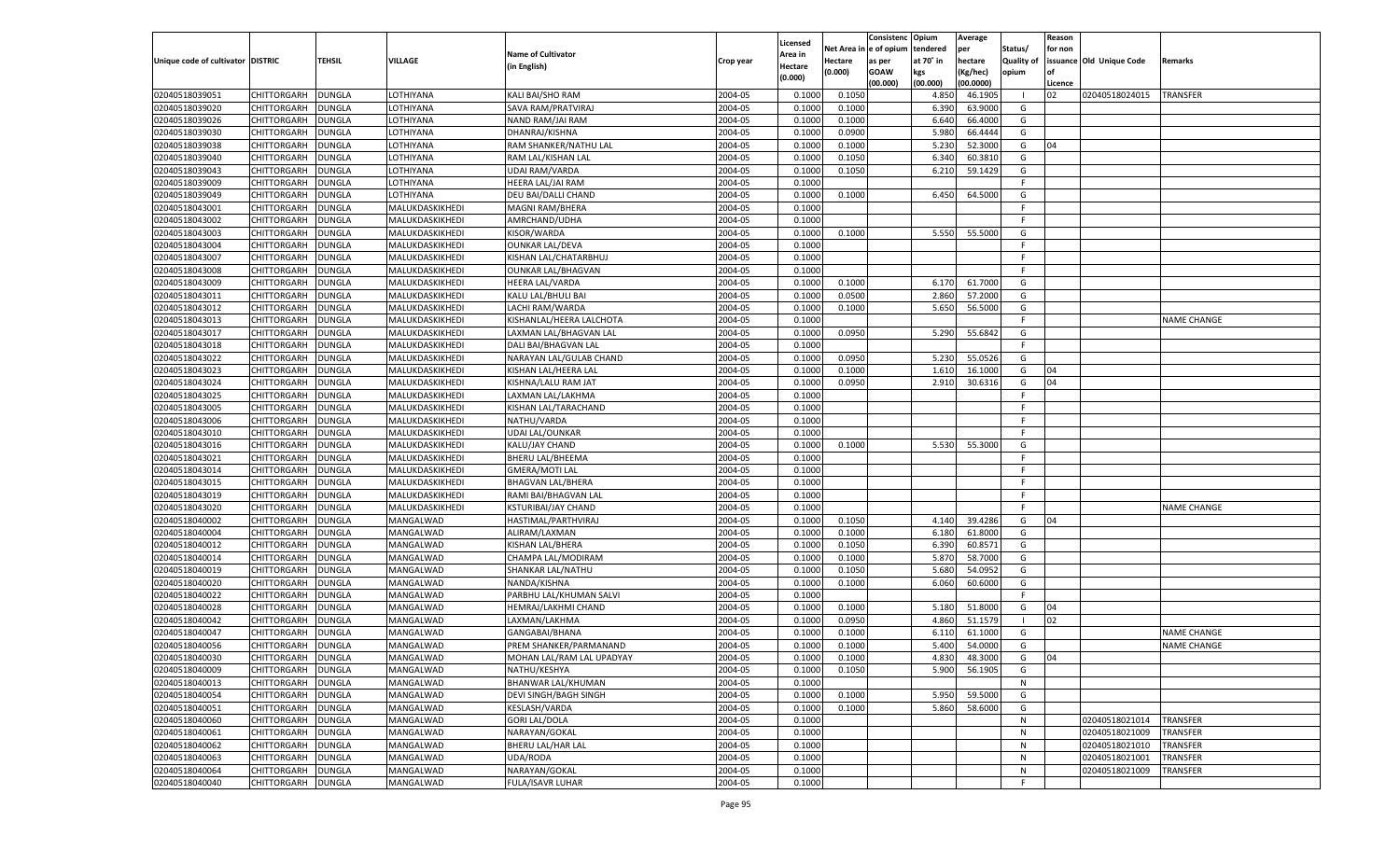| Unique code of cultivator | DISTRIC | TEHSIL | VILLAGE | Name of Cultivator (in English) | Crop year | Licensed Area in Hectare (0.000) | Net Area in Hectare (0.000) | Consistenc e of opium as per GOAW (00.000) | Opium tendered at 70° in kgs (00.000) | Average per hectare (Kg/hec) (00.0000) | Status/ Quality of opium | Reason for non issuance of Licence | Old Unique Code | Remarks |
|---|---|---|---|---|---|---|---|---|---|---|---|---|---|---|
| 02040518039051 | CHITTORGARH | DUNGLA | LOTHIYANA | KALI BAI/SHO RAM | 2004-05 | 0.1000 | 0.1050 | | 4.850 | 46.1905 | I | 02 | 02040518024015 | TRANSFER |
| 02040518039020 | CHITTORGARH | DUNGLA | LOTHIYANA | SAVA RAM/PRATVIRAJ | 2004-05 | 0.1000 | 0.1000 | | 6.390 | 63.9000 | G | | | |
| 02040518039026 | CHITTORGARH | DUNGLA | LOTHIYANA | NAND RAM/JAI RAM | 2004-05 | 0.1000 | 0.1000 | | 6.640 | 66.4000 | G | | | |
| 02040518039030 | CHITTORGARH | DUNGLA | LOTHIYANA | DHANRAJ/KISHNA | 2004-05 | 0.1000 | 0.0900 | | 5.980 | 66.4444 | G | | | |
| 02040518039038 | CHITTORGARH | DUNGLA | LOTHIYANA | RAM SHANKER/NATHU LAL | 2004-05 | 0.1000 | 0.1000 | | 5.230 | 52.3000 | G | 04 | | |
| 02040518039040 | CHITTORGARH | DUNGLA | LOTHIYANA | RAM LAL/KISHAN LAL | 2004-05 | 0.1000 | 0.1050 | | 6.340 | 60.3810 | G | | | |
| 02040518039043 | CHITTORGARH | DUNGLA | LOTHIYANA | UDAI RAM/VARDA | 2004-05 | 0.1000 | 0.1050 | | 6.210 | 59.1429 | G | | | |
| 02040518039009 | CHITTORGARH | DUNGLA | LOTHIYANA | HEERA LAL/JAI RAM | 2004-05 | 0.1000 | | | | | F | | | |
| 02040518039049 | CHITTORGARH | DUNGLA | LOTHIYANA | DEU BAI/DALLI CHAND | 2004-05 | 0.1000 | 0.1000 | | 6.450 | 64.5000 | G | | | |
| 02040518043001 | CHITTORGARH | DUNGLA | MALUKDASKIKHEDI | MAGNI RAM/BHERA | 2004-05 | 0.1000 | | | | | F | | | |
| 02040518043002 | CHITTORGARH | DUNGLA | MALUKDASKIKHEDI | AMRCHAND/UDHA | 2004-05 | 0.1000 | | | | | F | | | |
| 02040518043003 | CHITTORGARH | DUNGLA | MALUKDASKIKHEDI | KISOR/WARDA | 2004-05 | 0.1000 | 0.1000 | | 5.550 | 55.5000 | G | | | |
| 02040518043004 | CHITTORGARH | DUNGLA | MALUKDASKIKHEDI | OUNKAR LAL/DEVA | 2004-05 | 0.1000 | | | | | F | | | |
| 02040518043007 | CHITTORGARH | DUNGLA | MALUKDASKIKHEDI | KISHAN LAL/CHATARBHUJ | 2004-05 | 0.1000 | | | | | F | | | |
| 02040518043008 | CHITTORGARH | DUNGLA | MALUKDASKIKHEDI | OUNKAR LAL/BHAGVAN | 2004-05 | 0.1000 | | | | | F | | | |
| 02040518043009 | CHITTORGARH | DUNGLA | MALUKDASKIKHEDI | HEERA LAL/VARDA | 2004-05 | 0.1000 | 0.1000 | | 6.170 | 61.7000 | G | | | |
| 02040518043011 | CHITTORGARH | DUNGLA | MALUKDASKIKHEDI | KALU LAL/BHULI BAI | 2004-05 | 0.1000 | 0.0500 | | 2.860 | 57.2000 | G | | | |
| 02040518043012 | CHITTORGARH | DUNGLA | MALUKDASKIKHEDI | LACHI RAM/WARDA | 2004-05 | 0.1000 | 0.1000 | | 5.650 | 56.5000 | G | | | |
| 02040518043013 | CHITTORGARH | DUNGLA | MALUKDASKIKHEDI | KISHANLAL/HEERA LALCHOTA | 2004-05 | 0.1000 | | | | | F | | | NAME CHANGE |
| 02040518043017 | CHITTORGARH | DUNGLA | MALUKDASKIKHEDI | LAXMAN LAL/BHAGVAN LAL | 2004-05 | 0.1000 | 0.0950 | | 5.290 | 55.6842 | G | | | |
| 02040518043018 | CHITTORGARH | DUNGLA | MALUKDASKIKHEDI | DALI BAI/BHAGVAN LAL | 2004-05 | 0.1000 | | | | | F | | | |
| 02040518043022 | CHITTORGARH | DUNGLA | MALUKDASKIKHEDI | NARAYAN LAL/GULAB CHAND | 2004-05 | 0.1000 | 0.0950 | | 5.230 | 55.0526 | G | | | |
| 02040518043023 | CHITTORGARH | DUNGLA | MALUKDASKIKHEDI | KISHAN LAL/HEERA LAL | 2004-05 | 0.1000 | 0.1000 | | 1.610 | 16.1000 | G | 04 | | |
| 02040518043024 | CHITTORGARH | DUNGLA | MALUKDASKIKHEDI | KISHNA/LALU RAM JAT | 2004-05 | 0.1000 | 0.0950 | | 2.910 | 30.6316 | G | 04 | | |
| 02040518043025 | CHITTORGARH | DUNGLA | MALUKDASKIKHEDI | LAXMAN LAL/LAKHMA | 2004-05 | 0.1000 | | | | | F | | | |
| 02040518043005 | CHITTORGARH | DUNGLA | MALUKDASKIKHEDI | KISHAN LAL/TARACHAND | 2004-05 | 0.1000 | | | | | F | | | |
| 02040518043006 | CHITTORGARH | DUNGLA | MALUKDASKIKHEDI | NATHU/VARDA | 2004-05 | 0.1000 | | | | | F | | | |
| 02040518043010 | CHITTORGARH | DUNGLA | MALUKDASKIKHEDI | UDAI LAL/OUNKAR | 2004-05 | 0.1000 | | | | | F | | | |
| 02040518043016 | CHITTORGARH | DUNGLA | MALUKDASKIKHEDI | KALU/JAY CHAND | 2004-05 | 0.1000 | 0.1000 | | 5.530 | 55.3000 | G | | | |
| 02040518043021 | CHITTORGARH | DUNGLA | MALUKDASKIKHEDI | BHERU LAL/BHEEMA | 2004-05 | 0.1000 | | | | | F | | | |
| 02040518043014 | CHITTORGARH | DUNGLA | MALUKDASKIKHEDI | GMERA/MOTI LAL | 2004-05 | 0.1000 | | | | | F | | | |
| 02040518043015 | CHITTORGARH | DUNGLA | MALUKDASKIKHEDI | BHAGVAN LAL/BHERA | 2004-05 | 0.1000 | | | | | F | | | |
| 02040518043019 | CHITTORGARH | DUNGLA | MALUKDASKIKHEDI | RAMI BAI/BHAGVAN LAL | 2004-05 | 0.1000 | | | | | F | | | |
| 02040518043020 | CHITTORGARH | DUNGLA | MALUKDASKIKHEDI | KSTURIBAI/JAY CHAND | 2004-05 | 0.1000 | | | | | F | | | NAME CHANGE |
| 02040518040002 | CHITTORGARH | DUNGLA | MANGALWAD | HASTIMAL/PARTHVIRAJ | 2004-05 | 0.1000 | 0.1050 | | 4.140 | 39.4286 | G | 04 | | |
| 02040518040004 | CHITTORGARH | DUNGLA | MANGALWAD | ALIRAM/LAXMAN | 2004-05 | 0.1000 | 0.1000 | | 6.180 | 61.8000 | G | | | |
| 02040518040012 | CHITTORGARH | DUNGLA | MANGALWAD | KISHAN LAL/BHERA | 2004-05 | 0.1000 | 0.1050 | | 6.390 | 60.8571 | G | | | |
| 02040518040014 | CHITTORGARH | DUNGLA | MANGALWAD | CHAMPA LAL/MODIRAM | 2004-05 | 0.1000 | 0.1000 | | 5.870 | 58.7000 | G | | | |
| 02040518040019 | CHITTORGARH | DUNGLA | MANGALWAD | SHANKAR LAL/NATHU | 2004-05 | 0.1000 | 0.1050 | | 5.680 | 54.0952 | G | | | |
| 02040518040020 | CHITTORGARH | DUNGLA | MANGALWAD | NANDA/KISHNA | 2004-05 | 0.1000 | 0.1000 | | 6.060 | 60.6000 | G | | | |
| 02040518040022 | CHITTORGARH | DUNGLA | MANGALWAD | PARBHU LAL/KHUMAN SALVI | 2004-05 | 0.1000 | | | | | F | | | |
| 02040518040028 | CHITTORGARH | DUNGLA | MANGALWAD | HEMRAJ/LAKHMI CHAND | 2004-05 | 0.1000 | 0.1000 | | 5.180 | 51.8000 | G | 04 | | |
| 02040518040042 | CHITTORGARH | DUNGLA | MANGALWAD | LAXMAN/LAKHMA | 2004-05 | 0.1000 | 0.0950 | | 4.860 | 51.1579 | I | 02 | | |
| 02040518040047 | CHITTORGARH | DUNGLA | MANGALWAD | GANGABAI/BHANA | 2004-05 | 0.1000 | 0.1000 | | 6.110 | 61.1000 | G | | | NAME CHANGE |
| 02040518040056 | CHITTORGARH | DUNGLA | MANGALWAD | PREM SHANKER/PARMANAND | 2004-05 | 0.1000 | 0.1000 | | 5.400 | 54.0000 | G | | | NAME CHANGE |
| 02040518040030 | CHITTORGARH | DUNGLA | MANGALWAD | MOHAN LAL/RAM LAL UPADYAY | 2004-05 | 0.1000 | 0.1000 | | 4.830 | 48.3000 | G | 04 | | |
| 02040518040009 | CHITTORGARH | DUNGLA | MANGALWAD | NATHU/KESHYA | 2004-05 | 0.1000 | 0.1050 | | 5.900 | 56.1905 | G | | | |
| 02040518040013 | CHITTORGARH | DUNGLA | MANGALWAD | BHANWAR LAL/KHUMAN | 2004-05 | 0.1000 | | | | | N | | | |
| 02040518040054 | CHITTORGARH | DUNGLA | MANGALWAD | DEVI SINGH/BAGH SINGH | 2004-05 | 0.1000 | 0.1000 | | 5.950 | 59.5000 | G | | | |
| 02040518040051 | CHITTORGARH | DUNGLA | MANGALWAD | KESLASH/VARDA | 2004-05 | 0.1000 | 0.1000 | | 5.860 | 58.6000 | G | | | |
| 02040518040060 | CHITTORGARH | DUNGLA | MANGALWAD | GORI LAL/DOLA | 2004-05 | 0.1000 | | | | | N | | 02040518021014 | TRANSFER |
| 02040518040061 | CHITTORGARH | DUNGLA | MANGALWAD | NARAYAN/GOKAL | 2004-05 | 0.1000 | | | | | N | | 02040518021009 | TRANSFER |
| 02040518040062 | CHITTORGARH | DUNGLA | MANGALWAD | BHERU LAL/HAR LAL | 2004-05 | 0.1000 | | | | | N | | 02040518021010 | TRANSFER |
| 02040518040063 | CHITTORGARH | DUNGLA | MANGALWAD | UDA/RODA | 2004-05 | 0.1000 | | | | | N | | 02040518021001 | TRANSFER |
| 02040518040064 | CHITTORGARH | DUNGLA | MANGALWAD | NARAYAN/GOKAL | 2004-05 | 0.1000 | | | | | N | | 02040518021009 | TRANSFER |
| 02040518040040 | CHITTORGARH | DUNGLA | MANGALWAD | FULA/ISAVR LUHAR | 2004-05 | 0.1000 | | | | | F | | | |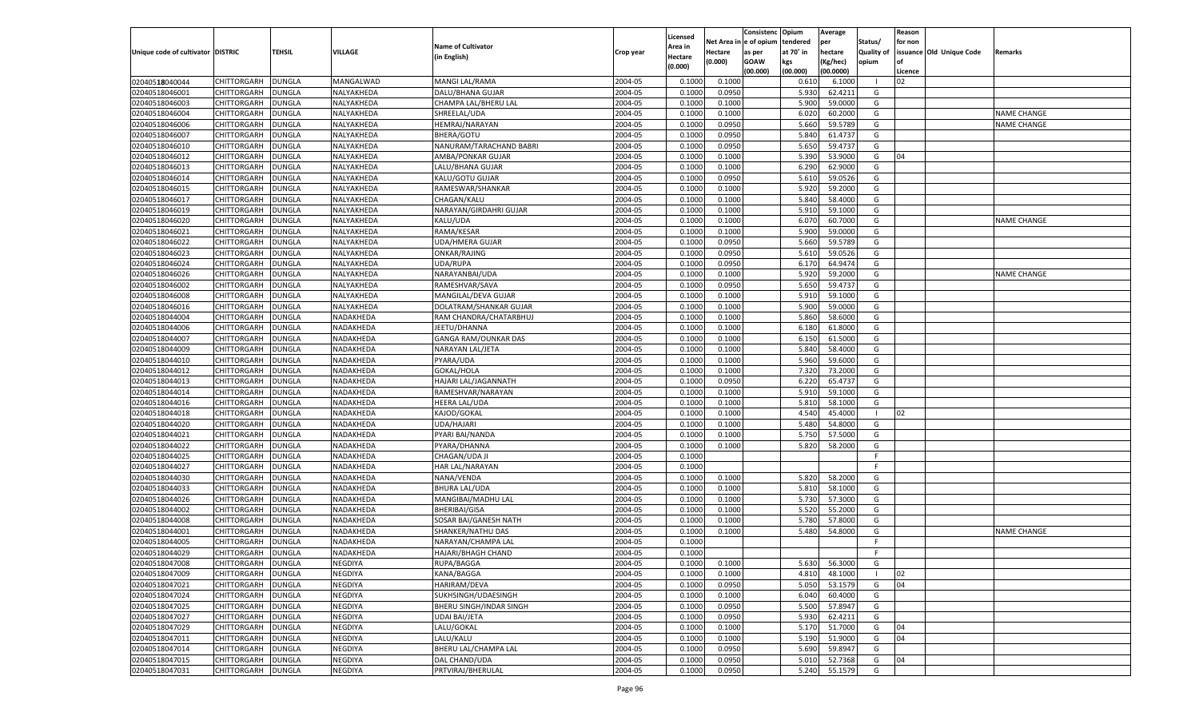| Unique code of cultivator | DISTRIC | TEHSIL | VILLAGE | Name of Cultivator (in English) | Crop year | Licensed Area in Hectare (0.000) | Net Area in Hectare (0.000) | Consistenc e of opium as per GOAW (00.000) | Opium tendered at 70° in kgs (00.000) | Average per hectare (Kg/hec) (00.0000) | Status/ Quality of opium | Reason for non issuance of Licence | Old Unique Code | Remarks |
|---|---|---|---|---|---|---|---|---|---|---|---|---|---|---|
| 02040518040044 | CHITTORGARH | DUNGLA | MANGALWAD | MANGI LAL/RAMA | 2004-05 | 0.1000 | 0.1000 | | 0.610 | 6.1000 | I | 02 | | |
| 02040518046001 | CHITTORGARH | DUNGLA | NALYAKHEDA | DALU/BHANA GUJAR | 2004-05 | 0.1000 | 0.0950 | | 5.930 | 62.4211 | G | | | |
| 02040518046003 | CHITTORGARH | DUNGLA | NALYAKHEDA | CHAMPA LAL/BHERU LAL | 2004-05 | 0.1000 | 0.1000 | | 5.900 | 59.0000 | G | | | |
| 02040518046004 | CHITTORGARH | DUNGLA | NALYAKHEDA | SHREELAL/UDA | 2004-05 | 0.1000 | 0.1000 | | 6.020 | 60.2000 | G | | | NAME CHANGE |
| 02040518046006 | CHITTORGARH | DUNGLA | NALYAKHEDA | HEMRAJ/NARAYAN | 2004-05 | 0.1000 | 0.0950 | | 5.660 | 59.5789 | G | | | NAME CHANGE |
| 02040518046007 | CHITTORGARH | DUNGLA | NALYAKHEDA | BHERA/GOTU | 2004-05 | 0.1000 | 0.0950 | | 5.840 | 61.4737 | G | | | |
| 02040518046010 | CHITTORGARH | DUNGLA | NALYAKHEDA | NANURAM/TARACHAND BABRI | 2004-05 | 0.1000 | 0.0950 | | 5.650 | 59.4737 | G | | | |
| 02040518046012 | CHITTORGARH | DUNGLA | NALYAKHEDA | AMBA/PONKAR GUJAR | 2004-05 | 0.1000 | 0.1000 | | 5.390 | 53.9000 | G | 04 | | |
| 02040518046013 | CHITTORGARH | DUNGLA | NALYAKHEDA | LALU/BHANA GUJAR | 2004-05 | 0.1000 | 0.1000 | | 6.290 | 62.9000 | G | | | |
| 02040518046014 | CHITTORGARH | DUNGLA | NALYAKHEDA | KALU/GOTU GUJAR | 2004-05 | 0.1000 | 0.0950 | | 5.610 | 59.0526 | G | | | |
| 02040518046015 | CHITTORGARH | DUNGLA | NALYAKHEDA | RAMESWAR/SHANKAR | 2004-05 | 0.1000 | 0.1000 | | 5.920 | 59.2000 | G | | | |
| 02040518046017 | CHITTORGARH | DUNGLA | NALYAKHEDA | CHAGAN/KALU | 2004-05 | 0.1000 | 0.1000 | | 5.840 | 58.4000 | G | | | |
| 02040518046019 | CHITTORGARH | DUNGLA | NALYAKHEDA | NARAYAN/GIRDAHRI GUJAR | 2004-05 | 0.1000 | 0.1000 | | 5.910 | 59.1000 | G | | | |
| 02040518046020 | CHITTORGARH | DUNGLA | NALYAKHEDA | KALU/UDA | 2004-05 | 0.1000 | 0.1000 | | 6.070 | 60.7000 | G | | | NAME CHANGE |
| 02040518046021 | CHITTORGARH | DUNGLA | NALYAKHEDA | RAMA/KESAR | 2004-05 | 0.1000 | 0.1000 | | 5.900 | 59.0000 | G | | | |
| 02040518046022 | CHITTORGARH | DUNGLA | NALYAKHEDA | UDA/HMERA GUJAR | 2004-05 | 0.1000 | 0.0950 | | 5.660 | 59.5789 | G | | | |
| 02040518046023 | CHITTORGARH | DUNGLA | NALYAKHEDA | ONKAR/RAJING | 2004-05 | 0.1000 | 0.0950 | | 5.610 | 59.0526 | G | | | |
| 02040518046024 | CHITTORGARH | DUNGLA | NALYAKHEDA | UDA/RUPA | 2004-05 | 0.1000 | 0.0950 | | 6.170 | 64.9474 | G | | | |
| 02040518046026 | CHITTORGARH | DUNGLA | NALYAKHEDA | NARAYANBAI/UDA | 2004-05 | 0.1000 | 0.1000 | | 5.920 | 59.2000 | G | | | NAME CHANGE |
| 02040518046002 | CHITTORGARH | DUNGLA | NALYAKHEDA | RAMESHVAR/SAVA | 2004-05 | 0.1000 | 0.0950 | | 5.650 | 59.4737 | G | | | |
| 02040518046008 | CHITTORGARH | DUNGLA | NALYAKHEDA | MANGILAL/DEVA GUJAR | 2004-05 | 0.1000 | 0.1000 | | 5.910 | 59.1000 | G | | | |
| 02040518046016 | CHITTORGARH | DUNGLA | NALYAKHEDA | DOLATRAM/SHANKAR GUJAR | 2004-05 | 0.1000 | 0.1000 | | 5.900 | 59.0000 | G | | | |
| 02040518044004 | CHITTORGARH | DUNGLA | NADAKHEDA | RAM CHANDRA/CHATARBHUJ | 2004-05 | 0.1000 | 0.1000 | | 5.860 | 58.6000 | G | | | |
| 02040518044006 | CHITTORGARH | DUNGLA | NADAKHEDA | JEETU/DHANNA | 2004-05 | 0.1000 | 0.1000 | | 6.180 | 61.8000 | G | | | |
| 02040518044007 | CHITTORGARH | DUNGLA | NADAKHEDA | GANGA RAM/OUNKAR DAS | 2004-05 | 0.1000 | 0.1000 | | 6.150 | 61.5000 | G | | | |
| 02040518044009 | CHITTORGARH | DUNGLA | NADAKHEDA | NARAYAN LAL/JETA | 2004-05 | 0.1000 | 0.1000 | | 5.840 | 58.4000 | G | | | |
| 02040518044010 | CHITTORGARH | DUNGLA | NADAKHEDA | PYARA/UDA | 2004-05 | 0.1000 | 0.1000 | | 5.960 | 59.6000 | G | | | |
| 02040518044012 | CHITTORGARH | DUNGLA | NADAKHEDA | GOKAL/HOLA | 2004-05 | 0.1000 | 0.1000 | | 7.320 | 73.2000 | G | | | |
| 02040518044013 | CHITTORGARH | DUNGLA | NADAKHEDA | HAJARI LAL/JAGANNATH | 2004-05 | 0.1000 | 0.0950 | | 6.220 | 65.4737 | G | | | |
| 02040518044014 | CHITTORGARH | DUNGLA | NADAKHEDA | RAMESHVAR/NARAYAN | 2004-05 | 0.1000 | 0.1000 | | 5.910 | 59.1000 | G | | | |
| 02040518044016 | CHITTORGARH | DUNGLA | NADAKHEDA | HEERA LAL/UDA | 2004-05 | 0.1000 | 0.1000 | | 5.810 | 58.1000 | G | | | |
| 02040518044018 | CHITTORGARH | DUNGLA | NADAKHEDA | KAJOD/GOKAL | 2004-05 | 0.1000 | 0.1000 | | 4.540 | 45.4000 | I | 02 | | |
| 02040518044020 | CHITTORGARH | DUNGLA | NADAKHEDA | UDA/HAJARI | 2004-05 | 0.1000 | 0.1000 | | 5.480 | 54.8000 | G | | | |
| 02040518044021 | CHITTORGARH | DUNGLA | NADAKHEDA | PYARI BAI/NANDA | 2004-05 | 0.1000 | 0.1000 | | 5.750 | 57.5000 | G | | | |
| 02040518044022 | CHITTORGARH | DUNGLA | NADAKHEDA | PYARA/DHANNA | 2004-05 | 0.1000 | 0.1000 | | 5.820 | 58.2000 | G | | | |
| 02040518044025 | CHITTORGARH | DUNGLA | NADAKHEDA | CHAGAN/UDA JI | 2004-05 | 0.1000 | | | | | F | | | |
| 02040518044027 | CHITTORGARH | DUNGLA | NADAKHEDA | HAR LAL/NARAYAN | 2004-05 | 0.1000 | | | | | F | | | |
| 02040518044030 | CHITTORGARH | DUNGLA | NADAKHEDA | NANA/VENDA | 2004-05 | 0.1000 | 0.1000 | | 5.820 | 58.2000 | G | | | |
| 02040518044033 | CHITTORGARH | DUNGLA | NADAKHEDA | BHURA LAL/UDA | 2004-05 | 0.1000 | 0.1000 | | 5.810 | 58.1000 | G | | | |
| 02040518044026 | CHITTORGARH | DUNGLA | NADAKHEDA | MANGIBAI/MADHU LAL | 2004-05 | 0.1000 | 0.1000 | | 5.730 | 57.3000 | G | | | |
| 02040518044002 | CHITTORGARH | DUNGLA | NADAKHEDA | BHERIBAI/GISA | 2004-05 | 0.1000 | 0.1000 | | 5.520 | 55.2000 | G | | | |
| 02040518044008 | CHITTORGARH | DUNGLA | NADAKHEDA | SOSAR BAI/GANESH NATH | 2004-05 | 0.1000 | 0.1000 | | 5.780 | 57.8000 | G | | | |
| 02040518044001 | CHITTORGARH | DUNGLA | NADAKHEDA | SHANKER/NATHU DAS | 2004-05 | 0.1000 | 0.1000 | | 5.480 | 54.8000 | G | | | NAME CHANGE |
| 02040518044005 | CHITTORGARH | DUNGLA | NADAKHEDA | NARAYAN/CHAMPA LAL | 2004-05 | 0.1000 | | | | | F | | | |
| 02040518044029 | CHITTORGARH | DUNGLA | NADAKHEDA | HAJARI/BHAGH CHAND | 2004-05 | 0.1000 | | | | | F | | | |
| 02040518047008 | CHITTORGARH | DUNGLA | NEGDIYA | RUPA/BAGGA | 2004-05 | 0.1000 | 0.1000 | | 5.630 | 56.3000 | G | | | |
| 02040518047009 | CHITTORGARH | DUNGLA | NEGDIYA | KANA/BAGGA | 2004-05 | 0.1000 | 0.1000 | | 4.810 | 48.1000 | I | 02 | | |
| 02040518047021 | CHITTORGARH | DUNGLA | NEGDIYA | HARIRAM/DEVA | 2004-05 | 0.1000 | 0.0950 | | 5.050 | 53.1579 | G | 04 | | |
| 02040518047024 | CHITTORGARH | DUNGLA | NEGDIYA | SUKHSINGH/UDAESINGH | 2004-05 | 0.1000 | 0.1000 | | 6.040 | 60.4000 | G | | | |
| 02040518047025 | CHITTORGARH | DUNGLA | NEGDIYA | BHERU SINGH/INDAR SINGH | 2004-05 | 0.1000 | 0.0950 | | 5.500 | 57.8947 | G | | | |
| 02040518047027 | CHITTORGARH | DUNGLA | NEGDIYA | UDAI BAI/JETA | 2004-05 | 0.1000 | 0.0950 | | 5.930 | 62.4211 | G | | | |
| 02040518047029 | CHITTORGARH | DUNGLA | NEGDIYA | LALU/GOKAL | 2004-05 | 0.1000 | 0.1000 | | 5.170 | 51.7000 | G | 04 | | |
| 02040518047011 | CHITTORGARH | DUNGLA | NEGDIYA | LALU/KALU | 2004-05 | 0.1000 | 0.1000 | | 5.190 | 51.9000 | G | 04 | | |
| 02040518047014 | CHITTORGARH | DUNGLA | NEGDIYA | BHERU LAL/CHAMPA LAL | 2004-05 | 0.1000 | 0.0950 | | 5.690 | 59.8947 | G | | | |
| 02040518047015 | CHITTORGARH | DUNGLA | NEGDIYA | DAL CHAND/UDA | 2004-05 | 0.1000 | 0.0950 | | 5.010 | 52.7368 | G | 04 | | |
| 02040518047031 | CHITTORGARH | DUNGLA | NEGDIYA | PRTVIRAJ/BHERULAL | 2004-05 | 0.1000 | 0.0950 | | 5.240 | 55.1579 | G | | | |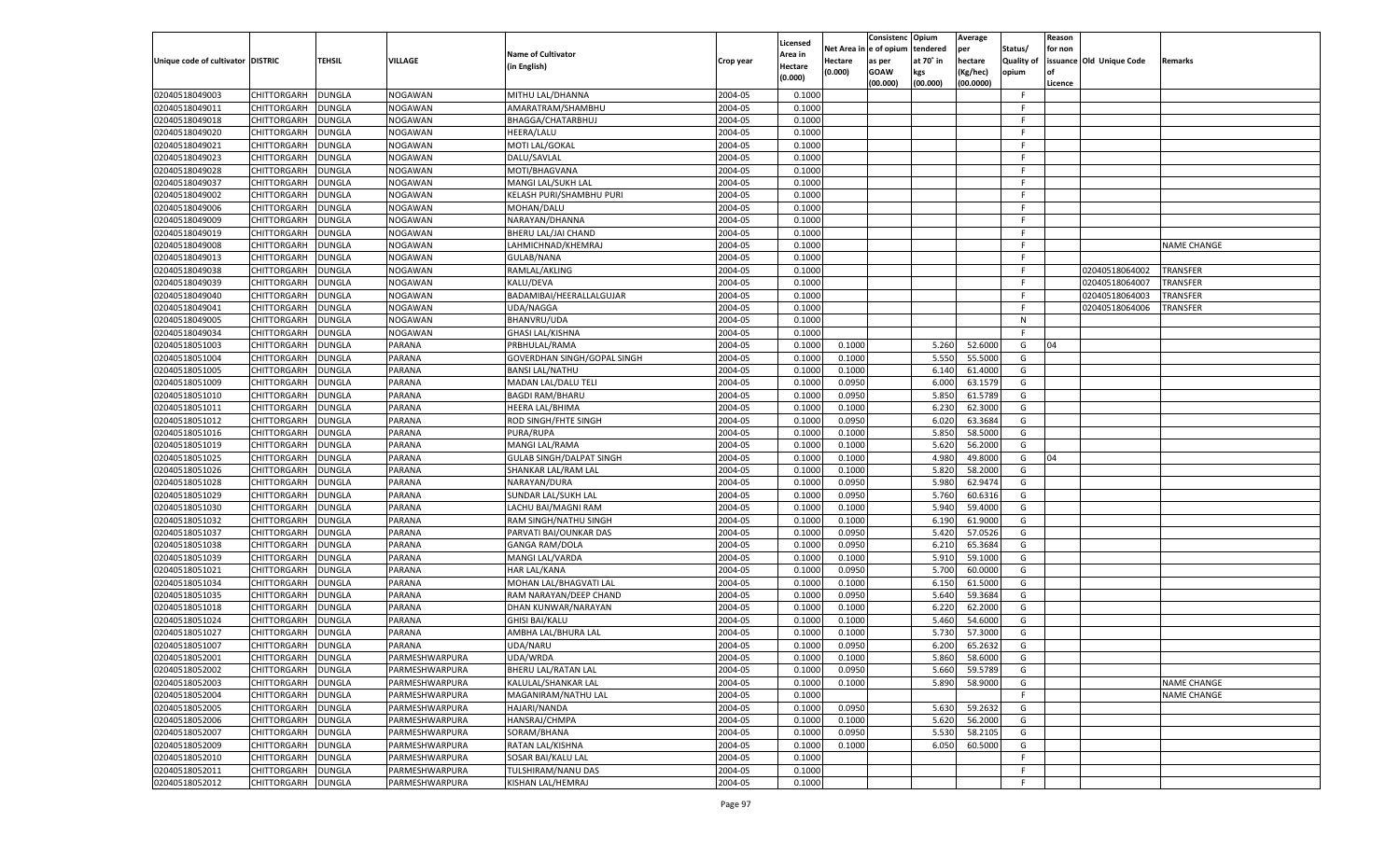| Unique code of cultivator | DISTRIC | TEHSIL | VILLAGE | Name of Cultivator (in English) | Crop year | Licensed Area in Hectare (0.000) | Net Area in Hectare (0.000) | Consistence of opium as per GOAW (00.000) | Opium tendered at 70° in kgs (00.000) | Average per hectare (Kg/hec) (00.0000) | Status/ Quality of opium | Reason for non issuance of Licence | Old Unique Code | Remarks |
|---|---|---|---|---|---|---|---|---|---|---|---|---|---|---|
| 02040518049003 | CHITTORGARH | DUNGLA | NOGAWAN | MITHU LAL/DHANNA | 2004-05 | 0.1000 | | | | | F | | | |
| 02040518049011 | CHITTORGARH | DUNGLA | NOGAWAN | AMARATRAM/SHAMBHU | 2004-05 | 0.1000 | | | | | F | | | |
| 02040518049018 | CHITTORGARH | DUNGLA | NOGAWAN | BHAGGA/CHATARBHUJ | 2004-05 | 0.1000 | | | | | F | | | |
| 02040518049020 | CHITTORGARH | DUNGLA | NOGAWAN | HEERA/LALU | 2004-05 | 0.1000 | | | | | F | | | |
| 02040518049021 | CHITTORGARH | DUNGLA | NOGAWAN | MOTI LAL/GOKAL | 2004-05 | 0.1000 | | | | | F | | | |
| 02040518049023 | CHITTORGARH | DUNGLA | NOGAWAN | DALU/SAVLAL | 2004-05 | 0.1000 | | | | | F | | | |
| 02040518049028 | CHITTORGARH | DUNGLA | NOGAWAN | MOTI/BHAGVANA | 2004-05 | 0.1000 | | | | | F | | | |
| 02040518049037 | CHITTORGARH | DUNGLA | NOGAWAN | MANGI LAL/SUKH LAL | 2004-05 | 0.1000 | | | | | F | | | |
| 02040518049002 | CHITTORGARH | DUNGLA | NOGAWAN | KELASH PURI/SHAMBHU PURI | 2004-05 | 0.1000 | | | | | F | | | |
| 02040518049006 | CHITTORGARH | DUNGLA | NOGAWAN | MOHAN/DALU | 2004-05 | 0.1000 | | | | | F | | | |
| 02040518049009 | CHITTORGARH | DUNGLA | NOGAWAN | NARAYAN/DHANNA | 2004-05 | 0.1000 | | | | | F | | | |
| 02040518049019 | CHITTORGARH | DUNGLA | NOGAWAN | BHERU LAL/JAI CHAND | 2004-05 | 0.1000 | | | | | F | | | |
| 02040518049008 | CHITTORGARH | DUNGLA | NOGAWAN | LAHMICHNAD/KHEMRAJ | 2004-05 | 0.1000 | | | | | F | | | NAME CHANGE |
| 02040518049013 | CHITTORGARH | DUNGLA | NOGAWAN | GULAB/NANA | 2004-05 | 0.1000 | | | | | F | | | |
| 02040518049038 | CHITTORGARH | DUNGLA | NOGAWAN | RAMLAL/AKLING | 2004-05 | 0.1000 | | | | | F | | 02040518064002 | TRANSFER |
| 02040518049039 | CHITTORGARH | DUNGLA | NOGAWAN | KALU/DEVA | 2004-05 | 0.1000 | | | | | F | | 02040518064007 | TRANSFER |
| 02040518049040 | CHITTORGARH | DUNGLA | NOGAWAN | BADAMIBAI/HEERALLALGUJAR | 2004-05 | 0.1000 | | | | | F | | 02040518064003 | TRANSFER |
| 02040518049041 | CHITTORGARH | DUNGLA | NOGAWAN | UDA/NAGGA | 2004-05 | 0.1000 | | | | | F | | 02040518064006 | TRANSFER |
| 02040518049005 | CHITTORGARH | DUNGLA | NOGAWAN | BHANVRU/UDA | 2004-05 | 0.1000 | | | | | N | | | |
| 02040518049034 | CHITTORGARH | DUNGLA | NOGAWAN | GHASI LAL/KISHNA | 2004-05 | 0.1000 | | | | | F | | | |
| 02040518051003 | CHITTORGARH | DUNGLA | PARANA | PRBHULAL/RAMA | 2004-05 | 0.1000 | 0.1000 | | 5.260 | 52.6000 | G | 04 | | |
| 02040518051004 | CHITTORGARH | DUNGLA | PARANA | GOVERDHAN SINGH/GOPAL SINGH | 2004-05 | 0.1000 | 0.1000 | | 5.550 | 55.5000 | G | | | |
| 02040518051005 | CHITTORGARH | DUNGLA | PARANA | BANSI LAL/NATHU | 2004-05 | 0.1000 | 0.1000 | | 6.140 | 61.4000 | G | | | |
| 02040518051009 | CHITTORGARH | DUNGLA | PARANA | MADAN LAL/DALU TELI | 2004-05 | 0.1000 | 0.0950 | | 6.000 | 63.1579 | G | | | |
| 02040518051010 | CHITTORGARH | DUNGLA | PARANA | BAGDI RAM/BHARU | 2004-05 | 0.1000 | 0.0950 | | 5.850 | 61.5789 | G | | | |
| 02040518051011 | CHITTORGARH | DUNGLA | PARANA | HEERA LAL/BHIMA | 2004-05 | 0.1000 | 0.1000 | | 6.230 | 62.3000 | G | | | |
| 02040518051012 | CHITTORGARH | DUNGLA | PARANA | ROD SINGH/FHTE SINGH | 2004-05 | 0.1000 | 0.0950 | | 6.020 | 63.3684 | G | | | |
| 02040518051016 | CHITTORGARH | DUNGLA | PARANA | PURA/RUPA | 2004-05 | 0.1000 | 0.1000 | | 5.850 | 58.5000 | G | | | |
| 02040518051019 | CHITTORGARH | DUNGLA | PARANA | MANGI LAL/RAMA | 2004-05 | 0.1000 | 0.1000 | | 5.620 | 56.2000 | G | | | |
| 02040518051025 | CHITTORGARH | DUNGLA | PARANA | GULAB SINGH/DALPAT SINGH | 2004-05 | 0.1000 | 0.1000 | | 4.980 | 49.8000 | G | 04 | | |
| 02040518051026 | CHITTORGARH | DUNGLA | PARANA | SHANKAR LAL/RAM LAL | 2004-05 | 0.1000 | 0.1000 | | 5.820 | 58.2000 | G | | | |
| 02040518051028 | CHITTORGARH | DUNGLA | PARANA | NARAYAN/DURA | 2004-05 | 0.1000 | 0.0950 | | 5.980 | 62.9474 | G | | | |
| 02040518051029 | CHITTORGARH | DUNGLA | PARANA | SUNDAR LAL/SUKH LAL | 2004-05 | 0.1000 | 0.0950 | | 5.760 | 60.6316 | G | | | |
| 02040518051030 | CHITTORGARH | DUNGLA | PARANA | LACHU BAI/MAGNI RAM | 2004-05 | 0.1000 | 0.1000 | | 5.940 | 59.4000 | G | | | |
| 02040518051032 | CHITTORGARH | DUNGLA | PARANA | RAM SINGH/NATHU SINGH | 2004-05 | 0.1000 | 0.1000 | | 6.190 | 61.9000 | G | | | |
| 02040518051037 | CHITTORGARH | DUNGLA | PARANA | PARVATI BAI/OUNKAR DAS | 2004-05 | 0.1000 | 0.0950 | | 5.420 | 57.0526 | G | | | |
| 02040518051038 | CHITTORGARH | DUNGLA | PARANA | GANGA RAM/DOLA | 2004-05 | 0.1000 | 0.0950 | | 6.210 | 65.3684 | G | | | |
| 02040518051039 | CHITTORGARH | DUNGLA | PARANA | MANGI LAL/VARDA | 2004-05 | 0.1000 | 0.1000 | | 5.910 | 59.1000 | G | | | |
| 02040518051021 | CHITTORGARH | DUNGLA | PARANA | HAR LAL/KANA | 2004-05 | 0.1000 | 0.0950 | | 5.700 | 60.0000 | G | | | |
| 02040518051034 | CHITTORGARH | DUNGLA | PARANA | MOHAN LAL/BHAGVATI LAL | 2004-05 | 0.1000 | 0.1000 | | 6.150 | 61.5000 | G | | | |
| 02040518051035 | CHITTORGARH | DUNGLA | PARANA | RAM NARAYAN/DEEP CHAND | 2004-05 | 0.1000 | 0.0950 | | 5.640 | 59.3684 | G | | | |
| 02040518051018 | CHITTORGARH | DUNGLA | PARANA | DHAN KUNWAR/NARAYAN | 2004-05 | 0.1000 | 0.1000 | | 6.220 | 62.2000 | G | | | |
| 02040518051024 | CHITTORGARH | DUNGLA | PARANA | GHISI BAI/KALU | 2004-05 | 0.1000 | 0.1000 | | 5.460 | 54.6000 | G | | | |
| 02040518051027 | CHITTORGARH | DUNGLA | PARANA | AMBHA LAL/BHURA LAL | 2004-05 | 0.1000 | 0.1000 | | 5.730 | 57.3000 | G | | | |
| 02040518051007 | CHITTORGARH | DUNGLA | PARANA | UDA/NARU | 2004-05 | 0.1000 | 0.0950 | | 6.200 | 65.2632 | G | | | |
| 02040518052001 | CHITTORGARH | DUNGLA | PARMESHWARPURA | UDA/WRDA | 2004-05 | 0.1000 | 0.1000 | | 5.860 | 58.6000 | G | | | |
| 02040518052002 | CHITTORGARH | DUNGLA | PARMESHWARPURA | BHERU LAL/RATAN LAL | 2004-05 | 0.1000 | 0.0950 | | 5.660 | 59.5789 | G | | | |
| 02040518052003 | CHITTORGARH | DUNGLA | PARMESHWARPURA | KALULAL/SHANKAR LAL | 2004-05 | 0.1000 | 0.1000 | | 5.890 | 58.9000 | G | | | NAME CHANGE |
| 02040518052004 | CHITTORGARH | DUNGLA | PARMESHWARPURA | MAGANIRAM/NATHU LAL | 2004-05 | 0.1000 | | | | | F | | | NAME CHANGE |
| 02040518052005 | CHITTORGARH | DUNGLA | PARMESHWARPURA | HAJARI/NANDA | 2004-05 | 0.1000 | 0.0950 | | 5.630 | 59.2632 | G | | | |
| 02040518052006 | CHITTORGARH | DUNGLA | PARMESHWARPURA | HANSRAJ/CHMPA | 2004-05 | 0.1000 | 0.1000 | | 5.620 | 56.2000 | G | | | |
| 02040518052007 | CHITTORGARH | DUNGLA | PARMESHWARPURA | SORAM/BHANA | 2004-05 | 0.1000 | 0.0950 | | 5.530 | 58.2105 | G | | | |
| 02040518052009 | CHITTORGARH | DUNGLA | PARMESHWARPURA | RATAN LAL/KISHNA | 2004-05 | 0.1000 | 0.1000 | | 6.050 | 60.5000 | G | | | |
| 02040518052010 | CHITTORGARH | DUNGLA | PARMESHWARPURA | SOSAR BAI/KALU LAL | 2004-05 | 0.1000 | | | | | F | | | |
| 02040518052011 | CHITTORGARH | DUNGLA | PARMESHWARPURA | TULSHIRAM/NANU DAS | 2004-05 | 0.1000 | | | | | F | | | |
| 02040518052012 | CHITTORGARH | DUNGLA | PARMESHWARPURA | KISHAN LAL/HEMRAJ | 2004-05 | 0.1000 | | | | | F | | | |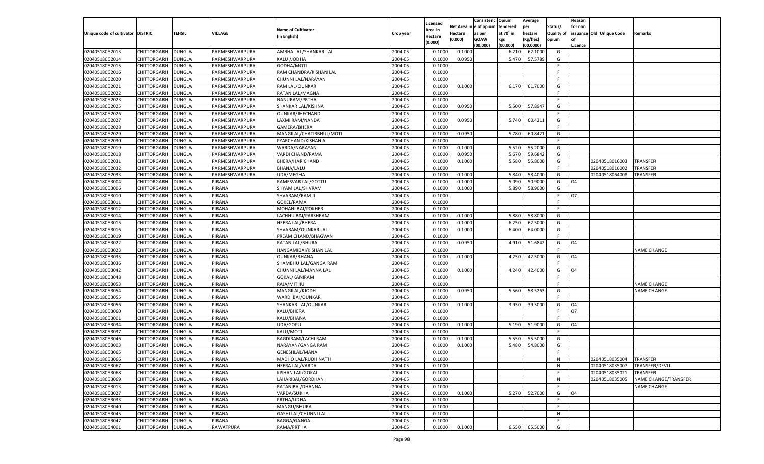| Unique code of cultivator | DISTRIC | TEHSIL | VILLAGE | Name of Cultivator (in English) | Crop year | Licensed Area in Hectare (0.000) | Net Area in Hectare (0.000) | Consistenc e of opium as per GOAW (00.000) | Opium tendered at 70° in kgs (00.000) | Average per hectare (Kg/hec) (00.0000) | Status/ Quality of opium | Reason for non issuance of Licence | Old Unique Code | Remarks |
|---|---|---|---|---|---|---|---|---|---|---|---|---|---|---|
| 02040518052013 | CHITTORGARH | DUNGLA | PARMESHWARPURA | AMBHA LAL/SHANKAR LAL | 2004-05 | 0.1000 | 0.1000 | | 6.210 | 62.1000 | G | | | |
| 02040518052014 | CHITTORGARH | DUNGLA | PARMESHWARPURA | KALU /JODHA | 2004-05 | 0.1000 | 0.0950 | | 5.470 | 57.5789 | G | | | |
| 02040518052015 | CHITTORGARH | DUNGLA | PARMESHWARPURA | GODHA/MOTI | 2004-05 | 0.1000 | | | | | F | | | |
| 02040518052016 | CHITTORGARH | DUNGLA | PARMESHWARPURA | RAM CHANDRA/KISHAN LAL | 2004-05 | 0.1000 | | | | | F | | | |
| 02040518052020 | CHITTORGARH | DUNGLA | PARMESHWARPURA | CHUNNI LAL/NARAYAN | 2004-05 | 0.1000 | | | | | F | | | |
| 02040518052021 | CHITTORGARH | DUNGLA | PARMESHWARPURA | RAM LAL/OUNKAR | 2004-05 | 0.1000 | 0.1000 | | 6.170 | 61.7000 | G | | | |
| 02040518052022 | CHITTORGARH | DUNGLA | PARMESHWARPURA | RATAN LAL/MAGNA | 2004-05 | 0.1000 | | | | | F | | | |
| 02040518052023 | CHITTORGARH | DUNGLA | PARMESHWARPURA | NANURAM/PRTHA | 2004-05 | 0.1000 | | | | | F | | | |
| 02040518052025 | CHITTORGARH | DUNGLA | PARMESHWARPURA | SHANKAR LAL/KISHNA | 2004-05 | 0.1000 | 0.0950 | | 5.500 | 57.8947 | G | | | |
| 02040518052026 | CHITTORGARH | DUNGLA | PARMESHWARPURA | OUNKAR/JHECHAND | 2004-05 | 0.1000 | | | | | F | | | |
| 02040518052027 | CHITTORGARH | DUNGLA | PARMESHWARPURA | LAXMI RAM/NANDA | 2004-05 | 0.1000 | 0.0950 | | 5.740 | 60.4211 | G | | | |
| 02040518052028 | CHITTORGARH | DUNGLA | PARMESHWARPURA | GAMERA/BHERA | 2004-05 | 0.1000 | | | | | F | | | |
| 02040518052029 | CHITTORGARH | DUNGLA | PARMESHWARPURA | MANGILAL/CHATIRBHUJ/MOTI | 2004-05 | 0.1000 | 0.0950 | | 5.780 | 60.8421 | G | | | |
| 02040518052030 | CHITTORGARH | DUNGLA | PARMESHWARPURA | PYARCHAND/KISHAN A | 2004-05 | 0.1000 | | | | | F | | | |
| 02040518052019 | CHITTORGARH | DUNGLA | PARMESHWARPURA | WARDA/NARAYAN | 2004-05 | 0.1000 | 0.1000 | | 5.520 | 55.2000 | G | | | |
| 02040518052018 | CHITTORGARH | DUNGLA | PARMESHWARPURA | VARDI CHAND/RAMA | 2004-05 | 0.1000 | 0.0950 | | 5.670 | 59.6842 | G | | | |
| 02040518052031 | CHITTORGARH | DUNGLA | PARMESHWARPURA | BHERA/HAR CHAND | 2004-05 | 0.1000 | 0.1000 | | 5.580 | 55.8000 | G | | 02040518016003 | TRANSFER |
| 02040518052032 | CHITTORGARH | DUNGLA | PARMESHWARPURA | BHANA/LALU | 2004-05 | 0.1000 | | | | | F | | 02040518016002 | TRANSFER |
| 02040518052033 | CHITTORGARH | DUNGLA | PARMESHWARPURA | UDA/MEGHA | 2004-05 | 0.1000 | 0.1000 | | 5.840 | 58.4000 | G | | 02040518064008 | TRANSFER |
| 02040518053004 | CHITTORGARH | DUNGLA | PIRANA | RAMESVAR LAL/GOTTU | 2004-05 | 0.1000 | 0.1000 | | 5.090 | 50.9000 | G | 04 | | |
| 02040518053006 | CHITTORGARH | DUNGLA | PIRANA | SHYAM LAL/SHVRAM | 2004-05 | 0.1000 | 0.1000 | | 5.890 | 58.9000 | G | | | |
| 02040518053010 | CHITTORGARH | DUNGLA | PIRANA | SHVARAM/RAM JI | 2004-05 | 0.1000 | | | | | F | 07 | | |
| 02040518053011 | CHITTORGARH | DUNGLA | PIRANA | GOKEL/RAMA | 2004-05 | 0.1000 | | | | | F | | | |
| 02040518053012 | CHITTORGARH | DUNGLA | PIRANA | MOHANI BAI/POKHER | 2004-05 | 0.1000 | | | | | F | | | |
| 02040518053014 | CHITTORGARH | DUNGLA | PIRANA | LACHHU BAI/PARSHRAM | 2004-05 | 0.1000 | 0.1000 | | 5.880 | 58.8000 | G | | | |
| 02040518053015 | CHITTORGARH | DUNGLA | PIRANA | HEERA LAL/BHERA | 2004-05 | 0.1000 | 0.1000 | | 6.250 | 62.5000 | G | | | |
| 02040518053016 | CHITTORGARH | DUNGLA | PIRANA | SHVARAM/OUNKAR LAL | 2004-05 | 0.1000 | 0.1000 | | 6.400 | 64.0000 | G | | | |
| 02040518053019 | CHITTORGARH | DUNGLA | PIRANA | PREAM CHAND/BHAGVAN | 2004-05 | 0.1000 | | | | | F | | | |
| 02040518053022 | CHITTORGARH | DUNGLA | PIRANA | RATAN LAL/BHURA | 2004-05 | 0.1000 | 0.0950 | | 4.910 | 51.6842 | G | 04 | | |
| 02040518053023 | CHITTORGARH | DUNGLA | PIRANA | HANGAMIBAI/KISHAN LAL | 2004-05 | 0.1000 | | | | | F | | | NAME CHANGE |
| 02040518053035 | CHITTORGARH | DUNGLA | PIRANA | OUNKAR/BHANA | 2004-05 | 0.1000 | 0.1000 | | 4.250 | 42.5000 | G | 04 | | |
| 02040518053036 | CHITTORGARH | DUNGLA | PIRANA | SHAMBHU LAL/GANGA RAM | 2004-05 | 0.1000 | | | | | F | | | |
| 02040518053042 | CHITTORGARH | DUNGLA | PIRANA | CHUNNI LAL/MANNA LAL | 2004-05 | 0.1000 | 0.1000 | | 4.240 | 42.4000 | G | 04 | | |
| 02040518053048 | CHITTORGARH | DUNGLA | PIRANA | GOKAL/KANIRAM | 2004-05 | 0.1000 | | | | | F | | | |
| 02040518053053 | CHITTORGARH | DUNGLA | PIRANA | RAJA/MITHU | 2004-05 | 0.1000 | | | | | F | | | NAME CHANGE |
| 02040518053054 | CHITTORGARH | DUNGLA | PIRANA | MANGILAL/KJODH | 2004-05 | 0.1000 | 0.0950 | | 5.560 | 58.5263 | G | | | NAME CHANGE |
| 02040518053055 | CHITTORGARH | DUNGLA | PIRANA | WARDI BAI/OUNKAR | 2004-05 | 0.1000 | | | | | F | | | |
| 02040518053056 | CHITTORGARH | DUNGLA | PIRANA | SHANKAR LAL/OUNKAR | 2004-05 | 0.1000 | 0.1000 | | 3.930 | 39.3000 | G | 04 | | |
| 02040518053060 | CHITTORGARH | DUNGLA | PIRANA | KALU/BHERA | 2004-05 | 0.1000 | | | | | F | 07 | | |
| 02040518053001 | CHITTORGARH | DUNGLA | PIRANA | KALU/BHANA | 2004-05 | 0.1000 | | | | | F | | | |
| 02040518053034 | CHITTORGARH | DUNGLA | PIRANA | UDA/GOPU | 2004-05 | 0.1000 | 0.1000 | | 5.190 | 51.9000 | G | 04 | | |
| 02040518053037 | CHITTORGARH | DUNGLA | PIRANA | KALU/MOTI | 2004-05 | 0.1000 | | | | | F | | | |
| 02040518053046 | CHITTORGARH | DUNGLA | PIRANA | BAGDIRAM/LACHI RAM | 2004-05 | 0.1000 | 0.1000 | | 5.550 | 55.5000 | G | | | |
| 02040518053003 | CHITTORGARH | DUNGLA | PIRANA | NARAYAN/GANGA RAM | 2004-05 | 0.1000 | 0.1000 | | 5.480 | 54.8000 | G | | | |
| 02040518053065 | CHITTORGARH | DUNGLA | PIRANA | GENESHLAL/MANA | 2004-05 | 0.1000 | | | | | F | | | |
| 02040518053066 | CHITTORGARH | DUNGLA | PIRANA | MADHO LAL/RUDH NATH | 2004-05 | 0.1000 | | | | | N | | 02040518035004 | TRANSFER |
| 02040518053067 | CHITTORGARH | DUNGLA | PIRANA | HEERA LAL/VARDA | 2004-05 | 0.1000 | | | | | N | | 02040518035007 | TRANSFER/DEVLI |
| 02040518053068 | CHITTORGARH | DUNGLA | PIRANA | KISHAN LAL/GOKAL | 2004-05 | 0.1000 | | | | | F | | 02040518035021 | TRANSFER |
| 02040518053069 | CHITTORGARH | DUNGLA | PIRANA | LAHARIBAI/GORDHAN | 2004-05 | 0.1000 | | | | | N | | 02040518035005 | NAME CHANGE/TRANSFER |
| 02040518053013 | CHITTORGARH | DUNGLA | PIRANA | RATANIBAI/DHANNA | 2004-05 | 0.1000 | | | | | F | | | NAME CHANGE |
| 02040518053027 | CHITTORGARH | DUNGLA | PIRANA | VARDA/SUKHA | 2004-05 | 0.1000 | 0.1000 | | 5.270 | 52.7000 | G | 04 | | |
| 02040518053033 | CHITTORGARH | DUNGLA | PIRANA | PRTHA/UDHA | 2004-05 | 0.1000 | | | | | F | | | |
| 02040518053040 | CHITTORGARH | DUNGLA | PIRANA | MANGU/BHURA | 2004-05 | 0.1000 | | | | | F | | | |
| 02040518053045 | CHITTORGARH | DUNGLA | PIRANA | GASHI LAL/CHUNNI LAL | 2004-05 | 0.1000 | | | | | N | | | |
| 02040518053047 | CHITTORGARH | DUNGLA | PIRANA | BAGGA/GANGA | 2004-05 | 0.1000 | | | | | F | | | |
| 02040518054001 | CHITTORGARH | DUNGLA | RAWATPURA | RAMA/PRTHA | 2004-05 | 0.1000 | 0.1000 | | 6.550 | 65.5000 | G | | | |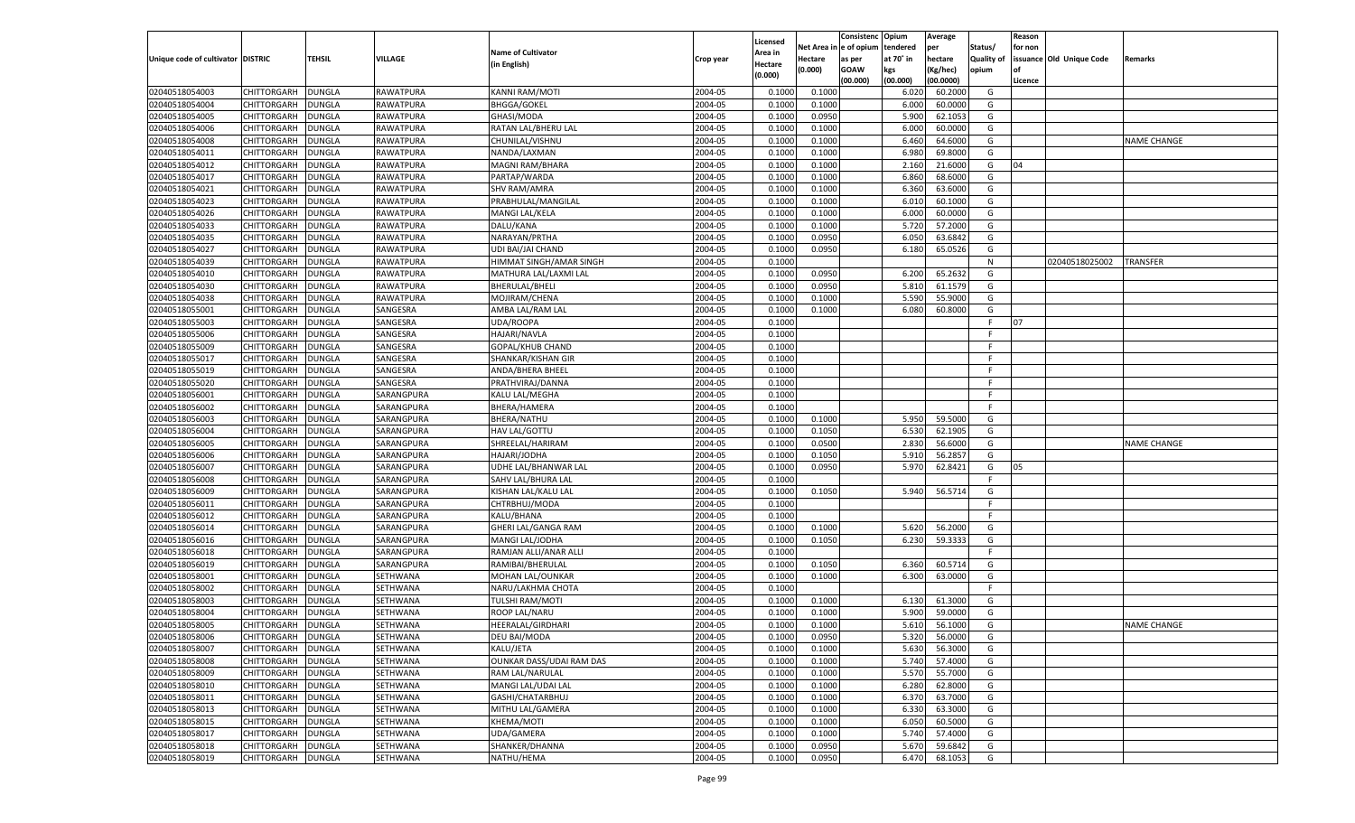| Unique code of cultivator | DISTRIC | TEHSIL | VILLAGE | Name of Cultivator (in English) | Crop year | Licensed Area in Hectare (0.000) | Net Area in Hectare (0.000) | Consistenc e of opium as per GOAW (00.000) | Opium tendered at 70° in kgs (00.000) | Average per hectare (Kg/hec) (00.0000) | Status/ Quality of opium | Reason for non issuance of Licence | Old Unique Code | Remarks |
|---|---|---|---|---|---|---|---|---|---|---|---|---|---|---|
| 02040518054003 | CHITTORGARH | DUNGLA | RAWATPURA | KANNI RAM/MOTI | 2004-05 | 0.1000 | 0.1000 | | 6.020 | 60.2000 | G | | | |
| 02040518054004 | CHITTORGARH | DUNGLA | RAWATPURA | BHGGA/GOKEL | 2004-05 | 0.1000 | 0.1000 | | 6.000 | 60.0000 | G | | | |
| 02040518054005 | CHITTORGARH | DUNGLA | RAWATPURA | GHASI/MODA | 2004-05 | 0.1000 | 0.0950 | | 5.900 | 62.1053 | G | | | |
| 02040518054006 | CHITTORGARH | DUNGLA | RAWATPURA | RATAN LAL/BHERU LAL | 2004-05 | 0.1000 | 0.1000 | | 6.000 | 60.0000 | G | | | |
| 02040518054008 | CHITTORGARH | DUNGLA | RAWATPURA | CHUNILAL/VISHNU | 2004-05 | 0.1000 | 0.1000 | | 6.460 | 64.6000 | G | | | NAME CHANGE |
| 02040518054011 | CHITTORGARH | DUNGLA | RAWATPURA | NANDA/LAXMAN | 2004-05 | 0.1000 | 0.1000 | | 6.980 | 69.8000 | G | | | |
| 02040518054012 | CHITTORGARH | DUNGLA | RAWATPURA | MAGNI RAM/BHARA | 2004-05 | 0.1000 | 0.1000 | | 2.160 | 21.6000 | G | 04 | | |
| 02040518054017 | CHITTORGARH | DUNGLA | RAWATPURA | PARTAP/WARDA | 2004-05 | 0.1000 | 0.1000 | | 6.860 | 68.6000 | G | | | |
| 02040518054021 | CHITTORGARH | DUNGLA | RAWATPURA | SHV RAM/AMRA | 2004-05 | 0.1000 | 0.1000 | | 6.360 | 63.6000 | G | | | |
| 02040518054023 | CHITTORGARH | DUNGLA | RAWATPURA | PRABHULAL/MANGILAL | 2004-05 | 0.1000 | 0.1000 | | 6.010 | 60.1000 | G | | | |
| 02040518054026 | CHITTORGARH | DUNGLA | RAWATPURA | MANGI LAL/KELA | 2004-05 | 0.1000 | 0.1000 | | 6.000 | 60.0000 | G | | | |
| 02040518054033 | CHITTORGARH | DUNGLA | RAWATPURA | DALU/KANA | 2004-05 | 0.1000 | 0.1000 | | 5.720 | 57.2000 | G | | | |
| 02040518054035 | CHITTORGARH | DUNGLA | RAWATPURA | NARAYAN/PRTHA | 2004-05 | 0.1000 | 0.0950 | | 6.050 | 63.6842 | G | | | |
| 02040518054027 | CHITTORGARH | DUNGLA | RAWATPURA | UDI BAI/JAI CHAND | 2004-05 | 0.1000 | 0.0950 | | 6.180 | 65.0526 | G | | | |
| 02040518054039 | CHITTORGARH | DUNGLA | RAWATPURA | HIMMAT SINGH/AMAR SINGH | 2004-05 | 0.1000 | | | | | N | | 02040518025002 | TRANSFER |
| 02040518054010 | CHITTORGARH | DUNGLA | RAWATPURA | MATHURA LAL/LAXMI LAL | 2004-05 | 0.1000 | 0.0950 | | 6.200 | 65.2632 | G | | | |
| 02040518054030 | CHITTORGARH | DUNGLA | RAWATPURA | BHERULAL/BHELI | 2004-05 | 0.1000 | 0.0950 | | 5.810 | 61.1579 | G | | | |
| 02040518054038 | CHITTORGARH | DUNGLA | RAWATPURA | MOJIRAM/CHENA | 2004-05 | 0.1000 | 0.1000 | | 5.590 | 55.9000 | G | | | |
| 02040518055001 | CHITTORGARH | DUNGLA | SANGESRA | AMBA LAL/RAM LAL | 2004-05 | 0.1000 | 0.1000 | | 6.080 | 60.8000 | G | | | |
| 02040518055003 | CHITTORGARH | DUNGLA | SANGESRA | UDA/ROOPA | 2004-05 | 0.1000 | | | | | F | 07 | | |
| 02040518055006 | CHITTORGARH | DUNGLA | SANGESRA | HAJARI/NAVLA | 2004-05 | 0.1000 | | | | | F | | | |
| 02040518055009 | CHITTORGARH | DUNGLA | SANGESRA | GOPAL/KHUB CHAND | 2004-05 | 0.1000 | | | | | F | | | |
| 02040518055017 | CHITTORGARH | DUNGLA | SANGESRA | SHANKAR/KISHAN GIR | 2004-05 | 0.1000 | | | | | F | | | |
| 02040518055019 | CHITTORGARH | DUNGLA | SANGESRA | ANDA/BHERA BHEEL | 2004-05 | 0.1000 | | | | | F | | | |
| 02040518055020 | CHITTORGARH | DUNGLA | SANGESRA | PRATHVIRAJ/DANNA | 2004-05 | 0.1000 | | | | | F | | | |
| 02040518056001 | CHITTORGARH | DUNGLA | SARANGPURA | KALU LAL/MEGHA | 2004-05 | 0.1000 | | | | | F | | | |
| 02040518056002 | CHITTORGARH | DUNGLA | SARANGPURA | BHERA/HAMERA | 2004-05 | 0.1000 | | | | | F | | | |
| 02040518056003 | CHITTORGARH | DUNGLA | SARANGPURA | BHERA/NATHU | 2004-05 | 0.1000 | 0.1000 | | 5.950 | 59.5000 | G | | | |
| 02040518056004 | CHITTORGARH | DUNGLA | SARANGPURA | HAV LAL/GOTTU | 2004-05 | 0.1000 | 0.1050 | | 6.530 | 62.1905 | G | | | |
| 02040518056005 | CHITTORGARH | DUNGLA | SARANGPURA | SHREELAL/HARIRAM | 2004-05 | 0.1000 | 0.0500 | | 2.830 | 56.6000 | G | | | NAME CHANGE |
| 02040518056006 | CHITTORGARH | DUNGLA | SARANGPURA | HAJARI/JODHA | 2004-05 | 0.1000 | 0.1050 | | 5.910 | 56.2857 | G | | | |
| 02040518056007 | CHITTORGARH | DUNGLA | SARANGPURA | UDHE LAL/BHANWAR LAL | 2004-05 | 0.1000 | 0.0950 | | 5.970 | 62.8421 | G | 05 | | |
| 02040518056008 | CHITTORGARH | DUNGLA | SARANGPURA | SAHV LAL/BHURA LAL | 2004-05 | 0.1000 | | | | | F | | | |
| 02040518056009 | CHITTORGARH | DUNGLA | SARANGPURA | KISHAN LAL/KALU LAL | 2004-05 | 0.1000 | 0.1050 | | 5.940 | 56.5714 | G | | | |
| 02040518056011 | CHITTORGARH | DUNGLA | SARANGPURA | CHTRBHUJ/MODA | 2004-05 | 0.1000 | | | | | F | | | |
| 02040518056012 | CHITTORGARH | DUNGLA | SARANGPURA | KALU/BHANA | 2004-05 | 0.1000 | | | | | F | | | |
| 02040518056014 | CHITTORGARH | DUNGLA | SARANGPURA | GHERI LAL/GANGA RAM | 2004-05 | 0.1000 | 0.1000 | | 5.620 | 56.2000 | G | | | |
| 02040518056016 | CHITTORGARH | DUNGLA | SARANGPURA | MANGI LAL/JODHA | 2004-05 | 0.1000 | 0.1050 | | 6.230 | 59.3333 | G | | | |
| 02040518056018 | CHITTORGARH | DUNGLA | SARANGPURA | RAMJAN ALLI/ANAR ALLI | 2004-05 | 0.1000 | | | | | F | | | |
| 02040518056019 | CHITTORGARH | DUNGLA | SARANGPURA | RAMIBAI/BHERULAL | 2004-05 | 0.1000 | 0.1050 | | 6.360 | 60.5714 | G | | | |
| 02040518058001 | CHITTORGARH | DUNGLA | SETHWANA | MOHAN LAL/OUNKAR | 2004-05 | 0.1000 | 0.1000 | | 6.300 | 63.0000 | G | | | |
| 02040518058002 | CHITTORGARH | DUNGLA | SETHWANA | NARU/LAKHMA CHOTA | 2004-05 | 0.1000 | | | | | F | | | |
| 02040518058003 | CHITTORGARH | DUNGLA | SETHWANA | TULSHI RAM/MOTI | 2004-05 | 0.1000 | 0.1000 | | 6.130 | 61.3000 | G | | | |
| 02040518058004 | CHITTORGARH | DUNGLA | SETHWANA | ROOP LAL/NARU | 2004-05 | 0.1000 | 0.1000 | | 5.900 | 59.0000 | G | | | |
| 02040518058005 | CHITTORGARH | DUNGLA | SETHWANA | HEERALAL/GIRDHARI | 2004-05 | 0.1000 | 0.1000 | | 5.610 | 56.1000 | G | | | NAME CHANGE |
| 02040518058006 | CHITTORGARH | DUNGLA | SETHWANA | DEU BAI/MODA | 2004-05 | 0.1000 | 0.0950 | | 5.320 | 56.0000 | G | | | |
| 02040518058007 | CHITTORGARH | DUNGLA | SETHWANA | KALU/JETA | 2004-05 | 0.1000 | 0.1000 | | 5.630 | 56.3000 | G | | | |
| 02040518058008 | CHITTORGARH | DUNGLA | SETHWANA | OUNKAR DASS/UDAI RAM DAS | 2004-05 | 0.1000 | 0.1000 | | 5.740 | 57.4000 | G | | | |
| 02040518058009 | CHITTORGARH | DUNGLA | SETHWANA | RAM LAL/NARULAL | 2004-05 | 0.1000 | 0.1000 | | 5.570 | 55.7000 | G | | | |
| 02040518058010 | CHITTORGARH | DUNGLA | SETHWANA | MANGI LAL/UDAI LAL | 2004-05 | 0.1000 | 0.1000 | | 6.280 | 62.8000 | G | | | |
| 02040518058011 | CHITTORGARH | DUNGLA | SETHWANA | GASHI/CHATARBHUJ | 2004-05 | 0.1000 | 0.1000 | | 6.370 | 63.7000 | G | | | |
| 02040518058013 | CHITTORGARH | DUNGLA | SETHWANA | MITHU LAL/GAMERA | 2004-05 | 0.1000 | 0.1000 | | 6.330 | 63.3000 | G | | | |
| 02040518058015 | CHITTORGARH | DUNGLA | SETHWANA | KHEMA/MOTI | 2004-05 | 0.1000 | 0.1000 | | 6.050 | 60.5000 | G | | | |
| 02040518058017 | CHITTORGARH | DUNGLA | SETHWANA | UDA/GAMERA | 2004-05 | 0.1000 | 0.1000 | | 5.740 | 57.4000 | G | | | |
| 02040518058018 | CHITTORGARH | DUNGLA | SETHWANA | SHANKER/DHANNA | 2004-05 | 0.1000 | 0.0950 | | 5.670 | 59.6842 | G | | | |
| 02040518058019 | CHITTORGARH | DUNGLA | SETHWANA | NATHU/HEMA | 2004-05 | 0.1000 | 0.0950 | | 6.470 | 68.1053 | G | | | |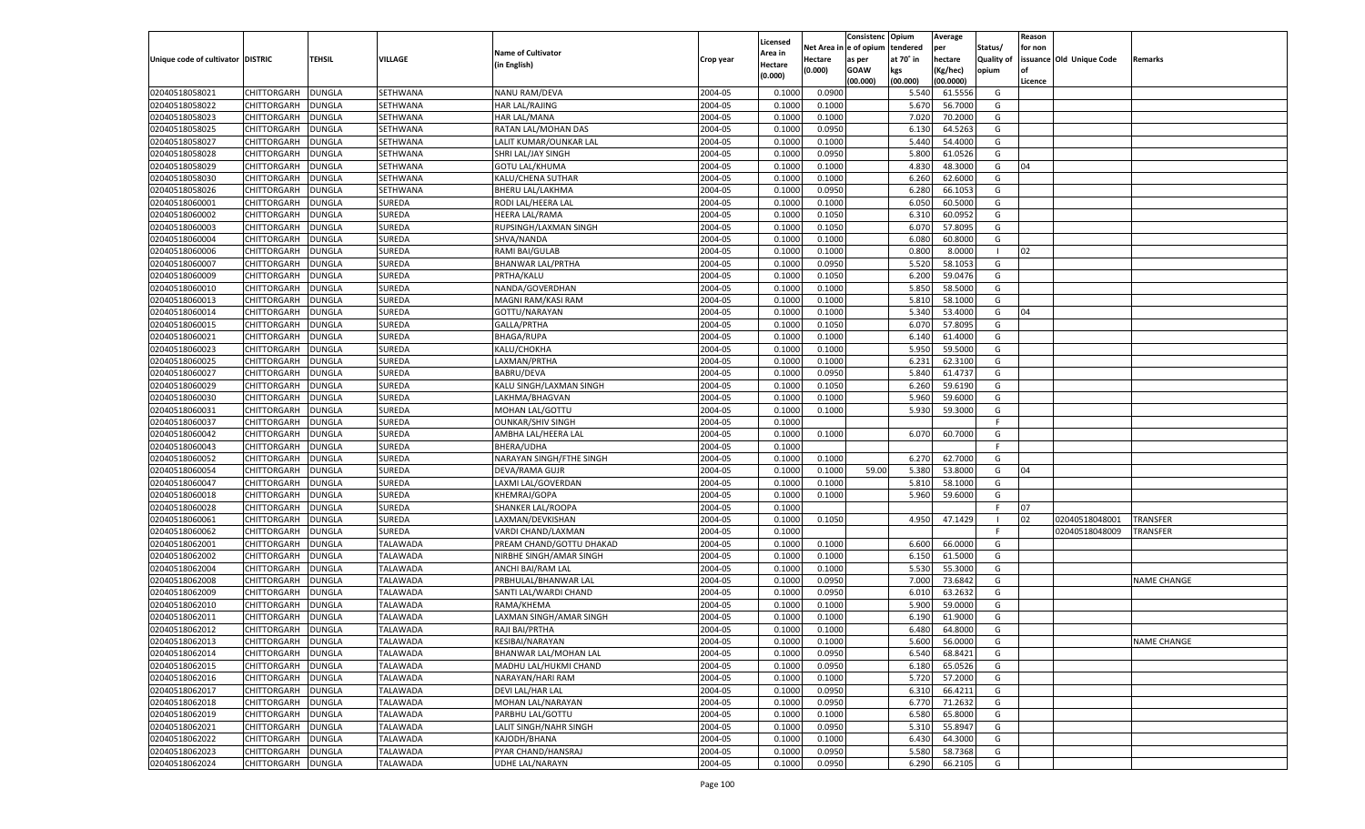| Unique code of cultivator | DISTRIC | TEHSIL | VILLAGE | Name of Cultivator (in English) | Crop year | Licensed Area in Hectare (0.000) | Net Area in Hectare (0.000) | Consistenc e of opium as per GOAW (00.000) | Opium tendered at 70˚ in kgs (00.000) | Average per hectare (Kg/hec) (00.0000) | Status/ Quality of opium | Reason for non issuance of Licence | Old Unique Code | Remarks |
|---|---|---|---|---|---|---|---|---|---|---|---|---|---|---|
| 02040518058021 | CHITTORGARH | DUNGLA | SETHWANA | NANU RAM/DEVA | 2004-05 | 0.1000 | 0.0900 | | 5.540 | 61.5556 | G | | | |
| 02040518058022 | CHITTORGARH | DUNGLA | SETHWANA | HAR LAL/RAJING | 2004-05 | 0.1000 | 0.1000 | | 5.670 | 56.7000 | G | | | |
| 02040518058023 | CHITTORGARH | DUNGLA | SETHWANA | HAR LAL/MANA | 2004-05 | 0.1000 | 0.1000 | | 7.020 | 70.2000 | G | | | |
| 02040518058025 | CHITTORGARH | DUNGLA | SETHWANA | RATAN LAL/MOHAN DAS | 2004-05 | 0.1000 | 0.0950 | | 6.130 | 64.5263 | G | | | |
| 02040518058027 | CHITTORGARH | DUNGLA | SETHWANA | LALIT KUMAR/OUNKAR LAL | 2004-05 | 0.1000 | 0.1000 | | 5.440 | 54.4000 | G | | | |
| 02040518058028 | CHITTORGARH | DUNGLA | SETHWANA | SHRI LAL/JAY SINGH | 2004-05 | 0.1000 | 0.0950 | | 5.800 | 61.0526 | G | | | |
| 02040518058029 | CHITTORGARH | DUNGLA | SETHWANA | GOTU LAL/KHUMA | 2004-05 | 0.1000 | 0.1000 | | 4.830 | 48.3000 | G | 04 | | |
| 02040518058030 | CHITTORGARH | DUNGLA | SETHWANA | KALU/CHENA SUTHAR | 2004-05 | 0.1000 | 0.1000 | | 6.260 | 62.6000 | G | | | |
| 02040518058026 | CHITTORGARH | DUNGLA | SETHWANA | BHERU LAL/LAKHMA | 2004-05 | 0.1000 | 0.0950 | | 6.280 | 66.1053 | G | | | |
| 02040518060001 | CHITTORGARH | DUNGLA | SUREDA | RODI LAL/HEERA LAL | 2004-05 | 0.1000 | 0.1000 | | 6.050 | 60.5000 | G | | | |
| 02040518060002 | CHITTORGARH | DUNGLA | SUREDA | HEERA LAL/RAMA | 2004-05 | 0.1000 | 0.1050 | | 6.310 | 60.0952 | G | | | |
| 02040518060003 | CHITTORGARH | DUNGLA | SUREDA | RUPSINGH/LAXMAN SINGH | 2004-05 | 0.1000 | 0.1050 | | 6.070 | 57.8095 | G | | | |
| 02040518060004 | CHITTORGARH | DUNGLA | SUREDA | SHVA/NANDA | 2004-05 | 0.1000 | 0.1000 | | 6.080 | 60.8000 | G | | | |
| 02040518060006 | CHITTORGARH | DUNGLA | SUREDA | RAMI BAI/GULAB | 2004-05 | 0.1000 | 0.1000 | | 0.800 | 8.0000 | I | 02 | | |
| 02040518060007 | CHITTORGARH | DUNGLA | SUREDA | BHANWAR LAL/PRTHA | 2004-05 | 0.1000 | 0.0950 | | 5.520 | 58.1053 | G | | | |
| 02040518060009 | CHITTORGARH | DUNGLA | SUREDA | PRTHA/KALU | 2004-05 | 0.1000 | 0.1050 | | 6.200 | 59.0476 | G | | | |
| 02040518060010 | CHITTORGARH | DUNGLA | SUREDA | NANDA/GOVERDHAN | 2004-05 | 0.1000 | 0.1000 | | 5.850 | 58.5000 | G | | | |
| 02040518060013 | CHITTORGARH | DUNGLA | SUREDA | MAGNI RAM/KASI RAM | 2004-05 | 0.1000 | 0.1000 | | 5.810 | 58.1000 | G | | | |
| 02040518060014 | CHITTORGARH | DUNGLA | SUREDA | GOTTU/NARAYAN | 2004-05 | 0.1000 | 0.1000 | | 5.340 | 53.4000 | G | 04 | | |
| 02040518060015 | CHITTORGARH | DUNGLA | SUREDA | GALLA/PRTHA | 2004-05 | 0.1000 | 0.1050 | | 6.070 | 57.8095 | G | | | |
| 02040518060021 | CHITTORGARH | DUNGLA | SUREDA | BHAGA/RUPA | 2004-05 | 0.1000 | 0.1000 | | 6.140 | 61.4000 | G | | | |
| 02040518060023 | CHITTORGARH | DUNGLA | SUREDA | KALU/CHOKHA | 2004-05 | 0.1000 | 0.1000 | | 5.950 | 59.5000 | G | | | |
| 02040518060025 | CHITTORGARH | DUNGLA | SUREDA | LAXMAN/PRTHA | 2004-05 | 0.1000 | 0.1000 | | 6.231 | 62.3100 | G | | | |
| 02040518060027 | CHITTORGARH | DUNGLA | SUREDA | BABRU/DEVA | 2004-05 | 0.1000 | 0.0950 | | 5.840 | 61.4737 | G | | | |
| 02040518060029 | CHITTORGARH | DUNGLA | SUREDA | KALU SINGH/LAXMAN SINGH | 2004-05 | 0.1000 | 0.1050 | | 6.260 | 59.6190 | G | | | |
| 02040518060030 | CHITTORGARH | DUNGLA | SUREDA | LAKHMA/BHAGVAN | 2004-05 | 0.1000 | 0.1000 | | 5.960 | 59.6000 | G | | | |
| 02040518060031 | CHITTORGARH | DUNGLA | SUREDA | MOHAN LAL/GOTTU | 2004-05 | 0.1000 | 0.1000 | | 5.930 | 59.3000 | G | | | |
| 02040518060037 | CHITTORGARH | DUNGLA | SUREDA | OUNKAR/SHIV SINGH | 2004-05 | 0.1000 | | | | | F | | | |
| 02040518060042 | CHITTORGARH | DUNGLA | SUREDA | AMBHA LAL/HEERA LAL | 2004-05 | 0.1000 | 0.1000 | | 6.070 | 60.7000 | G | | | |
| 02040518060043 | CHITTORGARH | DUNGLA | SUREDA | BHERA/UDHA | 2004-05 | 0.1000 | | | | | F | | | |
| 02040518060052 | CHITTORGARH | DUNGLA | SUREDA | NARAYAN SINGH/FTHE SINGH | 2004-05 | 0.1000 | 0.1000 | | 6.270 | 62.7000 | G | | | |
| 02040518060054 | CHITTORGARH | DUNGLA | SUREDA | DEVA/RAMA GUJR | 2004-05 | 0.1000 | 0.1000 | 59.00 | 5.380 | 53.8000 | G | 04 | | |
| 02040518060047 | CHITTORGARH | DUNGLA | SUREDA | LAXMI LAL/GOVERDAN | 2004-05 | 0.1000 | 0.1000 | | 5.810 | 58.1000 | G | | | |
| 02040518060018 | CHITTORGARH | DUNGLA | SUREDA | KHEMRAJ/GOPA | 2004-05 | 0.1000 | 0.1000 | | 5.960 | 59.6000 | G | | | |
| 02040518060028 | CHITTORGARH | DUNGLA | SUREDA | SHANKER LAL/ROOPA | 2004-05 | 0.1000 | | | | | F | 07 | | |
| 02040518060061 | CHITTORGARH | DUNGLA | SUREDA | LAXMAN/DEVKISHAN | 2004-05 | 0.1000 | 0.1050 | | 4.950 | 47.1429 | I | 02 | 02040518048001 | TRANSFER |
| 02040518060062 | CHITTORGARH | DUNGLA | SUREDA | VARDI CHAND/LAXMAN | 2004-05 | 0.1000 | | | | | F | | 02040518048009 | TRANSFER |
| 02040518062001 | CHITTORGARH | DUNGLA | TALAWADA | PREAM CHAND/GOTTU DHAKAD | 2004-05 | 0.1000 | 0.1000 | | 6.600 | 66.0000 | G | | | |
| 02040518062002 | CHITTORGARH | DUNGLA | TALAWADA | NIRBHE SINGH/AMAR SINGH | 2004-05 | 0.1000 | 0.1000 | | 6.150 | 61.5000 | G | | | |
| 02040518062004 | CHITTORGARH | DUNGLA | TALAWADA | ANCHI BAI/RAM LAL | 2004-05 | 0.1000 | 0.1000 | | 5.530 | 55.3000 | G | | | |
| 02040518062008 | CHITTORGARH | DUNGLA | TALAWADA | PRBHULAL/BHANWAR LAL | 2004-05 | 0.1000 | 0.0950 | | 7.000 | 73.6842 | G | | | NAME CHANGE |
| 02040518062009 | CHITTORGARH | DUNGLA | TALAWADA | SANTI LAL/WARDI CHAND | 2004-05 | 0.1000 | 0.0950 | | 6.010 | 63.2632 | G | | | |
| 02040518062010 | CHITTORGARH | DUNGLA | TALAWADA | RAMA/KHEMA | 2004-05 | 0.1000 | 0.1000 | | 5.900 | 59.0000 | G | | | |
| 02040518062011 | CHITTORGARH | DUNGLA | TALAWADA | LAXMAN SINGH/AMAR SINGH | 2004-05 | 0.1000 | 0.1000 | | 6.190 | 61.9000 | G | | | |
| 02040518062012 | CHITTORGARH | DUNGLA | TALAWADA | RAJI BAI/PRTHA | 2004-05 | 0.1000 | 0.1000 | | 6.480 | 64.8000 | G | | | |
| 02040518062013 | CHITTORGARH | DUNGLA | TALAWADA | KESIBAI/NARAYAN | 2004-05 | 0.1000 | 0.1000 | | 5.600 | 56.0000 | G | | | NAME CHANGE |
| 02040518062014 | CHITTORGARH | DUNGLA | TALAWADA | BHANWAR LAL/MOHAN LAL | 2004-05 | 0.1000 | 0.0950 | | 6.540 | 68.8421 | G | | | |
| 02040518062015 | CHITTORGARH | DUNGLA | TALAWADA | MADHU LAL/HUKMI CHAND | 2004-05 | 0.1000 | 0.0950 | | 6.180 | 65.0526 | G | | | |
| 02040518062016 | CHITTORGARH | DUNGLA | TALAWADA | NARAYAN/HARI RAM | 2004-05 | 0.1000 | 0.1000 | | 5.720 | 57.2000 | G | | | |
| 02040518062017 | CHITTORGARH | DUNGLA | TALAWADA | DEVI LAL/HAR LAL | 2004-05 | 0.1000 | 0.0950 | | 6.310 | 66.4211 | G | | | |
| 02040518062018 | CHITTORGARH | DUNGLA | TALAWADA | MOHAN LAL/NARAYAN | 2004-05 | 0.1000 | 0.0950 | | 6.770 | 71.2632 | G | | | |
| 02040518062019 | CHITTORGARH | DUNGLA | TALAWADA | PARBHU LAL/GOTTU | 2004-05 | 0.1000 | 0.1000 | | 6.580 | 65.8000 | G | | | |
| 02040518062021 | CHITTORGARH | DUNGLA | TALAWADA | LALIT SINGH/NAHR SINGH | 2004-05 | 0.1000 | 0.0950 | | 5.310 | 55.8947 | G | | | |
| 02040518062022 | CHITTORGARH | DUNGLA | TALAWADA | KAJODH/BHANA | 2004-05 | 0.1000 | 0.1000 | | 6.430 | 64.3000 | G | | | |
| 02040518062023 | CHITTORGARH | DUNGLA | TALAWADA | PYAR CHAND/HANSRAJ | 2004-05 | 0.1000 | 0.0950 | | 5.580 | 58.7368 | G | | | |
| 02040518062024 | CHITTORGARH | DUNGLA | TALAWADA | UDHE LAL/NARAYN | 2004-05 | 0.1000 | 0.0950 | | 6.290 | 66.2105 | G | | | |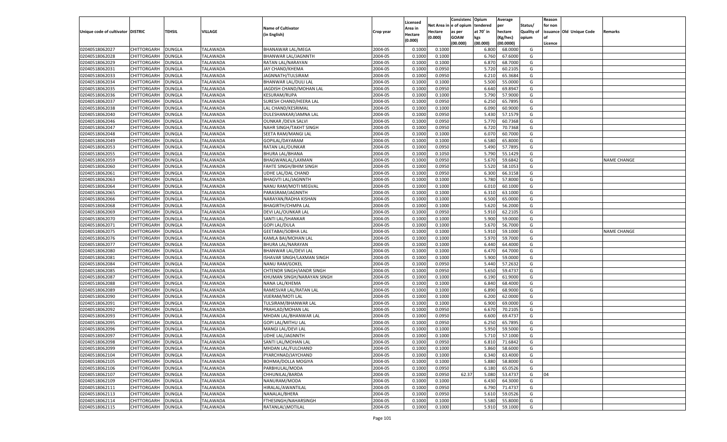| Unique code of cultivator | DISTRIC | TEHSIL | VILLAGE | Name of Cultivator (in English) | Crop year | Licensed Area in Hectare (0.000) | Net Area in Hectare (0.000) | Consistenc e of opium as per GOAW (00.000) | Opium tendered at 70° in kgs (00.000) | Average per hectare (Kg/hec) (00.0000) | Status/ Quality of opium | Reason for non issuance of Licence | Old Unique Code | Remarks |
|---|---|---|---|---|---|---|---|---|---|---|---|---|---|---|
| 02040518062027 | CHITTORGARH | DUNGLA | TALAWADA | BHANAWAR LAL/MEGA | 2004-05 | 0.1000 | 0.1000 | | 6.800 | 68.0000 | G | | | |
| 02040518062028 | CHITTORGARH | DUNGLA | TALAWADA | BHANWAR LAL/JAGNNTH | 2004-05 | 0.1000 | 0.1000 | | 6.760 | 67.6000 | G | | | |
| 02040518062029 | CHITTORGARH | DUNGLA | TALAWADA | RATAN LAL/NARAYAN | 2004-05 | 0.1000 | 0.1000 | | 6.870 | 68.7000 | G | | | |
| 02040518062031 | CHITTORGARH | DUNGLA | TALAWADA | JAY CHAND/KHEMA | 2004-05 | 0.1000 | 0.0950 | | 5.720 | 60.2105 | G | | | |
| 02040518062033 | CHITTORGARH | DUNGLA | TALAWADA | JAGNNATH/TULSIRAM | 2004-05 | 0.1000 | 0.0950 | | 6.210 | 65.3684 | G | | | |
| 02040518062034 | CHITTORGARH | DUNGLA | TALAWADA | BHANWAR LAL/DULI LAL | 2004-05 | 0.1000 | 0.1000 | | 5.500 | 55.0000 | G | | | |
| 02040518062035 | CHITTORGARH | DUNGLA | TALAWADA | JAGDISH CHAND/MOHAN LAL | 2004-05 | 0.1000 | 0.0950 | | 6.640 | 69.8947 | G | | | |
| 02040518062036 | CHITTORGARH | DUNGLA | TALAWADA | KESURAM/RUPA | 2004-05 | 0.1000 | 0.1000 | | 5.790 | 57.9000 | G | | | |
| 02040518062037 | CHITTORGARH | DUNGLA | TALAWADA | SURESH CHAND/HEERA LAL | 2004-05 | 0.1000 | 0.0950 | | 6.250 | 65.7895 | G | | | |
| 02040518062038 | CHITTORGARH | DUNGLA | TALAWADA | LAL CHAND/KESRIMAL | 2004-05 | 0.1000 | 0.1000 | | 6.090 | 60.9000 | G | | | |
| 02040518062040 | CHITTORGARH | DUNGLA | TALAWADA | DULESHANKAR/JAMNA LAL | 2004-05 | 0.1000 | 0.0950 | | 5.430 | 57.1579 | G | | | |
| 02040518062046 | CHITTORGARH | DUNGLA | TALAWADA | OUNKAR /DEVA SALVI | 2004-05 | 0.1000 | 0.0950 | | 5.770 | 60.7368 | G | | | |
| 02040518062047 | CHITTORGARH | DUNGLA | TALAWADA | NAHR SINGH/TAKHT SINGH | 2004-05 | 0.1000 | 0.0950 | | 6.720 | 70.7368 | G | | | |
| 02040518062048 | CHITTORGARH | DUNGLA | TALAWADA | SEETA RAM/MANGI LAL | 2004-05 | 0.1000 | 0.1000 | | 6.070 | 60.7000 | G | | | |
| 02040518062049 | CHITTORGARH | DUNGLA | TALAWADA | GOPILAL/DAYARAM | 2004-05 | 0.1000 | 0.1000 | | 6.580 | 65.8000 | G | | | |
| 02040518062053 | CHITTORGARH | DUNGLA | TALAWADA | RATAN LAL/OUNKAR | 2004-05 | 0.1000 | 0.0950 | | 5.490 | 57.7895 | G | | | |
| 02040518062055 | CHITTORGARH | DUNGLA | TALAWADA | BHURA LAL/BHANA | 2004-05 | 0.1000 | 0.1050 | | 5.790 | 55.1429 | G | | | |
| 02040518062059 | CHITTORGARH | DUNGLA | TALAWADA | BHAGWANLAL/LAXMAN | 2004-05 | 0.1000 | 0.0950 | | 5.670 | 59.6842 | G | | | NAME CHANGE |
| 02040518062060 | CHITTORGARH | DUNGLA | TALAWADA | FAHTE SINGH/BHIM SINGH | 2004-05 | 0.1000 | 0.0950 | | 5.520 | 58.1053 | G | | | |
| 02040518062061 | CHITTORGARH | DUNGLA | TALAWADA | UDHE LAL/DAL CHAND | 2004-05 | 0.1000 | 0.0950 | | 6.300 | 66.3158 | G | | | |
| 02040518062063 | CHITTORGARH | DUNGLA | TALAWADA | BHAGVTI LAL/JAGNNTH | 2004-05 | 0.1000 | 0.1000 | | 5.780 | 57.8000 | G | | | |
| 02040518062064 | CHITTORGARH | DUNGLA | TALAWADA | NANU RAM/MOTI MEGVAL | 2004-05 | 0.1000 | 0.1000 | | 6.010 | 60.1000 | G | | | |
| 02040518062065 | CHITTORGARH | DUNGLA | TALAWADA | PARASRAM/JAGNNTH | 2004-05 | 0.1000 | 0.1000 | | 6.310 | 63.1000 | G | | | |
| 02040518062066 | CHITTORGARH | DUNGLA | TALAWADA | NARAYAN/RADHA KISHAN | 2004-05 | 0.1000 | 0.1000 | | 6.500 | 65.0000 | G | | | |
| 02040518062068 | CHITTORGARH | DUNGLA | TALAWADA | BHAGIRTH/CHMPA LAL | 2004-05 | 0.1000 | 0.1000 | | 5.620 | 56.2000 | G | | | |
| 02040518062069 | CHITTORGARH | DUNGLA | TALAWADA | DEVI LAL/OUNKAR LAL | 2004-05 | 0.1000 | 0.0950 | | 5.910 | 62.2105 | G | | | |
| 02040518062070 | CHITTORGARH | DUNGLA | TALAWADA | SANTI LAL/SHANKAR | 2004-05 | 0.1000 | 0.1000 | | 5.900 | 59.0000 | G | | | |
| 02040518062071 | CHITTORGARH | DUNGLA | TALAWADA | GOPI LAL/DULA | 2004-05 | 0.1000 | 0.1000 | | 5.670 | 56.7000 | G | | | |
| 02040518062075 | CHITTORGARH | DUNGLA | TALAWADA | GEETABAI/SOBHA LAL | 2004-05 | 0.1000 | 0.1000 | | 5.910 | 59.1000 | G | | | NAME CHANGE |
| 02040518062076 | CHITTORGARH | DUNGLA | TALAWADA | KAMLA BAI/MOHAN LAL | 2004-05 | 0.1000 | 0.1000 | | 5.970 | 59.7000 | G | | | |
| 02040518062077 | CHITTORGARH | DUNGLA | TALAWADA | BHURA LAL/NARAYAN | 2004-05 | 0.1000 | 0.1000 | | 6.440 | 64.4000 | G | | | |
| 02040518062080 | CHITTORGARH | DUNGLA | TALAWADA | BHANWAR LAL/DEVI LAL | 2004-05 | 0.1000 | 0.1000 | | 6.470 | 64.7000 | G | | | |
| 02040518062081 | CHITTORGARH | DUNGLA | TALAWADA | ISHAVAR SINGH/LAXMAN SINGH | 2004-05 | 0.1000 | 0.1000 | | 5.900 | 59.0000 | G | | | |
| 02040518062084 | CHITTORGARH | DUNGLA | TALAWADA | NANU RAM/GOKEL | 2004-05 | 0.1000 | 0.0950 | | 5.440 | 57.2632 | G | | | |
| 02040518062085 | CHITTORGARH | DUNGLA | TALAWADA | CHTENDR SINGH/IANDR SINGH | 2004-05 | 0.1000 | 0.0950 | | 5.650 | 59.4737 | G | | | |
| 02040518062087 | CHITTORGARH | DUNGLA | TALAWADA | KHUMAN SINGH/NARAYAN SINGH | 2004-05 | 0.1000 | 0.1000 | | 6.190 | 61.9000 | G | | | |
| 02040518062088 | CHITTORGARH | DUNGLA | TALAWADA | NANA LAL/KHEMA | 2004-05 | 0.1000 | 0.1000 | | 6.840 | 68.4000 | G | | | |
| 02040518062089 | CHITTORGARH | DUNGLA | TALAWADA | RAMESVAR LAL/RATAN LAL | 2004-05 | 0.1000 | 0.1000 | | 6.890 | 68.9000 | G | | | |
| 02040518062090 | CHITTORGARH | DUNGLA | TALAWADA | VIJERAM/MOTI LAL | 2004-05 | 0.1000 | 0.1000 | | 6.200 | 62.0000 | G | | | |
| 02040518062091 | CHITTORGARH | DUNGLA | TALAWADA | TULSIRAM/BHANWAR LAL | 2004-05 | 0.1000 | 0.1000 | | 6.900 | 69.0000 | G | | | |
| 02040518062092 | CHITTORGARH | DUNGLA | TALAWADA | PRAHLAD/MOHAN LAL | 2004-05 | 0.1000 | 0.0950 | | 6.670 | 70.2105 | G | | | |
| 02040518062093 | CHITTORGARH | DUNGLA | TALAWADA | MHDAN LAL/BHANWAR LAL | 2004-05 | 0.1000 | 0.0950 | | 6.600 | 69.4737 | G | | | |
| 02040518062095 | CHITTORGARH | DUNGLA | TALAWADA | GOPI LAL/MITHU LAL | 2004-05 | 0.1000 | 0.0950 | | 6.250 | 65.7895 | G | | | |
| 02040518062096 | CHITTORGARH | DUNGLA | TALAWADA | MANGI LAL/DEVI LAL | 2004-05 | 0.1000 | 0.1000 | | 5.950 | 59.5000 | G | | | |
| 02040518062097 | CHITTORGARH | DUNGLA | TALAWADA | UDHE LAL/JAGNNTH | 2004-05 | 0.1000 | 0.1000 | | 5.710 | 57.1000 | G | | | |
| 02040518062098 | CHITTORGARH | DUNGLA | TALAWADA | SANTI LAL/MOHAN LAL | 2004-05 | 0.1000 | 0.0950 | | 6.810 | 71.6842 | G | | | |
| 02040518062099 | CHITTORGARH | DUNGLA | TALAWADA | MHDAN LAL/FULCHAND | 2004-05 | 0.1000 | 0.1000 | | 5.860 | 58.6000 | G | | | |
| 02040518062104 | CHITTORGARH | DUNGLA | TALAWADA | PYARCHNAD/JAYCHAND | 2004-05 | 0.1000 | 0.1000 | | 6.340 | 63.4000 | G | | | |
| 02040518062105 | CHITTORGARH | DUNGLA | TALAWADA | BOHMA/DOLLA MOGIYA | 2004-05 | 0.1000 | 0.1000 | | 5.880 | 58.8000 | G | | | |
| 02040518062106 | CHITTORGARH | DUNGLA | TALAWADA | PARBHULAL/MODA | 2004-05 | 0.1000 | 0.0950 | | 6.180 | 65.0526 | G | | | |
| 02040518062107 | CHITTORGARH | DUNGLA | TALAWADA | CHHUNILAL/BARDA | 2004-05 | 0.1000 | 0.0950 | 62.37 | 5.080 | 53.4737 | G | 04 | | |
| 02040518062109 | CHITTORGARH | DUNGLA | TALAWADA | NANURAM/MODA | 2004-05 | 0.1000 | 0.1000 | | 6.430 | 64.3000 | G | | | |
| 02040518062111 | CHITTORGARH | DUNGLA | TALAWADA | HIRALAL/AWANTILAL | 2004-05 | 0.1000 | 0.0950 | | 6.790 | 71.4737 | G | | | |
| 02040518062113 | CHITTORGARH | DUNGLA | TALAWADA | NANALAL/BHERA | 2004-05 | 0.1000 | 0.0950 | | 5.610 | 59.0526 | G | | | |
| 02040518062114 | CHITTORGARH | DUNGLA | TALAWADA | FTHESINGH/NAHARSINGH | 2004-05 | 0.1000 | 0.1000 | | 5.580 | 55.8000 | G | | | |
| 02040518062115 | CHITTORGARH | DUNGLA | TALAWADA | RATANLAL\MOTILAL | 2004-05 | 0.1000 | 0.1000 | | 5.910 | 59.1000 | G | | | |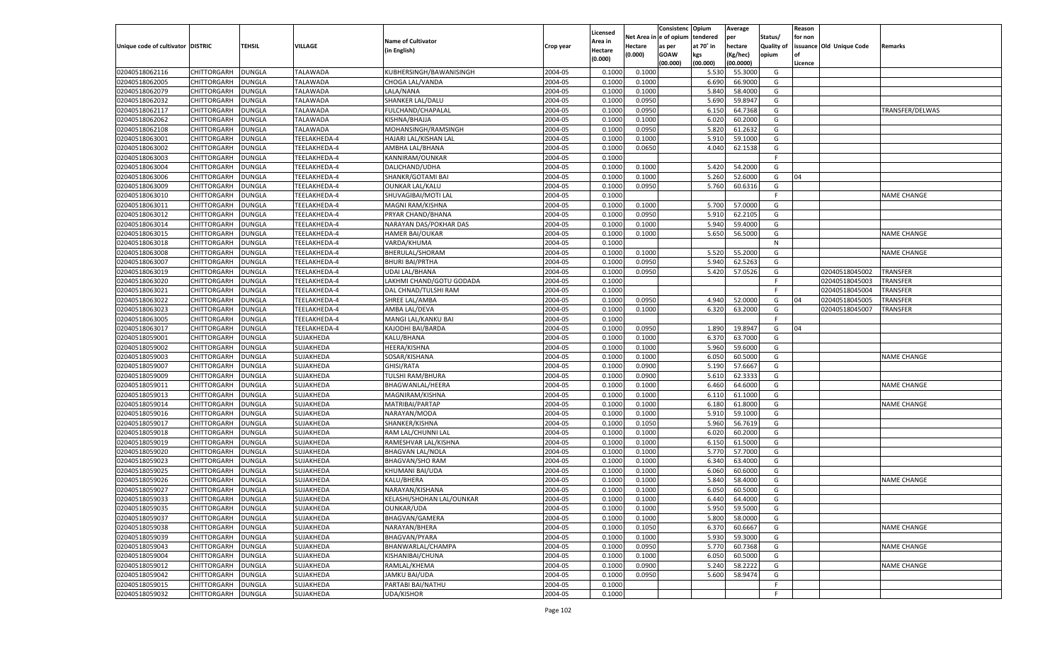| Unique code of cultivator | DISTRIC | TEHSIL | VILLAGE | Name of Cultivator (in English) | Crop year | Licensed Area in Hectare (0.000) | Net Area in Hectare (0.000) | Consistenc e of opium as per GOAW (00.000) | Opium tendered at 70° in kgs (00.000) | Average per hectare (Kg/hec) (00.0000) | Status/ Quality of opium | Reason for non issuance of Licence | Old Unique Code | Remarks |
|---|---|---|---|---|---|---|---|---|---|---|---|---|---|---|
| 02040518062116 | CHITTORGARH | DUNGLA | TALAWADA | KUBHERSINGH/BAWANISINGH | 2004-05 | 0.1000 | 0.1000 | | 5.530 | 55.3000 | G | | | |
| 02040518062005 | CHITTORGARH | DUNGLA | TALAWADA | CHOGA LAL/VANDA | 2004-05 | 0.1000 | 0.1000 | | 6.690 | 66.9000 | G | | | |
| 02040518062079 | CHITTORGARH | DUNGLA | TALAWADA | LALA/NANA | 2004-05 | 0.1000 | 0.1000 | | 5.840 | 58.4000 | G | | | |
| 02040518062032 | CHITTORGARH | DUNGLA | TALAWADA | SHANKER LAL/DALU | 2004-05 | 0.1000 | 0.0950 | | 5.690 | 59.8947 | G | | | |
| 02040518062117 | CHITTORGARH | DUNGLA | TALAWADA | FULCHAND/CHAPALAL | 2004-05 | 0.1000 | 0.0950 | | 6.150 | 64.7368 | G | | | TRANSFER/DELWAS |
| 02040518062062 | CHITTORGARH | DUNGLA | TALAWADA | KISHNA/BHAJJA | 2004-05 | 0.1000 | 0.1000 | | 6.020 | 60.2000 | G | | | |
| 02040518062108 | CHITTORGARH | DUNGLA | TALAWADA | MOHANSINGH/RAMSINGH | 2004-05 | 0.1000 | 0.0950 | | 5.820 | 61.2632 | G | | | |
| 02040518063001 | CHITTORGARH | DUNGLA | TEELAKHEDA-4 | HAJARI LAL/KISHAN LAL | 2004-05 | 0.1000 | 0.1000 | | 5.910 | 59.1000 | G | | | |
| 02040518063002 | CHITTORGARH | DUNGLA | TEELAKHEDA-4 | AMBHA LAL/BHANA | 2004-05 | 0.1000 | 0.0650 | | 4.040 | 62.1538 | G | | | |
| 02040518063003 | CHITTORGARH | DUNGLA | TEELAKHEDA-4 | KANNIRAM/OUNKAR | 2004-05 | 0.1000 | | | | | F | | | |
| 02040518063004 | CHITTORGARH | DUNGLA | TEELAKHEDA-4 | DALICHAND/UDHA | 2004-05 | 0.1000 | 0.1000 | | 5.420 | 54.2000 | G | | | |
| 02040518063006 | CHITTORGARH | DUNGLA | TEELAKHEDA-4 | SHANKR/GOTAMI BAI | 2004-05 | 0.1000 | 0.1000 | | 5.260 | 52.6000 | G | 04 | | |
| 02040518063009 | CHITTORGARH | DUNGLA | TEELAKHEDA-4 | OUNKAR LAL/KALU | 2004-05 | 0.1000 | 0.0950 | | 5.760 | 60.6316 | G | | | |
| 02040518063010 | CHITTORGARH | DUNGLA | TEELAKHEDA-4 | SHUVAGIBAI/MOTI LAL | 2004-05 | 0.1000 | | | | | F | | | NAME CHANGE |
| 02040518063011 | CHITTORGARH | DUNGLA | TEELAKHEDA-4 | MAGNI RAM/KISHNA | 2004-05 | 0.1000 | 0.1000 | | 5.700 | 57.0000 | G | | | |
| 02040518063012 | CHITTORGARH | DUNGLA | TEELAKHEDA-4 | PRYAR CHAND/BHANA | 2004-05 | 0.1000 | 0.0950 | | 5.910 | 62.2105 | G | | | |
| 02040518063014 | CHITTORGARH | DUNGLA | TEELAKHEDA-4 | NARAYAN DAS/POKHAR DAS | 2004-05 | 0.1000 | 0.1000 | | 5.940 | 59.4000 | G | | | |
| 02040518063015 | CHITTORGARH | DUNGLA | TEELAKHEDA-4 | HAMER BAI/OUKAR | 2004-05 | 0.1000 | 0.1000 | | 5.650 | 56.5000 | G | | | NAME CHANGE |
| 02040518063018 | CHITTORGARH | DUNGLA | TEELAKHEDA-4 | VARDA/KHUMA | 2004-05 | 0.1000 | | | | | N | | | |
| 02040518063008 | CHITTORGARH | DUNGLA | TEELAKHEDA-4 | BHERULAL/SHORAM | 2004-05 | 0.1000 | 0.1000 | | 5.520 | 55.2000 | G | | | NAME CHANGE |
| 02040518063007 | CHITTORGARH | DUNGLA | TEELAKHEDA-4 | BHURI BAI/PRTHA | 2004-05 | 0.1000 | 0.0950 | | 5.940 | 62.5263 | G | | | |
| 02040518063019 | CHITTORGARH | DUNGLA | TEELAKHEDA-4 | UDAI LAL/BHANA | 2004-05 | 0.1000 | 0.0950 | | 5.420 | 57.0526 | G | | 02040518045002 | TRANSFER |
| 02040518063020 | CHITTORGARH | DUNGLA | TEELAKHEDA-4 | LAKHMI CHAND/GOTU GODADA | 2004-05 | 0.1000 | | | | | F | | 02040518045003 | TRANSFER |
| 02040518063021 | CHITTORGARH | DUNGLA | TEELAKHEDA-4 | DAL CHNAD/TULSHI RAM | 2004-05 | 0.1000 | | | | | F | | 02040518045004 | TRANSFER |
| 02040518063022 | CHITTORGARH | DUNGLA | TEELAKHEDA-4 | SHREE LAL/AMBA | 2004-05 | 0.1000 | 0.0950 | | 4.940 | 52.0000 | G | 04 | 02040518045005 | TRANSFER |
| 02040518063023 | CHITTORGARH | DUNGLA | TEELAKHEDA-4 | AMBA LAL/DEVA | 2004-05 | 0.1000 | 0.1000 | | 6.320 | 63.2000 | G | | 02040518045007 | TRANSFER |
| 02040518063005 | CHITTORGARH | DUNGLA | TEELAKHEDA-4 | MANGI LAL/KANKU BAI | 2004-05 | 0.1000 | | | | | F | | | |
| 02040518063017 | CHITTORGARH | DUNGLA | TEELAKHEDA-4 | KAJODHI BAI/BARDA | 2004-05 | 0.1000 | 0.0950 | | 1.890 | 19.8947 | G | 04 | | |
| 02040518059001 | CHITTORGARH | DUNGLA | SUJAKHEDA | KALU/BHANA | 2004-05 | 0.1000 | 0.1000 | | 6.370 | 63.7000 | G | | | |
| 02040518059002 | CHITTORGARH | DUNGLA | SUJAKHEDA | HEERA/KISHNA | 2004-05 | 0.1000 | 0.1000 | | 5.960 | 59.6000 | G | | | |
| 02040518059003 | CHITTORGARH | DUNGLA | SUJAKHEDA | SOSAR/KISHANA | 2004-05 | 0.1000 | 0.1000 | | 6.050 | 60.5000 | G | | | NAME CHANGE |
| 02040518059007 | CHITTORGARH | DUNGLA | SUJAKHEDA | GHISI/RATA | 2004-05 | 0.1000 | 0.0900 | | 5.190 | 57.6667 | G | | | |
| 02040518059009 | CHITTORGARH | DUNGLA | SUJAKHEDA | TULSHI RAM/BHURA | 2004-05 | 0.1000 | 0.0900 | | 5.610 | 62.3333 | G | | | |
| 02040518059011 | CHITTORGARH | DUNGLA | SUJAKHEDA | BHAGWANLAL/HEERA | 2004-05 | 0.1000 | 0.1000 | | 6.460 | 64.6000 | G | | | NAME CHANGE |
| 02040518059013 | CHITTORGARH | DUNGLA | SUJAKHEDA | MAGNIRAM/KISHNA | 2004-05 | 0.1000 | 0.1000 | | 6.110 | 61.1000 | G | | | |
| 02040518059014 | CHITTORGARH | DUNGLA | SUJAKHEDA | MATRIBAI/PARTAP | 2004-05 | 0.1000 | 0.1000 | | 6.180 | 61.8000 | G | | | NAME CHANGE |
| 02040518059016 | CHITTORGARH | DUNGLA | SUJAKHEDA | NARAYAN/MODA | 2004-05 | 0.1000 | 0.1000 | | 5.910 | 59.1000 | G | | | |
| 02040518059017 | CHITTORGARH | DUNGLA | SUJAKHEDA | SHANKER/KISHNA | 2004-05 | 0.1000 | 0.1050 | | 5.960 | 56.7619 | G | | | |
| 02040518059018 | CHITTORGARH | DUNGLA | SUJAKHEDA | RAM LAL/CHUNNI LAL | 2004-05 | 0.1000 | 0.1000 | | 6.020 | 60.2000 | G | | | |
| 02040518059019 | CHITTORGARH | DUNGLA | SUJAKHEDA | RAMESHVAR LAL/KISHNA | 2004-05 | 0.1000 | 0.1000 | | 6.150 | 61.5000 | G | | | |
| 02040518059020 | CHITTORGARH | DUNGLA | SUJAKHEDA | BHAGVAN LAL/NOLA | 2004-05 | 0.1000 | 0.1000 | | 5.770 | 57.7000 | G | | | |
| 02040518059023 | CHITTORGARH | DUNGLA | SUJAKHEDA | BHAGVAN/SHO RAM | 2004-05 | 0.1000 | 0.1000 | | 6.340 | 63.4000 | G | | | |
| 02040518059025 | CHITTORGARH | DUNGLA | SUJAKHEDA | KHUMANI BAI/UDA | 2004-05 | 0.1000 | 0.1000 | | 6.060 | 60.6000 | G | | | |
| 02040518059026 | CHITTORGARH | DUNGLA | SUJAKHEDA | KALU/BHERA | 2004-05 | 0.1000 | 0.1000 | | 5.840 | 58.4000 | G | | | NAME CHANGE |
| 02040518059027 | CHITTORGARH | DUNGLA | SUJAKHEDA | NARAYAN/KISHANA | 2004-05 | 0.1000 | 0.1000 | | 6.050 | 60.5000 | G | | | |
| 02040518059033 | CHITTORGARH | DUNGLA | SUJAKHEDA | KELASHI/SHOHAN LAL/OUNKAR | 2004-05 | 0.1000 | 0.1000 | | 6.440 | 64.4000 | G | | | |
| 02040518059035 | CHITTORGARH | DUNGLA | SUJAKHEDA | OUNKAR/UDA | 2004-05 | 0.1000 | 0.1000 | | 5.950 | 59.5000 | G | | | |
| 02040518059037 | CHITTORGARH | DUNGLA | SUJAKHEDA | BHAGVAN/GAMERA | 2004-05 | 0.1000 | 0.1000 | | 5.800 | 58.0000 | G | | | |
| 02040518059038 | CHITTORGARH | DUNGLA | SUJAKHEDA | NARAYAN/BHERA | 2004-05 | 0.1000 | 0.1050 | | 6.370 | 60.6667 | G | | | NAME CHANGE |
| 02040518059039 | CHITTORGARH | DUNGLA | SUJAKHEDA | BHAGVAN/PYARA | 2004-05 | 0.1000 | 0.1000 | | 5.930 | 59.3000 | G | | | |
| 02040518059043 | CHITTORGARH | DUNGLA | SUJAKHEDA | BHANWARLAL/CHAMPA | 2004-05 | 0.1000 | 0.0950 | | 5.770 | 60.7368 | G | | | NAME CHANGE |
| 02040518059004 | CHITTORGARH | DUNGLA | SUJAKHEDA | KISHANIBAI/CHUNA | 2004-05 | 0.1000 | 0.1000 | | 6.050 | 60.5000 | G | | | |
| 02040518059012 | CHITTORGARH | DUNGLA | SUJAKHEDA | RAMLAL/KHEMA | 2004-05 | 0.1000 | 0.0900 | | 5.240 | 58.2222 | G | | | NAME CHANGE |
| 02040518059042 | CHITTORGARH | DUNGLA | SUJAKHEDA | JAMKU BAI/UDA | 2004-05 | 0.1000 | 0.0950 | | 5.600 | 58.9474 | G | | | |
| 02040518059015 | CHITTORGARH | DUNGLA | SUJAKHEDA | PARTABI BAI/NATHU | 2004-05 | 0.1000 | | | | | F | | | |
| 02040518059032 | CHITTORGARH | DUNGLA | SUJAKHEDA | UDA/KISHOR | 2004-05 | 0.1000 | | | | | F | | | |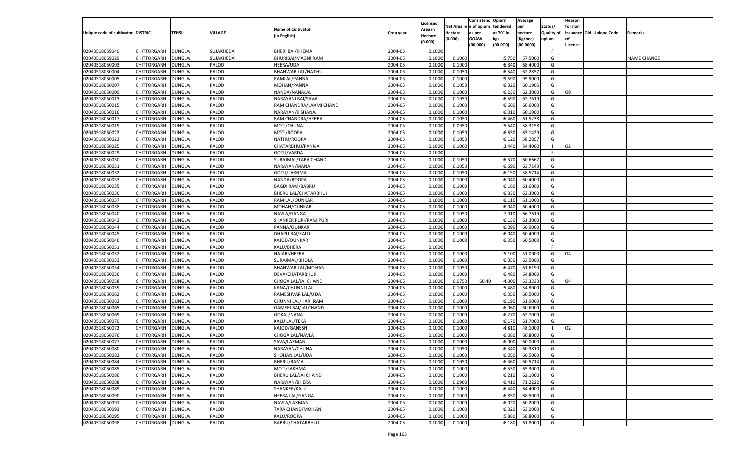| Unique code of cultivator | DISTRIC | TEHSIL | VILLAGE | Name of Cultivator (in English) | Crop year | Licensed Area in Hectare (0.000) | Net Area in Hectare (0.000) | Consistenc e of opium as per GOAW (00.000) | Opium tendered at 70° in kgs (00.000) | Average per hectare (Kg/hec) (00.0000) | Status/ Quality of opium | Reason for non issuance of Licence | Old Unique Code | Remarks |
|---|---|---|---|---|---|---|---|---|---|---|---|---|---|---|
| 02040518059040 | CHITTORGARH | DUNGLA | SUJAKHEDA | BHERI BAI/KHEMA | 2004-05 | 0.1000 | | | | | F | | | |
| 02040518059029 | CHITTORGARH | DUNGLA | SUJAKHEDA | BHURIBAI/MAGNI RAM | 2004-05 | 0.1000 | 0.1000 | | 5.750 | 57.5000 | G | | | NAME CHANGE |
| 02040518050003 | CHITTORGARH | DUNGLA | PALOD | HEERA/UDA | 2004-05 | 0.1000 | 0.1000 | | 6.840 | 68.4000 | G | | | |
| 02040518050004 | CHITTORGARH | DUNGLA | PALOD | BHANWAR LAL/NATHU | 2004-05 | 0.1000 | 0.1050 | | 6.540 | 62.2857 | G | | | |
| 02040518050005 | CHITTORGARH | DUNGLA | PALOD | RAMLAL/PANNA | 2004-05 | 0.1000 | 0.1000 | | 9.590 | 95.9000 | G | | | |
| 02040518050007 | CHITTORGARH | DUNGLA | PALOD | MOHAN/PANNA | 2004-05 | 0.1000 | 0.1050 | | 6.320 | 60.1905 | G | | | |
| 02040518050009 | CHITTORGARH | DUNGLA | PALOD | NANDA/NANALAL | 2004-05 | 0.1000 | 0.1000 | | 6.230 | 62.3000 | G | 09 | | |
| 02040518050013 | CHITTORGARH | DUNGLA | PALOD | NARAYANI BAI/SAVA | 2004-05 | 0.1000 | 0.1050 | | 6.590 | 62.7619 | G | | | |
| 02040518050015 | CHITTORGARH | DUNGLA | PALOD | RAM CHANDRA/LAXMI CHAND | 2004-05 | 0.1000 | 0.1000 | | 6.660 | 66.6000 | G | | | |
| 02040518050016 | CHITTORGARH | DUNGLA | PALOD | NARAYAN/KISHANA | 2004-05 | 0.1000 | 0.1000 | | 6.010 | 60.1000 | G | | | |
| 02040518050017 | CHITTORGARH | DUNGLA | PALOD | RAM CHANDRA/HEERA | 2004-05 | 0.1000 | 0.1050 | | 6.460 | 61.5238 | G | | | |
| 02040518050019 | CHITTORGARH | DUNGLA | PALOD | MOTI/CHUNA | 2004-05 | 0.1000 | 0.0950 | | 5.540 | 58.3158 | G | | | |
| 02040518050022 | CHITTORGARH | DUNGLA | PALOD | MOTI/ROOPA | 2004-05 | 0.1000 | 0.1050 | | 6.630 | 63.1429 | G | | | |
| 02040518050023 | CHITTORGARH | DUNGLA | PALOD | NATHU/ROOPA | 2004-05 | 0.1000 | 0.1050 | | 6.120 | 58.2857 | G | | | |
| 02040518050025 | CHITTORGARH | DUNGLA | PALOD | CHATARBHUJ/PANNA | 2004-05 | 0.1000 | 0.1000 | | 3.440 | 34.4000 | I | 02 | | |
| 02040518050029 | CHITTORGARH | DUNGLA | PALOD | GOTU/VARDA | 2004-05 | 0.1000 | | | | | F | | | |
| 02040518050030 | CHITTORGARH | DUNGLA | PALOD | SURAJMAL/TARA CHAND | 2004-05 | 0.1000 | 0.1050 | | 6.370 | 60.6667 | G | | | |
| 02040518050031 | CHITTORGARH | DUNGLA | PALOD | NARAYAN/MANA | 2004-05 | 0.1000 | 0.1050 | | 6.690 | 63.7143 | G | | | |
| 02040518050032 | CHITTORGARH | DUNGLA | PALOD | GOTU/LAKHMA | 2004-05 | 0.1000 | 0.1050 | | 6.150 | 58.5714 | G | | | |
| 02040518050033 | CHITTORGARH | DUNGLA | PALOD | NANDA/ROOPA | 2004-05 | 0.1000 | 0.1000 | | 6.040 | 60.4000 | G | | | |
| 02040518050035 | CHITTORGARH | DUNGLA | PALOD | BAGDI RAM/BABRU | 2004-05 | 0.1000 | 0.1000 | | 6.160 | 61.6000 | G | | | |
| 02040518050036 | CHITTORGARH | DUNGLA | PALOD | BHERU LAL/CHATARBHUJ | 2004-05 | 0.1000 | 0.1000 | | 6.330 | 63.3000 | G | | | |
| 02040518050037 | CHITTORGARH | DUNGLA | PALOD | RAM LAL/OUNKAR | 2004-05 | 0.1000 | 0.1000 | | 6.110 | 61.1000 | G | | | |
| 02040518050038 | CHITTORGARH | DUNGLA | PALOD | MOHAN/OUNKAR | 2004-05 | 0.1000 | 0.1000 | | 6.040 | 60.4000 | G | | | |
| 02040518050040 | CHITTORGARH | DUNGLA | PALOD | NAVLA/GANGA | 2004-05 | 0.1000 | 0.1050 | | 7.010 | 66.7619 | G | | | |
| 02040518050043 | CHITTORGARH | DUNGLA | PALOD | SHANKER PURI/RAM PURI | 2004-05 | 0.1000 | 0.1000 | | 6.130 | 61.3000 | G | | | |
| 02040518050044 | CHITTORGARH | DUNGLA | PALOD | PANNA/OUNKAR | 2004-05 | 0.1000 | 0.1000 | | 6.090 | 60.9000 | G | | | |
| 02040518050045 | CHITTORGARH | DUNGLA | PALOD | DHAPU BAI/KALU | 2004-05 | 0.1000 | 0.1000 | | 6.040 | 60.4000 | G | | | |
| 02040518050046 | CHITTORGARH | DUNGLA | PALOD | KAJOD/OUNKAR | 2004-05 | 0.1000 | 0.1000 | | 6.050 | 60.5000 | G | | | |
| 02040518050051 | CHITTORGARH | DUNGLA | PALOD | KALU/BHERA | 2004-05 | 0.1000 | | | | | F | | | |
| 02040518050052 | CHITTORGARH | DUNGLA | PALOD | HAJARI/HEERA | 2004-05 | 0.1000 | 0.1000 | | 5.100 | 51.0000 | G | 04 | | |
| 02040518050053 | CHITTORGARH | DUNGLA | PALOD | SURAJMAL/BHOLA | 2004-05 | 0.1000 | 0.1000 | | 6.350 | 63.5000 | G | | | |
| 02040518050054 | CHITTORGARH | DUNGLA | PALOD | BHANWAR LAL/MOHAN | 2004-05 | 0.1000 | 0.1050 | | 6.470 | 61.6190 | G | | | |
| 02040518050056 | CHITTORGARH | DUNGLA | PALOD | DEVA/CHATARBHUJ | 2004-05 | 0.1000 | 0.1000 | | 6.480 | 64.8000 | G | | | |
| 02040518050058 | CHITTORGARH | DUNGLA | PALOD | CHOGA LAL/JAI CHAND | 2004-05 | 0.1000 | 0.0750 | 60.40 | 4.000 | 53.3333 | G | 04 | | |
| 02040518050059 | CHITTORGARH | DUNGLA | PALOD | KANA/CHUNNI LAL | 2004-05 | 0.1000 | 0.1000 | | 5.480 | 54.8000 | G | | | |
| 02040518050062 | CHITTORGARH | DUNGLA | PALOD | RAMESHVAR LAL/UDA | 2004-05 | 0.1000 | 0.1000 | | 6.050 | 60.5000 | G | | | |
| 02040518050063 | CHITTORGARH | DUNGLA | PALOD | CHUNNI LAL/HARI RAM | 2004-05 | 0.1000 | 0.1000 | | 6.190 | 61.9000 | G | | | |
| 02040518050065 | CHITTORGARH | DUNGLA | PALOD | GAMERI BAI/JAI CHAND | 2004-05 | 0.1000 | 0.1000 | | 6.060 | 60.6000 | G | | | |
| 02040518050069 | CHITTORGARH | DUNGLA | PALOD | GOKAL/NANA | 2004-05 | 0.1000 | 0.1000 | | 6.270 | 62.7000 | G | | | |
| 02040518050070 | CHITTORGARH | DUNGLA | PALOD | KALU LAL/TEKA | 2004-05 | 0.1000 | 0.1000 | | 6.170 | 61.7000 | G | | | |
| 02040518050072 | CHITTORGARH | DUNGLA | PALOD | KAJOD/GANESH | 2004-05 | 0.1000 | 0.1000 | | 4.810 | 48.1000 | I | 02 | | |
| 02040518050076 | CHITTORGARH | DUNGLA | PALOD | CHOGA LAL/NAVLA | 2004-05 | 0.1000 | 0.1000 | | 6.080 | 60.8000 | G | | | |
| 02040518050077 | CHITTORGARH | DUNGLA | PALOD | SAVA/LAXMAN | 2004-05 | 0.1000 | 0.1000 | | 6.000 | 60.0000 | G | | | |
| 02040518050080 | CHITTORGARH | DUNGLA | PALOD | NARAYAN/CHUNA | 2004-05 | 0.1000 | 0.1050 | | 6.340 | 60.3810 | G | | | |
| 02040518050083 | CHITTORGARH | DUNGLA | PALOD | SHOHAN LAL/UDA | 2004-05 | 0.1000 | 0.1000 | | 6.050 | 60.5000 | G | | | |
| 02040518050084 | CHITTORGARH | DUNGLA | PALOD | BHERU/RAMA | 2004-05 | 0.1000 | 0.1050 | | 6.360 | 60.5714 | G | | | |
| 02040518050085 | CHITTORGARH | DUNGLA | PALOD | MOTI/LAKHMA | 2004-05 | 0.1000 | 0.1000 | | 6.530 | 65.3000 | G | | | |
| 02040518050086 | CHITTORGARH | DUNGLA | PALOD | BHERU LAL/JAI CHAND | 2004-05 | 0.1000 | 0.1000 | | 6.210 | 62.1000 | G | | | |
| 02040518050088 | CHITTORGARH | DUNGLA | PALOD | NARAYAN/BHERA | 2004-05 | 0.1000 | 0.0900 | | 6.410 | 71.2222 | G | | | |
| 02040518050089 | CHITTORGARH | DUNGLA | PALOD | SHANKER/KALU | 2004-05 | 0.1000 | 0.1000 | | 6.440 | 64.4000 | G | | | |
| 02040518050090 | CHITTORGARH | DUNGLA | PALOD | HEERA LAL/GANGA | 2004-05 | 0.1000 | 0.1000 | | 6.850 | 68.5000 | G | | | |
| 02040518050091 | CHITTORGARH | DUNGLA | PALOD | NAVLA/LAXMAN | 2004-05 | 0.1000 | 0.1000 | | 6.020 | 60.2000 | G | | | |
| 02040518050093 | CHITTORGARH | DUNGLA | PALOD | TARA CHAND/MOHAN | 2004-05 | 0.1000 | 0.1000 | | 6.320 | 63.2000 | G | | | |
| 02040518050095 | CHITTORGARH | DUNGLA | PALOD | KALU/ROOPA | 2004-05 | 0.1000 | 0.1000 | | 5.880 | 58.8000 | G | | | |
| 02040518050098 | CHITTORGARH | DUNGLA | PALOD | BABRU/CHATARBHUJ | 2004-05 | 0.1000 | 0.1000 | | 6.180 | 61.8000 | G | | | |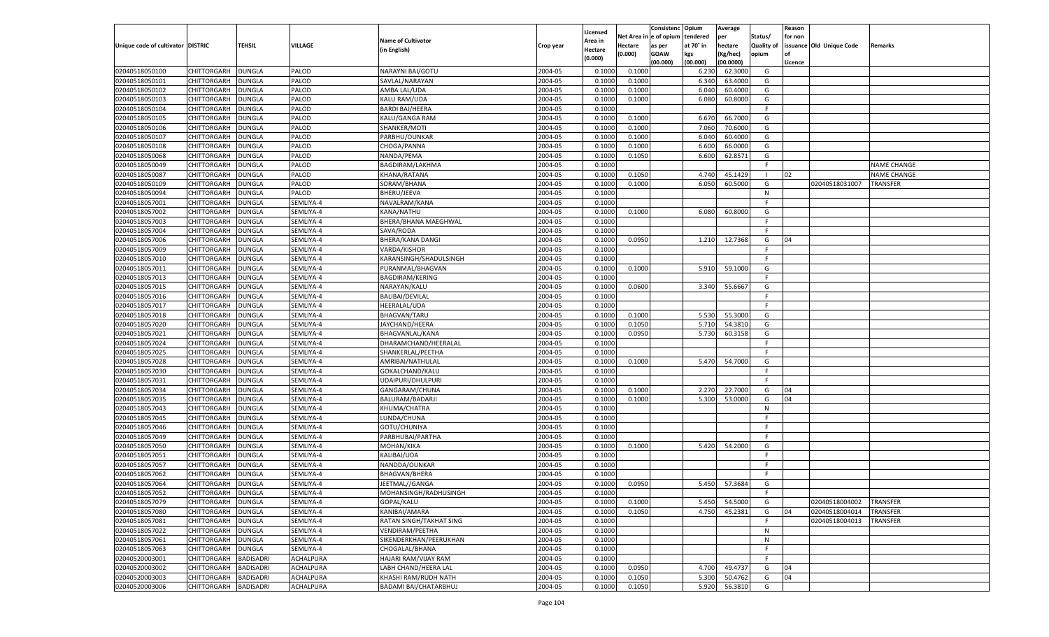| Unique code of cultivator | DISTRIC | TEHSIL | VILLAGE | Name of Cultivator (in English) | Crop year | Licensed Area in Hectare (0.000) | Net Area in Hectare (0.000) | Consistence of opium as per GOAW (00.000) | Opium tendered at 70˚ in kgs (00.000) | Average per hectare (Kg/hec) (00.0000) | Status/ Quality of opium | Reason for non issuance of Licence | Old Unique Code | Remarks |
|---|---|---|---|---|---|---|---|---|---|---|---|---|---|---|
| 02040518050100 | CHITTORGARH | DUNGLA | PALOD | NARAYNI BAI/GOTU | 2004-05 | 0.1000 | 0.1000 | | 6.230 | 62.3000 | G | | | |
| 02040518050101 | CHITTORGARH | DUNGLA | PALOD | SAVLAL/NARAYAN | 2004-05 | 0.1000 | 0.1000 | | 6.340 | 63.4000 | G | | | |
| 02040518050102 | CHITTORGARH | DUNGLA | PALOD | AMBA LAL/UDA | 2004-05 | 0.1000 | 0.1000 | | 6.040 | 60.4000 | G | | | |
| 02040518050103 | CHITTORGARH | DUNGLA | PALOD | KALU RAM/UDA | 2004-05 | 0.1000 | 0.1000 | | 6.080 | 60.8000 | G | | | |
| 02040518050104 | CHITTORGARH | DUNGLA | PALOD | BARDI BAI/HEERA | 2004-05 | 0.1000 | | | | | F | | | |
| 02040518050105 | CHITTORGARH | DUNGLA | PALOD | KALU/GANGA RAM | 2004-05 | 0.1000 | 0.1000 | | 6.670 | 66.7000 | G | | | |
| 02040518050106 | CHITTORGARH | DUNGLA | PALOD | SHANKER/MOTI | 2004-05 | 0.1000 | 0.1000 | | 7.060 | 70.6000 | G | | | |
| 02040518050107 | CHITTORGARH | DUNGLA | PALOD | PARBHU/OUNKAR | 2004-05 | 0.1000 | 0.1000 | | 6.040 | 60.4000 | G | | | |
| 02040518050108 | CHITTORGARH | DUNGLA | PALOD | CHOGA/PANNA | 2004-05 | 0.1000 | 0.1000 | | 6.600 | 66.0000 | G | | | |
| 02040518050068 | CHITTORGARH | DUNGLA | PALOD | NANDA/PEMA | 2004-05 | 0.1000 | 0.1050 | | 6.600 | 62.8571 | G | | | |
| 02040518050049 | CHITTORGARH | DUNGLA | PALOD | BAGDIRAM/LAKHMA | 2004-05 | 0.1000 | | | | | F | | | NAME CHANGE |
| 02040518050087 | CHITTORGARH | DUNGLA | PALOD | KHANA/RATANA | 2004-05 | 0.1000 | 0.1050 | | 4.740 | 45.1429 | I | 02 | | NAME CHANGE |
| 02040518050109 | CHITTORGARH | DUNGLA | PALOD | SORAM/BHANA | 2004-05 | 0.1000 | 0.1000 | | 6.050 | 60.5000 | G | | 02040518031007 | TRANSFER |
| 02040518050094 | CHITTORGARH | DUNGLA | PALOD | BHERU/JEEVA | 2004-05 | 0.1000 | | | | | N | | | |
| 02040518057001 | CHITTORGARH | DUNGLA | SEMLIYA-4 | NAVALRAM/KANA | 2004-05 | 0.1000 | | | | | F | | | |
| 02040518057002 | CHITTORGARH | DUNGLA | SEMLIYA-4 | KANA/NATHU | 2004-05 | 0.1000 | 0.1000 | | 6.080 | 60.8000 | G | | | |
| 02040518057003 | CHITTORGARH | DUNGLA | SEMLIYA-4 | BHERA/BHANA MAEGHWAL | 2004-05 | 0.1000 | | | | | F | | | |
| 02040518057004 | CHITTORGARH | DUNGLA | SEMLIYA-4 | SAVA/RODA | 2004-05 | 0.1000 | | | | | F | | | |
| 02040518057006 | CHITTORGARH | DUNGLA | SEMLIYA-4 | BHERA/KANA DANGI | 2004-05 | 0.1000 | 0.0950 | | 1.210 | 12.7368 | G | 04 | | |
| 02040518057009 | CHITTORGARH | DUNGLA | SEMLIYA-4 | VARDA/KISHOR | 2004-05 | 0.1000 | | | | | F | | | |
| 02040518057010 | CHITTORGARH | DUNGLA | SEMLIYA-4 | KARANSINGH/SHADULSINGH | 2004-05 | 0.1000 | | | | | F | | | |
| 02040518057011 | CHITTORGARH | DUNGLA | SEMLIYA-4 | PURANMAL/BHAGVAN | 2004-05 | 0.1000 | 0.1000 | | 5.910 | 59.1000 | G | | | |
| 02040518057013 | CHITTORGARH | DUNGLA | SEMLIYA-4 | BAGDIRAM/KERING | 2004-05 | 0.1000 | | | | | F | | | |
| 02040518057015 | CHITTORGARH | DUNGLA | SEMLIYA-4 | NARAYAN/KALU | 2004-05 | 0.1000 | 0.0600 | | 3.340 | 55.6667 | G | | | |
| 02040518057016 | CHITTORGARH | DUNGLA | SEMLIYA-4 | BALIBAI/DEVILAL | 2004-05 | 0.1000 | | | | | F | | | |
| 02040518057017 | CHITTORGARH | DUNGLA | SEMLIYA-4 | HEERALAL/UDA | 2004-05 | 0.1000 | | | | | F | | | |
| 02040518057018 | CHITTORGARH | DUNGLA | SEMLIYA-4 | BHAGVAN/TARU | 2004-05 | 0.1000 | 0.1000 | | 5.530 | 55.3000 | G | | | |
| 02040518057020 | CHITTORGARH | DUNGLA | SEMLIYA-4 | JAYCHAND/HEERA | 2004-05 | 0.1000 | 0.1050 | | 5.710 | 54.3810 | G | | | |
| 02040518057021 | CHITTORGARH | DUNGLA | SEMLIYA-4 | BHAGVANLAL/KANA | 2004-05 | 0.1000 | 0.0950 | | 5.730 | 60.3158 | G | | | |
| 02040518057024 | CHITTORGARH | DUNGLA | SEMLIYA-4 | DHARAMCHAND/HEERALAL | 2004-05 | 0.1000 | | | | | F | | | |
| 02040518057025 | CHITTORGARH | DUNGLA | SEMLIYA-4 | SHANKERLAL/PEETHA | 2004-05 | 0.1000 | | | | | F | | | |
| 02040518057028 | CHITTORGARH | DUNGLA | SEMLIYA-4 | AMRIBAI/NATHULAL | 2004-05 | 0.1000 | 0.1000 | | 5.470 | 54.7000 | G | | | |
| 02040518057030 | CHITTORGARH | DUNGLA | SEMLIYA-4 | GOKALCHAND/KALU | 2004-05 | 0.1000 | | | | | F | | | |
| 02040518057031 | CHITTORGARH | DUNGLA | SEMLIYA-4 | UDAIPURI/DHULPURI | 2004-05 | 0.1000 | | | | | F | | | |
| 02040518057034 | CHITTORGARH | DUNGLA | SEMLIYA-4 | GANGARAM/CHUNA | 2004-05 | 0.1000 | 0.1000 | | 2.270 | 22.7000 | G | 04 | | |
| 02040518057035 | CHITTORGARH | DUNGLA | SEMLIYA-4 | BALURAM/BADARJI | 2004-05 | 0.1000 | 0.1000 | | 5.300 | 53.0000 | G | 04 | | |
| 02040518057043 | CHITTORGARH | DUNGLA | SEMLIYA-4 | KHUMA/CHATRA | 2004-05 | 0.1000 | | | | | N | | | |
| 02040518057045 | CHITTORGARH | DUNGLA | SEMLIYA-4 | LUNDA/CHUNA | 2004-05 | 0.1000 | | | | | F | | | |
| 02040518057046 | CHITTORGARH | DUNGLA | SEMLIYA-4 | GOTU/CHUNIYA | 2004-05 | 0.1000 | | | | | F | | | |
| 02040518057049 | CHITTORGARH | DUNGLA | SEMLIYA-4 | PARBHUBAI/PARTHA | 2004-05 | 0.1000 | | | | | F | | | |
| 02040518057050 | CHITTORGARH | DUNGLA | SEMLIYA-4 | MOHAN/KIKA | 2004-05 | 0.1000 | 0.1000 | | 5.420 | 54.2000 | G | | | |
| 02040518057051 | CHITTORGARH | DUNGLA | SEMLIYA-4 | KALIBAI/UDA | 2004-05 | 0.1000 | | | | | F | | | |
| 02040518057057 | CHITTORGARH | DUNGLA | SEMLIYA-4 | NANDDA/OUNKAR | 2004-05 | 0.1000 | | | | | F | | | |
| 02040518057062 | CHITTORGARH | DUNGLA | SEMLIYA-4 | BHAGVAN/BHERA | 2004-05 | 0.1000 | | | | | F | | | |
| 02040518057064 | CHITTORGARH | DUNGLA | SEMLIYA-4 | JEETMAL//GANGA | 2004-05 | 0.1000 | 0.0950 | | 5.450 | 57.3684 | G | | | |
| 02040518057052 | CHITTORGARH | DUNGLA | SEMLIYA-4 | MOHANSINGH/RADHUSINGH | 2004-05 | 0.1000 | | | | | F | | | |
| 02040518057079 | CHITTORGARH | DUNGLA | SEMLIYA-4 | GOPAL/KALU | 2004-05 | 0.1000 | 0.1000 | | 5.450 | 54.5000 | G | | 02040518004002 | TRANSFER |
| 02040518057080 | CHITTORGARH | DUNGLA | SEMLIYA-4 | KANIBAI/AMARA | 2004-05 | 0.1000 | 0.1050 | | 4.750 | 45.2381 | G | 04 | 02040518004014 | TRANSFER |
| 02040518057081 | CHITTORGARH | DUNGLA | SEMLIYA-4 | RATAN SINGH/TAKHAT SING | 2004-05 | 0.1000 | | | | | F | | 02040518004013 | TRANSFER |
| 02040518057022 | CHITTORGARH | DUNGLA | SEMLIYA-4 | VENDIRAM/PEETHA | 2004-05 | 0.1000 | | | | | N | | | |
| 02040518057061 | CHITTORGARH | DUNGLA | SEMLIYA-4 | SIKENDERKHAN/PEERUKHAN | 2004-05 | 0.1000 | | | | | N | | | |
| 02040518057063 | CHITTORGARH | DUNGLA | SEMLIYA-4 | CHOGALAL/BHANA | 2004-05 | 0.1000 | | | | | F | | | |
| 02040520003001 | CHITTORGARH | BADISADRI | ACHALPURA | HAJARI RAM/VIJAY RAM | 2004-05 | 0.1000 | | | | | F | | | |
| 02040520003002 | CHITTORGARH | BADISADRI | ACHALPURA | LABH CHAND/HEERA LAL | 2004-05 | 0.1000 | 0.0950 | | 4.700 | 49.4737 | G | 04 | | |
| 02040520003003 | CHITTORGARH | BADISADRI | ACHALPURA | KHASHI RAM/RUDH NATH | 2004-05 | 0.1000 | 0.1050 | | 5.300 | 50.4762 | G | 04 | | |
| 02040520003006 | CHITTORGARH | BADISADRI | ACHALPURA | BADAMI BAI/CHATARBHUJ | 2004-05 | 0.1000 | 0.1050 | | 5.920 | 56.3810 | G | | | |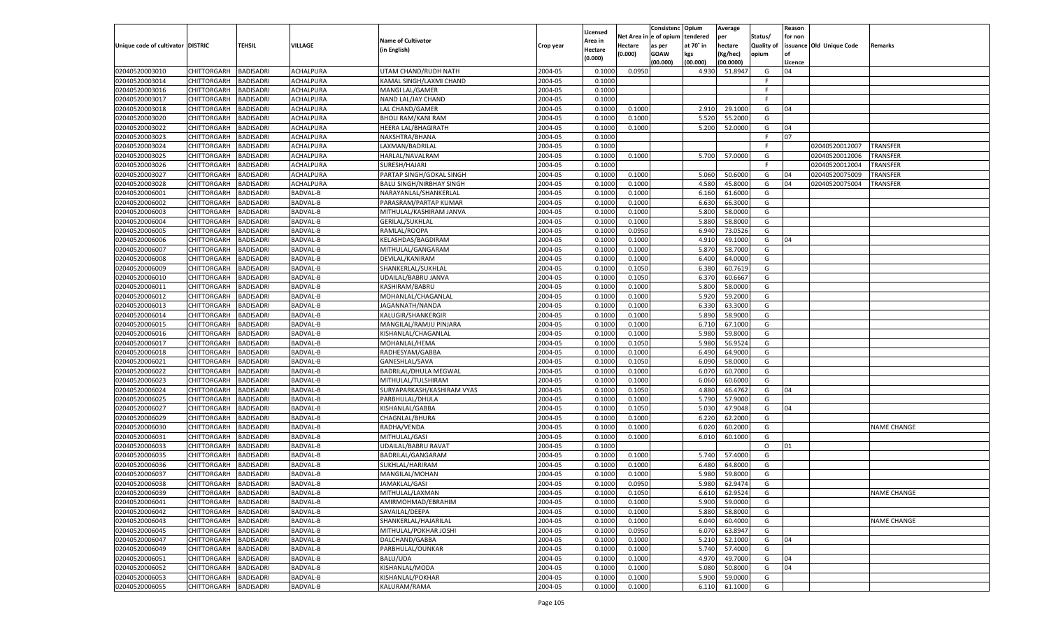| Unique code of cultivator | DISTRIC | TEHSIL | VILLAGE | Name of Cultivator (in English) | Crop year | Licensed Area in Hectare (0.000) | Net Area in Hectare (0.000) | Consistenc e of opium as per GOAW (00.000) | Opium tendered at 70° in kgs (00.000) | Average per hectare (Kg/hec) (00.0000) | Status/ Quality of opium | Reason for non issuance of Licence | Old Unique Code | Remarks |
|---|---|---|---|---|---|---|---|---|---|---|---|---|---|---|
| 02040520003010 | CHITTORGARH | BADISADRI | ACHALPURA | UTAM CHAND/RUDH NATH | 2004-05 | 0.1000 | 0.0950 | | 4.930 | 51.8947 | G | 04 | | |
| 02040520003014 | CHITTORGARH | BADISADRI | ACHALPURA | KAMAL SINGH/LAXMI CHAND | 2004-05 | 0.1000 | | | | | F | | | |
| 02040520003016 | CHITTORGARH | BADISADRI | ACHALPURA | MANGI LAL/GAMER | 2004-05 | 0.1000 | | | | | F | | | |
| 02040520003017 | CHITTORGARH | BADISADRI | ACHALPURA | NAND LAL/JAY CHAND | 2004-05 | 0.1000 | | | | | F | | | |
| 02040520003018 | CHITTORGARH | BADISADRI | ACHALPURA | LAL CHAND/GAMER | 2004-05 | 0.1000 | 0.1000 | | 2.910 | 29.1000 | G | 04 | | |
| 02040520003020 | CHITTORGARH | BADISADRI | ACHALPURA | BHOLI RAM/KANI RAM | 2004-05 | 0.1000 | 0.1000 | | 5.520 | 55.2000 | G | | | |
| 02040520003022 | CHITTORGARH | BADISADRI | ACHALPURA | HEERA LAL/BHAGIRATH | 2004-05 | 0.1000 | 0.1000 | | 5.200 | 52.0000 | G | 04 | | |
| 02040520003023 | CHITTORGARH | BADISADRI | ACHALPURA | NAKSHTRA/BHANA | 2004-05 | 0.1000 | | | | | F | 07 | | |
| 02040520003024 | CHITTORGARH | BADISADRI | ACHALPURA | LAXMAN/BADRILAL | 2004-05 | 0.1000 | | | | | F | | 02040520012007 | TRANSFER |
| 02040520003025 | CHITTORGARH | BADISADRI | ACHALPURA | HARLAL/NAVALRAM | 2004-05 | 0.1000 | 0.1000 | | 5.700 | 57.0000 | G | | 02040520012006 | TRANSFER |
| 02040520003026 | CHITTORGARH | BADISADRI | ACHALPURA | SURESH/HAJARI | 2004-05 | 0.1000 | | | | | F | | 02040520012004 | TRANSFER |
| 02040520003027 | CHITTORGARH | BADISADRI | ACHALPURA | PARTAP SINGH/GOKAL SINGH | 2004-05 | 0.1000 | 0.1000 | | 5.060 | 50.6000 | G | 04 | 02040520075009 | TRANSFER |
| 02040520003028 | CHITTORGARH | BADISADRI | ACHALPURA | BALU SINGH/NIRBHAY SINGH | 2004-05 | 0.1000 | 0.1000 | | 4.580 | 45.8000 | G | 04 | 02040520075004 | TRANSFER |
| 02040520006001 | CHITTORGARH | BADISADRI | BADVAL-B | NARAYANLAL/SHANKERLAL | 2004-05 | 0.1000 | 0.1000 | | 6.160 | 61.6000 | G | | | |
| 02040520006002 | CHITTORGARH | BADISADRI | BADVAL-B | PARASRAM/PARTAP KUMAR | 2004-05 | 0.1000 | 0.1000 | | 6.630 | 66.3000 | G | | | |
| 02040520006003 | CHITTORGARH | BADISADRI | BADVAL-B | MITHULAL/KASHIRAM JANVA | 2004-05 | 0.1000 | 0.1000 | | 5.800 | 58.0000 | G | | | |
| 02040520006004 | CHITTORGARH | BADISADRI | BADVAL-B | GERILAL/SUKHLAL | 2004-05 | 0.1000 | 0.1000 | | 5.880 | 58.8000 | G | | | |
| 02040520006005 | CHITTORGARH | BADISADRI | BADVAL-B | RAMLAL/ROOPA | 2004-05 | 0.1000 | 0.0950 | | 6.940 | 73.0526 | G | | | |
| 02040520006006 | CHITTORGARH | BADISADRI | BADVAL-B | KELASHDAS/BAGDIRAM | 2004-05 | 0.1000 | 0.1000 | | 4.910 | 49.1000 | G | 04 | | |
| 02040520006007 | CHITTORGARH | BADISADRI | BADVAL-B | MITHULAL/GANGARAM | 2004-05 | 0.1000 | 0.1000 | | 5.870 | 58.7000 | G | | | |
| 02040520006008 | CHITTORGARH | BADISADRI | BADVAL-B | DEVILAL/KANIRAM | 2004-05 | 0.1000 | 0.1000 | | 6.400 | 64.0000 | G | | | |
| 02040520006009 | CHITTORGARH | BADISADRI | BADVAL-B | SHANKERLAL/SUKHLAL | 2004-05 | 0.1000 | 0.1050 | | 6.380 | 60.7619 | G | | | |
| 02040520006010 | CHITTORGARH | BADISADRI | BADVAL-B | UDAILAL/BABRU JANVA | 2004-05 | 0.1000 | 0.1050 | | 6.370 | 60.6667 | G | | | |
| 02040520006011 | CHITTORGARH | BADISADRI | BADVAL-B | KASHIRAM/BABRU | 2004-05 | 0.1000 | 0.1000 | | 5.800 | 58.0000 | G | | | |
| 02040520006012 | CHITTORGARH | BADISADRI | BADVAL-B | MOHANLAL/CHAGANLAL | 2004-05 | 0.1000 | 0.1000 | | 5.920 | 59.2000 | G | | | |
| 02040520006013 | CHITTORGARH | BADISADRI | BADVAL-B | JAGANNATH/NANDA | 2004-05 | 0.1000 | 0.1000 | | 6.330 | 63.3000 | G | | | |
| 02040520006014 | CHITTORGARH | BADISADRI | BADVAL-B | KALUGIR/SHANKERGIR | 2004-05 | 0.1000 | 0.1000 | | 5.890 | 58.9000 | G | | | |
| 02040520006015 | CHITTORGARH | BADISADRI | BADVAL-B | MANGILAL/RAMJU PINJARA | 2004-05 | 0.1000 | 0.1000 | | 6.710 | 67.1000 | G | | | |
| 02040520006016 | CHITTORGARH | BADISADRI | BADVAL-B | KISHANLAL/CHAGANLAL | 2004-05 | 0.1000 | 0.1000 | | 5.980 | 59.8000 | G | | | |
| 02040520006017 | CHITTORGARH | BADISADRI | BADVAL-B | MOHANLAL/HEMA | 2004-05 | 0.1000 | 0.1050 | | 5.980 | 56.9524 | G | | | |
| 02040520006018 | CHITTORGARH | BADISADRI | BADVAL-B | RADHESYAM/GABBA | 2004-05 | 0.1000 | 0.1000 | | 6.490 | 64.9000 | G | | | |
| 02040520006021 | CHITTORGARH | BADISADRI | BADVAL-B | GANESHLAL/SAVA | 2004-05 | 0.1000 | 0.1050 | | 6.090 | 58.0000 | G | | | |
| 02040520006022 | CHITTORGARH | BADISADRI | BADVAL-B | BADRILAL/DHULA MEGWAL | 2004-05 | 0.1000 | 0.1000 | | 6.070 | 60.7000 | G | | | |
| 02040520006023 | CHITTORGARH | BADISADRI | BADVAL-B | MITHULAL/TULSHIRAM | 2004-05 | 0.1000 | 0.1000 | | 6.060 | 60.6000 | G | | | |
| 02040520006024 | CHITTORGARH | BADISADRI | BADVAL-B | SURYAPARKASH/KASHIRAM VYAS | 2004-05 | 0.1000 | 0.1050 | | 4.880 | 46.4762 | G | 04 | | |
| 02040520006025 | CHITTORGARH | BADISADRI | BADVAL-B | PARBHULAL/DHULA | 2004-05 | 0.1000 | 0.1000 | | 5.790 | 57.9000 | G | | | |
| 02040520006027 | CHITTORGARH | BADISADRI | BADVAL-B | KISHANLAL/GABBA | 2004-05 | 0.1000 | 0.1050 | | 5.030 | 47.9048 | G | 04 | | |
| 02040520006029 | CHITTORGARH | BADISADRI | BADVAL-B | CHAGNLAL/BHURA | 2004-05 | 0.1000 | 0.1000 | | 6.220 | 62.2000 | G | | | |
| 02040520006030 | CHITTORGARH | BADISADRI | BADVAL-B | RADHA/VENDA | 2004-05 | 0.1000 | 0.1000 | | 6.020 | 60.2000 | G | | | NAME CHANGE |
| 02040520006031 | CHITTORGARH | BADISADRI | BADVAL-B | MITHULAL/GASI | 2004-05 | 0.1000 | 0.1000 | | 6.010 | 60.1000 | G | | | |
| 02040520006033 | CHITTORGARH | BADISADRI | BADVAL-B | UDAILAL/BABRU RAVAT | 2004-05 | 0.1000 | | | | | O | 01 | | |
| 02040520006035 | CHITTORGARH | BADISADRI | BADVAL-B | BADRILAL/GANGARAM | 2004-05 | 0.1000 | 0.1000 | | 5.740 | 57.4000 | G | | | |
| 02040520006036 | CHITTORGARH | BADISADRI | BADVAL-B | SUKHLAL/HARIRAM | 2004-05 | 0.1000 | 0.1000 | | 6.480 | 64.8000 | G | | | |
| 02040520006037 | CHITTORGARH | BADISADRI | BADVAL-B | MANGILAL/MOHAN | 2004-05 | 0.1000 | 0.1000 | | 5.980 | 59.8000 | G | | | |
| 02040520006038 | CHITTORGARH | BADISADRI | BADVAL-B | JAMAKLAL/GASI | 2004-05 | 0.1000 | 0.0950 | | 5.980 | 62.9474 | G | | | |
| 02040520006039 | CHITTORGARH | BADISADRI | BADVAL-B | MITHULAL/LAXMAN | 2004-05 | 0.1000 | 0.1050 | | 6.610 | 62.9524 | G | | | NAME CHANGE |
| 02040520006041 | CHITTORGARH | BADISADRI | BADVAL-B | AMIRMOHMAD/EBRAHIM | 2004-05 | 0.1000 | 0.1000 | | 5.900 | 59.0000 | G | | | |
| 02040520006042 | CHITTORGARH | BADISADRI | BADVAL-B | SAVAILAL/DEEPA | 2004-05 | 0.1000 | 0.1000 | | 5.880 | 58.8000 | G | | | |
| 02040520006043 | CHITTORGARH | BADISADRI | BADVAL-B | SHANKERLAL/HAJARILAL | 2004-05 | 0.1000 | 0.1000 | | 6.040 | 60.4000 | G | | | NAME CHANGE |
| 02040520006045 | CHITTORGARH | BADISADRI | BADVAL-B | MITHULAL/POKHAR JOSHI | 2004-05 | 0.1000 | 0.0950 | | 6.070 | 63.8947 | G | | | |
| 02040520006047 | CHITTORGARH | BADISADRI | BADVAL-B | DALCHAND/GABBA | 2004-05 | 0.1000 | 0.1000 | | 5.210 | 52.1000 | G | 04 | | |
| 02040520006049 | CHITTORGARH | BADISADRI | BADVAL-B | PARBHULAL/OUNKAR | 2004-05 | 0.1000 | 0.1000 | | 5.740 | 57.4000 | G | | | |
| 02040520006051 | CHITTORGARH | BADISADRI | BADVAL-B | BALU/UDA | 2004-05 | 0.1000 | 0.1000 | | 4.970 | 49.7000 | G | 04 | | |
| 02040520006052 | CHITTORGARH | BADISADRI | BADVAL-B | KISHANLAL/MODA | 2004-05 | 0.1000 | 0.1000 | | 5.080 | 50.8000 | G | 04 | | |
| 02040520006053 | CHITTORGARH | BADISADRI | BADVAL-B | KISHANLAL/POKHAR | 2004-05 | 0.1000 | 0.1000 | | 5.900 | 59.0000 | G | | | |
| 02040520006055 | CHITTORGARH | BADISADRI | BADVAL-B | KALURAM/RAMA | 2004-05 | 0.1000 | 0.1000 | | 6.110 | 61.1000 | G | | | |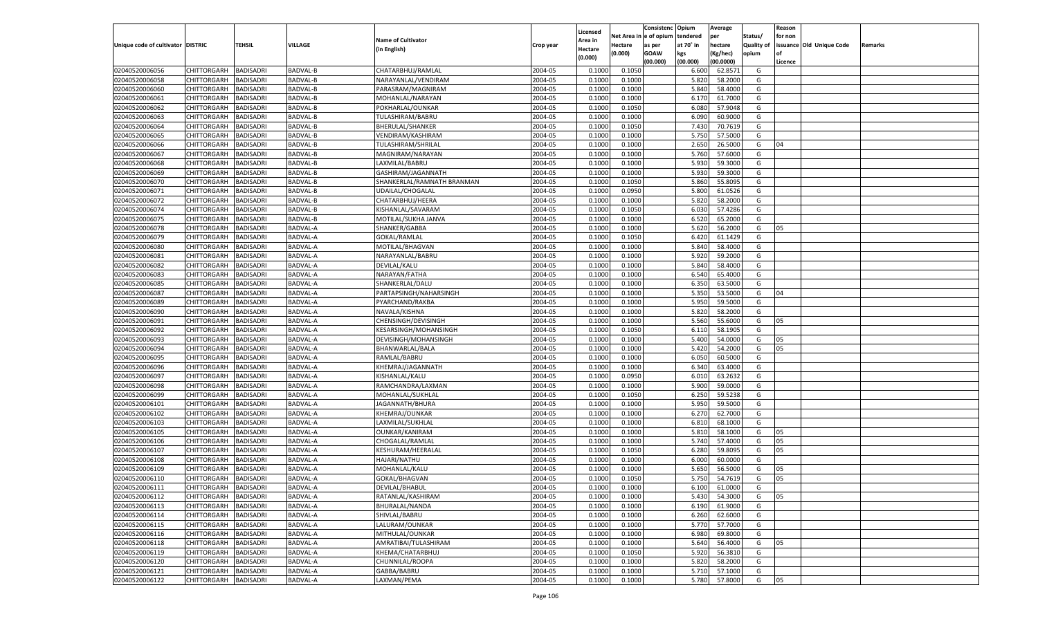| Unique code of cultivator | DISTRIC | TEHSIL | VILLAGE | Name of Cultivator (in English) | Crop year | Licensed Area in Hectare (0.000) | Net Area in Hectare (0.000) | Consistenc e of opium as per GOAW (00.000) | Opium tendered at 70° in kgs (00.000) | Average per hectare (Kg/hec) (00.0000) | Status/ Quality of opium | Reason for non issuance of Licence | Old Unique Code | Remarks |
|---|---|---|---|---|---|---|---|---|---|---|---|---|---|---|
| 02040520006056 | CHITTORGARH | BADISADRI | BADVAL-B | CHATARBHUJ/RAMLAL | 2004-05 | 0.1000 | 0.1050 | | 6.600 | 62.8571 | G | | | |
| 02040520006058 | CHITTORGARH | BADISADRI | BADVAL-B | NARAYANLAL/VENDIRAM | 2004-05 | 0.1000 | 0.1000 | | 5.820 | 58.2000 | G | | | |
| 02040520006060 | CHITTORGARH | BADISADRI | BADVAL-B | PARASRAM/MAGNIRAM | 2004-05 | 0.1000 | 0.1000 | | 5.840 | 58.4000 | G | | | |
| 02040520006061 | CHITTORGARH | BADISADRI | BADVAL-B | MOHANLAL/NARAYAN | 2004-05 | 0.1000 | 0.1000 | | 6.170 | 61.7000 | G | | | |
| 02040520006062 | CHITTORGARH | BADISADRI | BADVAL-B | POKHARLAL/OUNKAR | 2004-05 | 0.1000 | 0.1050 | | 6.080 | 57.9048 | G | | | |
| 02040520006063 | CHITTORGARH | BADISADRI | BADVAL-B | TULASHIRAM/BABRU | 2004-05 | 0.1000 | 0.1000 | | 6.090 | 60.9000 | G | | | |
| 02040520006064 | CHITTORGARH | BADISADRI | BADVAL-B | BHERULAL/SHANKER | 2004-05 | 0.1000 | 0.1050 | | 7.430 | 70.7619 | G | | | |
| 02040520006065 | CHITTORGARH | BADISADRI | BADVAL-B | VENDIRAM/KASHIRAM | 2004-05 | 0.1000 | 0.1000 | | 5.750 | 57.5000 | G | | | |
| 02040520006066 | CHITTORGARH | BADISADRI | BADVAL-B | TULASHIRAM/SHRILAL | 2004-05 | 0.1000 | 0.1000 | | 2.650 | 26.5000 | G | 04 | | |
| 02040520006067 | CHITTORGARH | BADISADRI | BADVAL-B | MAGNIRAM/NARAYAN | 2004-05 | 0.1000 | 0.1000 | | 5.760 | 57.6000 | G | | | |
| 02040520006068 | CHITTORGARH | BADISADRI | BADVAL-B | LAXMILAL/BABRU | 2004-05 | 0.1000 | 0.1000 | | 5.930 | 59.3000 | G | | | |
| 02040520006069 | CHITTORGARH | BADISADRI | BADVAL-B | GASHIRAM/JAGANNATH | 2004-05 | 0.1000 | 0.1000 | | 5.930 | 59.3000 | G | | | |
| 02040520006070 | CHITTORGARH | BADISADRI | BADVAL-B | SHANKERLAL/RAMNATH BRANMAN | 2004-05 | 0.1000 | 0.1050 | | 5.860 | 55.8095 | G | | | |
| 02040520006071 | CHITTORGARH | BADISADRI | BADVAL-B | UDAILAL/CHOGALAL | 2004-05 | 0.1000 | 0.0950 | | 5.800 | 61.0526 | G | | | |
| 02040520006072 | CHITTORGARH | BADISADRI | BADVAL-B | CHATARBHUJ/HEERA | 2004-05 | 0.1000 | 0.1000 | | 5.820 | 58.2000 | G | | | |
| 02040520006074 | CHITTORGARH | BADISADRI | BADVAL-B | KISHANLAL/SAVARAM | 2004-05 | 0.1000 | 0.1050 | | 6.030 | 57.4286 | G | | | |
| 02040520006075 | CHITTORGARH | BADISADRI | BADVAL-B | MOTILAL/SUKHA JANVA | 2004-05 | 0.1000 | 0.1000 | | 6.520 | 65.2000 | G | | | |
| 02040520006078 | CHITTORGARH | BADISADRI | BADVAL-A | SHANKER/GABBA | 2004-05 | 0.1000 | 0.1000 | | 5.620 | 56.2000 | G | 05 | | |
| 02040520006079 | CHITTORGARH | BADISADRI | BADVAL-A | GOKAL/RAMLAL | 2004-05 | 0.1000 | 0.1050 | | 6.420 | 61.1429 | G | | | |
| 02040520006080 | CHITTORGARH | BADISADRI | BADVAL-A | MOTILAL/BHAGVAN | 2004-05 | 0.1000 | 0.1000 | | 5.840 | 58.4000 | G | | | |
| 02040520006081 | CHITTORGARH | BADISADRI | BADVAL-A | NARAYANLAL/BABRU | 2004-05 | 0.1000 | 0.1000 | | 5.920 | 59.2000 | G | | | |
| 02040520006082 | CHITTORGARH | BADISADRI | BADVAL-A | DEVILAL/KALU | 2004-05 | 0.1000 | 0.1000 | | 5.840 | 58.4000 | G | | | |
| 02040520006083 | CHITTORGARH | BADISADRI | BADVAL-A | NARAYAN/FATHA | 2004-05 | 0.1000 | 0.1000 | | 6.540 | 65.4000 | G | | | |
| 02040520006085 | CHITTORGARH | BADISADRI | BADVAL-A | SHANKERLAL/DALU | 2004-05 | 0.1000 | 0.1000 | | 6.350 | 63.5000 | G | | | |
| 02040520006087 | CHITTORGARH | BADISADRI | BADVAL-A | PARTAPSINGH/NAHARSINGH | 2004-05 | 0.1000 | 0.1000 | | 5.350 | 53.5000 | G | 04 | | |
| 02040520006089 | CHITTORGARH | BADISADRI | BADVAL-A | PYARCHAND/RAKBA | 2004-05 | 0.1000 | 0.1000 | | 5.950 | 59.5000 | G | | | |
| 02040520006090 | CHITTORGARH | BADISADRI | BADVAL-A | NAVALA/KISHNA | 2004-05 | 0.1000 | 0.1000 | | 5.820 | 58.2000 | G | | | |
| 02040520006091 | CHITTORGARH | BADISADRI | BADVAL-A | CHENSINGH/DEVISINGH | 2004-05 | 0.1000 | 0.1000 | | 5.560 | 55.6000 | G | 05 | | |
| 02040520006092 | CHITTORGARH | BADISADRI | BADVAL-A | KESARSINGH/MOHANSINGH | 2004-05 | 0.1000 | 0.1050 | | 6.110 | 58.1905 | G | | | |
| 02040520006093 | CHITTORGARH | BADISADRI | BADVAL-A | DEVISINGH/MOHANSINGH | 2004-05 | 0.1000 | 0.1000 | | 5.400 | 54.0000 | G | 05 | | |
| 02040520006094 | CHITTORGARH | BADISADRI | BADVAL-A | BHANWARLAL/BALA | 2004-05 | 0.1000 | 0.1000 | | 5.420 | 54.2000 | G | 05 | | |
| 02040520006095 | CHITTORGARH | BADISADRI | BADVAL-A | RAMLAL/BABRU | 2004-05 | 0.1000 | 0.1000 | | 6.050 | 60.5000 | G | | | |
| 02040520006096 | CHITTORGARH | BADISADRI | BADVAL-A | KHEMRAJ/JAGANNATH | 2004-05 | 0.1000 | 0.1000 | | 6.340 | 63.4000 | G | | | |
| 02040520006097 | CHITTORGARH | BADISADRI | BADVAL-A | KISHANLAL/KALU | 2004-05 | 0.1000 | 0.0950 | | 6.010 | 63.2632 | G | | | |
| 02040520006098 | CHITTORGARH | BADISADRI | BADVAL-A | RAMCHANDRA/LAXMAN | 2004-05 | 0.1000 | 0.1000 | | 5.900 | 59.0000 | G | | | |
| 02040520006099 | CHITTORGARH | BADISADRI | BADVAL-A | MOHANLAL/SUKHLAL | 2004-05 | 0.1000 | 0.1050 | | 6.250 | 59.5238 | G | | | |
| 02040520006101 | CHITTORGARH | BADISADRI | BADVAL-A | JAGANNATH/BHURA | 2004-05 | 0.1000 | 0.1000 | | 5.950 | 59.5000 | G | | | |
| 02040520006102 | CHITTORGARH | BADISADRI | BADVAL-A | KHEMRAJ/OUNKAR | 2004-05 | 0.1000 | 0.1000 | | 6.270 | 62.7000 | G | | | |
| 02040520006103 | CHITTORGARH | BADISADRI | BADVAL-A | LAXMILAL/SUKHLAL | 2004-05 | 0.1000 | 0.1000 | | 6.810 | 68.1000 | G | | | |
| 02040520006105 | CHITTORGARH | BADISADRI | BADVAL-A | OUNKAR/KANIRAM | 2004-05 | 0.1000 | 0.1000 | | 5.810 | 58.1000 | G | 05 | | |
| 02040520006106 | CHITTORGARH | BADISADRI | BADVAL-A | CHOGALAL/RAMLAL | 2004-05 | 0.1000 | 0.1000 | | 5.740 | 57.4000 | G | 05 | | |
| 02040520006107 | CHITTORGARH | BADISADRI | BADVAL-A | KESHURAM/HEERALAL | 2004-05 | 0.1000 | 0.1050 | | 6.280 | 59.8095 | G | 05 | | |
| 02040520006108 | CHITTORGARH | BADISADRI | BADVAL-A | HAJARI/NATHU | 2004-05 | 0.1000 | 0.1000 | | 6.000 | 60.0000 | G | | | |
| 02040520006109 | CHITTORGARH | BADISADRI | BADVAL-A | MOHANLAL/KALU | 2004-05 | 0.1000 | 0.1000 | | 5.650 | 56.5000 | G | 05 | | |
| 02040520006110 | CHITTORGARH | BADISADRI | BADVAL-A | GOKAL/BHAGVAN | 2004-05 | 0.1000 | 0.1050 | | 5.750 | 54.7619 | G | 05 | | |
| 02040520006111 | CHITTORGARH | BADISADRI | BADVAL-A | DEVILAL/BHABUL | 2004-05 | 0.1000 | 0.1000 | | 6.100 | 61.0000 | G | | | |
| 02040520006112 | CHITTORGARH | BADISADRI | BADVAL-A | RATANLAL/KASHIRAM | 2004-05 | 0.1000 | 0.1000 | | 5.430 | 54.3000 | G | 05 | | |
| 02040520006113 | CHITTORGARH | BADISADRI | BADVAL-A | BHURALAL/NANDA | 2004-05 | 0.1000 | 0.1000 | | 6.190 | 61.9000 | G | | | |
| 02040520006114 | CHITTORGARH | BADISADRI | BADVAL-A | SHIVLAL/BABRU | 2004-05 | 0.1000 | 0.1000 | | 6.260 | 62.6000 | G | | | |
| 02040520006115 | CHITTORGARH | BADISADRI | BADVAL-A | LALURAM/OUNKAR | 2004-05 | 0.1000 | 0.1000 | | 5.770 | 57.7000 | G | | | |
| 02040520006116 | CHITTORGARH | BADISADRI | BADVAL-A | MITHULAL/OUNKAR | 2004-05 | 0.1000 | 0.1000 | | 6.980 | 69.8000 | G | | | |
| 02040520006118 | CHITTORGARH | BADISADRI | BADVAL-A | AMRATIBAI/TULASHIRAM | 2004-05 | 0.1000 | 0.1000 | | 5.640 | 56.4000 | G | 05 | | |
| 02040520006119 | CHITTORGARH | BADISADRI | BADVAL-A | KHEMA/CHATARBHUJ | 2004-05 | 0.1000 | 0.1050 | | 5.920 | 56.3810 | G | | | |
| 02040520006120 | CHITTORGARH | BADISADRI | BADVAL-A | CHUNNILAL/ROOPA | 2004-05 | 0.1000 | 0.1000 | | 5.820 | 58.2000 | G | | | |
| 02040520006121 | CHITTORGARH | BADISADRI | BADVAL-A | GABBA/BABRU | 2004-05 | 0.1000 | 0.1000 | | 5.710 | 57.1000 | G | | | |
| 02040520006122 | CHITTORGARH | BADISADRI | BADVAL-A | LAXMAN/PEMA | 2004-05 | 0.1000 | 0.1000 | | 5.780 | 57.8000 | G | 05 | | |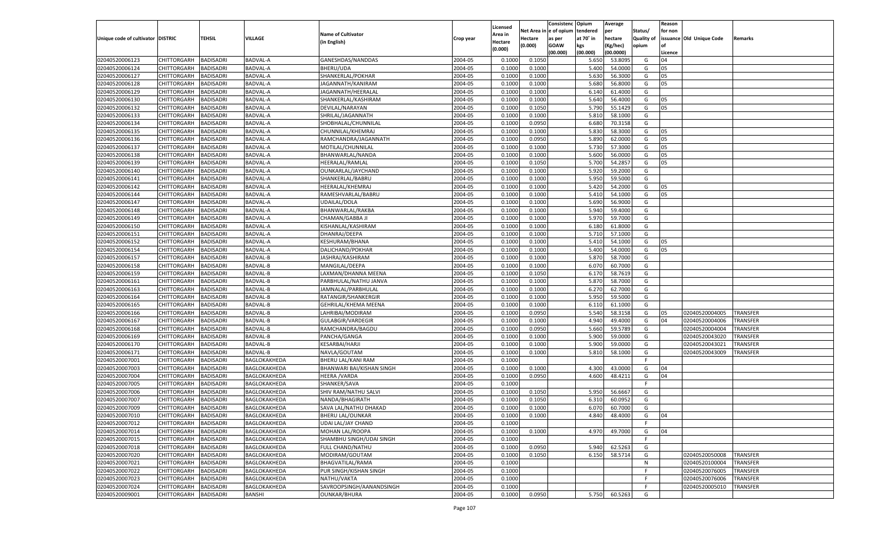| Unique code of cultivator | DISTRIC | TEHSIL | VILLAGE | Name of Cultivator (in English) | Crop year | Licensed Area in Hectare (0.000) | Net Area in Hectare (0.000) | Consistenc e of opium as per GOAW (00.000) | Opium tendered at 70° in kgs (00.000) | Average per hectare (Kg/hec) (00.0000) | Status/ Quality of opium | Reason for non issuance of Licence | Old Unique Code | Remarks |
|---|---|---|---|---|---|---|---|---|---|---|---|---|---|---|
| 02040520006123 | CHITTORGARH | BADISADRI | BADVAL-A | GANESHDAS/NANDDAS | 2004-05 | 0.1000 | 0.1050 | | 5.650 | 53.8095 | G | 04 | | |
| 02040520006124 | CHITTORGARH | BADISADRI | BADVAL-A | BHERU/UDA | 2004-05 | 0.1000 | 0.1000 | | 5.400 | 54.0000 | G | 05 | | |
| 02040520006127 | CHITTORGARH | BADISADRI | BADVAL-A | SHANKERLAL/POKHAR | 2004-05 | 0.1000 | 0.1000 | | 5.630 | 56.3000 | G | 05 | | |
| 02040520006128 | CHITTORGARH | BADISADRI | BADVAL-A | JAGANNATH/KANIRAM | 2004-05 | 0.1000 | 0.1000 | | 5.680 | 56.8000 | G | 05 | | |
| 02040520006129 | CHITTORGARH | BADISADRI | BADVAL-A | JAGANNATH/HEERALAL | 2004-05 | 0.1000 | 0.1000 | | 6.140 | 61.4000 | G | | | |
| 02040520006130 | CHITTORGARH | BADISADRI | BADVAL-A | SHANKERLAL/KASHIRAM | 2004-05 | 0.1000 | 0.1000 | | 5.640 | 56.4000 | G | 05 | | |
| 02040520006132 | CHITTORGARH | BADISADRI | BADVAL-A | DEVILAL/NARAYAN | 2004-05 | 0.1000 | 0.1050 | | 5.790 | 55.1429 | G | 05 | | |
| 02040520006133 | CHITTORGARH | BADISADRI | BADVAL-A | SHRILAL/JAGANNATH | 2004-05 | 0.1000 | 0.1000 | | 5.810 | 58.1000 | G | | | |
| 02040520006134 | CHITTORGARH | BADISADRI | BADVAL-A | SHOBHALAL/CHUNNILAL | 2004-05 | 0.1000 | 0.0950 | | 6.680 | 70.3158 | G | | | |
| 02040520006135 | CHITTORGARH | BADISADRI | BADVAL-A | CHUNNILAL/KHEMRAJ | 2004-05 | 0.1000 | 0.1000 | | 5.830 | 58.3000 | G | 05 | | |
| 02040520006136 | CHITTORGARH | BADISADRI | BADVAL-A | RAMCHANDRA/JAGANNATH | 2004-05 | 0.1000 | 0.0950 | | 5.890 | 62.0000 | G | 05 | | |
| 02040520006137 | CHITTORGARH | BADISADRI | BADVAL-A | MOTILAL/CHUNNILAL | 2004-05 | 0.1000 | 0.1000 | | 5.730 | 57.3000 | G | 05 | | |
| 02040520006138 | CHITTORGARH | BADISADRI | BADVAL-A | BHANWARLAL/NANDA | 2004-05 | 0.1000 | 0.1000 | | 5.600 | 56.0000 | G | 05 | | |
| 02040520006139 | CHITTORGARH | BADISADRI | BADVAL-A | HEERALAL/RAMLAL | 2004-05 | 0.1000 | 0.1050 | | 5.700 | 54.2857 | G | 05 | | |
| 02040520006140 | CHITTORGARH | BADISADRI | BADVAL-A | OUNKARLAL/JAYCHAND | 2004-05 | 0.1000 | 0.1000 | | 5.920 | 59.2000 | G | | | |
| 02040520006141 | CHITTORGARH | BADISADRI | BADVAL-A | SHANKERLAL/BABRU | 2004-05 | 0.1000 | 0.1000 | | 5.950 | 59.5000 | G | | | |
| 02040520006142 | CHITTORGARH | BADISADRI | BADVAL-A | HEERALAL/KHEMRAJ | 2004-05 | 0.1000 | 0.1000 | | 5.420 | 54.2000 | G | 05 | | |
| 02040520006144 | CHITTORGARH | BADISADRI | BADVAL-A | RAMESHVARLAL/BABRU | 2004-05 | 0.1000 | 0.1000 | | 5.410 | 54.1000 | G | 05 | | |
| 02040520006147 | CHITTORGARH | BADISADRI | BADVAL-A | UDAILAL/DOLA | 2004-05 | 0.1000 | 0.1000 | | 5.690 | 56.9000 | G | | | |
| 02040520006148 | CHITTORGARH | BADISADRI | BADVAL-A | BHANWARLAL/RAKBA | 2004-05 | 0.1000 | 0.1000 | | 5.940 | 59.4000 | G | | | |
| 02040520006149 | CHITTORGARH | BADISADRI | BADVAL-A | CHAMAN/GABBA JI | 2004-05 | 0.1000 | 0.1000 | | 5.970 | 59.7000 | G | | | |
| 02040520006150 | CHITTORGARH | BADISADRI | BADVAL-A | KISHANLAL/KASHIRAM | 2004-05 | 0.1000 | 0.1000 | | 6.180 | 61.8000 | G | | | |
| 02040520006151 | CHITTORGARH | BADISADRI | BADVAL-A | DHANRAJ/DEEPA | 2004-05 | 0.1000 | 0.1000 | | 5.710 | 57.1000 | G | | | |
| 02040520006152 | CHITTORGARH | BADISADRI | BADVAL-A | KESHURAM/BHANA | 2004-05 | 0.1000 | 0.1000 | | 5.410 | 54.1000 | G | 05 | | |
| 02040520006154 | CHITTORGARH | BADISADRI | BADVAL-A | DALICHAND/POKHAR | 2004-05 | 0.1000 | 0.1000 | | 5.400 | 54.0000 | G | 05 | | |
| 02040520006157 | CHITTORGARH | BADISADRI | BADVAL-B | JASHRAJ/KASHIRAM | 2004-05 | 0.1000 | 0.1000 | | 5.870 | 58.7000 | G | | | |
| 02040520006158 | CHITTORGARH | BADISADRI | BADVAL-B | MANGILAL/DEEPA | 2004-05 | 0.1000 | 0.1000 | | 6.070 | 60.7000 | G | | | |
| 02040520006159 | CHITTORGARH | BADISADRI | BADVAL-B | LAXMAN/DHANNA MEENA | 2004-05 | 0.1000 | 0.1050 | | 6.170 | 58.7619 | G | | | |
| 02040520006161 | CHITTORGARH | BADISADRI | BADVAL-B | PARBHULAL/NATHU JANVA | 2004-05 | 0.1000 | 0.1000 | | 5.870 | 58.7000 | G | | | |
| 02040520006163 | CHITTORGARH | BADISADRI | BADVAL-B | JAMNALAL/PARBHULAL | 2004-05 | 0.1000 | 0.1000 | | 6.270 | 62.7000 | G | | | |
| 02040520006164 | CHITTORGARH | BADISADRI | BADVAL-B | RATANGIR/SHANKERGIR | 2004-05 | 0.1000 | 0.1000 | | 5.950 | 59.5000 | G | | | |
| 02040520006165 | CHITTORGARH | BADISADRI | BADVAL-B | GEHRILAL/KHEMA MEENA | 2004-05 | 0.1000 | 0.1000 | | 6.110 | 61.1000 | G | | | |
| 02040520006166 | CHITTORGARH | BADISADRI | BADVAL-B | LAHRIBAI/MODIRAM | 2004-05 | 0.1000 | 0.0950 | | 5.540 | 58.3158 | G | 05 | 02040520004005 | TRANSFER |
| 02040520006167 | CHITTORGARH | BADISADRI | BADVAL-B | GULABGIR/VARDEGIR | 2004-05 | 0.1000 | 0.1000 | | 4.940 | 49.4000 | G | 04 | 02040520004006 | TRANSFER |
| 02040520006168 | CHITTORGARH | BADISADRI | BADVAL-B | RAMCHANDRA/BAGDU | 2004-05 | 0.1000 | 0.0950 | | 5.660 | 59.5789 | G | | 02040520004004 | TRANSFER |
| 02040520006169 | CHITTORGARH | BADISADRI | BADVAL-B | PANCHA/GANGA | 2004-05 | 0.1000 | 0.1000 | | 5.900 | 59.0000 | G | | 02040520043020 | TRANSFER |
| 02040520006170 | CHITTORGARH | BADISADRI | BADVAL-B | KESARBAI/HARJI | 2004-05 | 0.1000 | 0.1000 | | 5.900 | 59.0000 | G | | 02040520043021 | TRANSFER |
| 02040520006171 | CHITTORGARH | BADISADRI | BADVAL-B | NAVLA/GOUTAM | 2004-05 | 0.1000 | 0.1000 | | 5.810 | 58.1000 | G | | 02040520043009 | TRANSFER |
| 02040520007001 | CHITTORGARH | BADISADRI | BAGLOKAKHEDA | BHERU LAL/KANI RAM | 2004-05 | 0.1000 | | | | | F | | | |
| 02040520007003 | CHITTORGARH | BADISADRI | BAGLOKAKHEDA | BHANWARI BAI/KISHAN SINGH | 2004-05 | 0.1000 | 0.1000 | | 4.300 | 43.0000 | G | 04 | | |
| 02040520007004 | CHITTORGARH | BADISADRI | BAGLOKAKHEDA | HEERA /VARDA | 2004-05 | 0.1000 | 0.0950 | | 4.600 | 48.4211 | G | 04 | | |
| 02040520007005 | CHITTORGARH | BADISADRI | BAGLOKAKHEDA | SHANKER/SAVA | 2004-05 | 0.1000 | | | | | F | | | |
| 02040520007006 | CHITTORGARH | BADISADRI | BAGLOKAKHEDA | SHIV RAM/NATHU SALVI | 2004-05 | 0.1000 | 0.1050 | | 5.950 | 56.6667 | G | | | |
| 02040520007007 | CHITTORGARH | BADISADRI | BAGLOKAKHEDA | NANDA/BHAGIRATH | 2004-05 | 0.1000 | 0.1050 | | 6.310 | 60.0952 | G | | | |
| 02040520007009 | CHITTORGARH | BADISADRI | BAGLOKAKHEDA | SAVA LAL/NATHU DHAKAD | 2004-05 | 0.1000 | 0.1000 | | 6.070 | 60.7000 | G | | | |
| 02040520007010 | CHITTORGARH | BADISADRI | BAGLOKAKHEDA | BHERU LAL/OUNKAR | 2004-05 | 0.1000 | 0.1000 | | 4.840 | 48.4000 | G | 04 | | |
| 02040520007012 | CHITTORGARH | BADISADRI | BAGLOKAKHEDA | UDAI LAL/JAY CHAND | 2004-05 | 0.1000 | | | | | F | | | |
| 02040520007014 | CHITTORGARH | BADISADRI | BAGLOKAKHEDA | MOHAN LAL/ROOPA | 2004-05 | 0.1000 | 0.1000 | | 4.970 | 49.7000 | G | 04 | | |
| 02040520007015 | CHITTORGARH | BADISADRI | BAGLOKAKHEDA | SHAMBHU SINGH/UDAI SINGH | 2004-05 | 0.1000 | | | | | F | | | |
| 02040520007018 | CHITTORGARH | BADISADRI | BAGLOKAKHEDA | FULL CHAND/NATHU | 2004-05 | 0.1000 | 0.0950 | | 5.940 | 62.5263 | G | | | |
| 02040520007020 | CHITTORGARH | BADISADRI | BAGLOKAKHEDA | MODIRAM/GOUTAM | 2004-05 | 0.1000 | 0.1050 | | 6.150 | 58.5714 | G | | 02040520050008 | TRANSFER |
| 02040520007021 | CHITTORGARH | BADISADRI | BAGLOKAKHEDA | BHAGVATILAL/RAMA | 2004-05 | 0.1000 | | | | | N | | 02040520100004 | TRANSFER |
| 02040520007022 | CHITTORGARH | BADISADRI | BAGLOKAKHEDA | PUR SINGH/KISHAN SINGH | 2004-05 | 0.1000 | | | | | F | | 02040520076005 | TRANSFER |
| 02040520007023 | CHITTORGARH | BADISADRI | BAGLOKAKHEDA | NATHU/VAKTA | 2004-05 | 0.1000 | | | | | F | | 02040520076006 | TRANSFER |
| 02040520007024 | CHITTORGARH | BADISADRI | BAGLOKAKHEDA | SAVROOPSINGH/AANANDSINGH | 2004-05 | 0.1000 | | | | | F | | 02040520005010 | TRANSFER |
| 02040520009001 | CHITTORGARH | BADISADRI | BANSHI | OUNKAR/BHURA | 2004-05 | 0.1000 | 0.0950 | | 5.750 | 60.5263 | G | | | |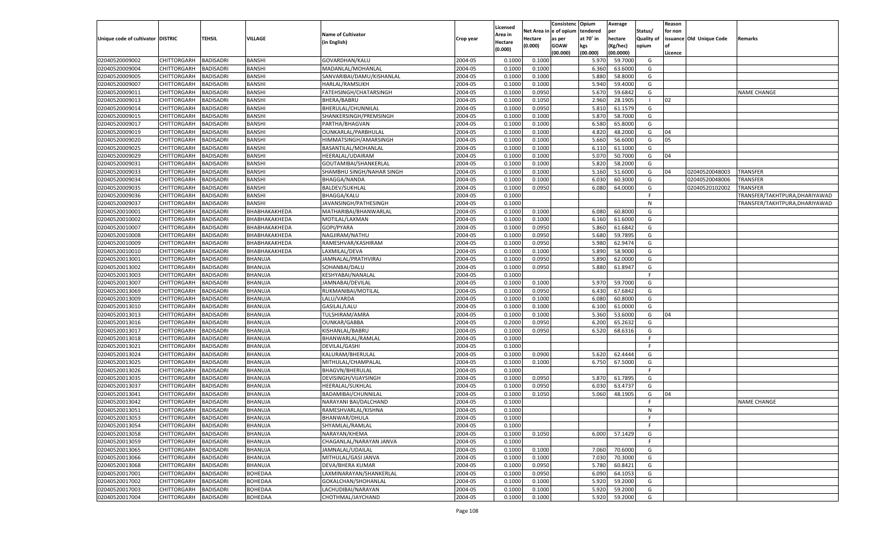| Unique code of cultivator | DISTRIC | TEHSIL | VILLAGE | Name of Cultivator (in English) | Crop year | Licensed Area in Hectare (0.000) | Net Area in Hectare (0.000) | Consistenc e of opium as per GOAW (00.000) | Opium tendered at 70° in kgs (00.000) | Average per hectare (Kg/hec) (00.0000) | Status/ Quality of opium | Reason for non issuance of Licence | Old Unique Code | Remarks |
|---|---|---|---|---|---|---|---|---|---|---|---|---|---|---|
| 02040520009002 | CHITTORGARH | BADISADRI | BANSHI | GOVARDHAN/KALU | 2004-05 | 0.1000 | 0.1000 | | 5.970 | 59.7000 | G | | | |
| 02040520009004 | CHITTORGARH | BADISADRI | BANSHI | MADANLAL/MOHANLAL | 2004-05 | 0.1000 | 0.1000 | | 6.360 | 63.6000 | G | | | |
| 02040520009005 | CHITTORGARH | BADISADRI | BANSHI | SANVARIBAI/DAMU/KISHANLAL | 2004-05 | 0.1000 | 0.1000 | | 5.880 | 58.8000 | G | | | |
| 02040520009007 | CHITTORGARH | BADISADRI | BANSHI | HARLAL/RAMSUKH | 2004-05 | 0.1000 | 0.1000 | | 5.940 | 59.4000 | G | | | |
| 02040520009011 | CHITTORGARH | BADISADRI | BANSHI | FATEHSINGH/CHATARSINGH | 2004-05 | 0.1000 | 0.0950 | | 5.670 | 59.6842 | G | | | NAME CHANGE |
| 02040520009013 | CHITTORGARH | BADISADRI | BANSHI | BHERA/BABRU | 2004-05 | 0.1000 | 0.1050 | | 2.960 | 28.1905 | I | 02 | | |
| 02040520009014 | CHITTORGARH | BADISADRI | BANSHI | BHERULAL/CHUNNILAL | 2004-05 | 0.1000 | 0.0950 | | 5.810 | 61.1579 | G | | | |
| 02040520009015 | CHITTORGARH | BADISADRI | BANSHI | SHANKERSINGH/PREMSINGH | 2004-05 | 0.1000 | 0.1000 | | 5.870 | 58.7000 | G | | | |
| 02040520009017 | CHITTORGARH | BADISADRI | BANSHI | PARTHA/BHAGVAN | 2004-05 | 0.1000 | 0.1000 | | 6.580 | 65.8000 | G | | | |
| 02040520009019 | CHITTORGARH | BADISADRI | BANSHI | OUNKARLAL/PARBHULAL | 2004-05 | 0.1000 | 0.1000 | | 4.820 | 48.2000 | G | 04 | | |
| 02040520009020 | CHITTORGARH | BADISADRI | BANSHI | HIMMATSINGH/AMARSINGH | 2004-05 | 0.1000 | 0.1000 | | 5.660 | 56.6000 | G | 05 | | |
| 02040520009025 | CHITTORGARH | BADISADRI | BANSHI | BASANTILAL/MOHANLAL | 2004-05 | 0.1000 | 0.1000 | | 6.110 | 61.1000 | G | | | |
| 02040520009029 | CHITTORGARH | BADISADRI | BANSHI | HEERALAL/UDAIRAM | 2004-05 | 0.1000 | 0.1000 | | 5.070 | 50.7000 | G | 04 | | |
| 02040520009031 | CHITTORGARH | BADISADRI | BANSHI | GOUTAMIBAI/SHANKERLAL | 2004-05 | 0.1000 | 0.1000 | | 5.820 | 58.2000 | G | | | |
| 02040520009033 | CHITTORGARH | BADISADRI | BANSHI | SHAMBHU SINGH/NAHAR SINGH | 2004-05 | 0.1000 | 0.1000 | | 5.160 | 51.6000 | G | 04 | 02040520048003 | TRANSFER |
| 02040520009034 | CHITTORGARH | BADISADRI | BANSHI | BHAGGA/NANDA | 2004-05 | 0.1000 | 0.1000 | | 6.030 | 60.3000 | G | | 02040520048006 | TRANSFER |
| 02040520009035 | CHITTORGARH | BADISADRI | BANSHI | BALDEV/SUKHLAL | 2004-05 | 0.1000 | 0.0950 | | 6.080 | 64.0000 | G | | 02040520102002 | TRANSFER |
| 02040520009036 | CHITTORGARH | BADISADRI | BANSHI | BHAGGA/KALU | 2004-05 | 0.1000 | | | | | F | | | TRANSFER/TAKHTPURA,DHARIYAWAD |
| 02040520009037 | CHITTORGARH | BADISADRI | BANSHI | JAVANSINGH/PATHESINGH | 2004-05 | 0.1000 | | | | | N | | | TRANSFER/TAKHTPURA,DHARIYAWAD |
| 02040520010001 | CHITTORGARH | BADISADRI | BHABHAKAKHEDA | MATHARIBAI/BHANWARLAL | 2004-05 | 0.1000 | 0.1000 | | 6.080 | 60.8000 | G | | | |
| 02040520010002 | CHITTORGARH | BADISADRI | BHABHAKAKHEDA | MOTILAL/LAXMAN | 2004-05 | 0.1000 | 0.1000 | | 6.160 | 61.6000 | G | | | |
| 02040520010007 | CHITTORGARH | BADISADRI | BHABHAKAKHEDA | GOPI/PYARA | 2004-05 | 0.1000 | 0.0950 | | 5.860 | 61.6842 | G | | | |
| 02040520010008 | CHITTORGARH | BADISADRI | BHABHAKAKHEDA | NAGJIRAM/NATHU | 2004-05 | 0.1000 | 0.0950 | | 5.680 | 59.7895 | G | | | |
| 02040520010009 | CHITTORGARH | BADISADRI | BHABHAKAKHEDA | RAMESHVAR/KASHIRAM | 2004-05 | 0.1000 | 0.0950 | | 5.980 | 62.9474 | G | | | |
| 02040520010010 | CHITTORGARH | BADISADRI | BHABHAKAKHEDA | LAXMILAL/DEVA | 2004-05 | 0.1000 | 0.1000 | | 5.890 | 58.9000 | G | | | |
| 02040520013001 | CHITTORGARH | BADISADRI | BHANUJA | JAMNALAL/PRATHVIRAJ | 2004-05 | 0.1000 | 0.0950 | | 5.890 | 62.0000 | G | | | |
| 02040520013002 | CHITTORGARH | BADISADRI | BHANUJA | SOHANBAI/DALU | 2004-05 | 0.1000 | 0.0950 | | 5.880 | 61.8947 | G | | | |
| 02040520013003 | CHITTORGARH | BADISADRI | BHANUJA | KESHYABAI/NANALAL | 2004-05 | 0.1000 | | | | | F | | | |
| 02040520013007 | CHITTORGARH | BADISADRI | BHANUJA | JAMNABAI/DEVILAL | 2004-05 | 0.1000 | 0.1000 | | 5.970 | 59.7000 | G | | | |
| 02040520013069 | CHITTORGARH | BADISADRI | BHANUJA | RUKMANIBAI/MOTILAL | 2004-05 | 0.1000 | 0.0950 | | 6.430 | 67.6842 | G | | | |
| 02040520013009 | CHITTORGARH | BADISADRI | BHANUJA | LALU/VARDA | 2004-05 | 0.1000 | 0.1000 | | 6.080 | 60.8000 | G | | | |
| 02040520013010 | CHITTORGARH | BADISADRI | BHANUJA | GASILAL/LALU | 2004-05 | 0.1000 | 0.1000 | | 6.100 | 61.0000 | G | | | |
| 02040520013013 | CHITTORGARH | BADISADRI | BHANUJA | TULSHIRAM/AMRA | 2004-05 | 0.1000 | 0.1000 | | 5.360 | 53.6000 | G | 04 | | |
| 02040520013016 | CHITTORGARH | BADISADRI | BHANUJA | OUNKAR/GABBA | 2004-05 | 0.2000 | 0.0950 | | 6.200 | 65.2632 | G | | | |
| 02040520013017 | CHITTORGARH | BADISADRI | BHANUJA | KISHANLAL/BABRU | 2004-05 | 0.1000 | 0.0950 | | 6.520 | 68.6316 | G | | | |
| 02040520013018 | CHITTORGARH | BADISADRI | BHANUJA | BHANWARLAL/RAMLAL | 2004-05 | 0.1000 | | | | | F | | | |
| 02040520013021 | CHITTORGARH | BADISADRI | BHANUJA | DEVILAL/GASHI | 2004-05 | 0.1000 | | | | | F | | | |
| 02040520013024 | CHITTORGARH | BADISADRI | BHANUJA | KALURAM/BHERULAL | 2004-05 | 0.1000 | 0.0900 | | 5.620 | 62.4444 | G | | | |
| 02040520013025 | CHITTORGARH | BADISADRI | BHANUJA | MITHULAL/CHAMPALAL | 2004-05 | 0.1000 | 0.1000 | | 6.750 | 67.5000 | G | | | |
| 02040520013026 | CHITTORGARH | BADISADRI | BHANUJA | BHAGVN/BHERULAL | 2004-05 | 0.1000 | | | | | F | | | |
| 02040520013035 | CHITTORGARH | BADISADRI | BHANUJA | DEVISINGH/VIJAYSINGH | 2004-05 | 0.1000 | 0.0950 | | 5.870 | 61.7895 | G | | | |
| 02040520013037 | CHITTORGARH | BADISADRI | BHANUJA | HEERALAL/SUKHLAL | 2004-05 | 0.1000 | 0.0950 | | 6.030 | 63.4737 | G | | | |
| 02040520013041 | CHITTORGARH | BADISADRI | BHANUJA | BADAMIBAI/CHUNNILAL | 2004-05 | 0.1000 | 0.1050 | | 5.060 | 48.1905 | G | 04 | | |
| 02040520013042 | CHITTORGARH | BADISADRI | BHANUJA | NARAYANI BAI/DALCHAND | 2004-05 | 0.1000 | | | | | F | | | NAME CHANGE |
| 02040520013051 | CHITTORGARH | BADISADRI | BHANUJA | RAMESHVARLAL/KISHNA | 2004-05 | 0.1000 | | | | | N | | | |
| 02040520013053 | CHITTORGARH | BADISADRI | BHANUJA | BHANWAR/DHULA | 2004-05 | 0.1000 | | | | | F | | | |
| 02040520013054 | CHITTORGARH | BADISADRI | BHANUJA | SHYAMLAL/RAMLAL | 2004-05 | 0.1000 | | | | | F | | | |
| 02040520013058 | CHITTORGARH | BADISADRI | BHANUJA | NARAYAN/KHEMA | 2004-05 | 0.1000 | 0.1050 | | 6.000 | 57.1429 | G | | | |
| 02040520013059 | CHITTORGARH | BADISADRI | BHANUJA | CHAGANLAL/NARAYAN JANVA | 2004-05 | 0.1000 | | | | | F | | | |
| 02040520013065 | CHITTORGARH | BADISADRI | BHANUJA | JAMNALAL/UDAILAL | 2004-05 | 0.1000 | 0.1000 | | 7.060 | 70.6000 | G | | | |
| 02040520013066 | CHITTORGARH | BADISADRI | BHANUJA | MITHULAL/GASI JANVA | 2004-05 | 0.1000 | 0.1000 | | 7.030 | 70.3000 | G | | | |
| 02040520013068 | CHITTORGARH | BADISADRI | BHANUJA | DEVA/BHERA KUMAR | 2004-05 | 0.1000 | 0.0950 | | 5.780 | 60.8421 | G | | | |
| 02040520017001 | CHITTORGARH | BADISADRI | BOHEDAA | LAXMINARAYAN/SHANKERLAL | 2004-05 | 0.1000 | 0.0950 | | 6.090 | 64.1053 | G | | | |
| 02040520017002 | CHITTORGARH | BADISADRI | BOHEDAA | GOKALCHAN/SHOHANLAL | 2004-05 | 0.1000 | 0.1000 | | 5.920 | 59.2000 | G | | | |
| 02040520017003 | CHITTORGARH | BADISADRI | BOHEDAA | LACHUDIBAI/NARAYAN | 2004-05 | 0.1000 | 0.1000 | | 5.920 | 59.2000 | G | | | |
| 02040520017004 | CHITTORGARH | BADISADRI | BOHEDAA | CHOTHMAL/JAYCHAND | 2004-05 | 0.1000 | 0.1000 | | 5.920 | 59.2000 | G | | | |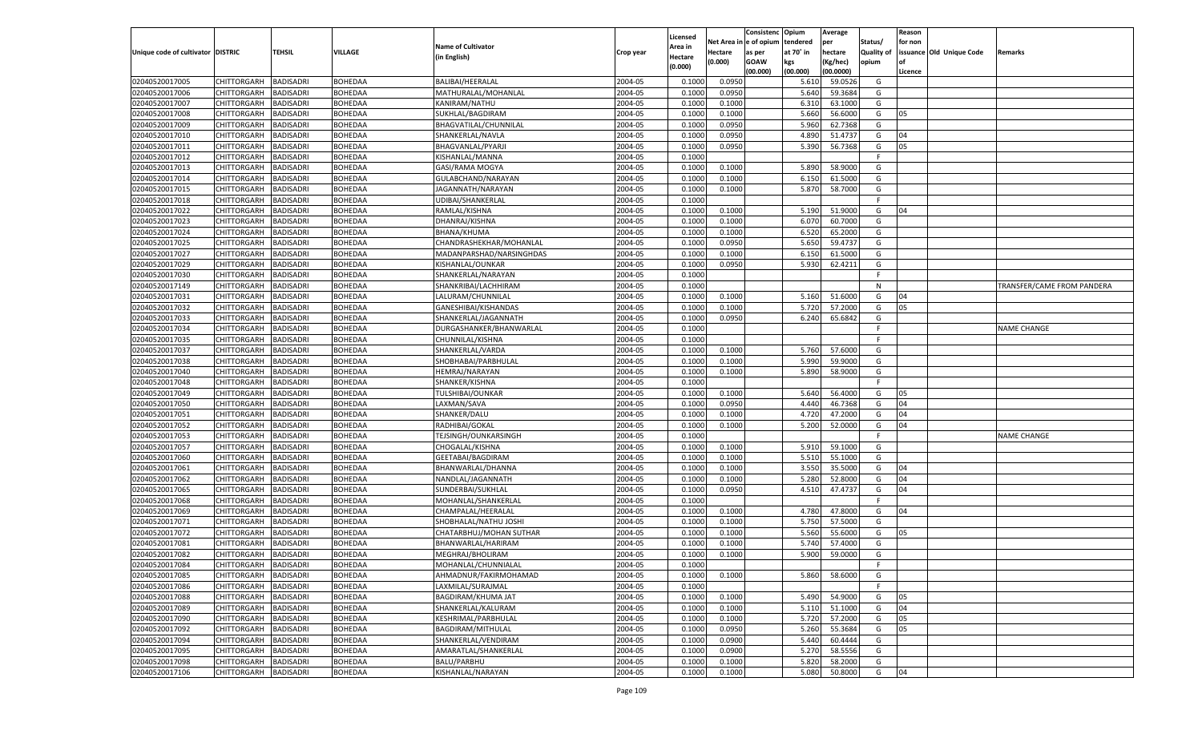| Unique code of cultivator | DISTRIC | TEHSIL | VILLAGE | Name of Cultivator (in English) | Crop year | Licensed Area in Hectare (0.000) | Net Area in Hectare (0.000) | Consistenc e of opium as per GOAW (00.000) | Opium tendered at 70° in kgs (00.000) | Average per hectare (Kg/hec) (00.0000) | Status/ Quality of opium | Reason for non issuance of Licence | Old Unique Code | Remarks |
|---|---|---|---|---|---|---|---|---|---|---|---|---|---|---|
| 02040520017005 | CHITTORGARH | BADISADRI | BOHEDAA | BALIBAI/HEERALAL | 2004-05 | 0.1000 | 0.0950 | | 5.610 | 59.0526 | G | | | |
| 02040520017006 | CHITTORGARH | BADISADRI | BOHEDAA | MATHURALAL/MOHANLAL | 2004-05 | 0.1000 | 0.0950 | | 5.640 | 59.3684 | G | | | |
| 02040520017007 | CHITTORGARH | BADISADRI | BOHEDAA | KANIRAM/NATHU | 2004-05 | 0.1000 | 0.1000 | | 6.310 | 63.1000 | G | | | |
| 02040520017008 | CHITTORGARH | BADISADRI | BOHEDAA | SUKHLAL/BAGDIRAM | 2004-05 | 0.1000 | 0.1000 | | 5.660 | 56.6000 | G | 05 | | |
| 02040520017009 | CHITTORGARH | BADISADRI | BOHEDAA | BHAGVATILAL/CHUNNILAL | 2004-05 | 0.1000 | 0.0950 | | 5.960 | 62.7368 | G | | | |
| 02040520017010 | CHITTORGARH | BADISADRI | BOHEDAA | SHANKERLAL/NAVLA | 2004-05 | 0.1000 | 0.0950 | | 4.890 | 51.4737 | G | 04 | | |
| 02040520017011 | CHITTORGARH | BADISADRI | BOHEDAA | BHAGVANLAL/PYARJI | 2004-05 | 0.1000 | 0.0950 | | 5.390 | 56.7368 | G | 05 | | |
| 02040520017012 | CHITTORGARH | BADISADRI | BOHEDAA | KISHANLAL/MANNA | 2004-05 | 0.1000 | | | | | F | | | |
| 02040520017013 | CHITTORGARH | BADISADRI | BOHEDAA | GASI/RAMA MOGYA | 2004-05 | 0.1000 | 0.1000 | | 5.890 | 58.9000 | G | | | |
| 02040520017014 | CHITTORGARH | BADISADRI | BOHEDAA | GULABCHAND/NARAYAN | 2004-05 | 0.1000 | 0.1000 | | 6.150 | 61.5000 | G | | | |
| 02040520017015 | CHITTORGARH | BADISADRI | BOHEDAA | JAGANNATH/NARAYAN | 2004-05 | 0.1000 | 0.1000 | | 5.870 | 58.7000 | G | | | |
| 02040520017018 | CHITTORGARH | BADISADRI | BOHEDAA | UDIBAI/SHANKERLAL | 2004-05 | 0.1000 | | | | | F | | | |
| 02040520017022 | CHITTORGARH | BADISADRI | BOHEDAA | RAMLAL/KISHNA | 2004-05 | 0.1000 | 0.1000 | | 5.190 | 51.9000 | G | 04 | | |
| 02040520017023 | CHITTORGARH | BADISADRI | BOHEDAA | DHANRAJ/KISHNA | 2004-05 | 0.1000 | 0.1000 | | 6.070 | 60.7000 | G | | | |
| 02040520017024 | CHITTORGARH | BADISADRI | BOHEDAA | BHANA/KHUMA | 2004-05 | 0.1000 | 0.1000 | | 6.520 | 65.2000 | G | | | |
| 02040520017025 | CHITTORGARH | BADISADRI | BOHEDAA | CHANDRASHEKHAR/MOHANLAL | 2004-05 | 0.1000 | 0.0950 | | 5.650 | 59.4737 | G | | | |
| 02040520017027 | CHITTORGARH | BADISADRI | BOHEDAA | MADANPARSHAD/NARSINGHDAS | 2004-05 | 0.1000 | 0.1000 | | 6.150 | 61.5000 | G | | | |
| 02040520017029 | CHITTORGARH | BADISADRI | BOHEDAA | KISHANLAL/OUNKAR | 2004-05 | 0.1000 | 0.0950 | | 5.930 | 62.4211 | G | | | |
| 02040520017030 | CHITTORGARH | BADISADRI | BOHEDAA | SHANKERLAL/NARAYAN | 2004-05 | 0.1000 | | | | | F | | | |
| 02040520017149 | CHITTORGARH | BADISADRI | BOHEDAA | SHANKRIBAI/LACHHIRAM | 2004-05 | 0.1000 | | | | | N | | | TRANSFER/CAME FROM PANDERA |
| 02040520017031 | CHITTORGARH | BADISADRI | BOHEDAA | LALURAM/CHUNNILAL | 2004-05 | 0.1000 | 0.1000 | | 5.160 | 51.6000 | G | 04 | | |
| 02040520017032 | CHITTORGARH | BADISADRI | BOHEDAA | GANESHIBAI/KISHANDAS | 2004-05 | 0.1000 | 0.1000 | | 5.720 | 57.2000 | G | 05 | | |
| 02040520017033 | CHITTORGARH | BADISADRI | BOHEDAA | SHANKERLAL/JAGANNATH | 2004-05 | 0.1000 | 0.0950 | | 6.240 | 65.6842 | G | | | |
| 02040520017034 | CHITTORGARH | BADISADRI | BOHEDAA | DURGASHANKER/BHANWARLAL | 2004-05 | 0.1000 | | | | | F | | | NAME CHANGE |
| 02040520017035 | CHITTORGARH | BADISADRI | BOHEDAA | CHUNNILAL/KISHNA | 2004-05 | 0.1000 | | | | | F | | | |
| 02040520017037 | CHITTORGARH | BADISADRI | BOHEDAA | SHANKERLAL/VARDA | 2004-05 | 0.1000 | 0.1000 | | 5.760 | 57.6000 | G | | | |
| 02040520017038 | CHITTORGARH | BADISADRI | BOHEDAA | SHOBHABAI/PARBHULAL | 2004-05 | 0.1000 | 0.1000 | | 5.990 | 59.9000 | G | | | |
| 02040520017040 | CHITTORGARH | BADISADRI | BOHEDAA | HEMRAJ/NARAYAN | 2004-05 | 0.1000 | 0.1000 | | 5.890 | 58.9000 | G | | | |
| 02040520017048 | CHITTORGARH | BADISADRI | BOHEDAA | SHANKER/KISHNA | 2004-05 | 0.1000 | | | | | F | | | |
| 02040520017049 | CHITTORGARH | BADISADRI | BOHEDAA | TULSHIBAI/OUNKAR | 2004-05 | 0.1000 | 0.1000 | | 5.640 | 56.4000 | G | 05 | | |
| 02040520017050 | CHITTORGARH | BADISADRI | BOHEDAA | LAXMAN/SAVA | 2004-05 | 0.1000 | 0.0950 | | 4.440 | 46.7368 | G | 04 | | |
| 02040520017051 | CHITTORGARH | BADISADRI | BOHEDAA | SHANKER/DALU | 2004-05 | 0.1000 | 0.1000 | | 4.720 | 47.2000 | G | 04 | | |
| 02040520017052 | CHITTORGARH | BADISADRI | BOHEDAA | RADHIBAI/GOKAL | 2004-05 | 0.1000 | 0.1000 | | 5.200 | 52.0000 | G | 04 | | |
| 02040520017053 | CHITTORGARH | BADISADRI | BOHEDAA | TEJSINGH/OUNKARSINGH | 2004-05 | 0.1000 | | | | | F | | | NAME CHANGE |
| 02040520017057 | CHITTORGARH | BADISADRI | BOHEDAA | CHOGALAL/KISHNA | 2004-05 | 0.1000 | 0.1000 | | 5.910 | 59.1000 | G | | | |
| 02040520017060 | CHITTORGARH | BADISADRI | BOHEDAA | GEETABAI/BAGDIRAM | 2004-05 | 0.1000 | 0.1000 | | 5.510 | 55.1000 | G | | | |
| 02040520017061 | CHITTORGARH | BADISADRI | BOHEDAA | BHANWARLAL/DHANNA | 2004-05 | 0.1000 | 0.1000 | | 3.550 | 35.5000 | G | 04 | | |
| 02040520017062 | CHITTORGARH | BADISADRI | BOHEDAA | NANDLAL/JAGANNATH | 2004-05 | 0.1000 | 0.1000 | | 5.280 | 52.8000 | G | 04 | | |
| 02040520017065 | CHITTORGARH | BADISADRI | BOHEDAA | SUNDERBAI/SUKHLAL | 2004-05 | 0.1000 | 0.0950 | | 4.510 | 47.4737 | G | 04 | | |
| 02040520017068 | CHITTORGARH | BADISADRI | BOHEDAA | MOHANLAL/SHANKERLAL | 2004-05 | 0.1000 | | | | | F | | | |
| 02040520017069 | CHITTORGARH | BADISADRI | BOHEDAA | CHAMPALAL/HEERALAL | 2004-05 | 0.1000 | 0.1000 | | 4.780 | 47.8000 | G | 04 | | |
| 02040520017071 | CHITTORGARH | BADISADRI | BOHEDAA | SHOBHALAL/NATHU JOSHI | 2004-05 | 0.1000 | 0.1000 | | 5.750 | 57.5000 | G | | | |
| 02040520017072 | CHITTORGARH | BADISADRI | BOHEDAA | CHATARBHUJ/MOHAN SUTHAR | 2004-05 | 0.1000 | 0.1000 | | 5.560 | 55.6000 | G | 05 | | |
| 02040520017081 | CHITTORGARH | BADISADRI | BOHEDAA | BHANWARLAL/HARIRAM | 2004-05 | 0.1000 | 0.1000 | | 5.740 | 57.4000 | G | | | |
| 02040520017082 | CHITTORGARH | BADISADRI | BOHEDAA | MEGHRAJ/BHOLIRAM | 2004-05 | 0.1000 | 0.1000 | | 5.900 | 59.0000 | G | | | |
| 02040520017084 | CHITTORGARH | BADISADRI | BOHEDAA | MOHANLAL/CHUNNIALAL | 2004-05 | 0.1000 | | | | | F | | | |
| 02040520017085 | CHITTORGARH | BADISADRI | BOHEDAA | AHMADNUR/FAKIRMOHAMAD | 2004-05 | 0.1000 | 0.1000 | | 5.860 | 58.6000 | G | | | |
| 02040520017086 | CHITTORGARH | BADISADRI | BOHEDAA | LAXMILAL/SURAJMAL | 2004-05 | 0.1000 | | | | | F | | | |
| 02040520017088 | CHITTORGARH | BADISADRI | BOHEDAA | BAGDIRAM/KHUMA JAT | 2004-05 | 0.1000 | 0.1000 | | 5.490 | 54.9000 | G | 05 | | |
| 02040520017089 | CHITTORGARH | BADISADRI | BOHEDAA | SHANKERLAL/KALURAM | 2004-05 | 0.1000 | 0.1000 | | 5.110 | 51.1000 | G | 04 | | |
| 02040520017090 | CHITTORGARH | BADISADRI | BOHEDAA | KESHRIMAL/PARBHULAL | 2004-05 | 0.1000 | 0.1000 | | 5.720 | 57.2000 | G | 05 | | |
| 02040520017092 | CHITTORGARH | BADISADRI | BOHEDAA | BAGDIRAM/MITHULAL | 2004-05 | 0.1000 | 0.0950 | | 5.260 | 55.3684 | G | 05 | | |
| 02040520017094 | CHITTORGARH | BADISADRI | BOHEDAA | SHANKERLAL/VENDIRAM | 2004-05 | 0.1000 | 0.0900 | | 5.440 | 60.4444 | G | | | |
| 02040520017095 | CHITTORGARH | BADISADRI | BOHEDAA | AMARATLAL/SHANKERLAL | 2004-05 | 0.1000 | 0.0900 | | 5.270 | 58.5556 | G | | | |
| 02040520017098 | CHITTORGARH | BADISADRI | BOHEDAA | BALU/PARBHU | 2004-05 | 0.1000 | 0.1000 | | 5.820 | 58.2000 | G | | | |
| 02040520017106 | CHITTORGARH | BADISADRI | BOHEDAA | KISHANLAL/NARAYAN | 2004-05 | 0.1000 | 0.1000 | | 5.080 | 50.8000 | G | 04 | | |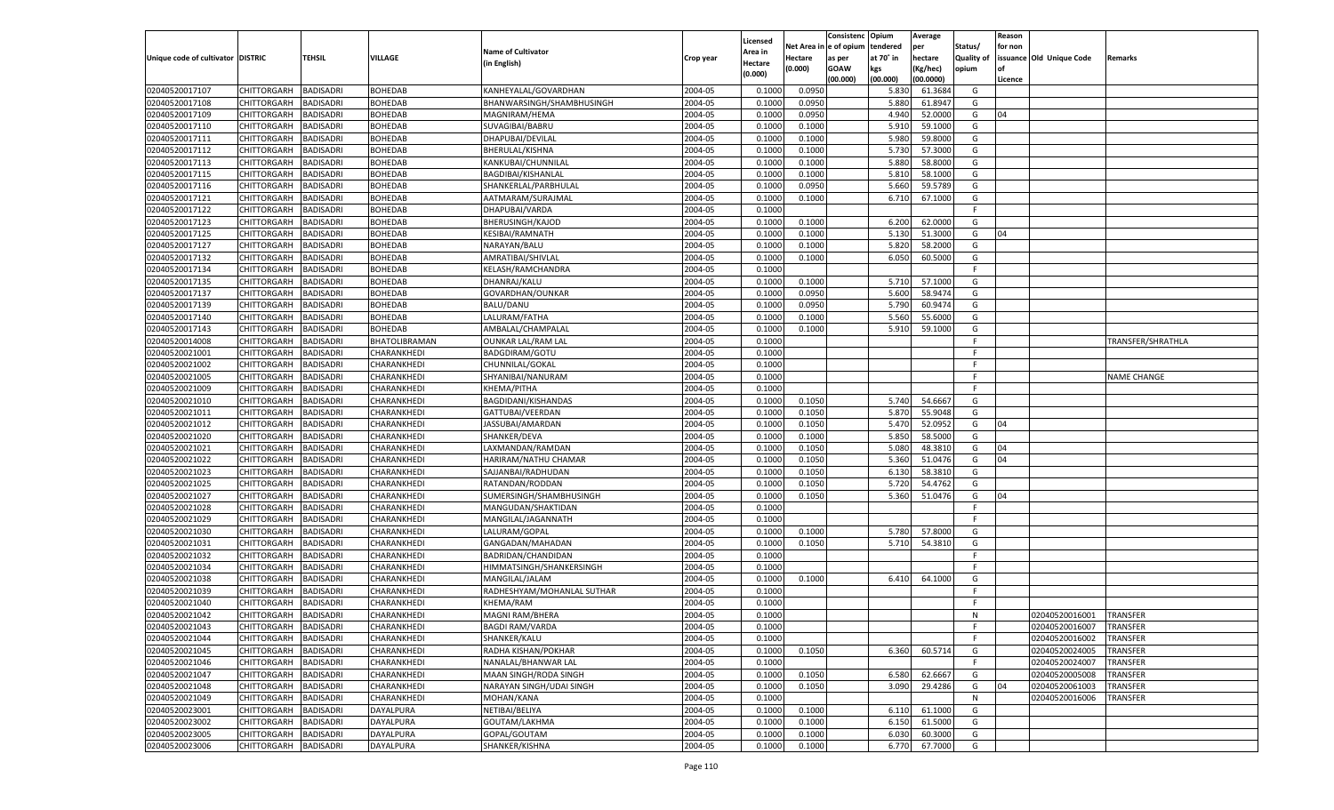| Unique code of cultivator | DISTRIC | TEHSIL | VILLAGE | Name of Cultivator (in English) | Crop year | Licensed Area in Hectare (0.000) | Net Area in Hectare (0.000) | Consistenc e of opium as per GOAW (00.000) | Opium tendered at 70° in kgs (00.000) | Average per hectare (Kg/hec) (00.0000) | Status/ Quality of opium | Reason for non issuance of Licence | Old Unique Code | Remarks |
|---|---|---|---|---|---|---|---|---|---|---|---|---|---|---|
| 02040520017107 | CHITTORGARH | BADISADRI | BOHEDAB | KANHEYALAL/GOVARDHAN | 2004-05 | 0.1000 | 0.0950 | | 5.830 | 61.3684 | G | | | |
| 02040520017108 | CHITTORGARH | BADISADRI | BOHEDAB | BHANWARSINGH/SHAMBHUSINGH | 2004-05 | 0.1000 | 0.0950 | | 5.880 | 61.8947 | G | | | |
| 02040520017109 | CHITTORGARH | BADISADRI | BOHEDAB | MAGNIRAM/HEMA | 2004-05 | 0.1000 | 0.0950 | | 4.940 | 52.0000 | G | 04 | | |
| 02040520017110 | CHITTORGARH | BADISADRI | BOHEDAB | SUVAGIBAI/BABRU | 2004-05 | 0.1000 | 0.1000 | | 5.910 | 59.1000 | G | | | |
| 02040520017111 | CHITTORGARH | BADISADRI | BOHEDAB | DHAPUBAI/DEVILAL | 2004-05 | 0.1000 | 0.1000 | | 5.980 | 59.8000 | G | | | |
| 02040520017112 | CHITTORGARH | BADISADRI | BOHEDAB | BHERULAL/KISHNA | 2004-05 | 0.1000 | 0.1000 | | 5.730 | 57.3000 | G | | | |
| 02040520017113 | CHITTORGARH | BADISADRI | BOHEDAB | KANKUBAI/CHUNNILAL | 2004-05 | 0.1000 | 0.1000 | | 5.880 | 58.8000 | G | | | |
| 02040520017115 | CHITTORGARH | BADISADRI | BOHEDAB | BAGDIBAI/KISHANLAL | 2004-05 | 0.1000 | 0.1000 | | 5.810 | 58.1000 | G | | | |
| 02040520017116 | CHITTORGARH | BADISADRI | BOHEDAB | SHANKERLAL/PARBHULAL | 2004-05 | 0.1000 | 0.0950 | | 5.660 | 59.5789 | G | | | |
| 02040520017121 | CHITTORGARH | BADISADRI | BOHEDAB | AATMARAM/SURAJMAL | 2004-05 | 0.1000 | 0.1000 | | 6.710 | 67.1000 | G | | | |
| 02040520017122 | CHITTORGARH | BADISADRI | BOHEDAB | DHAPUBAI/VARDA | 2004-05 | 0.1000 | | | | | F | | | |
| 02040520017123 | CHITTORGARH | BADISADRI | BOHEDAB | BHERUSINGH/KAJOD | 2004-05 | 0.1000 | 0.1000 | | 6.200 | 62.0000 | G | | | |
| 02040520017125 | CHITTORGARH | BADISADRI | BOHEDAB | KESIBAI/RAMNATH | 2004-05 | 0.1000 | 0.1000 | | 5.130 | 51.3000 | G | 04 | | |
| 02040520017127 | CHITTORGARH | BADISADRI | BOHEDAB | NARAYAN/BALU | 2004-05 | 0.1000 | 0.1000 | | 5.820 | 58.2000 | G | | | |
| 02040520017132 | CHITTORGARH | BADISADRI | BOHEDAB | AMRATIBAI/SHIVLAL | 2004-05 | 0.1000 | 0.1000 | | 6.050 | 60.5000 | G | | | |
| 02040520017134 | CHITTORGARH | BADISADRI | BOHEDAB | KELASH/RAMCHANDRA | 2004-05 | 0.1000 | | | | | F | | | |
| 02040520017135 | CHITTORGARH | BADISADRI | BOHEDAB | DHANRAJ/KALU | 2004-05 | 0.1000 | 0.1000 | | 5.710 | 57.1000 | G | | | |
| 02040520017137 | CHITTORGARH | BADISADRI | BOHEDAB | GOVARDHAN/OUNKAR | 2004-05 | 0.1000 | 0.0950 | | 5.600 | 58.9474 | G | | | |
| 02040520017139 | CHITTORGARH | BADISADRI | BOHEDAB | BALU/DANU | 2004-05 | 0.1000 | 0.0950 | | 5.790 | 60.9474 | G | | | |
| 02040520017140 | CHITTORGARH | BADISADRI | BOHEDAB | LALURAM/FATHA | 2004-05 | 0.1000 | 0.1000 | | 5.560 | 55.6000 | G | | | |
| 02040520017143 | CHITTORGARH | BADISADRI | BOHEDAB | AMBALAL/CHAMPALAL | 2004-05 | 0.1000 | 0.1000 | | 5.910 | 59.1000 | G | | | |
| 02040520014008 | CHITTORGARH | BADISADRI | BHATOLIBRAMAN | OUNKAR LAL/RAM LAL | 2004-05 | 0.1000 | | | | | F | | | TRANSFER/SHRATHLA |
| 02040520021001 | CHITTORGARH | BADISADRI | CHARANKHEDI | BADGDIRAM/GOTU | 2004-05 | 0.1000 | | | | | F | | | |
| 02040520021002 | CHITTORGARH | BADISADRI | CHARANKHEDI | CHUNNILAL/GOKAL | 2004-05 | 0.1000 | | | | | F | | | |
| 02040520021005 | CHITTORGARH | BADISADRI | CHARANKHEDI | SHYANIBAI/NANURAM | 2004-05 | 0.1000 | | | | | F | | | NAME CHANGE |
| 02040520021009 | CHITTORGARH | BADISADRI | CHARANKHEDI | KHEMA/PITHA | 2004-05 | 0.1000 | | | | | F | | | |
| 02040520021010 | CHITTORGARH | BADISADRI | CHARANKHEDI | BAGDIDANI/KISHANDAS | 2004-05 | 0.1000 | 0.1050 | | 5.740 | 54.6667 | G | | | |
| 02040520021011 | CHITTORGARH | BADISADRI | CHARANKHEDI | GATTUBAI/VEERDAN | 2004-05 | 0.1000 | 0.1050 | | 5.870 | 55.9048 | G | | | |
| 02040520021012 | CHITTORGARH | BADISADRI | CHARANKHEDI | JASSUBAI/AMARDAN | 2004-05 | 0.1000 | 0.1050 | | 5.470 | 52.0952 | G | 04 | | |
| 02040520021020 | CHITTORGARH | BADISADRI | CHARANKHEDI | SHANKER/DEVA | 2004-05 | 0.1000 | 0.1000 | | 5.850 | 58.5000 | G | | | |
| 02040520021021 | CHITTORGARH | BADISADRI | CHARANKHEDI | LAXMANDAN/RAMDAN | 2004-05 | 0.1000 | 0.1050 | | 5.080 | 48.3810 | G | 04 | | |
| 02040520021022 | CHITTORGARH | BADISADRI | CHARANKHEDI | HARIRAM/NATHU CHAMAR | 2004-05 | 0.1000 | 0.1050 | | 5.360 | 51.0476 | G | 04 | | |
| 02040520021023 | CHITTORGARH | BADISADRI | CHARANKHEDI | SAJJANBAI/RADHUDAN | 2004-05 | 0.1000 | 0.1050 | | 6.130 | 58.3810 | G | | | |
| 02040520021025 | CHITTORGARH | BADISADRI | CHARANKHEDI | RATANDAN/RODDAN | 2004-05 | 0.1000 | 0.1050 | | 5.720 | 54.4762 | G | | | |
| 02040520021027 | CHITTORGARH | BADISADRI | CHARANKHEDI | SUMERSINGH/SHAMBHUSINGH | 2004-05 | 0.1000 | 0.1050 | | 5.360 | 51.0476 | G | 04 | | |
| 02040520021028 | CHITTORGARH | BADISADRI | CHARANKHEDI | MANGUDAN/SHAKTIDAN | 2004-05 | 0.1000 | | | | | F | | | |
| 02040520021029 | CHITTORGARH | BADISADRI | CHARANKHEDI | MANGILAL/JAGANNATH | 2004-05 | 0.1000 | | | | | F | | | |
| 02040520021030 | CHITTORGARH | BADISADRI | CHARANKHEDI | LALURAM/GOPAL | 2004-05 | 0.1000 | 0.1000 | | 5.780 | 57.8000 | G | | | |
| 02040520021031 | CHITTORGARH | BADISADRI | CHARANKHEDI | GANGADAN/MAHADAN | 2004-05 | 0.1000 | 0.1050 | | 5.710 | 54.3810 | G | | | |
| 02040520021032 | CHITTORGARH | BADISADRI | CHARANKHEDI | BADRIDAN/CHANDIDAN | 2004-05 | 0.1000 | | | | | F | | | |
| 02040520021034 | CHITTORGARH | BADISADRI | CHARANKHEDI | HIMMATSINGH/SHANKERSINGH | 2004-05 | 0.1000 | | | | | F | | | |
| 02040520021038 | CHITTORGARH | BADISADRI | CHARANKHEDI | MANGILAL/JALAM | 2004-05 | 0.1000 | 0.1000 | | 6.410 | 64.1000 | G | | | |
| 02040520021039 | CHITTORGARH | BADISADRI | CHARANKHEDI | RADHESHYAM/MOHANLAL SUTHAR | 2004-05 | 0.1000 | | | | | F | | | |
| 02040520021040 | CHITTORGARH | BADISADRI | CHARANKHEDI | KHEMA/RAM | 2004-05 | 0.1000 | | | | | F | | | |
| 02040520021042 | CHITTORGARH | BADISADRI | CHARANKHEDI | MAGNI RAM/BHERA | 2004-05 | 0.1000 | | | | | N | | 02040520016001 | TRANSFER |
| 02040520021043 | CHITTORGARH | BADISADRI | CHARANKHEDI | BAGDI RAM/VARDA | 2004-05 | 0.1000 | | | | | F | | 02040520016007 | TRANSFER |
| 02040520021044 | CHITTORGARH | BADISADRI | CHARANKHEDI | SHANKER/KALU | 2004-05 | 0.1000 | | | | | F | | 02040520016002 | TRANSFER |
| 02040520021045 | CHITTORGARH | BADISADRI | CHARANKHEDI | RADHA KISHAN/POKHAR | 2004-05 | 0.1000 | 0.1050 | | 6.360 | 60.5714 | G | | 02040520024005 | TRANSFER |
| 02040520021046 | CHITTORGARH | BADISADRI | CHARANKHEDI | NANALAL/BHANWAR LAL | 2004-05 | 0.1000 | | | | | F | | 02040520024007 | TRANSFER |
| 02040520021047 | CHITTORGARH | BADISADRI | CHARANKHEDI | MAAN SINGH/RODA SINGH | 2004-05 | 0.1000 | 0.1050 | | 6.580 | 62.6667 | G | | 02040520005008 | TRANSFER |
| 02040520021048 | CHITTORGARH | BADISADRI | CHARANKHEDI | NARAYAN SINGH/UDAI SINGH | 2004-05 | 0.1000 | 0.1050 | | 3.090 | 29.4286 | G | 04 | 02040520061003 | TRANSFER |
| 02040520021049 | CHITTORGARH | BADISADRI | CHARANKHEDI | MOHAN/KANA | 2004-05 | 0.1000 | | | | | N | | 02040520016006 | TRANSFER |
| 02040520023001 | CHITTORGARH | BADISADRI | DAYALPURA | NETIBAI/BELIYA | 2004-05 | 0.1000 | 0.1000 | | 6.110 | 61.1000 | G | | | |
| 02040520023002 | CHITTORGARH | BADISADRI | DAYALPURA | GOUTAM/LAKHMA | 2004-05 | 0.1000 | 0.1000 | | 6.150 | 61.5000 | G | | | |
| 02040520023005 | CHITTORGARH | BADISADRI | DAYALPURA | GOPAL/GOUTAM | 2004-05 | 0.1000 | 0.1000 | | 6.030 | 60.3000 | G | | | |
| 02040520023006 | CHITTORGARH | BADISADRI | DAYALPURA | SHANKER/KISHNA | 2004-05 | 0.1000 | 0.1000 | | 6.770 | 67.7000 | G | | | |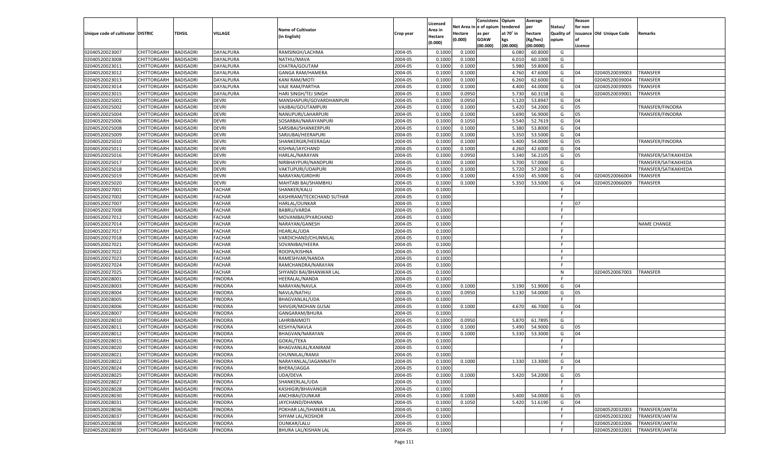| Unique code of cultivator | DISTRIC | TEHSIL | VILLAGE | Name of Cultivator (in English) | Crop year | Licensed Area in Hectare (0.000) | Net Area in Hectare (0.000) | Consistenc e of opium as per GOAW (00.000) | Opium tendered at 70° in kgs (00.000) | Average per hectare (Kg/hec) (00.0000) | Status/ Quality of opium | Reason for non issuance of Licence | Old Unique Code | Remarks |
|---|---|---|---|---|---|---|---|---|---|---|---|---|---|---|
| 02040520023007 | CHITTORGARH | BADISADRI | DAYALPURA | RAMSINGH/LACHMA | 2004-05 | 0.1000 | 0.1000 | | 6.080 | 60.8000 | G | | | |
| 02040520023008 | CHITTORGARH | BADISADRI | DAYALPURA | NATHU/MAVA | 2004-05 | 0.1000 | 0.1000 | | 6.010 | 60.1000 | G | | | |
| 02040520023011 | CHITTORGARH | BADISADRI | DAYALPURA | CHATRA/GOUTAM | 2004-05 | 0.1000 | 0.1000 | | 5.980 | 59.8000 | G | | | |
| 02040520023012 | CHITTORGARH | BADISADRI | DAYALPURA | GANGA RAM/HAMERA | 2004-05 | 0.1000 | 0.1000 | | 4.760 | 47.6000 | G | 04 | 02040520039003 | TRANSFER |
| 02040520023013 | CHITTORGARH | BADISADRI | DAYALPURA | KANI RAM/MOTI | 2004-05 | 0.1000 | 0.1000 | | 6.260 | 62.6000 | G | | 02040520039004 | TRANSFER |
| 02040520023014 | CHITTORGARH | BADISADRI | DAYALPURA | VAJE RAM/PARTHA | 2004-05 | 0.1000 | 0.1000 | | 4.400 | 44.0000 | G | 04 | 02040520039005 | TRANSFER |
| 02040520023015 | CHITTORGARH | BADISADRI | DAYALPURA | HARI SINGH/TEJ SINGH | 2004-05 | 0.1000 | 0.0950 | | 5.730 | 60.3158 | G | | 02040520039001 | TRANSFER |
| 02040520025001 | CHITTORGARH | BADISADRI | DEVRI | MANSHAPURI/GOVARDHANPURI | 2004-05 | 0.1000 | 0.0950 | | 5.120 | 53.8947 | G | 04 | | |
| 02040520025002 | CHITTORGARH | BADISADRI | DEVRI | VAJIBAI/GOUTAMPURI | 2004-05 | 0.1000 | 0.1000 | | 5.420 | 54.2000 | G | 05 | | TRANSFER/FINODRA |
| 02040520025004 | CHITTORGARH | BADISADRI | DEVRI | NANUPURI/LAHARPURI | 2004-05 | 0.1000 | 0.1000 | | 5.690 | 56.9000 | G | 05 | | TRANSFER/FINODRA |
| 02040520025006 | CHITTORGARH | BADISADRI | DEVRI | SOSARBAI/NARAYANPURI | 2004-05 | 0.1000 | 0.1050 | | 5.540 | 52.7619 | G | 04 | | |
| 02040520025008 | CHITTORGARH | BADISADRI | DEVRI | SARSIBAI/SHANKERPURI | 2004-05 | 0.1000 | 0.1000 | | 5.380 | 53.8000 | G | 04 | | |
| 02040520025009 | CHITTORGARH | BADISADRI | DEVRI | SARJUBAI/HEERAPURI | 2004-05 | 0.1000 | 0.1000 | | 5.350 | 53.5000 | G | 04 | | |
| 02040520025010 | CHITTORGARH | BADISADRI | DEVRI | SHANKERGIR/HEERAGAI | 2004-05 | 0.1000 | 0.1000 | | 5.400 | 54.0000 | G | 05 | | TRANSFER/FINODRA |
| 02040520025011 | CHITTORGARH | BADISADRI | DEVRI | KISHNA/JAYCHAND | 2004-05 | 0.1000 | 0.1000 | | 4.260 | 42.6000 | G | 04 | | |
| 02040520025016 | CHITTORGARH | BADISADRI | DEVRI | HARLAL/NARAYAN | 2004-05 | 0.1000 | 0.0950 | | 5.340 | 56.2105 | G | 05 | | TRANSFER/SATIKAKHEDA |
| 02040520025017 | CHITTORGARH | BADISADRI | DEVRI | NIRBHAYPURI/NANDPURI | 2004-05 | 0.1000 | 0.1000 | | 5.700 | 57.0000 | G | | | TRANSFER/SATIKAKHEDA |
| 02040520025018 | CHITTORGARH | BADISADRI | DEVRI | VAKTUPURI/UDAIPURI | 2004-05 | 0.1000 | 0.1000 | | 5.720 | 57.2000 | G | | | TRANSFER/SATIKAKHEDA |
| 02040520025019 | CHITTORGARH | BADISADRI | DEVRI | NARAYAN/GIRDHRI | 2004-05 | 0.1000 | 0.1000 | | 4.550 | 45.5000 | G | 04 | 02040520066004 | TRANSFER |
| 02040520025020 | CHITTORGARH | BADISADRI | DEVRI | MAHTABI BAI/SHAMBHU | 2004-05 | 0.1000 | 0.1000 | | 5.350 | 53.5000 | G | 04 | 02040520066009 | TRANSFER |
| 02040520027001 | CHITTORGARH | BADISADRI | FACHAR | SHANKER/KALU | 2004-05 | 0.1000 | | | | | F | | | |
| 02040520027002 | CHITTORGARH | BADISADRI | FACHAR | KASHIRAM/TECKCHAND SUTHAR | 2004-05 | 0.1000 | | | | | F | | | |
| 02040520027007 | CHITTORGARH | BADISADRI | FACHAR | HARLAL/OUNKAR | 2004-05 | 0.1000 | | | | | F | 07 | | |
| 02040520027008 | CHITTORGARH | BADISADRI | FACHAR | BABRU/VARDA | 2004-05 | 0.1000 | | | | | F | | | |
| 02040520027012 | CHITTORGARH | BADISADRI | FACHAR | MOVANIBAI/PYARCHAND | 2004-05 | 0.1000 | | | | | F | | | |
| 02040520027014 | CHITTORGARH | BADISADRI | FACHAR | NARAYAN/GANESH | 2004-05 | 0.1000 | | | | | F | | | NAME CHANGE |
| 02040520027017 | CHITTORGARH | BADISADRI | FACHAR | HEARLAL/UDA | 2004-05 | 0.1000 | | | | | F | | | |
| 02040520027018 | CHITTORGARH | BADISADRI | FACHAR | VARDICHAND/CHUNNILAL | 2004-05 | 0.1000 | | | | | F | | | |
| 02040520027021 | CHITTORGARH | BADISADRI | FACHAR | SOVANIBAI/HEERA | 2004-05 | 0.1000 | | | | | F | | | |
| 02040520027022 | CHITTORGARH | BADISADRI | FACHAR | ROOPA/KISHNA | 2004-05 | 0.1000 | | | | | F | | | |
| 02040520027023 | CHITTORGARH | BADISADRI | FACHAR | RAMESHVAR/NANDA | 2004-05 | 0.1000 | | | | | F | | | |
| 02040520027024 | CHITTORGARH | BADISADRI | FACHAR | RAMCHANDRA/NARAYAN | 2004-05 | 0.1000 | | | | | F | | | |
| 02040520027025 | CHITTORGARH | BADISADRI | FACHAR | SHYANDI BAI/BHANWAR LAL | 2004-05 | 0.1000 | | | | | N | | 02040520067003 | TRANSFER |
| 02040520028001 | CHITTORGARH | BADISADRI | FINODRA | HEERALAL/NANDA | 2004-05 | 0.1000 | | | | | F | | | |
| 02040520028003 | CHITTORGARH | BADISADRI | FINODRA | NARAYAN/NAVLA | 2004-05 | 0.1000 | 0.1000 | | 5.190 | 51.9000 | G | 04 | | |
| 02040520028004 | CHITTORGARH | BADISADRI | FINODRA | NAVLA/NATHU | 2004-05 | 0.1000 | 0.0950 | | 5.130 | 54.0000 | G | 05 | | |
| 02040520028005 | CHITTORGARH | BADISADRI | FINODRA | BHAGVANLAL/UDA | 2004-05 | 0.1000 | | | | | F | | | |
| 02040520028006 | CHITTORGARH | BADISADRI | FINODRA | SHIVGIR/MOHAN GUSAI | 2004-05 | 0.1000 | 0.1000 | | 4.670 | 46.7000 | G | 04 | | |
| 02040520028007 | CHITTORGARH | BADISADRI | FINODRA | GANGARAM/BHURA | 2004-05 | 0.1000 | | | | | F | | | |
| 02040520028010 | CHITTORGARH | BADISADRI | FINODRA | LAHRIBAIMOTI | 2004-05 | 0.1000 | 0.0950 | | 5.870 | 61.7895 | G | | | |
| 02040520028011 | CHITTORGARH | BADISADRI | FINODRA | KESHYA/NAVLA | 2004-05 | 0.1000 | 0.1000 | | 5.490 | 54.9000 | G | 05 | | |
| 02040520028012 | CHITTORGARH | BADISADRI | FINODRA | BHAGVAN/NARAYAN | 2004-05 | 0.1000 | 0.1000 | | 5.330 | 53.3000 | G | 04 | | |
| 02040520028015 | CHITTORGARH | BADISADRI | FINODRA | GOKAL/TEKA | 2004-05 | 0.1000 | | | | | F | | | |
| 02040520028020 | CHITTORGARH | BADISADRI | FINODRA | BHAGVANLAL/KANIRAM | 2004-05 | 0.1000 | | | | | F | | | |
| 02040520028021 | CHITTORGARH | BADISADRI | FINODRA | CHUNNILAL/RAMJI | 2004-05 | 0.1000 | | | | | F | | | |
| 02040520028022 | CHITTORGARH | BADISADRI | FINODRA | NARAYANLAL/JAGANNATH | 2004-05 | 0.1000 | 0.1000 | | 1.330 | 13.3000 | G | 04 | | |
| 02040520028024 | CHITTORGARH | BADISADRI | FINODRA | BHERA/JAGGA | 2004-05 | 0.1000 | | | | | F | | | |
| 02040520028025 | CHITTORGARH | BADISADRI | FINODRA | UDA/DEVA | 2004-05 | 0.1000 | 0.1000 | | 5.420 | 54.2000 | G | 05 | | |
| 02040520028027 | CHITTORGARH | BADISADRI | FINODRA | SHANKERLAL/UDA | 2004-05 | 0.1000 | | | | | F | | | |
| 02040520028028 | CHITTORGARH | BADISADRI | FINODRA | KASHIGIR/BHAVANGIR | 2004-05 | 0.1000 | | | | | F | | | |
| 02040520028030 | CHITTORGARH | BADISADRI | FINODRA | ANCHIBAI/OUNKAR | 2004-05 | 0.1000 | 0.1000 | | 5.400 | 54.0000 | G | 05 | | |
| 02040520028031 | CHITTORGARH | BADISADRI | FINODRA | JAYCHAND/DHANNA | 2004-05 | 0.1000 | 0.1050 | | 5.420 | 51.6190 | G | 04 | | |
| 02040520028036 | CHITTORGARH | BADISADRI | FINODRA | POKHAR LAL/SHANKER LAL | 2004-05 | 0.1000 | | | | | F | | 02040520032003 | TRANSFER/JANTAI |
| 02040520028037 | CHITTORGARH | BADISADRI | FINODRA | SHYAM LAL/KOSHOR | 2004-05 | 0.1000 | | | | | F | | 02040520032002 | TRANSFER/JANTAI |
| 02040520028038 | CHITTORGARH | BADISADRI | FINODRA | OUNKAR/LALU | 2004-05 | 0.1000 | | | | | F | | 02040520032006 | TRANSFER/JANTAI |
| 02040520028039 | CHITTORGARH | BADISADRI | FINODRA | BHURA LAL/KISHAN LAL | 2004-05 | 0.1000 | | | | | F | | 02040520032001 | TRANSFER/JANTAI |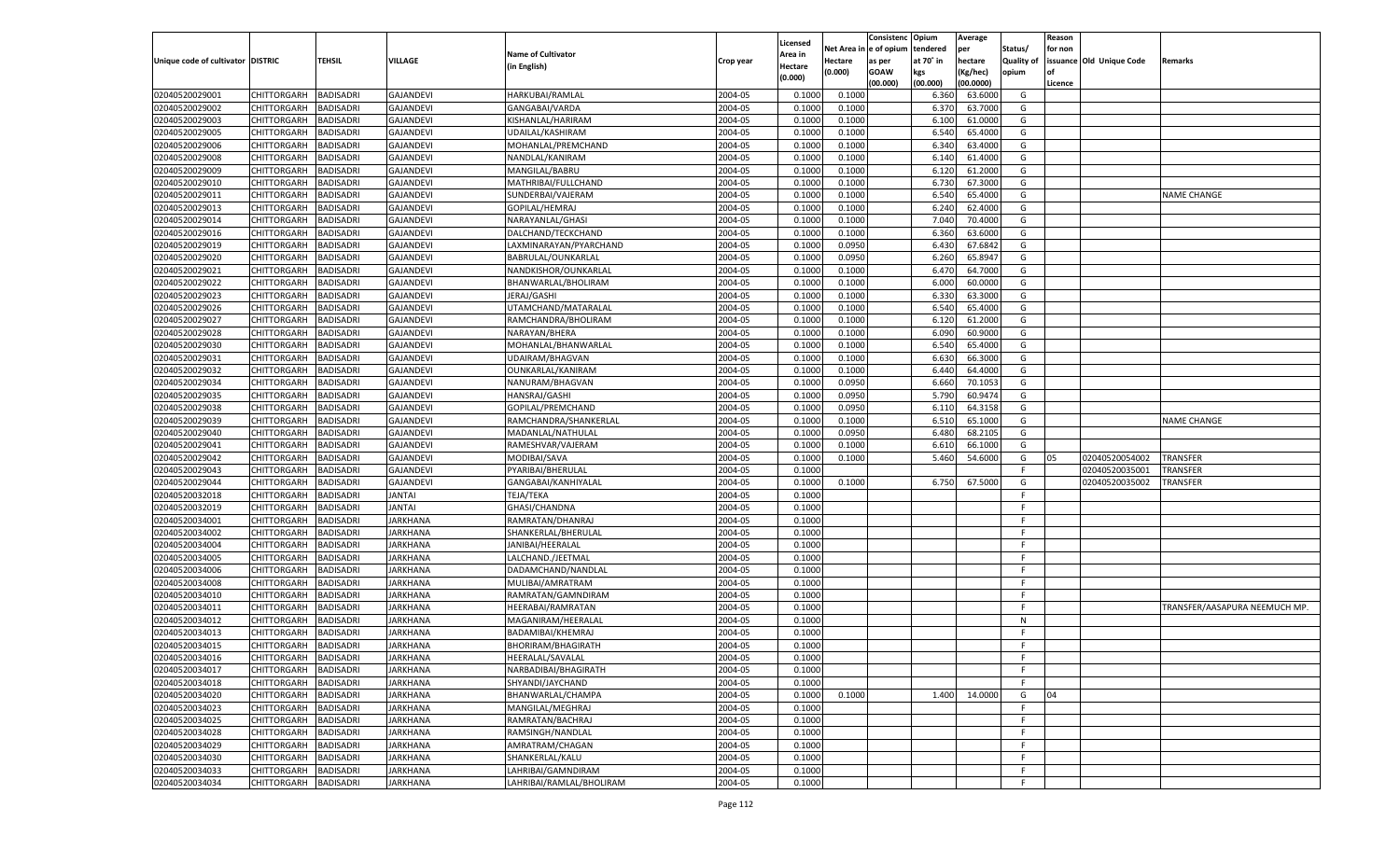| Unique code of cultivator | DISTRIC | TEHSIL | VILLAGE | Name of Cultivator (in English) | Crop year | Licensed Area in Hectare (0.000) | Net Area in Hectare (0.000) | Consistenc e of opium as per GOAW (00.000) | Opium tendered at 70° in kgs (00.000) | Average per hectare (Kg/hec) (00.0000) | Status/ Quality of opium | Reason for non issuance of Licence | Old Unique Code | Remarks |
|---|---|---|---|---|---|---|---|---|---|---|---|---|---|---|
| 02040520029001 | CHITTORGARH | BADISADRI | GAJANDEVI | HARKUBAI/RAMLAL | 2004-05 | 0.1000 | 0.1000 | | 6.360 | 63.6000 | G | | | |
| 02040520029002 | CHITTORGARH | BADISADRI | GAJANDEVI | GANGABAI/VARDA | 2004-05 | 0.1000 | 0.1000 | | 6.370 | 63.7000 | G | | | |
| 02040520029003 | CHITTORGARH | BADISADRI | GAJANDEVI | KISHANLAL/HARIRAM | 2004-05 | 0.1000 | 0.1000 | | 6.100 | 61.0000 | G | | | |
| 02040520029005 | CHITTORGARH | BADISADRI | GAJANDEVI | UDAILAL/KASHIRAM | 2004-05 | 0.1000 | 0.1000 | | 6.540 | 65.4000 | G | | | |
| 02040520029006 | CHITTORGARH | BADISADRI | GAJANDEVI | MOHANLAL/PREMCHAND | 2004-05 | 0.1000 | 0.1000 | | 6.340 | 63.4000 | G | | | |
| 02040520029008 | CHITTORGARH | BADISADRI | GAJANDEVI | NANDLAL/KANIRAM | 2004-05 | 0.1000 | 0.1000 | | 6.140 | 61.4000 | G | | | |
| 02040520029009 | CHITTORGARH | BADISADRI | GAJANDEVI | MANGILAL/BABRU | 2004-05 | 0.1000 | 0.1000 | | 6.120 | 61.2000 | G | | | |
| 02040520029010 | CHITTORGARH | BADISADRI | GAJANDEVI | MATHRIBAI/FULLCHAND | 2004-05 | 0.1000 | 0.1000 | | 6.730 | 67.3000 | G | | | |
| 02040520029011 | CHITTORGARH | BADISADRI | GAJANDEVI | SUNDERBAI/VAJERAM | 2004-05 | 0.1000 | 0.1000 | | 6.540 | 65.4000 | G | | | NAME CHANGE |
| 02040520029013 | CHITTORGARH | BADISADRI | GAJANDEVI | GOPILAL/HEMRAJ | 2004-05 | 0.1000 | 0.1000 | | 6.240 | 62.4000 | G | | | |
| 02040520029014 | CHITTORGARH | BADISADRI | GAJANDEVI | NARAYANLAL/GHASI | 2004-05 | 0.1000 | 0.1000 | | 7.040 | 70.4000 | G | | | |
| 02040520029016 | CHITTORGARH | BADISADRI | GAJANDEVI | DALCHAND/TECKCHAND | 2004-05 | 0.1000 | 0.1000 | | 6.360 | 63.6000 | G | | | |
| 02040520029019 | CHITTORGARH | BADISADRI | GAJANDEVI | LAXMINARAYAN/PYARCHAND | 2004-05 | 0.1000 | 0.0950 | | 6.430 | 67.6842 | G | | | |
| 02040520029020 | CHITTORGARH | BADISADRI | GAJANDEVI | BABRULAL/OUNKARLAL | 2004-05 | 0.1000 | 0.0950 | | 6.260 | 65.8947 | G | | | |
| 02040520029021 | CHITTORGARH | BADISADRI | GAJANDEVI | NANDKISHOR/OUNKARLAL | 2004-05 | 0.1000 | 0.1000 | | 6.470 | 64.7000 | G | | | |
| 02040520029022 | CHITTORGARH | BADISADRI | GAJANDEVI | BHANWARLAL/BHOLIRAM | 2004-05 | 0.1000 | 0.1000 | | 6.000 | 60.0000 | G | | | |
| 02040520029023 | CHITTORGARH | BADISADRI | GAJANDEVI | JERAJ/GASHI | 2004-05 | 0.1000 | 0.1000 | | 6.330 | 63.3000 | G | | | |
| 02040520029026 | CHITTORGARH | BADISADRI | GAJANDEVI | UTAMCHAND/MATARALAL | 2004-05 | 0.1000 | 0.1000 | | 6.540 | 65.4000 | G | | | |
| 02040520029027 | CHITTORGARH | BADISADRI | GAJANDEVI | RAMCHANDRA/BHOLIRAM | 2004-05 | 0.1000 | 0.1000 | | 6.120 | 61.2000 | G | | | |
| 02040520029028 | CHITTORGARH | BADISADRI | GAJANDEVI | NARAYAN/BHERA | 2004-05 | 0.1000 | 0.1000 | | 6.090 | 60.9000 | G | | | |
| 02040520029030 | CHITTORGARH | BADISADRI | GAJANDEVI | MOHANLAL/BHANWARLAL | 2004-05 | 0.1000 | 0.1000 | | 6.540 | 65.4000 | G | | | |
| 02040520029031 | CHITTORGARH | BADISADRI | GAJANDEVI | UDAIRAM/BHAGVAN | 2004-05 | 0.1000 | 0.1000 | | 6.630 | 66.3000 | G | | | |
| 02040520029032 | CHITTORGARH | BADISADRI | GAJANDEVI | OUNKARLAL/KANIRAM | 2004-05 | 0.1000 | 0.1000 | | 6.440 | 64.4000 | G | | | |
| 02040520029034 | CHITTORGARH | BADISADRI | GAJANDEVI | NANURAM/BHAGVAN | 2004-05 | 0.1000 | 0.0950 | | 6.660 | 70.1053 | G | | | |
| 02040520029035 | CHITTORGARH | BADISADRI | GAJANDEVI | HANSRAJ/GASHI | 2004-05 | 0.1000 | 0.0950 | | 5.790 | 60.9474 | G | | | |
| 02040520029038 | CHITTORGARH | BADISADRI | GAJANDEVI | GOPILAL/PREMCHAND | 2004-05 | 0.1000 | 0.0950 | | 6.110 | 64.3158 | G | | | |
| 02040520029039 | CHITTORGARH | BADISADRI | GAJANDEVI | RAMCHANDRA/SHANKERLAL | 2004-05 | 0.1000 | 0.1000 | | 6.510 | 65.1000 | G | | | NAME CHANGE |
| 02040520029040 | CHITTORGARH | BADISADRI | GAJANDEVI | MADANLAL/NATHULAL | 2004-05 | 0.1000 | 0.0950 | | 6.480 | 68.2105 | G | | | |
| 02040520029041 | CHITTORGARH | BADISADRI | GAJANDEVI | RAMESHVAR/VAJERAM | 2004-05 | 0.1000 | 0.1000 | | 6.610 | 66.1000 | G | | | |
| 02040520029042 | CHITTORGARH | BADISADRI | GAJANDEVI | MODIBAI/SAVA | 2004-05 | 0.1000 | 0.1000 | | 5.460 | 54.6000 | G | 05 | 02040520054002 | TRANSFER |
| 02040520029043 | CHITTORGARH | BADISADRI | GAJANDEVI | PYARIBAI/BHERULAL | 2004-05 | 0.1000 | | | | | F | | 02040520035001 | TRANSFER |
| 02040520029044 | CHITTORGARH | BADISADRI | GAJANDEVI | GANGABAI/KANHIYALAL | 2004-05 | 0.1000 | 0.1000 | | 6.750 | 67.5000 | G | | 02040520035002 | TRANSFER |
| 02040520032018 | CHITTORGARH | BADISADRI | JANTAI | TEJA/TEKA | 2004-05 | 0.1000 | | | | | F | | | |
| 02040520032019 | CHITTORGARH | BADISADRI | JANTAI | GHASI/CHANDNA | 2004-05 | 0.1000 | | | | | F | | | |
| 02040520034001 | CHITTORGARH | BADISADRI | JARKHANA | RAMRATAN/DHANRAJ | 2004-05 | 0.1000 | | | | | F | | | |
| 02040520034002 | CHITTORGARH | BADISADRI | JARKHANA | SHANKERLAL/BHERULAL | 2004-05 | 0.1000 | | | | | F | | | |
| 02040520034004 | CHITTORGARH | BADISADRI | JARKHANA | JANIBAI/HEERALAL | 2004-05 | 0.1000 | | | | | F | | | |
| 02040520034005 | CHITTORGARH | BADISADRI | JARKHANA | LALCHAND./JEETMAL | 2004-05 | 0.1000 | | | | | F | | | |
| 02040520034006 | CHITTORGARH | BADISADRI | JARKHANA | DADAMCHAND/NANDLAL | 2004-05 | 0.1000 | | | | | F | | | |
| 02040520034008 | CHITTORGARH | BADISADRI | JARKHANA | MULIBAI/AMRATRAM | 2004-05 | 0.1000 | | | | | F | | | |
| 02040520034010 | CHITTORGARH | BADISADRI | JARKHANA | RAMRATAN/GAMNDIRAM | 2004-05 | 0.1000 | | | | | F | | | |
| 02040520034011 | CHITTORGARH | BADISADRI | JARKHANA | HEERABAI/RAMRATAN | 2004-05 | 0.1000 | | | | | F | | | TRANSFER/AASAPURA NEEMUCH MP. |
| 02040520034012 | CHITTORGARH | BADISADRI | JARKHANA | MAGANIRAM/HEERALAL | 2004-05 | 0.1000 | | | | | N | | | |
| 02040520034013 | CHITTORGARH | BADISADRI | JARKHANA | BADAMIBAI/KHEMRAJ | 2004-05 | 0.1000 | | | | | F | | | |
| 02040520034015 | CHITTORGARH | BADISADRI | JARKHANA | BHORIRAM/BHAGIRATH | 2004-05 | 0.1000 | | | | | F | | | |
| 02040520034016 | CHITTORGARH | BADISADRI | JARKHANA | HEERALAL/SAVALAL | 2004-05 | 0.1000 | | | | | F | | | |
| 02040520034017 | CHITTORGARH | BADISADRI | JARKHANA | NARBADIBAI/BHAGIRATH | 2004-05 | 0.1000 | | | | | F | | | |
| 02040520034018 | CHITTORGARH | BADISADRI | JARKHANA | SHYANDI/JAYCHAND | 2004-05 | 0.1000 | | | | | F | | | |
| 02040520034020 | CHITTORGARH | BADISADRI | JARKHANA | BHANWARLAL/CHAMPA | 2004-05 | 0.1000 | 0.1000 | | 1.400 | 14.0000 | G | 04 | | |
| 02040520034023 | CHITTORGARH | BADISADRI | JARKHANA | MANGILAL/MEGHRAJ | 2004-05 | 0.1000 | | | | | F | | | |
| 02040520034025 | CHITTORGARH | BADISADRI | JARKHANA | RAMRATAN/BACHRAJ | 2004-05 | 0.1000 | | | | | F | | | |
| 02040520034028 | CHITTORGARH | BADISADRI | JARKHANA | RAMSINGH/NANDLAL | 2004-05 | 0.1000 | | | | | F | | | |
| 02040520034029 | CHITTORGARH | BADISADRI | JARKHANA | AMRATRAM/CHAGAN | 2004-05 | 0.1000 | | | | | F | | | |
| 02040520034030 | CHITTORGARH | BADISADRI | JARKHANA | SHANKERLAL/KALU | 2004-05 | 0.1000 | | | | | F | | | |
| 02040520034033 | CHITTORGARH | BADISADRI | JARKHANA | LAHRIBAI/GAMNDIRAM | 2004-05 | 0.1000 | | | | | F | | | |
| 02040520034034 | CHITTORGARH | BADISADRI | JARKHANA | LAHRIBAI/RAMLAL/BHOLIRAM | 2004-05 | 0.1000 | | | | | F | | | |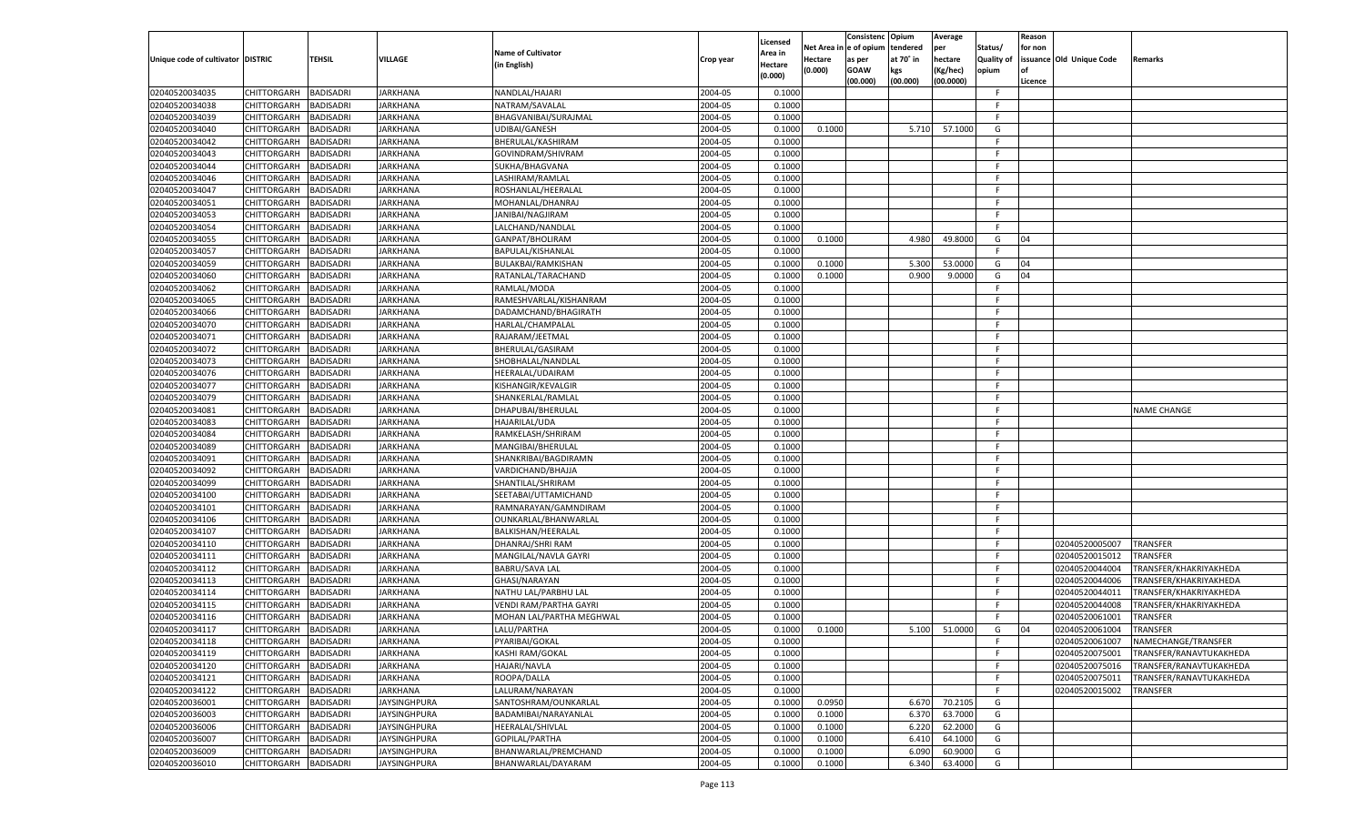| Unique code of cultivator | DISTRIC | TEHSIL | VILLAGE | Name of Cultivator (in English) | Crop year | Licensed Area in Hectare (0.000) | Net Area in Hectare (0.000) | Consistence of opium as per GOAW (00.000) | Opium tendered at 70° in kgs (00.000) | Average per hectare (Kg/hec) (00.0000) | Status/ Quality of opium | Reason for non issuance of Licence | Old Unique Code | Remarks |
|---|---|---|---|---|---|---|---|---|---|---|---|---|---|---|
| 02040520034035 | CHITTORGARH | BADISADRI | JARKHANA | NANDLAL/HAJARI | 2004-05 | 0.1000 | | | | | F | | | |
| 02040520034038 | CHITTORGARH | BADISADRI | JARKHANA | NATRAM/SAVALAL | 2004-05 | 0.1000 | | | | | F | | | |
| 02040520034039 | CHITTORGARH | BADISADRI | JARKHANA | BHAGVANIBAI/SURAJMAL | 2004-05 | 0.1000 | | | | | F | | | |
| 02040520034040 | CHITTORGARH | BADISADRI | JARKHANA | UDIBAI/GANESH | 2004-05 | 0.1000 | 0.1000 | | 5.710 | 57.1000 | G | | | |
| 02040520034042 | CHITTORGARH | BADISADRI | JARKHANA | BHERULAL/KASHIRAM | 2004-05 | 0.1000 | | | | | F | | | |
| 02040520034043 | CHITTORGARH | BADISADRI | JARKHANA | GOVINDRAM/SHIVRAM | 2004-05 | 0.1000 | | | | | F | | | |
| 02040520034044 | CHITTORGARH | BADISADRI | JARKHANA | SUKHA/BHAGVANA | 2004-05 | 0.1000 | | | | | F | | | |
| 02040520034046 | CHITTORGARH | BADISADRI | JARKHANA | LASHIRAM/RAMLAL | 2004-05 | 0.1000 | | | | | F | | | |
| 02040520034047 | CHITTORGARH | BADISADRI | JARKHANA | ROSHANLAL/HEERALAL | 2004-05 | 0.1000 | | | | | F | | | |
| 02040520034051 | CHITTORGARH | BADISADRI | JARKHANA | MOHANLAL/DHANRAJ | 2004-05 | 0.1000 | | | | | F | | | |
| 02040520034053 | CHITTORGARH | BADISADRI | JARKHANA | JANIBAI/NAGJIRAM | 2004-05 | 0.1000 | | | | | F | | | |
| 02040520034054 | CHITTORGARH | BADISADRI | JARKHANA | LALCHAND/NANDLAL | 2004-05 | 0.1000 | | | | | F | | | |
| 02040520034055 | CHITTORGARH | BADISADRI | JARKHANA | GANPAT/BHOLIRAM | 2004-05 | 0.1000 | 0.1000 | | 4.980 | 49.8000 | G | 04 | | |
| 02040520034057 | CHITTORGARH | BADISADRI | JARKHANA | BAPULAL/KISHANLAL | 2004-05 | 0.1000 | | | | | F | | | |
| 02040520034059 | CHITTORGARH | BADISADRI | JARKHANA | BULAKBAI/RAMKISHAN | 2004-05 | 0.1000 | 0.1000 | | 5.300 | 53.0000 | G | 04 | | |
| 02040520034060 | CHITTORGARH | BADISADRI | JARKHANA | RATANLAL/TARACHAND | 2004-05 | 0.1000 | 0.1000 | | 0.900 | 9.0000 | G | 04 | | |
| 02040520034062 | CHITTORGARH | BADISADRI | JARKHANA | RAMLAL/MODA | 2004-05 | 0.1000 | | | | | F | | | |
| 02040520034065 | CHITTORGARH | BADISADRI | JARKHANA | RAMESHVARLAL/KISHANRAM | 2004-05 | 0.1000 | | | | | F | | | |
| 02040520034066 | CHITTORGARH | BADISADRI | JARKHANA | DADAMCHAND/BHAGIRATH | 2004-05 | 0.1000 | | | | | F | | | |
| 02040520034070 | CHITTORGARH | BADISADRI | JARKHANA | HARLAL/CHAMPALAL | 2004-05 | 0.1000 | | | | | F | | | |
| 02040520034071 | CHITTORGARH | BADISADRI | JARKHANA | RAJARAM/JEETMAL | 2004-05 | 0.1000 | | | | | F | | | |
| 02040520034072 | CHITTORGARH | BADISADRI | JARKHANA | BHERULAL/GASIRAM | 2004-05 | 0.1000 | | | | | F | | | |
| 02040520034073 | CHITTORGARH | BADISADRI | JARKHANA | SHOBHALAL/NANDLAL | 2004-05 | 0.1000 | | | | | F | | | |
| 02040520034076 | CHITTORGARH | BADISADRI | JARKHANA | HEERALAL/UDAIRAM | 2004-05 | 0.1000 | | | | | F | | | |
| 02040520034077 | CHITTORGARH | BADISADRI | JARKHANA | KISHANGIR/KEVALGIR | 2004-05 | 0.1000 | | | | | F | | | |
| 02040520034079 | CHITTORGARH | BADISADRI | JARKHANA | SHANKERLAL/RAMLAL | 2004-05 | 0.1000 | | | | | F | | | |
| 02040520034081 | CHITTORGARH | BADISADRI | JARKHANA | DHAPUBAI/BHERULAL | 2004-05 | 0.1000 | | | | | F | | | NAME CHANGE |
| 02040520034083 | CHITTORGARH | BADISADRI | JARKHANA | HAJARILAL/UDA | 2004-05 | 0.1000 | | | | | F | | | |
| 02040520034084 | CHITTORGARH | BADISADRI | JARKHANA | RAMKELASH/SHRIRAM | 2004-05 | 0.1000 | | | | | F | | | |
| 02040520034089 | CHITTORGARH | BADISADRI | JARKHANA | MANGIBAI/BHERULAL | 2004-05 | 0.1000 | | | | | F | | | |
| 02040520034091 | CHITTORGARH | BADISADRI | JARKHANA | SHANKRIBAI/BAGDIRAMN | 2004-05 | 0.1000 | | | | | F | | | |
| 02040520034092 | CHITTORGARH | BADISADRI | JARKHANA | VARDICHAND/BHAJJA | 2004-05 | 0.1000 | | | | | F | | | |
| 02040520034099 | CHITTORGARH | BADISADRI | JARKHANA | SHANTILAL/SHRIRAM | 2004-05 | 0.1000 | | | | | F | | | |
| 02040520034100 | CHITTORGARH | BADISADRI | JARKHANA | SEETABAI/UTTAMICHAND | 2004-05 | 0.1000 | | | | | F | | | |
| 02040520034101 | CHITTORGARH | BADISADRI | JARKHANA | RAMNARAYAN/GAMNDIRAM | 2004-05 | 0.1000 | | | | | F | | | |
| 02040520034106 | CHITTORGARH | BADISADRI | JARKHANA | OUNKARLAL/BHANWARLAL | 2004-05 | 0.1000 | | | | | F | | | |
| 02040520034107 | CHITTORGARH | BADISADRI | JARKHANA | BALKISHAN/HEERALAL | 2004-05 | 0.1000 | | | | | F | | | |
| 02040520034110 | CHITTORGARH | BADISADRI | JARKHANA | DHANRAJ/SHRI RAM | 2004-05 | 0.1000 | | | | | F | | 02040520005007 | TRANSFER |
| 02040520034111 | CHITTORGARH | BADISADRI | JARKHANA | MANGILAL/NAVLA GAYRI | 2004-05 | 0.1000 | | | | | F | | 02040520015012 | TRANSFER |
| 02040520034112 | CHITTORGARH | BADISADRI | JARKHANA | BABRU/SAVA LAL | 2004-05 | 0.1000 | | | | | F | | 02040520044004 | TRANSFER/KHAKRIYAKHEDA |
| 02040520034113 | CHITTORGARH | BADISADRI | JARKHANA | GHASI/NARAYAN | 2004-05 | 0.1000 | | | | | F | | 02040520044006 | TRANSFER/KHAKRIYAKHEDA |
| 02040520034114 | CHITTORGARH | BADISADRI | JARKHANA | NATHU LAL/PARBHU LAL | 2004-05 | 0.1000 | | | | | F | | 02040520044011 | TRANSFER/KHAKRIYAKHEDA |
| 02040520034115 | CHITTORGARH | BADISADRI | JARKHANA | VENDI RAM/PARTHA GAYRI | 2004-05 | 0.1000 | | | | | F | | 02040520044008 | TRANSFER/KHAKRIYAKHEDA |
| 02040520034116 | CHITTORGARH | BADISADRI | JARKHANA | MOHAN LAL/PARTHA MEGHWAL | 2004-05 | 0.1000 | | | | | F | | 02040520061001 | TRANSFER |
| 02040520034117 | CHITTORGARH | BADISADRI | JARKHANA | LALU/PARTHA | 2004-05 | 0.1000 | 0.1000 | | 5.100 | 51.0000 | G | 04 | 02040520061004 | TRANSFER |
| 02040520034118 | CHITTORGARH | BADISADRI | JARKHANA | PYARIBAI/GOKAL | 2004-05 | 0.1000 | | | | | F | | 02040520061007 | NAMECHANGE/TRANSFER |
| 02040520034119 | CHITTORGARH | BADISADRI | JARKHANA | KASHI RAM/GOKAL | 2004-05 | 0.1000 | | | | | F | | 02040520075001 | TRANSFER/RANAVTUKAKHEDA |
| 02040520034120 | CHITTORGARH | BADISADRI | JARKHANA | HAJARI/NAVLA | 2004-05 | 0.1000 | | | | | F | | 02040520075016 | TRANSFER/RANAVTUKAKHEDA |
| 02040520034121 | CHITTORGARH | BADISADRI | JARKHANA | ROOPA/DALLA | 2004-05 | 0.1000 | | | | | F | | 02040520075011 | TRANSFER/RANAVTUKAKHEDA |
| 02040520034122 | CHITTORGARH | BADISADRI | JARKHANA | LALURAM/NARAYAN | 2004-05 | 0.1000 | | | | | F | | 02040520015002 | TRANSFER |
| 02040520036001 | CHITTORGARH | BADISADRI | JAYSINGHPURA | SANTOSHRAM/OUNKARLAL | 2004-05 | 0.1000 | 0.0950 | | 6.670 | 70.2105 | G | | | |
| 02040520036003 | CHITTORGARH | BADISADRI | JAYSINGHPURA | BADAMIBAI/NARAYANLAL | 2004-05 | 0.1000 | 0.1000 | | 6.370 | 63.7000 | G | | | |
| 02040520036006 | CHITTORGARH | BADISADRI | JAYSINGHPURA | HEERALAL/SHIVLAL | 2004-05 | 0.1000 | 0.1000 | | 6.220 | 62.2000 | G | | | |
| 02040520036007 | CHITTORGARH | BADISADRI | JAYSINGHPURA | GOPILAL/PARTHA | 2004-05 | 0.1000 | 0.1000 | | 6.410 | 64.1000 | G | | | |
| 02040520036009 | CHITTORGARH | BADISADRI | JAYSINGHPURA | BHANWARLAL/PREMCHAND | 2004-05 | 0.1000 | 0.1000 | | 6.090 | 60.9000 | G | | | |
| 02040520036010 | CHITTORGARH | BADISADRI | JAYSINGHPURA | BHANWARLAL/DAYARAM | 2004-05 | 0.1000 | 0.1000 | | 6.340 | 63.4000 | G | | | |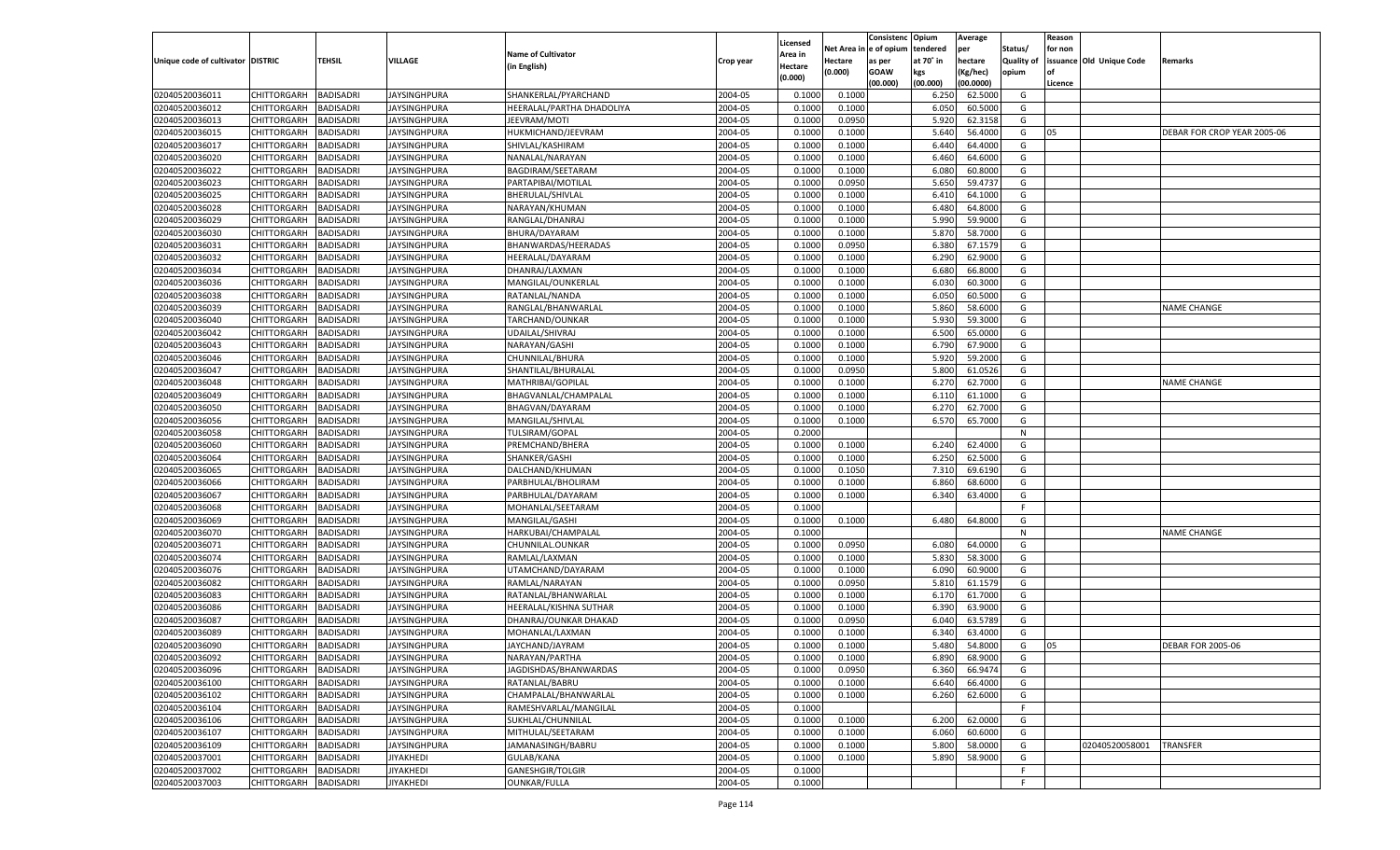| Unique code of cultivator | DISTRIC | TEHSIL | VILLAGE | Name of Cultivator (in English) | Crop year | Licensed Area in Hectare (0.000) | Net Area in Hectare (0.000) | Consistenc e of opium as per GOAW (00.000) | Opium tendered at 70° in kgs (00.000) | Average per hectare (Kg/hec) (00.0000) | Status/ Quality of opium | Reason for non issuance of Licence | Old Unique Code | Remarks |
|---|---|---|---|---|---|---|---|---|---|---|---|---|---|---|
| 02040520036011 | CHITTORGARH | BADISADRI | JAYSINGHPURA | SHANKERLAL/PYARCHAND | 2004-05 | 0.1000 | 0.1000 | | 6.250 | 62.5000 | G | | | |
| 02040520036012 | CHITTORGARH | BADISADRI | JAYSINGHPURA | HEERALAL/PARTHA DHADOLIYA | 2004-05 | 0.1000 | 0.1000 | | 6.050 | 60.5000 | G | | | |
| 02040520036013 | CHITTORGARH | BADISADRI | JAYSINGHPURA | JEEVRAM/MOTI | 2004-05 | 0.1000 | 0.0950 | | 5.920 | 62.3158 | G | | | |
| 02040520036015 | CHITTORGARH | BADISADRI | JAYSINGHPURA | HUKMICHAND/JEEVRAM | 2004-05 | 0.1000 | 0.1000 | | 5.640 | 56.4000 | G | 05 | | DEBAR FOR CROP YEAR 2005-06 |
| 02040520036017 | CHITTORGARH | BADISADRI | JAYSINGHPURA | SHIVLAL/KASHIRAM | 2004-05 | 0.1000 | 0.1000 | | 6.440 | 64.4000 | G | | | |
| 02040520036020 | CHITTORGARH | BADISADRI | JAYSINGHPURA | NANALAL/NARAYAN | 2004-05 | 0.1000 | 0.1000 | | 6.460 | 64.6000 | G | | | |
| 02040520036022 | CHITTORGARH | BADISADRI | JAYSINGHPURA | BAGDIRAM/SEETARAM | 2004-05 | 0.1000 | 0.1000 | | 6.080 | 60.8000 | G | | | |
| 02040520036023 | CHITTORGARH | BADISADRI | JAYSINGHPURA | PARTAPIBAI/MOTILAL | 2004-05 | 0.1000 | 0.0950 | | 5.650 | 59.4737 | G | | | |
| 02040520036025 | CHITTORGARH | BADISADRI | JAYSINGHPURA | BHERULAL/SHIVLAL | 2004-05 | 0.1000 | 0.1000 | | 6.410 | 64.1000 | G | | | |
| 02040520036028 | CHITTORGARH | BADISADRI | JAYSINGHPURA | NARAYAN/KHUMAN | 2004-05 | 0.1000 | 0.1000 | | 6.480 | 64.8000 | G | | | |
| 02040520036029 | CHITTORGARH | BADISADRI | JAYSINGHPURA | RANGLAL/DHANRAJ | 2004-05 | 0.1000 | 0.1000 | | 5.990 | 59.9000 | G | | | |
| 02040520036030 | CHITTORGARH | BADISADRI | JAYSINGHPURA | BHURA/DAYARAM | 2004-05 | 0.1000 | 0.1000 | | 5.870 | 58.7000 | G | | | |
| 02040520036031 | CHITTORGARH | BADISADRI | JAYSINGHPURA | BHANWARDAS/HEERADAS | 2004-05 | 0.1000 | 0.0950 | | 6.380 | 67.1579 | G | | | |
| 02040520036032 | CHITTORGARH | BADISADRI | JAYSINGHPURA | HEERALAL/DAYARAM | 2004-05 | 0.1000 | 0.1000 | | 6.290 | 62.9000 | G | | | |
| 02040520036034 | CHITTORGARH | BADISADRI | JAYSINGHPURA | DHANRAJ/LAXMAN | 2004-05 | 0.1000 | 0.1000 | | 6.680 | 66.8000 | G | | | |
| 02040520036036 | CHITTORGARH | BADISADRI | JAYSINGHPURA | MANGILAL/OUNKERLAL | 2004-05 | 0.1000 | 0.1000 | | 6.030 | 60.3000 | G | | | |
| 02040520036038 | CHITTORGARH | BADISADRI | JAYSINGHPURA | RATANLAL/NANDA | 2004-05 | 0.1000 | 0.1000 | | 6.050 | 60.5000 | G | | | |
| 02040520036039 | CHITTORGARH | BADISADRI | JAYSINGHPURA | RANGLAL/BHANWARLAL | 2004-05 | 0.1000 | 0.1000 | | 5.860 | 58.6000 | G | | | NAME CHANGE |
| 02040520036040 | CHITTORGARH | BADISADRI | JAYSINGHPURA | TARCHAND/OUNKAR | 2004-05 | 0.1000 | 0.1000 | | 5.930 | 59.3000 | G | | | |
| 02040520036042 | CHITTORGARH | BADISADRI | JAYSINGHPURA | UDAILAL/SHIVRAJ | 2004-05 | 0.1000 | 0.1000 | | 6.500 | 65.0000 | G | | | |
| 02040520036043 | CHITTORGARH | BADISADRI | JAYSINGHPURA | NARAYAN/GASHI | 2004-05 | 0.1000 | 0.1000 | | 6.790 | 67.9000 | G | | | |
| 02040520036046 | CHITTORGARH | BADISADRI | JAYSINGHPURA | CHUNNILAL/BHURA | 2004-05 | 0.1000 | 0.1000 | | 5.920 | 59.2000 | G | | | |
| 02040520036047 | CHITTORGARH | BADISADRI | JAYSINGHPURA | SHANTILAL/BHURALAL | 2004-05 | 0.1000 | 0.0950 | | 5.800 | 61.0526 | G | | | |
| 02040520036048 | CHITTORGARH | BADISADRI | JAYSINGHPURA | MATHRIBAI/GOPILAL | 2004-05 | 0.1000 | 0.1000 | | 6.270 | 62.7000 | G | | | NAME CHANGE |
| 02040520036049 | CHITTORGARH | BADISADRI | JAYSINGHPURA | BHAGVANLAL/CHAMPALAL | 2004-05 | 0.1000 | 0.1000 | | 6.110 | 61.1000 | G | | | |
| 02040520036050 | CHITTORGARH | BADISADRI | JAYSINGHPURA | BHAGVAN/DAYARAM | 2004-05 | 0.1000 | 0.1000 | | 6.270 | 62.7000 | G | | | |
| 02040520036056 | CHITTORGARH | BADISADRI | JAYSINGHPURA | MANGILAL/SHIVLAL | 2004-05 | 0.1000 | 0.1000 | | 6.570 | 65.7000 | G | | | |
| 02040520036058 | CHITTORGARH | BADISADRI | JAYSINGHPURA | TULSIRAM/GOPAL | 2004-05 | 0.2000 | | | | | N | | | |
| 02040520036060 | CHITTORGARH | BADISADRI | JAYSINGHPURA | PREMCHAND/BHERA | 2004-05 | 0.1000 | 0.1000 | | 6.240 | 62.4000 | G | | | |
| 02040520036064 | CHITTORGARH | BADISADRI | JAYSINGHPURA | SHANKER/GASHI | 2004-05 | 0.1000 | 0.1000 | | 6.250 | 62.5000 | G | | | |
| 02040520036065 | CHITTORGARH | BADISADRI | JAYSINGHPURA | DALCHAND/KHUMAN | 2004-05 | 0.1000 | 0.1050 | | 7.310 | 69.6190 | G | | | |
| 02040520036066 | CHITTORGARH | BADISADRI | JAYSINGHPURA | PARBHULAL/BHOLIRAM | 2004-05 | 0.1000 | 0.1000 | | 6.860 | 68.6000 | G | | | |
| 02040520036067 | CHITTORGARH | BADISADRI | JAYSINGHPURA | PARBHULAL/DAYARAM | 2004-05 | 0.1000 | 0.1000 | | 6.340 | 63.4000 | G | | | |
| 02040520036068 | CHITTORGARH | BADISADRI | JAYSINGHPURA | MOHANLAL/SEETARAM | 2004-05 | 0.1000 | | | | | F | | | |
| 02040520036069 | CHITTORGARH | BADISADRI | JAYSINGHPURA | MANGILAL/GASHI | 2004-05 | 0.1000 | 0.1000 | | 6.480 | 64.8000 | G | | | |
| 02040520036070 | CHITTORGARH | BADISADRI | JAYSINGHPURA | HARKUBAI/CHAMPALAL | 2004-05 | 0.1000 | | | | | N | | | NAME CHANGE |
| 02040520036071 | CHITTORGARH | BADISADRI | JAYSINGHPURA | CHUNNILAL.OUNKAR | 2004-05 | 0.1000 | 0.0950 | | 6.080 | 64.0000 | G | | | |
| 02040520036074 | CHITTORGARH | BADISADRI | JAYSINGHPURA | RAMLAL/LAXMAN | 2004-05 | 0.1000 | 0.1000 | | 5.830 | 58.3000 | G | | | |
| 02040520036076 | CHITTORGARH | BADISADRI | JAYSINGHPURA | UTAMCHAND/DAYARAM | 2004-05 | 0.1000 | 0.1000 | | 6.090 | 60.9000 | G | | | |
| 02040520036082 | CHITTORGARH | BADISADRI | JAYSINGHPURA | RAMLAL/NARAYAN | 2004-05 | 0.1000 | 0.0950 | | 5.810 | 61.1579 | G | | | |
| 02040520036083 | CHITTORGARH | BADISADRI | JAYSINGHPURA | RATANLAL/BHANWARLAL | 2004-05 | 0.1000 | 0.1000 | | 6.170 | 61.7000 | G | | | |
| 02040520036086 | CHITTORGARH | BADISADRI | JAYSINGHPURA | HEERALAL/KISHNA SUTHAR | 2004-05 | 0.1000 | 0.1000 | | 6.390 | 63.9000 | G | | | |
| 02040520036087 | CHITTORGARH | BADISADRI | JAYSINGHPURA | DHANRAJ/OUNKAR DHAKAD | 2004-05 | 0.1000 | 0.0950 | | 6.040 | 63.5789 | G | | | |
| 02040520036089 | CHITTORGARH | BADISADRI | JAYSINGHPURA | MOHANLAL/LAXMAN | 2004-05 | 0.1000 | 0.1000 | | 6.340 | 63.4000 | G | | | |
| 02040520036090 | CHITTORGARH | BADISADRI | JAYSINGHPURA | JAYCHAND/JAYRAM | 2004-05 | 0.1000 | 0.1000 | | 5.480 | 54.8000 | G | 05 | | DEBAR FOR 2005-06 |
| 02040520036092 | CHITTORGARH | BADISADRI | JAYSINGHPURA | NARAYAN/PARTHA | 2004-05 | 0.1000 | 0.1000 | | 6.890 | 68.9000 | G | | | |
| 02040520036096 | CHITTORGARH | BADISADRI | JAYSINGHPURA | JAGDISHDAS/BHANWARDAS | 2004-05 | 0.1000 | 0.0950 | | 6.360 | 66.9474 | G | | | |
| 02040520036100 | CHITTORGARH | BADISADRI | JAYSINGHPURA | RATANLAL/BABRU | 2004-05 | 0.1000 | 0.1000 | | 6.640 | 66.4000 | G | | | |
| 02040520036102 | CHITTORGARH | BADISADRI | JAYSINGHPURA | CHAMPALAL/BHANWARLAL | 2004-05 | 0.1000 | 0.1000 | | 6.260 | 62.6000 | G | | | |
| 02040520036104 | CHITTORGARH | BADISADRI | JAYSINGHPURA | RAMESHVARLAL/MANGILAL | 2004-05 | 0.1000 | | | | | F | | | |
| 02040520036106 | CHITTORGARH | BADISADRI | JAYSINGHPURA | SUKHLAL/CHUNNILAL | 2004-05 | 0.1000 | 0.1000 | | 6.200 | 62.0000 | G | | | |
| 02040520036107 | CHITTORGARH | BADISADRI | JAYSINGHPURA | MITHULAL/SEETARAM | 2004-05 | 0.1000 | 0.1000 | | 6.060 | 60.6000 | G | | | |
| 02040520036109 | CHITTORGARH | BADISADRI | JAYSINGHPURA | JAMANASINGH/BABRU | 2004-05 | 0.1000 | 0.1000 | | 5.800 | 58.0000 | G | | 02040520058001 | TRANSFER |
| 02040520037001 | CHITTORGARH | BADISADRI | JIYAKHEDI | GULAB/KANA | 2004-05 | 0.1000 | 0.1000 | | 5.890 | 58.9000 | G | | | |
| 02040520037002 | CHITTORGARH | BADISADRI | JIYAKHEDI | GANESHGIR/TOLGIR | 2004-05 | 0.1000 | | | | | F | | | |
| 02040520037003 | CHITTORGARH | BADISADRI | JIYAKHEDI | OUNKAR/FULLA | 2004-05 | 0.1000 | | | | | F | | | |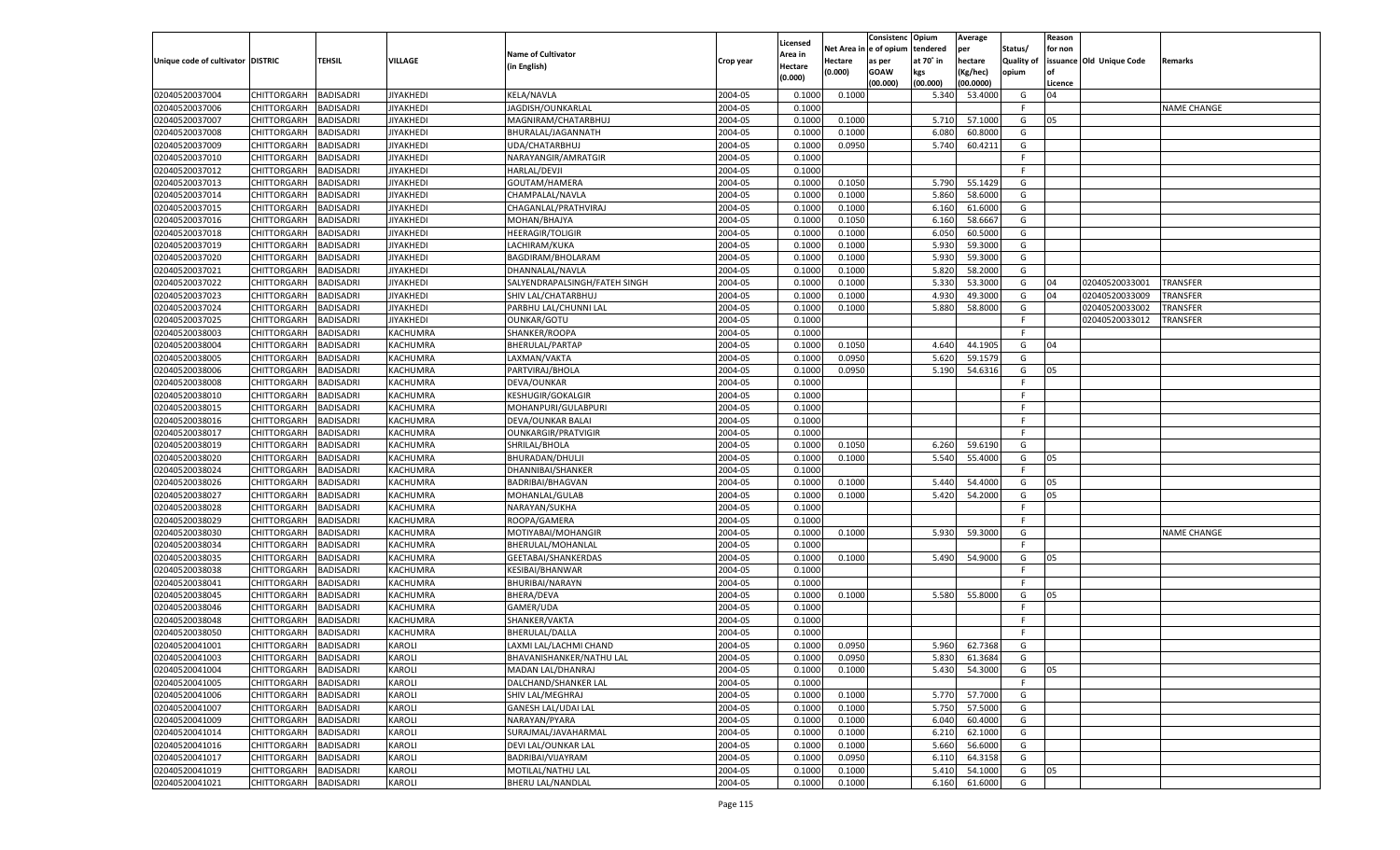| Unique code of cultivator | DISTRIC | TEHSIL | VILLAGE | Name of Cultivator (in English) | Crop year | Licensed Area in Hectare (0.000) | Net Area in Hectare (0.000) | Consistenc e of opium as per GOAW (00.000) | Opium tendered at 70° in kgs (00.000) | Average per hectare (Kg/hec) (00.0000) | Status/ Quality of opium | Reason for non issuance of Licence | Old Unique Code | Remarks |
|---|---|---|---|---|---|---|---|---|---|---|---|---|---|---|
| 02040520037004 | CHITTORGARH | BADISADRI | JIYAKHEDI | KELA/NAVLA | 2004-05 | 0.1000 | 0.1000 | | 5.340 | 53.4000 | G | 04 | | |
| 02040520037006 | CHITTORGARH | BADISADRI | JIYAKHEDI | JAGDISH/OUNKARLAL | 2004-05 | 0.1000 | | | | | F | | | NAME CHANGE |
| 02040520037007 | CHITTORGARH | BADISADRI | JIYAKHEDI | MAGNIRAM/CHATARBHUJ | 2004-05 | 0.1000 | 0.1000 | | 5.710 | 57.1000 | G | 05 | | |
| 02040520037008 | CHITTORGARH | BADISADRI | JIYAKHEDI | BHURALAL/JAGANNATH | 2004-05 | 0.1000 | 0.1000 | | 6.080 | 60.8000 | G | | | |
| 02040520037009 | CHITTORGARH | BADISADRI | JIYAKHEDI | UDA/CHATARBHUJ | 2004-05 | 0.1000 | 0.0950 | | 5.740 | 60.4211 | G | | | |
| 02040520037010 | CHITTORGARH | BADISADRI | JIYAKHEDI | NARAYANGIR/AMRATGIR | 2004-05 | 0.1000 | | | | | F | | | |
| 02040520037012 | CHITTORGARH | BADISADRI | JIYAKHEDI | HARLAL/DEVJI | 2004-05 | 0.1000 | | | | | F | | | |
| 02040520037013 | CHITTORGARH | BADISADRI | JIYAKHEDI | GOUTAM/HAMERA | 2004-05 | 0.1000 | 0.1050 | | 5.790 | 55.1429 | G | | | |
| 02040520037014 | CHITTORGARH | BADISADRI | JIYAKHEDI | CHAMPALAL/NAVLA | 2004-05 | 0.1000 | 0.1000 | | 5.860 | 58.6000 | G | | | |
| 02040520037015 | CHITTORGARH | BADISADRI | JIYAKHEDI | CHAGANLAL/PRATHVIRAJ | 2004-05 | 0.1000 | 0.1000 | | 6.160 | 61.6000 | G | | | |
| 02040520037016 | CHITTORGARH | BADISADRI | JIYAKHEDI | MOHAN/BHAJYA | 2004-05 | 0.1000 | 0.1050 | | 6.160 | 58.6667 | G | | | |
| 02040520037018 | CHITTORGARH | BADISADRI | JIYAKHEDI | HEERAGIR/TOLIGIR | 2004-05 | 0.1000 | 0.1000 | | 6.050 | 60.5000 | G | | | |
| 02040520037019 | CHITTORGARH | BADISADRI | JIYAKHEDI | LACHIRAM/KUKA | 2004-05 | 0.1000 | 0.1000 | | 5.930 | 59.3000 | G | | | |
| 02040520037020 | CHITTORGARH | BADISADRI | JIYAKHEDI | BAGDIRAM/BHOLARAM | 2004-05 | 0.1000 | 0.1000 | | 5.930 | 59.3000 | G | | | |
| 02040520037021 | CHITTORGARH | BADISADRI | JIYAKHEDI | DHANNALAL/NAVLA | 2004-05 | 0.1000 | 0.1000 | | 5.820 | 58.2000 | G | | | |
| 02040520037022 | CHITTORGARH | BADISADRI | JIYAKHEDI | SALYENDRAPALSINGH/FATEH SINGH | 2004-05 | 0.1000 | 0.1000 | | 5.330 | 53.3000 | G | 04 | 02040520033001 | TRANSFER |
| 02040520037023 | CHITTORGARH | BADISADRI | JIYAKHEDI | SHIV LAL/CHATARBHUJ | 2004-05 | 0.1000 | 0.1000 | | 4.930 | 49.3000 | G | 04 | 02040520033009 | TRANSFER |
| 02040520037024 | CHITTORGARH | BADISADRI | JIYAKHEDI | PARBHU LAL/CHUNNI LAL | 2004-05 | 0.1000 | 0.1000 | | 5.880 | 58.8000 | G | | 02040520033002 | TRANSFER |
| 02040520037025 | CHITTORGARH | BADISADRI | JIYAKHEDI | OUNKAR/GOTU | 2004-05 | 0.1000 | | | | | F | | 02040520033012 | TRANSFER |
| 02040520038003 | CHITTORGARH | BADISADRI | KACHUMRA | SHANKER/ROOPA | 2004-05 | 0.1000 | | | | | F | | | |
| 02040520038004 | CHITTORGARH | BADISADRI | KACHUMRA | BHERULAL/PARTAP | 2004-05 | 0.1000 | 0.1050 | | 4.640 | 44.1905 | G | 04 | | |
| 02040520038005 | CHITTORGARH | BADISADRI | KACHUMRA | LAXMAN/VAKTA | 2004-05 | 0.1000 | 0.0950 | | 5.620 | 59.1579 | G | | | |
| 02040520038006 | CHITTORGARH | BADISADRI | KACHUMRA | PARTVIRAJ/BHOLA | 2004-05 | 0.1000 | 0.0950 | | 5.190 | 54.6316 | G | 05 | | |
| 02040520038008 | CHITTORGARH | BADISADRI | KACHUMRA | DEVA/OUNKAR | 2004-05 | 0.1000 | | | | | F | | | |
| 02040520038010 | CHITTORGARH | BADISADRI | KACHUMRA | KESHUGIR/GOKALGIR | 2004-05 | 0.1000 | | | | | F | | | |
| 02040520038015 | CHITTORGARH | BADISADRI | KACHUMRA | MOHANPURI/GULABPURI | 2004-05 | 0.1000 | | | | | F | | | |
| 02040520038016 | CHITTORGARH | BADISADRI | KACHUMRA | DEVA/OUNKAR BALAI | 2004-05 | 0.1000 | | | | | F | | | |
| 02040520038017 | CHITTORGARH | BADISADRI | KACHUMRA | OUNKARGIR/PRATVIGIR | 2004-05 | 0.1000 | | | | | F | | | |
| 02040520038019 | CHITTORGARH | BADISADRI | KACHUMRA | SHRILAL/BHOLA | 2004-05 | 0.1000 | 0.1050 | | 6.260 | 59.6190 | G | | | |
| 02040520038020 | CHITTORGARH | BADISADRI | KACHUMRA | BHURADAN/DHULJI | 2004-05 | 0.1000 | 0.1000 | | 5.540 | 55.4000 | G | 05 | | |
| 02040520038024 | CHITTORGARH | BADISADRI | KACHUMRA | DHANNIBAI/SHANKER | 2004-05 | 0.1000 | | | | | F | | | |
| 02040520038026 | CHITTORGARH | BADISADRI | KACHUMRA | BADRIBAI/BHAGVAN | 2004-05 | 0.1000 | 0.1000 | | 5.440 | 54.4000 | G | 05 | | |
| 02040520038027 | CHITTORGARH | BADISADRI | KACHUMRA | MOHANLAL/GULAB | 2004-05 | 0.1000 | 0.1000 | | 5.420 | 54.2000 | G | 05 | | |
| 02040520038028 | CHITTORGARH | BADISADRI | KACHUMRA | NARAYAN/SUKHA | 2004-05 | 0.1000 | | | | | F | | | |
| 02040520038029 | CHITTORGARH | BADISADRI | KACHUMRA | ROOPA/GAMERA | 2004-05 | 0.1000 | | | | | F | | | |
| 02040520038030 | CHITTORGARH | BADISADRI | KACHUMRA | MOTIYABAI/MOHANGIR | 2004-05 | 0.1000 | 0.1000 | | 5.930 | 59.3000 | G | | | NAME CHANGE |
| 02040520038034 | CHITTORGARH | BADISADRI | KACHUMRA | BHERULAL/MOHANLAL | 2004-05 | 0.1000 | | | | | F | | | |
| 02040520038035 | CHITTORGARH | BADISADRI | KACHUMRA | GEETABAI/SHANKERDAS | 2004-05 | 0.1000 | 0.1000 | | 5.490 | 54.9000 | G | 05 | | |
| 02040520038038 | CHITTORGARH | BADISADRI | KACHUMRA | KESIBAI/BHANWAR | 2004-05 | 0.1000 | | | | | F | | | |
| 02040520038041 | CHITTORGARH | BADISADRI | KACHUMRA | BHURIBAI/NARAYN | 2004-05 | 0.1000 | | | | | F | | | |
| 02040520038045 | CHITTORGARH | BADISADRI | KACHUMRA | BHERA/DEVA | 2004-05 | 0.1000 | 0.1000 | | 5.580 | 55.8000 | G | 05 | | |
| 02040520038046 | CHITTORGARH | BADISADRI | KACHUMRA | GAMER/UDA | 2004-05 | 0.1000 | | | | | F | | | |
| 02040520038048 | CHITTORGARH | BADISADRI | KACHUMRA | SHANKER/VAKTA | 2004-05 | 0.1000 | | | | | F | | | |
| 02040520038050 | CHITTORGARH | BADISADRI | KACHUMRA | BHERULAL/DALLA | 2004-05 | 0.1000 | | | | | F | | | |
| 02040520041001 | CHITTORGARH | BADISADRI | KAROLI | LAXMI LAL/LACHMI CHAND | 2004-05 | 0.1000 | 0.0950 | | 5.960 | 62.7368 | G | | | |
| 02040520041003 | CHITTORGARH | BADISADRI | KAROLI | BHAVANISHANKER/NATHU LAL | 2004-05 | 0.1000 | 0.0950 | | 5.830 | 61.3684 | G | | | |
| 02040520041004 | CHITTORGARH | BADISADRI | KAROLI | MADAN LAL/DHANRAJ | 2004-05 | 0.1000 | 0.1000 | | 5.430 | 54.3000 | G | 05 | | |
| 02040520041005 | CHITTORGARH | BADISADRI | KAROLI | DALCHAND/SHANKER LAL | 2004-05 | 0.1000 | | | | | F | | | |
| 02040520041006 | CHITTORGARH | BADISADRI | KAROLI | SHIV LAL/MEGHRAJ | 2004-05 | 0.1000 | 0.1000 | | 5.770 | 57.7000 | G | | | |
| 02040520041007 | CHITTORGARH | BADISADRI | KAROLI | GANESH LAL/UDAI LAL | 2004-05 | 0.1000 | 0.1000 | | 5.750 | 57.5000 | G | | | |
| 02040520041009 | CHITTORGARH | BADISADRI | KAROLI | NARAYAN/PYARA | 2004-05 | 0.1000 | 0.1000 | | 6.040 | 60.4000 | G | | | |
| 02040520041014 | CHITTORGARH | BADISADRI | KAROLI | SURAJMAL/JAVAHARMAL | 2004-05 | 0.1000 | 0.1000 | | 6.210 | 62.1000 | G | | | |
| 02040520041016 | CHITTORGARH | BADISADRI | KAROLI | DEVI.LAL/OUNKAR LAL | 2004-05 | 0.1000 | 0.1000 | | 5.660 | 56.6000 | G | | | |
| 02040520041017 | CHITTORGARH | BADISADRI | KAROLI | BADRIBAI/VIJAYRAM | 2004-05 | 0.1000 | 0.0950 | | 6.110 | 64.3158 | G | | | |
| 02040520041019 | CHITTORGARH | BADISADRI | KAROLI | MOTILAL/NATHU LAL | 2004-05 | 0.1000 | 0.1000 | | 5.410 | 54.1000 | G | 05 | | |
| 02040520041021 | CHITTORGARH | BADISADRI | KAROLI | BHERU LAL/NANDLAL | 2004-05 | 0.1000 | 0.1000 | | 6.160 | 61.6000 | G | | | |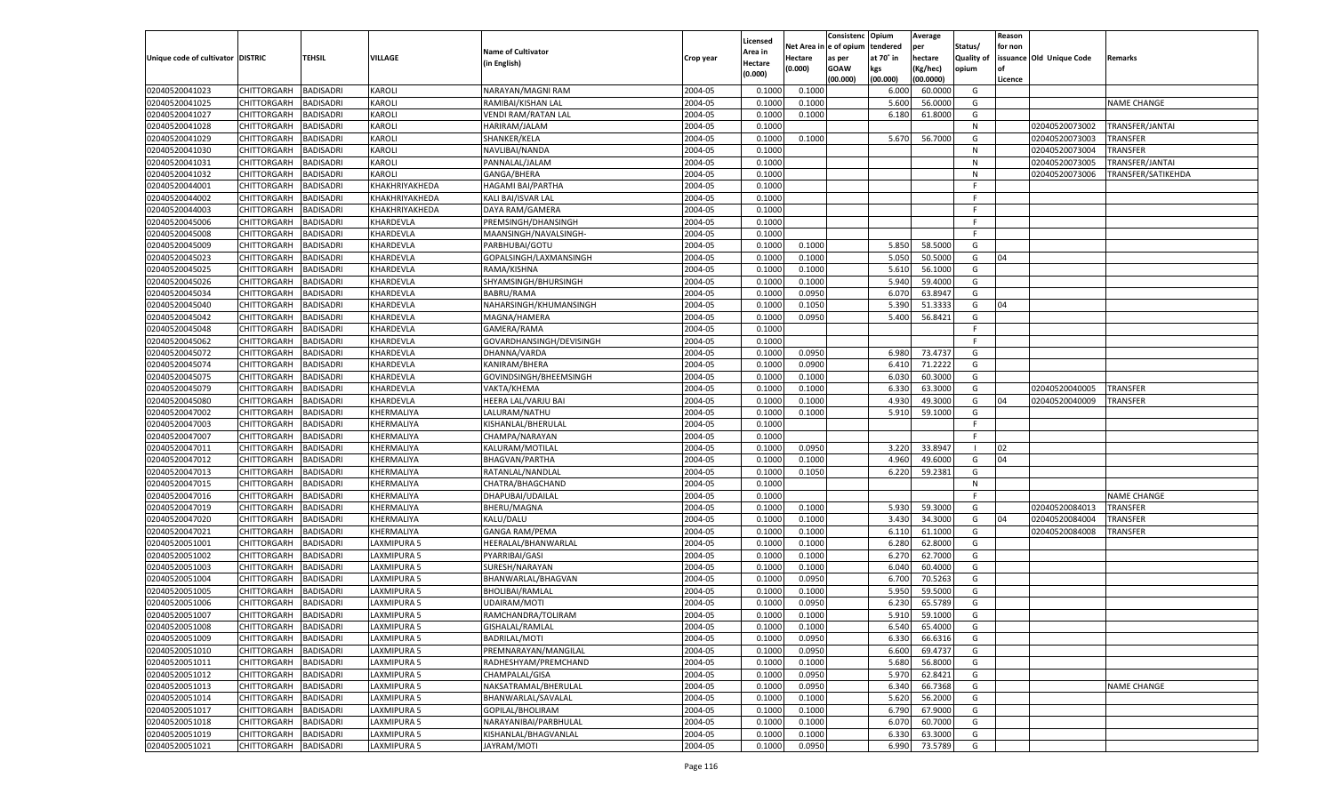| Unique code of cultivator | DISTRIC | TEHSIL | VILLAGE | Name of Cultivator (in English) | Crop year | Licensed Area in Hectare (0.000) | Net Area in Hectare (0.000) | Consistenc e of opium as per GOAW (00.000) | Opium tendered at 70° in kgs (00.000) | Average per hectare (Kg/hec) (00.0000) | Status/ Quality of opium | Reason for non issuance of Licence | Old Unique Code | Remarks |
|---|---|---|---|---|---|---|---|---|---|---|---|---|---|---|
| 02040520041023 | CHITTORGARH | BADISADRI | KAROLI | NARAYAN/MAGNI RAM | 2004-05 | 0.1000 | 0.1000 | | 6.000 | 60.0000 | G | | | |
| 02040520041025 | CHITTORGARH | BADISADRI | KAROLI | RAMIBAI/KISHAN LAL | 2004-05 | 0.1000 | 0.1000 | | 5.600 | 56.0000 | G | | | NAME CHANGE |
| 02040520041027 | CHITTORGARH | BADISADRI | KAROLI | VENDI RAM/RATAN LAL | 2004-05 | 0.1000 | 0.1000 | | 6.180 | 61.8000 | G | | | |
| 02040520041028 | CHITTORGARH | BADISADRI | KAROLI | HARIRAM/JALAM | 2004-05 | 0.1000 | | | | | N | | 02040520073002 | TRANSFER/JANTAI |
| 02040520041029 | CHITTORGARH | BADISADRI | KAROLI | SHANKER/KELA | 2004-05 | 0.1000 | 0.1000 | | 5.670 | 56.7000 | G | | 02040520073003 | TRANSFER |
| 02040520041030 | CHITTORGARH | BADISADRI | KAROLI | NAVLIBAI/NANDA | 2004-05 | 0.1000 | | | | | N | | 02040520073004 | TRANSFER |
| 02040520041031 | CHITTORGARH | BADISADRI | KAROLI | PANNALAL/JALAM | 2004-05 | 0.1000 | | | | | N | | 02040520073005 | TRANSFER/JANTAI |
| 02040520041032 | CHITTORGARH | BADISADRI | KAROLI | GANGA/BHERA | 2004-05 | 0.1000 | | | | | N | | 02040520073006 | TRANSFER/SATIKEHDA |
| 02040520044001 | CHITTORGARH | BADISADRI | KHAKHRIYAKHEDA | HAGAMI BAI/PARTHA | 2004-05 | 0.1000 | | | | | F | | | |
| 02040520044002 | CHITTORGARH | BADISADRI | KHAKHRIYAKHEDA | KALI BAI/ISVAR LAL | 2004-05 | 0.1000 | | | | | F | | | |
| 02040520044003 | CHITTORGARH | BADISADRI | KHAKHRIYAKHEDA | DAYA RAM/GAMERA | 2004-05 | 0.1000 | | | | | F | | | |
| 02040520045006 | CHITTORGARH | BADISADRI | KHARDEVLA | PREMSINGH/DHANSINGH | 2004-05 | 0.1000 | | | | | F | | | |
| 02040520045008 | CHITTORGARH | BADISADRI | KHARDEVLA | MAANSINGH/NAVALSINGH- | 2004-05 | 0.1000 | | | | | F | | | |
| 02040520045009 | CHITTORGARH | BADISADRI | KHARDEVLA | PARBHUBAI/GOTU | 2004-05 | 0.1000 | 0.1000 | | 5.850 | 58.5000 | G | | | |
| 02040520045023 | CHITTORGARH | BADISADRI | KHARDEVLA | GOPALSINGH/LAXMANSINGH | 2004-05 | 0.1000 | 0.1000 | | 5.050 | 50.5000 | G | 04 | | |
| 02040520045025 | CHITTORGARH | BADISADRI | KHARDEVLA | RAMA/KISHNA | 2004-05 | 0.1000 | 0.1000 | | 5.610 | 56.1000 | G | | | |
| 02040520045026 | CHITTORGARH | BADISADRI | KHARDEVLA | SHYAMSINGH/BHURSINGH | 2004-05 | 0.1000 | 0.1000 | | 5.940 | 59.4000 | G | | | |
| 02040520045034 | CHITTORGARH | BADISADRI | KHARDEVLA | BABRU/RAMA | 2004-05 | 0.1000 | 0.0950 | | 6.070 | 63.8947 | G | | | |
| 02040520045040 | CHITTORGARH | BADISADRI | KHARDEVLA | NAHARSINGH/KHUMANSINGH | 2004-05 | 0.1000 | 0.1050 | | 5.390 | 51.3333 | G | 04 | | |
| 02040520045042 | CHITTORGARH | BADISADRI | KHARDEVLA | MAGNA/HAMERA | 2004-05 | 0.1000 | 0.0950 | | 5.400 | 56.8421 | G | | | |
| 02040520045048 | CHITTORGARH | BADISADRI | KHARDEVLA | GAMERA/RAMA | 2004-05 | 0.1000 | | | | | F | | | |
| 02040520045062 | CHITTORGARH | BADISADRI | KHARDEVLA | GOVARDHANSINGH/DEVISINGH | 2004-05 | 0.1000 | | | | | F | | | |
| 02040520045072 | CHITTORGARH | BADISADRI | KHARDEVLA | DHANNA/VARDA | 2004-05 | 0.1000 | 0.0950 | | 6.980 | 73.4737 | G | | | |
| 02040520045074 | CHITTORGARH | BADISADRI | KHARDEVLA | KANIRAM/BHERA | 2004-05 | 0.1000 | 0.0900 | | 6.410 | 71.2222 | G | | | |
| 02040520045075 | CHITTORGARH | BADISADRI | KHARDEVLA | GOVINDSINGH/BHEEMSINGH | 2004-05 | 0.1000 | 0.1000 | | 6.030 | 60.3000 | G | | | |
| 02040520045079 | CHITTORGARH | BADISADRI | KHARDEVLA | VAKTA/KHEMA | 2004-05 | 0.1000 | 0.1000 | | 6.330 | 63.3000 | G | | 02040520040005 | TRANSFER |
| 02040520045080 | CHITTORGARH | BADISADRI | KHARDEVLA | HEERA LAL/VARJU BAI | 2004-05 | 0.1000 | 0.1000 | | 4.930 | 49.3000 | G | 04 | 02040520040009 | TRANSFER |
| 02040520047002 | CHITTORGARH | BADISADRI | KHERMALIYA | LALURAM/NATHU | 2004-05 | 0.1000 | 0.1000 | | 5.910 | 59.1000 | G | | | |
| 02040520047003 | CHITTORGARH | BADISADRI | KHERMALIYA | KISHANLAL/BHERULAL | 2004-05 | 0.1000 | | | | | F | | | |
| 02040520047007 | CHITTORGARH | BADISADRI | KHERMALIYA | CHAMPA/NARAYAN | 2004-05 | 0.1000 | | | | | F | | | |
| 02040520047011 | CHITTORGARH | BADISADRI | KHERMALIYA | KALURAM/MOTILAL | 2004-05 | 0.1000 | 0.0950 | | 3.220 | 33.8947 | I | 02 | | |
| 02040520047012 | CHITTORGARH | BADISADRI | KHERMALIYA | BHAGVAN/PARTHA | 2004-05 | 0.1000 | 0.1000 | | 4.960 | 49.6000 | G | 04 | | |
| 02040520047013 | CHITTORGARH | BADISADRI | KHERMALIYA | RATANLAL/NANDLAL | 2004-05 | 0.1000 | 0.1050 | | 6.220 | 59.2381 | G | | | |
| 02040520047015 | CHITTORGARH | BADISADRI | KHERMALIYA | CHATRA/BHAGCHAND | 2004-05 | 0.1000 | | | | | N | | | |
| 02040520047016 | CHITTORGARH | BADISADRI | KHERMALIYA | DHAPUBAI/UDAILAL | 2004-05 | 0.1000 | | | | | F | | | NAME CHANGE |
| 02040520047019 | CHITTORGARH | BADISADRI | KHERMALIYA | BHERU/MAGNA | 2004-05 | 0.1000 | 0.1000 | | 5.930 | 59.3000 | G | | 02040520084013 | TRANSFER |
| 02040520047020 | CHITTORGARH | BADISADRI | KHERMALIYA | KALU/DALU | 2004-05 | 0.1000 | 0.1000 | | 3.430 | 34.3000 | G | 04 | 02040520084004 | TRANSFER |
| 02040520047021 | CHITTORGARH | BADISADRI | KHERMALIYA | GANGA RAM/PEMA | 2004-05 | 0.1000 | 0.1000 | | 6.110 | 61.1000 | G | | 02040520084008 | TRANSFER |
| 02040520051001 | CHITTORGARH | BADISADRI | LAXMIPURA 5 | HEERALAL/BHANWARLAL | 2004-05 | 0.1000 | 0.1000 | | 6.280 | 62.8000 | G | | | |
| 02040520051002 | CHITTORGARH | BADISADRI | LAXMIPURA 5 | PYARRIBAI/GASI | 2004-05 | 0.1000 | 0.1000 | | 6.270 | 62.7000 | G | | | |
| 02040520051003 | CHITTORGARH | BADISADRI | LAXMIPURA 5 | SURESH/NARAYAN | 2004-05 | 0.1000 | 0.1000 | | 6.040 | 60.4000 | G | | | |
| 02040520051004 | CHITTORGARH | BADISADRI | LAXMIPURA 5 | BHANWARLAL/BHAGVAN | 2004-05 | 0.1000 | 0.0950 | | 6.700 | 70.5263 | G | | | |
| 02040520051005 | CHITTORGARH | BADISADRI | LAXMIPURA 5 | BHOLIBAI/RAMLAL | 2004-05 | 0.1000 | 0.1000 | | 5.950 | 59.5000 | G | | | |
| 02040520051006 | CHITTORGARH | BADISADRI | LAXMIPURA 5 | UDAIRAM/MOTI | 2004-05 | 0.1000 | 0.0950 | | 6.230 | 65.5789 | G | | | |
| 02040520051007 | CHITTORGARH | BADISADRI | LAXMIPURA 5 | RAMCHANDRA/TOLIRAM | 2004-05 | 0.1000 | 0.1000 | | 5.910 | 59.1000 | G | | | |
| 02040520051008 | CHITTORGARH | BADISADRI | LAXMIPURA 5 | GISHALAL/RAMLAL | 2004-05 | 0.1000 | 0.1000 | | 6.540 | 65.4000 | G | | | |
| 02040520051009 | CHITTORGARH | BADISADRI | LAXMIPURA 5 | BADRILAL/MOTI | 2004-05 | 0.1000 | 0.0950 | | 6.330 | 66.6316 | G | | | |
| 02040520051010 | CHITTORGARH | BADISADRI | LAXMIPURA 5 | PREMNARAYAN/MANGILAL | 2004-05 | 0.1000 | 0.0950 | | 6.600 | 69.4737 | G | | | |
| 02040520051011 | CHITTORGARH | BADISADRI | LAXMIPURA 5 | RADHESHYAM/PREMCHAND | 2004-05 | 0.1000 | 0.1000 | | 5.680 | 56.8000 | G | | | |
| 02040520051012 | CHITTORGARH | BADISADRI | LAXMIPURA 5 | CHAMPALAL/GISA | 2004-05 | 0.1000 | 0.0950 | | 5.970 | 62.8421 | G | | | |
| 02040520051013 | CHITTORGARH | BADISADRI | LAXMIPURA 5 | NAKSATRAMAL/BHERULAL | 2004-05 | 0.1000 | 0.0950 | | 6.340 | 66.7368 | G | | | NAME CHANGE |
| 02040520051014 | CHITTORGARH | BADISADRI | LAXMIPURA 5 | BHANWARLAL/SAVALAL | 2004-05 | 0.1000 | 0.1000 | | 5.620 | 56.2000 | G | | | |
| 02040520051017 | CHITTORGARH | BADISADRI | LAXMIPURA 5 | GOPILAL/BHOLIRAM | 2004-05 | 0.1000 | 0.1000 | | 6.790 | 67.9000 | G | | | |
| 02040520051018 | CHITTORGARH | BADISADRI | LAXMIPURA 5 | NARAYANIBAI/PARBHULAL | 2004-05 | 0.1000 | 0.1000 | | 6.070 | 60.7000 | G | | | |
| 02040520051019 | CHITTORGARH | BADISADRI | LAXMIPURA 5 | KISHANLAL/BHAGVANLAL | 2004-05 | 0.1000 | 0.1000 | | 6.330 | 63.3000 | G | | | |
| 02040520051021 | CHITTORGARH | BADISADRI | LAXMIPURA 5 | JAYRAM/MOTI | 2004-05 | 0.1000 | 0.0950 | | 6.990 | 73.5789 | G | | | |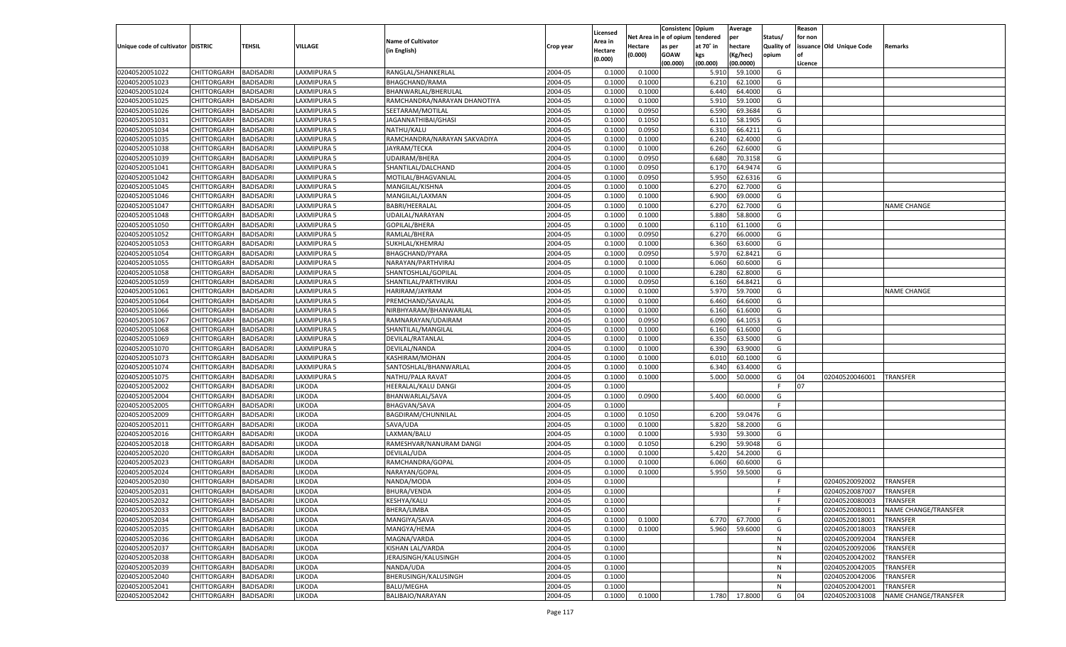| Unique code of cultivator | DISTRIC | TEHSIL | VILLAGE | Name of Cultivator (in English) | Crop year | Licensed Area in Hectare (0.000) | Net Area in Hectare (0.000) | Consistenc e of opium as per GOAW (00.000) | Opium tendered at 70° in kgs (00.000) | Average per hectare (Kg/hec) (00.0000) | Status/ Quality of opium | Reason for non issuance of Licence | Old Unique Code | Remarks |
|---|---|---|---|---|---|---|---|---|---|---|---|---|---|---|
| 02040520051022 | CHITTORGARH | BADISADRI | LAXMIPURA 5 | RANGLAL/SHANKERLAL | 2004-05 | 0.1000 | 0.1000 | | 5.910 | 59.1000 | G | | | |
| 02040520051023 | CHITTORGARH | BADISADRI | LAXMIPURA 5 | BHAGCHAND/RAMA | 2004-05 | 0.1000 | 0.1000 | | 6.210 | 62.1000 | G | | | |
| 02040520051024 | CHITTORGARH | BADISADRI | LAXMIPURA 5 | BHANWARLAL/BHERULAL | 2004-05 | 0.1000 | 0.1000 | | 6.440 | 64.4000 | G | | | |
| 02040520051025 | CHITTORGARH | BADISADRI | LAXMIPURA 5 | RAMCHANDRA/NARAYAN DHANOTIYA | 2004-05 | 0.1000 | 0.1000 | | 5.910 | 59.1000 | G | | | |
| 02040520051026 | CHITTORGARH | BADISADRI | LAXMIPURA 5 | SEETARAM/MOTILAL | 2004-05 | 0.1000 | 0.0950 | | 6.590 | 69.3684 | G | | | |
| 02040520051031 | CHITTORGARH | BADISADRI | LAXMIPURA 5 | JAGANNATHIBAI/GHASI | 2004-05 | 0.1000 | 0.1050 | | 6.110 | 58.1905 | G | | | |
| 02040520051034 | CHITTORGARH | BADISADRI | LAXMIPURA 5 | NATHU/KALU | 2004-05 | 0.1000 | 0.0950 | | 6.310 | 66.4211 | G | | | |
| 02040520051035 | CHITTORGARH | BADISADRI | LAXMIPURA 5 | RAMCHANDRA/NARAYAN SAKVADIYA | 2004-05 | 0.1000 | 0.1000 | | 6.240 | 62.4000 | G | | | |
| 02040520051038 | CHITTORGARH | BADISADRI | LAXMIPURA 5 | JAYRAM/TECKA | 2004-05 | 0.1000 | 0.1000 | | 6.260 | 62.6000 | G | | | |
| 02040520051039 | CHITTORGARH | BADISADRI | LAXMIPURA 5 | UDAIRAM/BHERA | 2004-05 | 0.1000 | 0.0950 | | 6.680 | 70.3158 | G | | | |
| 02040520051041 | CHITTORGARH | BADISADRI | LAXMIPURA 5 | SHANTILAL/DALCHAND | 2004-05 | 0.1000 | 0.0950 | | 6.170 | 64.9474 | G | | | |
| 02040520051042 | CHITTORGARH | BADISADRI | LAXMIPURA 5 | MOTILAL/BHAGVANLAL | 2004-05 | 0.1000 | 0.0950 | | 5.950 | 62.6316 | G | | | |
| 02040520051045 | CHITTORGARH | BADISADRI | LAXMIPURA 5 | MANGILAL/KISHNA | 2004-05 | 0.1000 | 0.1000 | | 6.270 | 62.7000 | G | | | |
| 02040520051046 | CHITTORGARH | BADISADRI | LAXMIPURA 5 | MANGILAL/LAXMAN | 2004-05 | 0.1000 | 0.1000 | | 6.900 | 69.0000 | G | | | |
| 02040520051047 | CHITTORGARH | BADISADRI | LAXMIPURA 5 | BABRI/HEERALAL | 2004-05 | 0.1000 | 0.1000 | | 6.270 | 62.7000 | G | | | NAME CHANGE |
| 02040520051048 | CHITTORGARH | BADISADRI | LAXMIPURA 5 | UDAILAL/NARAYAN | 2004-05 | 0.1000 | 0.1000 | | 5.880 | 58.8000 | G | | | |
| 02040520051050 | CHITTORGARH | BADISADRI | LAXMIPURA 5 | GOPILAL/BHERA | 2004-05 | 0.1000 | 0.1000 | | 6.110 | 61.1000 | G | | | |
| 02040520051052 | CHITTORGARH | BADISADRI | LAXMIPURA 5 | RAMLAL/BHERA | 2004-05 | 0.1000 | 0.0950 | | 6.270 | 66.0000 | G | | | |
| 02040520051053 | CHITTORGARH | BADISADRI | LAXMIPURA 5 | SUKHLAL/KHEMRAJ | 2004-05 | 0.1000 | 0.1000 | | 6.360 | 63.6000 | G | | | |
| 02040520051054 | CHITTORGARH | BADISADRI | LAXMIPURA 5 | BHAGCHAND/PYARA | 2004-05 | 0.1000 | 0.0950 | | 5.970 | 62.8421 | G | | | |
| 02040520051055 | CHITTORGARH | BADISADRI | LAXMIPURA 5 | NARAYAN/PARTHVIRAJ | 2004-05 | 0.1000 | 0.1000 | | 6.060 | 60.6000 | G | | | |
| 02040520051058 | CHITTORGARH | BADISADRI | LAXMIPURA 5 | SHANTOSHLAL/GOPILAL | 2004-05 | 0.1000 | 0.1000 | | 6.280 | 62.8000 | G | | | |
| 02040520051059 | CHITTORGARH | BADISADRI | LAXMIPURA 5 | SHANTILAL/PARTHVIRAJ | 2004-05 | 0.1000 | 0.0950 | | 6.160 | 64.8421 | G | | | |
| 02040520051061 | CHITTORGARH | BADISADRI | LAXMIPURA 5 | HARIRAM/JAYRAM | 2004-05 | 0.1000 | 0.1000 | | 5.970 | 59.7000 | G | | | NAME CHANGE |
| 02040520051064 | CHITTORGARH | BADISADRI | LAXMIPURA 5 | PREMCHAND/SAVALAL | 2004-05 | 0.1000 | 0.1000 | | 6.460 | 64.6000 | G | | | |
| 02040520051066 | CHITTORGARH | BADISADRI | LAXMIPURA 5 | NIRBHYARAM/BHANWARLAL | 2004-05 | 0.1000 | 0.1000 | | 6.160 | 61.6000 | G | | | |
| 02040520051067 | CHITTORGARH | BADISADRI | LAXMIPURA 5 | RAMNARAYAN/UDAIRAM | 2004-05 | 0.1000 | 0.0950 | | 6.090 | 64.1053 | G | | | |
| 02040520051068 | CHITTORGARH | BADISADRI | LAXMIPURA 5 | SHANTILAL/MANGILAL | 2004-05 | 0.1000 | 0.1000 | | 6.160 | 61.6000 | G | | | |
| 02040520051069 | CHITTORGARH | BADISADRI | LAXMIPURA 5 | DEVILAL/RATANLAL | 2004-05 | 0.1000 | 0.1000 | | 6.350 | 63.5000 | G | | | |
| 02040520051070 | CHITTORGARH | BADISADRI | LAXMIPURA 5 | DEVILAL/NANDA | 2004-05 | 0.1000 | 0.1000 | | 6.390 | 63.9000 | G | | | |
| 02040520051073 | CHITTORGARH | BADISADRI | LAXMIPURA 5 | KASHIRAM/MOHAN | 2004-05 | 0.1000 | 0.1000 | | 6.010 | 60.1000 | G | | | |
| 02040520051074 | CHITTORGARH | BADISADRI | LAXMIPURA 5 | SANTOSHLAL/BHANWARLAL | 2004-05 | 0.1000 | 0.1000 | | 6.340 | 63.4000 | G | | | |
| 02040520051075 | CHITTORGARH | BADISADRI | LAXMIPURA 5 | NATHU/PALA RAVAT | 2004-05 | 0.1000 | 0.1000 | | 5.000 | 50.0000 | G | 04 | 02040520046001 | TRANSFER |
| 02040520052002 | CHITTORGARH | BADISADRI | LIKODA | HEERALAL/KALU DANGI | 2004-05 | 0.1000 | | | | | F | 07 | | |
| 02040520052004 | CHITTORGARH | BADISADRI | LIKODA | BHANWARLAL/SAVA | 2004-05 | 0.1000 | 0.0900 | | 5.400 | 60.0000 | G | | | |
| 02040520052005 | CHITTORGARH | BADISADRI | LIKODA | BHAGVAN/SAVA | 2004-05 | 0.1000 | | | | | F | | | |
| 02040520052009 | CHITTORGARH | BADISADRI | LIKODA | BAGDIRAM/CHUNNILAL | 2004-05 | 0.1000 | 0.1050 | | 6.200 | 59.0476 | G | | | |
| 02040520052011 | CHITTORGARH | BADISADRI | LIKODA | SAVA/UDA | 2004-05 | 0.1000 | 0.1000 | | 5.820 | 58.2000 | G | | | |
| 02040520052016 | CHITTORGARH | BADISADRI | LIKODA | LAXMAN/BALU | 2004-05 | 0.1000 | 0.1000 | | 5.930 | 59.3000 | G | | | |
| 02040520052018 | CHITTORGARH | BADISADRI | LIKODA | RAMESHVAR/NANURAM DANGI | 2004-05 | 0.1000 | 0.1050 | | 6.290 | 59.9048 | G | | | |
| 02040520052020 | CHITTORGARH | BADISADRI | LIKODA | DEVILAL/UDA | 2004-05 | 0.1000 | 0.1000 | | 5.420 | 54.2000 | G | | | |
| 02040520052023 | CHITTORGARH | BADISADRI | LIKODA | RAMCHANDRA/GOPAL | 2004-05 | 0.1000 | 0.1000 | | 6.060 | 60.6000 | G | | | |
| 02040520052024 | CHITTORGARH | BADISADRI | LIKODA | NARAYAN/GOPAL | 2004-05 | 0.1000 | 0.1000 | | 5.950 | 59.5000 | G | | | |
| 02040520052030 | CHITTORGARH | BADISADRI | LIKODA | NANDA/MODA | 2004-05 | 0.1000 | | | | | F | | 02040520092002 | TRANSFER |
| 02040520052031 | CHITTORGARH | BADISADRI | LIKODA | BHURA/VENDA | 2004-05 | 0.1000 | | | | | F | | 02040520087007 | TRANSFER |
| 02040520052032 | CHITTORGARH | BADISADRI | LIKODA | KESHYA/KALU | 2004-05 | 0.1000 | | | | | F | | 02040520080003 | TRANSFER |
| 02040520052033 | CHITTORGARH | BADISADRI | LIKODA | BHERA/LIMBA | 2004-05 | 0.1000 | | | | | F | | 02040520080011 | NAME CHANGE/TRANSFER |
| 02040520052034 | CHITTORGARH | BADISADRI | LIKODA | MANGIYA/SAVA | 2004-05 | 0.1000 | 0.1000 | | 6.770 | 67.7000 | G | | 02040520018001 | TRANSFER |
| 02040520052035 | CHITTORGARH | BADISADRI | LIKODA | MANGYA/HEMA | 2004-05 | 0.1000 | 0.1000 | | 5.960 | 59.6000 | G | | 02040520018003 | TRANSFER |
| 02040520052036 | CHITTORGARH | BADISADRI | LIKODA | MAGNA/VARDA | 2004-05 | 0.1000 | | | | | N | | 02040520092004 | TRANSFER |
| 02040520052037 | CHITTORGARH | BADISADRI | LIKODA | KISHAN LAL/VARDA | 2004-05 | 0.1000 | | | | | N | | 02040520092006 | TRANSFER |
| 02040520052038 | CHITTORGARH | BADISADRI | LIKODA | JERAJSINGH/KALUSINGH | 2004-05 | 0.1000 | | | | | N | | 02040520042002 | TRANSFER |
| 02040520052039 | CHITTORGARH | BADISADRI | LIKODA | NANDA/UDA | 2004-05 | 0.1000 | | | | | N | | 02040520042005 | TRANSFER |
| 02040520052040 | CHITTORGARH | BADISADRI | LIKODA | BHERUSINGH/KALUSINGH | 2004-05 | 0.1000 | | | | | N | | 02040520042006 | TRANSFER |
| 02040520052041 | CHITTORGARH | BADISADRI | LIKODA | BALU/MEGHA | 2004-05 | 0.1000 | | | | | N | | 02040520042001 | TRANSFER |
| 02040520052042 | CHITTORGARH | BADISADRI | LIKODA | BALIBAIO/NARAYAN | 2004-05 | 0.1000 | 0.1000 | | 1.780 | 17.8000 | G | 04 | 02040520031008 | NAME CHANGE/TRANSFER |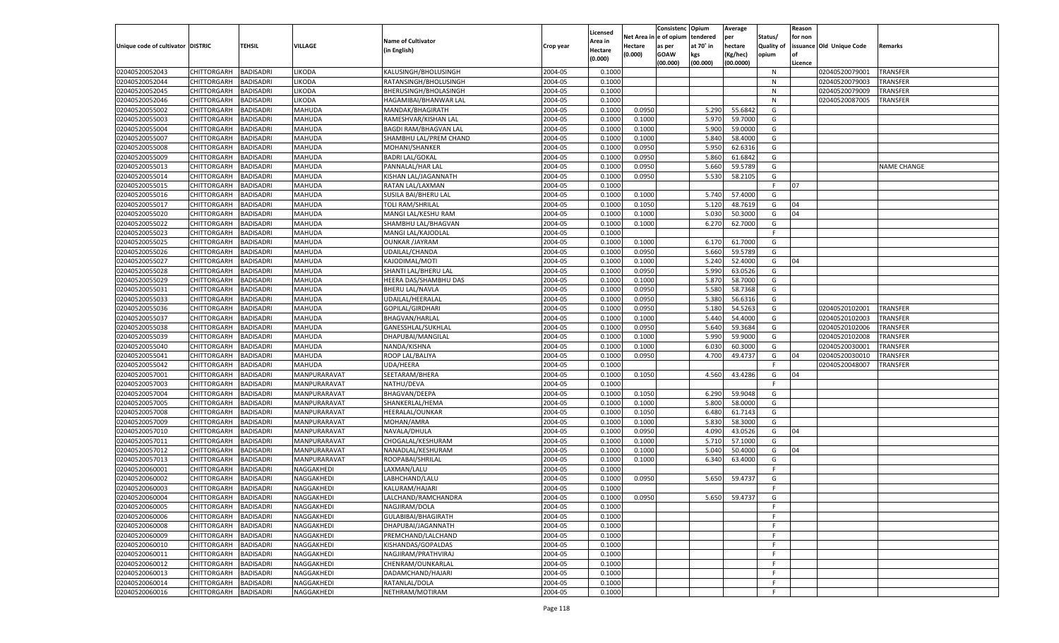| Unique code of cultivator | DISTRIC | TEHSIL | VILLAGE | Name of Cultivator (in English) | Crop year | Licensed Area in Hectare (0.000) | Net Area in Hectare (0.000) | Consistence of opium as per GOAW (00.000) | Opium tendered at 70° in kgs (00.000) | Average per hectare (Kg/hec) (00.0000) | Status/ Quality of opium | Reason for non issuance of Licence | Old Unique Code | Remarks |
|---|---|---|---|---|---|---|---|---|---|---|---|---|---|---|
| 02040520052043 | CHITTORGARH | BADISADRI | LIKODA | KALUSINGH/BHOLUSINGH | 2004-05 | 0.1000 | | | | | N | | 02040520079001 | TRANSFER |
| 02040520052044 | CHITTORGARH | BADISADRI | LIKODA | RATANSINGH/BHOLUSINGH | 2004-05 | 0.1000 | | | | | N | | 02040520079003 | TRANSFER |
| 02040520052045 | CHITTORGARH | BADISADRI | LIKODA | BHERUSINGH/BHOLASINGH | 2004-05 | 0.1000 | | | | | N | | 02040520079009 | TRANSFER |
| 02040520052046 | CHITTORGARH | BADISADRI | LIKODA | HAGAMIBAI/BHANWAR LAL | 2004-05 | 0.1000 | | | | | N | | 02040520087005 | TRANSFER |
| 02040520055002 | CHITTORGARH | BADISADRI | MAHUDA | MANDAK/BHAGIRATH | 2004-05 | 0.1000 | 0.0950 | | 5.290 | 55.6842 | G | | | |
| 02040520055003 | CHITTORGARH | BADISADRI | MAHUDA | RAMESHVAR/KISHAN LAL | 2004-05 | 0.1000 | 0.1000 | | 5.970 | 59.7000 | G | | | |
| 02040520055004 | CHITTORGARH | BADISADRI | MAHUDA | BAGDI RAM/BHAGVAN LAL | 2004-05 | 0.1000 | 0.1000 | | 5.900 | 59.0000 | G | | | |
| 02040520055007 | CHITTORGARH | BADISADRI | MAHUDA | SHAMBHU LAL/PREM CHAND | 2004-05 | 0.1000 | 0.1000 | | 5.840 | 58.4000 | G | | | |
| 02040520055008 | CHITTORGARH | BADISADRI | MAHUDA | MOHANI/SHANKER | 2004-05 | 0.1000 | 0.0950 | | 5.950 | 62.6316 | G | | | |
| 02040520055009 | CHITTORGARH | BADISADRI | MAHUDA | BADRI LAL/GOKAL | 2004-05 | 0.1000 | 0.0950 | | 5.860 | 61.6842 | G | | | |
| 02040520055013 | CHITTORGARH | BADISADRI | MAHUDA | PANNALAL/HAR LAL | 2004-05 | 0.1000 | 0.0950 | | 5.660 | 59.5789 | G | | | NAME CHANGE |
| 02040520055014 | CHITTORGARH | BADISADRI | MAHUDA | KISHAN LAL/JAGANNATH | 2004-05 | 0.1000 | 0.0950 | | 5.530 | 58.2105 | G | | | |
| 02040520055015 | CHITTORGARH | BADISADRI | MAHUDA | RATAN LAL/LAXMAN | 2004-05 | 0.1000 | | | | | F | 07 | | |
| 02040520055016 | CHITTORGARH | BADISADRI | MAHUDA | SUSILA BAI/BHERU LAL | 2004-05 | 0.1000 | 0.1000 | | 5.740 | 57.4000 | G | | | |
| 02040520055017 | CHITTORGARH | BADISADRI | MAHUDA | TOLI RAM/SHRILAL | 2004-05 | 0.1000 | 0.1050 | | 5.120 | 48.7619 | G | 04 | | |
| 02040520055020 | CHITTORGARH | BADISADRI | MAHUDA | MANGI LAL/KESHU RAM | 2004-05 | 0.1000 | 0.1000 | | 5.030 | 50.3000 | G | 04 | | |
| 02040520055022 | CHITTORGARH | BADISADRI | MAHUDA | SHAMBHU LAL/BHAGVAN | 2004-05 | 0.1000 | 0.1000 | | 6.270 | 62.7000 | G | | | |
| 02040520055023 | CHITTORGARH | BADISADRI | MAHUDA | MANGI LAL/KAJODLAL | 2004-05 | 0.1000 | | | | | F | | | |
| 02040520055025 | CHITTORGARH | BADISADRI | MAHUDA | OUNKAR /JAYRAM | 2004-05 | 0.1000 | 0.1000 | | 6.170 | 61.7000 | G | | | |
| 02040520055026 | CHITTORGARH | BADISADRI | MAHUDA | UDAILAL/CHANDA | 2004-05 | 0.1000 | 0.0950 | | 5.660 | 59.5789 | G | | | |
| 02040520055027 | CHITTORGARH | BADISADRI | MAHUDA | KAJODIMAL/MOTI | 2004-05 | 0.1000 | 0.1000 | | 5.240 | 52.4000 | G | 04 | | |
| 02040520055028 | CHITTORGARH | BADISADRI | MAHUDA | SHANTI LAL/BHERU LAL | 2004-05 | 0.1000 | 0.0950 | | 5.990 | 63.0526 | G | | | |
| 02040520055029 | CHITTORGARH | BADISADRI | MAHUDA | HEERA DAS/SHAMBHU DAS | 2004-05 | 0.1000 | 0.1000 | | 5.870 | 58.7000 | G | | | |
| 02040520055031 | CHITTORGARH | BADISADRI | MAHUDA | BHERU LAL/NAVLA | 2004-05 | 0.1000 | 0.0950 | | 5.580 | 58.7368 | G | | | |
| 02040520055033 | CHITTORGARH | BADISADRI | MAHUDA | UDAILAL/HEERALAL | 2004-05 | 0.1000 | 0.0950 | | 5.380 | 56.6316 | G | | | |
| 02040520055036 | CHITTORGARH | BADISADRI | MAHUDA | GOPILAL/GIRDHARI | 2004-05 | 0.1000 | 0.0950 | | 5.180 | 54.5263 | G | | 02040520102001 | TRANSFER |
| 02040520055037 | CHITTORGARH | BADISADRI | MAHUDA | BHAGVAN/HEERA | 2004-05 | 0.1000 | 0.1000 | | 5.440 | 54.4000 | G | | 02040520102003 | TRANSFER |
| 02040520055038 | CHITTORGARH | BADISADRI | MAHUDA | GANESSHLAL/SUKHLAL | 2004-05 | 0.1000 | 0.0950 | | 5.640 | 59.3684 | G | | 02040520102006 | TRANSFER |
| 02040520055039 | CHITTORGARH | BADISADRI | MAHUDA | DHAPUBAI/MANGILAL | 2004-05 | 0.1000 | 0.1000 | | 5.990 | 59.9000 | G | | 02040520102008 | TRANSFER |
| 02040520055040 | CHITTORGARH | BADISADRI | MAHUDA | NANDA/KISHNA | 2004-05 | 0.1000 | 0.1000 | | 6.030 | 60.3000 | G | | 02040520030001 | TRANSFER |
| 02040520055041 | CHITTORGARH | BADISADRI | MAHUDA | ROOP LAL/BALIYA | 2004-05 | 0.1000 | 0.0950 | | 4.700 | 49.4737 | G | 04 | 02040520030010 | TRANSFER |
| 02040520055042 | CHITTORGARH | BADISADRI | MAHUDA | UDA/HEERA | 2004-05 | 0.1000 | | | | | F | | 02040520048007 | TRANSFER |
| 02040520057001 | CHITTORGARH | BADISADRI | MANPURARAVAT | SEETARAM/BHERA | 2004-05 | 0.1000 | 0.1050 | | 4.560 | 43.4286 | G | 04 | | |
| 02040520057003 | CHITTORGARH | BADISADRI | MANPURARAVAT | NATHU/DEVA | 2004-05 | 0.1000 | | | | | F | | | |
| 02040520057004 | CHITTORGARH | BADISADRI | MANPURARAVAT | BHAGVAN/DEEPA | 2004-05 | 0.1000 | 0.1050 | | 6.290 | 59.9048 | G | | | |
| 02040520057005 | CHITTORGARH | BADISADRI | MANPURARAVAT | SHANKERLAL/HEMA | 2004-05 | 0.1000 | 0.1000 | | 5.800 | 58.0000 | G | | | |
| 02040520057008 | CHITTORGARH | BADISADRI | MANPURARAVAT | HEERALAL/OUNKAR | 2004-05 | 0.1000 | 0.1050 | | 6.480 | 61.7143 | G | | | |
| 02040520057009 | CHITTORGARH | BADISADRI | MANPURARAVAT | MOHAN/AMRA | 2004-05 | 0.1000 | 0.1000 | | 5.830 | 58.3000 | G | | | |
| 02040520057010 | CHITTORGARH | BADISADRI | MANPURARAVAT | NAVALA/DHULA | 2004-05 | 0.1000 | 0.0950 | | 4.090 | 43.0526 | G | 04 | | |
| 02040520057011 | CHITTORGARH | BADISADRI | MANPURARAVAT | CHOGALAL/KESHURAM | 2004-05 | 0.1000 | 0.1000 | | 5.710 | 57.1000 | G | | | |
| 02040520057012 | CHITTORGARH | BADISADRI | MANPURARAVAT | NANADLAL/KESHURAM | 2004-05 | 0.1000 | 0.1000 | | 5.040 | 50.4000 | G | 04 | | |
| 02040520057013 | CHITTORGARH | BADISADRI | MANPURARAVAT | ROOPABAI/SHRILAL | 2004-05 | 0.1000 | 0.1000 | | 6.340 | 63.4000 | G | | | |
| 02040520060001 | CHITTORGARH | BADISADRI | NAGGAKHEDI | LAXMAN/LALU | 2004-05 | 0.1000 | | | | | F | | | |
| 02040520060002 | CHITTORGARH | BADISADRI | NAGGAKHEDI | LABHCHAND/LALU | 2004-05 | 0.1000 | 0.0950 | | 5.650 | 59.4737 | G | | | |
| 02040520060003 | CHITTORGARH | BADISADRI | NAGGAKHEDI | KALURAM/HAJARI | 2004-05 | 0.1000 | | | | | F | | | |
| 02040520060004 | CHITTORGARH | BADISADRI | NAGGAKHEDI | LALCHAND/RAMCHANDRA | 2004-05 | 0.1000 | 0.0950 | | 5.650 | 59.4737 | G | | | |
| 02040520060005 | CHITTORGARH | BADISADRI | NAGGAKHEDI | NAGJIRAM/DOLA | 2004-05 | 0.1000 | | | | | F | | | |
| 02040520060006 | CHITTORGARH | BADISADRI | NAGGAKHEDI | GULABIBAI/BHAGIRATH | 2004-05 | 0.1000 | | | | | F | | | |
| 02040520060008 | CHITTORGARH | BADISADRI | NAGGAKHEDI | DHAPUBAI/JAGANNATH | 2004-05 | 0.1000 | | | | | F | | | |
| 02040520060009 | CHITTORGARH | BADISADRI | NAGGAKHEDI | PREMCHAND/LALCHAND | 2004-05 | 0.1000 | | | | | F | | | |
| 02040520060010 | CHITTORGARH | BADISADRI | NAGGAKHEDI | KISHANDAS/GOPALDAS | 2004-05 | 0.1000 | | | | | F | | | |
| 02040520060011 | CHITTORGARH | BADISADRI | NAGGAKHEDI | NAGJIRAM/PRATHVIRAJ | 2004-05 | 0.1000 | | | | | F | | | |
| 02040520060012 | CHITTORGARH | BADISADRI | NAGGAKHEDI | CHENRAM/OUNKARLAL | 2004-05 | 0.1000 | | | | | F | | | |
| 02040520060013 | CHITTORGARH | BADISADRI | NAGGAKHEDI | DADAMCHAND/HAJARI | 2004-05 | 0.1000 | | | | | F | | | |
| 02040520060014 | CHITTORGARH | BADISADRI | NAGGAKHEDI | RATANLAL/DOLA | 2004-05 | 0.1000 | | | | | F | | | |
| 02040520060016 | CHITTORGARH | BADISADRI | NAGGAKHEDI | NETHRAM/MOTIRAM | 2004-05 | 0.1000 | | | | | F | | | |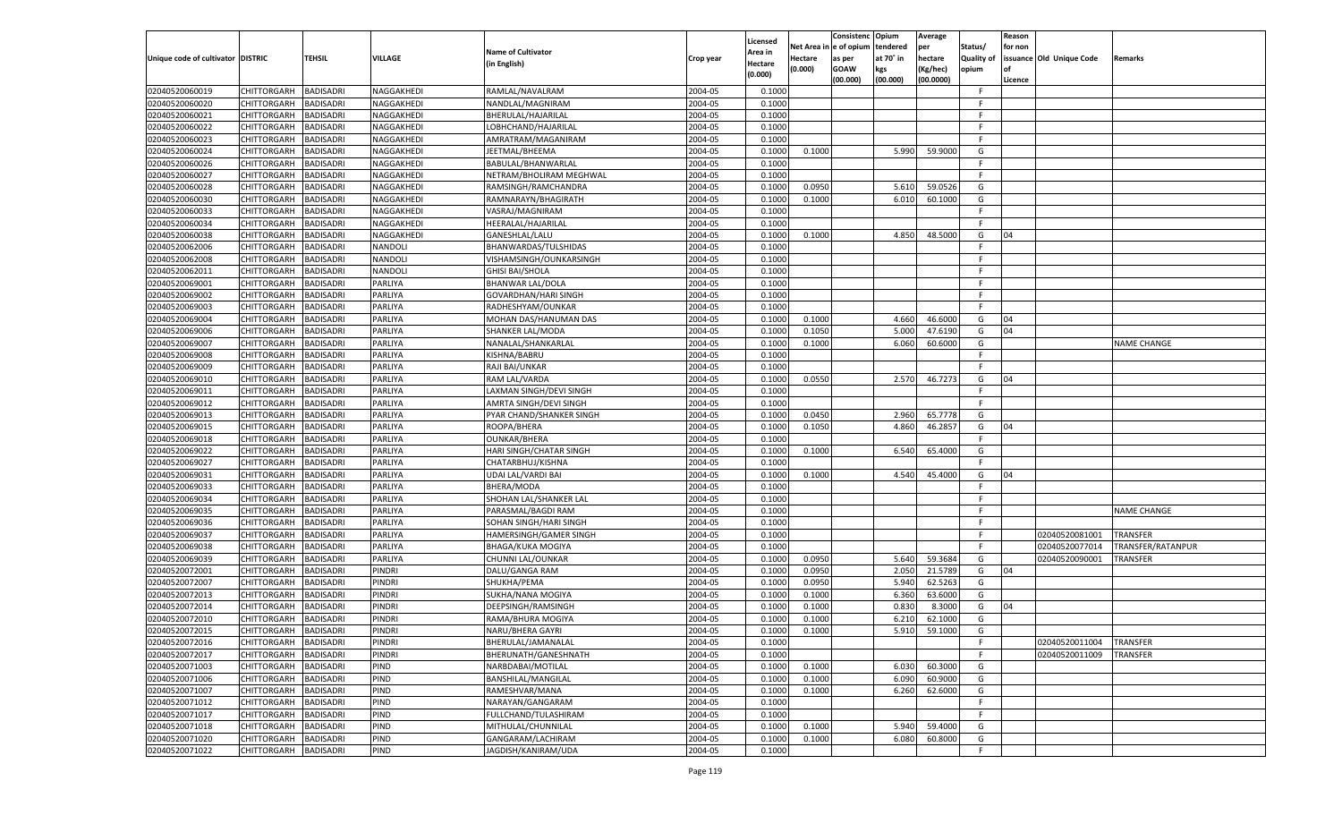| Unique code of cultivator | DISTRIC | TEHSIL | VILLAGE | Name of Cultivator (in English) | Crop year | Licensed Area in Hectare (0.000) | Net Area in Hectare (0.000) | Consistenc e of opium as per GOAW (00.000) | Opium tendered at 70° in kgs (00.000) | Average per hectare (Kg/hec) (00.0000) | Status/ Quality of opium | Reason for non issuance of Licence | Old Unique Code | Remarks |
|---|---|---|---|---|---|---|---|---|---|---|---|---|---|---|
| 02040520060019 | CHITTORGARH | BADISADRI | NAGGAKHEDI | RAMLAL/NAVALRAM | 2004-05 | 0.1000 | | | | | F | | | |
| 02040520060020 | CHITTORGARH | BADISADRI | NAGGAKHEDI | NANDLAL/MAGNIRAM | 2004-05 | 0.1000 | | | | | F | | | |
| 02040520060021 | CHITTORGARH | BADISADRI | NAGGAKHEDI | BHERULAL/HAJARILAL | 2004-05 | 0.1000 | | | | | F | | | |
| 02040520060022 | CHITTORGARH | BADISADRI | NAGGAKHEDI | LOBHCHAND/HAJARILAL | 2004-05 | 0.1000 | | | | | F | | | |
| 02040520060023 | CHITTORGARH | BADISADRI | NAGGAKHEDI | AMRATRAM/MAGANIRAM | 2004-05 | 0.1000 | | | | | F | | | |
| 02040520060024 | CHITTORGARH | BADISADRI | NAGGAKHEDI | JEETMAL/BHEEMA | 2004-05 | 0.1000 | 0.1000 | | 5.990 | 59.9000 | G | | | |
| 02040520060026 | CHITTORGARH | BADISADRI | NAGGAKHEDI | BABULAL/BHANWARLAL | 2004-05 | 0.1000 | | | | | F | | | |
| 02040520060027 | CHITTORGARH | BADISADRI | NAGGAKHEDI | NETRAM/BHOLIRAM MEGHWAL | 2004-05 | 0.1000 | | | | | F | | | |
| 02040520060028 | CHITTORGARH | BADISADRI | NAGGAKHEDI | RAMSINGH/RAMCHANDRA | 2004-05 | 0.1000 | 0.0950 | | 5.610 | 59.0526 | G | | | |
| 02040520060030 | CHITTORGARH | BADISADRI | NAGGAKHEDI | RAMNARAYN/BHAGIRATH | 2004-05 | 0.1000 | 0.1000 | | 6.010 | 60.1000 | G | | | |
| 02040520060033 | CHITTORGARH | BADISADRI | NAGGAKHEDI | VASRAJ/MAGNIRAM | 2004-05 | 0.1000 | | | | | F | | | |
| 02040520060034 | CHITTORGARH | BADISADRI | NAGGAKHEDI | HEERALAL/HAJARILAL | 2004-05 | 0.1000 | | | | | F | | | |
| 02040520060038 | CHITTORGARH | BADISADRI | NAGGAKHEDI | GANESHLAL/LALU | 2004-05 | 0.1000 | 0.1000 | | 4.850 | 48.5000 | G | 04 | | |
| 02040520062006 | CHITTORGARH | BADISADRI | NANDOLI | BHANWARDAS/TULSHIDAS | 2004-05 | 0.1000 | | | | | F | | | |
| 02040520062008 | CHITTORGARH | BADISADRI | NANDOLI | VISHAMSINGH/OUNKARSINGH | 2004-05 | 0.1000 | | | | | F | | | |
| 02040520062011 | CHITTORGARH | BADISADRI | NANDOLI | GHISI BAI/SHOLA | 2004-05 | 0.1000 | | | | | F | | | |
| 02040520069001 | CHITTORGARH | BADISADRI | PARLIYA | BHANWAR LAL/DOLA | 2004-05 | 0.1000 | | | | | F | | | |
| 02040520069002 | CHITTORGARH | BADISADRI | PARLIYA | GOVARDHAN/HARI SINGH | 2004-05 | 0.1000 | | | | | F | | | |
| 02040520069003 | CHITTORGARH | BADISADRI | PARLIYA | RADHESHYAM/OUNKAR | 2004-05 | 0.1000 | | | | | F | | | |
| 02040520069004 | CHITTORGARH | BADISADRI | PARLIYA | MOHAN DAS/HANUMAN DAS | 2004-05 | 0.1000 | 0.1000 | | 4.660 | 46.6000 | G | 04 | | |
| 02040520069006 | CHITTORGARH | BADISADRI | PARLIYA | SHANKER LAL/MODA | 2004-05 | 0.1000 | 0.1050 | | 5.000 | 47.6190 | G | 04 | | |
| 02040520069007 | CHITTORGARH | BADISADRI | PARLIYA | NANALAL/SHANKARLAL | 2004-05 | 0.1000 | 0.1000 | | 6.060 | 60.6000 | G | | | NAME CHANGE |
| 02040520069008 | CHITTORGARH | BADISADRI | PARLIYA | KISHNA/BABRU | 2004-05 | 0.1000 | | | | | F | | | |
| 02040520069009 | CHITTORGARH | BADISADRI | PARLIYA | RAJI BAI/UNKAR | 2004-05 | 0.1000 | | | | | F | | | |
| 02040520069010 | CHITTORGARH | BADISADRI | PARLIYA | RAM LAL/VARDA | 2004-05 | 0.1000 | 0.0550 | | 2.570 | 46.7273 | G | 04 | | |
| 02040520069011 | CHITTORGARH | BADISADRI | PARLIYA | LAXMAN SINGH/DEVI SINGH | 2004-05 | 0.1000 | | | | | F | | | |
| 02040520069012 | CHITTORGARH | BADISADRI | PARLIYA | AMRTA SINGH/DEVI SINGH | 2004-05 | 0.1000 | | | | | F | | | |
| 02040520069013 | CHITTORGARH | BADISADRI | PARLIYA | PYAR CHAND/SHANKER SINGH | 2004-05 | 0.1000 | 0.0450 | | 2.960 | 65.7778 | G | | | |
| 02040520069015 | CHITTORGARH | BADISADRI | PARLIYA | ROOPA/BHERA | 2004-05 | 0.1000 | 0.1050 | | 4.860 | 46.2857 | G | 04 | | |
| 02040520069018 | CHITTORGARH | BADISADRI | PARLIYA | OUNKAR/BHERA | 2004-05 | 0.1000 | | | | | F | | | |
| 02040520069022 | CHITTORGARH | BADISADRI | PARLIYA | HARI SINGH/CHATAR SINGH | 2004-05 | 0.1000 | 0.1000 | | 6.540 | 65.4000 | G | | | |
| 02040520069027 | CHITTORGARH | BADISADRI | PARLIYA | CHATARBHUJ/KISHNA | 2004-05 | 0.1000 | | | | | F | | | |
| 02040520069031 | CHITTORGARH | BADISADRI | PARLIYA | UDAI LAL/VARDI BAI | 2004-05 | 0.1000 | 0.1000 | | 4.540 | 45.4000 | G | 04 | | |
| 02040520069033 | CHITTORGARH | BADISADRI | PARLIYA | BHERA/MODA | 2004-05 | 0.1000 | | | | | F | | | |
| 02040520069034 | CHITTORGARH | BADISADRI | PARLIYA | SHOHAN LAL/SHANKER LAL | 2004-05 | 0.1000 | | | | | F | | | |
| 02040520069035 | CHITTORGARH | BADISADRI | PARLIYA | PARASMAL/BAGDI RAM | 2004-05 | 0.1000 | | | | | F | | | NAME CHANGE |
| 02040520069036 | CHITTORGARH | BADISADRI | PARLIYA | SOHAN SINGH/HARI SINGH | 2004-05 | 0.1000 | | | | | F | | | |
| 02040520069037 | CHITTORGARH | BADISADRI | PARLIYA | HAMERSINGH/GAMER SINGH | 2004-05 | 0.1000 | | | | | F | | 02040520081001 | TRANSFER |
| 02040520069038 | CHITTORGARH | BADISADRI | PARLIYA | BHAGA/KUKA MOGIYA | 2004-05 | 0.1000 | | | | | F | | 02040520077014 | TRANSFER/RATANPUR |
| 02040520069039 | CHITTORGARH | BADISADRI | PARLIYA | CHUNNI LAL/OUNKAR | 2004-05 | 0.1000 | 0.0950 | | 5.640 | 59.3684 | G | | 02040520090001 | TRANSFER |
| 02040520072001 | CHITTORGARH | BADISADRI | PINDRI | DALU/GANGA RAM | 2004-05 | 0.1000 | 0.0950 | | 2.050 | 21.5789 | G | 04 | | |
| 02040520072007 | CHITTORGARH | BADISADRI | PINDRI | SHUKHA/PEMA | 2004-05 | 0.1000 | 0.0950 | | 5.940 | 62.5263 | G | | | |
| 02040520072013 | CHITTORGARH | BADISADRI | PINDRI | SUKHA/NANA MOGIYA | 2004-05 | 0.1000 | 0.1000 | | 6.360 | 63.6000 | G | | | |
| 02040520072014 | CHITTORGARH | BADISADRI | PINDRI | DEEPSINGH/RAMSINGH | 2004-05 | 0.1000 | 0.1000 | | 0.830 | 8.3000 | G | 04 | | |
| 02040520072010 | CHITTORGARH | BADISADRI | PINDRI | RAMA/BHURA MOGIYA | 2004-05 | 0.1000 | 0.1000 | | 6.210 | 62.1000 | G | | | |
| 02040520072015 | CHITTORGARH | BADISADRI | PINDRI | NARU/BHERA GAYRI | 2004-05 | 0.1000 | 0.1000 | | 5.910 | 59.1000 | G | | | |
| 02040520072016 | CHITTORGARH | BADISADRI | PINDRI | BHERULAL/JAMANALAL | 2004-05 | 0.1000 | | | | | F | | 02040520011004 | TRANSFER |
| 02040520072017 | CHITTORGARH | BADISADRI | PINDRI | BHERUNATH/GANESHNATH | 2004-05 | 0.1000 | | | | | F | | 02040520011009 | TRANSFER |
| 02040520071003 | CHITTORGARH | BADISADRI | PIND | NARBDABAI/MOTILAL | 2004-05 | 0.1000 | 0.1000 | | 6.030 | 60.3000 | G | | | |
| 02040520071006 | CHITTORGARH | BADISADRI | PIND | BANSHILAL/MANGILAL | 2004-05 | 0.1000 | 0.1000 | | 6.090 | 60.9000 | G | | | |
| 02040520071007 | CHITTORGARH | BADISADRI | PIND | RAMESHVAR/MANA | 2004-05 | 0.1000 | 0.1000 | | 6.260 | 62.6000 | G | | | |
| 02040520071012 | CHITTORGARH | BADISADRI | PIND | NARAYAN/GANGARAM | 2004-05 | 0.1000 | | | | | F | | | |
| 02040520071017 | CHITTORGARH | BADISADRI | PIND | FULLCHAND/TULASHIRAM | 2004-05 | 0.1000 | | | | | F | | | |
| 02040520071018 | CHITTORGARH | BADISADRI | PIND | MITHULAL/CHUNNILAL | 2004-05 | 0.1000 | 0.1000 | | 5.940 | 59.4000 | G | | | |
| 02040520071020 | CHITTORGARH | BADISADRI | PIND | GANGARAM/LACHIRAM | 2004-05 | 0.1000 | 0.1000 | | 6.080 | 60.8000 | G | | | |
| 02040520071022 | CHITTORGARH | BADISADRI | PIND | JAGDISH/KANIRAM/UDA | 2004-05 | 0.1000 | | | | | F | | | |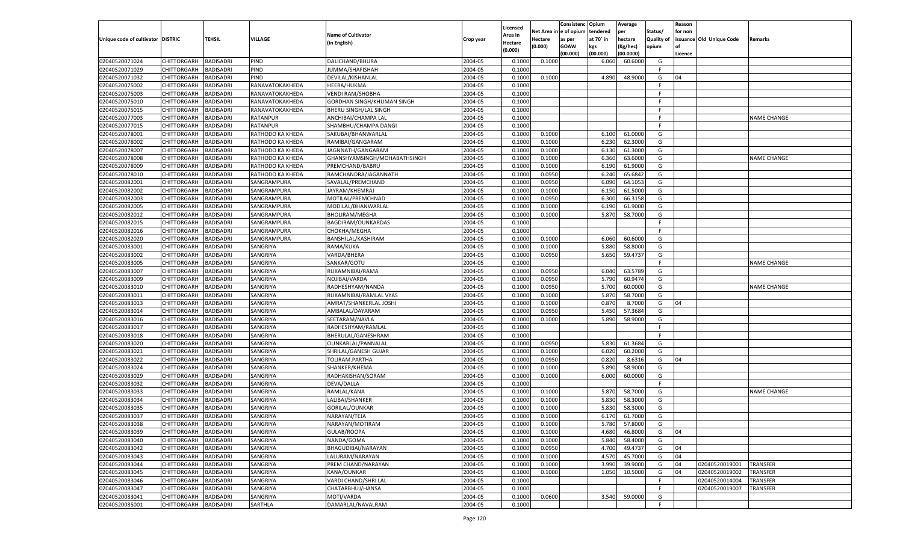| Unique code of cultivator | DISTRIC | TEHSIL | VILLAGE | Name of Cultivator (in English) | Crop year | Licensed Area in Hectare (0.000) | Net Area in Hectare (0.000) | Consistenc e of opium as per GOAW (00.000) | Opium tendered at 70° in kgs (00.000) | Average per hectare (Kg/hec) (00.0000) | Status/ Quality of opium | Reason for non issuance of Licence | Old Unique Code | Remarks |
|---|---|---|---|---|---|---|---|---|---|---|---|---|---|---|
| 02040520071024 | CHITTORGARH | BADISADRI | PIND | DALICHAND/BHURA | 2004-05 | 0.1000 | 0.1000 | | 6.060 | 60.6000 | G | | | |
| 02040520071029 | CHITTORGARH | BADISADRI | PIND | JUMMA/SHAFISHAH | 2004-05 | 0.1000 | | | | | F | | | |
| 02040520071032 | CHITTORGARH | BADISADRI | PIND | DEVILAL/KISHANLAL | 2004-05 | 0.1000 | 0.1000 | | 4.890 | 48.9000 | G | 04 | | |
| 02040520075002 | CHITTORGARH | BADISADRI | RANAVATOKAKHEDA | HEERA/HUKMA | 2004-05 | 0.1000 | | | | | F | | | |
| 02040520075003 | CHITTORGARH | BADISADRI | RANAVATOKAKHEDA | VENDI RAM/SHOBHA | 2004-05 | 0.1000 | | | | | F | | | |
| 02040520075010 | CHITTORGARH | BADISADRI | RANAVATOKAKHEDA | GORDHAN SINGH/KHUMAN SINGH | 2004-05 | 0.1000 | | | | | F | | | |
| 02040520075015 | CHITTORGARH | BADISADRI | RANAVATOKAKHEDA | BHERU SINGH/LAL SINGH | 2004-05 | 0.1000 | | | | | F | | | |
| 02040520077003 | CHITTORGARH | BADISADRI | RATANPUR | ANCHIBAI/CHAMPA LAL | 2004-05 | 0.1000 | | | | | F | | | NAME CHANGE |
| 02040520077015 | CHITTORGARH | BADISADRI | RATANPUR | SHAMBHU/CHAMPA DANGI | 2004-05 | 0.1000 | | | | | F | | | |
| 02040520078001 | CHITTORGARH | BADISADRI | RATHODO KA KHEDA | SAKUBAI/BHANWARLAL | 2004-05 | 0.1000 | 0.1000 | | 6.100 | 61.0000 | G | | | |
| 02040520078002 | CHITTORGARH | BADISADRI | RATHODO KA KHEDA | RAMIBAI/GANGARAM | 2004-05 | 0.1000 | 0.1000 | | 6.230 | 62.3000 | G | | | |
| 02040520078007 | CHITTORGARH | BADISADRI | RATHODO KA KHEDA | JAGNNATH/GANGARAM | 2004-05 | 0.1000 | 0.1000 | | 6.130 | 61.3000 | G | | | |
| 02040520078008 | CHITTORGARH | BADISADRI | RATHODO KA KHEDA | GHANSHYAMSINGH/MOHABATHSINGH | 2004-05 | 0.1000 | 0.1000 | | 6.360 | 63.6000 | G | | | NAME CHANGE |
| 02040520078009 | CHITTORGARH | BADISADRI | RATHODO KA KHEDA | PREMCHAND/BABRU | 2004-05 | 0.1000 | 0.1000 | | 6.190 | 61.9000 | G | | | |
| 02040520078010 | CHITTORGARH | BADISADRI | RATHODO KA KHEDA | RAMCHANDRA/JAGANNATH | 2004-05 | 0.1000 | 0.0950 | | 6.240 | 65.6842 | G | | | |
| 02040520082001 | CHITTORGARH | BADISADRI | SANGRAMPURA | SAVALAL/PREMCHAND | 2004-05 | 0.1000 | 0.0950 | | 6.090 | 64.1053 | G | | | |
| 02040520082002 | CHITTORGARH | BADISADRI | SANGRAMPURA | JAYRAM/KHEMRAJ | 2004-05 | 0.1000 | 0.1000 | | 6.150 | 61.5000 | G | | | |
| 02040520082003 | CHITTORGARH | BADISADRI | SANGRAMPURA | MOTILAL/PREMCHNAD | 2004-05 | 0.1000 | 0.0950 | | 6.300 | 66.3158 | G | | | |
| 02040520082005 | CHITTORGARH | BADISADRI | SANGRAMPURA | MODILAL/BHANWARLAL | 2004-05 | 0.1000 | 0.1000 | | 6.190 | 61.9000 | G | | | |
| 02040520082012 | CHITTORGARH | BADISADRI | SANGRAMPURA | BHOLIRAM/MEGHA | 2004-05 | 0.1000 | 0.1000 | | 5.870 | 58.7000 | G | | | |
| 02040520082015 | CHITTORGARH | BADISADRI | SANGRAMPURA | BAGDIRAM/OUNKARDAS | 2004-05 | 0.1000 | | | | | F | | | |
| 02040520082016 | CHITTORGARH | BADISADRI | SANGRAMPURA | CHOKHA/MEGHA | 2004-05 | 0.1000 | | | | | F | | | |
| 02040520082020 | CHITTORGARH | BADISADRI | SANGRAMPURA | BANSHILAL/KASHIRAM | 2004-05 | 0.1000 | 0.1000 | | 6.060 | 60.6000 | G | | | |
| 02040520083001 | CHITTORGARH | BADISADRI | SANGRIYA | RAMA/KUKA | 2004-05 | 0.1000 | 0.1000 | | 5.880 | 58.8000 | G | | | |
| 02040520083002 | CHITTORGARH | BADISADRI | SANGRIYA | VARDA/BHERA | 2004-05 | 0.1000 | 0.0950 | | 5.650 | 59.4737 | G | | | |
| 02040520083005 | CHITTORGARH | BADISADRI | SANGRIYA | SANKAR/GOTU | 2004-05 | 0.1000 | | | | | F | | | NAME CHANGE |
| 02040520083007 | CHITTORGARH | BADISADRI | SANGRIYA | RUKAMNIBAI/RAMA | 2004-05 | 0.1000 | 0.0950 | | 6.040 | 63.5789 | G | | | |
| 02040520083009 | CHITTORGARH | BADISADRI | SANGRIYA | NOJIBAI/VARDA | 2004-05 | 0.1000 | 0.0950 | | 5.790 | 60.9474 | G | | | |
| 02040520083010 | CHITTORGARH | BADISADRI | SANGRIYA | RADHESHYAM/NANDA | 2004-05 | 0.1000 | 0.0950 | | 5.700 | 60.0000 | G | | | NAME CHANGE |
| 02040520083011 | CHITTORGARH | BADISADRI | SANGRIYA | RUKAMNIBAI/RAMLAL VYAS | 2004-05 | 0.1000 | 0.1000 | | 5.870 | 58.7000 | G | | | |
| 02040520083013 | CHITTORGARH | BADISADRI | SANGRIYA | AMRAT/SHANKERLAL JOSHI | 2004-05 | 0.1000 | 0.1000 | | 0.870 | 8.7000 | G | 04 | | |
| 02040520083014 | CHITTORGARH | BADISADRI | SANGRIYA | AMBALAL/DAYARAM | 2004-05 | 0.1000 | 0.0950 | | 5.450 | 57.3684 | G | | | |
| 02040520083016 | CHITTORGARH | BADISADRI | SANGRIYA | SEETARAM/NAVLA | 2004-05 | 0.1000 | 0.1000 | | 5.890 | 58.9000 | G | | | |
| 02040520083017 | CHITTORGARH | BADISADRI | SANGRIYA | RADHESHYAM/RAMLAL | 2004-05 | 0.1000 | | | | | F | | | |
| 02040520083018 | CHITTORGARH | BADISADRI | SANGRIYA | BHERULAL/GANESHRAM | 2004-05 | 0.1000 | | | | | F | | | |
| 02040520083020 | CHITTORGARH | BADISADRI | SANGRIYA | OUNKARLAL/PANNALAL | 2004-05 | 0.1000 | 0.0950 | | 5.830 | 61.3684 | G | | | |
| 02040520083021 | CHITTORGARH | BADISADRI | SANGRIYA | SHRILAL/GANESH GUJAR | 2004-05 | 0.1000 | 0.1000 | | 6.020 | 60.2000 | G | | | |
| 02040520083022 | CHITTORGARH | BADISADRI | SANGRIYA | TOLIRAM.PARTHA | 2004-05 | 0.1000 | 0.0950 | | 0.820 | 8.6316 | G | 04 | | |
| 02040520083024 | CHITTORGARH | BADISADRI | SANGRIYA | SHANKER/KHEMA | 2004-05 | 0.1000 | 0.1000 | | 5.890 | 58.9000 | G | | | |
| 02040520083029 | CHITTORGARH | BADISADRI | SANGRIYA | RADHAKISHAN/SORAM | 2004-05 | 0.1000 | 0.1000 | | 6.000 | 60.0000 | G | | | |
| 02040520083032 | CHITTORGARH | BADISADRI | SANGRIYA | DEVA/DALLA | 2004-05 | 0.1000 | | | | | F | | | |
| 02040520083033 | CHITTORGARH | BADISADRI | SANGRIYA | RAMLAL/KANA | 2004-05 | 0.1000 | 0.1000 | | 5.870 | 58.7000 | G | | | NAME CHANGE |
| 02040520083034 | CHITTORGARH | BADISADRI | SANGRIYA | LALIBAI/SHANKER | 2004-05 | 0.1000 | 0.1000 | | 5.830 | 58.3000 | G | | | |
| 02040520083035 | CHITTORGARH | BADISADRI | SANGRIYA | GORILAL/OUNKAR | 2004-05 | 0.1000 | 0.1000 | | 5.830 | 58.3000 | G | | | |
| 02040520083037 | CHITTORGARH | BADISADRI | SANGRIYA | NARAYAN/TEJA | 2004-05 | 0.1000 | 0.1000 | | 6.170 | 61.7000 | G | | | |
| 02040520083038 | CHITTORGARH | BADISADRI | SANGRIYA | NARAYAN/MOTIRAM | 2004-05 | 0.1000 | 0.1000 | | 5.780 | 57.8000 | G | | | |
| 02040520083039 | CHITTORGARH | BADISADRI | SANGRIYA | GULAB/ROOPA | 2004-05 | 0.1000 | 0.1000 | | 4.680 | 46.8000 | G | 04 | | |
| 02040520083040 | CHITTORGARH | BADISADRI | SANGRIYA | NANDA/GOMA | 2004-05 | 0.1000 | 0.1000 | | 5.840 | 58.4000 | G | | | |
| 02040520083042 | CHITTORGARH | BADISADRI | SANGRIYA | BHAGUDIBAI/NARAYAN | 2004-05 | 0.1000 | 0.0950 | | 4.700 | 49.4737 | G | 04 | | |
| 02040520083043 | CHITTORGARH | BADISADRI | SANGRIYA | LALURAM/NARAYAN | 2004-05 | 0.1000 | 0.1000 | | 4.570 | 45.7000 | G | 04 | | |
| 02040520083044 | CHITTORGARH | BADISADRI | SANGRIYA | PREM CHAND/NARAYAN | 2004-05 | 0.1000 | 0.1000 | | 3.990 | 39.9000 | G | 04 | 02040520019001 | TRANSFER |
| 02040520083045 | CHITTORGARH | BADISADRI | SANGRIYA | KANA/OUNKAR | 2004-05 | 0.1000 | 0.1000 | | 1.050 | 10.5000 | G | 04 | 02040520019002 | TRANSFER |
| 02040520083046 | CHITTORGARH | BADISADRI | SANGRIYA | VARDI CHAND/SHRI LAL | 2004-05 | 0.1000 | | | | | F | | 02040520014004 | TRANSFER |
| 02040520083047 | CHITTORGARH | BADISADRI | SANGRIYA | CHATARBHUJ/HANSA | 2004-05 | 0.1000 | | | | | F | | 02040520019007 | TRANSFER |
| 02040520083041 | CHITTORGARH | BADISADRI | SANGRIYA | MOTI/VARDA | 2004-05 | 0.1000 | 0.0600 | | 3.540 | 59.0000 | G | | | |
| 02040520085001 | CHITTORGARH | BADISADRI | SARTHLA | DAMARLAL/NAVALRAM | 2004-05 | 0.1000 | | | | | F | | | |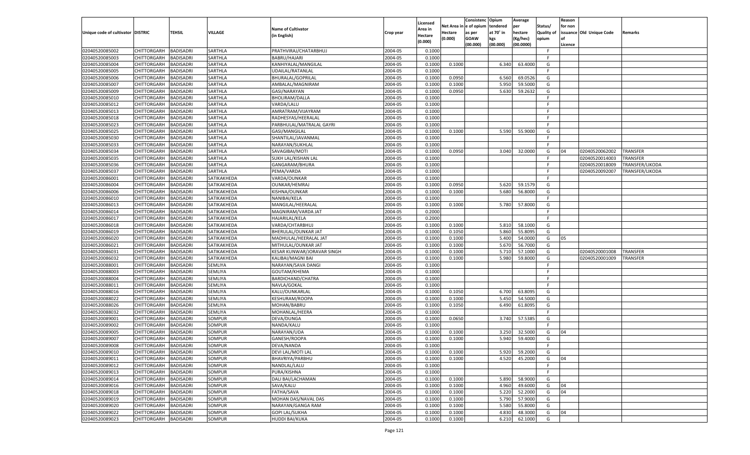| Unique code of cultivator | DISTRIC | TEHSIL | VILLAGE | Name of Cultivator (in English) | Crop year | Licensed Area in Hectare (0.000) | Net Area in Hectare (0.000) | Consistence of opium as per GOAW (00.000) | Opium tendered at 70° in kgs (00.000) | Average per hectare (Kg/hec) (00.0000) | Status/ Quality of opium | Reason for non issuance of Licence | Old Unique Code | Remarks |
|---|---|---|---|---|---|---|---|---|---|---|---|---|---|---|
| 02040520085002 | CHITTORGARH | BADISADRI | SARTHLA | PRATHVIRAJ/CHATARBHUJ | 2004-05 | 0.1000 | | | | | F | | | |
| 02040520085003 | CHITTORGARH | BADISADRI | SARTHLA | BABRU/HAJARI | 2004-05 | 0.1000 | | | | | F | | | |
| 02040520085004 | CHITTORGARH | BADISADRI | SARTHLA | KANHIYALAL/MANGILAL | 2004-05 | 0.1000 | 0.1000 | | 6.340 | 63.4000 | G | | | |
| 02040520085005 | CHITTORGARH | BADISADRI | SARTHLA | UDAILAL/RATANLAL | 2004-05 | 0.1000 | | | | | F | | | |
| 02040520085006 | CHITTORGARH | BADISADRI | SARTHLA | BHURALAL/GOPRILAL | 2004-05 | 0.1000 | 0.0950 | | 6.560 | 69.0526 | G | | | |
| 02040520085007 | CHITTORGARH | BADISADRI | SARTHLA | AMBALAL/MAGNIRAM | 2004-05 | 0.1000 | 0.1000 | | 5.950 | 59.5000 | G | | | |
| 02040520085009 | CHITTORGARH | BADISADRI | SARTHLA | GASI/NARAYAN | 2004-05 | 0.1000 | 0.0950 | | 5.630 | 59.2632 | G | | | |
| 02040520085010 | CHITTORGARH | BADISADRI | SARTHLA | BHOLIRAM/DALLA | 2004-05 | 0.1000 | | | | | F | | | |
| 02040520085012 | CHITTORGARH | BADISADRI | SARTHLA | VARDA/LALU | 2004-05 | 0.1000 | | | | | F | | | |
| 02040520085013 | CHITTORGARH | BADISADRI | SARTHLA | AMRATRAM/VIJAYRAM | 2004-05 | 0.1000 | | | | | F | | | |
| 02040520085018 | CHITTORGARH | BADISADRI | SARTHLA | RADHESYAS/HEERALAL | 2004-05 | 0.1000 | | | | | F | | | |
| 02040520085023 | CHITTORGARH | BADISADRI | SARTHLA | PARBHULAL/MATRALAL GAYRI | 2004-05 | 0.1000 | | | | | F | | | |
| 02040520085025 | CHITTORGARH | BADISADRI | SARTHLA | GASI/MANGILAL | 2004-05 | 0.1000 | 0.1000 | | 5.590 | 55.9000 | G | | | |
| 02040520085030 | CHITTORGARH | BADISADRI | SARTHLA | SHANTILAL/JAVANMAL | 2004-05 | 0.1000 | | | | | F | | | |
| 02040520085033 | CHITTORGARH | BADISADRI | SARTHLA | NARAYAN/SUKHLAL | 2004-05 | 0.1000 | | | | | F | | | |
| 02040520085034 | CHITTORGARH | BADISADRI | SARTHLA | SAVAGIBAI/MOTI | 2004-05 | 0.1000 | 0.0950 | | 3.040 | 32.0000 | G | 04 | 02040520062002 | TRANSFER |
| 02040520085035 | CHITTORGARH | BADISADRI | SARTHLA | SUKH LAL/KISHAN LAL | 2004-05 | 0.1000 | | | | | F | | 02040520014003 | TRANSFER |
| 02040520085036 | CHITTORGARH | BADISADRI | SARTHLA | GANGARAM/BHURA | 2004-05 | 0.1000 | | | | | F | | 02040520018009 | TRANSFER/LIKODA |
| 02040520085037 | CHITTORGARH | BADISADRI | SARTHLA | PEMA/VARDA | 2004-05 | 0.1000 | | | | | F | | 02040520092007 | TRANSFER/LIKODA |
| 02040520086001 | CHITTORGARH | BADISADRI | SATIKAKHEDA | VARDA/OUNKAR | 2004-05 | 0.1000 | | | | | F | | | |
| 02040520086004 | CHITTORGARH | BADISADRI | SATIKAKHEDA | OUNKAR/HEMRAJ | 2004-05 | 0.1000 | 0.0950 | | 5.620 | 59.1579 | G | | | |
| 02040520086006 | CHITTORGARH | BADISADRI | SATIKAKHEDA | KISHNA/OUNKAR | 2004-05 | 0.1000 | 0.1000 | | 5.680 | 56.8000 | G | | | |
| 02040520086010 | CHITTORGARH | BADISADRI | SATIKAKHEDA | NANIBAI/KELA | 2004-05 | 0.1000 | | | | | F | | | |
| 02040520086013 | CHITTORGARH | BADISADRI | SATIKAKHEDA | MANGILAL/HEERALAL | 2004-05 | 0.1000 | 0.1000 | | 5.780 | 57.8000 | G | | | |
| 02040520086014 | CHITTORGARH | BADISADRI | SATIKAKHEDA | MAGNIRAM/VARDA JAT | 2004-05 | 0.2000 | | | | | F | | | |
| 02040520086017 | CHITTORGARH | BADISADRI | SATIKAKHEDA | HAJARILAL/KELA | 2004-05 | 0.2000 | | | | | F | | | |
| 02040520086018 | CHITTORGARH | BADISADRI | SATIKAKHEDA | VARDA/CHTARBHUJ | 2004-05 | 0.1000 | 0.1000 | | 5.810 | 58.1000 | G | | | |
| 02040520086019 | CHITTORGARH | BADISADRI | SATIKAKHEDA | BHERULAL/OUNKAR JAT | 2004-05 | 0.1000 | 0.1050 | | 5.860 | 55.8095 | G | | | |
| 02040520086020 | CHITTORGARH | BADISADRI | SATIKAKHEDA | MADHULAL/HEERALAL JAT | 2004-05 | 0.1000 | 0.1000 | | 5.400 | 54.0000 | G | 05 | | |
| 02040520086021 | CHITTORGARH | BADISADRI | SATIKAKHEDA | MITHULAL/OUNKAR JAT | 2004-05 | 0.1000 | 0.1000 | | 5.670 | 56.7000 | G | | | |
| 02040520086031 | CHITTORGARH | BADISADRI | SATIKAKHEDA | KESAR KUNWAR/JORAVAR SINGH | 2004-05 | 0.1000 | 0.1000 | | 5.710 | 57.1000 | G | | 02040520001008 | TRANSFER |
| 02040520086032 | CHITTORGARH | BADISADRI | SATIKAKHEDA | KALIBAI/MAGNI BAI | 2004-05 | 0.1000 | 0.1000 | | 5.980 | 59.8000 | G | | 02040520001009 | TRANSFER |
| 02040520088001 | CHITTORGARH | BADISADRI | SEMLIYA | NARAYAN/SAVA DANGI | 2004-05 | 0.1000 | | | | | F | | | |
| 02040520088003 | CHITTORGARH | BADISADRI | SEMLIYA | GOUTAM/KHEMA | 2004-05 | 0.1000 | | | | | F | | | |
| 02040520088004 | CHITTORGARH | BADISADRI | SEMLIYA | BARDICHAND/CHATRA | 2004-05 | 0.1000 | | | | | F | | | |
| 02040520088011 | CHITTORGARH | BADISADRI | SEMLIYA | NAVLA/GOKAL | 2004-05 | 0.1000 | | | | | F | | | |
| 02040520088016 | CHITTORGARH | BADISADRI | SEMLIYA | KALU/OUNKARLAL | 2004-05 | 0.1000 | 0.1050 | | 6.700 | 63.8095 | G | | | |
| 02040520088022 | CHITTORGARH | BADISADRI | SEMLIYA | KESHURAM/ROOPA | 2004-05 | 0.1000 | 0.1000 | | 5.450 | 54.5000 | G | | | |
| 02040520088026 | CHITTORGARH | BADISADRI | SEMLIYA | MOHAN/BABRU | 2004-05 | 0.1000 | 0.1050 | | 6.490 | 61.8095 | G | | | |
| 02040520088032 | CHITTORGARH | BADISADRI | SEMLIYA | MOHANLAL/HEERA | 2004-05 | 0.1000 | | | | | F | | | |
| 02040520089001 | CHITTORGARH | BADISADRI | SOMPUR | DEVA/DUNGA | 2004-05 | 0.1000 | 0.0650 | | 3.740 | 57.5385 | G | | | |
| 02040520089002 | CHITTORGARH | BADISADRI | SOMPUR | NANDA/KALU | 2004-05 | 0.1000 | | | | | F | | | |
| 02040520089005 | CHITTORGARH | BADISADRI | SOMPUR | NARAYAN/UDA | 2004-05 | 0.1000 | 0.1000 | | 3.250 | 32.5000 | G | 04 | | |
| 02040520089007 | CHITTORGARH | BADISADRI | SOMPUR | GANESH/ROOPA | 2004-05 | 0.1000 | 0.1000 | | 5.940 | 59.4000 | G | | | |
| 02040520089008 | CHITTORGARH | BADISADRI | SOMPUR | DEVA/NANDA | 2004-05 | 0.1000 | | | | | F | | | |
| 02040520089010 | CHITTORGARH | BADISADRI | SOMPUR | DEVI LAL/MOTI LAL | 2004-05 | 0.1000 | 0.1000 | | 5.920 | 59.2000 | G | | | |
| 02040520089011 | CHITTORGARH | BADISADRI | SOMPUR | BHAVRIYA/PARBHU | 2004-05 | 0.1000 | 0.1000 | | 4.520 | 45.2000 | G | 04 | | |
| 02040520089012 | CHITTORGARH | BADISADRI | SOMPUR | NANDLAL/LALU | 2004-05 | 0.1000 | | | | | F | | | |
| 02040520089013 | CHITTORGARH | BADISADRI | SOMPUR | PURA/KISHNA | 2004-05 | 0.1000 | | | | | F | | | |
| 02040520089014 | CHITTORGARH | BADISADRI | SOMPUR | DALI BAI/LACHAMAN | 2004-05 | 0.1000 | 0.1000 | | 5.890 | 58.9000 | G | | | |
| 02040520089016 | CHITTORGARH | BADISADRI | SOMPUR | SAVA/KALU | 2004-05 | 0.1000 | 0.1000 | | 4.960 | 49.6000 | G | 04 | | |
| 02040520089018 | CHITTORGARH | BADISADRI | SOMPUR | FATHA/SAVA | 2004-05 | 0.1000 | 0.1000 | | 5.220 | 52.2000 | G | 04 | | |
| 02040520089019 | CHITTORGARH | BADISADRI | SOMPUR | MOHAN DAS/NAVAL DAS | 2004-05 | 0.1000 | 0.1000 | | 5.790 | 57.9000 | G | | | |
| 02040520089020 | CHITTORGARH | BADISADRI | SOMPUR | NARAYAN/GANGA RAM | 2004-05 | 0.1000 | 0.1000 | | 5.580 | 55.8000 | G | | | |
| 02040520089022 | CHITTORGARH | BADISADRI | SOMPUR | GOPI LAL/SUKHA | 2004-05 | 0.1000 | 0.1000 | | 4.830 | 48.3000 | G | 04 | | |
| 02040520089023 | CHITTORGARH | BADISADRI | SOMPUR | HUDDI BAI/KUKA | 2004-05 | 0.1000 | 0.1000 | | 6.210 | 62.1000 | G | | | |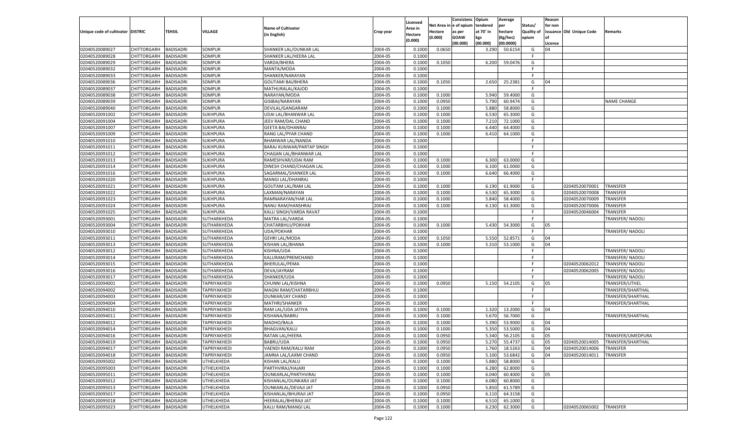| Unique code of cultivator | DISTRIC | TEHSIL | VILLAGE | Name of Cultivator (in English) | Crop year | Licensed Area in Hectare (0.000) | Net Area in Hectare (0.000) | Consistence of opium as per GOAW (00.000) | Opium tendered at 70° in kgs (00.000) | Average per hectare (Kg/hec) (00.0000) | Status/ Quality of opium | Reason for non issuance of Licence | Old Unique Code | Remarks |
|---|---|---|---|---|---|---|---|---|---|---|---|---|---|---|
| 02040520089027 | CHITTORGARH | BADISADRI | SOMPUR | SHANKER LAL/OUNKAR LAL | 2004-05 | 0.1000 | 0.0650 | | 3.290 | 50.6154 | G | 04 | | |
| 02040520089028 | CHITTORGARH | BADISADRI | SOMPUR | SHANKER LAL/HEERA LAL | 2004-05 | 0.1000 | | | | | F | | | |
| 02040520089029 | CHITTORGARH | BADISADRI | SOMPUR | VARDA/BHERA | 2004-05 | 0.1000 | 0.1050 | | 6.200 | 59.0476 | G | | | |
| 02040520089032 | CHITTORGARH | BADISADRI | SOMPUR | MANTA/MODA | 2004-05 | 0.1000 | | | | | F | | | |
| 02040520089033 | CHITTORGARH | BADISADRI | SOMPUR | SHANKER/NARAYAN | 2004-05 | 0.1000 | | | | | F | | | |
| 02040520089036 | CHITTORGARH | BADISADRI | SOMPUR | GOUTAMI BAI/BHERA | 2004-05 | 0.1000 | 0.1050 | | 2.650 | 25.2381 | G | 04 | | |
| 02040520089037 | CHITTORGARH | BADISADRI | SOMPUR | MATHURALAL/KAJOD | 2004-05 | 0.1000 | | | | | F | | | |
| 02040520089038 | CHITTORGARH | BADISADRI | SOMPUR | NARAYAN/MODA | 2004-05 | 0.1000 | 0.1000 | | 5.940 | 59.4000 | G | | | |
| 02040520089039 | CHITTORGARH | BADISADRI | SOMPUR | GISIBAI/NARAYAN | 2004-05 | 0.1000 | 0.0950 | | 5.790 | 60.9474 | G | | | NAME CHANGE |
| 02040520089040 | CHITTORGARH | BADISADRI | SOMPUR | DEVILAL/GANGARAM | 2004-05 | 0.1000 | 0.1000 | | 5.880 | 58.8000 | G | | | |
| 02040520091002 | CHITTORGARH | BADISADRI | SUKHPURA | UDAI LAL/BHANWAR LAL | 2004-05 | 0.1000 | 0.1000 | | 6.530 | 65.3000 | G | | | |
| 02040520091004 | CHITTORGARH | BADISADRI | SUKHPURA | JEEV RAM/DAL CHAND | 2004-05 | 0.1000 | 0.1000 | | 7.210 | 72.1000 | G | | | |
| 02040520091007 | CHITTORGARH | BADISADRI | SUKHPURA | GEETA BAI/DHANRAJ | 2004-05 | 0.1000 | 0.1000 | | 6.440 | 64.4000 | G | | | |
| 02040520091009 | CHITTORGARH | BADISADRI | SUKHPURA | RANG LAL/PYAR CHAND | 2004-05 | 0.1000 | 0.1000 | | 6.410 | 64.1000 | G | | | |
| 02040520091010 | CHITTORGARH | BADISADRI | SUKHPURA | BHANWAR LAL/NANDA | 2004-05 | 0.1000 | | | | | F | | | |
| 02040520091011 | CHITTORGARH | BADISADRI | SUKHPURA | BARAJ KUNWAR/PARTAP SINGH | 2004-05 | 0.1000 | | | | | F | | | |
| 02040520091012 | CHITTORGARH | BADISADRI | SUKHPURA | CHAGAN LAL/BHANWAR LAL | 2004-05 | 0.1000 | | | | | F | | | |
| 02040520091013 | CHITTORGARH | BADISADRI | SUKHPURA | RAMESHVAR/UDAI RAM | 2004-05 | 0.1000 | 0.1000 | | 6.300 | 63.0000 | G | | | |
| 02040520091014 | CHITTORGARH | BADISADRI | SUKHPURA | DINESH CHAND/CHAGAN LAL | 2004-05 | 0.1000 | 0.1000 | | 6.100 | 61.0000 | G | | | |
| 02040520091016 | CHITTORGARH | BADISADRI | SUKHPURA | SAGARMAL/SHANKER LAL | 2004-05 | 0.1000 | 0.1000 | | 6.640 | 66.4000 | G | | | |
| 02040520091020 | CHITTORGARH | BADISADRI | SUKHPURA | MANGI LAL/DHANRAJ | 2004-05 | 0.1000 | | | | | F | | | |
| 02040520091021 | CHITTORGARH | BADISADRI | SUKHPURA | GOUTAM LAL/RAM LAL | 2004-05 | 0.1000 | 0.1000 | | 6.190 | 61.9000 | G | | 02040520070001 | TRANSFER |
| 02040520091022 | CHITTORGARH | BADISADRI | SUKHPURA | LAXMAN/NARAYAN | 2004-05 | 0.1000 | 0.1000 | | 6.530 | 65.3000 | G | | 02040520070008 | TRANSFER |
| 02040520091023 | CHITTORGARH | BADISADRI | SUKHPURA | RAMNARAYAN/HAR LAL | 2004-05 | 0.1000 | 0.1000 | | 5.840 | 58.4000 | G | | 02040520070009 | TRANSFER |
| 02040520091024 | CHITTORGARH | BADISADRI | SUKHPURA | NANU RAM/HANSHRAJ | 2004-05 | 0.1000 | 0.1000 | | 6.130 | 61.3000 | G | | 02040520070006 | TRANSFER |
| 02040520091025 | CHITTORGARH | BADISADRI | SUKHPURA | KALU SINGH/VARDA RAVAT | 2004-05 | 0.1000 | | | | | F | | 02040520046004 | TRANSFER |
| 02040520093001 | CHITTORGARH | BADISADRI | SUTHARKHEDA | MATRA LAL/VARDA | 2004-05 | 0.1000 | | | | | F | | | TRANSFER/ NADOLI |
| 02040520093004 | CHITTORGARH | BADISADRI | SUTHARKHEDA | CHATARBHUJ/POKHAR | 2004-05 | 0.1000 | 0.1000 | | 5.430 | 54.3000 | G | 05 | | |
| 02040520093010 | CHITTORGARH | BADISADRI | SUTHARKHEDA | UDA/POKHAR | 2004-05 | 0.1000 | | | | | F | | | TRANSFER/ NADOLI |
| 02040520093011 | CHITTORGARH | BADISADRI | SUTHARKHEDA | GEHRI LAL/MODA | 2004-05 | 0.1000 | 0.1050 | | 5.550 | 52.8571 | G | 04 | | |
| 02040520093013 | CHITTORGARH | BADISADRI | SUTHARKHEDA | KISHAN LAL/BHANA | 2004-05 | 0.1000 | 0.1000 | | 5.310 | 53.1000 | G | 04 | | |
| 02040520093012 | CHITTORGARH | BADISADRI | SUTHARKHEDA | KISHNA/UDA | 2004-05 | 0.1000 | | | | | F | | | TRANSFER/ NADOLI |
| 02040520093014 | CHITTORGARH | BADISADRI | SUTHARKHEDA | KALURAM/PREMCHAND | 2004-05 | 0.1000 | | | | | F | | | TRANSFER/ NADOLI |
| 02040520093015 | CHITTORGARH | BADISADRI | SUTHARKHEDA | BHERULAL/PEMA | 2004-05 | 0.1000 | | | | | F | | 02040520062012 | TRANSFER/ NADOLI |
| 02040520093016 | CHITTORGARH | BADISADRI | SUTHARKHEDA | DEVA/JAYRAM | 2004-05 | 0.1000 | | | | | F | | 02040520062005 | TRANSFER/ NADOLI |
| 02040520093017 | CHITTORGARH | BADISADRI | SUTHARKHEDA | SHANKER/UDA | 2004-05 | 0.1000 | | | | | F | | | TRANSFER/ NADOLI |
| 02040520094001 | CHITTORGARH | BADISADRI | TAPRIYAKHEDI | CHUNNI LAL/KISHNA | 2004-05 | 0.1000 | 0.0950 | | 5.150 | 54.2105 | G | 05 | | TRANSFER/UTHEL |
| 02040520094002 | CHITTORGARH | BADISADRI | TAPRIYAKHEDI | MAGNI RAM/CHATARBHUJ | 2004-05 | 0.1000 | | | | | F | | | TRANSFER/SHARTHAL |
| 02040520094003 | CHITTORGARH | BADISADRI | TAPRIYAKHEDI | OUNKAR/JAY CHAND | 2004-05 | 0.1000 | | | | | F | | | TRANSFER/SHARTHAL |
| 02040520094004 | CHITTORGARH | BADISADRI | TAPRIYAKHEDI | MATHRI/SHANKER | 2004-05 | 0.1000 | | | | | F | | | TRANSFER/SHARTHAL |
| 02040520094010 | CHITTORGARH | BADISADRI | TAPRIYAKHEDI | RAM LAL/UDA JATIYA | 2004-05 | 0.1000 | 0.1000 | | 1.320 | 13.2000 | G | 04 | | |
| 02040520094011 | CHITTORGARH | BADISADRI | TAPRIYAKHEDI | KISHANA/BABRU | 2004-05 | 0.1000 | 0.1000 | | 5.670 | 56.7000 | G | | | TRANSFER/SHARTHAL |
| 02040520094012 | CHITTORGARH | BADISADRI | TAPRIYAKHEDI | MADHO/BALA | 2004-05 | 0.1000 | 0.1000 | | 5.390 | 53.9000 | G | 04 | | |
| 02040520094014 | CHITTORGARH | BADISADRI | TAPRIYAKHEDI | BHAGVAN/KALU | 2004-05 | 0.1000 | 0.1000 | | 5.350 | 53.5000 | G | 04 | | |
| 02040520094016 | CHITTORGARH | BADISADRI | TAPRIYAKHEDI | RATAN LAL/HEERA | 2004-05 | 0.1000 | 0.0950 | | 5.340 | 56.2105 | G | 05 | | TRANSFER/UMEDPURA |
| 02040520094019 | CHITTORGARH | BADISADRI | TAPRIYAKHEDI | BABRU/UDA | 2004-05 | 0.1000 | 0.0950 | | 5.270 | 55.4737 | G | 05 | 02040520014005 | TRANSFER/SHARTHAL |
| 02040520094017 | CHITTORGARH | BADISADRI | TAPRIYAKHEDI | VAENDI RAM/KALU RAM | 2004-05 | 0.1000 | 0.0950 | | 1.760 | 18.5263 | G | 04 | 02040520014006 | TRANSFER |
| 02040520094018 | CHITTORGARH | BADISADRI | TAPRIYAKHEDI | JAMNA LAL/LAXMI CHAND | 2004-05 | 0.1000 | 0.0950 | | 5.100 | 53.6842 | G | 04 | 02040520014011 | TRANSFER |
| 02040520095002 | CHITTORGARH | BADISADRI | UTHELKHEDA | KISHAN LAL/KALU | 2004-05 | 0.1000 | 0.1000 | | 5.880 | 58.8000 | G | | | |
| 02040520095003 | CHITTORGARH | BADISADRI | UTHELKHEDA | PARTHVIRAJ/HAJARI | 2004-05 | 0.1000 | 0.1000 | | 6.280 | 62.8000 | G | | | |
| 02040520095011 | CHITTORGARH | BADISADRI | UTHELKHEDA | OUNKARLAL/PARTHVIRAJ | 2004-05 | 0.1000 | 0.1000 | | 6.040 | 60.4000 | G | 05 | | |
| 02040520095012 | CHITTORGARH | BADISADRI | UTHELKHEDA | KISHANLAL/OUNKARJI JAT | 2004-05 | 0.1000 | 0.1000 | | 6.080 | 60.8000 | G | | | |
| 02040520095013 | CHITTORGARH | BADISADRI | UTHELKHEDA | OUNKARLAL/DEVAJI JAT | 2004-05 | 0.1000 | 0.0950 | | 5.850 | 61.5789 | G | | | |
| 02040520095017 | CHITTORGARH | BADISADRI | UTHELKHEDA | KISHANLAL/BHURAJI JAT | 2004-05 | 0.1000 | 0.0950 | | 6.110 | 64.3158 | G | | | |
| 02040520095018 | CHITTORGARH | BADISADRI | UTHELKHEDA | HEERALAL/BHERAJI JAT | 2004-05 | 0.1000 | 0.1000 | | 6.510 | 65.1000 | G | | | |
| 02040520095023 | CHITTORGARH | BADISADRI | UTHELKHEDA | KALU RAM/MANGI LAL | 2004-05 | 0.1000 | 0.1000 | | 6.230 | 62.3000 | G | | 02040520065002 | TRANSFER |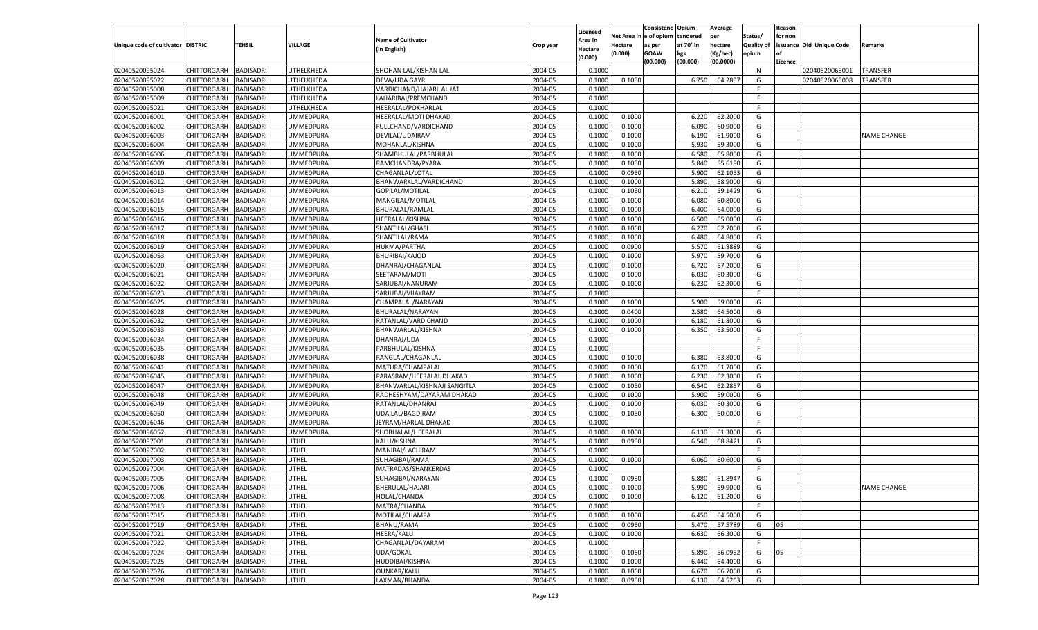| Unique code of cultivator | DISTRIC | TEHSIL | VILLAGE | Name of Cultivator (in English) | Crop year | Licensed Area in Hectare (0.000) | Net Area in Hectare (0.000) | Consistenc e of opium as per GOAW (00.000) | Opium tendered at 70° in kgs (00.000) | Average per hectare (Kg/hec) (00.0000) | Status/ Quality of opium | Reason for non issuance of Licence | Old Unique Code | Remarks |
|---|---|---|---|---|---|---|---|---|---|---|---|---|---|---|
| 02040520095024 | CHITTORGARH | BADISADRI | UTHELKHEDA | SHOHAN LAL/KISHAN LAL | 2004-05 | 0.1000 | | | | | N | | 02040520065001 | TRANSFER |
| 02040520095022 | CHITTORGARH | BADISADRI | UTHELKHEDA | DEVA/UDA GAYRI | 2004-05 | 0.1000 | 0.1050 | | 6.750 | 64.2857 | G | | 02040520065008 | TRANSFER |
| 02040520095008 | CHITTORGARH | BADISADRI | UTHELKHEDA | VARDICHAND/HAJARILAL JAT | 2004-05 | 0.1000 | | | | | F | | | |
| 02040520095009 | CHITTORGARH | BADISADRI | UTHELKHEDA | LAHARIBAI/PREMCHAND | 2004-05 | 0.1000 | | | | | F | | | |
| 02040520095021 | CHITTORGARH | BADISADRI | UTHELKHEDA | HEERALAL/POKHARLAL | 2004-05 | 0.1000 | | | | | F | | | |
| 02040520096001 | CHITTORGARH | BADISADRI | UMMEDPURA | HEERALAL/MOTI DHAKAD | 2004-05 | 0.1000 | 0.1000 | | 6.220 | 62.2000 | G | | | |
| 02040520096002 | CHITTORGARH | BADISADRI | UMMEDPURA | FULLCHAND/VARDICHAND | 2004-05 | 0.1000 | 0.1000 | | 6.090 | 60.9000 | G | | | |
| 02040520096003 | CHITTORGARH | BADISADRI | UMMEDPURA | DEVILAL/UDAIRAM | 2004-05 | 0.1000 | 0.1000 | | 6.190 | 61.9000 | G | | | NAME CHANGE |
| 02040520096004 | CHITTORGARH | BADISADRI | UMMEDPURA | MOHANLAL/KISHNA | 2004-05 | 0.1000 | 0.1000 | | 5.930 | 59.3000 | G | | | |
| 02040520096006 | CHITTORGARH | BADISADRI | UMMEDPURA | SHAMBHULAL/PARBHULAL | 2004-05 | 0.1000 | 0.1000 | | 6.580 | 65.8000 | G | | | |
| 02040520096009 | CHITTORGARH | BADISADRI | UMMEDPURA | RAMCHANDRA/PYARA | 2004-05 | 0.1000 | 0.1050 | | 5.840 | 55.6190 | G | | | |
| 02040520096010 | CHITTORGARH | BADISADRI | UMMEDPURA | CHAGANLAL/LOTAL | 2004-05 | 0.1000 | 0.0950 | | 5.900 | 62.1053 | G | | | |
| 02040520096012 | CHITTORGARH | BADISADRI | UMMEDPURA | BHANWARKLAL/VARDICHAND | 2004-05 | 0.1000 | 0.1000 | | 5.890 | 58.9000 | G | | | |
| 02040520096013 | CHITTORGARH | BADISADRI | UMMEDPURA | GOPILAL/MOTILAL | 2004-05 | 0.1000 | 0.1050 | | 6.210 | 59.1429 | G | | | |
| 02040520096014 | CHITTORGARH | BADISADRI | UMMEDPURA | MANGILAL/MOTILAL | 2004-05 | 0.1000 | 0.1000 | | 6.080 | 60.8000 | G | | | |
| 02040520096015 | CHITTORGARH | BADISADRI | UMMEDPURA | BHURALAL/RAMLAL | 2004-05 | 0.1000 | 0.1000 | | 6.400 | 64.0000 | G | | | |
| 02040520096016 | CHITTORGARH | BADISADRI | UMMEDPURA | HEERALAL/KISHNA | 2004-05 | 0.1000 | 0.1000 | | 6.500 | 65.0000 | G | | | |
| 02040520096017 | CHITTORGARH | BADISADRI | UMMEDPURA | SHANTILAL/GHASI | 2004-05 | 0.1000 | 0.1000 | | 6.270 | 62.7000 | G | | | |
| 02040520096018 | CHITTORGARH | BADISADRI | UMMEDPURA | SHANTILAL/RAMA | 2004-05 | 0.1000 | 0.1000 | | 6.480 | 64.8000 | G | | | |
| 02040520096019 | CHITTORGARH | BADISADRI | UMMEDPURA | HUKMA/PARTHA | 2004-05 | 0.1000 | 0.0900 | | 5.570 | 61.8889 | G | | | |
| 02040520096053 | CHITTORGARH | BADISADRI | UMMEDPURA | BHURIBAI/KAJOD | 2004-05 | 0.1000 | 0.1000 | | 5.970 | 59.7000 | G | | | |
| 02040520096020 | CHITTORGARH | BADISADRI | UMMEDPURA | DHANRAJ/CHAGANLAL | 2004-05 | 0.1000 | 0.1000 | | 6.720 | 67.2000 | G | | | |
| 02040520096021 | CHITTORGARH | BADISADRI | UMMEDPURA | SEETARAM/MOTI | 2004-05 | 0.1000 | 0.1000 | | 6.030 | 60.3000 | G | | | |
| 02040520096022 | CHITTORGARH | BADISADRI | UMMEDPURA | SARJUBAI/NANURAM | 2004-05 | 0.1000 | 0.1000 | | 6.230 | 62.3000 | G | | | |
| 02040520096023 | CHITTORGARH | BADISADRI | UMMEDPURA | SARJUBAI/VIJAYRAM | 2004-05 | 0.1000 | | | | | F | | | |
| 02040520096025 | CHITTORGARH | BADISADRI | UMMEDPURA | CHAMPALAL/NARAYAN | 2004-05 | 0.1000 | 0.1000 | | 5.900 | 59.0000 | G | | | |
| 02040520096028 | CHITTORGARH | BADISADRI | UMMEDPURA | BHURALAL/NARAYAN | 2004-05 | 0.1000 | 0.0400 | | 2.580 | 64.5000 | G | | | |
| 02040520096032 | CHITTORGARH | BADISADRI | UMMEDPURA | RATANLAL/VARDICHAND | 2004-05 | 0.1000 | 0.1000 | | 6.180 | 61.8000 | G | | | |
| 02040520096033 | CHITTORGARH | BADISADRI | UMMEDPURA | BHANWARLAL/KISHNA | 2004-05 | 0.1000 | 0.1000 | | 6.350 | 63.5000 | G | | | |
| 02040520096034 | CHITTORGARH | BADISADRI | UMMEDPURA | DHANRAJ/UDA | 2004-05 | 0.1000 | | | | | F | | | |
| 02040520096035 | CHITTORGARH | BADISADRI | UMMEDPURA | PARBHULAL/KISHNA | 2004-05 | 0.1000 | | | | | F | | | |
| 02040520096038 | CHITTORGARH | BADISADRI | UMMEDPURA | RANGLAL/CHAGANLAL | 2004-05 | 0.1000 | 0.1000 | | 6.380 | 63.8000 | G | | | |
| 02040520096041 | CHITTORGARH | BADISADRI | UMMEDPURA | MATHRA/CHAMPALAL | 2004-05 | 0.1000 | 0.1000 | | 6.170 | 61.7000 | G | | | |
| 02040520096045 | CHITTORGARH | BADISADRI | UMMEDPURA | PARASRAM/HEERALAL DHAKAD | 2004-05 | 0.1000 | 0.1000 | | 6.230 | 62.3000 | G | | | |
| 02040520096047 | CHITTORGARH | BADISADRI | UMMEDPURA | BHANWARLAL/KISHNAJI SANGITLA | 2004-05 | 0.1000 | 0.1050 | | 6.540 | 62.2857 | G | | | |
| 02040520096048 | CHITTORGARH | BADISADRI | UMMEDPURA | RADHESHYAM/DAYARAM DHAKAD | 2004-05 | 0.1000 | 0.1000 | | 5.900 | 59.0000 | G | | | |
| 02040520096049 | CHITTORGARH | BADISADRI | UMMEDPURA | RATANLAL/DHANRAJ | 2004-05 | 0.1000 | 0.1000 | | 6.030 | 60.3000 | G | | | |
| 02040520096050 | CHITTORGARH | BADISADRI | UMMEDPURA | UDAILAL/BAGDIRAM | 2004-05 | 0.1000 | 0.1050 | | 6.300 | 60.0000 | G | | | |
| 02040520096046 | CHITTORGARH | BADISADRI | UMMEDPURA | JEYRAM/HARLAL DHAKAD | 2004-05 | 0.1000 | | | | | F | | | |
| 02040520096052 | CHITTORGARH | BADISADRI | UMMEDPURA | SHOBHALAL/HEERALAL | 2004-05 | 0.1000 | 0.1000 | | 6.130 | 61.3000 | G | | | |
| 02040520097001 | CHITTORGARH | BADISADRI | UTHEL | KALU/KISHNA | 2004-05 | 0.1000 | 0.0950 | | 6.540 | 68.8421 | G | | | |
| 02040520097002 | CHITTORGARH | BADISADRI | UTHEL | MANIBAI/LACHIRAM | 2004-05 | 0.1000 | | | | | F | | | |
| 02040520097003 | CHITTORGARH | BADISADRI | UTHEL | SUHAGIBAI/RAMA | 2004-05 | 0.1000 | 0.1000 | | 6.060 | 60.6000 | G | | | |
| 02040520097004 | CHITTORGARH | BADISADRI | UTHEL | MATRADAS/SHANKERDAS | 2004-05 | 0.1000 | | | | | F | | | |
| 02040520097005 | CHITTORGARH | BADISADRI | UTHEL | SUHAGIBAI/NARAYAN | 2004-05 | 0.1000 | 0.0950 | | 5.880 | 61.8947 | G | | | |
| 02040520097006 | CHITTORGARH | BADISADRI | UTHEL | BHERULAL/HAJARI | 2004-05 | 0.1000 | 0.1000 | | 5.990 | 59.9000 | G | | | NAME CHANGE |
| 02040520097008 | CHITTORGARH | BADISADRI | UTHEL | HOLAL/CHANDA | 2004-05 | 0.1000 | 0.1000 | | 6.120 | 61.2000 | G | | | |
| 02040520097013 | CHITTORGARH | BADISADRI | UTHEL | MATRA/CHANDA | 2004-05 | 0.1000 | | | | | F | | | |
| 02040520097015 | CHITTORGARH | BADISADRI | UTHEL | MOTILAL/CHAMPA | 2004-05 | 0.1000 | 0.1000 | | 6.450 | 64.5000 | G | | | |
| 02040520097019 | CHITTORGARH | BADISADRI | UTHEL | BHANU/RAMA | 2004-05 | 0.1000 | 0.0950 | | 5.470 | 57.5789 | G | 05 | | |
| 02040520097021 | CHITTORGARH | BADISADRI | UTHEL | HEERA/KALU | 2004-05 | 0.1000 | 0.1000 | | 6.630 | 66.3000 | G | | | |
| 02040520097022 | CHITTORGARH | BADISADRI | UTHEL | CHAGANLAL/DAYARAM | 2004-05 | 0.1000 | | | | | F | | | |
| 02040520097024 | CHITTORGARH | BADISADRI | UTHEL | UDA/GOKAL | 2004-05 | 0.1000 | 0.1050 | | 5.890 | 56.0952 | G | 05 | | |
| 02040520097025 | CHITTORGARH | BADISADRI | UTHEL | HUDDIBAI/KISHNA | 2004-05 | 0.1000 | 0.1000 | | 6.440 | 64.4000 | G | | | |
| 02040520097026 | CHITTORGARH | BADISADRI | UTHEL | OUNKAR/KALU | 2004-05 | 0.1000 | 0.1000 | | 6.670 | 66.7000 | G | | | |
| 02040520097028 | CHITTORGARH | BADISADRI | UTHEL | LAXMAN/BHANDA | 2004-05 | 0.1000 | 0.0950 | | 6.130 | 64.5263 | G | | | |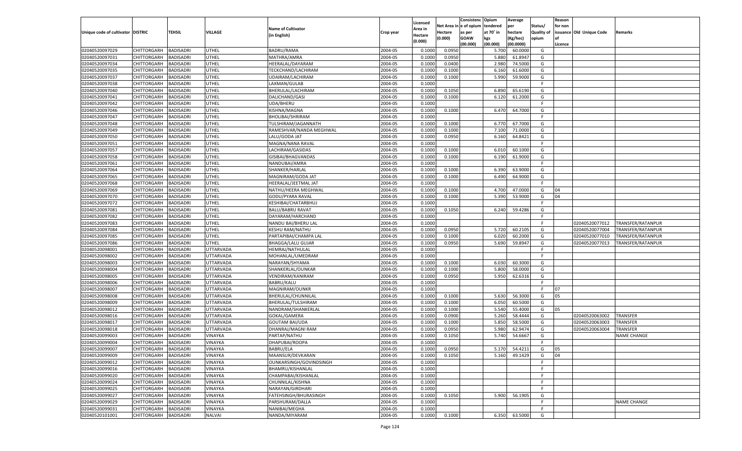| Unique code of cultivator | DISTRIC | TEHSIL | VILLAGE | Name of Cultivator (in English) | Crop year | Licensed Area in Hectare (0.000) | Net Area in Hectare (0.000) | Consistenc e of opium as per GOAW (00.000) | Opium tendered at 70˚ in kgs (00.000) | Average per hectare (Kg/hec) (00.0000) | Status/ Quality of opium | Reason for non issuance of Licence | Old Unique Code | Remarks |
|---|---|---|---|---|---|---|---|---|---|---|---|---|---|---|
| 02040520097029 | CHITTORGARH | BADISADRI | UTHEL | BADRU/RAMA | 2004-05 | 0.1000 | 0.0950 | | 5.700 | 60.0000 | G | | | |
| 02040520097031 | CHITTORGARH | BADISADRI | UTHEL | MATHRA/AMRA | 2004-05 | 0.1000 | 0.0950 | | 5.880 | 61.8947 | G | | | |
| 02040520097034 | CHITTORGARH | BADISADRI | UTHEL | HEERALAL/DAYARAM | 2004-05 | 0.1000 | 0.0400 | | 2.980 | 74.5000 | G | | | |
| 02040520097035 | CHITTORGARH | BADISADRI | UTHEL | TECKCHAND/LACHIRAM | 2004-05 | 0.1000 | 0.1000 | | 6.160 | 61.6000 | G | | | |
| 02040520097037 | CHITTORGARH | BADISADRI | UTHEL | UDAIRAM/LACHIRAM | 2004-05 | 0.1000 | 0.1000 | | 5.990 | 59.9000 | G | | | |
| 02040520097038 | CHITTORGARH | BADISADRI | UTHEL | LAXMAN/GULAB | 2004-05 | 0.1000 | | | | | F | | | |
| 02040520097040 | CHITTORGARH | BADISADRI | UTHEL | BHERULAL/LACHIRAM | 2004-05 | 0.1000 | 0.1050 | | 6.890 | 65.6190 | G | | | |
| 02040520097041 | CHITTORGARH | BADISADRI | UTHEL | DALICHAND/GASI | 2004-05 | 0.1000 | 0.1000 | | 6.120 | 61.2000 | G | | | |
| 02040520097042 | CHITTORGARH | BADISADRI | UTHEL | UDA/BHERU | 2004-05 | 0.1000 | | | | | F | | | |
| 02040520097046 | CHITTORGARH | BADISADRI | UTHEL | KISHNA/MAGNA | 2004-05 | 0.1000 | 0.1000 | | 6.470 | 64.7000 | G | | | |
| 02040520097047 | CHITTORGARH | BADISADRI | UTHEL | BHOLIBAI/SHRIRAM | 2004-05 | 0.1000 | | | | | F | | | |
| 02040520097048 | CHITTORGARH | BADISADRI | UTHEL | TULSHIRAM/JAGANNATH | 2004-05 | 0.1000 | 0.1000 | | 6.770 | 67.7000 | G | | | |
| 02040520097049 | CHITTORGARH | BADISADRI | UTHEL | RAMESHVAR/NANDA MEGHWAL | 2004-05 | 0.1000 | 0.1000 | | 7.100 | 71.0000 | G | | | |
| 02040520097050 | CHITTORGARH | BADISADRI | UTHEL | LALU/GODA JAT | 2004-05 | 0.1000 | 0.0950 | | 6.160 | 64.8421 | G | | | |
| 02040520097051 | CHITTORGARH | BADISADRI | UTHEL | MAGNA/NANA RAVAL | 2004-05 | 0.1000 | | | | | F | | | |
| 02040520097057 | CHITTORGARH | BADISADRI | UTHEL | LACHIRAM/GASIDAS | 2004-05 | 0.1000 | 0.1000 | | 6.010 | 60.1000 | G | | | |
| 02040520097058 | CHITTORGARH | BADISADRI | UTHEL | GISIBAI/BHAGVANDAS | 2004-05 | 0.1000 | 0.1000 | | 6.190 | 61.9000 | G | | | |
| 02040520097061 | CHITTORGARH | BADISADRI | UTHEL | NANDUBAI/AMRA | 2004-05 | 0.1000 | | | | | F | | | |
| 02040520097064 | CHITTORGARH | BADISADRI | UTHEL | SHANKER/HARLAL | 2004-05 | 0.1000 | 0.1000 | | 6.390 | 63.9000 | G | | | |
| 02040520097065 | CHITTORGARH | BADISADRI | UTHEL | MAGNIRAM/GODA JAT | 2004-05 | 0.1000 | 0.1000 | | 6.490 | 64.9000 | G | | | |
| 02040520097068 | CHITTORGARH | BADISADRI | UTHEL | HEERALAL/JEETMAL JAT | 2004-05 | 0.1000 | | | | | F | | | |
| 02040520097069 | CHITTORGARH | BADISADRI | UTHEL | NATHU/HEERA MEGHWAL | 2004-05 | 0.1000 | 0.1000 | | 4.700 | 47.0000 | G | 04 | | |
| 02040520097070 | CHITTORGARH | BADISADRI | UTHEL | GODU/PYARA RAVAL | 2004-05 | 0.1000 | 0.1000 | | 5.390 | 53.9000 | G | 04 | | |
| 02040520097072 | CHITTORGARH | BADISADRI | UTHEL | KESHIBAI/CHATARBHUJ | 2004-05 | 0.1000 | | | | | F | | | |
| 02040520097081 | CHITTORGARH | BADISADRI | UTHEL | BALU/BABRU RAVAT | 2004-05 | 0.1000 | 0.1050 | | 6.240 | 59.4286 | G | | | |
| 02040520097082 | CHITTORGARH | BADISADRI | UTHEL | DAYARAM/HARCHAND | 2004-05 | 0.1000 | | | | | F | | | |
| 02040520097083 | CHITTORGARH | BADISADRI | UTHEL | NANDU BAI/BHERU LAL | 2004-05 | 0.1000 | | | | | F | | 02040520077012 | TRANSFER/RATANPUR |
| 02040520097084 | CHITTORGARH | BADISADRI | UTHEL | KESHU RAM/NATHU | 2004-05 | 0.1000 | 0.0950 | | 5.720 | 60.2105 | G | | 02040520077004 | TRANSFER/RATANPUR |
| 02040520097085 | CHITTORGARH | BADISADRI | UTHEL | PARTAPIBAI/CHAMPA LAL | 2004-05 | 0.1000 | 0.1000 | | 6.020 | 60.2000 | G | | 02040520077010 | TRANSFER/RATANPUR |
| 02040520097086 | CHITTORGARH | BADISADRI | UTHEL | BHAGGA/LALU GUJAR | 2004-05 | 0.1000 | 0.0950 | | 5.690 | 59.8947 | G | | 02040520077013 | TRANSFER/RATANPUR |
| 02040520098001 | CHITTORGARH | BADISADRI | UTTARVADA | HEMRAJ/NATHULAL | 2004-05 | 0.1000 | | | | | F | | | |
| 02040520098002 | CHITTORGARH | BADISADRI | UTTARVADA | MOHANLAL/UMEDRAM | 2004-05 | 0.1000 | | | | | F | | | |
| 02040520098003 | CHITTORGARH | BADISADRI | UTTARVADA | NARAYAN/SHYAMA | 2004-05 | 0.1000 | 0.1000 | | 6.030 | 60.3000 | G | | | |
| 02040520098004 | CHITTORGARH | BADISADRI | UTTARVADA | SHANKERLAL/OUNKAR | 2004-05 | 0.1000 | 0.1000 | | 5.800 | 58.0000 | G | | | |
| 02040520098005 | CHITTORGARH | BADISADRI | UTTARVADA | VENDIRAM/KANIRAM | 2004-05 | 0.1000 | 0.0950 | | 5.950 | 62.6316 | G | | | |
| 02040520098006 | CHITTORGARH | BADISADRI | UTTARVADA | BABRU/KALU | 2004-05 | 0.1000 | | | | | F | | | |
| 02040520098007 | CHITTORGARH | BADISADRI | UTTARVADA | MAGNIRAM/OUNKR | 2004-05 | 0.1000 | | | | | F | 07 | | |
| 02040520098008 | CHITTORGARH | BADISADRI | UTTARVADA | BHERULAL/CHUNNILAL | 2004-05 | 0.1000 | 0.1000 | | 5.630 | 56.3000 | G | 05 | | |
| 02040520098009 | CHITTORGARH | BADISADRI | UTTARVADA | BHERULAL/TULSHIRAM | 2004-05 | 0.1000 | 0.1000 | | 6.050 | 60.5000 | G | | | |
| 02040520098012 | CHITTORGARH | BADISADRI | UTTARVADA | NANDRAM/SHANKERLAL | 2004-05 | 0.1000 | 0.1000 | | 5.540 | 55.4000 | G | 05 | | |
| 02040520098016 | CHITTORGARH | BADISADRI | UTTARVADA | GOKAL/GAMERA | 2004-05 | 0.1000 | 0.0900 | | 5.260 | 58.4444 | G | | 02040520063002 | TRANSFER |
| 02040520098017 | CHITTORGARH | BADISADRI | UTTARVADA | GOUTAM BAI/UDA | 2004-05 | 0.1000 | 0.1000 | | 5.850 | 58.5000 | G | | 02040520063003 | TRANSFER |
| 02040520098018 | CHITTORGARH | BADISADRI | UTTARVADA | DHANRAJ/MAGNI RAM | 2004-05 | 0.1000 | 0.0950 | | 5.980 | 62.9474 | G | | 02040520063004 | TRANSFER |
| 02040520099003 | CHITTORGARH | BADISADRI | VINAYKA | PARTAP/NATHU | 2004-05 | 0.1000 | 0.1050 | | 5.740 | 54.6667 | G | | | NAME CHANGE |
| 02040520099004 | CHITTORGARH | BADISADRI | VINAYKA | DHAPUBAI/ROOPA | 2004-05 | 0.1000 | | | | | F | | | |
| 02040520099007 | CHITTORGARH | BADISADRI | VINAYKA | BABRU/ELA | 2004-05 | 0.1000 | 0.0950 | | 5.170 | 54.4211 | G | 05 | | |
| 02040520099009 | CHITTORGARH | BADISADRI | VINAYKA | MAANSUR/DEVKARAN | 2004-05 | 0.1000 | 0.1050 | | 5.160 | 49.1429 | G | 04 | | |
| 02040520099012 | CHITTORGARH | BADISADRI | VINAYKA | OUNKARSINGH/GOVINDSINGH | 2004-05 | 0.1000 | | | | | F | | | |
| 02040520099016 | CHITTORGARH | BADISADRI | VINAYKA | BHAMRU/KISHANLAL | 2004-05 | 0.1000 | | | | | F | | | |
| 02040520099020 | CHITTORGARH | BADISADRI | VINAYKA | CHAMPABAI/KISHANLAL | 2004-05 | 0.1000 | | | | | F | | | |
| 02040520099024 | CHITTORGARH | BADISADRI | VINAYKA | CHUNNILAL/KISHNA | 2004-05 | 0.1000 | | | | | F | | | |
| 02040520099025 | CHITTORGARH | BADISADRI | VINAYKA | NARAYAN/GIRDHARI | 2004-05 | 0.1000 | | | | | F | | | |
| 02040520099027 | CHITTORGARH | BADISADRI | VINAYKA | FATEHSINGH/BHURASINGH | 2004-05 | 0.1000 | 0.1050 | | 5.900 | 56.1905 | G | | | |
| 02040520099029 | CHITTORGARH | BADISADRI | VINAYKA | PARSHURAM/DALLA | 2004-05 | 0.1000 | | | | | F | | | NAME CHANGE |
| 02040520099031 | CHITTORGARH | BADISADRI | VINAYKA | NANIBAI/MEGHA | 2004-05 | 0.1000 | | | | | F | | | |
| 02040520101001 | CHITTORGARH | BADISADRI | NALVAI | NANDA/MIYARAM | 2004-05 | 0.1000 | 0.1000 | | 6.350 | 63.5000 | G | | | |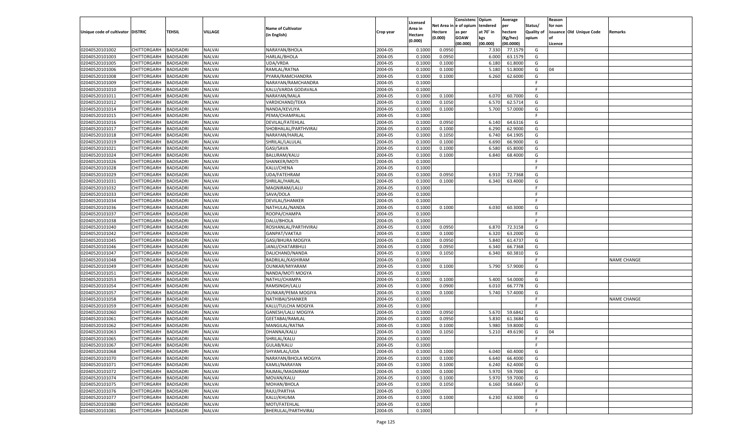| Unique code of cultivator | DISTRIC | TEHSIL | VILLAGE | Name of Cultivator (in English) | Crop year | Licensed Area in Hectare (0.000) | Net Area in Hectare (0.000) | Consistenc e of opium as per GOAW (00.000) | Opium tendered at 70° in kgs (00.000) | Average per hectare (Kg/hec) (00.0000) | Status/ Quality of opium | Reason for non issuance of Licence | Old Unique Code | Remarks |
|---|---|---|---|---|---|---|---|---|---|---|---|---|---|---|
| 02040520101002 | CHITTORGARH | BADISADRI | NALVAI | NARAYAN/BHOLA | 2004-05 | 0.1000 | 0.0950 | | 7.330 | 77.1579 | G | | | |
| 02040520101003 | CHITTORGARH | BADISADRI | NALVAI | HARLAL/BHOLA | 2004-05 | 0.1000 | 0.0950 | | 6.000 | 63.1579 | G | | | |
| 02040520101005 | CHITTORGARH | BADISADRI | NALVAI | UDA/VRDA | 2004-05 | 0.1000 | 0.1000 | | 6.180 | 61.8000 | G | | | |
| 02040520101006 | CHITTORGARH | BADISADRI | NALVAI | RAMLAL/RATNA | 2004-05 | 0.1000 | 0.1000 | | 5.180 | 51.8000 | G | 04 | | |
| 02040520101008 | CHITTORGARH | BADISADRI | NALVAI | PYARA/RAMCHANDRA | 2004-05 | 0.1000 | 0.1000 | | 6.260 | 62.6000 | G | | | |
| 02040520101009 | CHITTORGARH | BADISADRI | NALVAI | NARAYAN/RAMCHANDRA | 2004-05 | 0.1000 | | | | | F | | | |
| 02040520101010 | CHITTORGARH | BADISADRI | NALVAI | KALU/VARDA GODAVALA | 2004-05 | 0.1000 | | | | | F | | | |
| 02040520101011 | CHITTORGARH | BADISADRI | NALVAI | NARAYAN/MALA | 2004-05 | 0.1000 | 0.1000 | | 6.070 | 60.7000 | G | | | |
| 02040520101012 | CHITTORGARH | BADISADRI | NALVAI | VARDICHAND/TEKA | 2004-05 | 0.1000 | 0.1050 | | 6.570 | 62.5714 | G | | | |
| 02040520101014 | CHITTORGARH | BADISADRI | NALVAI | NANDA/KEVLIYA | 2004-05 | 0.1000 | 0.1000 | | 5.700 | 57.0000 | G | | | |
| 02040520101015 | CHITTORGARH | BADISADRI | NALVAI | PEMA/CHAMPALAL | 2004-05 | 0.1000 | | | | | F | | | |
| 02040520101016 | CHITTORGARH | BADISADRI | NALVAI | DEVILAL/FATEHLAL | 2004-05 | 0.1000 | 0.0950 | | 6.140 | 64.6316 | G | | | |
| 02040520101017 | CHITTORGARH | BADISADRI | NALVAI | SHOBHALAL/PARTHVIRAJ | 2004-05 | 0.1000 | 0.1000 | | 6.290 | 62.9000 | G | | | |
| 02040520101018 | CHITTORGARH | BADISADRI | NALVAI | NARAYAN/HARLAL | 2004-05 | 0.1000 | 0.1050 | | 6.740 | 64.1905 | G | | | |
| 02040520101019 | CHITTORGARH | BADISADRI | NALVAI | SHRILAL/LALULAL | 2004-05 | 0.1000 | 0.1000 | | 6.690 | 66.9000 | G | | | |
| 02040520101021 | CHITTORGARH | BADISADRI | NALVAI | GASI/SAVA | 2004-05 | 0.1000 | 0.1000 | | 6.580 | 65.8000 | G | | | |
| 02040520101024 | CHITTORGARH | BADISADRI | NALVAI | BALURAM/KALU | 2004-05 | 0.1000 | 0.1000 | | 6.840 | 68.4000 | G | | | |
| 02040520101026 | CHITTORGARH | BADISADRI | NALVAI | SHANKER/MOTI | 2004-05 | 0.1000 | | | | | F | | | |
| 02040520101028 | CHITTORGARH | BADISADRI | NALVAI | KALU/CHENA | 2004-05 | 0.1000 | | | | | F | | | |
| 02040520101029 | CHITTORGARH | BADISADRI | NALVAI | UDA/FATEHRAM | 2004-05 | 0.1000 | 0.0950 | | 6.910 | 72.7368 | G | | | |
| 02040520101031 | CHITTORGARH | BADISADRI | NALVAI | SHRILAL/HARLAL | 2004-05 | 0.1000 | 0.1000 | | 6.340 | 63.4000 | G | | | |
| 02040520101032 | CHITTORGARH | BADISADRI | NALVAI | MAGNIRAM/LALU | 2004-05 | 0.1000 | | | | | F | | | |
| 02040520101033 | CHITTORGARH | BADISADRI | NALVAI | SAVA/DOLA | 2004-05 | 0.1000 | | | | | F | | | |
| 02040520101034 | CHITTORGARH | BADISADRI | NALVAI | DEVILAL/SHANKER | 2004-05 | 0.1000 | | | | | F | | | |
| 02040520101036 | CHITTORGARH | BADISADRI | NALVAI | NATHULAL/NANDA | 2004-05 | 0.1000 | 0.1000 | | 6.030 | 60.3000 | G | | | |
| 02040520101037 | CHITTORGARH | BADISADRI | NALVAI | ROOPA/CHAMPA | 2004-05 | 0.1000 | | | | | F | | | |
| 02040520101038 | CHITTORGARH | BADISADRI | NALVAI | DALU/BHOLA | 2004-05 | 0.1000 | | | | | F | | | |
| 02040520101040 | CHITTORGARH | BADISADRI | NALVAI | ROSHANLAL/PARTHVIRAJ | 2004-05 | 0.1000 | 0.0950 | | 6.870 | 72.3158 | G | | | |
| 02040520101042 | CHITTORGARH | BADISADRI | NALVAI | GANPAT/VAKTAJI | 2004-05 | 0.1000 | 0.1000 | | 6.320 | 63.2000 | G | | | |
| 02040520101045 | CHITTORGARH | BADISADRI | NALVAI | GASI/BHURA MOGIYA | 2004-05 | 0.1000 | 0.0950 | | 5.840 | 61.4737 | G | | | |
| 02040520101046 | CHITTORGARH | BADISADRI | NALVAI | JANU/CHATARBHUJ | 2004-05 | 0.1000 | 0.0950 | | 6.340 | 66.7368 | G | | | |
| 02040520101047 | CHITTORGARH | BADISADRI | NALVAI | DALICHAND/NANDA | 2004-05 | 0.1000 | 0.1050 | | 6.340 | 60.3810 | G | | | |
| 02040520101048 | CHITTORGARH | BADISADRI | NALVAI | BADRILAL/KASHIRAM | 2004-05 | 0.1000 | | | | | F | | | NAME CHANGE |
| 02040520101049 | CHITTORGARH | BADISADRI | NALVAI | OUNKAR/MIYARAM | 2004-05 | 0.1000 | 0.1000 | | 5.790 | 57.9000 | G | | | |
| 02040520101051 | CHITTORGARH | BADISADRI | NALVAI | NANDA/MOTI MOGYA | 2004-05 | 0.1000 | | | | | F | | | |
| 02040520101053 | CHITTORGARH | BADISADRI | NALVAI | NATHU/CHAMPA | 2004-05 | 0.1000 | 0.1000 | | 5.400 | 54.0000 | G | | | |
| 02040520101054 | CHITTORGARH | BADISADRI | NALVAI | RAMSINGH/LALU | 2004-05 | 0.1000 | 0.0900 | | 6.010 | 66.7778 | G | | | |
| 02040520101057 | CHITTORGARH | BADISADRI | NALVAI | OUNKAR/PEMA MOGIYA | 2004-05 | 0.1000 | 0.1000 | | 5.740 | 57.4000 | G | | | |
| 02040520101058 | CHITTORGARH | BADISADRI | NALVAI | NATHIBAI/SHANKER | 2004-05 | 0.1000 | | | | | F | | | NAME CHANGE |
| 02040520101059 | CHITTORGARH | BADISADRI | NALVAI | KALU/TULCHA MOGIYA | 2004-05 | 0.1000 | | | | | F | | | |
| 02040520101060 | CHITTORGARH | BADISADRI | NALVAI | GANESH/LALU MOGIYA | 2004-05 | 0.1000 | 0.0950 | | 5.670 | 59.6842 | G | | | |
| 02040520101061 | CHITTORGARH | BADISADRI | NALVAI | GEETABAI/RAMLAL | 2004-05 | 0.1000 | 0.0950 | | 5.830 | 61.3684 | G | | | |
| 02040520101062 | CHITTORGARH | BADISADRI | NALVAI | MANGILAL/RATNA | 2004-05 | 0.1000 | 0.1000 | | 5.980 | 59.8000 | G | | | |
| 02040520101063 | CHITTORGARH | BADISADRI | NALVAI | DHANNA/KALU | 2004-05 | 0.1000 | 0.1050 | | 5.210 | 49.6190 | G | 04 | | |
| 02040520101065 | CHITTORGARH | BADISADRI | NALVAI | SHRILAL/KALU | 2004-05 | 0.1000 | | | | | F | | | |
| 02040520101067 | CHITTORGARH | BADISADRI | NALVAI | GULAB/KALU | 2004-05 | 0.1000 | | | | | F | | | |
| 02040520101068 | CHITTORGARH | BADISADRI | NALVAI | SHYAMLAL/UDA | 2004-05 | 0.1000 | 0.1000 | | 6.040 | 60.4000 | G | | | |
| 02040520101070 | CHITTORGARH | BADISADRI | NALVAI | NARAYAN/BHOLA MOGIYA | 2004-05 | 0.1000 | 0.1000 | | 6.640 | 66.4000 | G | | | |
| 02040520101071 | CHITTORGARH | BADISADRI | NALVAI | KAMLI/NARAYAN | 2004-05 | 0.1000 | 0.1000 | | 6.240 | 62.4000 | G | | | |
| 02040520101072 | CHITTORGARH | BADISADRI | NALVAI | RAJMAL/MAGNIRAM | 2004-05 | 0.1000 | 0.1000 | | 5.970 | 59.7000 | G | | | |
| 02040520101074 | CHITTORGARH | BADISADRI | NALVAI | MOVAN/KALU | 2004-05 | 0.1000 | 0.1000 | | 5.970 | 59.7000 | G | | | |
| 02040520101075 | CHITTORGARH | BADISADRI | NALVAI | MOHAN/BHOLA | 2004-05 | 0.1000 | 0.1050 | | 6.160 | 58.6667 | G | | | |
| 02040520101076 | CHITTORGARH | BADISADRI | NALVAI | RAJU/PARTHA | 2004-05 | 0.1000 | | | | | F | | | |
| 02040520101077 | CHITTORGARH | BADISADRI | NALVAI | KALU/KHUMA | 2004-05 | 0.1000 | 0.1000 | | 6.230 | 62.3000 | G | | | |
| 02040520101080 | CHITTORGARH | BADISADRI | NALVAI | MOTI/FATEHLAL | 2004-05 | 0.1000 | | | | | F | | | |
| 02040520101081 | CHITTORGARH | BADISADRI | NALVAI | BHERULAL/PARTHVIRAJ | 2004-05 | 0.1000 | | | | | F | | | |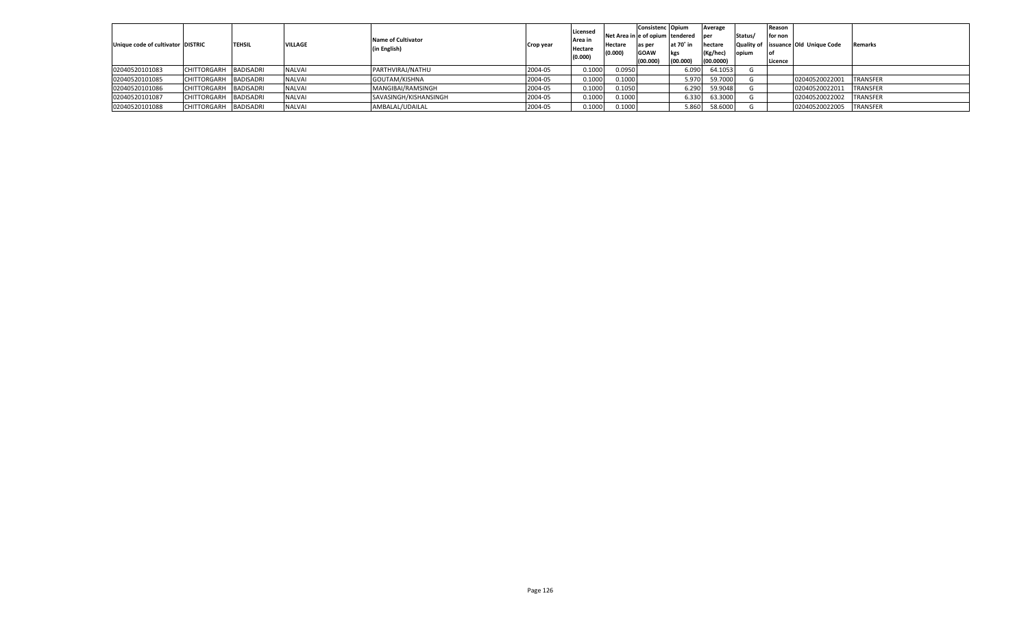| Unique code of cultivator | DISTRIC | TEHSIL | VILLAGE | Name of Cultivator (in English) | Crop year | Licensed Area in Hectare (0.000) | Net Area in Hectare (0.000) | Consistence of opium as per GOAW (00.000) | Opium tendered at 70° in kgs (00.000) | Average per hectare (Kg/hec) (00.0000) | Status/ Quality of opium | Reason for non issuance of Licence | Old Unique Code | Remarks |
|---|---|---|---|---|---|---|---|---|---|---|---|---|---|---|
| 02040520101083 | CHITTORGARH | BADISADRI | NALVAI | PARTHVIRAJ/NATHU | 2004-05 | 0.1000 | 0.0950 | | 6.090 | 64.1053 | G | | | |
| 02040520101085 | CHITTORGARH | BADISADRI | NALVAI | GOUTAM/KISHNA | 2004-05 | 0.1000 | 0.1000 | | 5.970 | 59.7000 | G | | 02040520022001 | TRANSFER |
| 02040520101086 | CHITTORGARH | BADISADRI | NALVAI | MANGIBAI/RAMSINGH | 2004-05 | 0.1000 | 0.1050 | | 6.290 | 59.9048 | G | | 02040520022011 | TRANSFER |
| 02040520101087 | CHITTORGARH | BADISADRI | NALVAI | SAVASINGH/KISHANSINGH | 2004-05 | 0.1000 | 0.1000 | | 6.330 | 63.3000 | G | | 02040520022002 | TRANSFER |
| 02040520101088 | CHITTORGARH | BADISADRI | NALVAI | AMBALAL/UDAILAL | 2004-05 | 0.1000 | 0.1000 | | 5.860 | 58.6000 | G | | 02040520022005 | TRANSFER |